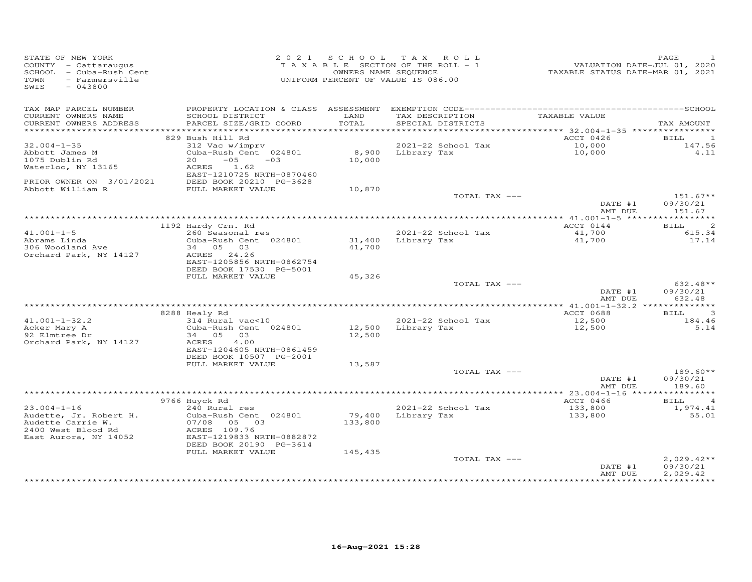STATE OF NEW YORK
COUNTY - Cattaraugus
SCHOOL - Cuba-Rush Cent
TOWN - Farmersville
SWIS - 043800

2 0 2 1 S C H O O L T A X R O L L
T A X A B L E SECTION OF THE ROLL - 1
OWNERS NAME SEQUENCE
UNIFORM PERCENT OF VALUE IS 086.00

VALUATION DATE-JUL 01, 2020
TAXABLE STATUS DATE-MAR 01, 2021

| TAX MAP PARCEL NUMBER / CURRENT OWNERS NAME / CURRENT OWNERS ADDRESS | PROPERTY LOCATION & CLASS / SCHOOL DISTRICT / PARCEL SIZE/GRID COORD | ASSESSMENT LAND / TOTAL | EXEMPTION CODE / TAX DESCRIPTION / SPECIAL DISTRICTS | TAXABLE VALUE | SCHOOL TAX AMOUNT |
|---|---|---|---|---|---|
| 32.004-1-35 | 829 Bush Hill Rd | | | ACCT 0426 | BILL 1 |
| Abbott James M | 312 Vac w/imprv | | 2021-22 School Tax | 10,000 | 147.56 |
| 1075 Dublin Rd | Cuba-Rush Cent 024801 | 8,900 | Library Tax | 10,000 | 4.11 |
| Waterloo, NY 13165 | 20 -05 -03 | 10,000 | | | |
| | ACRES 1.62 | | | | |
| | EAST-1210725 NRTH-0870460 | | | | |
| PRIOR OWNER ON 3/01/2021 | DEED BOOK 20210 PG-3628 | | | | |
| Abbott William R | FULL MARKET VALUE | 10,870 | | | |
| | | | TOTAL TAX --- | | 151.67** |
| | | | | DATE #1 | 09/30/21 |
| | | | | AMT DUE | 151.67 |
| 41.001-1-5 | 1192 Hardy Crn. Rd | | | ACCT 0144 | BILL 2 |
| Abrams Linda | 260 Seasonal res | | 2021-22 School Tax | 41,700 | 615.34 |
| 306 Woodland Ave | Cuba-Rush Cent 024801 | 31,400 | Library Tax | 41,700 | 17.14 |
| Orchard Park, NY 14127 | 34 05 03 | 41,700 | | | |
| | ACRES 24.26 | | | | |
| | EAST-1205856 NRTH-0862754 | | | | |
| | DEED BOOK 17530 PG-5001 | | | | |
| | FULL MARKET VALUE | 45,326 | | | |
| | | | TOTAL TAX --- | | 632.48** |
| | | | | DATE #1 | 09/30/21 |
| | | | | AMT DUE | 632.48 |
| 41.001-1-32.2 | 8288 Healy Rd | | | ACCT 0688 | BILL 3 |
| Acker Mary A | 314 Rural vac<10 | | 2021-22 School Tax | 12,500 | 184.46 |
| 92 Elmtree Dr | Cuba-Rush Cent 024801 | 12,500 | Library Tax | 12,500 | 5.14 |
| Orchard Park, NY 14127 | 34 05 03 | 12,500 | | | |
| | ACRES 4.00 | | | | |
| | EAST-1204605 NRTH-0861459 | | | | |
| | DEED BOOK 10507 PG-2001 | | | | |
| | FULL MARKET VALUE | 13,587 | | | |
| | | | TOTAL TAX --- | | 189.60** |
| | | | | DATE #1 | 09/30/21 |
| | | | | AMT DUE | 189.60 |
| 23.004-1-16 | 9766 Huyck Rd | | | ACCT 0466 | BILL 4 |
| Audette, Jr. Robert H. | 240 Rural res | | 2021-22 School Tax | 133,800 | 1,974.41 |
| Audette Carrie W. | Cuba-Rush Cent 024801 | 79,400 | Library Tax | 133,800 | 55.01 |
| 2400 West Blood Rd | 07/08 05 03 | 133,800 | | | |
| East Aurora, NY 14052 | ACRES 109.76 | | | | |
| | EAST-1219833 NRTH-0882872 | | | | |
| | DEED BOOK 20190 PG-3614 | | | | |
| | FULL MARKET VALUE | 145,435 | | | |
| | | | TOTAL TAX --- | | 2,029.42** |
| | | | | DATE #1 | 09/30/21 |
| | | | | AMT DUE | 2,029.42 |

16-Aug-2021 15:28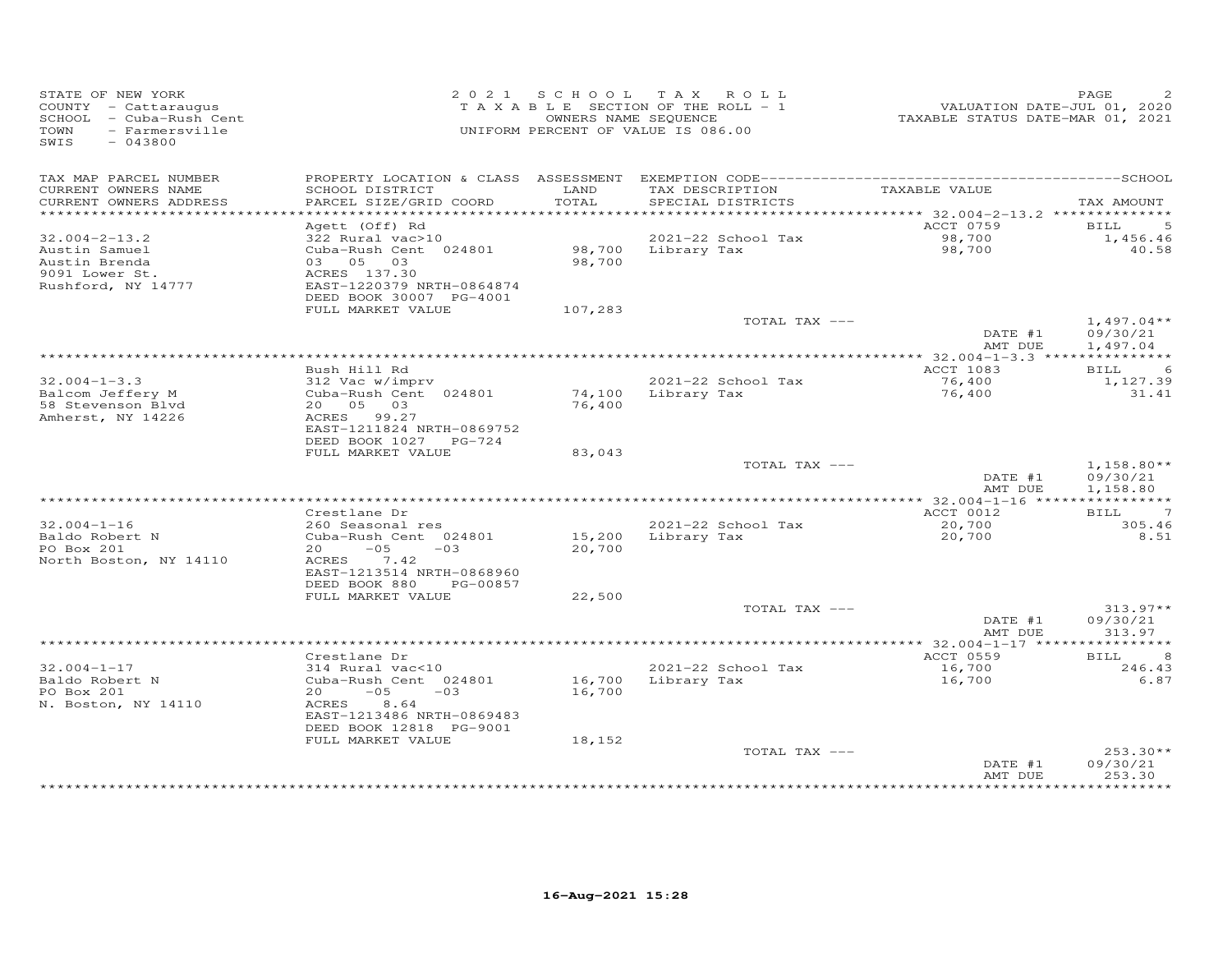STATE OF NEW YORK
COUNTY - Cattaraugus
SCHOOL - Cuba-Rush Cent
TOWN - Farmersville
SWIS - 043800

2021 SCHOOL TAX ROLL
TAXABLE SECTION OF THE ROLL - 1
OWNERS NAME SEQUENCE
UNIFORM PERCENT OF VALUE IS 086.00

VALUATION DATE-JUL 01, 2020
TAXABLE STATUS DATE-MAR 01, 2021

| TAX MAP PARCEL NUMBER / CURRENT OWNERS NAME / CURRENT OWNERS ADDRESS | PROPERTY LOCATION & CLASS / SCHOOL DISTRICT / PARCEL SIZE/GRID COORD | ASSESSMENT LAND / TOTAL | EXEMPTION CODE / TAX DESCRIPTION / SPECIAL DISTRICTS | TAXABLE VALUE | TAX AMOUNT |
|---|---|---|---|---|---|
| | Agett (Off) Rd | | | ACCT 0759 | BILL 5 |
| 32.004-2-13.2 | 322 Rural vac>10 | | 2021-22 School Tax | 98,700 | 1,456.46 |
| Austin Samuel | Cuba-Rush Cent 024801 | 98,700 | Library Tax | 98,700 | 40.58 |
| Austin Brenda | 03 05 03 | 98,700 | | | |
| 9091 Lower St. | ACRES 137.30 | | | | |
| Rushford, NY 14777 | EAST-1220379 NRTH-0864874 | | | | |
| | DEED BOOK 30007 PG-4001 | | | | |
| | FULL MARKET VALUE | 107,283 | | | |
| | | | TOTAL TAX --- | | 1,497.04** |
| | | | | DATE #1 | 09/30/21 |
| | | | | AMT DUE | 1,497.04 |
| | Bush Hill Rd | | | ACCT 1083 | BILL 6 |
| 32.004-1-3.3 | 312 Vac w/imprv | | 2021-22 School Tax | 76,400 | 1,127.39 |
| Balcom Jeffery M | Cuba-Rush Cent 024801 | 74,100 | Library Tax | 76,400 | 31.41 |
| 58 Stevenson Blvd | 20 05 03 | 76,400 | | | |
| Amherst, NY 14226 | ACRES 99.27 | | | | |
| | EAST-1211824 NRTH-0869752 | | | | |
| | DEED BOOK 1027 PG-724 | | | | |
| | FULL MARKET VALUE | 83,043 | | | |
| | | | TOTAL TAX --- | | 1,158.80** |
| | | | | DATE #1 | 09/30/21 |
| | | | | AMT DUE | 1,158.80 |
| | Crestlane Dr | | | ACCT 0012 | BILL 7 |
| 32.004-1-16 | 260 Seasonal res | | 2021-22 School Tax | 20,700 | 305.46 |
| Baldo Robert N | Cuba-Rush Cent 024801 | 15,200 | Library Tax | 20,700 | 8.51 |
| PO Box 201 | 20 -05 -03 | 20,700 | | | |
| North Boston, NY 14110 | ACRES 7.42 | | | | |
| | EAST-1213514 NRTH-0868960 | | | | |
| | DEED BOOK 880 PG-00857 | | | | |
| | FULL MARKET VALUE | 22,500 | | | |
| | | | TOTAL TAX --- | | 313.97** |
| | | | | DATE #1 | 09/30/21 |
| | | | | AMT DUE | 313.97 |
| | Crestlane Dr | | | ACCT 0559 | BILL 8 |
| 32.004-1-17 | 314 Rural vac<10 | | 2021-22 School Tax | 16,700 | 246.43 |
| Baldo Robert N | Cuba-Rush Cent 024801 | 16,700 | Library Tax | 16,700 | 6.87 |
| PO Box 201 | 20 -05 -03 | 16,700 | | | |
| N. Boston, NY 14110 | ACRES 8.64 | | | | |
| | EAST-1213486 NRTH-0869483 | | | | |
| | DEED BOOK 12818 PG-9001 | | | | |
| | FULL MARKET VALUE | 18,152 | | | |
| | | | TOTAL TAX --- | | 253.30** |
| | | | | DATE #1 | 09/30/21 |
| | | | | AMT DUE | 253.30 |

16-Aug-2021 15:28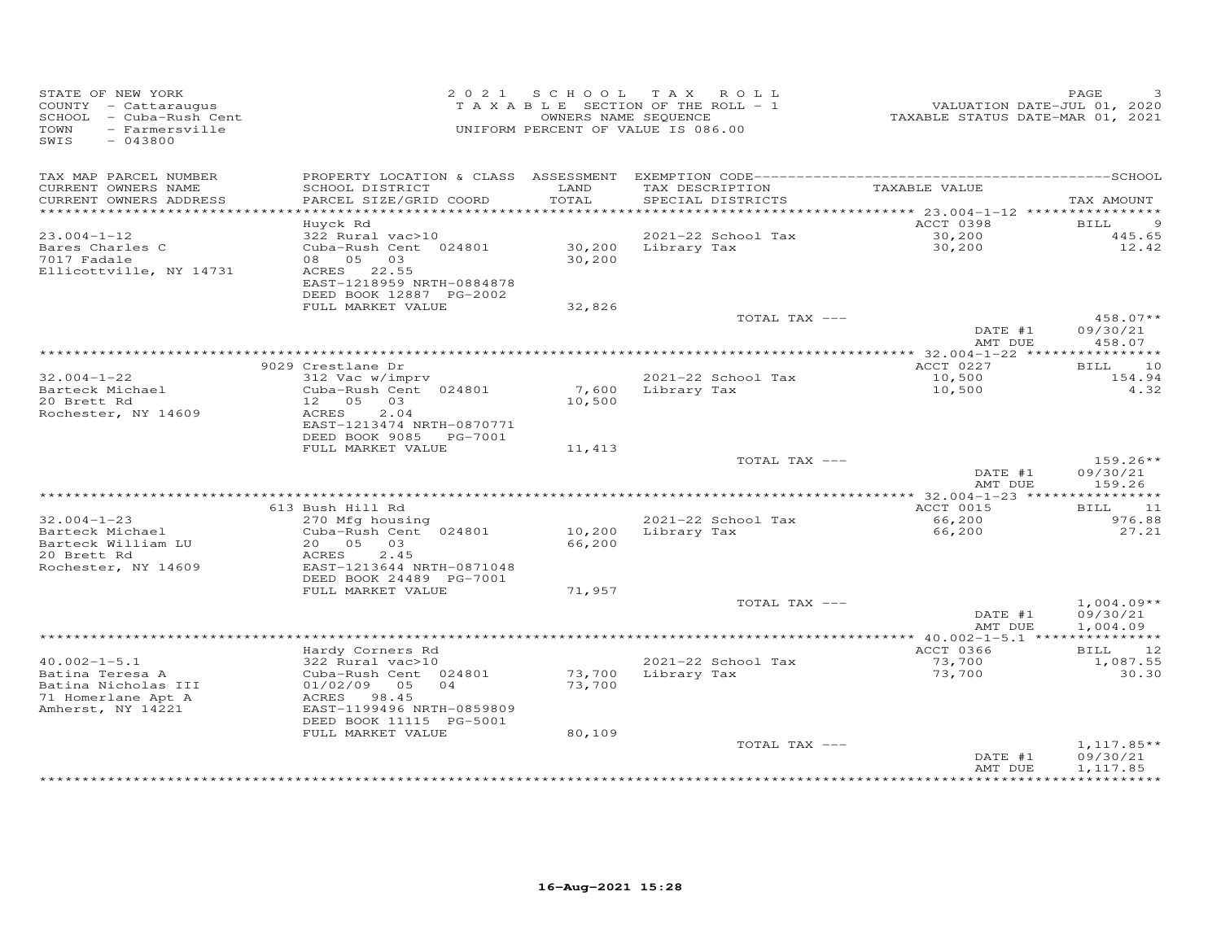STATE OF NEW YORK
COUNTY - Cattaraugus
SCHOOL - Cuba-Rush Cent
TOWN - Farmersville
SWIS - 043800

2021 SCHOOL TAX ROLL
TAXABLE SECTION OF THE ROLL - 1
OWNERS NAME SEQUENCE
UNIFORM PERCENT OF VALUE IS 086.00

VALUATION DATE-JUL 01, 2020
TAXABLE STATUS DATE-MAR 01, 2021

| TAX MAP PARCEL NUMBER / CURRENT OWNERS NAME / CURRENT OWNERS ADDRESS | PROPERTY LOCATION & CLASS / SCHOOL DISTRICT / PARCEL SIZE/GRID COORD | ASSESSMENT LAND / TOTAL | EXEMPTION CODE / TAX DESCRIPTION / SPECIAL DISTRICTS | TAXABLE VALUE | TAX AMOUNT |
|---|---|---|---|---|---|
| | Huyck Rd | | | ACCT 0398 | BILL 9 |
| 23.004-1-12 | 322 Rural vac>10 | | 2021-22 School Tax | 30,200 | 445.65 |
| Bares Charles C | Cuba-Rush Cent 024801 | 30,200 | Library Tax | 30,200 | 12.42 |
| 7017 Fadale | 08 05 03 | 30,200 | | | |
| Ellicottville, NY 14731 | ACRES 22.55 | | | | |
| | EAST-1218959 NRTH-0884878 | | | | |
| | DEED BOOK 12887 PG-2002 | | | | |
| | FULL MARKET VALUE | 32,826 | | | |
| | | | TOTAL TAX --- | | 458.07** |
| | | | | DATE #1 | 09/30/21 |
| | | | | AMT DUE | 458.07 |
| | 9029 Crestlane Dr | | | ACCT 0227 | BILL 10 |
| 32.004-1-22 | 312 Vac w/imprv | | 2021-22 School Tax | 10,500 | 154.94 |
| Barteck Michael | Cuba-Rush Cent 024801 | 7,600 | Library Tax | 10,500 | 4.32 |
| 20 Brett Rd | 12 05 03 | 10,500 | | | |
| Rochester, NY 14609 | ACRES 2.04 | | | | |
| | EAST-1213474 NRTH-0870771 | | | | |
| | DEED BOOK 9085 PG-7001 | | | | |
| | FULL MARKET VALUE | 11,413 | | | |
| | | | TOTAL TAX --- | | 159.26** |
| | | | | DATE #1 | 09/30/21 |
| | | | | AMT DUE | 159.26 |
| | 613 Bush Hill Rd | | | ACCT 0015 | BILL 11 |
| 32.004-1-23 | 270 Mfg housing | | 2021-22 School Tax | 66,200 | 976.88 |
| Barteck Michael | Cuba-Rush Cent 024801 | 10,200 | Library Tax | 66,200 | 27.21 |
| Barteck William LU | 20 05 03 | 66,200 | | | |
| 20 Brett Rd | ACRES 2.45 | | | | |
| Rochester, NY 14609 | EAST-1213644 NRTH-0871048 | | | | |
| | DEED BOOK 24489 PG-7001 | | | | |
| | FULL MARKET VALUE | 71,957 | | | |
| | | | TOTAL TAX --- | | 1,004.09** |
| | | | | DATE #1 | 09/30/21 |
| | | | | AMT DUE | 1,004.09 |
| | Hardy Corners Rd | | | ACCT 0366 | BILL 12 |
| 40.002-1-5.1 | 322 Rural vac>10 | | 2021-22 School Tax | 73,700 | 1,087.55 |
| Batina Teresa A | Cuba-Rush Cent 024801 | 73,700 | Library Tax | 73,700 | 30.30 |
| Batina Nicholas III | 01/02/09 05 04 | 73,700 | | | |
| 71 Homerlane Apt A | ACRES 98.45 | | | | |
| Amherst, NY 14221 | EAST-1199496 NRTH-0859809 | | | | |
| | DEED BOOK 11115 PG-5001 | | | | |
| | FULL MARKET VALUE | 80,109 | | | |
| | | | TOTAL TAX --- | | 1,117.85** |
| | | | | DATE #1 | 09/30/21 |
| | | | | AMT DUE | 1,117.85 |

16-Aug-2021 15:28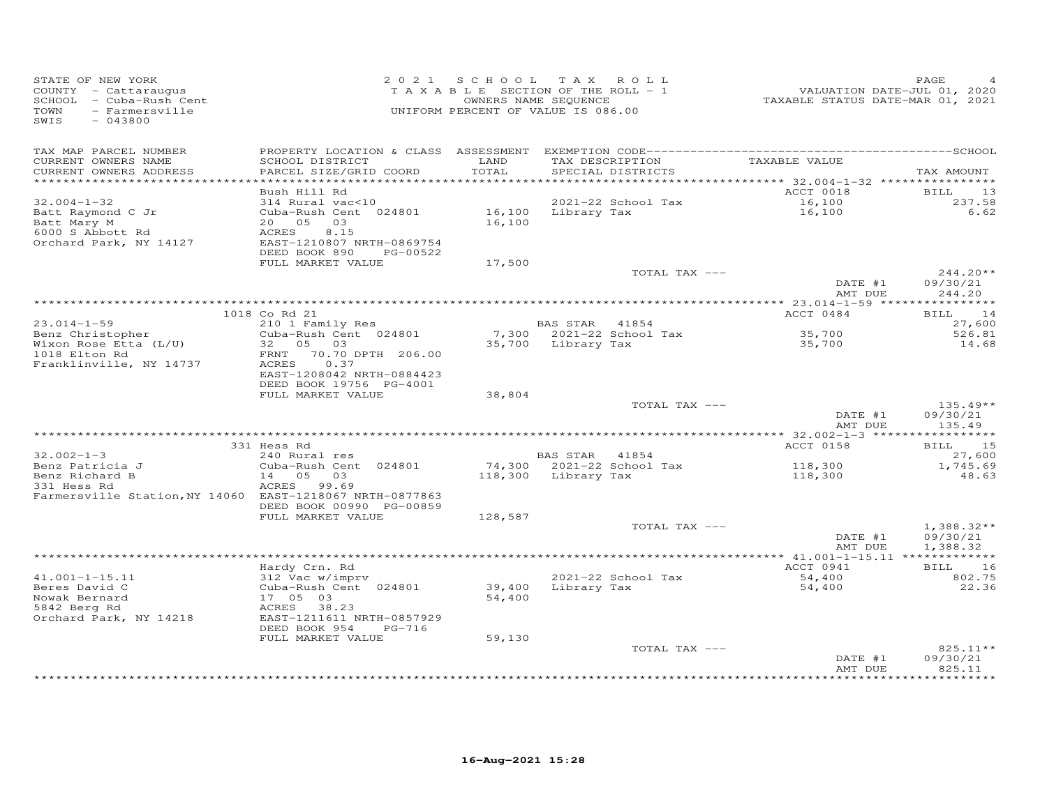STATE OF NEW YORK
COUNTY - Cattaraugus
SCHOOL - Cuba-Rush Cent
TOWN - Farmersville
SWIS - 043800

2021 SCHOOL TAX ROLL
TAXABLE SECTION OF THE ROLL - 1
OWNERS NAME SEQUENCE
UNIFORM PERCENT OF VALUE IS 086.00

VALUATION DATE-JUL 01, 2020
TAXABLE STATUS DATE-MAR 01, 2021

| TAX MAP PARCEL NUMBER / CURRENT OWNERS NAME / CURRENT OWNERS ADDRESS | PROPERTY LOCATION & CLASS / SCHOOL DISTRICT / PARCEL SIZE/GRID COORD | ASSESSMENT LAND / TOTAL | EXEMPTION CODE / TAX DESCRIPTION / SPECIAL DISTRICTS | TAXABLE VALUE | TAX AMOUNT |
|---|---|---|---|---|---|
| | Bush Hill Rd | | | ACCT 0018 | BILL 13 |
| 32.004-1-32 | 314 Rural vac<10 | | 2021-22 School Tax | 16,100 | 237.58 |
| Batt Raymond C Jr | Cuba-Rush Cent 024801 | 16,100 | Library Tax | 16,100 | 6.62 |
| Batt Mary M | 20 05 03 | 16,100 | | | |
| 6000 S Abbott Rd | ACRES 8.15 | | | | |
| Orchard Park, NY 14127 | EAST-1210807 NRTH-0869754 | | | | |
| | DEED BOOK 890 PG-00522 | | | | |
| | FULL MARKET VALUE | 17,500 | | | |
| | | | TOTAL TAX --- | | 244.20** |
| | | | | DATE #1 | 09/30/21 |
| | | | | AMT DUE | 244.20 |
| | 1018 Co Rd 21 | | | ACCT 0484 | BILL 14 |
| 23.014-1-59 | 210 1 Family Res | | BAS STAR 41854 | | 27,600 |
| Benz Christopher | Cuba-Rush Cent 024801 | 7,300 | 2021-22 School Tax | 35,700 | 526.81 |
| Wixon Rose Etta (L/U) | 32 05 03 | 35,700 | Library Tax | 35,700 | 14.68 |
| 1018 Elton Rd | FRNT 70.70 DPTH 206.00 | | | | |
| Franklinville, NY 14737 | ACRES 0.37 | | | | |
| | EAST-1208042 NRTH-0884423 | | | | |
| | DEED BOOK 19756 PG-4001 | | | | |
| | FULL MARKET VALUE | 38,804 | | | |
| | | | TOTAL TAX --- | | 135.49** |
| | | | | DATE #1 | 09/30/21 |
| | | | | AMT DUE | 135.49 |
| | 331 Hess Rd | | | ACCT 0158 | BILL 15 |
| 32.002-1-3 | 240 Rural res | | BAS STAR 41854 | | 27,600 |
| Benz Patricia J | Cuba-Rush Cent 024801 | 74,300 | 2021-22 School Tax | 118,300 | 1,745.69 |
| Benz Richard B | 14 05 03 | 118,300 | Library Tax | 118,300 | 48.63 |
| 331 Hess Rd | ACRES 99.69 | | | | |
| Farmersville Station,NY 14060 | EAST-1218067 NRTH-0877863 | | | | |
| | DEED BOOK 00990 PG-00859 | | | | |
| | FULL MARKET VALUE | 128,587 | | | |
| | | | TOTAL TAX --- | | 1,388.32** |
| | | | | DATE #1 | 09/30/21 |
| | | | | AMT DUE | 1,388.32 |
| | Hardy Crn. Rd | | | ACCT 0941 | BILL 16 |
| 41.001-1-15.11 | 312 Vac w/imprv | | 2021-22 School Tax | 54,400 | 802.75 |
| Beres David C | Cuba-Rush Cent 024801 | 39,400 | Library Tax | 54,400 | 22.36 |
| Nowak Bernard | 17 05 03 | 54,400 | | | |
| 5842 Berg Rd | ACRES 38.23 | | | | |
| Orchard Park, NY 14218 | EAST-1211611 NRTH-0857929 | | | | |
| | DEED BOOK 954 PG-716 | | | | |
| | FULL MARKET VALUE | 59,130 | | | |
| | | | TOTAL TAX --- | | 825.11** |
| | | | | DATE #1 | 09/30/21 |
| | | | | AMT DUE | 825.11 |

16-Aug-2021 15:28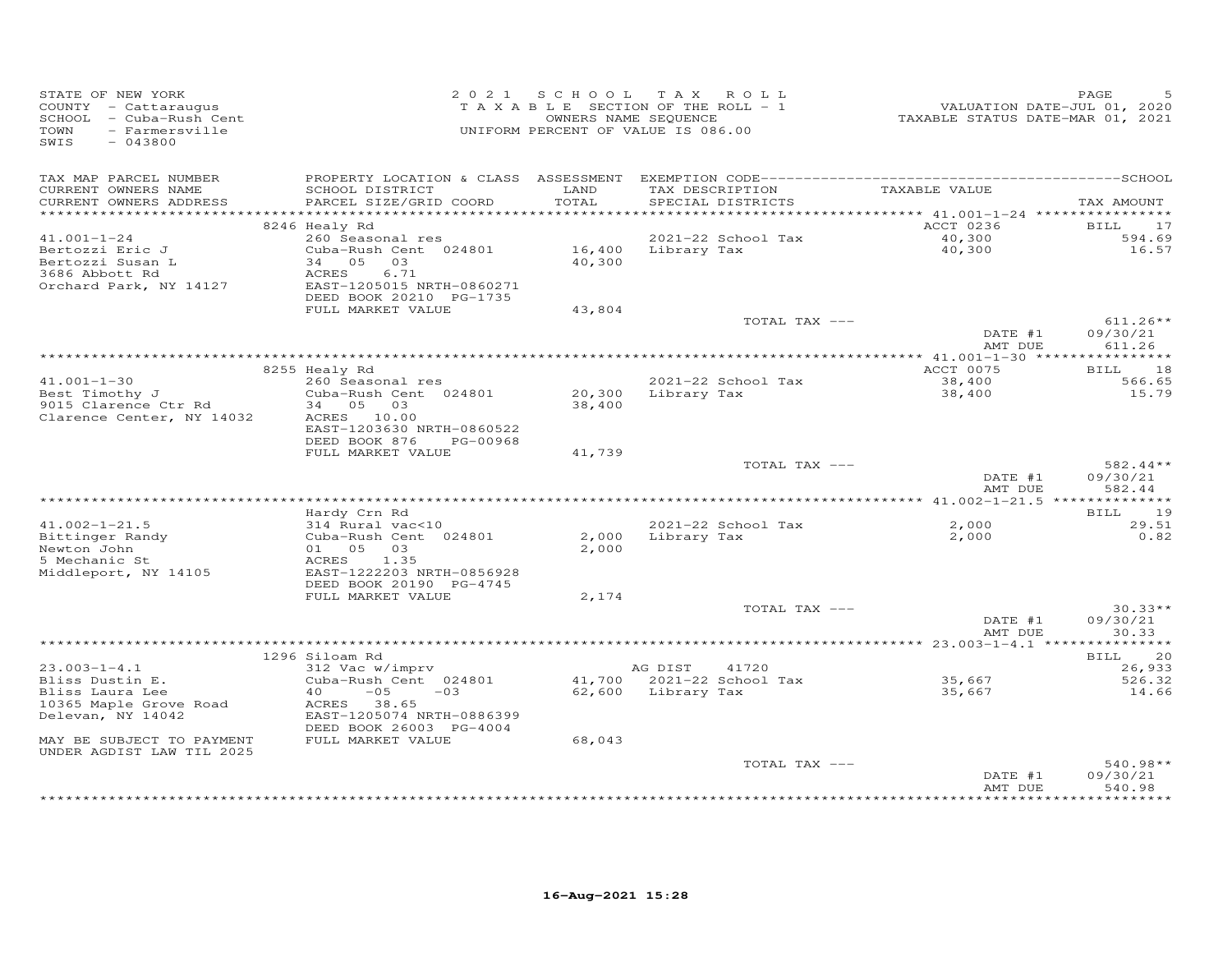STATE OF NEW YORK
COUNTY - Cattaraugus
SCHOOL - Cuba-Rush Cent
TOWN - Farmersville
SWIS - 043800

2021 SCHOOL TAX ROLL
TAXABLE SECTION OF THE ROLL - 1
OWNERS NAME SEQUENCE
UNIFORM PERCENT OF VALUE IS 086.00

VALUATION DATE-JUL 01, 2020
TAXABLE STATUS DATE-MAR 01, 2021

| TAX MAP PARCEL NUMBER / CURRENT OWNERS NAME / CURRENT OWNERS ADDRESS | PROPERTY LOCATION & CLASS / SCHOOL DISTRICT / PARCEL SIZE/GRID COORD | ASSESSMENT LAND / TOTAL | EXEMPTION CODE / TAX DESCRIPTION / SPECIAL DISTRICTS | TAXABLE VALUE | TAX AMOUNT |
|---|---|---|---|---|---|
| | 8246 Healy Rd | | | ACCT 0236 | BILL 17 |
| 41.001-1-24 | 260 Seasonal res | | 2021-22 School Tax | 40,300 | 594.69 |
| Bertozzi Eric J | Cuba-Rush Cent 024801 | 16,400 | Library Tax | 40,300 | 16.57 |
| Bertozzi Susan L | 34 05 03 | 40,300 | | | |
| 3686 Abbott Rd | ACRES 6.71 | | | | |
| Orchard Park, NY 14127 | EAST-1205015 NRTH-0860271 | | | | |
| | DEED BOOK 20210 PG-1735 | | | | |
| | FULL MARKET VALUE | 43,804 | | | |
| | | | TOTAL TAX --- | | 611.26** |
| | | | | DATE #1 | 09/30/21 |
| | | | | AMT DUE | 611.26 |
| | 8255 Healy Rd | | | ACCT 0075 | BILL 18 |
| 41.001-1-30 | 260 Seasonal res | | 2021-22 School Tax | 38,400 | 566.65 |
| Best Timothy J | Cuba-Rush Cent 024801 | 20,300 | Library Tax | 38,400 | 15.79 |
| 9015 Clarence Ctr Rd | 34 05 03 | 38,400 | | | |
| Clarence Center, NY 14032 | ACRES 10.00 | | | | |
| | EAST-1203630 NRTH-0860522 | | | | |
| | DEED BOOK 876 PG-00968 | | | | |
| | FULL MARKET VALUE | 41,739 | | | |
| | | | TOTAL TAX --- | | 582.44** |
| | | | | DATE #1 | 09/30/21 |
| | | | | AMT DUE | 582.44 |
| | Hardy Crn Rd | | | | BILL 19 |
| 41.002-1-21.5 | 314 Rural vac<10 | | 2021-22 School Tax | 2,000 | 29.51 |
| Bittinger Randy | Cuba-Rush Cent 024801 | 2,000 | Library Tax | 2,000 | 0.82 |
| Newton John | 01 05 03 | 2,000 | | | |
| 5 Mechanic St | ACRES 1.35 | | | | |
| Middleport, NY 14105 | EAST-1222203 NRTH-0856928 | | | | |
| | DEED BOOK 20190 PG-4745 | | | | |
| | FULL MARKET VALUE | 2,174 | | | |
| | | | TOTAL TAX --- | | 30.33** |
| | | | | DATE #1 | 09/30/21 |
| | | | | AMT DUE | 30.33 |
| | 1296 Siloam Rd | | | | BILL 20 |
| 23.003-1-4.1 | 312 Vac w/imprv | | AG DIST 41720 | | 26,933 |
| Bliss Dustin E. | Cuba-Rush Cent 024801 | 41,700 | 2021-22 School Tax | 35,667 | 526.32 |
| Bliss Laura Lee | 40 -05 -03 | 62,600 | Library Tax | 35,667 | 14.66 |
| 10365 Maple Grove Road | ACRES 38.65 | | | | |
| Delevan, NY 14042 | EAST-1205074 NRTH-0886399 | | | | |
| | DEED BOOK 26003 PG-4004 | | | | |
| MAY BE SUBJECT TO PAYMENT UNDER AGDIST LAW TIL 2025 | FULL MARKET VALUE | 68,043 | | | |
| | | | TOTAL TAX --- | | 540.98** |
| | | | | DATE #1 | 09/30/21 |
| | | | | AMT DUE | 540.98 |

16-Aug-2021 15:28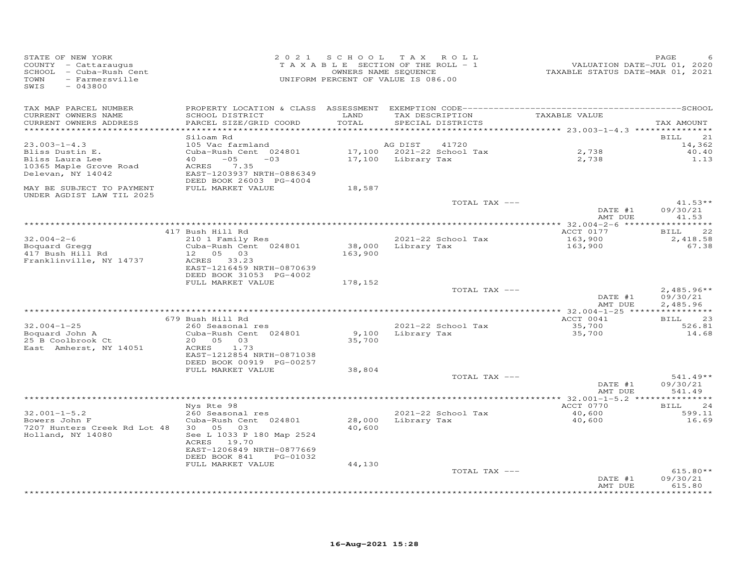STATE OF NEW YORK
COUNTY - Cattaraugus
SCHOOL - Cuba-Rush Cent
TOWN - Farmersville
SWIS - 043800

2021 SCHOOL TAX ROLL
TAXABLE SECTION OF THE ROLL - 1
OWNERS NAME SEQUENCE
UNIFORM PERCENT OF VALUE IS 086.00

VALUATION DATE-JUL 01, 2020
TAXABLE STATUS DATE-MAR 01, 2021

| TAX MAP PARCEL NUMBER / CURRENT OWNERS NAME / CURRENT OWNERS ADDRESS | PROPERTY LOCATION & CLASS / SCHOOL DISTRICT / PARCEL SIZE/GRID COORD | ASSESSMENT LAND / TOTAL | EXEMPTION CODE / TAX DESCRIPTION / SPECIAL DISTRICTS | TAXABLE VALUE | TAX AMOUNT |
|---|---|---|---|---|---|
| **23.003-1-4.3** | Siloam Rd | | | | BILL 21 |
| 23.003-1-4.3 | 105 Vac farmland | | AG DIST 41720 | | 14,362 |
| Bliss Dustin E. | Cuba-Rush Cent 024801 | 17,100 | 2021-22 School Tax | 2,738 | 40.40 |
| Bliss Laura Lee | 40 -05 -03 | 17,100 | Library Tax | 2,738 | 1.13 |
| 10365 Maple Grove Road | ACRES 7.35 | | | | |
| Delevan, NY 14042 | EAST-1203937 NRTH-0886349 | | | | |
| | DEED BOOK 26003 PG-4004 | | | | |
| MAY BE SUBJECT TO PAYMENT UNDER AGDIST LAW TIL 2025 | FULL MARKET VALUE | 18,587 | | | |
| | | | TOTAL TAX --- | | 41.53** |
| | | | | DATE #1 | 09/30/21 |
| | | | | AMT DUE | 41.53 |
| **32.004-2-6** | 417 Bush Hill Rd | | | ACCT 0177 | BILL 22 |
| 32.004-2-6 | 210 1 Family Res | | 2021-22 School Tax | 163,900 | 2,418.58 |
| Boquard Gregg | Cuba-Rush Cent 024801 | 38,000 | Library Tax | 163,900 | 67.38 |
| 417 Bush Hill Rd | 12 05 03 | 163,900 | | | |
| Franklinville, NY 14737 | ACRES 33.23 | | | | |
| | EAST-1216459 NRTH-0870639 | | | | |
| | DEED BOOK 31053 PG-4002 | | | | |
| | FULL MARKET VALUE | 178,152 | | | |
| | | | TOTAL TAX --- | | 2,485.96** |
| | | | | DATE #1 | 09/30/21 |
| | | | | AMT DUE | 2,485.96 |
| **32.004-1-25** | 679 Bush Hill Rd | | | ACCT 0041 | BILL 23 |
| 32.004-1-25 | 260 Seasonal res | | 2021-22 School Tax | 35,700 | 526.81 |
| Boquard John A | Cuba-Rush Cent 024801 | 9,100 | Library Tax | 35,700 | 14.68 |
| 25 B Coolbrook Ct | 20 05 03 | 35,700 | | | |
| East Amherst, NY 14051 | ACRES 1.73 | | | | |
| | EAST-1212854 NRTH-0871038 | | | | |
| | DEED BOOK 00919 PG-00257 | | | | |
| | FULL MARKET VALUE | 38,804 | | | |
| | | | TOTAL TAX --- | | 541.49** |
| | | | | DATE #1 | 09/30/21 |
| | | | | AMT DUE | 541.49 |
| **32.001-1-5.2** | Nys Rte 98 | | | ACCT 0770 | BILL 24 |
| 32.001-1-5.2 | 260 Seasonal res | | 2021-22 School Tax | 40,600 | 599.11 |
| Bowers John F | Cuba-Rush Cent 024801 | 28,000 | Library Tax | 40,600 | 16.69 |
| 7207 Hunters Creek Rd Lot 48 | 30 05 03 | 40,600 | | | |
| Holland, NY 14080 | See L 1033 P 180 Map 2524 | | | | |
| | ACRES 19.70 | | | | |
| | EAST-1206849 NRTH-0877669 | | | | |
| | DEED BOOK 841 PG-01032 | | | | |
| | FULL MARKET VALUE | 44,130 | | | |
| | | | TOTAL TAX --- | | 615.80** |
| | | | | DATE #1 | 09/30/21 |
| | | | | AMT DUE | 615.80 |

16-Aug-2021 15:28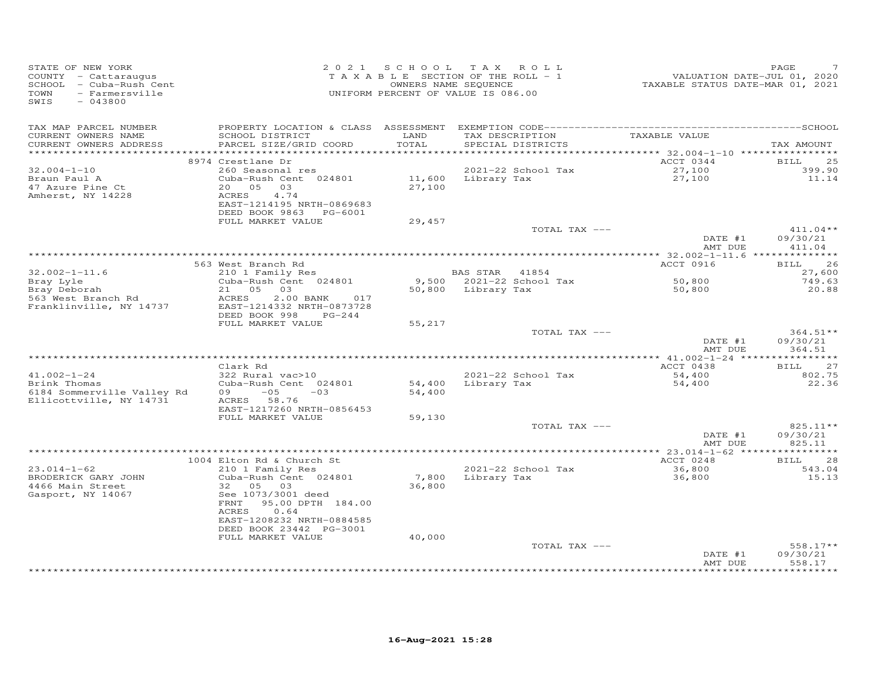STATE OF NEW YORK
COUNTY - Cattaraugus
SCHOOL - Cuba-Rush Cent
TOWN - Farmersville
SWIS - 043800

2021 SCHOOL TAX ROLL
TAXABLE SECTION OF THE ROLL - 1
OWNERS NAME SEQUENCE
UNIFORM PERCENT OF VALUE IS 086.00

VALUATION DATE-JUL 01, 2020
TAXABLE STATUS DATE-MAR 01, 2021

| TAX MAP PARCEL NUMBER / CURRENT OWNERS NAME / CURRENT OWNERS ADDRESS | PROPERTY LOCATION & CLASS / SCHOOL DISTRICT / PARCEL SIZE/GRID COORD | ASSESSMENT LAND / TOTAL | EXEMPTION CODE / TAX DESCRIPTION / SPECIAL DISTRICTS | TAXABLE VALUE | TAX AMOUNT |
|---|---|---|---|---|---|
| | 8974 Crestlane Dr | | | ACCT 0344 | BILL 25 |
| 32.004-1-10 | 260 Seasonal res | | 2021-22 School Tax | 27,100 | 399.90 |
| Braun Paul A | Cuba-Rush Cent 024801 | 11,600 | Library Tax | 27,100 | 11.14 |
| 47 Azure Pine Ct | 20 05 03 | 27,100 | | | |
| Amherst, NY 14228 | ACRES 4.74 | | | | |
| | EAST-1214195 NRTH-0869683 | | | | |
| | DEED BOOK 9863 PG-6001 | | | | |
| | FULL MARKET VALUE | 29,457 | | | |
| | | | TOTAL TAX --- | | 411.04** |
| | | | | DATE #1 | 09/30/21 |
| | | | | AMT DUE | 411.04 |
| | 563 West Branch Rd | | | ACCT 0916 | BILL 26 |
| 32.002-1-11.6 | 210 1 Family Res | | BAS STAR 41854 | | 27,600 |
| Bray Lyle | Cuba-Rush Cent 024801 | 9,500 | 2021-22 School Tax | 50,800 | 749.63 |
| Bray Deborah | 21 05 03 | 50,800 | Library Tax | 50,800 | 20.88 |
| 563 West Branch Rd | ACRES 2.00 BANK 017 | | | | |
| Franklinville, NY 14737 | EAST-1214332 NRTH-0873728 | | | | |
| | DEED BOOK 998 PG-244 | | | | |
| | FULL MARKET VALUE | 55,217 | | | |
| | | | TOTAL TAX --- | | 364.51** |
| | | | | DATE #1 | 09/30/21 |
| | | | | AMT DUE | 364.51 |
| | Clark Rd | | | ACCT 0438 | BILL 27 |
| 41.002-1-24 | 322 Rural vac>10 | | 2021-22 School Tax | 54,400 | 802.75 |
| Brink Thomas | Cuba-Rush Cent 024801 | 54,400 | Library Tax | 54,400 | 22.36 |
| 6184 Sommerville Valley Rd | 09 -05 -03 | 54,400 | | | |
| Ellicottville, NY 14731 | ACRES 58.76 | | | | |
| | EAST-1217260 NRTH-0856453 | | | | |
| | FULL MARKET VALUE | 59,130 | | | |
| | | | TOTAL TAX --- | | 825.11** |
| | | | | DATE #1 | 09/30/21 |
| | | | | AMT DUE | 825.11 |
| | 1004 Elton Rd & Church St | | | ACCT 0248 | BILL 28 |
| 23.014-1-62 | 210 1 Family Res | | 2021-22 School Tax | 36,800 | 543.04 |
| BRODERICK GARY JOHN | Cuba-Rush Cent 024801 | 7,800 | Library Tax | 36,800 | 15.13 |
| 4466 Main Street | 32 05 03 | 36,800 | | | |
| Gasport, NY 14067 | See 1073/3001 deed | | | | |
| | FRNT 95.00 DPTH 184.00 | | | | |
| | ACRES 0.64 | | | | |
| | EAST-1208232 NRTH-0884585 | | | | |
| | DEED BOOK 23442 PG-3001 | | | | |
| | FULL MARKET VALUE | 40,000 | | | |
| | | | TOTAL TAX --- | | 558.17** |
| | | | | DATE #1 | 09/30/21 |
| | | | | AMT DUE | 558.17 |

16-Aug-2021 15:28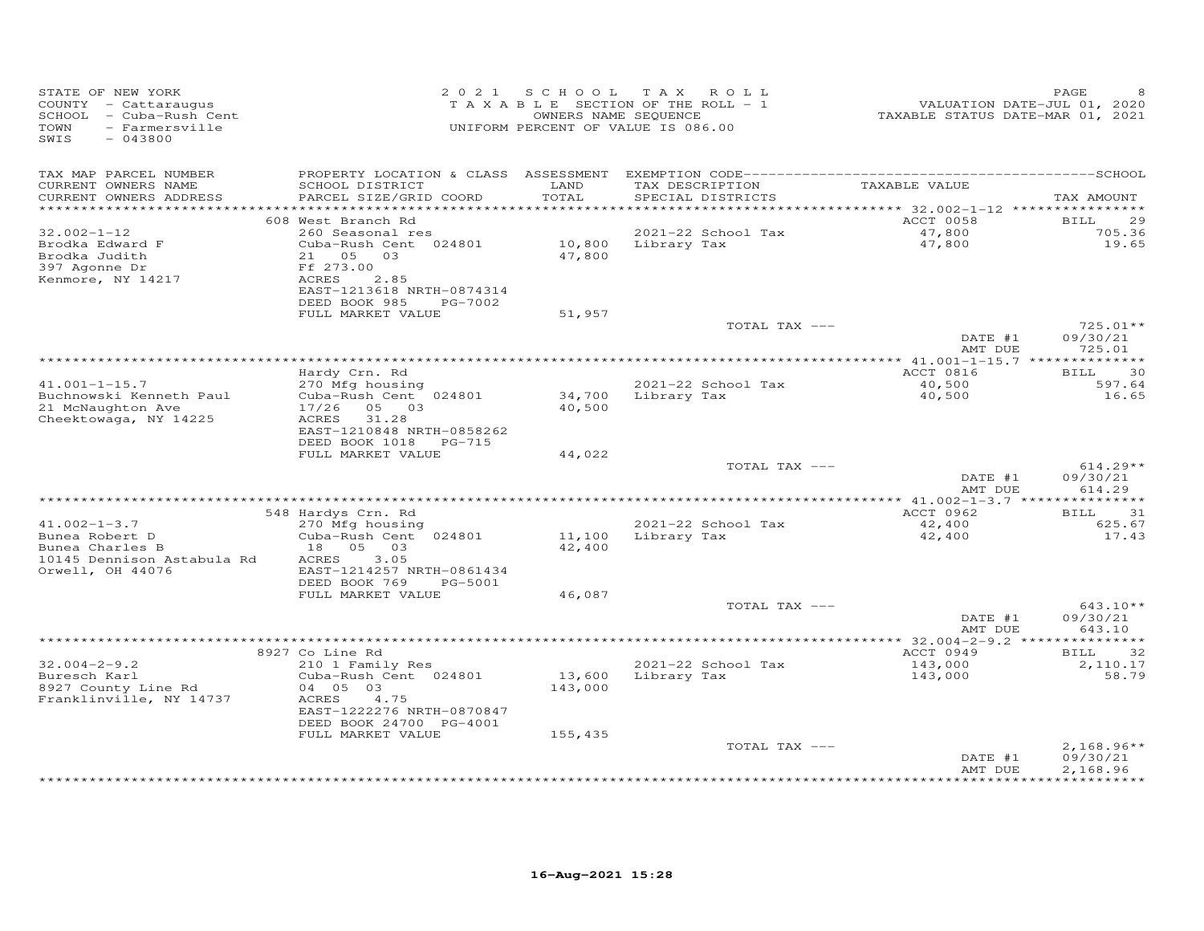STATE OF NEW YORK
COUNTY - Cattaraugus
SCHOOL - Cuba-Rush Cent
TOWN - Farmersville
SWIS - 043800

2021 SCHOOL TAX ROLL
TAXABLE SECTION OF THE ROLL - 1
OWNERS NAME SEQUENCE
UNIFORM PERCENT OF VALUE IS 086.00

VALUATION DATE-JUL 01, 2020
TAXABLE STATUS DATE-MAR 01, 2021

| TAX MAP PARCEL NUMBER / CURRENT OWNERS NAME / CURRENT OWNERS ADDRESS | PROPERTY LOCATION & CLASS / SCHOOL DISTRICT / PARCEL SIZE/GRID COORD | ASSESSMENT LAND / TOTAL | EXEMPTION CODE / TAX DESCRIPTION / SPECIAL DISTRICTS | TAXABLE VALUE | TAX AMOUNT |
|---|---|---|---|---|---|
| 32.002-1-12 | 608 West Branch Rd | | | ACCT 0058 | BILL 29 |
| Brodka Edward F | 260 Seasonal res | | 2021-22 School Tax | 47,800 | 705.36 |
| Brodka Judith | Cuba-Rush Cent 024801 | 10,800 | Library Tax | 47,800 | 19.65 |
| 397 Agonne Dr | 21 05 03 | 47,800 | | | |
| Kenmore, NY 14217 | Ff 273.00 | | | | |
| | ACRES 2.85 | | | | |
| | EAST-1213618 NRTH-0874314 | | | | |
| | DEED BOOK 985 PG-7002 | | | | |
| | FULL MARKET VALUE | 51,957 | | | |
| | | | TOTAL TAX --- | | 725.01** |
| | | | | DATE #1 | 09/30/21 |
| | | | | AMT DUE | 725.01 |
| 41.001-1-15.7 | Hardy Crn. Rd | | | ACCT 0816 | BILL 30 |
| Buchnowski Kenneth Paul | 270 Mfg housing | | 2021-22 School Tax | 40,500 | 597.64 |
| 21 McNaughton Ave | Cuba-Rush Cent 024801 | 34,700 | Library Tax | 40,500 | 16.65 |
| Cheektowaga, NY 14225 | 17/26 05 03 | 40,500 | | | |
| | ACRES 31.28 | | | | |
| | EAST-1210848 NRTH-0858262 | | | | |
| | DEED BOOK 1018 PG-715 | | | | |
| | FULL MARKET VALUE | 44,022 | | | |
| | | | TOTAL TAX --- | | 614.29** |
| | | | | DATE #1 | 09/30/21 |
| | | | | AMT DUE | 614.29 |
| 41.002-1-3.7 | 548 Hardys Crn. Rd | | | ACCT 0962 | BILL 31 |
| Bunea Robert D | 270 Mfg housing | | 2021-22 School Tax | 42,400 | 625.67 |
| Bunea Charles B | Cuba-Rush Cent 024801 | 11,100 | Library Tax | 42,400 | 17.43 |
| 10145 Dennison Astabula Rd | 18 05 03 | 42,400 | | | |
| Orwell, OH 44076 | ACRES 3.05 | | | | |
| | EAST-1214257 NRTH-0861434 | | | | |
| | DEED BOOK 769 PG-5001 | | | | |
| | FULL MARKET VALUE | 46,087 | | | |
| | | | TOTAL TAX --- | | 643.10** |
| | | | | DATE #1 | 09/30/21 |
| | | | | AMT DUE | 643.10 |
| 32.004-2-9.2 | 8927 Co Line Rd | | | ACCT 0949 | BILL 32 |
| Buresch Karl | 210 1 Family Res | | 2021-22 School Tax | 143,000 | 2,110.17 |
| 8927 County Line Rd | Cuba-Rush Cent 024801 | 13,600 | Library Tax | 143,000 | 58.79 |
| Franklinville, NY 14737 | 04 05 03 | 143,000 | | | |
| | ACRES 4.75 | | | | |
| | EAST-1222276 NRTH-0870847 | | | | |
| | DEED BOOK 24700 PG-4001 | | | | |
| | FULL MARKET VALUE | 155,435 | | | |
| | | | TOTAL TAX --- | | 2,168.96** |
| | | | | DATE #1 | 09/30/21 |
| | | | | AMT DUE | 2,168.96 |

16-Aug-2021 15:28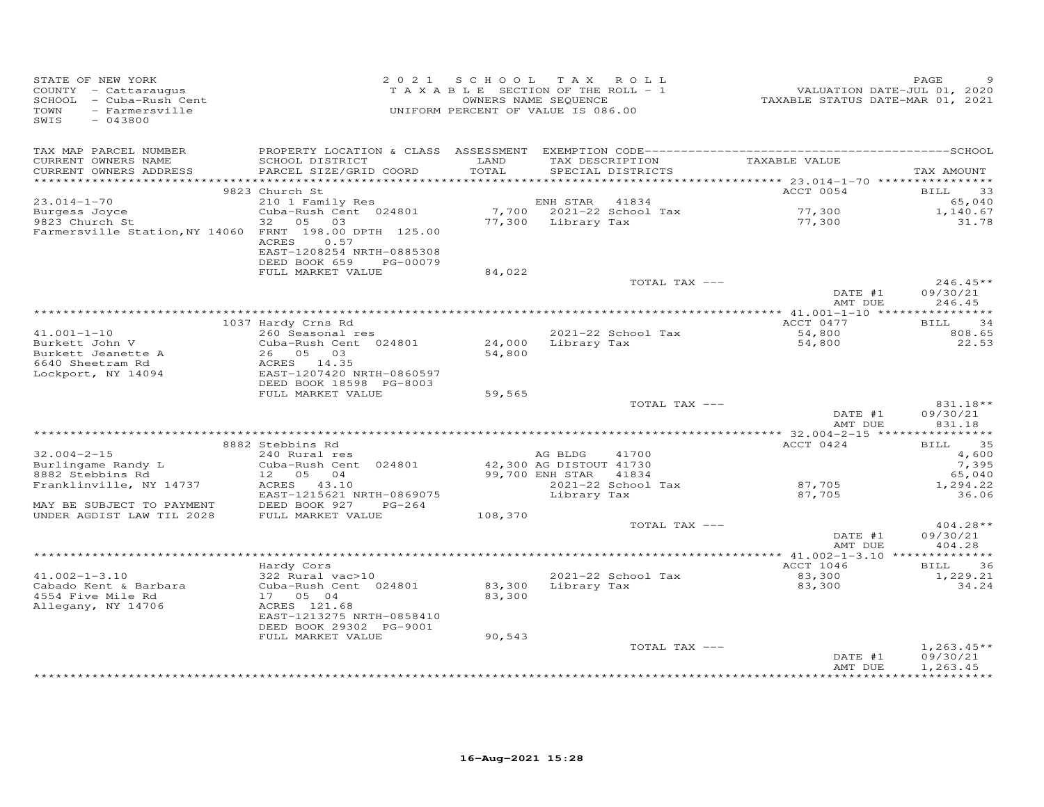STATE OF NEW YORK
COUNTY - Cattaraugus
SCHOOL - Cuba-Rush Cent
TOWN - Farmersville
SWIS - 043800

2021 SCHOOL TAX ROLL
TAXABLE SECTION OF THE ROLL - 1
OWNERS NAME SEQUENCE
UNIFORM PERCENT OF VALUE IS 086.00

VALUATION DATE-JUL 01, 2020
TAXABLE STATUS DATE-MAR 01, 2021

| TAX MAP PARCEL NUMBER<br>CURRENT OWNERS NAME<br>CURRENT OWNERS ADDRESS | PROPERTY LOCATION & CLASS<br>SCHOOL DISTRICT<br>PARCEL SIZE/GRID COORD | ASSESSMENT<br>LAND<br>TOTAL | EXEMPTION CODE<br>TAX DESCRIPTION<br>SPECIAL DISTRICTS | TAXABLE VALUE | SCHOOL<br>TAX AMOUNT |
|---|---|---|---|---|---|
| | 9823 Church St | | | ACCT 0054 | BILL 33 |
| 23.014-1-70 | 210 1 Family Res | | ENH STAR 41834 | | 65,040 |
| Burgess Joyce | Cuba-Rush Cent 024801 | 7,700 | 2021-22 School Tax | 77,300 | 1,140.67 |
| 9823 Church St | 32 05 03 | 77,300 | Library Tax | 77,300 | 31.78 |
| Farmersville Station, NY 14060 | FRNT 198.00 DPTH 125.00 | | | | |
| | ACRES 0.57 | | | | |
| | EAST-1208254 NRTH-0885308 | | | | |
| | DEED BOOK 659 PG-00079 | | | | |
| | FULL MARKET VALUE | 84,022 | | | |
| | | | TOTAL TAX --- | | 246.45** |
| | | | | DATE #1 | 09/30/21 |
| | | | | AMT DUE | 246.45 |
| | 1037 Hardy Crns Rd | | | ACCT 0477 | BILL 34 |
| 41.001-1-10 | 260 Seasonal res | | 2021-22 School Tax | 54,800 | 808.65 |
| Burkett John V | Cuba-Rush Cent 024801 | 24,000 | Library Tax | 54,800 | 22.53 |
| Burkett Jeanette A | 26 05 03 | 54,800 | | | |
| 6640 Sheetram Rd | ACRES 14.35 | | | | |
| Lockport, NY 14094 | EAST-1207420 NRTH-0860597 | | | | |
| | DEED BOOK 18598 PG-8003 | | | | |
| | FULL MARKET VALUE | 59,565 | | | |
| | | | TOTAL TAX --- | | 831.18** |
| | | | | DATE #1 | 09/30/21 |
| | | | | AMT DUE | 831.18 |
| | 8882 Stebbins Rd | | | ACCT 0424 | BILL 35 |
| 32.004-2-15 | 240 Rural res | | AG BLDG 41700 | | 4,600 |
| Burlingame Randy L | Cuba-Rush Cent 024801 | 42,300 | AG DISTOUT 41730 | | 7,395 |
| 8882 Stebbins Rd | 12 05 04 | 99,700 | ENH STAR 41834 | | 65,040 |
| Franklinville, NY 14737 | ACRES 43.10 | | 2021-22 School Tax | 87,705 | 1,294.22 |
| | EAST-1215621 NRTH-0869075 | | Library Tax | 87,705 | 36.06 |
| MAY BE SUBJECT TO PAYMENT | DEED BOOK 927 PG-264 | | | | |
| UNDER AGDIST LAW TIL 2028 | FULL MARKET VALUE | 108,370 | | | |
| | | | TOTAL TAX --- | | 404.28** |
| | | | | DATE #1 | 09/30/21 |
| | | | | AMT DUE | 404.28 |
| | Hardy Cors | | | ACCT 1046 | BILL 36 |
| 41.002-1-3.10 | 322 Rural vac>10 | | 2021-22 School Tax | 83,300 | 1,229.21 |
| Cabado Kent & Barbara | Cuba-Rush Cent 024801 | 83,300 | Library Tax | 83,300 | 34.24 |
| 4554 Five Mile Rd | 17 05 04 | 83,300 | | | |
| Allegany, NY 14706 | ACRES 121.68 | | | | |
| | EAST-1213275 NRTH-0858410 | | | | |
| | DEED BOOK 29302 PG-9001 | | | | |
| | FULL MARKET VALUE | 90,543 | | | |
| | | | TOTAL TAX --- | | 1,263.45** |
| | | | | DATE #1 | 09/30/21 |
| | | | | AMT DUE | 1,263.45 |

16-Aug-2021 15:28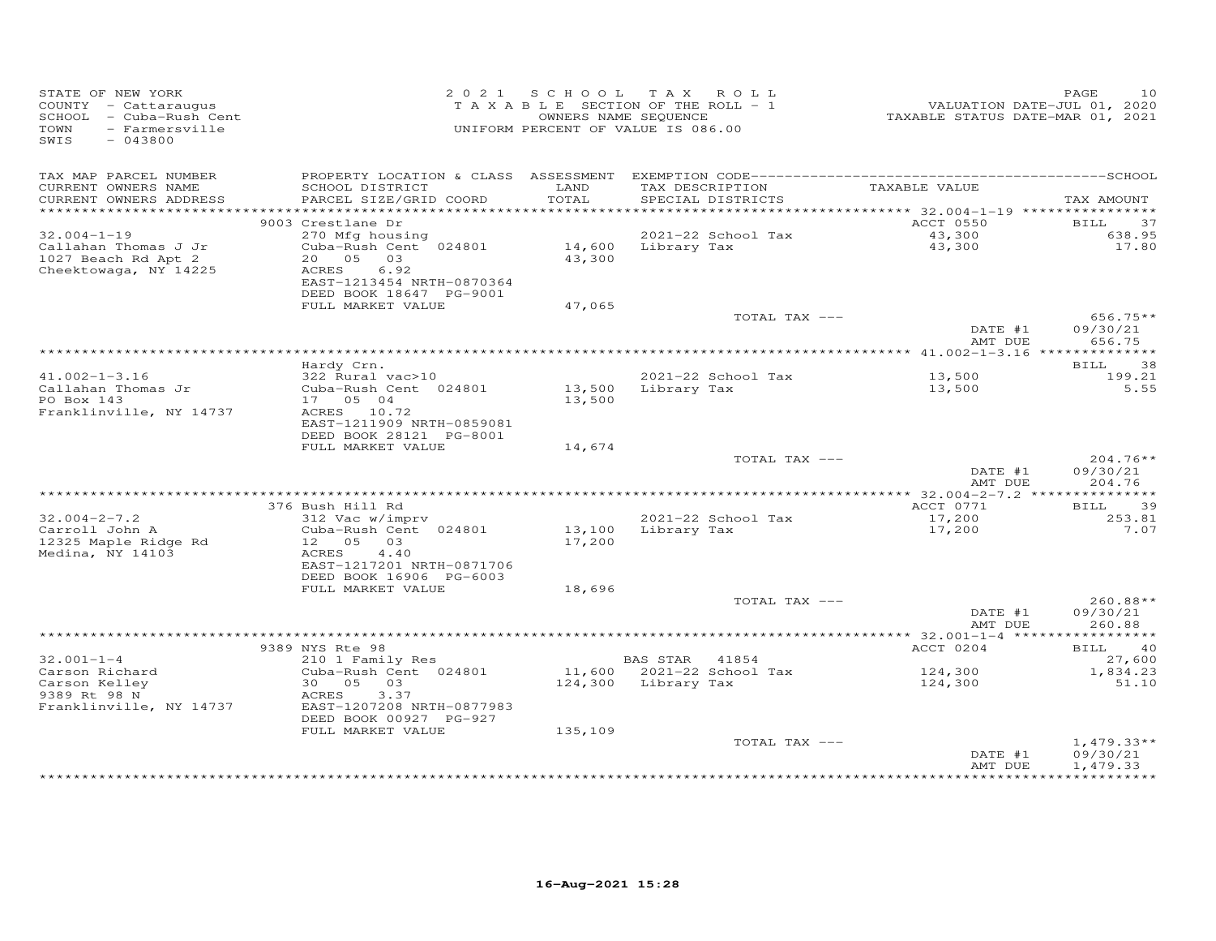STATE OF NEW YORK
COUNTY - Cattaraugus
SCHOOL - Cuba-Rush Cent
TOWN - Farmersville
SWIS - 043800

2021 SCHOOL TAX ROLL
TAXABLE SECTION OF THE ROLL - 1
OWNERS NAME SEQUENCE
UNIFORM PERCENT OF VALUE IS 086.00

VALUATION DATE-JUL 01, 2020
TAXABLE STATUS DATE-MAR 01, 2021

| TAX MAP PARCEL NUMBER / CURRENT OWNERS NAME / CURRENT OWNERS ADDRESS | PROPERTY LOCATION & CLASS / SCHOOL DISTRICT / PARCEL SIZE/GRID COORD | ASSESSMENT LAND / TOTAL | EXEMPTION CODE / TAX DESCRIPTION / SPECIAL DISTRICTS | TAXABLE VALUE | TAX AMOUNT |
|---|---|---|---|---|---|
| | 9003 Crestlane Dr | | | ACCT 0550 | BILL 37 |
| 32.004-1-19 | 270 Mfg housing | | 2021-22 School Tax | 43,300 | 638.95 |
| Callahan Thomas J Jr | Cuba-Rush Cent 024801 | 14,600 | Library Tax | 43,300 | 17.80 |
| 1027 Beach Rd Apt 2 | 20 05 03 | 43,300 | | | |
| Cheektowaga, NY 14225 | ACRES 6.92 | | | | |
| | EAST-1213454 NRTH-0870364 | | | | |
| | DEED BOOK 18647 PG-9001 | | | | |
| | FULL MARKET VALUE | 47,065 | | | |
| | | | TOTAL TAX --- | | 656.75** |
| | | | | DATE #1 | 09/30/21 |
| | | | | AMT DUE | 656.75 |
| | Hardy Crn. | | | | BILL 38 |
| 41.002-1-3.16 | 322 Rural vac>10 | | 2021-22 School Tax | 13,500 | 199.21 |
| Callahan Thomas Jr | Cuba-Rush Cent 024801 | 13,500 | Library Tax | 13,500 | 5.55 |
| PO Box 143 | 17 05 04 | 13,500 | | | |
| Franklinville, NY 14737 | ACRES 10.72 | | | | |
| | EAST-1211909 NRTH-0859081 | | | | |
| | DEED BOOK 28121 PG-8001 | | | | |
| | FULL MARKET VALUE | 14,674 | | | |
| | | | TOTAL TAX --- | | 204.76** |
| | | | | DATE #1 | 09/30/21 |
| | | | | AMT DUE | 204.76 |
| | 376 Bush Hill Rd | | | ACCT 0771 | BILL 39 |
| 32.004-2-7.2 | 312 Vac w/imprv | | 2021-22 School Tax | 17,200 | 253.81 |
| Carroll John A | Cuba-Rush Cent 024801 | 13,100 | Library Tax | 17,200 | 7.07 |
| 12325 Maple Ridge Rd | 12 05 03 | 17,200 | | | |
| Medina, NY 14103 | ACRES 4.40 | | | | |
| | EAST-1217201 NRTH-0871706 | | | | |
| | DEED BOOK 16906 PG-6003 | | | | |
| | FULL MARKET VALUE | 18,696 | | | |
| | | | TOTAL TAX --- | | 260.88** |
| | | | | DATE #1 | 09/30/21 |
| | | | | AMT DUE | 260.88 |
| | 9389 NYS Rte 98 | | | ACCT 0204 | BILL 40 |
| 32.001-1-4 | 210 1 Family Res | | BAS STAR 41854 | | 27,600 |
| Carson Richard | Cuba-Rush Cent 024801 | 11,600 | 2021-22 School Tax | 124,300 | 1,834.23 |
| Carson Kelley | 30 05 03 | 124,300 | Library Tax | 124,300 | 51.10 |
| 9389 Rt 98 N | ACRES 3.37 | | | | |
| Franklinville, NY 14737 | EAST-1207208 NRTH-0877983 | | | | |
| | DEED BOOK 00927 PG-927 | | | | |
| | FULL MARKET VALUE | 135,109 | | | |
| | | | TOTAL TAX --- | | 1,479.33** |
| | | | | DATE #1 | 09/30/21 |
| | | | | AMT DUE | 1,479.33 |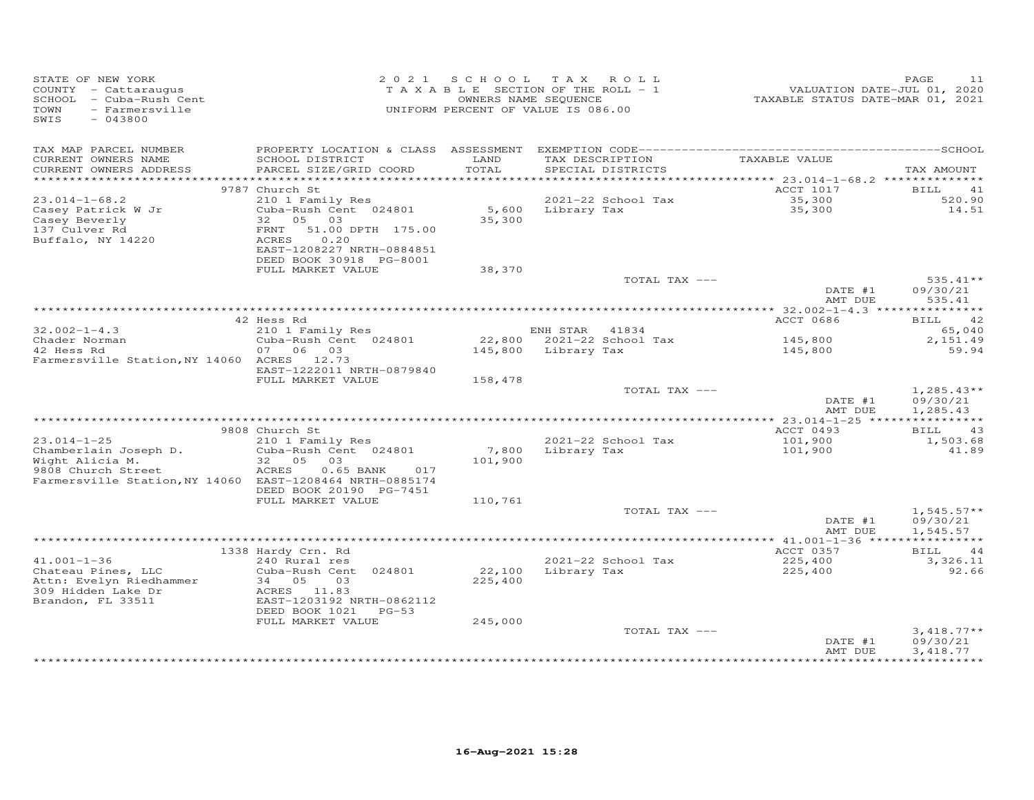STATE OF NEW YORK
COUNTY - Cattaraugus
SCHOOL - Cuba-Rush Cent
TOWN - Farmersville
SWIS - 043800

2021 SCHOOL TAX ROLL
TAXABLE SECTION OF THE ROLL - 1
OWNERS NAME SEQUENCE
UNIFORM PERCENT OF VALUE IS 086.00

VALUATION DATE-JUL 01, 2020
TAXABLE STATUS DATE-MAR 01, 2021

| TAX MAP PARCEL NUMBER / CURRENT OWNERS NAME / CURRENT OWNERS ADDRESS | PROPERTY LOCATION & CLASS / SCHOOL DISTRICT / PARCEL SIZE/GRID COORD | ASSESSMENT LAND / TOTAL | EXEMPTION CODE / TAX DESCRIPTION / SPECIAL DISTRICTS | TAXABLE VALUE | TAX AMOUNT |
|---|---|---|---|---|---|
| | 9787 Church St | | | ACCT 1017 | BILL 41 |
| 23.014-1-68.2 | 210 1 Family Res | | 2021-22 School Tax | 35,300 | 520.90 |
| Casey Patrick W Jr | Cuba-Rush Cent 024801 | 5,600 | Library Tax | 35,300 | 14.51 |
| Casey Beverly | 32 05 03 | 35,300 | | | |
| 137 Culver Rd | FRNT 51.00 DPTH 175.00 | | | | |
| Buffalo, NY 14220 | ACRES 0.20 | | | | |
| | EAST-1208227 NRTH-0884851 | | | | |
| | DEED BOOK 30918 PG-8001 | | | | |
| | FULL MARKET VALUE | 38,370 | | | |
| | | | TOTAL TAX --- | | 535.41** |
| | | | | DATE #1 | 09/30/21 |
| | | | | AMT DUE | 535.41 |
| | 42 Hess Rd | | | ACCT 0686 | BILL 42 |
| 32.002-1-4.3 | 210 1 Family Res | | ENH STAR 41834 | | 65,040 |
| Chader Norman | Cuba-Rush Cent 024801 | 22,800 | 2021-22 School Tax | 145,800 | 2,151.49 |
| 42 Hess Rd | 07 06 03 | 145,800 | Library Tax | 145,800 | 59.94 |
| Farmersville Station,NY 14060 | ACRES 12.73 | | | | |
| | EAST-1222011 NRTH-0879840 | | | | |
| | FULL MARKET VALUE | 158,478 | | | |
| | | | TOTAL TAX --- | | 1,285.43** |
| | | | | DATE #1 | 09/30/21 |
| | | | | AMT DUE | 1,285.43 |
| | 9808 Church St | | | ACCT 0493 | BILL 43 |
| 23.014-1-25 | 210 1 Family Res | | 2021-22 School Tax | 101,900 | 1,503.68 |
| Chamberlain Joseph D. | Cuba-Rush Cent 024801 | 7,800 | Library Tax | 101,900 | 41.89 |
| Wight Alicia M. | 32 05 03 | 101,900 | | | |
| 9808 Church Street | ACRES 0.65 BANK 017 | | | | |
| Farmersville Station,NY 14060 | EAST-1208464 NRTH-0885174 | | | | |
| | DEED BOOK 20190 PG-7451 | | | | |
| | FULL MARKET VALUE | 110,761 | | | |
| | | | TOTAL TAX --- | | 1,545.57** |
| | | | | DATE #1 | 09/30/21 |
| | | | | AMT DUE | 1,545.57 |
| | 1338 Hardy Crn. Rd | | | ACCT 0357 | BILL 44 |
| 41.001-1-36 | 240 Rural res | | 2021-22 School Tax | 225,400 | 3,326.11 |
| Chateau Pines, LLC | Cuba-Rush Cent 024801 | 22,100 | Library Tax | 225,400 | 92.66 |
| Attn: Evelyn Riedhammer | 34 05 03 | 225,400 | | | |
| 309 Hidden Lake Dr | ACRES 11.83 | | | | |
| Brandon, FL 33511 | EAST-1203192 NRTH-0862112 | | | | |
| | DEED BOOK 1021 PG-53 | | | | |
| | FULL MARKET VALUE | 245,000 | | | |
| | | | TOTAL TAX --- | | 3,418.77** |
| | | | | DATE #1 | 09/30/21 |
| | | | | AMT DUE | 3,418.77 |

16-Aug-2021 15:28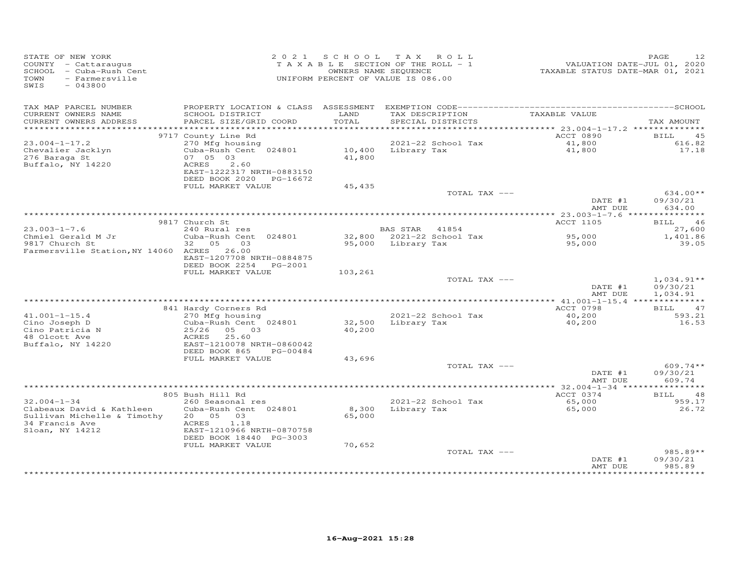STATE OF NEW YORK
COUNTY - Cattaraugus
SCHOOL - Cuba-Rush Cent
TOWN - Farmersville
SWIS - 043800

2021 SCHOOL TAX ROLL
TAXABLE SECTION OF THE ROLL - 1
OWNERS NAME SEQUENCE
UNIFORM PERCENT OF VALUE IS 086.00

VALUATION DATE-JUL 01, 2020
TAXABLE STATUS DATE-MAR 01, 2021

| TAX MAP PARCEL NUMBER / CURRENT OWNERS NAME / CURRENT OWNERS ADDRESS | PROPERTY LOCATION & CLASS / SCHOOL DISTRICT / PARCEL SIZE/GRID COORD | ASSESSMENT LAND / TOTAL | EXEMPTION CODE / TAX DESCRIPTION / SPECIAL DISTRICTS | TAXABLE VALUE | SCHOOL TAX AMOUNT |
|---|---|---|---|---|---|
| **23.004-1-17.2** | 9717 County Line Rd | | | ACCT 0890 | BILL 45 |
| Chevalier Jacklyn | 270 Mfg housing | | 2021-22 School Tax | 41,800 | 616.82 |
| 276 Baraga St | Cuba-Rush Cent 024801 | 10,400 | Library Tax | 41,800 | 17.18 |
| Buffalo, NY 14220 | 07 05 03 | 41,800 | | | |
| | ACRES 2.60 | | | | |
| | EAST-1222317 NRTH-0883150 | | | | |
| | DEED BOOK 2020 PG-16672 | | | | |
| | FULL MARKET VALUE | 45,435 | | | |
| | | | TOTAL TAX --- | | 634.00** |
| | | | | DATE #1 | 09/30/21 |
| | | | | AMT DUE | 634.00 |
| **23.003-1-7.6** | 9817 Church St | | | ACCT 1105 | BILL 46 |
| Chmiel Gerald M Jr | 240 Rural res | | BAS STAR 41854 | | 27,600 |
| 9817 Church St | Cuba-Rush Cent 024801 | 32,800 | 2021-22 School Tax | 95,000 | 1,401.86 |
| Farmersville Station, NY 14060 | 32 05 03 | 95,000 | Library Tax | 95,000 | 39.05 |
| | ACRES 26.00 | | | | |
| | EAST-1207708 NRTH-0884875 | | | | |
| | DEED BOOK 2254 PG-2001 | | | | |
| | FULL MARKET VALUE | 103,261 | | | |
| | | | TOTAL TAX --- | | 1,034.91** |
| | | | | DATE #1 | 09/30/21 |
| | | | | AMT DUE | 1,034.91 |
| **41.001-1-15.4** | 841 Hardy Corners Rd | | | ACCT 0798 | BILL 47 |
| Cino Joseph D | 270 Mfg housing | | 2021-22 School Tax | 40,200 | 593.21 |
| Cino Patricia N | Cuba-Rush Cent 024801 | 32,500 | Library Tax | 40,200 | 16.53 |
| 48 Olcott Ave | 25/26 05 03 | 40,200 | | | |
| Buffalo, NY 14220 | ACRES 25.60 | | | | |
| | EAST-1210078 NRTH-0860042 | | | | |
| | DEED BOOK 865 PG-00484 | | | | |
| | FULL MARKET VALUE | 43,696 | | | |
| | | | TOTAL TAX --- | | 609.74** |
| | | | | DATE #1 | 09/30/21 |
| | | | | AMT DUE | 609.74 |
| **32.004-1-34** | 805 Bush Hill Rd | | | ACCT 0374 | BILL 48 |
| Clabeaux David & Kathleen | 260 Seasonal res | | 2021-22 School Tax | 65,000 | 959.17 |
| Sullivan Michelle & Timothy | Cuba-Rush Cent 024801 | 8,300 | Library Tax | 65,000 | 26.72 |
| 34 Francis Ave | 20 05 03 | 65,000 | | | |
| Sloan, NY 14212 | ACRES 1.18 | | | | |
| | EAST-1210966 NRTH-0870758 | | | | |
| | DEED BOOK 18440 PG-3003 | | | | |
| | FULL MARKET VALUE | 70,652 | | | |
| | | | TOTAL TAX --- | | 985.89** |
| | | | | DATE #1 | 09/30/21 |
| | | | | AMT DUE | 985.89 |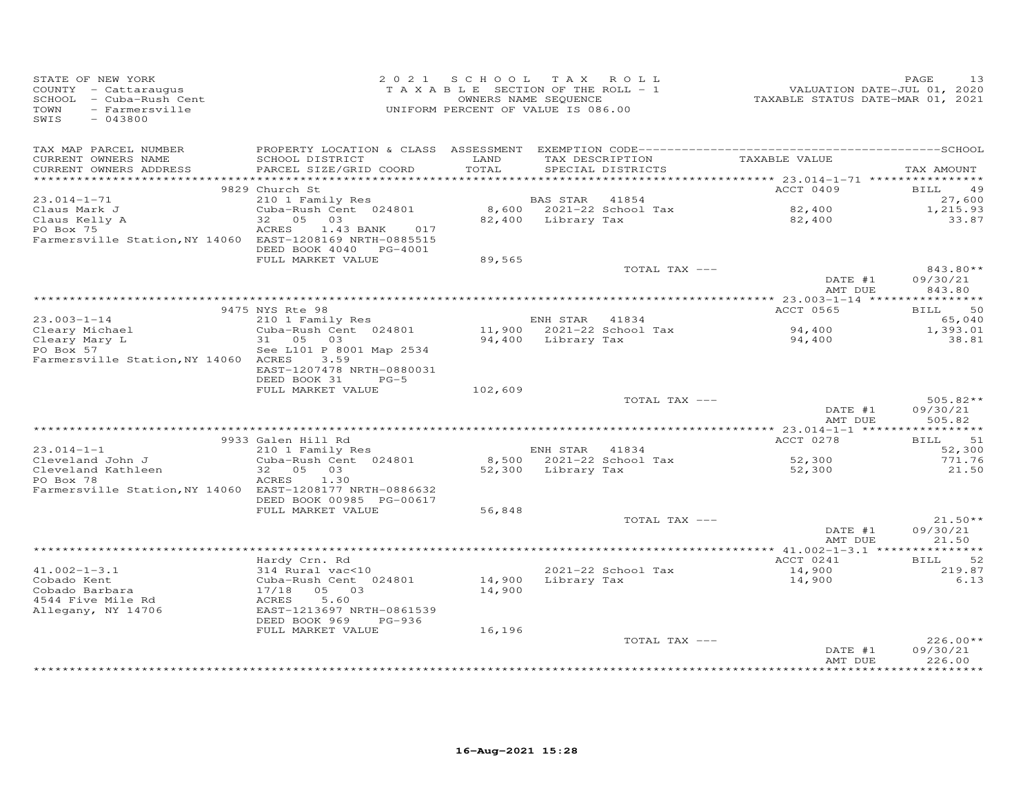STATE OF NEW YORK
COUNTY - Cattaraugus
SCHOOL - Cuba-Rush Cent
TOWN - Farmersville
SWIS - 043800

2021 SCHOOL TAX ROLL
TAXABLE SECTION OF THE ROLL - 1
OWNERS NAME SEQUENCE
UNIFORM PERCENT OF VALUE IS 086.00

VALUATION DATE-JUL 01, 2020
TAXABLE STATUS DATE-MAR 01, 2021

| TAX MAP PARCEL NUMBER / CURRENT OWNERS NAME / CURRENT OWNERS ADDRESS | PROPERTY LOCATION & CLASS / SCHOOL DISTRICT / PARCEL SIZE/GRID COORD | ASSESSMENT LAND / TOTAL | EXEMPTION CODE / TAX DESCRIPTION / SPECIAL DISTRICTS | TAXABLE VALUE | TAX AMOUNT |
|---|---|---|---|---|---|
| 23.014-1-71 | 9829 Church St | | | ACCT 0409 | BILL 49 |
| Claus Mark J | 210 1 Family Res | | BAS STAR 41854 | | 27,600 |
| Claus Kelly A | Cuba-Rush Cent 024801 | 8,600 | 2021-22 School Tax | 82,400 | 1,215.93 |
| PO Box 75 | 32 05 03 | 82,400 | Library Tax | 82,400 | 33.87 |
| Farmersville Station, NY 14060 | ACRES 1.43 BANK 017 | | | | |
| | EAST-1208169 NRTH-0885515 | | | | |
| | DEED BOOK 4040 PG-4001 | | | | |
| | FULL MARKET VALUE | 89,565 | | | |
| | | | TOTAL TAX --- | | 843.80** |
| | | | | DATE #1 | 09/30/21 |
| | | | | AMT DUE | 843.80 |
| 23.003-1-14 | 9475 NYS Rte 98 | | | ACCT 0565 | BILL 50 |
| Cleary Michael | 210 1 Family Res | | ENH STAR 41834 | | 65,040 |
| Cleary Mary L | Cuba-Rush Cent 024801 | 11,900 | 2021-22 School Tax | 94,400 | 1,393.01 |
| PO Box 57 | 31 05 03 | 94,400 | Library Tax | 94,400 | 38.81 |
| Farmersville Station, NY 14060 | See L101 P 8001 Map 2534 | | | | |
| | ACRES 3.59 | | | | |
| | EAST-1207478 NRTH-0880031 | | | | |
| | DEED BOOK 31 PG-5 | | | | |
| | FULL MARKET VALUE | 102,609 | | | |
| | | | TOTAL TAX --- | | 505.82** |
| | | | | DATE #1 | 09/30/21 |
| | | | | AMT DUE | 505.82 |
| 23.014-1-1 | 9933 Galen Hill Rd | | | ACCT 0278 | BILL 51 |
| Cleveland John J | 210 1 Family Res | | ENH STAR 41834 | | 52,300 |
| Cleveland Kathleen | Cuba-Rush Cent 024801 | 8,500 | 2021-22 School Tax | 52,300 | 771.76 |
| PO Box 78 | 32 05 03 | 52,300 | Library Tax | 52,300 | 21.50 |
| Farmersville Station, NY 14060 | ACRES 1.30 | | | | |
| | EAST-1208177 NRTH-0886632 | | | | |
| | DEED BOOK 00985 PG-00617 | | | | |
| | FULL MARKET VALUE | 56,848 | | | |
| | | | TOTAL TAX --- | | 21.50** |
| | | | | DATE #1 | 09/30/21 |
| | | | | AMT DUE | 21.50 |
| 41.002-1-3.1 | Hardy Crn. Rd | | | ACCT 0241 | BILL 52 |
| Cobado Kent | 314 Rural vac<10 | | 2021-22 School Tax | 14,900 | 219.87 |
| Cobado Barbara | Cuba-Rush Cent 024801 | 14,900 | Library Tax | 14,900 | 6.13 |
| 4544 Five Mile Rd | 17/18 05 03 | 14,900 | | | |
| Allegany, NY 14706 | ACRES 5.60 | | | | |
| | EAST-1213697 NRTH-0861539 | | | | |
| | DEED BOOK 969 PG-936 | | | | |
| | FULL MARKET VALUE | 16,196 | | | |
| | | | TOTAL TAX --- | | 226.00** |
| | | | | DATE #1 | 09/30/21 |
| | | | | AMT DUE | 226.00 |

16-Aug-2021 15:28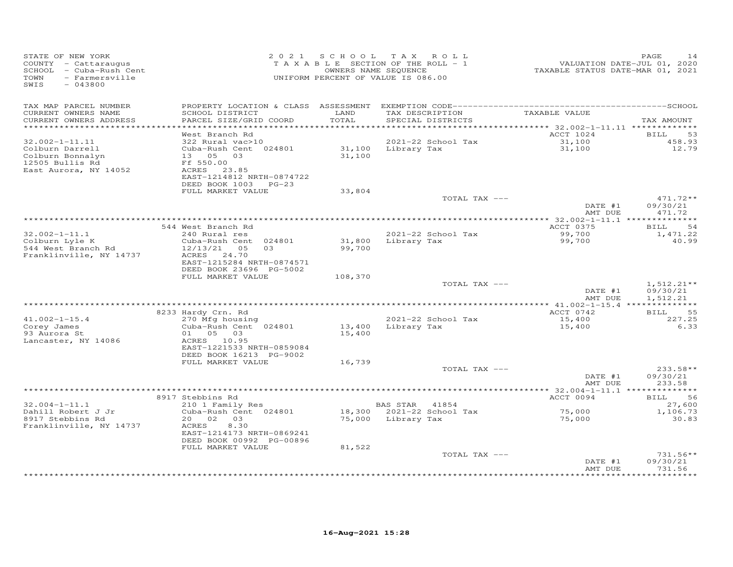STATE OF NEW YORK
COUNTY - Cattaraugus
SCHOOL - Cuba-Rush Cent
TOWN - Farmersville
SWIS - 043800

2021 SCHOOL TAX ROLL
TAXABLE SECTION OF THE ROLL - 1
OWNERS NAME SEQUENCE
UNIFORM PERCENT OF VALUE IS 086.00

VALUATION DATE-JUL 01, 2020
TAXABLE STATUS DATE-MAR 01, 2021

| TAX MAP PARCEL NUMBER / CURRENT OWNERS NAME / CURRENT OWNERS ADDRESS | PROPERTY LOCATION & CLASS / SCHOOL DISTRICT / PARCEL SIZE/GRID COORD | ASSESSMENT LAND / TOTAL | EXEMPTION CODE / TAX DESCRIPTION / SPECIAL DISTRICTS | TAXABLE VALUE | TAX AMOUNT |
|---|---|---|---|---|---|
| 32.002-1-11.11 | West Branch Rd | | | ACCT 1024 | BILL 53 |
| | 322 Rural vac>10 | | 2021-22 School Tax | 31,100 | 458.93 |
| Colburn Darrell | Cuba-Rush Cent 024801 | 31,100 | Library Tax | 31,100 | 12.79 |
| Colburn Bonnalyn | 13 05 03 | 31,100 | | | |
| 12505 Bullis Rd | Ff 550.00 | | | | |
| East Aurora, NY 14052 | ACRES 23.85 | | | | |
| | EAST-1214812 NRTH-0874722 | | | | |
| | DEED BOOK 1003 PG-23 | | | | |
| | FULL MARKET VALUE | 33,804 | | | |
| | | | TOTAL TAX --- | | 471.72** |
| | | | | DATE #1 | 09/30/21 |
| | | | | AMT DUE | 471.72 |
| 32.002-1-11.1 | 544 West Branch Rd | | | ACCT 0375 | BILL 54 |
| | 240 Rural res | | 2021-22 School Tax | 99,700 | 1,471.22 |
| Colburn Lyle K | Cuba-Rush Cent 024801 | 31,800 | Library Tax | 99,700 | 40.99 |
| 544 West Branch Rd | 12/13/21 05 03 | 99,700 | | | |
| Franklinville, NY 14737 | ACRES 24.70 | | | | |
| | EAST-1215284 NRTH-0874571 | | | | |
| | DEED BOOK 23696 PG-5002 | | | | |
| | FULL MARKET VALUE | 108,370 | | | |
| | | | TOTAL TAX --- | | 1,512.21** |
| | | | | DATE #1 | 09/30/21 |
| | | | | AMT DUE | 1,512.21 |
| 41.002-1-15.4 | 8233 Hardy Crn. Rd | | | ACCT 0742 | BILL 55 |
| | 270 Mfg housing | | 2021-22 School Tax | 15,400 | 227.25 |
| Corey James | Cuba-Rush Cent 024801 | 13,400 | Library Tax | 15,400 | 6.33 |
| 93 Aurora St | 01 05 03 | 15,400 | | | |
| Lancaster, NY 14086 | ACRES 10.95 | | | | |
| | EAST-1221533 NRTH-0859084 | | | | |
| | DEED BOOK 16213 PG-9002 | | | | |
| | FULL MARKET VALUE | 16,739 | | | |
| | | | TOTAL TAX --- | | 233.58** |
| | | | | DATE #1 | 09/30/21 |
| | | | | AMT DUE | 233.58 |
| 32.004-1-11.1 | 8917 Stebbins Rd | | | ACCT 0094 | BILL 56 |
| | 210 1 Family Res | | BAS STAR 41854 | | 27,600 |
| Dahill Robert J Jr | Cuba-Rush Cent 024801 | 18,300 | 2021-22 School Tax | 75,000 | 1,106.73 |
| 8917 Stebbins Rd | 20 02 03 | 75,000 | Library Tax | 75,000 | 30.83 |
| Franklinville, NY 14737 | ACRES 8.30 | | | | |
| | EAST-1214173 NRTH-0869241 | | | | |
| | DEED BOOK 00992 PG-00896 | | | | |
| | FULL MARKET VALUE | 81,522 | | | |
| | | | TOTAL TAX --- | | 731.56** |
| | | | | DATE #1 | 09/30/21 |
| | | | | AMT DUE | 731.56 |

16-Aug-2021 15:28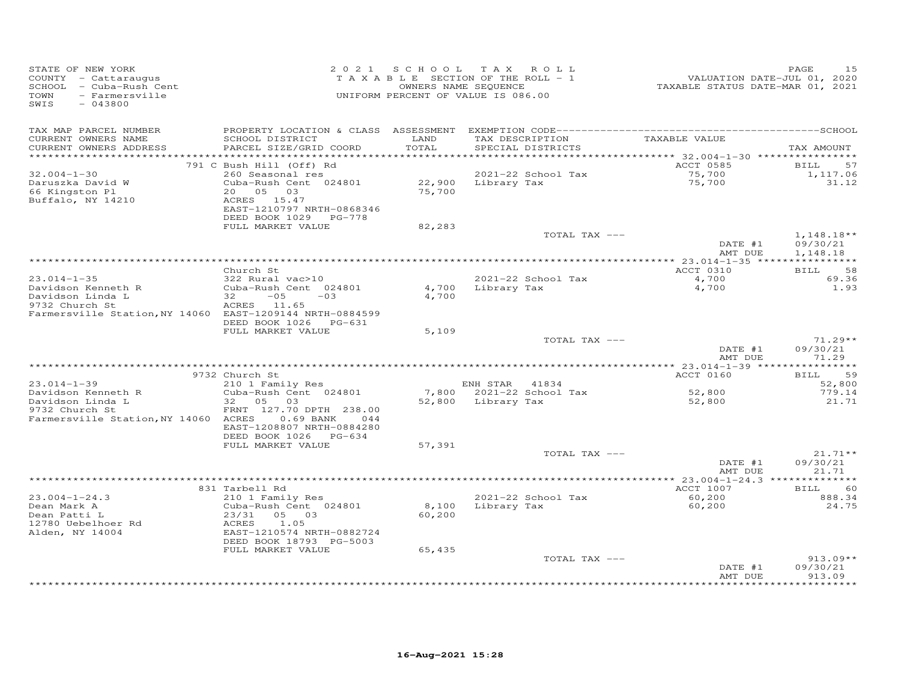STATE OF NEW YORK
COUNTY - Cattaraugus
SCHOOL - Cuba-Rush Cent
TOWN - Farmersville
SWIS - 043800

2021 SCHOOL TAX ROLL
TAXABLE SECTION OF THE ROLL - 1
OWNERS NAME SEQUENCE
UNIFORM PERCENT OF VALUE IS 086.00

VALUATION DATE-JUL 01, 2020
TAXABLE STATUS DATE-MAR 01, 2021

| TAX MAP PARCEL NUMBER<br>CURRENT OWNERS NAME<br>CURRENT OWNERS ADDRESS | PROPERTY LOCATION & CLASS<br>SCHOOL DISTRICT<br>PARCEL SIZE/GRID COORD | ASSESSMENT<br>LAND<br>TOTAL | EXEMPTION CODE<br>TAX DESCRIPTION<br>SPECIAL DISTRICTS | TAXABLE VALUE | SCHOOL<br>TAX AMOUNT |
|---|---|---|---|---|---|
| | 791 C Bush Hill (Off) Rd | | | ACCT 0585 | BILL 57 |
| 32.004-1-30 | 260 Seasonal res | | 2021-22 School Tax | 75,700 | 1,117.06 |
| Daruszka David W | Cuba-Rush Cent 024801 | 22,900 | Library Tax | 75,700 | 31.12 |
| 66 Kingston Pl | 20 05 03 | 75,700 | | | |
| Buffalo, NY 14210 | ACRES 15.47 | | | | |
| | EAST-1210797 NRTH-0868346 | | | | |
| | DEED BOOK 1029 PG-778 | | | | |
| | FULL MARKET VALUE | 82,283 | | | |
| | | | TOTAL TAX --- | | 1,148.18** |
| | | | | DATE #1 | 09/30/21 |
| | | | | AMT DUE | 1,148.18 |
| | Church St | | | ACCT 0310 | BILL 58 |
| 23.014-1-35 | 322 Rural vac>10 | | 2021-22 School Tax | 4,700 | 69.36 |
| Davidson Kenneth R | Cuba-Rush Cent 024801 | 4,700 | Library Tax | 4,700 | 1.93 |
| Davidson Linda L | 32 -05 -03 | 4,700 | | | |
| 9732 Church St | ACRES 11.65 | | | | |
| Farmersville Station,NY 14060 | EAST-1209144 NRTH-0884599 | | | | |
| | DEED BOOK 1026 PG-631 | | | | |
| | FULL MARKET VALUE | 5,109 | | | |
| | | | TOTAL TAX --- | | 71.29** |
| | | | | DATE #1 | 09/30/21 |
| | | | | AMT DUE | 71.29 |
| | 9732 Church St | | | ACCT 0160 | BILL 59 |
| 23.014-1-39 | 210 1 Family Res | | ENH STAR 41834 | | 52,800 |
| Davidson Kenneth R | Cuba-Rush Cent 024801 | 7,800 | 2021-22 School Tax | 52,800 | 779.14 |
| Davidson Linda L | 32 05 03 | 52,800 | Library Tax | 52,800 | 21.71 |
| 9732 Church St | FRNT 127.70 DPTH 238.00 | | | | |
| Farmersville Station,NY 14060 | ACRES 0.69 BANK 044 | | | | |
| | EAST-1208807 NRTH-0884280 | | | | |
| | DEED BOOK 1026 PG-634 | | | | |
| | FULL MARKET VALUE | 57,391 | | | |
| | | | TOTAL TAX --- | | 21.71** |
| | | | | DATE #1 | 09/30/21 |
| | | | | AMT DUE | 21.71 |
| | 831 Tarbell Rd | | | ACCT 1007 | BILL 60 |
| 23.004-1-24.3 | 210 1 Family Res | | 2021-22 School Tax | 60,200 | 888.34 |
| Dean Mark A | Cuba-Rush Cent 024801 | 8,100 | Library Tax | 60,200 | 24.75 |
| Dean Patti L | 23/31 05 03 | 60,200 | | | |
| 12780 Uebelhoer Rd | ACRES 1.05 | | | | |
| Alden, NY 14004 | EAST-1210574 NRTH-0882724 | | | | |
| | DEED BOOK 18793 PG-5003 | | | | |
| | FULL MARKET VALUE | 65,435 | | | |
| | | | TOTAL TAX --- | | 913.09** |
| | | | | DATE #1 | 09/30/21 |
| | | | | AMT DUE | 913.09 |

16-Aug-2021 15:28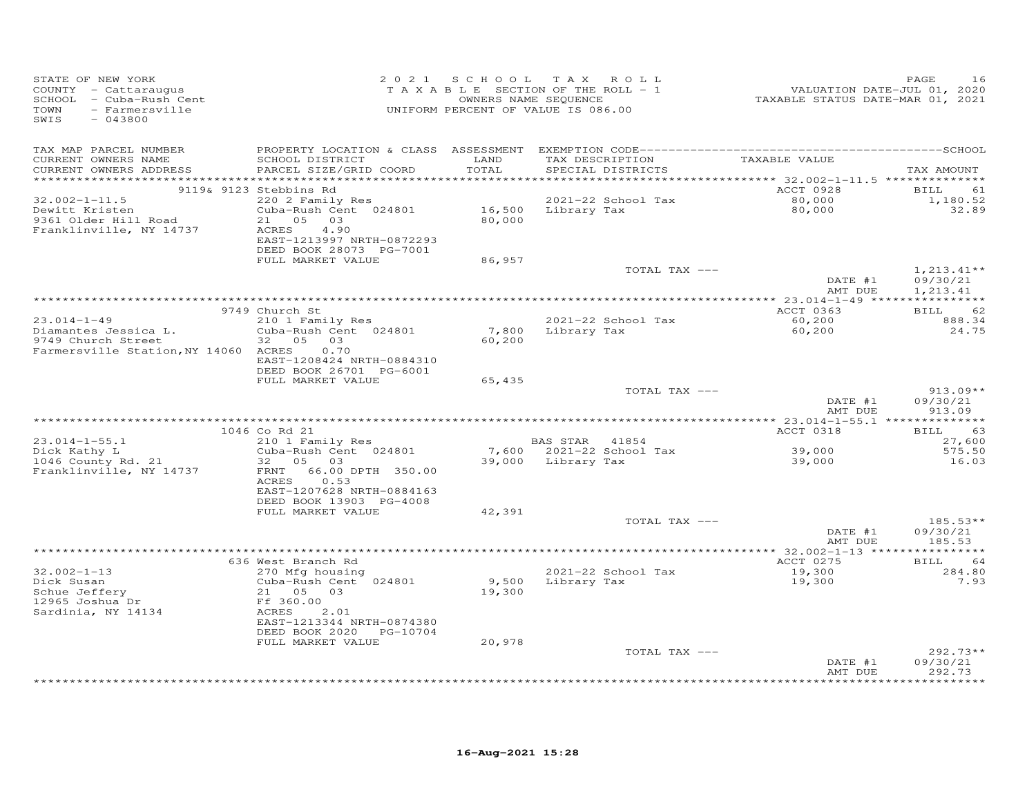STATE OF NEW YORK
COUNTY - Cattaraugus
SCHOOL - Cuba-Rush Cent
TOWN - Farmersville
SWIS - 043800

2021 SCHOOL TAX ROLL
TAXABLE SECTION OF THE ROLL - 1
OWNERS NAME SEQUENCE
UNIFORM PERCENT OF VALUE IS 086.00

VALUATION DATE-JUL 01, 2020
TAXABLE STATUS DATE-MAR 01, 2021

| TAX MAP PARCEL NUMBER / CURRENT OWNERS NAME / CURRENT OWNERS ADDRESS | PROPERTY LOCATION & CLASS / SCHOOL DISTRICT / PARCEL SIZE/GRID COORD | ASSESSMENT LAND / TOTAL | EXEMPTION CODE / TAX DESCRIPTION / SPECIAL DISTRICTS | TAXABLE VALUE | TAX AMOUNT |
|---|---|---|---|---|---|
| | 9119& 9123 Stebbins Rd | | | ACCT 0928 | BILL 61 |
| 32.002-1-11.5 | 220 2 Family Res | | 2021-22 School Tax | 80,000 | 1,180.52 |
| Dewitt Kristen | Cuba-Rush Cent 024801 | 16,500 | Library Tax | 80,000 | 32.89 |
| 9361 Older Hill Road | 21 05 03 | 80,000 | | | |
| Franklinville, NY 14737 | ACRES 4.90 | | | | |
| | EAST-1213997 NRTH-0872293 | | | | |
| | DEED BOOK 28073 PG-7001 | | | | |
| | FULL MARKET VALUE | 86,957 | | | |
| | | | TOTAL TAX --- | | 1,213.41** |
| | | | | DATE #1 | 09/30/21 |
| | | | | AMT DUE | 1,213.41 |
| | 9749 Church St | | | ACCT 0363 | BILL 62 |
| 23.014-1-49 | 210 1 Family Res | | 2021-22 School Tax | 60,200 | 888.34 |
| Diamantes Jessica L. | Cuba-Rush Cent 024801 | 7,800 | Library Tax | 60,200 | 24.75 |
| 9749 Church Street | 32 05 03 | 60,200 | | | |
| Farmersville Station,NY 14060 | ACRES 0.70 | | | | |
| | EAST-1208424 NRTH-0884310 | | | | |
| | DEED BOOK 26701 PG-6001 | | | | |
| | FULL MARKET VALUE | 65,435 | | | |
| | | | TOTAL TAX --- | | 913.09** |
| | | | | DATE #1 | 09/30/21 |
| | | | | AMT DUE | 913.09 |
| | 1046 Co Rd 21 | | | ACCT 0318 | BILL 63 |
| 23.014-1-55.1 | 210 1 Family Res | | BAS STAR 41854 | | 27,600 |
| Dick Kathy L | Cuba-Rush Cent 024801 | 7,600 | 2021-22 School Tax | 39,000 | 575.50 |
| 1046 County Rd. 21 | 32 05 03 | 39,000 | Library Tax | 39,000 | 16.03 |
| Franklinville, NY 14737 | FRNT 66.00 DPTH 350.00 | | | | |
| | ACRES 0.53 | | | | |
| | EAST-1207628 NRTH-0884163 | | | | |
| | DEED BOOK 13903 PG-4008 | | | | |
| | FULL MARKET VALUE | 42,391 | | | |
| | | | TOTAL TAX --- | | 185.53** |
| | | | | DATE #1 | 09/30/21 |
| | | | | AMT DUE | 185.53 |
| | 636 West Branch Rd | | | ACCT 0275 | BILL 64 |
| 32.002-1-13 | 270 Mfg housing | | 2021-22 School Tax | 19,300 | 284.80 |
| Dick Susan | Cuba-Rush Cent 024801 | 9,500 | Library Tax | 19,300 | 7.93 |
| Schue Jeffery | 21 05 03 | 19,300 | | | |
| 12965 Joshua Dr | Ff 360.00 | | | | |
| Sardinia, NY 14134 | ACRES 2.01 | | | | |
| | EAST-1213344 NRTH-0874380 | | | | |
| | DEED BOOK 2020 PG-10704 | | | | |
| | FULL MARKET VALUE | 20,978 | | | |
| | | | TOTAL TAX --- | | 292.73** |
| | | | | DATE #1 | 09/30/21 |
| | | | | AMT DUE | 292.73 |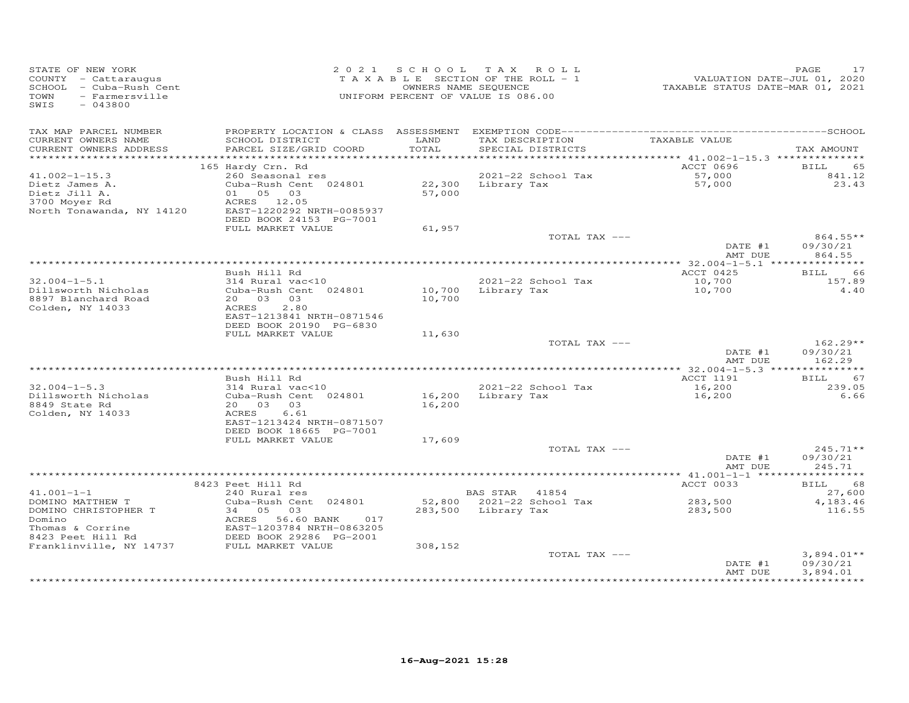STATE OF NEW YORK
COUNTY - Cattaraugus
SCHOOL - Cuba-Rush Cent
TOWN - Farmersville
SWIS - 043800

2021 SCHOOL TAX ROLL
TAXABLE SECTION OF THE ROLL - 1
OWNERS NAME SEQUENCE
UNIFORM PERCENT OF VALUE IS 086.00

VALUATION DATE-JUL 01, 2020
TAXABLE STATUS DATE-MAR 01, 2021

| TAX MAP PARCEL NUMBER / CURRENT OWNERS NAME / CURRENT OWNERS ADDRESS | PROPERTY LOCATION & CLASS / SCHOOL DISTRICT / PARCEL SIZE/GRID COORD | ASSESSMENT LAND / TOTAL | EXEMPTION CODE / TAX DESCRIPTION / SPECIAL DISTRICTS | TAXABLE VALUE | TAX AMOUNT |
|---|---|---|---|---|---|
| | 165 Hardy Crn. Rd | | | ACCT 0696 | BILL 65 |
| 41.002-1-15.3 | 260 Seasonal res | | 2021-22 School Tax | 57,000 | 841.12 |
| Dietz James A. | Cuba-Rush Cent 024801 | 22,300 | Library Tax | 57,000 | 23.43 |
| Dietz Jill A. | 01 05 03 | 57,000 | | | |
| 3700 Moyer Rd | ACRES 12.05 | | | | |
| North Tonawanda, NY 14120 | EAST-1220292 NRTH-0085937 | | | | |
| | DEED BOOK 24153 PG-7001 | | | | |
| | FULL MARKET VALUE | 61,957 | | | |
| | | | TOTAL TAX --- | | 864.55** |
| | | | | DATE #1 | 09/30/21 |
| | | | | AMT DUE | 864.55 |
| | Bush Hill Rd | | | ACCT 0425 | BILL 66 |
| 32.004-1-5.1 | 314 Rural vac<10 | | 2021-22 School Tax | 10,700 | 157.89 |
| Dillsworth Nicholas | Cuba-Rush Cent 024801 | 10,700 | Library Tax | 10,700 | 4.40 |
| 8897 Blanchard Road | 20 03 03 | 10,700 | | | |
| Colden, NY 14033 | ACRES 2.80 | | | | |
| | EAST-1213841 NRTH-0871546 | | | | |
| | DEED BOOK 20190 PG-6830 | | | | |
| | FULL MARKET VALUE | 11,630 | | | |
| | | | TOTAL TAX --- | | 162.29** |
| | | | | DATE #1 | 09/30/21 |
| | | | | AMT DUE | 162.29 |
| | Bush Hill Rd | | | ACCT 1191 | BILL 67 |
| 32.004-1-5.3 | 314 Rural vac<10 | | 2021-22 School Tax | 16,200 | 239.05 |
| Dillsworth Nicholas | Cuba-Rush Cent 024801 | 16,200 | Library Tax | 16,200 | 6.66 |
| 8849 State Rd | 20 03 03 | 16,200 | | | |
| Colden, NY 14033 | ACRES 6.61 | | | | |
| | EAST-1213424 NRTH-0871507 | | | | |
| | DEED BOOK 18665 PG-7001 | | | | |
| | FULL MARKET VALUE | 17,609 | | | |
| | | | TOTAL TAX --- | | 245.71** |
| | | | | DATE #1 | 09/30/21 |
| | | | | AMT DUE | 245.71 |
| | 8423 Peet Hill Rd | | | ACCT 0033 | BILL 68 |
| 41.001-1-1 | 240 Rural res | | BAS STAR 41854 | | 27,600 |
| DOMINO MATTHEW T | Cuba-Rush Cent 024801 | 52,800 | 2021-22 School Tax | 283,500 | 4,183.46 |
| DOMINO CHRISTOPHER T | 34 05 03 | 283,500 | Library Tax | 283,500 | 116.55 |
| Domino | ACRES 56.60 BANK 017 | | | | |
| Thomas & Corrine | EAST-1203784 NRTH-0863205 | | | | |
| 8423 Peet Hill Rd | DEED BOOK 29286 PG-2001 | | | | |
| Franklinville, NY 14737 | FULL MARKET VALUE | 308,152 | | | |
| | | | TOTAL TAX --- | | 3,894.01** |
| | | | | DATE #1 | 09/30/21 |
| | | | | AMT DUE | 3,894.01 |

16-Aug-2021 15:28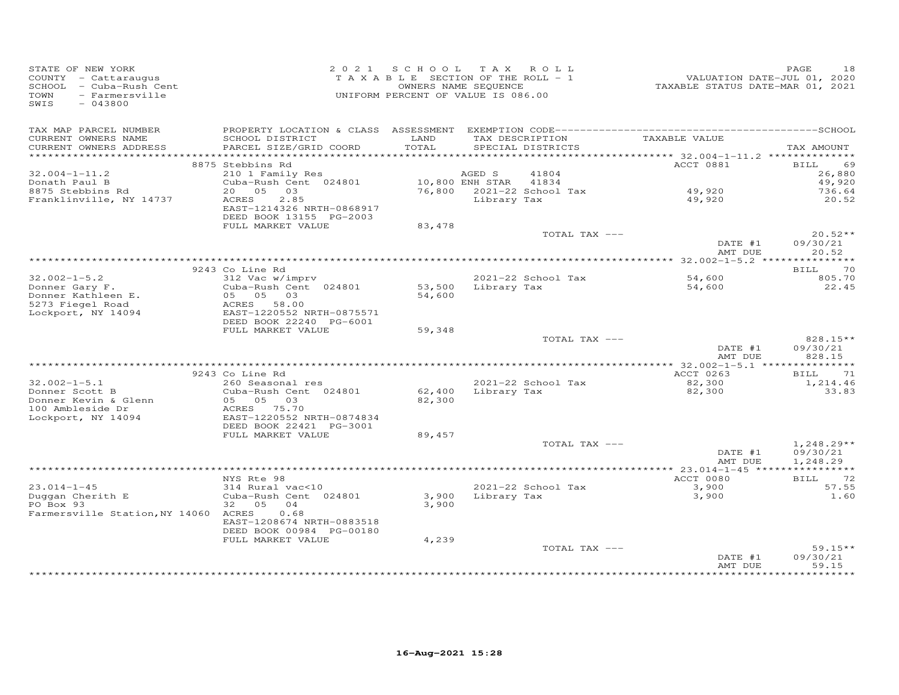STATE OF NEW YORK
COUNTY - Cattaraugus
SCHOOL - Cuba-Rush Cent
TOWN - Farmersville
SWIS - 043800

2021 SCHOOL TAX ROLL
TAXABLE SECTION OF THE ROLL - 1
OWNERS NAME SEQUENCE
UNIFORM PERCENT OF VALUE IS 086.00

VALUATION DATE-JUL 01, 2020
TAXABLE STATUS DATE-MAR 01, 2021

| TAX MAP PARCEL NUMBER / CURRENT OWNERS NAME / CURRENT OWNERS ADDRESS | PROPERTY LOCATION & CLASS / SCHOOL DISTRICT / PARCEL SIZE/GRID COORD | ASSESSMENT LAND / TOTAL | EXEMPTION CODE / TAX DESCRIPTION / SPECIAL DISTRICTS | TAXABLE VALUE | TAX AMOUNT |
|---|---|---|---|---|---|
| | 8875 Stebbins Rd | | | ACCT 0881 | BILL 69 |
| 32.004-1-11.2 | 210 1 Family Res | | AGED S 41804 | | 26,880 |
| Donath Paul B | Cuba-Rush Cent 024801 | 10,800 | ENH STAR 41834 | | 49,920 |
| 8875 Stebbins Rd | 20 05 03 | 76,800 | 2021-22 School Tax | 49,920 | 736.64 |
| Franklinville, NY 14737 | ACRES 2.85 | | Library Tax | 49,920 | 20.52 |
| | EAST-1214326 NRTH-0868917 | | | | |
| | DEED BOOK 13155 PG-2003 | | | | |
| | FULL MARKET VALUE | 83,478 | | | |
| | | | TOTAL TAX --- | | 20.52** |
| | | | | DATE #1 | 09/30/21 |
| | | | | AMT DUE | 20.52 |
| | 9243 Co Line Rd | | | | BILL 70 |
| 32.002-1-5.2 | 312 Vac w/imprv | | 2021-22 School Tax | 54,600 | 805.70 |
| Donner Gary F. | Cuba-Rush Cent 024801 | 53,500 | Library Tax | 54,600 | 22.45 |
| Donner Kathleen E. | 05 05 03 | 54,600 | | | |
| 5273 Fiegel Road | ACRES 58.00 | | | | |
| Lockport, NY 14094 | EAST-1220552 NRTH-0875571 | | | | |
| | DEED BOOK 22240 PG-6001 | | | | |
| | FULL MARKET VALUE | 59,348 | | | |
| | | | TOTAL TAX --- | | 828.15** |
| | | | | DATE #1 | 09/30/21 |
| | | | | AMT DUE | 828.15 |
| | 9243 Co Line Rd | | | ACCT 0263 | BILL 71 |
| 32.002-1-5.1 | 260 Seasonal res | | 2021-22 School Tax | 82,300 | 1,214.46 |
| Donner Scott B | Cuba-Rush Cent 024801 | 62,400 | Library Tax | 82,300 | 33.83 |
| Donner Kevin & Glenn | 05 05 03 | 82,300 | | | |
| 100 Ambleside Dr | ACRES 75.70 | | | | |
| Lockport, NY 14094 | EAST-1220552 NRTH-0874834 | | | | |
| | DEED BOOK 22421 PG-3001 | | | | |
| | FULL MARKET VALUE | 89,457 | | | |
| | | | TOTAL TAX --- | | 1,248.29** |
| | | | | DATE #1 | 09/30/21 |
| | | | | AMT DUE | 1,248.29 |
| | NYS Rte 98 | | | ACCT 0080 | BILL 72 |
| 23.014-1-45 | 314 Rural vac<10 | | 2021-22 School Tax | 3,900 | 57.55 |
| Duggan Cherith E | Cuba-Rush Cent 024801 | 3,900 | Library Tax | 3,900 | 1.60 |
| PO Box 93 | 32 05 04 | 3,900 | | | |
| Farmersville Station,NY 14060 | ACRES 0.68 | | | | |
| | EAST-1208674 NRTH-0883518 | | | | |
| | DEED BOOK 00984 PG-00180 | | | | |
| | FULL MARKET VALUE | 4,239 | | | |
| | | | TOTAL TAX --- | | 59.15** |
| | | | | DATE #1 | 09/30/21 |
| | | | | AMT DUE | 59.15 |

16-Aug-2021 15:28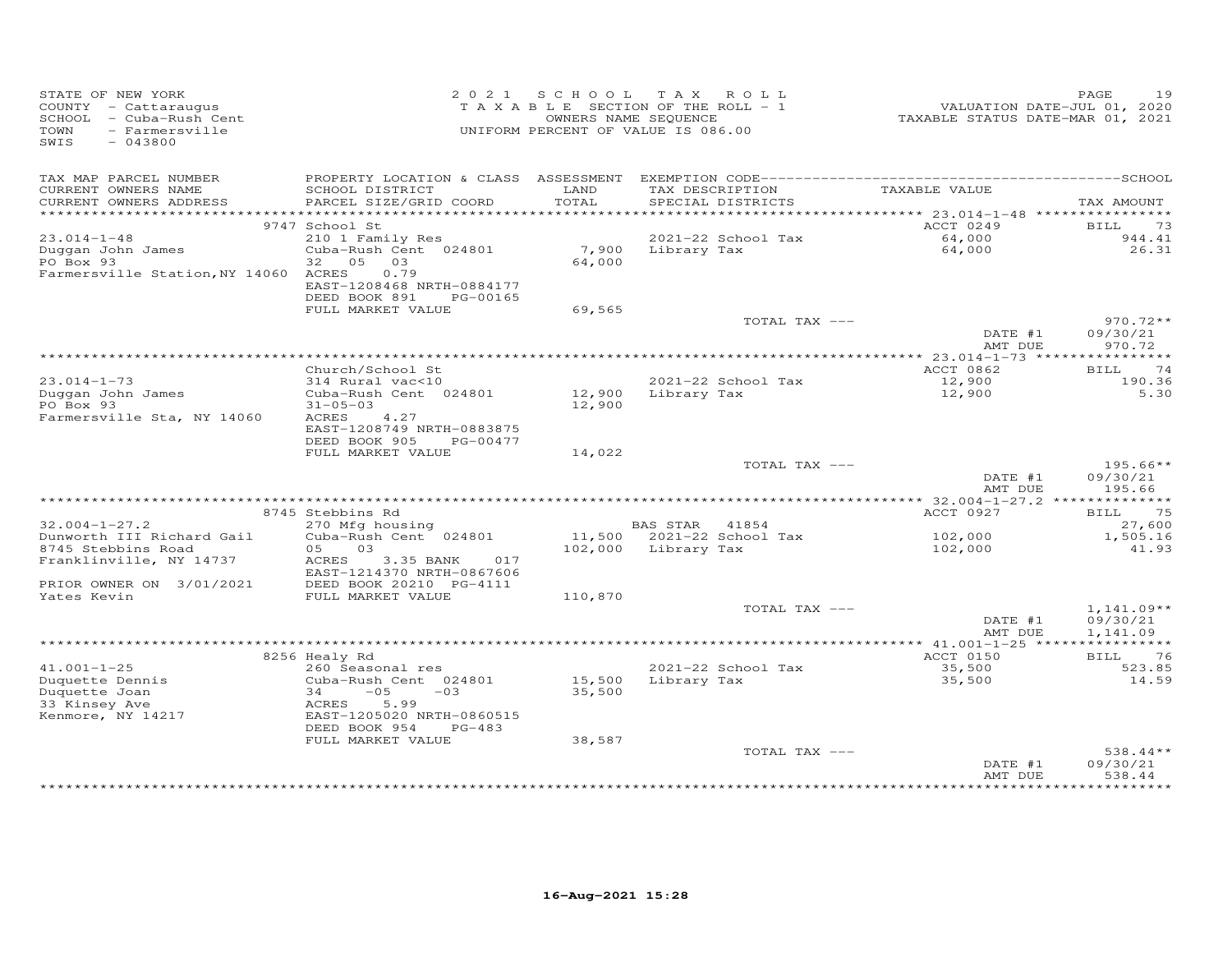STATE OF NEW YORK
COUNTY - Cattaraugus
SCHOOL - Cuba-Rush Cent
TOWN - Farmersville
SWIS - 043800

2021 SCHOOL TAX ROLL
TAXABLE SECTION OF THE ROLL - 1
OWNERS NAME SEQUENCE
UNIFORM PERCENT OF VALUE IS 086.00

VALUATION DATE-JUL 01, 2020
TAXABLE STATUS DATE-MAR 01, 2021

| TAX MAP PARCEL NUMBER / CURRENT OWNERS NAME / CURRENT OWNERS ADDRESS | PROPERTY LOCATION & CLASS / SCHOOL DISTRICT / PARCEL SIZE/GRID COORD | ASSESSMENT LAND / TOTAL | EXEMPTION CODE / TAX DESCRIPTION / SPECIAL DISTRICTS | TAXABLE VALUE | TAX AMOUNT |
|---|---|---|---|---|---|
| 23.014-1-48 | 9747 School St | | | ACCT 0249 | BILL 73 |
| 23.014-1-48 | 210 1 Family Res | | 2021-22 School Tax | 64,000 | 944.41 |
| Duggan John James | Cuba-Rush Cent 024801 | 7,900 | Library Tax | 64,000 | 26.31 |
| PO Box 93 | 32 05 03 | 64,000 | | | |
| Farmersville Station,NY 14060 | ACRES 0.79 | | | | |
| | EAST-1208468 NRTH-0884177 | | | | |
| | DEED BOOK 891 PG-00165 | | | | |
| | FULL MARKET VALUE | 69,565 | | | |
| | | | TOTAL TAX --- | | 970.72** |
| | | | | DATE #1 | 09/30/21 |
| | | | | AMT DUE | 970.72 |
| 23.014-1-73 | Church/School St | | | ACCT 0862 | BILL 74 |
| 23.014-1-73 | 314 Rural vac<10 | | 2021-22 School Tax | 12,900 | 190.36 |
| Duggan John James | Cuba-Rush Cent 024801 | 12,900 | Library Tax | 12,900 | 5.30 |
| PO Box 93 | 31-05-03 | 12,900 | | | |
| Farmersville Sta, NY 14060 | ACRES 4.27 | | | | |
| | EAST-1208749 NRTH-0883875 | | | | |
| | DEED BOOK 905 PG-00477 | | | | |
| | FULL MARKET VALUE | 14,022 | | | |
| | | | TOTAL TAX --- | | 195.66** |
| | | | | DATE #1 | 09/30/21 |
| | | | | AMT DUE | 195.66 |
| 32.004-1-27.2 | 8745 Stebbins Rd | | | ACCT 0927 | BILL 75 |
| 32.004-1-27.2 | 270 Mfg housing | | BAS STAR 41854 | | 27,600 |
| Dunworth III Richard Gail | Cuba-Rush Cent 024801 | 11,500 | 2021-22 School Tax | 102,000 | 1,505.16 |
| 8745 Stebbins Road | 05 03 | 102,000 | Library Tax | 102,000 | 41.93 |
| Franklinville, NY 14737 | ACRES 3.35 BANK 017 | | | | |
| | EAST-1214370 NRTH-0867606 | | | | |
| PRIOR OWNER ON 3/01/2021 | DEED BOOK 20210 PG-4111 | | | | |
| Yates Kevin | FULL MARKET VALUE | 110,870 | | | |
| | | | TOTAL TAX --- | | 1,141.09** |
| | | | | DATE #1 | 09/30/21 |
| | | | | AMT DUE | 1,141.09 |
| 41.001-1-25 | 8256 Healy Rd | | | ACCT 0150 | BILL 76 |
| 41.001-1-25 | 260 Seasonal res | | 2021-22 School Tax | 35,500 | 523.85 |
| Duquette Dennis | Cuba-Rush Cent 024801 | 15,500 | Library Tax | 35,500 | 14.59 |
| Duquette Joan | 34 -05 -03 | 35,500 | | | |
| 33 Kinsey Ave | ACRES 5.99 | | | | |
| Kenmore, NY 14217 | EAST-1205020 NRTH-0860515 | | | | |
| | DEED BOOK 954 PG-483 | | | | |
| | FULL MARKET VALUE | 38,587 | | | |
| | | | TOTAL TAX --- | | 538.44** |
| | | | | DATE #1 | 09/30/21 |
| | | | | AMT DUE | 538.44 |

16-Aug-2021 15:28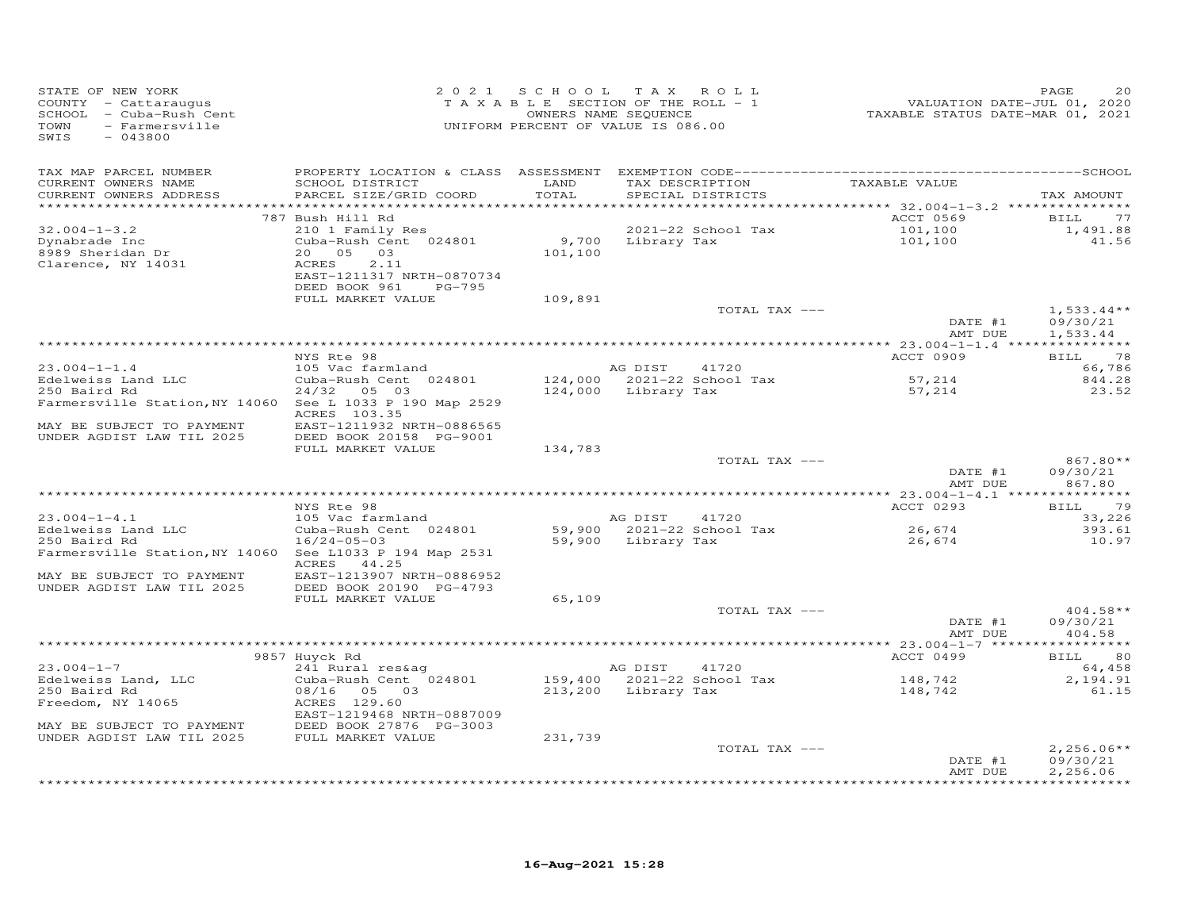STATE OF NEW YORK
COUNTY - Cattaraugus
SCHOOL - Cuba-Rush Cent
TOWN - Farmersville
SWIS - 043800

2 0 2 1 S C H O O L T A X R O L L
T A X A B L E SECTION OF THE ROLL - 1
OWNERS NAME SEQUENCE
UNIFORM PERCENT OF VALUE IS 086.00

VALUATION DATE-JUL 01, 2020
TAXABLE STATUS DATE-MAR 01, 2021

| TAX MAP PARCEL NUMBER / CURRENT OWNERS NAME / CURRENT OWNERS ADDRESS | PROPERTY LOCATION & CLASS / SCHOOL DISTRICT / PARCEL SIZE/GRID COORD | ASSESSMENT LAND / TOTAL | EXEMPTION CODE / TAX DESCRIPTION / SPECIAL DISTRICTS | TAXABLE VALUE | TAX AMOUNT |
|---|---|---|---|---|---|
| 32.004-1-3.2 | 787 Bush Hill Rd | | | ACCT 0569 | BILL 77 |
| 32.004-1-3.2 | 210 1 Family Res | | 2021-22 School Tax | 101,100 | 1,491.88 |
| Dynabrade Inc | Cuba-Rush Cent 024801 | 9,700 | Library Tax | 101,100 | 41.56 |
| 8989 Sheridan Dr | 20 05 03 | 101,100 | | | |
| Clarence, NY 14031 | ACRES 2.11 | | | | |
| | EAST-1211317 NRTH-0870734 | | | | |
| | DEED BOOK 961 PG-795 | | | | |
| | FULL MARKET VALUE | 109,891 | | | |
| | | | TOTAL TAX --- | | 1,533.44** |
| | | | | DATE #1 | 09/30/21 |
| | | | | AMT DUE | 1,533.44 |
| 23.004-1-1.4 | NYS Rte 98 | | | ACCT 0909 | BILL 78 |
| 23.004-1-1.4 | 105 Vac farmland | | AG DIST 41720 | | 66,786 |
| Edelweiss Land LLC | Cuba-Rush Cent 024801 | 124,000 | 2021-22 School Tax | 57,214 | 844.28 |
| 250 Baird Rd | 24/32 05 03 | 124,000 | Library Tax | 57,214 | 23.52 |
| Farmersville Station,NY 14060 | See L 1033 P 190 Map 2529 | | | | |
| | ACRES 103.35 | | | | |
| MAY BE SUBJECT TO PAYMENT | EAST-1211932 NRTH-0886565 | | | | |
| UNDER AGDIST LAW TIL 2025 | DEED BOOK 20158 PG-9001 | | | | |
| | FULL MARKET VALUE | 134,783 | | | |
| | | | TOTAL TAX --- | | 867.80** |
| | | | | DATE #1 | 09/30/21 |
| | | | | AMT DUE | 867.80 |
| 23.004-1-4.1 | NYS Rte 98 | | | ACCT 0293 | BILL 79 |
| 23.004-1-4.1 | 105 Vac farmland | | AG DIST 41720 | | 33,226 |
| Edelweiss Land LLC | Cuba-Rush Cent 024801 | 59,900 | 2021-22 School Tax | 26,674 | 393.61 |
| 250 Baird Rd | 16/24-05-03 | 59,900 | Library Tax | 26,674 | 10.97 |
| Farmersville Station,NY 14060 | See L1033 P 194 Map 2531 | | | | |
| | ACRES 44.25 | | | | |
| MAY BE SUBJECT TO PAYMENT | EAST-1213907 NRTH-0886952 | | | | |
| UNDER AGDIST LAW TIL 2025 | DEED BOOK 20190 PG-4793 | | | | |
| | FULL MARKET VALUE | 65,109 | | | |
| | | | TOTAL TAX --- | | 404.58** |
| | | | | DATE #1 | 09/30/21 |
| | | | | AMT DUE | 404.58 |
| 23.004-1-7 | 9857 Huyck Rd | | | ACCT 0499 | BILL 80 |
| 23.004-1-7 | 241 Rural res&ag | | AG DIST 41720 | | 64,458 |
| Edelweiss Land, LLC | Cuba-Rush Cent 024801 | 159,400 | 2021-22 School Tax | 148,742 | 2,194.91 |
| 250 Baird Rd | 08/16 05 03 | 213,200 | Library Tax | 148,742 | 61.15 |
| Freedom, NY 14065 | ACRES 129.60 | | | | |
| | EAST-1219468 NRTH-0887009 | | | | |
| MAY BE SUBJECT TO PAYMENT | DEED BOOK 27876 PG-3003 | | | | |
| UNDER AGDIST LAW TIL 2025 | FULL MARKET VALUE | 231,739 | | | |
| | | | TOTAL TAX --- | | 2,256.06** |
| | | | | DATE #1 | 09/30/21 |
| | | | | AMT DUE | 2,256.06 |

16-Aug-2021 15:28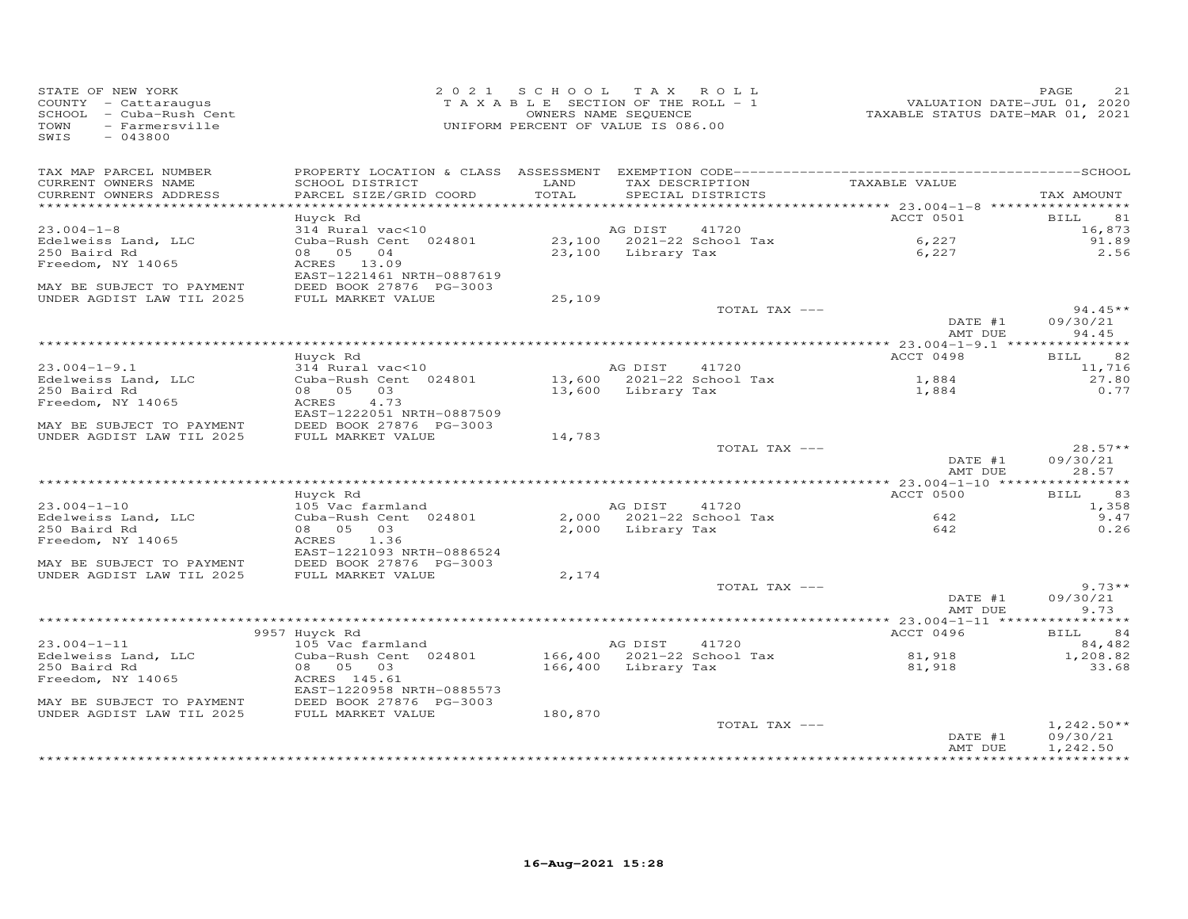STATE OF NEW YORK
COUNTY - Cattaraugus
SCHOOL - Cuba-Rush Cent
TOWN - Farmersville
SWIS - 043800

2021 SCHOOL TAX ROLL
TAXABLE SECTION OF THE ROLL - 1
OWNERS NAME SEQUENCE
UNIFORM PERCENT OF VALUE IS 086.00

VALUATION DATE-JUL 01, 2020
TAXABLE STATUS DATE-MAR 01, 2021

| TAX MAP PARCEL NUMBER / CURRENT OWNERS NAME / CURRENT OWNERS ADDRESS | PROPERTY LOCATION & CLASS / SCHOOL DISTRICT / PARCEL SIZE/GRID COORD | ASSESSMENT LAND / TOTAL | EXEMPTION CODE / TAX DESCRIPTION / SPECIAL DISTRICTS | TAXABLE VALUE | TAX AMOUNT |
|---|---|---|---|---|---|
| | Huyck Rd | | | ACCT 0501 | BILL 81 |
| 23.004-1-8 | 314 Rural vac<10 | | AG DIST 41720 | | 16,873 |
| Edelweiss Land, LLC | Cuba-Rush Cent 024801 | 23,100 | 2021-22 School Tax | 6,227 | 91.89 |
| 250 Baird Rd | 08 05 04 | 23,100 | Library Tax | 6,227 | 2.56 |
| Freedom, NY 14065 | ACRES 13.09 | | | | |
| | EAST-1221461 NRTH-0887619 | | | | |
| MAY BE SUBJECT TO PAYMENT | DEED BOOK 27876 PG-3003 | | | | |
| UNDER AGDIST LAW TIL 2025 | FULL MARKET VALUE | 25,109 | | | |
| | | | TOTAL TAX --- | | 94.45** |
| | | | | DATE #1 | 09/30/21 |
| | | | | AMT DUE | 94.45 |
| | Huyck Rd | | | ACCT 0498 | BILL 82 |
| 23.004-1-9.1 | 314 Rural vac<10 | | AG DIST 41720 | | 11,716 |
| Edelweiss Land, LLC | Cuba-Rush Cent 024801 | 13,600 | 2021-22 School Tax | 1,884 | 27.80 |
| 250 Baird Rd | 08 05 03 | 13,600 | Library Tax | 1,884 | 0.77 |
| Freedom, NY 14065 | ACRES 4.73 | | | | |
| | EAST-1222051 NRTH-0887509 | | | | |
| MAY BE SUBJECT TO PAYMENT | DEED BOOK 27876 PG-3003 | | | | |
| UNDER AGDIST LAW TIL 2025 | FULL MARKET VALUE | 14,783 | | | |
| | | | TOTAL TAX --- | | 28.57** |
| | | | | DATE #1 | 09/30/21 |
| | | | | AMT DUE | 28.57 |
| | Huyck Rd | | | ACCT 0500 | BILL 83 |
| 23.004-1-10 | 105 Vac farmland | | AG DIST 41720 | | 1,358 |
| Edelweiss Land, LLC | Cuba-Rush Cent 024801 | 2,000 | 2021-22 School Tax | 642 | 9.47 |
| 250 Baird Rd | 08 05 03 | 2,000 | Library Tax | 642 | 0.26 |
| Freedom, NY 14065 | ACRES 1.36 | | | | |
| | EAST-1221093 NRTH-0886524 | | | | |
| MAY BE SUBJECT TO PAYMENT | DEED BOOK 27876 PG-3003 | | | | |
| UNDER AGDIST LAW TIL 2025 | FULL MARKET VALUE | 2,174 | | | |
| | | | TOTAL TAX --- | | 9.73** |
| | | | | DATE #1 | 09/30/21 |
| | | | | AMT DUE | 9.73 |
| | 9957 Huyck Rd | | | ACCT 0496 | BILL 84 |
| 23.004-1-11 | 105 Vac farmland | | AG DIST 41720 | | 84,482 |
| Edelweiss Land, LLC | Cuba-Rush Cent 024801 | 166,400 | 2021-22 School Tax | 81,918 | 1,208.82 |
| 250 Baird Rd | 08 05 03 | 166,400 | Library Tax | 81,918 | 33.68 |
| Freedom, NY 14065 | ACRES 145.61 | | | | |
| | EAST-1220958 NRTH-0885573 | | | | |
| MAY BE SUBJECT TO PAYMENT | DEED BOOK 27876 PG-3003 | | | | |
| UNDER AGDIST LAW TIL 2025 | FULL MARKET VALUE | 180,870 | | | |
| | | | TOTAL TAX --- | | 1,242.50** |
| | | | | DATE #1 | 09/30/21 |
| | | | | AMT DUE | 1,242.50 |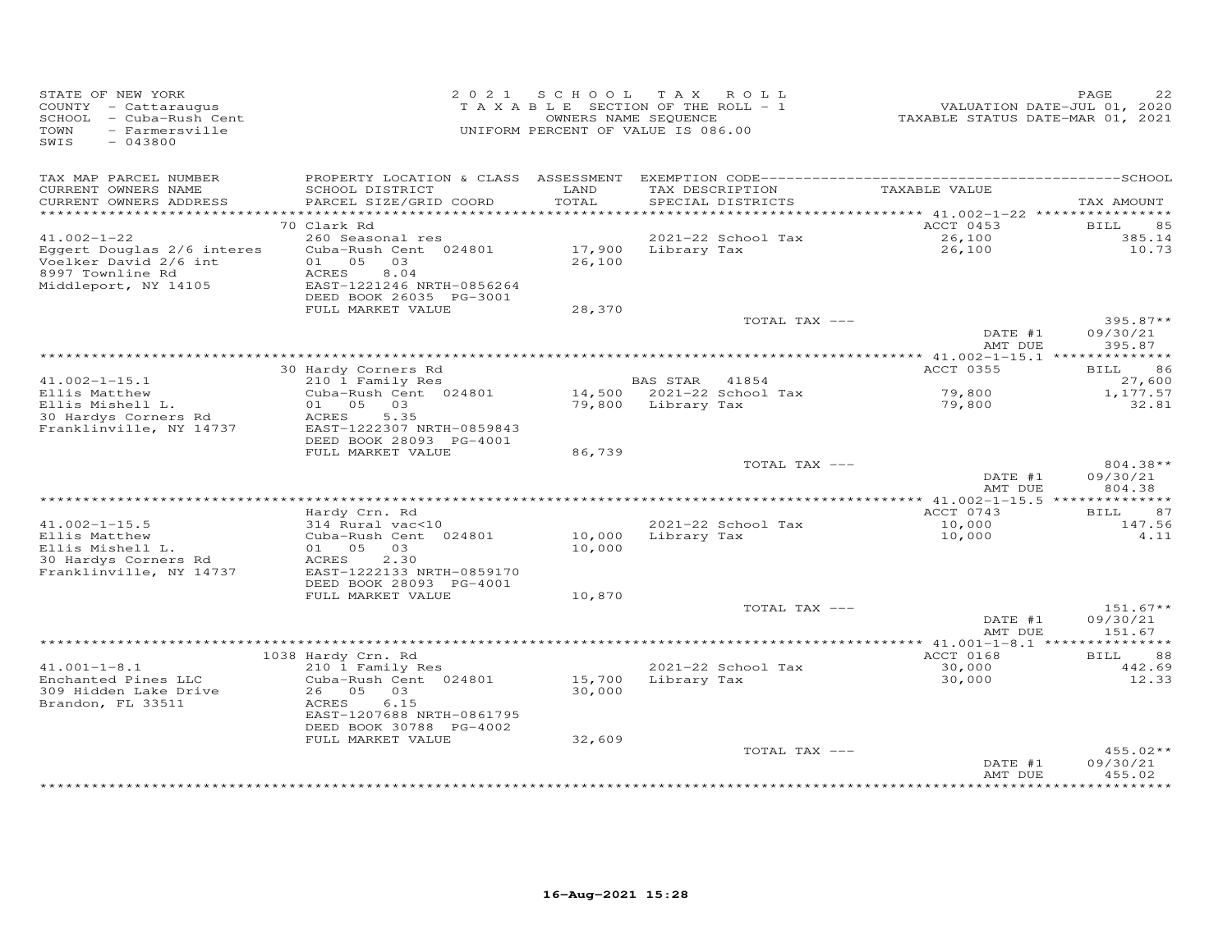STATE OF NEW YORK
COUNTY - Cattaraugus
SCHOOL - Cuba-Rush Cent
TOWN - Farmersville
SWIS - 043800

2021 SCHOOL TAX ROLL
TAXABLE SECTION OF THE ROLL - 1
OWNERS NAME SEQUENCE
UNIFORM PERCENT OF VALUE IS 086.00

VALUATION DATE-JUL 01, 2020
TAXABLE STATUS DATE-MAR 01, 2021

| TAX MAP PARCEL NUMBER / CURRENT OWNERS NAME / CURRENT OWNERS ADDRESS | PROPERTY LOCATION & CLASS / SCHOOL DISTRICT / PARCEL SIZE/GRID COORD | ASSESSMENT LAND / TOTAL | EXEMPTION CODE / TAX DESCRIPTION / SPECIAL DISTRICTS | TAXABLE VALUE | TAX AMOUNT |
|---|---|---|---|---|---|
| **41.002-1-22** | 70 Clark Rd | | | ACCT 0453 | BILL 85 |
| Eggert Douglas 2/6 interes | 260 Seasonal res | | 2021-22 School Tax | 26,100 | 385.14 |
| Voelker David 2/6 int | Cuba-Rush Cent 024801 | 17,900 | Library Tax | 26,100 | 10.73 |
| 8997 Townline Rd | 01 05 03 | 26,100 | | | |
| Middleport, NY 14105 | ACRES 8.04 | | | | |
| | EAST-1221246 NRTH-0856264 | | | | |
| | DEED BOOK 26035 PG-3001 | | | | |
| | FULL MARKET VALUE | 28,370 | | | |
| | | | TOTAL TAX --- | | 395.87** |
| | | | | DATE #1 | 09/30/21 |
| | | | | AMT DUE | 395.87 |
| **41.002-1-15.1** | 30 Hardy Corners Rd | | | ACCT 0355 | BILL 86 |
| Ellis Matthew | 210 1 Family Res | | BAS STAR 41854 | | 27,600 |
| Ellis Mishell L. | Cuba-Rush Cent 024801 | 14,500 | 2021-22 School Tax | 79,800 | 1,177.57 |
| 30 Hardys Corners Rd | 01 05 03 | 79,800 | Library Tax | 79,800 | 32.81 |
| Franklinville, NY 14737 | ACRES 5.35 | | | | |
| | EAST-1222307 NRTH-0859843 | | | | |
| | DEED BOOK 28093 PG-4001 | | | | |
| | FULL MARKET VALUE | 86,739 | | | |
| | | | TOTAL TAX --- | | 804.38** |
| | | | | DATE #1 | 09/30/21 |
| | | | | AMT DUE | 804.38 |
| **41.002-1-15.5** | Hardy Crn. Rd | | | ACCT 0743 | BILL 87 |
| Ellis Matthew | 314 Rural vac<10 | | 2021-22 School Tax | 10,000 | 147.56 |
| Ellis Mishell L. | Cuba-Rush Cent 024801 | 10,000 | Library Tax | 10,000 | 4.11 |
| 30 Hardys Corners Rd | 01 05 03 | 10,000 | | | |
| Franklinville, NY 14737 | ACRES 2.30 | | | | |
| | EAST-1222133 NRTH-0859170 | | | | |
| | DEED BOOK 28093 PG-4001 | | | | |
| | FULL MARKET VALUE | 10,870 | | | |
| | | | TOTAL TAX --- | | 151.67** |
| | | | | DATE #1 | 09/30/21 |
| | | | | AMT DUE | 151.67 |
| **41.001-1-8.1** | 1038 Hardy Crn. Rd | | | ACCT 0168 | BILL 88 |
| Enchanted Pines LLC | 210 1 Family Res | | 2021-22 School Tax | 30,000 | 442.69 |
| 309 Hidden Lake Drive | Cuba-Rush Cent 024801 | 15,700 | Library Tax | 30,000 | 12.33 |
| Brandon, FL 33511 | 26 05 03 | 30,000 | | | |
| | ACRES 6.15 | | | | |
| | EAST-1207688 NRTH-0861795 | | | | |
| | DEED BOOK 30788 PG-4002 | | | | |
| | FULL MARKET VALUE | 32,609 | | | |
| | | | TOTAL TAX --- | | 455.02** |
| | | | | DATE #1 | 09/30/21 |
| | | | | AMT DUE | 455.02 |

16-Aug-2021 15:28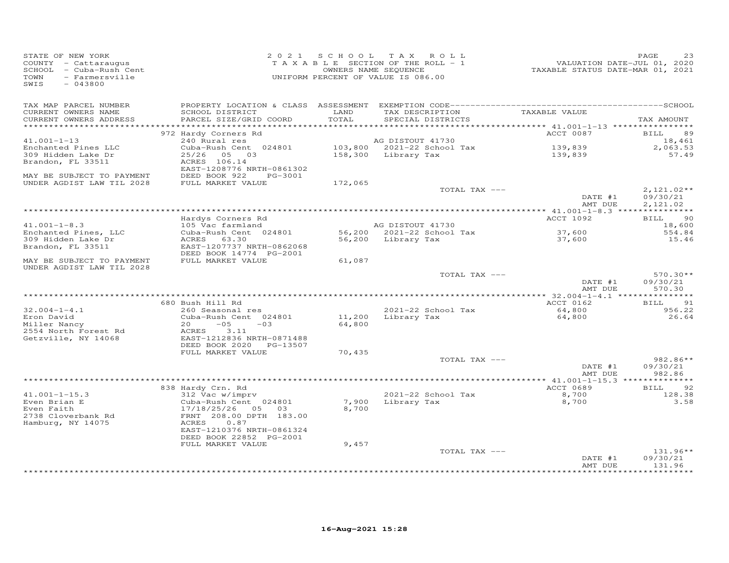STATE OF NEW YORK
COUNTY - Cattaraugus
SCHOOL - Cuba-Rush Cent
TOWN - Farmersville
SWIS - 043800

2021 SCHOOL TAX ROLL
TAXABLE SECTION OF THE ROLL - 1
OWNERS NAME SEQUENCE
UNIFORM PERCENT OF VALUE IS 086.00

VALUATION DATE-JUL 01, 2020
TAXABLE STATUS DATE-MAR 01, 2021

| TAX MAP PARCEL NUMBER / CURRENT OWNERS NAME / CURRENT OWNERS ADDRESS | PROPERTY LOCATION & CLASS / SCHOOL DISTRICT / PARCEL SIZE/GRID COORD | ASSESSMENT LAND / TOTAL | EXEMPTION CODE / TAX DESCRIPTION / SPECIAL DISTRICTS | TAXABLE VALUE | TAX AMOUNT |
|---|---|---|---|---|---|
| 41.001-1-13 | 972 Hardy Corners Rd | | | ACCT 0087 | BILL 89 |
| Enchanted Pines LLC | 240 Rural res | | AG DISTOUT 41730 | | 18,461 |
| 309 Hidden Lake Dr | Cuba-Rush Cent 024801 | 103,800 | 2021-22 School Tax | 139,839 | 2,063.53 |
| Brandon, FL 33511 | 25/26 05 03 | 158,300 | Library Tax | 139,839 | 57.49 |
| | ACRES 106.14 | | | | |
| | EAST-1208776 NRTH-0861302 | | | | |
| MAY BE SUBJECT TO PAYMENT | DEED BOOK 922 PG-3001 | | | | |
| UNDER AGDIST LAW TIL 2028 | FULL MARKET VALUE | 172,065 | | | |
| | | | TOTAL TAX --- | | 2,121.02** |
| | | | | DATE #1 | 09/30/21 |
| | | | | AMT DUE | 2,121.02 |
| 41.001-1-8.3 | Hardys Corners Rd | | | ACCT 1092 | BILL 90 |
| Enchanted Pines, LLC | 105 Vac farmland | | AG DISTOUT 41730 | | 18,600 |
| 309 Hidden Lake Dr | Cuba-Rush Cent 024801 | 56,200 | 2021-22 School Tax | 37,600 | 554.84 |
| Brandon, FL 33511 | ACRES 63.30 | 56,200 | Library Tax | 37,600 | 15.46 |
| | EAST-1207737 NRTH-0862068 | | | | |
| | DEED BOOK 14774 PG-2001 | | | | |
| MAY BE SUBJECT TO PAYMENT | FULL MARKET VALUE | 61,087 | | | |
| UNDER AGDIST LAW TIL 2028 | | | | | |
| | | | TOTAL TAX --- | | 570.30** |
| | | | | DATE #1 | 09/30/21 |
| | | | | AMT DUE | 570.30 |
| 32.004-1-4.1 | 680 Bush Hill Rd | | | ACCT 0162 | BILL 91 |
| Eron David | 260 Seasonal res | | 2021-22 School Tax | 64,800 | 956.22 |
| Miller Nancy | Cuba-Rush Cent 024801 | 11,200 | Library Tax | 64,800 | 26.64 |
| 2554 North Forest Rd | 20 -05 -03 | 64,800 | | | |
| Getzville, NY 14068 | ACRES 3.11 | | | | |
| | EAST-1212836 NRTH-0871488 | | | | |
| | DEED BOOK 2020 PG-13507 | | | | |
| | FULL MARKET VALUE | 70,435 | | | |
| | | | TOTAL TAX --- | | 982.86** |
| | | | | DATE #1 | 09/30/21 |
| | | | | AMT DUE | 982.86 |
| 41.001-1-15.3 | 838 Hardy Crn. Rd | | | ACCT 0689 | BILL 92 |
| Even Brian E | 312 Vac w/imprv | | 2021-22 School Tax | 8,700 | 128.38 |
| Even Faith | Cuba-Rush Cent 024801 | 7,900 | Library Tax | 8,700 | 3.58 |
| 2738 Cloverbank Rd | 17/18/25/26 05 03 | 8,700 | | | |
| Hamburg, NY 14075 | FRNT 208.00 DPTH 183.00 | | | | |
| | ACRES 0.87 | | | | |
| | EAST-1210376 NRTH-0861324 | | | | |
| | DEED BOOK 22852 PG-2001 | | | | |
| | FULL MARKET VALUE | 9,457 | | | |
| | | | TOTAL TAX --- | | 131.96** |
| | | | | DATE #1 | 09/30/21 |
| | | | | AMT DUE | 131.96 |

16-Aug-2021 15:28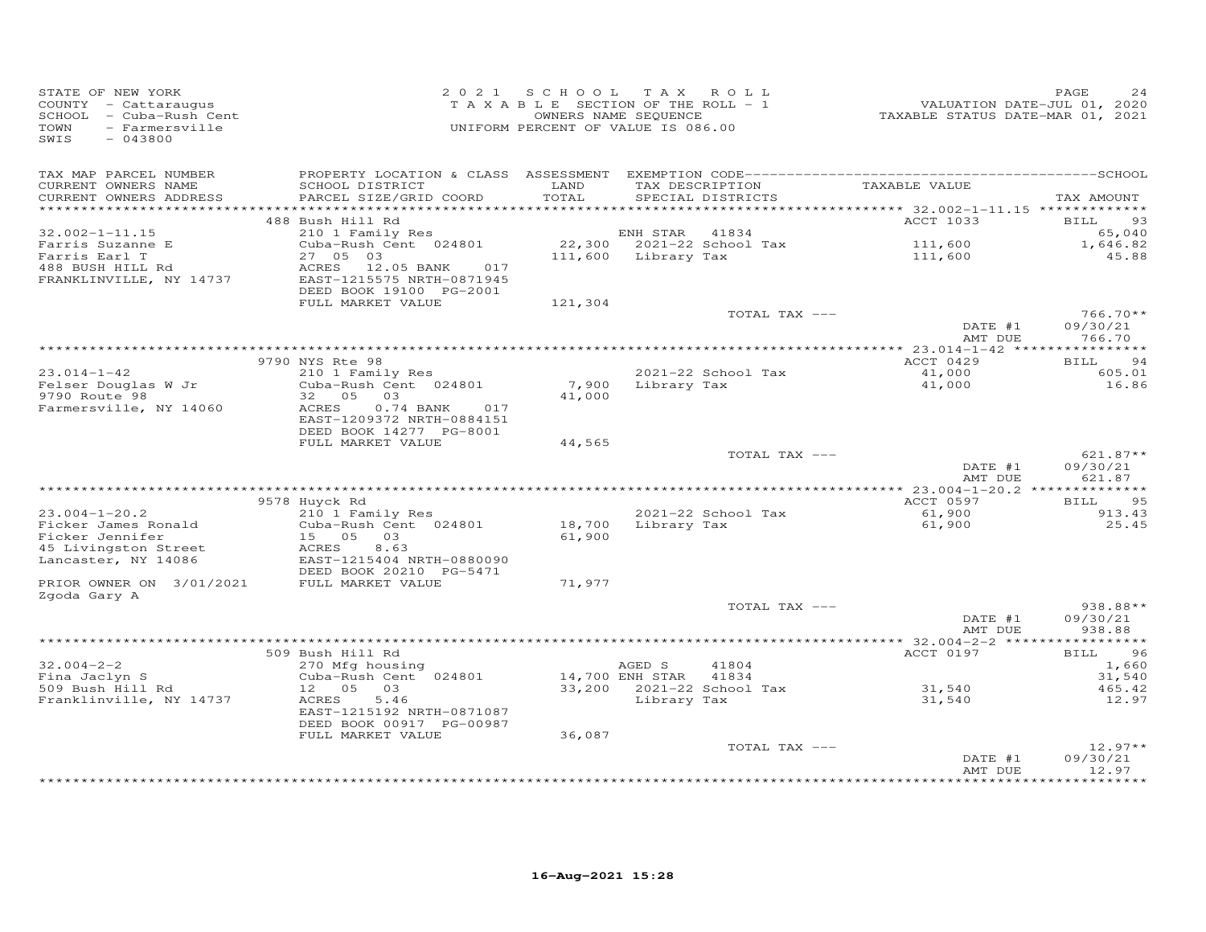STATE OF NEW YORK
COUNTY - Cattaraugus
SCHOOL - Cuba-Rush Cent
TOWN - Farmersville
SWIS - 043800

2021 SCHOOL TAX ROLL
TAXABLE SECTION OF THE ROLL - 1
OWNERS NAME SEQUENCE
UNIFORM PERCENT OF VALUE IS 086.00

VALUATION DATE-JUL 01, 2020
TAXABLE STATUS DATE-MAR 01, 2021

| TAX MAP PARCEL NUMBER / CURRENT OWNERS NAME / CURRENT OWNERS ADDRESS | PROPERTY LOCATION & CLASS / SCHOOL DISTRICT / PARCEL SIZE/GRID COORD | ASSESSMENT LAND / TOTAL | EXEMPTION CODE / TAX DESCRIPTION / SPECIAL DISTRICTS | TAXABLE VALUE | TAX AMOUNT |
|---|---|---|---|---|---|
| **32.002-1-11.15** | 488 Bush Hill Rd | | | ACCT 1033 | BILL 93 |
| Farris Suzanne E | 210 1 Family Res | | ENH STAR 41834 | | 65,040 |
| Farris Earl T | Cuba-Rush Cent 024801 | 22,300 | 2021-22 School Tax | 111,600 | 1,646.82 |
| 488 BUSH HILL Rd | 27 05 03 | 111,600 | Library Tax | 111,600 | 45.88 |
| FRANKLINVILLE, NY 14737 | ACRES 12.05 BANK 017 | | | | |
| | EAST-1215575 NRTH-0871945 | | | | |
| | DEED BOOK 19100 PG-2001 | | | | |
| | FULL MARKET VALUE | 121,304 | | | |
| | | | TOTAL TAX --- | | 766.70** |
| | | | | DATE #1 | 09/30/21 |
| | | | | AMT DUE | 766.70 |
| **23.014-1-42** | 9790 NYS Rte 98 | | | ACCT 0429 | BILL 94 |
| Felser Douglas W Jr | 210 1 Family Res | | 2021-22 School Tax | 41,000 | 605.01 |
| 9790 Route 98 | Cuba-Rush Cent 024801 | 7,900 | Library Tax | 41,000 | 16.86 |
| Farmersville, NY 14060 | 32 05 03 | 41,000 | | | |
| | ACRES 0.74 BANK 017 | | | | |
| | EAST-1209372 NRTH-0884151 | | | | |
| | DEED BOOK 14277 PG-8001 | | | | |
| | FULL MARKET VALUE | 44,565 | | | |
| | | | TOTAL TAX --- | | 621.87** |
| | | | | DATE #1 | 09/30/21 |
| | | | | AMT DUE | 621.87 |
| **23.004-1-20.2** | 9578 Huyck Rd | | | ACCT 0597 | BILL 95 |
| Ficker James Ronald | 210 1 Family Res | | 2021-22 School Tax | 61,900 | 913.43 |
| Ficker Jennifer | Cuba-Rush Cent 024801 | 18,700 | Library Tax | 61,900 | 25.45 |
| 45 Livingston Street | 15 05 03 | 61,900 | | | |
| Lancaster, NY 14086 | ACRES 8.63 | | | | |
| | EAST-1215404 NRTH-0880090 | | | | |
| | DEED BOOK 20210 PG-5471 | | | | |
| PRIOR OWNER ON 3/01/2021 | FULL MARKET VALUE | 71,977 | | | |
| Zgoda Gary A | | | | | |
| | | | TOTAL TAX --- | | 938.88** |
| | | | | DATE #1 | 09/30/21 |
| | | | | AMT DUE | 938.88 |
| **32.004-2-2** | 509 Bush Hill Rd | | | ACCT 0197 | BILL 96 |
| Fina Jaclyn S | 270 Mfg housing | | AGED S 41804 | | 1,660 |
| 509 Bush Hill Rd | Cuba-Rush Cent 024801 | 14,700 | ENH STAR 41834 | | 31,540 |
| Franklinville, NY 14737 | 12 05 03 | 33,200 | 2021-22 School Tax | 31,540 | 465.42 |
| | ACRES 5.46 | | Library Tax | 31,540 | 12.97 |
| | EAST-1215192 NRTH-0871087 | | | | |
| | DEED BOOK 00917 PG-00987 | | | | |
| | FULL MARKET VALUE | 36,087 | | | |
| | | | TOTAL TAX --- | | 12.97** |
| | | | | DATE #1 | 09/30/21 |
| | | | | AMT DUE | 12.97 |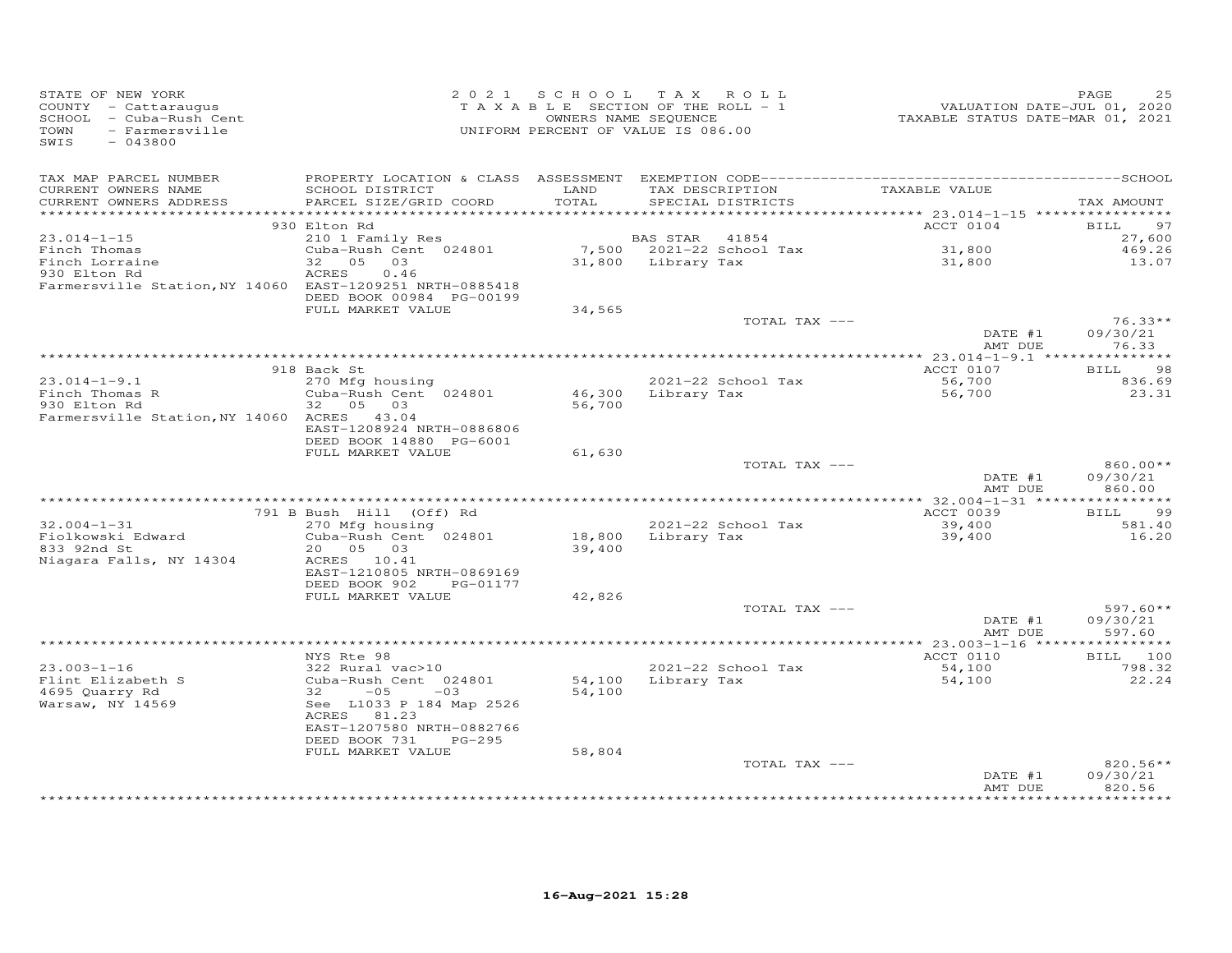STATE OF NEW YORK
COUNTY - Cattaraugus
SCHOOL - Cuba-Rush Cent
TOWN - Farmersville
SWIS - 043800

2 0 2 1 S C H O O L T A X R O L L
T A X A B L E SECTION OF THE ROLL - 1
OWNERS NAME SEQUENCE
UNIFORM PERCENT OF VALUE IS 086.00

VALUATION DATE-JUL 01, 2020
TAXABLE STATUS DATE-MAR 01, 2021

| TAX MAP PARCEL NUMBER / CURRENT OWNERS NAME / CURRENT OWNERS ADDRESS | PROPERTY LOCATION & CLASS / SCHOOL DISTRICT / PARCEL SIZE/GRID COORD | ASSESSMENT LAND / TOTAL | EXEMPTION CODE / TAX DESCRIPTION / SPECIAL DISTRICTS | TAXABLE VALUE | TAX AMOUNT |
|---|---|---|---|---|---|
| | 930 Elton Rd | | | ACCT 0104 | BILL 97 |
| 23.014-1-15 | 210 1 Family Res | | BAS STAR 41854 | | 27,600 |
| Finch Thomas | Cuba-Rush Cent 024801 | 7,500 | 2021-22 School Tax | 31,800 | 469.26 |
| Finch Lorraine | 32 05 03 | 31,800 | Library Tax | 31,800 | 13.07 |
| 930 Elton Rd | ACRES 0.46 | | | | |
| Farmersville Station, NY 14060 | EAST-1209251 NRTH-0885418 | | | | |
| | DEED BOOK 00984 PG-00199 | | | | |
| | FULL MARKET VALUE | 34,565 | | | |
| | | | TOTAL TAX --- | | 76.33** |
| | | | | DATE #1 | 09/30/21 |
| | | | | AMT DUE | 76.33 |
| | 918 Back St | | | ACCT 0107 | BILL 98 |
| 23.014-1-9.1 | 270 Mfg housing | | 2021-22 School Tax | 56,700 | 836.69 |
| Finch Thomas R | Cuba-Rush Cent 024801 | 46,300 | Library Tax | 56,700 | 23.31 |
| 930 Elton Rd | 32 05 03 | 56,700 | | | |
| Farmersville Station, NY 14060 | ACRES 43.04 | | | | |
| | EAST-1208924 NRTH-0886806 | | | | |
| | DEED BOOK 14880 PG-6001 | | | | |
| | FULL MARKET VALUE | 61,630 | | | |
| | | | TOTAL TAX --- | | 860.00** |
| | | | | DATE #1 | 09/30/21 |
| | | | | AMT DUE | 860.00 |
| | 791 B Bush Hill (Off) Rd | | | ACCT 0039 | BILL 99 |
| 32.004-1-31 | 270 Mfg housing | | 2021-22 School Tax | 39,400 | 581.40 |
| Fiolkowski Edward | Cuba-Rush Cent 024801 | 18,800 | Library Tax | 39,400 | 16.20 |
| 833 92nd St | 20 05 03 | 39,400 | | | |
| Niagara Falls, NY 14304 | ACRES 10.41 | | | | |
| | EAST-1210805 NRTH-0869169 | | | | |
| | DEED BOOK 902 PG-01177 | | | | |
| | FULL MARKET VALUE | 42,826 | | | |
| | | | TOTAL TAX --- | | 597.60** |
| | | | | DATE #1 | 09/30/21 |
| | | | | AMT DUE | 597.60 |
| | NYS Rte 98 | | | ACCT 0110 | BILL 100 |
| 23.003-1-16 | 322 Rural vac>10 | | 2021-22 School Tax | 54,100 | 798.32 |
| Flint Elizabeth S | Cuba-Rush Cent 024801 | 54,100 | Library Tax | 54,100 | 22.24 |
| 4695 Quarry Rd | 32 -05 -03 | 54,100 | | | |
| Warsaw, NY 14569 | See L1033 P 184 Map 2526 | | | | |
| | ACRES 81.23 | | | | |
| | EAST-1207580 NRTH-0882766 | | | | |
| | DEED BOOK 731 PG-295 | | | | |
| | FULL MARKET VALUE | 58,804 | | | |
| | | | TOTAL TAX --- | | 820.56** |
| | | | | DATE #1 | 09/30/21 |
| | | | | AMT DUE | 820.56 |

16-Aug-2021 15:28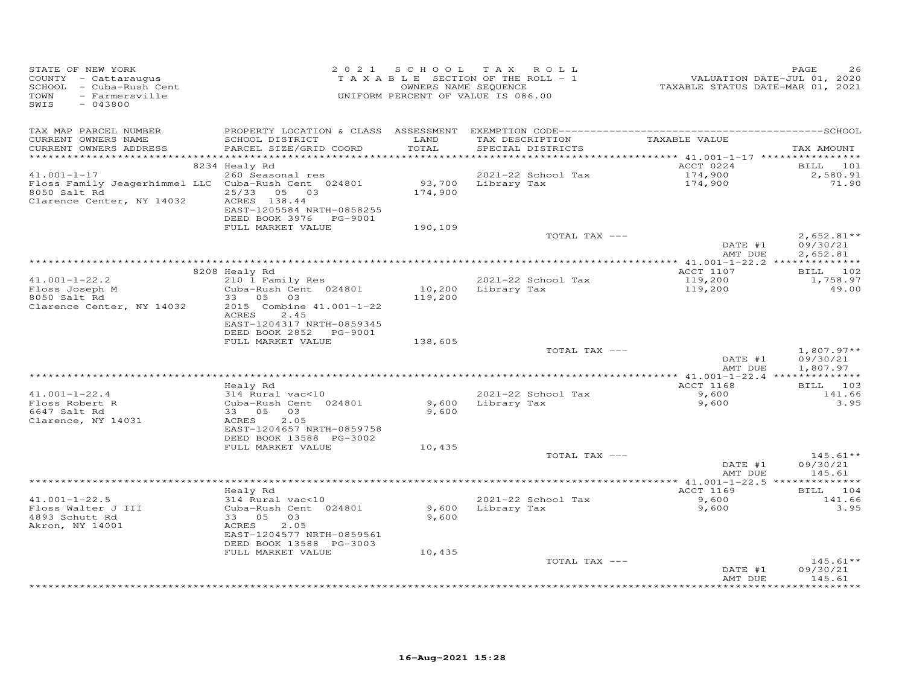STATE OF NEW YORK
COUNTY - Cattaraugus
SCHOOL - Cuba-Rush Cent
TOWN - Farmersville
SWIS - 043800

2021 SCHOOL TAX ROLL
TAXABLE SECTION OF THE ROLL - 1
OWNERS NAME SEQUENCE
UNIFORM PERCENT OF VALUE IS 086.00

VALUATION DATE-JUL 01, 2020
TAXABLE STATUS DATE-MAR 01, 2021

| TAX MAP PARCEL NUMBER / CURRENT OWNERS NAME / CURRENT OWNERS ADDRESS | PROPERTY LOCATION & CLASS / SCHOOL DISTRICT / PARCEL SIZE/GRID COORD | ASSESSMENT LAND / TOTAL | EXEMPTION CODE / TAX DESCRIPTION / SPECIAL DISTRICTS | TAXABLE VALUE | TAX AMOUNT |
|---|---|---|---|---|---|
| 41.001-1-17 | 8234 Healy Rd | | | ACCT 0224 | BILL 101 |
| Floss Family Jeagerhimmel LLC | 260 Seasonal res | | 2021-22 School Tax | 174,900 | 2,580.91 |
| 8050 Salt Rd | Cuba-Rush Cent 024801 | 93,700 | Library Tax | 174,900 | 71.90 |
| Clarence Center, NY 14032 | 25/33 05 03 | 174,900 | | | |
| | ACRES 138.44 | | | | |
| | EAST-1205584 NRTH-0858255 | | | | |
| | DEED BOOK 3976 PG-9001 | | | | |
| | FULL MARKET VALUE | 190,109 | | | |
| | | | TOTAL TAX --- | | 2,652.81** |
| | | | | DATE #1 | 09/30/21 |
| | | | | AMT DUE | 2,652.81 |
| 41.001-1-22.2 | 8208 Healy Rd | | | ACCT 1107 | BILL 102 |
| Floss Joseph M | 210 1 Family Res | | 2021-22 School Tax | 119,200 | 1,758.97 |
| 8050 Salt Rd | Cuba-Rush Cent 024801 | 10,200 | Library Tax | 119,200 | 49.00 |
| Clarence Center, NY 14032 | 33 05 03 | 119,200 | | | |
| | 2015 Combine 41.001-1-22 | | | | |
| | ACRES 2.45 | | | | |
| | EAST-1204317 NRTH-0859345 | | | | |
| | DEED BOOK 2852 PG-9001 | | | | |
| | FULL MARKET VALUE | 138,605 | | | |
| | | | TOTAL TAX --- | | 1,807.97** |
| | | | | DATE #1 | 09/30/21 |
| | | | | AMT DUE | 1,807.97 |
| 41.001-1-22.4 | Healy Rd | | | ACCT 1168 | BILL 103 |
| Floss Robert R | 314 Rural vac<10 | | 2021-22 School Tax | 9,600 | 141.66 |
| 6647 Salt Rd | Cuba-Rush Cent 024801 | 9,600 | Library Tax | 9,600 | 3.95 |
| Clarence, NY 14031 | 33 05 03 | 9,600 | | | |
| | ACRES 2.05 | | | | |
| | EAST-1204657 NRTH-0859758 | | | | |
| | DEED BOOK 13588 PG-3002 | | | | |
| | FULL MARKET VALUE | 10,435 | | | |
| | | | TOTAL TAX --- | | 145.61** |
| | | | | DATE #1 | 09/30/21 |
| | | | | AMT DUE | 145.61 |
| 41.001-1-22.5 | Healy Rd | | | ACCT 1169 | BILL 104 |
| Floss Walter J III | 314 Rural vac<10 | | 2021-22 School Tax | 9,600 | 141.66 |
| 4893 Schutt Rd | Cuba-Rush Cent 024801 | 9,600 | Library Tax | 9,600 | 3.95 |
| Akron, NY 14001 | 33 05 03 | 9,600 | | | |
| | ACRES 2.05 | | | | |
| | EAST-1204577 NRTH-0859561 | | | | |
| | DEED BOOK 13588 PG-3003 | | | | |
| | FULL MARKET VALUE | 10,435 | | | |
| | | | TOTAL TAX --- | | 145.61** |
| | | | | DATE #1 | 09/30/21 |
| | | | | AMT DUE | 145.61 |

16-Aug-2021 15:28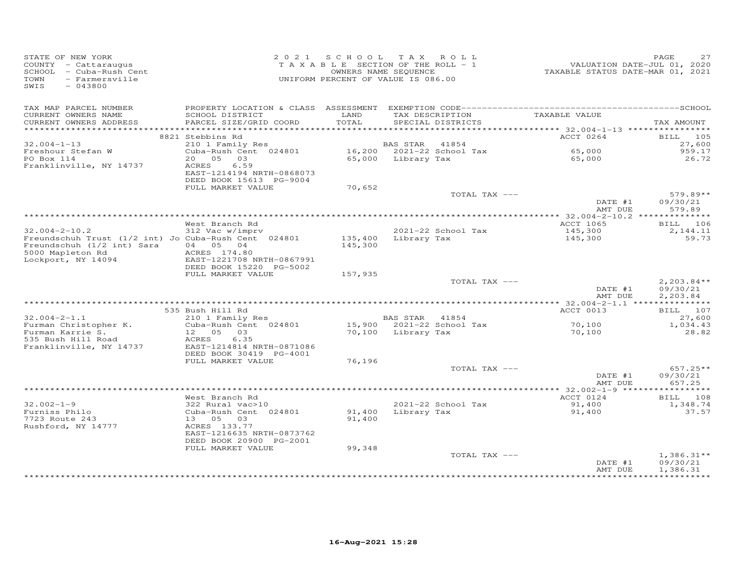STATE OF NEW YORK
COUNTY - Cattaraugus
SCHOOL - Cuba-Rush Cent
TOWN - Farmersville
SWIS - 043800

2 0 2 1 S C H O O L T A X R O L L
T A X A B L E SECTION OF THE ROLL - 1
OWNERS NAME SEQUENCE
UNIFORM PERCENT OF VALUE IS 086.00

VALUATION DATE-JUL 01, 2020
TAXABLE STATUS DATE-MAR 01, 2021

| TAX MAP PARCEL NUMBER<br>CURRENT OWNERS NAME<br>CURRENT OWNERS ADDRESS | PROPERTY LOCATION & CLASS<br>SCHOOL DISTRICT<br>PARCEL SIZE/GRID COORD | ASSESSMENT<br>LAND<br>TOTAL | EXEMPTION CODE<br>TAX DESCRIPTION<br>SPECIAL DISTRICTS | TAXABLE VALUE | SCHOOL<br>TAX AMOUNT |
|---|---|---|---|---|---|
| | 8821 Stebbins Rd | | | ACCT 0264 | BILL 105 |
| 32.004-1-13 | 210 1 Family Res | | BAS STAR 41854 | | 27,600 |
| Freshour Stefan W | Cuba-Rush Cent 024801 | 16,200 | 2021-22 School Tax | 65,000 | 959.17 |
| PO Box 114 | 20 05 03 | 65,000 | Library Tax | 65,000 | 26.72 |
| Franklinville, NY 14737 | ACRES 6.59 | | | | |
| | EAST-1214194 NRTH-0868073 | | | | |
| | DEED BOOK 15613 PG-9004 | | | | |
| | FULL MARKET VALUE | 70,652 | | | |
| | | | TOTAL TAX --- | | 579.89** |
| | | | | DATE #1 | 09/30/21 |
| | | | | AMT DUE | 579.89 |
| | West Branch Rd | | | ACCT 1065 | BILL 106 |
| 32.004-2-10.2 | 312 Vac w/imprv | | 2021-22 School Tax | 145,300 | 2,144.11 |
| Freundschuh Trust (1/2 int) Jo | Cuba-Rush Cent 024801 | 135,400 | Library Tax | 145,300 | 59.73 |
| Freundschuh (1/2 int) Sara | 04 05 04 | 145,300 | | | |
| 5000 Mapleton Rd | ACRES 174.80 | | | | |
| Lockport, NY 14094 | EAST-1221708 NRTH-0867991 | | | | |
| | DEED BOOK 15220 PG-5002 | | | | |
| | FULL MARKET VALUE | 157,935 | | | |
| | | | TOTAL TAX --- | | 2,203.84** |
| | | | | DATE #1 | 09/30/21 |
| | | | | AMT DUE | 2,203.84 |
| | 535 Bush Hill Rd | | | ACCT 0013 | BILL 107 |
| 32.004-2-1.1 | 210 1 Family Res | | BAS STAR 41854 | | 27,600 |
| Furman Christopher K. | Cuba-Rush Cent 024801 | 15,900 | 2021-22 School Tax | 70,100 | 1,034.43 |
| Furman Karrie S. | 12 05 03 | 70,100 | Library Tax | 70,100 | 28.82 |
| 535 Bush Hill Road | ACRES 6.35 | | | | |
| Franklinville, NY 14737 | EAST-1214814 NRTH-0871086 | | | | |
| | DEED BOOK 30419 PG-4001 | | | | |
| | FULL MARKET VALUE | 76,196 | | | |
| | | | TOTAL TAX --- | | 657.25** |
| | | | | DATE #1 | 09/30/21 |
| | | | | AMT DUE | 657.25 |
| | West Branch Rd | | | ACCT 0124 | BILL 108 |
| 32.002-1-9 | 322 Rural vac>10 | | 2021-22 School Tax | 91,400 | 1,348.74 |
| Furniss Philo | Cuba-Rush Cent 024801 | 91,400 | Library Tax | 91,400 | 37.57 |
| 7723 Route 243 | 13 05 03 | 91,400 | | | |
| Rushford, NY 14777 | ACRES 133.77 | | | | |
| | EAST-1216635 NRTH-0873762 | | | | |
| | DEED BOOK 20900 PG-2001 | | | | |
| | FULL MARKET VALUE | 99,348 | | | |
| | | | TOTAL TAX --- | | 1,386.31** |
| | | | | DATE #1 | 09/30/21 |
| | | | | AMT DUE | 1,386.31 |

16-Aug-2021 15:28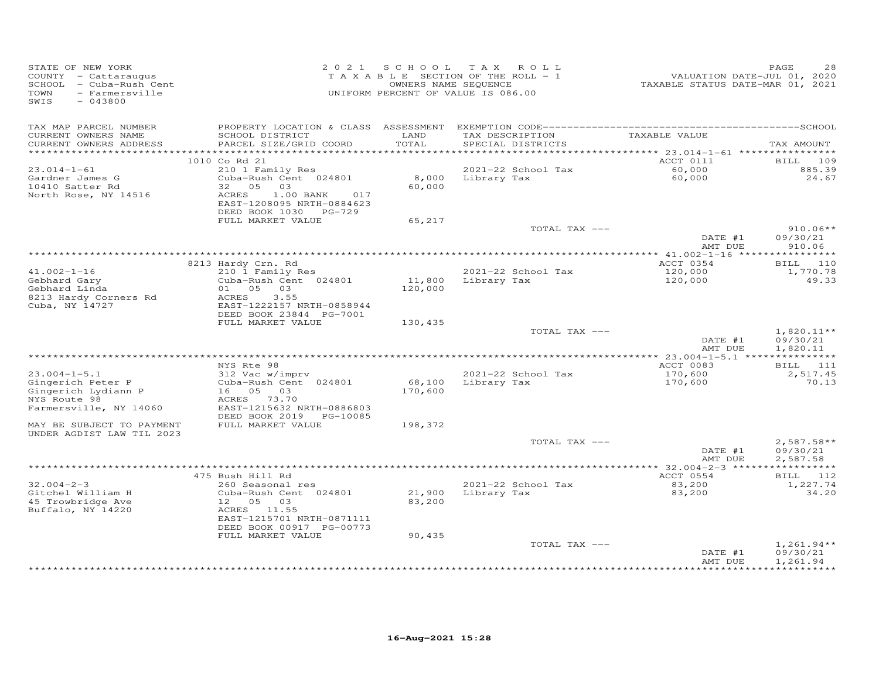STATE OF NEW YORK
COUNTY - Cattaraugus
SCHOOL - Cuba-Rush Cent
TOWN - Farmersville
SWIS - 043800

2 0 2 1 S C H O O L T A X R O L L
T A X A B L E SECTION OF THE ROLL - 1
OWNERS NAME SEQUENCE
UNIFORM PERCENT OF VALUE IS 086.00

VALUATION DATE-JUL 01, 2020
TAXABLE STATUS DATE-MAR 01, 2021

| TAX MAP PARCEL NUMBER / CURRENT OWNERS NAME / CURRENT OWNERS ADDRESS | PROPERTY LOCATION & CLASS / SCHOOL DISTRICT / PARCEL SIZE/GRID COORD | ASSESSMENT LAND / TOTAL | EXEMPTION CODE / TAX DESCRIPTION / SPECIAL DISTRICTS | TAXABLE VALUE | TAX AMOUNT |
|---|---|---|---|---|---|
| 23.014-1-61 | 1010 Co Rd 21 | | | ACCT 0111 | BILL 109 |
| Gardner James G | 210 1 Family Res | | 2021-22 School Tax | 60,000 | 885.39 |
| 10410 Satter Rd | Cuba-Rush Cent 024801 | 8,000 | Library Tax | 60,000 | 24.67 |
| North Rose, NY 14516 | 32 05 03 | 60,000 | | | |
| | ACRES 1.00 BANK 017 | | | | |
| | EAST-1208095 NRTH-0884623 | | | | |
| | DEED BOOK 1030 PG-729 | | | | |
| | FULL MARKET VALUE | 65,217 | | | |
| | | | TOTAL TAX --- | | 910.06** |
| | | | | DATE #1 | 09/30/21 |
| | | | | AMT DUE | 910.06 |
| 41.002-1-16 | 8213 Hardy Crn. Rd | | | ACCT 0354 | BILL 110 |
| Gebhard Gary | 210 1 Family Res | | 2021-22 School Tax | 120,000 | 1,770.78 |
| Gebhard Linda | Cuba-Rush Cent 024801 | 11,800 | Library Tax | 120,000 | 49.33 |
| 8213 Hardy Corners Rd | 01 05 03 | 120,000 | | | |
| Cuba, NY 14727 | ACRES 3.55 | | | | |
| | EAST-1222157 NRTH-0858944 | | | | |
| | DEED BOOK 23844 PG-7001 | | | | |
| | FULL MARKET VALUE | 130,435 | | | |
| | | | TOTAL TAX --- | | 1,820.11** |
| | | | | DATE #1 | 09/30/21 |
| | | | | AMT DUE | 1,820.11 |
| 23.004-1-5.1 | NYS Rte 98 | | | ACCT 0083 | BILL 111 |
| Gingerich Peter P | 312 Vac w/imprv | | 2021-22 School Tax | 170,600 | 2,517.45 |
| Gingerich Lydiann P | Cuba-Rush Cent 024801 | 68,100 | Library Tax | 170,600 | 70.13 |
| NYS Route 98 | 16 05 03 | 170,600 | | | |
| Farmersville, NY 14060 | ACRES 73.70 | | | | |
| | EAST-1215632 NRTH-0886803 | | | | |
| | DEED BOOK 2019 PG-10085 | | | | |
| MAY BE SUBJECT TO PAYMENT | FULL MARKET VALUE | 198,372 | | | |
| UNDER AGDIST LAW TIL 2023 | | | | | |
| | | | TOTAL TAX --- | | 2,587.58** |
| | | | | DATE #1 | 09/30/21 |
| | | | | AMT DUE | 2,587.58 |
| 32.004-2-3 | 475 Bush Hill Rd | | | ACCT 0554 | BILL 112 |
| Gitchel William H | 260 Seasonal res | | 2021-22 School Tax | 83,200 | 1,227.74 |
| 45 Trowbridge Ave | Cuba-Rush Cent 024801 | 21,900 | Library Tax | 83,200 | 34.20 |
| Buffalo, NY 14220 | 12 05 03 | 83,200 | | | |
| | ACRES 11.55 | | | | |
| | EAST-1215701 NRTH-0871111 | | | | |
| | DEED BOOK 00917 PG-00773 | | | | |
| | FULL MARKET VALUE | 90,435 | | | |
| | | | TOTAL TAX --- | | 1,261.94** |
| | | | | DATE #1 | 09/30/21 |
| | | | | AMT DUE | 1,261.94 |

16-Aug-2021 15:28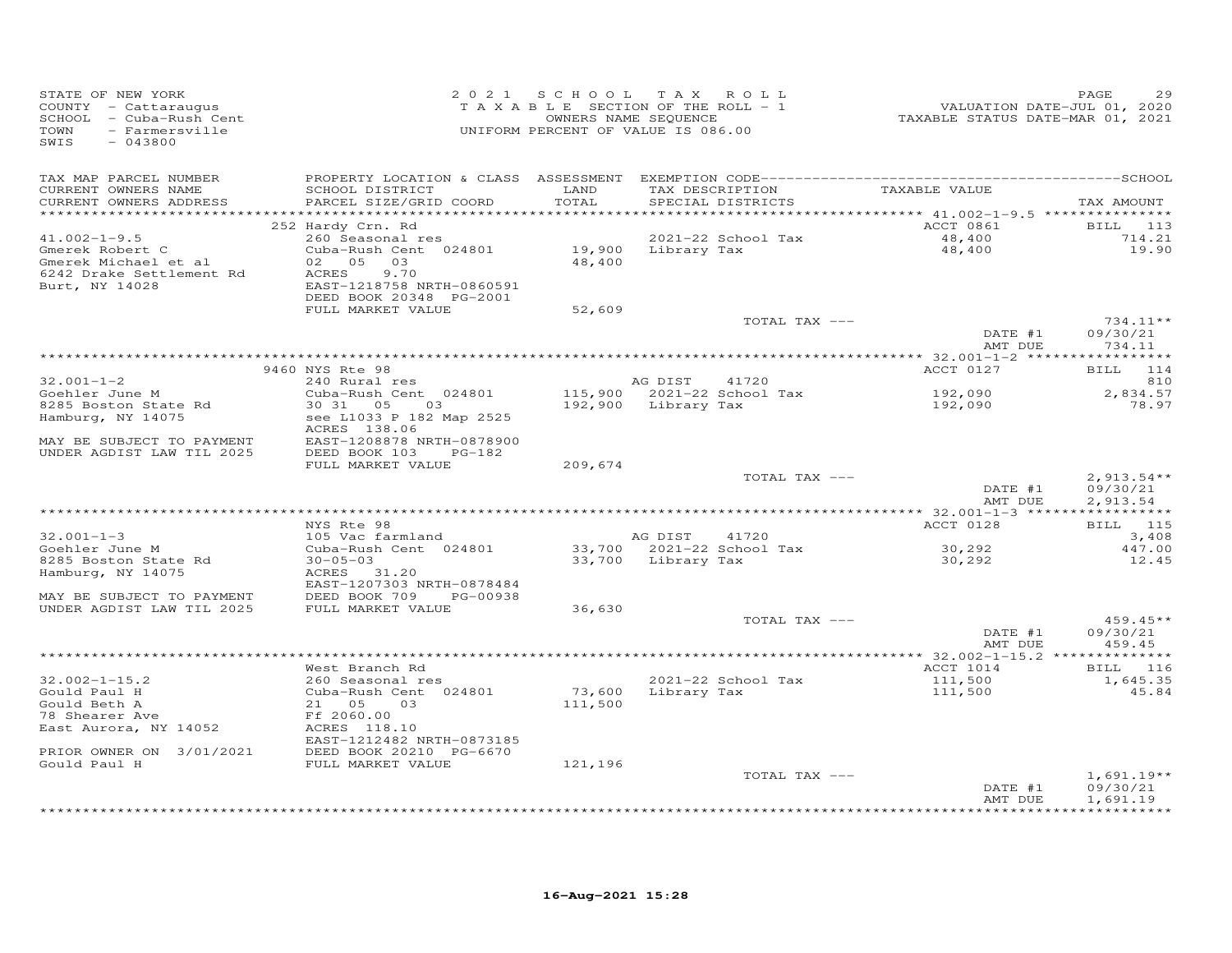STATE OF NEW YORK
COUNTY - Cattaraugus
SCHOOL - Cuba-Rush Cent
TOWN - Farmersville
SWIS - 043800

2 0 2 1 S C H O O L T A X R O L L
T A X A B L E SECTION OF THE ROLL - 1
OWNERS NAME SEQUENCE
UNIFORM PERCENT OF VALUE IS 086.00

VALUATION DATE-JUL 01, 2020
TAXABLE STATUS DATE-MAR 01, 2021

| TAX MAP PARCEL NUMBER / CURRENT OWNERS NAME / CURRENT OWNERS ADDRESS | PROPERTY LOCATION & CLASS / SCHOOL DISTRICT / PARCEL SIZE/GRID COORD | ASSESSMENT LAND / TOTAL | EXEMPTION CODE / TAX DESCRIPTION / SPECIAL DISTRICTS | TAXABLE VALUE | TAX AMOUNT |
|---|---|---|---|---|---|
| **41.002-1-9.5** | 252 Hardy Crn. Rd | | | ACCT 0861 | BILL 113 |
| 41.002-1-9.5 | 260 Seasonal res | | 2021-22 School Tax | 48,400 | 714.21 |
| Gmerek Robert C | Cuba-Rush Cent 024801 | 19,900 | Library Tax | 48,400 | 19.90 |
| Gmerek Michael et al | 02 05 03 | 48,400 | | | |
| 6242 Drake Settlement Rd | ACRES 9.70 | | | | |
| Burt, NY 14028 | EAST-1218758 NRTH-0860591 | | | | |
| | DEED BOOK 20348 PG-2001 | | | | |
| | FULL MARKET VALUE | 52,609 | | | |
| | | | TOTAL TAX --- | | 734.11** |
| | | | | DATE #1 | 09/30/21 |
| | | | | AMT DUE | 734.11 |
| **32.001-1-2** | 9460 NYS Rte 98 | | | ACCT 0127 | BILL 114 |
| 32.001-1-2 | 240 Rural res | | AG DIST 41720 | | 810 |
| Goehler June M | Cuba-Rush Cent 024801 | 115,900 | 2021-22 School Tax | 192,090 | 2,834.57 |
| 8285 Boston State Rd | 30 31 05 03 | 192,900 | Library Tax | 192,090 | 78.97 |
| Hamburg, NY 14075 | see L1033 P 182 Map 2525 | | | | |
| | ACRES 138.06 | | | | |
| MAY BE SUBJECT TO PAYMENT | EAST-1208878 NRTH-0878900 | | | | |
| UNDER AGDIST LAW TIL 2025 | DEED BOOK 103 PG-182 | | | | |
| | FULL MARKET VALUE | 209,674 | | | |
| | | | TOTAL TAX --- | | 2,913.54** |
| | | | | DATE #1 | 09/30/21 |
| | | | | AMT DUE | 2,913.54 |
| **32.001-1-3** | NYS Rte 98 | | | ACCT 0128 | BILL 115 |
| 32.001-1-3 | 105 Vac farmland | | AG DIST 41720 | | 3,408 |
| Goehler June M | Cuba-Rush Cent 024801 | 33,700 | 2021-22 School Tax | 30,292 | 447.00 |
| 8285 Boston State Rd | 30-05-03 | 33,700 | Library Tax | 30,292 | 12.45 |
| Hamburg, NY 14075 | ACRES 31.20 | | | | |
| | EAST-1207303 NRTH-0878484 | | | | |
| MAY BE SUBJECT TO PAYMENT | DEED BOOK 709 PG-00938 | | | | |
| UNDER AGDIST LAW TIL 2025 | FULL MARKET VALUE | 36,630 | | | |
| | | | TOTAL TAX --- | | 459.45** |
| | | | | DATE #1 | 09/30/21 |
| | | | | AMT DUE | 459.45 |
| **32.002-1-15.2** | West Branch Rd | | | ACCT 1014 | BILL 116 |
| 32.002-1-15.2 | 260 Seasonal res | | 2021-22 School Tax | 111,500 | 1,645.35 |
| Gould Paul H | Cuba-Rush Cent 024801 | 73,600 | Library Tax | 111,500 | 45.84 |
| Gould Beth A | 21 05 03 | 111,500 | | | |
| 78 Shearer Ave | Ff 2060.00 | | | | |
| East Aurora, NY 14052 | ACRES 118.10 | | | | |
| | EAST-1212482 NRTH-0873185 | | | | |
| PRIOR OWNER ON 3/01/2021 | DEED BOOK 20210 PG-6670 | | | | |
| Gould Paul H | FULL MARKET VALUE | 121,196 | | | |
| | | | TOTAL TAX --- | | 1,691.19** |
| | | | | DATE #1 | 09/30/21 |
| | | | | AMT DUE | 1,691.19 |

16-Aug-2021 15:28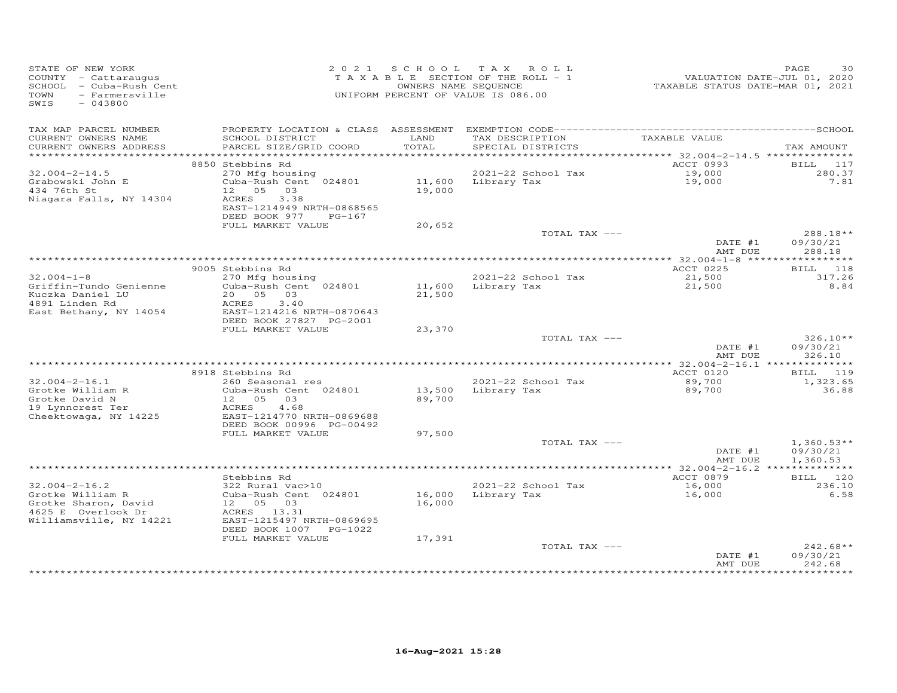STATE OF NEW YORK
COUNTY - Cattaraugus
SCHOOL - Cuba-Rush Cent
TOWN - Farmersville
SWIS - 043800

2021 SCHOOL TAX ROLL
TAXABLE SECTION OF THE ROLL - 1
OWNERS NAME SEQUENCE
UNIFORM PERCENT OF VALUE IS 086.00

VALUATION DATE-JUL 01, 2020
TAXABLE STATUS DATE-MAR 01, 2021

| TAX MAP PARCEL NUMBER / CURRENT OWNERS NAME / CURRENT OWNERS ADDRESS | PROPERTY LOCATION & CLASS / SCHOOL DISTRICT / PARCEL SIZE/GRID COORD | ASSESSMENT LAND / TOTAL | EXEMPTION CODE / TAX DESCRIPTION / SPECIAL DISTRICTS | TAXABLE VALUE | TAX AMOUNT |
|---|---|---|---|---|---|
| | 8850 Stebbins Rd | | | ACCT 0993 | BILL 117 |
| 32.004-2-14.5 | 270 Mfg housing | | 2021-22 School Tax | 19,000 | 280.37 |
| Grabowski John E | Cuba-Rush Cent 024801 | 11,600 | Library Tax | 19,000 | 7.81 |
| 434 76th St | 12 05 03 | 19,000 | | | |
| Niagara Falls, NY 14304 | ACRES 3.38 | | | | |
| | EAST-1214949 NRTH-0868565 | | | | |
| | DEED BOOK 977 PG-167 | | | | |
| | FULL MARKET VALUE | 20,652 | | | |
| | | | TOTAL TAX --- | | 288.18** |
| | | | | DATE #1 | 09/30/21 |
| | | | | AMT DUE | 288.18 |
| | 9005 Stebbins Rd | | | ACCT 0225 | BILL 118 |
| 32.004-1-8 | 270 Mfg housing | | 2021-22 School Tax | 21,500 | 317.26 |
| Griffin-Tundo Genienne | Cuba-Rush Cent 024801 | 11,600 | Library Tax | 21,500 | 8.84 |
| Kuczka Daniel LU | 20 05 03 | 21,500 | | | |
| 4891 Linden Rd | ACRES 3.40 | | | | |
| East Bethany, NY 14054 | EAST-1214216 NRTH-0870643 | | | | |
| | DEED BOOK 27827 PG-2001 | | | | |
| | FULL MARKET VALUE | 23,370 | | | |
| | | | TOTAL TAX --- | | 326.10** |
| | | | | DATE #1 | 09/30/21 |
| | | | | AMT DUE | 326.10 |
| | 8918 Stebbins Rd | | | ACCT 0120 | BILL 119 |
| 32.004-2-16.1 | 260 Seasonal res | | 2021-22 School Tax | 89,700 | 1,323.65 |
| Grotke William R | Cuba-Rush Cent 024801 | 13,500 | Library Tax | 89,700 | 36.88 |
| Grotke David N | 12 05 03 | 89,700 | | | |
| 19 Lynncrest Ter | ACRES 4.68 | | | | |
| Cheektowaga, NY 14225 | EAST-1214770 NRTH-0869688 | | | | |
| | DEED BOOK 00996 PG-00492 | | | | |
| | FULL MARKET VALUE | 97,500 | | | |
| | | | TOTAL TAX --- | | 1,360.53** |
| | | | | DATE #1 | 09/30/21 |
| | | | | AMT DUE | 1,360.53 |
| | Stebbins Rd | | | ACCT 0879 | BILL 120 |
| 32.004-2-16.2 | 322 Rural vac>10 | | 2021-22 School Tax | 16,000 | 236.10 |
| Grotke William R | Cuba-Rush Cent 024801 | 16,000 | Library Tax | 16,000 | 6.58 |
| Grotke Sharon, David | 12 05 03 | 16,000 | | | |
| 4625 E Overlook Dr | ACRES 13.31 | | | | |
| Williamsville, NY 14221 | EAST-1215497 NRTH-0869695 | | | | |
| | DEED BOOK 1007 PG-1022 | | | | |
| | FULL MARKET VALUE | 17,391 | | | |
| | | | TOTAL TAX --- | | 242.68** |
| | | | | DATE #1 | 09/30/21 |
| | | | | AMT DUE | 242.68 |

16-Aug-2021 15:28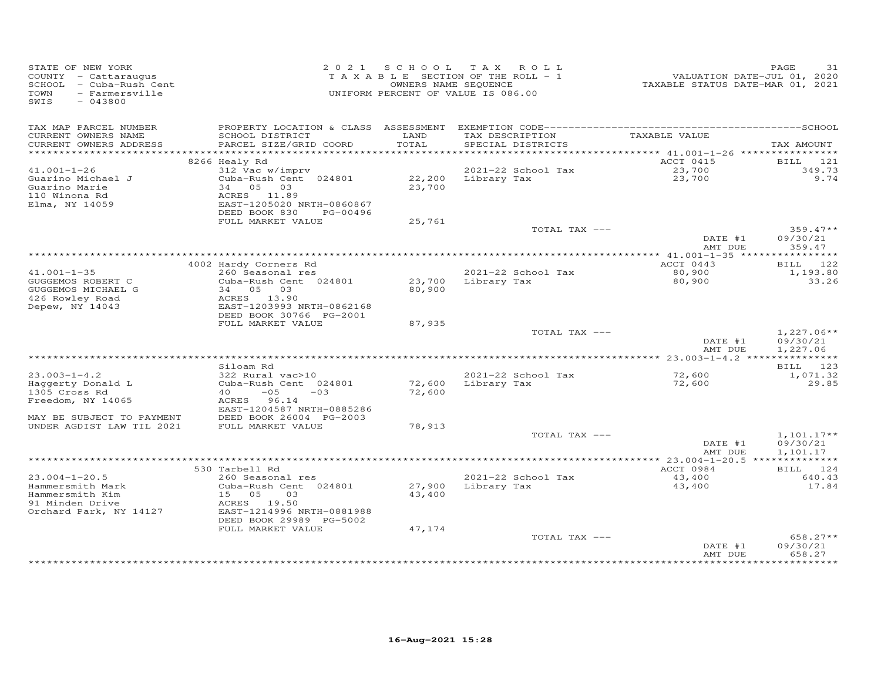STATE OF NEW YORK
COUNTY - Cattaraugus
SCHOOL - Cuba-Rush Cent
TOWN - Farmersville
SWIS - 043800

2021 SCHOOL TAX ROLL
TAXABLE SECTION OF THE ROLL - 1
OWNERS NAME SEQUENCE
UNIFORM PERCENT OF VALUE IS 086.00

VALUATION DATE-JUL 01, 2020
TAXABLE STATUS DATE-MAR 01, 2021

| TAX MAP PARCEL NUMBER / CURRENT OWNERS NAME / CURRENT OWNERS ADDRESS | PROPERTY LOCATION & CLASS / SCHOOL DISTRICT / PARCEL SIZE/GRID COORD | ASSESSMENT LAND / TOTAL | EXEMPTION CODE / TAX DESCRIPTION / SPECIAL DISTRICTS | TAXABLE VALUE | TAX AMOUNT |
|---|---|---|---|---|---|
| 41.001-1-26 | 8266 Healy Rd | | | ACCT 0415 | BILL 121 |
| Guarino Michael J | 312 Vac w/imprv | | 2021-22 School Tax | 23,700 | 349.73 |
| Guarino Marie | Cuba-Rush Cent 024801 | 22,200 | Library Tax | 23,700 | 9.74 |
| 110 Winona Rd | 34 05 03 | 23,700 | | | |
| Elma, NY 14059 | ACRES 11.89 | | | | |
| | EAST-1205020 NRTH-0860867 | | | | |
| | DEED BOOK 830 PG-00496 | | | | |
| | FULL MARKET VALUE | 25,761 | | | |
| | | | TOTAL TAX --- | | 359.47** |
| | | | | DATE #1 | 09/30/21 |
| | | | | AMT DUE | 359.47 |
| 41.001-1-35 | 4002 Hardy Corners Rd | | | ACCT 0443 | BILL 122 |
| GUGGEMOS ROBERT C | 260 Seasonal res | | 2021-22 School Tax | 80,900 | 1,193.80 |
| GUGGEMOS MICHAEL G | Cuba-Rush Cent 024801 | 23,700 | Library Tax | 80,900 | 33.26 |
| 426 Rowley Road | 34 05 03 | 80,900 | | | |
| Depew, NY 14043 | ACRES 13.90 | | | | |
| | EAST-1203993 NRTH-0862168 | | | | |
| | DEED BOOK 30766 PG-2001 | | | | |
| | FULL MARKET VALUE | 87,935 | | | |
| | | | TOTAL TAX --- | | 1,227.06** |
| | | | | DATE #1 | 09/30/21 |
| | | | | AMT DUE | 1,227.06 |
| 23.003-1-4.2 | Siloam Rd | | | | BILL 123 |
| Haggerty Donald L | 322 Rural vac>10 | | 2021-22 School Tax | 72,600 | 1,071.32 |
| 1305 Cross Rd | Cuba-Rush Cent 024801 | 72,600 | Library Tax | 72,600 | 29.85 |
| Freedom, NY 14065 | 40 -05 -03 | 72,600 | | | |
| | ACRES 96.14 | | | | |
| | EAST-1204587 NRTH-0885286 | | | | |
| MAY BE SUBJECT TO PAYMENT | DEED BOOK 26004 PG-2003 | | | | |
| UNDER AGDIST LAW TIL 2021 | FULL MARKET VALUE | 78,913 | | | |
| | | | TOTAL TAX --- | | 1,101.17** |
| | | | | DATE #1 | 09/30/21 |
| | | | | AMT DUE | 1,101.17 |
| 23.004-1-20.5 | 530 Tarbell Rd | | | ACCT 0984 | BILL 124 |
| Hammersmith Mark | 260 Seasonal res | | 2021-22 School Tax | 43,400 | 640.43 |
| Hammersmith Kim | Cuba-Rush Cent 024801 | 27,900 | Library Tax | 43,400 | 17.84 |
| 91 Minden Drive | 15 05 03 | 43,400 | | | |
| Orchard Park, NY 14127 | ACRES 19.50 | | | | |
| | EAST-1214996 NRTH-0881988 | | | | |
| | DEED BOOK 29989 PG-5002 | | | | |
| | FULL MARKET VALUE | 47,174 | | | |
| | | | TOTAL TAX --- | | 658.27** |
| | | | | DATE #1 | 09/30/21 |
| | | | | AMT DUE | 658.27 |

16-Aug-2021 15:28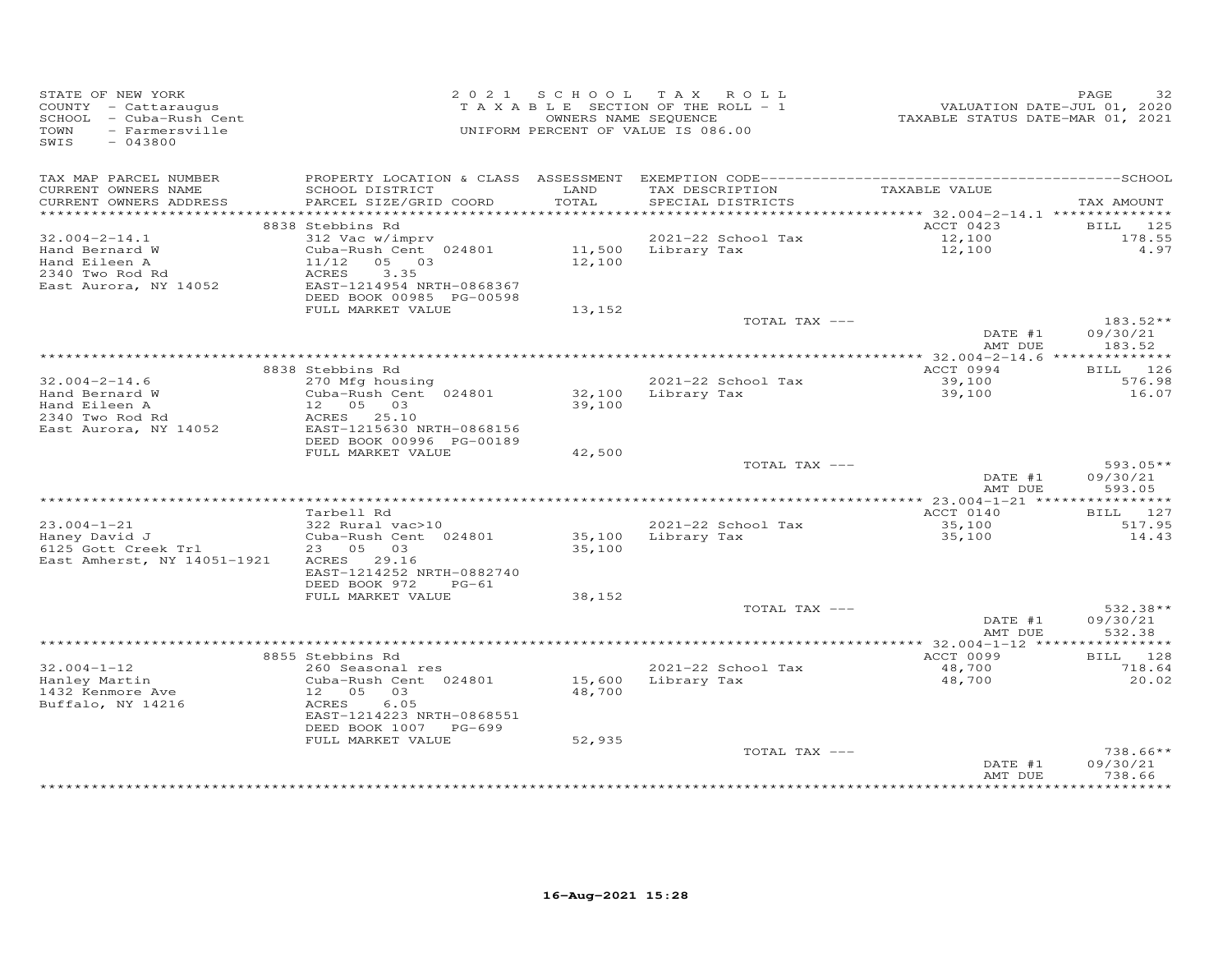STATE OF NEW YORK
COUNTY - Cattaraugus
SCHOOL - Cuba-Rush Cent
TOWN - Farmersville
SWIS - 043800

2021 SCHOOL TAX ROLL
TAXABLE SECTION OF THE ROLL - 1
OWNERS NAME SEQUENCE
UNIFORM PERCENT OF VALUE IS 086.00

VALUATION DATE-JUL 01, 2020
TAXABLE STATUS DATE-MAR 01, 2021

| TAX MAP PARCEL NUMBER / CURRENT OWNERS NAME / CURRENT OWNERS ADDRESS | PROPERTY LOCATION & CLASS / SCHOOL DISTRICT / PARCEL SIZE/GRID COORD | ASSESSMENT LAND / TOTAL | EXEMPTION CODE / TAX DESCRIPTION / SPECIAL DISTRICTS | TAXABLE VALUE | TAX AMOUNT |
|---|---|---|---|---|---|
| 32.004-2-14.1 | 8838 Stebbins Rd | | | ACCT 0423 | BILL 125 |
| Hand Bernard W | 312 Vac w/imprv | | 2021-22 School Tax | 12,100 | 178.55 |
| Hand Eileen A | Cuba-Rush Cent 024801 | 11,500 | Library Tax | 12,100 | 4.97 |
| 2340 Two Rod Rd | 11/12 05 03 | 12,100 | | | |
| East Aurora, NY 14052 | ACRES 3.35 | | | | |
| | EAST-1214954 NRTH-0868367 | | | | |
| | DEED BOOK 00985 PG-00598 | | | | |
| | FULL MARKET VALUE | 13,152 | | | |
| | | | TOTAL TAX --- | | 183.52** |
| | | | | DATE #1 | 09/30/21 |
| | | | | AMT DUE | 183.52 |
| 32.004-2-14.6 | 8838 Stebbins Rd | | | ACCT 0994 | BILL 126 |
| Hand Bernard W | 270 Mfg housing | | 2021-22 School Tax | 39,100 | 576.98 |
| Hand Eileen A | Cuba-Rush Cent 024801 | 32,100 | Library Tax | 39,100 | 16.07 |
| 2340 Two Rod Rd | 12 05 03 | 39,100 | | | |
| East Aurora, NY 14052 | ACRES 25.10 | | | | |
| | EAST-1215630 NRTH-0868156 | | | | |
| | DEED BOOK 00996 PG-00189 | | | | |
| | FULL MARKET VALUE | 42,500 | | | |
| | | | TOTAL TAX --- | | 593.05** |
| | | | | DATE #1 | 09/30/21 |
| | | | | AMT DUE | 593.05 |
| 23.004-1-21 | Tarbell Rd | | | ACCT 0140 | BILL 127 |
| Haney David J | 322 Rural vac>10 | | 2021-22 School Tax | 35,100 | 517.95 |
| 6125 Gott Creek Trl | Cuba-Rush Cent 024801 | 35,100 | Library Tax | 35,100 | 14.43 |
| East Amherst, NY 14051-1921 | 23 05 03 | 35,100 | | | |
| | ACRES 29.16 | | | | |
| | EAST-1214252 NRTH-0882740 | | | | |
| | DEED BOOK 972 PG-61 | | | | |
| | FULL MARKET VALUE | 38,152 | | | |
| | | | TOTAL TAX --- | | 532.38** |
| | | | | DATE #1 | 09/30/21 |
| | | | | AMT DUE | 532.38 |
| 32.004-1-12 | 8855 Stebbins Rd | | | ACCT 0099 | BILL 128 |
| Hanley Martin | 260 Seasonal res | | 2021-22 School Tax | 48,700 | 718.64 |
| 1432 Kenmore Ave | Cuba-Rush Cent 024801 | 15,600 | Library Tax | 48,700 | 20.02 |
| Buffalo, NY 14216 | 12 05 03 | 48,700 | | | |
| | ACRES 6.05 | | | | |
| | EAST-1214223 NRTH-0868551 | | | | |
| | DEED BOOK 1007 PG-699 | | | | |
| | FULL MARKET VALUE | 52,935 | | | |
| | | | TOTAL TAX --- | | 738.66** |
| | | | | DATE #1 | 09/30/21 |
| | | | | AMT DUE | 738.66 |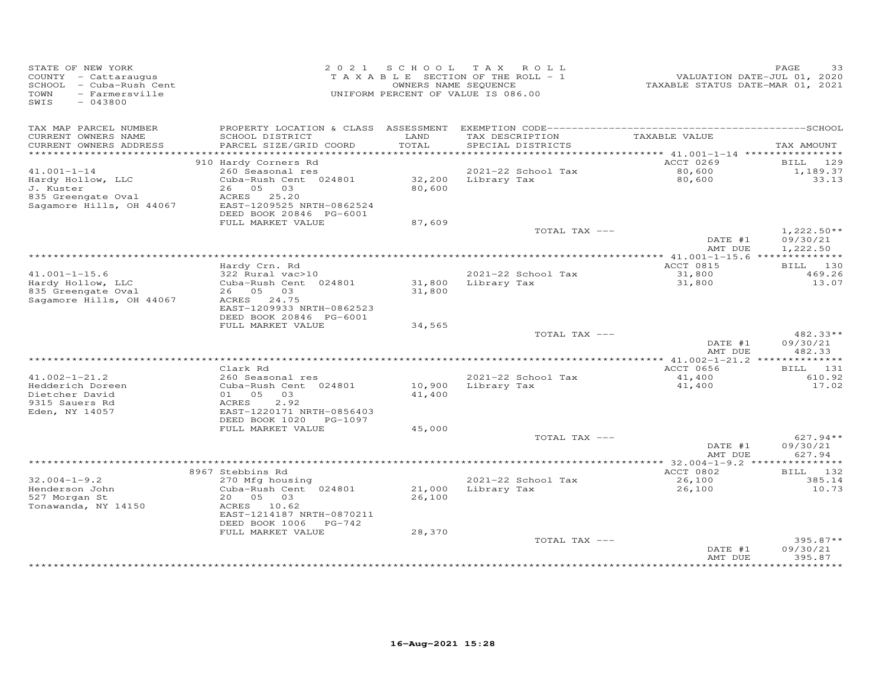STATE OF NEW YORK
COUNTY - Cattaraugus
SCHOOL - Cuba-Rush Cent
TOWN - Farmersville
SWIS - 043800

2021 SCHOOL TAX ROLL
TAXABLE SECTION OF THE ROLL - 1
OWNERS NAME SEQUENCE
UNIFORM PERCENT OF VALUE IS 086.00

VALUATION DATE-JUL 01, 2020
TAXABLE STATUS DATE-MAR 01, 2021

| TAX MAP PARCEL NUMBER / CURRENT OWNERS NAME / CURRENT OWNERS ADDRESS | PROPERTY LOCATION & CLASS / SCHOOL DISTRICT / PARCEL SIZE/GRID COORD | ASSESSMENT LAND / TOTAL | EXEMPTION CODE / TAX DESCRIPTION / SPECIAL DISTRICTS | TAXABLE VALUE | TAX AMOUNT |
|---|---|---|---|---|---|
| | 910 Hardy Corners Rd | | | ACCT 0269 | BILL 129 |
| 41.001-1-14 | 260 Seasonal res | | 2021-22 School Tax | 80,600 | 1,189.37 |
| Hardy Hollow, LLC | Cuba-Rush Cent 024801 | 32,200 | Library Tax | 80,600 | 33.13 |
| J. Kuster | 26 05 03 | 80,600 | | | |
| 835 Greengate Oval | ACRES 25.20 | | | | |
| Sagamore Hills, OH 44067 | EAST-1209525 NRTH-0862524 | | | | |
| | DEED BOOK 20846 PG-6001 | | | | |
| | FULL MARKET VALUE | 87,609 | | | |
| | | | TOTAL TAX --- | | 1,222.50** |
| | | | | DATE #1 | 09/30/21 |
| | | | | AMT DUE | 1,222.50 |
| | Hardy Crn. Rd | | | ACCT 0815 | BILL 130 |
| 41.001-1-15.6 | 322 Rural vac>10 | | 2021-22 School Tax | 31,800 | 469.26 |
| Hardy Hollow, LLC | Cuba-Rush Cent 024801 | 31,800 | Library Tax | 31,800 | 13.07 |
| 835 Greengate Oval | 26 05 03 | 31,800 | | | |
| Sagamore Hills, OH 44067 | ACRES 24.75 | | | | |
| | EAST-1209933 NRTH-0862523 | | | | |
| | DEED BOOK 20846 PG-6001 | | | | |
| | FULL MARKET VALUE | 34,565 | | | |
| | | | TOTAL TAX --- | | 482.33** |
| | | | | DATE #1 | 09/30/21 |
| | | | | AMT DUE | 482.33 |
| | Clark Rd | | | ACCT 0656 | BILL 131 |
| 41.002-1-21.2 | 260 Seasonal res | | 2021-22 School Tax | 41,400 | 610.92 |
| Hedderich Doreen | Cuba-Rush Cent 024801 | 10,900 | Library Tax | 41,400 | 17.02 |
| Dietcher David | 01 05 03 | 41,400 | | | |
| 9315 Sauers Rd | ACRES 2.92 | | | | |
| Eden, NY 14057 | EAST-1220171 NRTH-0856403 | | | | |
| | DEED BOOK 1020 PG-1097 | | | | |
| | FULL MARKET VALUE | 45,000 | | | |
| | | | TOTAL TAX --- | | 627.94** |
| | | | | DATE #1 | 09/30/21 |
| | | | | AMT DUE | 627.94 |
| | 8967 Stebbins Rd | | | ACCT 0802 | BILL 132 |
| 32.004-1-9.2 | 270 Mfg housing | | 2021-22 School Tax | 26,100 | 385.14 |
| Henderson John | Cuba-Rush Cent 024801 | 21,000 | Library Tax | 26,100 | 10.73 |
| 527 Morgan St | 20 05 03 | 26,100 | | | |
| Tonawanda, NY 14150 | ACRES 10.62 | | | | |
| | EAST-1214187 NRTH-0870211 | | | | |
| | DEED BOOK 1006 PG-742 | | | | |
| | FULL MARKET VALUE | 28,370 | | | |
| | | | TOTAL TAX --- | | 395.87** |
| | | | | DATE #1 | 09/30/21 |
| | | | | AMT DUE | 395.87 |

16-Aug-2021 15:28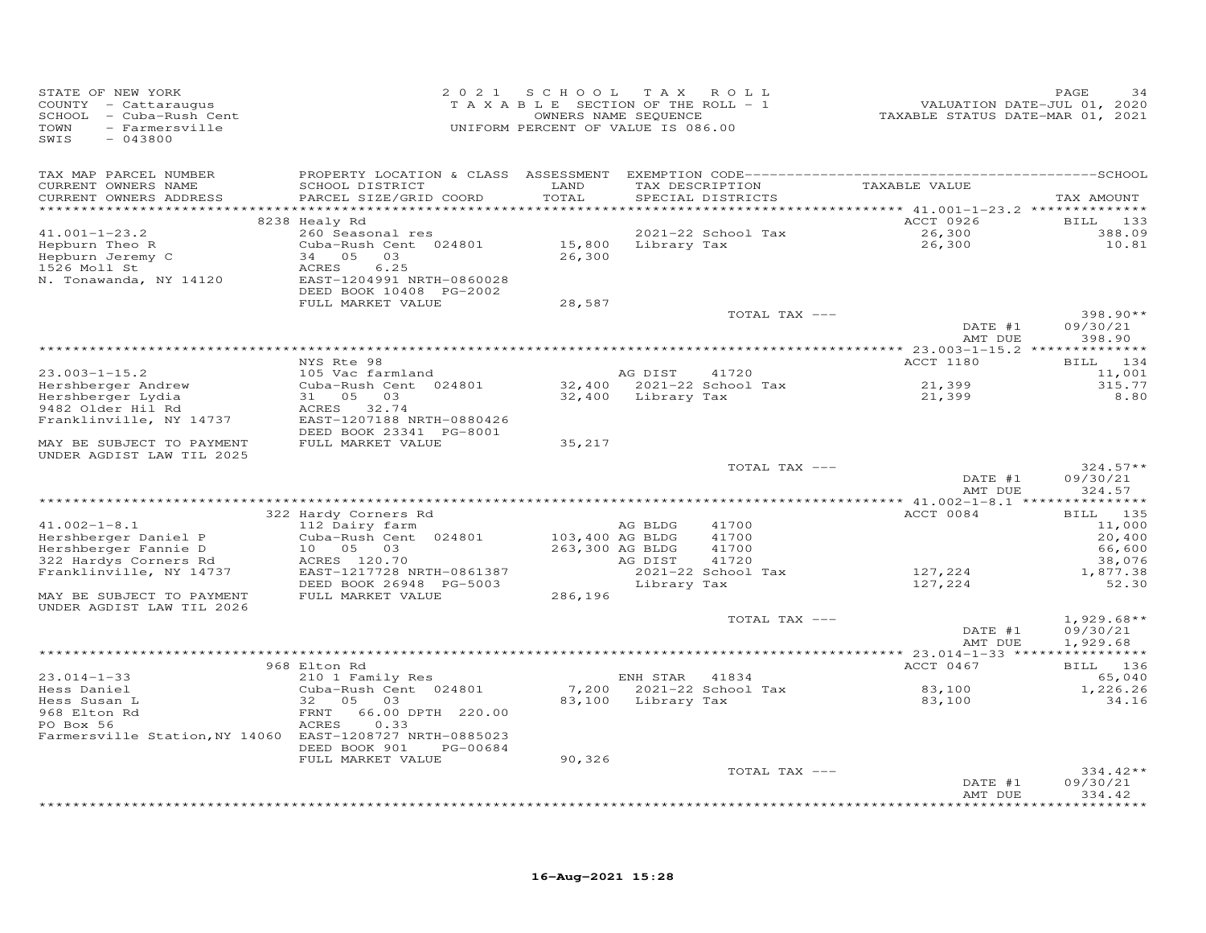STATE OF NEW YORK
COUNTY - Cattaraugus
SCHOOL - Cuba-Rush Cent
TOWN - Farmersville
SWIS - 043800

2 0 2 1 S C H O O L T A X R O L L
T A X A B L E SECTION OF THE ROLL - 1
OWNERS NAME SEQUENCE
UNIFORM PERCENT OF VALUE IS 086.00

VALUATION DATE-JUL 01, 2020
TAXABLE STATUS DATE-MAR 01, 2021

| TAX MAP PARCEL NUMBER / CURRENT OWNERS NAME / CURRENT OWNERS ADDRESS | PROPERTY LOCATION & CLASS / SCHOOL DISTRICT / PARCEL SIZE/GRID COORD | ASSESSMENT LAND / TOTAL | EXEMPTION CODE / TAX DESCRIPTION / SPECIAL DISTRICTS | TAXABLE VALUE | TAX AMOUNT |
|---|---|---|---|---|---|
| **41.001-1-23.2** | 8238 Healy Rd | | | ACCT 0926 | BILL 133 |
| Hepburn Theo R | 260 Seasonal res | | 2021-22 School Tax | 26,300 | 388.09 |
| Hepburn Jeremy C | Cuba-Rush Cent 024801 | 15,800 | Library Tax | 26,300 | 10.81 |
| 1526 Moll St | 34 05 03 | 26,300 | | | |
| N. Tonawanda, NY 14120 | ACRES 6.25 | | | | |
| | EAST-1204991 NRTH-0860028 | | | | |
| | DEED BOOK 10408 PG-2002 | | | | |
| | FULL MARKET VALUE | 28,587 | | | |
| | | | TOTAL TAX --- | | 398.90** |
| | | | | DATE #1 | 09/30/21 |
| | | | | AMT DUE | 398.90 |
| **23.003-1-15.2** | NYS Rte 98 | | | ACCT 1180 | BILL 134 |
| Hershberger Andrew | 105 Vac farmland | | AG DIST 41720 | | 11,001 |
| Hershberger Lydia | Cuba-Rush Cent 024801 | 32,400 | 2021-22 School Tax | 21,399 | 315.77 |
| 9482 Older Hil Rd | 31 05 03 | 32,400 | Library Tax | 21,399 | 8.80 |
| Franklinville, NY 14737 | ACRES 32.74 | | | | |
| | EAST-1207188 NRTH-0880426 | | | | |
| | DEED BOOK 23341 PG-8001 | | | | |
| MAY BE SUBJECT TO PAYMENT UNDER AGDIST LAW TIL 2025 | FULL MARKET VALUE | 35,217 | | | |
| | | | TOTAL TAX --- | | 324.57** |
| | | | | DATE #1 | 09/30/21 |
| | | | | AMT DUE | 324.57 |
| **41.002-1-8.1** | 322 Hardy Corners Rd | | | ACCT 0084 | BILL 135 |
| Hershberger Daniel P | 112 Dairy farm | | AG BLDG 41700 | | 11,000 |
| Hershberger Fannie D | Cuba-Rush Cent 024801 | 103,400 | AG BLDG 41700 | | 20,400 |
| 322 Hardys Corners Rd | 10 05 03 | 263,300 | AG BLDG 41700 | | 66,600 |
| Franklinville, NY 14737 | ACRES 120.70 | | AG DIST 41720 | | 38,076 |
| | EAST-1217728 NRTH-0861387 | | 2021-22 School Tax | 127,224 | 1,877.38 |
| | DEED BOOK 26948 PG-5003 | | Library Tax | 127,224 | 52.30 |
| MAY BE SUBJECT TO PAYMENT UNDER AGDIST LAW TIL 2026 | FULL MARKET VALUE | 286,196 | | | |
| | | | TOTAL TAX --- | | 1,929.68** |
| | | | | DATE #1 | 09/30/21 |
| | | | | AMT DUE | 1,929.68 |
| **23.014-1-33** | 968 Elton Rd | | | ACCT 0467 | BILL 136 |
| Hess Daniel | 210 1 Family Res | | ENH STAR 41834 | | 65,040 |
| Hess Susan L | Cuba-Rush Cent 024801 | 7,200 | 2021-22 School Tax | 83,100 | 1,226.26 |
| 968 Elton Rd | 32 05 03 | 83,100 | Library Tax | 83,100 | 34.16 |
| PO Box 56 | FRNT 66.00 DPTH 220.00 | | | | |
| Farmersville Station,NY 14060 | ACRES 0.33 | | | | |
| | EAST-1208727 NRTH-0885023 | | | | |
| | DEED BOOK 901 PG-00684 | | | | |
| | FULL MARKET VALUE | 90,326 | | | |
| | | | TOTAL TAX --- | | 334.42** |
| | | | | DATE #1 | 09/30/21 |
| | | | | AMT DUE | 334.42 |

16-Aug-2021 15:28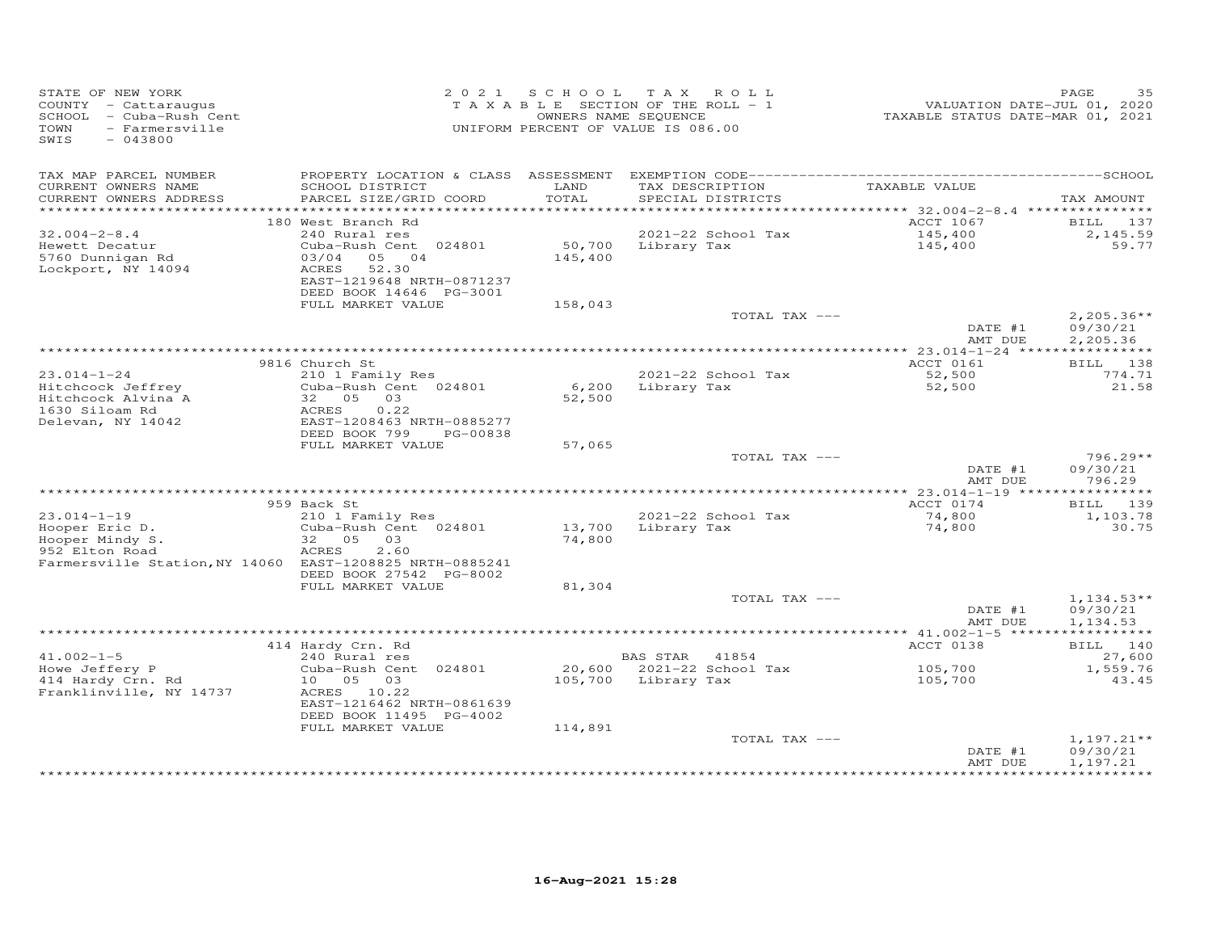STATE OF NEW YORK
COUNTY - Cattaraugus
SCHOOL - Cuba-Rush Cent
TOWN - Farmersville
SWIS - 043800

2021 SCHOOL TAX ROLL
TAXABLE SECTION OF THE ROLL - 1
OWNERS NAME SEQUENCE
UNIFORM PERCENT OF VALUE IS 086.00

VALUATION DATE-JUL 01, 2020
TAXABLE STATUS DATE-MAR 01, 2021

| TAX MAP PARCEL NUMBER / CURRENT OWNERS NAME / CURRENT OWNERS ADDRESS | PROPERTY LOCATION & CLASS / SCHOOL DISTRICT / PARCEL SIZE/GRID COORD | ASSESSMENT LAND / TOTAL | EXEMPTION CODE / TAX DESCRIPTION / SPECIAL DISTRICTS | TAXABLE VALUE | TAX AMOUNT |
|---|---|---|---|---|---|
| 32.004-2-8.4 | 180 West Branch Rd | | | ACCT 1067 | BILL 137 |
| Hewett Decatur | 240 Rural res | | 2021-22 School Tax | 145,400 | 2,145.59 |
| 5760 Dunnigan Rd | Cuba-Rush Cent 024801 | 50,700 | Library Tax | 145,400 | 59.77 |
| Lockport, NY 14094 | 03/04 05 04 | 145,400 | | | |
| | ACRES 52.30 | | | | |
| | EAST-1219648 NRTH-0871237 | | | | |
| | DEED BOOK 14646 PG-3001 | | | | |
| | FULL MARKET VALUE | 158,043 | | | |
| | | | TOTAL TAX --- | | 2,205.36** |
| | | | | DATE #1 | 09/30/21 |
| | | | | AMT DUE | 2,205.36 |
| 23.014-1-24 | 9816 Church St | | | ACCT 0161 | BILL 138 |
| Hitchcock Jeffrey | 210 1 Family Res | | 2021-22 School Tax | 52,500 | 774.71 |
| Hitchcock Alvina A | Cuba-Rush Cent 024801 | 6,200 | Library Tax | 52,500 | 21.58 |
| 1630 Siloam Rd | 32 05 03 | 52,500 | | | |
| Delevan, NY 14042 | ACRES 0.22 | | | | |
| | EAST-1208463 NRTH-0885277 | | | | |
| | DEED BOOK 799 PG-00838 | | | | |
| | FULL MARKET VALUE | 57,065 | | | |
| | | | TOTAL TAX --- | | 796.29** |
| | | | | DATE #1 | 09/30/21 |
| | | | | AMT DUE | 796.29 |
| 23.014-1-19 | 959 Back St | | | ACCT 0174 | BILL 139 |
| Hooper Eric D. | 210 1 Family Res | | 2021-22 School Tax | 74,800 | 1,103.78 |
| Hooper Mindy S. | Cuba-Rush Cent 024801 | 13,700 | Library Tax | 74,800 | 30.75 |
| 952 Elton Road | 32 05 03 | 74,800 | | | |
| Farmersville Station,NY 14060 | ACRES 2.60 | | | | |
| | EAST-1208825 NRTH-0885241 | | | | |
| | DEED BOOK 27542 PG-8002 | | | | |
| | FULL MARKET VALUE | 81,304 | | | |
| | | | TOTAL TAX --- | | 1,134.53** |
| | | | | DATE #1 | 09/30/21 |
| | | | | AMT DUE | 1,134.53 |
| 41.002-1-5 | 414 Hardy Crn. Rd | | | ACCT 0138 | BILL 140 |
| Howe Jeffery P | 240 Rural res | | BAS STAR 41854 | | 27,600 |
| 414 Hardy Crn. Rd | Cuba-Rush Cent 024801 | 20,600 | 2021-22 School Tax | 105,700 | 1,559.76 |
| Franklinville, NY 14737 | 10 05 03 | 105,700 | Library Tax | 105,700 | 43.45 |
| | ACRES 10.22 | | | | |
| | EAST-1216462 NRTH-0861639 | | | | |
| | DEED BOOK 11495 PG-4002 | | | | |
| | FULL MARKET VALUE | 114,891 | | | |
| | | | TOTAL TAX --- | | 1,197.21** |
| | | | | DATE #1 | 09/30/21 |
| | | | | AMT DUE | 1,197.21 |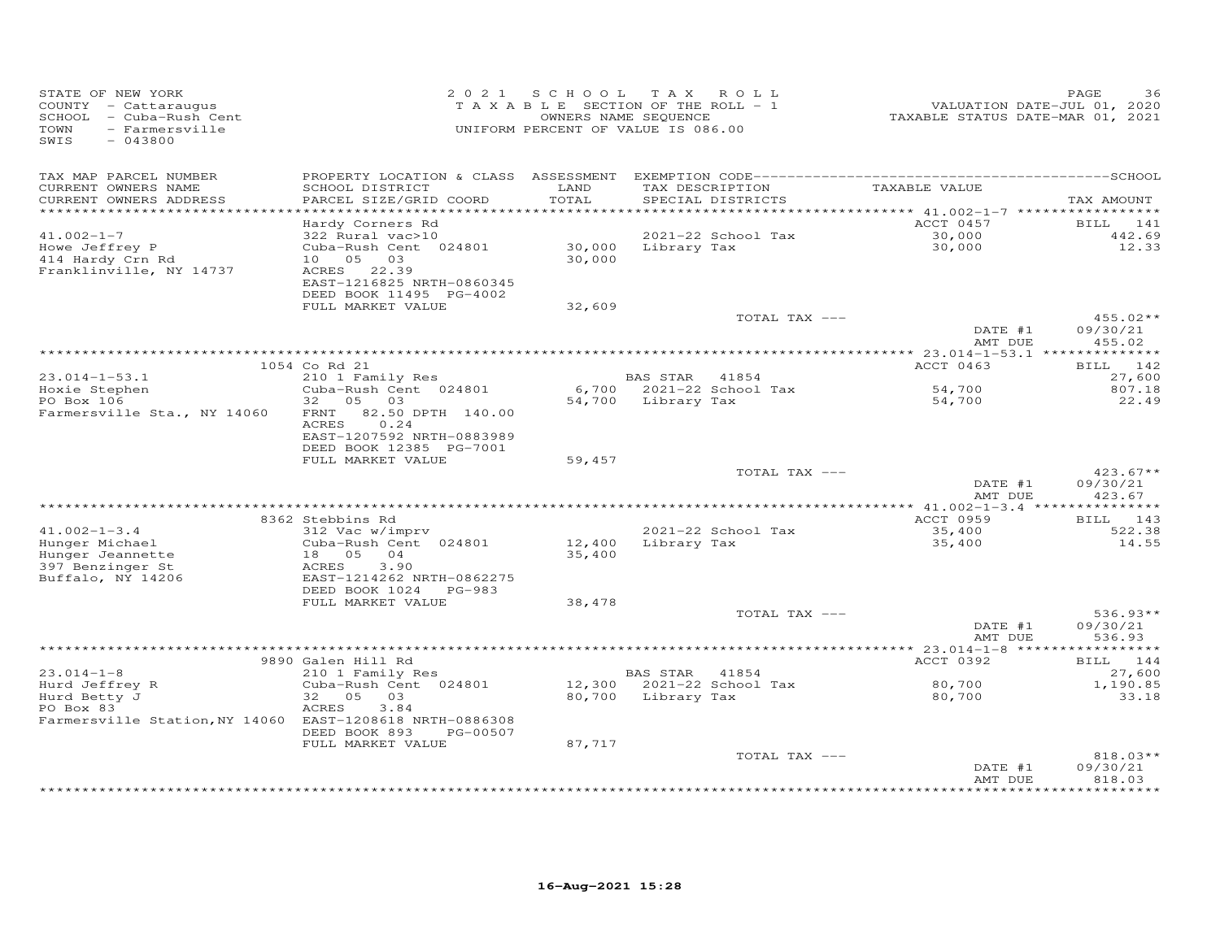STATE OF NEW YORK
COUNTY - Cattaraugus
SCHOOL - Cuba-Rush Cent
TOWN - Farmersville
SWIS - 043800

2021 SCHOOL TAX ROLL
TAXABLE SECTION OF THE ROLL - 1
OWNERS NAME SEQUENCE
UNIFORM PERCENT OF VALUE IS 086.00

VALUATION DATE-JUL 01, 2020
TAXABLE STATUS DATE-MAR 01, 2021

| TAX MAP PARCEL NUMBER / CURRENT OWNERS NAME / CURRENT OWNERS ADDRESS | PROPERTY LOCATION & CLASS / SCHOOL DISTRICT / PARCEL SIZE/GRID COORD | ASSESSMENT LAND / TOTAL | EXEMPTION CODE / TAX DESCRIPTION / SPECIAL DISTRICTS | TAXABLE VALUE | TAX AMOUNT |
|---|---|---|---|---|---|
| 41.002-1-7 | Hardy Corners Rd | | | ACCT 0457 | BILL 141 |
| Howe Jeffrey P | 322 Rural vac>10 | | | | |
| 414 Hardy Crn Rd | Cuba-Rush Cent 024801 | 30,000 | 2021-22 School Tax | 30,000 | 442.69 |
| Franklinville, NY 14737 | 10 05 03 | 30,000 | Library Tax | 30,000 | 12.33 |
| | ACRES 22.39 | | | | |
| | EAST-1216825 NRTH-0860345 | | | | |
| | DEED BOOK 11495 PG-4002 | | | | |
| | FULL MARKET VALUE | 32,609 | | | |
| | | | TOTAL TAX --- | | 455.02** |
| | | | | DATE #1 | 09/30/21 |
| | | | | AMT DUE | 455.02 |
| 23.014-1-53.1 | 1054 Co Rd 21 | | | ACCT 0463 | BILL 142 |
| Hoxie Stephen | 210 1 Family Res | | BAS STAR 41854 | | 27,600 |
| PO Box 106 | Cuba-Rush Cent 024801 | 6,700 | 2021-22 School Tax | 54,700 | 807.18 |
| Farmersville Sta., NY 14060 | 32 05 03 | 54,700 | Library Tax | 54,700 | 22.49 |
| | FRNT 82.50 DPTH 140.00 | | | | |
| | ACRES 0.24 | | | | |
| | EAST-1207592 NRTH-0883989 | | | | |
| | DEED BOOK 12385 PG-7001 | | | | |
| | FULL MARKET VALUE | 59,457 | | | |
| | | | TOTAL TAX --- | | 423.67** |
| | | | | DATE #1 | 09/30/21 |
| | | | | AMT DUE | 423.67 |
| 41.002-1-3.4 | 8362 Stebbins Rd | | | ACCT 0959 | BILL 143 |
| Hunger Michael | 312 Vac w/imprv | | | | |
| Hunger Jeannette | Cuba-Rush Cent 024801 | 12,400 | 2021-22 School Tax | 35,400 | 522.38 |
| 397 Benzinger St | 18 05 04 | 35,400 | Library Tax | 35,400 | 14.55 |
| Buffalo, NY 14206 | ACRES 3.90 | | | | |
| | EAST-1214262 NRTH-0862275 | | | | |
| | DEED BOOK 1024 PG-983 | | | | |
| | FULL MARKET VALUE | 38,478 | | | |
| | | | TOTAL TAX --- | | 536.93** |
| | | | | DATE #1 | 09/30/21 |
| | | | | AMT DUE | 536.93 |
| 23.014-1-8 | 9890 Galen Hill Rd | | | ACCT 0392 | BILL 144 |
| Hurd Jeffrey R | 210 1 Family Res | | BAS STAR 41854 | | 27,600 |
| Hurd Betty J | Cuba-Rush Cent 024801 | 12,300 | 2021-22 School Tax | 80,700 | 1,190.85 |
| PO Box 83 | 32 05 03 | 80,700 | Library Tax | 80,700 | 33.18 |
| Farmersville Station,NY 14060 | ACRES 3.84 | | | | |
| | EAST-1208618 NRTH-0886308 | | | | |
| | DEED BOOK 893 PG-00507 | | | | |
| | FULL MARKET VALUE | 87,717 | | | |
| | | | TOTAL TAX --- | | 818.03** |
| | | | | DATE #1 | 09/30/21 |
| | | | | AMT DUE | 818.03 |

16-Aug-2021 15:28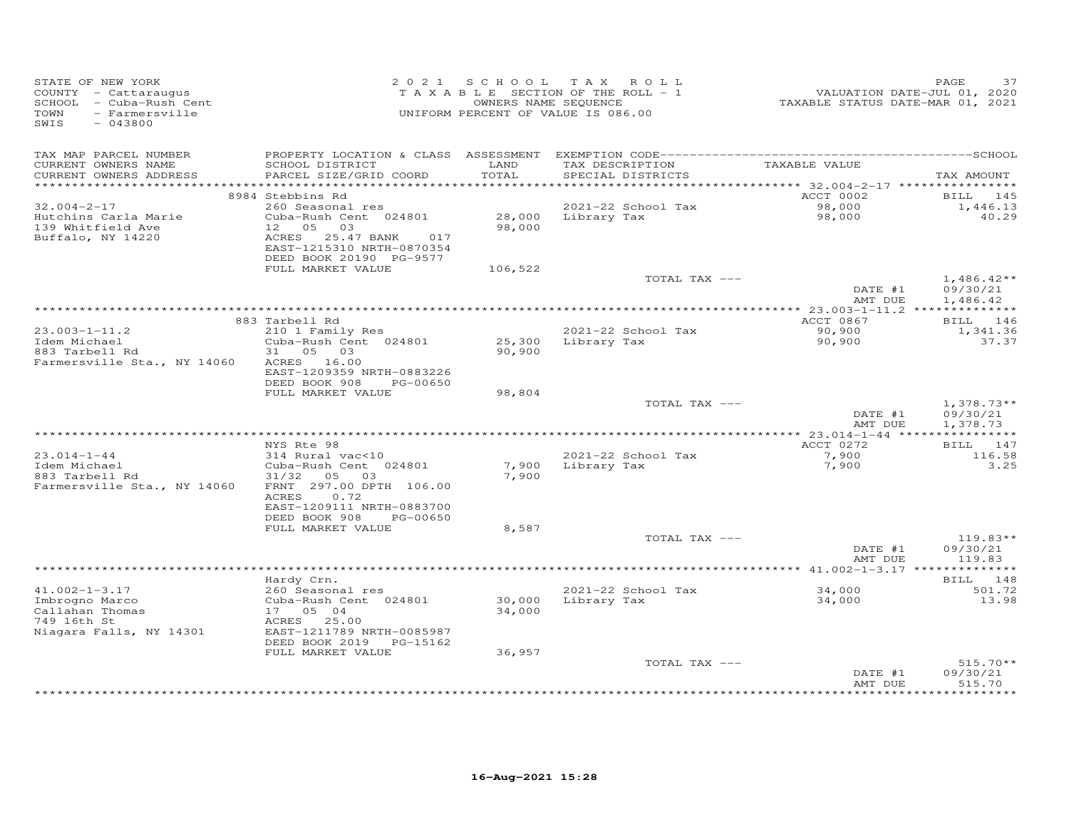STATE OF NEW YORK
COUNTY - Cattaraugus
SCHOOL - Cuba-Rush Cent
TOWN - Farmersville
SWIS - 043800

2021 SCHOOL TAX ROLL
TAXABLE SECTION OF THE ROLL - 1
OWNERS NAME SEQUENCE
UNIFORM PERCENT OF VALUE IS 086.00

VALUATION DATE-JUL 01, 2020
TAXABLE STATUS DATE-MAR 01, 2021

| TAX MAP PARCEL NUMBER / CURRENT OWNERS NAME / CURRENT OWNERS ADDRESS | PROPERTY LOCATION & CLASS / SCHOOL DISTRICT / PARCEL SIZE/GRID COORD | ASSESSMENT LAND / TOTAL | EXEMPTION CODE / TAX DESCRIPTION / SPECIAL DISTRICTS | TAXABLE VALUE | TAX AMOUNT |
|---|---|---|---|---|---|
| | 8984 Stebbins Rd | | | ACCT 0002 | BILL 145 |
| 32.004-2-17 | 260 Seasonal res | | 2021-22 School Tax | 98,000 | 1,446.13 |
| Hutchins Carla Marie | Cuba-Rush Cent 024801 | 28,000 | Library Tax | 98,000 | 40.29 |
| 139 Whitfield Ave | 12 05 03 | 98,000 | | | |
| Buffalo, NY 14220 | ACRES 25.47 BANK 017 | | | | |
| | EAST-1215310 NRTH-0870354 | | | | |
| | DEED BOOK 20190 PG-9577 | | | | |
| | FULL MARKET VALUE | 106,522 | | | |
| | | | TOTAL TAX --- | | 1,486.42** |
| | | | | DATE #1 | 09/30/21 |
| | | | | AMT DUE | 1,486.42 |
| | 883 Tarbell Rd | | | ACCT 0867 | BILL 146 |
| 23.003-1-11.2 | 210 1 Family Res | | 2021-22 School Tax | 90,900 | 1,341.36 |
| Idem Michael | Cuba-Rush Cent 024801 | 25,300 | Library Tax | 90,900 | 37.37 |
| 883 Tarbell Rd | 31 05 03 | 90,900 | | | |
| Farmersville Sta., NY 14060 | ACRES 16.00 | | | | |
| | EAST-1209359 NRTH-0883226 | | | | |
| | DEED BOOK 908 PG-00650 | | | | |
| | FULL MARKET VALUE | 98,804 | | | |
| | | | TOTAL TAX --- | | 1,378.73** |
| | | | | DATE #1 | 09/30/21 |
| | | | | AMT DUE | 1,378.73 |
| | NYS Rte 98 | | | ACCT 0272 | BILL 147 |
| 23.014-1-44 | 314 Rural vac<10 | | 2021-22 School Tax | 7,900 | 116.58 |
| Idem Michael | Cuba-Rush Cent 024801 | 7,900 | Library Tax | 7,900 | 3.25 |
| 883 Tarbell Rd | 31/32 05 03 | 7,900 | | | |
| Farmersville Sta., NY 14060 | FRNT 297.00 DPTH 106.00 | | | | |
| | ACRES 0.72 | | | | |
| | EAST-1209111 NRTH-0883700 | | | | |
| | DEED BOOK 908 PG-00650 | | | | |
| | FULL MARKET VALUE | 8,587 | | | |
| | | | TOTAL TAX --- | | 119.83** |
| | | | | DATE #1 | 09/30/21 |
| | | | | AMT DUE | 119.83 |
| | Hardy Crn. | | | | BILL 148 |
| 41.002-1-3.17 | 260 Seasonal res | | 2021-22 School Tax | 34,000 | 501.72 |
| Imbrogno Marco | Cuba-Rush Cent 024801 | 30,000 | Library Tax | 34,000 | 13.98 |
| Callahan Thomas | 17 05 04 | 34,000 | | | |
| 749 16th St | ACRES 25.00 | | | | |
| Niagara Falls, NY 14301 | EAST-1211789 NRTH-0085987 | | | | |
| | DEED BOOK 2019 PG-15162 | | | | |
| | FULL MARKET VALUE | 36,957 | | | |
| | | | TOTAL TAX --- | | 515.70** |
| | | | | DATE #1 | 09/30/21 |
| | | | | AMT DUE | 515.70 |

16-Aug-2021 15:28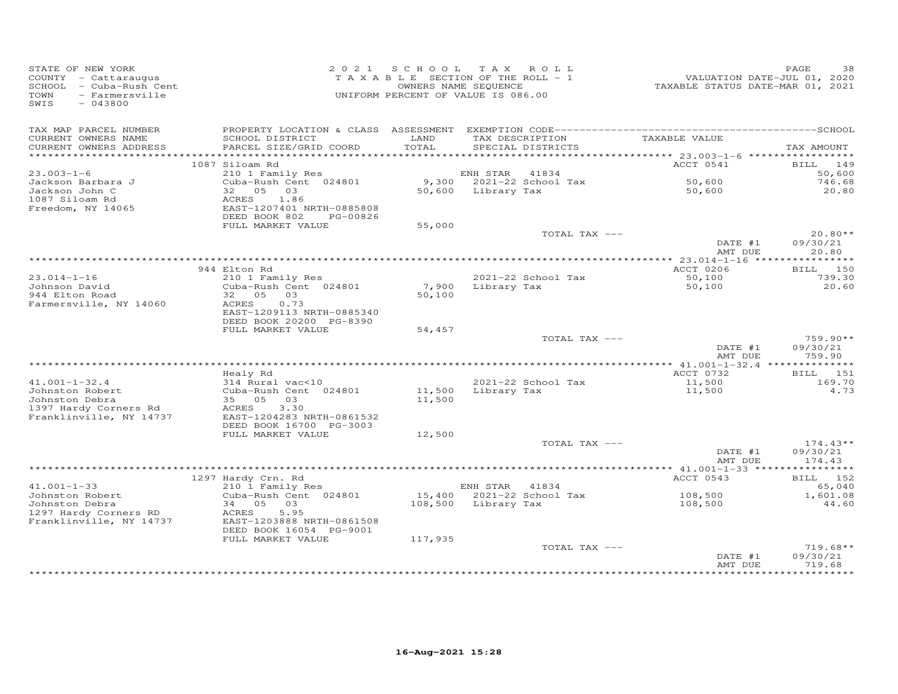STATE OF NEW YORK
COUNTY - Cattaraugus
SCHOOL - Cuba-Rush Cent
TOWN - Farmersville
SWIS - 043800

2 0 2 1 SCHOOL TAX ROLL
TAXABLE SECTION OF THE ROLL - 1
OWNERS NAME SEQUENCE
UNIFORM PERCENT OF VALUE IS 086.00

VALUATION DATE-JUL 01, 2020
TAXABLE STATUS DATE-MAR 01, 2021

| TAX MAP PARCEL NUMBER / CURRENT OWNERS NAME / CURRENT OWNERS ADDRESS | PROPERTY LOCATION & CLASS / SCHOOL DISTRICT / PARCEL SIZE/GRID COORD | ASSESSMENT LAND / TOTAL | EXEMPTION CODE / TAX DESCRIPTION / SPECIAL DISTRICTS | TAXABLE VALUE | TAX AMOUNT |
|---|---|---|---|---|---|
| | 1087 Siloam Rd | | | ACCT 0541 | BILL 149 |
| 23.003-1-6 | 210 1 Family Res | | ENH STAR 41834 | | 50,600 |
| Jackson Barbara J | Cuba-Rush Cent 024801 | 9,300 | 2021-22 School Tax | 50,600 | 746.68 |
| Jackson John C | 32 05 03 | 50,600 | Library Tax | 50,600 | 20.80 |
| 1087 Siloam Rd | ACRES 1.86 | | | | |
| Freedom, NY 14065 | EAST-1207401 NRTH-0885808 | | | | |
| | DEED BOOK 802 PG-00826 | | | | |
| | FULL MARKET VALUE | 55,000 | | | |
| | | | TOTAL TAX --- | | 20.80** |
| | | | | DATE #1 | 09/30/21 |
| | | | | AMT DUE | 20.80 |
| | 944 Elton Rd | | | ACCT 0206 | BILL 150 |
| 23.014-1-16 | 210 1 Family Res | | 2021-22 School Tax | 50,100 | 739.30 |
| Johnson David | Cuba-Rush Cent 024801 | 7,900 | Library Tax | 50,100 | 20.60 |
| 944 Elton Road | 32 05 03 | 50,100 | | | |
| Farmersville, NY 14060 | ACRES 0.73 | | | | |
| | EAST-1209113 NRTH-0885340 | | | | |
| | DEED BOOK 20200 PG-8390 | | | | |
| | FULL MARKET VALUE | 54,457 | | | |
| | | | TOTAL TAX --- | | 759.90** |
| | | | | DATE #1 | 09/30/21 |
| | | | | AMT DUE | 759.90 |
| | Healy Rd | | | ACCT 0732 | BILL 151 |
| 41.001-1-32.4 | 314 Rural vac<10 | | 2021-22 School Tax | 11,500 | 169.70 |
| Johnston Robert | Cuba-Rush Cent 024801 | 11,500 | Library Tax | 11,500 | 4.73 |
| Johnston Debra | 35 05 03 | 11,500 | | | |
| 1397 Hardy Corners Rd | ACRES 3.30 | | | | |
| Franklinville, NY 14737 | EAST-1204283 NRTH-0861532 | | | | |
| | DEED BOOK 16700 PG-3003 | | | | |
| | FULL MARKET VALUE | 12,500 | | | |
| | | | TOTAL TAX --- | | 174.43** |
| | | | | DATE #1 | 09/30/21 |
| | | | | AMT DUE | 174.43 |
| | 1297 Hardy Crn. Rd | | | ACCT 0543 | BILL 152 |
| 41.001-1-33 | 210 1 Family Res | | ENH STAR 41834 | | 65,040 |
| Johnston Robert | Cuba-Rush Cent 024801 | 15,400 | 2021-22 School Tax | 108,500 | 1,601.08 |
| Johnston Debra | 34 05 03 | 108,500 | Library Tax | 108,500 | 44.60 |
| 1297 Hardy Corners RD | ACRES 5.95 | | | | |
| Franklinville, NY 14737 | EAST-1203888 NRTH-0861508 | | | | |
| | DEED BOOK 16054 PG-9001 | | | | |
| | FULL MARKET VALUE | 117,935 | | | |
| | | | TOTAL TAX --- | | 719.68** |
| | | | | DATE #1 | 09/30/21 |
| | | | | AMT DUE | 719.68 |

16-Aug-2021 15:28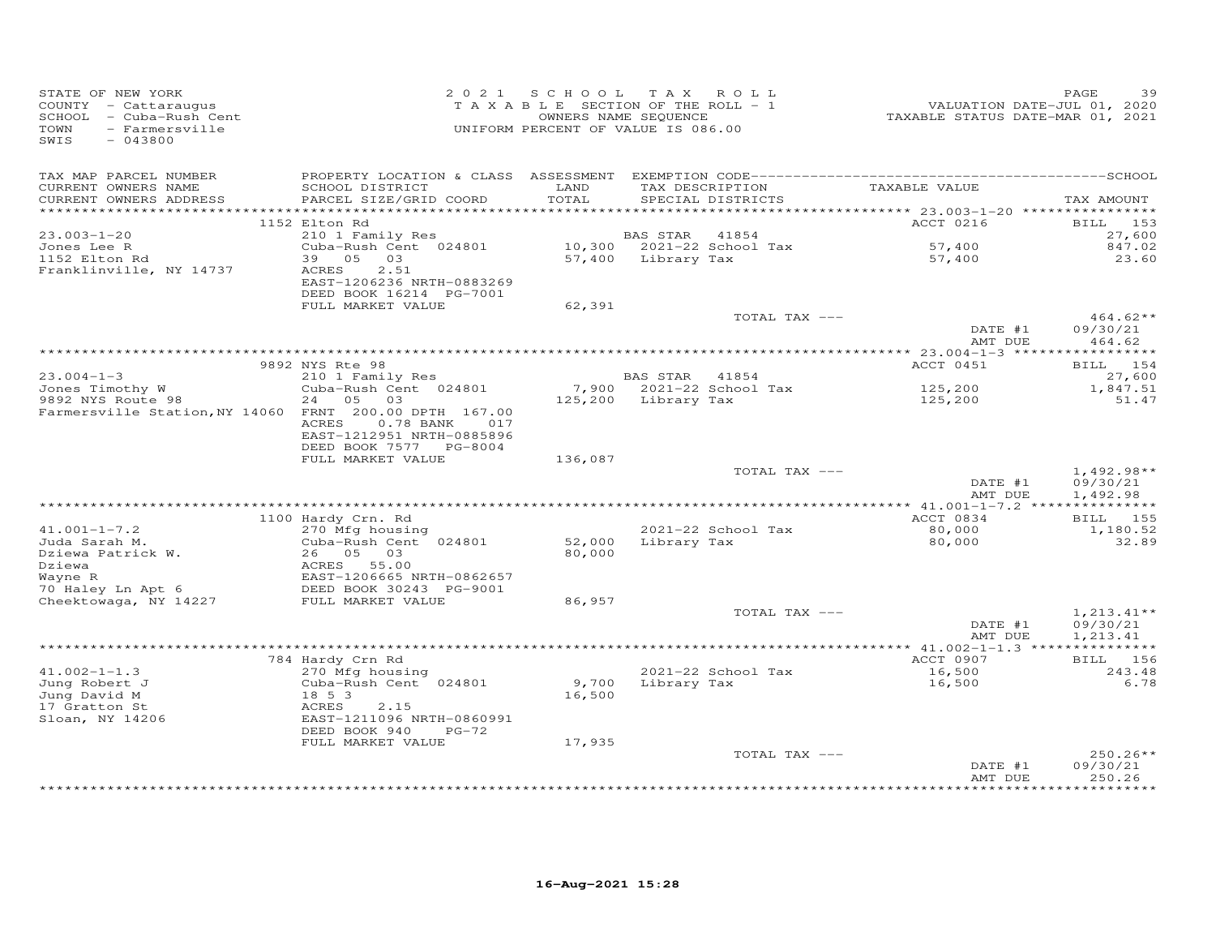STATE OF NEW YORK
COUNTY - Cattaraugus
SCHOOL - Cuba-Rush Cent
TOWN - Farmersville
SWIS - 043800

2021 SCHOOL TAX ROLL
TAXABLE SECTION OF THE ROLL - 1
OWNERS NAME SEQUENCE
UNIFORM PERCENT OF VALUE IS 086.00

VALUATION DATE-JUL 01, 2020
TAXABLE STATUS DATE-MAR 01, 2021

| TAX MAP PARCEL NUMBER / CURRENT OWNERS NAME / CURRENT OWNERS ADDRESS | PROPERTY LOCATION & CLASS / SCHOOL DISTRICT / PARCEL SIZE/GRID COORD | ASSESSMENT LAND / TOTAL | EXEMPTION CODE / TAX DESCRIPTION / SPECIAL DISTRICTS | TAXABLE VALUE | TAX AMOUNT |
|---|---|---|---|---|---|
| | 1152 Elton Rd | | | ACCT 0216 | BILL 153 |
| 23.003-1-20 | 210 1 Family Res | | BAS STAR 41854 | | 27,600 |
| Jones Lee R | Cuba-Rush Cent 024801 | 10,300 | 2021-22 School Tax | 57,400 | 847.02 |
| 1152 Elton Rd | 39 05 03 | 57,400 | Library Tax | 57,400 | 23.60 |
| Franklinville, NY 14737 | ACRES 2.51 | | | | |
| | EAST-1206236 NRTH-0883269 | | | | |
| | DEED BOOK 16214 PG-7001 | | | | |
| | FULL MARKET VALUE | 62,391 | | | |
| | | | TOTAL TAX --- | | 464.62** |
| | | | | DATE #1 | 09/30/21 |
| | | | | AMT DUE | 464.62 |
| | 9892 NYS Rte 98 | | | ACCT 0451 | BILL 154 |
| 23.004-1-3 | 210 1 Family Res | | BAS STAR 41854 | | 27,600 |
| Jones Timothy W | Cuba-Rush Cent 024801 | 7,900 | 2021-22 School Tax | 125,200 | 1,847.51 |
| 9892 NYS Route 98 | 24 05 03 | 125,200 | Library Tax | 125,200 | 51.47 |
| Farmersville Station,NY 14060 | FRNT 200.00 DPTH 167.00 | | | | |
| | ACRES 0.78 BANK 017 | | | | |
| | EAST-1212951 NRTH-0885896 | | | | |
| | DEED BOOK 7577 PG-8004 | | | | |
| | FULL MARKET VALUE | 136,087 | | | |
| | | | TOTAL TAX --- | | 1,492.98** |
| | | | | DATE #1 | 09/30/21 |
| | | | | AMT DUE | 1,492.98 |
| | 1100 Hardy Crn. Rd | | | ACCT 0834 | BILL 155 |
| 41.001-1-7.2 | 270 Mfg housing | | 2021-22 School Tax | 80,000 | 1,180.52 |
| Juda Sarah M. | Cuba-Rush Cent 024801 | 52,000 | Library Tax | 80,000 | 32.89 |
| Dziewa Patrick W. | 26 05 03 | 80,000 | | | |
| Dziewa | ACRES 55.00 | | | | |
| Wayne R | EAST-1206665 NRTH-0862657 | | | | |
| 70 Haley Ln Apt 6 | DEED BOOK 30243 PG-9001 | | | | |
| Cheektowaga, NY 14227 | FULL MARKET VALUE | 86,957 | | | |
| | | | TOTAL TAX --- | | 1,213.41** |
| | | | | DATE #1 | 09/30/21 |
| | | | | AMT DUE | 1,213.41 |
| | 784 Hardy Crn Rd | | | ACCT 0907 | BILL 156 |
| 41.002-1-1.3 | 270 Mfg housing | | 2021-22 School Tax | 16,500 | 243.48 |
| Jung Robert J | Cuba-Rush Cent 024801 | 9,700 | Library Tax | 16,500 | 6.78 |
| Jung David M | 18 5 3 | 16,500 | | | |
| 17 Gratton St | ACRES 2.15 | | | | |
| Sloan, NY 14206 | EAST-1211096 NRTH-0860991 | | | | |
| | DEED BOOK 940 PG-72 | | | | |
| | FULL MARKET VALUE | 17,935 | | | |
| | | | TOTAL TAX --- | | 250.26** |
| | | | | DATE #1 | 09/30/21 |
| | | | | AMT DUE | 250.26 |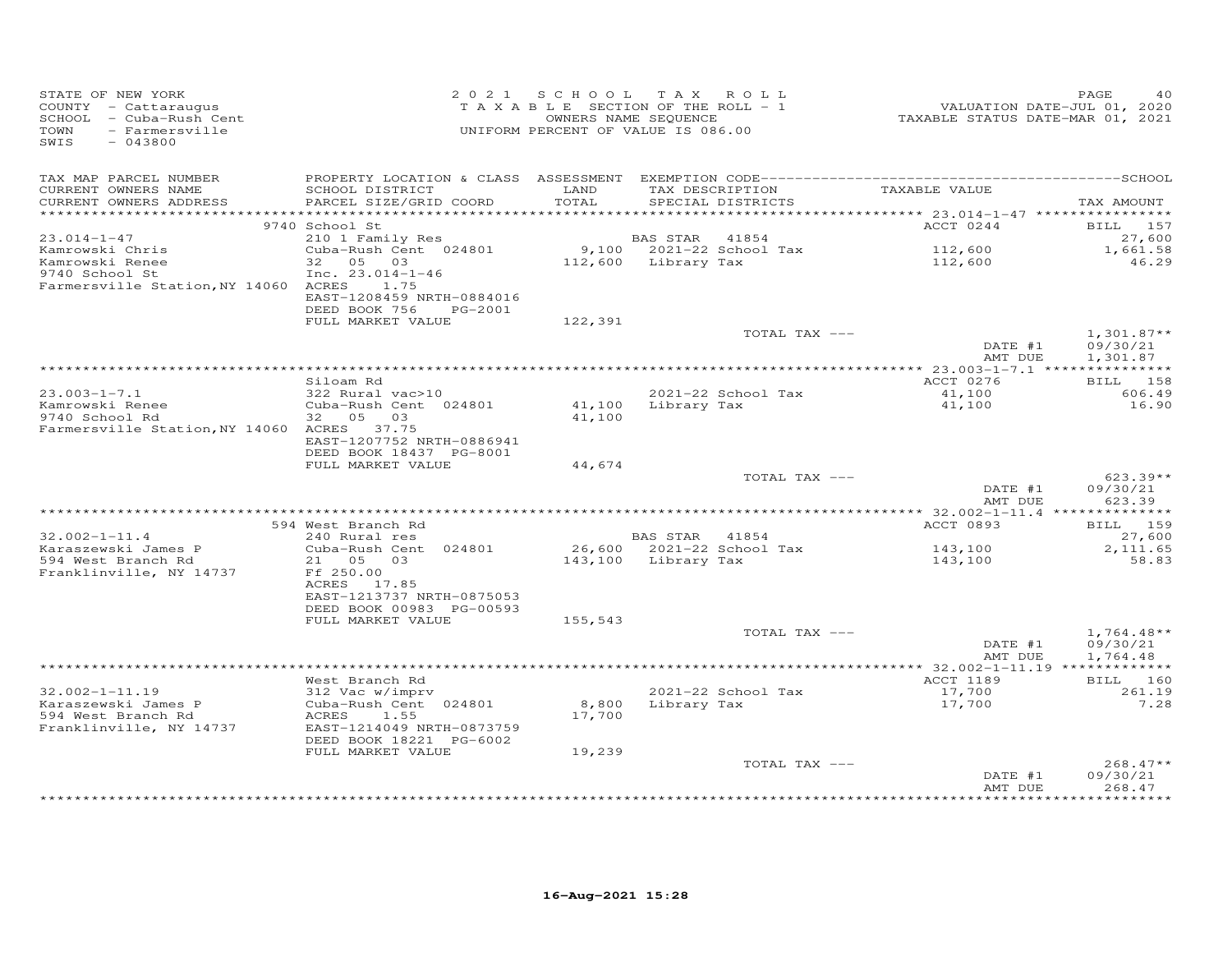STATE OF NEW YORK
COUNTY - Cattaraugus
SCHOOL - Cuba-Rush Cent
TOWN - Farmersville
SWIS - 043800

2021 SCHOOL TAX ROLL
TAXABLE SECTION OF THE ROLL - 1
OWNERS NAME SEQUENCE
UNIFORM PERCENT OF VALUE IS 086.00

VALUATION DATE-JUL 01, 2020
TAXABLE STATUS DATE-MAR 01, 2021

| TAX MAP PARCEL NUMBER<br>CURRENT OWNERS NAME<br>CURRENT OWNERS ADDRESS | PROPERTY LOCATION & CLASS<br>SCHOOL DISTRICT<br>PARCEL SIZE/GRID COORD | ASSESSMENT<br>LAND<br>TOTAL | EXEMPTION CODE<br>TAX DESCRIPTION<br>SPECIAL DISTRICTS | TAXABLE VALUE | SCHOOL<br>TAX AMOUNT |
|---|---|---|---|---|---|
| | 9740 School St | | | ACCT 0244 | BILL 157 |
| 23.014-1-47 | 210 1 Family Res | | BAS STAR 41854 | | 27,600 |
| Kamrowski Chris | Cuba-Rush Cent 024801 | 9,100 | 2021-22 School Tax | 112,600 | 1,661.58 |
| Kamrowski Renee | 32 05 03 | 112,600 | Library Tax | 112,600 | 46.29 |
| 9740 School St | Inc. 23.014-1-46 | | | | |
| Farmersville Station, NY 14060 | ACRES 1.75 | | | | |
| | EAST-1208459 NRTH-0884016 | | | | |
| | DEED BOOK 756 PG-2001 | | | | |
| | FULL MARKET VALUE | 122,391 | | | |
| | | | TOTAL TAX --- | | 1,301.87** |
| | | | | DATE #1 | 09/30/21 |
| | | | | AMT DUE | 1,301.87 |
| | Siloam Rd | | | ACCT 0276 | BILL 158 |
| 23.003-1-7.1 | 322 Rural vac>10 | | 2021-22 School Tax | 41,100 | 606.49 |
| Kamrowski Renee | Cuba-Rush Cent 024801 | 41,100 | Library Tax | 41,100 | 16.90 |
| 9740 School Rd | 32 05 03 | 41,100 | | | |
| Farmersville Station, NY 14060 | ACRES 37.75 | | | | |
| | EAST-1207752 NRTH-0886941 | | | | |
| | DEED BOOK 18437 PG-8001 | | | | |
| | FULL MARKET VALUE | 44,674 | | | |
| | | | TOTAL TAX --- | | 623.39** |
| | | | | DATE #1 | 09/30/21 |
| | | | | AMT DUE | 623.39 |
| | 594 West Branch Rd | | | ACCT 0893 | BILL 159 |
| 32.002-1-11.4 | 240 Rural res | | BAS STAR 41854 | | 27,600 |
| Karaszewski James P | Cuba-Rush Cent 024801 | 26,600 | 2021-22 School Tax | 143,100 | 2,111.65 |
| 594 West Branch Rd | 21 05 03 | 143,100 | Library Tax | 143,100 | 58.83 |
| Franklinville, NY 14737 | Ff 250.00 | | | | |
| | ACRES 17.85 | | | | |
| | EAST-1213737 NRTH-0875053 | | | | |
| | DEED BOOK 00983 PG-00593 | | | | |
| | FULL MARKET VALUE | 155,543 | | | |
| | | | TOTAL TAX --- | | 1,764.48** |
| | | | | DATE #1 | 09/30/21 |
| | | | | AMT DUE | 1,764.48 |
| | West Branch Rd | | | ACCT 1189 | BILL 160 |
| 32.002-1-11.19 | 312 Vac w/imprv | | 2021-22 School Tax | 17,700 | 261.19 |
| Karaszewski James P | Cuba-Rush Cent 024801 | 8,800 | Library Tax | 17,700 | 7.28 |
| 594 West Branch Rd | ACRES 1.55 | 17,700 | | | |
| Franklinville, NY 14737 | EAST-1214049 NRTH-0873759 | | | | |
| | DEED BOOK 18221 PG-6002 | | | | |
| | FULL MARKET VALUE | 19,239 | | | |
| | | | TOTAL TAX --- | | 268.47** |
| | | | | DATE #1 | 09/30/21 |
| | | | | AMT DUE | 268.47 |

16-Aug-2021 15:28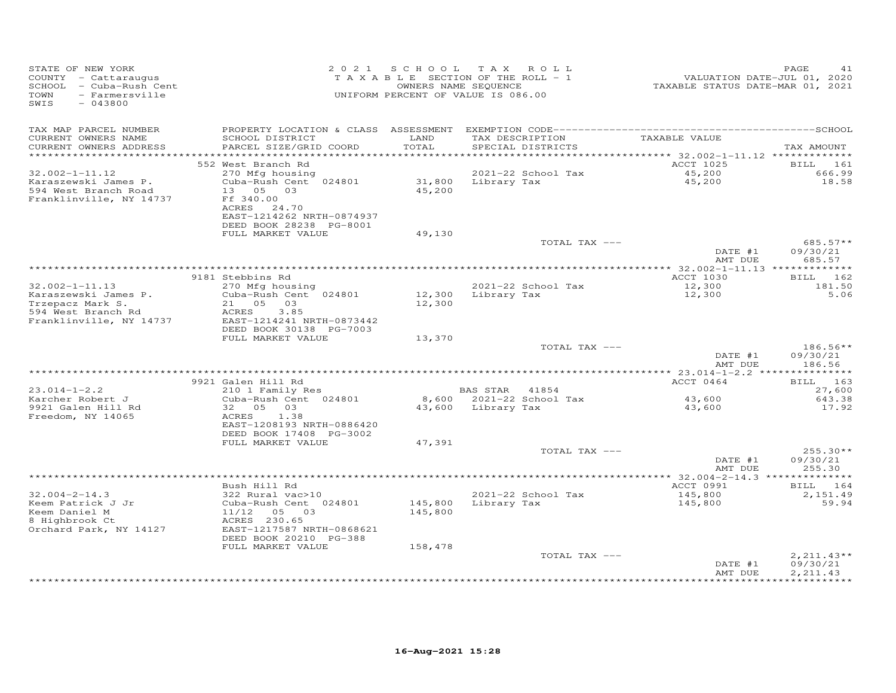STATE OF NEW YORK
COUNTY - Cattaraugus
SCHOOL - Cuba-Rush Cent
TOWN - Farmersville
SWIS - 043800

2021 SCHOOL TAX ROLL
TAXABLE SECTION OF THE ROLL - 1
OWNERS NAME SEQUENCE
UNIFORM PERCENT OF VALUE IS 086.00

VALUATION DATE-JUL 01, 2020
TAXABLE STATUS DATE-MAR 01, 2021

| TAX MAP PARCEL NUMBER / CURRENT OWNERS NAME / CURRENT OWNERS ADDRESS | PROPERTY LOCATION & CLASS / SCHOOL DISTRICT / PARCEL SIZE/GRID COORD | ASSESSMENT LAND / TOTAL | EXEMPTION CODE / TAX DESCRIPTION / SPECIAL DISTRICTS | TAXABLE VALUE | TAX AMOUNT |
|---|---|---|---|---|---|
| 32.002-1-11.12 | 552 West Branch Rd | | | ACCT 1025 | BILL 161 |
| Karaszewski James P. | 270 Mfg housing | | 2021-22 School Tax | 45,200 | 666.99 |
| 594 West Branch Road | Cuba-Rush Cent 024801 | 31,800 | Library Tax | 45,200 | 18.58 |
| Franklinville, NY 14737 | 13 05 03 | 45,200 | | | |
| | Ff 340.00 | | | | |
| | ACRES 24.70 | | | | |
| | EAST-1214262 NRTH-0874937 | | | | |
| | DEED BOOK 28238 PG-8001 | | | | |
| | FULL MARKET VALUE | 49,130 | | | |
| | | | TOTAL TAX --- | | 685.57** |
| | | | | DATE #1 | 09/30/21 |
| | | | | AMT DUE | 685.57 |
| 32.002-1-11.13 | 9181 Stebbins Rd | | | ACCT 1030 | BILL 162 |
| Karaszewski James P. | 270 Mfg housing | | 2021-22 School Tax | 12,300 | 181.50 |
| Trzepacz Mark S. | Cuba-Rush Cent 024801 | 12,300 | Library Tax | 12,300 | 5.06 |
| 594 West Branch Rd | 21 05 03 | 12,300 | | | |
| Franklinville, NY 14737 | ACRES 3.85 | | | | |
| | EAST-1214241 NRTH-0873442 | | | | |
| | DEED BOOK 30138 PG-7003 | | | | |
| | FULL MARKET VALUE | 13,370 | | | |
| | | | TOTAL TAX --- | | 186.56** |
| | | | | DATE #1 | 09/30/21 |
| | | | | AMT DUE | 186.56 |
| 23.014-1-2.2 | 9921 Galen Hill Rd | | | ACCT 0464 | BILL 163 |
| Karcher Robert J | 210 1 Family Res | | BAS STAR 41854 | | 27,600 |
| 9921 Galen Hill Rd | Cuba-Rush Cent 024801 | 8,600 | 2021-22 School Tax | 43,600 | 643.38 |
| Freedom, NY 14065 | 32 05 03 | 43,600 | Library Tax | 43,600 | 17.92 |
| | ACRES 1.38 | | | | |
| | EAST-1208193 NRTH-0886420 | | | | |
| | DEED BOOK 17408 PG-3002 | | | | |
| | FULL MARKET VALUE | 47,391 | | | |
| | | | TOTAL TAX --- | | 255.30** |
| | | | | DATE #1 | 09/30/21 |
| | | | | AMT DUE | 255.30 |
| 32.004-2-14.3 | Bush Hill Rd | | | ACCT 0991 | BILL 164 |
| Keem Patrick J Jr | 322 Rural vac>10 | | 2021-22 School Tax | 145,800 | 2,151.49 |
| Keem Daniel M | Cuba-Rush Cent 024801 | 145,800 | Library Tax | 145,800 | 59.94 |
| 8 Highbrook Ct | 11/12 05 03 | 145,800 | | | |
| Orchard Park, NY 14127 | ACRES 230.65 | | | | |
| | EAST-1217587 NRTH-0868621 | | | | |
| | DEED BOOK 20210 PG-388 | | | | |
| | FULL MARKET VALUE | 158,478 | | | |
| | | | TOTAL TAX --- | | 2,211.43** |
| | | | | DATE #1 | 09/30/21 |
| | | | | AMT DUE | 2,211.43 |

16-Aug-2021 15:28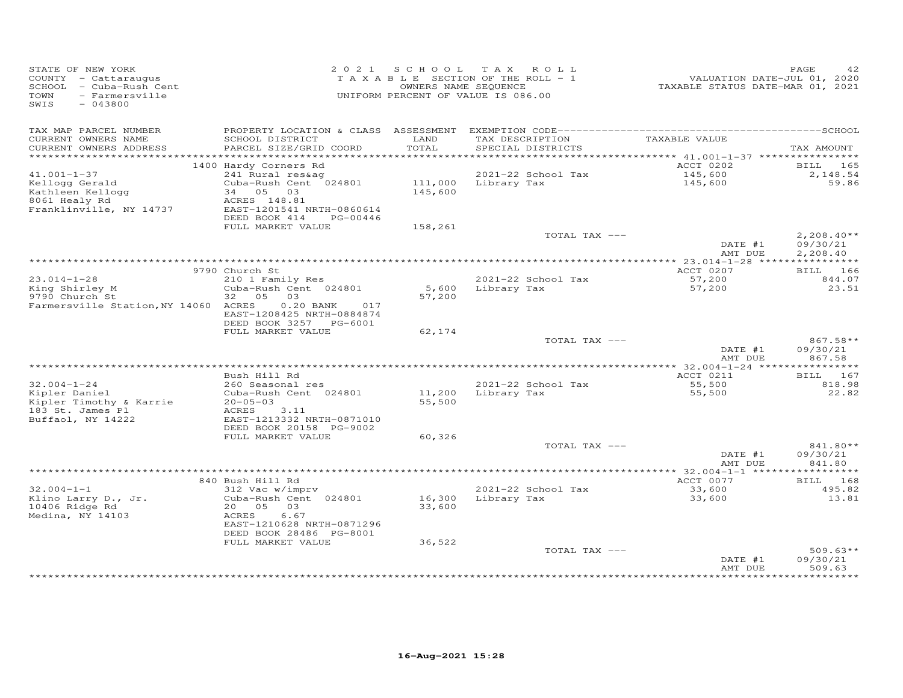STATE OF NEW YORK
COUNTY - Cattaraugus
SCHOOL - Cuba-Rush Cent
TOWN - Farmersville
SWIS - 043800

2 0 2 1 S C H O O L T A X R O L L
T A X A B L E SECTION OF THE ROLL - 1
OWNERS NAME SEQUENCE
UNIFORM PERCENT OF VALUE IS 086.00

VALUATION DATE-JUL 01, 2020
TAXABLE STATUS DATE-MAR 01, 2021

| TAX MAP PARCEL NUMBER / CURRENT OWNERS NAME / CURRENT OWNERS ADDRESS | PROPERTY LOCATION & CLASS / SCHOOL DISTRICT / PARCEL SIZE/GRID COORD | ASSESSMENT LAND / TOTAL | EXEMPTION CODE / TAX DESCRIPTION / SPECIAL DISTRICTS | TAXABLE VALUE | TAX AMOUNT |
|---|---|---|---|---|---|
| | 1400 Hardy Corners Rd | | | ACCT 0202 | BILL 165 |
| 41.001-1-37 | 241 Rural res&ag | | 2021-22 School Tax | 145,600 | 2,148.54 |
| Kellogg Gerald | Cuba-Rush Cent 024801 | 111,000 | Library Tax | 145,600 | 59.86 |
| Kathleen Kellogg | 34 05 03 | 145,600 | | | |
| 8061 Healy Rd | ACRES 148.81 | | | | |
| Franklinville, NY 14737 | EAST-1201541 NRTH-0860614 | | | | |
| | DEED BOOK 414 PG-00446 | | | | |
| | FULL MARKET VALUE | 158,261 | | | |
| | | | TOTAL TAX --- | | 2,208.40** |
| | | | | DATE #1 | 09/30/21 |
| | | | | AMT DUE | 2,208.40 |
| | 9790 Church St | | | ACCT 0207 | BILL 166 |
| 23.014-1-28 | 210 1 Family Res | | 2021-22 School Tax | 57,200 | 844.07 |
| King Shirley M | Cuba-Rush Cent 024801 | 5,600 | Library Tax | 57,200 | 23.51 |
| 9790 Church St | 32 05 03 | 57,200 | | | |
| Farmersville Station,NY 14060 | ACRES 0.20 BANK 017 | | | | |
| | EAST-1208425 NRTH-0884874 | | | | |
| | DEED BOOK 3257 PG-6001 | | | | |
| | FULL MARKET VALUE | 62,174 | | | |
| | | | TOTAL TAX --- | | 867.58** |
| | | | | DATE #1 | 09/30/21 |
| | | | | AMT DUE | 867.58 |
| | Bush Hill Rd | | | ACCT 0211 | BILL 167 |
| 32.004-1-24 | 260 Seasonal res | | 2021-22 School Tax | 55,500 | 818.98 |
| Kipler Daniel | Cuba-Rush Cent 024801 | 11,200 | Library Tax | 55,500 | 22.82 |
| Kipler Timothy & Karrie | 20-05-03 | 55,500 | | | |
| 183 St. James Pl | ACRES 3.11 | | | | |
| Buffaol, NY 14222 | EAST-1213332 NRTH-0871010 | | | | |
| | DEED BOOK 20158 PG-9002 | | | | |
| | FULL MARKET VALUE | 60,326 | | | |
| | | | TOTAL TAX --- | | 841.80** |
| | | | | DATE #1 | 09/30/21 |
| | | | | AMT DUE | 841.80 |
| | 840 Bush Hill Rd | | | ACCT 0077 | BILL 168 |
| 32.004-1-1 | 312 Vac w/imprv | | 2021-22 School Tax | 33,600 | 495.82 |
| Klino Larry D., Jr. | Cuba-Rush Cent 024801 | 16,300 | Library Tax | 33,600 | 13.81 |
| 10406 Ridge Rd | 20 05 03 | 33,600 | | | |
| Medina, NY 14103 | ACRES 6.67 | | | | |
| | EAST-1210628 NRTH-0871296 | | | | |
| | DEED BOOK 28486 PG-8001 | | | | |
| | FULL MARKET VALUE | 36,522 | | | |
| | | | TOTAL TAX --- | | 509.63** |
| | | | | DATE #1 | 09/30/21 |
| | | | | AMT DUE | 509.63 |

16-Aug-2021 15:28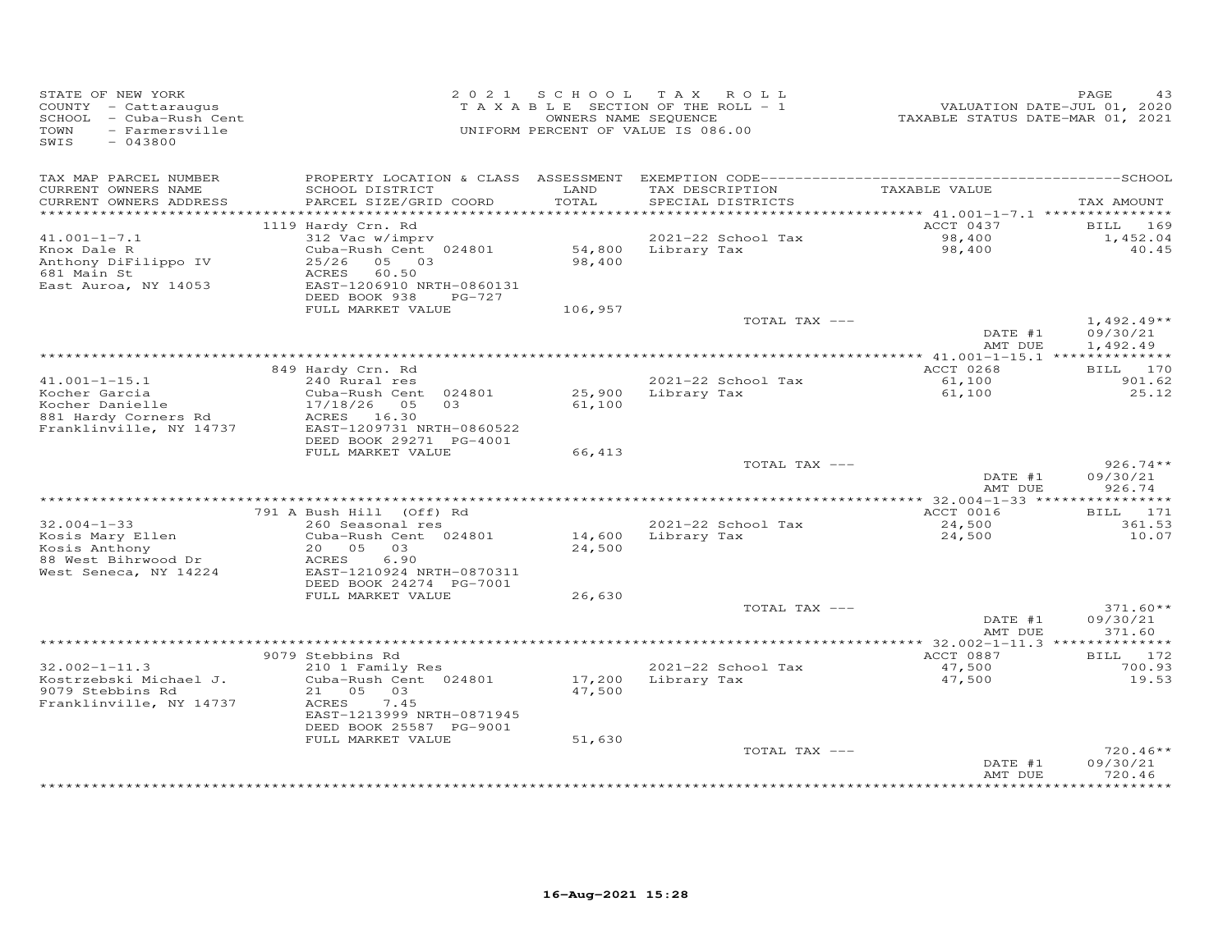STATE OF NEW YORK
COUNTY - Cattaraugus
SCHOOL - Cuba-Rush Cent
TOWN - Farmersville
SWIS - 043800

2021 SCHOOL TAX ROLL
TAXABLE SECTION OF THE ROLL - 1
OWNERS NAME SEQUENCE
UNIFORM PERCENT OF VALUE IS 086.00

VALUATION DATE-JUL 01, 2020
TAXABLE STATUS DATE-MAR 01, 2021

| TAX MAP PARCEL NUMBER / CURRENT OWNERS NAME / CURRENT OWNERS ADDRESS | PROPERTY LOCATION & CLASS / SCHOOL DISTRICT / PARCEL SIZE/GRID COORD | ASSESSMENT LAND / TOTAL | EXEMPTION CODE / TAX DESCRIPTION / SPECIAL DISTRICTS | TAXABLE VALUE | TAX AMOUNT |
|---|---|---|---|---|---|
| | 1119 Hardy Crn. Rd | | | ACCT 0437 | BILL 169 |
| 41.001-1-7.1 | 312 Vac w/imprv | | 2021-22 School Tax | 98,400 | 1,452.04 |
| Knox Dale R | Cuba-Rush Cent 024801 | 54,800 | Library Tax | 98,400 | 40.45 |
| Anthony DiFilippo IV | 25/26 05 03 | 98,400 | | | |
| 681 Main St | ACRES 60.50 | | | | |
| East Auroa, NY 14053 | EAST-1206910 NRTH-0860131 | | | | |
| | DEED BOOK 938 PG-727 | | | | |
| | FULL MARKET VALUE | 106,957 | | | |
| | | | TOTAL TAX --- | | 1,492.49** |
| | | | | DATE #1 | 09/30/21 |
| | | | | AMT DUE | 1,492.49 |
| | 849 Hardy Crn. Rd | | | ACCT 0268 | BILL 170 |
| 41.001-1-15.1 | 240 Rural res | | 2021-22 School Tax | 61,100 | 901.62 |
| Kocher Garcia | Cuba-Rush Cent 024801 | 25,900 | Library Tax | 61,100 | 25.12 |
| Kocher Danielle | 17/18/26 05 03 | 61,100 | | | |
| 881 Hardy Corners Rd | ACRES 16.30 | | | | |
| Franklinville, NY 14737 | EAST-1209731 NRTH-0860522 | | | | |
| | DEED BOOK 29271 PG-4001 | | | | |
| | FULL MARKET VALUE | 66,413 | | | |
| | | | TOTAL TAX --- | | 926.74** |
| | | | | DATE #1 | 09/30/21 |
| | | | | AMT DUE | 926.74 |
| | 791 A Bush Hill (Off) Rd | | | ACCT 0016 | BILL 171 |
| 32.004-1-33 | 260 Seasonal res | | 2021-22 School Tax | 24,500 | 361.53 |
| Kosis Mary Ellen | Cuba-Rush Cent 024801 | 14,600 | Library Tax | 24,500 | 10.07 |
| Kosis Anthony | 20 05 03 | 24,500 | | | |
| 88 West Bihrwood Dr | ACRES 6.90 | | | | |
| West Seneca, NY 14224 | EAST-1210924 NRTH-0870311 | | | | |
| | DEED BOOK 24274 PG-7001 | | | | |
| | FULL MARKET VALUE | 26,630 | | | |
| | | | TOTAL TAX --- | | 371.60** |
| | | | | DATE #1 | 09/30/21 |
| | | | | AMT DUE | 371.60 |
| | 9079 Stebbins Rd | | | ACCT 0887 | BILL 172 |
| 32.002-1-11.3 | 210 1 Family Res | | 2021-22 School Tax | 47,500 | 700.93 |
| Kostrzebski Michael J. | Cuba-Rush Cent 024801 | 17,200 | Library Tax | 47,500 | 19.53 |
| 9079 Stebbins Rd | 21 05 03 | 47,500 | | | |
| Franklinville, NY 14737 | ACRES 7.45 | | | | |
| | EAST-1213999 NRTH-0871945 | | | | |
| | DEED BOOK 25587 PG-9001 | | | | |
| | FULL MARKET VALUE | 51,630 | | | |
| | | | TOTAL TAX --- | | 720.46** |
| | | | | DATE #1 | 09/30/21 |
| | | | | AMT DUE | 720.46 |

16-Aug-2021 15:28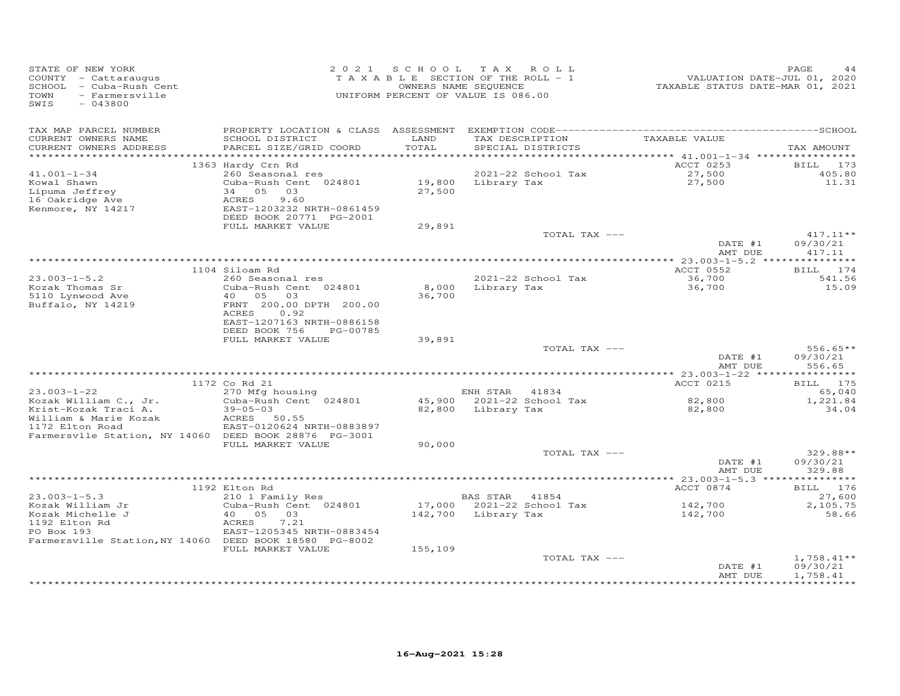STATE OF NEW YORK
COUNTY - Cattaraugus
SCHOOL - Cuba-Rush Cent
TOWN - Farmersville
SWIS - 043800

2021 SCHOOL TAX ROLL
TAXABLE SECTION OF THE ROLL - 1
OWNERS NAME SEQUENCE
UNIFORM PERCENT OF VALUE IS 086.00

VALUATION DATE-JUL 01, 2020
TAXABLE STATUS DATE-MAR 01, 2021

| TAX MAP PARCEL NUMBER / CURRENT OWNERS NAME / CURRENT OWNERS ADDRESS | PROPERTY LOCATION & CLASS / SCHOOL DISTRICT / PARCEL SIZE/GRID COORD | ASSESSMENT LAND / TOTAL | EXEMPTION CODE / TAX DESCRIPTION / SPECIAL DISTRICTS | TAXABLE VALUE | TAX AMOUNT |
|---|---|---|---|---|---|
| 41.001-1-34 | 1363 Hardy Crn Rd | | | ACCT 0253 | BILL 173 |
| Kowal Shawn | 260 Seasonal res | | 2021-22 School Tax | 27,500 | 405.80 |
| Lipuma Jeffrey | Cuba-Rush Cent 024801 | 19,800 | Library Tax | 27,500 | 11.31 |
| 16 Oakridge Ave | 34 05 03 | 27,500 | | | |
| Kenmore, NY 14217 | ACRES 9.60 | | | | |
| | EAST-1203232 NRTH-0861459 | | | | |
| | DEED BOOK 20771 PG-2001 | | | | |
| | FULL MARKET VALUE | 29,891 | | | |
| | | | TOTAL TAX --- | | 417.11** |
| | | | | DATE #1 | 09/30/21 |
| | | | | AMT DUE | 417.11 |
| 23.003-1-5.2 | 1104 Siloam Rd | | | ACCT 0552 | BILL 174 |
| Kozak Thomas Sr | 260 Seasonal res | | 2021-22 School Tax | 36,700 | 541.56 |
| 5110 Lynwood Ave | Cuba-Rush Cent 024801 | 8,000 | Library Tax | 36,700 | 15.09 |
| Buffalo, NY 14219 | 40 05 03 | 36,700 | | | |
| | FRNT 200.00 DPTH 200.00 | | | | |
| | ACRES 0.92 | | | | |
| | EAST-1207163 NRTH-0886158 | | | | |
| | DEED BOOK 756 PG-00785 | | | | |
| | FULL MARKET VALUE | 39,891 | | | |
| | | | TOTAL TAX --- | | 556.65** |
| | | | | DATE #1 | 09/30/21 |
| | | | | AMT DUE | 556.65 |
| 23.003-1-22 | 1172 Co Rd 21 | | | ACCT 0215 | BILL 175 |
| Kozak William C., Jr. | 270 Mfg housing | | ENH STAR 41834 | | 65,040 |
| Krist-Kozak Traci A. | Cuba-Rush Cent 024801 | 45,900 | 2021-22 School Tax | 82,800 | 1,221.84 |
| William & Marie Kozak | 39-05-03 | 82,800 | Library Tax | 82,800 | 34.04 |
| 1172 Elton Road | ACRES 50.55 | | | | |
| Farmersvlle Station, NY 14060 | EAST-0120624 NRTH-0883897 | | | | |
| | DEED BOOK 28876 PG-3001 | | | | |
| | FULL MARKET VALUE | 90,000 | | | |
| | | | TOTAL TAX --- | | 329.88** |
| | | | | DATE #1 | 09/30/21 |
| | | | | AMT DUE | 329.88 |
| 23.003-1-5.3 | 1192 Elton Rd | | | ACCT 0874 | BILL 176 |
| Kozak William Jr | 210 1 Family Res | | BAS STAR 41854 | | 27,600 |
| Kozak Michelle J | Cuba-Rush Cent 024801 | 17,000 | 2021-22 School Tax | 142,700 | 2,105.75 |
| 1192 Elton Rd | 40 05 03 | 142,700 | Library Tax | 142,700 | 58.66 |
| PO Box 193 | ACRES 7.21 | | | | |
| Farmersville Station,NY 14060 | EAST-1205345 NRTH-0883454 | | | | |
| | DEED BOOK 18580 PG-8002 | | | | |
| | FULL MARKET VALUE | 155,109 | | | |
| | | | TOTAL TAX --- | | 1,758.41** |
| | | | | DATE #1 | 09/30/21 |
| | | | | AMT DUE | 1,758.41 |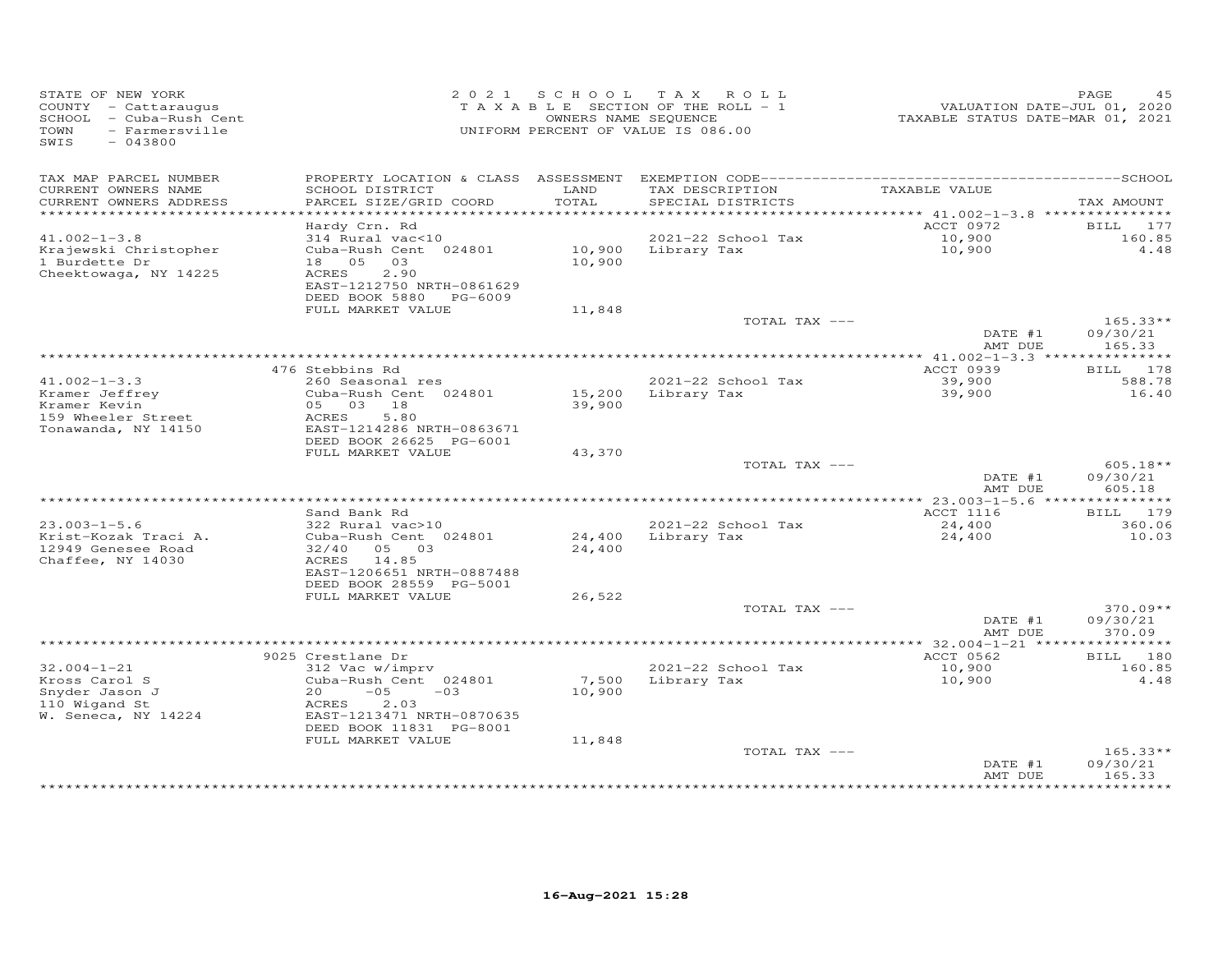STATE OF NEW YORK
COUNTY - Cattaraugus
SCHOOL - Cuba-Rush Cent
TOWN - Farmersville
SWIS - 043800

2021 SCHOOL TAX ROLL
TAXABLE SECTION OF THE ROLL - 1
OWNERS NAME SEQUENCE
UNIFORM PERCENT OF VALUE IS 086.00

VALUATION DATE-JUL 01, 2020
TAXABLE STATUS DATE-MAR 01, 2021

| TAX MAP PARCEL NUMBER / CURRENT OWNERS NAME / CURRENT OWNERS ADDRESS | PROPERTY LOCATION & CLASS / SCHOOL DISTRICT / PARCEL SIZE/GRID COORD | ASSESSMENT LAND / TOTAL | EXEMPTION CODE / TAX DESCRIPTION / SPECIAL DISTRICTS | TAXABLE VALUE | TAX AMOUNT |
|---|---|---|---|---|---|
| | Hardy Crn. Rd | | | ACCT 0972 | BILL 177 |
| 41.002-1-3.8 | 314 Rural vac<10 | | 2021-22 School Tax | 10,900 | 160.85 |
| Krajewski Christopher | Cuba-Rush Cent 024801 | 10,900 | Library Tax | 10,900 | 4.48 |
| 1 Burdette Dr | 18 05 03 | 10,900 | | | |
| Cheektowaga, NY 14225 | ACRES 2.90 | | | | |
| | EAST-1212750 NRTH-0861629 | | | | |
| | DEED BOOK 5880 PG-6009 | | | | |
| | FULL MARKET VALUE | 11,848 | | | |
| | | | TOTAL TAX --- | | 165.33** |
| | | | | DATE #1 | 09/30/21 |
| | | | | AMT DUE | 165.33 |
| | 476 Stebbins Rd | | | ACCT 0939 | BILL 178 |
| 41.002-1-3.3 | 260 Seasonal res | | 2021-22 School Tax | 39,900 | 588.78 |
| Kramer Jeffrey | Cuba-Rush Cent 024801 | 15,200 | Library Tax | 39,900 | 16.40 |
| Kramer Kevin | 05 03 18 | 39,900 | | | |
| 159 Wheeler Street | ACRES 5.80 | | | | |
| Tonawanda, NY 14150 | EAST-1214286 NRTH-0863671 | | | | |
| | DEED BOOK 26625 PG-6001 | | | | |
| | FULL MARKET VALUE | 43,370 | | | |
| | | | TOTAL TAX --- | | 605.18** |
| | | | | DATE #1 | 09/30/21 |
| | | | | AMT DUE | 605.18 |
| | Sand Bank Rd | | | ACCT 1116 | BILL 179 |
| 23.003-1-5.6 | 322 Rural vac>10 | | 2021-22 School Tax | 24,400 | 360.06 |
| Krist-Kozak Traci A. | Cuba-Rush Cent 024801 | 24,400 | Library Tax | 24,400 | 10.03 |
| 12949 Genesee Road | 32/40 05 03 | 24,400 | | | |
| Chaffee, NY 14030 | ACRES 14.85 | | | | |
| | EAST-1206651 NRTH-0887488 | | | | |
| | DEED BOOK 28559 PG-5001 | | | | |
| | FULL MARKET VALUE | 26,522 | | | |
| | | | TOTAL TAX --- | | 370.09** |
| | | | | DATE #1 | 09/30/21 |
| | | | | AMT DUE | 370.09 |
| | 9025 Crestlane Dr | | | ACCT 0562 | BILL 180 |
| 32.004-1-21 | 312 Vac w/imprv | | 2021-22 School Tax | 10,900 | 160.85 |
| Kross Carol S | Cuba-Rush Cent 024801 | 7,500 | Library Tax | 10,900 | 4.48 |
| Snyder Jason J | 20 -05 -03 | 10,900 | | | |
| 110 Wigand St | ACRES 2.03 | | | | |
| W. Seneca, NY 14224 | EAST-1213471 NRTH-0870635 | | | | |
| | DEED BOOK 11831 PG-8001 | | | | |
| | FULL MARKET VALUE | 11,848 | | | |
| | | | TOTAL TAX --- | | 165.33** |
| | | | | DATE #1 | 09/30/21 |
| | | | | AMT DUE | 165.33 |

16-Aug-2021 15:28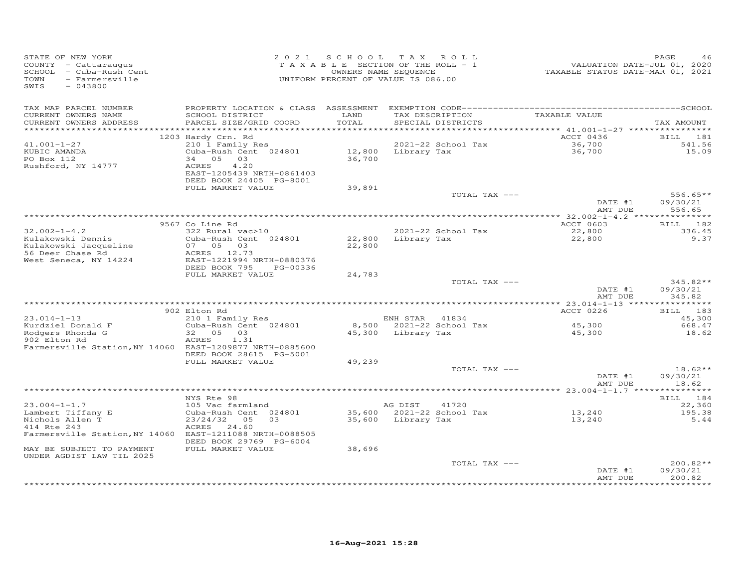STATE OF NEW YORK
COUNTY - Cattaraugus
SCHOOL - Cuba-Rush Cent
TOWN - Farmersville
SWIS - 043800

2 0 2 1 S C H O O L T A X R O L L
T A X A B L E SECTION OF THE ROLL - 1
OWNERS NAME SEQUENCE
UNIFORM PERCENT OF VALUE IS 086.00

VALUATION DATE-JUL 01, 2020
TAXABLE STATUS DATE-MAR 01, 2021

| TAX MAP PARCEL NUMBER / CURRENT OWNERS NAME / CURRENT OWNERS ADDRESS | PROPERTY LOCATION & CLASS / SCHOOL DISTRICT / PARCEL SIZE/GRID COORD | ASSESSMENT LAND / TOTAL | EXEMPTION CODE / TAX DESCRIPTION / SPECIAL DISTRICTS | TAXABLE VALUE | TAX AMOUNT |
|---|---|---|---|---|---|
| **41.001-1-27** | 1203 Hardy Crn. Rd | | | ACCT 0436 | BILL 181 |
| KUBIC AMANDA | 210 1 Family Res | | | | |
| PO Box 112 | Cuba-Rush Cent 024801 | 12,800 | 2021-22 School Tax | 36,700 | 541.56 |
| Rushford, NY 14777 | 34 05 03 | 36,700 | Library Tax | 36,700 | 15.09 |
| | ACRES 4.20 | | | | |
| | EAST-1205439 NRTH-0861403 | | | | |
| | DEED BOOK 24405 PG-8001 | | | | |
| | FULL MARKET VALUE | 39,891 | | | |
| | | | TOTAL TAX --- | | 556.65** |
| | | | | DATE #1 | 09/30/21 |
| | | | | AMT DUE | 556.65 |
| **32.002-1-4.2** | 9567 Co Line Rd | | | ACCT 0603 | BILL 182 |
| Kulakowski Dennis | 322 Rural vac>10 | | | | |
| Kulakowski Jacqueline | Cuba-Rush Cent 024801 | 22,800 | 2021-22 School Tax | 22,800 | 336.45 |
| 56 Deer Chase Rd | 07 05 03 | 22,800 | Library Tax | 22,800 | 9.37 |
| West Seneca, NY 14224 | ACRES 12.73 | | | | |
| | EAST-1221994 NRTH-0880376 | | | | |
| | DEED BOOK 795 PG-00336 | | | | |
| | FULL MARKET VALUE | 24,783 | | | |
| | | | TOTAL TAX --- | | 345.82** |
| | | | | DATE #1 | 09/30/21 |
| | | | | AMT DUE | 345.82 |
| **23.014-1-13** | 902 Elton Rd | | | ACCT 0226 | BILL 183 |
| Kurdziel Donald F | 210 1 Family Res | | ENH STAR 41834 | | 45,300 |
| Rodgers Rhonda G | Cuba-Rush Cent 024801 | 8,500 | 2021-22 School Tax | 45,300 | 668.47 |
| 902 Elton Rd | 32 05 03 | 45,300 | Library Tax | 45,300 | 18.62 |
| Farmersville Station,NY 14060 | ACRES 1.31 | | | | |
| | EAST-1209877 NRTH-0885600 | | | | |
| | DEED BOOK 28615 PG-5001 | | | | |
| | FULL MARKET VALUE | 49,239 | | | |
| | | | TOTAL TAX --- | | 18.62** |
| | | | | DATE #1 | 09/30/21 |
| | | | | AMT DUE | 18.62 |
| **23.004-1-1.7** | NYS Rte 98 | | | | BILL 184 |
| Lambert Tiffany E | 105 Vac farmland | | AG DIST 41720 | | 22,360 |
| Nichols Allen T | Cuba-Rush Cent 024801 | 35,600 | 2021-22 School Tax | 13,240 | 195.38 |
| 414 Rte 243 | 23/24/32 05 03 | 35,600 | Library Tax | 13,240 | 5.44 |
| Farmersville Station,NY 14060 | ACRES 24.60 | | | | |
| | EAST-1211088 NRTH-0088505 | | | | |
| | DEED BOOK 29769 PG-6004 | | | | |
| MAY BE SUBJECT TO PAYMENT UNDER AGDIST LAW TIL 2025 | FULL MARKET VALUE | 38,696 | | | |
| | | | TOTAL TAX --- | | 200.82** |
| | | | | DATE #1 | 09/30/21 |
| | | | | AMT DUE | 200.82 |

16-Aug-2021 15:28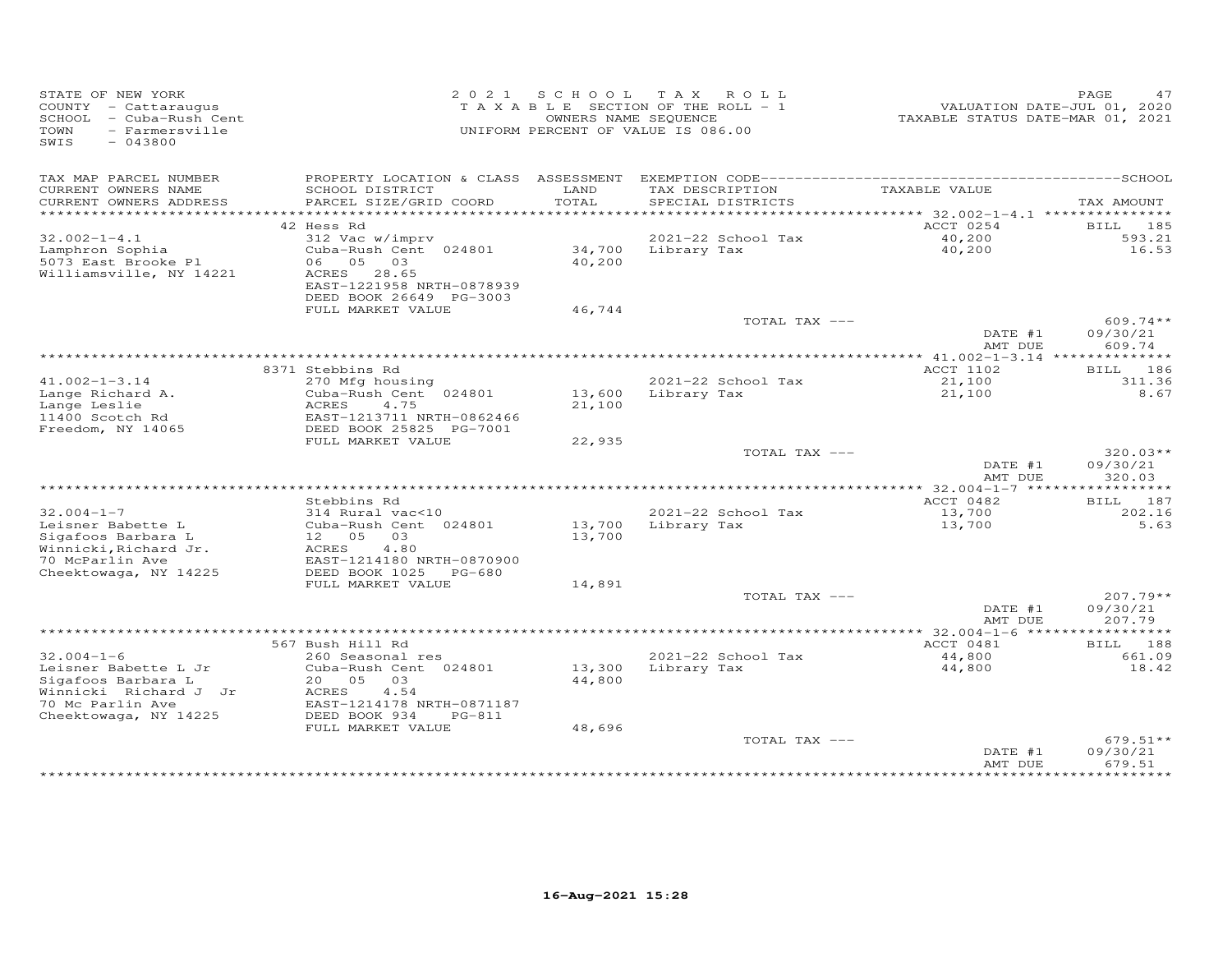STATE OF NEW YORK
COUNTY - Cattaraugus
SCHOOL - Cuba-Rush Cent
TOWN - Farmersville
SWIS - 043800

2021 SCHOOL TAX ROLL
TAXABLE SECTION OF THE ROLL - 1
OWNERS NAME SEQUENCE
UNIFORM PERCENT OF VALUE IS 086.00

VALUATION DATE-JUL 01, 2020
TAXABLE STATUS DATE-MAR 01, 2021

| TAX MAP PARCEL NUMBER / CURRENT OWNERS NAME / CURRENT OWNERS ADDRESS | PROPERTY LOCATION & CLASS / SCHOOL DISTRICT / PARCEL SIZE/GRID COORD | ASSESSMENT LAND / TOTAL | EXEMPTION CODE / TAX DESCRIPTION / SPECIAL DISTRICTS | TAXABLE VALUE | TAX AMOUNT |
|---|---|---|---|---|---|
| | 42 Hess Rd | | | ACCT 0254 | BILL 185 |
| 32.002-1-4.1 | 312 Vac w/imprv | | 2021-22 School Tax | 40,200 | 593.21 |
| Lamphron Sophia | Cuba-Rush Cent 024801 | 34,700 | Library Tax | 40,200 | 16.53 |
| 5073 East Brooke Pl | 06 05 03 | 40,200 | | | |
| Williamsville, NY 14221 | ACRES 28.65 | | | | |
| | EAST-1221958 NRTH-0878939 | | | | |
| | DEED BOOK 26649 PG-3003 | | | | |
| | FULL MARKET VALUE | 46,744 | | | |
| | | | TOTAL TAX --- | | 609.74** |
| | | | | DATE #1 | 09/30/21 |
| | | | | AMT DUE | 609.74 |
| | 8371 Stebbins Rd | | | ACCT 1102 | BILL 186 |
| 41.002-1-3.14 | 270 Mfg housing | | 2021-22 School Tax | 21,100 | 311.36 |
| Lange Richard A. | Cuba-Rush Cent 024801 | 13,600 | Library Tax | 21,100 | 8.67 |
| Lange Leslie | ACRES 4.75 | 21,100 | | | |
| 11400 Scotch Rd | EAST-1213711 NRTH-0862466 | | | | |
| Freedom, NY 14065 | DEED BOOK 25825 PG-7001 | | | | |
| | FULL MARKET VALUE | 22,935 | | | |
| | | | TOTAL TAX --- | | 320.03** |
| | | | | DATE #1 | 09/30/21 |
| | | | | AMT DUE | 320.03 |
| | Stebbins Rd | | | ACCT 0482 | BILL 187 |
| 32.004-1-7 | 314 Rural vac<10 | | 2021-22 School Tax | 13,700 | 202.16 |
| Leisner Babette L | Cuba-Rush Cent 024801 | 13,700 | Library Tax | 13,700 | 5.63 |
| Sigafoos Barbara L | 12 05 03 | 13,700 | | | |
| Winnicki,Richard Jr. | ACRES 4.80 | | | | |
| 70 McParlin Ave | EAST-1214180 NRTH-0870900 | | | | |
| Cheektowaga, NY 14225 | DEED BOOK 1025 PG-680 | | | | |
| | FULL MARKET VALUE | 14,891 | | | |
| | | | TOTAL TAX --- | | 207.79** |
| | | | | DATE #1 | 09/30/21 |
| | | | | AMT DUE | 207.79 |
| | 567 Bush Hill Rd | | | ACCT 0481 | BILL 188 |
| 32.004-1-6 | 260 Seasonal res | | 2021-22 School Tax | 44,800 | 661.09 |
| Leisner Babette L Jr | Cuba-Rush Cent 024801 | 13,300 | Library Tax | 44,800 | 18.42 |
| Sigafoos Barbara L | 20 05 03 | 44,800 | | | |
| Winnicki Richard J Jr | ACRES 4.54 | | | | |
| 70 Mc Parlin Ave | EAST-1214178 NRTH-0871187 | | | | |
| Cheektowaga, NY 14225 | DEED BOOK 934 PG-811 | | | | |
| | FULL MARKET VALUE | 48,696 | | | |
| | | | TOTAL TAX --- | | 679.51** |
| | | | | DATE #1 | 09/30/21 |
| | | | | AMT DUE | 679.51 |

16-Aug-2021 15:28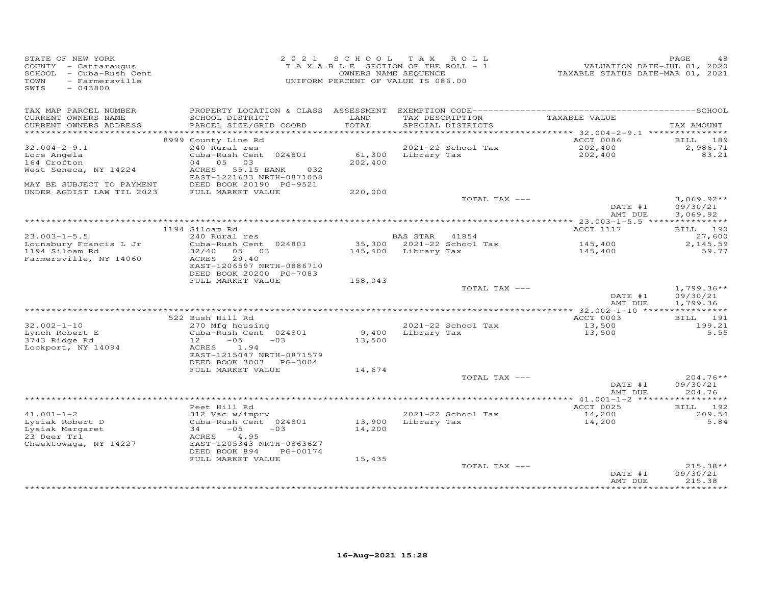STATE OF NEW YORK
COUNTY - Cattaraugus
SCHOOL - Cuba-Rush Cent
TOWN - Farmersville
SWIS - 043800

2 0 2 1 S C H O O L T A X R O L L
T A X A B L E SECTION OF THE ROLL - 1
OWNERS NAME SEQUENCE
UNIFORM PERCENT OF VALUE IS 086.00

VALUATION DATE-JUL 01, 2020
TAXABLE STATUS DATE-MAR 01, 2021

| TAX MAP PARCEL NUMBER / CURRENT OWNERS NAME / CURRENT OWNERS ADDRESS | PROPERTY LOCATION & CLASS / SCHOOL DISTRICT / PARCEL SIZE/GRID COORD | ASSESSMENT LAND / TOTAL | EXEMPTION CODE / TAX DESCRIPTION / SPECIAL DISTRICTS | TAXABLE VALUE | SCHOOL TAX AMOUNT |
|---|---|---|---|---|---|
| | 8999 County Line Rd | | | ACCT 0086 | BILL 189 |
| 32.004-2-9.1 | 240 Rural res | | 2021-22 School Tax | 202,400 | 2,986.71 |
| Lore Angela | Cuba-Rush Cent 024801 | 61,300 | Library Tax | 202,400 | 83.21 |
| 164 Crofton | 04 05 03 | 202,400 | | | |
| West Seneca, NY 14224 | ACRES 55.15 BANK 032 | | | | |
| | EAST-1221633 NRTH-0871058 | | | | |
| MAY BE SUBJECT TO PAYMENT | DEED BOOK 20190 PG-9521 | | | | |
| UNDER AGDIST LAW TIL 2023 | FULL MARKET VALUE | 220,000 | | | |
| | | | TOTAL TAX --- | | 3,069.92** |
| | | | | DATE #1 | 09/30/21 |
| | | | | AMT DUE | 3,069.92 |
| | 1194 Siloam Rd | | | ACCT 1117 | BILL 190 |
| 23.003-1-5.5 | 240 Rural res | | BAS STAR 41854 | | 27,600 |
| Lounsbury Francis L Jr | Cuba-Rush Cent 024801 | 35,300 | 2021-22 School Tax | 145,400 | 2,145.59 |
| 1194 Siloam Rd | 32/40 05 03 | 145,400 | Library Tax | 145,400 | 59.77 |
| Farmersville, NY 14060 | ACRES 29.40 | | | | |
| | EAST-1206597 NRTH-0886710 | | | | |
| | DEED BOOK 20200 PG-7083 | | | | |
| | FULL MARKET VALUE | 158,043 | | | |
| | | | TOTAL TAX --- | | 1,799.36** |
| | | | | DATE #1 | 09/30/21 |
| | | | | AMT DUE | 1,799.36 |
| | 522 Bush Hill Rd | | | ACCT 0003 | BILL 191 |
| 32.002-1-10 | 270 Mfg housing | | 2021-22 School Tax | 13,500 | 199.21 |
| Lynch Robert E | Cuba-Rush Cent 024801 | 9,400 | Library Tax | 13,500 | 5.55 |
| 3743 Ridge Rd | 12 -05 -03 | 13,500 | | | |
| Lockport, NY 14094 | ACRES 1.94 | | | | |
| | EAST-1215047 NRTH-0871579 | | | | |
| | DEED BOOK 3003 PG-3004 | | | | |
| | FULL MARKET VALUE | 14,674 | | | |
| | | | TOTAL TAX --- | | 204.76** |
| | | | | DATE #1 | 09/30/21 |
| | | | | AMT DUE | 204.76 |
| | Peet Hill Rd | | | ACCT 0025 | BILL 192 |
| 41.001-1-2 | 312 Vac w/imprv | | 2021-22 School Tax | 14,200 | 209.54 |
| Lysiak Robert D | Cuba-Rush Cent 024801 | 13,900 | Library Tax | 14,200 | 5.84 |
| Lysiak Margaret | 34 -05 -03 | 14,200 | | | |
| 23 Deer Trl | ACRES 4.95 | | | | |
| Cheektowaga, NY 14227 | EAST-1205343 NRTH-0863627 | | | | |
| | DEED BOOK 894 PG-00174 | | | | |
| | FULL MARKET VALUE | 15,435 | | | |
| | | | TOTAL TAX --- | | 215.38** |
| | | | | DATE #1 | 09/30/21 |
| | | | | AMT DUE | 215.38 |

16-Aug-2021 15:28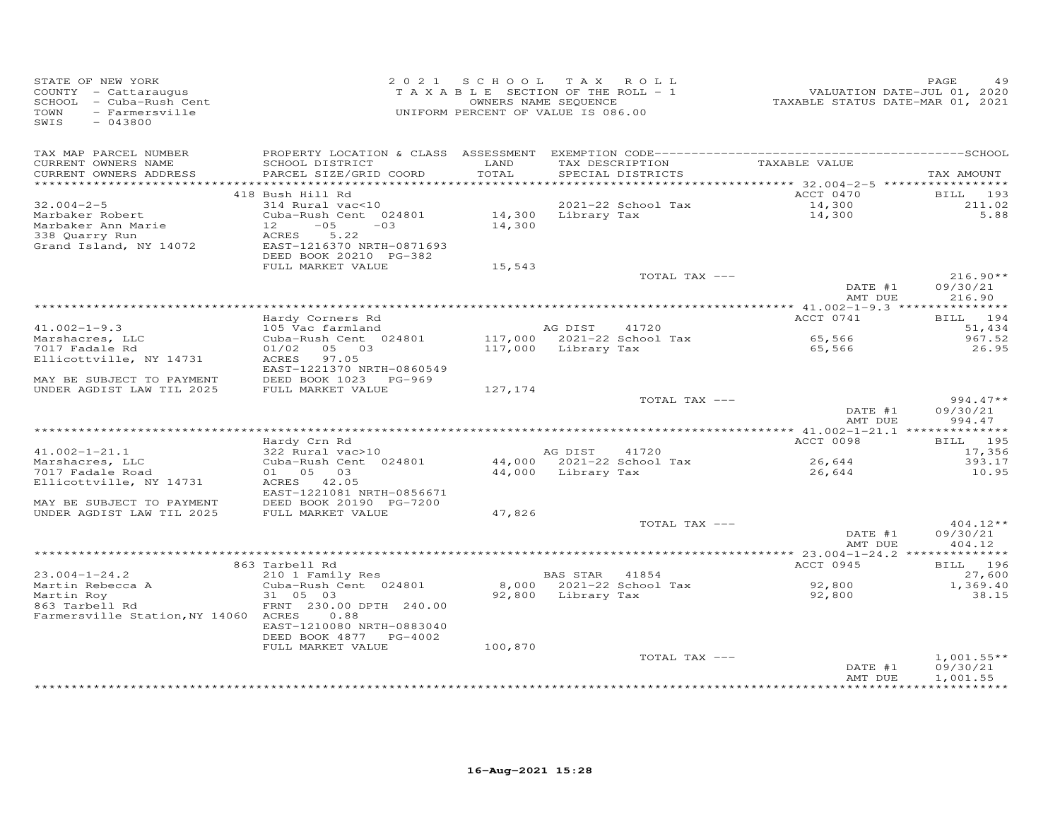STATE OF NEW YORK
COUNTY - Cattaraugus
SCHOOL - Cuba-Rush Cent
TOWN - Farmersville
SWIS - 043800

2021 SCHOOL TAX ROLL
TAXABLE SECTION OF THE ROLL - 1
OWNERS NAME SEQUENCE
UNIFORM PERCENT OF VALUE IS 086.00

VALUATION DATE-JUL 01, 2020
TAXABLE STATUS DATE-MAR 01, 2021

| TAX MAP PARCEL NUMBER / CURRENT OWNERS NAME / CURRENT OWNERS ADDRESS | PROPERTY LOCATION & CLASS / SCHOOL DISTRICT / PARCEL SIZE/GRID COORD | ASSESSMENT LAND / TOTAL | EXEMPTION CODE / TAX DESCRIPTION / SPECIAL DISTRICTS | TAXABLE VALUE | TAX AMOUNT |
|---|---|---|---|---|---|
| | 418 Bush Hill Rd | | | ACCT 0470 | BILL 193 |
| 32.004-2-5 | 314 Rural vac<10 | | 2021-22 School Tax | 14,300 | 211.02 |
| Marbaker Robert | Cuba-Rush Cent 024801 | 14,300 | Library Tax | 14,300 | 5.88 |
| Marbaker Ann Marie | 12 -05 -03 | 14,300 | | | |
| 338 Quarry Run | ACRES 5.22 | | | | |
| Grand Island, NY 14072 | EAST-1216370 NRTH-0871693 | | | | |
| | DEED BOOK 20210 PG-382 | | | | |
| | FULL MARKET VALUE | 15,543 | | | |
| | | | TOTAL TAX --- | | 216.90** |
| | | | | DATE #1 | 09/30/21 |
| | | | | AMT DUE | 216.90 |
| | Hardy Corners Rd | | | ACCT 0741 | BILL 194 |
| 41.002-1-9.3 | 105 Vac farmland | | AG DIST 41720 | | 51,434 |
| Marshacres, LLC | Cuba-Rush Cent 024801 | 117,000 | 2021-22 School Tax | 65,566 | 967.52 |
| 7017 Fadale Rd | 01/02 05 03 | 117,000 | Library Tax | 65,566 | 26.95 |
| Ellicottville, NY 14731 | ACRES 97.05 | | | | |
| | EAST-1221370 NRTH-0860549 | | | | |
| MAY BE SUBJECT TO PAYMENT | DEED BOOK 1023 PG-969 | | | | |
| UNDER AGDIST LAW TIL 2025 | FULL MARKET VALUE | 127,174 | | | |
| | | | TOTAL TAX --- | | 994.47** |
| | | | | DATE #1 | 09/30/21 |
| | | | | AMT DUE | 994.47 |
| | Hardy Crn Rd | | | ACCT 0098 | BILL 195 |
| 41.002-1-21.1 | 322 Rural vac>10 | | AG DIST 41720 | | 17,356 |
| Marshacres, LLC | Cuba-Rush Cent 024801 | 44,000 | 2021-22 School Tax | 26,644 | 393.17 |
| 7017 Fadale Road | 01 05 03 | 44,000 | Library Tax | 26,644 | 10.95 |
| Ellicottville, NY 14731 | ACRES 42.05 | | | | |
| | EAST-1221081 NRTH-0856671 | | | | |
| MAY BE SUBJECT TO PAYMENT | DEED BOOK 20190 PG-7200 | | | | |
| UNDER AGDIST LAW TIL 2025 | FULL MARKET VALUE | 47,826 | | | |
| | | | TOTAL TAX --- | | 404.12** |
| | | | | DATE #1 | 09/30/21 |
| | | | | AMT DUE | 404.12 |
| | 863 Tarbell Rd | | | ACCT 0945 | BILL 196 |
| 23.004-1-24.2 | 210 1 Family Res | | BAS STAR 41854 | | 27,600 |
| Martin Rebecca A | Cuba-Rush Cent 024801 | 8,000 | 2021-22 School Tax | 92,800 | 1,369.40 |
| Martin Roy | 31 05 03 | 92,800 | Library Tax | 92,800 | 38.15 |
| 863 Tarbell Rd | FRNT 230.00 DPTH 240.00 | | | | |
| Farmersville Station, NY 14060 | ACRES 0.88 | | | | |
| | EAST-1210080 NRTH-0883040 | | | | |
| | DEED BOOK 4877 PG-4002 | | | | |
| | FULL MARKET VALUE | 100,870 | | | |
| | | | TOTAL TAX --- | | 1,001.55** |
| | | | | DATE #1 | 09/30/21 |
| | | | | AMT DUE | 1,001.55 |

16-Aug-2021 15:28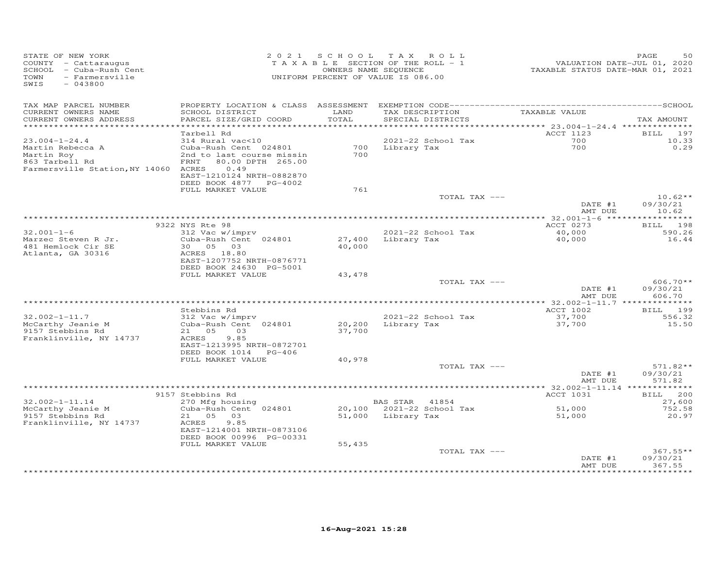STATE OF NEW YORK
COUNTY - Cattaraugus
SCHOOL - Cuba-Rush Cent
TOWN - Farmersville
SWIS - 043800

2021 SCHOOL TAX ROLL
TAXABLE SECTION OF THE ROLL - 1
OWNERS NAME SEQUENCE
UNIFORM PERCENT OF VALUE IS 086.00

VALUATION DATE-JUL 01, 2020
TAXABLE STATUS DATE-MAR 01, 2021

| TAX MAP PARCEL NUMBER / CURRENT OWNERS NAME / CURRENT OWNERS ADDRESS | PROPERTY LOCATION & CLASS / SCHOOL DISTRICT / PARCEL SIZE/GRID COORD | ASSESSMENT LAND / TOTAL | EXEMPTION CODE / TAX DESCRIPTION / SPECIAL DISTRICTS | TAXABLE VALUE | TAX AMOUNT |
|---|---|---|---|---|---|
| | Tarbell Rd | | | ACCT 1123 | BILL 197 |
| 23.004-1-24.4 | 314 Rural vac<10 | | 2021-22 School Tax | 700 | 10.33 |
| Martin Rebecca A | Cuba-Rush Cent 024801 | 700 | Library Tax | 700 | 0.29 |
| Martin Roy | 2nd to last course missin | 700 | | | |
| 863 Tarbell Rd | FRNT 80.00 DPTH 265.00 | | | | |
| Farmersville Station, NY 14060 | ACRES 0.49 | | | | |
| | EAST-1210124 NRTH-0882870 | | | | |
| | DEED BOOK 4877 PG-4002 | | | | |
| | FULL MARKET VALUE | 761 | | | |
| | | | TOTAL TAX --- | | 10.62** |
| | | | | DATE #1 | 09/30/21 |
| | | | | AMT DUE | 10.62 |
| | 9322 NYS Rte 98 | | | ACCT 0273 | BILL 198 |
| 32.001-1-6 | 312 Vac w/imprv | | 2021-22 School Tax | 40,000 | 590.26 |
| Marzec Steven R Jr. | Cuba-Rush Cent 024801 | 27,400 | Library Tax | 40,000 | 16.44 |
| 481 Hemlock Cir SE | 30 05 03 | 40,000 | | | |
| Atlanta, GA 30316 | ACRES 18.80 | | | | |
| | EAST-1207752 NRTH-0876771 | | | | |
| | DEED BOOK 24630 PG-5001 | | | | |
| | FULL MARKET VALUE | 43,478 | | | |
| | | | TOTAL TAX --- | | 606.70** |
| | | | | DATE #1 | 09/30/21 |
| | | | | AMT DUE | 606.70 |
| | Stebbins Rd | | | ACCT 1002 | BILL 199 |
| 32.002-1-11.7 | 312 Vac w/imprv | | 2021-22 School Tax | 37,700 | 556.32 |
| McCarthy Jeanie M | Cuba-Rush Cent 024801 | 20,200 | Library Tax | 37,700 | 15.50 |
| 9157 Stebbins Rd | 21 05 03 | 37,700 | | | |
| Franklinville, NY 14737 | ACRES 9.85 | | | | |
| | EAST-1213995 NRTH-0872701 | | | | |
| | DEED BOOK 1014 PG-406 | | | | |
| | FULL MARKET VALUE | 40,978 | | | |
| | | | TOTAL TAX --- | | 571.82** |
| | | | | DATE #1 | 09/30/21 |
| | | | | AMT DUE | 571.82 |
| | 9157 Stebbins Rd | | | ACCT 1031 | BILL 200 |
| 32.002-1-11.14 | 270 Mfg housing | | BAS STAR 41854 | | 27,600 |
| McCarthy Jeanie M | Cuba-Rush Cent 024801 | 20,100 | 2021-22 School Tax | 51,000 | 752.58 |
| 9157 Stebbins Rd | 21 05 03 | 51,000 | Library Tax | 51,000 | 20.97 |
| Franklinville, NY 14737 | ACRES 9.85 | | | | |
| | EAST-1214001 NRTH-0873106 | | | | |
| | DEED BOOK 00996 PG-00331 | | | | |
| | FULL MARKET VALUE | 55,435 | | | |
| | | | TOTAL TAX --- | | 367.55** |
| | | | | DATE #1 | 09/30/21 |
| | | | | AMT DUE | 367.55 |

16-Aug-2021 15:28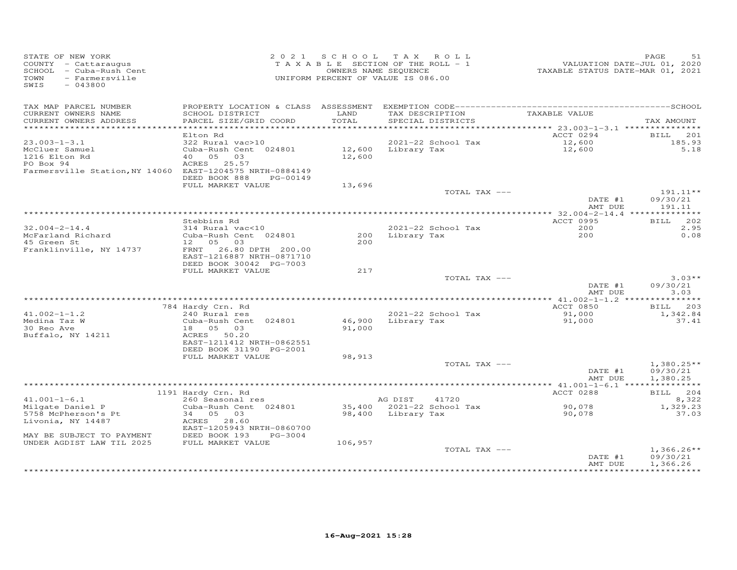STATE OF NEW YORK
COUNTY - Cattaraugus
SCHOOL - Cuba-Rush Cent
TOWN - Farmersville
SWIS - 043800

2021 SCHOOL TAX ROLL
TAXABLE SECTION OF THE ROLL - 1
OWNERS NAME SEQUENCE
UNIFORM PERCENT OF VALUE IS 086.00

VALUATION DATE-JUL 01, 2020
TAXABLE STATUS DATE-MAR 01, 2021

| TAX MAP PARCEL NUMBER / CURRENT OWNERS NAME / CURRENT OWNERS ADDRESS | PROPERTY LOCATION & CLASS / SCHOOL DISTRICT / PARCEL SIZE/GRID COORD | ASSESSMENT LAND / TOTAL | EXEMPTION CODE / TAX DESCRIPTION / SPECIAL DISTRICTS | TAXABLE VALUE | TAX AMOUNT |
|---|---|---|---|---|---|
| 23.003-1-3.1 | Elton Rd | | | ACCT 0294 | BILL 201 |
| McCluer Samuel | 322 Rural vac>10 | | 2021-22 School Tax | 12,600 | 185.93 |
| 1216 Elton Rd | Cuba-Rush Cent 024801 | 12,600 | Library Tax | 12,600 | 5.18 |
| PO Box 94 | 40 05 03 | 12,600 | | | |
| Farmersville Station, NY 14060 | ACRES 25.57 | | | | |
| | EAST-1204575 NRTH-0884149 | | | | |
| | DEED BOOK 888 PG-00149 | | | | |
| | FULL MARKET VALUE | 13,696 | | | |
| | | | TOTAL TAX --- | | 191.11** |
| | | | | DATE #1 | 09/30/21 |
| | | | | AMT DUE | 191.11 |
| 32.004-2-14.4 | Stebbins Rd | | | ACCT 0995 | BILL 202 |
| McFarland Richard | 314 Rural vac<10 | | 2021-22 School Tax | 200 | 2.95 |
| 45 Green St | Cuba-Rush Cent 024801 | 200 | Library Tax | 200 | 0.08 |
| Franklinville, NY 14737 | 12 05 03 | 200 | | | |
| | FRNT 26.80 DPTH 200.00 | | | | |
| | EAST-1216887 NRTH-0871710 | | | | |
| | DEED BOOK 30042 PG-7003 | | | | |
| | FULL MARKET VALUE | 217 | | | |
| | | | TOTAL TAX --- | | 3.03** |
| | | | | DATE #1 | 09/30/21 |
| | | | | AMT DUE | 3.03 |
| 41.002-1-1.2 | 784 Hardy Crn. Rd | | | ACCT 0850 | BILL 203 |
| Medina Taz W | 240 Rural res | | 2021-22 School Tax | 91,000 | 1,342.84 |
| 30 Reo Ave | Cuba-Rush Cent 024801 | 46,900 | Library Tax | 91,000 | 37.41 |
| Buffalo, NY 14211 | 18 05 03 | 91,000 | | | |
| | ACRES 50.20 | | | | |
| | EAST-1211412 NRTH-0862551 | | | | |
| | DEED BOOK 31190 PG-2001 | | | | |
| | FULL MARKET VALUE | 98,913 | | | |
| | | | TOTAL TAX --- | | 1,380.25** |
| | | | | DATE #1 | 09/30/21 |
| | | | | AMT DUE | 1,380.25 |
| 41.001-1-6.1 | 1191 Hardy Crn. Rd | | | ACCT 0288 | BILL 204 |
| Milgate Daniel P | 260 Seasonal res | | AG DIST 41720 | | 8,322 |
| 5758 McPherson's Pt | Cuba-Rush Cent 024801 | 35,400 | 2021-22 School Tax | 90,078 | 1,329.23 |
| Livonia, NY 14487 | 34 05 03 | 98,400 | Library Tax | 90,078 | 37.03 |
| | ACRES 28.60 | | | | |
| | EAST-1205943 NRTH-0860700 | | | | |
| MAY BE SUBJECT TO PAYMENT | DEED BOOK 193 PG-3004 | | | | |
| UNDER AGDIST LAW TIL 2025 | FULL MARKET VALUE | 106,957 | | | |
| | | | TOTAL TAX --- | | 1,366.26** |
| | | | | DATE #1 | 09/30/21 |
| | | | | AMT DUE | 1,366.26 |

16-Aug-2021 15:28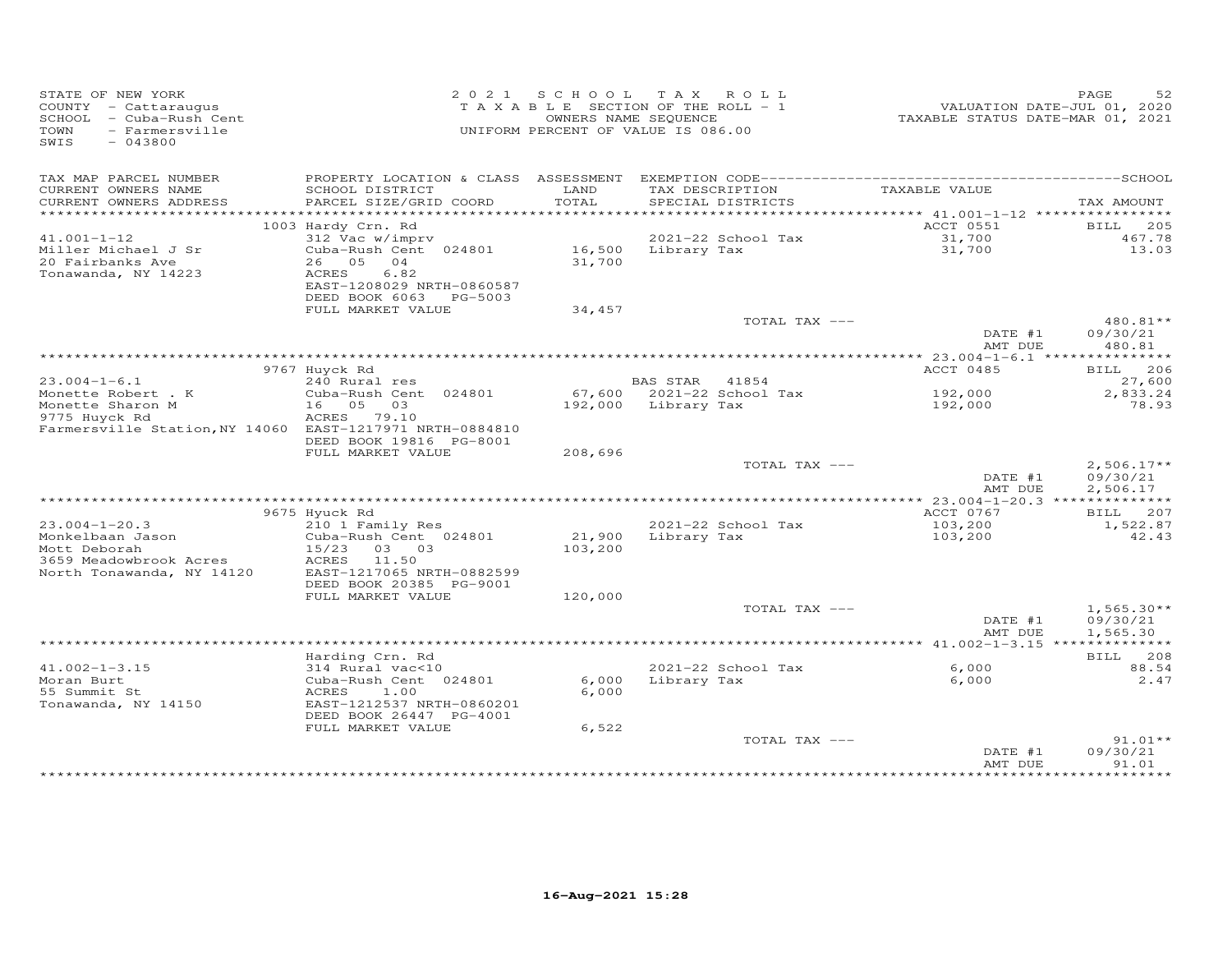STATE OF NEW YORK
COUNTY - Cattaraugus
SCHOOL - Cuba-Rush Cent
TOWN - Farmersville
SWIS - 043800

2021 SCHOOL TAX ROLL
TAXABLE SECTION OF THE ROLL - 1
OWNERS NAME SEQUENCE
UNIFORM PERCENT OF VALUE IS 086.00

VALUATION DATE-JUL 01, 2020
TAXABLE STATUS DATE-MAR 01, 2021

| TAX MAP PARCEL NUMBER / CURRENT OWNERS NAME / CURRENT OWNERS ADDRESS | PROPERTY LOCATION & CLASS / SCHOOL DISTRICT / PARCEL SIZE/GRID COORD | ASSESSMENT LAND / TOTAL | EXEMPTION CODE / TAX DESCRIPTION / SPECIAL DISTRICTS | TAXABLE VALUE | TAX AMOUNT |
|---|---|---|---|---|---|
| **41.001-1-12** | 1003 Hardy Crn. Rd | | | ACCT 0551 | BILL 205 |
| 41.001-1-12 | 312 Vac w/imprv | | 2021-22 School Tax | 31,700 | 467.78 |
| Miller Michael J Sr | Cuba-Rush Cent 024801 | 16,500 | Library Tax | 31,700 | 13.03 |
| 20 Fairbanks Ave | 26 05 04 | 31,700 | | | |
| Tonawanda, NY 14223 | ACRES 6.82 | | | | |
| | EAST-1208029 NRTH-0860587 | | | | |
| | DEED BOOK 6063 PG-5003 | | | | |
| | FULL MARKET VALUE | 34,457 | | | |
| | | | TOTAL TAX --- | | 480.81** |
| | | | | DATE #1 | 09/30/21 |
| | | | | AMT DUE | 480.81 |
| **23.004-1-6.1** | 9767 Huyck Rd | | | ACCT 0485 | BILL 206 |
| 23.004-1-6.1 | 240 Rural res | | BAS STAR 41854 | | 27,600 |
| Monette Robert . K | Cuba-Rush Cent 024801 | 67,600 | 2021-22 School Tax | 192,000 | 2,833.24 |
| Monette Sharon M | 16 05 03 | 192,000 | Library Tax | 192,000 | 78.93 |
| 9775 Huyck Rd | ACRES 79.10 | | | | |
| Farmersville Station, NY 14060 | EAST-1217971 NRTH-0884810 | | | | |
| | DEED BOOK 19816 PG-8001 | | | | |
| | FULL MARKET VALUE | 208,696 | | | |
| | | | TOTAL TAX --- | | 2,506.17** |
| | | | | DATE #1 | 09/30/21 |
| | | | | AMT DUE | 2,506.17 |
| **23.004-1-20.3** | 9675 Hyuck Rd | | | ACCT 0767 | BILL 207 |
| 23.004-1-20.3 | 210 1 Family Res | | 2021-22 School Tax | 103,200 | 1,522.87 |
| Monkelbaan Jason | Cuba-Rush Cent 024801 | 21,900 | Library Tax | 103,200 | 42.43 |
| Mott Deborah | 15/23 03 03 | 103,200 | | | |
| 3659 Meadowbrook Acres | ACRES 11.50 | | | | |
| North Tonawanda, NY 14120 | EAST-1217065 NRTH-0882599 | | | | |
| | DEED BOOK 20385 PG-9001 | | | | |
| | FULL MARKET VALUE | 120,000 | | | |
| | | | TOTAL TAX --- | | 1,565.30** |
| | | | | DATE #1 | 09/30/21 |
| | | | | AMT DUE | 1,565.30 |
| **41.002-1-3.15** | Harding Crn. Rd | | | | BILL 208 |
| 41.002-1-3.15 | 314 Rural vac<10 | | 2021-22 School Tax | 6,000 | 88.54 |
| Moran Burt | Cuba-Rush Cent 024801 | 6,000 | Library Tax | 6,000 | 2.47 |
| 55 Summit St | ACRES 1.00 | 6,000 | | | |
| Tonawanda, NY 14150 | EAST-1212537 NRTH-0860201 | | | | |
| | DEED BOOK 26447 PG-4001 | | | | |
| | FULL MARKET VALUE | 6,522 | | | |
| | | | TOTAL TAX --- | | 91.01** |
| | | | | DATE #1 | 09/30/21 |
| | | | | AMT DUE | 91.01 |

16-Aug-2021 15:28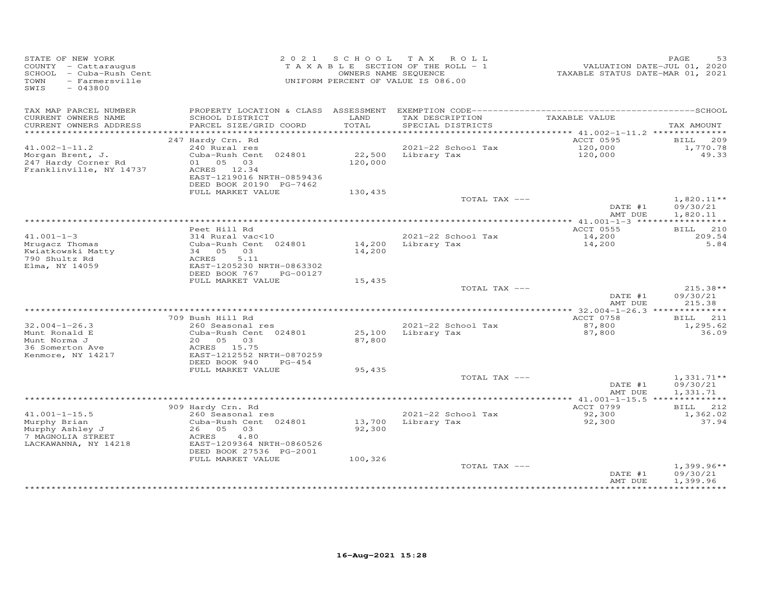STATE OF NEW YORK
COUNTY - Cattaraugus
SCHOOL - Cuba-Rush Cent
TOWN - Farmersville
SWIS - 043800

2021 SCHOOL TAX ROLL
TAXABLE SECTION OF THE ROLL - 1
OWNERS NAME SEQUENCE
UNIFORM PERCENT OF VALUE IS 086.00

VALUATION DATE-JUL 01, 2020
TAXABLE STATUS DATE-MAR 01, 2021

| TAX MAP PARCEL NUMBER / CURRENT OWNERS NAME / CURRENT OWNERS ADDRESS | PROPERTY LOCATION & CLASS / SCHOOL DISTRICT / PARCEL SIZE/GRID COORD | ASSESSMENT LAND / TOTAL | EXEMPTION CODE / TAX DESCRIPTION / SPECIAL DISTRICTS | TAXABLE VALUE | SCHOOL TAX AMOUNT |
|---|---|---|---|---|---|
| 41.002-1-11.2 | 247 Hardy Crn. Rd | | | ACCT 0595 | BILL 209 |
| Morgan Brent, J. | 240 Rural res | | 2021-22 School Tax | 120,000 | 1,770.78 |
| 247 Hardy Corner Rd | Cuba-Rush Cent 024801 | 22,500 | Library Tax | 120,000 | 49.33 |
| Franklinville, NY 14737 | 01 05 03 | 120,000 | | | |
| | ACRES 12.34 | | | | |
| | EAST-1219016 NRTH-0859436 | | | | |
| | DEED BOOK 20190 PG-7462 | | | | |
| | FULL MARKET VALUE | 130,435 | | | |
| | | | TOTAL TAX --- | | 1,820.11** |
| | | | | DATE #1 | 09/30/21 |
| | | | | AMT DUE | 1,820.11 |
| 41.001-1-3 | Peet Hill Rd | | | ACCT 0555 | BILL 210 |
| Mrugacz Thomas | 314 Rural vac<10 | | 2021-22 School Tax | 14,200 | 209.54 |
| Kwiatkowski Matty | Cuba-Rush Cent 024801 | 14,200 | Library Tax | 14,200 | 5.84 |
| 790 Shultz Rd | 34 05 03 | 14,200 | | | |
| Elma, NY 14059 | ACRES 5.11 | | | | |
| | EAST-1205230 NRTH-0863302 | | | | |
| | DEED BOOK 767 PG-00127 | | | | |
| | FULL MARKET VALUE | 15,435 | | | |
| | | | TOTAL TAX --- | | 215.38** |
| | | | | DATE #1 | 09/30/21 |
| | | | | AMT DUE | 215.38 |
| 32.004-1-26.3 | 709 Bush Hill Rd | | | ACCT 0758 | BILL 211 |
| Munt Ronald E | 260 Seasonal res | | 2021-22 School Tax | 87,800 | 1,295.62 |
| Munt Norma J | Cuba-Rush Cent 024801 | 25,100 | Library Tax | 87,800 | 36.09 |
| 36 Somerton Ave | 20 05 03 | 87,800 | | | |
| Kenmore, NY 14217 | ACRES 15.75 | | | | |
| | EAST-1212552 NRTH-0870259 | | | | |
| | DEED BOOK 940 PG-454 | | | | |
| | FULL MARKET VALUE | 95,435 | | | |
| | | | TOTAL TAX --- | | 1,331.71** |
| | | | | DATE #1 | 09/30/21 |
| | | | | AMT DUE | 1,331.71 |
| 41.001-1-15.5 | 909 Hardy Crn. Rd | | | ACCT 0799 | BILL 212 |
| Murphy Brian | 260 Seasonal res | | 2021-22 School Tax | 92,300 | 1,362.02 |
| Murphy Ashley J | Cuba-Rush Cent 024801 | 13,700 | Library Tax | 92,300 | 37.94 |
| 7 MAGNOLIA STREET | 26 05 03 | 92,300 | | | |
| LACKAWANNA, NY 14218 | ACRES 4.80 | | | | |
| | EAST-1209364 NRTH-0860526 | | | | |
| | DEED BOOK 27536 PG-2001 | | | | |
| | FULL MARKET VALUE | 100,326 | | | |
| | | | TOTAL TAX --- | | 1,399.96** |
| | | | | DATE #1 | 09/30/21 |
| | | | | AMT DUE | 1,399.96 |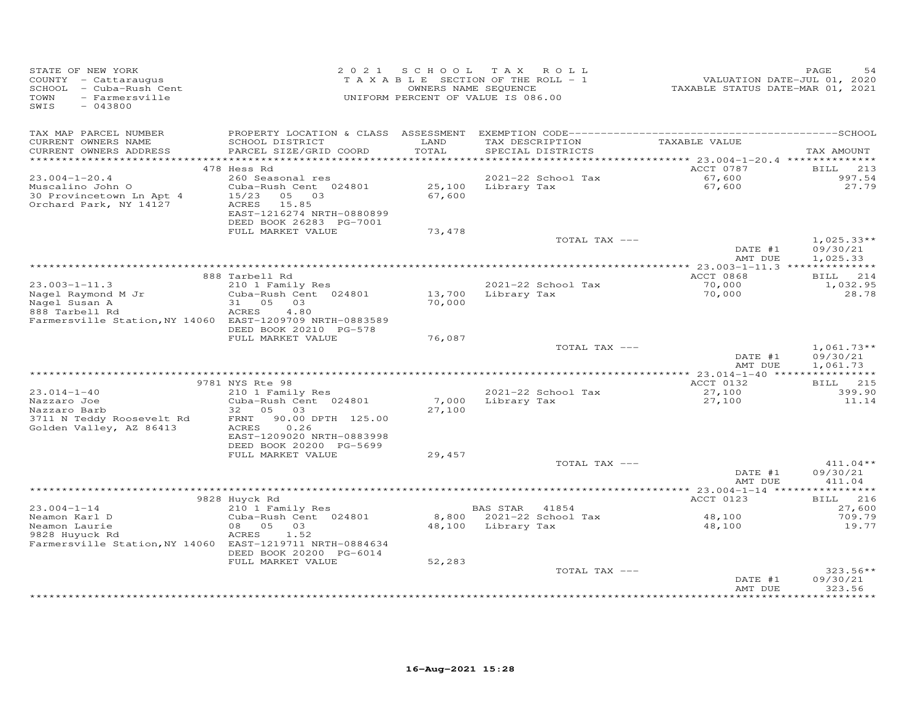STATE OF NEW YORK
COUNTY - Cattaraugus
SCHOOL - Cuba-Rush Cent
TOWN - Farmersville
SWIS - 043800

2021 SCHOOL TAX ROLL
TAXABLE SECTION OF THE ROLL - 1
OWNERS NAME SEQUENCE
UNIFORM PERCENT OF VALUE IS 086.00

VALUATION DATE-JUL 01, 2020
TAXABLE STATUS DATE-MAR 01, 2021

| TAX MAP PARCEL NUMBER / CURRENT OWNERS NAME / CURRENT OWNERS ADDRESS | PROPERTY LOCATION & CLASS / SCHOOL DISTRICT / PARCEL SIZE/GRID COORD | ASSESSMENT LAND / TOTAL | EXEMPTION CODE / TAX DESCRIPTION / SPECIAL DISTRICTS | TAXABLE VALUE | TAX AMOUNT |
|---|---|---|---|---|---|
| 23.004-1-20.4 | 478 Hess Rd | | | ACCT 0787 | BILL 213 |
| Muscalino John O | 260 Seasonal res | | 2021-22 School Tax | 67,600 | 997.54 |
| 30 Provincetown Ln Apt 4 | Cuba-Rush Cent 024801 | 25,100 | Library Tax | 67,600 | 27.79 |
| Orchard Park, NY 14127 | 15/23 05 03 | 67,600 | | | |
| | ACRES 15.85 | | | | |
| | EAST-1216274 NRTH-0880899 | | | | |
| | DEED BOOK 26283 PG-7001 | | | | |
| | FULL MARKET VALUE | 73,478 | | | |
| | | | TOTAL TAX --- | | 1,025.33** |
| | | | | DATE #1 | 09/30/21 |
| | | | | AMT DUE | 1,025.33 |
| 23.003-1-11.3 | 888 Tarbell Rd | | | ACCT 0868 | BILL 214 |
| Nagel Raymond M Jr | 210 1 Family Res | | 2021-22 School Tax | 70,000 | 1,032.95 |
| Nagel Susan A | Cuba-Rush Cent 024801 | 13,700 | Library Tax | 70,000 | 28.78 |
| 888 Tarbell Rd | 31 05 03 | 70,000 | | | |
| Farmersville Station, NY 14060 | ACRES 4.80 | | | | |
| | EAST-1209709 NRTH-0883589 | | | | |
| | DEED BOOK 20210 PG-578 | | | | |
| | FULL MARKET VALUE | 76,087 | | | |
| | | | TOTAL TAX --- | | 1,061.73** |
| | | | | DATE #1 | 09/30/21 |
| | | | | AMT DUE | 1,061.73 |
| 23.014-1-40 | 9781 NYS Rte 98 | | | ACCT 0132 | BILL 215 |
| Nazzaro Joe | 210 1 Family Res | | 2021-22 School Tax | 27,100 | 399.90 |
| Nazzaro Barb | Cuba-Rush Cent 024801 | 7,000 | Library Tax | 27,100 | 11.14 |
| 3711 N Teddy Roosevelt Rd | 32 05 03 | 27,100 | | | |
| Golden Valley, AZ 86413 | FRNT 90.00 DPTH 125.00 | | | | |
| | ACRES 0.26 | | | | |
| | EAST-1209020 NRTH-0883998 | | | | |
| | DEED BOOK 20200 PG-5699 | | | | |
| | FULL MARKET VALUE | 29,457 | | | |
| | | | TOTAL TAX --- | | 411.04** |
| | | | | DATE #1 | 09/30/21 |
| | | | | AMT DUE | 411.04 |
| 23.004-1-14 | 9828 Huyck Rd | | | ACCT 0123 | BILL 216 |
| Neamon Karl D | 210 1 Family Res | | BAS STAR 41854 | | 27,600 |
| Neamon Laurie | Cuba-Rush Cent 024801 | 8,800 | 2021-22 School Tax | 48,100 | 709.79 |
| 9828 Huyck Rd | 08 05 03 | 48,100 | Library Tax | 48,100 | 19.77 |
| Farmersville Station, NY 14060 | ACRES 1.52 | | | | |
| | EAST-1219711 NRTH-0884634 | | | | |
| | DEED BOOK 20200 PG-6014 | | | | |
| | FULL MARKET VALUE | 52,283 | | | |
| | | | TOTAL TAX --- | | 323.56** |
| | | | | DATE #1 | 09/30/21 |
| | | | | AMT DUE | 323.56 |

16-Aug-2021 15:28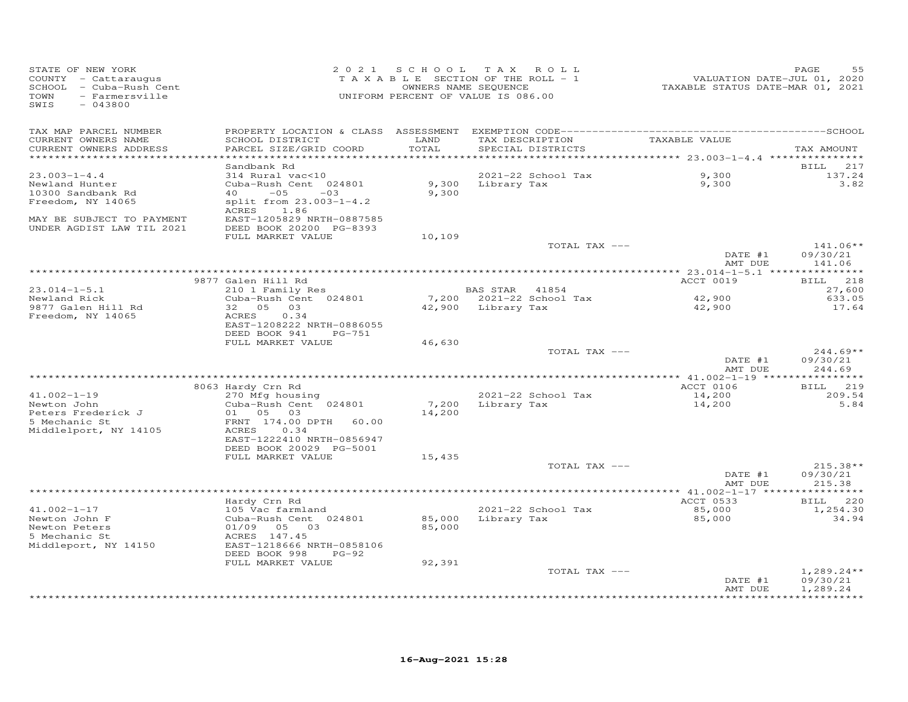STATE OF NEW YORK
COUNTY - Cattaraugus
SCHOOL - Cuba-Rush Cent
TOWN - Farmersville
SWIS - 043800

2 0 2 1 S C H O O L T A X R O L L
T A X A B L E SECTION OF THE ROLL - 1
OWNERS NAME SEQUENCE
UNIFORM PERCENT OF VALUE IS 086.00

VALUATION DATE-JUL 01, 2020
TAXABLE STATUS DATE-MAR 01, 2021

| TAX MAP PARCEL NUMBER / CURRENT OWNERS NAME / CURRENT OWNERS ADDRESS | PROPERTY LOCATION & CLASS / SCHOOL DISTRICT / PARCEL SIZE/GRID COORD | ASSESSMENT LAND / TOTAL | EXEMPTION CODE / TAX DESCRIPTION / SPECIAL DISTRICTS | TAXABLE VALUE | SCHOOL TAX AMOUNT |
|---|---|---|---|---|---|
| 23.003-1-4.4 | Sandbank Rd | | | | BILL 217 |
| 23.003-1-4.4 | 314 Rural vac<10 | | 2021-22 School Tax | 9,300 | 137.24 |
| Newland Hunter | Cuba-Rush Cent 024801 | 9,300 | Library Tax | 9,300 | 3.82 |
| 10300 Sandbank Rd | 40 -05 -03 | 9,300 | | | |
| Freedom, NY 14065 | split from 23.003-1-4.2 | | | | |
| | ACRES 1.86 | | | | |
| MAY BE SUBJECT TO PAYMENT | EAST-1205829 NRTH-0887585 | | | | |
| UNDER AGDIST LAW TIL 2021 | DEED BOOK 20200 PG-8393 | | | | |
| | FULL MARKET VALUE | 10,109 | | | |
| | | | TOTAL TAX --- | | 141.06** |
| | | | | DATE #1 | 09/30/21 |
| | | | | AMT DUE | 141.06 |
| 23.014-1-5.1 | 9877 Galen Hill Rd | | | ACCT 0019 | BILL 218 |
| 23.014-1-5.1 | 210 1 Family Res | | BAS STAR 41854 | | 27,600 |
| Newland Rick | Cuba-Rush Cent 024801 | 7,200 | 2021-22 School Tax | 42,900 | 633.05 |
| 9877 Galen Hill Rd | 32 05 03 | 42,900 | Library Tax | 42,900 | 17.64 |
| Freedom, NY 14065 | ACRES 0.34 | | | | |
| | EAST-1208222 NRTH-0886055 | | | | |
| | DEED BOOK 941 PG-751 | | | | |
| | FULL MARKET VALUE | 46,630 | | | |
| | | | TOTAL TAX --- | | 244.69** |
| | | | | DATE #1 | 09/30/21 |
| | | | | AMT DUE | 244.69 |
| 41.002-1-19 | 8063 Hardy Crn Rd | | | ACCT 0106 | BILL 219 |
| 41.002-1-19 | 270 Mfg housing | | 2021-22 School Tax | 14,200 | 209.54 |
| Newton John | Cuba-Rush Cent 024801 | 7,200 | Library Tax | 14,200 | 5.84 |
| Peters Frederick J | 01 05 03 | 14,200 | | | |
| 5 Mechanic St | FRNT 174.00 DPTH 60.00 | | | | |
| Middlelport, NY 14105 | ACRES 0.34 | | | | |
| | EAST-1222410 NRTH-0856947 | | | | |
| | DEED BOOK 20029 PG-5001 | | | | |
| | FULL MARKET VALUE | 15,435 | | | |
| | | | TOTAL TAX --- | | 215.38** |
| | | | | DATE #1 | 09/30/21 |
| | | | | AMT DUE | 215.38 |
| 41.002-1-17 | Hardy Crn Rd | | | ACCT 0533 | BILL 220 |
| 41.002-1-17 | 105 Vac farmland | | 2021-22 School Tax | 85,000 | 1,254.30 |
| Newton John F | Cuba-Rush Cent 024801 | 85,000 | Library Tax | 85,000 | 34.94 |
| Newton Peters | 01/09 05 03 | 85,000 | | | |
| 5 Mechanic St | ACRES 147.45 | | | | |
| Middleport, NY 14150 | EAST-1218666 NRTH-0858106 | | | | |
| | DEED BOOK 998 PG-92 | | | | |
| | FULL MARKET VALUE | 92,391 | | | |
| | | | TOTAL TAX --- | | 1,289.24** |
| | | | | DATE #1 | 09/30/21 |
| | | | | AMT DUE | 1,289.24 |

16-Aug-2021 15:28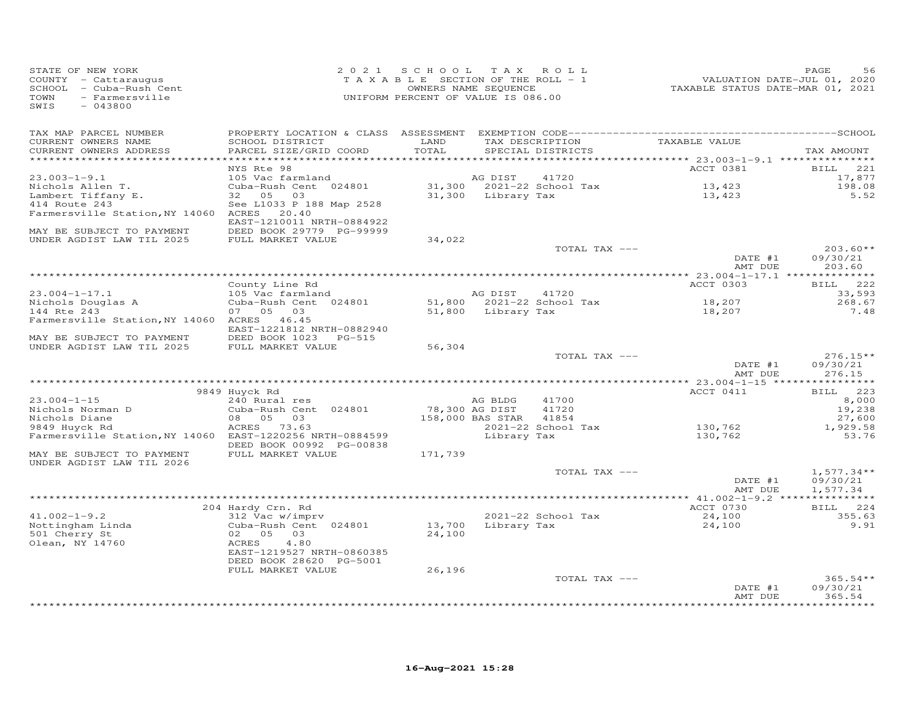STATE OF NEW YORK
COUNTY - Cattaraugus
SCHOOL - Cuba-Rush Cent
TOWN - Farmersville
SWIS - 043800

2021 SCHOOL TAX ROLL
TAXABLE SECTION OF THE ROLL - 1
OWNERS NAME SEQUENCE
UNIFORM PERCENT OF VALUE IS 086.00

VALUATION DATE-JUL 01, 2020
TAXABLE STATUS DATE-MAR 01, 2021

| TAX MAP PARCEL NUMBER / CURRENT OWNERS NAME / CURRENT OWNERS ADDRESS | PROPERTY LOCATION & CLASS / SCHOOL DISTRICT / PARCEL SIZE/GRID COORD | ASSESSMENT LAND / TOTAL | EXEMPTION CODE / TAX DESCRIPTION / SPECIAL DISTRICTS | TAXABLE VALUE | TAX AMOUNT |
|---|---|---|---|---|---|
| 23.003-1-9.1 | NYS Rte 98 | | | ACCT 0381 | BILL 221 |
| Nichols Allen T. | 105 Vac farmland | | AG DIST 41720 | | 17,877 |
| Lambert Tiffany E. | Cuba-Rush Cent 024801 | 31,300 | 2021-22 School Tax | 13,423 | 198.08 |
| 414 Route 243 | 32 05 03 | 31,300 | Library Tax | 13,423 | 5.52 |
| Farmersville Station, NY 14060 | See L1033 P 188 Map 2528 | | | | |
| | ACRES 20.40 | | | | |
| | EAST-1210011 NRTH-0884922 | | | | |
| MAY BE SUBJECT TO PAYMENT | DEED BOOK 29779 PG-99999 | | | | |
| UNDER AGDIST LAW TIL 2025 | FULL MARKET VALUE | 34,022 | | | |
| | | | TOTAL TAX --- | | 203.60** |
| | | | | DATE #1 | 09/30/21 |
| | | | | AMT DUE | 203.60 |
| 23.004-1-17.1 | County Line Rd | | | ACCT 0303 | BILL 222 |
| Nichols Douglas A | 105 Vac farmland | | AG DIST 41720 | | 33,593 |
| 144 Rte 243 | Cuba-Rush Cent 024801 | 51,800 | 2021-22 School Tax | 18,207 | 268.67 |
| Farmersville Station, NY 14060 | 07 05 03 | 51,800 | Library Tax | 18,207 | 7.48 |
| | ACRES 46.45 | | | | |
| | EAST-1221812 NRTH-0882940 | | | | |
| MAY BE SUBJECT TO PAYMENT | DEED BOOK 1023 PG-515 | | | | |
| UNDER AGDIST LAW TIL 2025 | FULL MARKET VALUE | 56,304 | | | |
| | | | TOTAL TAX --- | | 276.15** |
| | | | | DATE #1 | 09/30/21 |
| | | | | AMT DUE | 276.15 |
| 23.004-1-15 | 9849 Huyck Rd | | | ACCT 0411 | BILL 223 |
| Nichols Norman D | 240 Rural res | | AG BLDG 41700 | | 8,000 |
| Nichols Diane | Cuba-Rush Cent 024801 | 78,300 | AG DIST 41720 | | 19,238 |
| 9849 Huyck Rd | 08 05 03 | 158,000 | BAS STAR 41854 | | 27,600 |
| Farmersville Station, NY 14060 | ACRES 73.63 | | 2021-22 School Tax | 130,762 | 1,929.58 |
| | EAST-1220256 NRTH-0884599 | | Library Tax | 130,762 | 53.76 |
| | DEED BOOK 00992 PG-00838 | | | | |
| MAY BE SUBJECT TO PAYMENT | FULL MARKET VALUE | 171,739 | | | |
| UNDER AGDIST LAW TIL 2026 | | | | | |
| | | | TOTAL TAX --- | | 1,577.34** |
| | | | | DATE #1 | 09/30/21 |
| | | | | AMT DUE | 1,577.34 |
| 41.002-1-9.2 | 204 Hardy Crn. Rd | | | ACCT 0730 | BILL 224 |
| Nottingham Linda | 312 Vac w/imprv | | 2021-22 School Tax | 24,100 | 355.63 |
| 501 Cherry St | Cuba-Rush Cent 024801 | 13,700 | Library Tax | 24,100 | 9.91 |
| Olean, NY 14760 | 02 05 03 | 24,100 | | | |
| | ACRES 4.80 | | | | |
| | EAST-1219527 NRTH-0860385 | | | | |
| | DEED BOOK 28620 PG-5001 | | | | |
| | FULL MARKET VALUE | 26,196 | | | |
| | | | TOTAL TAX --- | | 365.54** |
| | | | | DATE #1 | 09/30/21 |
| | | | | AMT DUE | 365.54 |

16-Aug-2021 15:28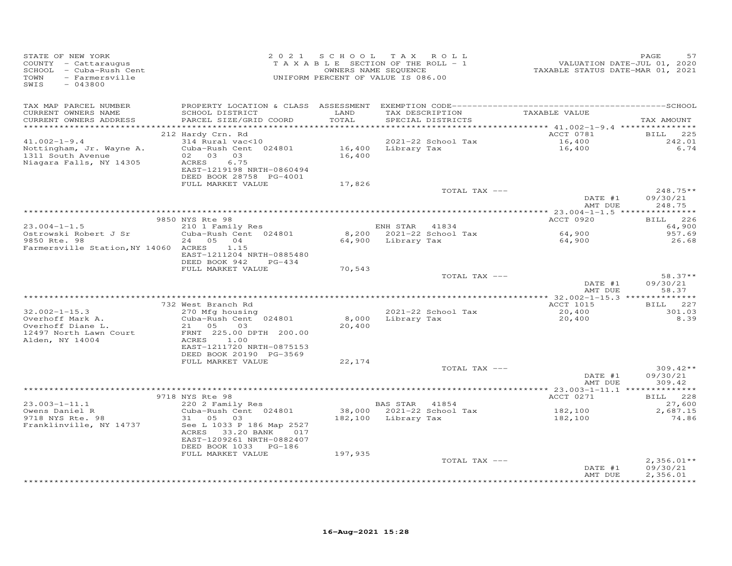STATE OF NEW YORK
COUNTY - Cattaraugus
SCHOOL - Cuba-Rush Cent
TOWN - Farmersville
SWIS - 043800

2021 SCHOOL TAX ROLL
TAXABLE SECTION OF THE ROLL - 1
OWNERS NAME SEQUENCE
UNIFORM PERCENT OF VALUE IS 086.00

VALUATION DATE-JUL 01, 2020
TAXABLE STATUS DATE-MAR 01, 2021

| TAX MAP PARCEL NUMBER / CURRENT OWNERS NAME / CURRENT OWNERS ADDRESS | PROPERTY LOCATION & CLASS / SCHOOL DISTRICT / PARCEL SIZE/GRID COORD | ASSESSMENT LAND / TOTAL | EXEMPTION CODE / TAX DESCRIPTION / SPECIAL DISTRICTS | TAXABLE VALUE | TAX AMOUNT |
|---|---|---|---|---|---|
| 41.002-1-9.4 | 212 Hardy Crn. Rd | | | ACCT 0781 | BILL 225 |
| Nottingham, Jr. Wayne A. | 314 Rural vac<10 | | | | |
| 1311 South Avenue | Cuba-Rush Cent 024801 | 16,400 | 2021-22 School Tax | 16,400 | 242.01 |
| Niagara Falls, NY 14305 | 02 03 03 | 16,400 | Library Tax | 16,400 | 6.74 |
| | ACRES 6.75 | | | | |
| | EAST-1219198 NRTH-0860494 | | | | |
| | DEED BOOK 28758 PG-4001 | | | | |
| | FULL MARKET VALUE | 17,826 | | | |
| | | | TOTAL TAX --- | | 248.75** |
| | | | | DATE #1 | 09/30/21 |
| | | | | AMT DUE | 248.75 |
| 23.004-1-1.5 | 9850 NYS Rte 98 | | | ACCT 0920 | BILL 226 |
| Ostrowski Robert J Sr | 210 1 Family Res | | ENH STAR 41834 | | 64,900 |
| 9850 Rte. 98 | Cuba-Rush Cent 024801 | 8,200 | 2021-22 School Tax | 64,900 | 957.69 |
| Farmersville Station,NY 14060 | 24 05 04 | 64,900 | Library Tax | 64,900 | 26.68 |
| | ACRES 1.15 | | | | |
| | EAST-1211204 NRTH-0885480 | | | | |
| | DEED BOOK 942 PG-434 | | | | |
| | FULL MARKET VALUE | 70,543 | | | |
| | | | TOTAL TAX --- | | 58.37** |
| | | | | DATE #1 | 09/30/21 |
| | | | | AMT DUE | 58.37 |
| 32.002-1-15.3 | 732 West Branch Rd | | | ACCT 1015 | BILL 227 |
| Overhoff Mark A. | 270 Mfg housing | | 2021-22 School Tax | 20,400 | 301.03 |
| Overhoff Diane L. | Cuba-Rush Cent 024801 | 8,000 | Library Tax | 20,400 | 8.39 |
| 12497 North Lawn Court | 21 05 03 | 20,400 | | | |
| Alden, NY 14004 | FRNT 225.00 DPTH 200.00 | | | | |
| | ACRES 1.00 | | | | |
| | EAST-1211720 NRTH-0875153 | | | | |
| | DEED BOOK 20190 PG-3569 | | | | |
| | FULL MARKET VALUE | 22,174 | | | |
| | | | TOTAL TAX --- | | 309.42** |
| | | | | DATE #1 | 09/30/21 |
| | | | | AMT DUE | 309.42 |
| 23.003-1-11.1 | 9718 NYS Rte 98 | | | ACCT 0271 | BILL 228 |
| Owens Daniel R | 220 2 Family Res | | BAS STAR 41854 | | 27,600 |
| 9718 NYS Rte. 98 | Cuba-Rush Cent 024801 | 38,000 | 2021-22 School Tax | 182,100 | 2,687.15 |
| Franklinville, NY 14737 | 31 05 03 | 182,100 | Library Tax | 182,100 | 74.86 |
| | See L 1033 P 186 Map 2527 | | | | |
| | ACRES 33.20 BANK 017 | | | | |
| | EAST-1209261 NRTH-0882407 | | | | |
| | DEED BOOK 1033 PG-186 | | | | |
| | FULL MARKET VALUE | 197,935 | | | |
| | | | TOTAL TAX --- | | 2,356.01** |
| | | | | DATE #1 | 09/30/21 |
| | | | | AMT DUE | 2,356.01 |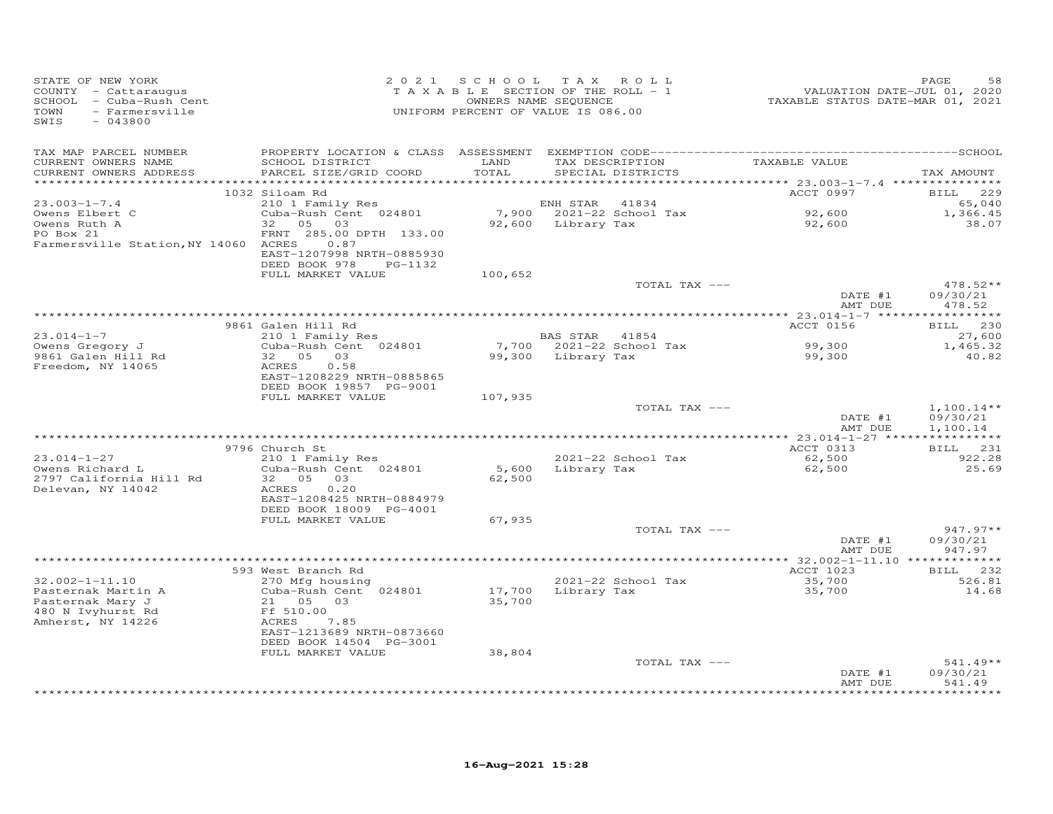STATE OF NEW YORK
COUNTY - Cattaraugus
SCHOOL - Cuba-Rush Cent
TOWN - Farmersville
SWIS - 043800

2 0 2 1 S C H O O L T A X R O L L
T A X A B L E SECTION OF THE ROLL - 1
OWNERS NAME SEQUENCE
UNIFORM PERCENT OF VALUE IS 086.00

VALUATION DATE-JUL 01, 2020
TAXABLE STATUS DATE-MAR 01, 2021

| TAX MAP PARCEL NUMBER / CURRENT OWNERS NAME / CURRENT OWNERS ADDRESS | PROPERTY LOCATION & CLASS / SCHOOL DISTRICT / PARCEL SIZE/GRID COORD | ASSESSMENT LAND / TOTAL | EXEMPTION CODE / TAX DESCRIPTION / SPECIAL DISTRICTS | TAXABLE VALUE | TAX AMOUNT |
|---|---|---|---|---|---|
| **23.003-1-7.4** | 1032 Siloam Rd | | | ACCT 0997 | BILL 229 |
| Owens Elbert C | 210 1 Family Res | | ENH STAR 41834 | | 65,040 |
| Owens Ruth A | Cuba-Rush Cent 024801 | 7,900 | 2021-22 School Tax | 92,600 | 1,366.45 |
| PO Box 21 | 32 05 03 | 92,600 | Library Tax | 92,600 | 38.07 |
| Farmersville Station, NY 14060 | FRNT 285.00 DPTH 133.00 | | | | |
| | ACRES 0.87 | | | | |
| | EAST-1207998 NRTH-0885930 | | | | |
| | DEED BOOK 978 PG-1132 | | | | |
| | FULL MARKET VALUE | 100,652 | | | |
| | | | TOTAL TAX --- | | 478.52** |
| | | | | DATE #1 | 09/30/21 |
| | | | | AMT DUE | 478.52 |
| **23.014-1-7** | 9861 Galen Hill Rd | | | ACCT 0156 | BILL 230 |
| Owens Gregory J | 210 1 Family Res | | BAS STAR 41854 | | 27,600 |
| 9861 Galen Hill Rd | Cuba-Rush Cent 024801 | 7,700 | 2021-22 School Tax | 99,300 | 1,465.32 |
| Freedom, NY 14065 | 32 05 03 | 99,300 | Library Tax | 99,300 | 40.82 |
| | ACRES 0.58 | | | | |
| | EAST-1208229 NRTH-0885865 | | | | |
| | DEED BOOK 19857 PG-9001 | | | | |
| | FULL MARKET VALUE | 107,935 | | | |
| | | | TOTAL TAX --- | | 1,100.14** |
| | | | | DATE #1 | 09/30/21 |
| | | | | AMT DUE | 1,100.14 |
| **23.014-1-27** | 9796 Church St | | | ACCT 0313 | BILL 231 |
| Owens Richard L | 210 1 Family Res | | 2021-22 School Tax | 62,500 | 922.28 |
| 2797 California Hill Rd | Cuba-Rush Cent 024801 | 5,600 | Library Tax | 62,500 | 25.69 |
| Delevan, NY 14042 | 32 05 03 | 62,500 | | | |
| | ACRES 0.20 | | | | |
| | EAST-1208425 NRTH-0884979 | | | | |
| | DEED BOOK 18009 PG-4001 | | | | |
| | FULL MARKET VALUE | 67,935 | | | |
| | | | TOTAL TAX --- | | 947.97** |
| | | | | DATE #1 | 09/30/21 |
| | | | | AMT DUE | 947.97 |
| **32.002-1-11.10** | 593 West Branch Rd | | | ACCT 1023 | BILL 232 |
| Pasternak Martin A | 270 Mfg housing | | 2021-22 School Tax | 35,700 | 526.81 |
| Pasternak Mary J | Cuba-Rush Cent 024801 | 17,700 | Library Tax | 35,700 | 14.68 |
| 480 N Ivyhurst Rd | 21 05 03 | 35,700 | | | |
| Amherst, NY 14226 | Ff 510.00 | | | | |
| | ACRES 7.85 | | | | |
| | EAST-1213689 NRTH-0873660 | | | | |
| | DEED BOOK 14504 PG-3001 | | | | |
| | FULL MARKET VALUE | 38,804 | | | |
| | | | TOTAL TAX --- | | 541.49** |
| | | | | DATE #1 | 09/30/21 |
| | | | | AMT DUE | 541.49 |

16-Aug-2021 15:28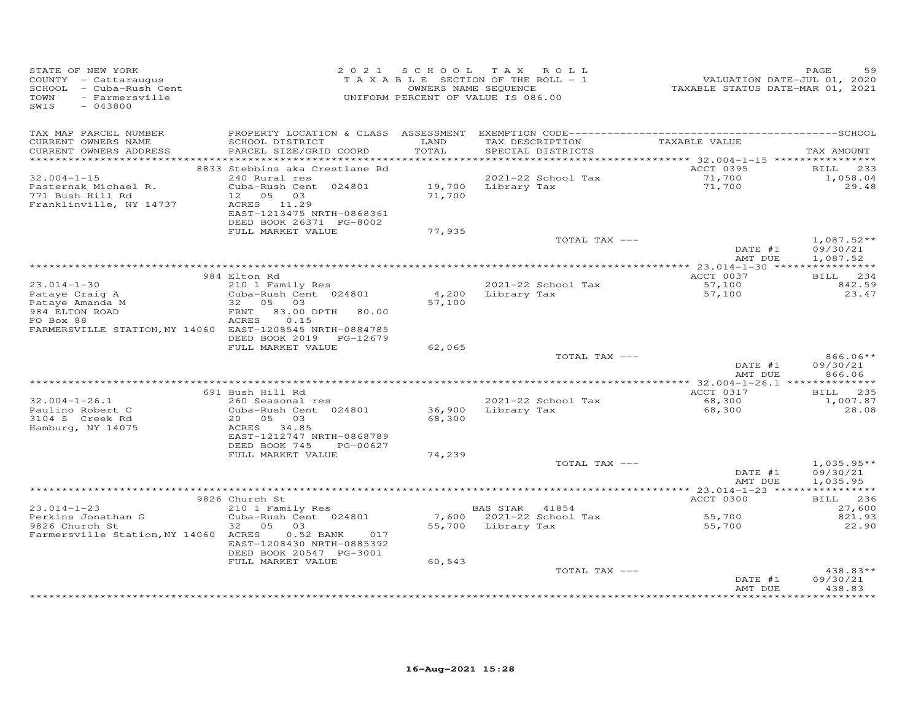STATE OF NEW YORK
COUNTY - Cattaraugus
SCHOOL - Cuba-Rush Cent
TOWN - Farmersville
SWIS - 043800

2021 SCHOOL TAX ROLL
TAXABLE SECTION OF THE ROLL - 1
OWNERS NAME SEQUENCE
UNIFORM PERCENT OF VALUE IS 086.00

VALUATION DATE-JUL 01, 2020
TAXABLE STATUS DATE-MAR 01, 2021

| TAX MAP PARCEL NUMBER / CURRENT OWNERS NAME / CURRENT OWNERS ADDRESS | PROPERTY LOCATION & CLASS / SCHOOL DISTRICT / PARCEL SIZE/GRID COORD | ASSESSMENT LAND | ASSESSMENT TOTAL | EXEMPTION CODE / TAX DESCRIPTION / SPECIAL DISTRICTS | TAXABLE VALUE | TAX AMOUNT |
|---|---|---|---|---|---|---|
| | 8833 Stebbins aka Crestlane Rd | | | | ACCT 0395 | BILL 233 |
| 32.004-1-15 | 240 Rural res | | | 2021-22 School Tax | 71,700 | 1,058.04 |
| Pasternak Michael R. | Cuba-Rush Cent 024801 | 19,700 | | Library Tax | 71,700 | 29.48 |
| 771 Bush Hill Rd | 12 05 03 | | 71,700 | | | |
| Franklinville, NY 14737 | ACRES 11.29 | | | | | |
| | EAST-1213475 NRTH-0868361 | | | | | |
| | DEED BOOK 26371 PG-8002 | | | | | |
| | FULL MARKET VALUE | | 77,935 | | | |
| | | | | TOTAL TAX --- | | 1,087.52** |
| | | | | | DATE #1 | 09/30/21 |
| | | | | | AMT DUE | 1,087.52 |
| | 984 Elton Rd | | | | ACCT 0037 | BILL 234 |
| 23.014-1-30 | 210 1 Family Res | | | 2021-22 School Tax | 57,100 | 842.59 |
| Pataye Craig A | Cuba-Rush Cent 024801 | 4,200 | | Library Tax | 57,100 | 23.47 |
| Pataye Amanda M | 32 05 03 | | 57,100 | | | |
| 984 ELTON ROAD | FRNT 83.00 DPTH 80.00 | | | | | |
| PO Box 88 | ACRES 0.15 | | | | | |
| FARMERSVILLE STATION,NY 14060 | EAST-1208545 NRTH-0884785 | | | | | |
| | DEED BOOK 2019 PG-12679 | | | | | |
| | FULL MARKET VALUE | | 62,065 | | | |
| | | | | TOTAL TAX --- | | 866.06** |
| | | | | | DATE #1 | 09/30/21 |
| | | | | | AMT DUE | 866.06 |
| | 691 Bush Hill Rd | | | | ACCT 0317 | BILL 235 |
| 32.004-1-26.1 | 260 Seasonal res | | | 2021-22 School Tax | 68,300 | 1,007.87 |
| Paulino Robert C | Cuba-Rush Cent 024801 | 36,900 | | Library Tax | 68,300 | 28.08 |
| 3104 S Creek Rd | 20 05 03 | | 68,300 | | | |
| Hamburg, NY 14075 | ACRES 34.85 | | | | | |
| | EAST-1212747 NRTH-0868789 | | | | | |
| | DEED BOOK 745 PG-00627 | | | | | |
| | FULL MARKET VALUE | | 74,239 | | | |
| | | | | TOTAL TAX --- | | 1,035.95** |
| | | | | | DATE #1 | 09/30/21 |
| | | | | | AMT DUE | 1,035.95 |
| | 9826 Church St | | | | ACCT 0300 | BILL 236 |
| 23.014-1-23 | 210 1 Family Res | | | BAS STAR 41854 | | 27,600 |
| Perkins Jonathan G | Cuba-Rush Cent 024801 | 7,600 | | 2021-22 School Tax | 55,700 | 821.93 |
| 9826 Church St | 32 05 03 | | 55,700 | Library Tax | 55,700 | 22.90 |
| Farmersville Station,NY 14060 | ACRES 0.52 BANK 017 | | | | | |
| | EAST-1208430 NRTH-0885392 | | | | | |
| | DEED BOOK 20547 PG-3001 | | | | | |
| | FULL MARKET VALUE | | 60,543 | | | |
| | | | | TOTAL TAX --- | | 438.83** |
| | | | | | DATE #1 | 09/30/21 |
| | | | | | AMT DUE | 438.83 |

16-Aug-2021 15:28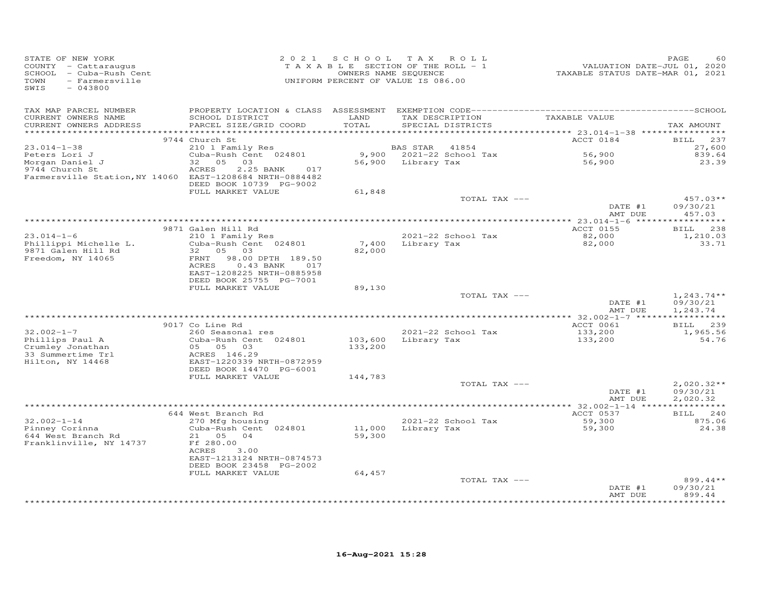STATE OF NEW YORK
COUNTY - Cattaraugus
SCHOOL - Cuba-Rush Cent
TOWN - Farmersville
SWIS - 043800

2021 SCHOOL TAX ROLL
TAXABLE SECTION OF THE ROLL - 1
OWNERS NAME SEQUENCE
UNIFORM PERCENT OF VALUE IS 086.00

VALUATION DATE-JUL 01, 2020
TAXABLE STATUS DATE-MAR 01, 2021

| TAX MAP PARCEL NUMBER / CURRENT OWNERS NAME / CURRENT OWNERS ADDRESS | PROPERTY LOCATION & CLASS / SCHOOL DISTRICT / PARCEL SIZE/GRID COORD | ASSESSMENT LAND / TOTAL | EXEMPTION CODE / TAX DESCRIPTION / SPECIAL DISTRICTS | TAXABLE VALUE | TAX AMOUNT |
|---|---|---|---|---|---|
| **23.014-1-38** | 9744 Church St | | | ACCT 0184 | BILL 237 |
| 23.014-1-38 | 210 1 Family Res | | BAS STAR 41854 | | 27,600 |
| Peters Lori J | Cuba-Rush Cent 024801 | 9,900 | 2021-22 School Tax | 56,900 | 839.64 |
| Morgan Daniel J | 32 05 03 | 56,900 | Library Tax | 56,900 | 23.39 |
| 9744 Church St | ACRES 2.25 BANK 017 | | | | |
| Farmersville Station, NY 14060 | EAST-1208684 NRTH-0884482 | | | | |
| | DEED BOOK 10739 PG-9002 | | | | |
| | FULL MARKET VALUE | 61,848 | | | |
| | | | TOTAL TAX --- | | 457.03** |
| | | | | DATE #1 | 09/30/21 |
| | | | | AMT DUE | 457.03 |
| **23.014-1-6** | 9871 Galen Hill Rd | | | ACCT 0155 | BILL 238 |
| 23.014-1-6 | 210 1 Family Res | | 2021-22 School Tax | 82,000 | 1,210.03 |
| Phillippi Michelle L. | Cuba-Rush Cent 024801 | 7,400 | Library Tax | 82,000 | 33.71 |
| 9871 Galen Hill Rd | 32 05 03 | 82,000 | | | |
| Freedom, NY 14065 | FRNT 98.00 DPTH 189.50 | | | | |
| | ACRES 0.43 BANK 017 | | | | |
| | EAST-1208225 NRTH-0885958 | | | | |
| | DEED BOOK 25755 PG-7001 | | | | |
| | FULL MARKET VALUE | 89,130 | | | |
| | | | TOTAL TAX --- | | 1,243.74** |
| | | | | DATE #1 | 09/30/21 |
| | | | | AMT DUE | 1,243.74 |
| **32.002-1-7** | 9017 Co Line Rd | | | ACCT 0061 | BILL 239 |
| 32.002-1-7 | 260 Seasonal res | | 2021-22 School Tax | 133,200 | 1,965.56 |
| Phillips Paul A | Cuba-Rush Cent 024801 | 103,600 | Library Tax | 133,200 | 54.76 |
| Crumley Jonathan | 05 05 03 | 133,200 | | | |
| 33 Summertime Trl | ACRES 146.29 | | | | |
| Hilton, NY 14468 | EAST-1220339 NRTH-0872959 | | | | |
| | DEED BOOK 14470 PG-6001 | | | | |
| | FULL MARKET VALUE | 144,783 | | | |
| | | | TOTAL TAX --- | | 2,020.32** |
| | | | | DATE #1 | 09/30/21 |
| | | | | AMT DUE | 2,020.32 |
| **32.002-1-14** | 644 West Branch Rd | | | ACCT 0537 | BILL 240 |
| 32.002-1-14 | 270 Mfg housing | | 2021-22 School Tax | 59,300 | 875.06 |
| Pinney Corinna | Cuba-Rush Cent 024801 | 11,000 | Library Tax | 59,300 | 24.38 |
| 644 West Branch Rd | 21 05 04 | 59,300 | | | |
| Franklinville, NY 14737 | Ff 280.00 | | | | |
| | ACRES 3.00 | | | | |
| | EAST-1213124 NRTH-0874573 | | | | |
| | DEED BOOK 23458 PG-2002 | | | | |
| | FULL MARKET VALUE | 64,457 | | | |
| | | | TOTAL TAX --- | | 899.44** |
| | | | | DATE #1 | 09/30/21 |
| | | | | AMT DUE | 899.44 |

16-Aug-2021 15:28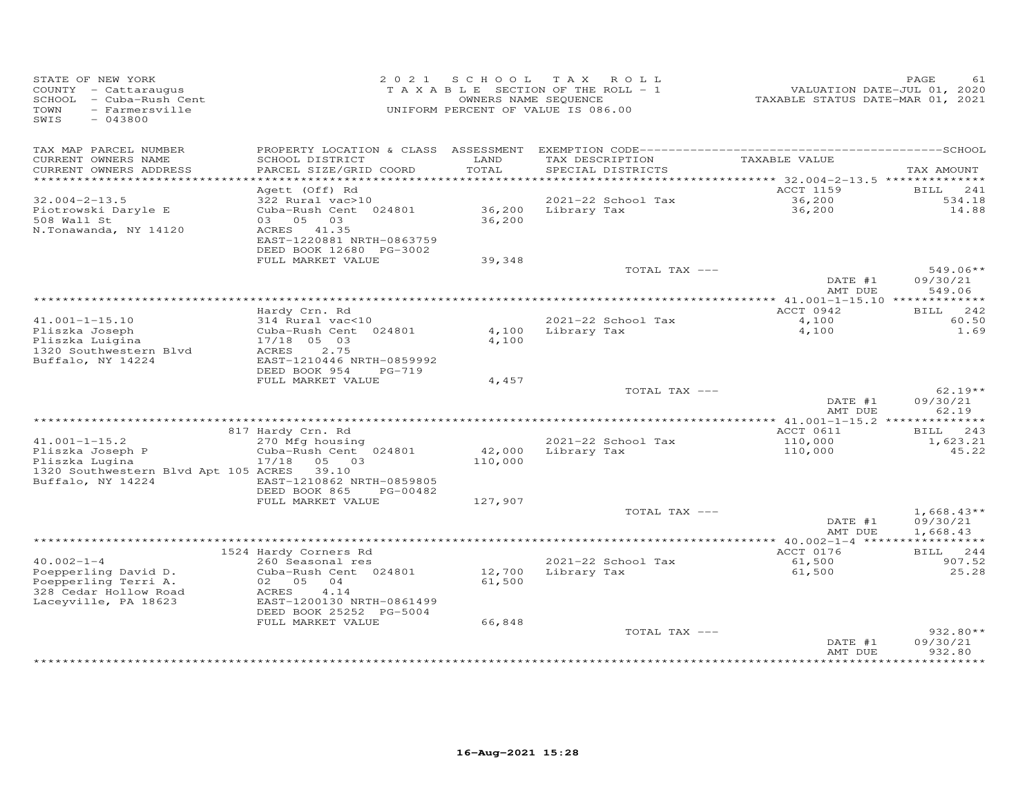STATE OF NEW YORK
COUNTY - Cattaraugus
SCHOOL - Cuba-Rush Cent
TOWN - Farmersville
SWIS - 043800

2021 SCHOOL TAX ROLL
TAXABLE SECTION OF THE ROLL - 1
OWNERS NAME SEQUENCE
UNIFORM PERCENT OF VALUE IS 086.00

VALUATION DATE-JUL 01, 2020
TAXABLE STATUS DATE-MAR 01, 2021

| TAX MAP PARCEL NUMBER / CURRENT OWNERS NAME / CURRENT OWNERS ADDRESS | PROPERTY LOCATION & CLASS / SCHOOL DISTRICT / PARCEL SIZE/GRID COORD | ASSESSMENT LAND / TOTAL | EXEMPTION CODE / TAX DESCRIPTION / SPECIAL DISTRICTS | TAXABLE VALUE | TAX AMOUNT |
|---|---|---|---|---|---|
| **32.004-2-13.5** | Agett (Off) Rd | | | ACCT 1159 | BILL 241 |
| Piotrowski Daryle E | 322 Rural vac>10 | | 2021-22 School Tax | 36,200 | 534.18 |
| 508 Wall St | Cuba-Rush Cent 024801 | 36,200 | Library Tax | 36,200 | 14.88 |
| N.Tonawanda, NY 14120 | 03 05 03 | 36,200 | | | |
| | ACRES 41.35 | | | | |
| | EAST-1220881 NRTH-0863759 | | | | |
| | DEED BOOK 12680 PG-3002 | | | | |
| | FULL MARKET VALUE | 39,348 | | | |
| | | | TOTAL TAX --- | | 549.06** |
| | | | | DATE #1 | 09/30/21 |
| | | | | AMT DUE | 549.06 |
| **41.001-1-15.10** | Hardy Crn. Rd | | | ACCT 0942 | BILL 242 |
| Pliszka Joseph | 314 Rural vac<10 | | 2021-22 School Tax | 4,100 | 60.50 |
| Pliszka Luigina | Cuba-Rush Cent 024801 | 4,100 | Library Tax | 4,100 | 1.69 |
| 1320 Southwestern Blvd | 17/18 05 03 | 4,100 | | | |
| Buffalo, NY 14224 | ACRES 2.75 | | | | |
| | EAST-1210446 NRTH-0859992 | | | | |
| | DEED BOOK 954 PG-719 | | | | |
| | FULL MARKET VALUE | 4,457 | | | |
| | | | TOTAL TAX --- | | 62.19** |
| | | | | DATE #1 | 09/30/21 |
| | | | | AMT DUE | 62.19 |
| **41.001-1-15.2** | 817 Hardy Crn. Rd | | | ACCT 0611 | BILL 243 |
| Pliszka Joseph P | 270 Mfg housing | | 2021-22 School Tax | 110,000 | 1,623.21 |
| Pliszka Lugina | Cuba-Rush Cent 024801 | 42,000 | Library Tax | 110,000 | 45.22 |
| 1320 Southwestern Blvd Apt 105 | 17/18 05 03 | 110,000 | | | |
| Buffalo, NY 14224 | ACRES 39.10 | | | | |
| | EAST-1210862 NRTH-0859805 | | | | |
| | DEED BOOK 865 PG-00482 | | | | |
| | FULL MARKET VALUE | 127,907 | | | |
| | | | TOTAL TAX --- | | 1,668.43** |
| | | | | DATE #1 | 09/30/21 |
| | | | | AMT DUE | 1,668.43 |
| **40.002-1-4** | 1524 Hardy Corners Rd | | | ACCT 0176 | BILL 244 |
| Poepperling David D. | 260 Seasonal res | | 2021-22 School Tax | 61,500 | 907.52 |
| Poepperling Terri A. | Cuba-Rush Cent 024801 | 12,700 | Library Tax | 61,500 | 25.28 |
| 328 Cedar Hollow Road | 02 05 04 | 61,500 | | | |
| Laceyville, PA 18623 | ACRES 4.14 | | | | |
| | EAST-1200130 NRTH-0861499 | | | | |
| | DEED BOOK 25252 PG-5004 | | | | |
| | FULL MARKET VALUE | 66,848 | | | |
| | | | TOTAL TAX --- | | 932.80** |
| | | | | DATE #1 | 09/30/21 |
| | | | | AMT DUE | 932.80 |

16-Aug-2021 15:28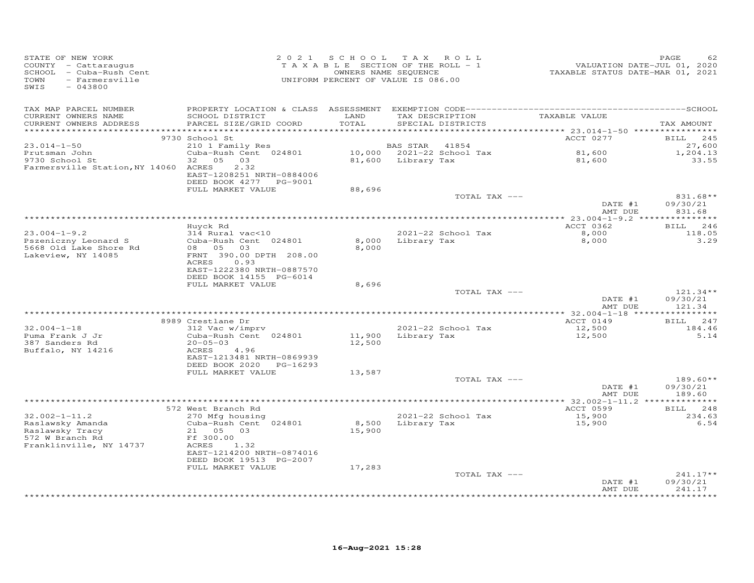STATE OF NEW YORK
COUNTY - Cattaraugus
SCHOOL - Cuba-Rush Cent
TOWN - Farmersville
SWIS - 043800

2021 SCHOOL TAX ROLL
TAXABLE SECTION OF THE ROLL - 1
OWNERS NAME SEQUENCE
UNIFORM PERCENT OF VALUE IS 086.00

VALUATION DATE-JUL 01, 2020
TAXABLE STATUS DATE-MAR 01, 2021

| TAX MAP PARCEL NUMBER / CURRENT OWNERS NAME / CURRENT OWNERS ADDRESS | PROPERTY LOCATION & CLASS / SCHOOL DISTRICT / PARCEL SIZE/GRID COORD | ASSESSMENT LAND / TOTAL | EXEMPTION CODE / TAX DESCRIPTION / SPECIAL DISTRICTS | TAXABLE VALUE | SCHOOL TAX AMOUNT |
|---|---|---|---|---|---|
| **23.014-1-50** | 9730 School St | | | ACCT 0277 | BILL 245 |
| Prutsman John | 210 1 Family Res | | BAS STAR 41854 | | 27,600 |
| 9730 School St | Cuba-Rush Cent 024801 | 10,000 | 2021-22 School Tax | 81,600 | 1,204.13 |
| Farmersville Station,NY 14060 | 32 05 03 | 81,600 | Library Tax | 81,600 | 33.55 |
| | ACRES 2.32 | | | | |
| | EAST-1208251 NRTH-0884006 | | | | |
| | DEED BOOK 4277 PG-9001 | | | | |
| | FULL MARKET VALUE | 88,696 | | | |
| | | | TOTAL TAX --- | | 831.68** |
| | | | | DATE #1 | 09/30/21 |
| | | | | AMT DUE | 831.68 |
| **23.004-1-9.2** | Huyck Rd | | | ACCT 0362 | BILL 246 |
| Pszeniczny Leonard S | 314 Rural vac<10 | | 2021-22 School Tax | 8,000 | 118.05 |
| 5668 Old Lake Shore Rd | Cuba-Rush Cent 024801 | 8,000 | Library Tax | 8,000 | 3.29 |
| Lakeview, NY 14085 | 08 05 03 | 8,000 | | | |
| | FRNT 390.00 DPTH 208.00 | | | | |
| | ACRES 0.93 | | | | |
| | EAST-1222380 NRTH-0887570 | | | | |
| | DEED BOOK 14155 PG-6014 | | | | |
| | FULL MARKET VALUE | 8,696 | | | |
| | | | TOTAL TAX --- | | 121.34** |
| | | | | DATE #1 | 09/30/21 |
| | | | | AMT DUE | 121.34 |
| **32.004-1-18** | 8989 Crestlane Dr | | | ACCT 0149 | BILL 247 |
| Puma Frank J Jr | 312 Vac w/imprv | | 2021-22 School Tax | 12,500 | 184.46 |
| 387 Sanders Rd | Cuba-Rush Cent 024801 | 11,900 | Library Tax | 12,500 | 5.14 |
| Buffalo, NY 14216 | 20-05-03 | 12,500 | | | |
| | ACRES 4.96 | | | | |
| | EAST-1213481 NRTH-0869939 | | | | |
| | DEED BOOK 2020 PG-16293 | | | | |
| | FULL MARKET VALUE | 13,587 | | | |
| | | | TOTAL TAX --- | | 189.60** |
| | | | | DATE #1 | 09/30/21 |
| | | | | AMT DUE | 189.60 |
| **32.002-1-11.2** | 572 West Branch Rd | | | ACCT 0599 | BILL 248 |
| Raslawsky Amanda | 270 Mfg housing | | 2021-22 School Tax | 15,900 | 234.63 |
| Raslawsky Tracy | Cuba-Rush Cent 024801 | 8,500 | Library Tax | 15,900 | 6.54 |
| 572 W Branch Rd | 21 05 03 | 15,900 | | | |
| Franklinville, NY 14737 | Ff 300.00 | | | | |
| | ACRES 1.32 | | | | |
| | EAST-1214200 NRTH-0874016 | | | | |
| | DEED BOOK 19513 PG-2007 | | | | |
| | FULL MARKET VALUE | 17,283 | | | |
| | | | TOTAL TAX --- | | 241.17** |
| | | | | DATE #1 | 09/30/21 |
| | | | | AMT DUE | 241.17 |

16-Aug-2021 15:28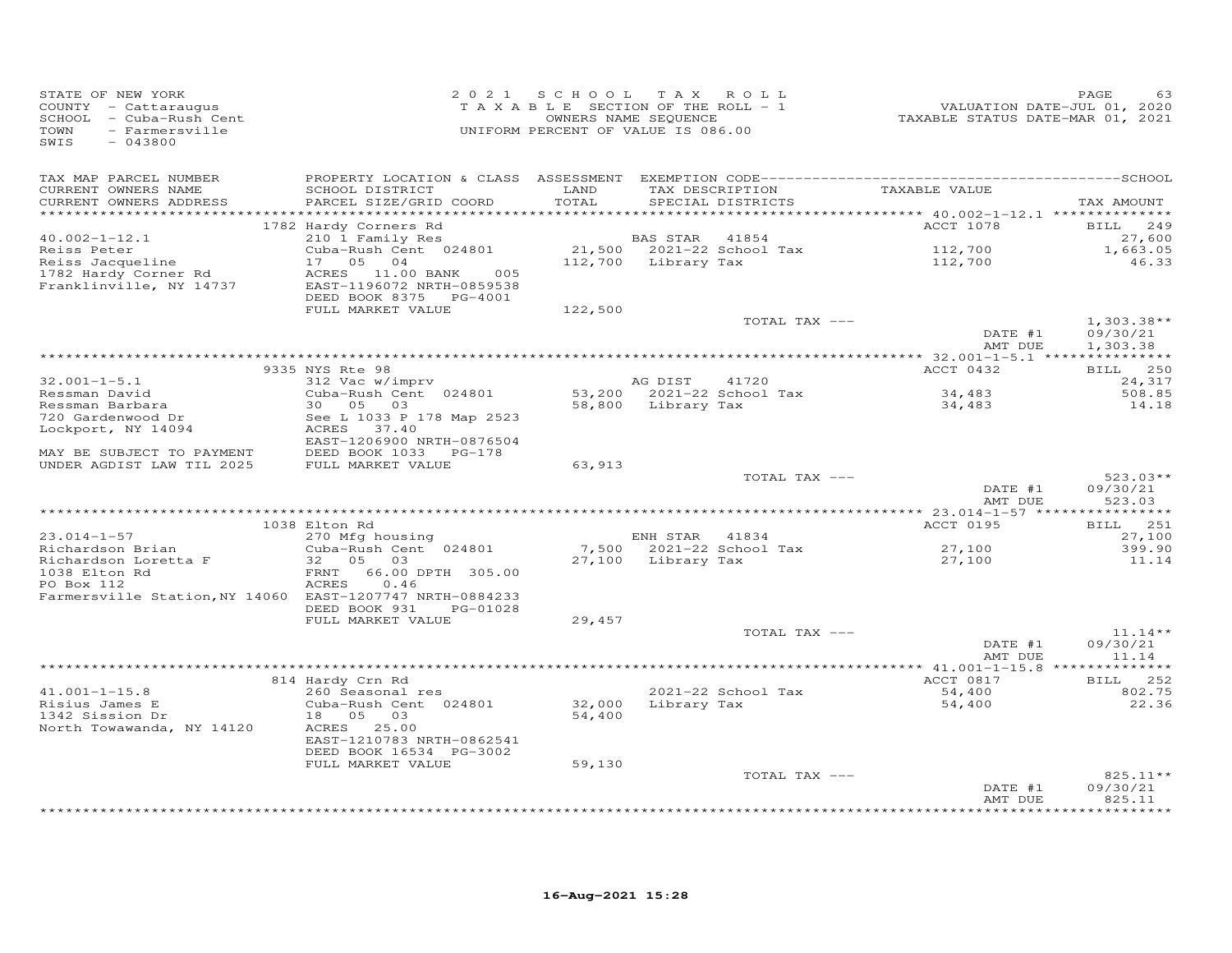STATE OF NEW YORK
COUNTY - Cattaraugus
SCHOOL - Cuba-Rush Cent
TOWN - Farmersville
SWIS - 043800

2021 SCHOOL TAX ROLL
TAXABLE SECTION OF THE ROLL - 1
OWNERS NAME SEQUENCE
UNIFORM PERCENT OF VALUE IS 086.00

VALUATION DATE-JUL 01, 2020
TAXABLE STATUS DATE-MAR 01, 2021

| TAX MAP PARCEL NUMBER<br>CURRENT OWNERS NAME<br>CURRENT OWNERS ADDRESS | PROPERTY LOCATION & CLASS<br>SCHOOL DISTRICT<br>PARCEL SIZE/GRID COORD | ASSESSMENT<br>LAND<br>TOTAL | EXEMPTION CODE<br>TAX DESCRIPTION<br>SPECIAL DISTRICTS | TAXABLE VALUE | TAX AMOUNT (SCHOOL) |
|---|---|---|---|---|---|
| | 1782 Hardy Corners Rd | | | ACCT 1078 | BILL 249 |
| 40.002-1-12.1 | 210 1 Family Res | | BAS STAR 41854 | | 27,600 |
| Reiss Peter | Cuba-Rush Cent 024801 | 21,500 | 2021-22 School Tax | 112,700 | 1,663.05 |
| Reiss Jacqueline | 17 05 04 | 112,700 | Library Tax | 112,700 | 46.33 |
| 1782 Hardy Corner Rd | ACRES 11.00 BANK 005 | | | | |
| Franklinville, NY 14737 | EAST-1196072 NRTH-0859538 | | | | |
| | DEED BOOK 8375 PG-4001 | | | | |
| | FULL MARKET VALUE | 122,500 | | | |
| | | | TOTAL TAX --- | | 1,303.38** |
| | | | | DATE #1 | 09/30/21 |
| | | | | AMT DUE | 1,303.38 |
| | 9335 NYS Rte 98 | | | ACCT 0432 | BILL 250 |
| 32.001-1-5.1 | 312 Vac w/imprv | | AG DIST 41720 | | 24,317 |
| Ressman David | Cuba-Rush Cent 024801 | 53,200 | 2021-22 School Tax | 34,483 | 508.85 |
| Ressman Barbara | 30 05 03 | 58,800 | Library Tax | 34,483 | 14.18 |
| 720 Gardenwood Dr | See L 1033 P 178 Map 2523 | | | | |
| Lockport, NY 14094 | ACRES 37.40 | | | | |
| | EAST-1206900 NRTH-0876504 | | | | |
| MAY BE SUBJECT TO PAYMENT | DEED BOOK 1033 PG-178 | | | | |
| UNDER AGDIST LAW TIL 2025 | FULL MARKET VALUE | 63,913 | | | |
| | | | TOTAL TAX --- | | 523.03** |
| | | | | DATE #1 | 09/30/21 |
| | | | | AMT DUE | 523.03 |
| | 1038 Elton Rd | | | ACCT 0195 | BILL 251 |
| 23.014-1-57 | 270 Mfg housing | | ENH STAR 41834 | | 27,100 |
| Richardson Brian | Cuba-Rush Cent 024801 | 7,500 | 2021-22 School Tax | 27,100 | 399.90 |
| Richardson Loretta F | 32 05 03 | 27,100 | Library Tax | 27,100 | 11.14 |
| 1038 Elton Rd | FRNT 66.00 DPTH 305.00 | | | | |
| PO Box 112 | ACRES 0.46 | | | | |
| Farmersville Station, NY 14060 | EAST-1207747 NRTH-0884233 | | | | |
| | DEED BOOK 931 PG-01028 | | | | |
| | FULL MARKET VALUE | 29,457 | | | |
| | | | TOTAL TAX --- | | 11.14** |
| | | | | DATE #1 | 09/30/21 |
| | | | | AMT DUE | 11.14 |
| | 814 Hardy Crn Rd | | | ACCT 0817 | BILL 252 |
| 41.001-1-15.8 | 260 Seasonal res | | 2021-22 School Tax | 54,400 | 802.75 |
| Risius James E | Cuba-Rush Cent 024801 | 32,000 | Library Tax | 54,400 | 22.36 |
| 1342 Sission Dr | 18 05 03 | 54,400 | | | |
| North Towawanda, NY 14120 | ACRES 25.00 | | | | |
| | EAST-1210783 NRTH-0862541 | | | | |
| | DEED BOOK 16534 PG-3002 | | | | |
| | FULL MARKET VALUE | 59,130 | | | |
| | | | TOTAL TAX --- | | 825.11** |
| | | | | DATE #1 | 09/30/21 |
| | | | | AMT DUE | 825.11 |

16-Aug-2021 15:28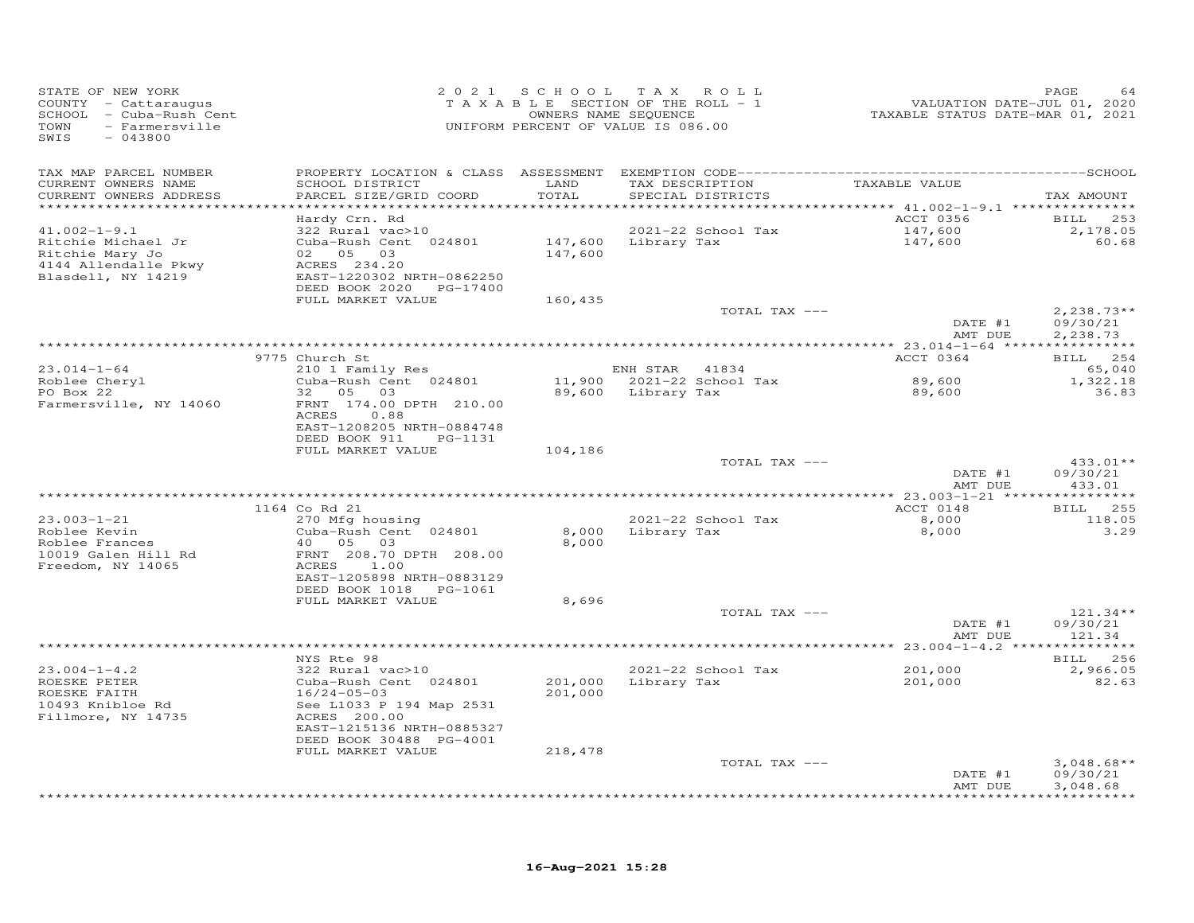STATE OF NEW YORK
COUNTY - Cattaraugus
SCHOOL - Cuba-Rush Cent
TOWN - Farmersville
SWIS - 043800

2 0 2 1 S C H O O L T A X R O L L
T A X A B L E SECTION OF THE ROLL - 1
OWNERS NAME SEQUENCE
UNIFORM PERCENT OF VALUE IS 086.00

VALUATION DATE-JUL 01, 2020
TAXABLE STATUS DATE-MAR 01, 2021

| TAX MAP PARCEL NUMBER / CURRENT OWNERS NAME / CURRENT OWNERS ADDRESS | PROPERTY LOCATION & CLASS / SCHOOL DISTRICT / PARCEL SIZE/GRID COORD | ASSESSMENT LAND / TOTAL | EXEMPTION CODE / TAX DESCRIPTION / SPECIAL DISTRICTS | TAXABLE VALUE | TAX AMOUNT |
|---|---|---|---|---|---|
| **41.002-1-9.1** | Hardy Crn. Rd | | | ACCT 0356 | BILL 253 |
| 41.002-1-9.1 | 322 Rural vac>10 | | 2021-22 School Tax | 147,600 | 2,178.05 |
| Ritchie Michael Jr | Cuba-Rush Cent 024801 | 147,600 | Library Tax | 147,600 | 60.68 |
| Ritchie Mary Jo | 02 05 03 | 147,600 | | | |
| 4144 Allendalle Pkwy | ACRES 234.20 | | | | |
| Blasdell, NY 14219 | EAST-1220302 NRTH-0862250 | | | | |
| | DEED BOOK 2020 PG-17400 | | | | |
| | FULL MARKET VALUE | 160,435 | | | |
| | | | TOTAL TAX --- | | 2,238.73** |
| | | | | DATE #1 | 09/30/21 |
| | | | | AMT DUE | 2,238.73 |
| **23.014-1-64** | 9775 Church St | | | ACCT 0364 | BILL 254 |
| 23.014-1-64 | 210 1 Family Res | | ENH STAR 41834 | | 65,040 |
| Roblee Cheryl | Cuba-Rush Cent 024801 | 11,900 | 2021-22 School Tax | 89,600 | 1,322.18 |
| PO Box 22 | 32 05 03 | 89,600 | Library Tax | 89,600 | 36.83 |
| Farmersville, NY 14060 | FRNT 174.00 DPTH 210.00 | | | | |
| | ACRES 0.88 | | | | |
| | EAST-1208205 NRTH-0884748 | | | | |
| | DEED BOOK 911 PG-1131 | | | | |
| | FULL MARKET VALUE | 104,186 | | | |
| | | | TOTAL TAX --- | | 433.01** |
| | | | | DATE #1 | 09/30/21 |
| | | | | AMT DUE | 433.01 |
| **23.003-1-21** | 1164 Co Rd 21 | | | ACCT 0148 | BILL 255 |
| 23.003-1-21 | 270 Mfg housing | | 2021-22 School Tax | 8,000 | 118.05 |
| Roblee Kevin | Cuba-Rush Cent 024801 | 8,000 | Library Tax | 8,000 | 3.29 |
| Roblee Frances | 40 05 03 | 8,000 | | | |
| 10019 Galen Hill Rd | FRNT 208.70 DPTH 208.00 | | | | |
| Freedom, NY 14065 | ACRES 1.00 | | | | |
| | EAST-1205898 NRTH-0883129 | | | | |
| | DEED BOOK 1018 PG-1061 | | | | |
| | FULL MARKET VALUE | 8,696 | | | |
| | | | TOTAL TAX --- | | 121.34** |
| | | | | DATE #1 | 09/30/21 |
| | | | | AMT DUE | 121.34 |
| **23.004-1-4.2** | NYS Rte 98 | | | | BILL 256 |
| 23.004-1-4.2 | 322 Rural vac>10 | | 2021-22 School Tax | 201,000 | 2,966.05 |
| ROESKE PETER | Cuba-Rush Cent 024801 | 201,000 | Library Tax | 201,000 | 82.63 |
| ROESKE FAITH | 16/24-05-03 | 201,000 | | | |
| 10493 Knibloe Rd | See L1033 P 194 Map 2531 | | | | |
| Fillmore, NY 14735 | ACRES 200.00 | | | | |
| | EAST-1215136 NRTH-0885327 | | | | |
| | DEED BOOK 30488 PG-4001 | | | | |
| | FULL MARKET VALUE | 218,478 | | | |
| | | | TOTAL TAX --- | | 3,048.68** |
| | | | | DATE #1 | 09/30/21 |
| | | | | AMT DUE | 3,048.68 |

16-Aug-2021 15:28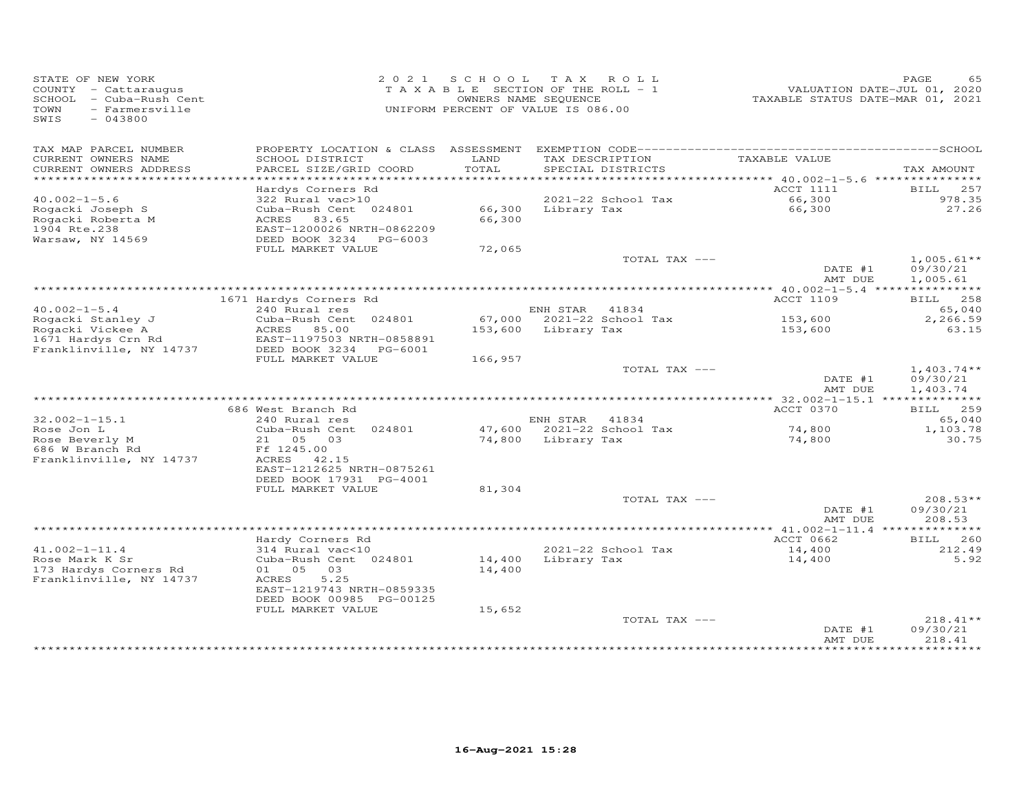STATE OF NEW YORK
COUNTY - Cattaraugus
SCHOOL - Cuba-Rush Cent
TOWN - Farmersville
SWIS - 043800

2021 SCHOOL TAX ROLL
TAXABLE SECTION OF THE ROLL - 1
OWNERS NAME SEQUENCE
UNIFORM PERCENT OF VALUE IS 086.00

VALUATION DATE-JUL 01, 2020
TAXABLE STATUS DATE-MAR 01, 2021

| TAX MAP PARCEL NUMBER / CURRENT OWNERS NAME / CURRENT OWNERS ADDRESS | PROPERTY LOCATION & CLASS / SCHOOL DISTRICT / PARCEL SIZE/GRID COORD | ASSESSMENT LAND / TOTAL | EXEMPTION CODE / TAX DESCRIPTION / SPECIAL DISTRICTS | TAXABLE VALUE | TAX AMOUNT |
|---|---|---|---|---|---|
| **40.002-1-5.6** | Hardys Corners Rd | | | ACCT 1111 | BILL 257 |
| 40.002-1-5.6 | 322 Rural vac>10 | | 2021-22 School Tax | 66,300 | 978.35 |
| Rogacki Joseph S | Cuba-Rush Cent 024801 | 66,300 | Library Tax | 66,300 | 27.26 |
| Rogacki Roberta M | ACRES 83.65 | 66,300 | | | |
| 1904 Rte.238 | EAST-1200026 NRTH-0862209 | | | | |
| Warsaw, NY 14569 | DEED BOOK 3234 PG-6003 | | | | |
| | FULL MARKET VALUE | 72,065 | | | |
| | | | TOTAL TAX --- | | 1,005.61** |
| | | | | DATE #1 | 09/30/21 |
| | | | | AMT DUE | 1,005.61 |
| **40.002-1-5.4** | 1671 Hardys Corners Rd | | | ACCT 1109 | BILL 258 |
| 40.002-1-5.4 | 240 Rural res | | ENH STAR 41834 | | 65,040 |
| Rogacki Stanley J | Cuba-Rush Cent 024801 | 67,000 | 2021-22 School Tax | 153,600 | 2,266.59 |
| Rogacki Vickee A | ACRES 85.00 | 153,600 | Library Tax | 153,600 | 63.15 |
| 1671 Hardys Crn Rd | EAST-1197503 NRTH-0858891 | | | | |
| Franklinville, NY 14737 | DEED BOOK 3234 PG-6001 | | | | |
| | FULL MARKET VALUE | 166,957 | | | |
| | | | TOTAL TAX --- | | 1,403.74** |
| | | | | DATE #1 | 09/30/21 |
| | | | | AMT DUE | 1,403.74 |
| **32.002-1-15.1** | 686 West Branch Rd | | | ACCT 0370 | BILL 259 |
| 32.002-1-15.1 | 240 Rural res | | ENH STAR 41834 | | 65,040 |
| Rose Jon L | Cuba-Rush Cent 024801 | 47,600 | 2021-22 School Tax | 74,800 | 1,103.78 |
| Rose Beverly M | 21 05 03 | 74,800 | Library Tax | 74,800 | 30.75 |
| 686 W Branch Rd | Ff 1245.00 | | | | |
| Franklinville, NY 14737 | ACRES 42.15 | | | | |
| | EAST-1212625 NRTH-0875261 | | | | |
| | DEED BOOK 17931 PG-4001 | | | | |
| | FULL MARKET VALUE | 81,304 | | | |
| | | | TOTAL TAX --- | | 208.53** |
| | | | | DATE #1 | 09/30/21 |
| | | | | AMT DUE | 208.53 |
| **41.002-1-11.4** | Hardy Corners Rd | | | ACCT 0662 | BILL 260 |
| 41.002-1-11.4 | 314 Rural vac<10 | | 2021-22 School Tax | 14,400 | 212.49 |
| Rose Mark K Sr | Cuba-Rush Cent 024801 | 14,400 | Library Tax | 14,400 | 5.92 |
| 173 Hardys Corners Rd | 01 05 03 | 14,400 | | | |
| Franklinville, NY 14737 | ACRES 5.25 | | | | |
| | EAST-1219743 NRTH-0859335 | | | | |
| | DEED BOOK 00985 PG-00125 | | | | |
| | FULL MARKET VALUE | 15,652 | | | |
| | | | TOTAL TAX --- | | 218.41** |
| | | | | DATE #1 | 09/30/21 |
| | | | | AMT DUE | 218.41 |

16-Aug-2021 15:28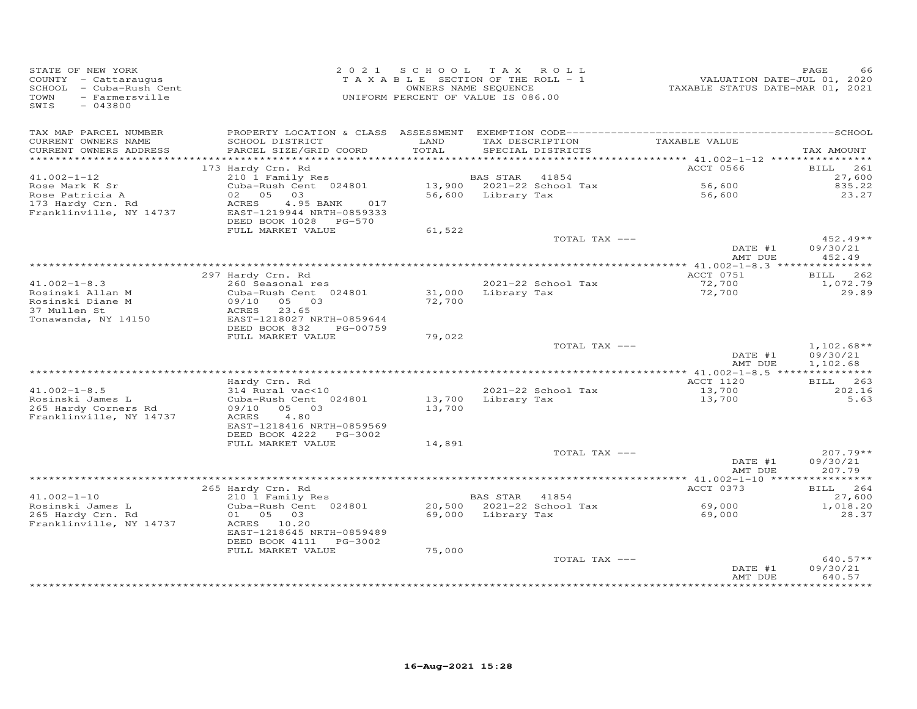STATE OF NEW YORK
COUNTY - Cattaraugus
SCHOOL - Cuba-Rush Cent
TOWN - Farmersville
SWIS - 043800

2021 SCHOOL TAX ROLL
TAXABLE SECTION OF THE ROLL - 1
OWNERS NAME SEQUENCE
UNIFORM PERCENT OF VALUE IS 086.00

VALUATION DATE-JUL 01, 2020
TAXABLE STATUS DATE-MAR 01, 2021

| TAX MAP PARCEL NUMBER / CURRENT OWNERS NAME / CURRENT OWNERS ADDRESS | PROPERTY LOCATION & CLASS / SCHOOL DISTRICT / PARCEL SIZE/GRID COORD | ASSESSMENT LAND / TOTAL | EXEMPTION CODE / TAX DESCRIPTION / SPECIAL DISTRICTS | TAXABLE VALUE | TAX AMOUNT |
|---|---|---|---|---|---|
| 41.002-1-12 | 173 Hardy Crn. Rd | | | ACCT 0566 | BILL 261 |
| Rose Mark K Sr | 210 1 Family Res | | BAS STAR 41854 | | 27,600 |
| Rose Patricia A | Cuba-Rush Cent 024801 | 13,900 | 2021-22 School Tax | 56,600 | 835.22 |
| 173 Hardy Crn. Rd | 02 05 03 | 56,600 | Library Tax | 56,600 | 23.27 |
| Franklinville, NY 14737 | ACRES 4.95 BANK 017 | | | | |
| | EAST-1219944 NRTH-0859333 | | | | |
| | DEED BOOK 1028 PG-570 | | | | |
| | FULL MARKET VALUE | 61,522 | | | |
| | | | TOTAL TAX --- | | 452.49** |
| | | | | DATE #1 | 09/30/21 |
| | | | | AMT DUE | 452.49 |
| 41.002-1-8.3 | 297 Hardy Crn. Rd | | | ACCT 0751 | BILL 262 |
| Rosinski Allan M | 260 Seasonal res | | 2021-22 School Tax | 72,700 | 1,072.79 |
| Rosinski Diane M | Cuba-Rush Cent 024801 | 31,000 | Library Tax | 72,700 | 29.89 |
| 37 Mullen St | 09/10 05 03 | 72,700 | | | |
| Tonawanda, NY 14150 | ACRES 23.65 | | | | |
| | EAST-1218027 NRTH-0859644 | | | | |
| | DEED BOOK 832 PG-00759 | | | | |
| | FULL MARKET VALUE | 79,022 | | | |
| | | | TOTAL TAX --- | | 1,102.68** |
| | | | | DATE #1 | 09/30/21 |
| | | | | AMT DUE | 1,102.68 |
| 41.002-1-8.5 | Hardy Crn. Rd | | | ACCT 1120 | BILL 263 |
| Rosinski James L | 314 Rural vac<10 | | 2021-22 School Tax | 13,700 | 202.16 |
| 265 Hardy Corners Rd | Cuba-Rush Cent 024801 | 13,700 | Library Tax | 13,700 | 5.63 |
| Franklinville, NY 14737 | 09/10 05 03 | 13,700 | | | |
| | ACRES 4.80 | | | | |
| | EAST-1218416 NRTH-0859569 | | | | |
| | DEED BOOK 4222 PG-3002 | | | | |
| | FULL MARKET VALUE | 14,891 | | | |
| | | | TOTAL TAX --- | | 207.79** |
| | | | | DATE #1 | 09/30/21 |
| | | | | AMT DUE | 207.79 |
| 41.002-1-10 | 265 Hardy Crn. Rd | | | ACCT 0373 | BILL 264 |
| Rosinski James L | 210 1 Family Res | | BAS STAR 41854 | | 27,600 |
| 265 Hardy Crn. Rd | Cuba-Rush Cent 024801 | 20,500 | 2021-22 School Tax | 69,000 | 1,018.20 |
| Franklinville, NY 14737 | 01 05 03 | 69,000 | Library Tax | 69,000 | 28.37 |
| | ACRES 10.20 | | | | |
| | EAST-1218645 NRTH-0859489 | | | | |
| | DEED BOOK 4111 PG-3002 | | | | |
| | FULL MARKET VALUE | 75,000 | | | |
| | | | TOTAL TAX --- | | 640.57** |
| | | | | DATE #1 | 09/30/21 |
| | | | | AMT DUE | 640.57 |

16-Aug-2021 15:28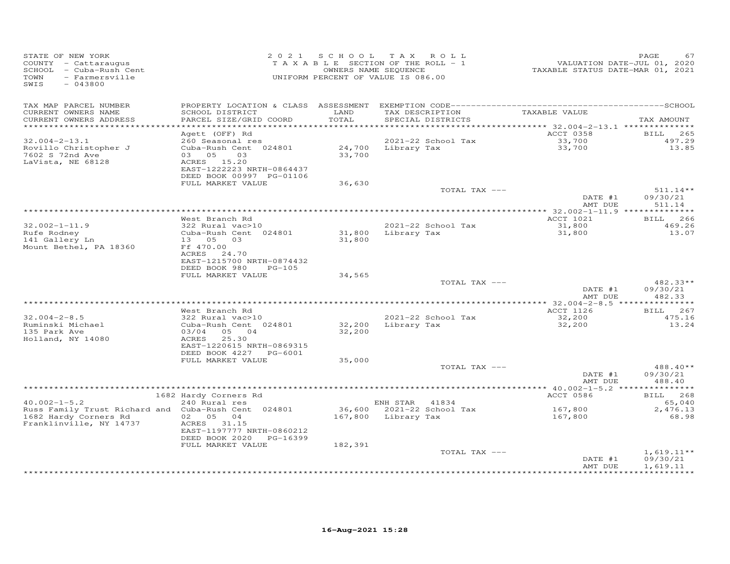STATE OF NEW YORK
COUNTY - Cattaraugus
SCHOOL - Cuba-Rush Cent
TOWN - Farmersville
SWIS - 043800

2021 SCHOOL TAX ROLL
TAXABLE SECTION OF THE ROLL - 1
OWNERS NAME SEQUENCE
UNIFORM PERCENT OF VALUE IS 086.00

VALUATION DATE-JUL 01, 2020
TAXABLE STATUS DATE-MAR 01, 2021

| TAX MAP PARCEL NUMBER / CURRENT OWNERS NAME / CURRENT OWNERS ADDRESS | PROPERTY LOCATION & CLASS / SCHOOL DISTRICT / PARCEL SIZE/GRID COORD | ASSESSMENT LAND / TOTAL | EXEMPTION CODE / TAX DESCRIPTION / SPECIAL DISTRICTS | TAXABLE VALUE | TAX AMOUNT |
|---|---|---|---|---|---|
| 32.004-2-13.1 | Agett (OFF) Rd | | | ACCT 0358 | BILL 265 |
| Rovillo Christopher J | 260 Seasonal res | | 2021-22 School Tax | 33,700 | 497.29 |
| 7602 S 72nd Ave | Cuba-Rush Cent 024801 | 24,700 | Library Tax | 33,700 | 13.85 |
| LaVista, NE 68128 | 03 05 03 | 33,700 | | | |
| | ACRES 15.20 | | | | |
| | EAST-1222223 NRTH-0864437 | | | | |
| | DEED BOOK 00997 PG-01106 | | | | |
| | FULL MARKET VALUE | 36,630 | | | |
| | | | TOTAL TAX --- | | 511.14** |
| | | | | DATE #1 | 09/30/21 |
| | | | | AMT DUE | 511.14 |
| 32.002-1-11.9 | West Branch Rd | | | ACCT 1021 | BILL 266 |
| Rufe Rodney | 322 Rural vac>10 | | 2021-22 School Tax | 31,800 | 469.26 |
| 141 Gallery Ln | Cuba-Rush Cent 024801 | 31,800 | Library Tax | 31,800 | 13.07 |
| Mount Bethel, PA 18360 | 13 05 03 | 31,800 | | | |
| | Ff 470.00 | | | | |
| | ACRES 24.70 | | | | |
| | EAST-1215700 NRTH-0874432 | | | | |
| | DEED BOOK 980 PG-105 | | | | |
| | FULL MARKET VALUE | 34,565 | | | |
| | | | TOTAL TAX --- | | 482.33** |
| | | | | DATE #1 | 09/30/21 |
| | | | | AMT DUE | 482.33 |
| 32.004-2-8.5 | West Branch Rd | | | ACCT 1126 | BILL 267 |
| Ruminski Michael | 322 Rural vac>10 | | 2021-22 School Tax | 32,200 | 475.16 |
| 135 Park Ave | Cuba-Rush Cent 024801 | 32,200 | Library Tax | 32,200 | 13.24 |
| Holland, NY 14080 | 03/04 05 04 | 32,200 | | | |
| | ACRES 25.30 | | | | |
| | EAST-1220615 NRTH-0869315 | | | | |
| | DEED BOOK 4227 PG-6001 | | | | |
| | FULL MARKET VALUE | 35,000 | | | |
| | | | TOTAL TAX --- | | 488.40** |
| | | | | DATE #1 | 09/30/21 |
| | | | | AMT DUE | 488.40 |
| 40.002-1-5.2 | 1682 Hardy Corners Rd | | | ACCT 0586 | BILL 268 |
| Russ Family Trust Richard and | 240 Rural res | | ENH STAR 41834 | | 65,040 |
| 1682 Hardy Corners Rd | Cuba-Rush Cent 024801 | 36,600 | 2021-22 School Tax | 167,800 | 2,476.13 |
| Franklinville, NY 14737 | 02 05 04 | 167,800 | Library Tax | 167,800 | 68.98 |
| | ACRES 31.15 | | | | |
| | EAST-1197777 NRTH-0860212 | | | | |
| | DEED BOOK 2020 PG-16399 | | | | |
| | FULL MARKET VALUE | 182,391 | | | |
| | | | TOTAL TAX --- | | 1,619.11** |
| | | | | DATE #1 | 09/30/21 |
| | | | | AMT DUE | 1,619.11 |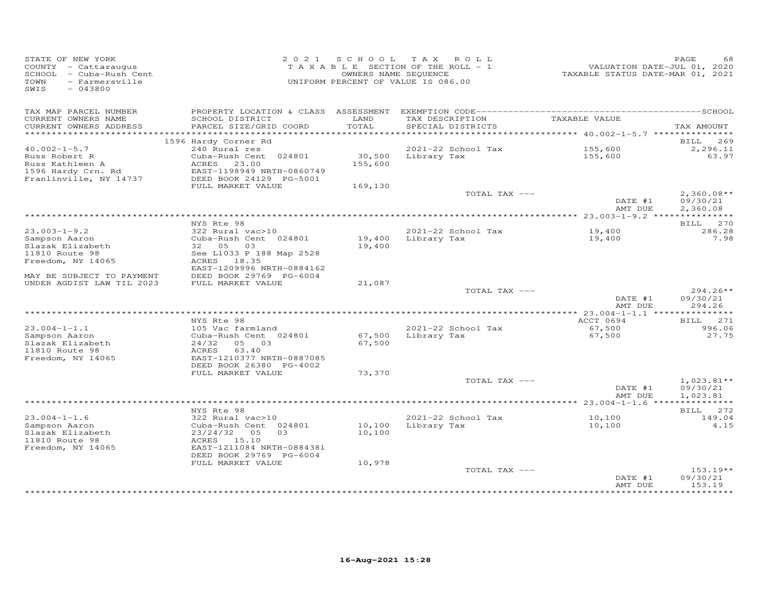STATE OF NEW YORK
COUNTY - Cattaraugus
SCHOOL - Cuba-Rush Cent
TOWN - Farmersville
SWIS - 043800

2021 SCHOOL TAX ROLL
TAXABLE SECTION OF THE ROLL - 1
OWNERS NAME SEQUENCE
UNIFORM PERCENT OF VALUE IS 086.00

VALUATION DATE-JUL 01, 2020
TAXABLE STATUS DATE-MAR 01, 2021

| TAX MAP PARCEL NUMBER / CURRENT OWNERS NAME / CURRENT OWNERS ADDRESS | PROPERTY LOCATION & CLASS / SCHOOL DISTRICT / PARCEL SIZE/GRID COORD | ASSESSMENT LAND / TOTAL | EXEMPTION CODE / TAX DESCRIPTION / SPECIAL DISTRICTS | TAXABLE VALUE | TAX AMOUNT |
|---|---|---|---|---|---|
| | 1596 Hardy Corner Rd | | | | BILL 269 |
| 40.002-1-5.7 | 240 Rural res | | 2021-22 School Tax | 155,600 | 2,296.11 |
| Russ Robert R | Cuba-Rush Cent 024801 | 30,500 | Library Tax | 155,600 | 63.97 |
| Russ Kathleen A | ACRES 23.00 | 155,600 | | | |
| 1596 Hardy Crn. Rd | EAST-1198949 NRTH-0860749 | | | | |
| Franlinville, NY 14737 | DEED BOOK 24129 PG-5001 | | | | |
| | FULL MARKET VALUE | 169,130 | | | |
| | | | TOTAL TAX --- | | 2,360.08** |
| | | | | DATE #1 | 09/30/21 |
| | | | | AMT DUE | 2,360.08 |
| | NYS Rte 98 | | | | BILL 270 |
| 23.003-1-9.2 | 322 Rural vac>10 | | 2021-22 School Tax | 19,400 | 286.28 |
| Sampson Aaron | Cuba-Rush Cent 024801 | 19,400 | Library Tax | 19,400 | 7.98 |
| Slazak Elizabeth | 32 05 03 | 19,400 | | | |
| 11810 Route 98 | See L1033 P 188 Map 2528 | | | | |
| Freedom, NY 14065 | ACRES 18.35 | | | | |
| | EAST-1209996 NRTH-0884162 | | | | |
| MAY BE SUBJECT TO PAYMENT | DEED BOOK 29769 PG-6004 | | | | |
| UNDER AGDIST LAW TIL 2023 | FULL MARKET VALUE | 21,087 | | | |
| | | | TOTAL TAX --- | | 294.26** |
| | | | | DATE #1 | 09/30/21 |
| | | | | AMT DUE | 294.26 |
| | NYS Rte 98 | | | ACCT 0694 | BILL 271 |
| 23.004-1-1.1 | 105 Vac farmland | | 2021-22 School Tax | 67,500 | 996.06 |
| Sampson Aaron | Cuba-Rush Cent 024801 | 67,500 | Library Tax | 67,500 | 27.75 |
| Slazak Elizabeth | 24/32 05 03 | 67,500 | | | |
| 11810 Route 98 | ACRES 63.40 | | | | |
| Freedom, NY 14065 | EAST-1210377 NRTH-0887085 | | | | |
| | DEED BOOK 26380 PG-4002 | | | | |
| | FULL MARKET VALUE | 73,370 | | | |
| | | | TOTAL TAX --- | | 1,023.81** |
| | | | | DATE #1 | 09/30/21 |
| | | | | AMT DUE | 1,023.81 |
| | NYS Rte 98 | | | | BILL 272 |
| 23.004-1-1.6 | 322 Rural vac>10 | | 2021-22 School Tax | 10,100 | 149.04 |
| Sampson Aaron | Cuba-Rush Cent 024801 | 10,100 | Library Tax | 10,100 | 4.15 |
| Slazak Elizabeth | 23/24/32 05 03 | 10,100 | | | |
| 11810 Route 98 | ACRES 15.10 | | | | |
| Freedom, NY 14065 | EAST-1211084 NRTH-0884381 | | | | |
| | DEED BOOK 29769 PG-6004 | | | | |
| | FULL MARKET VALUE | 10,978 | | | |
| | | | TOTAL TAX --- | | 153.19** |
| | | | | DATE #1 | 09/30/21 |
| | | | | AMT DUE | 153.19 |

16-Aug-2021 15:28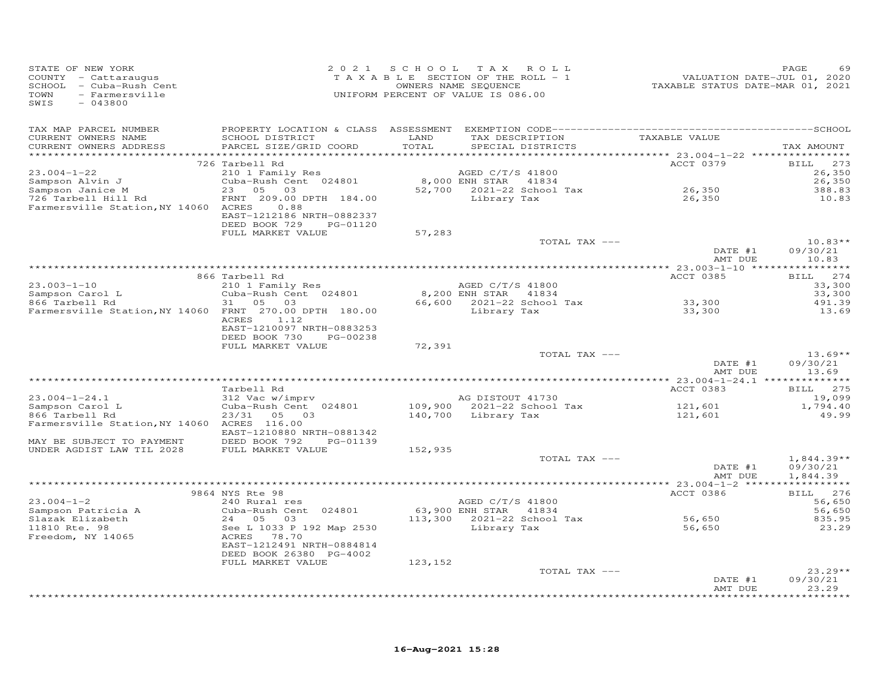STATE OF NEW YORK
COUNTY - Cattaraugus
SCHOOL - Cuba-Rush Cent
TOWN - Farmersville
SWIS - 043800

2 0 2 1 S C H O O L T A X R O L L
T A X A B L E SECTION OF THE ROLL - 1
OWNERS NAME SEQUENCE
UNIFORM PERCENT OF VALUE IS 086.00

VALUATION DATE-JUL 01, 2020
TAXABLE STATUS DATE-MAR 01, 2021

| TAX MAP PARCEL NUMBER / CURRENT OWNERS NAME / CURRENT OWNERS ADDRESS | PROPERTY LOCATION & CLASS / SCHOOL DISTRICT / PARCEL SIZE/GRID COORD | ASSESSMENT LAND / TOTAL | EXEMPTION CODE / TAX DESCRIPTION / SPECIAL DISTRICTS | TAXABLE VALUE | TAX AMOUNT |
|---|---|---|---|---|---|
| | 726 Tarbell Rd | | | ACCT 0379 | BILL 273 |
| 23.004-1-22 | 210 1 Family Res | | AGED C/T/S 41800 | | 26,350 |
| Sampson Alvin J | Cuba-Rush Cent 024801 | 8,000 | ENH STAR 41834 | | 26,350 |
| Sampson Janice M | 23 05 03 | 52,700 | 2021-22 School Tax | 26,350 | 388.83 |
| 726 Tarbell Hill Rd | FRNT 209.00 DPTH 184.00 | | Library Tax | 26,350 | 10.83 |
| Farmersville Station,NY 14060 | ACRES 0.88 | | | | |
| | EAST-1212186 NRTH-0882337 | | | | |
| | DEED BOOK 729 PG-01120 | | | | |
| | FULL MARKET VALUE | 57,283 | | | |
| | | | TOTAL TAX --- | | 10.83** |
| | | | | DATE #1 | 09/30/21 |
| | | | | AMT DUE | 10.83 |
| | 866 Tarbell Rd | | | ACCT 0385 | BILL 274 |
| 23.003-1-10 | 210 1 Family Res | | AGED C/T/S 41800 | | 33,300 |
| Sampson Carol L | Cuba-Rush Cent 024801 | 8,200 | ENH STAR 41834 | | 33,300 |
| 866 Tarbell Rd | 31 05 03 | 66,600 | 2021-22 School Tax | 33,300 | 491.39 |
| Farmersville Station,NY 14060 | FRNT 270.00 DPTH 180.00 | | Library Tax | 33,300 | 13.69 |
| | ACRES 1.12 | | | | |
| | EAST-1210097 NRTH-0883253 | | | | |
| | DEED BOOK 730 PG-00238 | | | | |
| | FULL MARKET VALUE | 72,391 | | | |
| | | | TOTAL TAX --- | | 13.69** |
| | | | | DATE #1 | 09/30/21 |
| | | | | AMT DUE | 13.69 |
| | Tarbell Rd | | | ACCT 0383 | BILL 275 |
| 23.004-1-24.1 | 312 Vac w/imprv | | AG DISTOUT 41730 | | 19,099 |
| Sampson Carol L | Cuba-Rush Cent 024801 | 109,900 | 2021-22 School Tax | 121,601 | 1,794.40 |
| 866 Tarbell Rd | 23/31 05 03 | 140,700 | Library Tax | 121,601 | 49.99 |
| Farmersville Station,NY 14060 | ACRES 116.00 | | | | |
| | EAST-1210880 NRTH-0881342 | | | | |
| MAY BE SUBJECT TO PAYMENT | DEED BOOK 792 PG-01139 | | | | |
| UNDER AGDIST LAW TIL 2028 | FULL MARKET VALUE | 152,935 | | | |
| | | | TOTAL TAX --- | | 1,844.39** |
| | | | | DATE #1 | 09/30/21 |
| | | | | AMT DUE | 1,844.39 |
| | 9864 NYS Rte 98 | | | ACCT 0386 | BILL 276 |
| 23.004-1-2 | 240 Rural res | | AGED C/T/S 41800 | | 56,650 |
| Sampson Patricia A | Cuba-Rush Cent 024801 | 63,900 | ENH STAR 41834 | | 56,650 |
| Slazak Elizabeth | 24 05 03 | 113,300 | 2021-22 School Tax | 56,650 | 835.95 |
| 11810 Rte. 98 | See L 1033 P 192 Map 2530 | | Library Tax | 56,650 | 23.29 |
| Freedom, NY 14065 | ACRES 78.70 | | | | |
| | EAST-1212491 NRTH-0884814 | | | | |
| | DEED BOOK 26380 PG-4002 | | | | |
| | FULL MARKET VALUE | 123,152 | | | |
| | | | TOTAL TAX --- | | 23.29** |
| | | | | DATE #1 | 09/30/21 |
| | | | | AMT DUE | 23.29 |

16-Aug-2021 15:28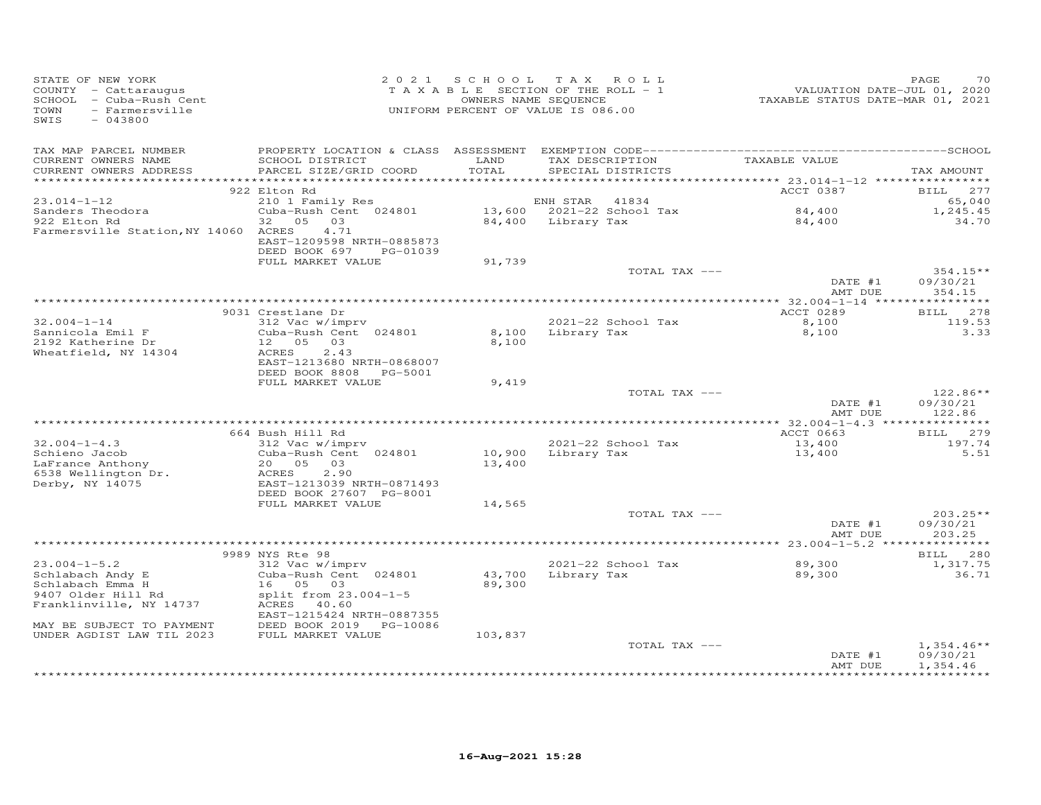STATE OF NEW YORK
COUNTY - Cattaraugus
SCHOOL - Cuba-Rush Cent
TOWN - Farmersville
SWIS - 043800

2021 SCHOOL TAX ROLL
TAXABLE SECTION OF THE ROLL - 1
OWNERS NAME SEQUENCE
UNIFORM PERCENT OF VALUE IS 086.00

VALUATION DATE-JUL 01, 2020
TAXABLE STATUS DATE-MAR 01, 2021

| TAX MAP PARCEL NUMBER / CURRENT OWNERS NAME / CURRENT OWNERS ADDRESS | PROPERTY LOCATION & CLASS / SCHOOL DISTRICT / PARCEL SIZE/GRID COORD | ASSESSMENT LAND / TOTAL | EXEMPTION CODE / TAX DESCRIPTION / SPECIAL DISTRICTS | TAXABLE VALUE | TAX AMOUNT |
|---|---|---|---|---|---|
| | 922 Elton Rd | | | ACCT 0387 | BILL 277 |
| 23.014-1-12 | 210 1 Family Res | | ENH STAR 41834 | | 65,040 |
| Sanders Theodora | Cuba-Rush Cent 024801 | 13,600 | 2021-22 School Tax | 84,400 | 1,245.45 |
| 922 Elton Rd | 32 05 03 | 84,400 | Library Tax | 84,400 | 34.70 |
| Farmersville Station, NY 14060 | ACRES 4.71 | | | | |
| | EAST-1209598 NRTH-0885873 | | | | |
| | DEED BOOK 697 PG-01039 | | | | |
| | FULL MARKET VALUE | 91,739 | | | |
| | | | TOTAL TAX --- | | 354.15** |
| | | | | DATE #1 | 09/30/21 |
| | | | | AMT DUE | 354.15 |
| | 9031 Crestlane Dr | | | ACCT 0289 | BILL 278 |
| 32.004-1-14 | 312 Vac w/imprv | | 2021-22 School Tax | 8,100 | 119.53 |
| Sannicola Emil F | Cuba-Rush Cent 024801 | 8,100 | Library Tax | 8,100 | 3.33 |
| 2192 Katherine Dr | 12 05 03 | 8,100 | | | |
| Wheatfield, NY 14304 | ACRES 2.43 | | | | |
| | EAST-1213680 NRTH-0868007 | | | | |
| | DEED BOOK 8808 PG-5001 | | | | |
| | FULL MARKET VALUE | 9,419 | | | |
| | | | TOTAL TAX --- | | 122.86** |
| | | | | DATE #1 | 09/30/21 |
| | | | | AMT DUE | 122.86 |
| | 664 Bush Hill Rd | | | ACCT 0663 | BILL 279 |
| 32.004-1-4.3 | 312 Vac w/imprv | | 2021-22 School Tax | 13,400 | 197.74 |
| Schieno Jacob | Cuba-Rush Cent 024801 | 10,900 | Library Tax | 13,400 | 5.51 |
| LaFrance Anthony | 20 05 03 | 13,400 | | | |
| 6538 Wellington Dr. | ACRES 2.90 | | | | |
| Derby, NY 14075 | EAST-1213039 NRTH-0871493 | | | | |
| | DEED BOOK 27607 PG-8001 | | | | |
| | FULL MARKET VALUE | 14,565 | | | |
| | | | TOTAL TAX --- | | 203.25** |
| | | | | DATE #1 | 09/30/21 |
| | | | | AMT DUE | 203.25 |
| | 9989 NYS Rte 98 | | | | BILL 280 |
| 23.004-1-5.2 | 312 Vac w/imprv | | 2021-22 School Tax | 89,300 | 1,317.75 |
| Schlabach Andy E | Cuba-Rush Cent 024801 | 43,700 | Library Tax | 89,300 | 36.71 |
| Schlabach Emma H | 16 05 03 | 89,300 | | | |
| 9407 Older Hill Rd | split from 23.004-1-5 | | | | |
| Franklinville, NY 14737 | ACRES 40.60 | | | | |
| | EAST-1215424 NRTH-0887355 | | | | |
| MAY BE SUBJECT TO PAYMENT | DEED BOOK 2019 PG-10086 | | | | |
| UNDER AGDIST LAW TIL 2023 | FULL MARKET VALUE | 103,837 | | | |
| | | | TOTAL TAX --- | | 1,354.46** |
| | | | | DATE #1 | 09/30/21 |
| | | | | AMT DUE | 1,354.46 |

16-Aug-2021 15:28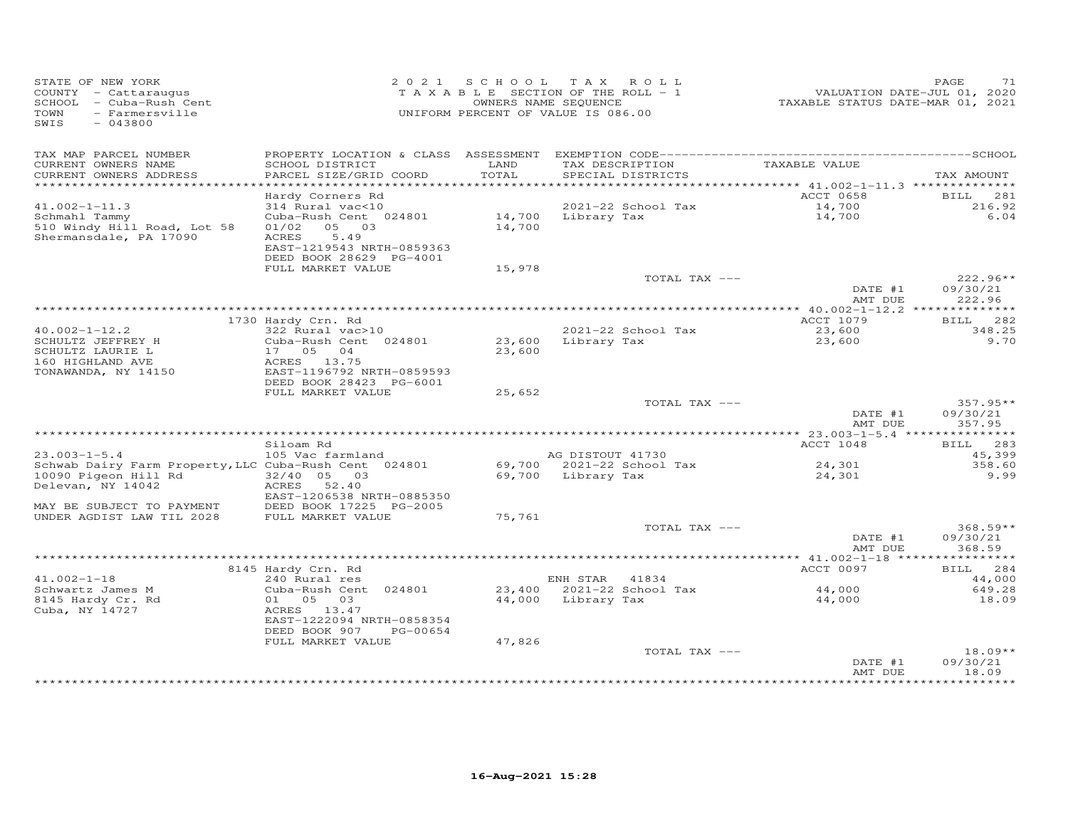STATE OF NEW YORK
COUNTY - Cattaraugus
SCHOOL - Cuba-Rush Cent
TOWN - Farmersville
SWIS - 043800

2021 SCHOOL TAX ROLL
TAXABLE SECTION OF THE ROLL - 1
OWNERS NAME SEQUENCE
UNIFORM PERCENT OF VALUE IS 086.00

VALUATION DATE-JUL 01, 2020
TAXABLE STATUS DATE-MAR 01, 2021

| TAX MAP PARCEL NUMBER / CURRENT OWNERS NAME / CURRENT OWNERS ADDRESS | PROPERTY LOCATION & CLASS / SCHOOL DISTRICT / PARCEL SIZE/GRID COORD | ASSESSMENT LAND / TOTAL | EXEMPTION CODE / TAX DESCRIPTION / SPECIAL DISTRICTS | TAXABLE VALUE | TAX AMOUNT |
|---|---|---|---|---|---|
| **41.002-1-11.3** | Hardy Corners Rd | | | ACCT 0658 | BILL 281 |
| 41.002-1-11.3 | 314 Rural vac<10 | | 2021-22 School Tax | 14,700 | 216.92 |
| Schmahl Tammy | Cuba-Rush Cent 024801 | 14,700 | Library Tax | 14,700 | 6.04 |
| 510 Windy Hill Road, Lot 58 | 01/02 05 03 | 14,700 | | | |
| Shermansdale, PA 17090 | ACRES 5.49 | | | | |
| | EAST-1219543 NRTH-0859363 | | | | |
| | DEED BOOK 28629 PG-4001 | | | | |
| | FULL MARKET VALUE | 15,978 | | | |
| | | | TOTAL TAX --- | | 222.96** |
| | | | | DATE #1 | 09/30/21 |
| | | | | AMT DUE | 222.96 |
| **40.002-1-12.2** | 1730 Hardy Crn. Rd | | | ACCT 1079 | BILL 282 |
| 40.002-1-12.2 | 322 Rural vac>10 | | 2021-22 School Tax | 23,600 | 348.25 |
| SCHULTZ JEFFREY H | Cuba-Rush Cent 024801 | 23,600 | Library Tax | 23,600 | 9.70 |
| SCHULTZ LAURIE L | 17 05 04 | 23,600 | | | |
| 160 HIGHLAND AVE | ACRES 13.75 | | | | |
| TONAWANDA, NY 14150 | EAST-1196792 NRTH-0859593 | | | | |
| | DEED BOOK 28423 PG-6001 | | | | |
| | FULL MARKET VALUE | 25,652 | | | |
| | | | TOTAL TAX --- | | 357.95** |
| | | | | DATE #1 | 09/30/21 |
| | | | | AMT DUE | 357.95 |
| **23.003-1-5.4** | Siloam Rd | | | ACCT 1048 | BILL 283 |
| 23.003-1-5.4 | 105 Vac farmland | | AG DISTOUT 41730 | | 45,399 |
| Schwab Dairy Farm Property,LLC | Cuba-Rush Cent 024801 | 69,700 | 2021-22 School Tax | 24,301 | 358.60 |
| 10090 Pigeon Hill Rd | 32/40 05 03 | 69,700 | Library Tax | 24,301 | 9.99 |
| Delevan, NY 14042 | ACRES 52.40 | | | | |
| | EAST-1206538 NRTH-0885350 | | | | |
| MAY BE SUBJECT TO PAYMENT | DEED BOOK 17225 PG-2005 | | | | |
| UNDER AGDIST LAW TIL 2028 | FULL MARKET VALUE | 75,761 | | | |
| | | | TOTAL TAX --- | | 368.59** |
| | | | | DATE #1 | 09/30/21 |
| | | | | AMT DUE | 368.59 |
| **41.002-1-18** | 8145 Hardy Crn. Rd | | | ACCT 0097 | BILL 284 |
| 41.002-1-18 | 240 Rural res | | ENH STAR 41834 | | 44,000 |
| Schwartz James M | Cuba-Rush Cent 024801 | 23,400 | 2021-22 School Tax | 44,000 | 649.28 |
| 8145 Hardy Cr. Rd | 01 05 03 | 44,000 | Library Tax | 44,000 | 18.09 |
| Cuba, NY 14727 | ACRES 13.47 | | | | |
| | EAST-1222094 NRTH-0858354 | | | | |
| | DEED BOOK 907 PG-00654 | | | | |
| | FULL MARKET VALUE | 47,826 | | | |
| | | | TOTAL TAX --- | | 18.09** |
| | | | | DATE #1 | 09/30/21 |
| | | | | AMT DUE | 18.09 |

16-Aug-2021 15:28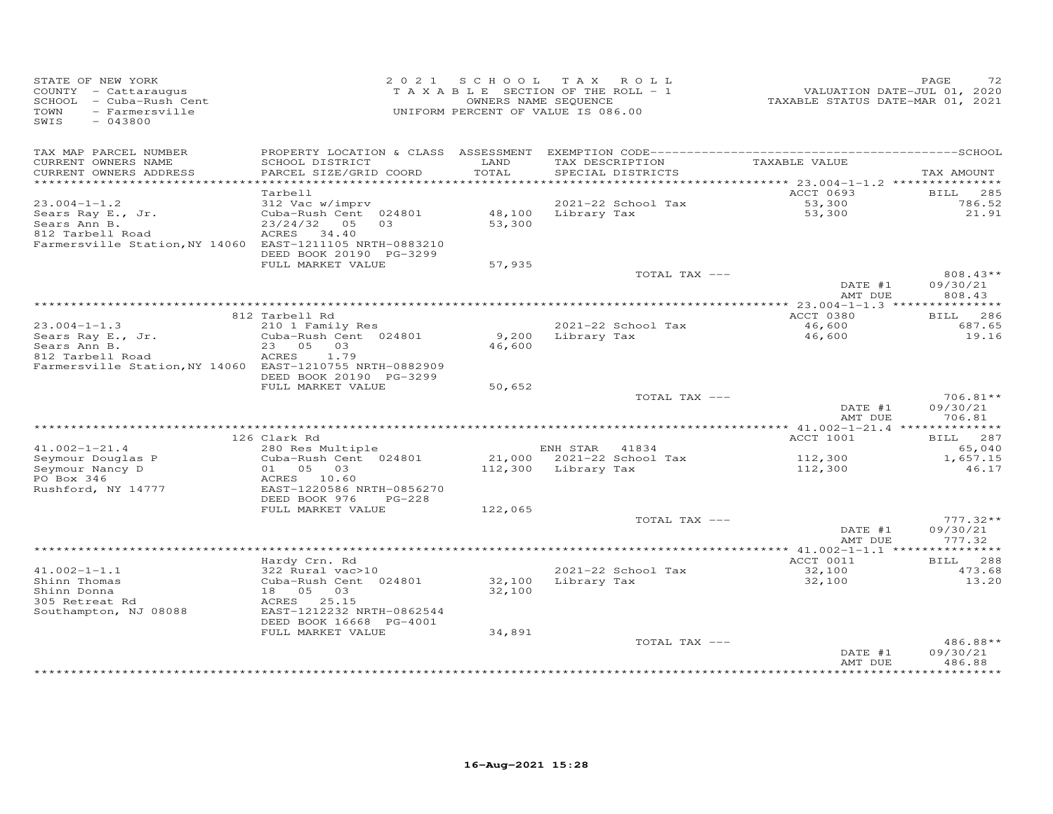STATE OF NEW YORK
COUNTY - Cattaraugus
SCHOOL - Cuba-Rush Cent
TOWN - Farmersville
SWIS - 043800

2021 SCHOOL TAX ROLL
TAXABLE SECTION OF THE ROLL - 1
OWNERS NAME SEQUENCE
UNIFORM PERCENT OF VALUE IS 086.00

VALUATION DATE-JUL 01, 2020
TAXABLE STATUS DATE-MAR 01, 2021

| TAX MAP PARCEL NUMBER / CURRENT OWNERS NAME / CURRENT OWNERS ADDRESS | PROPERTY LOCATION & CLASS / SCHOOL DISTRICT / PARCEL SIZE/GRID COORD | ASSESSMENT LAND / TOTAL | EXEMPTION CODE / TAX DESCRIPTION / SPECIAL DISTRICTS | TAXABLE VALUE | TAX AMOUNT |
|---|---|---|---|---|---|
| 23.004-1-1.2 | Tarbell | | | ACCT 0693 | BILL 285 |
| | 312 Vac w/imprv | | 2021-22 School Tax | 53,300 | 786.52 |
| Sears Ray E., Jr. | Cuba-Rush Cent 024801 | 48,100 | Library Tax | 53,300 | 21.91 |
| Sears Ann B. | 23/24/32 05 03 | 53,300 | | | |
| 812 Tarbell Road | ACRES 34.40 | | | | |
| Farmersville Station, NY 14060 | EAST-1211105 NRTH-0883210 | | | | |
| | DEED BOOK 20190 PG-3299 | | | | |
| | FULL MARKET VALUE | 57,935 | | | |
| | | | TOTAL TAX --- | | 808.43** |
| | | | | DATE #1 | 09/30/21 |
| | | | | AMT DUE | 808.43 |
| 23.004-1-1.3 | 812 Tarbell Rd | | | ACCT 0380 | BILL 286 |
| | 210 1 Family Res | | 2021-22 School Tax | 46,600 | 687.65 |
| Sears Ray E., Jr. | Cuba-Rush Cent 024801 | 9,200 | Library Tax | 46,600 | 19.16 |
| Sears Ann B. | 23 05 03 | 46,600 | | | |
| 812 Tarbell Road | ACRES 1.79 | | | | |
| Farmersville Station, NY 14060 | EAST-1210755 NRTH-0882909 | | | | |
| | DEED BOOK 20190 PG-3299 | | | | |
| | FULL MARKET VALUE | 50,652 | | | |
| | | | TOTAL TAX --- | | 706.81** |
| | | | | DATE #1 | 09/30/21 |
| | | | | AMT DUE | 706.81 |
| 41.002-1-21.4 | 126 Clark Rd | | | ACCT 1001 | BILL 287 |
| | 280 Res Multiple | | ENH STAR 41834 | | 65,040 |
| Seymour Douglas P | Cuba-Rush Cent 024801 | 21,000 | 2021-22 School Tax | 112,300 | 1,657.15 |
| Seymour Nancy D | 01 05 03 | 112,300 | Library Tax | 112,300 | 46.17 |
| PO Box 346 | ACRES 10.60 | | | | |
| Rushford, NY 14777 | EAST-1220586 NRTH-0856270 | | | | |
| | DEED BOOK 976 PG-228 | | | | |
| | FULL MARKET VALUE | 122,065 | | | |
| | | | TOTAL TAX --- | | 777.32** |
| | | | | DATE #1 | 09/30/21 |
| | | | | AMT DUE | 777.32 |
| 41.002-1-1.1 | Hardy Crn. Rd | | | ACCT 0011 | BILL 288 |
| | 322 Rural vac>10 | | 2021-22 School Tax | 32,100 | 473.68 |
| Shinn Thomas | Cuba-Rush Cent 024801 | 32,100 | Library Tax | 32,100 | 13.20 |
| Shinn Donna | 18 05 03 | 32,100 | | | |
| 305 Retreat Rd | ACRES 25.15 | | | | |
| Southampton, NJ 08088 | EAST-1212232 NRTH-0862544 | | | | |
| | DEED BOOK 16668 PG-4001 | | | | |
| | FULL MARKET VALUE | 34,891 | | | |
| | | | TOTAL TAX --- | | 486.88** |
| | | | | DATE #1 | 09/30/21 |
| | | | | AMT DUE | 486.88 |

16-Aug-2021 15:28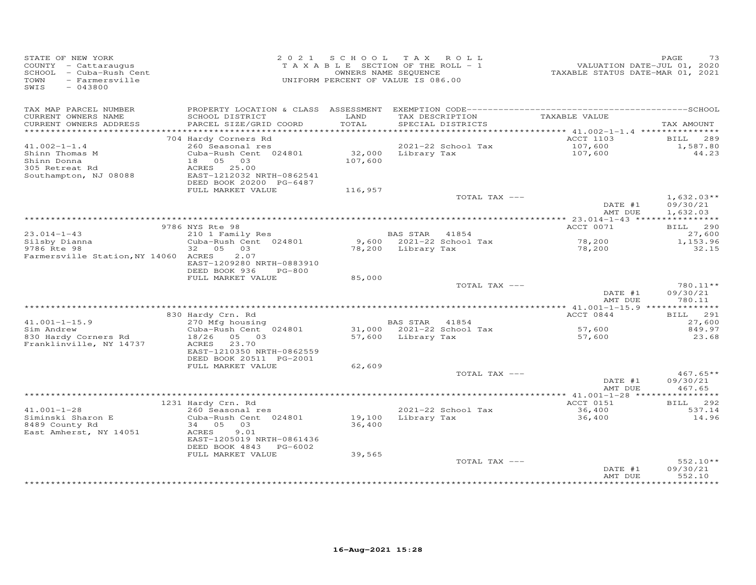STATE OF NEW YORK
COUNTY - Cattaraugus
SCHOOL - Cuba-Rush Cent
TOWN - Farmersville
SWIS - 043800

2 0 2 1 S C H O O L T A X R O L L
T A X A B L E SECTION OF THE ROLL - 1
OWNERS NAME SEQUENCE
UNIFORM PERCENT OF VALUE IS 086.00

VALUATION DATE-JUL 01, 2020
TAXABLE STATUS DATE-MAR 01, 2021

| TAX MAP PARCEL NUMBER / CURRENT OWNERS NAME / CURRENT OWNERS ADDRESS | PROPERTY LOCATION & CLASS / SCHOOL DISTRICT / PARCEL SIZE/GRID COORD | ASSESSMENT LAND / TOTAL | EXEMPTION CODE / TAX DESCRIPTION / SPECIAL DISTRICTS | TAXABLE VALUE | SCHOOL TAX AMOUNT |
|---|---|---|---|---|---|
| | 704 Hardy Corners Rd | | | ACCT 1103 | BILL 289 |
| 41.002-1-1.4 | 260 Seasonal res | | 2021-22 School Tax | 107,600 | 1,587.80 |
| Shinn Thomas M | Cuba-Rush Cent 024801 | 32,000 | Library Tax | 107,600 | 44.23 |
| Shinn Donna | 18 05 03 | 107,600 | | | |
| 305 Retreat Rd | ACRES 25.00 | | | | |
| Southampton, NJ 08088 | EAST-1212032 NRTH-0862541 | | | | |
| | DEED BOOK 20200 PG-6487 | | | | |
| | FULL MARKET VALUE | 116,957 | | | |
| | | | TOTAL TAX --- | | 1,632.03** |
| | | | | DATE #1 | 09/30/21 |
| | | | | AMT DUE | 1,632.03 |
| | 9786 NYS Rte 98 | | | ACCT 0071 | BILL 290 |
| 23.014-1-43 | 210 1 Family Res | | BAS STAR 41854 | | 27,600 |
| Silsby Dianna | Cuba-Rush Cent 024801 | 9,600 | 2021-22 School Tax | 78,200 | 1,153.96 |
| 9786 Rte 98 | 32 05 03 | 78,200 | Library Tax | 78,200 | 32.15 |
| Farmersville Station, NY 14060 | ACRES 2.07 | | | | |
| | EAST-1209280 NRTH-0883910 | | | | |
| | DEED BOOK 936 PG-800 | | | | |
| | FULL MARKET VALUE | 85,000 | | | |
| | | | TOTAL TAX --- | | 780.11** |
| | | | | DATE #1 | 09/30/21 |
| | | | | AMT DUE | 780.11 |
| | 830 Hardy Crn. Rd | | | ACCT 0844 | BILL 291 |
| 41.001-1-15.9 | 270 Mfg housing | | BAS STAR 41854 | | 27,600 |
| Sim Andrew | Cuba-Rush Cent 024801 | 31,000 | 2021-22 School Tax | 57,600 | 849.97 |
| 830 Hardy Corners Rd | 18/26 05 03 | 57,600 | Library Tax | 57,600 | 23.68 |
| Franklinville, NY 14737 | ACRES 23.70 | | | | |
| | EAST-1210350 NRTH-0862559 | | | | |
| | DEED BOOK 20511 PG-2001 | | | | |
| | FULL MARKET VALUE | 62,609 | | | |
| | | | TOTAL TAX --- | | 467.65** |
| | | | | DATE #1 | 09/30/21 |
| | | | | AMT DUE | 467.65 |
| | 1231 Hardy Crn. Rd | | | ACCT 0151 | BILL 292 |
| 41.001-1-28 | 260 Seasonal res | | 2021-22 School Tax | 36,400 | 537.14 |
| Siminski Sharon E | Cuba-Rush Cent 024801 | 19,100 | Library Tax | 36,400 | 14.96 |
| 8489 County Rd | 34 05 03 | 36,400 | | | |
| East Amherst, NY 14051 | ACRES 9.01 | | | | |
| | EAST-1205019 NRTH-0861436 | | | | |
| | DEED BOOK 4843 PG-6002 | | | | |
| | FULL MARKET VALUE | 39,565 | | | |
| | | | TOTAL TAX --- | | 552.10** |
| | | | | DATE #1 | 09/30/21 |
| | | | | AMT DUE | 552.10 |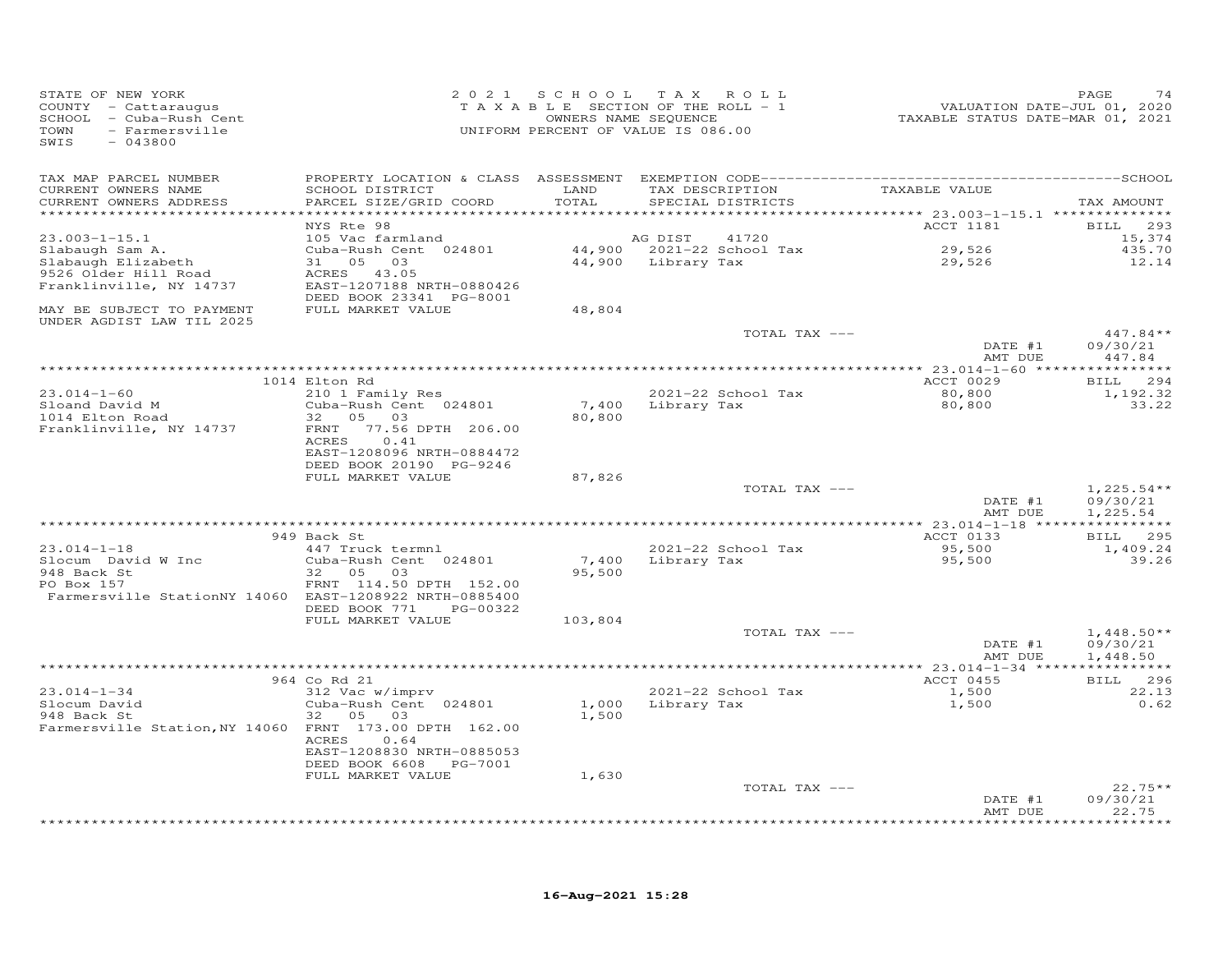STATE OF NEW YORK
COUNTY - Cattaraugus
SCHOOL - Cuba-Rush Cent
TOWN - Farmersville
SWIS - 043800

2021 SCHOOL TAX ROLL
TAXABLE SECTION OF THE ROLL - 1
OWNERS NAME SEQUENCE
UNIFORM PERCENT OF VALUE IS 086.00

VALUATION DATE-JUL 01, 2020
TAXABLE STATUS DATE-MAR 01, 2021

| TAX MAP PARCEL NUMBER / CURRENT OWNERS NAME / CURRENT OWNERS ADDRESS | PROPERTY LOCATION & CLASS / SCHOOL DISTRICT / PARCEL SIZE/GRID COORD | ASSESSMENT LAND / TOTAL | EXEMPTION CODE / TAX DESCRIPTION / SPECIAL DISTRICTS | TAXABLE VALUE | TAX AMOUNT |
|---|---|---|---|---|---|
| | NYS Rte 98 | | | ACCT 1181 | BILL 293 |
| 23.003-1-15.1 | 105 Vac farmland | | AG DIST 41720 | | 15,374 |
| Slabaugh Sam A. | Cuba-Rush Cent 024801 | 44,900 | 2021-22 School Tax | 29,526 | 435.70 |
| Slabaugh Elizabeth | 31 05 03 | 44,900 | Library Tax | 29,526 | 12.14 |
| 9526 Older Hill Road | ACRES 43.05 | | | | |
| Franklinville, NY 14737 | EAST-1207188 NRTH-0880426 | | | | |
| | DEED BOOK 23341 PG-8001 | | | | |
| MAY BE SUBJECT TO PAYMENT UNDER AGDIST LAW TIL 2025 | FULL MARKET VALUE | 48,804 | | | |
| | | | TOTAL TAX --- | | 447.84** |
| | | | | DATE #1 | 09/30/21 |
| | | | | AMT DUE | 447.84 |
| | 1014 Elton Rd | | | ACCT 0029 | BILL 294 |
| 23.014-1-60 | 210 1 Family Res | | 2021-22 School Tax | 80,800 | 1,192.32 |
| Sloand David M | Cuba-Rush Cent 024801 | 7,400 | Library Tax | 80,800 | 33.22 |
| 1014 Elton Road | 32 05 03 | 80,800 | | | |
| Franklinville, NY 14737 | FRNT 77.56 DPTH 206.00 | | | | |
| | ACRES 0.41 | | | | |
| | EAST-1208096 NRTH-0884472 | | | | |
| | DEED BOOK 20190 PG-9246 | | | | |
| | FULL MARKET VALUE | 87,826 | | | |
| | | | TOTAL TAX --- | | 1,225.54** |
| | | | | DATE #1 | 09/30/21 |
| | | | | AMT DUE | 1,225.54 |
| | 949 Back St | | | ACCT 0133 | BILL 295 |
| 23.014-1-18 | 447 Truck termnl | | 2021-22 School Tax | 95,500 | 1,409.24 |
| Slocum David W Inc | Cuba-Rush Cent 024801 | 7,400 | Library Tax | 95,500 | 39.26 |
| 948 Back St | 32 05 03 | 95,500 | | | |
| PO Box 157 | FRNT 114.50 DPTH 152.00 | | | | |
| Farmersville StationNY 14060 | EAST-1208922 NRTH-0885400 | | | | |
| | DEED BOOK 771 PG-00322 | | | | |
| | FULL MARKET VALUE | 103,804 | | | |
| | | | TOTAL TAX --- | | 1,448.50** |
| | | | | DATE #1 | 09/30/21 |
| | | | | AMT DUE | 1,448.50 |
| | 964 Co Rd 21 | | | ACCT 0455 | BILL 296 |
| 23.014-1-34 | 312 Vac w/imprv | | 2021-22 School Tax | 1,500 | 22.13 |
| Slocum David | Cuba-Rush Cent 024801 | 1,000 | Library Tax | 1,500 | 0.62 |
| 948 Back St | 32 05 03 | 1,500 | | | |
| Farmersville Station,NY 14060 | FRNT 173.00 DPTH 162.00 | | | | |
| | ACRES 0.64 | | | | |
| | EAST-1208830 NRTH-0885053 | | | | |
| | DEED BOOK 6608 PG-7001 | | | | |
| | FULL MARKET VALUE | 1,630 | | | |
| | | | TOTAL TAX --- | | 22.75** |
| | | | | DATE #1 | 09/30/21 |
| | | | | AMT DUE | 22.75 |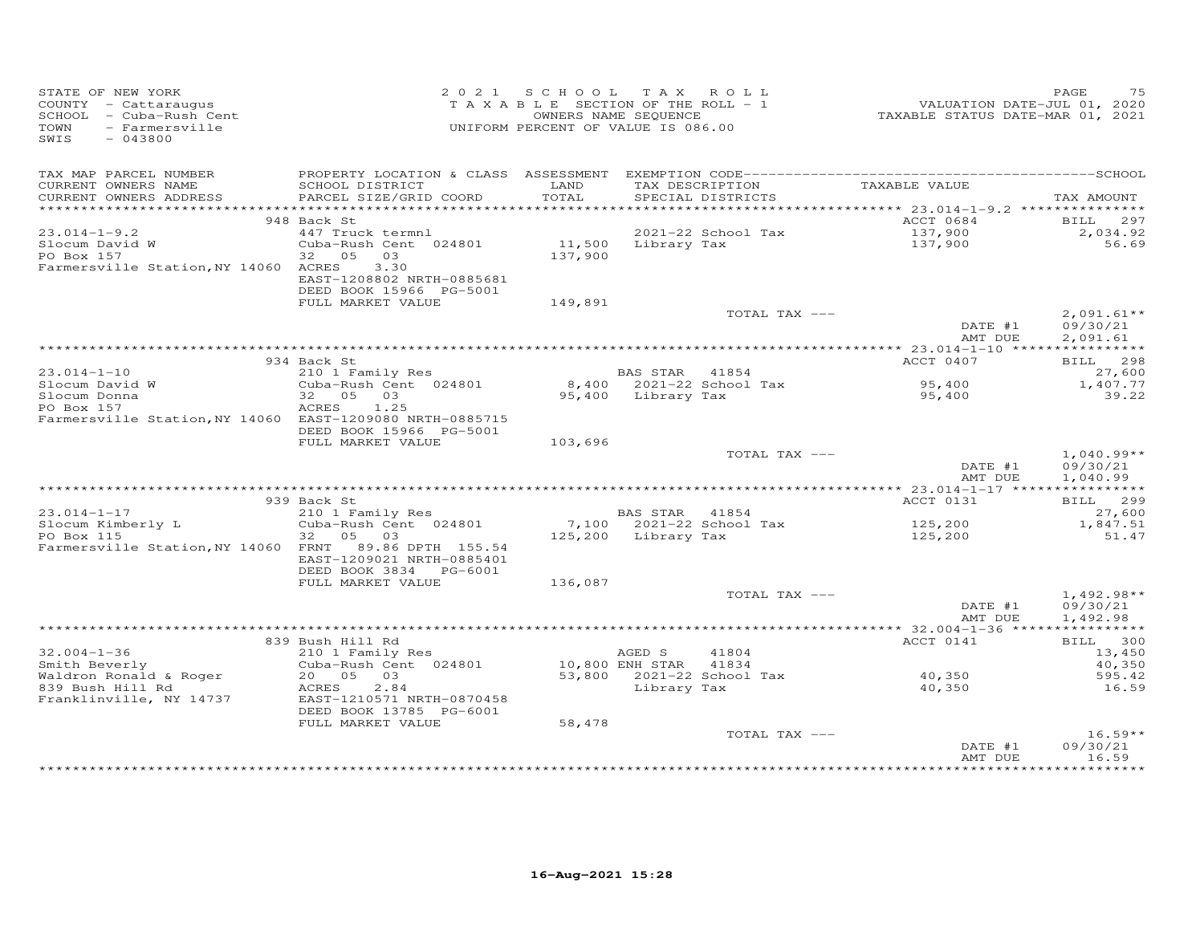STATE OF NEW YORK
COUNTY - Cattaraugus
SCHOOL - Cuba-Rush Cent
TOWN - Farmersville
SWIS - 043800

2021 SCHOOL TAX ROLL
TAXABLE SECTION OF THE ROLL - 1
OWNERS NAME SEQUENCE
UNIFORM PERCENT OF VALUE IS 086.00

VALUATION DATE-JUL 01, 2020
TAXABLE STATUS DATE-MAR 01, 2021

| TAX MAP PARCEL NUMBER<br>CURRENT OWNERS NAME<br>CURRENT OWNERS ADDRESS | PROPERTY LOCATION & CLASS<br>SCHOOL DISTRICT<br>PARCEL SIZE/GRID COORD | ASSESSMENT<br>LAND<br>TOTAL | EXEMPTION CODE<br>TAX DESCRIPTION<br>SPECIAL DISTRICTS | TAXABLE VALUE | SCHOOL<br>TAX AMOUNT |
|---|---|---|---|---|---|
| | 948 Back St | | | ACCT 0684 | BILL 297 |
| 23.014-1-9.2 | 447 Truck termnl | | 2021-22 School Tax | 137,900 | 2,034.92 |
| Slocum David W | Cuba-Rush Cent 024801 | 11,500 | Library Tax | 137,900 | 56.69 |
| PO Box 157 | 32 05 03 | 137,900 | | | |
| Farmersville Station, NY 14060 | ACRES 3.30 | | | | |
| | EAST-1208802 NRTH-0885681 | | | | |
| | DEED BOOK 15966 PG-5001 | | | | |
| | FULL MARKET VALUE | 149,891 | | | |
| | | | TOTAL TAX --- | | 2,091.61** |
| | | | | DATE #1 | 09/30/21 |
| | | | | AMT DUE | 2,091.61 |
| | 934 Back St | | | ACCT 0407 | BILL 298 |
| 23.014-1-10 | 210 1 Family Res | | BAS STAR 41854 | | 27,600 |
| Slocum David W | Cuba-Rush Cent 024801 | 8,400 | 2021-22 School Tax | 95,400 | 1,407.77 |
| Slocum Donna | 32 05 03 | 95,400 | Library Tax | 95,400 | 39.22 |
| PO Box 157 | ACRES 1.25 | | | | |
| Farmersville Station, NY 14060 | EAST-1209080 NRTH-0885715 | | | | |
| | DEED BOOK 15966 PG-5001 | | | | |
| | FULL MARKET VALUE | 103,696 | | | |
| | | | TOTAL TAX --- | | 1,040.99** |
| | | | | DATE #1 | 09/30/21 |
| | | | | AMT DUE | 1,040.99 |
| | 939 Back St | | | ACCT 0131 | BILL 299 |
| 23.014-1-17 | 210 1 Family Res | | BAS STAR 41854 | | 27,600 |
| Slocum Kimberly L | Cuba-Rush Cent 024801 | 7,100 | 2021-22 School Tax | 125,200 | 1,847.51 |
| PO Box 115 | 32 05 03 | 125,200 | Library Tax | 125,200 | 51.47 |
| Farmersville Station, NY 14060 | FRNT 89.86 DPTH 155.54 | | | | |
| | EAST-1209021 NRTH-0885401 | | | | |
| | DEED BOOK 3834 PG-6001 | | | | |
| | FULL MARKET VALUE | 136,087 | | | |
| | | | TOTAL TAX --- | | 1,492.98** |
| | | | | DATE #1 | 09/30/21 |
| | | | | AMT DUE | 1,492.98 |
| | 839 Bush Hill Rd | | | ACCT 0141 | BILL 300 |
| 32.004-1-36 | 210 1 Family Res | | AGED S 41804 | | 13,450 |
| Smith Beverly | Cuba-Rush Cent 024801 | 10,800 | ENH STAR 41834 | | 40,350 |
| Waldron Ronald & Roger | 20 05 03 | 53,800 | 2021-22 School Tax | 40,350 | 595.42 |
| 839 Bush Hill Rd | ACRES 2.84 | | Library Tax | 40,350 | 16.59 |
| Franklinville, NY 14737 | EAST-1210571 NRTH-0870458 | | | | |
| | DEED BOOK 13785 PG-6001 | | | | |
| | FULL MARKET VALUE | 58,478 | | | |
| | | | TOTAL TAX --- | | 16.59** |
| | | | | DATE #1 | 09/30/21 |
| | | | | AMT DUE | 16.59 |

16-Aug-2021 15:28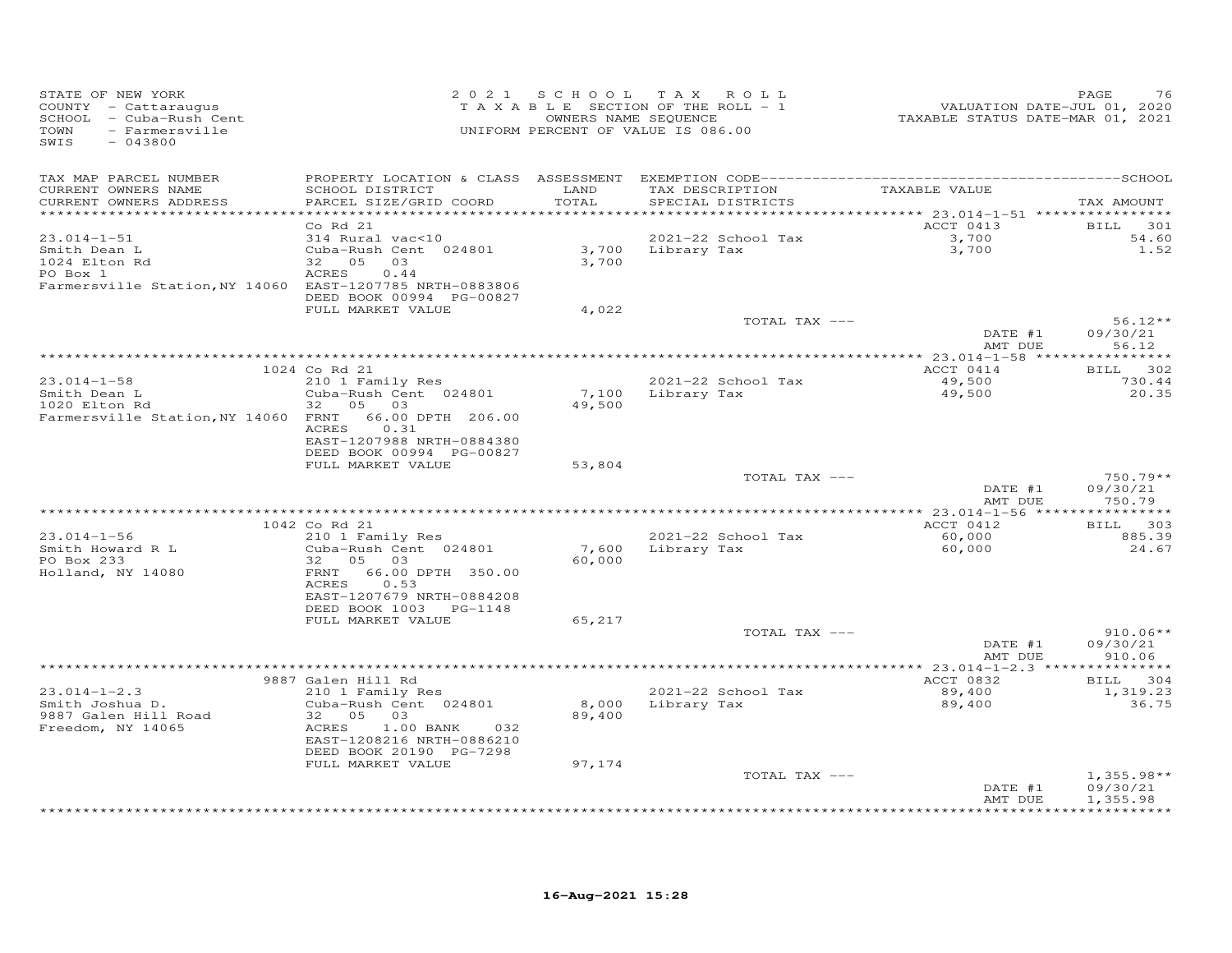STATE OF NEW YORK
COUNTY - Cattaraugus
SCHOOL - Cuba-Rush Cent
TOWN - Farmersville
SWIS - 043800

2 0 2 1 S C H O O L T A X R O L L
T A X A B L E SECTION OF THE ROLL - 1
OWNERS NAME SEQUENCE
UNIFORM PERCENT OF VALUE IS 086.00

VALUATION DATE-JUL 01, 2020
TAXABLE STATUS DATE-MAR 01, 2021

| TAX MAP PARCEL NUMBER / CURRENT OWNERS NAME / CURRENT OWNERS ADDRESS | PROPERTY LOCATION & CLASS / SCHOOL DISTRICT / PARCEL SIZE/GRID COORD | ASSESSMENT LAND / TOTAL | EXEMPTION CODE / TAX DESCRIPTION / SPECIAL DISTRICTS | TAXABLE VALUE | TAX AMOUNT |
|---|---|---|---|---|---|
| 23.014-1-51 | Co Rd 21 | | | ACCT 0413 | BILL 301 |
| Smith Dean L | 314 Rural vac<10 | | 2021-22 School Tax | 3,700 | 54.60 |
| 1024 Elton Rd | Cuba-Rush Cent 024801 | 3,700 | Library Tax | 3,700 | 1.52 |
| PO Box 1 | 32 05 03 | 3,700 | | | |
| Farmersville Station, NY 14060 | ACRES 0.44 | | | | |
| | EAST-1207785 NRTH-0883806 | | | | |
| | DEED BOOK 00994 PG-00827 | | | | |
| | FULL MARKET VALUE | 4,022 | | | |
| | | | TOTAL TAX --- | | 56.12** |
| | | | | DATE #1 | 09/30/21 |
| | | | | AMT DUE | 56.12 |
| 23.014-1-58 | 1024 Co Rd 21 | | | ACCT 0414 | BILL 302 |
| Smith Dean L | 210 1 Family Res | | 2021-22 School Tax | 49,500 | 730.44 |
| 1020 Elton Rd | Cuba-Rush Cent 024801 | 7,100 | Library Tax | 49,500 | 20.35 |
| Farmersville Station, NY 14060 | 32 05 03 | 49,500 | | | |
| | FRNT 66.00 DPTH 206.00 | | | | |
| | ACRES 0.31 | | | | |
| | EAST-1207988 NRTH-0884380 | | | | |
| | DEED BOOK 00994 PG-00827 | | | | |
| | FULL MARKET VALUE | 53,804 | | | |
| | | | TOTAL TAX --- | | 750.79** |
| | | | | DATE #1 | 09/30/21 |
| | | | | AMT DUE | 750.79 |
| 23.014-1-56 | 1042 Co Rd 21 | | | ACCT 0412 | BILL 303 |
| Smith Howard R L | 210 1 Family Res | | 2021-22 School Tax | 60,000 | 885.39 |
| PO Box 233 | Cuba-Rush Cent 024801 | 7,600 | Library Tax | 60,000 | 24.67 |
| Holland, NY 14080 | 32 05 03 | 60,000 | | | |
| | FRNT 66.00 DPTH 350.00 | | | | |
| | ACRES 0.53 | | | | |
| | EAST-1207679 NRTH-0884208 | | | | |
| | DEED BOOK 1003 PG-1148 | | | | |
| | FULL MARKET VALUE | 65,217 | | | |
| | | | TOTAL TAX --- | | 910.06** |
| | | | | DATE #1 | 09/30/21 |
| | | | | AMT DUE | 910.06 |
| 23.014-1-2.3 | 9887 Galen Hill Rd | | | ACCT 0832 | BILL 304 |
| Smith Joshua D. | 210 1 Family Res | | 2021-22 School Tax | 89,400 | 1,319.23 |
| 9887 Galen Hill Road | Cuba-Rush Cent 024801 | 8,000 | Library Tax | 89,400 | 36.75 |
| Freedom, NY 14065 | 32 05 03 | 89,400 | | | |
| | ACRES 1.00 BANK 032 | | | | |
| | EAST-1208216 NRTH-0886210 | | | | |
| | DEED BOOK 20190 PG-7298 | | | | |
| | FULL MARKET VALUE | 97,174 | | | |
| | | | TOTAL TAX --- | | 1,355.98** |
| | | | | DATE #1 | 09/30/21 |
| | | | | AMT DUE | 1,355.98 |

16-Aug-2021 15:28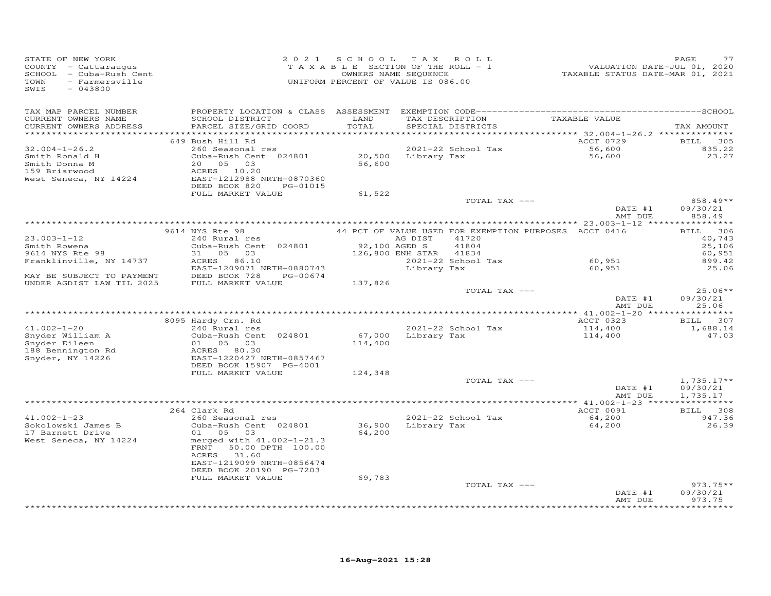STATE OF NEW YORK
COUNTY - Cattaraugus
SCHOOL - Cuba-Rush Cent
TOWN - Farmersville
SWIS - 043800

2 0 2 1 S C H O O L T A X R O L L
T A X A B L E SECTION OF THE ROLL - 1
OWNERS NAME SEQUENCE
UNIFORM PERCENT OF VALUE IS 086.00

VALUATION DATE-JUL 01, 2020
TAXABLE STATUS DATE-MAR 01, 2021

| TAX MAP PARCEL NUMBER / CURRENT OWNERS NAME / CURRENT OWNERS ADDRESS | PROPERTY LOCATION & CLASS / SCHOOL DISTRICT / PARCEL SIZE/GRID COORD | ASSESSMENT LAND / TOTAL | EXEMPTION CODE / TAX DESCRIPTION / SPECIAL DISTRICTS | TAXABLE VALUE | SCHOOL TAX AMOUNT |
|---|---|---|---|---|---|
| 32.004-1-26.2 | 649 Bush Hill Rd | | | ACCT 0729 | BILL 305 |
| Smith Ronald H | 260 Seasonal res | | 2021-22 School Tax | 56,600 | 835.22 |
| Smith Donna M | Cuba-Rush Cent 024801 | 20,500 | Library Tax | 56,600 | 23.27 |
| 159 Briarwood | 20 05 03 | 56,600 | | | |
| West Seneca, NY 14224 | ACRES 10.20 | | | | |
| | EAST-1212988 NRTH-0870360 | | | | |
| | DEED BOOK 820 PG-01015 | | | | |
| | FULL MARKET VALUE | 61,522 | | | |
| | | | TOTAL TAX --- | | 858.49** |
| | | | | DATE #1 | 09/30/21 |
| | | | | AMT DUE | 858.49 |
| 23.003-1-12 | 9614 NYS Rte 98 | | 44 PCT OF VALUE USED FOR EXEMPTION PURPOSES | ACCT 0416 | BILL 306 |
| Smith Rowena | 240 Rural res | | AG DIST 41720 | | 40,743 |
| 9614 NYS Rte 98 | Cuba-Rush Cent 024801 | 92,100 | AGED S 41804 | | 25,106 |
| Franklinville, NY 14737 | 31 05 03 | 126,800 | ENH STAR 41834 | | 60,951 |
| | ACRES 86.10 | | 2021-22 School Tax | 60,951 | 899.42 |
| | EAST-1209071 NRTH-0880743 | | Library Tax | 60,951 | 25.06 |
| MAY BE SUBJECT TO PAYMENT | DEED BOOK 728 PG-00674 | | | | |
| UNDER AGDIST LAW TIL 2025 | FULL MARKET VALUE | 137,826 | | | |
| | | | TOTAL TAX --- | | 25.06** |
| | | | | DATE #1 | 09/30/21 |
| | | | | AMT DUE | 25.06 |
| 41.002-1-20 | 8095 Hardy Crn. Rd | | | ACCT 0323 | BILL 307 |
| Snyder William A | 240 Rural res | | 2021-22 School Tax | 114,400 | 1,688.14 |
| Snyder Eileen | Cuba-Rush Cent 024801 | 67,000 | Library Tax | 114,400 | 47.03 |
| 188 Bennington Rd | 01 05 03 | 114,400 | | | |
| Snyder, NY 14226 | ACRES 80.30 | | | | |
| | EAST-1220427 NRTH-0857467 | | | | |
| | DEED BOOK 15907 PG-4001 | | | | |
| | FULL MARKET VALUE | 124,348 | | | |
| | | | TOTAL TAX --- | | 1,735.17** |
| | | | | DATE #1 | 09/30/21 |
| | | | | AMT DUE | 1,735.17 |
| 41.002-1-23 | 264 Clark Rd | | | ACCT 0091 | BILL 308 |
| Sokolowski James B | 260 Seasonal res | | 2021-22 School Tax | 64,200 | 947.36 |
| 17 Barnett Drive | Cuba-Rush Cent 024801 | 36,900 | Library Tax | 64,200 | 26.39 |
| West Seneca, NY 14224 | 01 05 03 | 64,200 | | | |
| | merged with 41.002-1-21.3 | | | | |
| | FRNT 50.00 DPTH 100.00 | | | | |
| | ACRES 31.60 | | | | |
| | EAST-1219099 NRTH-0856474 | | | | |
| | DEED BOOK 20190 PG-7203 | | | | |
| | FULL MARKET VALUE | 69,783 | | | |
| | | | TOTAL TAX --- | | 973.75** |
| | | | | DATE #1 | 09/30/21 |
| | | | | AMT DUE | 973.75 |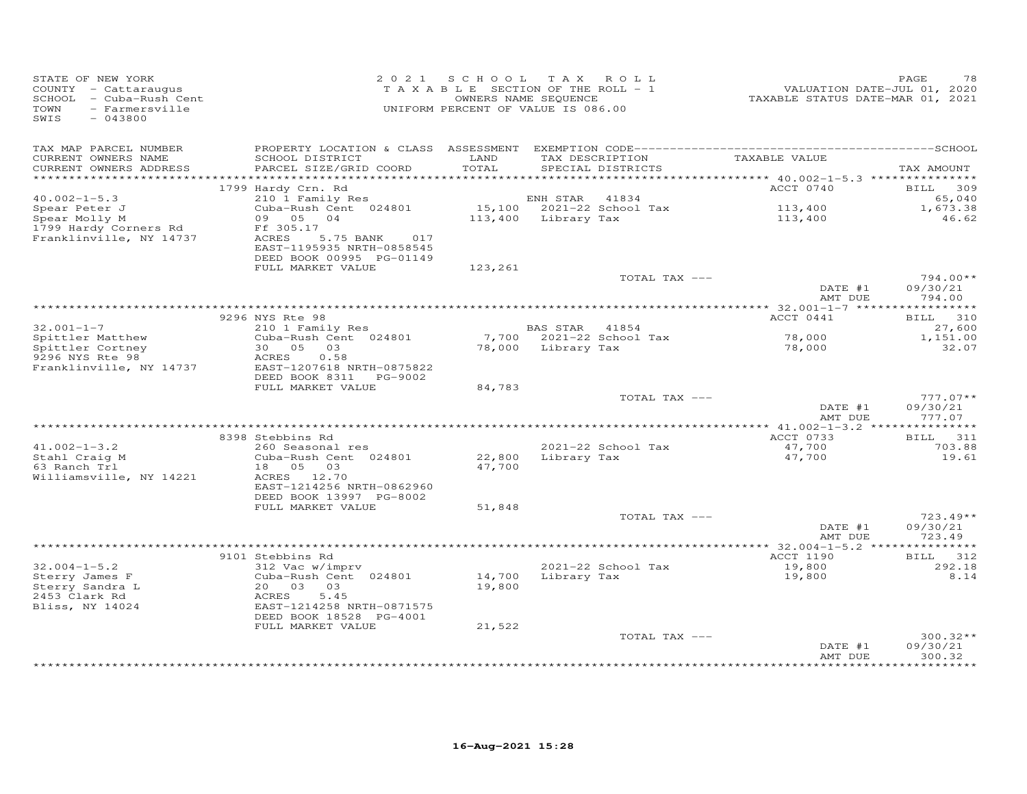STATE OF NEW YORK
COUNTY - Cattaraugus
SCHOOL - Cuba-Rush Cent
TOWN - Farmersville
SWIS - 043800

2021 SCHOOL TAX ROLL
TAXABLE SECTION OF THE ROLL - 1
OWNERS NAME SEQUENCE
UNIFORM PERCENT OF VALUE IS 086.00

VALUATION DATE-JUL 01, 2020
TAXABLE STATUS DATE-MAR 01, 2021

| TAX MAP PARCEL NUMBER / CURRENT OWNERS NAME / CURRENT OWNERS ADDRESS | PROPERTY LOCATION & CLASS / SCHOOL DISTRICT / PARCEL SIZE/GRID COORD | ASSESSMENT LAND / TOTAL | EXEMPTION CODE / TAX DESCRIPTION / SPECIAL DISTRICTS | TAXABLE VALUE | TAX AMOUNT |
|---|---|---|---|---|---|
| 40.002-1-5.3 | 1799 Hardy Crn. Rd | | | ACCT 0740 | BILL 309 |
| Spear Peter J | 210 1 Family Res | | ENH STAR 41834 | | 65,040 |
| Spear Molly M | Cuba-Rush Cent 024801 | 15,100 | 2021-22 School Tax | 113,400 | 1,673.38 |
| 1799 Hardy Corners Rd | 09 05 04 | 113,400 | Library Tax | 113,400 | 46.62 |
| Franklinville, NY 14737 | Ff 305.17 | | | | |
| | ACRES 5.75 BANK 017 | | | | |
| | EAST-1195935 NRTH-0858545 | | | | |
| | DEED BOOK 00995 PG-01149 | | | | |
| | FULL MARKET VALUE | 123,261 | | | |
| | | | TOTAL TAX --- | | 794.00** |
| | | | | DATE #1 | 09/30/21 |
| | | | | AMT DUE | 794.00 |
| 32.001-1-7 | 9296 NYS Rte 98 | | | ACCT 0441 | BILL 310 |
| Spittler Matthew | 210 1 Family Res | | BAS STAR 41854 | | 27,600 |
| Spittler Cortney | Cuba-Rush Cent 024801 | 7,700 | 2021-22 School Tax | 78,000 | 1,151.00 |
| 9296 NYS Rte 98 | 30 05 03 | 78,000 | Library Tax | 78,000 | 32.07 |
| Franklinville, NY 14737 | ACRES 0.58 | | | | |
| | EAST-1207618 NRTH-0875822 | | | | |
| | DEED BOOK 8311 PG-9002 | | | | |
| | FULL MARKET VALUE | 84,783 | | | |
| | | | TOTAL TAX --- | | 777.07** |
| | | | | DATE #1 | 09/30/21 |
| | | | | AMT DUE | 777.07 |
| 41.002-1-3.2 | 8398 Stebbins Rd | | | ACCT 0733 | BILL 311 |
| Stahl Craig M | 260 Seasonal res | | 2021-22 School Tax | 47,700 | 703.88 |
| 63 Ranch Trl | Cuba-Rush Cent 024801 | 22,800 | Library Tax | 47,700 | 19.61 |
| Williamsville, NY 14221 | 18 05 03 | 47,700 | | | |
| | ACRES 12.70 | | | | |
| | EAST-1214256 NRTH-0862960 | | | | |
| | DEED BOOK 13997 PG-8002 | | | | |
| | FULL MARKET VALUE | 51,848 | | | |
| | | | TOTAL TAX --- | | 723.49** |
| | | | | DATE #1 | 09/30/21 |
| | | | | AMT DUE | 723.49 |
| 32.004-1-5.2 | 9101 Stebbins Rd | | | ACCT 1190 | BILL 312 |
| Sterry James F | 312 Vac w/imprv | | 2021-22 School Tax | 19,800 | 292.18 |
| Sterry Sandra L | Cuba-Rush Cent 024801 | 14,700 | Library Tax | 19,800 | 8.14 |
| 2453 Clark Rd | 20 03 03 | 19,800 | | | |
| Bliss, NY 14024 | ACRES 5.45 | | | | |
| | EAST-1214258 NRTH-0871575 | | | | |
| | DEED BOOK 18528 PG-4001 | | | | |
| | FULL MARKET VALUE | 21,522 | | | |
| | | | TOTAL TAX --- | | 300.32** |
| | | | | DATE #1 | 09/30/21 |
| | | | | AMT DUE | 300.32 |

16-Aug-2021 15:28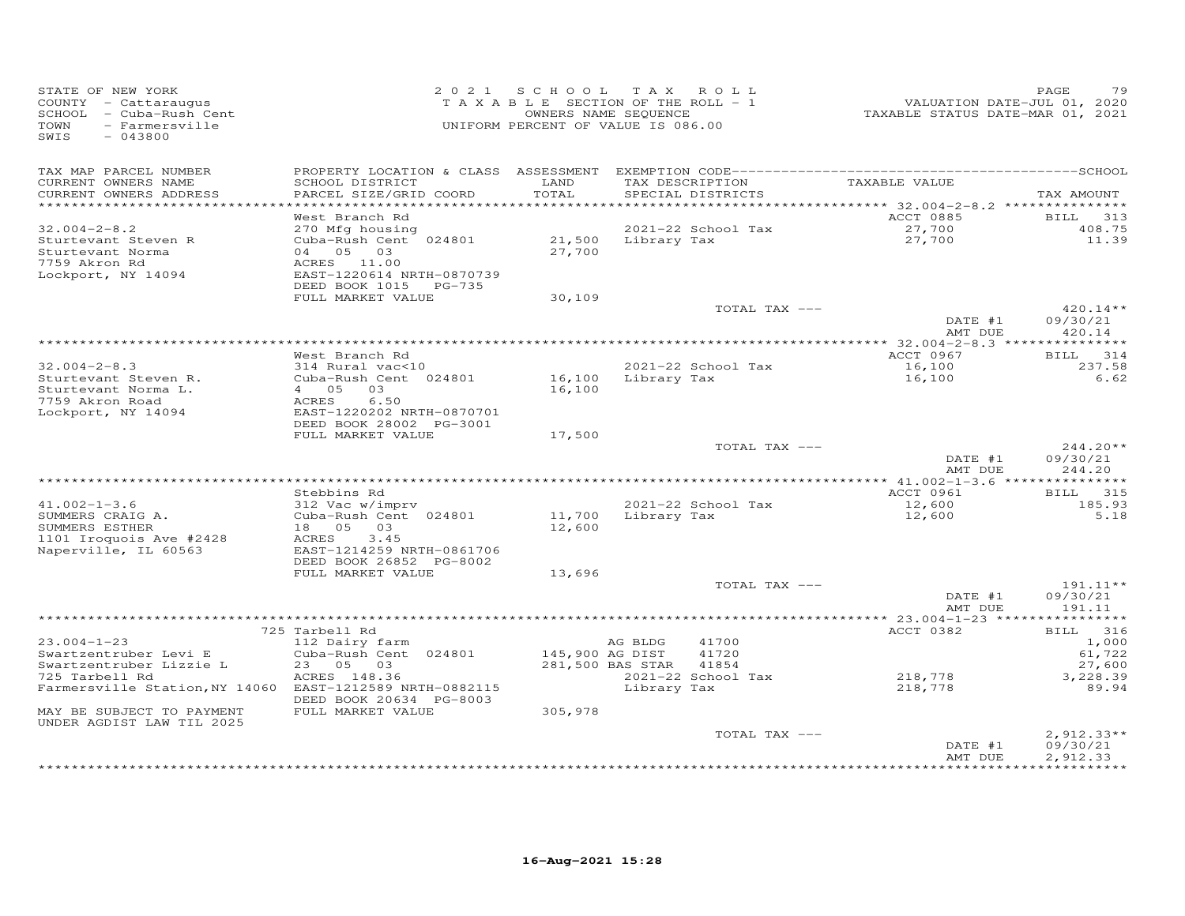STATE OF NEW YORK
COUNTY - Cattaraugus
SCHOOL - Cuba-Rush Cent
TOWN - Farmersville
SWIS - 043800

2021 SCHOOL TAX ROLL
TAXABLE SECTION OF THE ROLL - 1
OWNERS NAME SEQUENCE
UNIFORM PERCENT OF VALUE IS 086.00

VALUATION DATE-JUL 01, 2020
TAXABLE STATUS DATE-MAR 01, 2021

| TAX MAP PARCEL NUMBER / CURRENT OWNERS NAME / CURRENT OWNERS ADDRESS | PROPERTY LOCATION & CLASS / SCHOOL DISTRICT / PARCEL SIZE/GRID COORD | ASSESSMENT LAND / TOTAL | EXEMPTION CODE / TAX DESCRIPTION / SPECIAL DISTRICTS | TAXABLE VALUE | TAX AMOUNT |
|---|---|---|---|---|---|
| **32.004-2-8.2** | West Branch Rd | | | ACCT 0885 | BILL 313 |
| 32.004-2-8.2 | 270 Mfg housing | | 2021-22 School Tax | 27,700 | 408.75 |
| Sturtevant Steven R | Cuba-Rush Cent 024801 | 21,500 | Library Tax | 27,700 | 11.39 |
| Sturtevant Norma | 04 05 03 | 27,700 | | | |
| 7759 Akron Rd | ACRES 11.00 | | | | |
| Lockport, NY 14094 | EAST-1220614 NRTH-0870739 | | | | |
| | DEED BOOK 1015 PG-735 | | | | |
| | FULL MARKET VALUE | 30,109 | | | |
| | | | TOTAL TAX --- | | 420.14** |
| | | | | DATE #1 | 09/30/21 |
| | | | | AMT DUE | 420.14 |
| **32.004-2-8.3** | West Branch Rd | | | ACCT 0967 | BILL 314 |
| 32.004-2-8.3 | 314 Rural vac<10 | | 2021-22 School Tax | 16,100 | 237.58 |
| Sturtevant Steven R. | Cuba-Rush Cent 024801 | 16,100 | Library Tax | 16,100 | 6.62 |
| Sturtevant Norma L. | 4 05 03 | 16,100 | | | |
| 7759 Akron Road | ACRES 6.50 | | | | |
| Lockport, NY 14094 | EAST-1220202 NRTH-0870701 | | | | |
| | DEED BOOK 28002 PG-3001 | | | | |
| | FULL MARKET VALUE | 17,500 | | | |
| | | | TOTAL TAX --- | | 244.20** |
| | | | | DATE #1 | 09/30/21 |
| | | | | AMT DUE | 244.20 |
| **41.002-1-3.6** | Stebbins Rd | | | ACCT 0961 | BILL 315 |
| 41.002-1-3.6 | 312 Vac w/imprv | | 2021-22 School Tax | 12,600 | 185.93 |
| SUMMERS CRAIG A. | Cuba-Rush Cent 024801 | 11,700 | Library Tax | 12,600 | 5.18 |
| SUMMERS ESTHER | 18 05 03 | 12,600 | | | |
| 1101 Iroquois Ave #2428 | ACRES 3.45 | | | | |
| Naperville, IL 60563 | EAST-1214259 NRTH-0861706 | | | | |
| | DEED BOOK 26852 PG-8002 | | | | |
| | FULL MARKET VALUE | 13,696 | | | |
| | | | TOTAL TAX --- | | 191.11** |
| | | | | DATE #1 | 09/30/21 |
| | | | | AMT DUE | 191.11 |
| **23.004-1-23** | 725 Tarbell Rd | | | ACCT 0382 | BILL 316 |
| 23.004-1-23 | 112 Dairy farm | | AG BLDG 41700 | | 1,000 |
| Swartzentruber Levi E | Cuba-Rush Cent 024801 | 145,900 | AG DIST 41720 | | 61,722 |
| Swartzentruber Lizzie L | 23 05 03 | 281,500 | BAS STAR 41854 | | 27,600 |
| 725 Tarbell Rd | ACRES 148.36 | | 2021-22 School Tax | 218,778 | 3,228.39 |
| Farmersville Station,NY 14060 | EAST-1212589 NRTH-0882115 | | Library Tax | 218,778 | 89.94 |
| | DEED BOOK 20634 PG-8003 | | | | |
| MAY BE SUBJECT TO PAYMENT UNDER AGDIST LAW TIL 2025 | FULL MARKET VALUE | 305,978 | | | |
| | | | TOTAL TAX --- | | 2,912.33** |
| | | | | DATE #1 | 09/30/21 |
| | | | | AMT DUE | 2,912.33 |

16-Aug-2021 15:28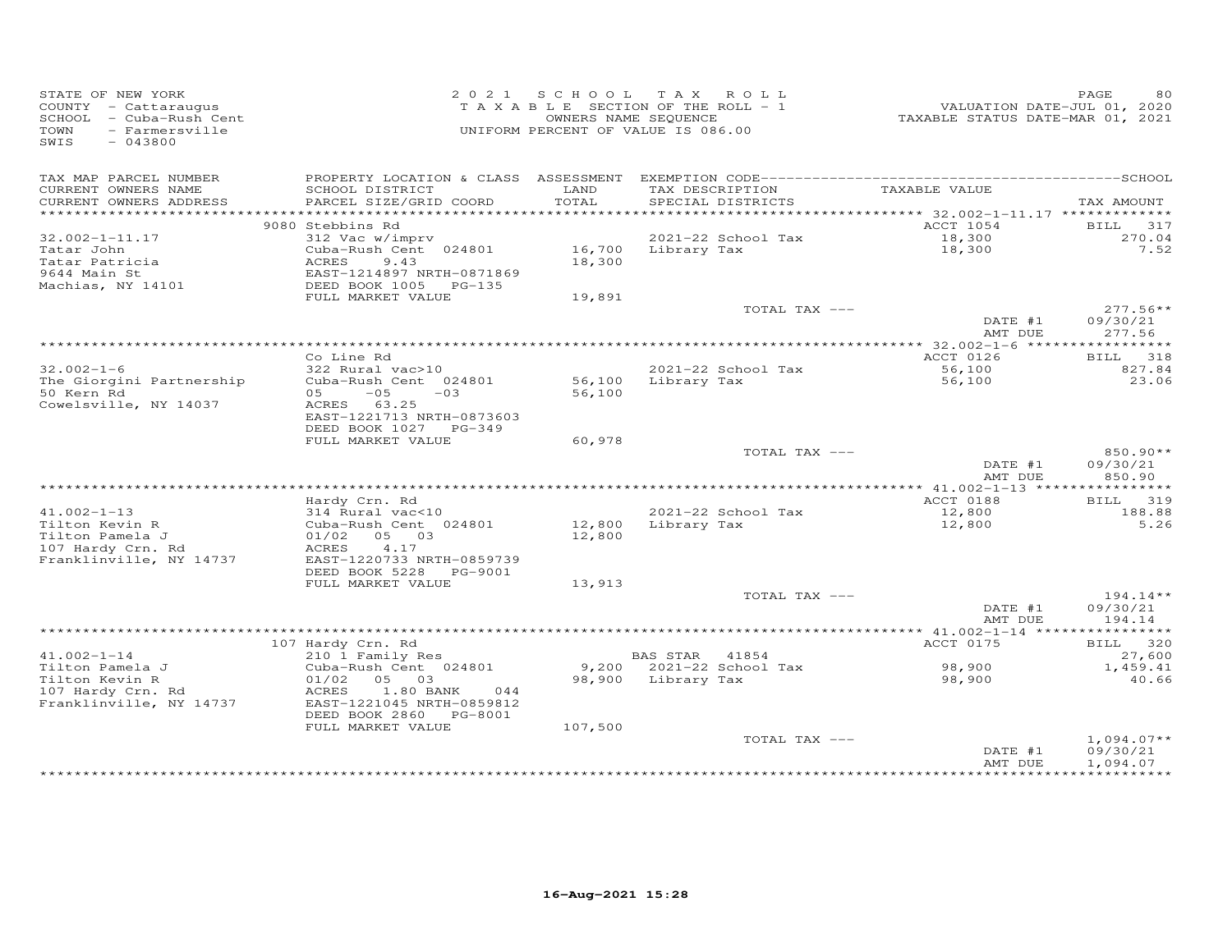STATE OF NEW YORK
COUNTY - Cattaraugus
SCHOOL - Cuba-Rush Cent
TOWN - Farmersville
SWIS - 043800

2021 SCHOOL TAX ROLL
TAXABLE SECTION OF THE ROLL - 1
OWNERS NAME SEQUENCE
UNIFORM PERCENT OF VALUE IS 086.00

VALUATION DATE-JUL 01, 2020
TAXABLE STATUS DATE-MAR 01, 2021

| TAX MAP PARCEL NUMBER / CURRENT OWNERS NAME / CURRENT OWNERS ADDRESS | PROPERTY LOCATION & CLASS / SCHOOL DISTRICT / PARCEL SIZE/GRID COORD | ASSESSMENT LAND / TOTAL | EXEMPTION CODE / TAX DESCRIPTION / SPECIAL DISTRICTS | TAXABLE VALUE | TAX AMOUNT |
|---|---|---|---|---|---|
| **32.002-1-11.17** | 9080 Stebbins Rd | | | ACCT 1054 | BILL 317 |
| 32.002-1-11.17 | 312 Vac w/imprv | | 2021-22 School Tax | 18,300 | 270.04 |
| Tatar John | Cuba-Rush Cent 024801 | 16,700 | Library Tax | 18,300 | 7.52 |
| Tatar Patricia | ACRES 9.43 | 18,300 | | | |
| 9644 Main St | EAST-1214897 NRTH-0871869 | | | | |
| Machias, NY 14101 | DEED BOOK 1005 PG-135 | | | | |
| | FULL MARKET VALUE | 19,891 | | | |
| | | | TOTAL TAX --- | | 277.56** |
| | | | | DATE #1 | 09/30/21 |
| | | | | AMT DUE | 277.56 |
| **32.002-1-6** | Co Line Rd | | | ACCT 0126 | BILL 318 |
| 32.002-1-6 | 322 Rural vac>10 | | 2021-22 School Tax | 56,100 | 827.84 |
| The Giorgini Partnership | Cuba-Rush Cent 024801 | 56,100 | Library Tax | 56,100 | 23.06 |
| 50 Kern Rd | 05 -05 -03 | 56,100 | | | |
| Cowelsville, NY 14037 | ACRES 63.25 | | | | |
| | EAST-1221713 NRTH-0873603 | | | | |
| | DEED BOOK 1027 PG-349 | | | | |
| | FULL MARKET VALUE | 60,978 | | | |
| | | | TOTAL TAX --- | | 850.90** |
| | | | | DATE #1 | 09/30/21 |
| | | | | AMT DUE | 850.90 |
| **41.002-1-13** | Hardy Crn. Rd | | | ACCT 0188 | BILL 319 |
| 41.002-1-13 | 314 Rural vac<10 | | 2021-22 School Tax | 12,800 | 188.88 |
| Tilton Kevin R | Cuba-Rush Cent 024801 | 12,800 | Library Tax | 12,800 | 5.26 |
| Tilton Pamela J | 01/02 05 03 | 12,800 | | | |
| 107 Hardy Crn. Rd | ACRES 4.17 | | | | |
| Franklinville, NY 14737 | EAST-1220733 NRTH-0859739 | | | | |
| | DEED BOOK 5228 PG-9001 | | | | |
| | FULL MARKET VALUE | 13,913 | | | |
| | | | TOTAL TAX --- | | 194.14** |
| | | | | DATE #1 | 09/30/21 |
| | | | | AMT DUE | 194.14 |
| **41.002-1-14** | 107 Hardy Crn. Rd | | | ACCT 0175 | BILL 320 |
| 41.002-1-14 | 210 1 Family Res | | BAS STAR 41854 | | 27,600 |
| Tilton Pamela J | Cuba-Rush Cent 024801 | 9,200 | 2021-22 School Tax | 98,900 | 1,459.41 |
| Tilton Kevin R | 01/02 05 03 | 98,900 | Library Tax | 98,900 | 40.66 |
| 107 Hardy Crn. Rd | ACRES 1.80 BANK 044 | | | | |
| Franklinville, NY 14737 | EAST-1221045 NRTH-0859812 | | | | |
| | DEED BOOK 2860 PG-8001 | | | | |
| | FULL MARKET VALUE | 107,500 | | | |
| | | | TOTAL TAX --- | | 1,094.07** |
| | | | | DATE #1 | 09/30/21 |
| | | | | AMT DUE | 1,094.07 |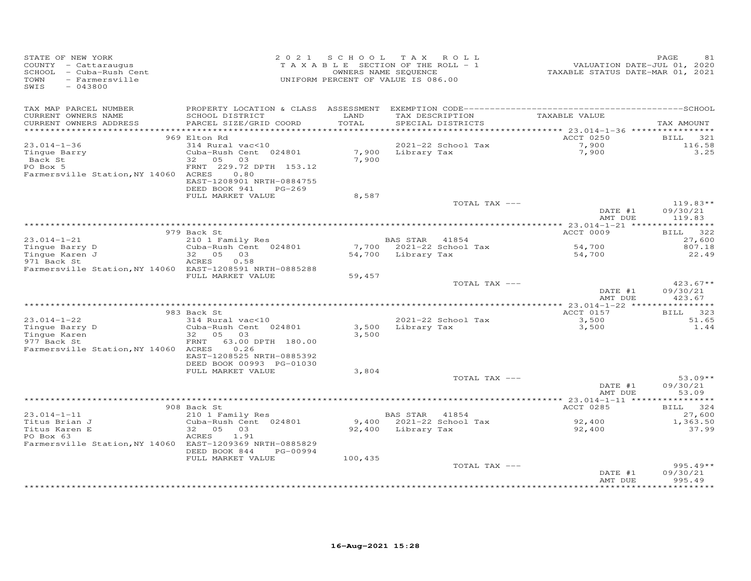STATE OF NEW YORK
COUNTY - Cattaraugus
SCHOOL - Cuba-Rush Cent
TOWN - Farmersville
SWIS - 043800

2021 SCHOOL TAX ROLL
TAXABLE SECTION OF THE ROLL - 1
OWNERS NAME SEQUENCE
UNIFORM PERCENT OF VALUE IS 086.00

VALUATION DATE-JUL 01, 2020
TAXABLE STATUS DATE-MAR 01, 2021

| TAX MAP PARCEL NUMBER / CURRENT OWNERS NAME / CURRENT OWNERS ADDRESS | PROPERTY LOCATION & CLASS / SCHOOL DISTRICT / PARCEL SIZE/GRID COORD | ASSESSMENT LAND | TOTAL | EXEMPTION CODE / TAX DESCRIPTION / SPECIAL DISTRICTS | TAXABLE VALUE | TAX AMOUNT |
|---|---|---|---|---|---|---|
| **23.014-1-36** | 969 Elton Rd | | | | ACCT 0250 | BILL 321 |
| Tingue Barry | 314 Rural vac<10 | | | | | |
| Back St | Cuba-Rush Cent 024801 | 7,900 | | 2021-22 School Tax | 7,900 | 116.58 |
| PO Box 5 | 32 05 03 | | 7,900 | Library Tax | 7,900 | 3.25 |
| Farmersville Station, NY 14060 | FRNT 229.72 DPTH 153.12 | | | | | |
| | ACRES 0.80 | | | | | |
| | EAST-1208901 NRTH-0884755 | | | | | |
| | DEED BOOK 941 PG-269 | | | | | |
| | FULL MARKET VALUE | | 8,587 | | | |
| | | | | TOTAL TAX --- | | 119.83** |
| | | | | | DATE #1 | 09/30/21 |
| | | | | | AMT DUE | 119.83 |
| **23.014-1-21** | 979 Back St | | | | ACCT 0009 | BILL 322 |
| Tingue Barry D | 210 1 Family Res | | | BAS STAR 41854 | | 27,600 |
| Tingue Karen J | Cuba-Rush Cent 024801 | 7,700 | | 2021-22 School Tax | 54,700 | 807.18 |
| 971 Back St | 32 05 03 | | 54,700 | Library Tax | 54,700 | 22.49 |
| Farmersville Station, NY 14060 | ACRES 0.58 | | | | | |
| | EAST-1208591 NRTH-0885288 | | | | | |
| | FULL MARKET VALUE | | 59,457 | | | |
| | | | | TOTAL TAX --- | | 423.67** |
| | | | | | DATE #1 | 09/30/21 |
| | | | | | AMT DUE | 423.67 |
| **23.014-1-22** | 983 Back St | | | | ACCT 0157 | BILL 323 |
| Tingue Barry D | 314 Rural vac<10 | | | | | |
| Tingue Karen | Cuba-Rush Cent 024801 | 3,500 | | 2021-22 School Tax | 3,500 | 51.65 |
| 977 Back St | 32 05 03 | | 3,500 | Library Tax | 3,500 | 1.44 |
| Farmersville Station, NY 14060 | FRNT 63.00 DPTH 180.00 | | | | | |
| | ACRES 0.26 | | | | | |
| | EAST-1208525 NRTH-0885392 | | | | | |
| | DEED BOOK 00993 PG-01030 | | | | | |
| | FULL MARKET VALUE | | 3,804 | | | |
| | | | | TOTAL TAX --- | | 53.09** |
| | | | | | DATE #1 | 09/30/21 |
| | | | | | AMT DUE | 53.09 |
| **23.014-1-11** | 908 Back St | | | | ACCT 0285 | BILL 324 |
| Titus Brian J | 210 1 Family Res | | | BAS STAR 41854 | | 27,600 |
| Titus Karen E | Cuba-Rush Cent 024801 | 9,400 | | 2021-22 School Tax | 92,400 | 1,363.50 |
| PO Box 63 | 32 05 03 | | 92,400 | Library Tax | 92,400 | 37.99 |
| Farmersville Station, NY 14060 | ACRES 1.91 | | | | | |
| | EAST-1209369 NRTH-0885829 | | | | | |
| | DEED BOOK 844 PG-00994 | | | | | |
| | FULL MARKET VALUE | | 100,435 | | | |
| | | | | TOTAL TAX --- | | 995.49** |
| | | | | | DATE #1 | 09/30/21 |
| | | | | | AMT DUE | 995.49 |

16-Aug-2021 15:28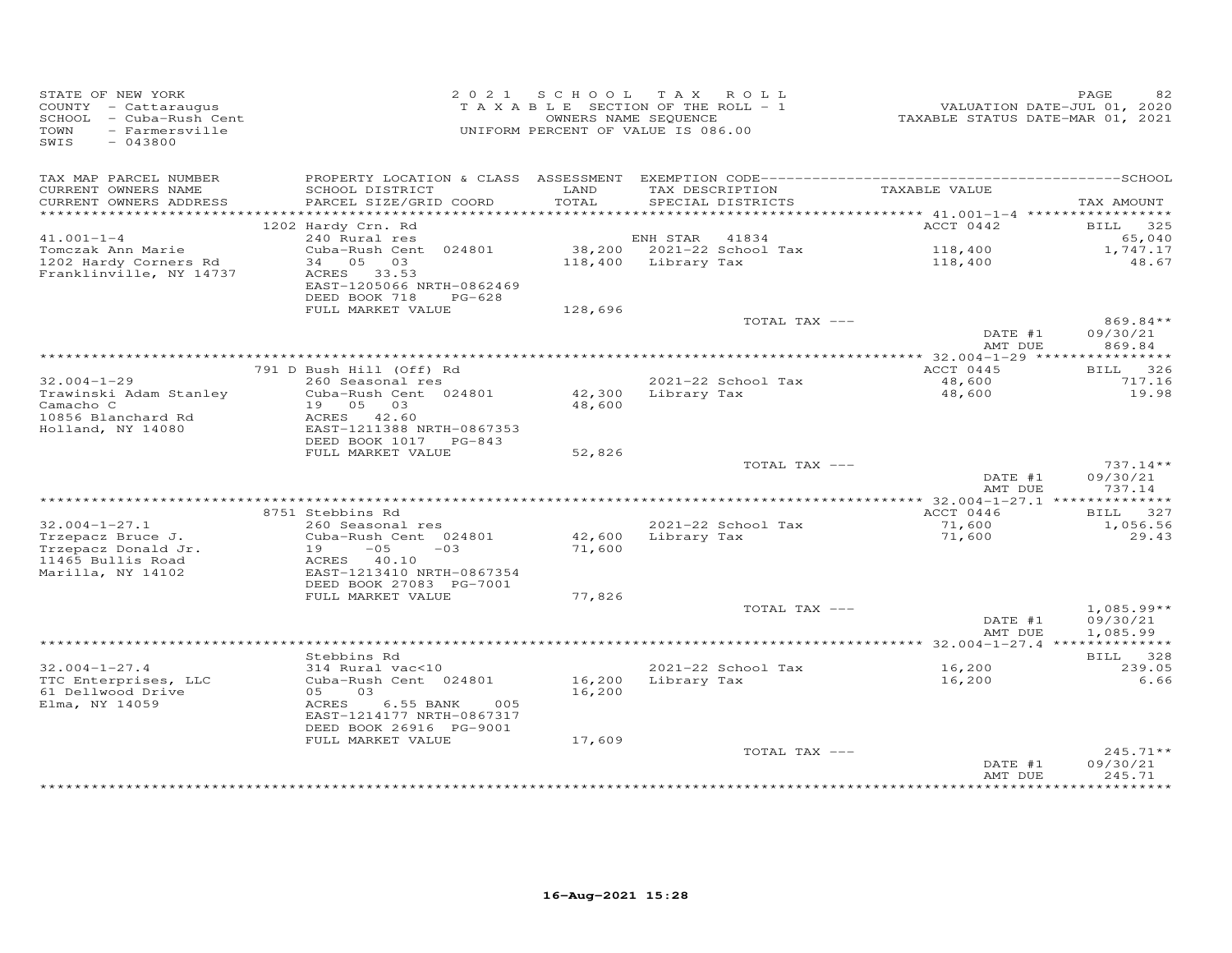STATE OF NEW YORK
COUNTY - Cattaraugus
SCHOOL - Cuba-Rush Cent
TOWN - Farmersville
SWIS - 043800

2021 SCHOOL TAX ROLL
TAXABLE SECTION OF THE ROLL - 1
OWNERS NAME SEQUENCE
UNIFORM PERCENT OF VALUE IS 086.00

VALUATION DATE-JUL 01, 2020
TAXABLE STATUS DATE-MAR 01, 2021

| TAX MAP PARCEL NUMBER / CURRENT OWNERS NAME / CURRENT OWNERS ADDRESS | PROPERTY LOCATION & CLASS / SCHOOL DISTRICT / PARCEL SIZE/GRID COORD | ASSESSMENT LAND / TOTAL | EXEMPTION CODE / TAX DESCRIPTION / SPECIAL DISTRICTS | TAXABLE VALUE | TAX AMOUNT |
|---|---|---|---|---|---|
| | 1202 Hardy Crn. Rd | | | ACCT 0442 | BILL 325 |
| 41.001-1-4 | 240 Rural res | | ENH STAR 41834 | | 65,040 |
| Tomczak Ann Marie | Cuba-Rush Cent 024801 | 38,200 | 2021-22 School Tax | 118,400 | 1,747.17 |
| 1202 Hardy Corners Rd | 34 05 03 | 118,400 | Library Tax | 118,400 | 48.67 |
| Franklinville, NY 14737 | ACRES 33.53 | | | | |
| | EAST-1205066 NRTH-0862469 | | | | |
| | DEED BOOK 718 PG-628 | | | | |
| | FULL MARKET VALUE | 128,696 | | | |
| | | | TOTAL TAX --- | | 869.84** |
| | | | | DATE #1 | 09/30/21 |
| | | | | AMT DUE | 869.84 |
| | 791 D Bush Hill (Off) Rd | | | ACCT 0445 | BILL 326 |
| 32.004-1-29 | 260 Seasonal res | | 2021-22 School Tax | 48,600 | 717.16 |
| Trawinski Adam Stanley | Cuba-Rush Cent 024801 | 42,300 | Library Tax | 48,600 | 19.98 |
| Camacho C | 19 05 03 | 48,600 | | | |
| 10856 Blanchard Rd | ACRES 42.60 | | | | |
| Holland, NY 14080 | EAST-1211388 NRTH-0867353 | | | | |
| | DEED BOOK 1017 PG-843 | | | | |
| | FULL MARKET VALUE | 52,826 | | | |
| | | | TOTAL TAX --- | | 737.14** |
| | | | | DATE #1 | 09/30/21 |
| | | | | AMT DUE | 737.14 |
| | 8751 Stebbins Rd | | | ACCT 0446 | BILL 327 |
| 32.004-1-27.1 | 260 Seasonal res | | 2021-22 School Tax | 71,600 | 1,056.56 |
| Trzepacz Bruce J. | Cuba-Rush Cent 024801 | 42,600 | Library Tax | 71,600 | 29.43 |
| Trzepacz Donald Jr. | 19 -05 -03 | 71,600 | | | |
| 11465 Bullis Road | ACRES 40.10 | | | | |
| Marilla, NY 14102 | EAST-1213410 NRTH-0867354 | | | | |
| | DEED BOOK 27083 PG-7001 | | | | |
| | FULL MARKET VALUE | 77,826 | | | |
| | | | TOTAL TAX --- | | 1,085.99** |
| | | | | DATE #1 | 09/30/21 |
| | | | | AMT DUE | 1,085.99 |
| | Stebbins Rd | | | | BILL 328 |
| 32.004-1-27.4 | 314 Rural vac<10 | | 2021-22 School Tax | 16,200 | 239.05 |
| TTC Enterprises, LLC | Cuba-Rush Cent 024801 | 16,200 | Library Tax | 16,200 | 6.66 |
| 61 Dellwood Drive | 05 03 | 16,200 | | | |
| Elma, NY 14059 | ACRES 6.55 BANK 005 | | | | |
| | EAST-1214177 NRTH-0867317 | | | | |
| | DEED BOOK 26916 PG-9001 | | | | |
| | FULL MARKET VALUE | 17,609 | | | |
| | | | TOTAL TAX --- | | 245.71** |
| | | | | DATE #1 | 09/30/21 |
| | | | | AMT DUE | 245.71 |

16-Aug-2021 15:28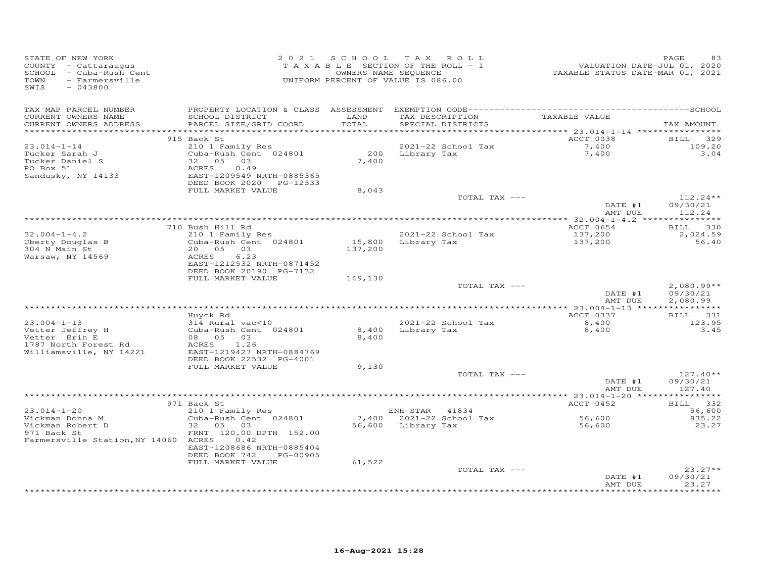STATE OF NEW YORK
COUNTY - Cattaraugus
SCHOOL - Cuba-Rush Cent
TOWN - Farmersville
SWIS - 043800

2021 SCHOOL TAX ROLL
TAXABLE SECTION OF THE ROLL - 1
OWNERS NAME SEQUENCE
UNIFORM PERCENT OF VALUE IS 086.00

VALUATION DATE-JUL 01, 2020
TAXABLE STATUS DATE-MAR 01, 2021

| TAX MAP PARCEL NUMBER / CURRENT OWNERS NAME / CURRENT OWNERS ADDRESS | PROPERTY LOCATION & CLASS / SCHOOL DISTRICT / PARCEL SIZE/GRID COORD | ASSESSMENT LAND / TOTAL | EXEMPTION CODE / TAX DESCRIPTION / SPECIAL DISTRICTS | TAXABLE VALUE | TAX AMOUNT |
|---|---|---|---|---|---|
| | 915 Back St | | | ACCT 0038 | BILL 329 |
| 23.014-1-14 | 210 1 Family Res | | 2021-22 School Tax | 7,400 | 109.20 |
| Tucker Sarah J | Cuba-Rush Cent 024801 | 200 | Library Tax | 7,400 | 3.04 |
| Tucker Daniel S | 32 05 03 | 7,400 | | | |
| PO Box 51 | ACRES 0.49 | | | | |
| Sandusky, NY 14133 | EAST-1209549 NRTH-0885365 | | | | |
| | DEED BOOK 2020 PG-12333 | | | | |
| | FULL MARKET VALUE | 8,043 | | | |
| | | | TOTAL TAX --- | | 112.24** |
| | | | | DATE #1 | 09/30/21 |
| | | | | AMT DUE | 112.24 |
| | 710 Bush Hill Rd | | | ACCT 0654 | BILL 330 |
| 32.004-1-4.2 | 210 1 Family Res | | 2021-22 School Tax | 137,200 | 2,024.59 |
| Uberty Douglas B | Cuba-Rush Cent 024801 | 15,800 | Library Tax | 137,200 | 56.40 |
| 304 N Main St | 20 05 03 | 137,200 | | | |
| Warsaw, NY 14569 | ACRES 6.23 | | | | |
| | EAST-1212532 NRTH-0871452 | | | | |
| | DEED BOOK 20190 PG-7132 | | | | |
| | FULL MARKET VALUE | 149,130 | | | |
| | | | TOTAL TAX --- | | 2,080.99** |
| | | | | DATE #1 | 09/30/21 |
| | | | | AMT DUE | 2,080.99 |
| | Huyck Rd | | | ACCT 0337 | BILL 331 |
| 23.004-1-13 | 314 Rural vac<10 | | 2021-22 School Tax | 8,400 | 123.95 |
| Vetter Jeffrey H | Cuba-Rush Cent 024801 | 8,400 | Library Tax | 8,400 | 3.45 |
| Vetter Erin E | 08 05 03 | 8,400 | | | |
| 1787 North Forest Rd | ACRES 1.26 | | | | |
| Williamsville, NY 14221 | EAST-1219427 NRTH-0884769 | | | | |
| | DEED BOOK 22532 PG-4001 | | | | |
| | FULL MARKET VALUE | 9,130 | | | |
| | | | TOTAL TAX --- | | 127.40** |
| | | | | DATE #1 | 09/30/21 |
| | | | | AMT DUE | 127.40 |
| | 971 Back St | | | ACCT 0452 | BILL 332 |
| 23.014-1-20 | 210 1 Family Res | | ENH STAR 41834 | | 56,600 |
| Vickman Donna M | Cuba-Rush Cent 024801 | 7,400 | 2021-22 School Tax | 56,600 | 835.22 |
| Vickman Robert D | 32 05 03 | 56,600 | Library Tax | 56,600 | 23.27 |
| 971 Back St | FRNT 120.00 DPTH 152.00 | | | | |
| Farmersville Station,NY 14060 | ACRES 0.42 | | | | |
| | EAST-1208686 NRTH-0885404 | | | | |
| | DEED BOOK 742 PG-00905 | | | | |
| | FULL MARKET VALUE | 61,522 | | | |
| | | | TOTAL TAX --- | | 23.27** |
| | | | | DATE #1 | 09/30/21 |
| | | | | AMT DUE | 23.27 |

16-Aug-2021 15:28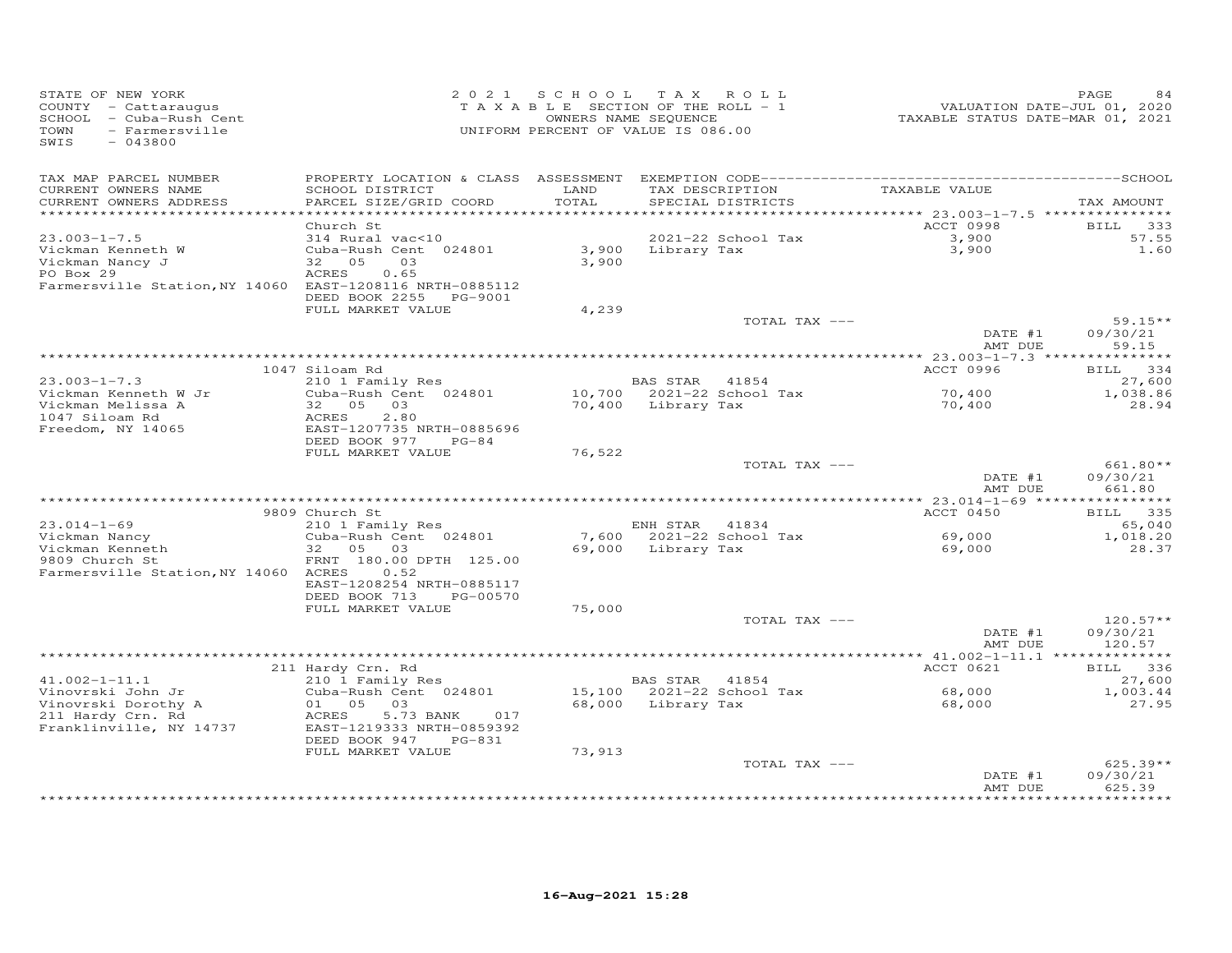STATE OF NEW YORK
COUNTY - Cattaraugus
SCHOOL - Cuba-Rush Cent
TOWN - Farmersville
SWIS - 043800

2021 SCHOOL TAX ROLL
TAXABLE SECTION OF THE ROLL - 1
OWNERS NAME SEQUENCE
UNIFORM PERCENT OF VALUE IS 086.00

VALUATION DATE-JUL 01, 2020
TAXABLE STATUS DATE-MAR 01, 2021

| TAX MAP PARCEL NUMBER / CURRENT OWNERS NAME / CURRENT OWNERS ADDRESS | PROPERTY LOCATION & CLASS / SCHOOL DISTRICT / PARCEL SIZE/GRID COORD | ASSESSMENT LAND / TOTAL | EXEMPTION CODE / TAX DESCRIPTION / SPECIAL DISTRICTS | TAXABLE VALUE | TAX AMOUNT |
|---|---|---|---|---|---|
| **23.003-1-7.5** | Church St | | | ACCT 0998 | BILL 333 |
| Vickman Kenneth W | 314 Rural vac<10 | | 2021-22 School Tax | 3,900 | 57.55 |
| Vickman Nancy J | Cuba-Rush Cent 024801 | 3,900 | Library Tax | 3,900 | 1.60 |
| PO Box 29 | 32 05 03 | 3,900 | | | |
| Farmersville Station, NY 14060 | ACRES 0.65 | | | | |
| | EAST-1208116 NRTH-0885112 | | | | |
| | DEED BOOK 2255 PG-9001 | | | | |
| | FULL MARKET VALUE | 4,239 | | | |
| | | | TOTAL TAX --- | | 59.15** |
| | | | | DATE #1 | 09/30/21 |
| | | | | AMT DUE | 59.15 |
| **23.003-1-7.3** | 1047 Siloam Rd | | | ACCT 0996 | BILL 334 |
| Vickman Kenneth W Jr | 210 1 Family Res | | BAS STAR 41854 | | 27,600 |
| Vickman Melissa A | Cuba-Rush Cent 024801 | 10,700 | 2021-22 School Tax | 70,400 | 1,038.86 |
| 1047 Siloam Rd | 32 05 03 | 70,400 | Library Tax | 70,400 | 28.94 |
| Freedom, NY 14065 | ACRES 2.80 | | | | |
| | EAST-1207735 NRTH-0885696 | | | | |
| | DEED BOOK 977 PG-84 | | | | |
| | FULL MARKET VALUE | 76,522 | | | |
| | | | TOTAL TAX --- | | 661.80** |
| | | | | DATE #1 | 09/30/21 |
| | | | | AMT DUE | 661.80 |
| **23.014-1-69** | 9809 Church St | | | ACCT 0450 | BILL 335 |
| Vickman Nancy | 210 1 Family Res | | ENH STAR 41834 | | 65,040 |
| Vickman Kenneth | Cuba-Rush Cent 024801 | 7,600 | 2021-22 School Tax | 69,000 | 1,018.20 |
| 9809 Church St | 32 05 03 | 69,000 | Library Tax | 69,000 | 28.37 |
| Farmersville Station, NY 14060 | FRNT 180.00 DPTH 125.00 | | | | |
| | ACRES 0.52 | | | | |
| | EAST-1208254 NRTH-0885117 | | | | |
| | DEED BOOK 713 PG-00570 | | | | |
| | FULL MARKET VALUE | 75,000 | | | |
| | | | TOTAL TAX --- | | 120.57** |
| | | | | DATE #1 | 09/30/21 |
| | | | | AMT DUE | 120.57 |
| **41.002-1-11.1** | 211 Hardy Crn. Rd | | | ACCT 0621 | BILL 336 |
| Vinovrski John Jr | 210 1 Family Res | | BAS STAR 41854 | | 27,600 |
| Vinovrski Dorothy A | Cuba-Rush Cent 024801 | 15,100 | 2021-22 School Tax | 68,000 | 1,003.44 |
| 211 Hardy Crn. Rd | 01 05 03 | 68,000 | Library Tax | 68,000 | 27.95 |
| Franklinville, NY 14737 | ACRES 5.73 BANK 017 | | | | |
| | EAST-1219333 NRTH-0859392 | | | | |
| | DEED BOOK 947 PG-831 | | | | |
| | FULL MARKET VALUE | 73,913 | | | |
| | | | TOTAL TAX --- | | 625.39** |
| | | | | DATE #1 | 09/30/21 |
| | | | | AMT DUE | 625.39 |

16-Aug-2021 15:28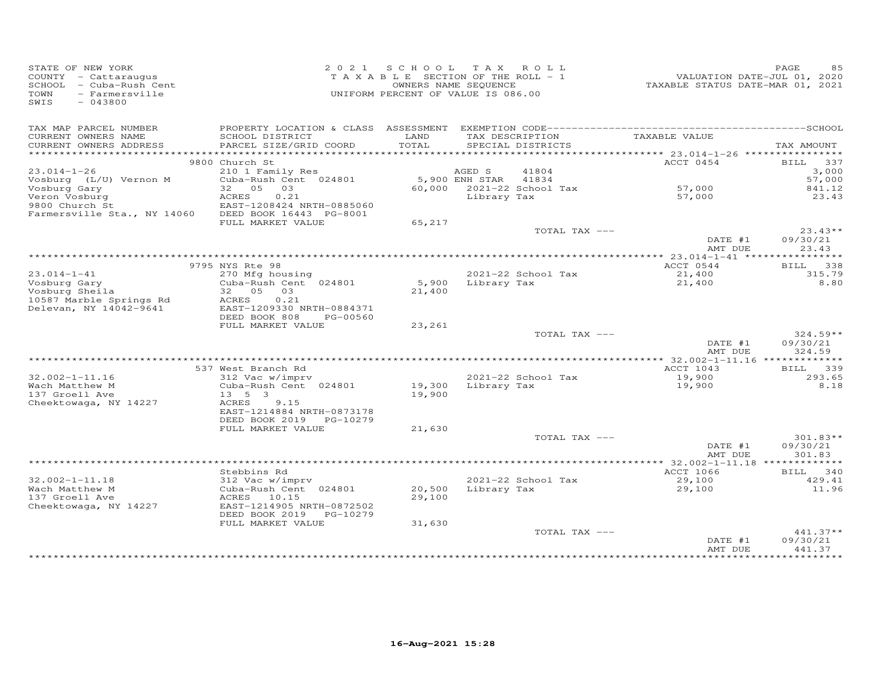STATE OF NEW YORK
COUNTY - Cattaraugus
SCHOOL - Cuba-Rush Cent
TOWN - Farmersville
SWIS - 043800

2021 SCHOOL TAX ROLL
TAXABLE SECTION OF THE ROLL - 1
OWNERS NAME SEQUENCE
UNIFORM PERCENT OF VALUE IS 086.00

VALUATION DATE-JUL 01, 2020
TAXABLE STATUS DATE-MAR 01, 2021

| TAX MAP PARCEL NUMBER / CURRENT OWNERS NAME / CURRENT OWNERS ADDRESS | PROPERTY LOCATION & CLASS / SCHOOL DISTRICT / PARCEL SIZE/GRID COORD | ASSESSMENT LAND | TOTAL | EXEMPTION CODE / TAX DESCRIPTION / SPECIAL DISTRICTS | TAXABLE VALUE | TAX AMOUNT |
|---|---|---|---|---|---|---|
| **23.014-1-26** | 9800 Church St | | | | ACCT 0454 | BILL 337 |
| Vosburg (L/U) Vernon M | 210 1 Family Res | | | AGED S 41804 | | 3,000 |
| Vosburg Gary | Cuba-Rush Cent 024801 | 5,900 | | ENH STAR 41834 | | 57,000 |
| Veron Vosburg | 32 05 03 | | 60,000 | 2021-22 School Tax | 57,000 | 841.12 |
| 9800 Church St | ACRES 0.21 | | | Library Tax | 57,000 | 23.43 |
| Farmersville Sta., NY 14060 | EAST-1208424 NRTH-0885060 | | | | | |
| | DEED BOOK 16443 PG-8001 | | | | | |
| | FULL MARKET VALUE | | 65,217 | | | |
| | | | | TOTAL TAX --- | | 23.43** |
| | | | | | DATE #1 | 09/30/21 |
| | | | | | AMT DUE | 23.43 |
| **23.014-1-41** | 9795 NYS Rte 98 | | | | ACCT 0544 | BILL 338 |
| Vosburg Gary | 270 Mfg housing | | | 2021-22 School Tax | 21,400 | 315.79 |
| Vosburg Sheila | Cuba-Rush Cent 024801 | 5,900 | | Library Tax | 21,400 | 8.80 |
| 10587 Marble Springs Rd | 32 05 03 | | 21,400 | | | |
| Delevan, NY 14042-9641 | ACRES 0.21 | | | | | |
| | EAST-1209330 NRTH-0884371 | | | | | |
| | DEED BOOK 808 PG-00560 | | | | | |
| | FULL MARKET VALUE | | 23,261 | | | |
| | | | | TOTAL TAX --- | | 324.59** |
| | | | | | DATE #1 | 09/30/21 |
| | | | | | AMT DUE | 324.59 |
| **32.002-1-11.16** | 537 West Branch Rd | | | | ACCT 1043 | BILL 339 |
| Wach Matthew M | 312 Vac w/imprv | | | 2021-22 School Tax | 19,900 | 293.65 |
| 137 Groell Ave | Cuba-Rush Cent 024801 | 19,300 | | Library Tax | 19,900 | 8.18 |
| Cheektowaga, NY 14227 | 13 5 3 | | 19,900 | | | |
| | ACRES 9.15 | | | | | |
| | EAST-1214884 NRTH-0873178 | | | | | |
| | DEED BOOK 2019 PG-10279 | | | | | |
| | FULL MARKET VALUE | | 21,630 | | | |
| | | | | TOTAL TAX --- | | 301.83** |
| | | | | | DATE #1 | 09/30/21 |
| | | | | | AMT DUE | 301.83 |
| **32.002-1-11.18** | Stebbins Rd | | | | ACCT 1066 | BILL 340 |
| Wach Matthew M | 312 Vac w/imprv | | | 2021-22 School Tax | 29,100 | 429.41 |
| 137 Groell Ave | Cuba-Rush Cent 024801 | 20,500 | | Library Tax | 29,100 | 11.96 |
| Cheektowaga, NY 14227 | ACRES 10.15 | | 29,100 | | | |
| | EAST-1214905 NRTH-0872502 | | | | | |
| | DEED BOOK 2019 PG-10279 | | | | | |
| | FULL MARKET VALUE | | 31,630 | | | |
| | | | | TOTAL TAX --- | | 441.37** |
| | | | | | DATE #1 | 09/30/21 |
| | | | | | AMT DUE | 441.37 |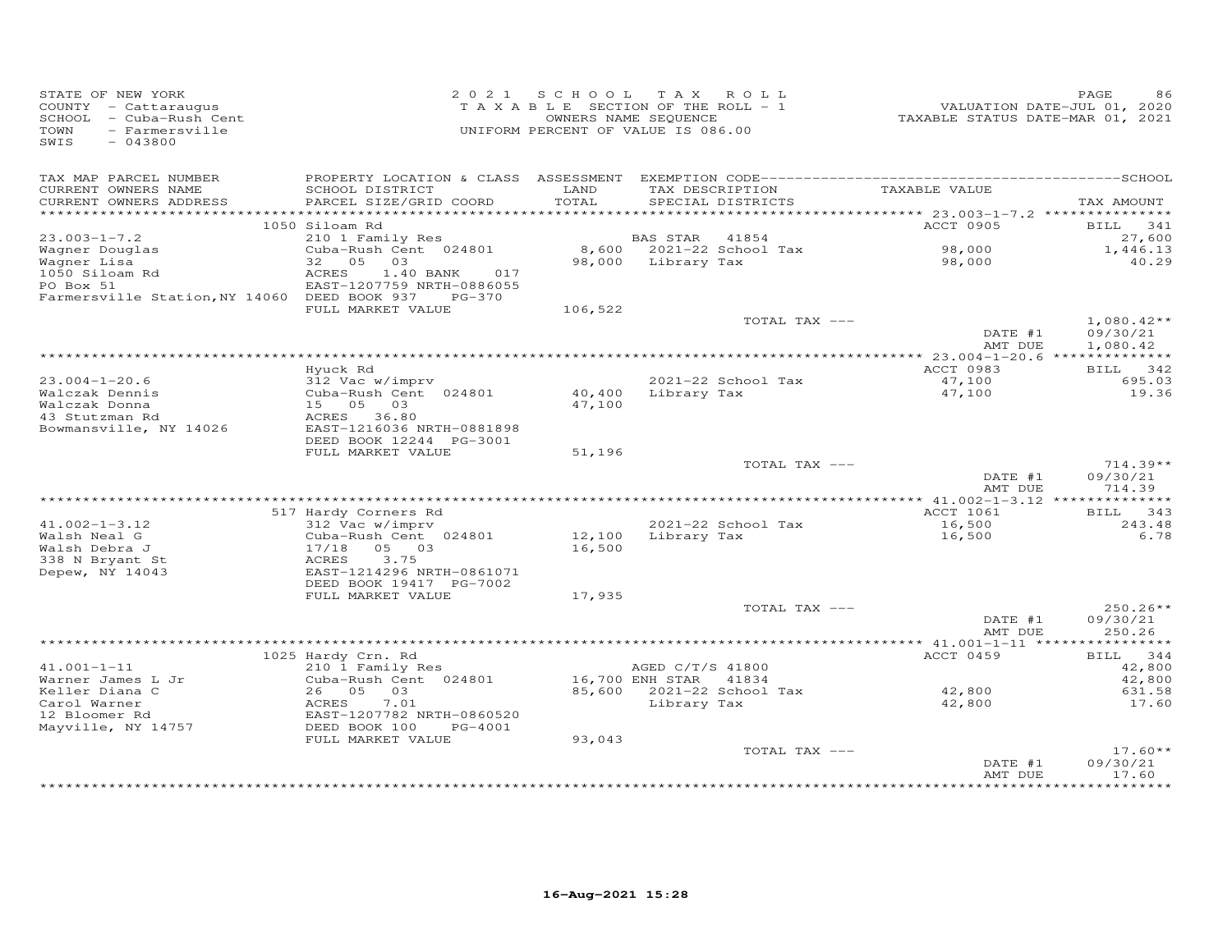STATE OF NEW YORK
COUNTY - Cattaraugus
SCHOOL - Cuba-Rush Cent
TOWN - Farmersville
SWIS - 043800

2021 SCHOOL TAX ROLL
TAXABLE SECTION OF THE ROLL - 1
OWNERS NAME SEQUENCE
UNIFORM PERCENT OF VALUE IS 086.00

VALUATION DATE-JUL 01, 2020
TAXABLE STATUS DATE-MAR 01, 2021

| TAX MAP PARCEL NUMBER / CURRENT OWNERS NAME / CURRENT OWNERS ADDRESS | PROPERTY LOCATION & CLASS / SCHOOL DISTRICT / PARCEL SIZE/GRID COORD | ASSESSMENT LAND / TOTAL | EXEMPTION CODE / TAX DESCRIPTION / SPECIAL DISTRICTS | TAXABLE VALUE | TAX AMOUNT |
|---|---|---|---|---|---|
| 23.003-1-7.2 | 1050 Siloam Rd | | | ACCT 0905 | BILL 341 |
| 23.003-1-7.2 | 210 1 Family Res | | BAS STAR 41854 | | 27,600 |
| Wagner Douglas | Cuba-Rush Cent 024801 | 8,600 | 2021-22 School Tax | 98,000 | 1,446.13 |
| Wagner Lisa | 32 05 03 | 98,000 | Library Tax | 98,000 | 40.29 |
| 1050 Siloam Rd | ACRES 1.40 BANK 017 | | | | |
| PO Box 51 | EAST-1207759 NRTH-0886055 | | | | |
| Farmersville Station,NY 14060 | DEED BOOK 937 PG-370 | | | | |
| | FULL MARKET VALUE | 106,522 | | | |
| | | | TOTAL TAX --- | | 1,080.42** |
| | | | | DATE #1 | 09/30/21 |
| | | | | AMT DUE | 1,080.42 |
| 23.004-1-20.6 | Hyuck Rd | | | ACCT 0983 | BILL 342 |
| 23.004-1-20.6 | 312 Vac w/imprv | | 2021-22 School Tax | 47,100 | 695.03 |
| Walczak Dennis | Cuba-Rush Cent 024801 | 40,400 | Library Tax | 47,100 | 19.36 |
| Walczak Donna | 15 05 03 | 47,100 | | | |
| 43 Stutzman Rd | ACRES 36.80 | | | | |
| Bowmansville, NY 14026 | EAST-1216036 NRTH-0881898 | | | | |
| | DEED BOOK 12244 PG-3001 | | | | |
| | FULL MARKET VALUE | 51,196 | | | |
| | | | TOTAL TAX --- | | 714.39** |
| | | | | DATE #1 | 09/30/21 |
| | | | | AMT DUE | 714.39 |
| 41.002-1-3.12 | 517 Hardy Corners Rd | | | ACCT 1061 | BILL 343 |
| 41.002-1-3.12 | 312 Vac w/imprv | | 2021-22 School Tax | 16,500 | 243.48 |
| Walsh Neal G | Cuba-Rush Cent 024801 | 12,100 | Library Tax | 16,500 | 6.78 |
| Walsh Debra J | 17/18 05 03 | 16,500 | | | |
| 338 N Bryant St | ACRES 3.75 | | | | |
| Depew, NY 14043 | EAST-1214296 NRTH-0861071 | | | | |
| | DEED BOOK 19417 PG-7002 | | | | |
| | FULL MARKET VALUE | 17,935 | | | |
| | | | TOTAL TAX --- | | 250.26** |
| | | | | DATE #1 | 09/30/21 |
| | | | | AMT DUE | 250.26 |
| 41.001-1-11 | 1025 Hardy Crn. Rd | | | ACCT 0459 | BILL 344 |
| 41.001-1-11 | 210 1 Family Res | | AGED C/T/S 41800 | | 42,800 |
| Warner James L Jr | Cuba-Rush Cent 024801 | 16,700 | ENH STAR 41834 | | 42,800 |
| Keller Diana C | 26 05 03 | 85,600 | 2021-22 School Tax | 42,800 | 631.58 |
| Carol Warner | ACRES 7.01 | | Library Tax | 42,800 | 17.60 |
| 12 Bloomer Rd | EAST-1207782 NRTH-0860520 | | | | |
| Mayville, NY 14757 | DEED BOOK 100 PG-4001 | | | | |
| | FULL MARKET VALUE | 93,043 | | | |
| | | | TOTAL TAX --- | | 17.60** |
| | | | | DATE #1 | 09/30/21 |
| | | | | AMT DUE | 17.60 |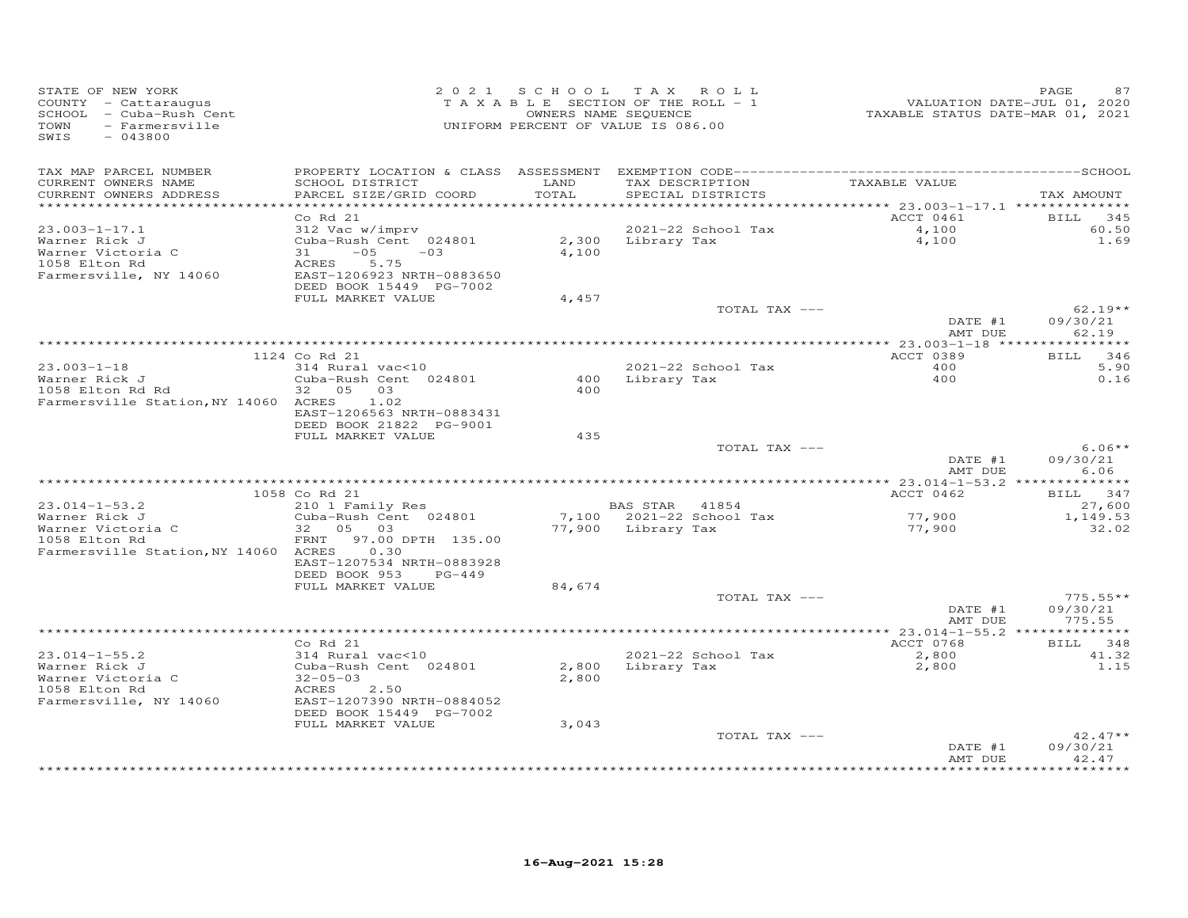STATE OF NEW YORK
COUNTY - Cattaraugus
SCHOOL - Cuba-Rush Cent
TOWN - Farmersville
SWIS - 043800

2021 SCHOOL TAX ROLL
TAXABLE SECTION OF THE ROLL - 1
OWNERS NAME SEQUENCE
UNIFORM PERCENT OF VALUE IS 086.00

VALUATION DATE-JUL 01, 2020
TAXABLE STATUS DATE-MAR 01, 2021

| TAX MAP PARCEL NUMBER<br>CURRENT OWNERS NAME<br>CURRENT OWNERS ADDRESS | PROPERTY LOCATION & CLASS<br>SCHOOL DISTRICT<br>PARCEL SIZE/GRID COORD | ASSESSMENT<br>LAND<br>TOTAL | EXEMPTION CODE<br>TAX DESCRIPTION<br>SPECIAL DISTRICTS | TAXABLE VALUE | SCHOOL<br>TAX AMOUNT |
|---|---|---|---|---|---|
| | Co Rd 21 | | | ACCT 0461 | BILL 345 |
| 23.003-1-17.1 | 312 Vac w/imprv | | 2021-22 School Tax | 4,100 | 60.50 |
| Warner Rick J | Cuba-Rush Cent 024801 | 2,300 | Library Tax | 4,100 | 1.69 |
| Warner Victoria C | 31 -05 -03 | 4,100 | | | |
| 1058 Elton Rd | ACRES 5.75 | | | | |
| Farmersville, NY 14060 | EAST-1206923 NRTH-0883650 | | | | |
| | DEED BOOK 15449 PG-7002 | | | | |
| | FULL MARKET VALUE | 4,457 | | | |
| | | | TOTAL TAX --- | | 62.19** |
| | | | | DATE #1 | 09/30/21 |
| | | | | AMT DUE | 62.19 |
| | 1124 Co Rd 21 | | | ACCT 0389 | BILL 346 |
| 23.003-1-18 | 314 Rural vac<10 | | 2021-22 School Tax | 400 | 5.90 |
| Warner Rick J | Cuba-Rush Cent 024801 | 400 | Library Tax | 400 | 0.16 |
| 1058 Elton Rd Rd | 32 05 03 | 400 | | | |
| Farmersville Station,NY 14060 | ACRES 1.02 | | | | |
| | EAST-1206563 NRTH-0883431 | | | | |
| | DEED BOOK 21822 PG-9001 | | | | |
| | FULL MARKET VALUE | 435 | | | |
| | | | TOTAL TAX --- | | 6.06** |
| | | | | DATE #1 | 09/30/21 |
| | | | | AMT DUE | 6.06 |
| | 1058 Co Rd 21 | | | ACCT 0462 | BILL 347 |
| 23.014-1-53.2 | 210 1 Family Res | | BAS STAR 41854 | | 27,600 |
| Warner Rick J | Cuba-Rush Cent 024801 | 7,100 | 2021-22 School Tax | 77,900 | 1,149.53 |
| Warner Victoria C | 32 05 03 | 77,900 | Library Tax | 77,900 | 32.02 |
| 1058 Elton Rd | FRNT 97.00 DPTH 135.00 | | | | |
| Farmersville Station,NY 14060 | ACRES 0.30 | | | | |
| | EAST-1207534 NRTH-0883928 | | | | |
| | DEED BOOK 953 PG-449 | | | | |
| | FULL MARKET VALUE | 84,674 | | | |
| | | | TOTAL TAX --- | | 775.55** |
| | | | | DATE #1 | 09/30/21 |
| | | | | AMT DUE | 775.55 |
| | Co Rd 21 | | | ACCT 0768 | BILL 348 |
| 23.014-1-55.2 | 314 Rural vac<10 | | 2021-22 School Tax | 2,800 | 41.32 |
| Warner Rick J | Cuba-Rush Cent 024801 | 2,800 | Library Tax | 2,800 | 1.15 |
| Warner Victoria C | 32-05-03 | 2,800 | | | |
| 1058 Elton Rd | ACRES 2.50 | | | | |
| Farmersville, NY 14060 | EAST-1207390 NRTH-0884052 | | | | |
| | DEED BOOK 15449 PG-7002 | | | | |
| | FULL MARKET VALUE | 3,043 | | | |
| | | | TOTAL TAX --- | | 42.47** |
| | | | | DATE #1 | 09/30/21 |
| | | | | AMT DUE | 42.47 |

16-Aug-2021 15:28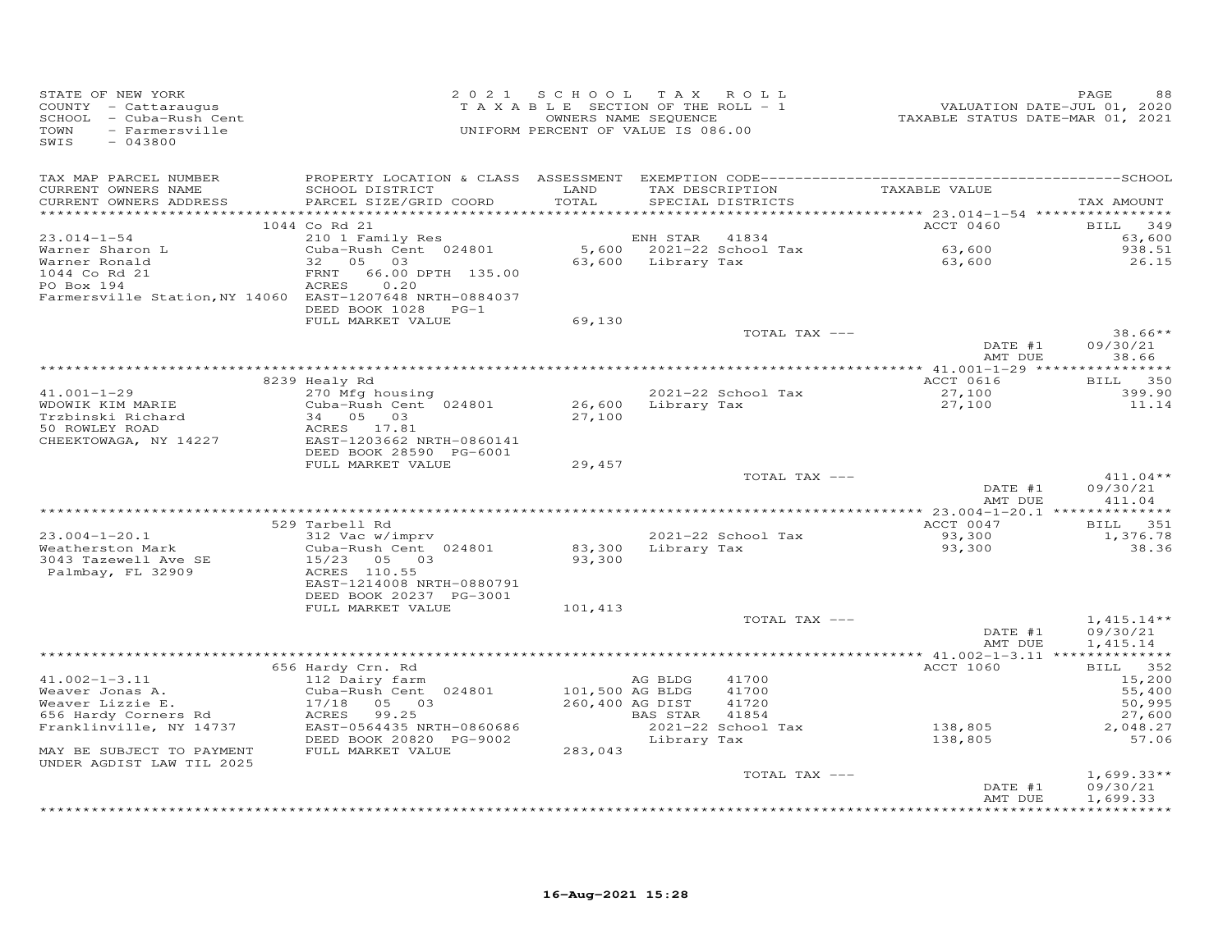STATE OF NEW YORK
COUNTY - Cattaraugus
SCHOOL - Cuba-Rush Cent
TOWN - Farmersville
SWIS - 043800

2 0 2 1 S C H O O L T A X R O L L
T A X A B L E SECTION OF THE ROLL - 1
OWNERS NAME SEQUENCE
UNIFORM PERCENT OF VALUE IS 086.00

VALUATION DATE-JUL 01, 2020
TAXABLE STATUS DATE-MAR 01, 2021

| TAX MAP PARCEL NUMBER / CURRENT OWNERS NAME / CURRENT OWNERS ADDRESS | PROPERTY LOCATION & CLASS / SCHOOL DISTRICT / PARCEL SIZE/GRID COORD | ASSESSMENT LAND / TOTAL | EXEMPTION CODE / TAX DESCRIPTION / SPECIAL DISTRICTS | TAXABLE VALUE | TAX AMOUNT |
|---|---|---|---|---|---|
| **23.014-1-54** | 1044 Co Rd 21 | | | ACCT 0460 | BILL 349 |
| Warner Sharon L | 210 1 Family Res | | ENH STAR 41834 | | 63,600 |
| Warner Ronald | Cuba-Rush Cent 024801 | 5,600 | 2021-22 School Tax | 63,600 | 938.51 |
| 1044 Co Rd 21 | 32 05 03 | 63,600 | Library Tax | 63,600 | 26.15 |
| PO Box 194 | FRNT 66.00 DPTH 135.00 | | | | |
| Farmersville Station,NY 14060 | ACRES 0.20 | | | | |
| | EAST-1207648 NRTH-0884037 | | | | |
| | DEED BOOK 1028 PG-1 | | | | |
| | FULL MARKET VALUE | 69,130 | | | |
| | | | TOTAL TAX --- | | 38.66** |
| | | | | DATE #1 | 09/30/21 |
| | | | | AMT DUE | 38.66 |
| **41.001-1-29** | 8239 Healy Rd | | | ACCT 0616 | BILL 350 |
| WDOWIK KIM MARIE | 270 Mfg housing | | 2021-22 School Tax | 27,100 | 399.90 |
| Trzbinski Richard | Cuba-Rush Cent 024801 | 26,600 | Library Tax | 27,100 | 11.14 |
| 50 ROWLEY ROAD | 34 05 03 | 27,100 | | | |
| CHEEKTOWAGA, NY 14227 | ACRES 17.81 | | | | |
| | EAST-1203662 NRTH-0860141 | | | | |
| | DEED BOOK 28590 PG-6001 | | | | |
| | FULL MARKET VALUE | 29,457 | | | |
| | | | TOTAL TAX --- | | 411.04** |
| | | | | DATE #1 | 09/30/21 |
| | | | | AMT DUE | 411.04 |
| **23.004-1-20.1** | 529 Tarbell Rd | | | ACCT 0047 | BILL 351 |
| Weatherston Mark | 312 Vac w/imprv | | 2021-22 School Tax | 93,300 | 1,376.78 |
| 3043 Tazewell Ave SE | Cuba-Rush Cent 024801 | 83,300 | Library Tax | 93,300 | 38.36 |
| Palmbay, FL 32909 | 15/23 05 03 | 93,300 | | | |
| | ACRES 110.55 | | | | |
| | EAST-1214008 NRTH-0880791 | | | | |
| | DEED BOOK 20237 PG-3001 | | | | |
| | FULL MARKET VALUE | 101,413 | | | |
| | | | TOTAL TAX --- | | 1,415.14** |
| | | | | DATE #1 | 09/30/21 |
| | | | | AMT DUE | 1,415.14 |
| **41.002-1-3.11** | 656 Hardy Crn. Rd | | | ACCT 1060 | BILL 352 |
| Weaver Jonas A. | 112 Dairy farm | | AG BLDG 41700 | | 15,200 |
| Weaver Lizzie E. | Cuba-Rush Cent 024801 | 101,500 | AG BLDG 41700 | | 55,400 |
| 656 Hardy Corners Rd | 17/18 05 03 | 260,400 | AG DIST 41720 | | 50,995 |
| Franklinville, NY 14737 | ACRES 99.25 | | BAS STAR 41854 | | 27,600 |
| | EAST-0564435 NRTH-0860686 | | 2021-22 School Tax | 138,805 | 2,048.27 |
| | DEED BOOK 20820 PG-9002 | | Library Tax | 138,805 | 57.06 |
| MAY BE SUBJECT TO PAYMENT | FULL MARKET VALUE | 283,043 | | | |
| UNDER AGDIST LAW TIL 2025 | | | | | |
| | | | TOTAL TAX --- | | 1,699.33** |
| | | | | DATE #1 | 09/30/21 |
| | | | | AMT DUE | 1,699.33 |

16-Aug-2021 15:28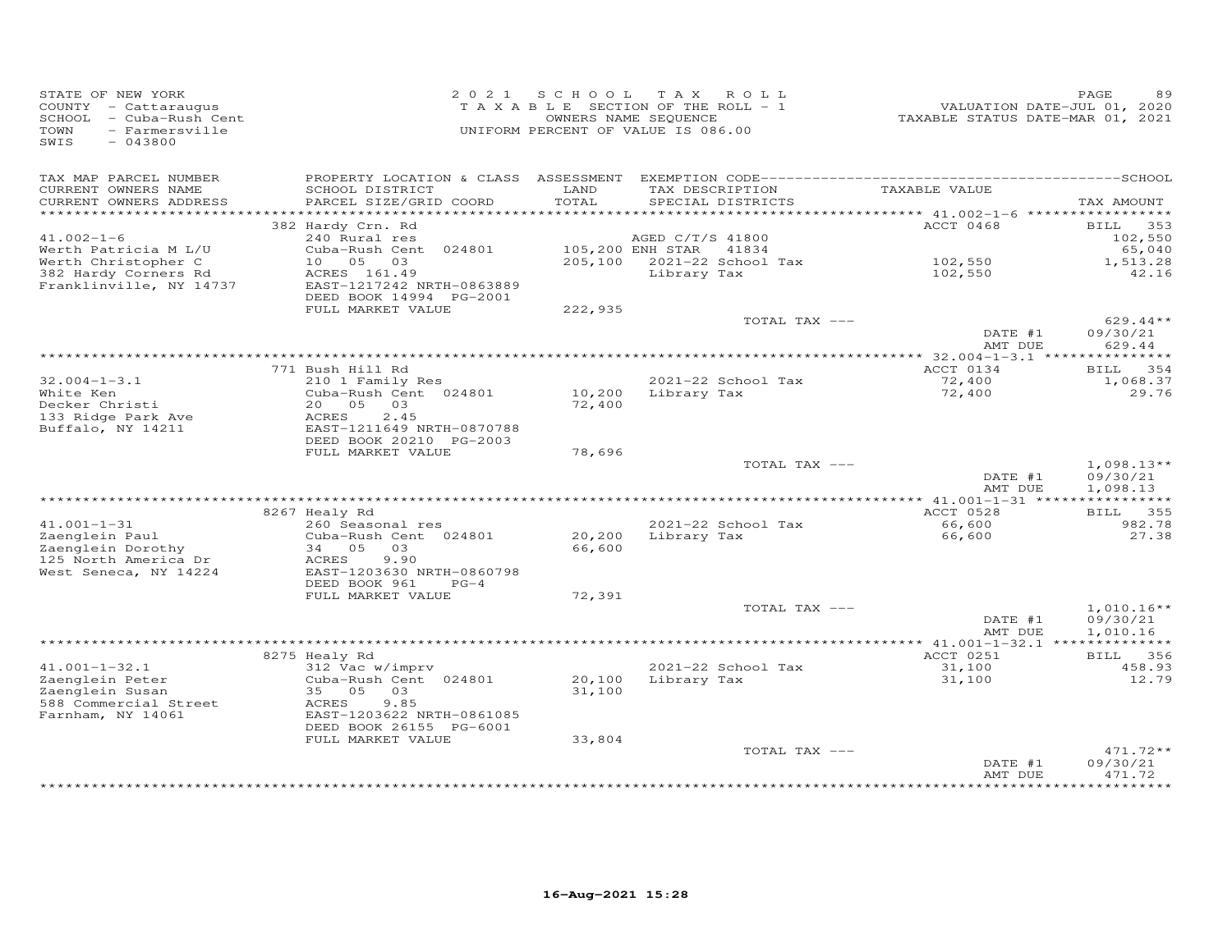STATE OF NEW YORK
COUNTY - Cattaraugus
SCHOOL - Cuba-Rush Cent
TOWN - Farmersville
SWIS - 043800

2 0 2 1 S C H O O L T A X R O L L
T A X A B L E SECTION OF THE ROLL - 1
OWNERS NAME SEQUENCE
UNIFORM PERCENT OF VALUE IS 086.00

VALUATION DATE-JUL 01, 2020
TAXABLE STATUS DATE-MAR 01, 2021

| TAX MAP PARCEL NUMBER / CURRENT OWNERS NAME / CURRENT OWNERS ADDRESS | PROPERTY LOCATION & CLASS / SCHOOL DISTRICT / PARCEL SIZE/GRID COORD | ASSESSMENT LAND / TOTAL | EXEMPTION CODE / TAX DESCRIPTION / SPECIAL DISTRICTS | TAXABLE VALUE | TAX AMOUNT |
|---|---|---|---|---|---|
| 41.002-1-6 | 382 Hardy Crn. Rd | | | ACCT 0468 | BILL 353 |
| | 240 Rural res | | AGED C/T/S 41800 | | 102,550 |
| Werth Patricia M L/U | Cuba-Rush Cent 024801 | 105,200 | ENH STAR 41834 | | 65,040 |
| Werth Christopher C | 10 05 03 | 205,100 | 2021-22 School Tax | 102,550 | 1,513.28 |
| 382 Hardy Corners Rd | ACRES 161.49 | | Library Tax | 102,550 | 42.16 |
| Franklinville, NY 14737 | EAST-1217242 NRTH-0863889 | | | | |
| | DEED BOOK 14994 PG-2001 | | | | |
| | FULL MARKET VALUE | 222,935 | | | |
| | | | TOTAL TAX --- | | 629.44** |
| | | | | DATE #1 | 09/30/21 |
| | | | | AMT DUE | 629.44 |
| 32.004-1-3.1 | 771 Bush Hill Rd | | | ACCT 0134 | BILL 354 |
| White Ken | 210 1 Family Res | | 2021-22 School Tax | 72,400 | 1,068.37 |
| Decker Christi | Cuba-Rush Cent 024801 | 10,200 | Library Tax | 72,400 | 29.76 |
| 133 Ridge Park Ave | 20 05 03 | 72,400 | | | |
| Buffalo, NY 14211 | ACRES 2.45 | | | | |
| | EAST-1211649 NRTH-0870788 | | | | |
| | DEED BOOK 20210 PG-2003 | | | | |
| | FULL MARKET VALUE | 78,696 | | | |
| | | | TOTAL TAX --- | | 1,098.13** |
| | | | | DATE #1 | 09/30/21 |
| | | | | AMT DUE | 1,098.13 |
| 41.001-1-31 | 8267 Healy Rd | | | ACCT 0528 | BILL 355 |
| Zaenglein Paul | 260 Seasonal res | | 2021-22 School Tax | 66,600 | 982.78 |
| Zaenglein Dorothy | Cuba-Rush Cent 024801 | 20,200 | Library Tax | 66,600 | 27.38 |
| 125 North America Dr | 34 05 03 | 66,600 | | | |
| West Seneca, NY 14224 | ACRES 9.90 | | | | |
| | EAST-1203630 NRTH-0860798 | | | | |
| | DEED BOOK 961 PG-4 | | | | |
| | FULL MARKET VALUE | 72,391 | | | |
| | | | TOTAL TAX --- | | 1,010.16** |
| | | | | DATE #1 | 09/30/21 |
| | | | | AMT DUE | 1,010.16 |
| 41.001-1-32.1 | 8275 Healy Rd | | | ACCT 0251 | BILL 356 |
| Zaenglein Peter | 312 Vac w/imprv | | 2021-22 School Tax | 31,100 | 458.93 |
| Zaenglein Susan | Cuba-Rush Cent 024801 | 20,100 | Library Tax | 31,100 | 12.79 |
| 588 Commercial Street | 35 05 03 | 31,100 | | | |
| Farnham, NY 14061 | ACRES 9.85 | | | | |
| | EAST-1203622 NRTH-0861085 | | | | |
| | DEED BOOK 26155 PG-6001 | | | | |
| | FULL MARKET VALUE | 33,804 | | | |
| | | | TOTAL TAX --- | | 471.72** |
| | | | | DATE #1 | 09/30/21 |
| | | | | AMT DUE | 471.72 |

16-Aug-2021 15:28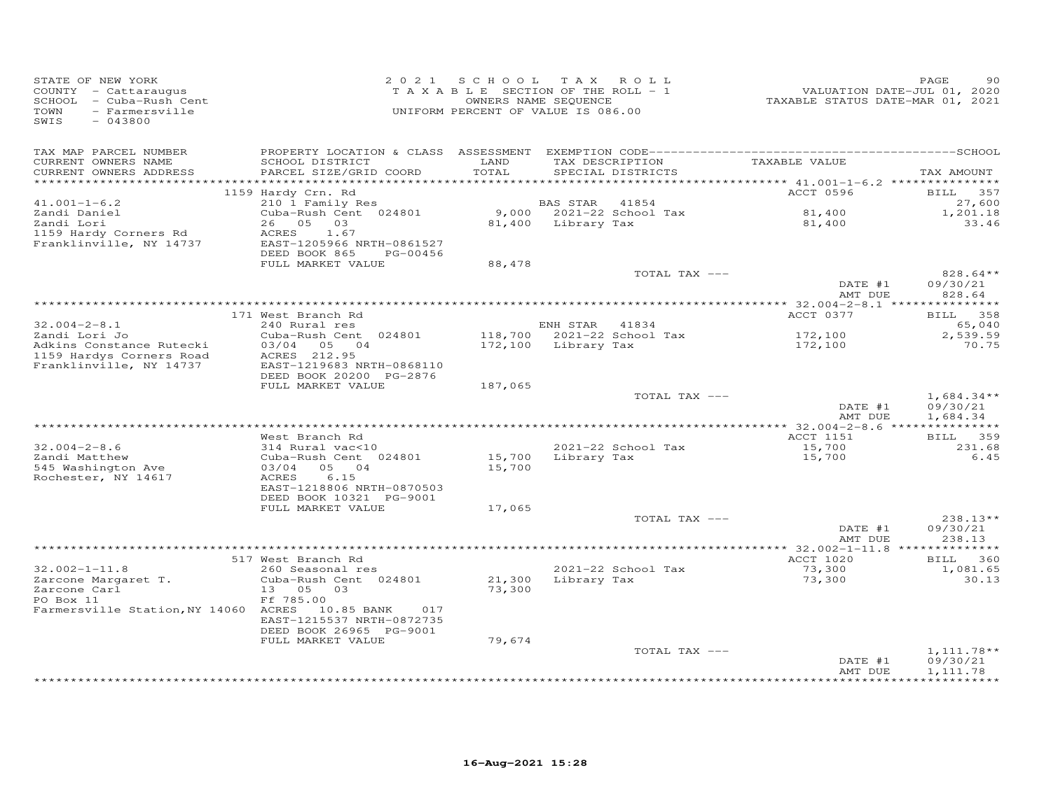STATE OF NEW YORK
COUNTY - Cattaraugus
SCHOOL - Cuba-Rush Cent
TOWN - Farmersville
SWIS - 043800

2 0 2 1 SCHOOL TAX ROLL
TAXABLE SECTION OF THE ROLL - 1
OWNERS NAME SEQUENCE
UNIFORM PERCENT OF VALUE IS 086.00

VALUATION DATE-JUL 01, 2020
TAXABLE STATUS DATE-MAR 01, 2021

| TAX MAP PARCEL NUMBER / CURRENT OWNERS NAME / CURRENT OWNERS ADDRESS | PROPERTY LOCATION & CLASS / SCHOOL DISTRICT / PARCEL SIZE/GRID COORD | ASSESSMENT LAND / TOTAL | EXEMPTION CODE / TAX DESCRIPTION / SPECIAL DISTRICTS | TAXABLE VALUE | TAX AMOUNT |
|---|---|---|---|---|---|
| | 1159 Hardy Crn. Rd | | | ACCT 0596 | BILL 357 |
| 41.001-1-6.2 | 210 1 Family Res | | BAS STAR 41854 | | 27,600 |
| Zandi Daniel | Cuba-Rush Cent 024801 | 9,000 | 2021-22 School Tax | 81,400 | 1,201.18 |
| Zandi Lori | 26 05 03 | 81,400 | Library Tax | 81,400 | 33.46 |
| 1159 Hardy Corners Rd | ACRES 1.67 | | | | |
| Franklinville, NY 14737 | EAST-1205966 NRTH-0861527 | | | | |
| | DEED BOOK 865 PG-00456 | | | | |
| | FULL MARKET VALUE | 88,478 | | | |
| | | | TOTAL TAX --- | | 828.64** |
| | | | | DATE #1 | 09/30/21 |
| | | | | AMT DUE | 828.64 |
| | 171 West Branch Rd | | | ACCT 0377 | BILL 358 |
| 32.004-2-8.1 | 240 Rural res | | ENH STAR 41834 | | 65,040 |
| Zandi Lori Jo | Cuba-Rush Cent 024801 | 118,700 | 2021-22 School Tax | 172,100 | 2,539.59 |
| Adkins Constance Rutecki | 03/04 05 04 | 172,100 | Library Tax | 172,100 | 70.75 |
| 1159 Hardys Corners Road | ACRES 212.95 | | | | |
| Franklinville, NY 14737 | EAST-1219683 NRTH-0868110 | | | | |
| | DEED BOOK 20200 PG-2876 | | | | |
| | FULL MARKET VALUE | 187,065 | | | |
| | | | TOTAL TAX --- | | 1,684.34** |
| | | | | DATE #1 | 09/30/21 |
| | | | | AMT DUE | 1,684.34 |
| | West Branch Rd | | | ACCT 1151 | BILL 359 |
| 32.004-2-8.6 | 314 Rural vac<10 | | 2021-22 School Tax | 15,700 | 231.68 |
| Zandi Matthew | Cuba-Rush Cent 024801 | 15,700 | Library Tax | 15,700 | 6.45 |
| 545 Washington Ave | 03/04 05 04 | 15,700 | | | |
| Rochester, NY 14617 | ACRES 6.15 | | | | |
| | EAST-1218806 NRTH-0870503 | | | | |
| | DEED BOOK 10321 PG-9001 | | | | |
| | FULL MARKET VALUE | 17,065 | | | |
| | | | TOTAL TAX --- | | 238.13** |
| | | | | DATE #1 | 09/30/21 |
| | | | | AMT DUE | 238.13 |
| | 517 West Branch Rd | | | ACCT 1020 | BILL 360 |
| 32.002-1-11.8 | 260 Seasonal res | | 2021-22 School Tax | 73,300 | 1,081.65 |
| Zarcone Margaret T. | Cuba-Rush Cent 024801 | 21,300 | Library Tax | 73,300 | 30.13 |
| Zarcone Carl | 13 05 03 | 73,300 | | | |
| PO Box 11 | Ff 785.00 | | | | |
| Farmersville Station,NY 14060 | ACRES 10.85 BANK 017 | | | | |
| | EAST-1215537 NRTH-0872735 | | | | |
| | DEED BOOK 26965 PG-9001 | | | | |
| | FULL MARKET VALUE | 79,674 | | | |
| | | | TOTAL TAX --- | | 1,111.78** |
| | | | | DATE #1 | 09/30/21 |
| | | | | AMT DUE | 1,111.78 |

16-Aug-2021 15:28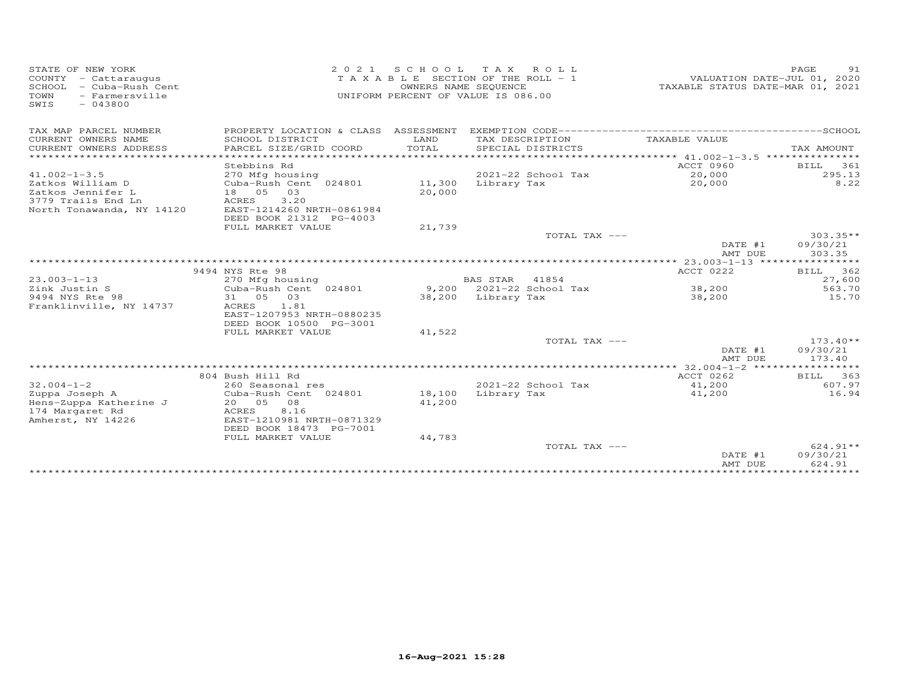STATE OF NEW YORK
COUNTY - Cattaraugus
SCHOOL - Cuba-Rush Cent
TOWN - Farmersville
SWIS - 043800

2021 SCHOOL TAX ROLL
TAXABLE SECTION OF THE ROLL - 1
OWNERS NAME SEQUENCE
UNIFORM PERCENT OF VALUE IS 086.00

VALUATION DATE-JUL 01, 2020
TAXABLE STATUS DATE-MAR 01, 2021

| TAX MAP PARCEL NUMBER / CURRENT OWNERS NAME / CURRENT OWNERS ADDRESS | PROPERTY LOCATION & CLASS / SCHOOL DISTRICT / PARCEL SIZE/GRID COORD | ASSESSMENT LAND / TOTAL | EXEMPTION CODE / TAX DESCRIPTION / SPECIAL DISTRICTS | TAXABLE VALUE | TAX AMOUNT |
|---|---|---|---|---|---|
| | Stebbins Rd | | | ACCT 0960 | BILL 361 |
| 41.002-1-3.5 | 270 Mfg housing | | 2021-22 School Tax | 20,000 | 295.13 |
| Zatkos William D | Cuba-Rush Cent 024801 | 11,300 | Library Tax | 20,000 | 8.22 |
| Zatkos Jennifer L | 18 05 03 | 20,000 | | | |
| 3779 Trails End Ln | ACRES 3.20 | | | | |
| North Tonawanda, NY 14120 | EAST-1214260 NRTH-0861984 | | | | |
| | DEED BOOK 21312 PG-4003 | | | | |
| | FULL MARKET VALUE | 21,739 | | | |
| | | | TOTAL TAX --- | | 303.35** |
| | | | | DATE #1 | 09/30/21 |
| | | | | AMT DUE | 303.35 |
| | 9494 NYS Rte 98 | | | ACCT 0222 | BILL 362 |
| 23.003-1-13 | 270 Mfg housing | | BAS STAR 41854 | | 27,600 |
| Zink Justin S | Cuba-Rush Cent 024801 | 9,200 | 2021-22 School Tax | 38,200 | 563.70 |
| 9494 NYS Rte 98 | 31 05 03 | 38,200 | Library Tax | 38,200 | 15.70 |
| Franklinville, NY 14737 | ACRES 1.81 | | | | |
| | EAST-1207953 NRTH-0880235 | | | | |
| | DEED BOOK 10500 PG-3001 | | | | |
| | FULL MARKET VALUE | 41,522 | | | |
| | | | TOTAL TAX --- | | 173.40** |
| | | | | DATE #1 | 09/30/21 |
| | | | | AMT DUE | 173.40 |
| | 804 Bush Hill Rd | | | ACCT 0262 | BILL 363 |
| 32.004-1-2 | 260 Seasonal res | | 2021-22 School Tax | 41,200 | 607.97 |
| Zuppa Joseph A | Cuba-Rush Cent 024801 | 18,100 | Library Tax | 41,200 | 16.94 |
| Hens-Zuppa Katherine J | 20 05 08 | 41,200 | | | |
| 174 Margaret Rd | ACRES 8.16 | | | | |
| Amherst, NY 14226 | EAST-1210981 NRTH-0871329 | | | | |
| | DEED BOOK 18473 PG-7001 | | | | |
| | FULL MARKET VALUE | 44,783 | | | |
| | | | TOTAL TAX --- | | 624.91** |
| | | | | DATE #1 | 09/30/21 |
| | | | | AMT DUE | 624.91 |

16-Aug-2021 15:28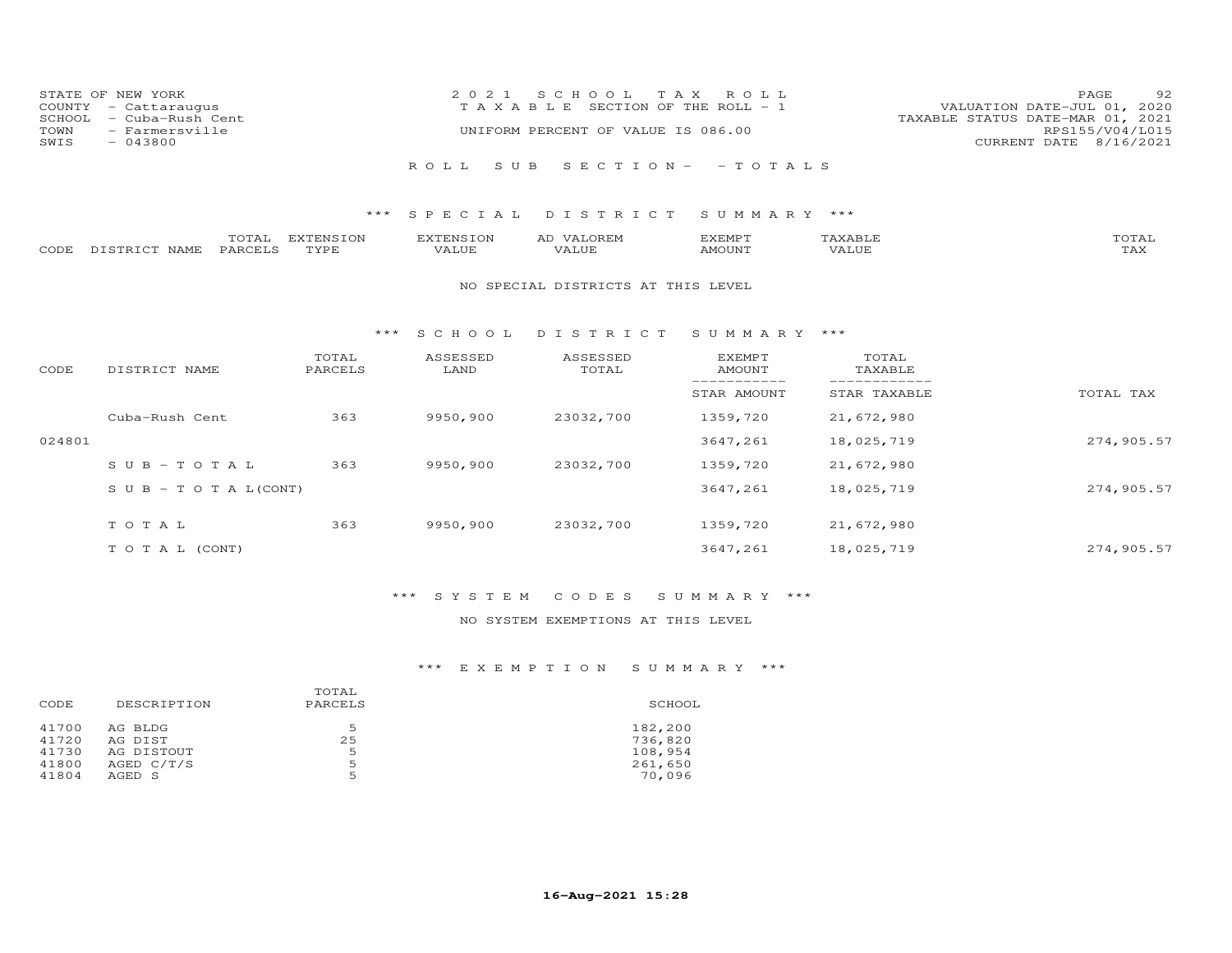STATE OF NEW YORK
COUNTY - Cattaraugus
SCHOOL - Cuba-Rush Cent
TOWN - Farmersville
SWIS - 043800

2 0 2 1 S C H O O L T A X R O L L
T A X A B L E SECTION OF THE ROLL - 1
UNIFORM PERCENT OF VALUE IS 086.00

VALUATION DATE-JUL 01, 2020
TAXABLE STATUS DATE-MAR 01, 2021
RPS155/V04/L015
CURRENT DATE 8/16/2021

R O L L S U B S E C T I O N - - T O T A L S

## *** S P E C I A L D I S T R I C T S U M M A R Y ***

| CODE | DISTRICT NAME | TOTAL PARCELS | EXTENSION TYPE | EXTENSION VALUE | AD VALOREM VALUE | EXEMPT AMOUNT | TAXABLE VALUE | TOTAL TAX |
|---|---|---|---|---|---|---|---|---|

NO SPECIAL DISTRICTS AT THIS LEVEL

## *** S C H O O L D I S T R I C T S U M M A R Y ***

| CODE | DISTRICT NAME | TOTAL PARCELS | ASSESSED LAND | ASSESSED TOTAL | EXEMPT AMOUNT / STAR AMOUNT | TOTAL TAXABLE / STAR TAXABLE | TOTAL TAX |
|---|---|---|---|---|---|---|---|
| | Cuba-Rush Cent | 363 | 9950,900 | 23032,700 | 1359,720 | 21,672,980 | |
| 024801 | | | | | 3647,261 | 18,025,719 | 274,905.57 |
| | S U B - T O T A L | 363 | 9950,900 | 23032,700 | 1359,720 | 21,672,980 | |
| | S U B - T O T A L(CONT) | | | | 3647,261 | 18,025,719 | 274,905.57 |
| | T O T A L | 363 | 9950,900 | 23032,700 | 1359,720 | 21,672,980 | |
| | T O T A L (CONT) | | | | 3647,261 | 18,025,719 | 274,905.57 |

## *** S Y S T E M C O D E S S U M M A R Y ***

NO SYSTEM EXEMPTIONS AT THIS LEVEL

## *** E X E M P T I O N S U M M A R Y ***

| CODE | DESCRIPTION | TOTAL PARCELS | SCHOOL |
|---|---|---|---|
| 41700 | AG BLDG | 5 | 182,200 |
| 41720 | AG DIST | 25 | 736,820 |
| 41730 | AG DISTOUT | 5 | 108,954 |
| 41800 | AGED C/T/S | 5 | 261,650 |
| 41804 | AGED S | 5 | 70,096 |

16-Aug-2021 15:28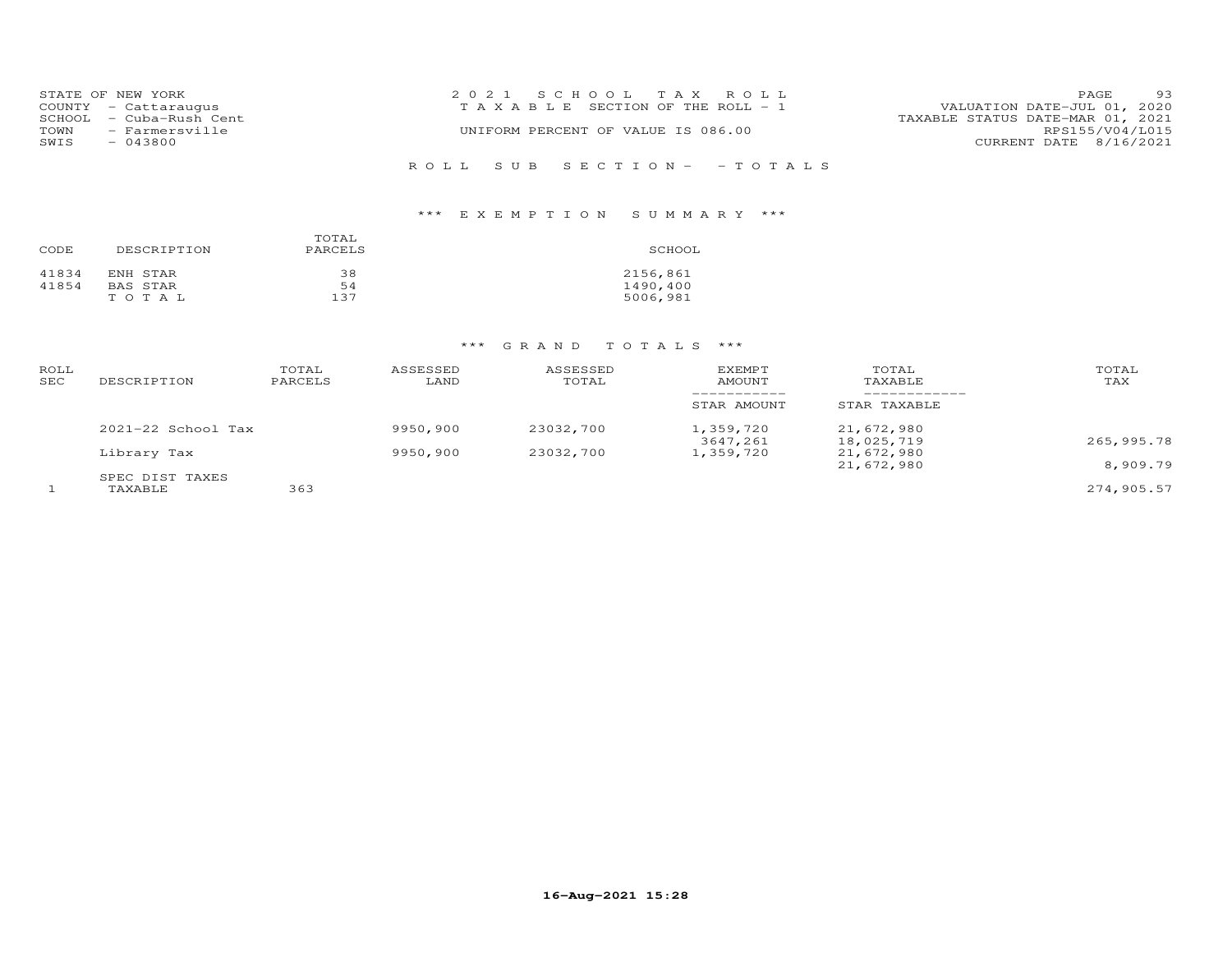STATE OF NEW YORK
COUNTY - Cattaraugus
SCHOOL - Cuba-Rush Cent
TOWN - Farmersville
SWIS - 043800

2 0 2 1 S C H O O L T A X R O L L
T A X A B L E SECTION OF THE ROLL - 1
UNIFORM PERCENT OF VALUE IS 086.00

VALUATION DATE-JUL 01, 2020
TAXABLE STATUS DATE-MAR 01, 2021
RPS155/V04/L015
CURRENT DATE 8/16/2021

R O L L S U B S E C T I O N - - T O T A L S

*** E X E M P T I O N S U M M A R Y ***

| CODE | DESCRIPTION | TOTAL PARCELS | SCHOOL |
|---|---|---|---|
| 41834 | ENH STAR | 38 | 2156,861 |
| 41854 | BAS STAR | 54 | 1490,400 |
| | T O T A L | 137 | 5006,981 |

*** G R A N D T O T A L S ***

| ROLL SEC | DESCRIPTION | TOTAL PARCELS | ASSESSED LAND | ASSESSED TOTAL | EXEMPT AMOUNT / STAR AMOUNT | TOTAL TAXABLE / STAR TAXABLE | TOTAL TAX |
|---|---|---|---|---|---|---|---|
| | 2021-22 School Tax | | 9950,900 | 23032,700 | 1,359,720 | 21,672,980 | |
| | | | | | 3647,261 | 18,025,719 | 265,995.78 |
| | Library Tax | | 9950,900 | 23032,700 | 1,359,720 | 21,672,980 | |
| | | | | | | 21,672,980 | 8,909.79 |
| | SPEC DIST TAXES | | | | | | |
| 1 | TAXABLE | 363 | | | | | 274,905.57 |

16-Aug-2021 15:28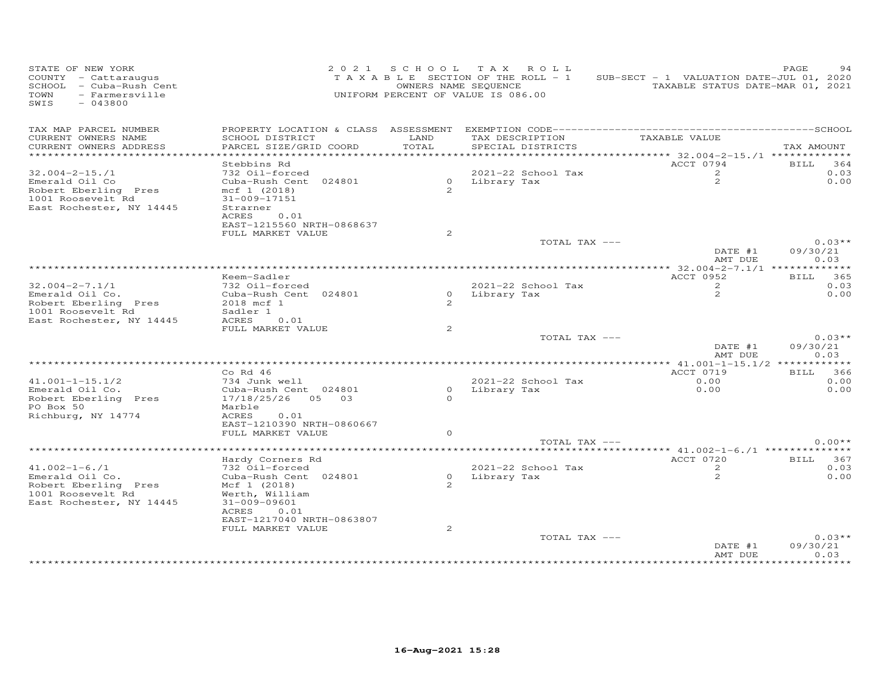STATE OF NEW YORK
COUNTY - Cattaraugus
SCHOOL - Cuba-Rush Cent
TOWN - Farmersville
SWIS - 043800

2021 SCHOOL TAX ROLL
TAXABLE SECTION OF THE ROLL - 1
OWNERS NAME SEQUENCE
UNIFORM PERCENT OF VALUE IS 086.00

SUB-SECT - 1 VALUATION DATE-JUL 01, 2020
TAXABLE STATUS DATE-MAR 01, 2021

| TAX MAP PARCEL NUMBER / CURRENT OWNERS NAME / CURRENT OWNERS ADDRESS | PROPERTY LOCATION & CLASS / SCHOOL DISTRICT / PARCEL SIZE/GRID COORD | ASSESSMENT LAND / TOTAL | EXEMPTION CODE / TAX DESCRIPTION / SPECIAL DISTRICTS | TAXABLE VALUE | TAX AMOUNT |
|---|---|---|---|---|---|
| **32.004-2-15./1** | Stebbins Rd | | | ACCT 0794 | BILL 364 |
| 32.004-2-15./1 | 732 Oil-forced | | 2021-22 School Tax | 2 | 0.03 |
| Emerald Oil Co | Cuba-Rush Cent 024801 | 0 | Library Tax | 2 | 0.00 |
| Robert Eberling Pres | mcf 1 (2018) | 2 | | | |
| 1001 Roosevelt Rd | 31-009-17151 | | | | |
| East Rochester, NY 14445 | Strarner | | | | |
| | ACRES 0.01 | | | | |
| | EAST-1215560 NRTH-0868637 | | | | |
| | FULL MARKET VALUE | 2 | | | |
| | | | TOTAL TAX --- | | 0.03** |
| | | | | DATE #1 | 09/30/21 |
| | | | | AMT DUE | 0.03 |
| **32.004-2-7.1/1** | Keem-Sadler | | | ACCT 0952 | BILL 365 |
| 32.004-2-7.1/1 | 732 Oil-forced | | 2021-22 School Tax | 2 | 0.03 |
| Emerald Oil Co. | Cuba-Rush Cent 024801 | 0 | Library Tax | 2 | 0.00 |
| Robert Eberling Pres | 2018 mcf 1 | 2 | | | |
| 1001 Roosevelt Rd | Sadler 1 | | | | |
| East Rochester, NY 14445 | ACRES 0.01 | | | | |
| | FULL MARKET VALUE | 2 | | | |
| | | | TOTAL TAX --- | | 0.03** |
| | | | | DATE #1 | 09/30/21 |
| | | | | AMT DUE | 0.03 |
| **41.001-1-15.1/2** | Co Rd 46 | | | ACCT 0719 | BILL 366 |
| 41.001-1-15.1/2 | 734 Junk well | | 2021-22 School Tax | 0.00 | 0.00 |
| Emerald Oil Co. | Cuba-Rush Cent 024801 | 0 | Library Tax | 0.00 | 0.00 |
| Robert Eberling Pres | 17/18/25/26 05 03 | 0 | | | |
| PO Box 50 | Marble | | | | |
| Richburg, NY 14774 | ACRES 0.01 | | | | |
| | EAST-1210390 NRTH-0860667 | | | | |
| | FULL MARKET VALUE | 0 | | | |
| | | | TOTAL TAX --- | | 0.00** |
| **41.002-1-6./1** | Hardy Corners Rd | | | ACCT 0720 | BILL 367 |
| 41.002-1-6./1 | 732 Oil-forced | | 2021-22 School Tax | 2 | 0.03 |
| Emerald Oil Co. | Cuba-Rush Cent 024801 | 0 | Library Tax | 2 | 0.00 |
| Robert Eberling Pres | Mcf 1 (2018) | 2 | | | |
| 1001 Roosevelt Rd | Werth, William | | | | |
| East Rochester, NY 14445 | 31-009-09601 | | | | |
| | ACRES 0.01 | | | | |
| | EAST-1217040 NRTH-0863807 | | | | |
| | FULL MARKET VALUE | 2 | | | |
| | | | TOTAL TAX --- | | 0.03** |
| | | | | DATE #1 | 09/30/21 |
| | | | | AMT DUE | 0.03 |

16-Aug-2021 15:28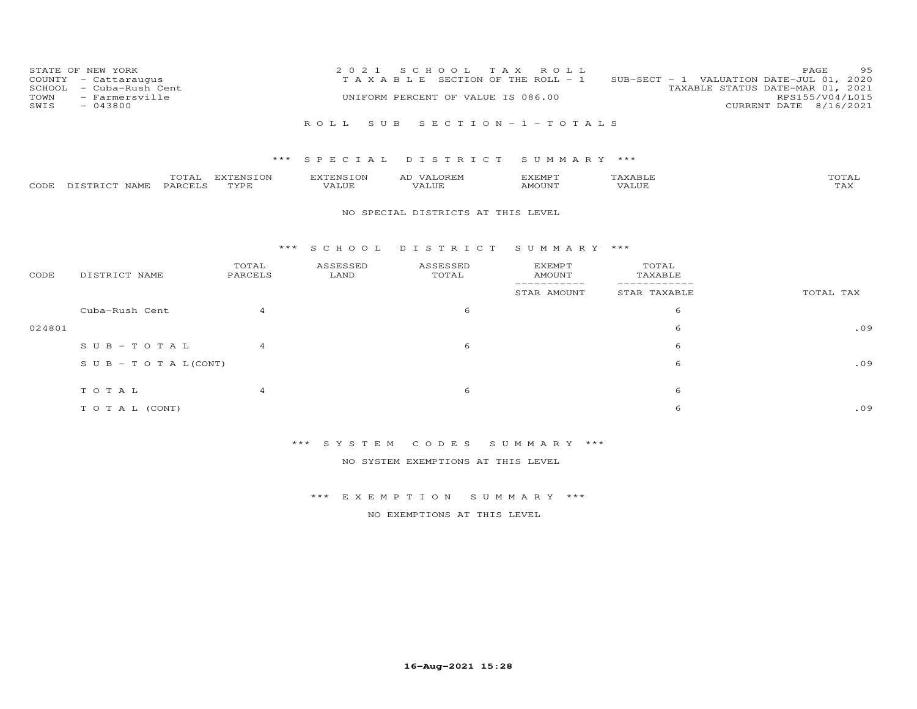STATE OF NEW YORK
COUNTY - Cattaraugus
SCHOOL - Cuba-Rush Cent
TOWN - Farmersville
SWIS - 043800

2021 SCHOOL TAX ROLL
TAXABLE SECTION OF THE ROLL - 1
UNIFORM PERCENT OF VALUE IS 086.00

SUB-SECT - 1 VALUATION DATE-JUL 01, 2020
TAXABLE STATUS DATE-MAR 01, 2021
RPS155/V04/L015
CURRENT DATE 8/16/2021

ROLL SUB SECTION-1-TOTALS

*** SPECIAL DISTRICT SUMMARY ***

| CODE | DISTRICT NAME | TOTAL PARCELS | EXTENSION TYPE | EXTENSION VALUE | AD VALOREM VALUE | EXEMPT AMOUNT | TAXABLE VALUE | TOTAL TAX |
|---|---|---|---|---|---|---|---|---|

NO SPECIAL DISTRICTS AT THIS LEVEL

*** SCHOOL DISTRICT SUMMARY ***

| CODE | DISTRICT NAME | TOTAL PARCELS | ASSESSED LAND | ASSESSED TOTAL | EXEMPT AMOUNT / STAR AMOUNT | TOTAL TAXABLE / STAR TAXABLE | TOTAL TAX |
|---|---|---|---|---|---|---|---|
| | Cuba-Rush Cent | 4 | | 6 | | 6 | |
| 024801 | | | | | | 6 | .09 |
| | SUB-TOTAL | 4 | | 6 | | 6 | |
| | SUB-TOTAL(CONT) | | | | | 6 | .09 |
| | TOTAL | 4 | | 6 | | 6 | |
| | TOTAL (CONT) | | | | | 6 | .09 |

*** SYSTEM CODES SUMMARY ***

NO SYSTEM EXEMPTIONS AT THIS LEVEL

*** EXEMPTION SUMMARY ***

NO EXEMPTIONS AT THIS LEVEL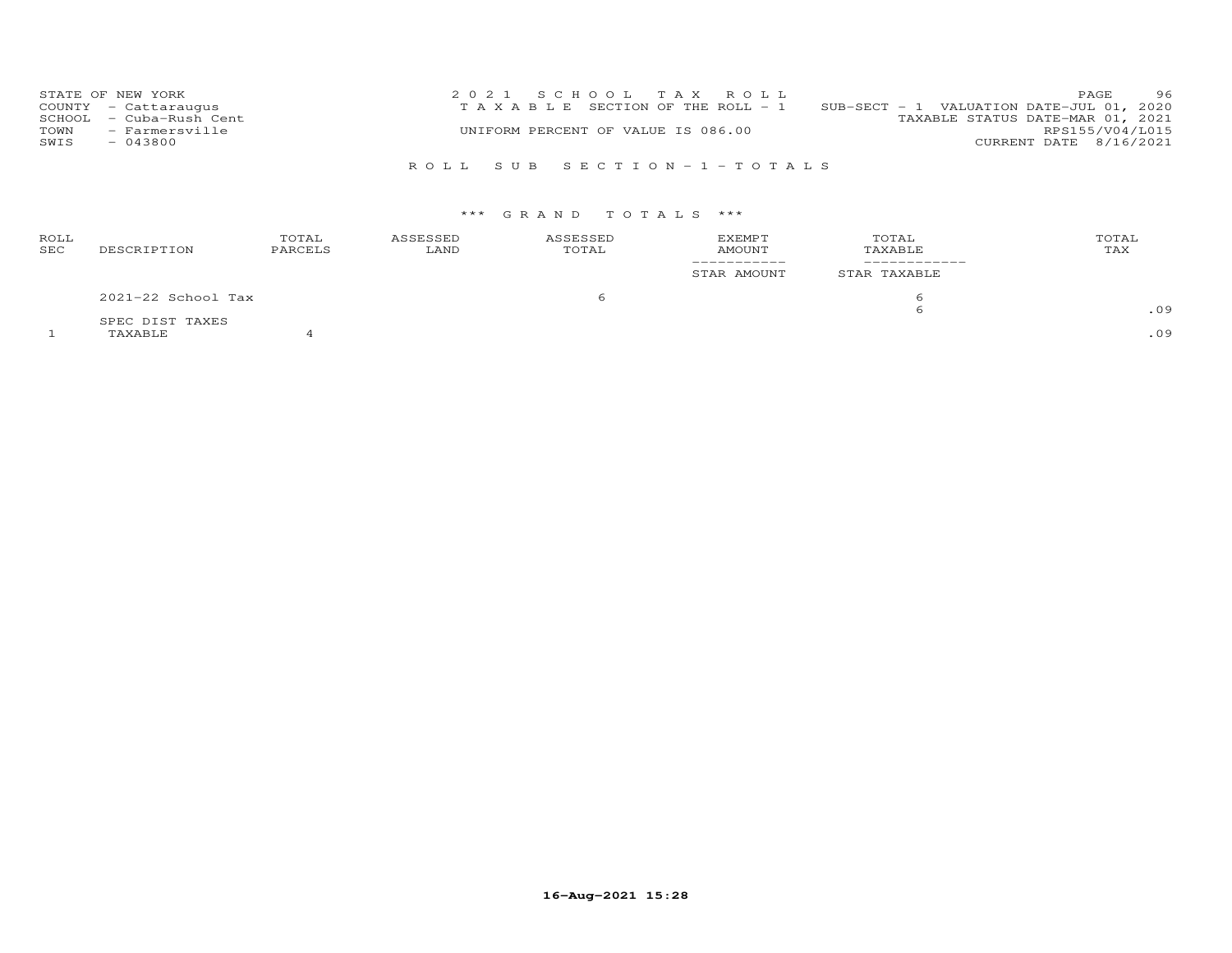STATE OF NEW YORK
COUNTY - Cattaraugus
SCHOOL - Cuba-Rush Cent
TOWN - Farmersville
SWIS - 043800

2021 SCHOOL TAX ROLL
TAXABLE SECTION OF THE ROLL - 1
UNIFORM PERCENT OF VALUE IS 086.00

SUB-SECT - 1 VALUATION DATE-JUL 01, 2020
TAXABLE STATUS DATE-MAR 01, 2021
RPS155/V04/L015
CURRENT DATE 8/16/2021

ROLL SUB SECTION - 1 - TOTALS

*** GRAND TOTALS ***

| ROLL SEC | DESCRIPTION | TOTAL PARCELS | ASSESSED LAND | ASSESSED TOTAL | EXEMPT AMOUNT / STAR AMOUNT | TOTAL TAXABLE / STAR TAXABLE | TOTAL TAX |
|---|---|---|---|---|---|---|---|
| | 2021-22 School Tax | | | 6 | | 6 | |
| | | | | | | 6 | .09 |
| | SPEC DIST TAXES | | | | | | |
| 1 | TAXABLE | 4 | | | | | .09 |

16-Aug-2021 15:28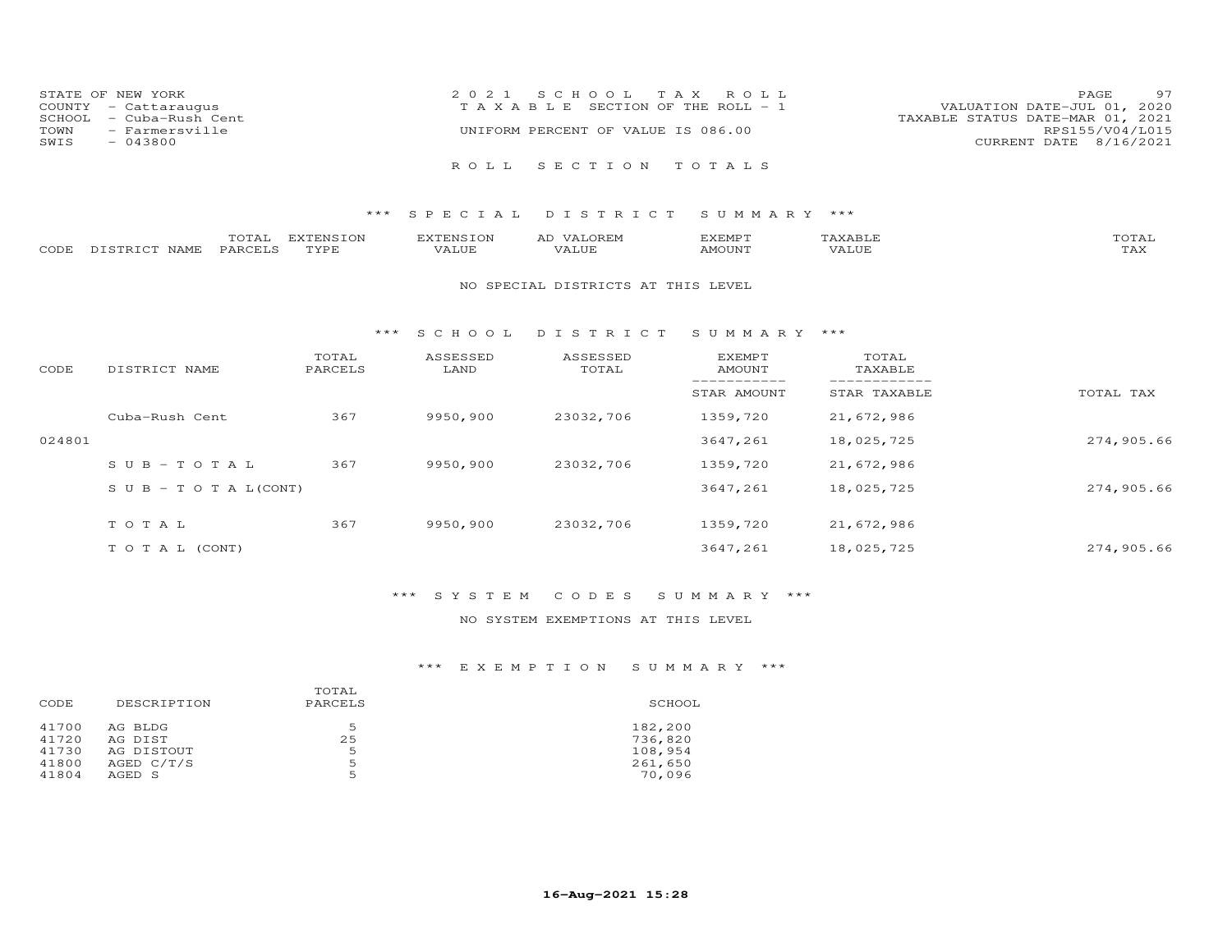STATE OF NEW YORK
COUNTY - Cattaraugus
SCHOOL - Cuba-Rush Cent
TOWN - Farmersville
SWIS - 043800

2021 SCHOOL TAX ROLL
TAXABLE SECTION OF THE ROLL - 1
UNIFORM PERCENT OF VALUE IS 086.00

VALUATION DATE-JUL 01, 2020
TAXABLE STATUS DATE-MAR 01, 2021
RPS155/V04/L015
CURRENT DATE 8/16/2021

## ROLL SECTION TOTALS

### *** SPECIAL DISTRICT SUMMARY ***

| CODE | DISTRICT NAME | TOTAL PARCELS | EXTENSION TYPE | EXTENSION VALUE | AD VALOREM VALUE | EXEMPT AMOUNT | TAXABLE VALUE | TOTAL TAX |
|---|---|---|---|---|---|---|---|---|

NO SPECIAL DISTRICTS AT THIS LEVEL

### *** SCHOOL DISTRICT SUMMARY ***

| CODE | DISTRICT NAME | TOTAL PARCELS | ASSESSED LAND | ASSESSED TOTAL | EXEMPT AMOUNT / STAR AMOUNT | TOTAL TAXABLE / STAR TAXABLE | TOTAL TAX |
|---|---|---|---|---|---|---|---|
| | Cuba-Rush Cent | 367 | 9950,900 | 23032,706 | 1359,720 | 21,672,986 | |
| 024801 | | | | | 3647,261 | 18,025,725 | 274,905.66 |
| | S U B - T O T A L | 367 | 9950,900 | 23032,706 | 1359,720 | 21,672,986 | |
| | S U B - T O T A L(CONT) | | | | 3647,261 | 18,025,725 | 274,905.66 |
| | T O T A L | 367 | 9950,900 | 23032,706 | 1359,720 | 21,672,986 | |
| | T O T A L (CONT) | | | | 3647,261 | 18,025,725 | 274,905.66 |

### *** SYSTEM CODES SUMMARY ***

NO SYSTEM EXEMPTIONS AT THIS LEVEL

### *** EXEMPTION SUMMARY ***

| CODE | DESCRIPTION | TOTAL PARCELS | SCHOOL |
|---|---|---|---|
| 41700 | AG BLDG | 5 | 182,200 |
| 41720 | AG DIST | 25 | 736,820 |
| 41730 | AG DISTOUT | 5 | 108,954 |
| 41800 | AGED C/T/S | 5 | 261,650 |
| 41804 | AGED S | 5 | 70,096 |

16-Aug-2021 15:28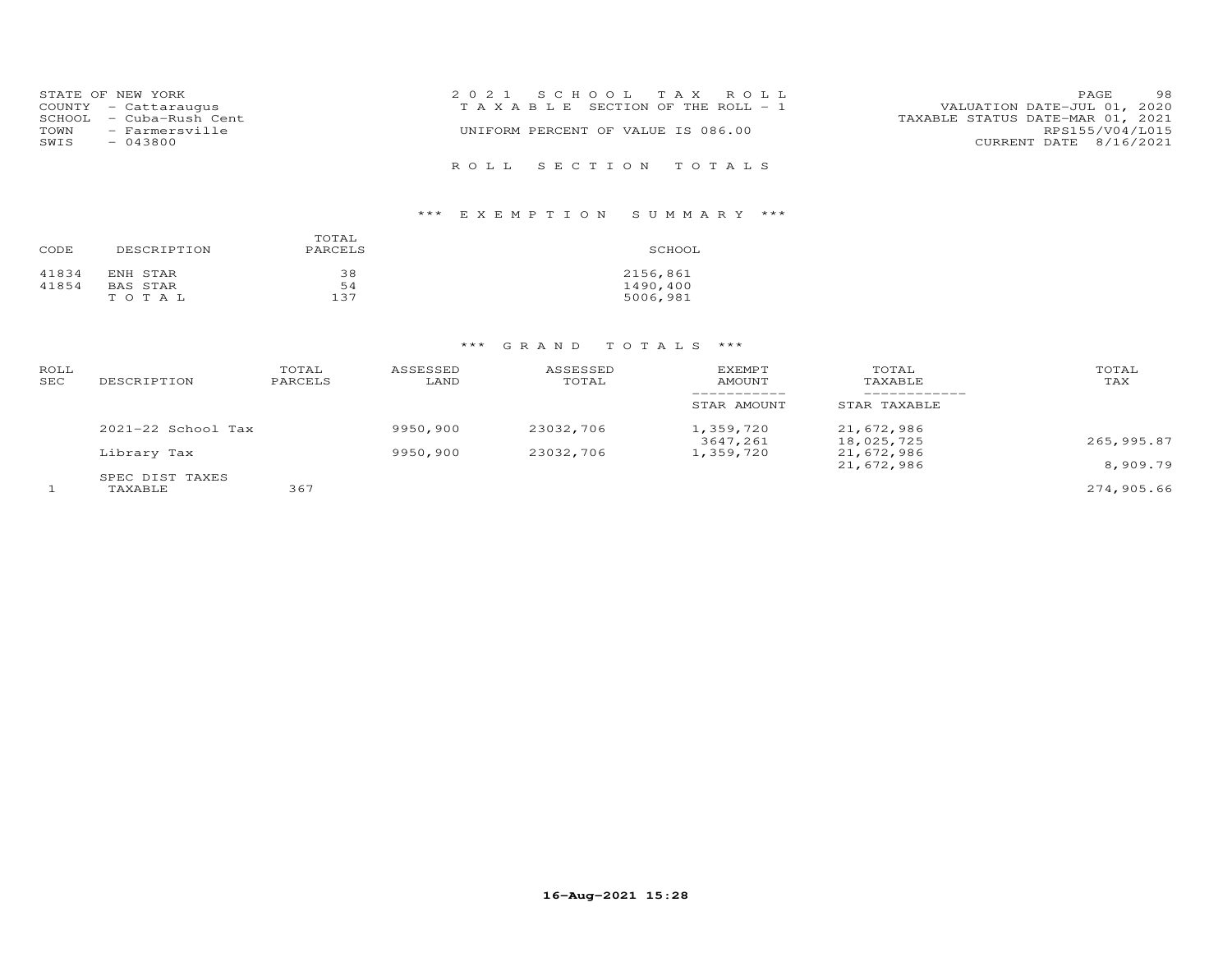STATE OF NEW YORK
COUNTY - Cattaraugus
SCHOOL - Cuba-Rush Cent
TOWN - Farmersville
SWIS - 043800

2 0 2 1 S C H O O L T A X R O L L
T A X A B L E SECTION OF THE ROLL - 1
UNIFORM PERCENT OF VALUE IS 086.00

VALUATION DATE-JUL 01, 2020
TAXABLE STATUS DATE-MAR 01, 2021
RPS155/V04/L015
CURRENT DATE 8/16/2021

R O L L S E C T I O N T O T A L S

*** E X E M P T I O N S U M M A R Y ***

| CODE | DESCRIPTION | TOTAL PARCELS | SCHOOL |
|---|---|---|---|
| 41834 | ENH STAR | 38 | 2156,861 |
| 41854 | BAS STAR | 54 | 1490,400 |
| | T O T A L | 137 | 5006,981 |

*** G R A N D T O T A L S ***

| ROLL SEC | DESCRIPTION | TOTAL PARCELS | ASSESSED LAND | ASSESSED TOTAL | EXEMPT AMOUNT / STAR AMOUNT | TOTAL TAXABLE / STAR TAXABLE | TOTAL TAX |
|---|---|---|---|---|---|---|---|
| | 2021-22 School Tax | | 9950,900 | 23032,706 | 1,359,720 | 21,672,986 | |
| | | | | | 3647,261 | 18,025,725 | 265,995.87 |
| | Library Tax | | 9950,900 | 23032,706 | 1,359,720 | 21,672,986 | |
| | | | | | | 21,672,986 | 8,909.79 |
| | SPEC DIST TAXES | | | | | | |
| 1 | TAXABLE | 367 | | | | | 274,905.66 |

16-Aug-2021 15:28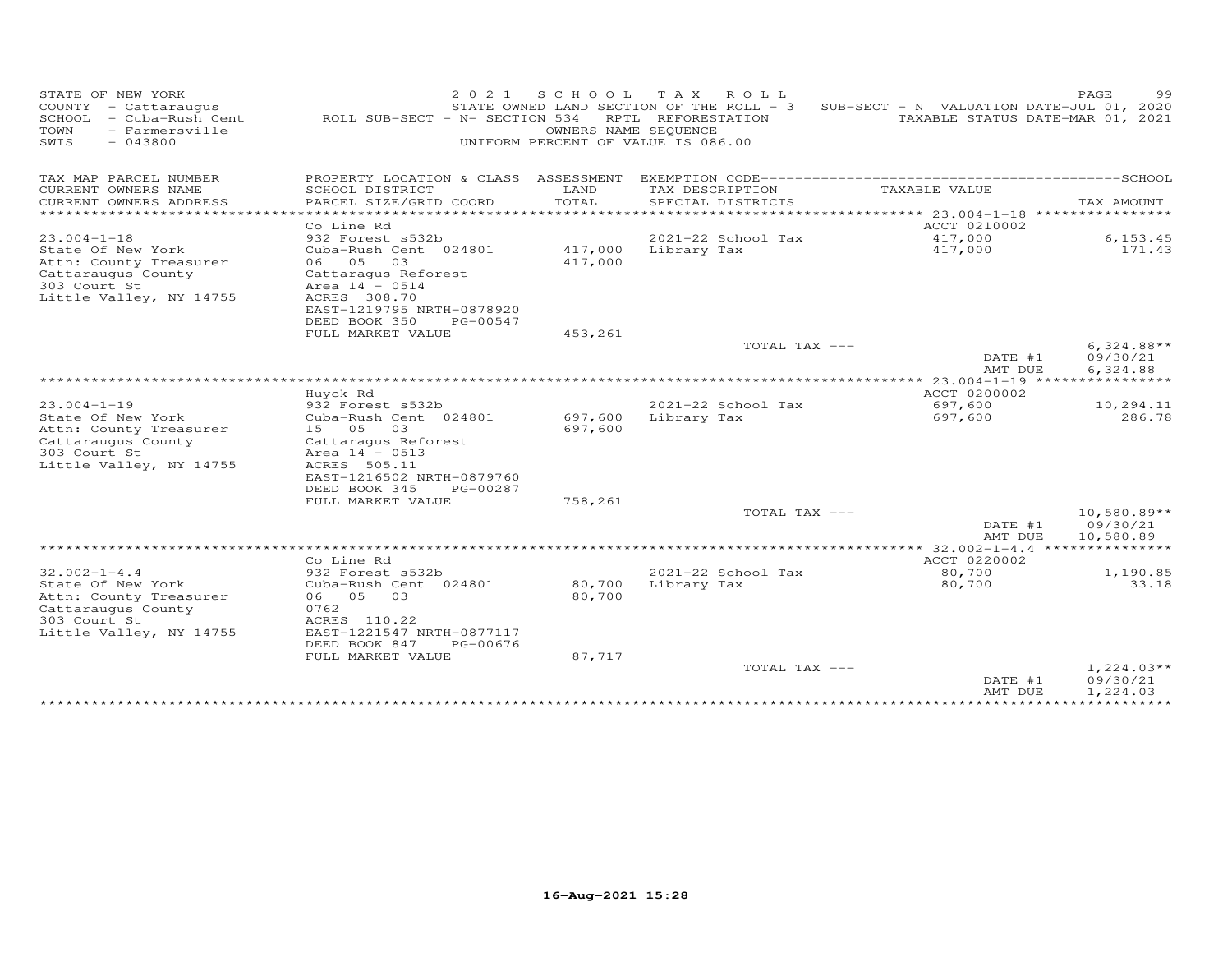STATE OF NEW YORK
COUNTY - Cattaraugus
SCHOOL - Cuba-Rush Cent
TOWN - Farmersville
SWIS - 043800

2021 SCHOOL TAX ROLL
STATE OWNED LAND SECTION OF THE ROLL - 3 SUB-SECT - N VALUATION DATE-JUL 01, 2020
ROLL SUB-SECT - N- SECTION 534 RPTL REFORESTATION TAXABLE STATUS DATE-MAR 01, 2021
OWNERS NAME SEQUENCE
UNIFORM PERCENT OF VALUE IS 086.00

| TAX MAP PARCEL NUMBER / CURRENT OWNERS NAME / CURRENT OWNERS ADDRESS | PROPERTY LOCATION & CLASS / SCHOOL DISTRICT / PARCEL SIZE/GRID COORD | ASSESSMENT LAND / TOTAL | EXEMPTION CODE / TAX DESCRIPTION / SPECIAL DISTRICTS | TAXABLE VALUE | TAX AMOUNT |
|---|---|---|---|---|---|
| 23.004-1-18 | Co Line Rd | | | ACCT 0210002 | |
| 23.004-1-18 | 932 Forest s532b | | 2021-22 School Tax | 417,000 | 6,153.45 |
| State Of New York | Cuba-Rush Cent 024801 | 417,000 | Library Tax | 417,000 | 171.43 |
| Attn: County Treasurer | 06 05 03 | 417,000 | | | |
| Cattaraugus County | Cattaragus Reforest | | | | |
| 303 Court St | Area 14 - 0514 | | | | |
| Little Valley, NY 14755 | ACRES 308.70 | | | | |
| | EAST-1219795 NRTH-0878920 | | | | |
| | DEED BOOK 350 PG-00547 | | | | |
| | FULL MARKET VALUE | 453,261 | | | |
| | | | TOTAL TAX --- | | 6,324.88** |
| | | | | DATE #1 | 09/30/21 |
| | | | | AMT DUE | 6,324.88 |
| 23.004-1-19 | Huyck Rd | | | ACCT 0200002 | |
| 23.004-1-19 | 932 Forest s532b | | 2021-22 School Tax | 697,600 | 10,294.11 |
| State Of New York | Cuba-Rush Cent 024801 | 697,600 | Library Tax | 697,600 | 286.78 |
| Attn: County Treasurer | 15 05 03 | 697,600 | | | |
| Cattaraugus County | Cattaragus Reforest | | | | |
| 303 Court St | Area 14 - 0513 | | | | |
| Little Valley, NY 14755 | ACRES 505.11 | | | | |
| | EAST-1216502 NRTH-0879760 | | | | |
| | DEED BOOK 345 PG-00287 | | | | |
| | FULL MARKET VALUE | 758,261 | | | |
| | | | TOTAL TAX --- | | 10,580.89** |
| | | | | DATE #1 | 09/30/21 |
| | | | | AMT DUE | 10,580.89 |
| 32.002-1-4.4 | Co Line Rd | | | ACCT 0220002 | |
| 32.002-1-4.4 | 932 Forest s532b | | 2021-22 School Tax | 80,700 | 1,190.85 |
| State Of New York | Cuba-Rush Cent 024801 | 80,700 | Library Tax | 80,700 | 33.18 |
| Attn: County Treasurer | 06 05 03 | 80,700 | | | |
| Cattaraugus County | 0762 | | | | |
| 303 Court St | ACRES 110.22 | | | | |
| Little Valley, NY 14755 | EAST-1221547 NRTH-0877117 | | | | |
| | DEED BOOK 847 PG-00676 | | | | |
| | FULL MARKET VALUE | 87,717 | | | |
| | | | TOTAL TAX --- | | 1,224.03** |
| | | | | DATE #1 | 09/30/21 |
| | | | | AMT DUE | 1,224.03 |

16-Aug-2021 15:28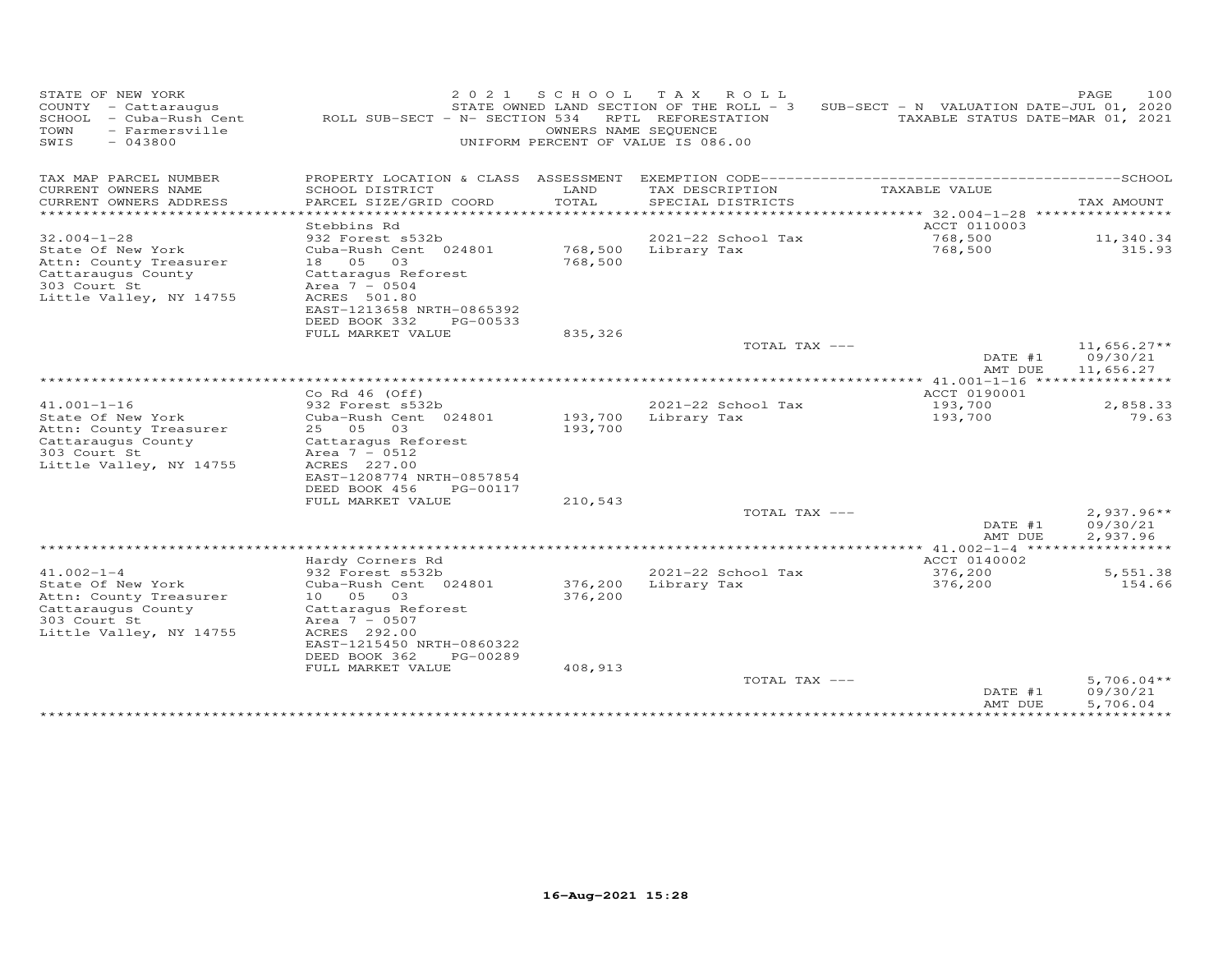STATE OF NEW YORK
COUNTY - Cattaraugus
SCHOOL - Cuba-Rush Cent
TOWN - Farmersville
SWIS - 043800

2021 SCHOOL TAX ROLL
STATE OWNED LAND SECTION OF THE ROLL - 3
ROLL SUB-SECT - N- SECTION 534 RPTL REFORESTATION
OWNERS NAME SEQUENCE
UNIFORM PERCENT OF VALUE IS 086.00

SUB-SECT - N VALUATION DATE-JUL 01, 2020
TAXABLE STATUS DATE-MAR 01, 2021

| TAX MAP PARCEL NUMBER / CURRENT OWNERS NAME / CURRENT OWNERS ADDRESS | PROPERTY LOCATION & CLASS / SCHOOL DISTRICT / PARCEL SIZE/GRID COORD | ASSESSMENT LAND / TOTAL | EXEMPTION CODE / TAX DESCRIPTION / SPECIAL DISTRICTS | TAXABLE VALUE | TAX AMOUNT |
|---|---|---|---|---|---|
| 32.004-1-28 | Stebbins Rd | | | ACCT 0110003 | |
| 32.004-1-28 | 932 Forest s532b | | 2021-22 School Tax | 768,500 | 11,340.34 |
| State Of New York | Cuba-Rush Cent 024801 | 768,500 | Library Tax | 768,500 | 315.93 |
| Attn: County Treasurer | 18 05 03 | 768,500 | | | |
| Cattaraugus County | Cattaragus Reforest | | | | |
| 303 Court St | Area 7 - 0504 | | | | |
| Little Valley, NY 14755 | ACRES 501.80 | | | | |
| | EAST-1213658 NRTH-0865392 | | | | |
| | DEED BOOK 332 PG-00533 | | | | |
| | FULL MARKET VALUE | 835,326 | | | |
| | | | TOTAL TAX --- | | 11,656.27** |
| | | | | DATE #1 | 09/30/21 |
| | | | | AMT DUE | 11,656.27 |
| 41.001-1-16 | Co Rd 46 (Off) | | | ACCT 0190001 | |
| 41.001-1-16 | 932 Forest s532b | | 2021-22 School Tax | 193,700 | 2,858.33 |
| State Of New York | Cuba-Rush Cent 024801 | 193,700 | Library Tax | 193,700 | 79.63 |
| Attn: County Treasurer | 25 05 03 | 193,700 | | | |
| Cattaraugus County | Cattaragus Reforest | | | | |
| 303 Court St | Area 7 - 0512 | | | | |
| Little Valley, NY 14755 | ACRES 227.00 | | | | |
| | EAST-1208774 NRTH-0857854 | | | | |
| | DEED BOOK 456 PG-00117 | | | | |
| | FULL MARKET VALUE | 210,543 | | | |
| | | | TOTAL TAX --- | | 2,937.96** |
| | | | | DATE #1 | 09/30/21 |
| | | | | AMT DUE | 2,937.96 |
| 41.002-1-4 | Hardy Corners Rd | | | ACCT 0140002 | |
| 41.002-1-4 | 932 Forest s532b | | 2021-22 School Tax | 376,200 | 5,551.38 |
| State Of New York | Cuba-Rush Cent 024801 | 376,200 | Library Tax | 376,200 | 154.66 |
| Attn: County Treasurer | 10 05 03 | 376,200 | | | |
| Cattaraugus County | Cattaragus Reforest | | | | |
| 303 Court St | Area 7 - 0507 | | | | |
| Little Valley, NY 14755 | ACRES 292.00 | | | | |
| | EAST-1215450 NRTH-0860322 | | | | |
| | DEED BOOK 362 PG-00289 | | | | |
| | FULL MARKET VALUE | 408,913 | | | |
| | | | TOTAL TAX --- | | 5,706.04** |
| | | | | DATE #1 | 09/30/21 |
| | | | | AMT DUE | 5,706.04 |

16-Aug-2021 15:28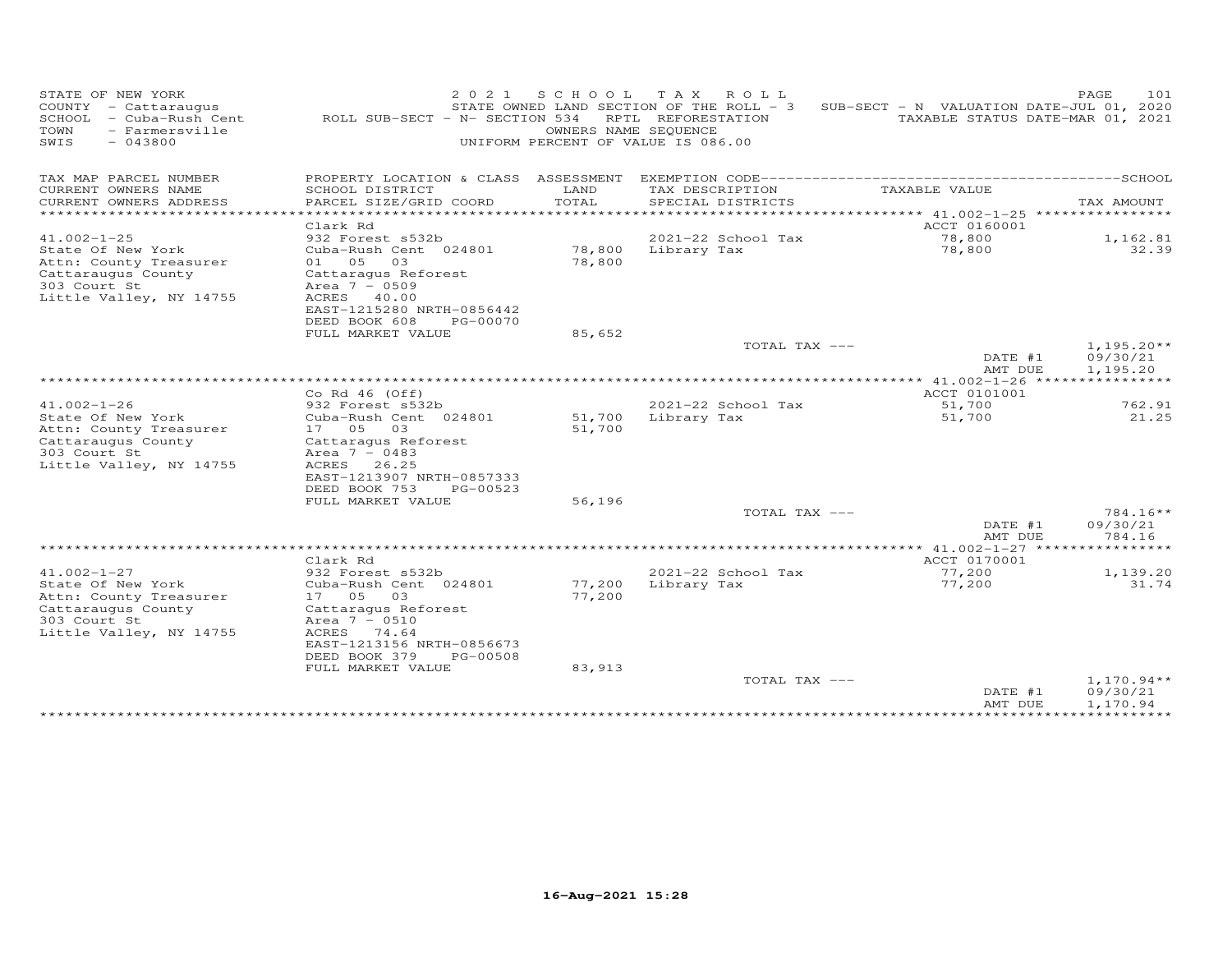STATE OF NEW YORK
COUNTY - Cattaraugus
SCHOOL - Cuba-Rush Cent
TOWN - Farmersville
SWIS - 043800

2 0 2 1 S C H O O L T A X R O L L
STATE OWNED LAND SECTION OF THE ROLL - 3 SUB-SECT - N VALUATION DATE-JUL 01, 2020
ROLL SUB-SECT - N- SECTION 534 RPTL REFORESTATION TAXABLE STATUS DATE-MAR 01, 2021
OWNERS NAME SEQUENCE
UNIFORM PERCENT OF VALUE IS 086.00

| TAX MAP PARCEL NUMBER / CURRENT OWNERS NAME / CURRENT OWNERS ADDRESS | PROPERTY LOCATION & CLASS / SCHOOL DISTRICT / PARCEL SIZE/GRID COORD | ASSESSMENT LAND / TOTAL | EXEMPTION CODE / TAX DESCRIPTION / SPECIAL DISTRICTS | TAXABLE VALUE | TAX AMOUNT |
|---|---|---|---|---|---|
| | Clark Rd | | | ACCT 0160001 | |
| 41.002-1-25 | 932 Forest s532b | | 2021-22 School Tax | 78,800 | 1,162.81 |
| State Of New York | Cuba-Rush Cent 024801 | 78,800 | Library Tax | 78,800 | 32.39 |
| Attn: County Treasurer | 01 05 03 | 78,800 | | | |
| Cattaraugus County | Cattaragus Reforest | | | | |
| 303 Court St | Area 7 - 0509 | | | | |
| Little Valley, NY 14755 | ACRES 40.00 | | | | |
| | EAST-1215280 NRTH-0856442 | | | | |
| | DEED BOOK 608 PG-00070 | | | | |
| | FULL MARKET VALUE | 85,652 | | | |
| | | | TOTAL TAX --- | | 1,195.20** |
| | | | | DATE #1 | 09/30/21 |
| | | | | AMT DUE | 1,195.20 |
| | Co Rd 46 (Off) | | | ACCT 0101001 | |
| 41.002-1-26 | 932 Forest s532b | | 2021-22 School Tax | 51,700 | 762.91 |
| State Of New York | Cuba-Rush Cent 024801 | 51,700 | Library Tax | 51,700 | 21.25 |
| Attn: County Treasurer | 17 05 03 | 51,700 | | | |
| Cattaraugus County | Cattaragus Reforest | | | | |
| 303 Court St | Area 7 - 0483 | | | | |
| Little Valley, NY 14755 | ACRES 26.25 | | | | |
| | EAST-1213907 NRTH-0857333 | | | | |
| | DEED BOOK 753 PG-00523 | | | | |
| | FULL MARKET VALUE | 56,196 | | | |
| | | | TOTAL TAX --- | | 784.16** |
| | | | | DATE #1 | 09/30/21 |
| | | | | AMT DUE | 784.16 |
| | Clark Rd | | | ACCT 0170001 | |
| 41.002-1-27 | 932 Forest s532b | | 2021-22 School Tax | 77,200 | 1,139.20 |
| State Of New York | Cuba-Rush Cent 024801 | 77,200 | Library Tax | 77,200 | 31.74 |
| Attn: County Treasurer | 17 05 03 | 77,200 | | | |
| Cattaraugus County | Cattaragus Reforest | | | | |
| 303 Court St | Area 7 - 0510 | | | | |
| Little Valley, NY 14755 | ACRES 74.64 | | | | |
| | EAST-1213156 NRTH-0856673 | | | | |
| | DEED BOOK 379 PG-00508 | | | | |
| | FULL MARKET VALUE | 83,913 | | | |
| | | | TOTAL TAX --- | | 1,170.94** |
| | | | | DATE #1 | 09/30/21 |
| | | | | AMT DUE | 1,170.94 |

16-Aug-2021 15:28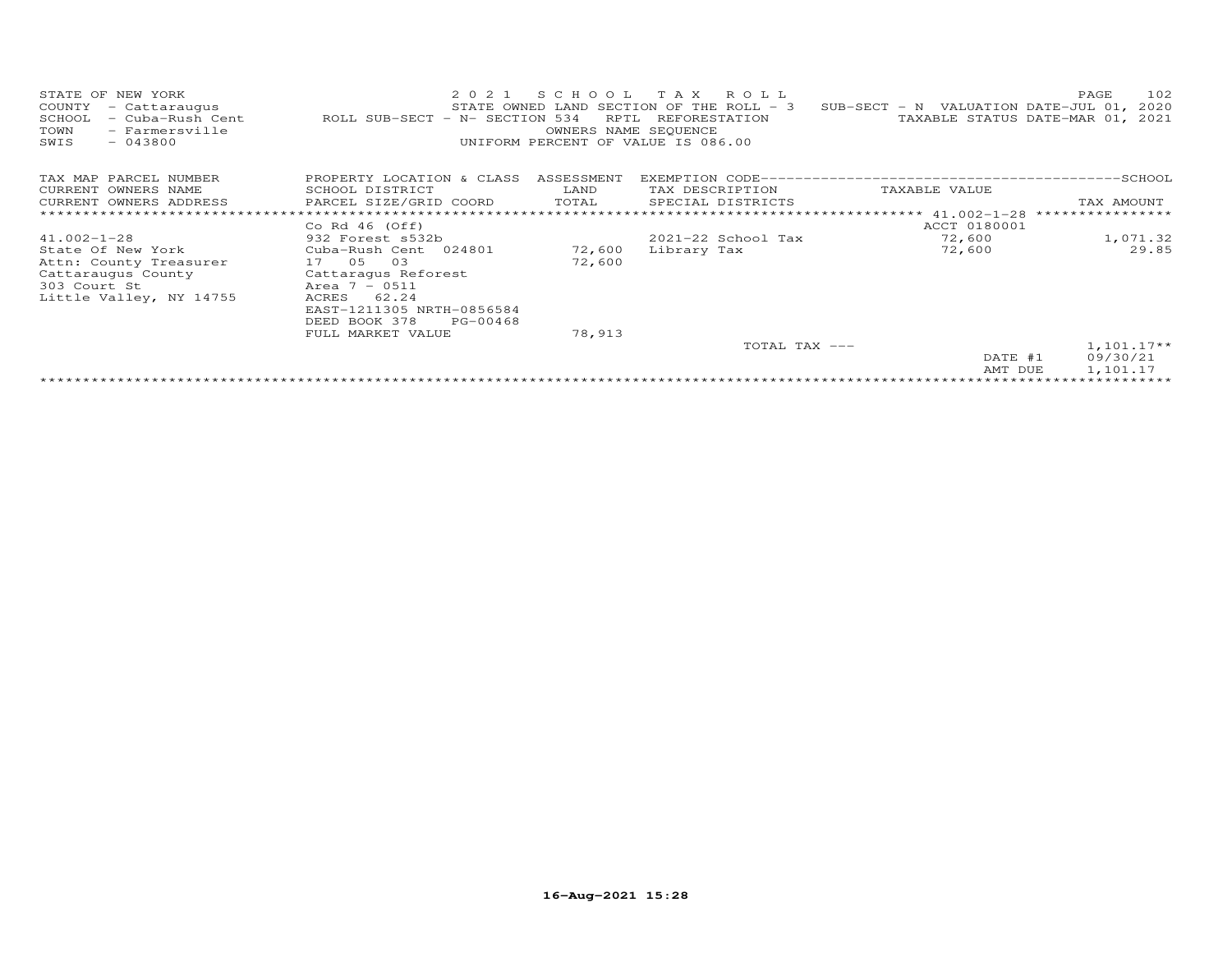STATE OF NEW YORK
COUNTY - Cattaraugus
SCHOOL - Cuba-Rush Cent
TOWN - Farmersville
SWIS - 043800

2 0 2 1 S C H O O L T A X R O L L
STATE OWNED LAND SECTION OF THE ROLL - 3 SUB-SECT - N VALUATION DATE-JUL 01, 2020
ROLL SUB-SECT - N- SECTION 534 RPTL REFORESTATION TAXABLE STATUS DATE-MAR 01, 2021
OWNERS NAME SEQUENCE
UNIFORM PERCENT OF VALUE IS 086.00

| TAX MAP PARCEL NUMBER / CURRENT OWNERS NAME / CURRENT OWNERS ADDRESS | PROPERTY LOCATION & CLASS / SCHOOL DISTRICT / PARCEL SIZE/GRID COORD | ASSESSMENT LAND / TOTAL | EXEMPTION CODE / TAX DESCRIPTION / SPECIAL DISTRICTS | TAXABLE VALUE | TAX AMOUNT |
|---|---|---|---|---|---|
| | Co Rd 46 (Off) | | | ACCT 0180001 | |
| 41.002-1-28 | 932 Forest s532b | | 2021-22 School Tax | 72,600 | 1,071.32 |
| State Of New York | Cuba-Rush Cent 024801 | 72,600 | Library Tax | 72,600 | 29.85 |
| Attn: County Treasurer | 17 05 03 | 72,600 | | | |
| Cattaraugus County | Cattaragus Reforest | | | | |
| 303 Court St | Area 7 - 0511 | | | | |
| Little Valley, NY 14755 | ACRES 62.24 | | | | |
| | EAST-1211305 NRTH-0856584 | | | | |
| | DEED BOOK 378 PG-00468 | | | | |
| | FULL MARKET VALUE | 78,913 | | | |
| | | | TOTAL TAX --- | | 1,101.17** |
| | | | | DATE #1 | 09/30/21 |
| | | | | AMT DUE | 1,101.17 |

16-Aug-2021 15:28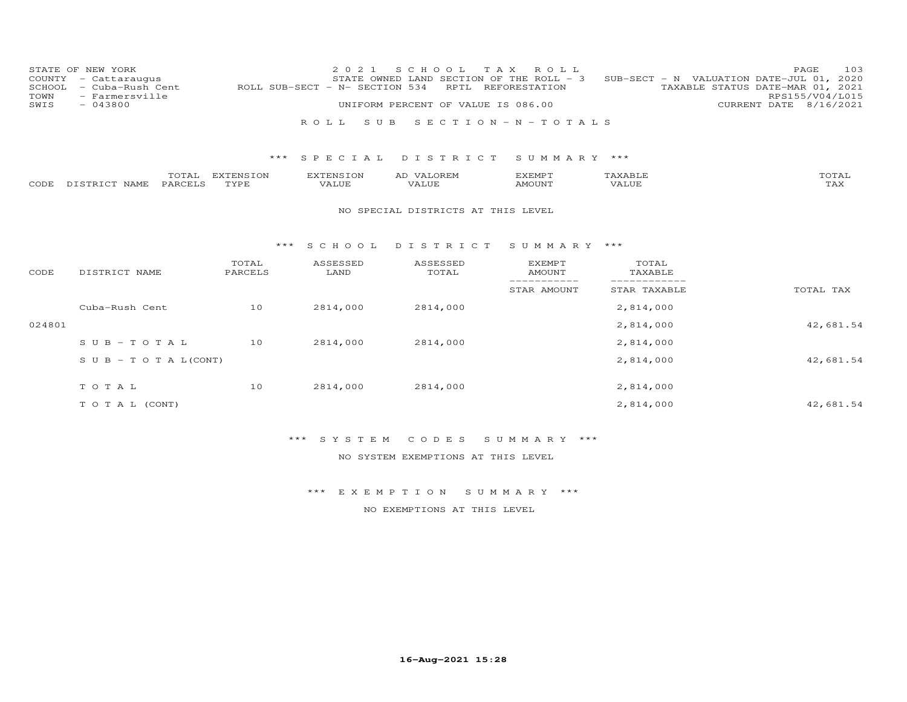STATE OF NEW YORK
COUNTY - Cattaraugus
SCHOOL - Cuba-Rush Cent
TOWN - Farmersville
SWIS - 043800

2021 SCHOOL TAX ROLL
STATE OWNED LAND SECTION OF THE ROLL - 3
ROLL SUB-SECT - N- SECTION 534 RPTL REFORESTATION
UNIFORM PERCENT OF VALUE IS 086.00

SUB-SECT - N VALUATION DATE-JUL 01, 2020
TAXABLE STATUS DATE-MAR 01, 2021
RPS155/V04/L015
CURRENT DATE 8/16/2021

ROLL SUB SECTION - N - TOTALS

*** SPECIAL DISTRICT SUMMARY ***

| CODE | DISTRICT NAME | TOTAL PARCELS | EXTENSION TYPE | EXTENSION VALUE | AD VALOREM VALUE | EXEMPT AMOUNT | TAXABLE VALUE | TOTAL TAX |
|---|---|---|---|---|---|---|---|---|

NO SPECIAL DISTRICTS AT THIS LEVEL

*** SCHOOL DISTRICT SUMMARY ***

| CODE | DISTRICT NAME | TOTAL PARCELS | ASSESSED LAND | ASSESSED TOTAL | EXEMPT AMOUNT / STAR AMOUNT | TOTAL TAXABLE / STAR TAXABLE | TOTAL TAX |
|---|---|---|---|---|---|---|---|
| | Cuba-Rush Cent | 10 | 2814,000 | 2814,000 | | 2,814,000 | |
| 024801 | | | | | | 2,814,000 | 42,681.54 |
| | SUB-TOTAL | 10 | 2814,000 | 2814,000 | | 2,814,000 | |
| | SUB-TOTAL(CONT) | | | | | 2,814,000 | 42,681.54 |
| | TOTAL | 10 | 2814,000 | 2814,000 | | 2,814,000 | |
| | TOTAL (CONT) | | | | | 2,814,000 | 42,681.54 |

*** SYSTEM CODES SUMMARY ***

NO SYSTEM EXEMPTIONS AT THIS LEVEL

*** EXEMPTION SUMMARY ***

NO EXEMPTIONS AT THIS LEVEL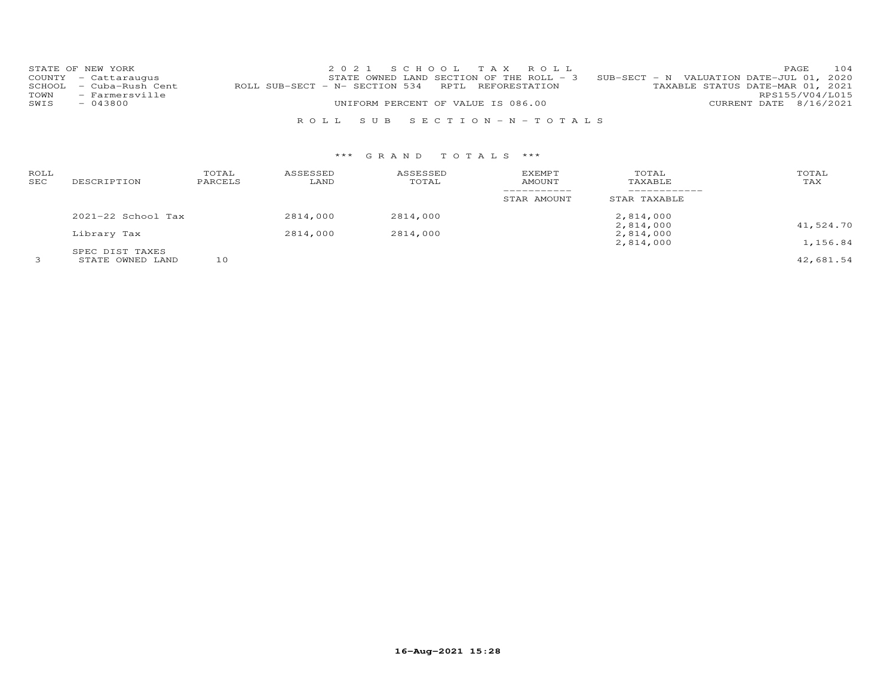STATE OF NEW YORK
COUNTY - Cattaraugus
SCHOOL - Cuba-Rush Cent
TOWN - Farmersville
SWIS - 043800

2021 SCHOOL TAX ROLL
STATE OWNED LAND SECTION OF THE ROLL - 3 SUB-SECT - N VALUATION DATE-JUL 01, 2020
ROLL SUB-SECT - N- SECTION 534 RPTL REFORESTATION TAXABLE STATUS DATE-MAR 01, 2021
RPS155/V04/L015
UNIFORM PERCENT OF VALUE IS 086.00 CURRENT DATE 8/16/2021

ROLL SUB SECTION-N-TOTALS

*** GRAND TOTALS ***

| ROLL SEC | DESCRIPTION | TOTAL PARCELS | ASSESSED LAND | ASSESSED TOTAL | EXEMPT AMOUNT / STAR AMOUNT | TOTAL TAXABLE / STAR TAXABLE | TOTAL TAX |
|---|---|---|---|---|---|---|---|
| | 2021-22 School Tax | | 2814,000 | 2814,000 | | 2,814,000<br>2,814,000 | 41,524.70 |
| | Library Tax | | 2814,000 | 2814,000 | | 2,814,000<br>2,814,000 | 1,156.84 |
| | SPEC DIST TAXES | | | | | | |
| 3 | STATE OWNED LAND | 10 | | | | | 42,681.54 |

16-Aug-2021 15:28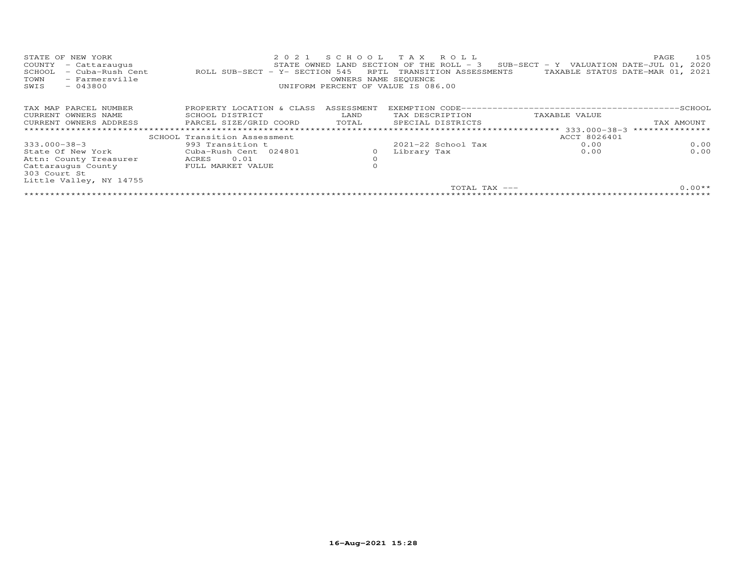STATE OF NEW YORK 2 0 2 1 S C H O O L T A X R O L L
COUNTY - Cattaraugus STATE OWNED LAND SECTION OF THE ROLL - 3 SUB-SECT - Y VALUATION DATE-JUL 01, 2020
SCHOOL - Cuba-Rush Cent ROLL SUB-SECT - Y- SECTION 545 RPTL TRANSITION ASSESSMENTS TAXABLE STATUS DATE-MAR 01, 2021
TOWN - Farmersville OWNERS NAME SEQUENCE
SWIS - 043800 UNIFORM PERCENT OF VALUE IS 086.00

| TAX MAP PARCEL NUMBER | PROPERTY LOCATION & CLASS | ASSESSMENT | EXEMPTION CODE-----SCHOOL | | |
|---|---|---|---|---|---|
| CURRENT OWNERS NAME | SCHOOL DISTRICT | LAND | TAX DESCRIPTION | TAXABLE VALUE | |
| CURRENT OWNERS ADDRESS | PARCEL SIZE/GRID COORD | TOTAL | SPECIAL DISTRICTS | | TAX AMOUNT |
| | SCHOOL Transition Assessment | | | ACCT 8026401 | |
| 333.000-38-3 | 993 Transition t | | 2021-22 School Tax | 0.00 | 0.00 |
| State Of New York | Cuba-Rush Cent 024801 | 0 | Library Tax | 0.00 | 0.00 |
| Attn: County Treasurer | ACRES 0.01 | 0 | | | |
| Cattaraugus County | FULL MARKET VALUE | 0 | | | |
| 303 Court St | | | | | |
| Little Valley, NY 14755 | | | | | |
| | | | TOTAL TAX --- | | 0.00** |

16-Aug-2021 15:28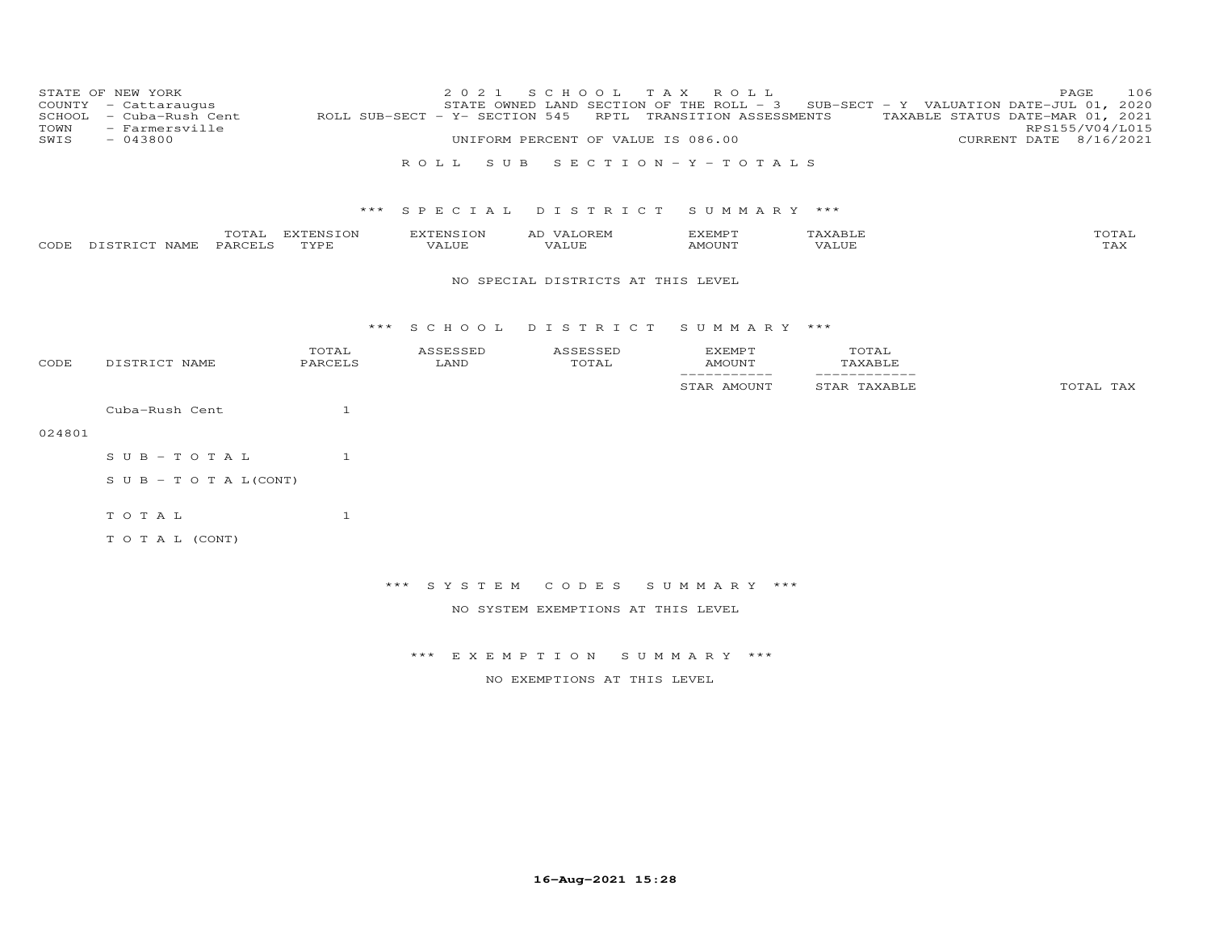STATE OF NEW YORK
COUNTY - Cattaraugus
SCHOOL - Cuba-Rush Cent
TOWN - Farmersville
SWIS - 043800

2021 SCHOOL TAX ROLL
STATE OWNED LAND SECTION OF THE ROLL - 3 SUB-SECT - Y VALUATION DATE-JUL 01, 2020
ROLL SUB-SECT - Y- SECTION 545 RPTL TRANSITION ASSESSMENTS TAXABLE STATUS DATE-MAR 01, 2021
RPS155/V04/L015
UNIFORM PERCENT OF VALUE IS 086.00 CURRENT DATE 8/16/2021

ROLL SUB SECTION - Y - TOTALS

### *** SPECIAL DISTRICT SUMMARY ***

| CODE | DISTRICT NAME | TOTAL PARCELS | EXTENSION TYPE | EXTENSION VALUE | AD VALOREM VALUE | EXEMPT AMOUNT | TAXABLE VALUE | TOTAL TAX |
|---|---|---|---|---|---|---|---|---|

NO SPECIAL DISTRICTS AT THIS LEVEL

### *** SCHOOL DISTRICT SUMMARY ***

| CODE | DISTRICT NAME | TOTAL PARCELS | ASSESSED LAND | ASSESSED TOTAL | EXEMPT AMOUNT / STAR AMOUNT | TOTAL TAXABLE / STAR TAXABLE | TOTAL TAX |
|---|---|---|---|---|---|---|---|
| 024801 | Cuba-Rush Cent | 1 | | | | | |
| | SUB-TOTAL | 1 | | | | | |
| | SUB-TOTAL(CONT) | | | | | | |
| | TOTAL | 1 | | | | | |
| | TOTAL (CONT) | | | | | | |

### *** SYSTEM CODES SUMMARY ***

NO SYSTEM EXEMPTIONS AT THIS LEVEL

### *** EXEMPTION SUMMARY ***

NO EXEMPTIONS AT THIS LEVEL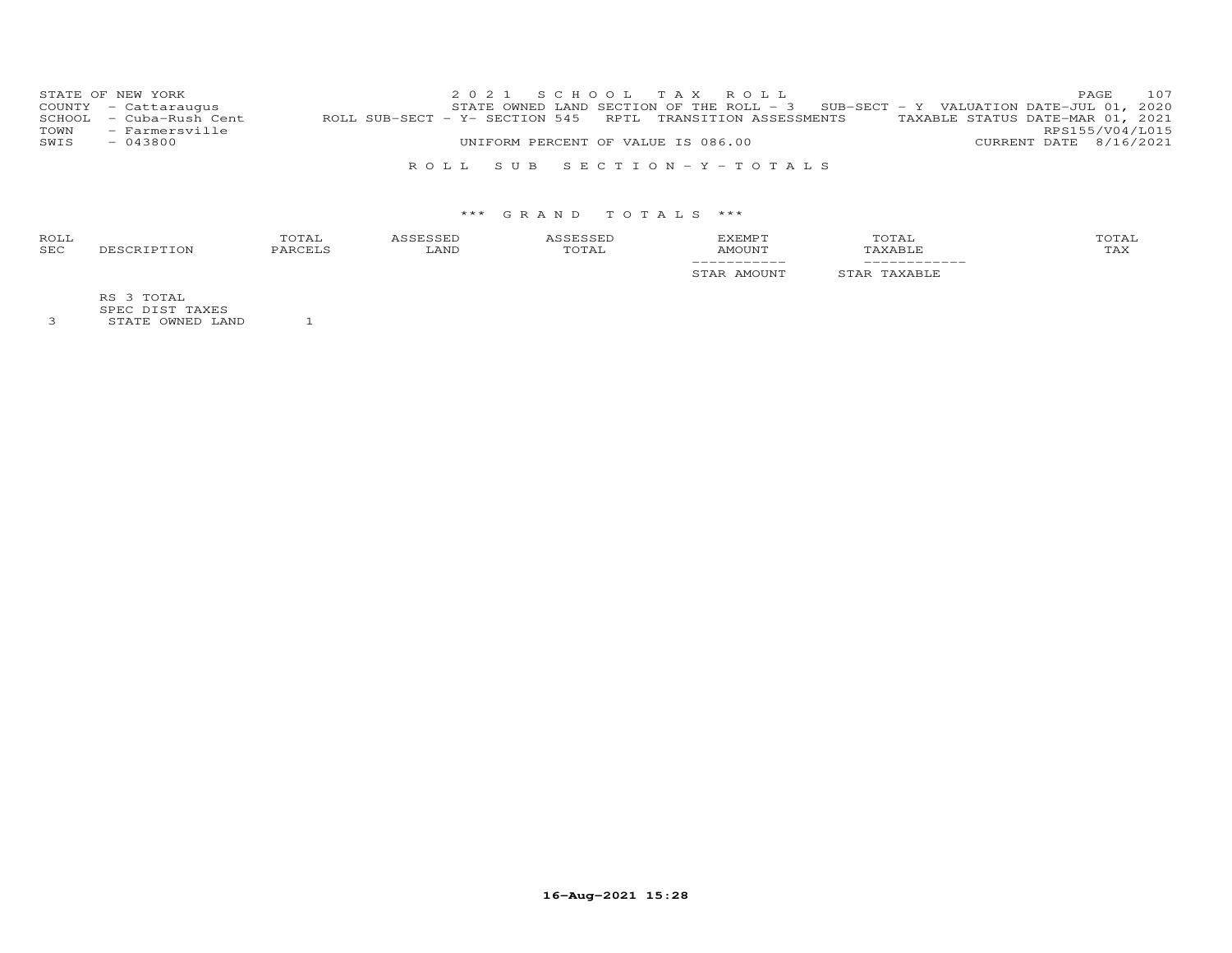STATE OF NEW YORK
COUNTY - Cattaraugus
SCHOOL - Cuba-Rush Cent
TOWN - Farmersville
SWIS - 043800

2021 SCHOOL TAX ROLL
STATE OWNED LAND SECTION OF THE ROLL - 3 SUB-SECT - Y VALUATION DATE-JUL 01, 2020
ROLL SUB-SECT - Y- SECTION 545 RPTL TRANSITION ASSESSMENTS TAXABLE STATUS DATE-MAR 01, 2021
RPS155/V04/L015
UNIFORM PERCENT OF VALUE IS 086.00 CURRENT DATE 8/16/2021

ROLL SUB SECTION-Y-TOTALS

*** GRAND TOTALS ***

| ROLL SEC | DESCRIPTION | TOTAL PARCELS | ASSESSED LAND | ASSESSED TOTAL | EXEMPT AMOUNT<br>-----------<br>STAR AMOUNT | TOTAL TAXABLE<br>------------<br>STAR TAXABLE | TOTAL TAX |
|---|---|---|---|---|---|---|---|
| | RS 3 TOTAL | | | | | | |
| | SPEC DIST TAXES | | | | | | |
| 3 | STATE OWNED LAND | 1 | | | | | |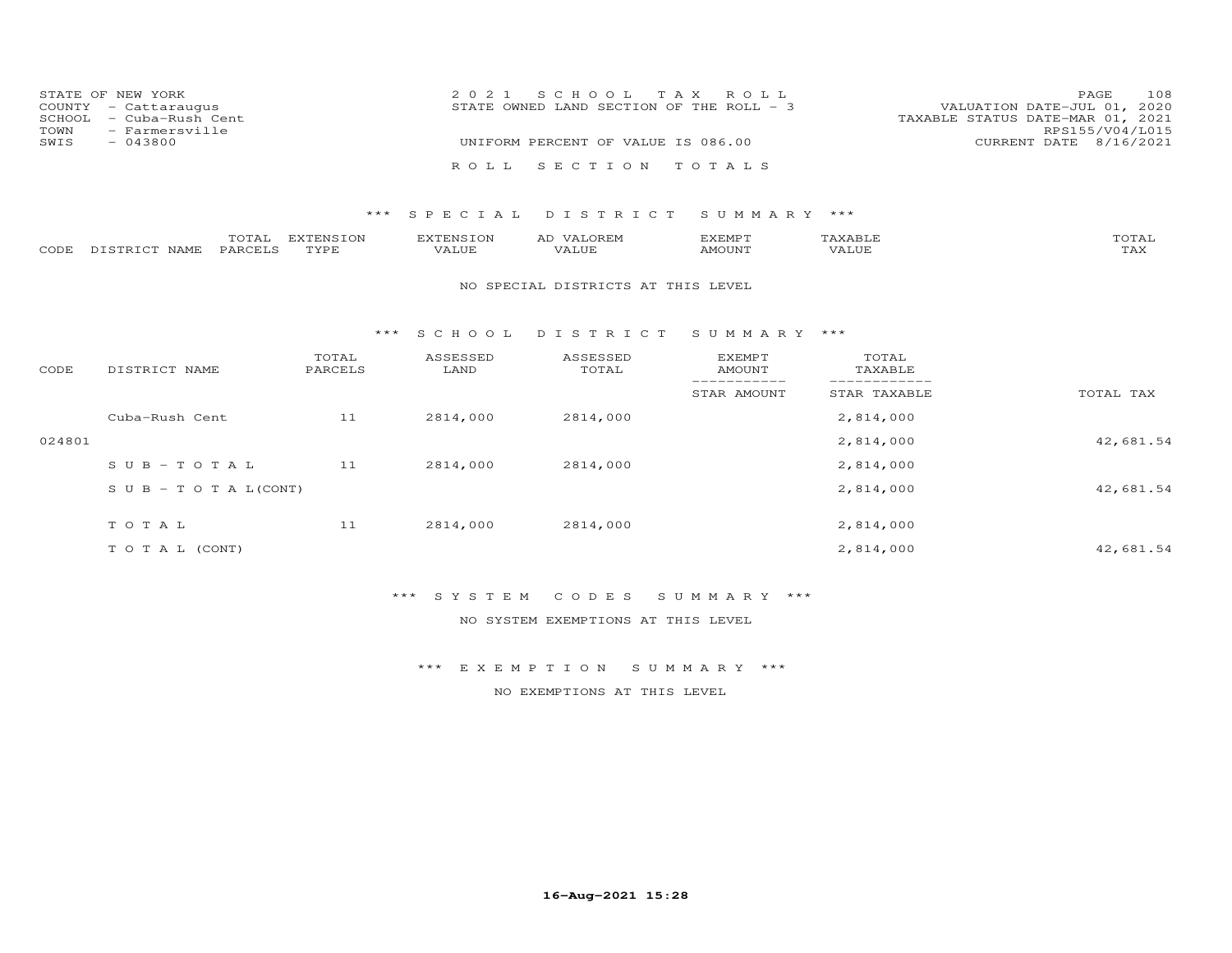STATE OF NEW YORK
COUNTY - Cattaraugus
SCHOOL - Cuba-Rush Cent
TOWN - Farmersville
SWIS - 043800

2 0 2 1 S C H O O L T A X R O L L
STATE OWNED LAND SECTION OF THE ROLL - 3
UNIFORM PERCENT OF VALUE IS 086.00

VALUATION DATE-JUL 01, 2020
TAXABLE STATUS DATE-MAR 01, 2021
RPS155/V04/L015
CURRENT DATE 8/16/2021

R O L L S E C T I O N T O T A L S

*** S P E C I A L D I S T R I C T S U M M A R Y ***

| CODE | DISTRICT NAME | TOTAL PARCELS | EXTENSION TYPE | EXTENSION VALUE | AD VALOREM VALUE | EXEMPT AMOUNT | TAXABLE VALUE | TOTAL TAX |
|---|---|---|---|---|---|---|---|---|

NO SPECIAL DISTRICTS AT THIS LEVEL

*** S C H O O L D I S T R I C T S U M M A R Y ***

| CODE | DISTRICT NAME | TOTAL PARCELS | ASSESSED LAND | ASSESSED TOTAL | EXEMPT AMOUNT / STAR AMOUNT | TOTAL TAXABLE / STAR TAXABLE | TOTAL TAX |
|---|---|---|---|---|---|---|---|
| | Cuba-Rush Cent | 11 | 2814,000 | 2814,000 | | 2,814,000 | |
| 024801 | | | | | | 2,814,000 | 42,681.54 |
| | S U B - T O T A L | 11 | 2814,000 | 2814,000 | | 2,814,000 | |
| | S U B - T O T A L(CONT) | | | | | 2,814,000 | 42,681.54 |
| | T O T A L | 11 | 2814,000 | 2814,000 | | 2,814,000 | |
| | T O T A L (CONT) | | | | | 2,814,000 | 42,681.54 |

*** S Y S T E M C O D E S S U M M A R Y ***

NO SYSTEM EXEMPTIONS AT THIS LEVEL

*** E X E M P T I O N S U M M A R Y ***

NO EXEMPTIONS AT THIS LEVEL

16-Aug-2021 15:28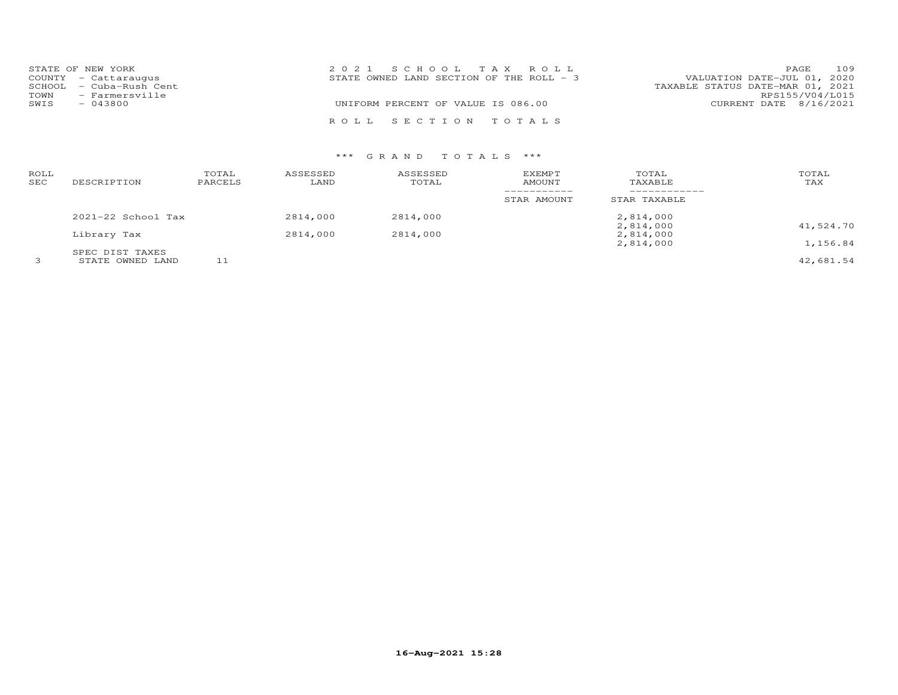STATE OF NEW YORK
COUNTY - Cattaraugus
SCHOOL - Cuba-Rush Cent
TOWN - Farmersville
SWIS - 043800

2 0 2 1 S C H O O L T A X R O L L
STATE OWNED LAND SECTION OF THE ROLL - 3

UNIFORM PERCENT OF VALUE IS 086.00

VALUATION DATE-JUL 01, 2020
TAXABLE STATUS DATE-MAR 01, 2021
RPS155/V04/L015
CURRENT DATE 8/16/2021

R O L L S E C T I O N T O T A L S

*** G R A N D T O T A L S ***

| ROLL SEC | DESCRIPTION | TOTAL PARCELS | ASSESSED LAND | ASSESSED TOTAL | EXEMPT AMOUNT / STAR AMOUNT | TOTAL TAXABLE / STAR TAXABLE | TOTAL TAX |
|---|---|---|---|---|---|---|---|
| | 2021-22 School Tax | | 2814,000 | 2814,000 | | 2,814,000 | |
| | | | | | | 2,814,000 | 41,524.70 |
| | Library Tax | | 2814,000 | 2814,000 | | 2,814,000 | |
| | | | | | | 2,814,000 | 1,156.84 |
| | SPEC DIST TAXES | | | | | | |
| 3 | STATE OWNED LAND | 11 | | | | | 42,681.54 |

16-Aug-2021 15:28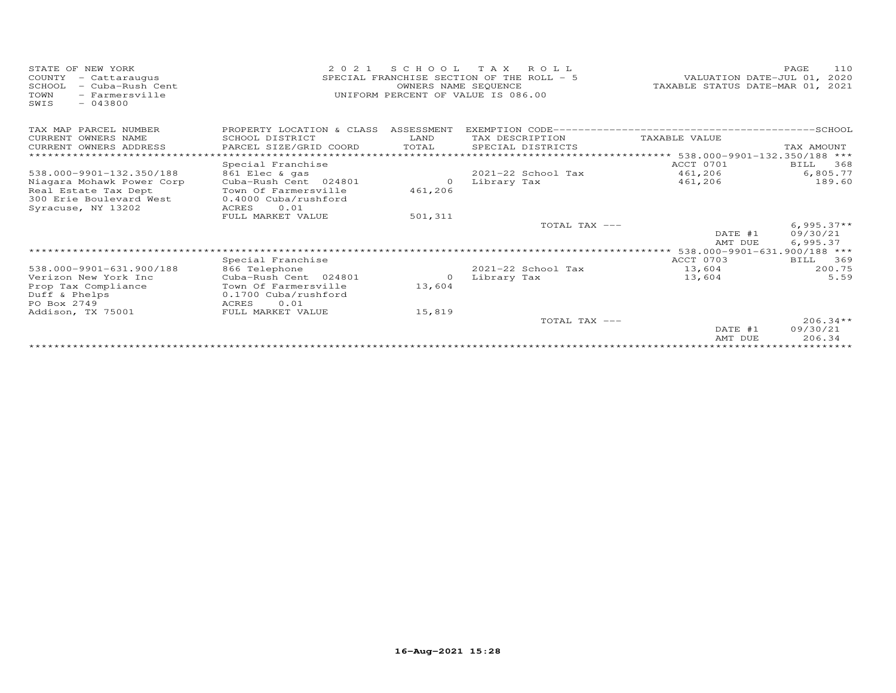STATE OF NEW YORK
COUNTY - Cattaraugus
SCHOOL - Cuba-Rush Cent
TOWN - Farmersville
SWIS - 043800

2021 SCHOOL TAX ROLL
SPECIAL FRANCHISE SECTION OF THE ROLL - 5
OWNERS NAME SEQUENCE
UNIFORM PERCENT OF VALUE IS 086.00

VALUATION DATE-JUL 01, 2020
TAXABLE STATUS DATE-MAR 01, 2021

| TAX MAP PARCEL NUMBER / CURRENT OWNERS NAME / CURRENT OWNERS ADDRESS | PROPERTY LOCATION & CLASS / SCHOOL DISTRICT / PARCEL SIZE/GRID COORD | ASSESSMENT LAND / TOTAL | EXEMPTION CODE / TAX DESCRIPTION / SPECIAL DISTRICTS | TAXABLE VALUE | TAX AMOUNT |
|---|---|---|---|---|---|
| | | | | 538.000-9901-132.350/188 *** | |
| | Special Franchise | | | ACCT 0701 | BILL 368 |
| 538.000-9901-132.350/188 | 861 Elec & gas | | 2021-22 School Tax | 461,206 | 6,805.77 |
| Niagara Mohawk Power Corp | Cuba-Rush Cent 024801 | 0 | Library Tax | 461,206 | 189.60 |
| Real Estate Tax Dept | Town Of Farmersville | 461,206 | | | |
| 300 Erie Boulevard West | 0.4000 Cuba/rushford | | | | |
| Syracuse, NY 13202 | ACRES 0.01 | | | | |
| | FULL MARKET VALUE | 501,311 | | | |
| | | | TOTAL TAX --- | | 6,995.37** |
| | | | | DATE #1 | 09/30/21 |
| | | | | AMT DUE | 6,995.37 |
| | | | | 538.000-9901-631.900/188 *** | |
| | Special Franchise | | | ACCT 0703 | BILL 369 |
| 538.000-9901-631.900/188 | 866 Telephone | | 2021-22 School Tax | 13,604 | 200.75 |
| Verizon New York Inc | Cuba-Rush Cent 024801 | 0 | Library Tax | 13,604 | 5.59 |
| Prop Tax Compliance | Town Of Farmersville | 13,604 | | | |
| Duff & Phelps | 0.1700 Cuba/rushford | | | | |
| PO Box 2749 | ACRES 0.01 | | | | |
| Addison, TX 75001 | FULL MARKET VALUE | 15,819 | | | |
| | | | TOTAL TAX --- | | 206.34** |
| | | | | DATE #1 | 09/30/21 |
| | | | | AMT DUE | 206.34 |

16-Aug-2021 15:28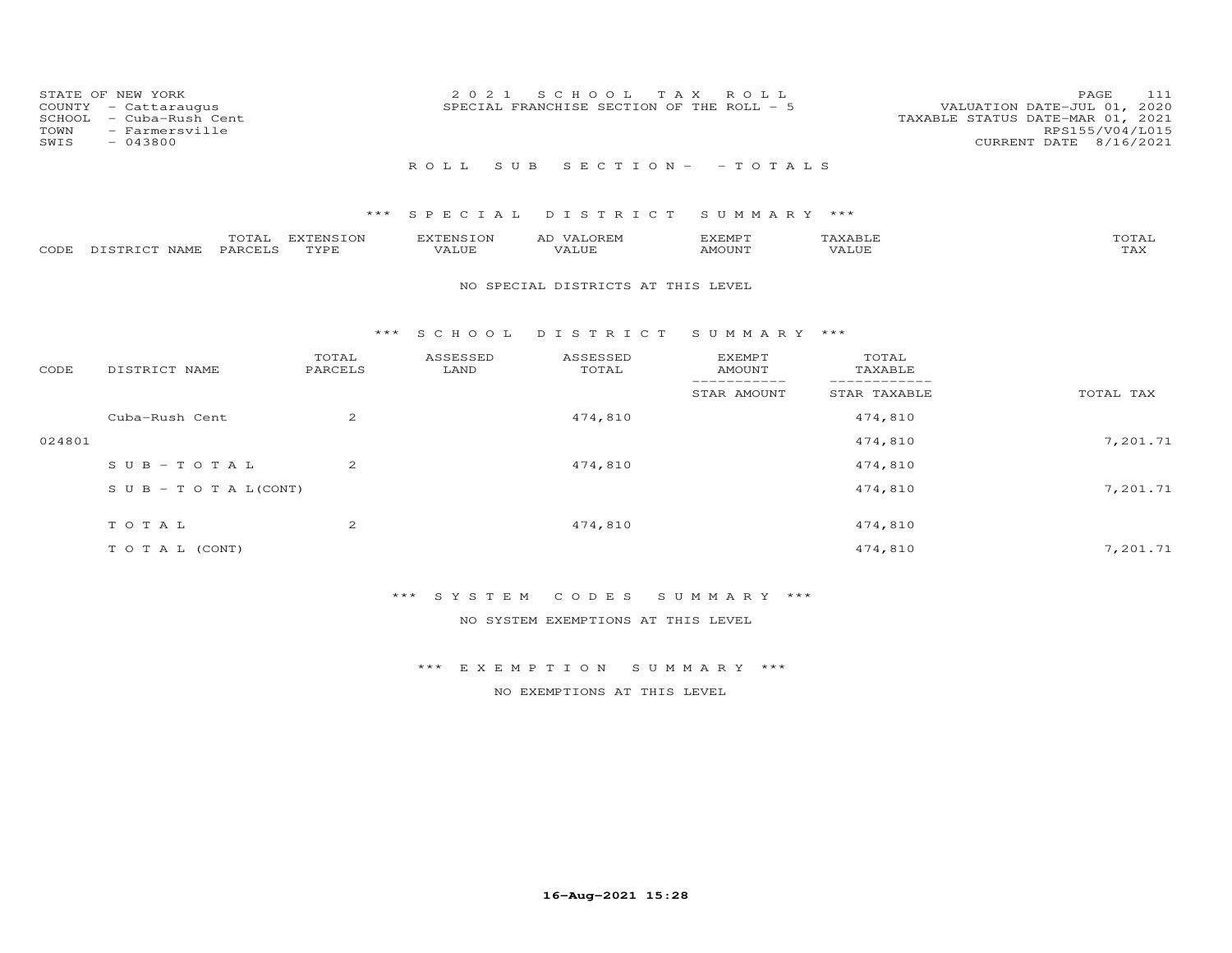STATE OF NEW YORK
COUNTY - Cattaraugus
SCHOOL - Cuba-Rush Cent
TOWN - Farmersville
SWIS - 043800

2021 SCHOOL TAX ROLL
SPECIAL FRANCHISE SECTION OF THE ROLL - 5

VALUATION DATE-JUL 01, 2020
TAXABLE STATUS DATE-MAR 01, 2021
RPS155/V04/L015
CURRENT DATE 8/16/2021

ROLL SUB SECTION- - TOTALS

*** SPECIAL DISTRICT SUMMARY ***

| CODE | DISTRICT NAME | TOTAL PARCELS | EXTENSION TYPE | EXTENSION VALUE | AD VALOREM VALUE | EXEMPT AMOUNT | TAXABLE VALUE | TOTAL TAX |
|---|---|---|---|---|---|---|---|---|

NO SPECIAL DISTRICTS AT THIS LEVEL

*** SCHOOL DISTRICT SUMMARY ***

| CODE | DISTRICT NAME | TOTAL PARCELS | ASSESSED LAND | ASSESSED TOTAL | EXEMPT AMOUNT / STAR AMOUNT | TOTAL TAXABLE / STAR TAXABLE | TOTAL TAX |
|---|---|---|---|---|---|---|---|
| | Cuba-Rush Cent | 2 | | 474,810 | | 474,810 | |
| 024801 | | | | | | 474,810 | 7,201.71 |
| | SUB-TOTAL | 2 | | 474,810 | | 474,810 | |
| | SUB-TOTAL(CONT) | | | | | 474,810 | 7,201.71 |
| | TOTAL | 2 | | 474,810 | | 474,810 | |
| | TOTAL (CONT) | | | | | 474,810 | 7,201.71 |

*** SYSTEM CODES SUMMARY ***

NO SYSTEM EXEMPTIONS AT THIS LEVEL

*** EXEMPTION SUMMARY ***

NO EXEMPTIONS AT THIS LEVEL

16-Aug-2021 15:28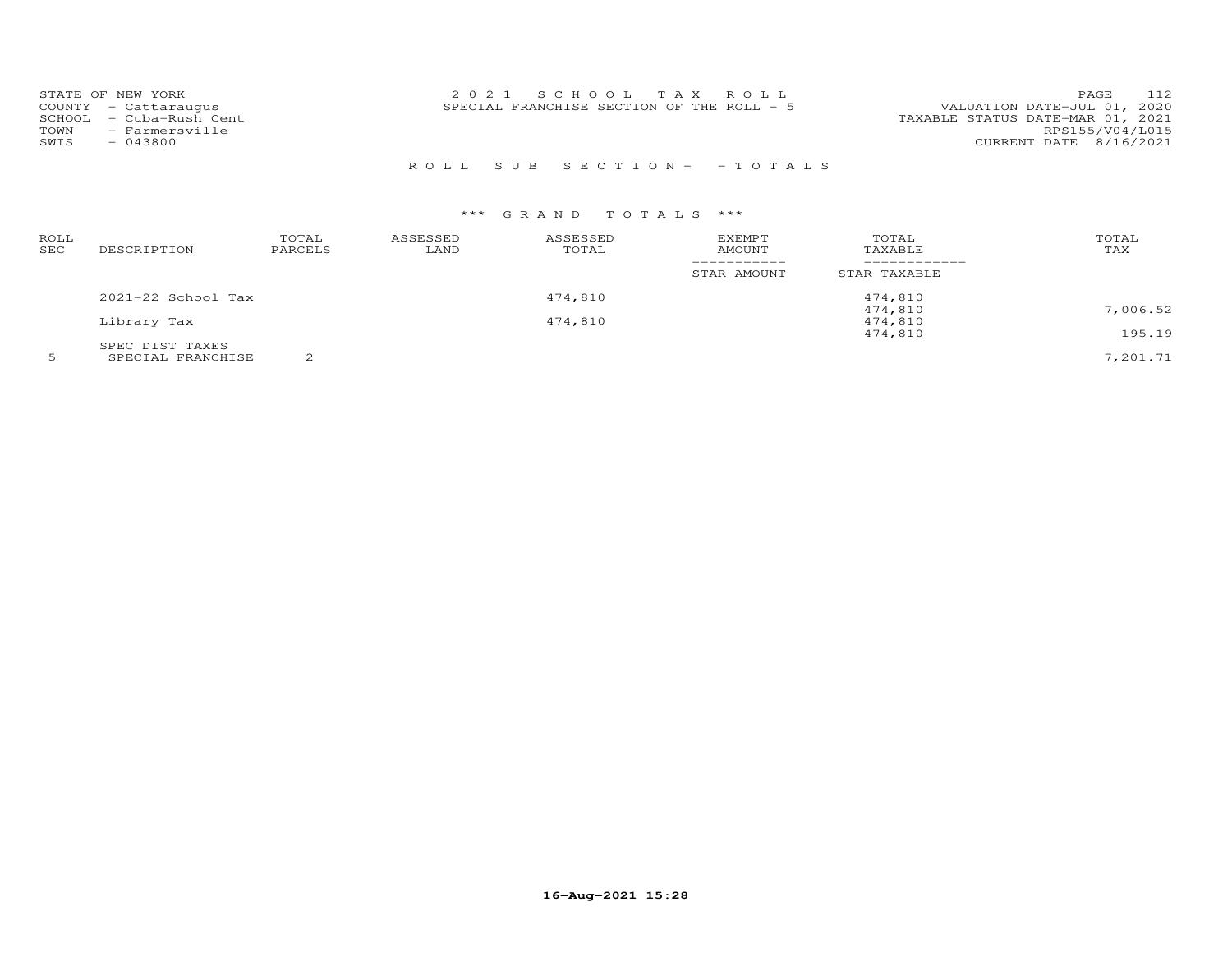STATE OF NEW YORK
COUNTY - Cattaraugus
SCHOOL - Cuba-Rush Cent
TOWN - Farmersville
SWIS - 043800

2021 SCHOOL TAX ROLL
SPECIAL FRANCHISE SECTION OF THE ROLL - 5

VALUATION DATE-JUL 01, 2020
TAXABLE STATUS DATE-MAR 01, 2021
RPS155/V04/L015
CURRENT DATE 8/16/2021

ROLL SUB SECTION- - TOTALS

*** GRAND TOTALS ***

| ROLL SEC | DESCRIPTION | TOTAL PARCELS | ASSESSED LAND | ASSESSED TOTAL | EXEMPT AMOUNT / STAR AMOUNT | TOTAL TAXABLE / STAR TAXABLE | TOTAL TAX |
|---|---|---|---|---|---|---|---|
| | 2021-22 School Tax | | | 474,810 | | 474,810 | |
| | | | | | | 474,810 | 7,006.52 |
| | Library Tax | | | 474,810 | | 474,810 | |
| | | | | | | 474,810 | 195.19 |
| | SPEC DIST TAXES | | | | | | |
| 5 | SPECIAL FRANCHISE | 2 | | | | | 7,201.71 |

16-Aug-2021 15:28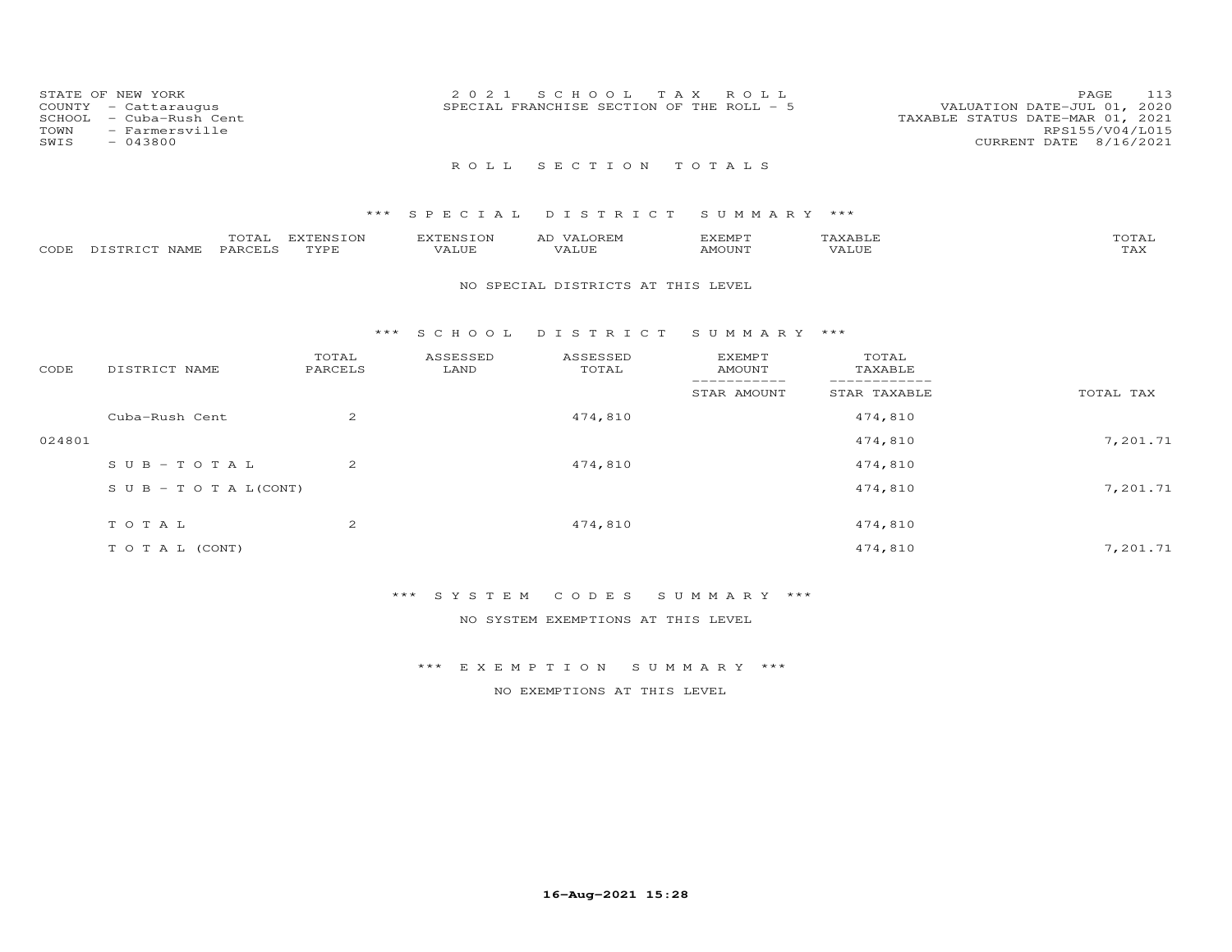STATE OF NEW YORK
COUNTY - Cattaraugus
SCHOOL - Cuba-Rush Cent
TOWN - Farmersville
SWIS - 043800

2 0 2 1 S C H O O L T A X R O L L
SPECIAL FRANCHISE SECTION OF THE ROLL - 5

VALUATION DATE-JUL 01, 2020
TAXABLE STATUS DATE-MAR 01, 2021
RPS155/V04/L015
CURRENT DATE 8/16/2021

R O L L S E C T I O N T O T A L S

*** S P E C I A L D I S T R I C T S U M M A R Y ***

| CODE | DISTRICT NAME | TOTAL PARCELS | EXTENSION TYPE | EXTENSION VALUE | AD VALOREM VALUE | EXEMPT AMOUNT | TAXABLE VALUE | TOTAL TAX |
|---|---|---|---|---|---|---|---|---|

NO SPECIAL DISTRICTS AT THIS LEVEL

*** S C H O O L D I S T R I C T S U M M A R Y ***

| CODE | DISTRICT NAME | TOTAL PARCELS | ASSESSED LAND | ASSESSED TOTAL | EXEMPT AMOUNT / STAR AMOUNT | TOTAL TAXABLE / STAR TAXABLE | TOTAL TAX |
|---|---|---|---|---|---|---|---|
| | Cuba-Rush Cent | 2 | | 474,810 | | 474,810 | |
| 024801 | | | | | | 474,810 | 7,201.71 |
| | S U B - T O T A L | 2 | | 474,810 | | 474,810 | |
| | S U B - T O T A L(CONT) | | | | | 474,810 | 7,201.71 |
| | T O T A L | 2 | | 474,810 | | 474,810 | |
| | T O T A L (CONT) | | | | | 474,810 | 7,201.71 |

*** S Y S T E M C O D E S S U M M A R Y ***

NO SYSTEM EXEMPTIONS AT THIS LEVEL

*** E X E M P T I O N S U M M A R Y ***

NO EXEMPTIONS AT THIS LEVEL

16-Aug-2021 15:28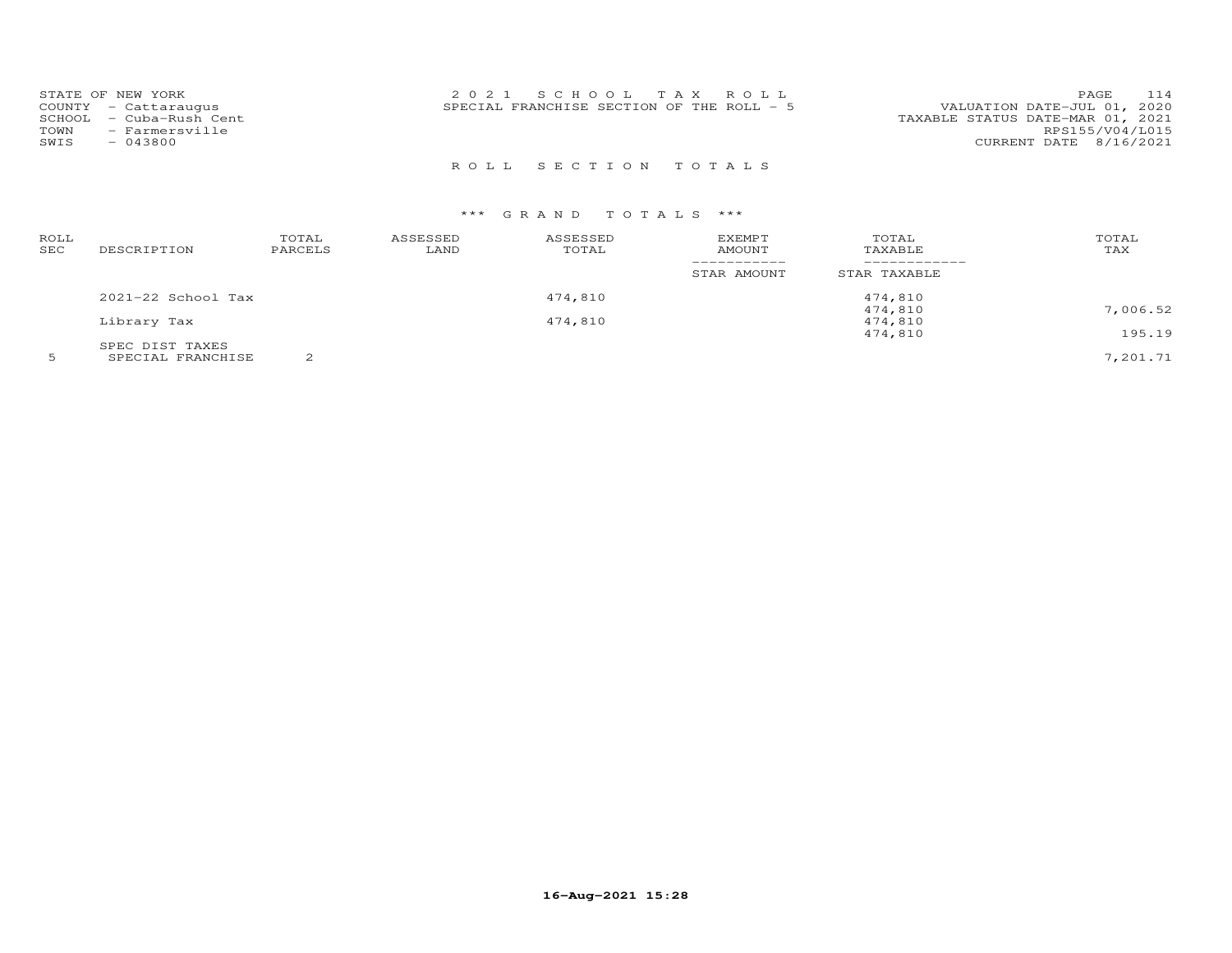STATE OF NEW YORK
COUNTY - Cattaraugus
SCHOOL - Cuba-Rush Cent
TOWN - Farmersville
SWIS - 043800

2021 SCHOOL TAX ROLL
SPECIAL FRANCHISE SECTION OF THE ROLL - 5

VALUATION DATE-JUL 01, 2020
TAXABLE STATUS DATE-MAR 01, 2021
RPS155/V04/L015
CURRENT DATE 8/16/2021

## ROLL SECTION TOTALS

### *** GRAND TOTALS ***

| ROLL SEC | DESCRIPTION | TOTAL PARCELS | ASSESSED LAND | ASSESSED TOTAL | EXEMPT AMOUNT / STAR AMOUNT | TOTAL TAXABLE / STAR TAXABLE | TOTAL TAX |
|---|---|---|---|---|---|---|---|
| | 2021-22 School Tax | | | 474,810 | | 474,810 | |
| | | | | | | 474,810 | 7,006.52 |
| | Library Tax | | | 474,810 | | 474,810 | |
| | | | | | | 474,810 | 195.19 |
| | SPEC DIST TAXES | | | | | | |
| 5 | SPECIAL FRANCHISE | 2 | | | | | 7,201.71 |

16-Aug-2021 15:28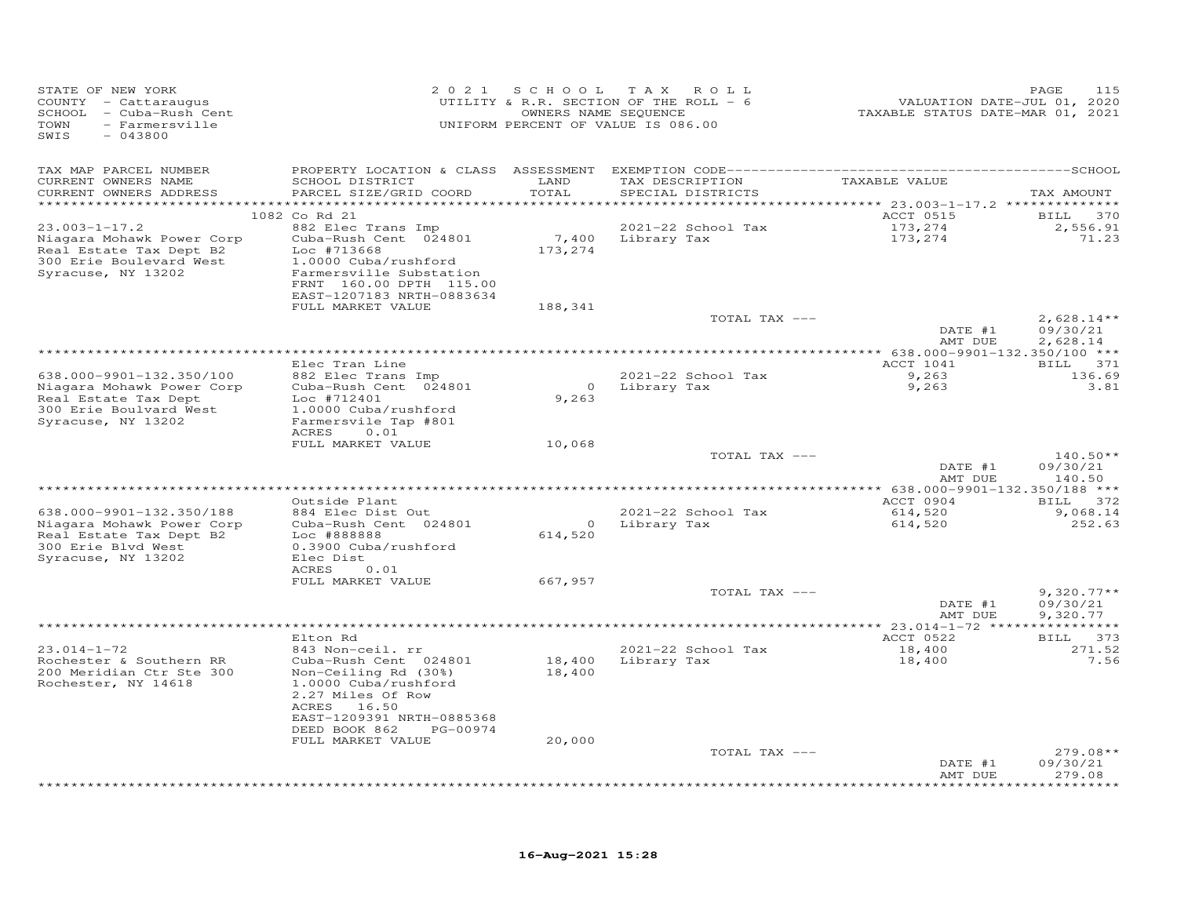STATE OF NEW YORK
COUNTY - Cattaraugus
SCHOOL - Cuba-Rush Cent
TOWN - Farmersville
SWIS - 043800

2021 SCHOOL TAX ROLL
UTILITY & R.R. SECTION OF THE ROLL - 6
OWNERS NAME SEQUENCE
UNIFORM PERCENT OF VALUE IS 086.00

VALUATION DATE-JUL 01, 2020
TAXABLE STATUS DATE-MAR 01, 2021

| TAX MAP PARCEL NUMBER / CURRENT OWNERS NAME / CURRENT OWNERS ADDRESS | PROPERTY LOCATION & CLASS / SCHOOL DISTRICT / PARCEL SIZE/GRID COORD | ASSESSMENT LAND / TOTAL | EXEMPTION CODE / TAX DESCRIPTION / SPECIAL DISTRICTS | TAXABLE VALUE | TAX AMOUNT |
|---|---|---|---|---|---|
| | 1082 Co Rd 21 | | | ACCT 0515 | BILL 370 |
| 23.003-1-17.2 | 882 Elec Trans Imp | | 2021-22 School Tax | 173,274 | 2,556.91 |
| Niagara Mohawk Power Corp | Cuba-Rush Cent 024801 | 7,400 | Library Tax | 173,274 | 71.23 |
| Real Estate Tax Dept B2 | Loc #713668 | 173,274 | | | |
| 300 Erie Boulevard West | 1.0000 Cuba/rushford | | | | |
| Syracuse, NY 13202 | Farmersville Substation | | | | |
| | FRNT 160.00 DPTH 115.00 | | | | |
| | EAST-1207183 NRTH-0883634 | | | | |
| | FULL MARKET VALUE | 188,341 | | | |
| | | | TOTAL TAX --- | | 2,628.14** |
| | | | | DATE #1 | 09/30/21 |
| | | | | AMT DUE | 2,628.14 |
| | Elec Tran Line | | | ACCT 1041 | BILL 371 |
| 638.000-9901-132.350/100 | 882 Elec Trans Imp | | 2021-22 School Tax | 9,263 | 136.69 |
| Niagara Mohawk Power Corp | Cuba-Rush Cent 024801 | 0 | Library Tax | 9,263 | 3.81 |
| Real Estate Tax Dept | Loc #712401 | 9,263 | | | |
| 300 Erie Boulvard West | 1.0000 Cuba/rushford | | | | |
| Syracuse, NY 13202 | Farmersvile Tap #801 | | | | |
| | ACRES 0.01 | | | | |
| | FULL MARKET VALUE | 10,068 | | | |
| | | | TOTAL TAX --- | | 140.50** |
| | | | | DATE #1 | 09/30/21 |
| | | | | AMT DUE | 140.50 |
| | Outside Plant | | | ACCT 0904 | BILL 372 |
| 638.000-9901-132.350/188 | 884 Elec Dist Out | | 2021-22 School Tax | 614,520 | 9,068.14 |
| Niagara Mohawk Power Corp | Cuba-Rush Cent 024801 | 0 | Library Tax | 614,520 | 252.63 |
| Real Estate Tax Dept B2 | Loc #888888 | 614,520 | | | |
| 300 Erie Blvd West | 0.3900 Cuba/rushford | | | | |
| Syracuse, NY 13202 | Elec Dist | | | | |
| | ACRES 0.01 | | | | |
| | FULL MARKET VALUE | 667,957 | | | |
| | | | TOTAL TAX --- | | 9,320.77** |
| | | | | DATE #1 | 09/30/21 |
| | | | | AMT DUE | 9,320.77 |
| | Elton Rd | | | ACCT 0522 | BILL 373 |
| 23.014-1-72 | 843 Non-ceil. rr | | 2021-22 School Tax | 18,400 | 271.52 |
| Rochester & Southern RR | Cuba-Rush Cent 024801 | 18,400 | Library Tax | 18,400 | 7.56 |
| 200 Meridian Ctr Ste 300 | Non-Ceiling Rd (30%) | 18,400 | | | |
| Rochester, NY 14618 | 1.0000 Cuba/rushford | | | | |
| | 2.27 Miles Of Row | | | | |
| | ACRES 16.50 | | | | |
| | EAST-1209391 NRTH-0885368 | | | | |
| | DEED BOOK 862 PG-00974 | | | | |
| | FULL MARKET VALUE | 20,000 | | | |
| | | | TOTAL TAX --- | | 279.08** |
| | | | | DATE #1 | 09/30/21 |
| | | | | AMT DUE | 279.08 |

16-Aug-2021 15:28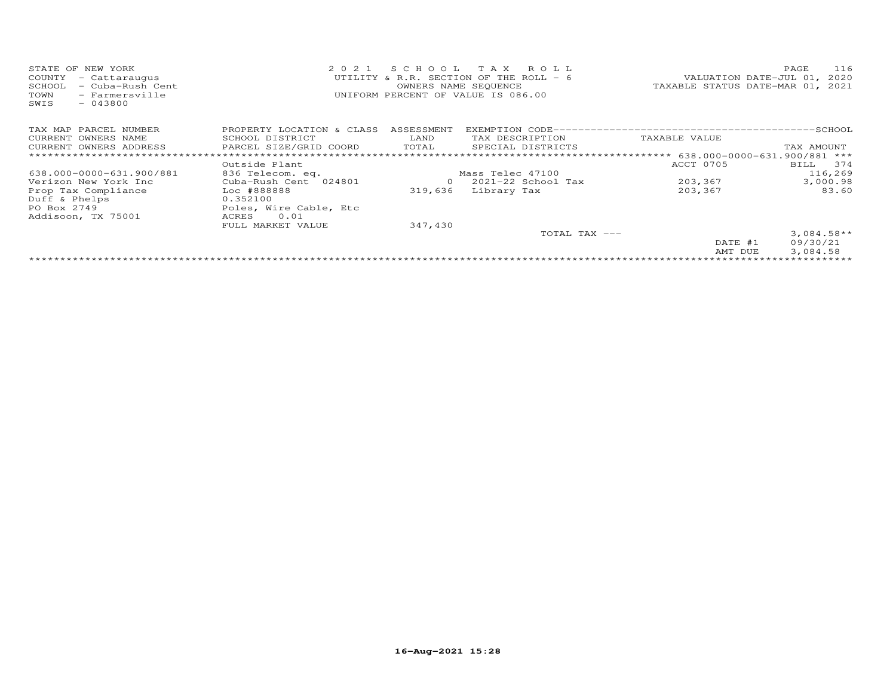STATE OF NEW YORK
COUNTY - Cattaraugus
SCHOOL - Cuba-Rush Cent
TOWN - Farmersville
SWIS - 043800

2021 SCHOOL TAX ROLL
UTILITY & R.R. SECTION OF THE ROLL - 6
OWNERS NAME SEQUENCE
UNIFORM PERCENT OF VALUE IS 086.00

VALUATION DATE-JUL 01, 2020
TAXABLE STATUS DATE-MAR 01, 2021

| TAX MAP PARCEL NUMBER / CURRENT OWNERS NAME / CURRENT OWNERS ADDRESS | PROPERTY LOCATION & CLASS / SCHOOL DISTRICT / PARCEL SIZE/GRID COORD | ASSESSMENT LAND / TOTAL | EXEMPTION CODE / TAX DESCRIPTION / SPECIAL DISTRICTS | TAXABLE VALUE | TAX AMOUNT |
|---|---|---|---|---|---|
| *** 638.000-0000-631.900/881 *** | | | | | |
| | Outside Plant | | | ACCT 0705 | BILL 374 |
| 638.000-0000-631.900/881 | 836 Telecom. eq. | | Mass Telec 47100 | | 116,269 |
| Verizon New York Inc | Cuba-Rush Cent 024801 | 0 | 2021-22 School Tax | 203,367 | 3,000.98 |
| Prop Tax Compliance | Loc #888888 | 319,636 | Library Tax | 203,367 | 83.60 |
| Duff & Phelps | 0.352100 | | | | |
| PO Box 2749 | Poles, Wire Cable, Etc | | | | |
| Addisoon, TX 75001 | ACRES 0.01 | | | | |
| | FULL MARKET VALUE | 347,430 | | | |
| | | | TOTAL TAX --- | | 3,084.58** |
| | | | | DATE #1 | 09/30/21 |
| | | | | AMT DUE | 3,084.58 |

16-Aug-2021 15:28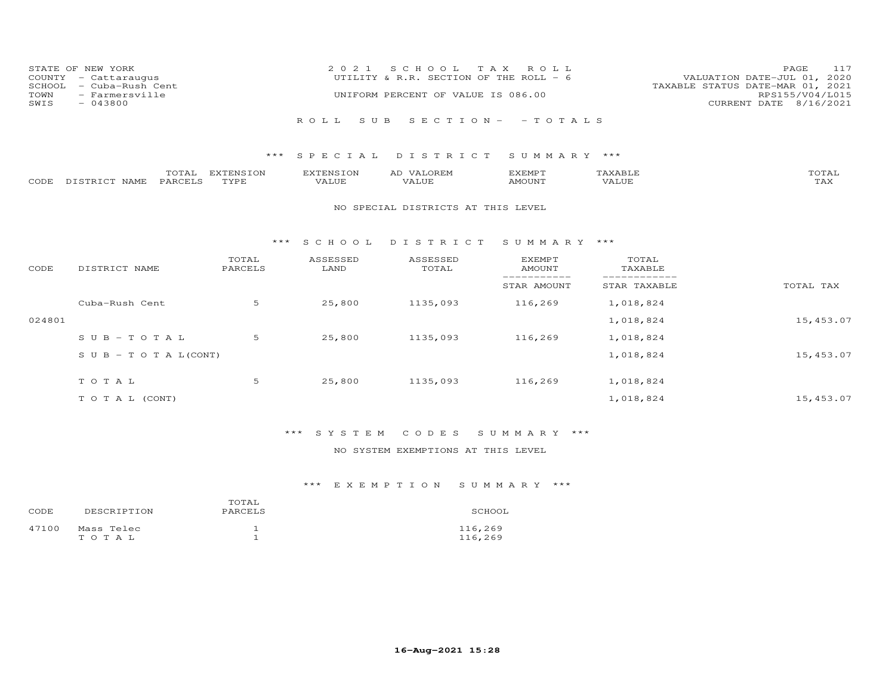STATE OF NEW YORK
COUNTY - Cattaraugus
SCHOOL - Cuba-Rush Cent
TOWN - Farmersville
SWIS - 043800

2021 SCHOOL TAX ROLL
UTILITY & R.R. SECTION OF THE ROLL - 6
UNIFORM PERCENT OF VALUE IS 086.00

VALUATION DATE-JUL 01, 2020
TAXABLE STATUS DATE-MAR 01, 2021
RPS155/V04/L015
CURRENT DATE 8/16/2021

ROLL SUB SECTION- - TOTALS

*** SPECIAL DISTRICT SUMMARY ***

| CODE | DISTRICT NAME | TOTAL PARCELS | EXTENSION TYPE | EXTENSION VALUE | AD VALOREM VALUE | EXEMPT AMOUNT | TAXABLE VALUE | TOTAL TAX |
|---|---|---|---|---|---|---|---|---|

NO SPECIAL DISTRICTS AT THIS LEVEL

*** SCHOOL DISTRICT SUMMARY ***

| CODE | DISTRICT NAME | TOTAL PARCELS | ASSESSED LAND | ASSESSED TOTAL | EXEMPT AMOUNT<br>STAR AMOUNT | TOTAL TAXABLE<br>STAR TAXABLE | TOTAL TAX |
|---|---|---|---|---|---|---|---|
| | Cuba-Rush Cent | 5 | 25,800 | 1135,093 | 116,269 | 1,018,824 | |
| 024801 | | | | | | 1,018,824 | 15,453.07 |
| | SUB-TOTAL | 5 | 25,800 | 1135,093 | 116,269 | 1,018,824 | |
| | SUB-TOTAL(CONT) | | | | | 1,018,824 | 15,453.07 |
| | TOTAL | 5 | 25,800 | 1135,093 | 116,269 | 1,018,824 | |
| | TOTAL (CONT) | | | | | 1,018,824 | 15,453.07 |

*** SYSTEM CODES SUMMARY ***

NO SYSTEM EXEMPTIONS AT THIS LEVEL

*** EXEMPTION SUMMARY ***

| CODE | DESCRIPTION | TOTAL PARCELS | SCHOOL |
|---|---|---|---|
| 47100 | Mass Telec | 1 | 116,269 |
| | TOTAL | 1 | 116,269 |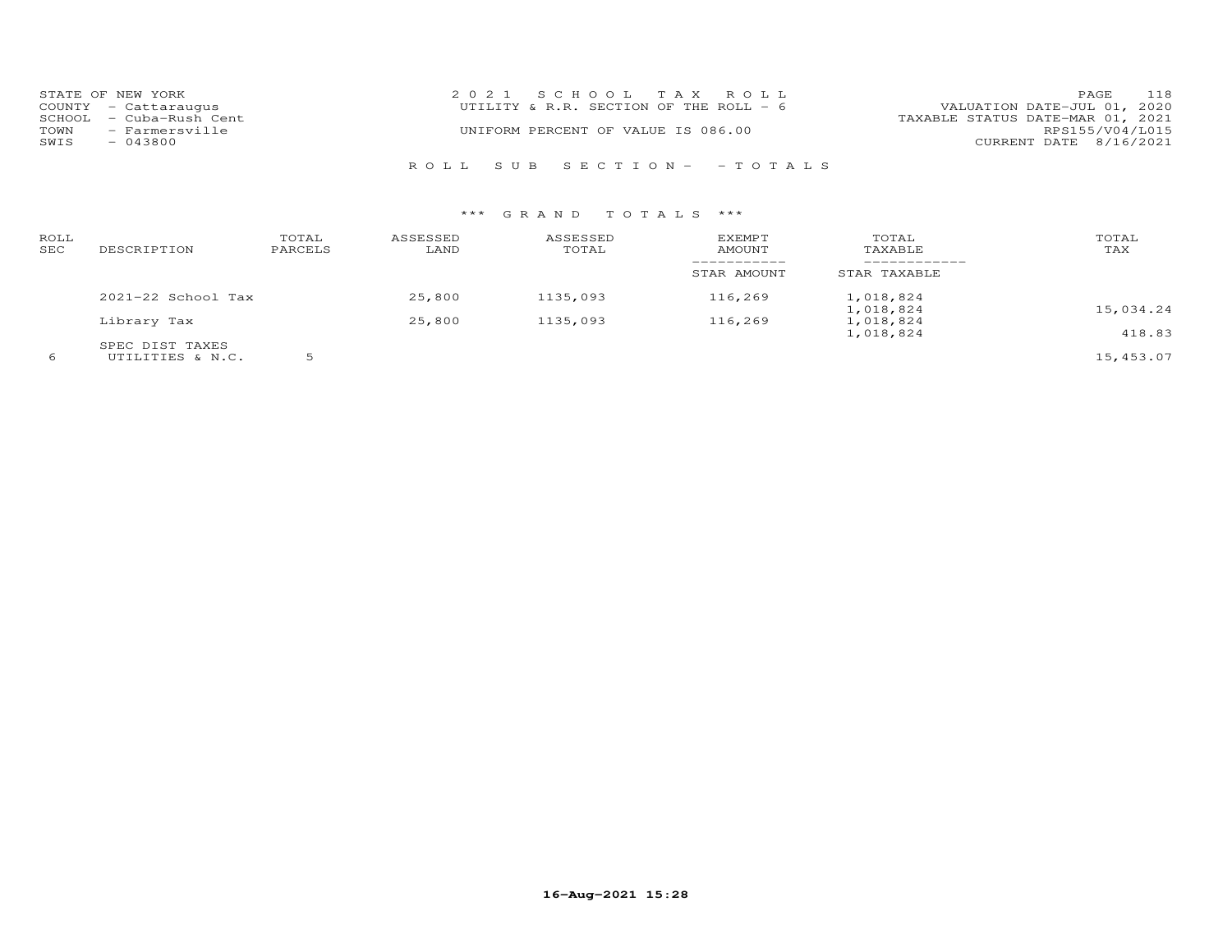STATE OF NEW YORK
COUNTY - Cattaraugus
SCHOOL - Cuba-Rush Cent
TOWN - Farmersville
SWIS - 043800

2021 SCHOOL TAX ROLL
UTILITY & R.R. SECTION OF THE ROLL - 6
UNIFORM PERCENT OF VALUE IS 086.00

VALUATION DATE-JUL 01, 2020
TAXABLE STATUS DATE-MAR 01, 2021
RPS155/V04/L015
CURRENT DATE 8/16/2021

ROLL SUB SECTION- - TOTALS

*** GRAND TOTALS ***

| ROLL SEC | DESCRIPTION | TOTAL PARCELS | ASSESSED LAND | ASSESSED TOTAL | EXEMPT AMOUNT / STAR AMOUNT | TOTAL TAXABLE / STAR TAXABLE | TOTAL TAX |
|---|---|---|---|---|---|---|---|
| | 2021-22 School Tax | | 25,800 | 1135,093 | 116,269 | 1,018,824 | |
| | | | | | | 1,018,824 | 15,034.24 |
| | Library Tax | | 25,800 | 1135,093 | 116,269 | 1,018,824 | |
| | | | | | | 1,018,824 | 418.83 |
| | SPEC DIST TAXES | | | | | | |
| 6 | UTILITIES & N.C. | 5 | | | | | 15,453.07 |

16-Aug-2021 15:28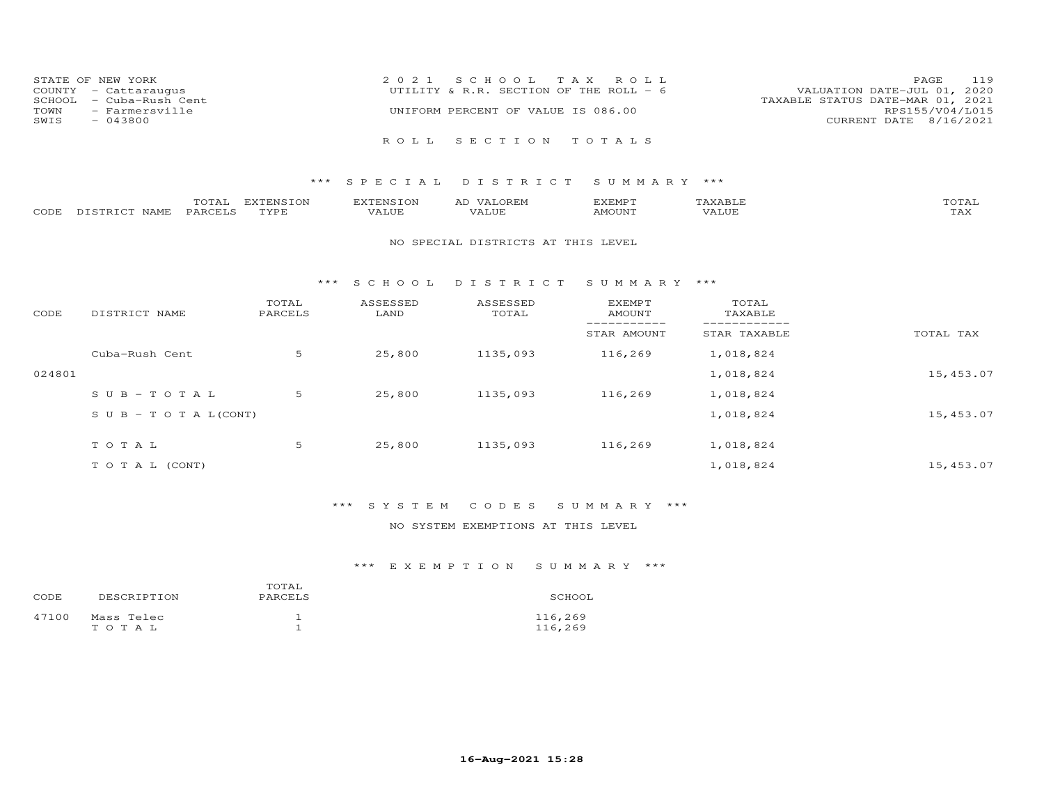STATE OF NEW YORK
COUNTY - Cattaraugus
SCHOOL - Cuba-Rush Cent
TOWN - Farmersville
SWIS - 043800

2021 SCHOOL TAX ROLL
UTILITY & R.R. SECTION OF THE ROLL - 6
UNIFORM PERCENT OF VALUE IS 086.00

VALUATION DATE-JUL 01, 2020
TAXABLE STATUS DATE-MAR 01, 2021
RPS155/V04/L015
CURRENT DATE 8/16/2021

# ROLL SECTION TOTALS

## *** SPECIAL DISTRICT SUMMARY ***

| CODE | DISTRICT NAME | TOTAL PARCELS | EXTENSION TYPE | EXTENSION VALUE | AD VALOREM VALUE | EXEMPT AMOUNT | TAXABLE VALUE | TOTAL TAX |
|---|---|---|---|---|---|---|---|---|

NO SPECIAL DISTRICTS AT THIS LEVEL

## *** SCHOOL DISTRICT SUMMARY ***

| CODE | DISTRICT NAME | TOTAL PARCELS | ASSESSED LAND | ASSESSED TOTAL | EXEMPT AMOUNT / STAR AMOUNT | TOTAL TAXABLE / STAR TAXABLE | TOTAL TAX |
|---|---|---|---|---|---|---|---|
| | Cuba-Rush Cent | 5 | 25,800 | 1135,093 | 116,269 | 1,018,824 | |
| 024801 | | | | | | 1,018,824 | 15,453.07 |
| | SUB-TOTAL | 5 | 25,800 | 1135,093 | 116,269 | 1,018,824 | |
| | SUB-TOTAL(CONT) | | | | | 1,018,824 | 15,453.07 |
| | TOTAL | 5 | 25,800 | 1135,093 | 116,269 | 1,018,824 | |
| | TOTAL (CONT) | | | | | 1,018,824 | 15,453.07 |

## *** SYSTEM CODES SUMMARY ***

NO SYSTEM EXEMPTIONS AT THIS LEVEL

## *** EXEMPTION SUMMARY ***

| CODE | DESCRIPTION | TOTAL PARCELS | SCHOOL |
|---|---|---|---|
| 47100 | Mass Telec | 1 | 116,269 |
| | TOTAL | 1 | 116,269 |

16-Aug-2021 15:28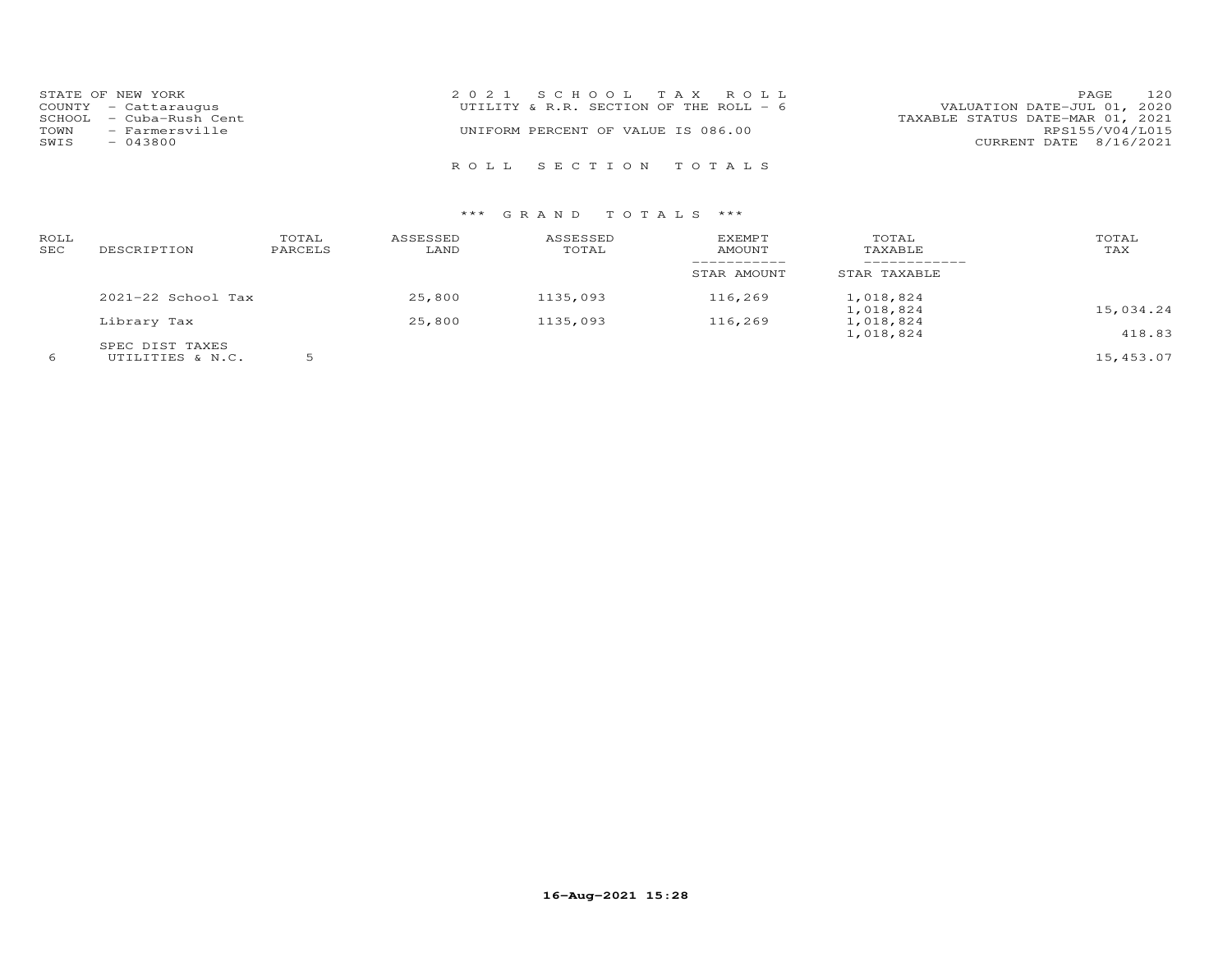STATE OF NEW YORK
COUNTY - Cattaraugus
SCHOOL - Cuba-Rush Cent
TOWN - Farmersville
SWIS - 043800

2 0 2 1 S C H O O L T A X R O L L
UTILITY & R.R. SECTION OF THE ROLL - 6

UNIFORM PERCENT OF VALUE IS 086.00

VALUATION DATE-JUL 01, 2020
TAXABLE STATUS DATE-MAR 01, 2021
RPS155/V04/L015
CURRENT DATE 8/16/2021

R O L L S E C T I O N T O T A L S

*** G R A N D T O T A L S ***

| ROLL SEC | DESCRIPTION | TOTAL PARCELS | ASSESSED LAND | ASSESSED TOTAL | EXEMPT AMOUNT / STAR AMOUNT | TOTAL TAXABLE / STAR TAXABLE | TOTAL TAX |
|---|---|---|---|---|---|---|---|
| | 2021-22 School Tax | | 25,800 | 1135,093 | 116,269 | 1,018,824 | |
| | | | | | | 1,018,824 | 15,034.24 |
| | Library Tax | | 25,800 | 1135,093 | 116,269 | 1,018,824 | |
| | | | | | | 1,018,824 | 418.83 |
| | SPEC DIST TAXES | | | | | | |
| 6 | UTILITIES & N.C. | 5 | | | | | 15,453.07 |

16-Aug-2021 15:28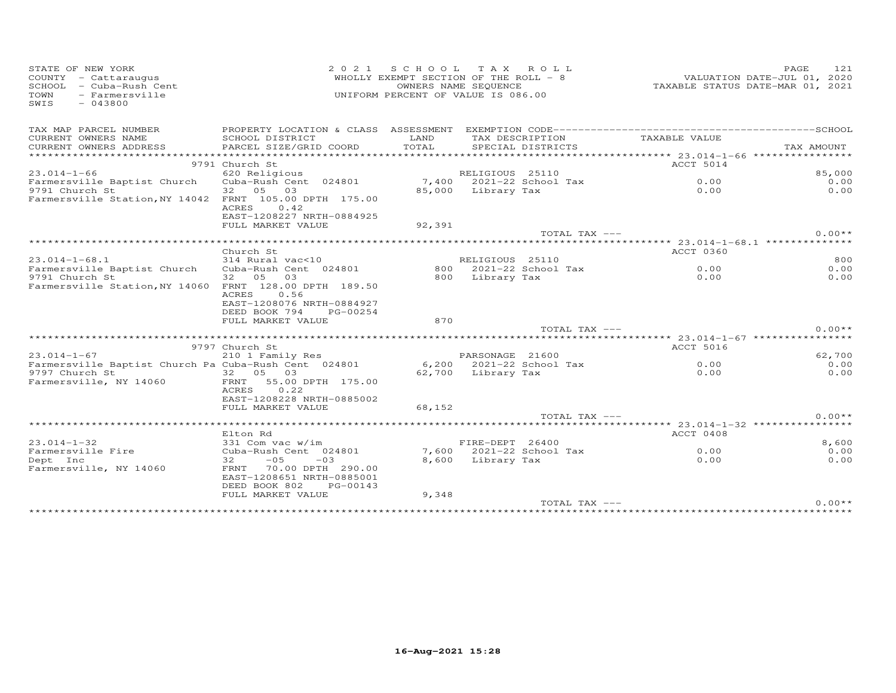STATE OF NEW YORK
COUNTY - Cattaraugus
SCHOOL - Cuba-Rush Cent
TOWN - Farmersville
SWIS - 043800

2021 SCHOOL TAX ROLL
WHOLLY EXEMPT SECTION OF THE ROLL - 8
OWNERS NAME SEQUENCE
UNIFORM PERCENT OF VALUE IS 086.00

VALUATION DATE-JUL 01, 2020
TAXABLE STATUS DATE-MAR 01, 2021

| TAX MAP PARCEL NUMBER / CURRENT OWNERS NAME / CURRENT OWNERS ADDRESS | PROPERTY LOCATION & CLASS / SCHOOL DISTRICT / PARCEL SIZE/GRID COORD | ASSESSMENT LAND / TOTAL | EXEMPTION CODE / TAX DESCRIPTION / SPECIAL DISTRICTS | TAXABLE VALUE | TAX AMOUNT (SCHOOL) |
|---|---|---|---|---|---|
| | 9791 Church St | | | ACCT 5014 | |
| 23.014-1-66 | 620 Religious | | RELIGIOUS 25110 | | 85,000 |
| Farmersville Baptist Church | Cuba-Rush Cent 024801 | 7,400 | 2021-22 School Tax | 0.00 | 0.00 |
| 9791 Church St | 32 05 03 | 85,000 | Library Tax | 0.00 | 0.00 |
| Farmersville Station,NY 14042 | FRNT 105.00 DPTH 175.00 | | | | |
| | ACRES 0.42 | | | | |
| | EAST-1208227 NRTH-0884925 | | | | |
| | FULL MARKET VALUE | 92,391 | | | |
| | | | TOTAL TAX --- | | 0.00** |
| | Church St | | | ACCT 0360 | |
| 23.014-1-68.1 | 314 Rural vac<10 | | RELIGIOUS 25110 | | 800 |
| Farmersville Baptist Church | Cuba-Rush Cent 024801 | 800 | 2021-22 School Tax | 0.00 | 0.00 |
| 9791 Church St | 32 05 03 | 800 | Library Tax | 0.00 | 0.00 |
| Farmersville Station,NY 14060 | FRNT 128.00 DPTH 189.50 | | | | |
| | ACRES 0.56 | | | | |
| | EAST-1208076 NRTH-0884927 | | | | |
| | DEED BOOK 794 PG-00254 | | | | |
| | FULL MARKET VALUE | 870 | | | |
| | | | TOTAL TAX --- | | 0.00** |
| | 9797 Church St | | | ACCT 5016 | |
| 23.014-1-67 | 210 1 Family Res | | PARSONAGE 21600 | | 62,700 |
| Farmersville Baptist Church Pa | Cuba-Rush Cent 024801 | 6,200 | 2021-22 School Tax | 0.00 | 0.00 |
| 9797 Church St | 32 05 03 | 62,700 | Library Tax | 0.00 | 0.00 |
| Farmersville, NY 14060 | FRNT 55.00 DPTH 175.00 | | | | |
| | ACRES 0.22 | | | | |
| | EAST-1208228 NRTH-0885002 | | | | |
| | FULL MARKET VALUE | 68,152 | | | |
| | | | TOTAL TAX --- | | 0.00** |
| | Elton Rd | | | ACCT 0408 | |
| 23.014-1-32 | 331 Com vac w/im | | FIRE-DEPT 26400 | | 8,600 |
| Farmersville Fire | Cuba-Rush Cent 024801 | 7,600 | 2021-22 School Tax | 0.00 | 0.00 |
| Dept Inc | 32 -05 -03 | 8,600 | Library Tax | 0.00 | 0.00 |
| Farmersville, NY 14060 | FRNT 70.00 DPTH 290.00 | | | | |
| | EAST-1208651 NRTH-0885001 | | | | |
| | DEED BOOK 802 PG-00143 | | | | |
| | FULL MARKET VALUE | 9,348 | | | |
| | | | TOTAL TAX --- | | 0.00** |

16-Aug-2021 15:28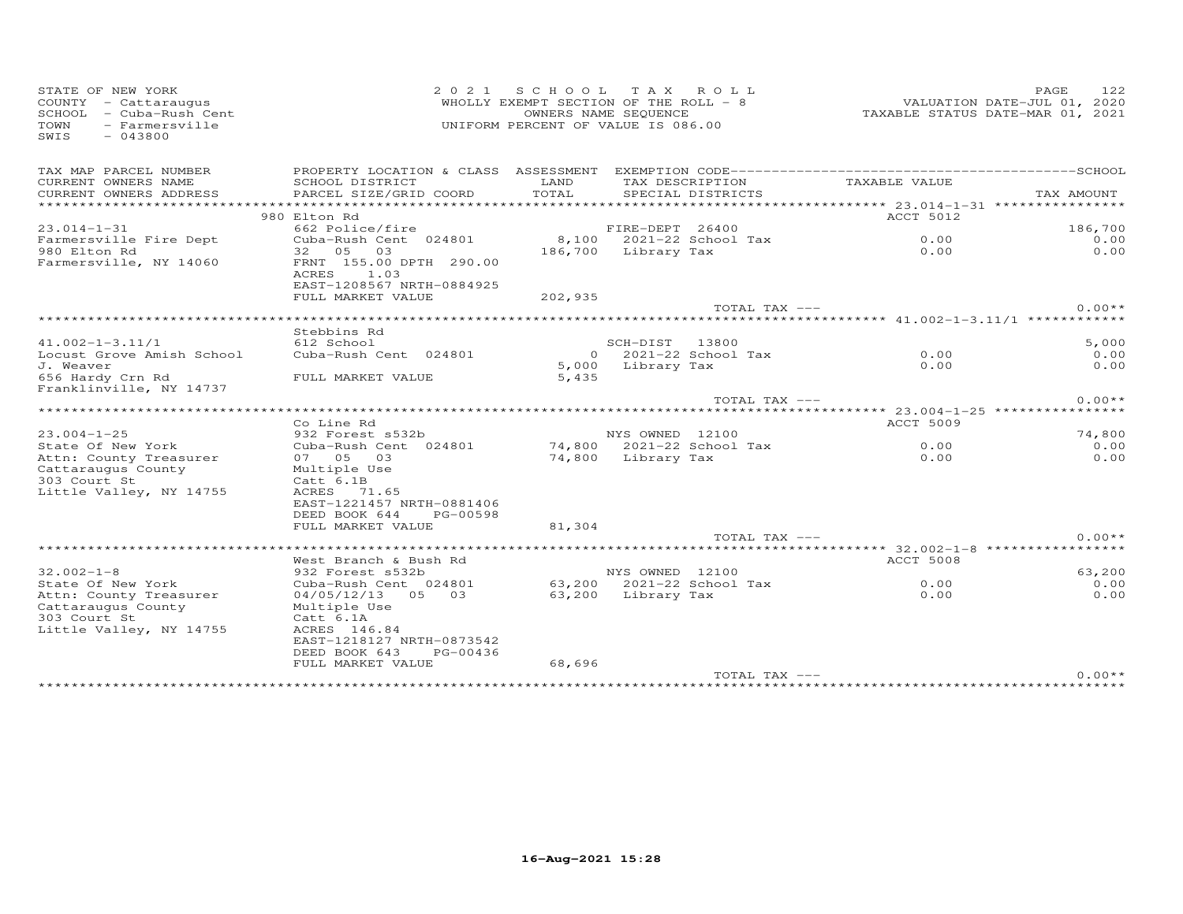STATE OF NEW YORK
COUNTY - Cattaraugus
SCHOOL - Cuba-Rush Cent
TOWN - Farmersville
SWIS - 043800

2021 SCHOOL TAX ROLL
WHOLLY EXEMPT SECTION OF THE ROLL - 8
OWNERS NAME SEQUENCE
UNIFORM PERCENT OF VALUE IS 086.00

VALUATION DATE-JUL 01, 2020
TAXABLE STATUS DATE-MAR 01, 2021

| TAX MAP PARCEL NUMBER / CURRENT OWNERS NAME / CURRENT OWNERS ADDRESS | PROPERTY LOCATION & CLASS / SCHOOL DISTRICT / PARCEL SIZE/GRID COORD | ASSESSMENT LAND / TOTAL | EXEMPTION CODE / TAX DESCRIPTION / SPECIAL DISTRICTS | TAXABLE VALUE | TAX AMOUNT |
|---|---|---|---|---|---|
| | 980 Elton Rd | | | ACCT 5012 | |
| 23.014-1-31 | 662 Police/fire | | FIRE-DEPT 26400 | | 186,700 |
| Farmersville Fire Dept | Cuba-Rush Cent 024801 | 8,100 | 2021-22 School Tax | 0.00 | 0.00 |
| 980 Elton Rd | 32 05 03 | 186,700 | Library Tax | 0.00 | 0.00 |
| Farmersville, NY 14060 | FRNT 155.00 DPTH 290.00 | | | | |
| | ACRES 1.03 | | | | |
| | EAST-1208567 NRTH-0884925 | | | | |
| | FULL MARKET VALUE | 202,935 | | | |
| | | | TOTAL TAX --- | | 0.00** |
| | Stebbins Rd | | | | |
| 41.002-1-3.11/1 | 612 School | | SCH-DIST 13800 | | 5,000 |
| Locust Grove Amish School | Cuba-Rush Cent 024801 | 0 | 2021-22 School Tax | 0.00 | 0.00 |
| J. Weaver | | 5,000 | Library Tax | 0.00 | 0.00 |
| 656 Hardy Crn Rd | FULL MARKET VALUE | 5,435 | | | |
| Franklinville, NY 14737 | | | | | |
| | | | TOTAL TAX --- | | 0.00** |
| | Co Line Rd | | | ACCT 5009 | |
| 23.004-1-25 | 932 Forest s532b | | NYS OWNED 12100 | | 74,800 |
| State Of New York | Cuba-Rush Cent 024801 | 74,800 | 2021-22 School Tax | 0.00 | 0.00 |
| Attn: County Treasurer | 07 05 03 | 74,800 | Library Tax | 0.00 | 0.00 |
| Cattaraugus County | Multiple Use | | | | |
| 303 Court St | Catt 6.1B | | | | |
| Little Valley, NY 14755 | ACRES 71.65 | | | | |
| | EAST-1221457 NRTH-0881406 | | | | |
| | DEED BOOK 644 PG-00598 | | | | |
| | FULL MARKET VALUE | 81,304 | | | |
| | | | TOTAL TAX --- | | 0.00** |
| | West Branch & Bush Rd | | | ACCT 5008 | |
| 32.002-1-8 | 932 Forest s532b | | NYS OWNED 12100 | | 63,200 |
| State Of New York | Cuba-Rush Cent 024801 | 63,200 | 2021-22 School Tax | 0.00 | 0.00 |
| Attn: County Treasurer | 04/05/12/13 05 03 | 63,200 | Library Tax | 0.00 | 0.00 |
| Cattaraugus County | Multiple Use | | | | |
| 303 Court St | Catt 6.1A | | | | |
| Little Valley, NY 14755 | ACRES 146.84 | | | | |
| | EAST-1218127 NRTH-0873542 | | | | |
| | DEED BOOK 643 PG-00436 | | | | |
| | FULL MARKET VALUE | 68,696 | | | |
| | | | TOTAL TAX --- | | 0.00** |

16-Aug-2021 15:28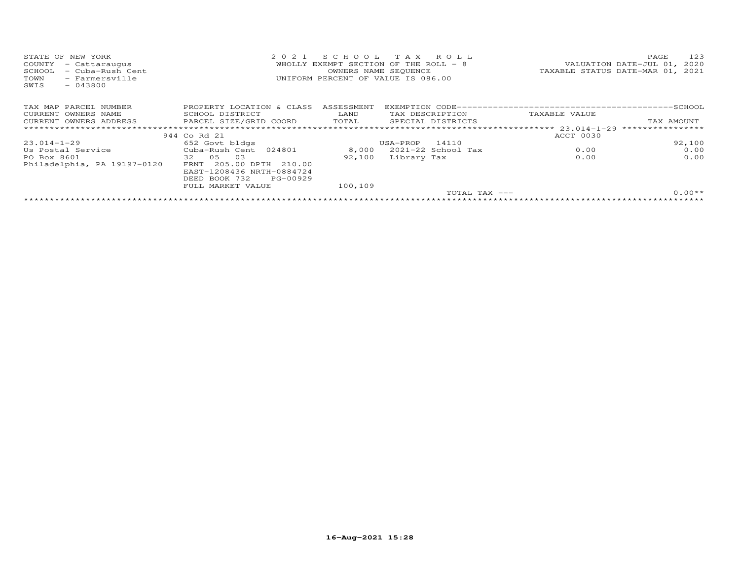STATE OF NEW YORK
COUNTY - Cattaraugus
SCHOOL - Cuba-Rush Cent
TOWN - Farmersville
SWIS - 043800

2021 SCHOOL TAX ROLL
WHOLLY EXEMPT SECTION OF THE ROLL - 8
OWNERS NAME SEQUENCE
UNIFORM PERCENT OF VALUE IS 086.00

VALUATION DATE-JUL 01, 2020
TAXABLE STATUS DATE-MAR 01, 2021

| TAX MAP PARCEL NUMBER<br>CURRENT OWNERS NAME<br>CURRENT OWNERS ADDRESS | PROPERTY LOCATION & CLASS<br>SCHOOL DISTRICT<br>PARCEL SIZE/GRID COORD | ASSESSMENT<br>LAND<br>TOTAL | EXEMPTION CODE<br>TAX DESCRIPTION<br>SPECIAL DISTRICTS | TAXABLE VALUE | SCHOOL<br>TAX AMOUNT |
|---|---|---|---|---|---|
| | 944 Co Rd 21 | | | ACCT 0030 | |
| 23.014-1-29 | 652 Govt bldgs | | USA-PROP 14110 | | 92,100 |
| Us Postal Service | Cuba-Rush Cent 024801 | 8,000 | 2021-22 School Tax | 0.00 | 0.00 |
| PO Box 8601 | 32 05 03 | 92,100 | Library Tax | 0.00 | 0.00 |
| Philadelphia, PA 19197-0120 | FRNT 205.00 DPTH 210.00 | | | | |
| | EAST-1208436 NRTH-0884724 | | | | |
| | DEED BOOK 732 PG-00929 | | | | |
| | FULL MARKET VALUE | 100,109 | | | |
| | | | TOTAL TAX --- | | 0.00** |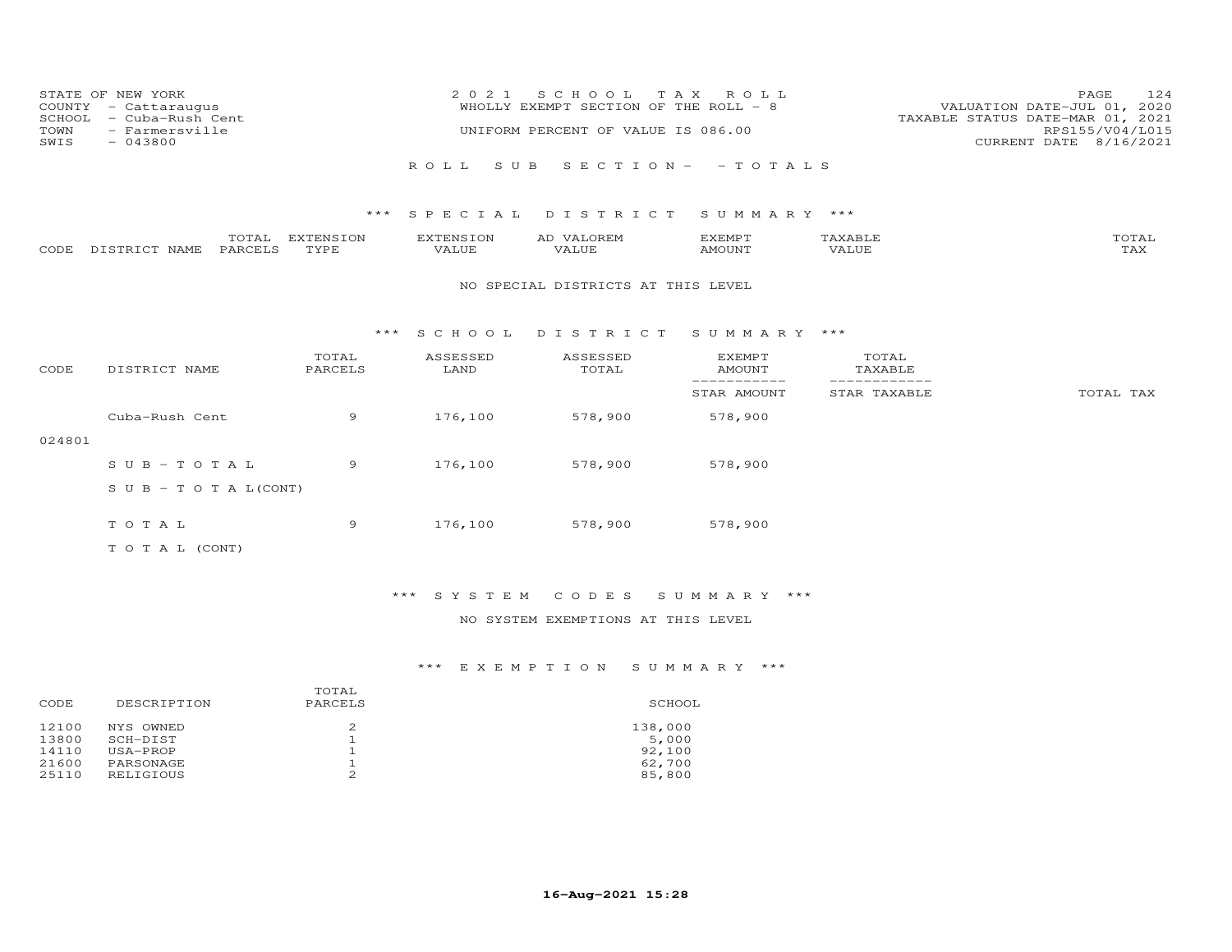STATE OF NEW YORK
COUNTY - Cattaraugus
SCHOOL - Cuba-Rush Cent
TOWN - Farmersville
SWIS - 043800

2021 SCHOOL TAX ROLL
WHOLLY EXEMPT SECTION OF THE ROLL - 8
UNIFORM PERCENT OF VALUE IS 086.00

VALUATION DATE-JUL 01, 2020
TAXABLE STATUS DATE-MAR 01, 2021
RPS155/V04/L015
CURRENT DATE 8/16/2021

ROLL SUB SECTION- - TOTALS

### *** SPECIAL DISTRICT SUMMARY ***

| CODE | DISTRICT NAME | TOTAL PARCELS | EXTENSION TYPE | EXTENSION VALUE | AD VALOREM VALUE | EXEMPT AMOUNT | TAXABLE VALUE | TOTAL TAX |
|---|---|---|---|---|---|---|---|---|

NO SPECIAL DISTRICTS AT THIS LEVEL

### *** SCHOOL DISTRICT SUMMARY ***

| CODE | DISTRICT NAME | TOTAL PARCELS | ASSESSED LAND | ASSESSED TOTAL | EXEMPT AMOUNT / STAR AMOUNT | TOTAL TAXABLE / STAR TAXABLE | TOTAL TAX |
|---|---|---|---|---|---|---|---|
| 024801 | Cuba-Rush Cent | 9 | 176,100 | 578,900 | 578,900 | | |
| | SUB-TOTAL | 9 | 176,100 | 578,900 | 578,900 | | |
| | SUB-TOTAL(CONT) | | | | | | |
| | TOTAL | 9 | 176,100 | 578,900 | 578,900 | | |
| | TOTAL (CONT) | | | | | | |

### *** SYSTEM CODES SUMMARY ***

NO SYSTEM EXEMPTIONS AT THIS LEVEL

### *** EXEMPTION SUMMARY ***

| CODE | DESCRIPTION | TOTAL PARCELS | SCHOOL |
|---|---|---|---|
| 12100 | NYS OWNED | 2 | 138,000 |
| 13800 | SCH-DIST | 1 | 5,000 |
| 14110 | USA-PROP | 1 | 92,100 |
| 21600 | PARSONAGE | 1 | 62,700 |
| 25110 | RELIGIOUS | 2 | 85,800 |

16-Aug-2021 15:28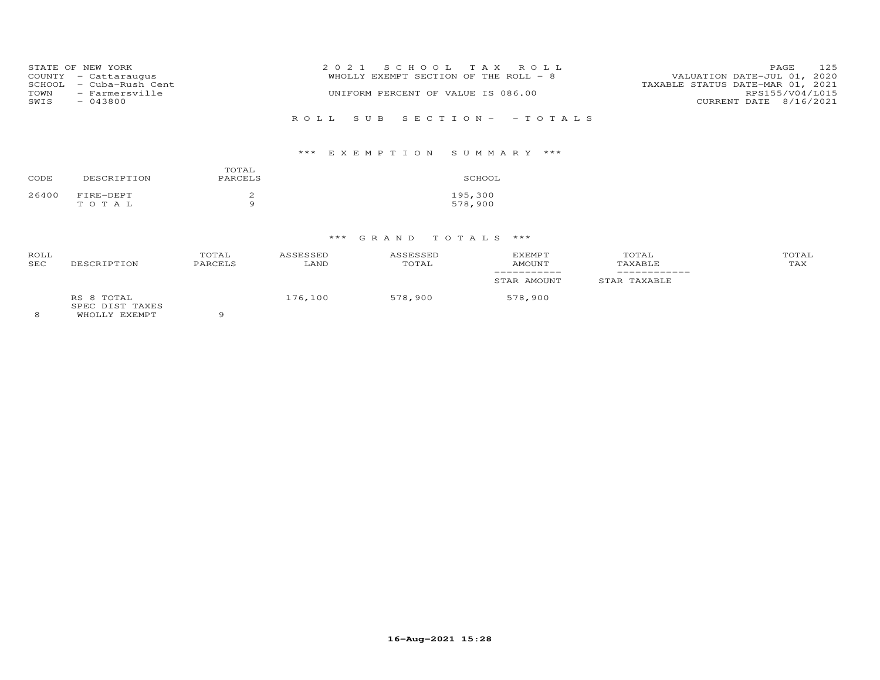STATE OF NEW YORK
COUNTY - Cattaraugus
SCHOOL - Cuba-Rush Cent
TOWN - Farmersville
SWIS - 043800

2021 SCHOOL TAX ROLL
WHOLLY EXEMPT SECTION OF THE ROLL - 8
UNIFORM PERCENT OF VALUE IS 086.00

VALUATION DATE-JUL 01, 2020
TAXABLE STATUS DATE-MAR 01, 2021
RPS155/V04/L015
CURRENT DATE 8/16/2021

ROLL SUB SECTION- - TOTALS

*** EXEMPTION SUMMARY ***

| CODE | DESCRIPTION | TOTAL PARCELS | SCHOOL |
|---|---|---|---|
| 26400 | FIRE-DEPT | 2 | 195,300 |
| | TOTAL | 9 | 578,900 |

*** GRAND TOTALS ***

| ROLL SEC | DESCRIPTION | TOTAL PARCELS | ASSESSED LAND | ASSESSED TOTAL | EXEMPT AMOUNT / STAR AMOUNT | TOTAL TAXABLE / STAR TAXABLE | TOTAL TAX |
|---|---|---|---|---|---|---|---|
| 8 | RS 8 TOTAL SPEC DIST TAXES WHOLLY EXEMPT | 9 | 176,100 | 578,900 | 578,900 | | |

16-Aug-2021 15:28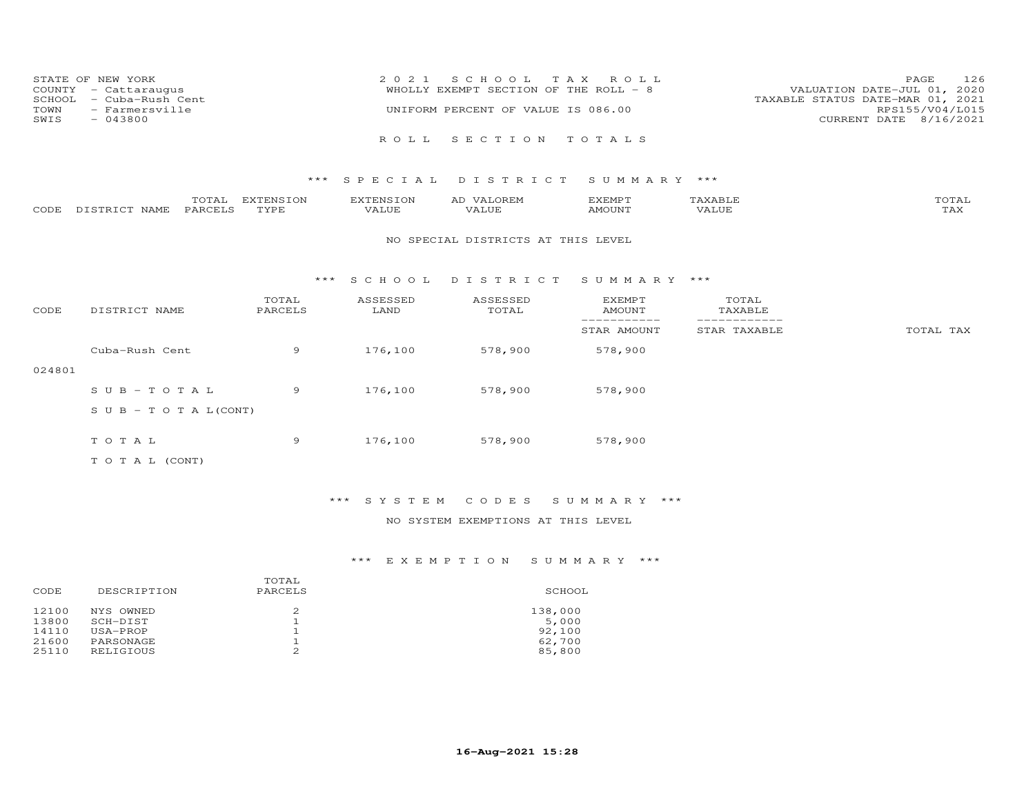STATE OF NEW YORK
COUNTY - Cattaraugus
SCHOOL - Cuba-Rush Cent
TOWN - Farmersville
SWIS - 043800

2021 SCHOOL TAX ROLL
WHOLLY EXEMPT SECTION OF THE ROLL - 8
UNIFORM PERCENT OF VALUE IS 086.00

VALUATION DATE-JUL 01, 2020
TAXABLE STATUS DATE-MAR 01, 2021
RPS155/V04/L015
CURRENT DATE 8/16/2021

## ROLL SECTION TOTALS

### *** SPECIAL DISTRICT SUMMARY ***

| CODE | DISTRICT NAME | TOTAL PARCELS | EXTENSION TYPE | EXTENSION VALUE | AD VALOREM VALUE | EXEMPT AMOUNT | TAXABLE VALUE | TOTAL TAX |
|---|---|---|---|---|---|---|---|---|

NO SPECIAL DISTRICTS AT THIS LEVEL

### *** SCHOOL DISTRICT SUMMARY ***

| CODE | DISTRICT NAME | TOTAL PARCELS | ASSESSED LAND | ASSESSED TOTAL | EXEMPT AMOUNT / STAR AMOUNT | TOTAL TAXABLE / STAR TAXABLE | TOTAL TAX |
|---|---|---|---|---|---|---|---|
| 024801 | Cuba-Rush Cent | 9 | 176,100 | 578,900 | 578,900 | | |
| | SUB-TOTAL | 9 | 176,100 | 578,900 | 578,900 | | |
| | SUB-TOTAL(CONT) | | | | | | |
| | TOTAL | 9 | 176,100 | 578,900 | 578,900 | | |
| | TOTAL (CONT) | | | | | | |

### *** SYSTEM CODES SUMMARY ***

NO SYSTEM EXEMPTIONS AT THIS LEVEL

### *** EXEMPTION SUMMARY ***

| CODE | DESCRIPTION | TOTAL PARCELS | SCHOOL |
|---|---|---|---|
| 12100 | NYS OWNED | 2 | 138,000 |
| 13800 | SCH-DIST | 1 | 5,000 |
| 14110 | USA-PROP | 1 | 92,100 |
| 21600 | PARSONAGE | 1 | 62,700 |
| 25110 | RELIGIOUS | 2 | 85,800 |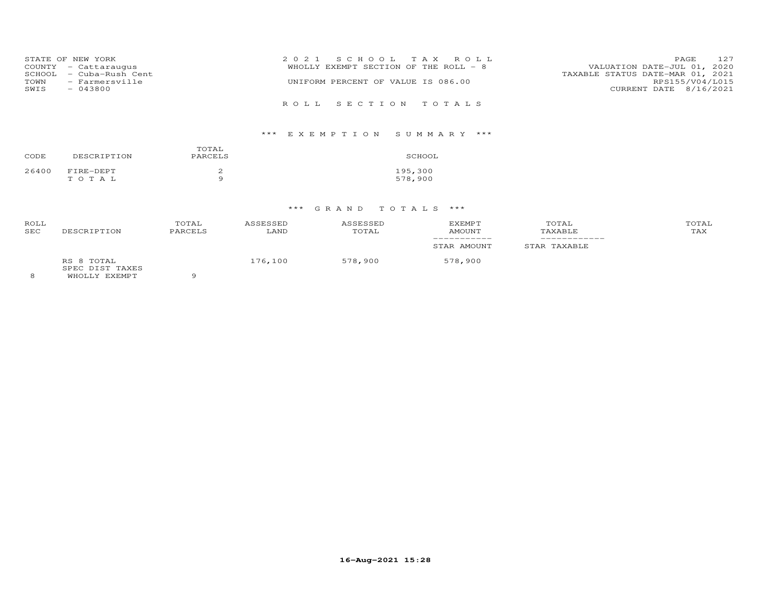STATE OF NEW YORK
COUNTY - Cattaraugus
SCHOOL - Cuba-Rush Cent
TOWN - Farmersville
SWIS - 043800

2 0 2 1 S C H O O L T A X R O L L
WHOLLY EXEMPT SECTION OF THE ROLL - 8
UNIFORM PERCENT OF VALUE IS 086.00

VALUATION DATE-JUL 01, 2020
TAXABLE STATUS DATE-MAR 01, 2021
RPS155/V04/L015
CURRENT DATE 8/16/2021

R O L L S E C T I O N T O T A L S

*** E X E M P T I O N S U M M A R Y ***

| CODE | DESCRIPTION | TOTAL PARCELS | SCHOOL |
|---|---|---|---|
| 26400 | FIRE-DEPT | 2 | 195,300 |
| | T O T A L | 9 | 578,900 |

*** G R A N D T O T A L S ***

| ROLL SEC | DESCRIPTION | TOTAL PARCELS | ASSESSED LAND | ASSESSED TOTAL | EXEMPT AMOUNT / STAR AMOUNT | TOTAL TAXABLE / STAR TAXABLE | TOTAL TAX |
|---|---|---|---|---|---|---|---|
| | RS 8 TOTAL | | 176,100 | 578,900 | 578,900 | | |
| | SPEC DIST TAXES | | | | | | |
| 8 | WHOLLY EXEMPT | 9 | | | | | |

16-Aug-2021 15:28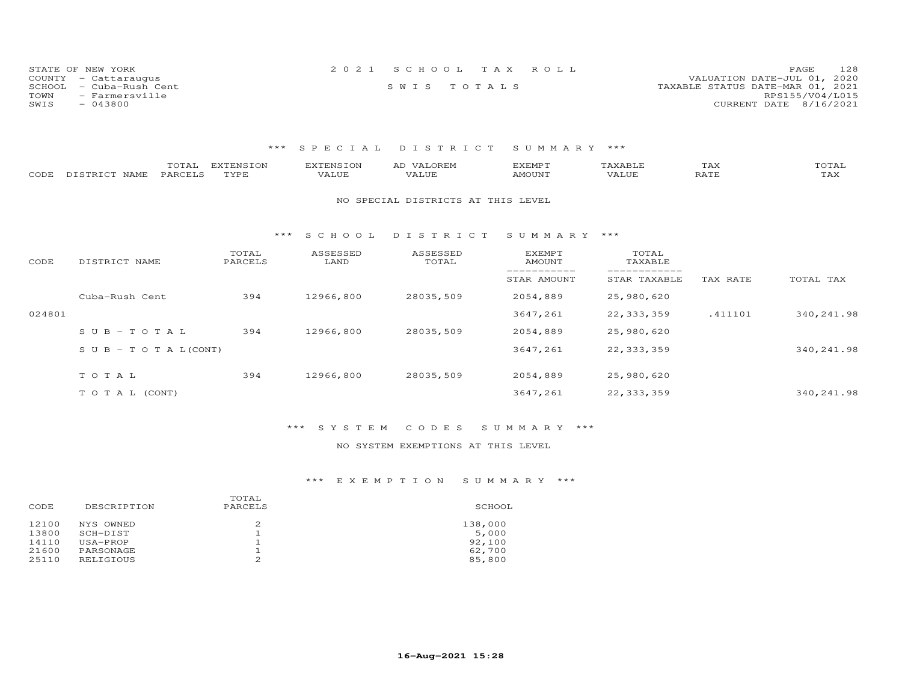STATE OF NEW YORK
COUNTY - Cattaraugus
SCHOOL - Cuba-Rush Cent
TOWN - Farmersville
SWIS - 043800

2021 SCHOOL TAX ROLL
SWIS TOTALS

VALUATION DATE-JUL 01, 2020
TAXABLE STATUS DATE-MAR 01, 2021
RPS155/V04/L015
CURRENT DATE 8/16/2021

## *** SPECIAL DISTRICT SUMMARY ***

| CODE | DISTRICT NAME | TOTAL PARCELS | EXTENSION TYPE | EXTENSION VALUE | AD VALOREM VALUE | EXEMPT AMOUNT | TAXABLE VALUE | TAX RATE | TOTAL TAX |
|---|---|---|---|---|---|---|---|---|---|

NO SPECIAL DISTRICTS AT THIS LEVEL

## *** SCHOOL DISTRICT SUMMARY ***

| CODE | DISTRICT NAME | TOTAL PARCELS | ASSESSED LAND | ASSESSED TOTAL | EXEMPT AMOUNT / STAR AMOUNT | TOTAL TAXABLE / STAR TAXABLE | TAX RATE | TOTAL TAX |
|---|---|---|---|---|---|---|---|---|
| | Cuba-Rush Cent | 394 | 12966,800 | 28035,509 | 2054,889 | 25,980,620 | | |
| 024801 | | | | | 3647,261 | 22,333,359 | .411101 | 340,241.98 |
| | S U B - T O T A L | 394 | 12966,800 | 28035,509 | 2054,889 | 25,980,620 | | |
| | S U B - T O T A L(CONT) | | | | 3647,261 | 22,333,359 | | 340,241.98 |
| | T O T A L | 394 | 12966,800 | 28035,509 | 2054,889 | 25,980,620 | | |
| | T O T A L (CONT) | | | | 3647,261 | 22,333,359 | | 340,241.98 |

## *** SYSTEM CODES SUMMARY ***

NO SYSTEM EXEMPTIONS AT THIS LEVEL

## *** EXEMPTION SUMMARY ***

| CODE | DESCRIPTION | TOTAL PARCELS | SCHOOL |
|---|---|---|---|
| 12100 | NYS OWNED | 2 | 138,000 |
| 13800 | SCH-DIST | 1 | 5,000 |
| 14110 | USA-PROP | 1 | 92,100 |
| 21600 | PARSONAGE | 1 | 62,700 |
| 25110 | RELIGIOUS | 2 | 85,800 |

16-Aug-2021 15:28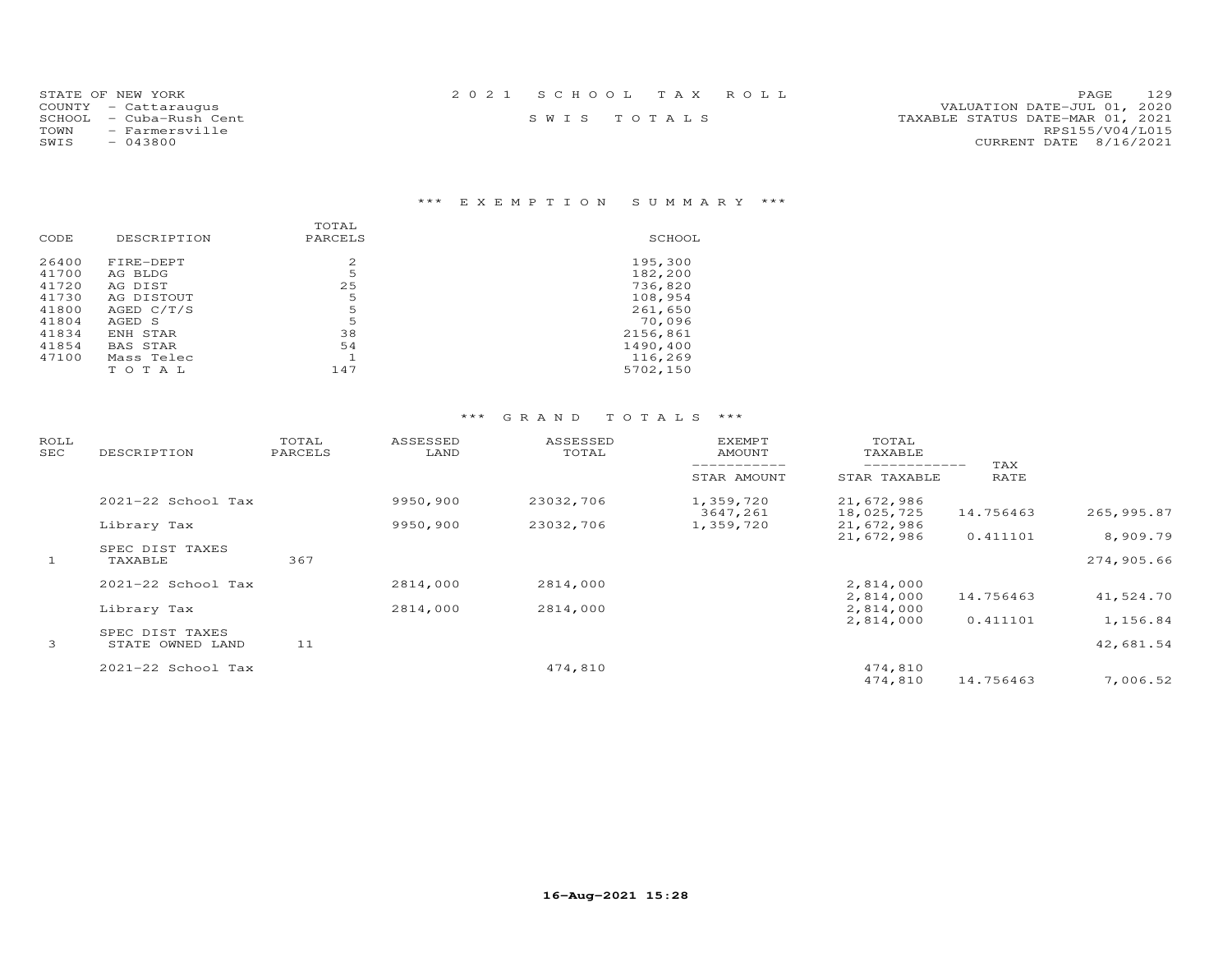STATE OF NEW YORK
COUNTY - Cattaraugus
SCHOOL - Cuba-Rush Cent
TOWN - Farmersville
SWIS - 043800

2 0 2 1 S C H O O L T A X R O L L

S W I S T O T A L S

VALUATION DATE-JUL 01, 2020
TAXABLE STATUS DATE-MAR 01, 2021
RPS155/V04/L015
CURRENT DATE 8/16/2021

### *** E X E M P T I O N S U M M A R Y ***

| CODE | DESCRIPTION | TOTAL PARCELS | SCHOOL |
|---|---|---|---|
| 26400 | FIRE-DEPT | 2 | 195,300 |
| 41700 | AG BLDG | 5 | 182,200 |
| 41720 | AG DIST | 25 | 736,820 |
| 41730 | AG DISTOUT | 5 | 108,954 |
| 41800 | AGED C/T/S | 5 | 261,650 |
| 41804 | AGED S | 5 | 70,096 |
| 41834 | ENH STAR | 38 | 2156,861 |
| 41854 | BAS STAR | 54 | 1490,400 |
| 47100 | Mass Telec | 1 | 116,269 |
| | T O T A L | 147 | 5702,150 |

### *** G R A N D T O T A L S ***

| ROLL SEC | DESCRIPTION | TOTAL PARCELS | ASSESSED LAND | ASSESSED TOTAL | EXEMPT AMOUNT / STAR AMOUNT | TOTAL TAXABLE / STAR TAXABLE | TAX RATE | |
|---|---|---|---|---|---|---|---|---|
| | 2021-22 School Tax | | 9950,900 | 23032,706 | 1,359,720 | 21,672,986 | | |
| | | | | | 3647,261 | 18,025,725 | 14.756463 | 265,995.87 |
| | Library Tax | | 9950,900 | 23032,706 | 1,359,720 | 21,672,986 | | |
| | | | | | | 21,672,986 | 0.411101 | 8,909.79 |
| | SPEC DIST TAXES | | | | | | | |
| 1 | TAXABLE | 367 | | | | | | 274,905.66 |
| | 2021-22 School Tax | | 2814,000 | 2814,000 | | 2,814,000 | | |
| | | | | | | 2,814,000 | 14.756463 | 41,524.70 |
| | Library Tax | | 2814,000 | 2814,000 | | 2,814,000 | | |
| | | | | | | 2,814,000 | 0.411101 | 1,156.84 |
| | SPEC DIST TAXES | | | | | | | |
| 3 | STATE OWNED LAND | 11 | | | | | | 42,681.54 |
| | 2021-22 School Tax | | | 474,810 | | 474,810 | | |
| | | | | | | 474,810 | 14.756463 | 7,006.52 |

16-Aug-2021 15:28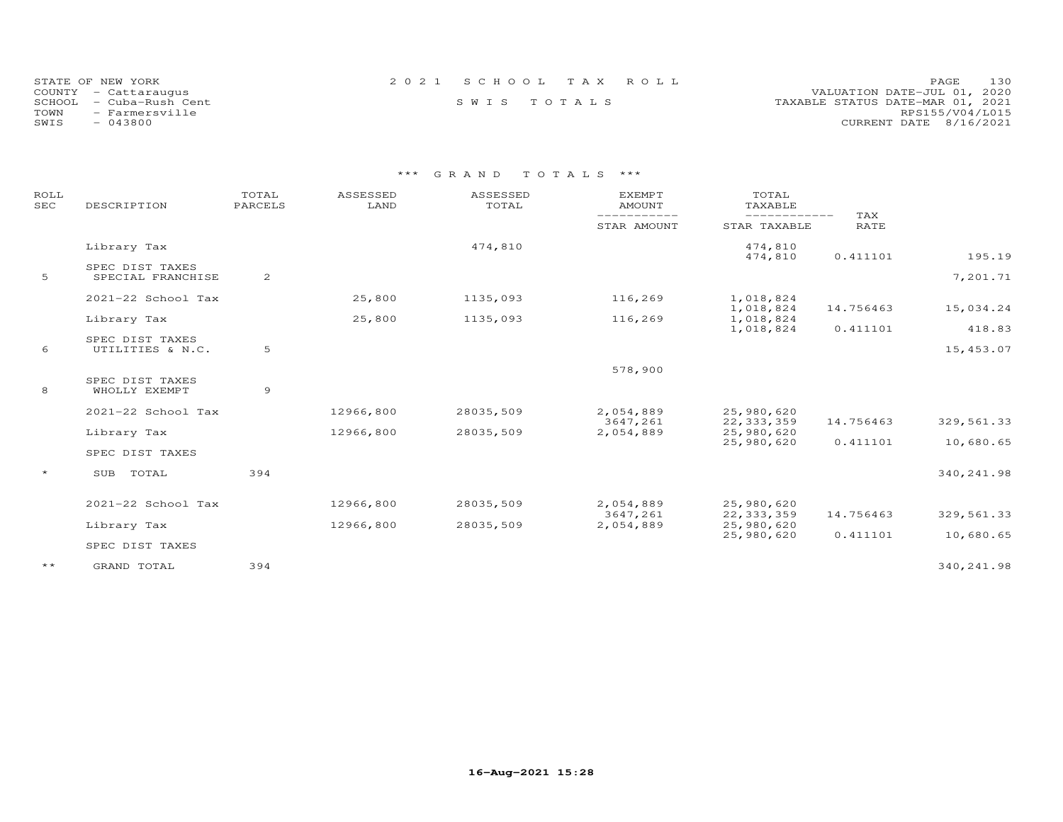STATE OF NEW YORK
COUNTY - Cattaraugus
SCHOOL - Cuba-Rush Cent
TOWN - Farmersville
SWIS - 043800

2 0 2 1 S C H O O L T A X R O L L

S W I S T O T A L S

VALUATION DATE-JUL 01, 2020
TAXABLE STATUS DATE-MAR 01, 2021
RPS155/V04/L015
CURRENT DATE 8/16/2021

\*\*\* G R A N D T O T A L S \*\*\*

| ROLL SEC | DESCRIPTION | TOTAL PARCELS | ASSESSED LAND | ASSESSED TOTAL | EXEMPT AMOUNT / STAR AMOUNT | TOTAL TAXABLE / STAR TAXABLE | TAX RATE | |
|---|---|---|---|---|---|---|---|---|
| | Library Tax | | | 474,810 | | 474,810 | | |
| | | | | | | 474,810 | 0.411101 | 195.19 |
| | SPEC DIST TAXES | | | | | | | |
| 5 | SPECIAL FRANCHISE | 2 | | | | | | 7,201.71 |
| | 2021-22 School Tax | | 25,800 | 1135,093 | 116,269 | 1,018,824 | | |
| | | | | | | 1,018,824 | 14.756463 | 15,034.24 |
| | Library Tax | | 25,800 | 1135,093 | 116,269 | 1,018,824 | | |
| | | | | | | 1,018,824 | 0.411101 | 418.83 |
| | SPEC DIST TAXES | | | | | | | |
| 6 | UTILITIES & N.C. | 5 | | | | | | 15,453.07 |
| | | | | | 578,900 | | | |
| | SPEC DIST TAXES | | | | | | | |
| 8 | WHOLLY EXEMPT | 9 | | | | | | |
| | 2021-22 School Tax | | 12966,800 | 28035,509 | 2,054,889 | 25,980,620 | | |
| | | | | | 3647,261 | 22,333,359 | 14.756463 | 329,561.33 |
| | Library Tax | | 12966,800 | 28035,509 | 2,054,889 | 25,980,620 | | |
| | | | | | | 25,980,620 | 0.411101 | 10,680.65 |
| | SPEC DIST TAXES | | | | | | | |
| * | SUB TOTAL | 394 | | | | | | 340,241.98 |
| | 2021-22 School Tax | | 12966,800 | 28035,509 | 2,054,889 | 25,980,620 | | |
| | | | | | 3647,261 | 22,333,359 | 14.756463 | 329,561.33 |
| | Library Tax | | 12966,800 | 28035,509 | 2,054,889 | 25,980,620 | | |
| | | | | | | 25,980,620 | 0.411101 | 10,680.65 |
| | SPEC DIST TAXES | | | | | | | |
| ** | GRAND TOTAL | 394 | | | | | | 340,241.98 |

16-Aug-2021 15:28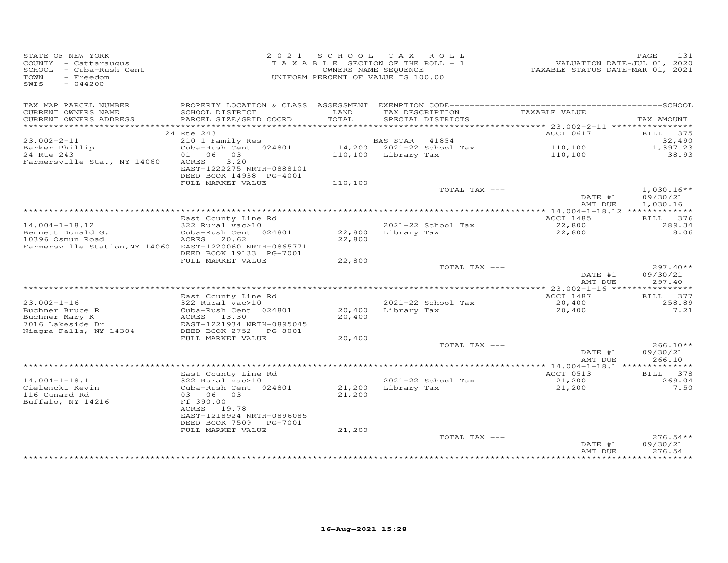STATE OF NEW YORK
COUNTY - Cattaraugus
SCHOOL - Cuba-Rush Cent
TOWN - Freedom
SWIS - 044200

2021 SCHOOL TAX ROLL
TAXABLE SECTION OF THE ROLL - 1
OWNERS NAME SEQUENCE
UNIFORM PERCENT OF VALUE IS 100.00

VALUATION DATE-JUL 01, 2020
TAXABLE STATUS DATE-MAR 01, 2021

| TAX MAP PARCEL NUMBER / CURRENT OWNERS NAME / CURRENT OWNERS ADDRESS | PROPERTY LOCATION & CLASS / SCHOOL DISTRICT / PARCEL SIZE/GRID COORD | ASSESSMENT LAND | TOTAL | EXEMPTION CODE / TAX DESCRIPTION / SPECIAL DISTRICTS | TAXABLE VALUE | TAX AMOUNT |
|---|---|---|---|---|---|---|
| 23.002-2-11 | 24 Rte 243 | | | | ACCT 0617 | BILL 375 |
| Barker Phillip | 210 1 Family Res | | | BAS STAR 41854 | | 32,490 |
| 24 Rte 243 | Cuba-Rush Cent 024801 | 14,200 | | 2021-22 School Tax | 110,100 | 1,397.23 |
| Farmersville Sta., NY 14060 | 01 06 03 | | 110,100 | Library Tax | 110,100 | 38.93 |
| | ACRES 3.20 | | | | | |
| | EAST-1222275 NRTH-0888101 | | | | | |
| | DEED BOOK 14938 PG-4001 | | | | | |
| | FULL MARKET VALUE | | 110,100 | | | |
| | | | | TOTAL TAX --- | | 1,030.16** |
| | | | | | DATE #1 | 09/30/21 |
| | | | | | AMT DUE | 1,030.16 |
| 14.004-1-18.12 | East County Line Rd | | | | ACCT 1485 | BILL 376 |
| Bennett Donald G. | 322 Rural vac>10 | | | 2021-22 School Tax | 22,800 | 289.34 |
| 10396 Osmun Road | Cuba-Rush Cent 024801 | 22,800 | | Library Tax | 22,800 | 8.06 |
| Farmersville Station,NY 14060 | ACRES 20.62 | | 22,800 | | | |
| | EAST-1220060 NRTH-0865771 | | | | | |
| | DEED BOOK 19133 PG-7001 | | | | | |
| | FULL MARKET VALUE | | 22,800 | | | |
| | | | | TOTAL TAX --- | | 297.40** |
| | | | | | DATE #1 | 09/30/21 |
| | | | | | AMT DUE | 297.40 |
| 23.002-1-16 | East County Line Rd | | | | ACCT 1487 | BILL 377 |
| Buchner Bruce R | 322 Rural vac>10 | | | 2021-22 School Tax | 20,400 | 258.89 |
| Buchner Mary K | Cuba-Rush Cent 024801 | 20,400 | | Library Tax | 20,400 | 7.21 |
| 7016 Lakeside Dr | ACRES 13.30 | | 20,400 | | | |
| Niagra Falls, NY 14304 | EAST-1221934 NRTH-0895045 | | | | | |
| | DEED BOOK 2752 PG-8001 | | | | | |
| | FULL MARKET VALUE | | 20,400 | | | |
| | | | | TOTAL TAX --- | | 266.10** |
| | | | | | DATE #1 | 09/30/21 |
| | | | | | AMT DUE | 266.10 |
| 14.004-1-18.1 | East County Line Rd | | | | ACCT 0513 | BILL 378 |
| Cielencki Kevin | 322 Rural vac>10 | | | 2021-22 School Tax | 21,200 | 269.04 |
| 116 Cunard Rd | Cuba-Rush Cent 024801 | 21,200 | | Library Tax | 21,200 | 7.50 |
| Buffalo, NY 14216 | 03 06 03 | | 21,200 | | | |
| | Ff 390.00 | | | | | |
| | ACRES 19.78 | | | | | |
| | EAST-1218924 NRTH-0896085 | | | | | |
| | DEED BOOK 7509 PG-7001 | | | | | |
| | FULL MARKET VALUE | | 21,200 | | | |
| | | | | TOTAL TAX --- | | 276.54** |
| | | | | | DATE #1 | 09/30/21 |
| | | | | | AMT DUE | 276.54 |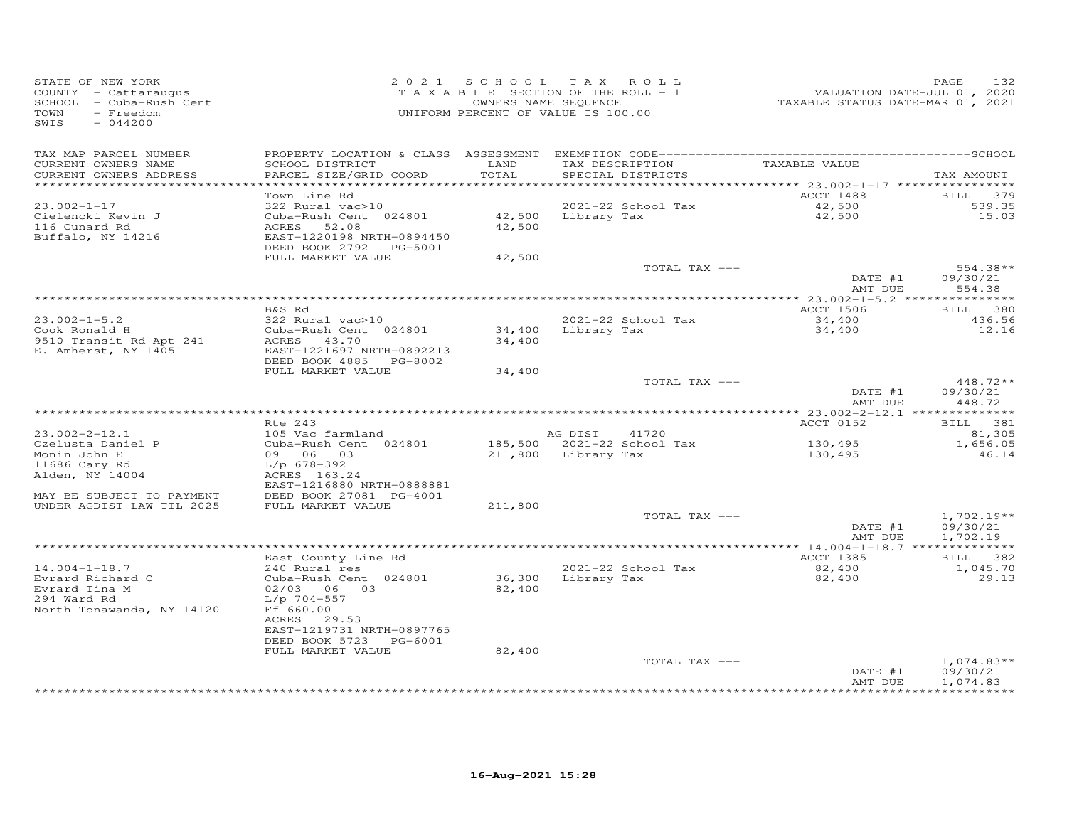STATE OF NEW YORK
COUNTY - Cattaraugus
SCHOOL - Cuba-Rush Cent
TOWN - Freedom
SWIS - 044200

2021 SCHOOL TAX ROLL
TAXABLE SECTION OF THE ROLL - 1
OWNERS NAME SEQUENCE
UNIFORM PERCENT OF VALUE IS 100.00

VALUATION DATE-JUL 01, 2020
TAXABLE STATUS DATE-MAR 01, 2021

| TAX MAP PARCEL NUMBER / CURRENT OWNERS NAME / CURRENT OWNERS ADDRESS | PROPERTY LOCATION & CLASS / SCHOOL DISTRICT / PARCEL SIZE/GRID COORD | ASSESSMENT LAND / TOTAL | EXEMPTION CODE / TAX DESCRIPTION / SPECIAL DISTRICTS | TAXABLE VALUE | TAX AMOUNT |
|---|---|---|---|---|---|
| 23.002-1-17 | Town Line Rd | | | ACCT 1488 | BILL 379 |
| 23.002-1-17 | 322 Rural vac>10 | | 2021-22 School Tax | 42,500 | 539.35 |
| Cielencki Kevin J | Cuba-Rush Cent 024801 | 42,500 | Library Tax | 42,500 | 15.03 |
| 116 Cunard Rd | ACRES 52.08 | 42,500 | | | |
| Buffalo, NY 14216 | EAST-1220198 NRTH-0894450 | | | | |
| | DEED BOOK 2792 PG-5001 | | | | |
| | FULL MARKET VALUE | 42,500 | | | |
| | | | TOTAL TAX --- | | 554.38** |
| | | | | DATE #1 | 09/30/21 |
| | | | | AMT DUE | 554.38 |
| 23.002-1-5.2 | B&S Rd | | | ACCT 1506 | BILL 380 |
| 23.002-1-5.2 | 322 Rural vac>10 | | 2021-22 School Tax | 34,400 | 436.56 |
| Cook Ronald H | Cuba-Rush Cent 024801 | 34,400 | Library Tax | 34,400 | 12.16 |
| 9510 Transit Rd Apt 241 | ACRES 43.70 | 34,400 | | | |
| E. Amherst, NY 14051 | EAST-1221697 NRTH-0892213 | | | | |
| | DEED BOOK 4885 PG-8002 | | | | |
| | FULL MARKET VALUE | 34,400 | | | |
| | | | TOTAL TAX --- | | 448.72** |
| | | | | DATE #1 | 09/30/21 |
| | | | | AMT DUE | 448.72 |
| 23.002-2-12.1 | Rte 243 | | | ACCT 0152 | BILL 381 |
| 23.002-2-12.1 | 105 Vac farmland | | AG DIST 41720 | | 81,305 |
| Czelusta Daniel P | Cuba-Rush Cent 024801 | 185,500 | 2021-22 School Tax | 130,495 | 1,656.05 |
| Monin John E | 09 06 03 | 211,800 | Library Tax | 130,495 | 46.14 |
| 11686 Cary Rd | L/p 678-392 | | | | |
| Alden, NY 14004 | ACRES 163.24 | | | | |
| | EAST-1216880 NRTH-0888881 | | | | |
| MAY BE SUBJECT TO PAYMENT | DEED BOOK 27081 PG-4001 | | | | |
| UNDER AGDIST LAW TIL 2025 | FULL MARKET VALUE | 211,800 | | | |
| | | | TOTAL TAX --- | | 1,702.19** |
| | | | | DATE #1 | 09/30/21 |
| | | | | AMT DUE | 1,702.19 |
| 14.004-1-18.7 | East County Line Rd | | | ACCT 1385 | BILL 382 |
| 14.004-1-18.7 | 240 Rural res | | 2021-22 School Tax | 82,400 | 1,045.70 |
| Evrard Richard C | Cuba-Rush Cent 024801 | 36,300 | Library Tax | 82,400 | 29.13 |
| Evrard Tina M | 02/03 06 03 | 82,400 | | | |
| 294 Ward Rd | L/p 704-557 | | | | |
| North Tonawanda, NY 14120 | Ff 660.00 | | | | |
| | ACRES 29.53 | | | | |
| | EAST-1219731 NRTH-0897765 | | | | |
| | DEED BOOK 5723 PG-6001 | | | | |
| | FULL MARKET VALUE | 82,400 | | | |
| | | | TOTAL TAX --- | | 1,074.83** |
| | | | | DATE #1 | 09/30/21 |
| | | | | AMT DUE | 1,074.83 |

16-Aug-2021 15:28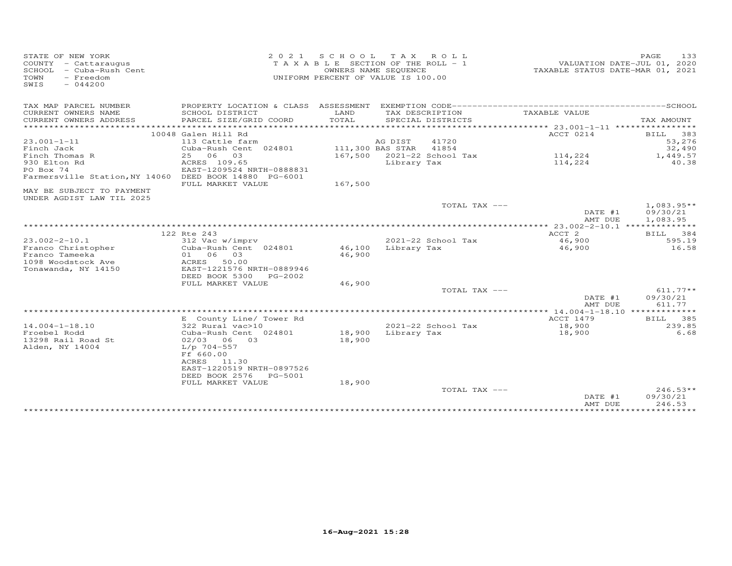STATE OF NEW YORK
COUNTY - Cattaraugus
SCHOOL - Cuba-Rush Cent
TOWN - Freedom
SWIS - 044200

2021 SCHOOL TAX ROLL
TAXABLE SECTION OF THE ROLL - 1
OWNERS NAME SEQUENCE
UNIFORM PERCENT OF VALUE IS 100.00

VALUATION DATE-JUL 01, 2020
TAXABLE STATUS DATE-MAR 01, 2021

| TAX MAP PARCEL NUMBER / CURRENT OWNERS NAME / CURRENT OWNERS ADDRESS | PROPERTY LOCATION & CLASS / SCHOOL DISTRICT / PARCEL SIZE/GRID COORD | ASSESSMENT LAND / TOTAL | EXEMPTION CODE / TAX DESCRIPTION / SPECIAL DISTRICTS | TAXABLE VALUE | TAX AMOUNT |
|---|---|---|---|---|---|
| | 10048 Galen Hill Rd | | | ACCT 0214 | BILL 383 |
| 23.001-1-11 | 113 Cattle farm | | AG DIST 41720 | | 53,276 |
| Finch Jack | Cuba-Rush Cent 024801 | 111,300 | BAS STAR 41854 | | 32,490 |
| Finch Thomas R | 25 06 03 | 167,500 | 2021-22 School Tax | 114,224 | 1,449.57 |
| 930 Elton Rd | ACRES 109.65 | | Library Tax | 114,224 | 40.38 |
| PO Box 74 | EAST-1209524 NRTH-0888831 | | | | |
| Farmersville Station,NY 14060 | DEED BOOK 14880 PG-6001 | | | | |
| | FULL MARKET VALUE | 167,500 | | | |
| MAY BE SUBJECT TO PAYMENT UNDER AGDIST LAW TIL 2025 | | | | | |
| | | | TOTAL TAX --- | | 1,083.95** |
| | | | | DATE #1 | 09/30/21 |
| | | | | AMT DUE | 1,083.95 |
| | 122 Rte 243 | | | ACCT 2 | BILL 384 |
| 23.002-2-10.1 | 312 Vac w/imprv | | 2021-22 School Tax | 46,900 | 595.19 |
| Franco Christopher | Cuba-Rush Cent 024801 | 46,100 | Library Tax | 46,900 | 16.58 |
| Franco Tameeka | 01 06 03 | 46,900 | | | |
| 1098 Woodstock Ave | ACRES 50.00 | | | | |
| Tonawanda, NY 14150 | EAST-1221576 NRTH-0889946 | | | | |
| | DEED BOOK 5300 PG-2002 | | | | |
| | FULL MARKET VALUE | 46,900 | | | |
| | | | TOTAL TAX --- | | 611.77** |
| | | | | DATE #1 | 09/30/21 |
| | | | | AMT DUE | 611.77 |
| | E County Line/ Tower Rd | | | ACCT 1479 | BILL 385 |
| 14.004-1-18.10 | 322 Rural vac>10 | | 2021-22 School Tax | 18,900 | 239.85 |
| Froebel Rodd | Cuba-Rush Cent 024801 | 18,900 | Library Tax | 18,900 | 6.68 |
| 13298 Rail Road St | 02/03 06 03 | 18,900 | | | |
| Alden, NY 14004 | L/p 704-557 | | | | |
| | Ff 660.00 | | | | |
| | ACRES 11.30 | | | | |
| | EAST-1220519 NRTH-0897526 | | | | |
| | DEED BOOK 2576 PG-5001 | | | | |
| | FULL MARKET VALUE | 18,900 | | | |
| | | | TOTAL TAX --- | | 246.53** |
| | | | | DATE #1 | 09/30/21 |
| | | | | AMT DUE | 246.53 |

16-Aug-2021 15:28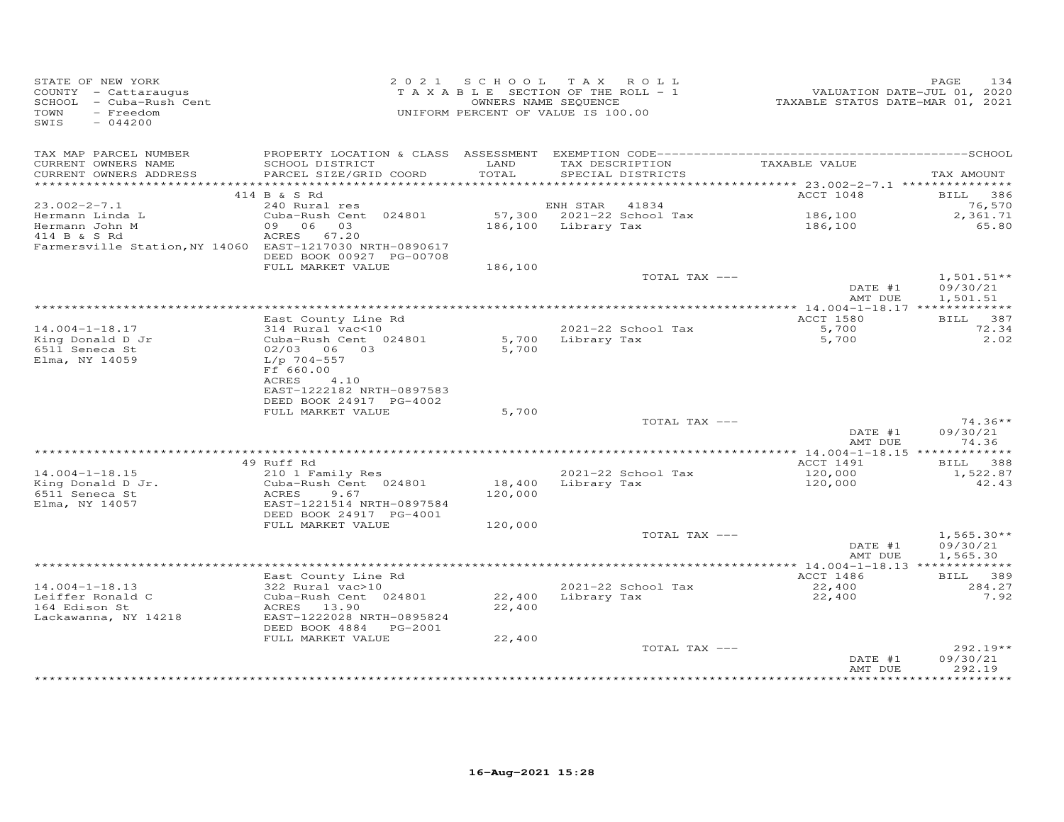STATE OF NEW YORK
COUNTY - Cattaraugus
SCHOOL - Cuba-Rush Cent
TOWN - Freedom
SWIS - 044200

2021 SCHOOL TAX ROLL
TAXABLE SECTION OF THE ROLL - 1
OWNERS NAME SEQUENCE
UNIFORM PERCENT OF VALUE IS 100.00

VALUATION DATE-JUL 01, 2020
TAXABLE STATUS DATE-MAR 01, 2021

| TAX MAP PARCEL NUMBER / CURRENT OWNERS NAME / CURRENT OWNERS ADDRESS | PROPERTY LOCATION & CLASS / SCHOOL DISTRICT / PARCEL SIZE/GRID COORD | ASSESSMENT LAND / TOTAL | EXEMPTION CODE / TAX DESCRIPTION / SPECIAL DISTRICTS | TAXABLE VALUE | TAX AMOUNT |
|---|---|---|---|---|---|
| | 414 B & S Rd | | | ACCT 1048 | BILL 386 |
| 23.002-2-7.1 | 240 Rural res | | ENH STAR 41834 | | 76,570 |
| Hermann Linda L | Cuba-Rush Cent 024801 | 57,300 | 2021-22 School Tax | 186,100 | 2,361.71 |
| Hermann John M | 09 06 03 | 186,100 | Library Tax | 186,100 | 65.80 |
| 414 B & S Rd | ACRES 67.20 | | | | |
| Farmersville Station, NY 14060 | EAST-1217030 NRTH-0890617 | | | | |
| | DEED BOOK 00927 PG-00708 | | | | |
| | FULL MARKET VALUE | 186,100 | | | |
| | | | TOTAL TAX --- | | 1,501.51** |
| | | | | DATE #1 | 09/30/21 |
| | | | | AMT DUE | 1,501.51 |
| | East County Line Rd | | | ACCT 1580 | BILL 387 |
| 14.004-1-18.17 | 314 Rural vac<10 | | 2021-22 School Tax | 5,700 | 72.34 |
| King Donald D Jr | Cuba-Rush Cent 024801 | 5,700 | Library Tax | 5,700 | 2.02 |
| 6511 Seneca St | 02/03 06 03 | 5,700 | | | |
| Elma, NY 14059 | L/p 704-557 | | | | |
| | Ff 660.00 | | | | |
| | ACRES 4.10 | | | | |
| | EAST-1222182 NRTH-0897583 | | | | |
| | DEED BOOK 24917 PG-4002 | | | | |
| | FULL MARKET VALUE | 5,700 | | | |
| | | | TOTAL TAX --- | | 74.36** |
| | | | | DATE #1 | 09/30/21 |
| | | | | AMT DUE | 74.36 |
| | 49 Ruff Rd | | | ACCT 1491 | BILL 388 |
| 14.004-1-18.15 | 210 1 Family Res | | 2021-22 School Tax | 120,000 | 1,522.87 |
| King Donald D Jr. | Cuba-Rush Cent 024801 | 18,400 | Library Tax | 120,000 | 42.43 |
| 6511 Seneca St | ACRES 9.67 | 120,000 | | | |
| Elma, NY 14057 | EAST-1221514 NRTH-0897584 | | | | |
| | DEED BOOK 24917 PG-4001 | | | | |
| | FULL MARKET VALUE | 120,000 | | | |
| | | | TOTAL TAX --- | | 1,565.30** |
| | | | | DATE #1 | 09/30/21 |
| | | | | AMT DUE | 1,565.30 |
| | East County Line Rd | | | ACCT 1486 | BILL 389 |
| 14.004-1-18.13 | 322 Rural vac>10 | | 2021-22 School Tax | 22,400 | 284.27 |
| Leiffer Ronald C | Cuba-Rush Cent 024801 | 22,400 | Library Tax | 22,400 | 7.92 |
| 164 Edison St | ACRES 13.90 | 22,400 | | | |
| Lackawanna, NY 14218 | EAST-1222028 NRTH-0895824 | | | | |
| | DEED BOOK 4884 PG-2001 | | | | |
| | FULL MARKET VALUE | 22,400 | | | |
| | | | TOTAL TAX --- | | 292.19** |
| | | | | DATE #1 | 09/30/21 |
| | | | | AMT DUE | 292.19 |

16-Aug-2021 15:28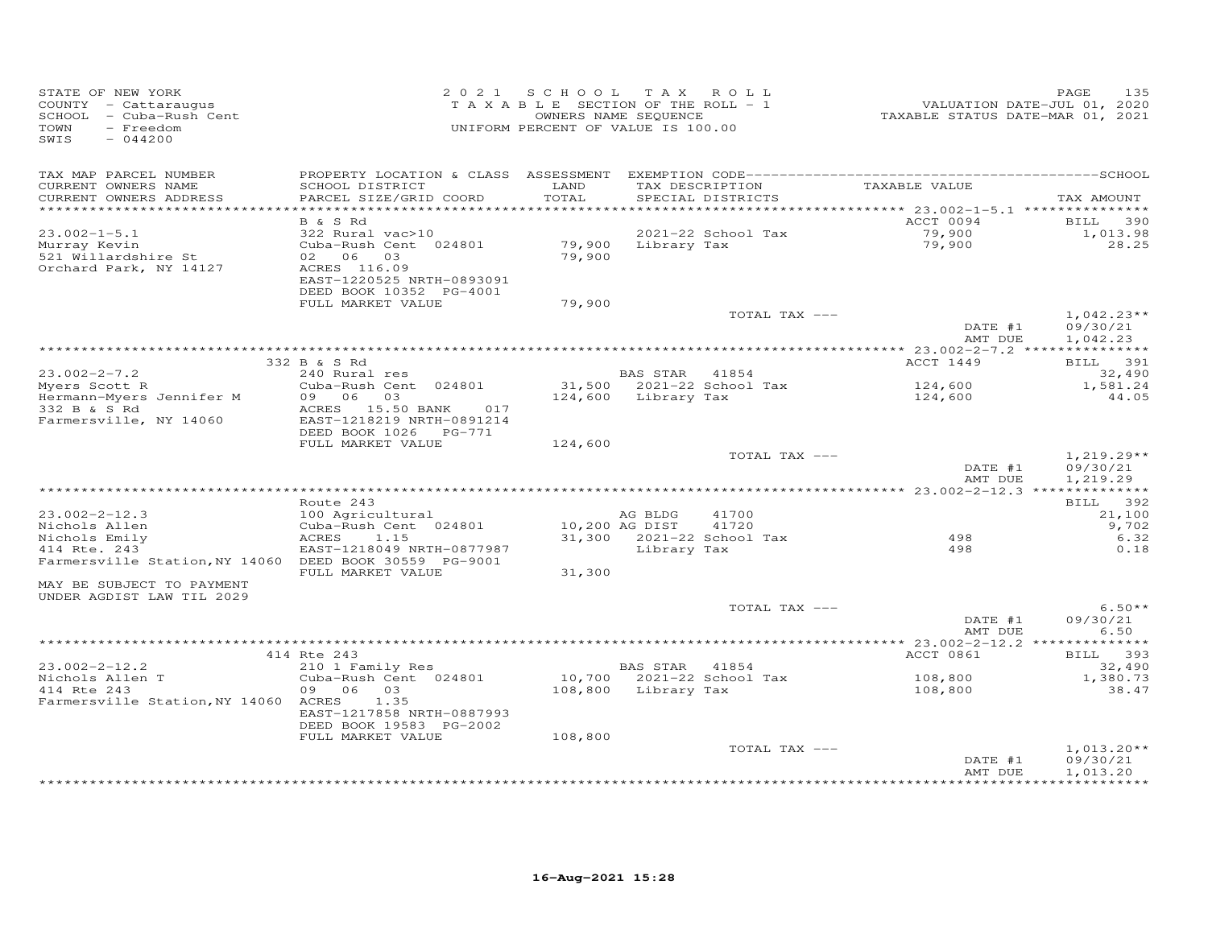STATE OF NEW YORK
COUNTY - Cattaraugus
SCHOOL - Cuba-Rush Cent
TOWN - Freedom
SWIS - 044200

2021 SCHOOL TAX ROLL
TAXABLE SECTION OF THE ROLL - 1
OWNERS NAME SEQUENCE
UNIFORM PERCENT OF VALUE IS 100.00

VALUATION DATE-JUL 01, 2020
TAXABLE STATUS DATE-MAR 01, 2021

| TAX MAP PARCEL NUMBER / CURRENT OWNERS NAME / CURRENT OWNERS ADDRESS | PROPERTY LOCATION & CLASS / SCHOOL DISTRICT / PARCEL SIZE/GRID COORD | ASSESSMENT LAND / TOTAL | EXEMPTION CODE / TAX DESCRIPTION / SPECIAL DISTRICTS | TAXABLE VALUE | TAX AMOUNT |
|---|---|---|---|---|---|
| **23.002-1-5.1** | B & S Rd | | | ACCT 0094 | BILL 390 |
| Murray Kevin | 322 Rural vac>10 | | 2021-22 School Tax | 79,900 | 1,013.98 |
| 521 Willardshire St | Cuba-Rush Cent 024801 | 79,900 | Library Tax | 79,900 | 28.25 |
| Orchard Park, NY 14127 | 02 06 03 | 79,900 | | | |
| | ACRES 116.09 | | | | |
| | EAST-1220525 NRTH-0893091 | | | | |
| | DEED BOOK 10352 PG-4001 | | | | |
| | FULL MARKET VALUE | 79,900 | | | |
| | | | TOTAL TAX --- | | 1,042.23** |
| | | | | DATE #1 | 09/30/21 |
| | | | | AMT DUE | 1,042.23 |
| **23.002-2-7.2** | 332 B & S Rd | | | ACCT 1449 | BILL 391 |
| Myers Scott R | 240 Rural res | | BAS STAR 41854 | | 32,490 |
| Hermann-Myers Jennifer M | Cuba-Rush Cent 024801 | 31,500 | 2021-22 School Tax | 124,600 | 1,581.24 |
| 332 B & S Rd | 09 06 03 | 124,600 | Library Tax | 124,600 | 44.05 |
| Farmersville, NY 14060 | ACRES 15.50 BANK 017 | | | | |
| | EAST-1218219 NRTH-0891214 | | | | |
| | DEED BOOK 1026 PG-771 | | | | |
| | FULL MARKET VALUE | 124,600 | | | |
| | | | TOTAL TAX --- | | 1,219.29** |
| | | | | DATE #1 | 09/30/21 |
| | | | | AMT DUE | 1,219.29 |
| **23.002-2-12.3** | Route 243 | | | | BILL 392 |
| Nichols Allen | 100 Agricultural | | AG BLDG 41700 | | 21,100 |
| Nichols Emily | Cuba-Rush Cent 024801 | 10,200 | AG DIST 41720 | | 9,702 |
| 414 Rte. 243 | ACRES 1.15 | 31,300 | 2021-22 School Tax | 498 | 6.32 |
| Farmersville Station,NY 14060 | EAST-1218049 NRTH-0877987 | | Library Tax | 498 | 0.18 |
| | DEED BOOK 30559 PG-9001 | | | | |
| | FULL MARKET VALUE | 31,300 | | | |
| MAY BE SUBJECT TO PAYMENT UNDER AGDIST LAW TIL 2029 | | | | | |
| | | | TOTAL TAX --- | | 6.50** |
| | | | | DATE #1 | 09/30/21 |
| | | | | AMT DUE | 6.50 |
| **23.002-2-12.2** | 414 Rte 243 | | | ACCT 0861 | BILL 393 |
| Nichols Allen T | 210 1 Family Res | | BAS STAR 41854 | | 32,490 |
| 414 Rte 243 | Cuba-Rush Cent 024801 | 10,700 | 2021-22 School Tax | 108,800 | 1,380.73 |
| Farmersville Station,NY 14060 | 09 06 03 | 108,800 | Library Tax | 108,800 | 38.47 |
| | ACRES 1.35 | | | | |
| | EAST-1217858 NRTH-0887993 | | | | |
| | DEED BOOK 19583 PG-2002 | | | | |
| | FULL MARKET VALUE | 108,800 | | | |
| | | | TOTAL TAX --- | | 1,013.20** |
| | | | | DATE #1 | 09/30/21 |
| | | | | AMT DUE | 1,013.20 |

16-Aug-2021 15:28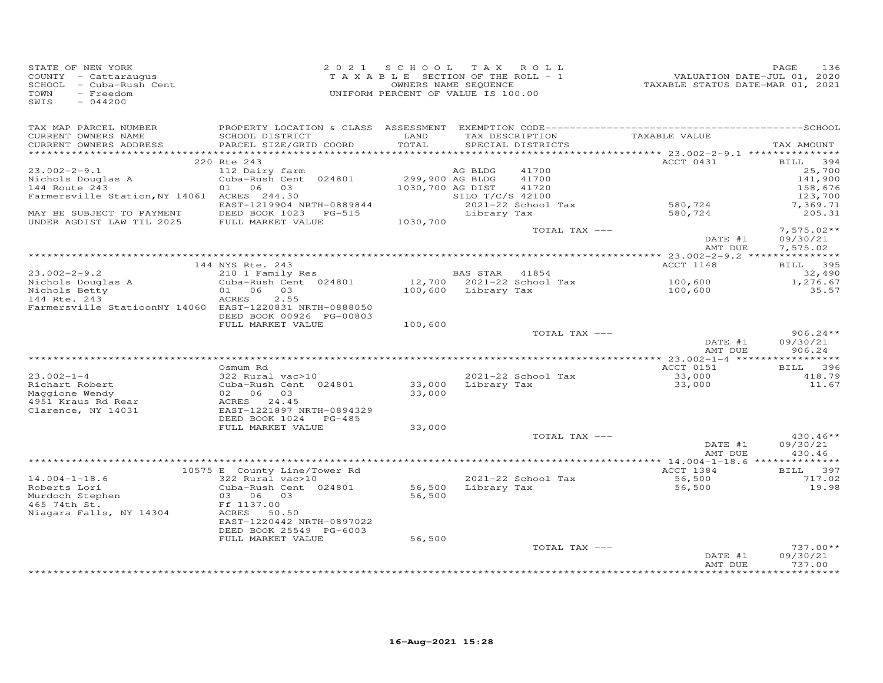STATE OF NEW YORK
COUNTY - Cattaraugus
SCHOOL - Cuba-Rush Cent
TOWN - Freedom
SWIS - 044200

2021 SCHOOL TAX ROLL
TAXABLE SECTION OF THE ROLL - 1
OWNERS NAME SEQUENCE
UNIFORM PERCENT OF VALUE IS 100.00

VALUATION DATE-JUL 01, 2020
TAXABLE STATUS DATE-MAR 01, 2021

| TAX MAP PARCEL NUMBER / CURRENT OWNERS NAME / CURRENT OWNERS ADDRESS | PROPERTY LOCATION & CLASS / SCHOOL DISTRICT / PARCEL SIZE/GRID COORD | ASSESSMENT LAND / TOTAL | EXEMPTION CODE / TAX DESCRIPTION / SPECIAL DISTRICTS | TAXABLE VALUE | TAX AMOUNT |
|---|---|---|---|---|---|
| **23.002-2-9.1** | 220 Rte 243 | | | ACCT 0431 | BILL 394 |
| 23.002-2-9.1 | 112 Dairy farm | | AG BLDG 41700 | | 25,700 |
| Nichols Douglas A | Cuba-Rush Cent 024801 | 299,900 | AG BLDG 41700 | | 141,900 |
| 144 Route 243 | 01 06 03 | 1030,700 | AG DIST 41720 | | 158,676 |
| Farmersville Station,NY 14061 | ACRES 244.30 | | SILO T/C/S 42100 | | 123,700 |
| | EAST-1219904 NRTH-0889844 | | 2021-22 School Tax | 580,724 | 7,369.71 |
| MAY BE SUBJECT TO PAYMENT | DEED BOOK 1023 PG-515 | | Library Tax | 580,724 | 205.31 |
| UNDER AGDIST LAW TIL 2025 | FULL MARKET VALUE | 1030,700 | | | |
| | | | TOTAL TAX --- | | 7,575.02** |
| | | | | DATE #1 | 09/30/21 |
| | | | | AMT DUE | 7,575.02 |
| **23.002-2-9.2** | 144 NYS Rte. 243 | | | ACCT 1148 | BILL 395 |
| 23.002-2-9.2 | 210 1 Family Res | | BAS STAR 41854 | | 32,490 |
| Nichols Douglas A | Cuba-Rush Cent 024801 | 12,700 | 2021-22 School Tax | 100,600 | 1,276.67 |
| Nichols Betty | 01 06 03 | 100,600 | Library Tax | 100,600 | 35.57 |
| 144 Rte. 243 | ACRES 2.55 | | | | |
| Farmersville StatioonNY 14060 | EAST-1220831 NRTH-0888050 | | | | |
| | DEED BOOK 00926 PG-00803 | | | | |
| | FULL MARKET VALUE | 100,600 | | | |
| | | | TOTAL TAX --- | | 906.24** |
| | | | | DATE #1 | 09/30/21 |
| | | | | AMT DUE | 906.24 |
| **23.002-1-4** | Osmum Rd | | | ACCT 0151 | BILL 396 |
| 23.002-1-4 | 322 Rural vac>10 | | 2021-22 School Tax | 33,000 | 418.79 |
| Richart Robert | Cuba-Rush Cent 024801 | 33,000 | Library Tax | 33,000 | 11.67 |
| Maggione Wendy | 02 06 03 | 33,000 | | | |
| 4951 Kraus Rd Rear | ACRES 24.45 | | | | |
| Clarence, NY 14031 | EAST-1221897 NRTH-0894329 | | | | |
| | DEED BOOK 1024 PG-485 | | | | |
| | FULL MARKET VALUE | 33,000 | | | |
| | | | TOTAL TAX --- | | 430.46** |
| | | | | DATE #1 | 09/30/21 |
| | | | | AMT DUE | 430.46 |
| **14.004-1-18.6** | 10575 E County Line/Tower Rd | | | ACCT 1384 | BILL 397 |
| 14.004-1-18.6 | 322 Rural vac>10 | | 2021-22 School Tax | 56,500 | 717.02 |
| Roberts Lori | Cuba-Rush Cent 024801 | 56,500 | Library Tax | 56,500 | 19.98 |
| Murdoch Stephen | 03 06 03 | 56,500 | | | |
| 465 74th St. | Ff 1137.00 | | | | |
| Niagara Falls, NY 14304 | ACRES 50.50 | | | | |
| | EAST-1220442 NRTH-0897022 | | | | |
| | DEED BOOK 25549 PG-6003 | | | | |
| | FULL MARKET VALUE | 56,500 | | | |
| | | | TOTAL TAX --- | | 737.00** |
| | | | | DATE #1 | 09/30/21 |
| | | | | AMT DUE | 737.00 |

16-Aug-2021 15:28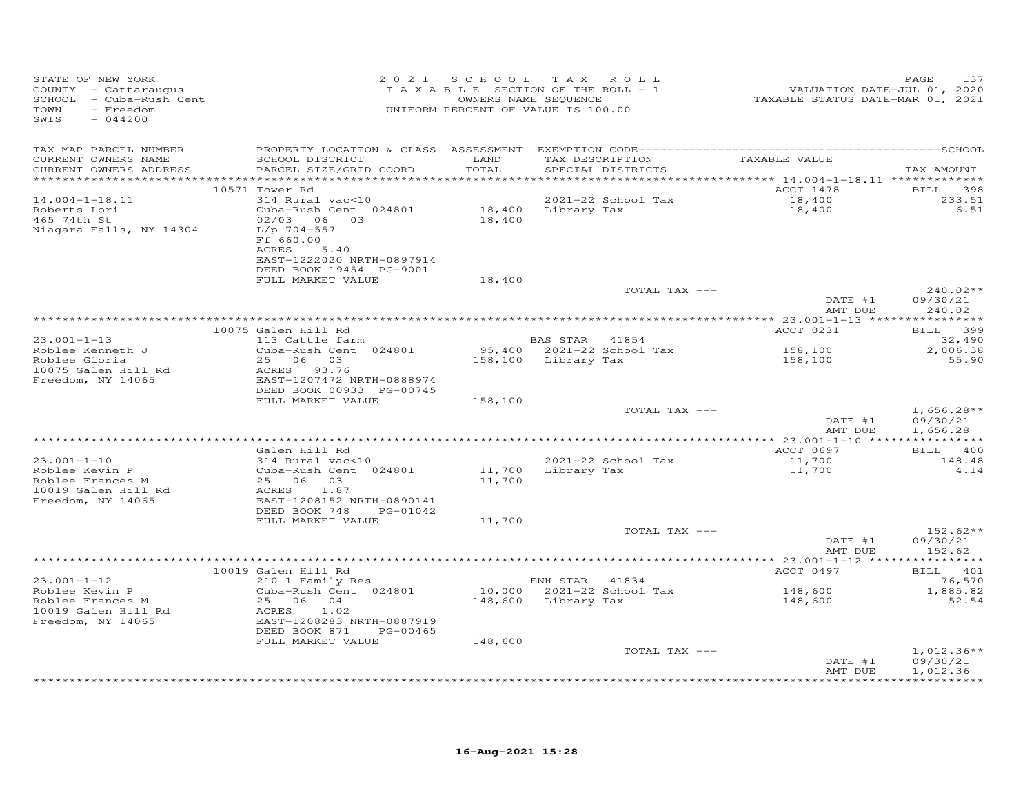STATE OF NEW YORK
COUNTY - Cattaraugus
SCHOOL - Cuba-Rush Cent
TOWN - Freedom
SWIS - 044200

2 0 2 1 S C H O O L T A X R O L L
T A X A B L E SECTION OF THE ROLL - 1
OWNERS NAME SEQUENCE
UNIFORM PERCENT OF VALUE IS 100.00

VALUATION DATE-JUL 01, 2020
TAXABLE STATUS DATE-MAR 01, 2021

| TAX MAP PARCEL NUMBER / CURRENT OWNERS NAME / CURRENT OWNERS ADDRESS | PROPERTY LOCATION & CLASS / SCHOOL DISTRICT / PARCEL SIZE/GRID COORD | ASSESSMENT LAND / TOTAL | EXEMPTION CODE / TAX DESCRIPTION / SPECIAL DISTRICTS | TAXABLE VALUE | SCHOOL TAX AMOUNT |
|---|---|---|---|---|---|
| 14.004-1-18.11 | 10571 Tower Rd | | | ACCT 1478 | BILL 398 |
| 14.004-1-18.11 | 314 Rural vac<10 | | 2021-22 School Tax | 18,400 | 233.51 |
| Roberts Lori | Cuba-Rush Cent 024801 | 18,400 | Library Tax | 18,400 | 6.51 |
| 465 74th St | 02/03 06 03 | 18,400 | | | |
| Niagara Falls, NY 14304 | L/p 704-557 | | | | |
| | Ff 660.00 | | | | |
| | ACRES 5.40 | | | | |
| | EAST-1222020 NRTH-0897914 | | | | |
| | DEED BOOK 19454 PG-9001 | | | | |
| | FULL MARKET VALUE | 18,400 | | | |
| | | | TOTAL TAX --- | | 240.02** |
| | | | | DATE #1 | 09/30/21 |
| | | | | AMT DUE | 240.02 |
| 23.001-1-13 | 10075 Galen Hill Rd | | | ACCT 0231 | BILL 399 |
| 23.001-1-13 | 113 Cattle farm | | BAS STAR 41854 | | 32,490 |
| Roblee Kenneth J | Cuba-Rush Cent 024801 | 95,400 | 2021-22 School Tax | 158,100 | 2,006.38 |
| Roblee Gloria | 25 06 03 | 158,100 | Library Tax | 158,100 | 55.90 |
| 10075 Galen Hill Rd | ACRES 93.76 | | | | |
| Freedom, NY 14065 | EAST-1207472 NRTH-0888974 | | | | |
| | DEED BOOK 00933 PG-00745 | | | | |
| | FULL MARKET VALUE | 158,100 | | | |
| | | | TOTAL TAX --- | | 1,656.28** |
| | | | | DATE #1 | 09/30/21 |
| | | | | AMT DUE | 1,656.28 |
| 23.001-1-10 | Galen Hill Rd | | | ACCT 0697 | BILL 400 |
| 23.001-1-10 | 314 Rural vac<10 | | 2021-22 School Tax | 11,700 | 148.48 |
| Roblee Kevin P | Cuba-Rush Cent 024801 | 11,700 | Library Tax | 11,700 | 4.14 |
| Roblee Frances M | 25 06 03 | 11,700 | | | |
| 10019 Galen Hill Rd | ACRES 1.87 | | | | |
| Freedom, NY 14065 | EAST-1208152 NRTH-0890141 | | | | |
| | DEED BOOK 748 PG-01042 | | | | |
| | FULL MARKET VALUE | 11,700 | | | |
| | | | TOTAL TAX --- | | 152.62** |
| | | | | DATE #1 | 09/30/21 |
| | | | | AMT DUE | 152.62 |
| 23.001-1-12 | 10019 Galen Hill Rd | | | ACCT 0497 | BILL 401 |
| 23.001-1-12 | 210 1 Family Res | | ENH STAR 41834 | | 76,570 |
| Roblee Kevin P | Cuba-Rush Cent 024801 | 10,000 | 2021-22 School Tax | 148,600 | 1,885.82 |
| Roblee Frances M | 25 06 04 | 148,600 | Library Tax | 148,600 | 52.54 |
| 10019 Galen Hill Rd | ACRES 1.02 | | | | |
| Freedom, NY 14065 | EAST-1208283 NRTH-0887919 | | | | |
| | DEED BOOK 871 PG-00465 | | | | |
| | FULL MARKET VALUE | 148,600 | | | |
| | | | TOTAL TAX --- | | 1,012.36** |
| | | | | DATE #1 | 09/30/21 |
| | | | | AMT DUE | 1,012.36 |

16-Aug-2021 15:28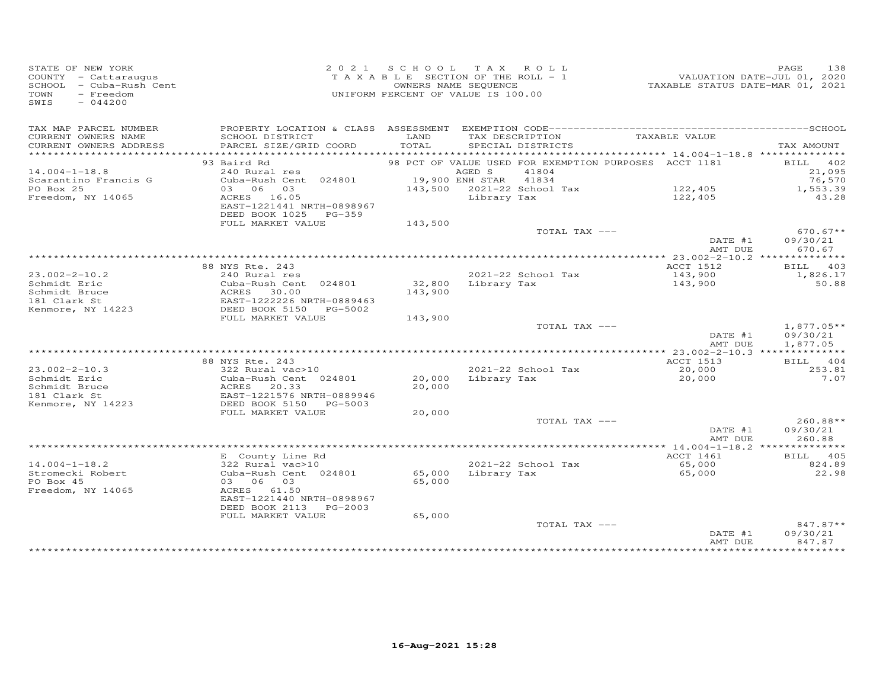STATE OF NEW YORK
COUNTY - Cattaraugus
SCHOOL - Cuba-Rush Cent
TOWN - Freedom
SWIS - 044200

2021 SCHOOL TAX ROLL
TAXABLE SECTION OF THE ROLL - 1
OWNERS NAME SEQUENCE
UNIFORM PERCENT OF VALUE IS 100.00

VALUATION DATE-JUL 01, 2020
TAXABLE STATUS DATE-MAR 01, 2021

| TAX MAP PARCEL NUMBER / CURRENT OWNERS NAME / CURRENT OWNERS ADDRESS | PROPERTY LOCATION & CLASS / SCHOOL DISTRICT / PARCEL SIZE/GRID COORD | ASSESSMENT LAND / TOTAL | EXEMPTION CODE / TAX DESCRIPTION / SPECIAL DISTRICTS | TAXABLE VALUE | SCHOOL TAX AMOUNT |
|---|---|---|---|---|---|
| **14.004-1-18.8** | 93 Baird Rd | | 98 PCT OF VALUE USED FOR EXEMPTION PURPOSES | ACCT 1181 | BILL 402 |
| Scarantino Francis G | 240 Rural res | | AGED S 41804 | | 21,095 |
| PO Box 25 | Cuba-Rush Cent 024801 | 19,900 | ENH STAR 41834 | | 76,570 |
| Freedom, NY 14065 | 03 06 03 | 143,500 | 2021-22 School Tax | 122,405 | 1,553.39 |
| | ACRES 16.05 | | Library Tax | 122,405 | 43.28 |
| | EAST-1221441 NRTH-0898967 | | | | |
| | DEED BOOK 1025 PG-359 | | | | |
| | FULL MARKET VALUE | 143,500 | | | |
| | | | TOTAL TAX --- | | 670.67** |
| | | | | DATE #1 | 09/30/21 |
| | | | | AMT DUE | 670.67 |
| **23.002-2-10.2** | 88 NYS Rte. 243 | | | ACCT 1512 | BILL 403 |
| Schmidt Eric | 240 Rural res | | 2021-22 School Tax | 143,900 | 1,826.17 |
| Schmidt Bruce | Cuba-Rush Cent 024801 | 32,800 | Library Tax | 143,900 | 50.88 |
| 181 Clark St | ACRES 30.00 | 143,900 | | | |
| Kenmore, NY 14223 | EAST-1222226 NRTH-0889463 | | | | |
| | DEED BOOK 5150 PG-5002 | | | | |
| | FULL MARKET VALUE | 143,900 | | | |
| | | | TOTAL TAX --- | | 1,877.05** |
| | | | | DATE #1 | 09/30/21 |
| | | | | AMT DUE | 1,877.05 |
| **23.002-2-10.3** | 88 NYS Rte. 243 | | | ACCT 1513 | BILL 404 |
| Schmidt Eric | 322 Rural vac>10 | | 2021-22 School Tax | 20,000 | 253.81 |
| Schmidt Bruce | Cuba-Rush Cent 024801 | 20,000 | Library Tax | 20,000 | 7.07 |
| 181 Clark St | ACRES 20.33 | 20,000 | | | |
| Kenmore, NY 14223 | EAST-1221576 NRTH-0889946 | | | | |
| | DEED BOOK 5150 PG-5003 | | | | |
| | FULL MARKET VALUE | 20,000 | | | |
| | | | TOTAL TAX --- | | 260.88** |
| | | | | DATE #1 | 09/30/21 |
| | | | | AMT DUE | 260.88 |
| **14.004-1-18.2** | E County Line Rd | | | ACCT 1461 | BILL 405 |
| Stromecki Robert | 322 Rural vac>10 | | 2021-22 School Tax | 65,000 | 824.89 |
| PO Box 45 | Cuba-Rush Cent 024801 | 65,000 | Library Tax | 65,000 | 22.98 |
| Freedom, NY 14065 | 03 06 03 | 65,000 | | | |
| | ACRES 61.50 | | | | |
| | EAST-1221440 NRTH-0898967 | | | | |
| | DEED BOOK 2113 PG-2003 | | | | |
| | FULL MARKET VALUE | 65,000 | | | |
| | | | TOTAL TAX --- | | 847.87** |
| | | | | DATE #1 | 09/30/21 |
| | | | | AMT DUE | 847.87 |

16-Aug-2021 15:28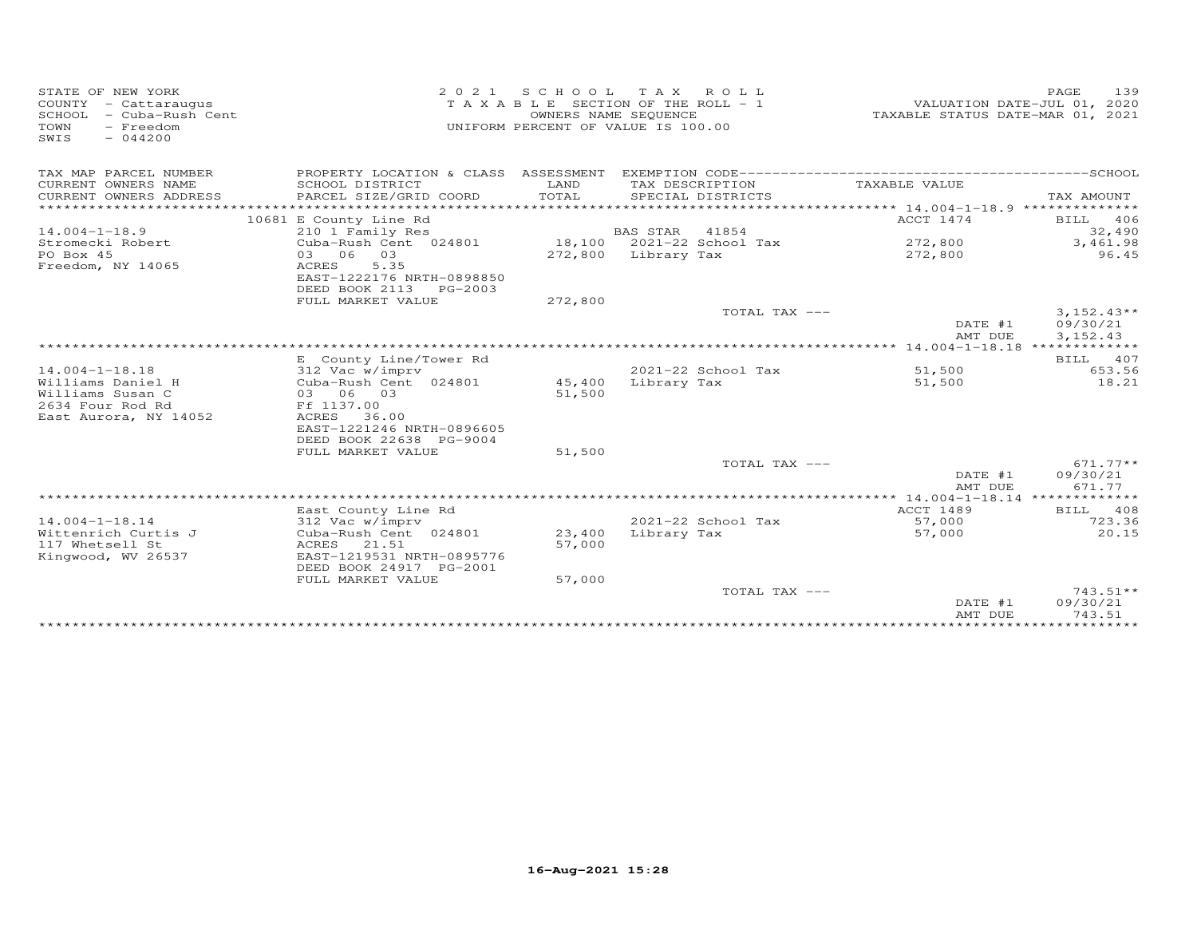STATE OF NEW YORK
COUNTY - Cattaraugus
SCHOOL - Cuba-Rush Cent
TOWN - Freedom
SWIS - 044200

2021 SCHOOL TAX ROLL
TAXABLE SECTION OF THE ROLL - 1
OWNERS NAME SEQUENCE
UNIFORM PERCENT OF VALUE IS 100.00

VALUATION DATE-JUL 01, 2020
TAXABLE STATUS DATE-MAR 01, 2021

| TAX MAP PARCEL NUMBER / CURRENT OWNERS NAME / CURRENT OWNERS ADDRESS | PROPERTY LOCATION & CLASS / SCHOOL DISTRICT / PARCEL SIZE/GRID COORD | ASSESSMENT LAND / TOTAL | EXEMPTION CODE / TAX DESCRIPTION / SPECIAL DISTRICTS | TAXABLE VALUE | SCHOOL TAX AMOUNT |
|---|---|---|---|---|---|
| 14.004-1-18.9 | 10681 E County Line Rd | | | ACCT 1474 | BILL 406 |
| 14.004-1-18.9 | 210 1 Family Res | | BAS STAR 41854 | | 32,490 |
| Stromecki Robert | Cuba-Rush Cent 024801 | 18,100 | 2021-22 School Tax | 272,800 | 3,461.98 |
| PO Box 45 | 03 06 03 | 272,800 | Library Tax | 272,800 | 96.45 |
| Freedom, NY 14065 | ACRES 5.35 | | | | |
| | EAST-1222176 NRTH-0898850 | | | | |
| | DEED BOOK 2113 PG-2003 | | | | |
| | FULL MARKET VALUE | 272,800 | | | |
| | | | TOTAL TAX --- | | 3,152.43** |
| | | | | DATE #1 | 09/30/21 |
| | | | | AMT DUE | 3,152.43 |
| 14.004-1-18.18 | E County Line/Tower Rd | | | | BILL 407 |
| 14.004-1-18.18 | 312 Vac w/imprv | | 2021-22 School Tax | 51,500 | 653.56 |
| Williams Daniel H | Cuba-Rush Cent 024801 | 45,400 | Library Tax | 51,500 | 18.21 |
| Williams Susan C | 03 06 03 | 51,500 | | | |
| 2634 Four Rod Rd | Ff 1137.00 | | | | |
| East Aurora, NY 14052 | ACRES 36.00 | | | | |
| | EAST-1221246 NRTH-0896605 | | | | |
| | DEED BOOK 22638 PG-9004 | | | | |
| | FULL MARKET VALUE | 51,500 | | | |
| | | | TOTAL TAX --- | | 671.77** |
| | | | | DATE #1 | 09/30/21 |
| | | | | AMT DUE | 671.77 |
| 14.004-1-18.14 | East County Line Rd | | | ACCT 1489 | BILL 408 |
| 14.004-1-18.14 | 312 Vac w/imprv | | 2021-22 School Tax | 57,000 | 723.36 |
| Wittenrich Curtis J | Cuba-Rush Cent 024801 | 23,400 | Library Tax | 57,000 | 20.15 |
| 117 Whetsell St | ACRES 21.51 | 57,000 | | | |
| Kingwood, WV 26537 | EAST-1219531 NRTH-0895776 | | | | |
| | DEED BOOK 24917 PG-2001 | | | | |
| | FULL MARKET VALUE | 57,000 | | | |
| | | | TOTAL TAX --- | | 743.51** |
| | | | | DATE #1 | 09/30/21 |
| | | | | AMT DUE | 743.51 |

16-Aug-2021 15:28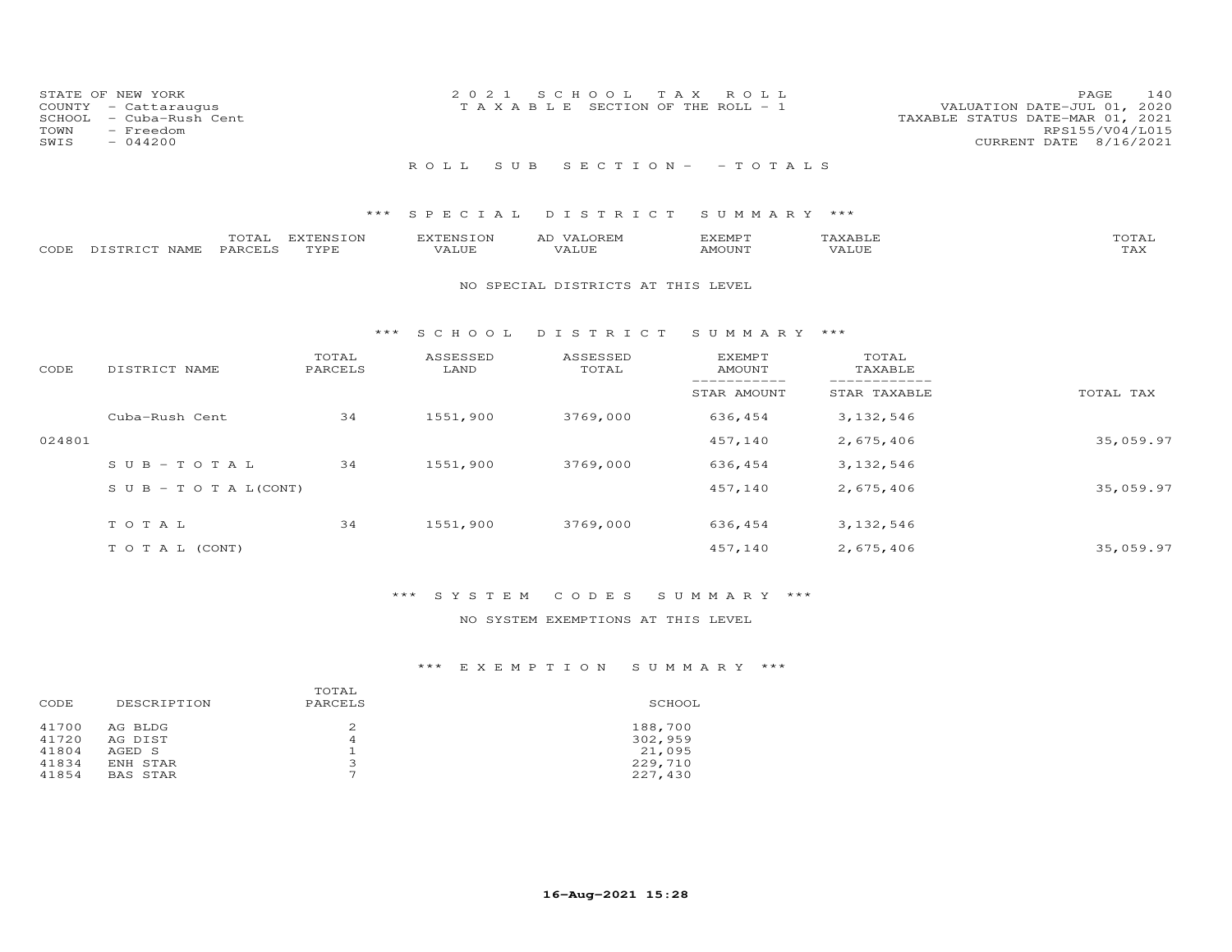STATE OF NEW YORK
COUNTY - Cattaraugus
SCHOOL - Cuba-Rush Cent
TOWN - Freedom
SWIS - 044200

2021 SCHOOL TAX ROLL
TAXABLE SECTION OF THE ROLL - 1

VALUATION DATE-JUL 01, 2020
TAXABLE STATUS DATE-MAR 01, 2021
RPS155/V04/L015
CURRENT DATE 8/16/2021

ROLL SUB SECTION- - TOTALS

*** SPECIAL DISTRICT SUMMARY ***

| CODE | DISTRICT NAME | TOTAL PARCELS | EXTENSION TYPE | EXTENSION VALUE | AD VALOREM VALUE | EXEMPT AMOUNT | TAXABLE VALUE | TOTAL TAX |
|---|---|---|---|---|---|---|---|---|

NO SPECIAL DISTRICTS AT THIS LEVEL

*** SCHOOL DISTRICT SUMMARY ***

| CODE | DISTRICT NAME | TOTAL PARCELS | ASSESSED LAND | ASSESSED TOTAL | EXEMPT AMOUNT / STAR AMOUNT | TOTAL TAXABLE / STAR TAXABLE | TOTAL TAX |
|---|---|---|---|---|---|---|---|
| | Cuba-Rush Cent | 34 | 1551,900 | 3769,000 | 636,454 | 3,132,546 | |
| 024801 | | | | | 457,140 | 2,675,406 | 35,059.97 |
| | SUB-TOTAL | 34 | 1551,900 | 3769,000 | 636,454 | 3,132,546 | |
| | SUB-TOTAL(CONT) | | | | 457,140 | 2,675,406 | 35,059.97 |
| | TOTAL | 34 | 1551,900 | 3769,000 | 636,454 | 3,132,546 | |
| | TOTAL (CONT) | | | | 457,140 | 2,675,406 | 35,059.97 |

*** SYSTEM CODES SUMMARY ***

NO SYSTEM EXEMPTIONS AT THIS LEVEL

*** EXEMPTION SUMMARY ***

| CODE | DESCRIPTION | TOTAL PARCELS | SCHOOL |
|---|---|---|---|
| 41700 | AG BLDG | 2 | 188,700 |
| 41720 | AG DIST | 4 | 302,959 |
| 41804 | AGED S | 1 | 21,095 |
| 41834 | ENH STAR | 3 | 229,710 |
| 41854 | BAS STAR | 7 | 227,430 |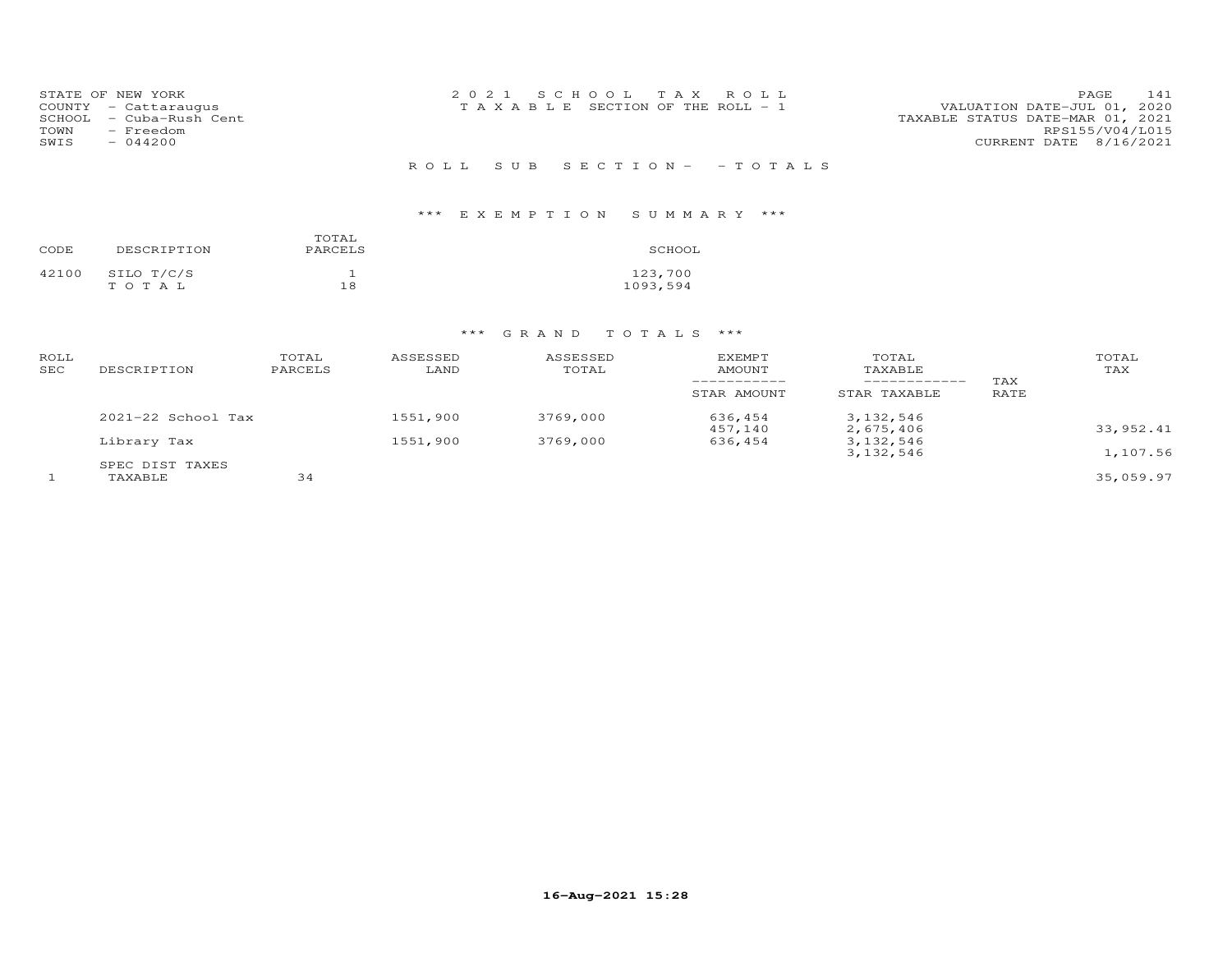STATE OF NEW YORK
COUNTY - Cattaraugus
SCHOOL - Cuba-Rush Cent
TOWN - Freedom
SWIS - 044200

2021 SCHOOL TAX ROLL
TAXABLE SECTION OF THE ROLL - 1

VALUATION DATE-JUL 01, 2020
TAXABLE STATUS DATE-MAR 01, 2021
RPS155/V04/L015
CURRENT DATE 8/16/2021

## ROLL SUB SECTION- - TOTALS

### *** EXEMPTION SUMMARY ***

| CODE | DESCRIPTION | TOTAL PARCELS | SCHOOL |
|---|---|---|---|
| 42100 | SILO T/C/S | 1 | 123,700 |
| | TOTAL | 18 | 1093,594 |

### *** GRAND TOTALS ***

| ROLL SEC | DESCRIPTION | TOTAL PARCELS | ASSESSED LAND | ASSESSED TOTAL | EXEMPT AMOUNT / STAR AMOUNT | TOTAL TAXABLE / STAR TAXABLE | TAX RATE | TOTAL TAX |
|---|---|---|---|---|---|---|---|---|
| | 2021-22 School Tax | | 1551,900 | 3769,000 | 636,454 | 3,132,546 | | |
| | | | | | 457,140 | 2,675,406 | | 33,952.41 |
| | Library Tax | | 1551,900 | 3769,000 | 636,454 | 3,132,546 | | |
| | | | | | | 3,132,546 | | 1,107.56 |
| | SPEC DIST TAXES | | | | | | | |
| 1 | TAXABLE | 34 | | | | | | 35,059.97 |

16-Aug-2021 15:28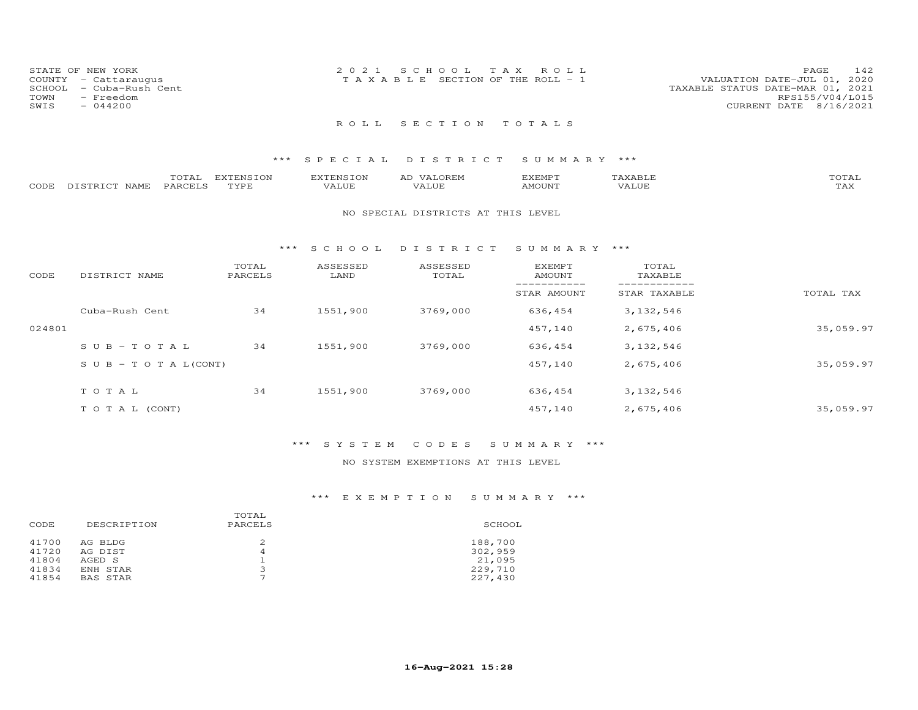STATE OF NEW YORK
COUNTY - Cattaraugus
SCHOOL - Cuba-Rush Cent
TOWN - Freedom
SWIS - 044200

2021 SCHOOL TAX ROLL
TAXABLE SECTION OF THE ROLL - 1

VALUATION DATE-JUL 01, 2020
TAXABLE STATUS DATE-MAR 01, 2021
RPS155/V04/L015
CURRENT DATE 8/16/2021

ROLL SECTION TOTALS

*** SPECIAL DISTRICT SUMMARY ***

| CODE | DISTRICT NAME | TOTAL PARCELS | EXTENSION TYPE | EXTENSION VALUE | AD VALOREM VALUE | EXEMPT AMOUNT | TAXABLE VALUE | TOTAL TAX |
|---|---|---|---|---|---|---|---|---|

NO SPECIAL DISTRICTS AT THIS LEVEL

*** SCHOOL DISTRICT SUMMARY ***

| CODE | DISTRICT NAME | TOTAL PARCELS | ASSESSED LAND | ASSESSED TOTAL | EXEMPT AMOUNT / STAR AMOUNT | TOTAL TAXABLE / STAR TAXABLE | TOTAL TAX |
|---|---|---|---|---|---|---|---|
| | Cuba-Rush Cent | 34 | 1551,900 | 3769,000 | 636,454 | 3,132,546 | |
| 024801 | | | | | 457,140 | 2,675,406 | 35,059.97 |
| | SUB-TOTAL | 34 | 1551,900 | 3769,000 | 636,454 | 3,132,546 | |
| | SUB-TOTAL(CONT) | | | | 457,140 | 2,675,406 | 35,059.97 |
| | TOTAL | 34 | 1551,900 | 3769,000 | 636,454 | 3,132,546 | |
| | TOTAL (CONT) | | | | 457,140 | 2,675,406 | 35,059.97 |

*** SYSTEM CODES SUMMARY ***

NO SYSTEM EXEMPTIONS AT THIS LEVEL

*** EXEMPTION SUMMARY ***

| CODE | DESCRIPTION | TOTAL PARCELS | SCHOOL |
|---|---|---|---|
| 41700 | AG BLDG | 2 | 188,700 |
| 41720 | AG DIST | 4 | 302,959 |
| 41804 | AGED S | 1 | 21,095 |
| 41834 | ENH STAR | 3 | 229,710 |
| 41854 | BAS STAR | 7 | 227,430 |

16-Aug-2021 15:28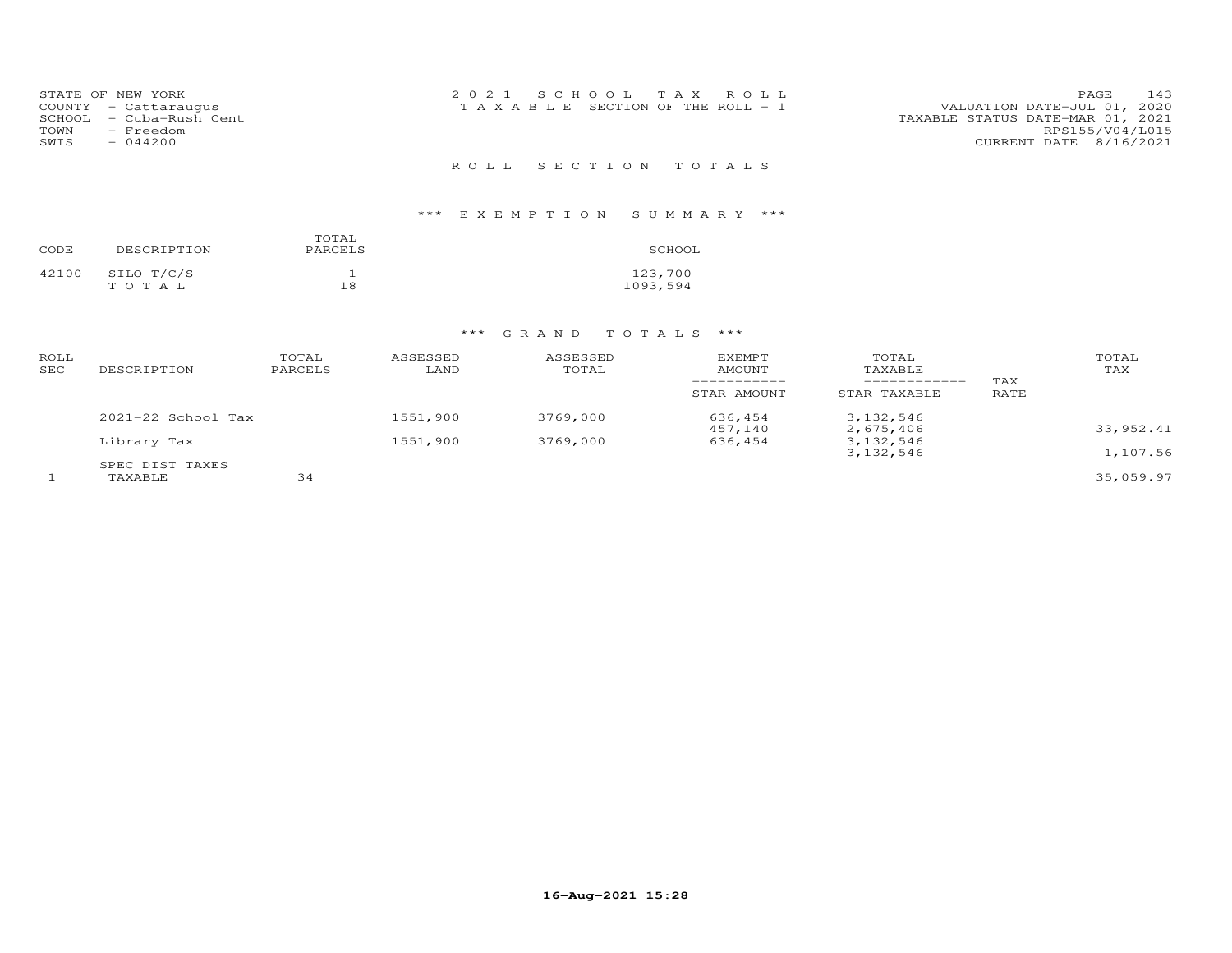STATE OF NEW YORK
COUNTY - Cattaraugus
SCHOOL - Cuba-Rush Cent
TOWN - Freedom
SWIS - 044200

2021 SCHOOL TAX ROLL
TAXABLE SECTION OF THE ROLL - 1

VALUATION DATE-JUL 01, 2020
TAXABLE STATUS DATE-MAR 01, 2021
RPS155/V04/L015
CURRENT DATE 8/16/2021

## ROLL SECTION TOTALS

### *** EXEMPTION SUMMARY ***

| CODE | DESCRIPTION | TOTAL PARCELS | SCHOOL |
|---|---|---|---|
| 42100 | SILO T/C/S | 1 | 123,700 |
| | TOTAL | 18 | 1093,594 |

### *** GRAND TOTALS ***

| ROLL SEC | DESCRIPTION | TOTAL PARCELS | ASSESSED LAND | ASSESSED TOTAL | EXEMPT AMOUNT / STAR AMOUNT | TOTAL TAXABLE / STAR TAXABLE | TAX RATE | TOTAL TAX |
|---|---|---|---|---|---|---|---|---|
| | 2021-22 School Tax | | 1551,900 | 3769,000 | 636,454 | 3,132,546 | | |
| | | | | | 457,140 | 2,675,406 | | 33,952.41 |
| | Library Tax | | 1551,900 | 3769,000 | 636,454 | 3,132,546 | | |
| | | | | | | 3,132,546 | | 1,107.56 |
| | SPEC DIST TAXES | | | | | | | |
| 1 | TAXABLE | 34 | | | | | | 35,059.97 |

16-Aug-2021 15:28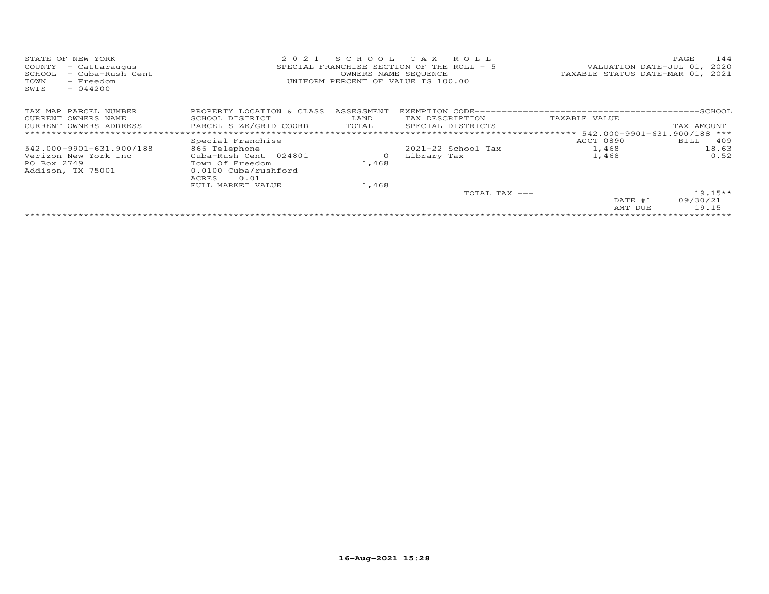STATE OF NEW YORK
COUNTY - Cattaraugus
SCHOOL - Cuba-Rush Cent
TOWN - Freedom
SWIS - 044200

2021 SCHOOL TAX ROLL
SPECIAL FRANCHISE SECTION OF THE ROLL - 5
OWNERS NAME SEQUENCE
UNIFORM PERCENT OF VALUE IS 100.00

VALUATION DATE-JUL 01, 2020
TAXABLE STATUS DATE-MAR 01, 2021

| TAX MAP PARCEL NUMBER / CURRENT OWNERS NAME / CURRENT OWNERS ADDRESS | PROPERTY LOCATION & CLASS / SCHOOL DISTRICT / PARCEL SIZE/GRID COORD | ASSESSMENT LAND / TOTAL | EXEMPTION CODE / TAX DESCRIPTION / SPECIAL DISTRICTS | TAXABLE VALUE | TAX AMOUNT |
|---|---|---|---|---|---|
| | | | | 542.000-9901-631.900/188 | |
| | Special Franchise | | | ACCT 0890 | BILL 409 |
| 542.000-9901-631.900/188 | 866 Telephone | | 2021-22 School Tax | 1,468 | 18.63 |
| Verizon New York Inc | Cuba-Rush Cent 024801 | 0 | Library Tax | 1,468 | 0.52 |
| PO Box 2749 | Town Of Freedom | 1,468 | | | |
| Addison, TX 75001 | 0.0100 Cuba/rushford | | | | |
| | ACRES 0.01 | | | | |
| | FULL MARKET VALUE | 1,468 | | | |
| | | | TOTAL TAX --- | | 19.15** |
| | | | | DATE #1 | 09/30/21 |
| | | | | AMT DUE | 19.15 |

16-Aug-2021 15:28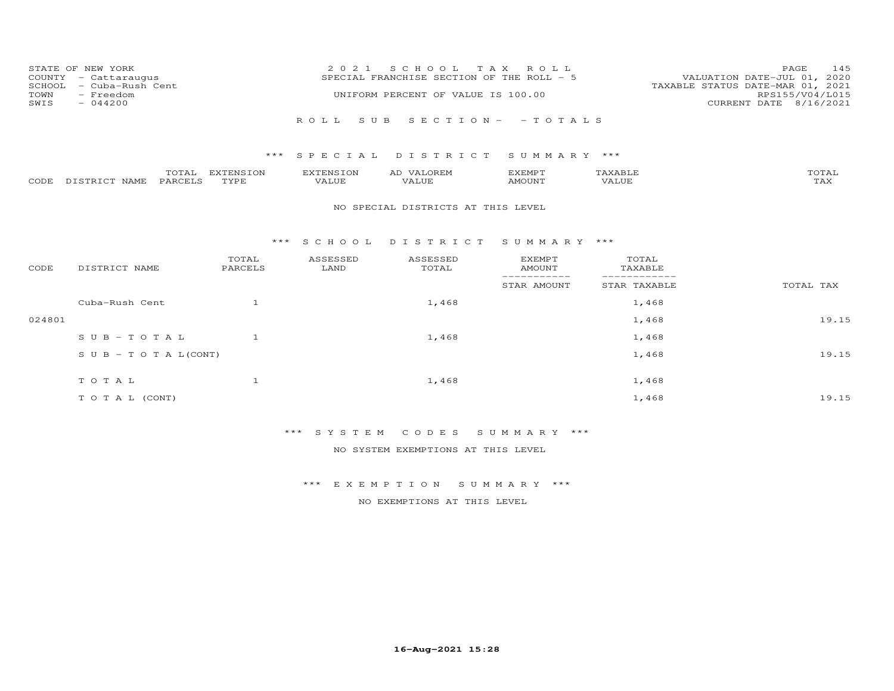STATE OF NEW YORK
COUNTY - Cattaraugus
SCHOOL - Cuba-Rush Cent
TOWN - Freedom
SWIS - 044200

2021 SCHOOL TAX ROLL
SPECIAL FRANCHISE SECTION OF THE ROLL - 5
UNIFORM PERCENT OF VALUE IS 100.00

VALUATION DATE-JUL 01, 2020
TAXABLE STATUS DATE-MAR 01, 2021
RPS155/V04/L015
CURRENT DATE 8/16/2021

ROLL SUB SECTION - - TOTALS

### *** SPECIAL DISTRICT SUMMARY ***

| CODE | DISTRICT NAME | TOTAL PARCELS | EXTENSION TYPE | EXTENSION VALUE | AD VALOREM VALUE | EXEMPT AMOUNT | TAXABLE VALUE | TOTAL TAX |
|---|---|---|---|---|---|---|---|---|

NO SPECIAL DISTRICTS AT THIS LEVEL

### *** SCHOOL DISTRICT SUMMARY ***

| CODE | DISTRICT NAME | TOTAL PARCELS | ASSESSED LAND | ASSESSED TOTAL | EXEMPT AMOUNT / STAR AMOUNT | TOTAL TAXABLE / STAR TAXABLE | TOTAL TAX |
|---|---|---|---|---|---|---|---|
| | Cuba-Rush Cent | 1 | | 1,468 | | 1,468 | |
| 024801 | | | | | | 1,468 | 19.15 |
| | S U B - T O T A L | 1 | | 1,468 | | 1,468 | |
| | S U B - T O T A L(CONT) | | | | | 1,468 | 19.15 |
| | T O T A L | 1 | | 1,468 | | 1,468 | |
| | T O T A L (CONT) | | | | | 1,468 | 19.15 |

### *** SYSTEM CODES SUMMARY ***

NO SYSTEM EXEMPTIONS AT THIS LEVEL

### *** EXEMPTION SUMMARY ***

NO EXEMPTIONS AT THIS LEVEL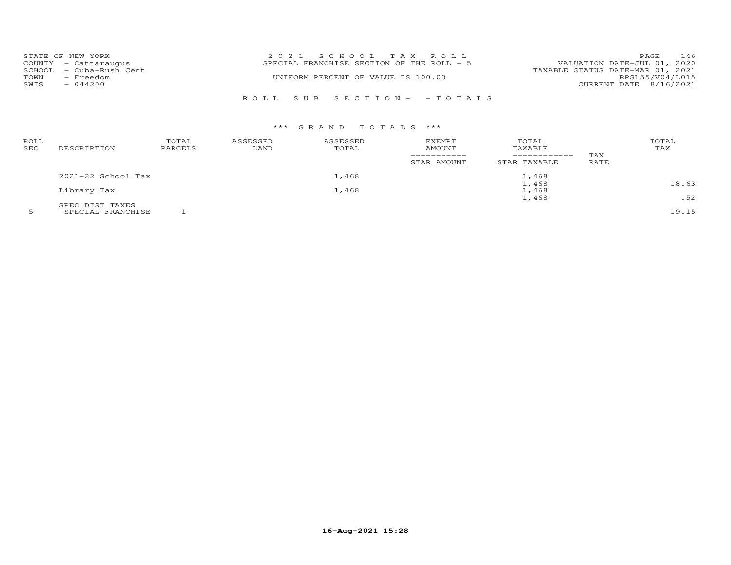STATE OF NEW YORK
COUNTY - Cattaraugus
SCHOOL - Cuba-Rush Cent
TOWN - Freedom
SWIS - 044200

2021 SCHOOL TAX ROLL
SPECIAL FRANCHISE SECTION OF THE ROLL - 5
UNIFORM PERCENT OF VALUE IS 100.00

VALUATION DATE-JUL 01, 2020
TAXABLE STATUS DATE-MAR 01, 2021
RPS155/V04/L015
CURRENT DATE 8/16/2021

ROLL SUB SECTION- - TOTALS

*** GRAND TOTALS ***

| ROLL SEC | DESCRIPTION | TOTAL PARCELS | ASSESSED LAND | ASSESSED TOTAL | EXEMPT AMOUNT / STAR AMOUNT | TOTAL TAXABLE / STAR TAXABLE | TAX RATE | TOTAL TAX |
|---|---|---|---|---|---|---|---|---|
| | 2021-22 School Tax | | | 1,468 | | 1,468 | | |
| | | | | | | 1,468 | | 18.63 |
| | Library Tax | | | 1,468 | | 1,468 | | |
| | | | | | | 1,468 | | .52 |
| | SPEC DIST TAXES | | | | | | | |
| 5 | SPECIAL FRANCHISE | 1 | | | | | | 19.15 |

16-Aug-2021 15:28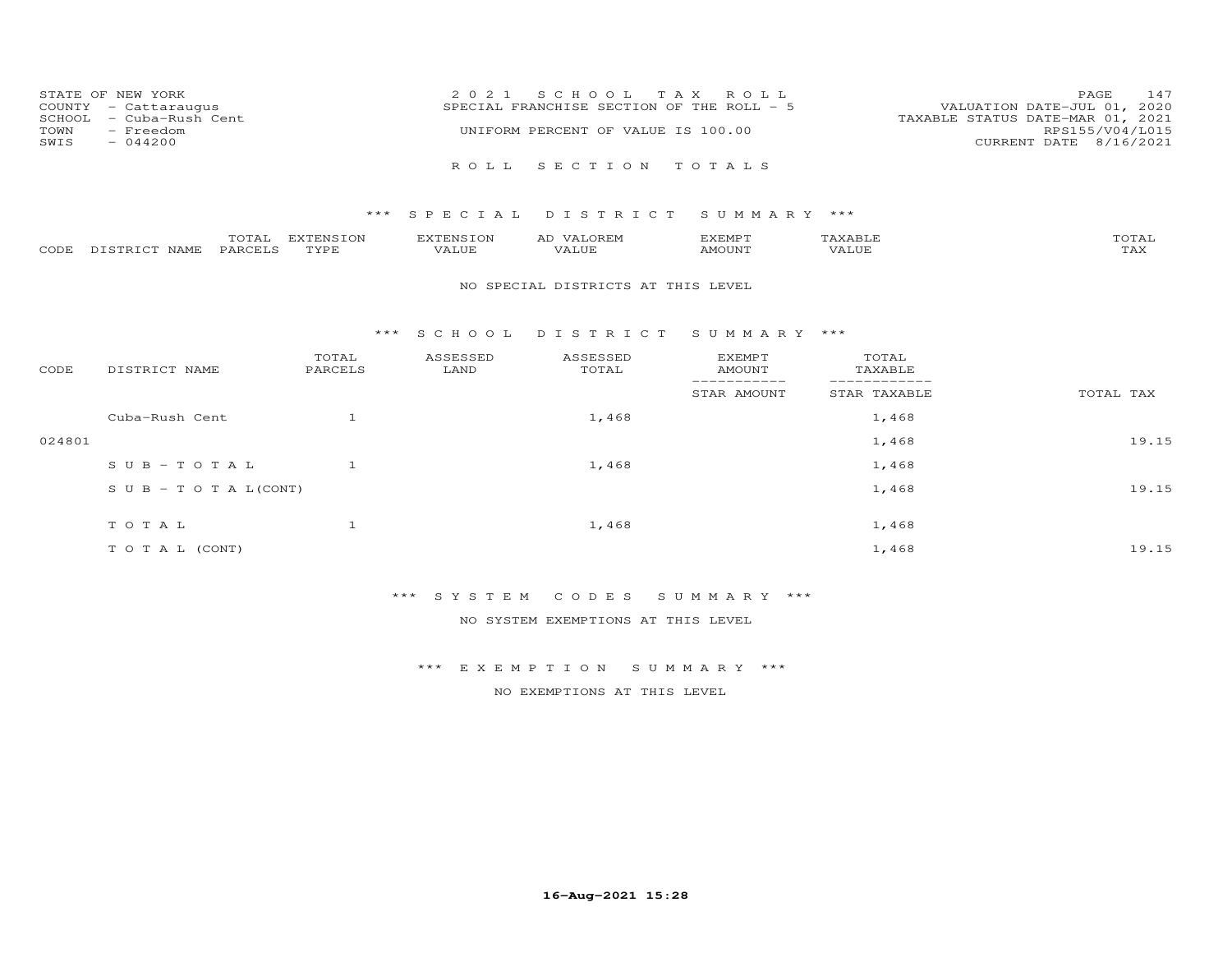STATE OF NEW YORK
COUNTY - Cattaraugus
SCHOOL - Cuba-Rush Cent
TOWN - Freedom
SWIS - 044200

2021 SCHOOL TAX ROLL
SPECIAL FRANCHISE SECTION OF THE ROLL - 5
UNIFORM PERCENT OF VALUE IS 100.00

VALUATION DATE-JUL 01, 2020
TAXABLE STATUS DATE-MAR 01, 2021
RPS155/V04/L015
CURRENT DATE 8/16/2021

## ROLL SECTION TOTALS

### *** SPECIAL DISTRICT SUMMARY ***

| CODE | DISTRICT NAME | TOTAL PARCELS | EXTENSION TYPE | EXTENSION VALUE | AD VALOREM VALUE | EXEMPT AMOUNT | TAXABLE VALUE | TOTAL TAX |
|---|---|---|---|---|---|---|---|---|

NO SPECIAL DISTRICTS AT THIS LEVEL

### *** SCHOOL DISTRICT SUMMARY ***

| CODE | DISTRICT NAME | TOTAL PARCELS | ASSESSED LAND | ASSESSED TOTAL | EXEMPT AMOUNT / STAR AMOUNT | TOTAL TAXABLE / STAR TAXABLE | TOTAL TAX |
|---|---|---|---|---|---|---|---|
| | Cuba-Rush Cent | 1 | | 1,468 | | 1,468 | |
| 024801 | | | | | | 1,468 | 19.15 |
| | S U B - T O T A L | 1 | | 1,468 | | 1,468 | |
| | S U B - T O T A L(CONT) | | | | | 1,468 | 19.15 |
| | T O T A L | 1 | | 1,468 | | 1,468 | |
| | T O T A L (CONT) | | | | | 1,468 | 19.15 |

### *** SYSTEM CODES SUMMARY ***

NO SYSTEM EXEMPTIONS AT THIS LEVEL

### *** EXEMPTION SUMMARY ***

NO EXEMPTIONS AT THIS LEVEL

16-Aug-2021 15:28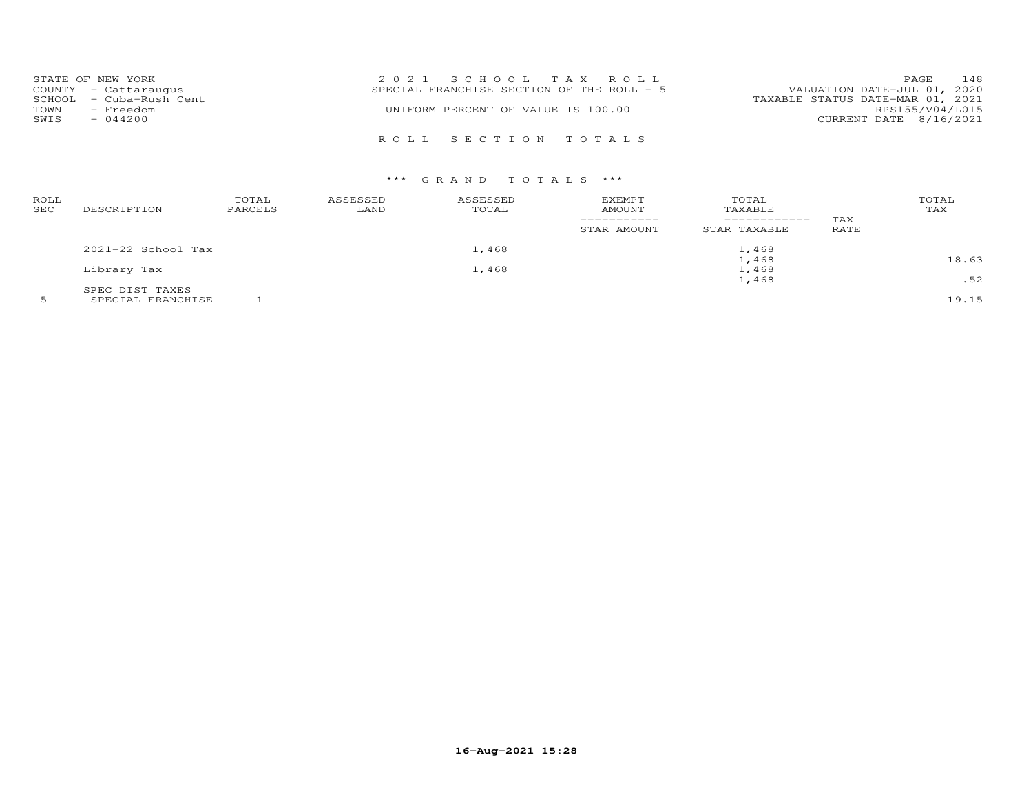STATE OF NEW YORK
COUNTY - Cattaraugus
SCHOOL - Cuba-Rush Cent
TOWN - Freedom
SWIS - 044200

2021 SCHOOL TAX ROLL
SPECIAL FRANCHISE SECTION OF THE ROLL - 5

UNIFORM PERCENT OF VALUE IS 100.00

VALUATION DATE-JUL 01, 2020
TAXABLE STATUS DATE-MAR 01, 2021
RPS155/V04/L015
CURRENT DATE 8/16/2021

ROLL SECTION TOTALS

*** GRAND TOTALS ***

| ROLL SEC | DESCRIPTION | TOTAL PARCELS | ASSESSED LAND | ASSESSED TOTAL | EXEMPT AMOUNT / STAR AMOUNT | TOTAL TAXABLE / STAR TAXABLE | TAX RATE | TOTAL TAX |
|---|---|---|---|---|---|---|---|---|
| | 2021-22 School Tax | | | 1,468 | | 1,468 | | |
| | | | | | | 1,468 | | 18.63 |
| | Library Tax | | | 1,468 | | 1,468 | | |
| | | | | | | 1,468 | | .52 |
| | SPEC DIST TAXES | | | | | | | |
| 5 | SPECIAL FRANCHISE | 1 | | | | | | 19.15 |

16-Aug-2021 15:28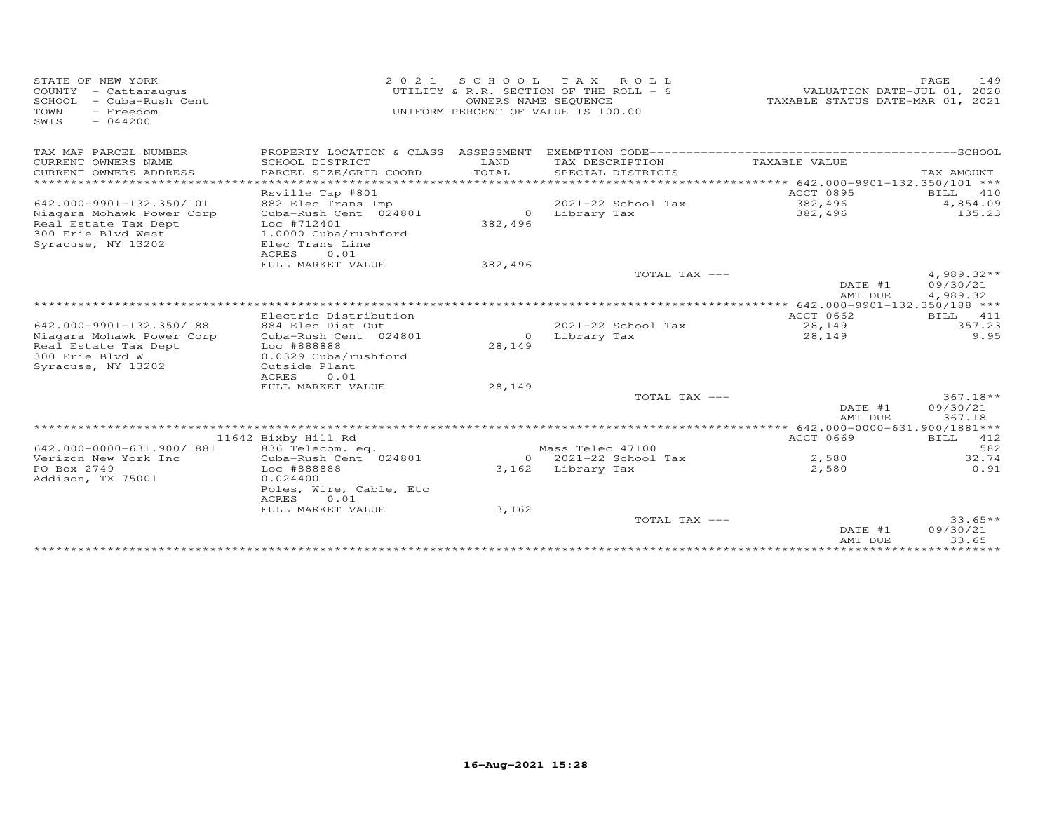STATE OF NEW YORK
COUNTY - Cattaraugus
SCHOOL - Cuba-Rush Cent
TOWN - Freedom
SWIS - 044200

2021 SCHOOL TAX ROLL
UTILITY & R.R. SECTION OF THE ROLL - 6
OWNERS NAME SEQUENCE
UNIFORM PERCENT OF VALUE IS 100.00

VALUATION DATE-JUL 01, 2020
TAXABLE STATUS DATE-MAR 01, 2021

| TAX MAP PARCEL NUMBER / CURRENT OWNERS NAME / CURRENT OWNERS ADDRESS | PROPERTY LOCATION & CLASS / SCHOOL DISTRICT / PARCEL SIZE/GRID COORD | ASSESSMENT LAND / TOTAL | EXEMPTION CODE / TAX DESCRIPTION / SPECIAL DISTRICTS | TAXABLE VALUE | TAX AMOUNT |
|---|---|---|---|---|---|
| **642.000-9901-132.350/101** | Rsville Tap #801 | | | ACCT 0895 | BILL 410 |
| 642.000-9901-132.350/101 | 882 Elec Trans Imp | | 2021-22 School Tax | 382,496 | 4,854.09 |
| Niagara Mohawk Power Corp | Cuba-Rush Cent 024801 | 0 | Library Tax | 382,496 | 135.23 |
| Real Estate Tax Dept | Loc #712401 | 382,496 | | | |
| 300 Erie Blvd West | 1.0000 Cuba/rushford | | | | |
| Syracuse, NY 13202 | Elec Trans Line | | | | |
| | ACRES 0.01 | | | | |
| | FULL MARKET VALUE | 382,496 | | | |
| | | | TOTAL TAX --- | | 4,989.32** |
| | | | | DATE #1 | 09/30/21 |
| | | | | AMT DUE | 4,989.32 |
| **642.000-9901-132.350/188** | Electric Distribution | | | ACCT 0662 | BILL 411 |
| 642.000-9901-132.350/188 | 884 Elec Dist Out | | 2021-22 School Tax | 28,149 | 357.23 |
| Niagara Mohawk Power Corp | Cuba-Rush Cent 024801 | 0 | Library Tax | 28,149 | 9.95 |
| Real Estate Tax Dept | Loc #888888 | 28,149 | | | |
| 300 Erie Blvd W | 0.0329 Cuba/rushford | | | | |
| Syracuse, NY 13202 | Outside Plant | | | | |
| | ACRES 0.01 | | | | |
| | FULL MARKET VALUE | 28,149 | | | |
| | | | TOTAL TAX --- | | 367.18** |
| | | | | DATE #1 | 09/30/21 |
| | | | | AMT DUE | 367.18 |
| **642.000-0000-631.900/1881** | 11642 Bixby Hill Rd | | | ACCT 0669 | BILL 412 |
| 642.000-0000-631.900/1881 | 836 Telecom. eq. | | Mass Telec 47100 | | 582 |
| Verizon New York Inc | Cuba-Rush Cent 024801 | 0 | 2021-22 School Tax | 2,580 | 32.74 |
| PO Box 2749 | Loc #888888 | 3,162 | Library Tax | 2,580 | 0.91 |
| Addison, TX 75001 | 0.024400 | | | | |
| | Poles, Wire, Cable, Etc | | | | |
| | ACRES 0.01 | | | | |
| | FULL MARKET VALUE | 3,162 | | | |
| | | | TOTAL TAX --- | | 33.65** |
| | | | | DATE #1 | 09/30/21 |
| | | | | AMT DUE | 33.65 |

16-Aug-2021 15:28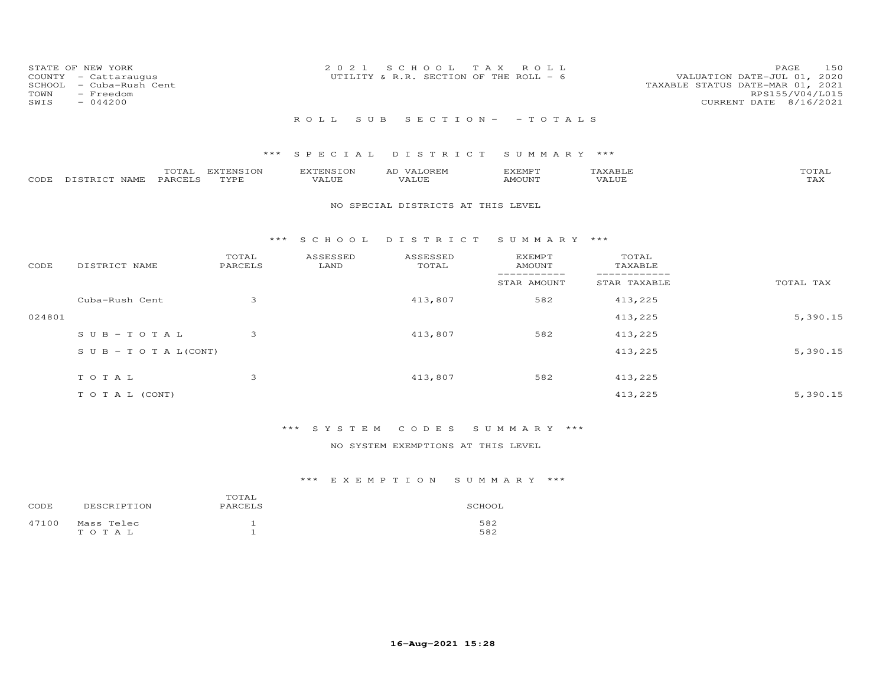STATE OF NEW YORK
COUNTY - Cattaraugus
SCHOOL - Cuba-Rush Cent
TOWN - Freedom
SWIS - 044200

2021 SCHOOL TAX ROLL
UTILITY & R.R. SECTION OF THE ROLL - 6

VALUATION DATE-JUL 01, 2020
TAXABLE STATUS DATE-MAR 01, 2021
RPS155/V04/L015
CURRENT DATE 8/16/2021

ROLL SUB SECTION- - TOTALS

*** SPECIAL DISTRICT SUMMARY ***

| CODE | DISTRICT NAME | TOTAL PARCELS | EXTENSION TYPE | EXTENSION VALUE | AD VALOREM VALUE | EXEMPT AMOUNT | TAXABLE VALUE | TOTAL TAX |
|---|---|---|---|---|---|---|---|---|

NO SPECIAL DISTRICTS AT THIS LEVEL

*** SCHOOL DISTRICT SUMMARY ***

| CODE | DISTRICT NAME | TOTAL PARCELS | ASSESSED LAND | ASSESSED TOTAL | EXEMPT AMOUNT / STAR AMOUNT | TOTAL TAXABLE / STAR TAXABLE | TOTAL TAX |
|---|---|---|---|---|---|---|---|
| | Cuba-Rush Cent | 3 | | 413,807 | 582 | 413,225 | |
| 024801 | | | | | | 413,225 | 5,390.15 |
| | SUB-TOTAL | 3 | | 413,807 | 582 | 413,225 | |
| | SUB-TOTAL(CONT) | | | | | 413,225 | 5,390.15 |
| | TOTAL | 3 | | 413,807 | 582 | 413,225 | |
| | TOTAL (CONT) | | | | | 413,225 | 5,390.15 |

*** SYSTEM CODES SUMMARY ***

NO SYSTEM EXEMPTIONS AT THIS LEVEL

*** EXEMPTION SUMMARY ***

| CODE | DESCRIPTION | TOTAL PARCELS | SCHOOL |
|---|---|---|---|
| 47100 | Mass Telec | 1 | 582 |
| | TOTAL | 1 | 582 |

16-Aug-2021 15:28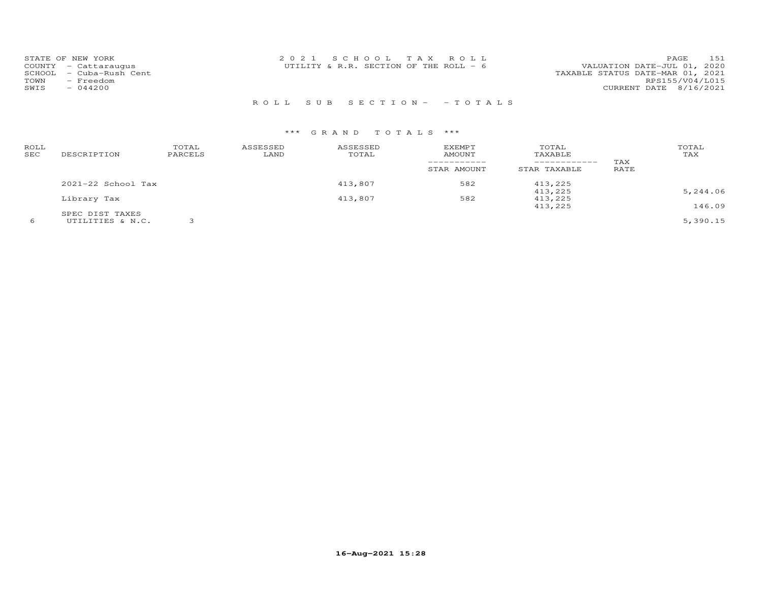STATE OF NEW YORK
COUNTY - Cattaraugus
SCHOOL - Cuba-Rush Cent
TOWN - Freedom
SWIS - 044200

2 0 2 1 S C H O O L T A X R O L L
UTILITY & R.R. SECTION OF THE ROLL - 6

VALUATION DATE-JUL 01, 2020
TAXABLE STATUS DATE-MAR 01, 2021
RPS155/V04/L015
CURRENT DATE 8/16/2021

R O L L S U B S E C T I O N - - T O T A L S

*** G R A N D T O T A L S ***

| ROLL SEC | DESCRIPTION | TOTAL PARCELS | ASSESSED LAND | ASSESSED TOTAL | EXEMPT AMOUNT / STAR AMOUNT | TOTAL TAXABLE / STAR TAXABLE | TAX RATE | TOTAL TAX |
|---|---|---|---|---|---|---|---|---|
| | 2021-22 School Tax | | | 413,807 | 582 | 413,225 | | |
| | | | | | | 413,225 | | 5,244.06 |
| | Library Tax | | | 413,807 | 582 | 413,225 | | |
| | | | | | | 413,225 | | 146.09 |
| | SPEC DIST TAXES | | | | | | | |
| 6 | UTILITIES & N.C. | 3 | | | | | | 5,390.15 |

16-Aug-2021 15:28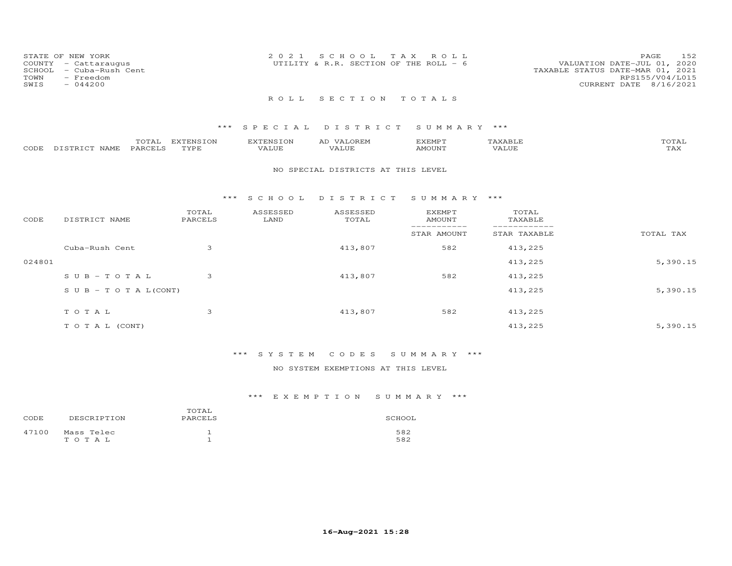STATE OF NEW YORK
COUNTY - Cattaraugus
SCHOOL - Cuba-Rush Cent
TOWN - Freedom
SWIS - 044200

2021 SCHOOL TAX ROLL
UTILITY & R.R. SECTION OF THE ROLL - 6

VALUATION DATE-JUL 01, 2020
TAXABLE STATUS DATE-MAR 01, 2021
RPS155/V04/L015
CURRENT DATE 8/16/2021

## ROLL SECTION TOTALS

### *** SPECIAL DISTRICT SUMMARY ***

| CODE | DISTRICT NAME | TOTAL PARCELS | EXTENSION TYPE | EXTENSION VALUE | AD VALOREM VALUE | EXEMPT AMOUNT | TAXABLE VALUE | TOTAL TAX |
|---|---|---|---|---|---|---|---|---|

NO SPECIAL DISTRICTS AT THIS LEVEL

### *** SCHOOL DISTRICT SUMMARY ***

| CODE | DISTRICT NAME | TOTAL PARCELS | ASSESSED LAND | ASSESSED TOTAL | EXEMPT AMOUNT / STAR AMOUNT | TOTAL TAXABLE / STAR TAXABLE | TOTAL TAX |
|---|---|---|---|---|---|---|---|
| | Cuba-Rush Cent | 3 | | 413,807 | 582 | 413,225 | |
| 024801 | | | | | | 413,225 | 5,390.15 |
| | SUB-TOTAL | 3 | | 413,807 | 582 | 413,225 | |
| | SUB-TOTAL(CONT) | | | | | 413,225 | 5,390.15 |
| | TOTAL | 3 | | 413,807 | 582 | 413,225 | |
| | TOTAL (CONT) | | | | | 413,225 | 5,390.15 |

### *** SYSTEM CODES SUMMARY ***

NO SYSTEM EXEMPTIONS AT THIS LEVEL

### *** EXEMPTION SUMMARY ***

| CODE | DESCRIPTION | TOTAL PARCELS | SCHOOL |
|---|---|---|---|
| 47100 | Mass Telec | 1 | 582 |
| | TOTAL | 1 | 582 |

16-Aug-2021 15:28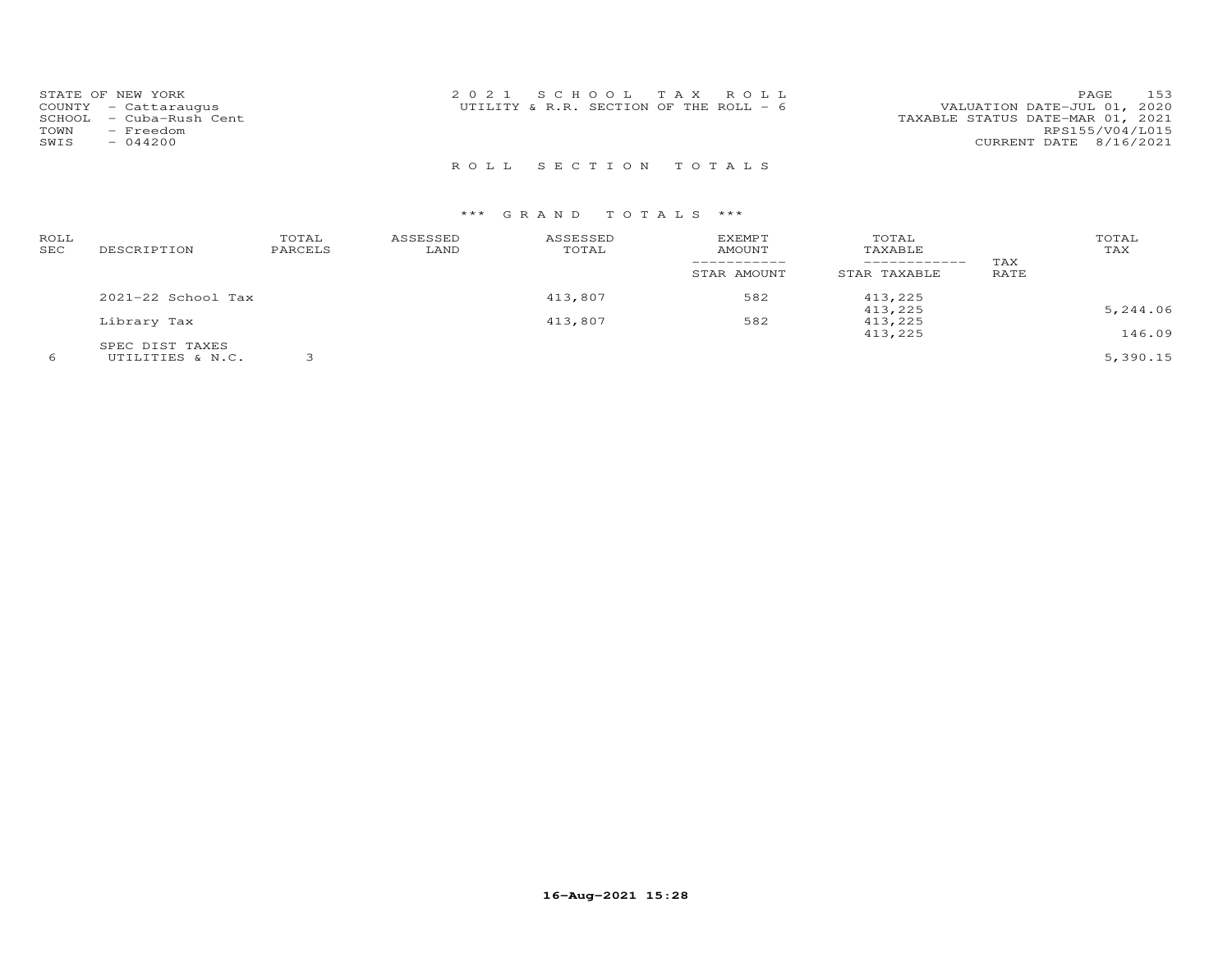STATE OF NEW YORK
COUNTY - Cattaraugus
SCHOOL - Cuba-Rush Cent
TOWN - Freedom
SWIS - 044200

2 0 2 1 S C H O O L T A X R O L L
UTILITY & R.R. SECTION OF THE ROLL - 6

VALUATION DATE-JUL 01, 2020
TAXABLE STATUS DATE-MAR 01, 2021
RPS155/V04/L015
CURRENT DATE 8/16/2021

R O L L S E C T I O N T O T A L S

\*\*\* G R A N D T O T A L S \*\*\*

| ROLL SEC | DESCRIPTION | TOTAL PARCELS | ASSESSED LAND | ASSESSED TOTAL | EXEMPT AMOUNT / STAR AMOUNT | TOTAL TAXABLE / STAR TAXABLE | TAX RATE | TOTAL TAX |
|---|---|---|---|---|---|---|---|---|
| | 2021-22 School Tax | | | 413,807 | 582 | 413,225 | | |
| | | | | | | 413,225 | | 5,244.06 |
| | Library Tax | | | 413,807 | 582 | 413,225 | | |
| | | | | | | 413,225 | | 146.09 |
| | SPEC DIST TAXES | | | | | | | |
| 6 | UTILITIES & N.C. | 3 | | | | | | 5,390.15 |

16-Aug-2021 15:28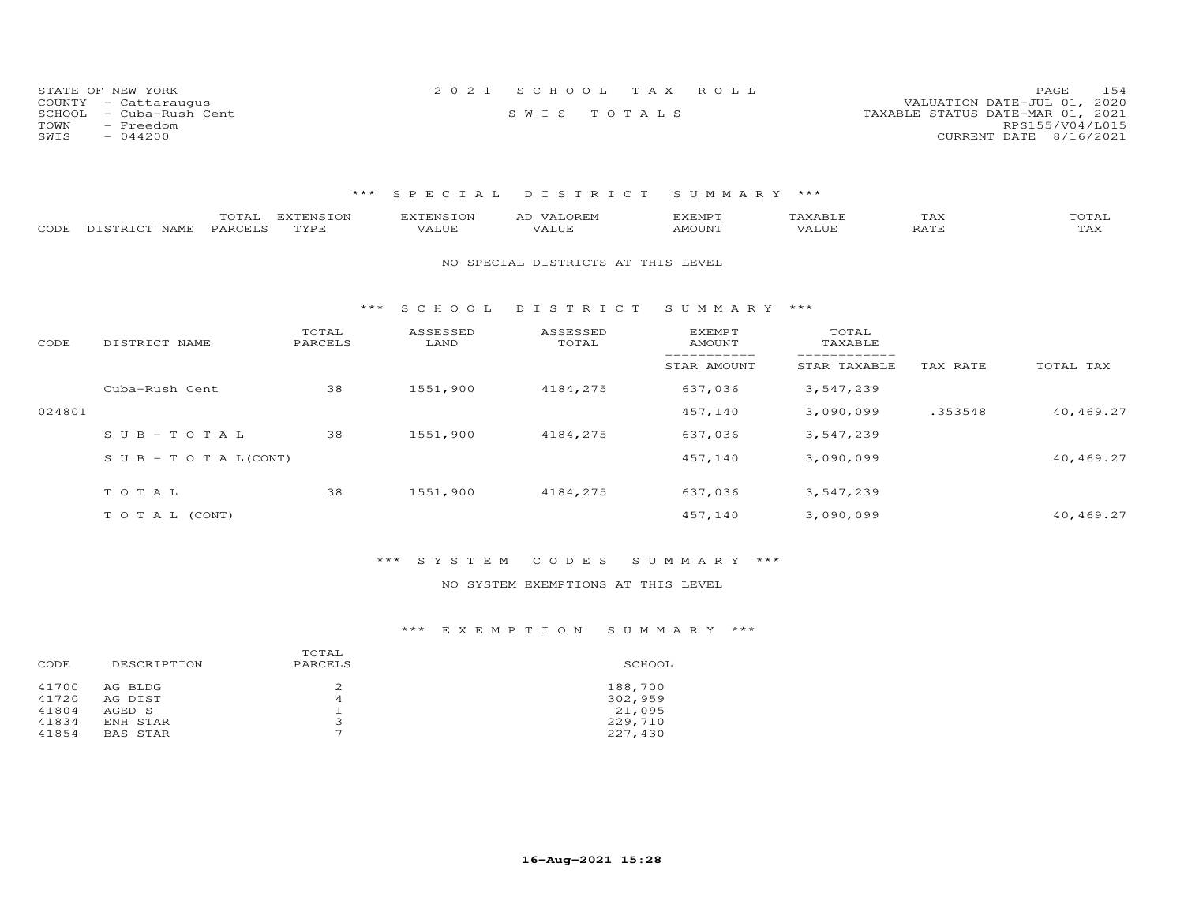STATE OF NEW YORK
COUNTY - Cattaraugus
SCHOOL - Cuba-Rush Cent
TOWN - Freedom
SWIS - 044200

2021 SCHOOL TAX ROLL

SWIS TOTALS

VALUATION DATE-JUL 01, 2020
TAXABLE STATUS DATE-MAR 01, 2021
RPS155/V04/L015
CURRENT DATE 8/16/2021

### *** SPECIAL DISTRICT SUMMARY ***

| CODE | DISTRICT NAME | TOTAL PARCELS | EXTENSION TYPE | EXTENSION VALUE | AD VALOREM VALUE | EXEMPT AMOUNT | TAXABLE VALUE | TAX RATE | TOTAL TAX |
|---|---|---|---|---|---|---|---|---|---|

NO SPECIAL DISTRICTS AT THIS LEVEL

### *** SCHOOL DISTRICT SUMMARY ***

| CODE | DISTRICT NAME | TOTAL PARCELS | ASSESSED LAND | ASSESSED TOTAL | EXEMPT AMOUNT / STAR AMOUNT | TOTAL TAXABLE / STAR TAXABLE | TAX RATE | TOTAL TAX |
|---|---|---|---|---|---|---|---|---|
| | Cuba-Rush Cent | 38 | 1551,900 | 4184,275 | 637,036 | 3,547,239 | | |
| 024801 | | | | | 457,140 | 3,090,099 | .353548 | 40,469.27 |
| | SUB-TOTAL | 38 | 1551,900 | 4184,275 | 637,036 | 3,547,239 | | |
| | SUB-TOTAL(CONT) | | | | 457,140 | 3,090,099 | | 40,469.27 |
| | TOTAL | 38 | 1551,900 | 4184,275 | 637,036 | 3,547,239 | | |
| | TOTAL (CONT) | | | | 457,140 | 3,090,099 | | 40,469.27 |

### *** SYSTEM CODES SUMMARY ***

NO SYSTEM EXEMPTIONS AT THIS LEVEL

### *** EXEMPTION SUMMARY ***

| CODE | DESCRIPTION | TOTAL PARCELS | SCHOOL |
|---|---|---|---|
| 41700 | AG BLDG | 2 | 188,700 |
| 41720 | AG DIST | 4 | 302,959 |
| 41804 | AGED S | 1 | 21,095 |
| 41834 | ENH STAR | 3 | 229,710 |
| 41854 | BAS STAR | 7 | 227,430 |

16-Aug-2021 15:28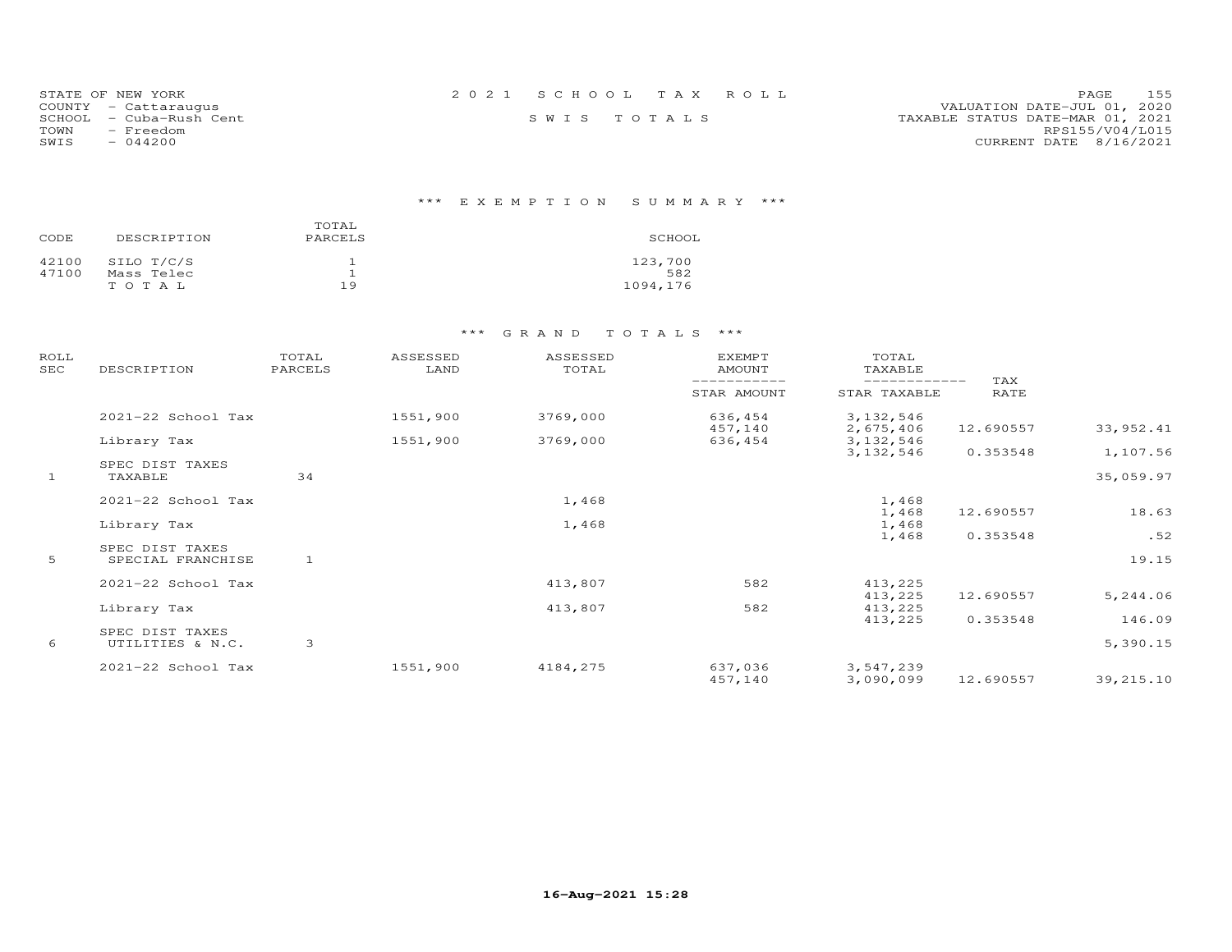STATE OF NEW YORK
COUNTY - Cattaraugus
SCHOOL - Cuba-Rush Cent
TOWN - Freedom
SWIS - 044200

2021 SCHOOL TAX ROLL

SWIS TOTALS

VALUATION DATE-JUL 01, 2020
TAXABLE STATUS DATE-MAR 01, 2021
RPS155/V04/L015
CURRENT DATE 8/16/2021

## *** EXEMPTION SUMMARY ***

| CODE | DESCRIPTION | TOTAL PARCELS | SCHOOL |
|---|---|---|---|
| 42100 | SILO T/C/S | 1 | 123,700 |
| 47100 | Mass Telec | 1 | 582 |
| | TOTAL | 19 | 1094,176 |

## *** GRAND TOTALS ***

| ROLL SEC | DESCRIPTION | TOTAL PARCELS | ASSESSED LAND | ASSESSED TOTAL | EXEMPT AMOUNT / STAR AMOUNT | TOTAL TAXABLE / STAR TAXABLE | TAX RATE | |
|---|---|---|---|---|---|---|---|---|
| | 2021-22 School Tax | | 1551,900 | 3769,000 | 636,454 | 3,132,546 | | |
| | | | | | 457,140 | 2,675,406 | 12.690557 | 33,952.41 |
| | Library Tax | | 1551,900 | 3769,000 | 636,454 | 3,132,546 | | |
| | | | | | | 3,132,546 | 0.353548 | 1,107.56 |
| | SPEC DIST TAXES | | | | | | | |
| 1 | TAXABLE | 34 | | | | | | 35,059.97 |
| | 2021-22 School Tax | | | 1,468 | | 1,468 | | |
| | | | | | | 1,468 | 12.690557 | 18.63 |
| | Library Tax | | | 1,468 | | 1,468 | | |
| | | | | | | 1,468 | 0.353548 | .52 |
| | SPEC DIST TAXES | | | | | | | |
| 5 | SPECIAL FRANCHISE | 1 | | | | | | 19.15 |
| | 2021-22 School Tax | | | 413,807 | 582 | 413,225 | | |
| | | | | | | 413,225 | 12.690557 | 5,244.06 |
| | Library Tax | | | 413,807 | 582 | 413,225 | | |
| | | | | | | 413,225 | 0.353548 | 146.09 |
| | SPEC DIST TAXES | | | | | | | |
| 6 | UTILITIES & N.C. | 3 | | | | | | 5,390.15 |
| | 2021-22 School Tax | | 1551,900 | 4184,275 | 637,036 | 3,547,239 | | |
| | | | | | 457,140 | 3,090,099 | 12.690557 | 39,215.10 |

16-Aug-2021 15:28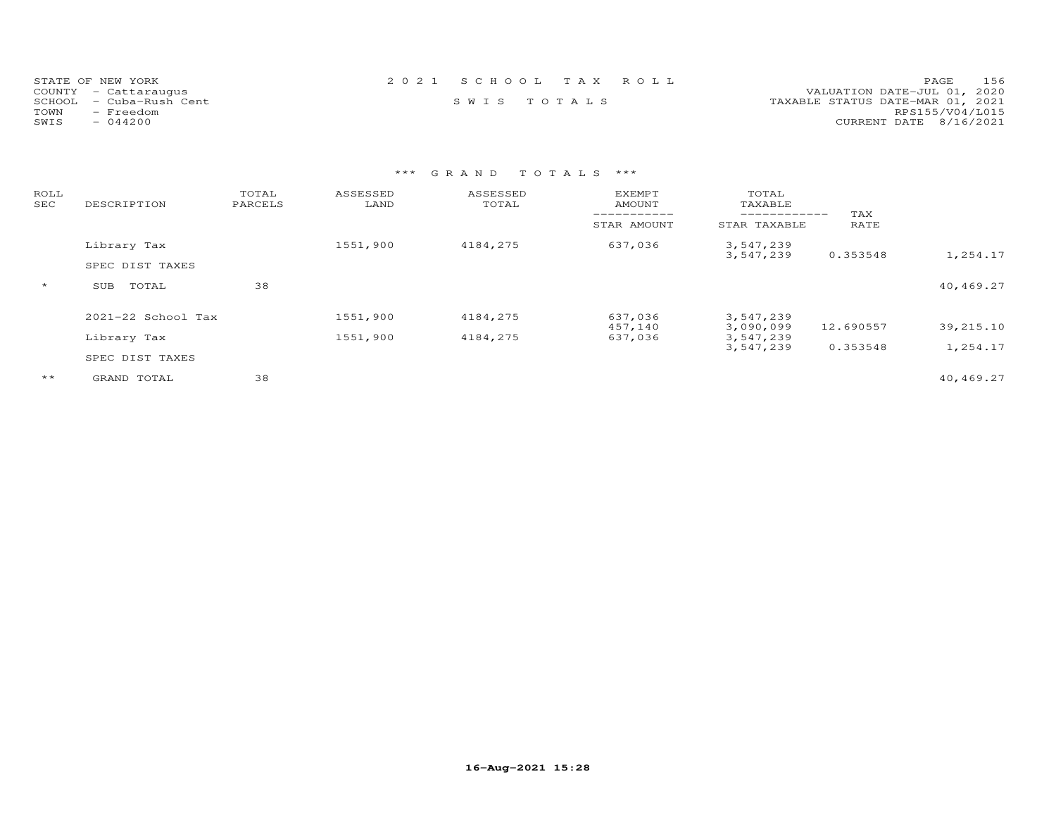STATE OF NEW YORK
COUNTY - Cattaraugus
SCHOOL - Cuba-Rush Cent
TOWN - Freedom
SWIS - 044200

2 0 2 1 S C H O O L T A X R O L L

S W I S T O T A L S

VALUATION DATE-JUL 01, 2020
TAXABLE STATUS DATE-MAR 01, 2021
RPS155/V04/L015
CURRENT DATE 8/16/2021

*** G R A N D T O T A L S ***

| ROLL SEC | DESCRIPTION | TOTAL PARCELS | ASSESSED LAND | ASSESSED TOTAL | EXEMPT AMOUNT / STAR AMOUNT | TOTAL TAXABLE / STAR TAXABLE | TAX RATE | |
|---|---|---|---|---|---|---|---|---|
| | Library Tax | | 1551,900 | 4184,275 | 637,036 | 3,547,239 | | |
| | | | | | | 3,547,239 | 0.353548 | 1,254.17 |
| | SPEC DIST TAXES | | | | | | | |
| * | SUB TOTAL | 38 | | | | | | 40,469.27 |
| | 2021-22 School Tax | | 1551,900 | 4184,275 | 637,036 | 3,547,239 | | |
| | | | | | 457,140 | 3,090,099 | 12.690557 | 39,215.10 |
| | Library Tax | | 1551,900 | 4184,275 | 637,036 | 3,547,239 | | |
| | | | | | | 3,547,239 | 0.353548 | 1,254.17 |
| | SPEC DIST TAXES | | | | | | | |
| ** | GRAND TOTAL | 38 | | | | | | 40,469.27 |

16-Aug-2021 15:28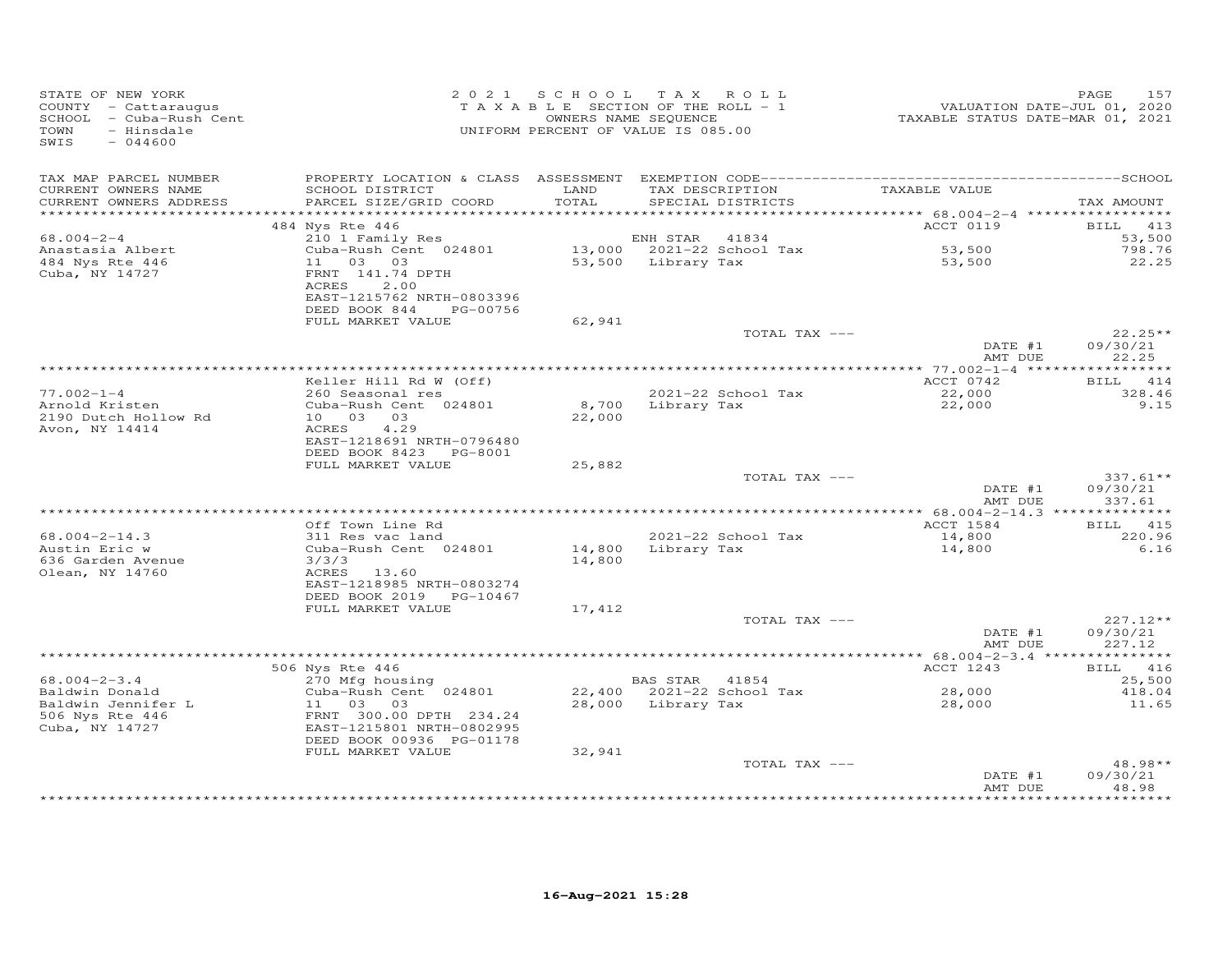STATE OF NEW YORK
COUNTY - Cattaraugus
SCHOOL - Cuba-Rush Cent
TOWN - Hinsdale
SWIS - 044600

2021 SCHOOL TAX ROLL
TAXABLE SECTION OF THE ROLL - 1
OWNERS NAME SEQUENCE
UNIFORM PERCENT OF VALUE IS 085.00

VALUATION DATE-JUL 01, 2020
TAXABLE STATUS DATE-MAR 01, 2021

| TAX MAP PARCEL NUMBER / CURRENT OWNERS NAME / CURRENT OWNERS ADDRESS | PROPERTY LOCATION & CLASS / SCHOOL DISTRICT / PARCEL SIZE/GRID COORD | ASSESSMENT LAND / TOTAL | EXEMPTION CODE / TAX DESCRIPTION / SPECIAL DISTRICTS | TAXABLE VALUE | TAX AMOUNT |
|---|---|---|---|---|---|
| | 484 Nys Rte 446 | | | ACCT 0119 | BILL 413 |
| 68.004-2-4 | 210 1 Family Res | | ENH STAR 41834 | | 53,500 |
| Anastasia Albert | Cuba-Rush Cent 024801 | 13,000 | 2021-22 School Tax | 53,500 | 798.76 |
| 484 Nys Rte 446 | 11 03 03 | 53,500 | Library Tax | 53,500 | 22.25 |
| Cuba, NY 14727 | FRNT 141.74 DPTH | | | | |
| | ACRES 2.00 | | | | |
| | EAST-1215762 NRTH-0803396 | | | | |
| | DEED BOOK 844 PG-00756 | | | | |
| | FULL MARKET VALUE | 62,941 | | | |
| | | | TOTAL TAX --- | | 22.25** |
| | | | | DATE #1 | 09/30/21 |
| | | | | AMT DUE | 22.25 |
| | Keller Hill Rd W (Off) | | | ACCT 0742 | BILL 414 |
| 77.002-1-4 | 260 Seasonal res | | 2021-22 School Tax | 22,000 | 328.46 |
| Arnold Kristen | Cuba-Rush Cent 024801 | 8,700 | Library Tax | 22,000 | 9.15 |
| 2190 Dutch Hollow Rd | 10 03 03 | 22,000 | | | |
| Avon, NY 14414 | ACRES 4.29 | | | | |
| | EAST-1218691 NRTH-0796480 | | | | |
| | DEED BOOK 8423 PG-8001 | | | | |
| | FULL MARKET VALUE | 25,882 | | | |
| | | | TOTAL TAX --- | | 337.61** |
| | | | | DATE #1 | 09/30/21 |
| | | | | AMT DUE | 337.61 |
| | Off Town Line Rd | | | ACCT 1584 | BILL 415 |
| 68.004-2-14.3 | 311 Res vac land | | 2021-22 School Tax | 14,800 | 220.96 |
| Austin Eric w | Cuba-Rush Cent 024801 | 14,800 | Library Tax | 14,800 | 6.16 |
| 636 Garden Avenue | 3/3/3 | 14,800 | | | |
| Olean, NY 14760 | ACRES 13.60 | | | | |
| | EAST-1218985 NRTH-0803274 | | | | |
| | DEED BOOK 2019 PG-10467 | | | | |
| | FULL MARKET VALUE | 17,412 | | | |
| | | | TOTAL TAX --- | | 227.12** |
| | | | | DATE #1 | 09/30/21 |
| | | | | AMT DUE | 227.12 |
| | 506 Nys Rte 446 | | | ACCT 1243 | BILL 416 |
| 68.004-2-3.4 | 270 Mfg housing | | BAS STAR 41854 | | 25,500 |
| Baldwin Donald | Cuba-Rush Cent 024801 | 22,400 | 2021-22 School Tax | 28,000 | 418.04 |
| Baldwin Jennifer L | 11 03 03 | 28,000 | Library Tax | 28,000 | 11.65 |
| 506 Nys Rte 446 | FRNT 300.00 DPTH 234.24 | | | | |
| Cuba, NY 14727 | EAST-1215801 NRTH-0802995 | | | | |
| | DEED BOOK 00936 PG-01178 | | | | |
| | FULL MARKET VALUE | 32,941 | | | |
| | | | TOTAL TAX --- | | 48.98** |
| | | | | DATE #1 | 09/30/21 |
| | | | | AMT DUE | 48.98 |

16-Aug-2021 15:28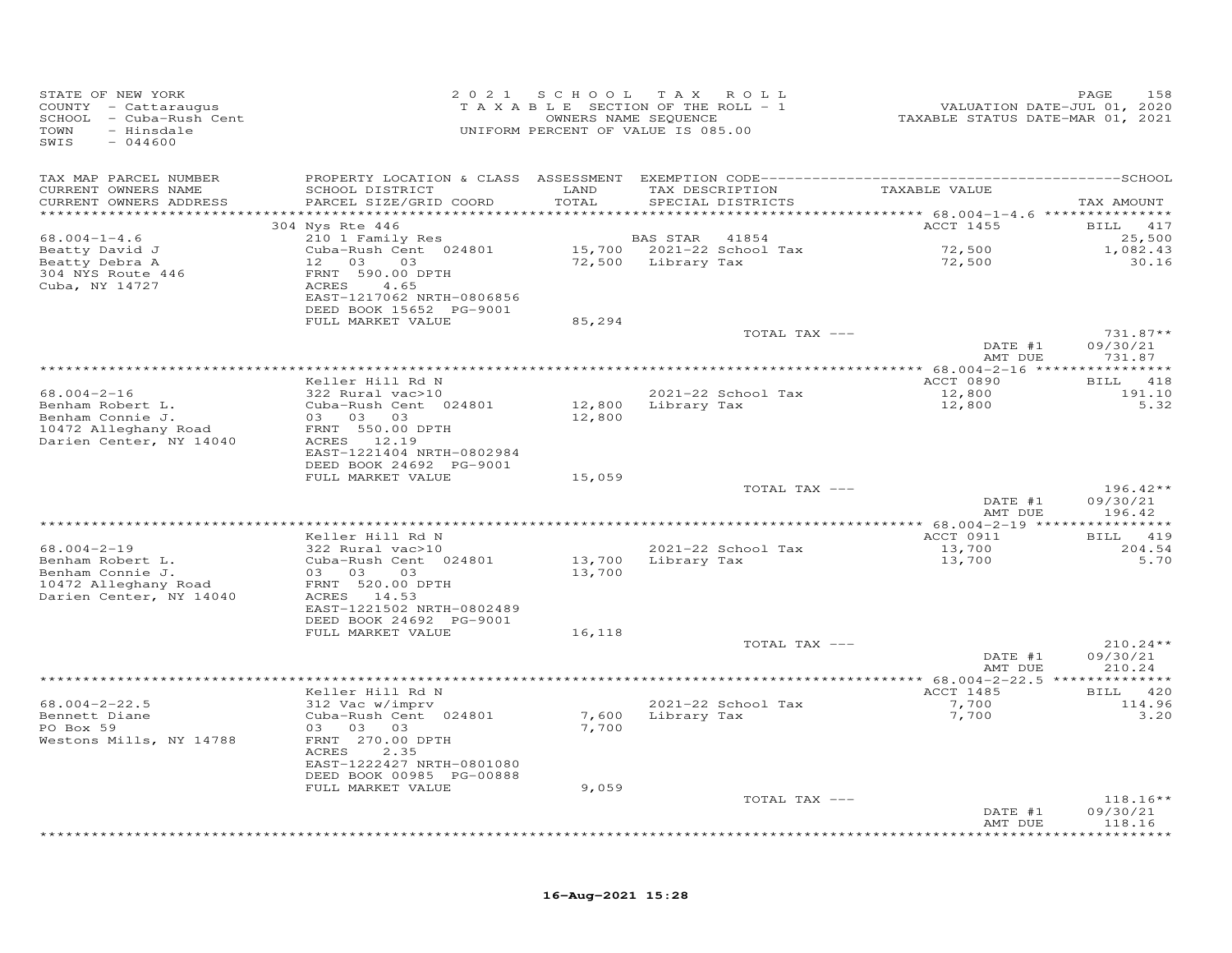STATE OF NEW YORK
COUNTY - Cattaraugus
SCHOOL - Cuba-Rush Cent
TOWN - Hinsdale
SWIS - 044600

2 0 2 1 S C H O O L T A X R O L L
T A X A B L E SECTION OF THE ROLL - 1
OWNERS NAME SEQUENCE
UNIFORM PERCENT OF VALUE IS 085.00

VALUATION DATE-JUL 01, 2020
TAXABLE STATUS DATE-MAR 01, 2021

| TAX MAP PARCEL NUMBER / CURRENT OWNERS NAME / CURRENT OWNERS ADDRESS | PROPERTY LOCATION & CLASS / SCHOOL DISTRICT / PARCEL SIZE/GRID COORD | ASSESSMENT LAND / TOTAL | EXEMPTION CODE / TAX DESCRIPTION / SPECIAL DISTRICTS | TAXABLE VALUE | TAX AMOUNT |
|---|---|---|---|---|---|
| | 304 Nys Rte 446 | | | ACCT 1455 | BILL 417 |
| 68.004-1-4.6 | 210 1 Family Res | | BAS STAR 41854 | | 25,500 |
| Beatty David J | Cuba-Rush Cent 024801 | 15,700 | 2021-22 School Tax | 72,500 | 1,082.43 |
| Beatty Debra A | 12 03 03 | 72,500 | Library Tax | 72,500 | 30.16 |
| 304 NYS Route 446 | FRNT 590.00 DPTH | | | | |
| Cuba, NY 14727 | ACRES 4.65 | | | | |
| | EAST-1217062 NRTH-0806856 | | | | |
| | DEED BOOK 15652 PG-9001 | | | | |
| | FULL MARKET VALUE | 85,294 | | | |
| | | | TOTAL TAX --- | | 731.87** |
| | | | | DATE #1 | 09/30/21 |
| | | | | AMT DUE | 731.87 |
| | Keller Hill Rd N | | | ACCT 0890 | BILL 418 |
| 68.004-2-16 | 322 Rural vac>10 | | 2021-22 School Tax | 12,800 | 191.10 |
| Benham Robert L. | Cuba-Rush Cent 024801 | 12,800 | Library Tax | 12,800 | 5.32 |
| Benham Connie J. | 03 03 03 | 12,800 | | | |
| 10472 Alleghany Road | FRNT 550.00 DPTH | | | | |
| Darien Center, NY 14040 | ACRES 12.19 | | | | |
| | EAST-1221404 NRTH-0802984 | | | | |
| | DEED BOOK 24692 PG-9001 | | | | |
| | FULL MARKET VALUE | 15,059 | | | |
| | | | TOTAL TAX --- | | 196.42** |
| | | | | DATE #1 | 09/30/21 |
| | | | | AMT DUE | 196.42 |
| | Keller Hill Rd N | | | ACCT 0911 | BILL 419 |
| 68.004-2-19 | 322 Rural vac>10 | | 2021-22 School Tax | 13,700 | 204.54 |
| Benham Robert L. | Cuba-Rush Cent 024801 | 13,700 | Library Tax | 13,700 | 5.70 |
| Benham Connie J. | 03 03 03 | 13,700 | | | |
| 10472 Alleghany Road | FRNT 520.00 DPTH | | | | |
| Darien Center, NY 14040 | ACRES 14.53 | | | | |
| | EAST-1221502 NRTH-0802489 | | | | |
| | DEED BOOK 24692 PG-9001 | | | | |
| | FULL MARKET VALUE | 16,118 | | | |
| | | | TOTAL TAX --- | | 210.24** |
| | | | | DATE #1 | 09/30/21 |
| | | | | AMT DUE | 210.24 |
| | Keller Hill Rd N | | | ACCT 1485 | BILL 420 |
| 68.004-2-22.5 | 312 Vac w/imprv | | 2021-22 School Tax | 7,700 | 114.96 |
| Bennett Diane | Cuba-Rush Cent 024801 | 7,600 | Library Tax | 7,700 | 3.20 |
| PO Box 59 | 03 03 03 | 7,700 | | | |
| Westons Mills, NY 14788 | FRNT 270.00 DPTH | | | | |
| | ACRES 2.35 | | | | |
| | EAST-1222427 NRTH-0801080 | | | | |
| | DEED BOOK 00985 PG-00888 | | | | |
| | FULL MARKET VALUE | 9,059 | | | |
| | | | TOTAL TAX --- | | 118.16** |
| | | | | DATE #1 | 09/30/21 |
| | | | | AMT DUE | 118.16 |

16-Aug-2021 15:28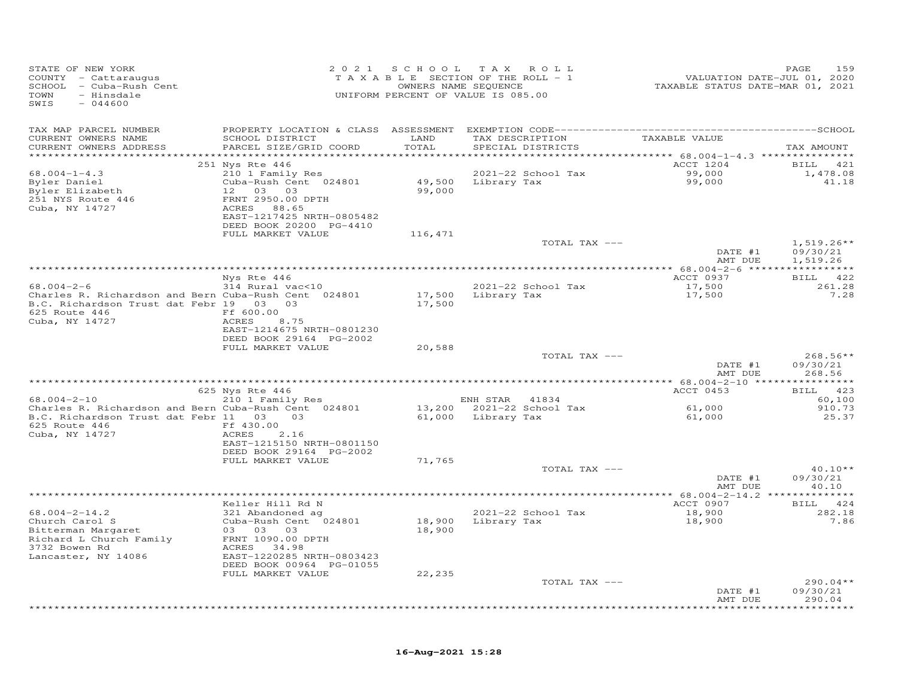STATE OF NEW YORK
COUNTY - Cattaraugus
SCHOOL - Cuba-Rush Cent
TOWN - Hinsdale
SWIS - 044600

2021 SCHOOL TAX ROLL
TAXABLE SECTION OF THE ROLL - 1
OWNERS NAME SEQUENCE
UNIFORM PERCENT OF VALUE IS 085.00

VALUATION DATE-JUL 01, 2020
TAXABLE STATUS DATE-MAR 01, 2021

| TAX MAP PARCEL NUMBER / CURRENT OWNERS NAME / CURRENT OWNERS ADDRESS | PROPERTY LOCATION & CLASS / SCHOOL DISTRICT / PARCEL SIZE/GRID COORD | ASSESSMENT LAND / TOTAL | EXEMPTION CODE / TAX DESCRIPTION / SPECIAL DISTRICTS | TAXABLE VALUE | TAX AMOUNT |
|---|---|---|---|---|---|
| | 251 Nys Rte 446 | | | ACCT 1204 | BILL 421 |
| 68.004-1-4.3 | 210 1 Family Res | | 2021-22 School Tax | 99,000 | 1,478.08 |
| Byler Daniel | Cuba-Rush Cent 024801 | 49,500 | Library Tax | 99,000 | 41.18 |
| Byler Elizabeth | 12 03 03 | 99,000 | | | |
| 251 NYS Route 446 | FRNT 2950.00 DPTH | | | | |
| Cuba, NY 14727 | ACRES 88.65 | | | | |
| | EAST-1217425 NRTH-0805482 | | | | |
| | DEED BOOK 20200 PG-4410 | | | | |
| | FULL MARKET VALUE | 116,471 | | | |
| | | | TOTAL TAX --- | | 1,519.26** |
| | | | | DATE #1 | 09/30/21 |
| | | | | AMT DUE | 1,519.26 |
| | Nys Rte 446 | | | ACCT 0937 | BILL 422 |
| 68.004-2-6 | 314 Rural vac<10 | | 2021-22 School Tax | 17,500 | 261.28 |
| Charles R. Richardson and Bern | Cuba-Rush Cent 024801 | 17,500 | Library Tax | 17,500 | 7.28 |
| B.C. Richardson Trust dat Febr | 19 03 03 | 17,500 | | | |
| 625 Route 446 | Ff 600.00 | | | | |
| Cuba, NY 14727 | ACRES 8.75 | | | | |
| | EAST-1214675 NRTH-0801230 | | | | |
| | DEED BOOK 29164 PG-2002 | | | | |
| | FULL MARKET VALUE | 20,588 | | | |
| | | | TOTAL TAX --- | | 268.56** |
| | | | | DATE #1 | 09/30/21 |
| | | | | AMT DUE | 268.56 |
| | 625 Nys Rte 446 | | | ACCT 0453 | BILL 423 |
| 68.004-2-10 | 210 1 Family Res | | ENH STAR 41834 | | 60,100 |
| Charles R. Richardson and Bern | Cuba-Rush Cent 024801 | 13,200 | 2021-22 School Tax | 61,000 | 910.73 |
| B.C. Richardson Trust dat Febr | 11 03 03 | 61,000 | Library Tax | 61,000 | 25.37 |
| 625 Route 446 | Ff 430.00 | | | | |
| Cuba, NY 14727 | ACRES 2.16 | | | | |
| | EAST-1215150 NRTH-0801150 | | | | |
| | DEED BOOK 29164 PG-2002 | | | | |
| | FULL MARKET VALUE | 71,765 | | | |
| | | | TOTAL TAX --- | | 40.10** |
| | | | | DATE #1 | 09/30/21 |
| | | | | AMT DUE | 40.10 |
| | Keller Hill Rd N | | | ACCT 0907 | BILL 424 |
| 68.004-2-14.2 | 321 Abandoned ag | | 2021-22 School Tax | 18,900 | 282.18 |
| Church Carol S | Cuba-Rush Cent 024801 | 18,900 | Library Tax | 18,900 | 7.86 |
| Bitterman Margaret | 03 03 03 | 18,900 | | | |
| Richard L Church Family | FRNT 1090.00 DPTH | | | | |
| 3732 Bowen Rd | ACRES 34.98 | | | | |
| Lancaster, NY 14086 | EAST-1220285 NRTH-0803423 | | | | |
| | DEED BOOK 00964 PG-01055 | | | | |
| | FULL MARKET VALUE | 22,235 | | | |
| | | | TOTAL TAX --- | | 290.04** |
| | | | | DATE #1 | 09/30/21 |
| | | | | AMT DUE | 290.04 |

16-Aug-2021 15:28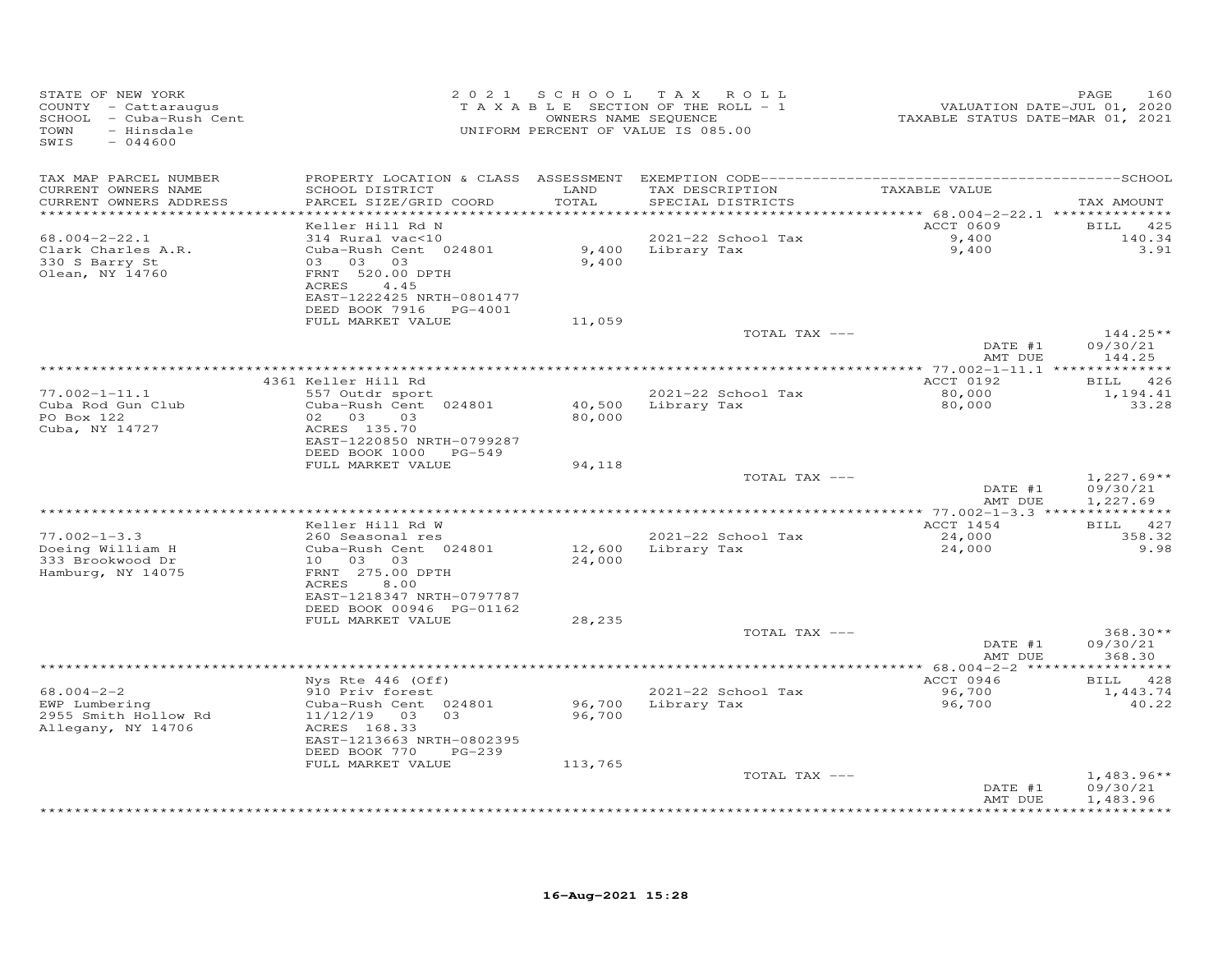STATE OF NEW YORK
COUNTY - Cattaraugus
SCHOOL - Cuba-Rush Cent
TOWN - Hinsdale
SWIS - 044600

2021 SCHOOL TAX ROLL
TAXABLE SECTION OF THE ROLL - 1
OWNERS NAME SEQUENCE
UNIFORM PERCENT OF VALUE IS 085.00

VALUATION DATE-JUL 01, 2020
TAXABLE STATUS DATE-MAR 01, 2021

| TAX MAP PARCEL NUMBER / CURRENT OWNERS NAME / CURRENT OWNERS ADDRESS | PROPERTY LOCATION & CLASS / SCHOOL DISTRICT / PARCEL SIZE/GRID COORD | ASSESSMENT LAND / TOTAL | EXEMPTION CODE / TAX DESCRIPTION / SPECIAL DISTRICTS | TAXABLE VALUE | TAX AMOUNT |
|---|---|---|---|---|---|
| 68.004-2-22.1 | Keller Hill Rd N | | | ACCT 0609 | BILL 425 |
| Clark Charles A.R. | 314 Rural vac<10 | | 2021-22 School Tax | 9,400 | 140.34 |
| 330 S Barry St | Cuba-Rush Cent 024801 | 9,400 | Library Tax | 9,400 | 3.91 |
| Olean, NY 14760 | 03 03 03 | 9,400 | | | |
| | FRNT 520.00 DPTH | | | | |
| | ACRES 4.45 | | | | |
| | EAST-1222425 NRTH-0801477 | | | | |
| | DEED BOOK 7916 PG-4001 | | | | |
| | FULL MARKET VALUE | 11,059 | | | |
| | | | TOTAL TAX --- | | 144.25** |
| | | | | DATE #1 | 09/30/21 |
| | | | | AMT DUE | 144.25 |
| 77.002-1-11.1 | 4361 Keller Hill Rd | | | ACCT 0192 | BILL 426 |
| Cuba Rod Gun Club | 557 Outdr sport | | 2021-22 School Tax | 80,000 | 1,194.41 |
| PO Box 122 | Cuba-Rush Cent 024801 | 40,500 | Library Tax | 80,000 | 33.28 |
| Cuba, NY 14727 | 02 03 03 | 80,000 | | | |
| | ACRES 135.70 | | | | |
| | EAST-1220850 NRTH-0799287 | | | | |
| | DEED BOOK 1000 PG-549 | | | | |
| | FULL MARKET VALUE | 94,118 | | | |
| | | | TOTAL TAX --- | | 1,227.69** |
| | | | | DATE #1 | 09/30/21 |
| | | | | AMT DUE | 1,227.69 |
| 77.002-1-3.3 | Keller Hill Rd W | | | ACCT 1454 | BILL 427 |
| Doeing William H | 260 Seasonal res | | 2021-22 School Tax | 24,000 | 358.32 |
| 333 Brookwood Dr | Cuba-Rush Cent 024801 | 12,600 | Library Tax | 24,000 | 9.98 |
| Hamburg, NY 14075 | 10 03 03 | 24,000 | | | |
| | FRNT 275.00 DPTH | | | | |
| | ACRES 8.00 | | | | |
| | EAST-1218347 NRTH-0797787 | | | | |
| | DEED BOOK 00946 PG-01162 | | | | |
| | FULL MARKET VALUE | 28,235 | | | |
| | | | TOTAL TAX --- | | 368.30** |
| | | | | DATE #1 | 09/30/21 |
| | | | | AMT DUE | 368.30 |
| 68.004-2-2 | Nys Rte 446 (Off) | | | ACCT 0946 | BILL 428 |
| EWP Lumbering | 910 Priv forest | | 2021-22 School Tax | 96,700 | 1,443.74 |
| 2955 Smith Hollow Rd | Cuba-Rush Cent 024801 | 96,700 | Library Tax | 96,700 | 40.22 |
| Allegany, NY 14706 | 11/12/19 03 03 | 96,700 | | | |
| | ACRES 168.33 | | | | |
| | EAST-1213663 NRTH-0802395 | | | | |
| | DEED BOOK 770 PG-239 | | | | |
| | FULL MARKET VALUE | 113,765 | | | |
| | | | TOTAL TAX --- | | 1,483.96** |
| | | | | DATE #1 | 09/30/21 |
| | | | | AMT DUE | 1,483.96 |

16-Aug-2021 15:28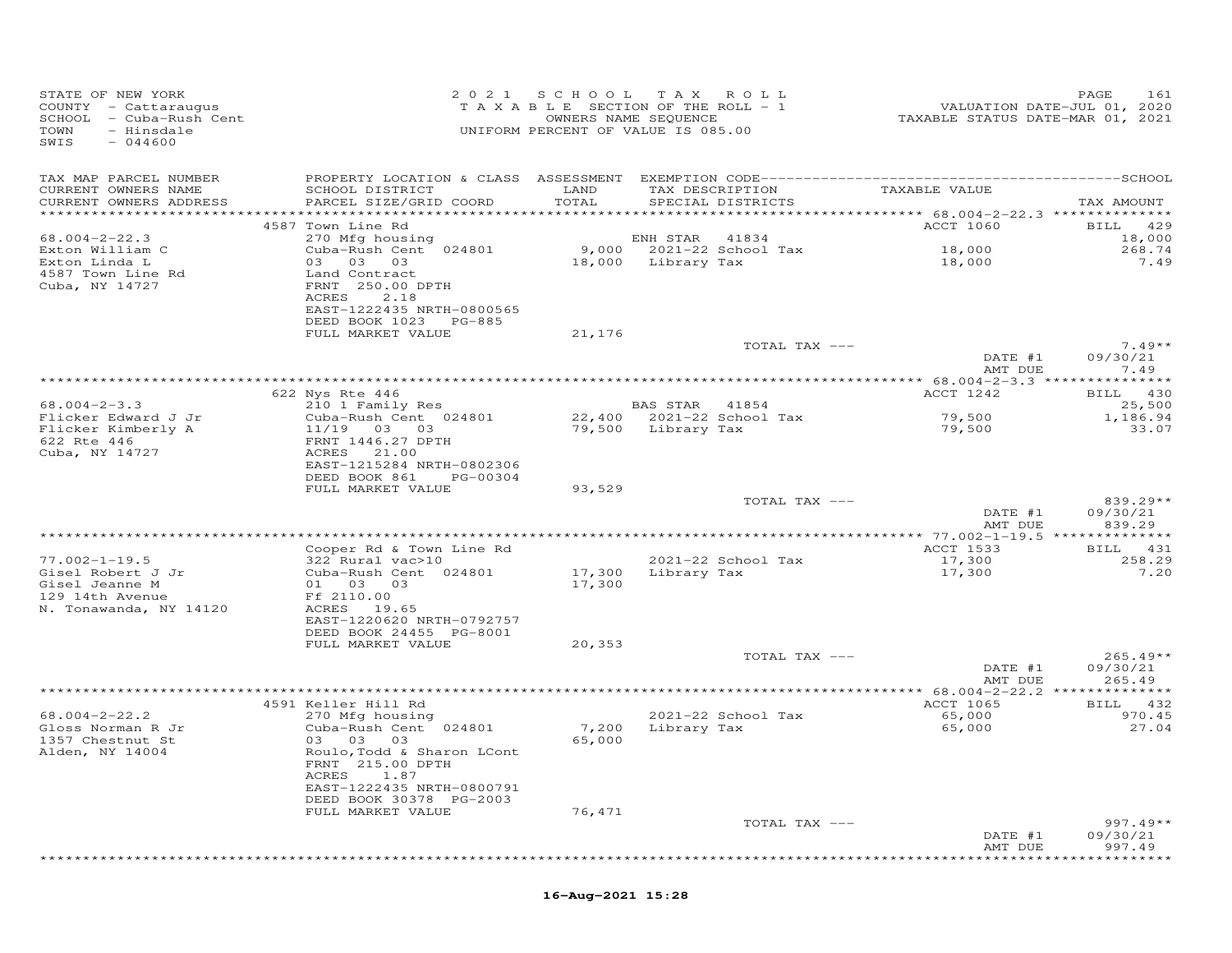STATE OF NEW YORK
COUNTY - Cattaraugus
SCHOOL - Cuba-Rush Cent
TOWN - Hinsdale
SWIS - 044600

2021 SCHOOL TAX ROLL
TAXABLE SECTION OF THE ROLL - 1
OWNERS NAME SEQUENCE
UNIFORM PERCENT OF VALUE IS 085.00

VALUATION DATE-JUL 01, 2020
TAXABLE STATUS DATE-MAR 01, 2021

| TAX MAP PARCEL NUMBER / CURRENT OWNERS NAME / CURRENT OWNERS ADDRESS | PROPERTY LOCATION & CLASS / SCHOOL DISTRICT / PARCEL SIZE/GRID COORD | ASSESSMENT LAND / TOTAL | EXEMPTION CODE / TAX DESCRIPTION / SPECIAL DISTRICTS | TAXABLE VALUE | TAX AMOUNT |
|---|---|---|---|---|---|
| **68.004-2-22.3** | 4587 Town Line Rd | | | ACCT 1060 | BILL 429 |
| 68.004-2-22.3 | 270 Mfg housing | | ENH STAR 41834 | | 18,000 |
| Exton William C | Cuba-Rush Cent 024801 | 9,000 | 2021-22 School Tax | 18,000 | 268.74 |
| Exton Linda L | 03 03 03 | 18,000 | Library Tax | 18,000 | 7.49 |
| 4587 Town Line Rd | Land Contract | | | | |
| Cuba, NY 14727 | FRNT 250.00 DPTH | | | | |
| | ACRES 2.18 | | | | |
| | EAST-1222435 NRTH-0800565 | | | | |
| | DEED BOOK 1023 PG-885 | | | | |
| | FULL MARKET VALUE | 21,176 | | | |
| | | | TOTAL TAX --- | | 7.49** |
| | | | | DATE #1 | 09/30/21 |
| | | | | AMT DUE | 7.49 |
| **68.004-2-3.3** | 622 Nys Rte 446 | | | ACCT 1242 | BILL 430 |
| 68.004-2-3.3 | 210 1 Family Res | | BAS STAR 41854 | | 25,500 |
| Flicker Edward J Jr | Cuba-Rush Cent 024801 | 22,400 | 2021-22 School Tax | 79,500 | 1,186.94 |
| Flicker Kimberly A | 11/19 03 03 | 79,500 | Library Tax | 79,500 | 33.07 |
| 622 Rte 446 | FRNT 1446.27 DPTH | | | | |
| Cuba, NY 14727 | ACRES 21.00 | | | | |
| | EAST-1215284 NRTH-0802306 | | | | |
| | DEED BOOK 861 PG-00304 | | | | |
| | FULL MARKET VALUE | 93,529 | | | |
| | | | TOTAL TAX --- | | 839.29** |
| | | | | DATE #1 | 09/30/21 |
| | | | | AMT DUE | 839.29 |
| **77.002-1-19.5** | Cooper Rd & Town Line Rd | | | ACCT 1533 | BILL 431 |
| 77.002-1-19.5 | 322 Rural vac>10 | | 2021-22 School Tax | 17,300 | 258.29 |
| Gisel Robert J Jr | Cuba-Rush Cent 024801 | 17,300 | Library Tax | 17,300 | 7.20 |
| Gisel Jeanne M | 01 03 03 | 17,300 | | | |
| 129 14th Avenue | Ff 2110.00 | | | | |
| N. Tonawanda, NY 14120 | ACRES 19.65 | | | | |
| | EAST-1220620 NRTH-0792757 | | | | |
| | DEED BOOK 24455 PG-8001 | | | | |
| | FULL MARKET VALUE | 20,353 | | | |
| | | | TOTAL TAX --- | | 265.49** |
| | | | | DATE #1 | 09/30/21 |
| | | | | AMT DUE | 265.49 |
| **68.004-2-22.2** | 4591 Keller Hill Rd | | | ACCT 1065 | BILL 432 |
| 68.004-2-22.2 | 270 Mfg housing | | 2021-22 School Tax | 65,000 | 970.45 |
| Gloss Norman R Jr | Cuba-Rush Cent 024801 | 7,200 | Library Tax | 65,000 | 27.04 |
| 1357 Chestnut St | 03 03 03 | 65,000 | | | |
| Alden, NY 14004 | Roulo,Todd & Sharon LCont | | | | |
| | FRNT 215.00 DPTH | | | | |
| | ACRES 1.87 | | | | |
| | EAST-1222435 NRTH-0800791 | | | | |
| | DEED BOOK 30378 PG-2003 | | | | |
| | FULL MARKET VALUE | 76,471 | | | |
| | | | TOTAL TAX --- | | 997.49** |
| | | | | DATE #1 | 09/30/21 |
| | | | | AMT DUE | 997.49 |

16-Aug-2021 15:28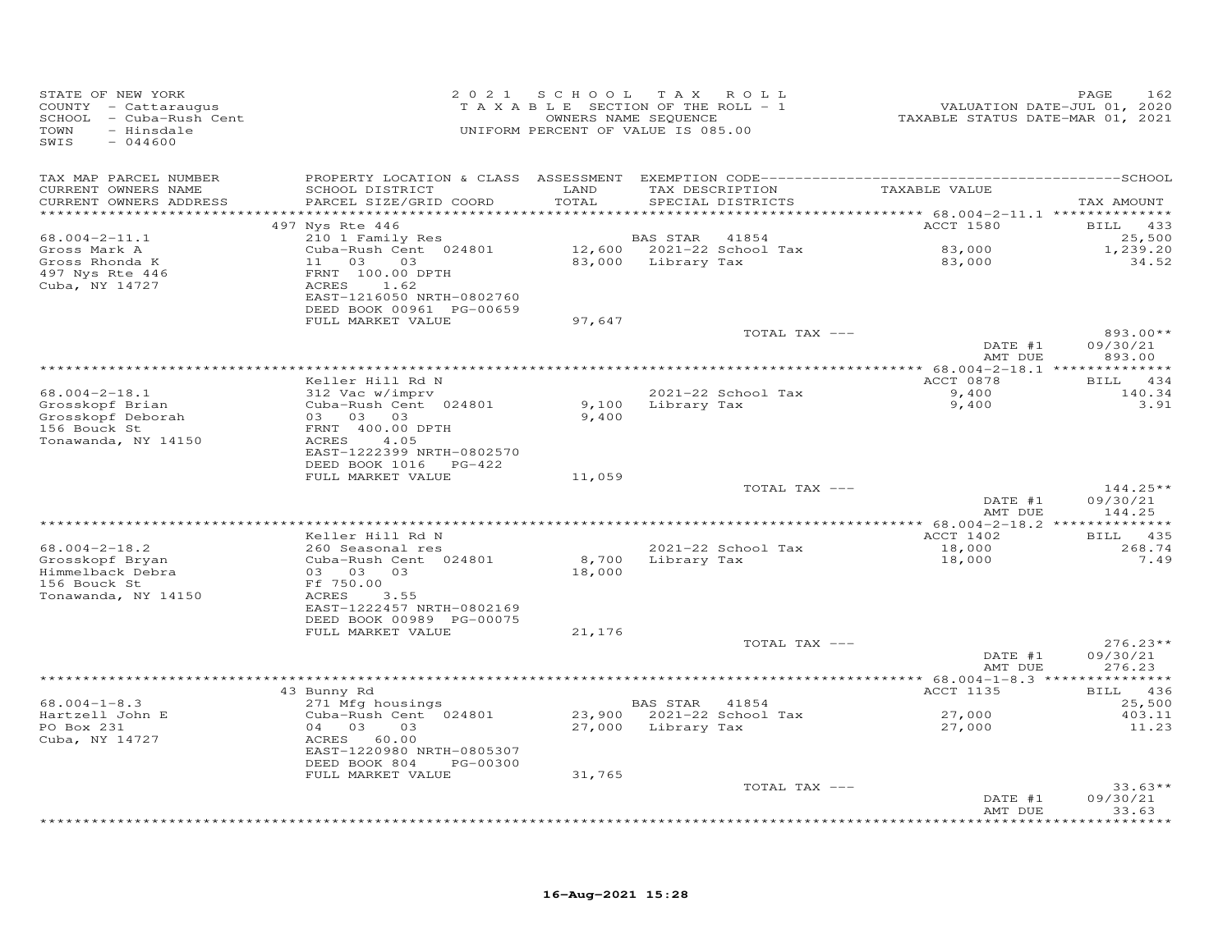STATE OF NEW YORK
COUNTY - Cattaraugus
SCHOOL - Cuba-Rush Cent
TOWN - Hinsdale
SWIS - 044600

2021 SCHOOL TAX ROLL
TAXABLE SECTION OF THE ROLL - 1
OWNERS NAME SEQUENCE
UNIFORM PERCENT OF VALUE IS 085.00

VALUATION DATE-JUL 01, 2020
TAXABLE STATUS DATE-MAR 01, 2021

| TAX MAP PARCEL NUMBER / CURRENT OWNERS NAME / CURRENT OWNERS ADDRESS | PROPERTY LOCATION & CLASS / SCHOOL DISTRICT / PARCEL SIZE/GRID COORD | ASSESSMENT LAND / TOTAL | EXEMPTION CODE / TAX DESCRIPTION / SPECIAL DISTRICTS | TAXABLE VALUE | TAX AMOUNT |
|---|---|---|---|---|---|
| | 497 Nys Rte 446 | | | ACCT 1580 | BILL 433 |
| 68.004-2-11.1 | 210 1 Family Res | | BAS STAR 41854 | | 25,500 |
| Gross Mark A | Cuba-Rush Cent 024801 | 12,600 | 2021-22 School Tax | 83,000 | 1,239.20 |
| Gross Rhonda K | 11 03 03 | 83,000 | Library Tax | 83,000 | 34.52 |
| 497 Nys Rte 446 | FRNT 100.00 DPTH | | | | |
| Cuba, NY 14727 | ACRES 1.62 | | | | |
| | EAST-1216050 NRTH-0802760 | | | | |
| | DEED BOOK 00961 PG-00659 | | | | |
| | FULL MARKET VALUE | 97,647 | | | |
| | | | TOTAL TAX --- | | 893.00** |
| | | | | DATE #1 | 09/30/21 |
| | | | | AMT DUE | 893.00 |
| | Keller Hill Rd N | | | ACCT 0878 | BILL 434 |
| 68.004-2-18.1 | 312 Vac w/imprv | | 2021-22 School Tax | 9,400 | 140.34 |
| Grosskopf Brian | Cuba-Rush Cent 024801 | 9,100 | Library Tax | 9,400 | 3.91 |
| Grosskopf Deborah | 03 03 03 | 9,400 | | | |
| 156 Bouck St | FRNT 400.00 DPTH | | | | |
| Tonawanda, NY 14150 | ACRES 4.05 | | | | |
| | EAST-1222399 NRTH-0802570 | | | | |
| | DEED BOOK 1016 PG-422 | | | | |
| | FULL MARKET VALUE | 11,059 | | | |
| | | | TOTAL TAX --- | | 144.25** |
| | | | | DATE #1 | 09/30/21 |
| | | | | AMT DUE | 144.25 |
| | Keller Hill Rd N | | | ACCT 1402 | BILL 435 |
| 68.004-2-18.2 | 260 Seasonal res | | 2021-22 School Tax | 18,000 | 268.74 |
| Grosskopf Bryan | Cuba-Rush Cent 024801 | 8,700 | Library Tax | 18,000 | 7.49 |
| Himmelback Debra | 03 03 03 | 18,000 | | | |
| 156 Bouck St | Ff 750.00 | | | | |
| Tonawanda, NY 14150 | ACRES 3.55 | | | | |
| | EAST-1222457 NRTH-0802169 | | | | |
| | DEED BOOK 00989 PG-00075 | | | | |
| | FULL MARKET VALUE | 21,176 | | | |
| | | | TOTAL TAX --- | | 276.23** |
| | | | | DATE #1 | 09/30/21 |
| | | | | AMT DUE | 276.23 |
| | 43 Bunny Rd | | | ACCT 1135 | BILL 436 |
| 68.004-1-8.3 | 271 Mfg housings | | BAS STAR 41854 | | 25,500 |
| Hartzell John E | Cuba-Rush Cent 024801 | 23,900 | 2021-22 School Tax | 27,000 | 403.11 |
| PO Box 231 | 04 03 03 | 27,000 | Library Tax | 27,000 | 11.23 |
| Cuba, NY 14727 | ACRES 60.00 | | | | |
| | EAST-1220980 NRTH-0805307 | | | | |
| | DEED BOOK 804 PG-00300 | | | | |
| | FULL MARKET VALUE | 31,765 | | | |
| | | | TOTAL TAX --- | | 33.63** |
| | | | | DATE #1 | 09/30/21 |
| | | | | AMT DUE | 33.63 |

16-Aug-2021 15:28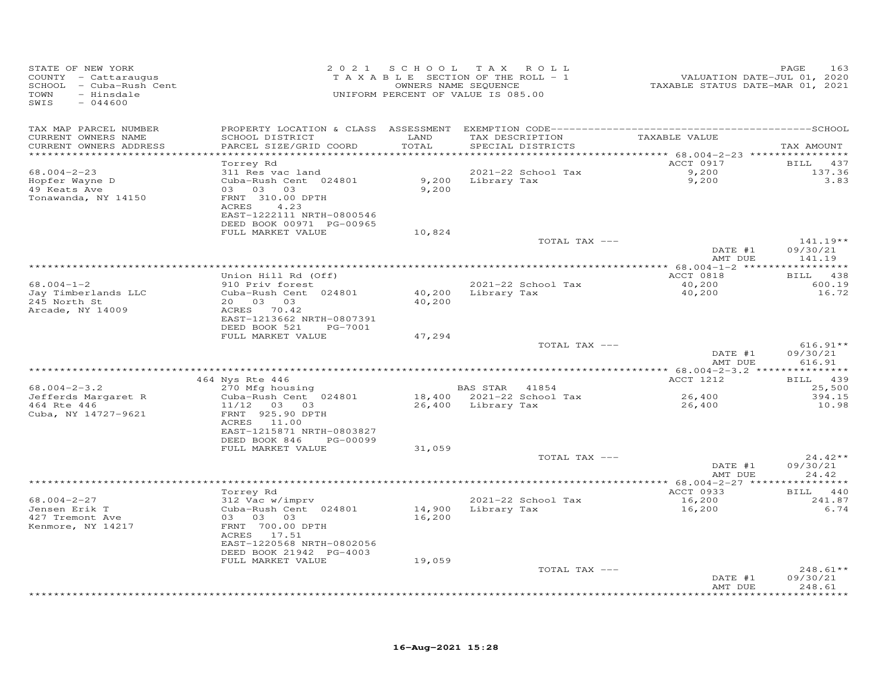STATE OF NEW YORK
COUNTY - Cattaraugus
SCHOOL - Cuba-Rush Cent
TOWN - Hinsdale
SWIS - 044600

2 0 2 1 S C H O O L T A X R O L L
T A X A B L E SECTION OF THE ROLL - 1
OWNERS NAME SEQUENCE
UNIFORM PERCENT OF VALUE IS 085.00

VALUATION DATE-JUL 01, 2020
TAXABLE STATUS DATE-MAR 01, 2021

| TAX MAP PARCEL NUMBER / CURRENT OWNERS NAME / CURRENT OWNERS ADDRESS | PROPERTY LOCATION & CLASS / SCHOOL DISTRICT / PARCEL SIZE/GRID COORD | ASSESSMENT LAND / TOTAL | EXEMPTION CODE / TAX DESCRIPTION / SPECIAL DISTRICTS | TAXABLE VALUE | TAX AMOUNT |
|---|---|---|---|---|---|
| **68.004-2-23** | Torrey Rd | | | ACCT 0917 | BILL 437 |
| Hopfer Wayne D | 311 Res vac land | | | | |
| 49 Keats Ave | Cuba-Rush Cent 024801 | 9,200 | 2021-22 School Tax | 9,200 | 137.36 |
| Tonawanda, NY 14150 | 03 03 03 | 9,200 | Library Tax | 9,200 | 3.83 |
| | FRNT 310.00 DPTH | | | | |
| | ACRES 4.23 | | | | |
| | EAST-1222111 NRTH-0800546 | | | | |
| | DEED BOOK 00971 PG-00965 | | | | |
| | FULL MARKET VALUE | 10,824 | | | |
| | | | TOTAL TAX --- | | 141.19** |
| | | | | DATE #1 | 09/30/21 |
| | | | | AMT DUE | 141.19 |
| **68.004-1-2** | Union Hill Rd (Off) | | | ACCT 0818 | BILL 438 |
| Jay Timberlands LLC | 910 Priv forest | | | | |
| 245 North St | Cuba-Rush Cent 024801 | 40,200 | 2021-22 School Tax | 40,200 | 600.19 |
| Arcade, NY 14009 | 20 03 03 | 40,200 | Library Tax | 40,200 | 16.72 |
| | ACRES 70.42 | | | | |
| | EAST-1213662 NRTH-0807391 | | | | |
| | DEED BOOK 521 PG-7001 | | | | |
| | FULL MARKET VALUE | 47,294 | | | |
| | | | TOTAL TAX --- | | 616.91** |
| | | | | DATE #1 | 09/30/21 |
| | | | | AMT DUE | 616.91 |
| **68.004-2-3.2** | 464 Nys Rte 446 | | | ACCT 1212 | BILL 439 |
| Jefferds Margaret R | 270 Mfg housing | | BAS STAR 41854 | | 25,500 |
| 464 Rte 446 | Cuba-Rush Cent 024801 | 18,400 | 2021-22 School Tax | 26,400 | 394.15 |
| Cuba, NY 14727-9621 | 11/12 03 03 | 26,400 | Library Tax | 26,400 | 10.98 |
| | FRNT 925.90 DPTH | | | | |
| | ACRES 11.00 | | | | |
| | EAST-1215871 NRTH-0803827 | | | | |
| | DEED BOOK 846 PG-00099 | | | | |
| | FULL MARKET VALUE | 31,059 | | | |
| | | | TOTAL TAX --- | | 24.42** |
| | | | | DATE #1 | 09/30/21 |
| | | | | AMT DUE | 24.42 |
| **68.004-2-27** | Torrey Rd | | | ACCT 0933 | BILL 440 |
| Jensen Erik T | 312 Vac w/imprv | | | | |
| 427 Tremont Ave | Cuba-Rush Cent 024801 | 14,900 | 2021-22 School Tax | 16,200 | 241.87 |
| Kenmore, NY 14217 | 03 03 03 | 16,200 | Library Tax | 16,200 | 6.74 |
| | FRNT 700.00 DPTH | | | | |
| | ACRES 17.51 | | | | |
| | EAST-1220568 NRTH-0802056 | | | | |
| | DEED BOOK 21942 PG-4003 | | | | |
| | FULL MARKET VALUE | 19,059 | | | |
| | | | TOTAL TAX --- | | 248.61** |
| | | | | DATE #1 | 09/30/21 |
| | | | | AMT DUE | 248.61 |

16-Aug-2021 15:28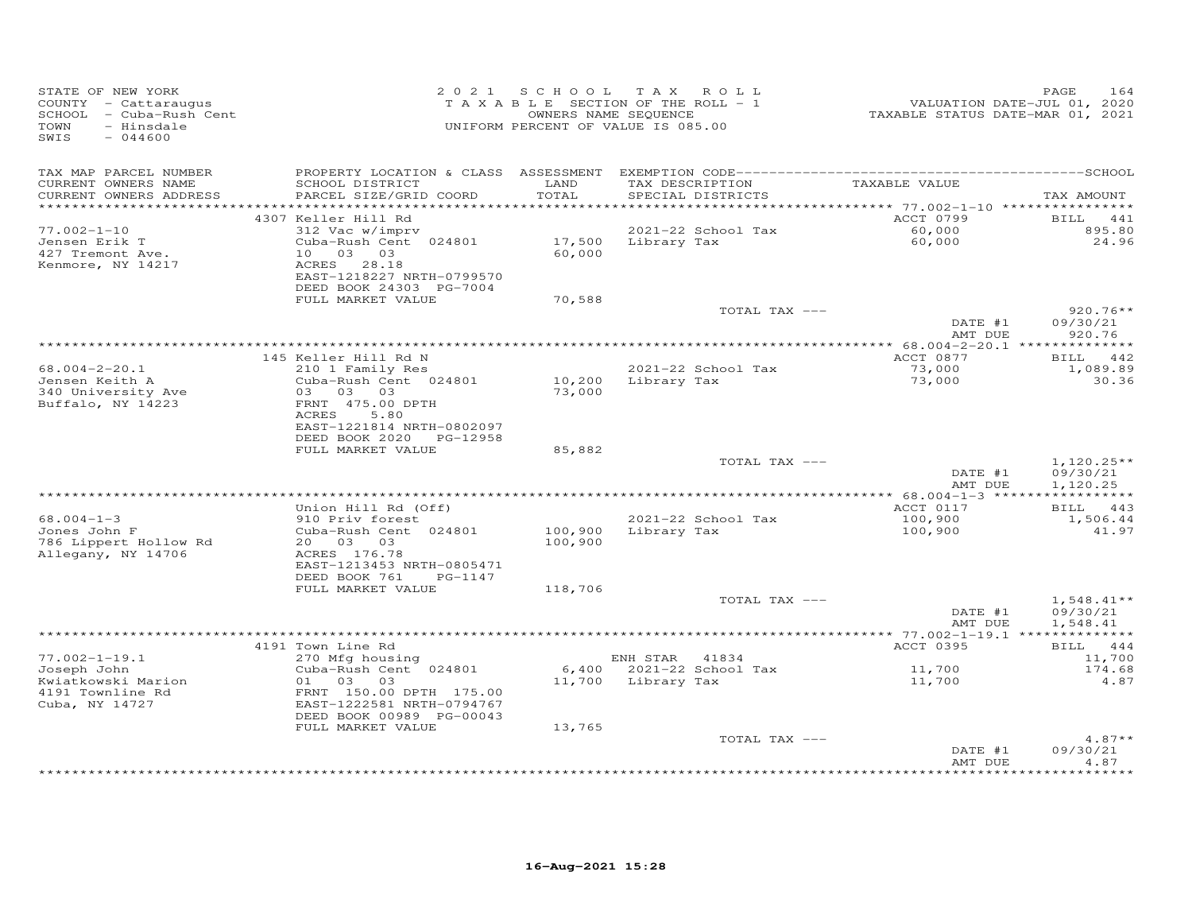STATE OF NEW YORK
COUNTY - Cattaraugus
SCHOOL - Cuba-Rush Cent
TOWN - Hinsdale
SWIS - 044600

2021 SCHOOL TAX ROLL
TAXABLE SECTION OF THE ROLL - 1
OWNERS NAME SEQUENCE
UNIFORM PERCENT OF VALUE IS 085.00

VALUATION DATE-JUL 01, 2020
TAXABLE STATUS DATE-MAR 01, 2021

| TAX MAP PARCEL NUMBER / CURRENT OWNERS NAME / CURRENT OWNERS ADDRESS | PROPERTY LOCATION & CLASS / SCHOOL DISTRICT / PARCEL SIZE/GRID COORD | ASSESSMENT LAND / TOTAL | EXEMPTION CODE / TAX DESCRIPTION / SPECIAL DISTRICTS | TAXABLE VALUE | TAX AMOUNT |
|---|---|---|---|---|---|
| | 4307 Keller Hill Rd | | | ACCT 0799 | BILL 441 |
| 77.002-1-10 | 312 Vac w/imprv | | 2021-22 School Tax | 60,000 | 895.80 |
| Jensen Erik T | Cuba-Rush Cent 024801 | 17,500 | Library Tax | 60,000 | 24.96 |
| 427 Tremont Ave. | 10 03 03 | 60,000 | | | |
| Kenmore, NY 14217 | ACRES 28.18 | | | | |
| | EAST-1218227 NRTH-0799570 | | | | |
| | DEED BOOK 24303 PG-7004 | | | | |
| | FULL MARKET VALUE | 70,588 | | | |
| | | | TOTAL TAX --- | | 920.76** |
| | | | | DATE #1 | 09/30/21 |
| | | | | AMT DUE | 920.76 |
| | 145 Keller Hill Rd N | | | ACCT 0877 | BILL 442 |
| 68.004-2-20.1 | 210 1 Family Res | | 2021-22 School Tax | 73,000 | 1,089.89 |
| Jensen Keith A | Cuba-Rush Cent 024801 | 10,200 | Library Tax | 73,000 | 30.36 |
| 340 University Ave | 03 03 03 | 73,000 | | | |
| Buffalo, NY 14223 | FRNT 475.00 DPTH | | | | |
| | ACRES 5.80 | | | | |
| | EAST-1221814 NRTH-0802097 | | | | |
| | DEED BOOK 2020 PG-12958 | | | | |
| | FULL MARKET VALUE | 85,882 | | | |
| | | | TOTAL TAX --- | | 1,120.25** |
| | | | | DATE #1 | 09/30/21 |
| | | | | AMT DUE | 1,120.25 |
| | Union Hill Rd (Off) | | | ACCT 0117 | BILL 443 |
| 68.004-1-3 | 910 Priv forest | | 2021-22 School Tax | 100,900 | 1,506.44 |
| Jones John F | Cuba-Rush Cent 024801 | 100,900 | Library Tax | 100,900 | 41.97 |
| 786 Lippert Hollow Rd | 20 03 03 | 100,900 | | | |
| Allegany, NY 14706 | ACRES 176.78 | | | | |
| | EAST-1213453 NRTH-0805471 | | | | |
| | DEED BOOK 761 PG-1147 | | | | |
| | FULL MARKET VALUE | 118,706 | | | |
| | | | TOTAL TAX --- | | 1,548.41** |
| | | | | DATE #1 | 09/30/21 |
| | | | | AMT DUE | 1,548.41 |
| | 4191 Town Line Rd | | | ACCT 0395 | BILL 444 |
| 77.002-1-19.1 | 270 Mfg housing | | ENH STAR 41834 | | 11,700 |
| Joseph John | Cuba-Rush Cent 024801 | 6,400 | 2021-22 School Tax | 11,700 | 174.68 |
| Kwiatkowski Marion | 01 03 03 | 11,700 | Library Tax | 11,700 | 4.87 |
| 4191 Townline Rd | FRNT 150.00 DPTH 175.00 | | | | |
| Cuba, NY 14727 | EAST-1222581 NRTH-0794767 | | | | |
| | DEED BOOK 00989 PG-00043 | | | | |
| | FULL MARKET VALUE | 13,765 | | | |
| | | | TOTAL TAX --- | | 4.87** |
| | | | | DATE #1 | 09/30/21 |
| | | | | AMT DUE | 4.87 |

16-Aug-2021 15:28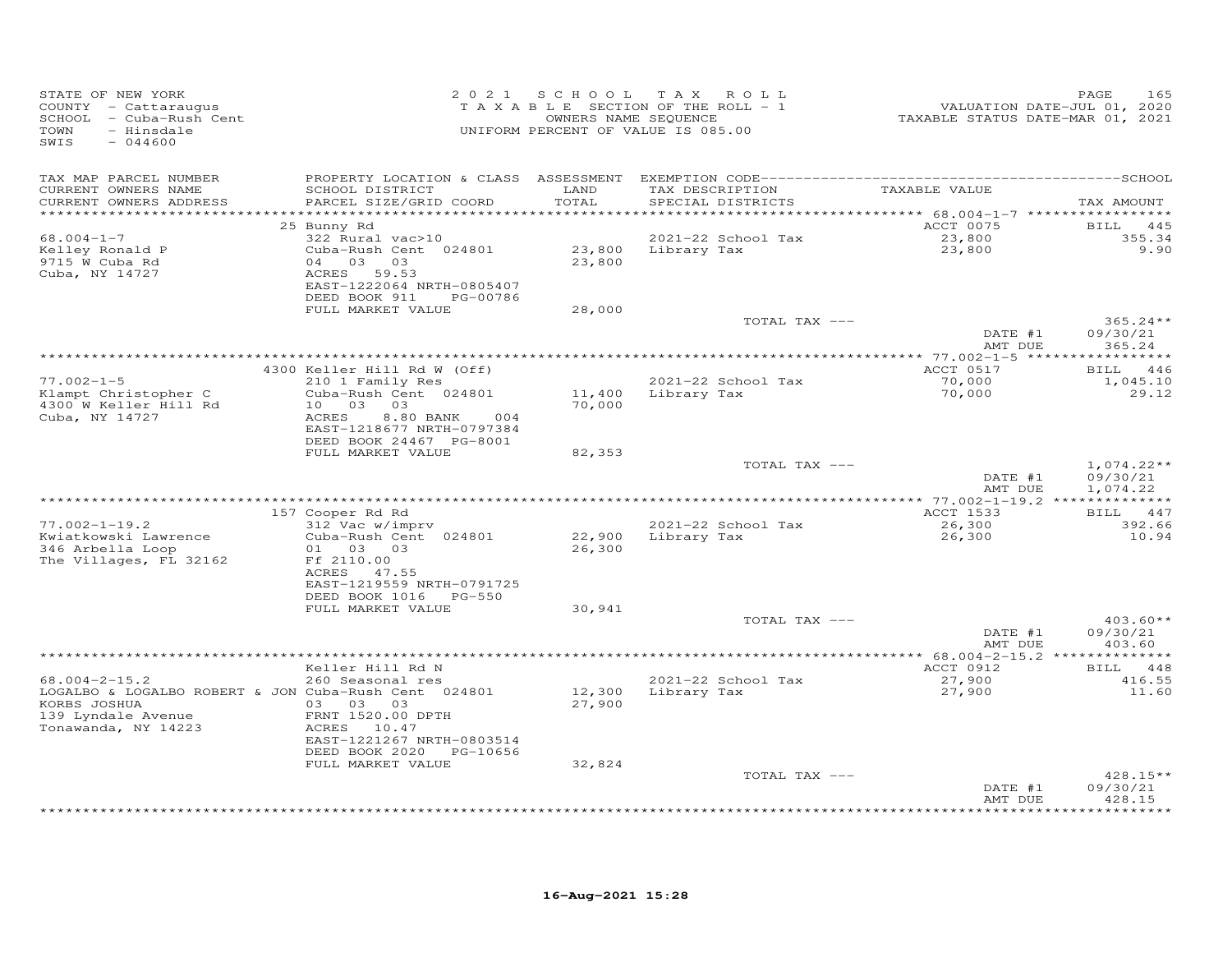STATE OF NEW YORK
COUNTY - Cattaraugus
SCHOOL - Cuba-Rush Cent
TOWN - Hinsdale
SWIS - 044600

2021 SCHOOL TAX ROLL
TAXABLE SECTION OF THE ROLL - 1
OWNERS NAME SEQUENCE
UNIFORM PERCENT OF VALUE IS 085.00

VALUATION DATE-JUL 01, 2020
TAXABLE STATUS DATE-MAR 01, 2021

| TAX MAP PARCEL NUMBER / CURRENT OWNERS NAME / CURRENT OWNERS ADDRESS | PROPERTY LOCATION & CLASS / SCHOOL DISTRICT / PARCEL SIZE/GRID COORD | ASSESSMENT LAND / TOTAL | EXEMPTION CODE / TAX DESCRIPTION / SPECIAL DISTRICTS | TAXABLE VALUE | TAX AMOUNT |
|---|---|---|---|---|---|
| | 25 Bunny Rd | | | ACCT 0075 | BILL 445 |
| 68.004-1-7 | 322 Rural vac>10 | | 2021-22 School Tax | 23,800 | 355.34 |
| Kelley Ronald P | Cuba-Rush Cent 024801 | 23,800 | Library Tax | 23,800 | 9.90 |
| 9715 W Cuba Rd | 04 03 03 | 23,800 | | | |
| Cuba, NY 14727 | ACRES 59.53 | | | | |
| | EAST-1222064 NRTH-0805407 | | | | |
| | DEED BOOK 911 PG-00786 | | | | |
| | FULL MARKET VALUE | 28,000 | | | |
| | | | TOTAL TAX --- | | 365.24** |
| | | | | DATE #1 | 09/30/21 |
| | | | | AMT DUE | 365.24 |
| | 4300 Keller Hill Rd W (Off) | | | ACCT 0517 | BILL 446 |
| 77.002-1-5 | 210 1 Family Res | | 2021-22 School Tax | 70,000 | 1,045.10 |
| Klampt Christopher C | Cuba-Rush Cent 024801 | 11,400 | Library Tax | 70,000 | 29.12 |
| 4300 W Keller Hill Rd | 10 03 03 | 70,000 | | | |
| Cuba, NY 14727 | ACRES 8.80 BANK 004 | | | | |
| | EAST-1218677 NRTH-0797384 | | | | |
| | DEED BOOK 24467 PG-8001 | | | | |
| | FULL MARKET VALUE | 82,353 | | | |
| | | | TOTAL TAX --- | | 1,074.22** |
| | | | | DATE #1 | 09/30/21 |
| | | | | AMT DUE | 1,074.22 |
| | 157 Cooper Rd Rd | | | ACCT 1533 | BILL 447 |
| 77.002-1-19.2 | 312 Vac w/imprv | | 2021-22 School Tax | 26,300 | 392.66 |
| Kwiatkowski Lawrence | Cuba-Rush Cent 024801 | 22,900 | Library Tax | 26,300 | 10.94 |
| 346 Arbella Loop | 01 03 03 | 26,300 | | | |
| The Villages, FL 32162 | Ff 2110.00 | | | | |
| | ACRES 47.55 | | | | |
| | EAST-1219559 NRTH-0791725 | | | | |
| | DEED BOOK 1016 PG-550 | | | | |
| | FULL MARKET VALUE | 30,941 | | | |
| | | | TOTAL TAX --- | | 403.60** |
| | | | | DATE #1 | 09/30/21 |
| | | | | AMT DUE | 403.60 |
| | Keller Hill Rd N | | | ACCT 0912 | BILL 448 |
| 68.004-2-15.2 | 260 Seasonal res | | 2021-22 School Tax | 27,900 | 416.55 |
| LOGALBO & LOGALBO ROBERT & JON | Cuba-Rush Cent 024801 | 12,300 | Library Tax | 27,900 | 11.60 |
| KORBS JOSHUA | 03 03 03 | 27,900 | | | |
| 139 Lyndale Avenue | FRNT 1520.00 DPTH | | | | |
| Tonawanda, NY 14223 | ACRES 10.47 | | | | |
| | EAST-1221267 NRTH-0803514 | | | | |
| | DEED BOOK 2020 PG-10656 | | | | |
| | FULL MARKET VALUE | 32,824 | | | |
| | | | TOTAL TAX --- | | 428.15** |
| | | | | DATE #1 | 09/30/21 |
| | | | | AMT DUE | 428.15 |

16-Aug-2021 15:28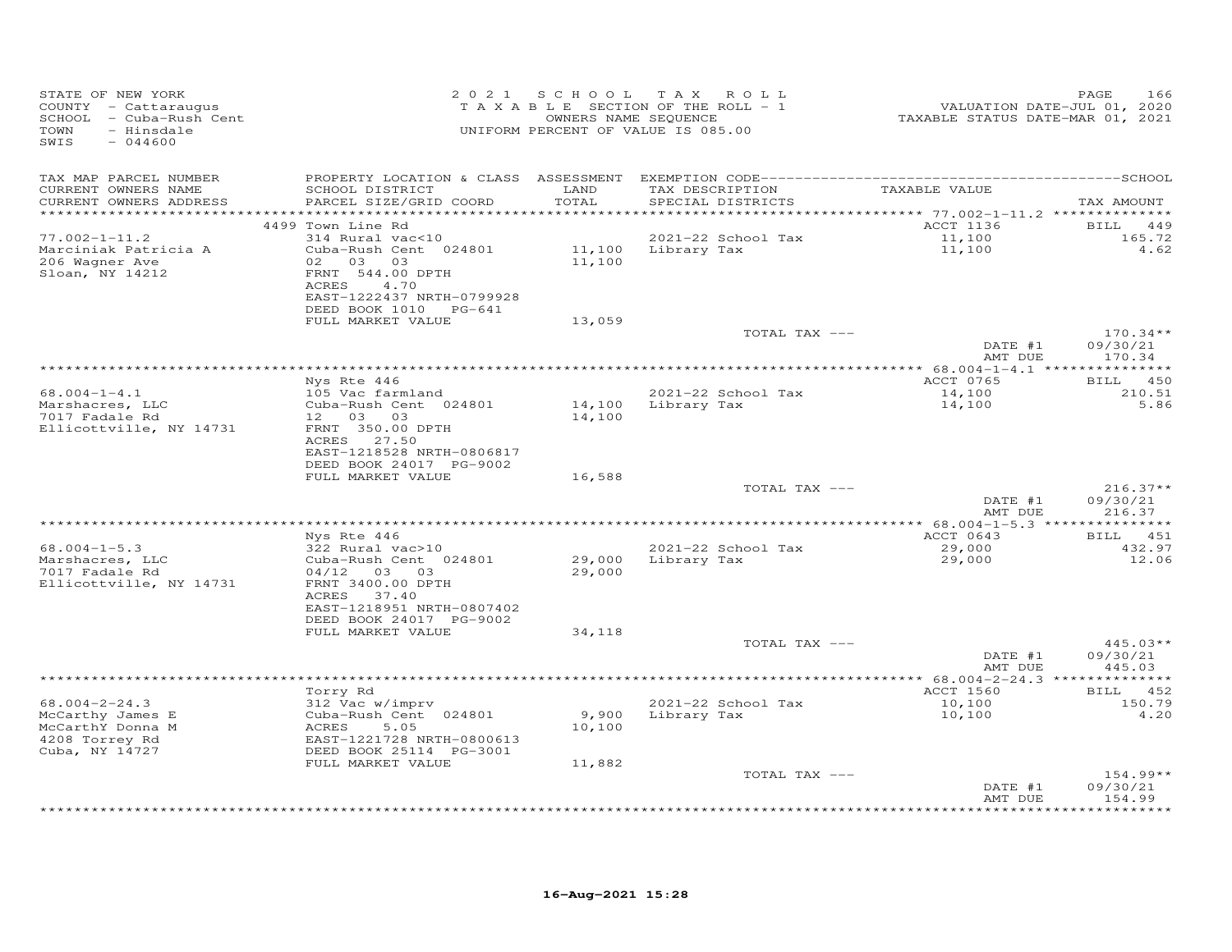STATE OF NEW YORK
COUNTY - Cattaraugus
SCHOOL - Cuba-Rush Cent
TOWN - Hinsdale
SWIS - 044600

2021 SCHOOL TAX ROLL
TAXABLE SECTION OF THE ROLL - 1
OWNERS NAME SEQUENCE
UNIFORM PERCENT OF VALUE IS 085.00

VALUATION DATE-JUL 01, 2020
TAXABLE STATUS DATE-MAR 01, 2021

| TAX MAP PARCEL NUMBER<br>CURRENT OWNERS NAME<br>CURRENT OWNERS ADDRESS | PROPERTY LOCATION & CLASS<br>SCHOOL DISTRICT<br>PARCEL SIZE/GRID COORD | ASSESSMENT<br>LAND<br>TOTAL | EXEMPTION CODE<br>TAX DESCRIPTION<br>SPECIAL DISTRICTS | TAXABLE VALUE | SCHOOL<br>TAX AMOUNT |
|---|---|---|---|---|---|
| | 4499 Town Line Rd | | | ACCT 1136 | BILL 449 |
| 77.002-1-11.2 | 314 Rural vac<10 | | 2021-22 School Tax | 11,100 | 165.72 |
| Marciniak Patricia A | Cuba-Rush Cent 024801 | 11,100 | Library Tax | 11,100 | 4.62 |
| 206 Wagner Ave | 02 03 03 | 11,100 | | | |
| Sloan, NY 14212 | FRNT 544.00 DPTH | | | | |
| | ACRES 4.70 | | | | |
| | EAST-1222437 NRTH-0799928 | | | | |
| | DEED BOOK 1010 PG-641 | | | | |
| | FULL MARKET VALUE | 13,059 | | | |
| | | | TOTAL TAX --- | | 170.34** |
| | | | | DATE #1 | 09/30/21 |
| | | | | AMT DUE | 170.34 |
| | Nys Rte 446 | | | ACCT 0765 | BILL 450 |
| 68.004-1-4.1 | 105 Vac farmland | | 2021-22 School Tax | 14,100 | 210.51 |
| Marshacres, LLC | Cuba-Rush Cent 024801 | 14,100 | Library Tax | 14,100 | 5.86 |
| 7017 Fadale Rd | 12 03 03 | 14,100 | | | |
| Ellicottville, NY 14731 | FRNT 350.00 DPTH | | | | |
| | ACRES 27.50 | | | | |
| | EAST-1218528 NRTH-0806817 | | | | |
| | DEED BOOK 24017 PG-9002 | | | | |
| | FULL MARKET VALUE | 16,588 | | | |
| | | | TOTAL TAX --- | | 216.37** |
| | | | | DATE #1 | 09/30/21 |
| | | | | AMT DUE | 216.37 |
| | Nys Rte 446 | | | ACCT 0643 | BILL 451 |
| 68.004-1-5.3 | 322 Rural vac>10 | | 2021-22 School Tax | 29,000 | 432.97 |
| Marshacres, LLC | Cuba-Rush Cent 024801 | 29,000 | Library Tax | 29,000 | 12.06 |
| 7017 Fadale Rd | 04/12 03 03 | 29,000 | | | |
| Ellicottville, NY 14731 | FRNT 3400.00 DPTH | | | | |
| | ACRES 37.40 | | | | |
| | EAST-1218951 NRTH-0807402 | | | | |
| | DEED BOOK 24017 PG-9002 | | | | |
| | FULL MARKET VALUE | 34,118 | | | |
| | | | TOTAL TAX --- | | 445.03** |
| | | | | DATE #1 | 09/30/21 |
| | | | | AMT DUE | 445.03 |
| | Torry Rd | | | ACCT 1560 | BILL 452 |
| 68.004-2-24.3 | 312 Vac w/imprv | | 2021-22 School Tax | 10,100 | 150.79 |
| McCarthy James E | Cuba-Rush Cent 024801 | 9,900 | Library Tax | 10,100 | 4.20 |
| McCarthY Donna M | ACRES 5.05 | 10,100 | | | |
| 4208 Torrey Rd | EAST-1221728 NRTH-0800613 | | | | |
| Cuba, NY 14727 | DEED BOOK 25114 PG-3001 | | | | |
| | FULL MARKET VALUE | 11,882 | | | |
| | | | TOTAL TAX --- | | 154.99** |
| | | | | DATE #1 | 09/30/21 |
| | | | | AMT DUE | 154.99 |

16-Aug-2021 15:28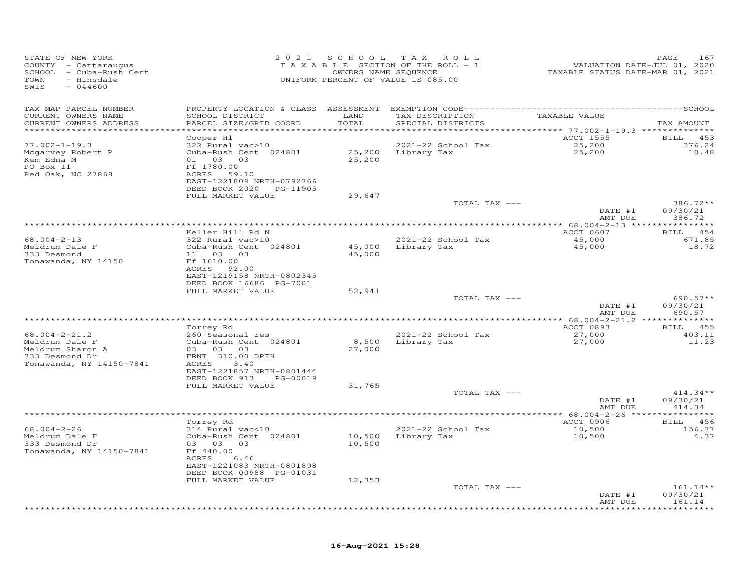STATE OF NEW YORK
COUNTY - Cattaraugus
SCHOOL - Cuba-Rush Cent
TOWN - Hinsdale
SWIS - 044600

2021 SCHOOL TAX ROLL
TAXABLE SECTION OF THE ROLL - 1
OWNERS NAME SEQUENCE
UNIFORM PERCENT OF VALUE IS 085.00

VALUATION DATE-JUL 01, 2020
TAXABLE STATUS DATE-MAR 01, 2021

| TAX MAP PARCEL NUMBER / CURRENT OWNERS NAME / CURRENT OWNERS ADDRESS | PROPERTY LOCATION & CLASS / SCHOOL DISTRICT / PARCEL SIZE/GRID COORD | ASSESSMENT LAND / TOTAL | EXEMPTION CODE / TAX DESCRIPTION / SPECIAL DISTRICTS | TAXABLE VALUE | TAX AMOUNT |
|---|---|---|---|---|---|
| | Cooper Hl | | | ACCT 1555 | BILL 453 |
| 77.002-1-19.3 | 322 Rural vac>10 | | 2021-22 School Tax | 25,200 | 376.24 |
| Mcgarvey Robert P | Cuba-Rush Cent 024801 | 25,200 | Library Tax | 25,200 | 10.48 |
| Kem Edna M | 01 03 03 | 25,200 | | | |
| PO Box 11 | Ff 1780.00 | | | | |
| Red Oak, NC 27868 | ACRES 59.10 | | | | |
| | EAST-1221809 NRTH-0792766 | | | | |
| | DEED BOOK 2020 PG-11905 | | | | |
| | FULL MARKET VALUE | 29,647 | | | |
| | | | TOTAL TAX --- | | 386.72** |
| | | | | DATE #1 | 09/30/21 |
| | | | | AMT DUE | 386.72 |
| | Keller Hill Rd N | | | ACCT 0607 | BILL 454 |
| 68.004-2-13 | 322 Rural vac>10 | | 2021-22 School Tax | 45,000 | 671.85 |
| Meldrum Dale F | Cuba-Rush Cent 024801 | 45,000 | Library Tax | 45,000 | 18.72 |
| 333 Desmond | 11 03 03 | 45,000 | | | |
| Tonawanda, NY 14150 | Ff 1610.00 | | | | |
| | ACRES 92.00 | | | | |
| | EAST-1219158 NRTH-0802345 | | | | |
| | DEED BOOK 16686 PG-7001 | | | | |
| | FULL MARKET VALUE | 52,941 | | | |
| | | | TOTAL TAX --- | | 690.57** |
| | | | | DATE #1 | 09/30/21 |
| | | | | AMT DUE | 690.57 |
| | Torrey Rd | | | ACCT 0893 | BILL 455 |
| 68.004-2-21.2 | 260 Seasonal res | | 2021-22 School Tax | 27,000 | 403.11 |
| Meldrum Dale F | Cuba-Rush Cent 024801 | 8,500 | Library Tax | 27,000 | 11.23 |
| Meldrum Sharon A | 03 03 03 | 27,000 | | | |
| 333 Desmond Dr | FRNT 310.00 DPTH | | | | |
| Tonawanda, NY 14150-7841 | ACRES 3.40 | | | | |
| | EAST-1221857 NRTH-0801444 | | | | |
| | DEED BOOK 913 PG-00019 | | | | |
| | FULL MARKET VALUE | 31,765 | | | |
| | | | TOTAL TAX --- | | 414.34** |
| | | | | DATE #1 | 09/30/21 |
| | | | | AMT DUE | 414.34 |
| | Torrey Rd | | | ACCT 0906 | BILL 456 |
| 68.004-2-26 | 314 Rural vac<10 | | 2021-22 School Tax | 10,500 | 156.77 |
| Meldrum Dale F | Cuba-Rush Cent 024801 | 10,500 | Library Tax | 10,500 | 4.37 |
| 333 Desmond Dr | 03 03 03 | 10,500 | | | |
| Tonawanda, NY 14150-7841 | Ff 440.00 | | | | |
| | ACRES 6.46 | | | | |
| | EAST-1221083 NRTH-0801898 | | | | |
| | DEED BOOK 00988 PG-01031 | | | | |
| | FULL MARKET VALUE | 12,353 | | | |
| | | | TOTAL TAX --- | | 161.14** |
| | | | | DATE #1 | 09/30/21 |
| | | | | AMT DUE | 161.14 |

16-Aug-2021 15:28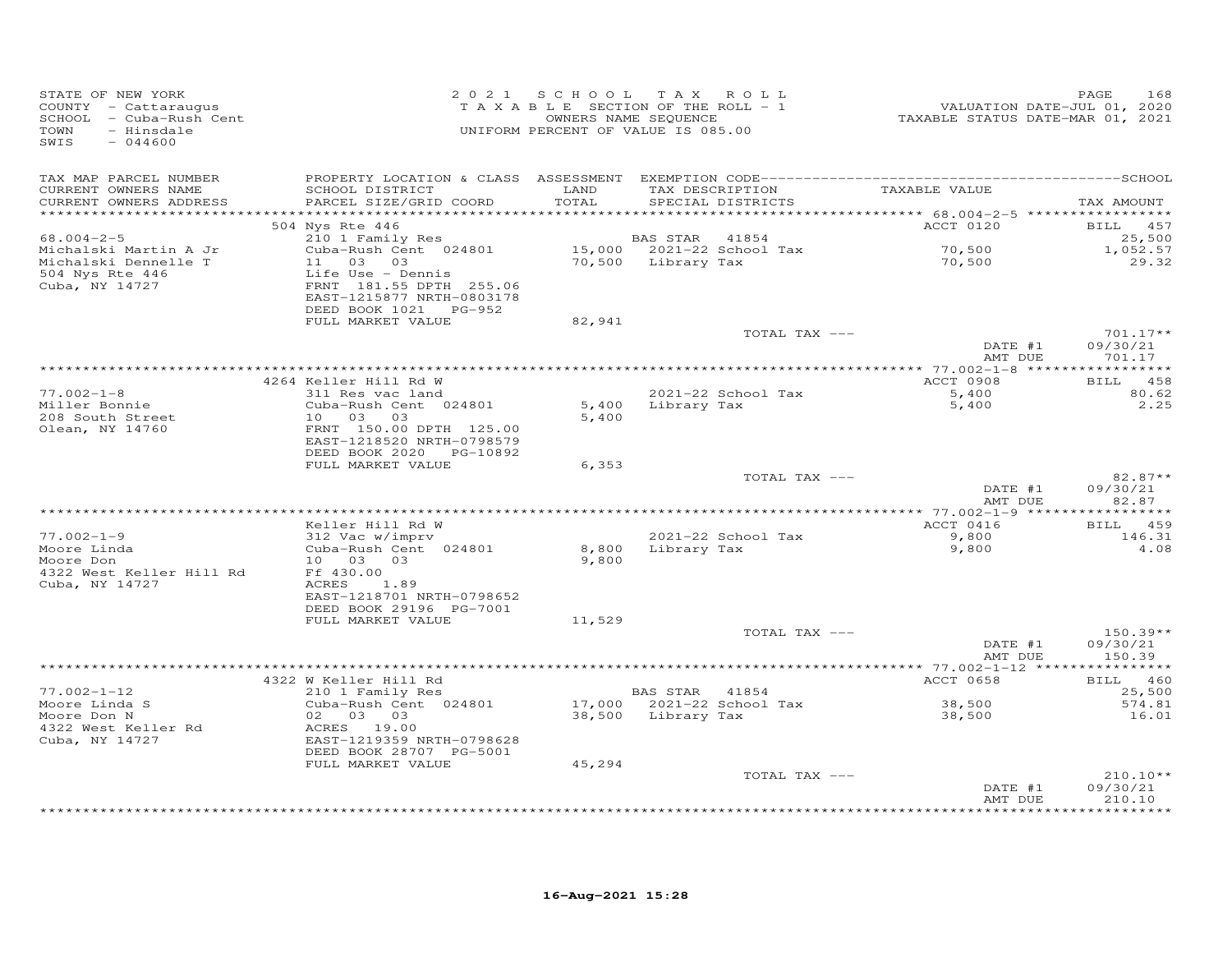STATE OF NEW YORK
COUNTY - Cattaraugus
SCHOOL - Cuba-Rush Cent
TOWN - Hinsdale
SWIS - 044600

2021 SCHOOL TAX ROLL
TAXABLE SECTION OF THE ROLL - 1
OWNERS NAME SEQUENCE
UNIFORM PERCENT OF VALUE IS 085.00

VALUATION DATE-JUL 01, 2020
TAXABLE STATUS DATE-MAR 01, 2021

| TAX MAP PARCEL NUMBER / CURRENT OWNERS NAME / CURRENT OWNERS ADDRESS | PROPERTY LOCATION & CLASS / SCHOOL DISTRICT / PARCEL SIZE/GRID COORD | ASSESSMENT LAND / TOTAL | EXEMPTION CODE / TAX DESCRIPTION / SPECIAL DISTRICTS | TAXABLE VALUE | TAX AMOUNT |
|---|---|---|---|---|---|
| | 504 Nys Rte 446 | | | ACCT 0120 | BILL 457 |
| 68.004-2-5 | 210 1 Family Res | | BAS STAR 41854 | | 25,500 |
| Michalski Martin A Jr | Cuba-Rush Cent 024801 | 15,000 | 2021-22 School Tax | 70,500 | 1,052.57 |
| Michalski Dennelle T | 11 03 03 | 70,500 | Library Tax | 70,500 | 29.32 |
| 504 Nys Rte 446 | Life Use - Dennis | | | | |
| Cuba, NY 14727 | FRNT 181.55 DPTH 255.06 | | | | |
| | EAST-1215877 NRTH-0803178 | | | | |
| | DEED BOOK 1021 PG-952 | | | | |
| | FULL MARKET VALUE | 82,941 | | | |
| | | | TOTAL TAX --- | | 701.17** |
| | | | | DATE #1 | 09/30/21 |
| | | | | AMT DUE | 701.17 |
| | 4264 Keller Hill Rd W | | | ACCT 0908 | BILL 458 |
| 77.002-1-8 | 311 Res vac land | | 2021-22 School Tax | 5,400 | 80.62 |
| Miller Bonnie | Cuba-Rush Cent 024801 | 5,400 | Library Tax | 5,400 | 2.25 |
| 208 South Street | 10 03 03 | 5,400 | | | |
| Olean, NY 14760 | FRNT 150.00 DPTH 125.00 | | | | |
| | EAST-1218520 NRTH-0798579 | | | | |
| | DEED BOOK 2020 PG-10892 | | | | |
| | FULL MARKET VALUE | 6,353 | | | |
| | | | TOTAL TAX --- | | 82.87** |
| | | | | DATE #1 | 09/30/21 |
| | | | | AMT DUE | 82.87 |
| | Keller Hill Rd W | | | ACCT 0416 | BILL 459 |
| 77.002-1-9 | 312 Vac w/imprv | | 2021-22 School Tax | 9,800 | 146.31 |
| Moore Linda | Cuba-Rush Cent 024801 | 8,800 | Library Tax | 9,800 | 4.08 |
| Moore Don | 10 03 03 | 9,800 | | | |
| 4322 West Keller Hill Rd | Ff 430.00 | | | | |
| Cuba, NY 14727 | ACRES 1.89 | | | | |
| | EAST-1218701 NRTH-0798652 | | | | |
| | DEED BOOK 29196 PG-7001 | | | | |
| | FULL MARKET VALUE | 11,529 | | | |
| | | | TOTAL TAX --- | | 150.39** |
| | | | | DATE #1 | 09/30/21 |
| | | | | AMT DUE | 150.39 |
| | 4322 W Keller Hill Rd | | | ACCT 0658 | BILL 460 |
| 77.002-1-12 | 210 1 Family Res | | BAS STAR 41854 | | 25,500 |
| Moore Linda S | Cuba-Rush Cent 024801 | 17,000 | 2021-22 School Tax | 38,500 | 574.81 |
| Moore Don N | 02 03 03 | 38,500 | Library Tax | 38,500 | 16.01 |
| 4322 West Keller Rd | ACRES 19.00 | | | | |
| Cuba, NY 14727 | EAST-1219359 NRTH-0798628 | | | | |
| | DEED BOOK 28707 PG-5001 | | | | |
| | FULL MARKET VALUE | 45,294 | | | |
| | | | TOTAL TAX --- | | 210.10** |
| | | | | DATE #1 | 09/30/21 |
| | | | | AMT DUE | 210.10 |

16-Aug-2021 15:28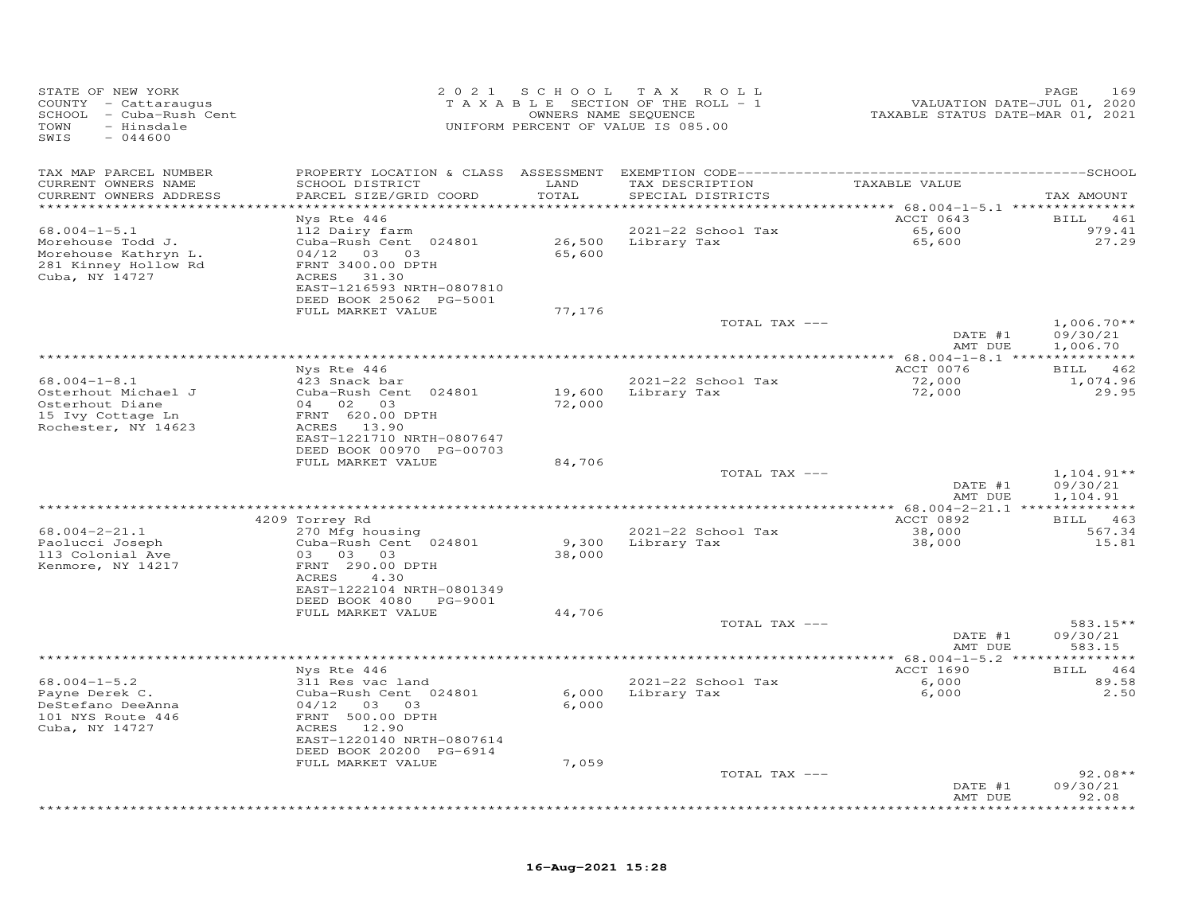STATE OF NEW YORK
COUNTY - Cattaraugus
SCHOOL - Cuba-Rush Cent
TOWN - Hinsdale
SWIS - 044600

2021 SCHOOL TAX ROLL
TAXABLE SECTION OF THE ROLL - 1
OWNERS NAME SEQUENCE
UNIFORM PERCENT OF VALUE IS 085.00

VALUATION DATE-JUL 01, 2020
TAXABLE STATUS DATE-MAR 01, 2021

| TAX MAP PARCEL NUMBER / CURRENT OWNERS NAME / CURRENT OWNERS ADDRESS | PROPERTY LOCATION & CLASS / SCHOOL DISTRICT / PARCEL SIZE/GRID COORD | ASSESSMENT LAND / TOTAL | EXEMPTION CODE / TAX DESCRIPTION / SPECIAL DISTRICTS | TAXABLE VALUE | TAX AMOUNT |
|---|---|---|---|---|---|
| 68.004-1-5.1 | Nys Rte 446 | | | ACCT 0643 | BILL 461 |
| Morehouse Todd J. | 112 Dairy farm | | 2021-22 School Tax | 65,600 | 979.41 |
| Morehouse Kathryn L. | Cuba-Rush Cent 024801 | 26,500 | Library Tax | 65,600 | 27.29 |
| 281 Kinney Hollow Rd | 04/12 03 03 | 65,600 | | | |
| Cuba, NY 14727 | FRNT 3400.00 DPTH | | | | |
| | ACRES 31.30 | | | | |
| | EAST-1216593 NRTH-0807810 | | | | |
| | DEED BOOK 25062 PG-5001 | | | | |
| | FULL MARKET VALUE | 77,176 | | | |
| | | | TOTAL TAX --- | | 1,006.70** |
| | | | | DATE #1 | 09/30/21 |
| | | | | AMT DUE | 1,006.70 |
| 68.004-1-8.1 | Nys Rte 446 | | | ACCT 0076 | BILL 462 |
| Osterhout Michael J | 423 Snack bar | | 2021-22 School Tax | 72,000 | 1,074.96 |
| Osterhout Diane | Cuba-Rush Cent 024801 | 19,600 | Library Tax | 72,000 | 29.95 |
| 15 Ivy Cottage Ln | 04 02 03 | 72,000 | | | |
| Rochester, NY 14623 | FRNT 620.00 DPTH | | | | |
| | ACRES 13.90 | | | | |
| | EAST-1221710 NRTH-0807647 | | | | |
| | DEED BOOK 00970 PG-00703 | | | | |
| | FULL MARKET VALUE | 84,706 | | | |
| | | | TOTAL TAX --- | | 1,104.91** |
| | | | | DATE #1 | 09/30/21 |
| | | | | AMT DUE | 1,104.91 |
| 68.004-2-21.1 | 4209 Torrey Rd | | | ACCT 0892 | BILL 463 |
| Paolucci Joseph | 270 Mfg housing | | 2021-22 School Tax | 38,000 | 567.34 |
| 113 Colonial Ave | Cuba-Rush Cent 024801 | 9,300 | Library Tax | 38,000 | 15.81 |
| Kenmore, NY 14217 | 03 03 03 | 38,000 | | | |
| | FRNT 290.00 DPTH | | | | |
| | ACRES 4.30 | | | | |
| | EAST-1222104 NRTH-0801349 | | | | |
| | DEED BOOK 4080 PG-9001 | | | | |
| | FULL MARKET VALUE | 44,706 | | | |
| | | | TOTAL TAX --- | | 583.15** |
| | | | | DATE #1 | 09/30/21 |
| | | | | AMT DUE | 583.15 |
| 68.004-1-5.2 | Nys Rte 446 | | | ACCT 1690 | BILL 464 |
| Payne Derek C. | 311 Res vac land | | 2021-22 School Tax | 6,000 | 89.58 |
| DeStefano DeeAnna | Cuba-Rush Cent 024801 | 6,000 | Library Tax | 6,000 | 2.50 |
| 101 NYS Route 446 | 04/12 03 03 | 6,000 | | | |
| Cuba, NY 14727 | FRNT 500.00 DPTH | | | | |
| | ACRES 12.90 | | | | |
| | EAST-1220140 NRTH-0807614 | | | | |
| | DEED BOOK 20200 PG-6914 | | | | |
| | FULL MARKET VALUE | 7,059 | | | |
| | | | TOTAL TAX --- | | 92.08** |
| | | | | DATE #1 | 09/30/21 |
| | | | | AMT DUE | 92.08 |

16-Aug-2021 15:28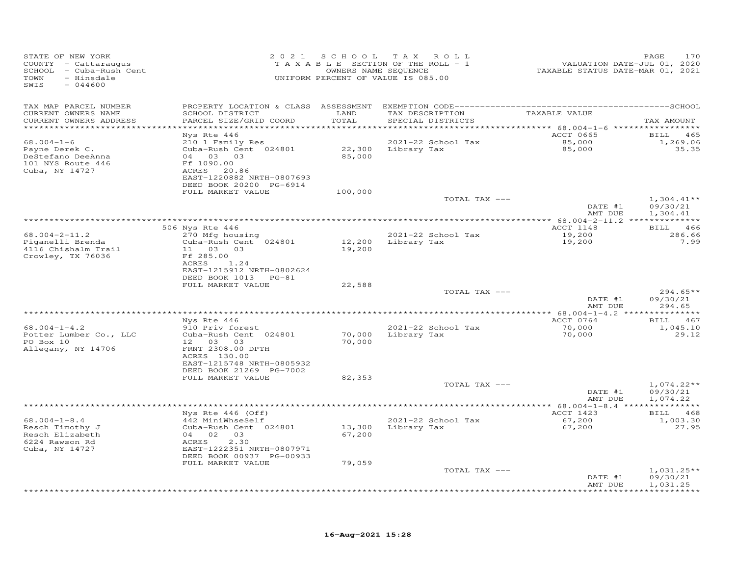STATE OF NEW YORK
COUNTY - Cattaraugus
SCHOOL - Cuba-Rush Cent
TOWN - Hinsdale
SWIS - 044600

2021 SCHOOL TAX ROLL
TAXABLE SECTION OF THE ROLL - 1
OWNERS NAME SEQUENCE
UNIFORM PERCENT OF VALUE IS 085.00

VALUATION DATE-JUL 01, 2020
TAXABLE STATUS DATE-MAR 01, 2021

| TAX MAP PARCEL NUMBER / CURRENT OWNERS NAME / CURRENT OWNERS ADDRESS | PROPERTY LOCATION & CLASS / SCHOOL DISTRICT / PARCEL SIZE/GRID COORD | ASSESSMENT LAND / TOTAL | EXEMPTION CODE / TAX DESCRIPTION / SPECIAL DISTRICTS | TAXABLE VALUE | TAX AMOUNT |
|---|---|---|---|---|---|
| | Nys Rte 446 | | | ACCT 0665 | BILL 465 |
| 68.004-1-6 | 210 1 Family Res | | 2021-22 School Tax | 85,000 | 1,269.06 |
| Payne Derek C. | Cuba-Rush Cent 024801 | 22,300 | Library Tax | 85,000 | 35.35 |
| DeStefano DeeAnna | 04 03 03 | 85,000 | | | |
| 101 NYS Route 446 | Ff 1090.00 | | | | |
| Cuba, NY 14727 | ACRES 20.86 | | | | |
| | EAST-1220882 NRTH-0807693 | | | | |
| | DEED BOOK 20200 PG-6914 | | | | |
| | FULL MARKET VALUE | 100,000 | | | |
| | | | TOTAL TAX --- | | 1,304.41** |
| | | | | DATE #1 | 09/30/21 |
| | | | | AMT DUE | 1,304.41 |
| | 506 Nys Rte 446 | | | ACCT 1148 | BILL 466 |
| 68.004-2-11.2 | 270 Mfg housing | | 2021-22 School Tax | 19,200 | 286.66 |
| Piganelli Brenda | Cuba-Rush Cent 024801 | 12,200 | Library Tax | 19,200 | 7.99 |
| 4116 Chishalm Trail | 11 03 03 | 19,200 | | | |
| Crowley, TX 76036 | Ff 285.00 | | | | |
| | ACRES 1.24 | | | | |
| | EAST-1215912 NRTH-0802624 | | | | |
| | DEED BOOK 1013 PG-81 | | | | |
| | FULL MARKET VALUE | 22,588 | | | |
| | | | TOTAL TAX --- | | 294.65** |
| | | | | DATE #1 | 09/30/21 |
| | | | | AMT DUE | 294.65 |
| | Nys Rte 446 | | | ACCT 0764 | BILL 467 |
| 68.004-1-4.2 | 910 Priv forest | | 2021-22 School Tax | 70,000 | 1,045.10 |
| Potter Lumber Co., LLC | Cuba-Rush Cent 024801 | 70,000 | Library Tax | 70,000 | 29.12 |
| PO Box 10 | 12 03 03 | 70,000 | | | |
| Allegany, NY 14706 | FRNT 2308.00 DPTH | | | | |
| | ACRES 130.00 | | | | |
| | EAST-1215748 NRTH-0805932 | | | | |
| | DEED BOOK 21269 PG-7002 | | | | |
| | FULL MARKET VALUE | 82,353 | | | |
| | | | TOTAL TAX --- | | 1,074.22** |
| | | | | DATE #1 | 09/30/21 |
| | | | | AMT DUE | 1,074.22 |
| | Nys Rte 446 (Off) | | | ACCT 1423 | BILL 468 |
| 68.004-1-8.4 | 442 MiniWhseSelf | | 2021-22 School Tax | 67,200 | 1,003.30 |
| Resch Timothy J | Cuba-Rush Cent 024801 | 13,300 | Library Tax | 67,200 | 27.95 |
| Resch Elizabeth | 04 02 03 | 67,200 | | | |
| 6224 Rawson Rd | ACRES 2.30 | | | | |
| Cuba, NY 14727 | EAST-1222351 NRTH-0807971 | | | | |
| | DEED BOOK 00937 PG-00933 | | | | |
| | FULL MARKET VALUE | 79,059 | | | |
| | | | TOTAL TAX --- | | 1,031.25** |
| | | | | DATE #1 | 09/30/21 |
| | | | | AMT DUE | 1,031.25 |

16-Aug-2021 15:28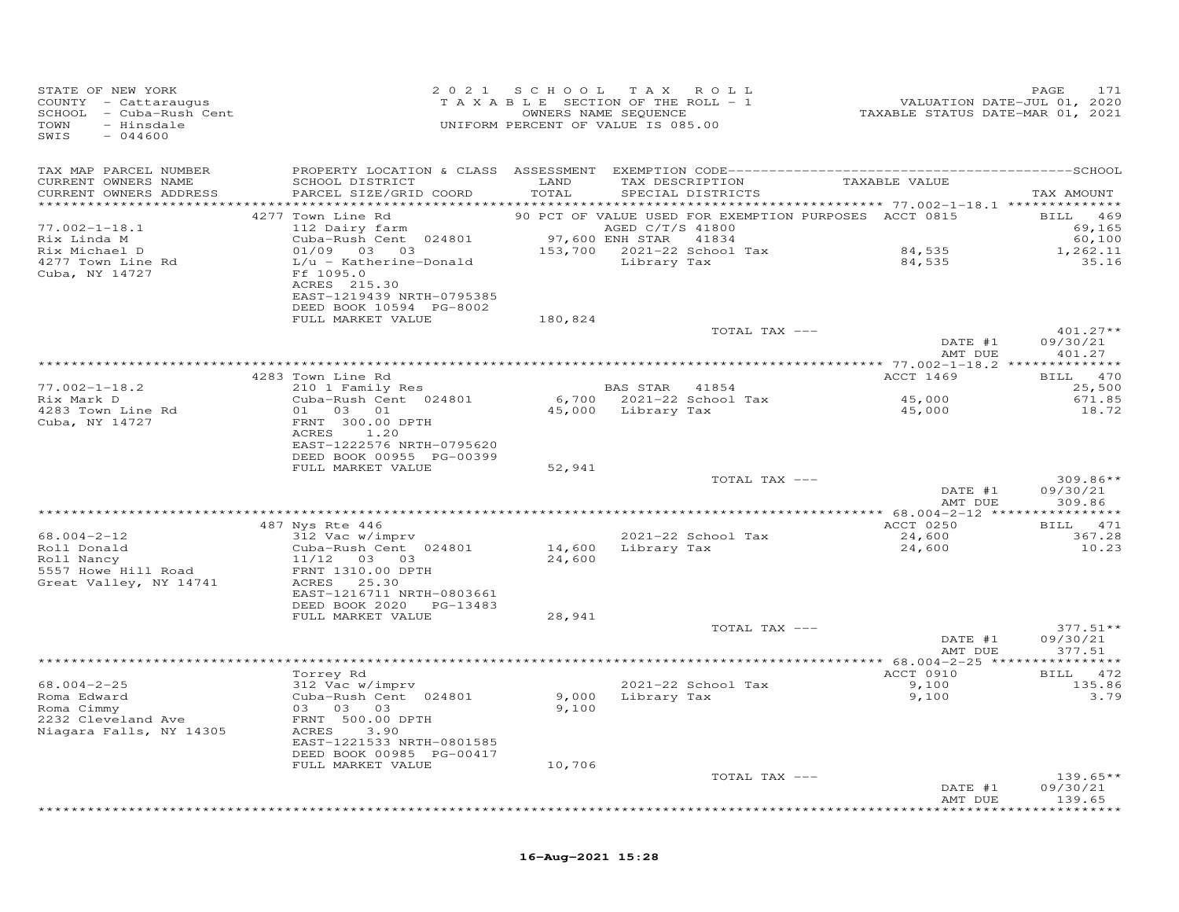STATE OF NEW YORK
COUNTY - Cattaraugus
SCHOOL - Cuba-Rush Cent
TOWN - Hinsdale
SWIS - 044600

2021 SCHOOL TAX ROLL
TAXABLE SECTION OF THE ROLL - 1
OWNERS NAME SEQUENCE
UNIFORM PERCENT OF VALUE IS 085.00

VALUATION DATE-JUL 01, 2020
TAXABLE STATUS DATE-MAR 01, 2021

| TAX MAP PARCEL NUMBER / CURRENT OWNERS NAME / CURRENT OWNERS ADDRESS | PROPERTY LOCATION & CLASS / SCHOOL DISTRICT / PARCEL SIZE/GRID COORD | ASSESSMENT LAND / TOTAL | EXEMPTION CODE / TAX DESCRIPTION / SPECIAL DISTRICTS | TAXABLE VALUE | TAX AMOUNT |
|---|---|---|---|---|---|
| | 4277 Town Line Rd | | 90 PCT OF VALUE USED FOR EXEMPTION PURPOSES | ACCT 0815 | BILL 469 |
| 77.002-1-18.1 | 112 Dairy farm | | AGED C/T/S 41800 | | 69,165 |
| Rix Linda M | Cuba-Rush Cent 024801 | 97,600 | ENH STAR 41834 | | 60,100 |
| Rix Michael D | 01/09 03 03 | 153,700 | 2021-22 School Tax | 84,535 | 1,262.11 |
| 4277 Town Line Rd | L/u - Katherine-Donald | | Library Tax | 84,535 | 35.16 |
| Cuba, NY 14727 | Ff 1095.0 | | | | |
| | ACRES 215.30 | | | | |
| | EAST-1219439 NRTH-0795385 | | | | |
| | DEED BOOK 10594 PG-8002 | | | | |
| | FULL MARKET VALUE | 180,824 | | | |
| | | | TOTAL TAX --- | | 401.27** |
| | | | | DATE #1 | 09/30/21 |
| | | | | AMT DUE | 401.27 |
| | 4283 Town Line Rd | | | ACCT 1469 | BILL 470 |
| 77.002-1-18.2 | 210 1 Family Res | | BAS STAR 41854 | | 25,500 |
| Rix Mark D | Cuba-Rush Cent 024801 | 6,700 | 2021-22 School Tax | 45,000 | 671.85 |
| 4283 Town Line Rd | 01 03 01 | 45,000 | Library Tax | 45,000 | 18.72 |
| Cuba, NY 14727 | FRNT 300.00 DPTH | | | | |
| | ACRES 1.20 | | | | |
| | EAST-1222576 NRTH-0795620 | | | | |
| | DEED BOOK 00955 PG-00399 | | | | |
| | FULL MARKET VALUE | 52,941 | | | |
| | | | TOTAL TAX --- | | 309.86** |
| | | | | DATE #1 | 09/30/21 |
| | | | | AMT DUE | 309.86 |
| | 487 Nys Rte 446 | | | ACCT 0250 | BILL 471 |
| 68.004-2-12 | 312 Vac w/imprv | | 2021-22 School Tax | 24,600 | 367.28 |
| Roll Donald | Cuba-Rush Cent 024801 | 14,600 | Library Tax | 24,600 | 10.23 |
| Roll Nancy | 11/12 03 03 | 24,600 | | | |
| 5557 Howe Hill Road | FRNT 1310.00 DPTH | | | | |
| Great Valley, NY 14741 | ACRES 25.30 | | | | |
| | EAST-1216711 NRTH-0803661 | | | | |
| | DEED BOOK 2020 PG-13483 | | | | |
| | FULL MARKET VALUE | 28,941 | | | |
| | | | TOTAL TAX --- | | 377.51** |
| | | | | DATE #1 | 09/30/21 |
| | | | | AMT DUE | 377.51 |
| | Torrey Rd | | | ACCT 0910 | BILL 472 |
| 68.004-2-25 | 312 Vac w/imprv | | 2021-22 School Tax | 9,100 | 135.86 |
| Roma Edward | Cuba-Rush Cent 024801 | 9,000 | Library Tax | 9,100 | 3.79 |
| Roma Cimmy | 03 03 03 | 9,100 | | | |
| 2232 Cleveland Ave | FRNT 500.00 DPTH | | | | |
| Niagara Falls, NY 14305 | ACRES 3.90 | | | | |
| | EAST-1221533 NRTH-0801585 | | | | |
| | DEED BOOK 00985 PG-00417 | | | | |
| | FULL MARKET VALUE | 10,706 | | | |
| | | | TOTAL TAX --- | | 139.65** |
| | | | | DATE #1 | 09/30/21 |
| | | | | AMT DUE | 139.65 |

16-Aug-2021 15:28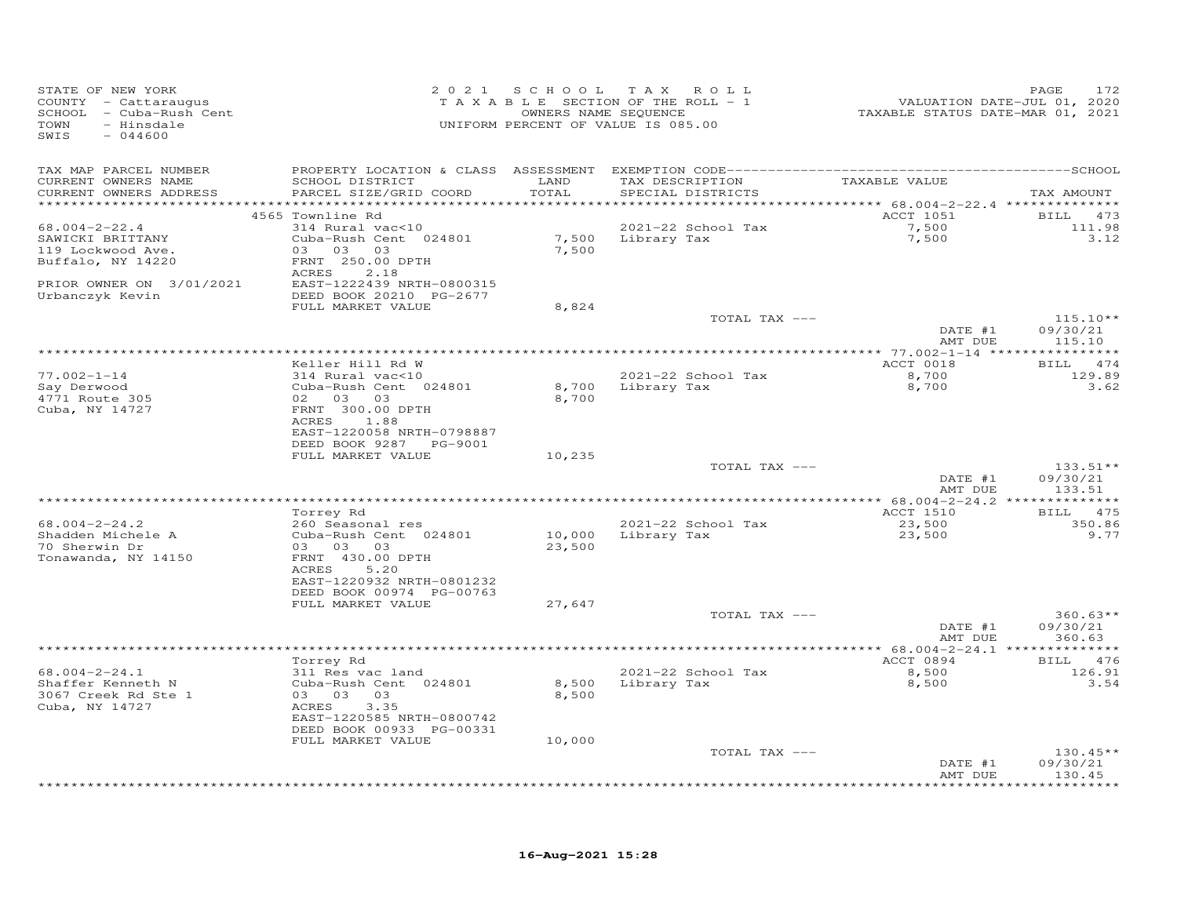STATE OF NEW YORK
COUNTY - Cattaraugus
SCHOOL - Cuba-Rush Cent
TOWN - Hinsdale
SWIS - 044600

2021 SCHOOL TAX ROLL
TAXABLE SECTION OF THE ROLL - 1
OWNERS NAME SEQUENCE
UNIFORM PERCENT OF VALUE IS 085.00

VALUATION DATE-JUL 01, 2020
TAXABLE STATUS DATE-MAR 01, 2021

| TAX MAP PARCEL NUMBER / CURRENT OWNERS NAME / CURRENT OWNERS ADDRESS | PROPERTY LOCATION & CLASS / SCHOOL DISTRICT / PARCEL SIZE/GRID COORD | ASSESSMENT LAND / TOTAL | EXEMPTION CODE / TAX DESCRIPTION / SPECIAL DISTRICTS | TAXABLE VALUE | TAX AMOUNT |
|---|---|---|---|---|---|
| | 4565 Townline Rd | | | ACCT 1051 | BILL 473 |
| 68.004-2-22.4 | 314 Rural vac<10 | | 2021-22 School Tax | 7,500 | 111.98 |
| SAWICKI BRITTANY | Cuba-Rush Cent 024801 | 7,500 | Library Tax | 7,500 | 3.12 |
| 119 Lockwood Ave. | 03 03 03 | 7,500 | | | |
| Buffalo, NY 14220 | FRNT 250.00 DPTH | | | | |
| | ACRES 2.18 | | | | |
| PRIOR OWNER ON 3/01/2021 | EAST-1222439 NRTH-0800315 | | | | |
| Urbanczyk Kevin | DEED BOOK 20210 PG-2677 | | | | |
| | FULL MARKET VALUE | 8,824 | | | |
| | | | TOTAL TAX --- | | 115.10** |
| | | | | DATE #1 | 09/30/21 |
| | | | | AMT DUE | 115.10 |
| | Keller Hill Rd W | | | ACCT 0018 | BILL 474 |
| 77.002-1-14 | 314 Rural vac<10 | | 2021-22 School Tax | 8,700 | 129.89 |
| Say Derwood | Cuba-Rush Cent 024801 | 8,700 | Library Tax | 8,700 | 3.62 |
| 4771 Route 305 | 02 03 03 | 8,700 | | | |
| Cuba, NY 14727 | FRNT 300.00 DPTH | | | | |
| | ACRES 1.88 | | | | |
| | EAST-1220058 NRTH-0798887 | | | | |
| | DEED BOOK 9287 PG-9001 | | | | |
| | FULL MARKET VALUE | 10,235 | | | |
| | | | TOTAL TAX --- | | 133.51** |
| | | | | DATE #1 | 09/30/21 |
| | | | | AMT DUE | 133.51 |
| | Torrey Rd | | | ACCT 1510 | BILL 475 |
| 68.004-2-24.2 | 260 Seasonal res | | 2021-22 School Tax | 23,500 | 350.86 |
| Shadden Michele A | Cuba-Rush Cent 024801 | 10,000 | Library Tax | 23,500 | 9.77 |
| 70 Sherwin Dr | 03 03 03 | 23,500 | | | |
| Tonawanda, NY 14150 | FRNT 430.00 DPTH | | | | |
| | ACRES 5.20 | | | | |
| | EAST-1220932 NRTH-0801232 | | | | |
| | DEED BOOK 00974 PG-00763 | | | | |
| | FULL MARKET VALUE | 27,647 | | | |
| | | | TOTAL TAX --- | | 360.63** |
| | | | | DATE #1 | 09/30/21 |
| | | | | AMT DUE | 360.63 |
| | Torrey Rd | | | ACCT 0894 | BILL 476 |
| 68.004-2-24.1 | 311 Res vac land | | 2021-22 School Tax | 8,500 | 126.91 |
| Shaffer Kenneth N | Cuba-Rush Cent 024801 | 8,500 | Library Tax | 8,500 | 3.54 |
| 3067 Creek Rd Ste 1 | 03 03 03 | 8,500 | | | |
| Cuba, NY 14727 | ACRES 3.35 | | | | |
| | EAST-1220585 NRTH-0800742 | | | | |
| | DEED BOOK 00933 PG-00331 | | | | |
| | FULL MARKET VALUE | 10,000 | | | |
| | | | TOTAL TAX --- | | 130.45** |
| | | | | DATE #1 | 09/30/21 |
| | | | | AMT DUE | 130.45 |

16-Aug-2021 15:28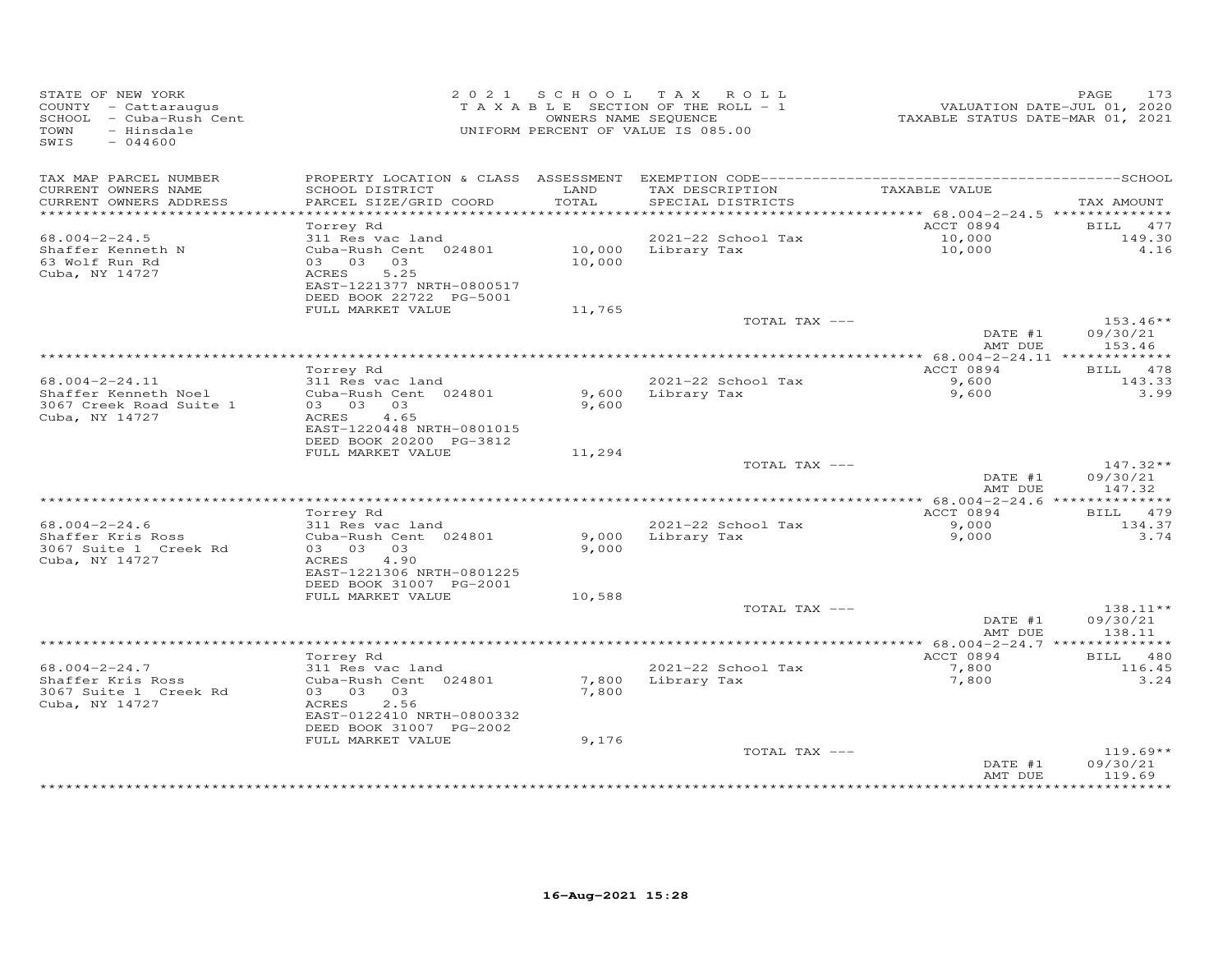STATE OF NEW YORK
COUNTY - Cattaraugus
SCHOOL - Cuba-Rush Cent
TOWN - Hinsdale
SWIS - 044600

2021 SCHOOL TAX ROLL
TAXABLE SECTION OF THE ROLL - 1
OWNERS NAME SEQUENCE
UNIFORM PERCENT OF VALUE IS 085.00

VALUATION DATE-JUL 01, 2020
TAXABLE STATUS DATE-MAR 01, 2021

| TAX MAP PARCEL NUMBER<br>CURRENT OWNERS NAME<br>CURRENT OWNERS ADDRESS | PROPERTY LOCATION & CLASS<br>SCHOOL DISTRICT<br>PARCEL SIZE/GRID COORD | ASSESSMENT<br>LAND<br>TOTAL | EXEMPTION CODE<br>TAX DESCRIPTION<br>SPECIAL DISTRICTS | TAXABLE VALUE | SCHOOL<br>TAX AMOUNT |
|---|---|---|---|---|---|
| 68.004-2-24.5 | Torrey Rd | | | ACCT 0894 | BILL 477 |
| Shaffer Kenneth N | 311 Res vac land | | 2021-22 School Tax | 10,000 | 149.30 |
| 63 Wolf Run Rd | Cuba-Rush Cent 024801 | 10,000 | Library Tax | 10,000 | 4.16 |
| Cuba, NY 14727 | 03 03 03 | 10,000 | | | |
| | ACRES 5.25 | | | | |
| | EAST-1221377 NRTH-0800517 | | | | |
| | DEED BOOK 22722 PG-5001 | | | | |
| | FULL MARKET VALUE | 11,765 | | | |
| | | | TOTAL TAX --- | | 153.46** |
| | | | | DATE #1 | 09/30/21 |
| | | | | AMT DUE | 153.46 |
| 68.004-2-24.11 | Torrey Rd | | | ACCT 0894 | BILL 478 |
| Shaffer Kenneth Noel | 311 Res vac land | | 2021-22 School Tax | 9,600 | 143.33 |
| 3067 Creek Road Suite 1 | Cuba-Rush Cent 024801 | 9,600 | Library Tax | 9,600 | 3.99 |
| Cuba, NY 14727 | 03 03 03 | 9,600 | | | |
| | ACRES 4.65 | | | | |
| | EAST-1220448 NRTH-0801015 | | | | |
| | DEED BOOK 20200 PG-3812 | | | | |
| | FULL MARKET VALUE | 11,294 | | | |
| | | | TOTAL TAX --- | | 147.32** |
| | | | | DATE #1 | 09/30/21 |
| | | | | AMT DUE | 147.32 |
| 68.004-2-24.6 | Torrey Rd | | | ACCT 0894 | BILL 479 |
| Shaffer Kris Ross | 311 Res vac land | | 2021-22 School Tax | 9,000 | 134.37 |
| 3067 Suite 1 Creek Rd | Cuba-Rush Cent 024801 | 9,000 | Library Tax | 9,000 | 3.74 |
| Cuba, NY 14727 | 03 03 03 | 9,000 | | | |
| | ACRES 4.90 | | | | |
| | EAST-1221306 NRTH-0801225 | | | | |
| | DEED BOOK 31007 PG-2001 | | | | |
| | FULL MARKET VALUE | 10,588 | | | |
| | | | TOTAL TAX --- | | 138.11** |
| | | | | DATE #1 | 09/30/21 |
| | | | | AMT DUE | 138.11 |
| 68.004-2-24.7 | Torrey Rd | | | ACCT 0894 | BILL 480 |
| Shaffer Kris Ross | 311 Res vac land | | 2021-22 School Tax | 7,800 | 116.45 |
| 3067 Suite 1 Creek Rd | Cuba-Rush Cent 024801 | 7,800 | Library Tax | 7,800 | 3.24 |
| Cuba, NY 14727 | 03 03 03 | 7,800 | | | |
| | ACRES 2.56 | | | | |
| | EAST-0122410 NRTH-0800332 | | | | |
| | DEED BOOK 31007 PG-2002 | | | | |
| | FULL MARKET VALUE | 9,176 | | | |
| | | | TOTAL TAX --- | | 119.69** |
| | | | | DATE #1 | 09/30/21 |
| | | | | AMT DUE | 119.69 |

16-Aug-2021 15:28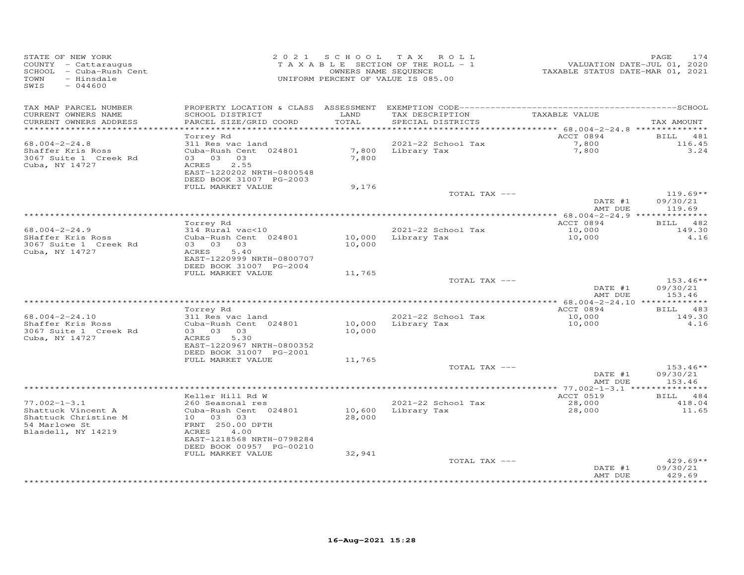STATE OF NEW YORK
COUNTY - Cattaraugus
SCHOOL - Cuba-Rush Cent
TOWN - Hinsdale
SWIS - 044600

2021 SCHOOL TAX ROLL
TAXABLE SECTION OF THE ROLL - 1
OWNERS NAME SEQUENCE
UNIFORM PERCENT OF VALUE IS 085.00

VALUATION DATE-JUL 01, 2020
TAXABLE STATUS DATE-MAR 01, 2021

| TAX MAP PARCEL NUMBER / CURRENT OWNERS NAME / CURRENT OWNERS ADDRESS | PROPERTY LOCATION & CLASS / SCHOOL DISTRICT / PARCEL SIZE/GRID COORD | ASSESSMENT LAND / TOTAL | EXEMPTION CODE / TAX DESCRIPTION / SPECIAL DISTRICTS | TAXABLE VALUE | TAX AMOUNT |
|---|---|---|---|---|---|
| **68.004-2-24.8** | Torrey Rd | | | ACCT 0894 | BILL 481 |
| 68.004-2-24.8 | 311 Res vac land | | 2021-22 School Tax | 7,800 | 116.45 |
| Shaffer Kris Ross | Cuba-Rush Cent 024801 | 7,800 | Library Tax | 7,800 | 3.24 |
| 3067 Suite 1 Creek Rd | 03 03 03 | 7,800 | | | |
| Cuba, NY 14727 | ACRES 2.55 | | | | |
| | EAST-1220202 NRTH-0800548 | | | | |
| | DEED BOOK 31007 PG-2003 | | | | |
| | FULL MARKET VALUE | 9,176 | | | |
| | | | TOTAL TAX --- | | 119.69** |
| | | | | DATE #1 | 09/30/21 |
| | | | | AMT DUE | 119.69 |
| **68.004-2-24.9** | Torrey Rd | | | ACCT 0894 | BILL 482 |
| 68.004-2-24.9 | 314 Rural vac<10 | | 2021-22 School Tax | 10,000 | 149.30 |
| SHaffer Kris Ross | Cuba-Rush Cent 024801 | 10,000 | Library Tax | 10,000 | 4.16 |
| 3067 Suite 1 Creek Rd | 03 03 03 | 10,000 | | | |
| Cuba, NY 14727 | ACRES 5.40 | | | | |
| | EAST-1220999 NRTH-0800707 | | | | |
| | DEED BOOK 31007 PG-2004 | | | | |
| | FULL MARKET VALUE | 11,765 | | | |
| | | | TOTAL TAX --- | | 153.46** |
| | | | | DATE #1 | 09/30/21 |
| | | | | AMT DUE | 153.46 |
| **68.004-2-24.10** | Torrey Rd | | | ACCT 0894 | BILL 483 |
| 68.004-2-24.10 | 311 Res vac land | | 2021-22 School Tax | 10,000 | 149.30 |
| Shaffer Kris Ross | Cuba-Rush Cent 024801 | 10,000 | Library Tax | 10,000 | 4.16 |
| 3067 Suite 1 Creek Rd | 03 03 03 | 10,000 | | | |
| Cuba, NY 14727 | ACRES 5.30 | | | | |
| | EAST-1220967 NRTH-0800352 | | | | |
| | DEED BOOK 31007 PG-2001 | | | | |
| | FULL MARKET VALUE | 11,765 | | | |
| | | | TOTAL TAX --- | | 153.46** |
| | | | | DATE #1 | 09/30/21 |
| | | | | AMT DUE | 153.46 |
| **77.002-1-3.1** | Keller Hill Rd W | | | ACCT 0519 | BILL 484 |
| 77.002-1-3.1 | 260 Seasonal res | | 2021-22 School Tax | 28,000 | 418.04 |
| Shattuck Vincent A | Cuba-Rush Cent 024801 | 10,600 | Library Tax | 28,000 | 11.65 |
| Shattuck Christine M | 10 03 03 | 28,000 | | | |
| 54 Marlowe St | FRNT 250.00 DPTH | | | | |
| Blasdell, NY 14219 | ACRES 4.00 | | | | |
| | EAST-1218568 NRTH-0798284 | | | | |
| | DEED BOOK 00957 PG-00210 | | | | |
| | FULL MARKET VALUE | 32,941 | | | |
| | | | TOTAL TAX --- | | 429.69** |
| | | | | DATE #1 | 09/30/21 |
| | | | | AMT DUE | 429.69 |

16-Aug-2021 15:28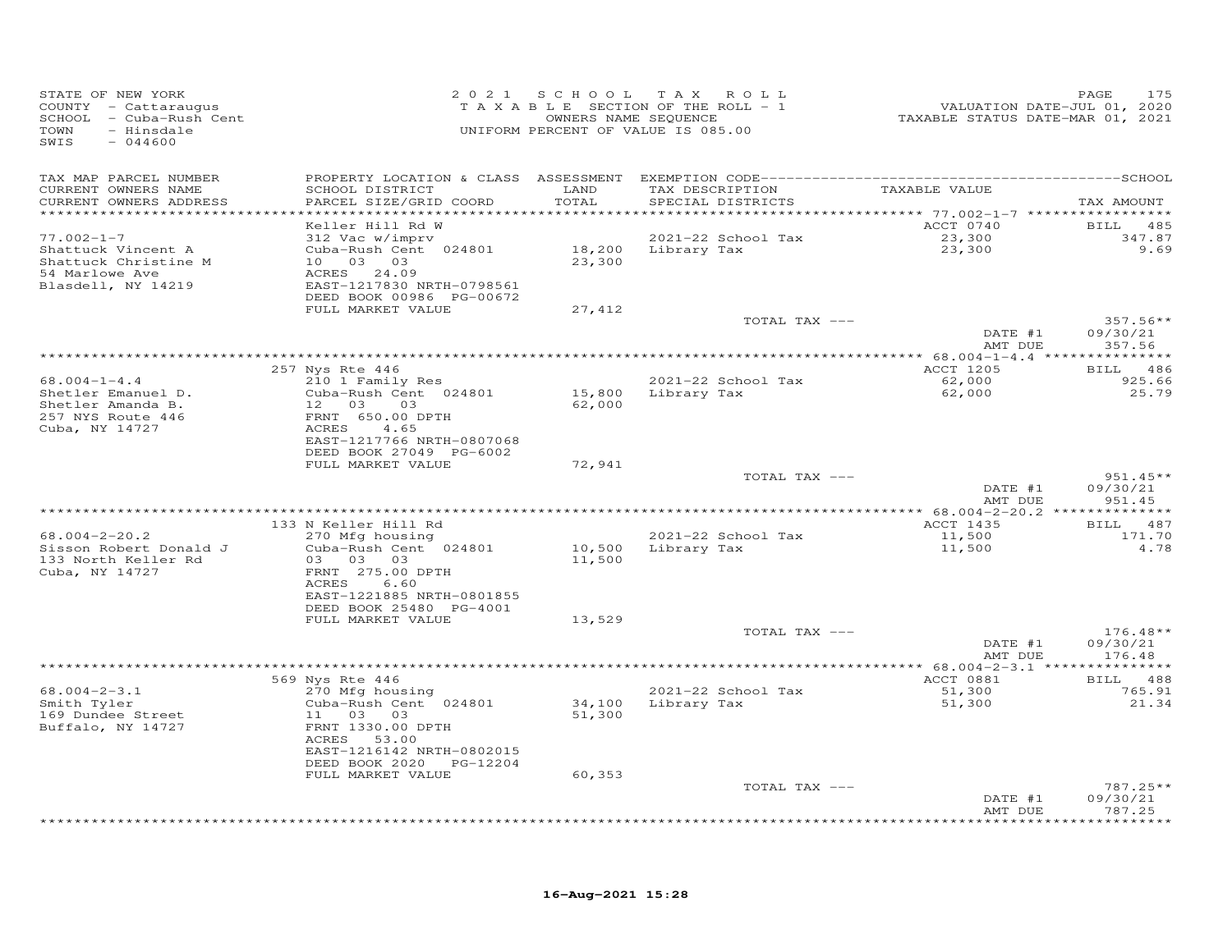STATE OF NEW YORK
COUNTY - Cattaraugus
SCHOOL - Cuba-Rush Cent
TOWN - Hinsdale
SWIS - 044600

2021 SCHOOL TAX ROLL
TAXABLE SECTION OF THE ROLL - 1
OWNERS NAME SEQUENCE
UNIFORM PERCENT OF VALUE IS 085.00

VALUATION DATE-JUL 01, 2020
TAXABLE STATUS DATE-MAR 01, 2021

| TAX MAP PARCEL NUMBER / CURRENT OWNERS NAME / CURRENT OWNERS ADDRESS | PROPERTY LOCATION & CLASS / SCHOOL DISTRICT / PARCEL SIZE/GRID COORD | ASSESSMENT LAND / TOTAL | EXEMPTION CODE / TAX DESCRIPTION / SPECIAL DISTRICTS | TAXABLE VALUE | TAX AMOUNT |
|---|---|---|---|---|---|
| 77.002-1-7 | Keller Hill Rd W | | | ACCT 0740 | BILL 485 |
| Shattuck Vincent A | 312 Vac w/imprv | | 2021-22 School Tax | 23,300 | 347.87 |
| Shattuck Christine M | Cuba-Rush Cent 024801 | 18,200 | Library Tax | 23,300 | 9.69 |
| 54 Marlowe Ave | 10 03 03 | 23,300 | | | |
| Blasdell, NY 14219 | ACRES 24.09 | | | | |
| | EAST-1217830 NRTH-0798561 | | | | |
| | DEED BOOK 00986 PG-00672 | | | | |
| | FULL MARKET VALUE | 27,412 | | | |
| | | | TOTAL TAX --- | | 357.56** |
| | | | | DATE #1 | 09/30/21 |
| | | | | AMT DUE | 357.56 |
| 68.004-1-4.4 | 257 Nys Rte 446 | | | ACCT 1205 | BILL 486 |
| Shetler Emanuel D. | 210 1 Family Res | | 2021-22 School Tax | 62,000 | 925.66 |
| Shetler Amanda B. | Cuba-Rush Cent 024801 | 15,800 | Library Tax | 62,000 | 25.79 |
| 257 NYS Route 446 | 12 03 03 | 62,000 | | | |
| Cuba, NY 14727 | FRNT 650.00 DPTH | | | | |
| | ACRES 4.65 | | | | |
| | EAST-1217766 NRTH-0807068 | | | | |
| | DEED BOOK 27049 PG-6002 | | | | |
| | FULL MARKET VALUE | 72,941 | | | |
| | | | TOTAL TAX --- | | 951.45** |
| | | | | DATE #1 | 09/30/21 |
| | | | | AMT DUE | 951.45 |
| 68.004-2-20.2 | 133 N Keller Hill Rd | | | ACCT 1435 | BILL 487 |
| Sisson Robert Donald J | 270 Mfg housing | | 2021-22 School Tax | 11,500 | 171.70 |
| 133 North Keller Rd | Cuba-Rush Cent 024801 | 10,500 | Library Tax | 11,500 | 4.78 |
| Cuba, NY 14727 | 03 03 03 | 11,500 | | | |
| | FRNT 275.00 DPTH | | | | |
| | ACRES 6.60 | | | | |
| | EAST-1221885 NRTH-0801855 | | | | |
| | DEED BOOK 25480 PG-4001 | | | | |
| | FULL MARKET VALUE | 13,529 | | | |
| | | | TOTAL TAX --- | | 176.48** |
| | | | | DATE #1 | 09/30/21 |
| | | | | AMT DUE | 176.48 |
| 68.004-2-3.1 | 569 Nys Rte 446 | | | ACCT 0881 | BILL 488 |
| Smith Tyler | 270 Mfg housing | | 2021-22 School Tax | 51,300 | 765.91 |
| 169 Dundee Street | Cuba-Rush Cent 024801 | 34,100 | Library Tax | 51,300 | 21.34 |
| Buffalo, NY 14727 | 11 03 03 | 51,300 | | | |
| | FRNT 1330.00 DPTH | | | | |
| | ACRES 53.00 | | | | |
| | EAST-1216142 NRTH-0802015 | | | | |
| | DEED BOOK 2020 PG-12204 | | | | |
| | FULL MARKET VALUE | 60,353 | | | |
| | | | TOTAL TAX --- | | 787.25** |
| | | | | DATE #1 | 09/30/21 |
| | | | | AMT DUE | 787.25 |

16-Aug-2021 15:28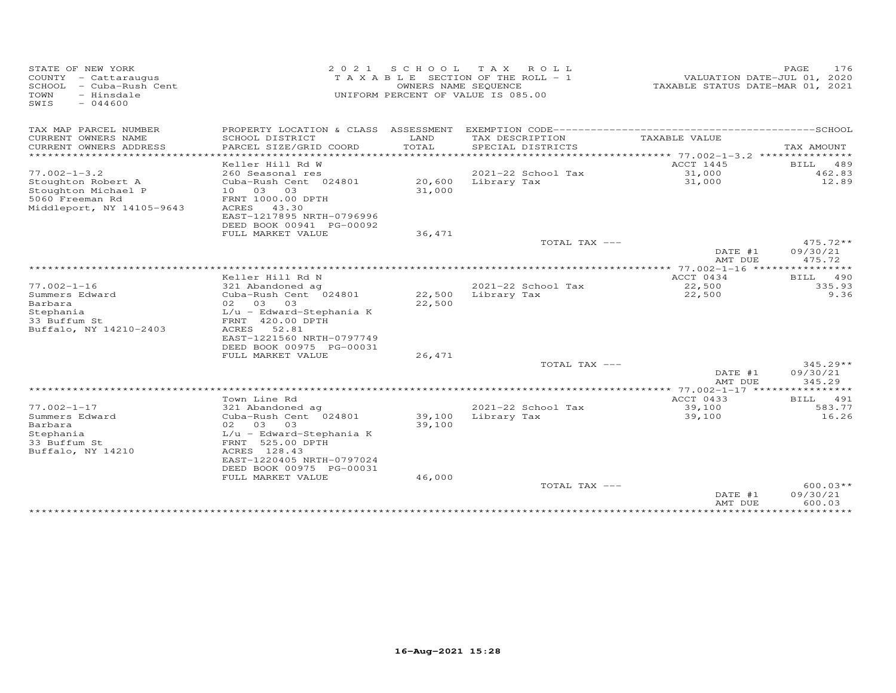STATE OF NEW YORK
COUNTY - Cattaraugus
SCHOOL - Cuba-Rush Cent
TOWN - Hinsdale
SWIS - 044600

2021 SCHOOL TAX ROLL
TAXABLE SECTION OF THE ROLL - 1
OWNERS NAME SEQUENCE
UNIFORM PERCENT OF VALUE IS 085.00

VALUATION DATE-JUL 01, 2020
TAXABLE STATUS DATE-MAR 01, 2021

| TAX MAP PARCEL NUMBER / CURRENT OWNERS NAME / CURRENT OWNERS ADDRESS | PROPERTY LOCATION & CLASS / SCHOOL DISTRICT / PARCEL SIZE/GRID COORD | ASSESSMENT LAND / TOTAL | EXEMPTION CODE / TAX DESCRIPTION / SPECIAL DISTRICTS | TAXABLE VALUE | TAX AMOUNT |
|---|---|---|---|---|---|
| | Keller Hill Rd W | | | ACCT 1445 | BILL 489 |
| 77.002-1-3.2 | 260 Seasonal res | | 2021-22 School Tax | 31,000 | 462.83 |
| Stoughton Robert A | Cuba-Rush Cent 024801 | 20,600 | Library Tax | 31,000 | 12.89 |
| Stoughton Michael P | 10 03 03 | 31,000 | | | |
| 5060 Freeman Rd | FRNT 1000.00 DPTH | | | | |
| Middleport, NY 14105-9643 | ACRES 43.30 | | | | |
| | EAST-1217895 NRTH-0796996 | | | | |
| | DEED BOOK 00941 PG-00092 | | | | |
| | FULL MARKET VALUE | 36,471 | | | |
| | | | TOTAL TAX --- | | 475.72** |
| | | | | DATE #1 | 09/30/21 |
| | | | | AMT DUE | 475.72 |
| | Keller Hill Rd N | | | ACCT 0434 | BILL 490 |
| 77.002-1-16 | 321 Abandoned ag | | 2021-22 School Tax | 22,500 | 335.93 |
| Summers Edward | Cuba-Rush Cent 024801 | 22,500 | Library Tax | 22,500 | 9.36 |
| Barbara | 02 03 03 | 22,500 | | | |
| Stephania | L/u - Edward-Stephania K | | | | |
| 33 Buffum St | FRNT 420.00 DPTH | | | | |
| Buffalo, NY 14210-2403 | ACRES 52.81 | | | | |
| | EAST-1221560 NRTH-0797749 | | | | |
| | DEED BOOK 00975 PG-00031 | | | | |
| | FULL MARKET VALUE | 26,471 | | | |
| | | | TOTAL TAX --- | | 345.29** |
| | | | | DATE #1 | 09/30/21 |
| | | | | AMT DUE | 345.29 |
| | Town Line Rd | | | ACCT 0433 | BILL 491 |
| 77.002-1-17 | 321 Abandoned ag | | 2021-22 School Tax | 39,100 | 583.77 |
| Summers Edward | Cuba-Rush Cent 024801 | 39,100 | Library Tax | 39,100 | 16.26 |
| Barbara | 02 03 03 | 39,100 | | | |
| Stephania | L/u - Edward-Stephania K | | | | |
| 33 Buffum St | FRNT 525.00 DPTH | | | | |
| Buffalo, NY 14210 | ACRES 128.43 | | | | |
| | EAST-1220405 NRTH-0797024 | | | | |
| | DEED BOOK 00975 PG-00031 | | | | |
| | FULL MARKET VALUE | 46,000 | | | |
| | | | TOTAL TAX --- | | 600.03** |
| | | | | DATE #1 | 09/30/21 |
| | | | | AMT DUE | 600.03 |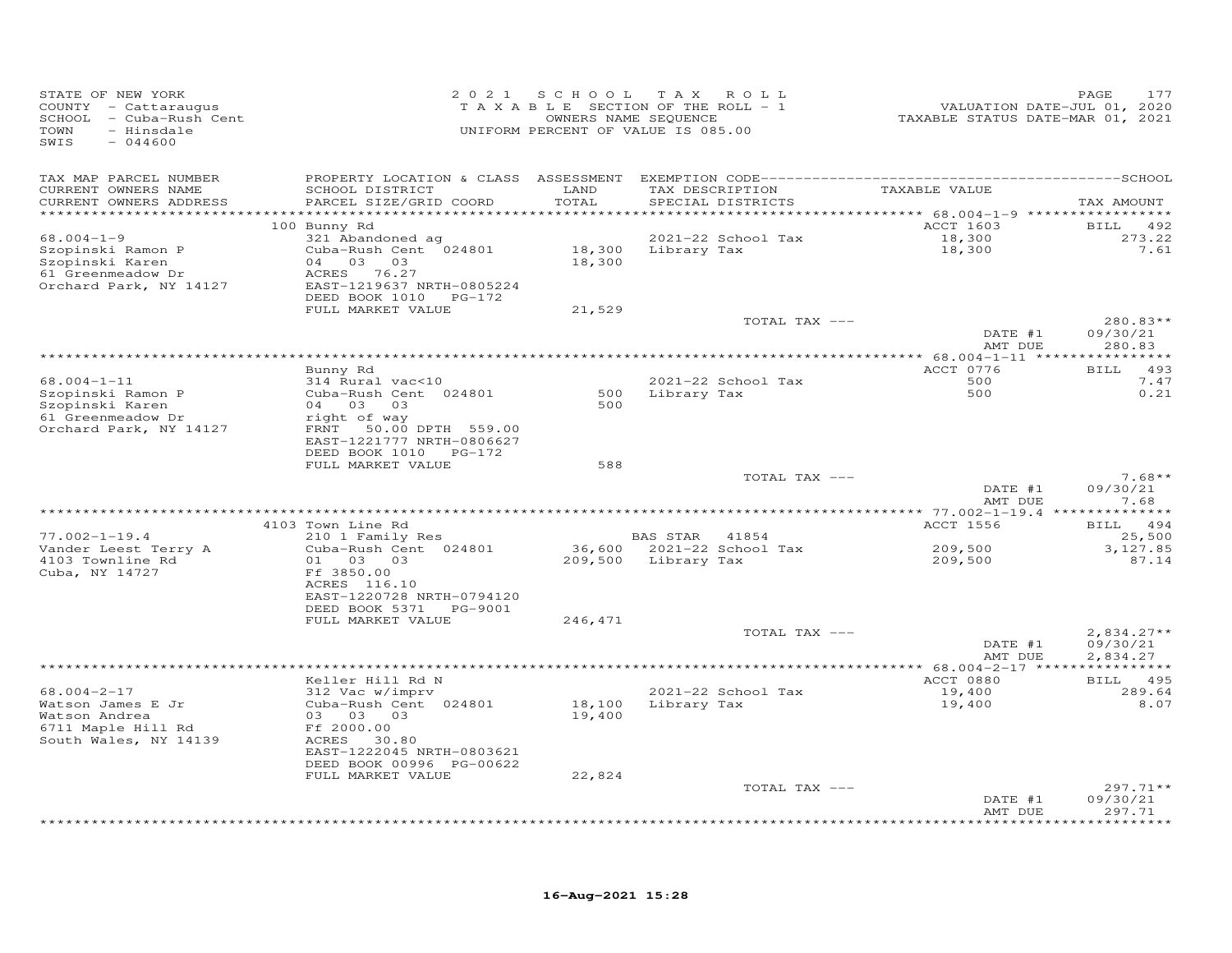STATE OF NEW YORK
COUNTY - Cattaraugus
SCHOOL - Cuba-Rush Cent
TOWN - Hinsdale
SWIS - 044600

2021 SCHOOL TAX ROLL
TAXABLE SECTION OF THE ROLL - 1
OWNERS NAME SEQUENCE
UNIFORM PERCENT OF VALUE IS 085.00

VALUATION DATE-JUL 01, 2020
TAXABLE STATUS DATE-MAR 01, 2021

| TAX MAP PARCEL NUMBER / CURRENT OWNERS NAME / CURRENT OWNERS ADDRESS | PROPERTY LOCATION & CLASS / SCHOOL DISTRICT / PARCEL SIZE/GRID COORD | ASSESSMENT LAND / TOTAL | EXEMPTION CODE / TAX DESCRIPTION / SPECIAL DISTRICTS | TAXABLE VALUE | TAX AMOUNT |
|---|---|---|---|---|---|
| **68.004-1-9** | 100 Bunny Rd | | | ACCT 1603 | BILL 492 |
| Szopinski Ramon P | 321 Abandoned ag | | | | |
| Szopinski Karen | Cuba-Rush Cent 024801 | 18,300 | 2021-22 School Tax | 18,300 | 273.22 |
| 61 Greenmeadow Dr | 04 03 03 | 18,300 | Library Tax | 18,300 | 7.61 |
| Orchard Park, NY 14127 | ACRES 76.27 | | | | |
| | EAST-1219637 NRTH-0805224 | | | | |
| | DEED BOOK 1010 PG-172 | | | | |
| | FULL MARKET VALUE | 21,529 | | | |
| | | | TOTAL TAX --- | | 280.83** |
| | | | | DATE #1 | 09/30/21 |
| | | | | AMT DUE | 280.83 |
| **68.004-1-11** | Bunny Rd | | | ACCT 0776 | BILL 493 |
| Szopinski Ramon P | 314 Rural vac<10 | | | | |
| Szopinski Karen | Cuba-Rush Cent 024801 | 500 | 2021-22 School Tax | 500 | 7.47 |
| 61 Greenmeadow Dr | 04 03 03 | 500 | Library Tax | 500 | 0.21 |
| Orchard Park, NY 14127 | right of way | | | | |
| | FRNT 50.00 DPTH 559.00 | | | | |
| | EAST-1221777 NRTH-0806627 | | | | |
| | DEED BOOK 1010 PG-172 | | | | |
| | FULL MARKET VALUE | 588 | | | |
| | | | TOTAL TAX --- | | 7.68** |
| | | | | DATE #1 | 09/30/21 |
| | | | | AMT DUE | 7.68 |
| **77.002-1-19.4** | 4103 Town Line Rd | | | ACCT 1556 | BILL 494 |
| Vander Leest Terry A | 210 1 Family Res | | BAS STAR 41854 | | 25,500 |
| 4103 Townline Rd | Cuba-Rush Cent 024801 | 36,600 | 2021-22 School Tax | 209,500 | 3,127.85 |
| Cuba, NY 14727 | 01 03 03 | 209,500 | Library Tax | 209,500 | 87.14 |
| | Ff 3850.00 | | | | |
| | ACRES 116.10 | | | | |
| | EAST-1220728 NRTH-0794120 | | | | |
| | DEED BOOK 5371 PG-9001 | | | | |
| | FULL MARKET VALUE | 246,471 | | | |
| | | | TOTAL TAX --- | | 2,834.27** |
| | | | | DATE #1 | 09/30/21 |
| | | | | AMT DUE | 2,834.27 |
| **68.004-2-17** | Keller Hill Rd N | | | ACCT 0880 | BILL 495 |
| Watson James E Jr | 312 Vac w/imprv | | | | |
| Watson Andrea | Cuba-Rush Cent 024801 | 18,100 | 2021-22 School Tax | 19,400 | 289.64 |
| 6711 Maple Hill Rd | 03 03 03 | 19,400 | Library Tax | 19,400 | 8.07 |
| South Wales, NY 14139 | Ff 2000.00 | | | | |
| | ACRES 30.80 | | | | |
| | EAST-1222045 NRTH-0803621 | | | | |
| | DEED BOOK 00996 PG-00622 | | | | |
| | FULL MARKET VALUE | 22,824 | | | |
| | | | TOTAL TAX --- | | 297.71** |
| | | | | DATE #1 | 09/30/21 |
| | | | | AMT DUE | 297.71 |

16-Aug-2021 15:28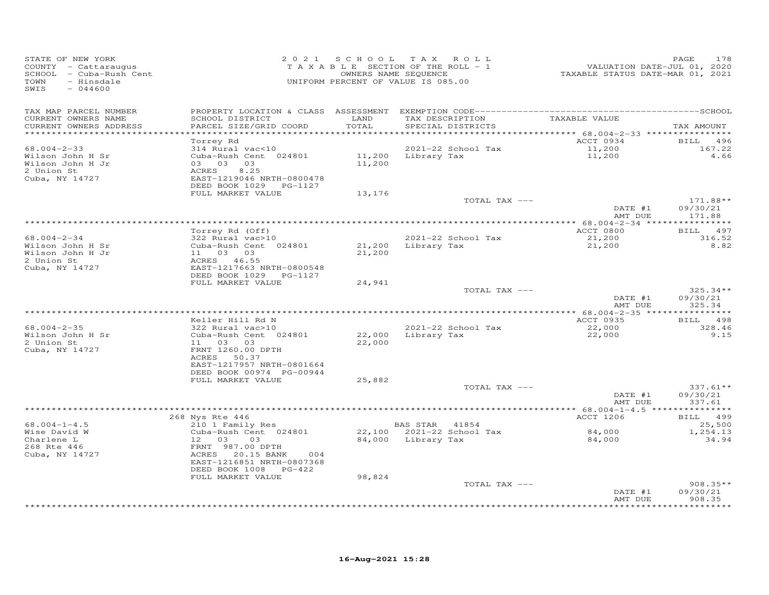STATE OF NEW YORK
COUNTY - Cattaraugus
SCHOOL - Cuba-Rush Cent
TOWN - Hinsdale
SWIS - 044600

2021 SCHOOL TAX ROLL
TAXABLE SECTION OF THE ROLL - 1
OWNERS NAME SEQUENCE
UNIFORM PERCENT OF VALUE IS 085.00

VALUATION DATE-JUL 01, 2020
TAXABLE STATUS DATE-MAR 01, 2021

| TAX MAP PARCEL NUMBER / CURRENT OWNERS NAME / CURRENT OWNERS ADDRESS | PROPERTY LOCATION & CLASS / SCHOOL DISTRICT / PARCEL SIZE/GRID COORD | ASSESSMENT LAND / TOTAL | EXEMPTION CODE / TAX DESCRIPTION / SPECIAL DISTRICTS | TAXABLE VALUE | TAX AMOUNT |
|---|---|---|---|---|---|
| **68.004-2-33** | Torrey Rd | | | ACCT 0934 | BILL 496 |
| 68.004-2-33 | 314 Rural vac<10 | | 2021-22 School Tax | 11,200 | 167.22 |
| Wilson John H Sr | Cuba-Rush Cent 024801 | 11,200 | Library Tax | 11,200 | 4.66 |
| Wilson John H Jr | 03 03 03 | 11,200 | | | |
| 2 Union St | ACRES 8.25 | | | | |
| Cuba, NY 14727 | EAST-1219046 NRTH-0800478 | | | | |
| | DEED BOOK 1029 PG-1127 | | | | |
| | FULL MARKET VALUE | 13,176 | | | |
| | | | TOTAL TAX --- | | 171.88** |
| | | | | DATE #1 | 09/30/21 |
| | | | | AMT DUE | 171.88 |
| **68.004-2-34** | Torrey Rd (Off) | | | ACCT 0800 | BILL 497 |
| 68.004-2-34 | 322 Rural vac>10 | | 2021-22 School Tax | 21,200 | 316.52 |
| Wilson John H Sr | Cuba-Rush Cent 024801 | 21,200 | Library Tax | 21,200 | 8.82 |
| Wilson John H Jr | 11 03 03 | 21,200 | | | |
| 2 Union St | ACRES 46.55 | | | | |
| Cuba, NY 14727 | EAST-1217663 NRTH-0800548 | | | | |
| | DEED BOOK 1029 PG-1127 | | | | |
| | FULL MARKET VALUE | 24,941 | | | |
| | | | TOTAL TAX --- | | 325.34** |
| | | | | DATE #1 | 09/30/21 |
| | | | | AMT DUE | 325.34 |
| **68.004-2-35** | Keller Hill Rd N | | | ACCT 0935 | BILL 498 |
| 68.004-2-35 | 322 Rural vac>10 | | 2021-22 School Tax | 22,000 | 328.46 |
| Wilson John H Sr | Cuba-Rush Cent 024801 | 22,000 | Library Tax | 22,000 | 9.15 |
| 2 Union St | 11 03 03 | 22,000 | | | |
| Cuba, NY 14727 | FRNT 1260.00 DPTH | | | | |
| | ACRES 50.37 | | | | |
| | EAST-1217957 NRTH-0801664 | | | | |
| | DEED BOOK 00974 PG-00944 | | | | |
| | FULL MARKET VALUE | 25,882 | | | |
| | | | TOTAL TAX --- | | 337.61** |
| | | | | DATE #1 | 09/30/21 |
| | | | | AMT DUE | 337.61 |
| **68.004-1-4.5** | 268 Nys Rte 446 | | | ACCT 1206 | BILL 499 |
| 68.004-1-4.5 | 210 1 Family Res | | BAS STAR 41854 | | 25,500 |
| Wise David W | Cuba-Rush Cent 024801 | 22,100 | 2021-22 School Tax | 84,000 | 1,254.13 |
| Charlene L | 12 03 03 | 84,000 | Library Tax | 84,000 | 34.94 |
| 268 Rte 446 | FRNT 987.00 DPTH | | | | |
| Cuba, NY 14727 | ACRES 20.15 BANK 004 | | | | |
| | EAST-1216851 NRTH-0807368 | | | | |
| | DEED BOOK 1008 PG-422 | | | | |
| | FULL MARKET VALUE | 98,824 | | | |
| | | | TOTAL TAX --- | | 908.35** |
| | | | | DATE #1 | 09/30/21 |
| | | | | AMT DUE | 908.35 |

16-Aug-2021 15:28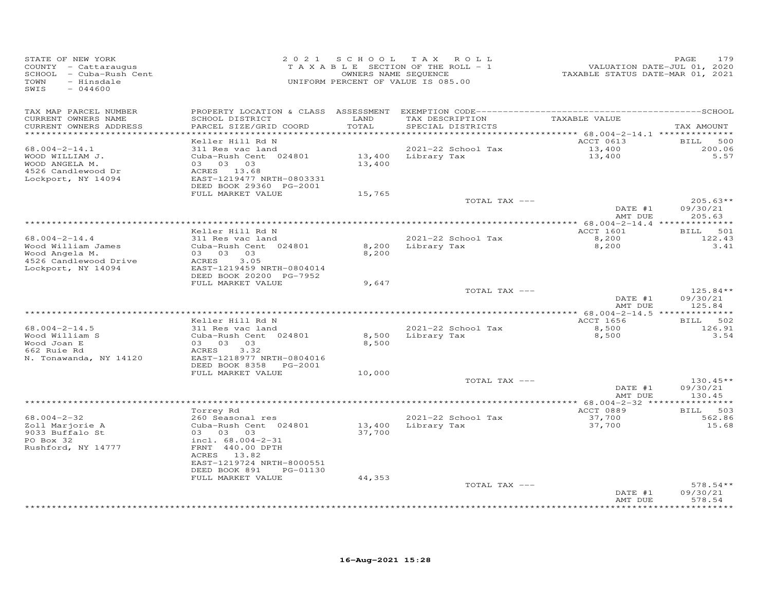STATE OF NEW YORK
COUNTY - Cattaraugus
SCHOOL - Cuba-Rush Cent
TOWN - Hinsdale
SWIS - 044600

2021 SCHOOL TAX ROLL
TAXABLE SECTION OF THE ROLL - 1
OWNERS NAME SEQUENCE
UNIFORM PERCENT OF VALUE IS 085.00

VALUATION DATE-JUL 01, 2020
TAXABLE STATUS DATE-MAR 01, 2021

| TAX MAP PARCEL NUMBER / CURRENT OWNERS NAME / CURRENT OWNERS ADDRESS | PROPERTY LOCATION & CLASS / SCHOOL DISTRICT / PARCEL SIZE/GRID COORD | ASSESSMENT LAND / TOTAL | EXEMPTION CODE / TAX DESCRIPTION / SPECIAL DISTRICTS | TAXABLE VALUE | TAX AMOUNT |
|---|---|---|---|---|---|
| 68.004-2-14.1 | Keller Hill Rd N | | | ACCT 0613 | BILL 500 |
| WOOD WILLIAM J. | 311 Res vac land | | 2021-22 School Tax | 13,400 | 200.06 |
| WOOD ANGELA M. | Cuba-Rush Cent 024801 | 13,400 | Library Tax | 13,400 | 5.57 |
| 4526 Candlewood Dr | 03 03 03 | 13,400 | | | |
| Lockport, NY 14094 | ACRES 13.68 | | | | |
| | EAST-1219477 NRTH-0803331 | | | | |
| | DEED BOOK 29360 PG-2001 | | | | |
| | FULL MARKET VALUE | 15,765 | | | |
| | | | TOTAL TAX --- | | 205.63** |
| | | | | DATE #1 | 09/30/21 |
| | | | | AMT DUE | 205.63 |
| 68.004-2-14.4 | Keller Hill Rd N | | | ACCT 1601 | BILL 501 |
| Wood William James | 311 Res vac land | | 2021-22 School Tax | 8,200 | 122.43 |
| Wood Angela M. | Cuba-Rush Cent 024801 | 8,200 | Library Tax | 8,200 | 3.41 |
| 4526 Candlewood Drive | 03 03 03 | 8,200 | | | |
| Lockport, NY 14094 | ACRES 3.05 | | | | |
| | EAST-1219459 NRTH-0804014 | | | | |
| | DEED BOOK 20200 PG-7952 | | | | |
| | FULL MARKET VALUE | 9,647 | | | |
| | | | TOTAL TAX --- | | 125.84** |
| | | | | DATE #1 | 09/30/21 |
| | | | | AMT DUE | 125.84 |
| 68.004-2-14.5 | Keller Hill Rd N | | | ACCT 1656 | BILL 502 |
| Wood William S | 311 Res vac land | | 2021-22 School Tax | 8,500 | 126.91 |
| Wood Joan E | Cuba-Rush Cent 024801 | 8,500 | Library Tax | 8,500 | 3.54 |
| 662 Ruie Rd | 03 03 03 | 8,500 | | | |
| N. Tonawanda, NY 14120 | ACRES 3.32 | | | | |
| | EAST-1218977 NRTH-0804016 | | | | |
| | DEED BOOK 8358 PG-2001 | | | | |
| | FULL MARKET VALUE | 10,000 | | | |
| | | | TOTAL TAX --- | | 130.45** |
| | | | | DATE #1 | 09/30/21 |
| | | | | AMT DUE | 130.45 |
| 68.004-2-32 | Torrey Rd | | | ACCT 0889 | BILL 503 |
| Zoll Marjorie A | 260 Seasonal res | | 2021-22 School Tax | 37,700 | 562.86 |
| 9033 Buffalo St | Cuba-Rush Cent 024801 | 13,400 | Library Tax | 37,700 | 15.68 |
| PO Box 32 | 03 03 03 | 37,700 | | | |
| Rushford, NY 14777 | incl. 68.004-2-31 | | | | |
| | FRNT 440.00 DPTH | | | | |
| | ACRES 13.82 | | | | |
| | EAST-1219724 NRTH-8000551 | | | | |
| | DEED BOOK 891 PG-01130 | | | | |
| | FULL MARKET VALUE | 44,353 | | | |
| | | | TOTAL TAX --- | | 578.54** |
| | | | | DATE #1 | 09/30/21 |
| | | | | AMT DUE | 578.54 |

16-Aug-2021 15:28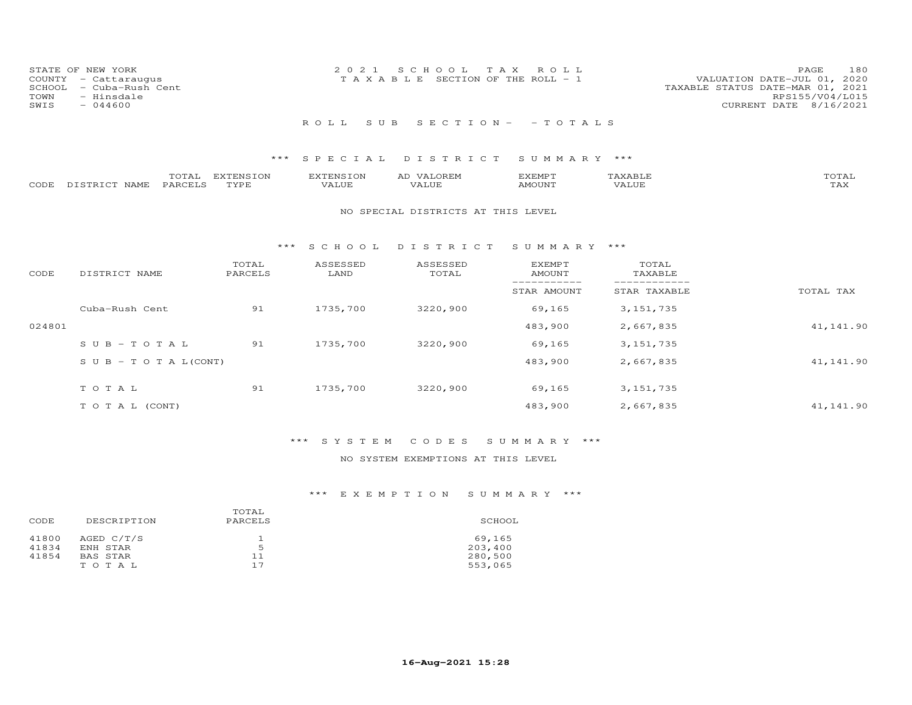STATE OF NEW YORK
COUNTY - Cattaraugus
SCHOOL - Cuba-Rush Cent
TOWN - Hinsdale
SWIS - 044600

2 0 2 1 S C H O O L T A X R O L L
T A X A B L E SECTION OF THE ROLL - 1

VALUATION DATE-JUL 01, 2020
TAXABLE STATUS DATE-MAR 01, 2021
RPS155/V04/L015
CURRENT DATE 8/16/2021

R O L L S U B S E C T I O N - - T O T A L S

*** S P E C I A L D I S T R I C T S U M M A R Y ***

| CODE | DISTRICT NAME | TOTAL PARCELS | EXTENSION TYPE | EXTENSION VALUE | AD VALOREM VALUE | EXEMPT AMOUNT | TAXABLE VALUE | TOTAL TAX |
|---|---|---|---|---|---|---|---|---|

NO SPECIAL DISTRICTS AT THIS LEVEL

*** S C H O O L D I S T R I C T S U M M A R Y ***

| CODE | DISTRICT NAME | TOTAL PARCELS | ASSESSED LAND | ASSESSED TOTAL | EXEMPT AMOUNT / STAR AMOUNT | TOTAL TAXABLE / STAR TAXABLE | TOTAL TAX |
|---|---|---|---|---|---|---|---|
| | Cuba-Rush Cent | 91 | 1735,700 | 3220,900 | 69,165 | 3,151,735 | |
| 024801 | | | | | 483,900 | 2,667,835 | 41,141.90 |
| | S U B - T O T A L | 91 | 1735,700 | 3220,900 | 69,165 | 3,151,735 | |
| | S U B - T O T A L(CONT) | | | | 483,900 | 2,667,835 | 41,141.90 |
| | T O T A L | 91 | 1735,700 | 3220,900 | 69,165 | 3,151,735 | |
| | T O T A L (CONT) | | | | 483,900 | 2,667,835 | 41,141.90 |

*** S Y S T E M C O D E S S U M M A R Y ***

NO SYSTEM EXEMPTIONS AT THIS LEVEL

*** E X E M P T I O N S U M M A R Y ***

| CODE | DESCRIPTION | TOTAL PARCELS | SCHOOL |
|---|---|---|---|
| 41800 | AGED C/T/S | 1 | 69,165 |
| 41834 | ENH STAR | 5 | 203,400 |
| 41854 | BAS STAR | 11 | 280,500 |
| | T O T A L | 17 | 553,065 |

16-Aug-2021 15:28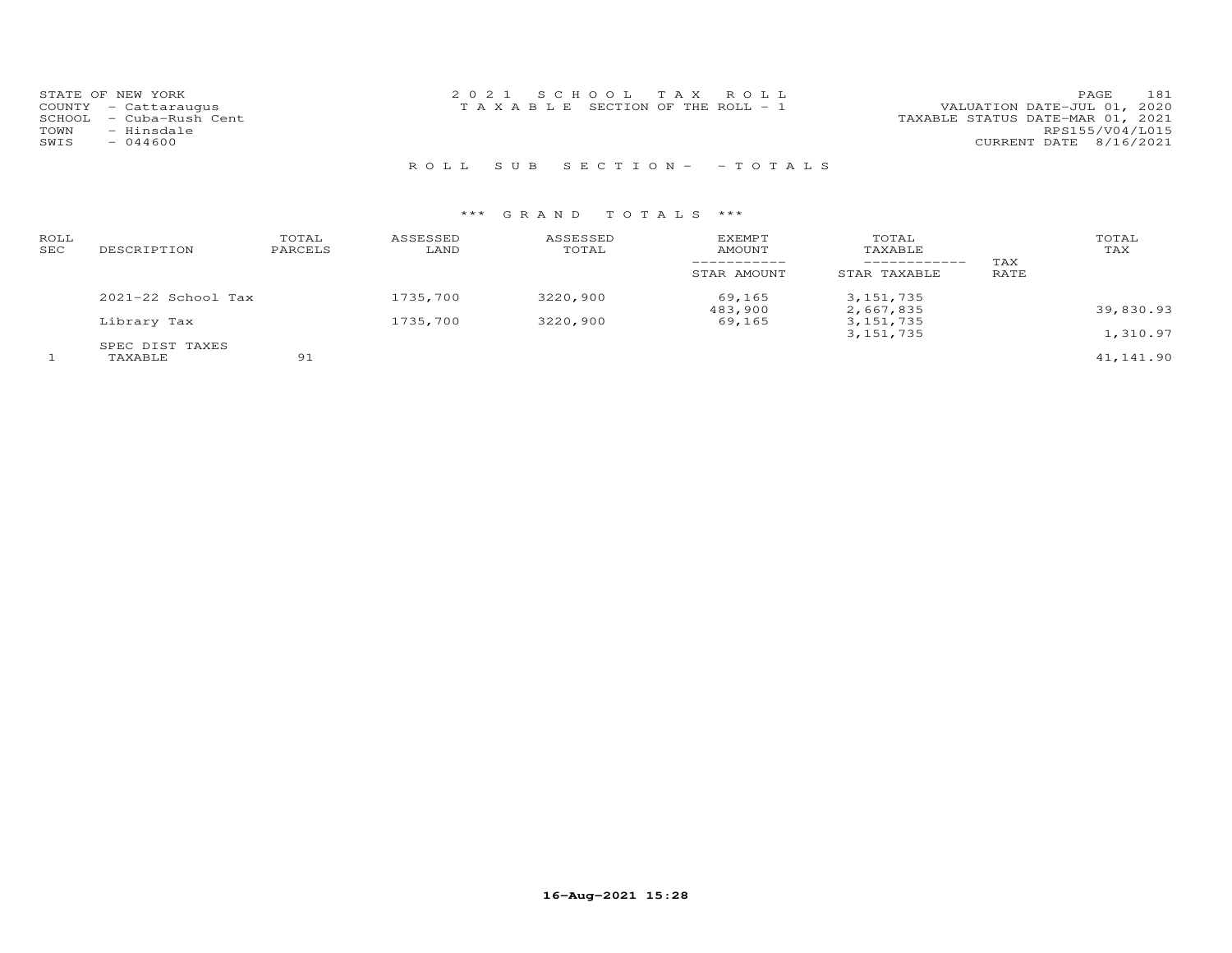STATE OF NEW YORK
COUNTY - Cattaraugus
SCHOOL - Cuba-Rush Cent
TOWN - Hinsdale
SWIS - 044600

2021 SCHOOL TAX ROLL
TAXABLE SECTION OF THE ROLL - 1

VALUATION DATE-JUL 01, 2020
TAXABLE STATUS DATE-MAR 01, 2021
RPS155/V04/L015
CURRENT DATE 8/16/2021

ROLL SUB SECTION- - TOTALS

*** GRAND TOTALS ***

| ROLL SEC | DESCRIPTION | TOTAL PARCELS | ASSESSED LAND | ASSESSED TOTAL | EXEMPT AMOUNT / STAR AMOUNT | TOTAL TAXABLE / STAR TAXABLE | TAX RATE | TOTAL TAX |
|---|---|---|---|---|---|---|---|---|
| | 2021-22 School Tax | | 1735,700 | 3220,900 | 69,165 | 3,151,735 | | |
| | | | | | 483,900 | 2,667,835 | | 39,830.93 |
| | Library Tax | | 1735,700 | 3220,900 | 69,165 | 3,151,735 | | |
| | | | | | | 3,151,735 | | 1,310.97 |
| | SPEC DIST TAXES | | | | | | | |
| 1 | TAXABLE | 91 | | | | | | 41,141.90 |

16-Aug-2021 15:28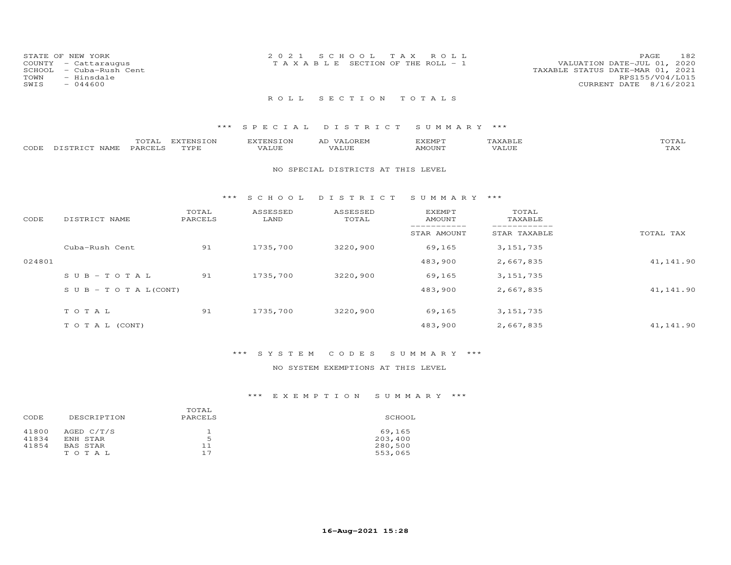STATE OF NEW YORK
COUNTY - Cattaraugus
SCHOOL - Cuba-Rush Cent
TOWN - Hinsdale
SWIS - 044600

2 0 2 1 S C H O O L T A X R O L L
T A X A B L E SECTION OF THE ROLL - 1

VALUATION DATE-JUL 01, 2020
TAXABLE STATUS DATE-MAR 01, 2021
RPS155/V04/L015
CURRENT DATE 8/16/2021

## R O L L S E C T I O N T O T A L S

### *** S P E C I A L D I S T R I C T S U M M A R Y ***

| CODE | DISTRICT NAME | TOTAL PARCELS | EXTENSION TYPE | EXTENSION VALUE | AD VALOREM VALUE | EXEMPT AMOUNT | TAXABLE VALUE | TOTAL TAX |
|---|---|---|---|---|---|---|---|---|

NO SPECIAL DISTRICTS AT THIS LEVEL

### *** S C H O O L D I S T R I C T S U M M A R Y ***

| CODE | DISTRICT NAME | TOTAL PARCELS | ASSESSED LAND | ASSESSED TOTAL | EXEMPT AMOUNT / STAR AMOUNT | TOTAL TAXABLE / STAR TAXABLE | TOTAL TAX |
|---|---|---|---|---|---|---|---|
| | Cuba-Rush Cent | 91 | 1735,700 | 3220,900 | 69,165 | 3,151,735 | |
| 024801 | | | | | 483,900 | 2,667,835 | 41,141.90 |
| | S U B - T O T A L | 91 | 1735,700 | 3220,900 | 69,165 | 3,151,735 | |
| | S U B - T O T A L(CONT) | | | | 483,900 | 2,667,835 | 41,141.90 |
| | T O T A L | 91 | 1735,700 | 3220,900 | 69,165 | 3,151,735 | |
| | T O T A L (CONT) | | | | 483,900 | 2,667,835 | 41,141.90 |

### *** S Y S T E M C O D E S S U M M A R Y ***

NO SYSTEM EXEMPTIONS AT THIS LEVEL

### *** E X E M P T I O N S U M M A R Y ***

| CODE | DESCRIPTION | TOTAL PARCELS | SCHOOL |
|---|---|---|---|
| 41800 | AGED C/T/S | 1 | 69,165 |
| 41834 | ENH STAR | 5 | 203,400 |
| 41854 | BAS STAR | 11 | 280,500 |
| | T O T A L | 17 | 553,065 |

16-Aug-2021 15:28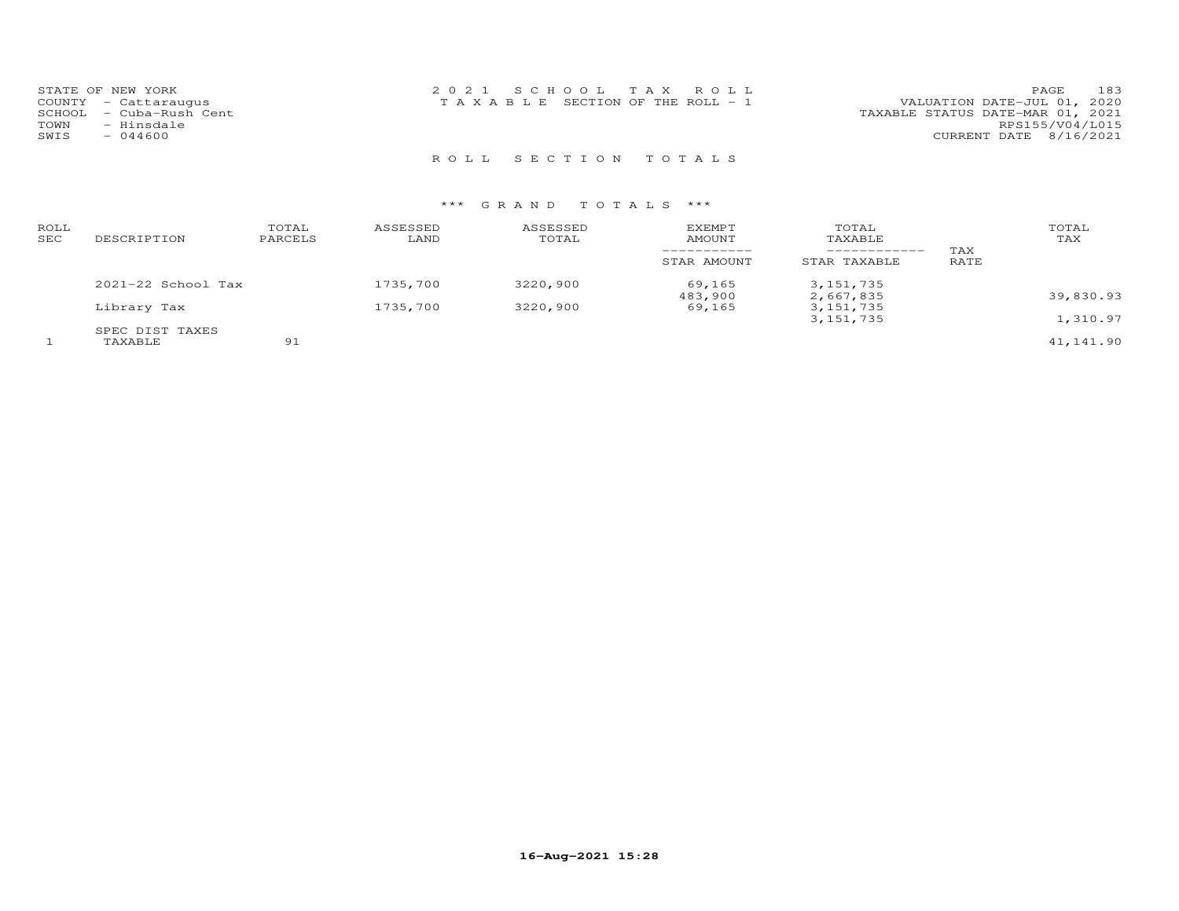STATE OF NEW YORK
COUNTY - Cattaraugus
SCHOOL - Cuba-Rush Cent
TOWN - Hinsdale
SWIS - 044600

2 0 2 1 S C H O O L T A X R O L L
T A X A B L E SECTION OF THE ROLL - 1

VALUATION DATE-JUL 01, 2020
TAXABLE STATUS DATE-MAR 01, 2021
RPS155/V04/L015
CURRENT DATE 8/16/2021

R O L L S E C T I O N T O T A L S

\*\*\* G R A N D T O T A L S \*\*\*

| ROLL SEC | DESCRIPTION | TOTAL PARCELS | ASSESSED LAND | ASSESSED TOTAL | EXEMPT AMOUNT / STAR AMOUNT | TOTAL TAXABLE / STAR TAXABLE | TAX RATE | TOTAL TAX |
|---|---|---|---|---|---|---|---|---|
| | 2021-22 School Tax | | 1735,700 | 3220,900 | 69,165 | 3,151,735 | | |
| | | | | | 483,900 | 2,667,835 | | 39,830.93 |
| | Library Tax | | 1735,700 | 3220,900 | 69,165 | 3,151,735 | | |
| | | | | | | 3,151,735 | | 1,310.97 |
| | SPEC DIST TAXES | | | | | | | |
| 1 | TAXABLE | 91 | | | | | | 41,141.90 |

16-Aug-2021 15:28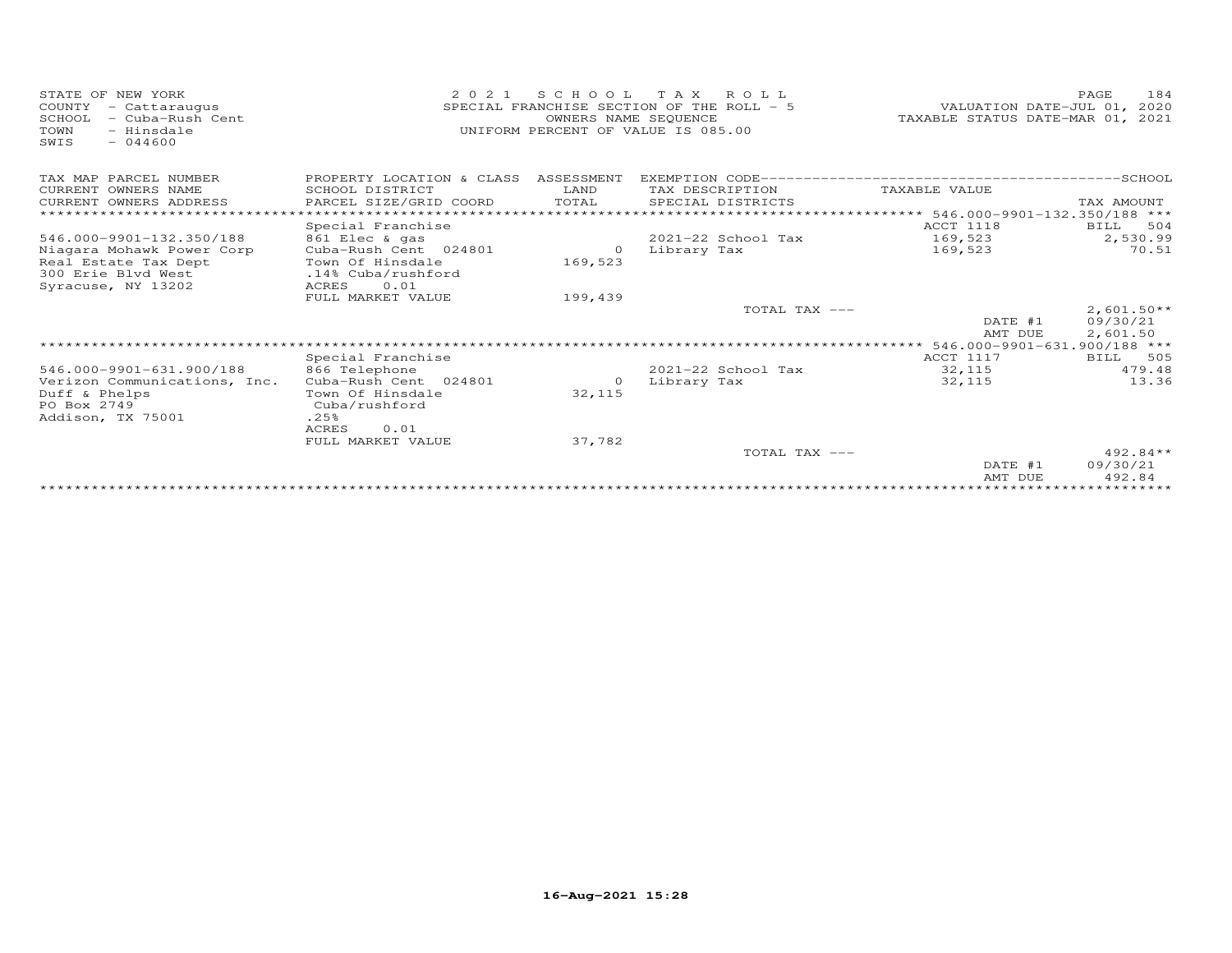STATE OF NEW YORK
COUNTY - Cattaraugus
SCHOOL - Cuba-Rush Cent
TOWN - Hinsdale
SWIS - 044600

2021 SCHOOL TAX ROLL
SPECIAL FRANCHISE SECTION OF THE ROLL - 5
OWNERS NAME SEQUENCE
UNIFORM PERCENT OF VALUE IS 085.00

VALUATION DATE-JUL 01, 2020
TAXABLE STATUS DATE-MAR 01, 2021

| TAX MAP PARCEL NUMBER / CURRENT OWNERS NAME / CURRENT OWNERS ADDRESS | PROPERTY LOCATION & CLASS / SCHOOL DISTRICT / PARCEL SIZE/GRID COORD | ASSESSMENT LAND / TOTAL | EXEMPTION CODE / TAX DESCRIPTION / SPECIAL DISTRICTS | TAXABLE VALUE | TAX AMOUNT |
|---|---|---|---|---|---|
| 546.000-9901-132.350/188 | Special Franchise | | | ACCT 1118 | BILL 504 |
| Niagara Mohawk Power Corp | 861 Elec & gas | | 2021-22 School Tax | 169,523 | 2,530.99 |
| Real Estate Tax Dept | Cuba-Rush Cent 024801 | 0 | Library Tax | 169,523 | 70.51 |
| 300 Erie Blvd West | Town Of Hinsdale | 169,523 | | | |
| Syracuse, NY 13202 | .14% Cuba/rushford | | | | |
| | ACRES 0.01 | | | | |
| | FULL MARKET VALUE | 199,439 | | | |
| | | | TOTAL TAX --- | | 2,601.50** |
| | | | | DATE #1 | 09/30/21 |
| | | | | AMT DUE | 2,601.50 |
| 546.000-9901-631.900/188 | Special Franchise | | | ACCT 1117 | BILL 505 |
| Verizon Communications, Inc. | 866 Telephone | | 2021-22 School Tax | 32,115 | 479.48 |
| Duff & Phelps | Cuba-Rush Cent 024801 | 0 | Library Tax | 32,115 | 13.36 |
| PO Box 2749 | Town Of Hinsdale | 32,115 | | | |
| Addison, TX 75001 | Cuba/rushford | | | | |
| | .25% | | | | |
| | ACRES 0.01 | | | | |
| | FULL MARKET VALUE | 37,782 | | | |
| | | | TOTAL TAX --- | | 492.84** |
| | | | | DATE #1 | 09/30/21 |
| | | | | AMT DUE | 492.84 |

16-Aug-2021 15:28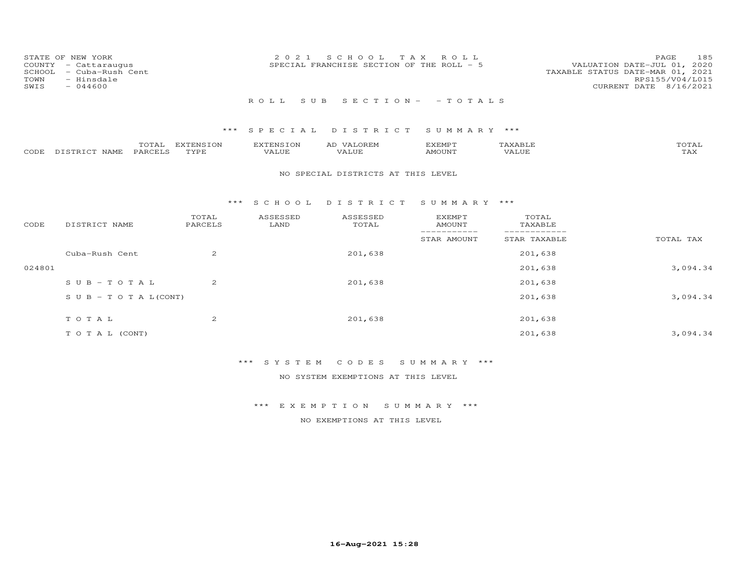STATE OF NEW YORK
COUNTY - Cattaraugus
SCHOOL - Cuba-Rush Cent
TOWN - Hinsdale
SWIS - 044600

2021 SCHOOL TAX ROLL
SPECIAL FRANCHISE SECTION OF THE ROLL - 5

VALUATION DATE-JUL 01, 2020
TAXABLE STATUS DATE-MAR 01, 2021
RPS155/V04/L015
CURRENT DATE 8/16/2021

ROLL SUB SECTION- - TOTALS

### *** SPECIAL DISTRICT SUMMARY ***

| CODE | DISTRICT NAME | TOTAL PARCELS | EXTENSION TYPE | EXTENSION VALUE | AD VALOREM VALUE | EXEMPT AMOUNT | TAXABLE VALUE | TOTAL TAX |
|---|---|---|---|---|---|---|---|---|

NO SPECIAL DISTRICTS AT THIS LEVEL

### *** SCHOOL DISTRICT SUMMARY ***

| CODE | DISTRICT NAME | TOTAL PARCELS | ASSESSED LAND | ASSESSED TOTAL | EXEMPT AMOUNT / STAR AMOUNT | TOTAL TAXABLE / STAR TAXABLE | TOTAL TAX |
|---|---|---|---|---|---|---|---|
| | Cuba-Rush Cent | 2 | | 201,638 | | 201,638 | |
| 024801 | | | | | | 201,638 | 3,094.34 |
| | SUB-TOTAL | 2 | | 201,638 | | 201,638 | |
| | SUB-TOTAL(CONT) | | | | | 201,638 | 3,094.34 |
| | TOTAL | 2 | | 201,638 | | 201,638 | |
| | TOTAL (CONT) | | | | | 201,638 | 3,094.34 |

### *** SYSTEM CODES SUMMARY ***

NO SYSTEM EXEMPTIONS AT THIS LEVEL

### *** EXEMPTION SUMMARY ***

NO EXEMPTIONS AT THIS LEVEL

16-Aug-2021 15:28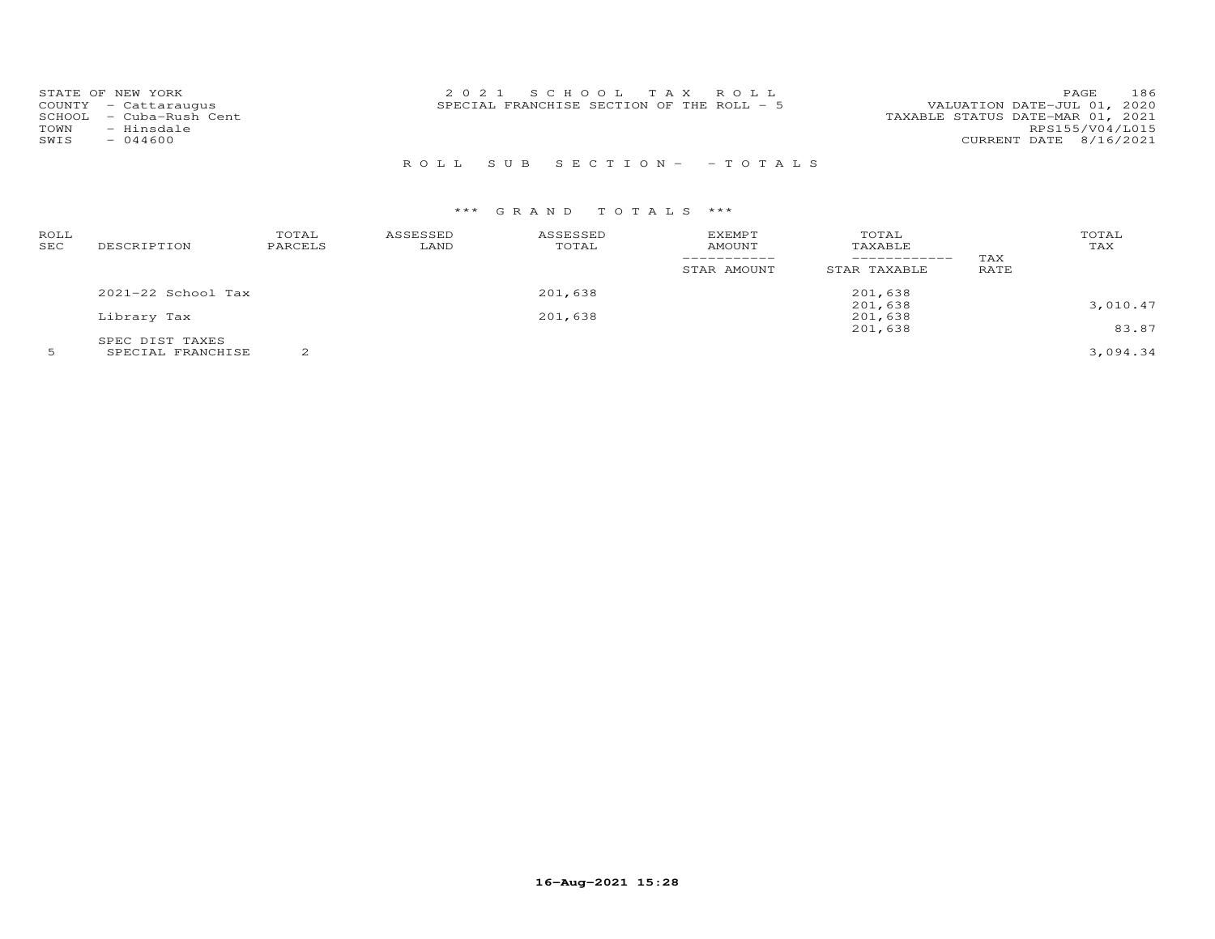STATE OF NEW YORK
COUNTY - Cattaraugus
SCHOOL - Cuba-Rush Cent
TOWN - Hinsdale
SWIS - 044600

2 0 2 1 S C H O O L T A X R O L L
SPECIAL FRANCHISE SECTION OF THE ROLL - 5

VALUATION DATE-JUL 01, 2020
TAXABLE STATUS DATE-MAR 01, 2021
RPS155/V04/L015
CURRENT DATE 8/16/2021

R O L L S U B S E C T I O N - - T O T A L S

*** G R A N D T O T A L S ***

| ROLL SEC | DESCRIPTION | TOTAL PARCELS | ASSESSED LAND | ASSESSED TOTAL | EXEMPT AMOUNT / STAR AMOUNT | TOTAL TAXABLE / STAR TAXABLE | TAX RATE | TOTAL TAX |
|---|---|---|---|---|---|---|---|---|
| | 2021-22 School Tax | | | 201,638 | | 201,638 | | |
| | | | | | | 201,638 | | 3,010.47 |
| | Library Tax | | | 201,638 | | 201,638 | | |
| | | | | | | 201,638 | | 83.87 |
| | SPEC DIST TAXES | | | | | | | |
| 5 | SPECIAL FRANCHISE | 2 | | | | | | 3,094.34 |

16-Aug-2021 15:28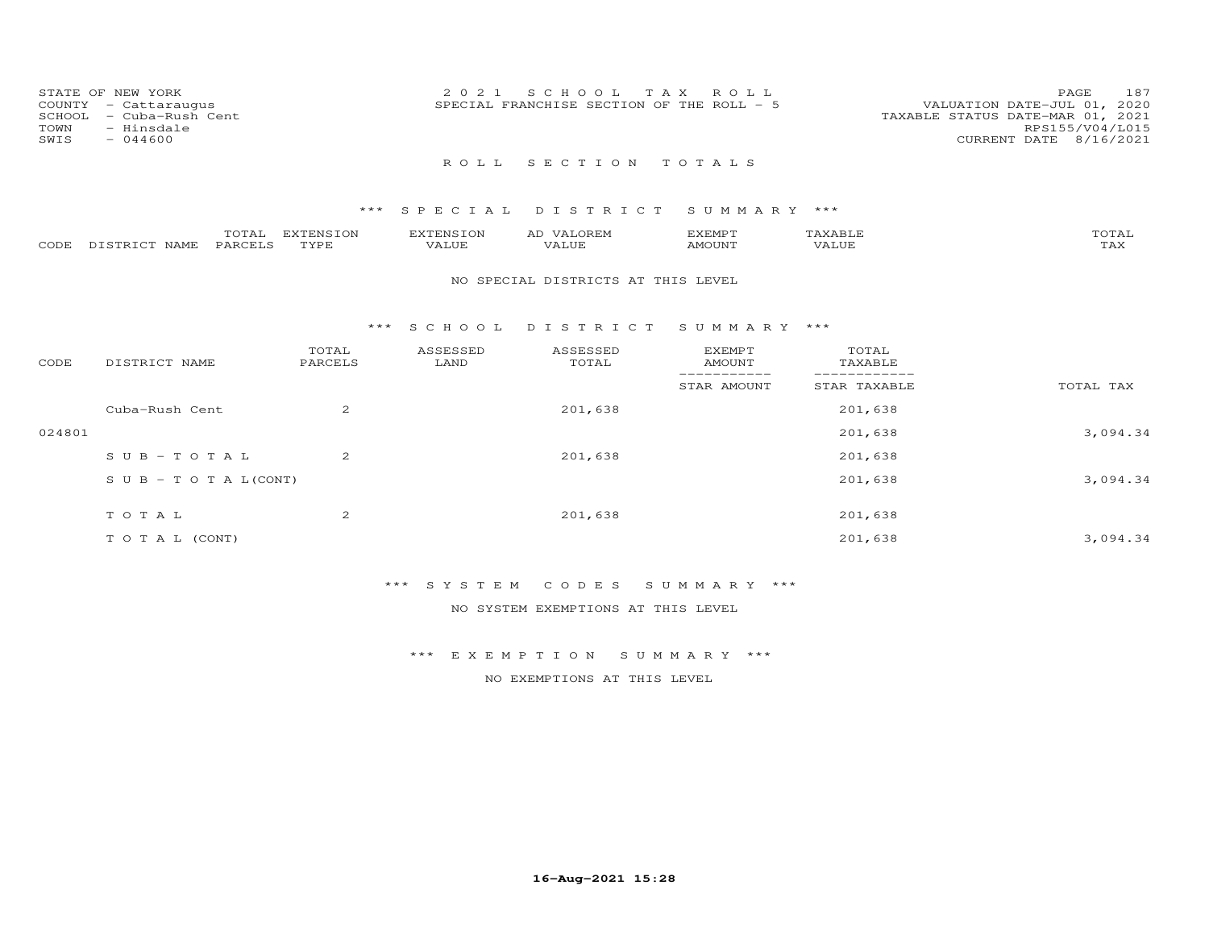STATE OF NEW YORK
COUNTY - Cattaraugus
SCHOOL - Cuba-Rush Cent
TOWN - Hinsdale
SWIS - 044600

2021 SCHOOL TAX ROLL
SPECIAL FRANCHISE SECTION OF THE ROLL - 5

VALUATION DATE-JUL 01, 2020
TAXABLE STATUS DATE-MAR 01, 2021
RPS155/V04/L015
CURRENT DATE 8/16/2021

## ROLL SECTION TOTALS

### *** SPECIAL DISTRICT SUMMARY ***

| CODE | DISTRICT NAME | TOTAL PARCELS | EXTENSION TYPE | EXTENSION VALUE | AD VALOREM VALUE | EXEMPT AMOUNT | TAXABLE VALUE | TOTAL TAX |
|---|---|---|---|---|---|---|---|---|

NO SPECIAL DISTRICTS AT THIS LEVEL

### *** SCHOOL DISTRICT SUMMARY ***

| CODE | DISTRICT NAME | TOTAL PARCELS | ASSESSED LAND | ASSESSED TOTAL | EXEMPT AMOUNT / STAR AMOUNT | TOTAL TAXABLE / STAR TAXABLE | TOTAL TAX |
|---|---|---|---|---|---|---|---|
| | Cuba-Rush Cent | 2 | | 201,638 | | 201,638 | |
| 024801 | | | | | | 201,638 | 3,094.34 |
| | SUB-TOTAL | 2 | | 201,638 | | 201,638 | |
| | SUB-TOTAL(CONT) | | | | | 201,638 | 3,094.34 |
| | TOTAL | 2 | | 201,638 | | 201,638 | |
| | TOTAL (CONT) | | | | | 201,638 | 3,094.34 |

### *** SYSTEM CODES SUMMARY ***

NO SYSTEM EXEMPTIONS AT THIS LEVEL

### *** EXEMPTION SUMMARY ***

NO EXEMPTIONS AT THIS LEVEL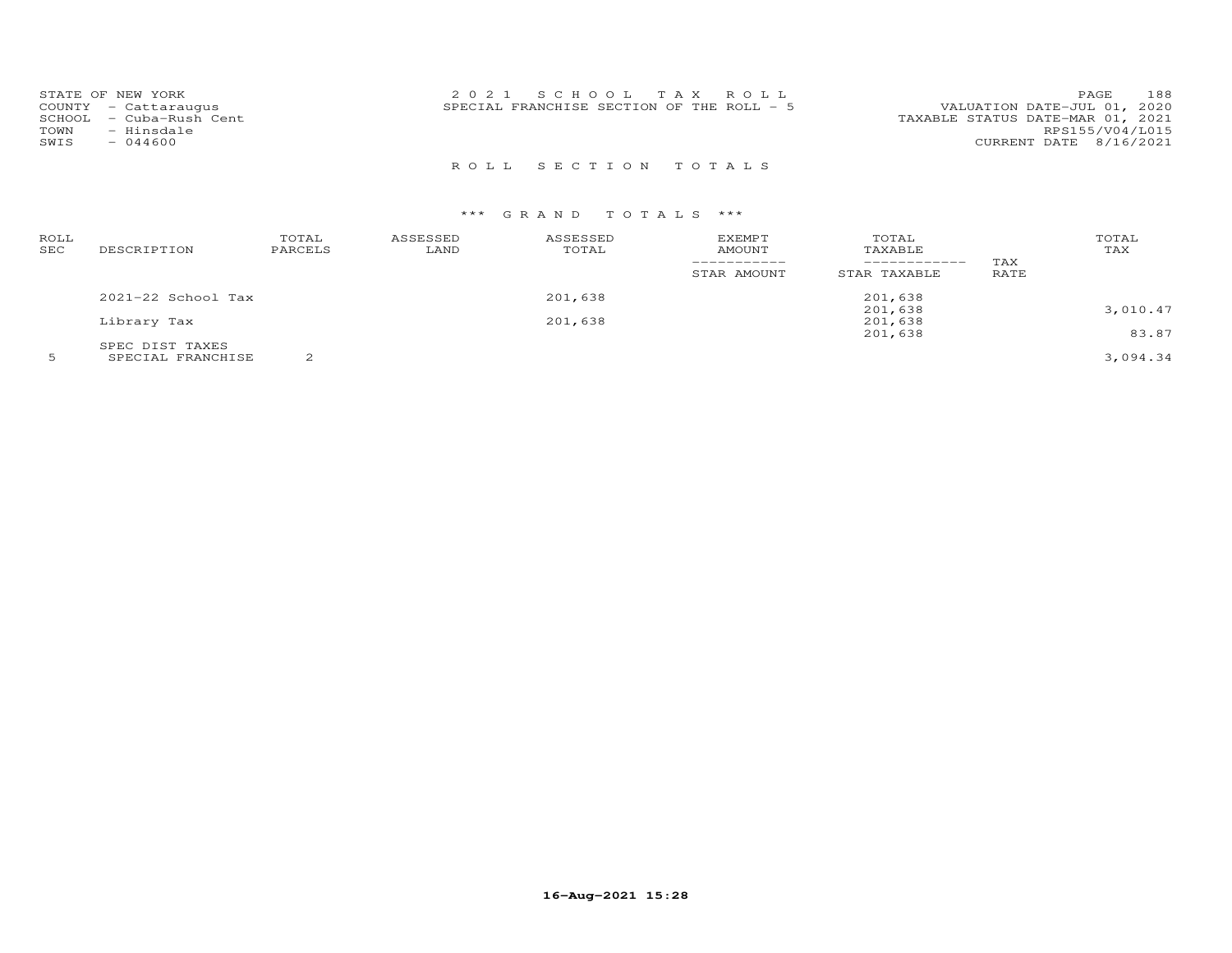STATE OF NEW YORK
COUNTY - Cattaraugus
SCHOOL - Cuba-Rush Cent
TOWN - Hinsdale
SWIS - 044600

2 0 2 1 S C H O O L T A X R O L L
SPECIAL FRANCHISE SECTION OF THE ROLL - 5

VALUATION DATE-JUL 01, 2020
TAXABLE STATUS DATE-MAR 01, 2021
RPS155/V04/L015
CURRENT DATE 8/16/2021

R O L L S E C T I O N T O T A L S

\*\*\* G R A N D T O T A L S \*\*\*

| ROLL SEC | DESCRIPTION | TOTAL PARCELS | ASSESSED LAND | ASSESSED TOTAL | EXEMPT AMOUNT / STAR AMOUNT | TOTAL TAXABLE / STAR TAXABLE | TAX RATE | TOTAL TAX |
|---|---|---|---|---|---|---|---|---|
| | 2021-22 School Tax | | | 201,638 | | 201,638 | | |
| | | | | | | 201,638 | | 3,010.47 |
| | Library Tax | | | 201,638 | | 201,638 | | |
| | | | | | | 201,638 | | 83.87 |
| | SPEC DIST TAXES | | | | | | | |
| 5 | SPECIAL FRANCHISE | 2 | | | | | | 3,094.34 |

16-Aug-2021 15:28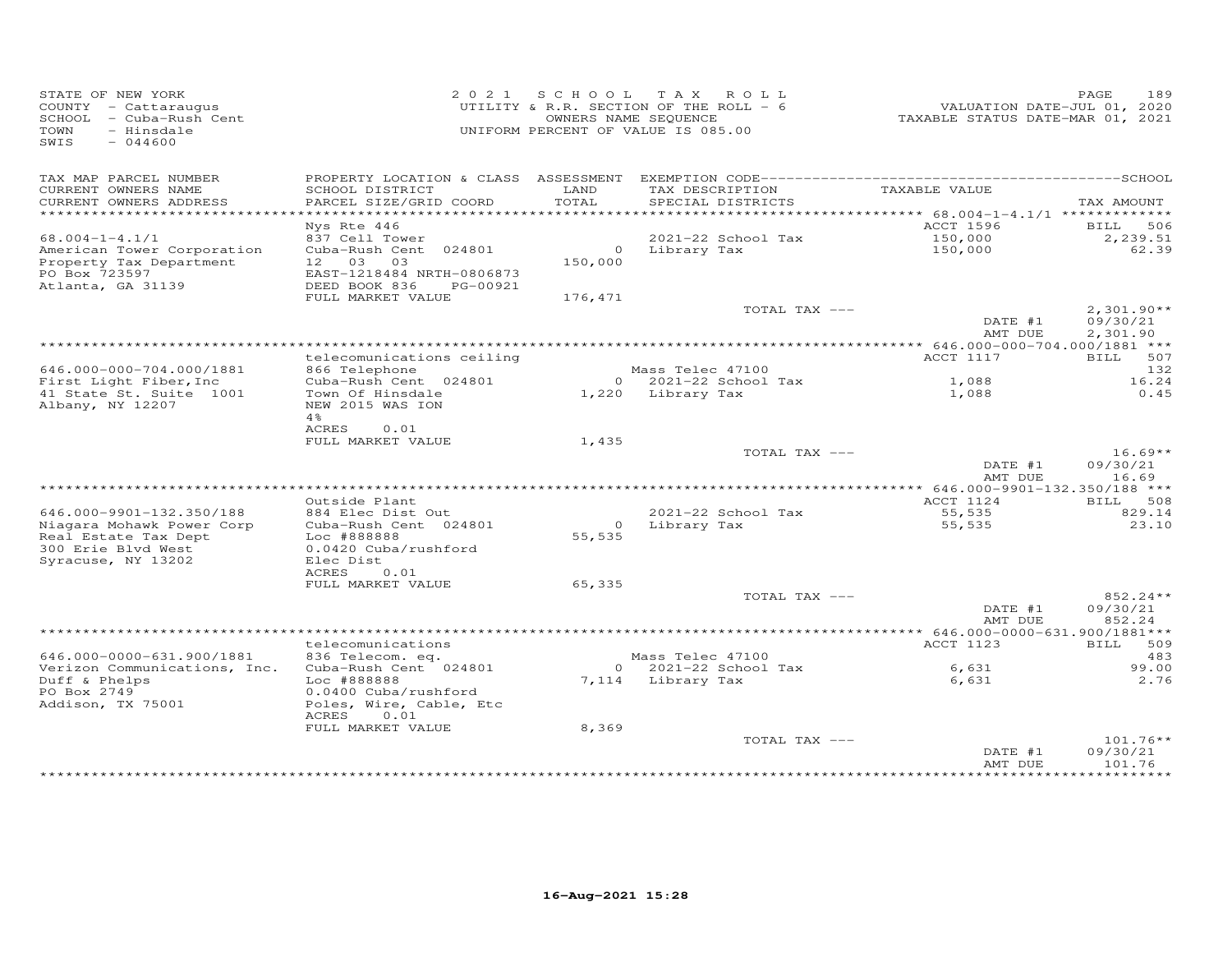STATE OF NEW YORK
COUNTY - Cattaraugus
SCHOOL - Cuba-Rush Cent
TOWN - Hinsdale
SWIS - 044600

2021 SCHOOL TAX ROLL
UTILITY & R.R. SECTION OF THE ROLL - 6
OWNERS NAME SEQUENCE
UNIFORM PERCENT OF VALUE IS 085.00

VALUATION DATE-JUL 01, 2020
TAXABLE STATUS DATE-MAR 01, 2021

| TAX MAP PARCEL NUMBER / CURRENT OWNERS NAME / CURRENT OWNERS ADDRESS | PROPERTY LOCATION & CLASS / SCHOOL DISTRICT / PARCEL SIZE/GRID COORD | ASSESSMENT LAND / TOTAL | EXEMPTION CODE / TAX DESCRIPTION / SPECIAL DISTRICTS | TAXABLE VALUE | TAX AMOUNT |
|---|---|---|---|---|---|
| **68.004-1-4.1/1** | Nys Rte 446 | | | ACCT 1596 | BILL 506 |
| 68.004-1-4.1/1 | 837 Cell Tower | | 2021-22 School Tax | 150,000 | 2,239.51 |
| American Tower Corporation | Cuba-Rush Cent 024801 | 0 | Library Tax | 150,000 | 62.39 |
| Property Tax Department | 12 03 03 | 150,000 | | | |
| PO Box 723597 | EAST-1218484 NRTH-0806873 | | | | |
| Atlanta, GA 31139 | DEED BOOK 836 PG-00921 | | | | |
| | FULL MARKET VALUE | 176,471 | | | |
| | | | TOTAL TAX --- | | 2,301.90** |
| | | | | DATE #1 | 09/30/21 |
| | | | | AMT DUE | 2,301.90 |
| **646.000-000-704.000/1881** | telecomunications ceiling | | | ACCT 1117 | BILL 507 |
| 646.000-000-704.000/1881 | 866 Telephone | | Mass Telec 47100 | | 132 |
| First Light Fiber,Inc | Cuba-Rush Cent 024801 | 0 | 2021-22 School Tax | 1,088 | 16.24 |
| 41 State St. Suite 1001 | Town Of Hinsdale | 1,220 | Library Tax | 1,088 | 0.45 |
| Albany, NY 12207 | NEW 2015 WAS ION | | | | |
| | 4% | | | | |
| | ACRES 0.01 | | | | |
| | FULL MARKET VALUE | 1,435 | | | |
| | | | TOTAL TAX --- | | 16.69** |
| | | | | DATE #1 | 09/30/21 |
| | | | | AMT DUE | 16.69 |
| **646.000-9901-132.350/188** | Outside Plant | | | ACCT 1124 | BILL 508 |
| 646.000-9901-132.350/188 | 884 Elec Dist Out | | 2021-22 School Tax | 55,535 | 829.14 |
| Niagara Mohawk Power Corp | Cuba-Rush Cent 024801 | 0 | Library Tax | 55,535 | 23.10 |
| Real Estate Tax Dept | Loc #888888 | 55,535 | | | |
| 300 Erie Blvd West | 0.0420 Cuba/rushford | | | | |
| Syracuse, NY 13202 | Elec Dist | | | | |
| | ACRES 0.01 | | | | |
| | FULL MARKET VALUE | 65,335 | | | |
| | | | TOTAL TAX --- | | 852.24** |
| | | | | DATE #1 | 09/30/21 |
| | | | | AMT DUE | 852.24 |
| **646.000-0000-631.900/1881** | telecomunications | | | ACCT 1123 | BILL 509 |
| 646.000-0000-631.900/1881 | 836 Telecom. eq. | | Mass Telec 47100 | | 483 |
| Verizon Communications, Inc. | Cuba-Rush Cent 024801 | 0 | 2021-22 School Tax | 6,631 | 99.00 |
| Duff & Phelps | Loc #888888 | 7,114 | Library Tax | 6,631 | 2.76 |
| PO Box 2749 | 0.0400 Cuba/rushford | | | | |
| Addison, TX 75001 | Poles, Wire, Cable, Etc | | | | |
| | ACRES 0.01 | | | | |
| | FULL MARKET VALUE | 8,369 | | | |
| | | | TOTAL TAX --- | | 101.76** |
| | | | | DATE #1 | 09/30/21 |
| | | | | AMT DUE | 101.76 |

16-Aug-2021 15:28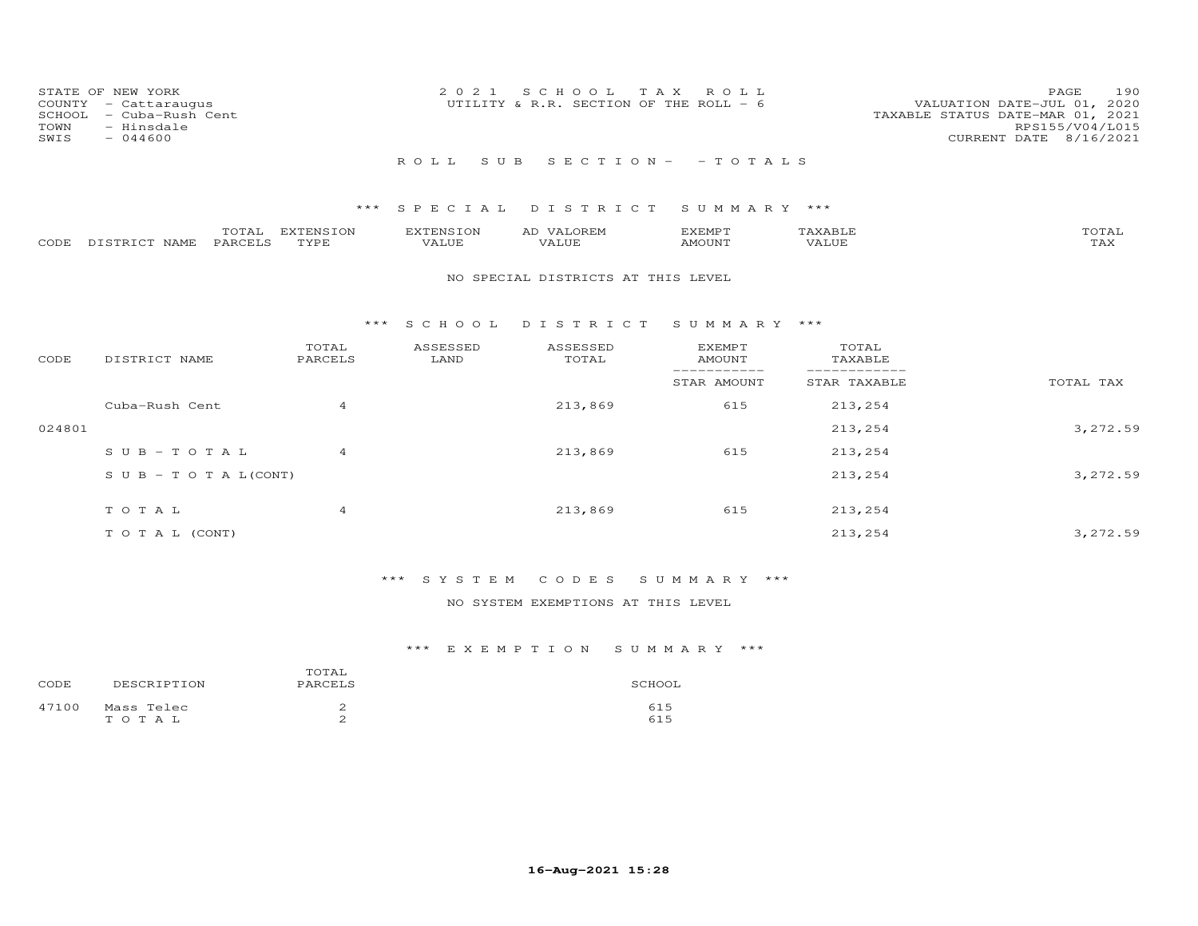STATE OF NEW YORK
COUNTY - Cattaraugus
SCHOOL - Cuba-Rush Cent
TOWN - Hinsdale
SWIS - 044600

2021 SCHOOL TAX ROLL
UTILITY & R.R. SECTION OF THE ROLL - 6

VALUATION DATE-JUL 01, 2020
TAXABLE STATUS DATE-MAR 01, 2021
RPS155/V04/L015
CURRENT DATE 8/16/2021

## ROLL SUB SECTION - - TOTALS

### *** SPECIAL DISTRICT SUMMARY ***

| CODE | DISTRICT NAME | TOTAL PARCELS | EXTENSION TYPE | EXTENSION VALUE | AD VALOREM VALUE | EXEMPT AMOUNT | TAXABLE VALUE | TOTAL TAX |
|---|---|---|---|---|---|---|---|---|

NO SPECIAL DISTRICTS AT THIS LEVEL

### *** SCHOOL DISTRICT SUMMARY ***

| CODE | DISTRICT NAME | TOTAL PARCELS | ASSESSED LAND | ASSESSED TOTAL | EXEMPT AMOUNT / STAR AMOUNT | TOTAL TAXABLE / STAR TAXABLE | TOTAL TAX |
|---|---|---|---|---|---|---|---|
| | Cuba-Rush Cent | 4 | | 213,869 | 615 | 213,254 | |
| 024801 | | | | | | 213,254 | 3,272.59 |
| | S U B - T O T A L | 4 | | 213,869 | 615 | 213,254 | |
| | S U B - T O T A L(CONT) | | | | | 213,254 | 3,272.59 |
| | T O T A L | 4 | | 213,869 | 615 | 213,254 | |
| | T O T A L (CONT) | | | | | 213,254 | 3,272.59 |

### *** SYSTEM CODES SUMMARY ***

NO SYSTEM EXEMPTIONS AT THIS LEVEL

### *** EXEMPTION SUMMARY ***

| CODE | DESCRIPTION | TOTAL PARCELS | SCHOOL |
|---|---|---|---|
| 47100 | Mass Telec | 2 | 615 |
| | T O T A L | 2 | 615 |

16-Aug-2021 15:28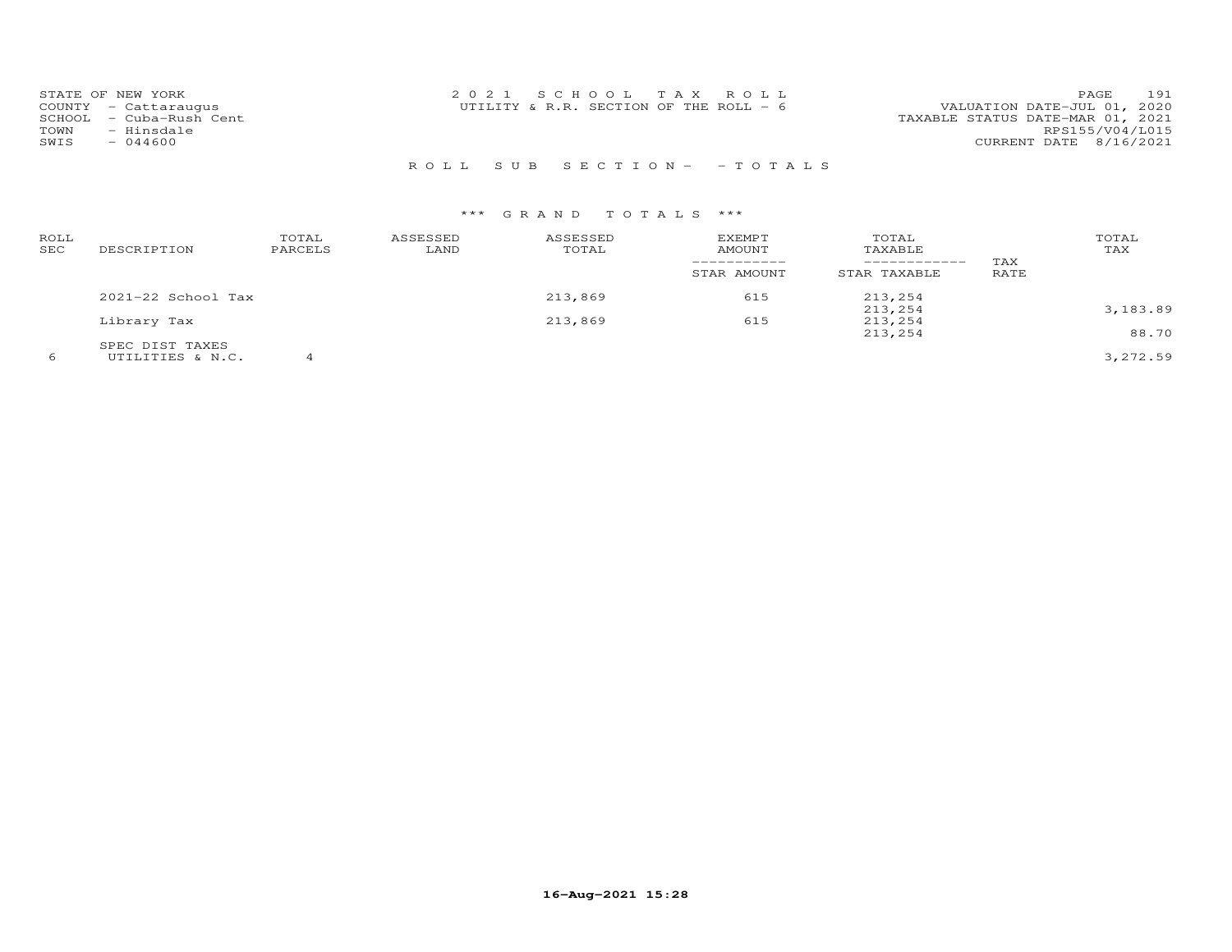STATE OF NEW YORK
COUNTY - Cattaraugus
SCHOOL - Cuba-Rush Cent
TOWN - Hinsdale
SWIS - 044600

2 0 2 1 S C H O O L T A X R O L L
UTILITY & R.R. SECTION OF THE ROLL - 6

VALUATION DATE-JUL 01, 2020
TAXABLE STATUS DATE-MAR 01, 2021
RPS155/V04/L015
CURRENT DATE 8/16/2021

R O L L S U B S E C T I O N - - T O T A L S

\*\*\* G R A N D T O T A L S \*\*\*

| ROLL SEC | DESCRIPTION | TOTAL PARCELS | ASSESSED LAND | ASSESSED TOTAL | EXEMPT AMOUNT / STAR AMOUNT | TOTAL TAXABLE / STAR TAXABLE | TAX RATE | TOTAL TAX |
|---|---|---|---|---|---|---|---|---|
| | 2021-22 School Tax | | | 213,869 | 615 | 213,254 | | |
| | | | | | | 213,254 | | 3,183.89 |
| | Library Tax | | | 213,869 | 615 | 213,254 | | |
| | | | | | | 213,254 | | 88.70 |
| | SPEC DIST TAXES | | | | | | | |
| 6 | UTILITIES & N.C. | 4 | | | | | | 3,272.59 |

16-Aug-2021 15:28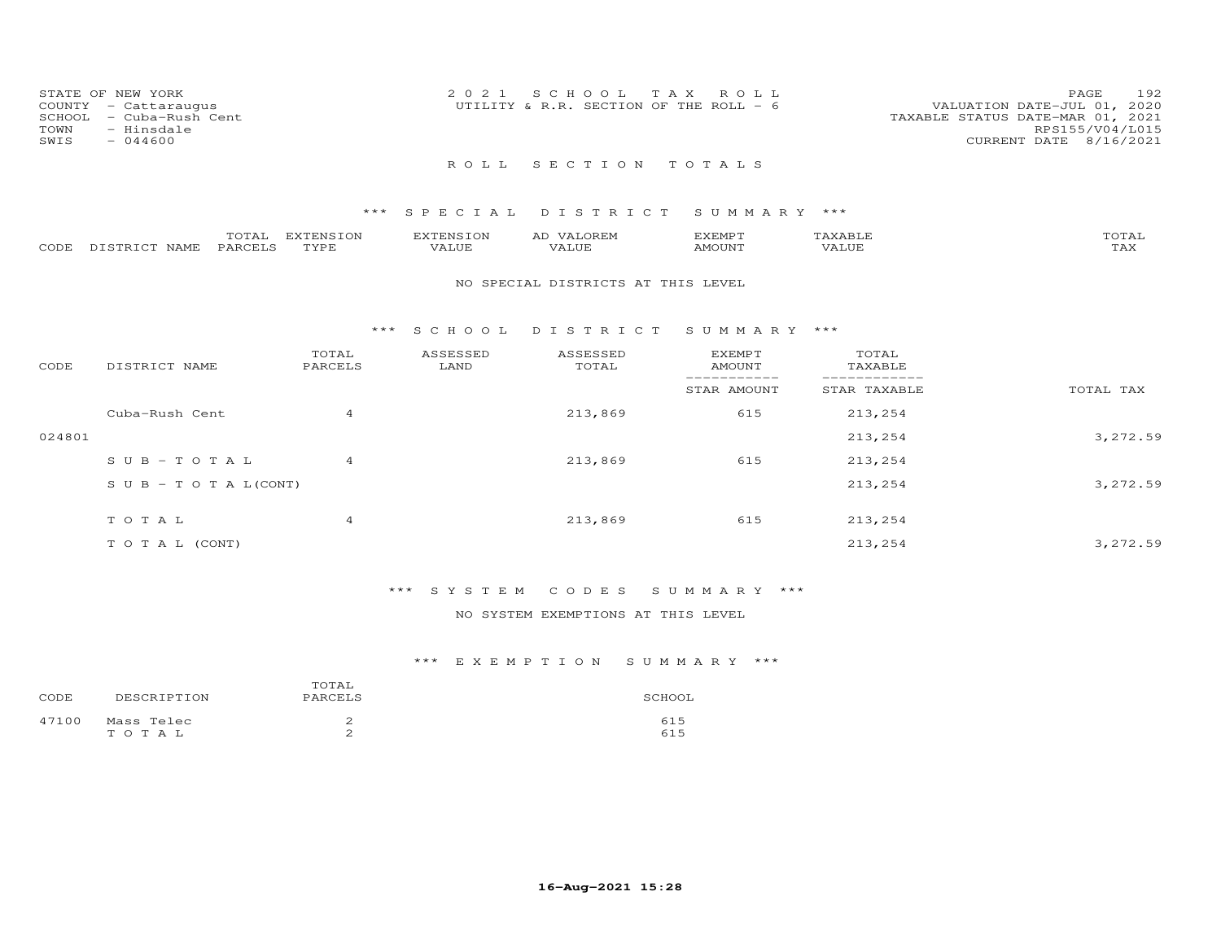STATE OF NEW YORK
COUNTY - Cattaraugus
SCHOOL - Cuba-Rush Cent
TOWN - Hinsdale
SWIS - 044600

2021 SCHOOL TAX ROLL
UTILITY & R.R. SECTION OF THE ROLL - 6

VALUATION DATE-JUL 01, 2020
TAXABLE STATUS DATE-MAR 01, 2021
RPS155/V04/L015
CURRENT DATE 8/16/2021

## ROLL SECTION TOTALS

### *** SPECIAL DISTRICT SUMMARY ***

| CODE | DISTRICT NAME | TOTAL PARCELS | EXTENSION TYPE | EXTENSION VALUE | AD VALOREM VALUE | EXEMPT AMOUNT | TAXABLE VALUE | TOTAL TAX |
|---|---|---|---|---|---|---|---|---|

NO SPECIAL DISTRICTS AT THIS LEVEL

### *** SCHOOL DISTRICT SUMMARY ***

| CODE | DISTRICT NAME | TOTAL PARCELS | ASSESSED LAND | ASSESSED TOTAL | EXEMPT AMOUNT / STAR AMOUNT | TOTAL TAXABLE / STAR TAXABLE | TOTAL TAX |
|---|---|---|---|---|---|---|---|
| | Cuba-Rush Cent | 4 | | 213,869 | 615 | 213,254 | |
| 024801 | | | | | | 213,254 | 3,272.59 |
| | SUB-TOTAL | 4 | | 213,869 | 615 | 213,254 | |
| | SUB-TOTAL(CONT) | | | | | 213,254 | 3,272.59 |
| | TOTAL | 4 | | 213,869 | 615 | 213,254 | |
| | TOTAL (CONT) | | | | | 213,254 | 3,272.59 |

### *** SYSTEM CODES SUMMARY ***

NO SYSTEM EXEMPTIONS AT THIS LEVEL

### *** EXEMPTION SUMMARY ***

| CODE | DESCRIPTION | TOTAL PARCELS | SCHOOL |
|---|---|---|---|
| 47100 | Mass Telec | 2 | 615 |
| | TOTAL | 2 | 615 |

16-Aug-2021 15:28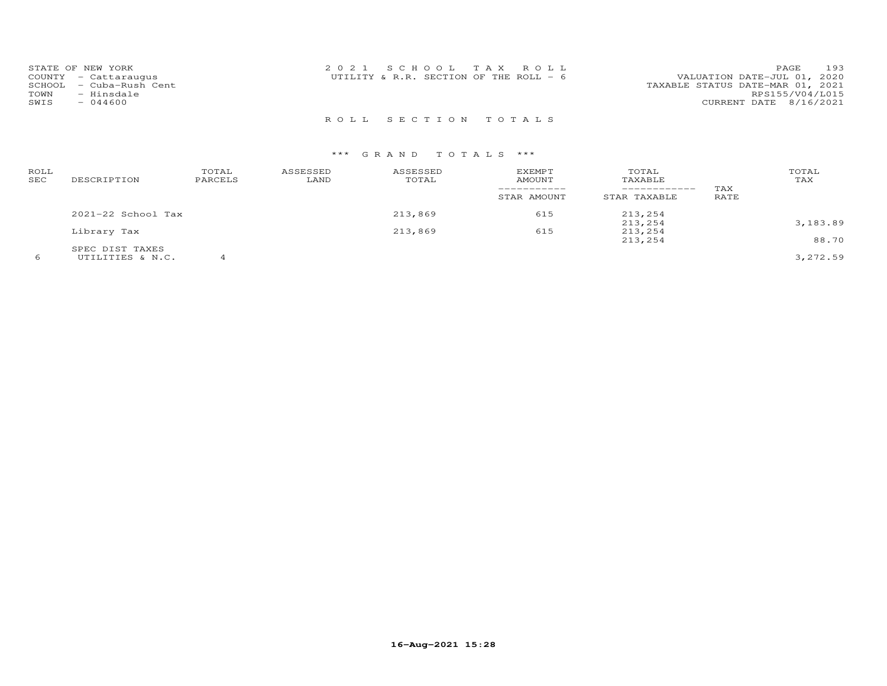STATE OF NEW YORK
COUNTY - Cattaraugus
SCHOOL - Cuba-Rush Cent
TOWN - Hinsdale
SWIS - 044600

2 0 2 1 S C H O O L T A X R O L L
UTILITY & R.R. SECTION OF THE ROLL - 6

VALUATION DATE-JUL 01, 2020
TAXABLE STATUS DATE-MAR 01, 2021
RPS155/V04/L015
CURRENT DATE 8/16/2021

R O L L S E C T I O N T O T A L S

*** G R A N D T O T A L S ***

| ROLL SEC | DESCRIPTION | TOTAL PARCELS | ASSESSED LAND | ASSESSED TOTAL | EXEMPT AMOUNT / STAR AMOUNT | TOTAL TAXABLE / STAR TAXABLE | TAX RATE | TOTAL TAX |
|---|---|---|---|---|---|---|---|---|
| | 2021-22 School Tax | | | 213,869 | 615 | 213,254 | | |
| | | | | | | 213,254 | | 3,183.89 |
| | Library Tax | | | 213,869 | 615 | 213,254 | | |
| | | | | | | 213,254 | | 88.70 |
| | SPEC DIST TAXES | | | | | | | |
| 6 | UTILITIES & N.C. | 4 | | | | | | 3,272.59 |

16-Aug-2021 15:28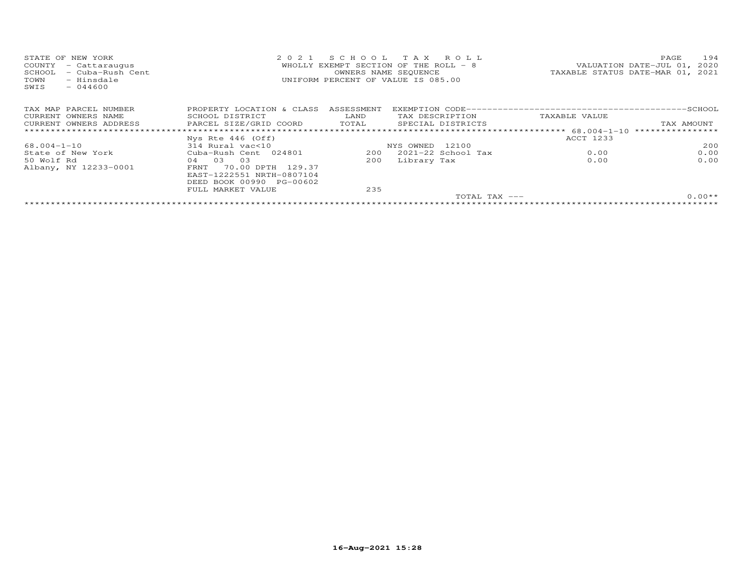STATE OF NEW YORK
COUNTY - Cattaraugus
SCHOOL - Cuba-Rush Cent
TOWN - Hinsdale
SWIS - 044600

2021 SCHOOL TAX ROLL
WHOLLY EXEMPT SECTION OF THE ROLL - 8
OWNERS NAME SEQUENCE
UNIFORM PERCENT OF VALUE IS 085.00

VALUATION DATE-JUL 01, 2020
TAXABLE STATUS DATE-MAR 01, 2021

| TAX MAP PARCEL NUMBER<br>CURRENT OWNERS NAME<br>CURRENT OWNERS ADDRESS | PROPERTY LOCATION & CLASS<br>SCHOOL DISTRICT<br>PARCEL SIZE/GRID COORD | ASSESSMENT<br>LAND<br>TOTAL | EXEMPTION CODE<br>TAX DESCRIPTION<br>SPECIAL DISTRICTS | TAXABLE VALUE | SCHOOL<br>TAX AMOUNT |
|---|---|---|---|---|---|
| 68.004-1-10 | Nys Rte 446 (Off) | | | ACCT 1233 | |
| 68.004-1-10 | 314 Rural vac<10 | | NYS OWNED 12100 | | 200 |
| State of New York | Cuba-Rush Cent 024801 | 200 | 2021-22 School Tax | 0.00 | 0.00 |
| 50 Wolf Rd | 04 03 03 | 200 | Library Tax | 0.00 | 0.00 |
| Albany, NY 12233-0001 | FRNT 70.00 DPTH 129.37 | | | | |
| | EAST-1222551 NRTH-0807104 | | | | |
| | DEED BOOK 00990 PG-00602 | | | | |
| | FULL MARKET VALUE | 235 | | | |
| | | | TOTAL TAX --- | | 0.00** |

16-Aug-2021 15:28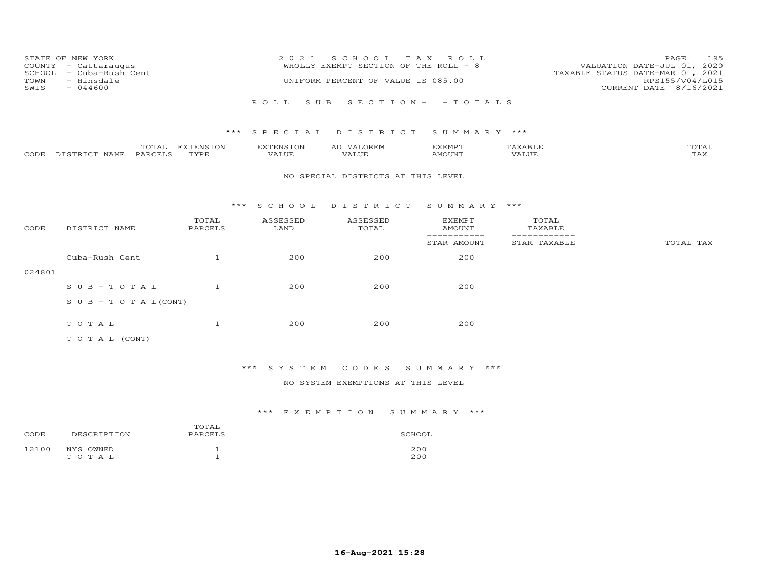STATE OF NEW YORK
COUNTY - Cattaraugus
SCHOOL - Cuba-Rush Cent
TOWN - Hinsdale
SWIS - 044600

2021 SCHOOL TAX ROLL
WHOLLY EXEMPT SECTION OF THE ROLL - 8
UNIFORM PERCENT OF VALUE IS 085.00

VALUATION DATE-JUL 01, 2020
TAXABLE STATUS DATE-MAR 01, 2021
RPS155/V04/L015
CURRENT DATE 8/16/2021

ROLL SUB SECTION- - TOTALS

### *** SPECIAL DISTRICT SUMMARY ***

| CODE | DISTRICT NAME | TOTAL PARCELS | EXTENSION TYPE | EXTENSION VALUE | AD VALOREM VALUE | EXEMPT AMOUNT | TAXABLE VALUE | TOTAL TAX |
|---|---|---|---|---|---|---|---|---|

NO SPECIAL DISTRICTS AT THIS LEVEL

### *** SCHOOL DISTRICT SUMMARY ***

| CODE | DISTRICT NAME | TOTAL PARCELS | ASSESSED LAND | ASSESSED TOTAL | EXEMPT AMOUNT / STAR AMOUNT | TOTAL TAXABLE / STAR TAXABLE | TOTAL TAX |
|---|---|---|---|---|---|---|---|
| 024801 | Cuba-Rush Cent | 1 | 200 | 200 | 200 | | |
| | SUB-TOTAL | 1 | 200 | 200 | 200 | | |
| | SUB-TOTAL(CONT) | | | | | | |
| | TOTAL | 1 | 200 | 200 | 200 | | |
| | TOTAL (CONT) | | | | | | |

### *** SYSTEM CODES SUMMARY ***

NO SYSTEM EXEMPTIONS AT THIS LEVEL

### *** EXEMPTION SUMMARY ***

| CODE | DESCRIPTION | TOTAL PARCELS | SCHOOL |
|---|---|---|---|
| 12100 | NYS OWNED | 1 | 200 |
| | TOTAL | 1 | 200 |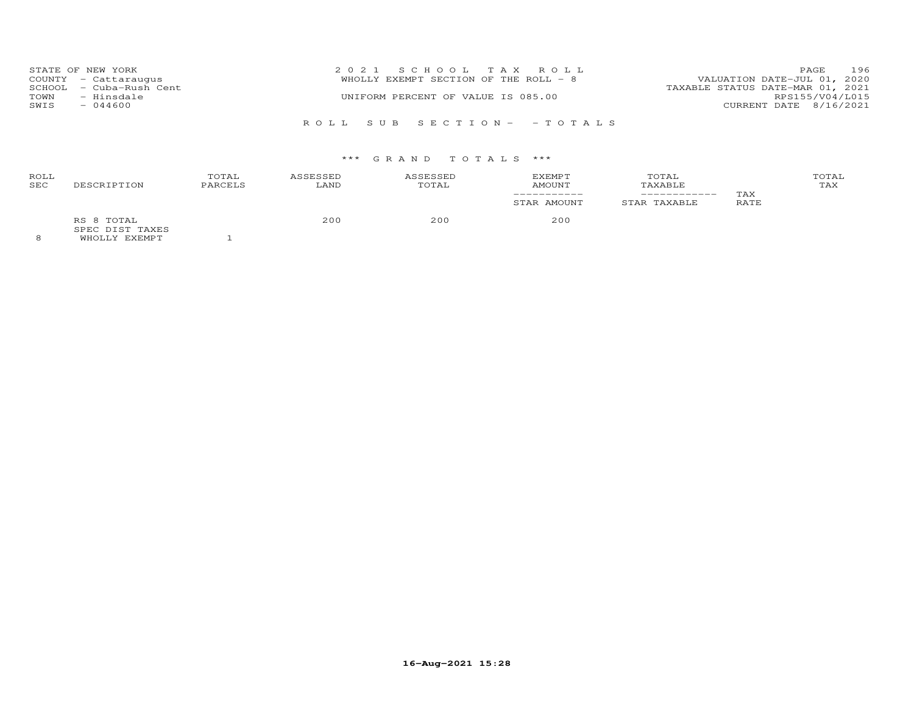STATE OF NEW YORK
COUNTY - Cattaraugus
SCHOOL - Cuba-Rush Cent
TOWN - Hinsdale
SWIS - 044600

2 0 2 1 S C H O O L T A X R O L L
WHOLLY EXEMPT SECTION OF THE ROLL - 8
UNIFORM PERCENT OF VALUE IS 085.00

VALUATION DATE-JUL 01, 2020
TAXABLE STATUS DATE-MAR 01, 2021
RPS155/V04/L015
CURRENT DATE 8/16/2021

R O L L S U B S E C T I O N - - T O T A L S

\*\*\* G R A N D T O T A L S \*\*\*

| ROLL SEC | DESCRIPTION | TOTAL PARCELS | ASSESSED LAND | ASSESSED TOTAL | EXEMPT AMOUNT / STAR AMOUNT | TOTAL TAXABLE / STAR TAXABLE | TAX RATE | TOTAL TAX |
|---|---|---|---|---|---|---|---|---|
| | RS 8 TOTAL | | 200 | 200 | 200 | | | |
| | SPEC DIST TAXES | | | | | | | |
| 8 | WHOLLY EXEMPT | 1 | | | | | | |

16-Aug-2021 15:28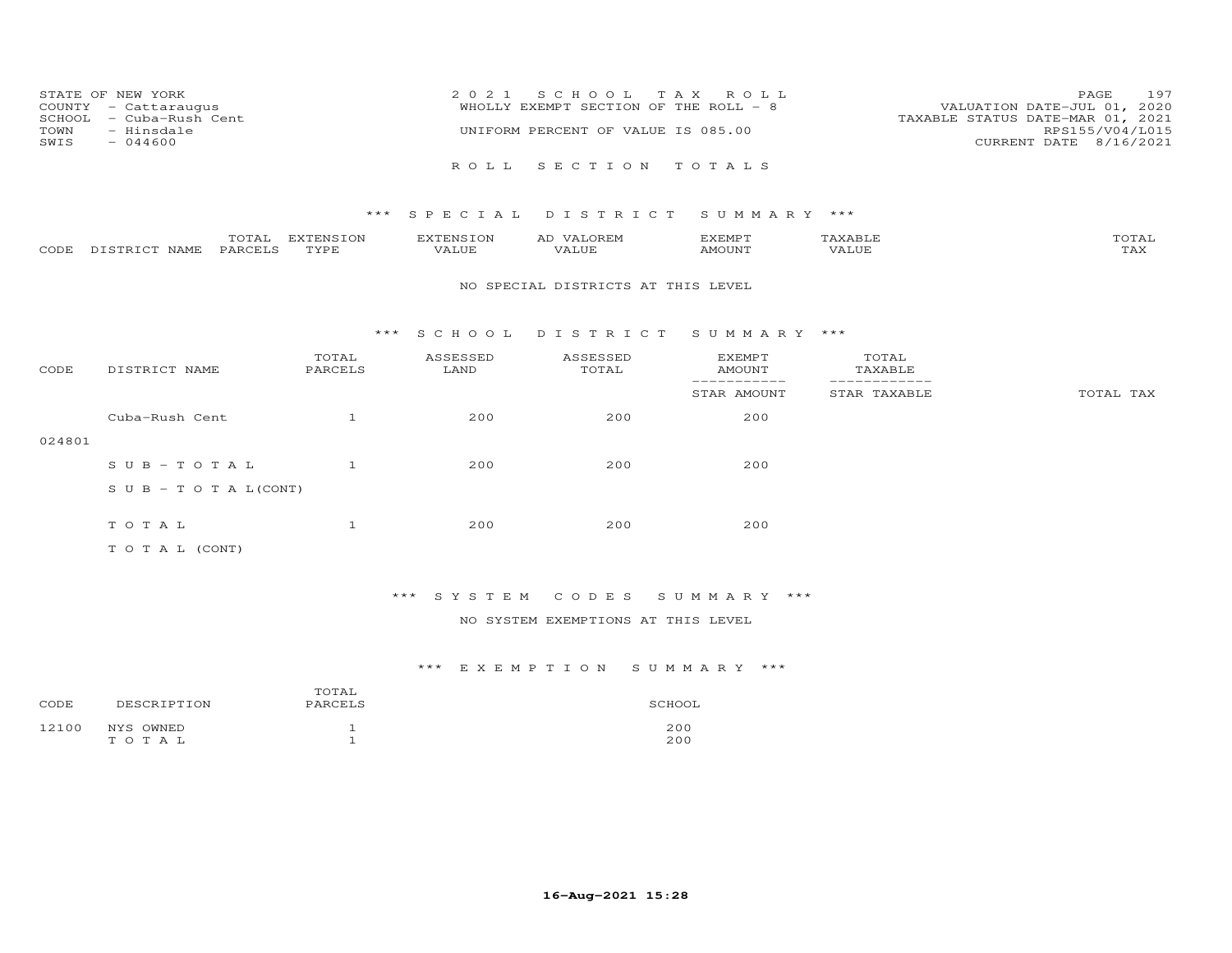STATE OF NEW YORK
COUNTY - Cattaraugus
SCHOOL - Cuba-Rush Cent
TOWN - Hinsdale
SWIS - 044600

2021 SCHOOL TAX ROLL
WHOLLY EXEMPT SECTION OF THE ROLL - 8
UNIFORM PERCENT OF VALUE IS 085.00

VALUATION DATE-JUL 01, 2020
TAXABLE STATUS DATE-MAR 01, 2021
RPS155/V04/L015
CURRENT DATE 8/16/2021

## ROLL SECTION TOTALS

### *** SPECIAL DISTRICT SUMMARY ***

| CODE | DISTRICT NAME | TOTAL PARCELS | EXTENSION TYPE | EXTENSION VALUE | AD VALOREM VALUE | EXEMPT AMOUNT | TAXABLE VALUE | TOTAL TAX |
|---|---|---|---|---|---|---|---|---|

NO SPECIAL DISTRICTS AT THIS LEVEL

### *** SCHOOL DISTRICT SUMMARY ***

| CODE | DISTRICT NAME | TOTAL PARCELS | ASSESSED LAND | ASSESSED TOTAL | EXEMPT AMOUNT / STAR AMOUNT | TOTAL TAXABLE / STAR TAXABLE | TOTAL TAX |
|---|---|---|---|---|---|---|---|
| 024801 | Cuba-Rush Cent | 1 | 200 | 200 | 200 | | |
| | S U B - T O T A L | 1 | 200 | 200 | 200 | | |
| | S U B - T O T A L(CONT) | | | | | | |
| | T O T A L | 1 | 200 | 200 | 200 | | |
| | T O T A L (CONT) | | | | | | |

### *** SYSTEM CODES SUMMARY ***

NO SYSTEM EXEMPTIONS AT THIS LEVEL

### *** EXEMPTION SUMMARY ***

| CODE | DESCRIPTION | TOTAL PARCELS | SCHOOL |
|---|---|---|---|
| 12100 | NYS OWNED | 1 | 200 |
| | T O T A L | 1 | 200 |

16-Aug-2021 15:28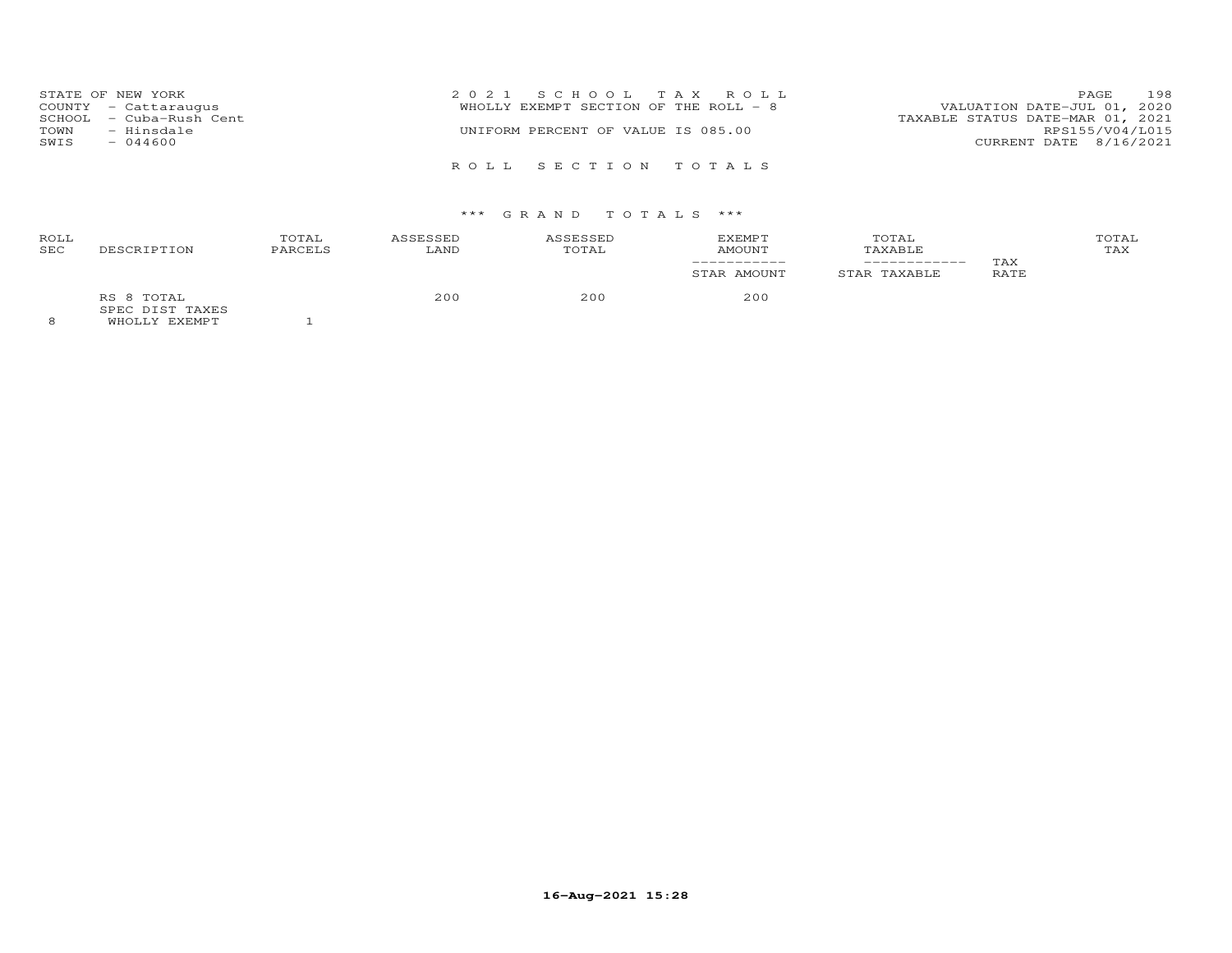STATE OF NEW YORK
COUNTY - Cattaraugus
SCHOOL - Cuba-Rush Cent
TOWN - Hinsdale
SWIS - 044600

2 0 2 1 S C H O O L T A X R O L L
WHOLLY EXEMPT SECTION OF THE ROLL - 8

UNIFORM PERCENT OF VALUE IS 085.00

VALUATION DATE-JUL 01, 2020
TAXABLE STATUS DATE-MAR 01, 2021
RPS155/V04/L015
CURRENT DATE 8/16/2021

R O L L S E C T I O N T O T A L S

\*\*\* G R A N D T O T A L S \*\*\*

| ROLL SEC | DESCRIPTION | TOTAL PARCELS | ASSESSED LAND | ASSESSED TOTAL | EXEMPT AMOUNT ----------- STAR AMOUNT | TOTAL TAXABLE ------------ STAR TAXABLE | TAX RATE | TOTAL TAX |
|---|---|---|---|---|---|---|---|---|
| | RS 8 TOTAL | | 200 | 200 | 200 | | | |
| | SPEC DIST TAXES | | | | | | | |
| 8 | WHOLLY EXEMPT | 1 | | | | | | |

16-Aug-2021 15:28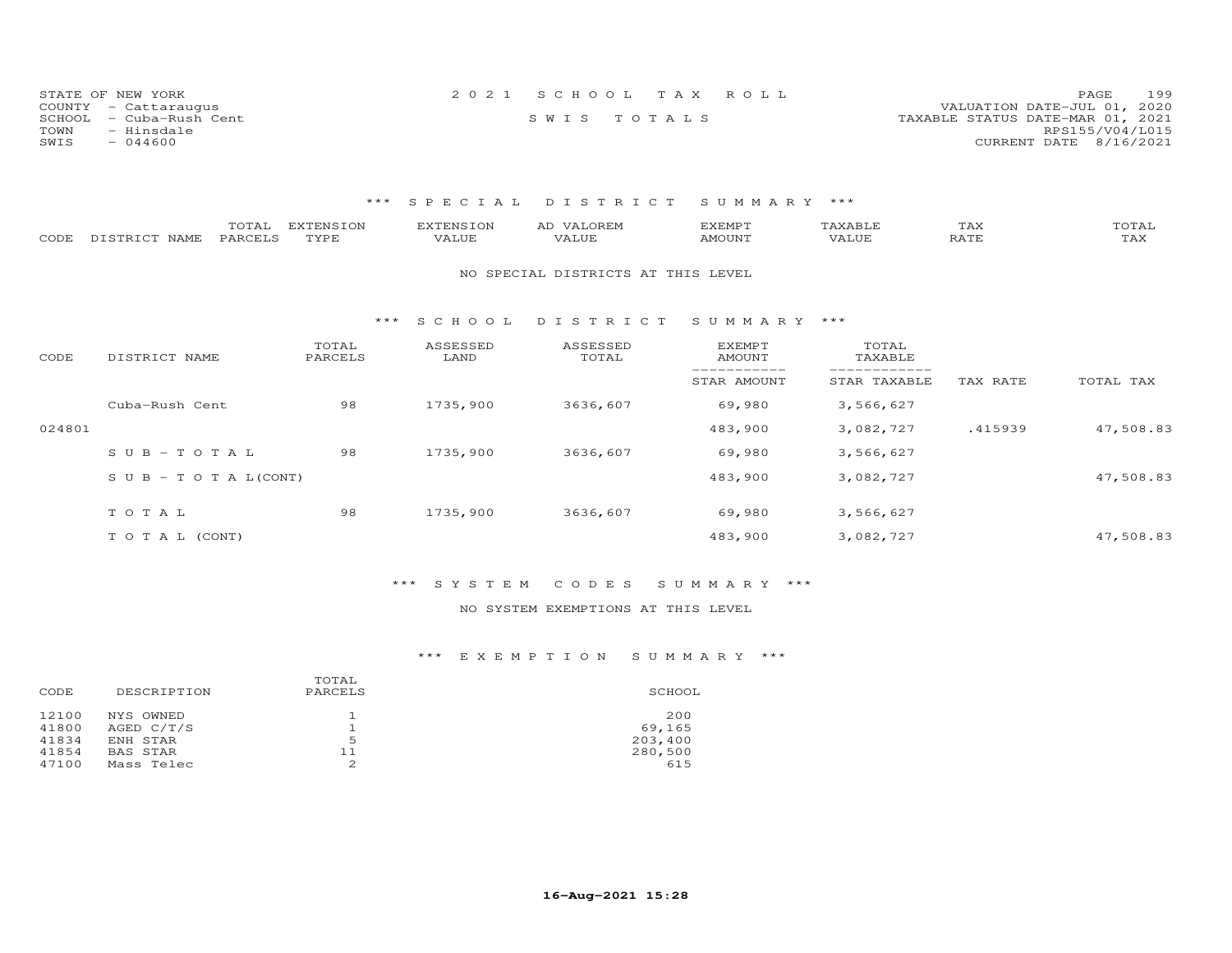STATE OF NEW YORK
COUNTY - Cattaraugus
SCHOOL - Cuba-Rush Cent
TOWN - Hinsdale
SWIS - 044600

2021 SCHOOL TAX ROLL
SWIS TOTALS

VALUATION DATE-JUL 01, 2020
TAXABLE STATUS DATE-MAR 01, 2021
RPS155/V04/L015
CURRENT DATE 8/16/2021

### *** SPECIAL DISTRICT SUMMARY ***

| CODE | DISTRICT NAME | TOTAL PARCELS | EXTENSION TYPE | EXTENSION VALUE | AD VALOREM VALUE | EXEMPT AMOUNT | TAXABLE VALUE | TAX RATE | TOTAL TAX |
|---|---|---|---|---|---|---|---|---|---|

NO SPECIAL DISTRICTS AT THIS LEVEL

### *** SCHOOL DISTRICT SUMMARY ***

| CODE | DISTRICT NAME | TOTAL PARCELS | ASSESSED LAND | ASSESSED TOTAL | EXEMPT AMOUNT / STAR AMOUNT | TOTAL TAXABLE / STAR TAXABLE | TAX RATE | TOTAL TAX |
|---|---|---|---|---|---|---|---|---|
| | Cuba-Rush Cent | 98 | 1735,900 | 3636,607 | 69,980 | 3,566,627 | | |
| 024801 | | | | | 483,900 | 3,082,727 | .415939 | 47,508.83 |
| | SUB-TOTAL | 98 | 1735,900 | 3636,607 | 69,980 | 3,566,627 | | |
| | SUB-TOTAL(CONT) | | | | 483,900 | 3,082,727 | | 47,508.83 |
| | TOTAL | 98 | 1735,900 | 3636,607 | 69,980 | 3,566,627 | | |
| | TOTAL (CONT) | | | | 483,900 | 3,082,727 | | 47,508.83 |

### *** SYSTEM CODES SUMMARY ***

NO SYSTEM EXEMPTIONS AT THIS LEVEL

### *** EXEMPTION SUMMARY ***

| CODE | DESCRIPTION | TOTAL PARCELS | SCHOOL |
|---|---|---|---|
| 12100 | NYS OWNED | 1 | 200 |
| 41800 | AGED C/T/S | 1 | 69,165 |
| 41834 | ENH STAR | 5 | 203,400 |
| 41854 | BAS STAR | 11 | 280,500 |
| 47100 | Mass Telec | 2 | 615 |

16-Aug-2021 15:28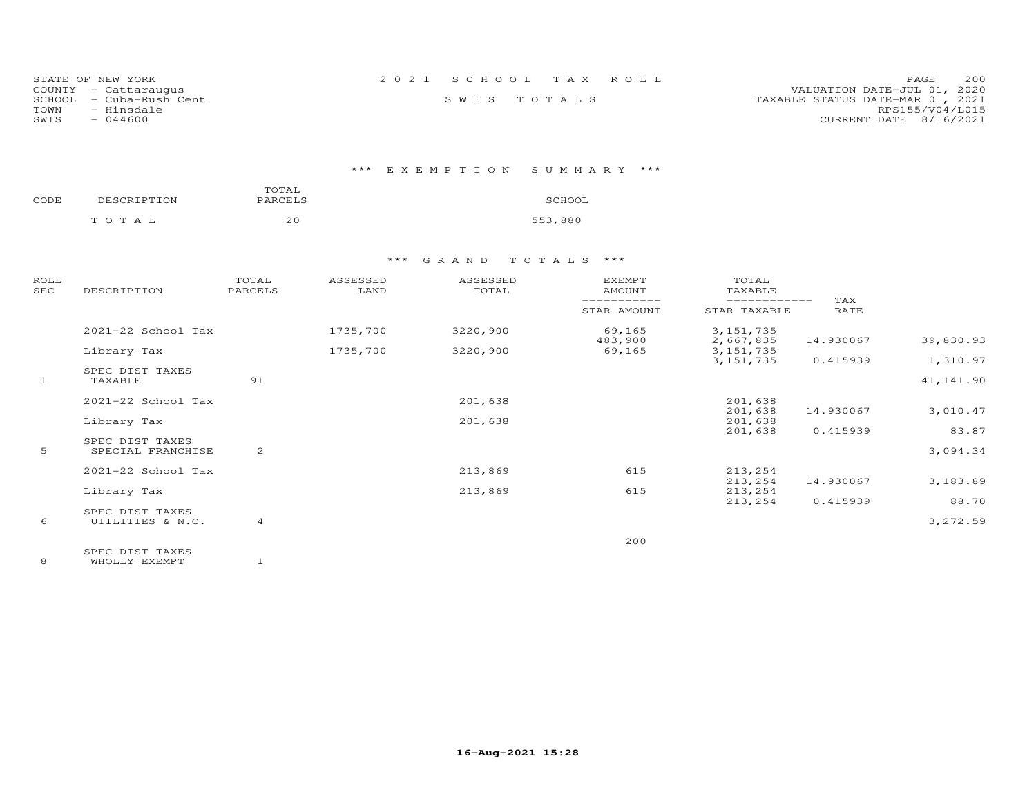STATE OF NEW YORK
COUNTY - Cattaraugus
SCHOOL - Cuba-Rush Cent
TOWN - Hinsdale
SWIS - 044600

2021 SCHOOL TAX ROLL

SWIS TOTALS

VALUATION DATE-JUL 01, 2020
TAXABLE STATUS DATE-MAR 01, 2021
RPS155/V04/L015
CURRENT DATE 8/16/2021

### *** EXEMPTION SUMMARY ***

| CODE | DESCRIPTION | TOTAL PARCELS | SCHOOL |
|---|---|---|---|
| | TOTAL | 20 | 553,880 |

### *** GRAND TOTALS ***

| ROLL SEC | DESCRIPTION | TOTAL PARCELS | ASSESSED LAND | ASSESSED TOTAL | EXEMPT AMOUNT / STAR AMOUNT | TOTAL TAXABLE / STAR TAXABLE | TAX RATE | |
|---|---|---|---|---|---|---|---|---|
| | 2021-22 School Tax | | 1735,700 | 3220,900 | 69,165 | 3,151,735 | | |
| | | | | | 483,900 | 2,667,835 | 14.930067 | 39,830.93 |
| | Library Tax | | 1735,700 | 3220,900 | 69,165 | 3,151,735 | | |
| | | | | | | 3,151,735 | 0.415939 | 1,310.97 |
| | SPEC DIST TAXES | | | | | | | |
| 1 | TAXABLE | 91 | | | | | | 41,141.90 |
| | 2021-22 School Tax | | | 201,638 | | 201,638 | | |
| | | | | | | 201,638 | 14.930067 | 3,010.47 |
| | Library Tax | | | 201,638 | | 201,638 | | |
| | | | | | | 201,638 | 0.415939 | 83.87 |
| | SPEC DIST TAXES | | | | | | | |
| 5 | SPECIAL FRANCHISE | 2 | | | | | | 3,094.34 |
| | 2021-22 School Tax | | | 213,869 | 615 | 213,254 | | |
| | | | | | | 213,254 | 14.930067 | 3,183.89 |
| | Library Tax | | | 213,869 | 615 | 213,254 | | |
| | | | | | | 213,254 | 0.415939 | 88.70 |
| | SPEC DIST TAXES | | | | | | | |
| 6 | UTILITIES & N.C. | 4 | | | | | | 3,272.59 |
| | | | | | 200 | | | |
| | SPEC DIST TAXES | | | | | | | |
| 8 | WHOLLY EXEMPT | 1 | | | | | | |

16-Aug-2021 15:28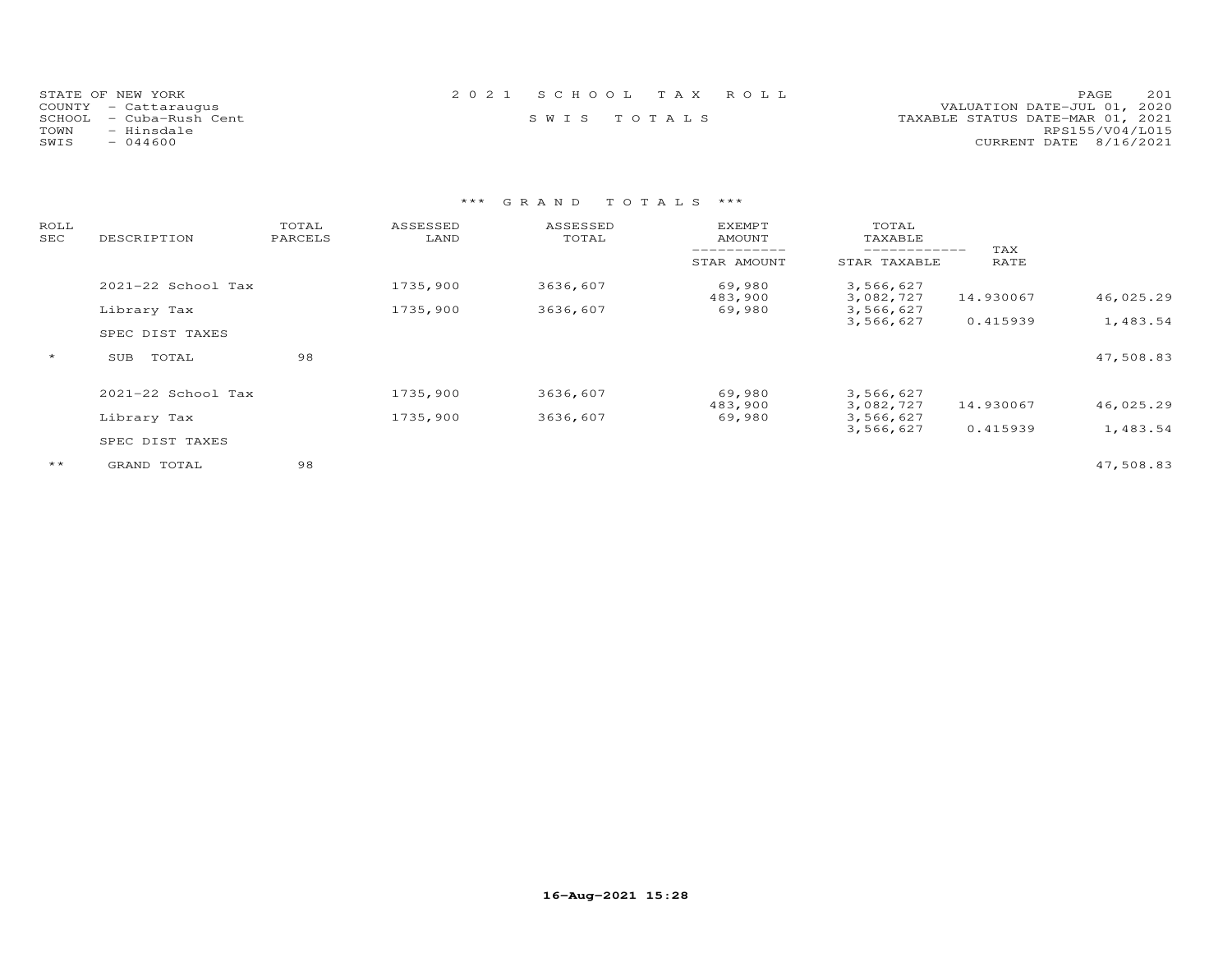STATE OF NEW YORK
COUNTY - Cattaraugus
SCHOOL - Cuba-Rush Cent
TOWN - Hinsdale
SWIS - 044600

2021 SCHOOL TAX ROLL

SWIS TOTALS

VALUATION DATE-JUL 01, 2020
TAXABLE STATUS DATE-MAR 01, 2021
RPS155/V04/L015
CURRENT DATE 8/16/2021

### *** GRAND TOTALS ***

| ROLL SEC | DESCRIPTION | TOTAL PARCELS | ASSESSED LAND | ASSESSED TOTAL | EXEMPT AMOUNT / STAR AMOUNT | TOTAL TAXABLE / STAR TAXABLE | TAX RATE | |
|---|---|---|---|---|---|---|---|---|
| | 2021-22 School Tax | | 1735,900 | 3636,607 | 69,980 | 3,566,627 | | |
| | | | | | 483,900 | 3,082,727 | 14.930067 | 46,025.29 |
| | Library Tax | | 1735,900 | 3636,607 | 69,980 | 3,566,627 | | |
| | | | | | | 3,566,627 | 0.415939 | 1,483.54 |
| | SPEC DIST TAXES | | | | | | | |
| * | SUB TOTAL | 98 | | | | | | 47,508.83 |
| | 2021-22 School Tax | | 1735,900 | 3636,607 | 69,980 | 3,566,627 | | |
| | | | | | 483,900 | 3,082,727 | 14.930067 | 46,025.29 |
| | Library Tax | | 1735,900 | 3636,607 | 69,980 | 3,566,627 | | |
| | | | | | | 3,566,627 | 0.415939 | 1,483.54 |
| | SPEC DIST TAXES | | | | | | | |
| ** | GRAND TOTAL | 98 | | | | | | 47,508.83 |

16-Aug-2021 15:28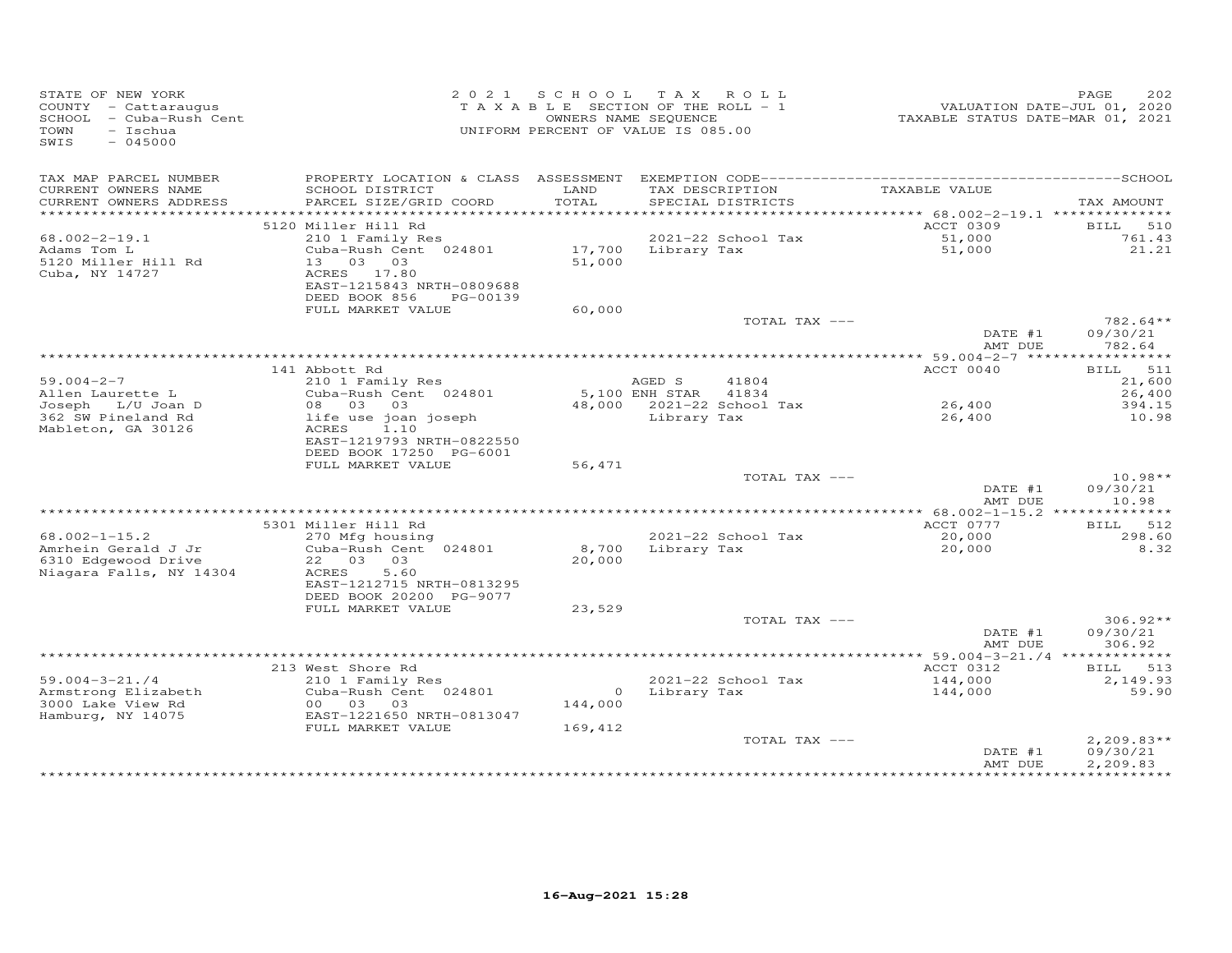STATE OF NEW YORK
COUNTY - Cattaraugus
SCHOOL - Cuba-Rush Cent
TOWN - Ischua
SWIS - 045000

2021 SCHOOL TAX ROLL
TAXABLE SECTION OF THE ROLL - 1
OWNERS NAME SEQUENCE
UNIFORM PERCENT OF VALUE IS 085.00

VALUATION DATE-JUL 01, 2020
TAXABLE STATUS DATE-MAR 01, 2021

| TAX MAP PARCEL NUMBER / CURRENT OWNERS NAME / CURRENT OWNERS ADDRESS | PROPERTY LOCATION & CLASS / SCHOOL DISTRICT / PARCEL SIZE/GRID COORD | ASSESSMENT LAND / TOTAL | EXEMPTION CODE / TAX DESCRIPTION / SPECIAL DISTRICTS | TAXABLE VALUE | TAX AMOUNT |
|---|---|---|---|---|---|
| | 5120 Miller Hill Rd | | | ACCT 0309 | BILL 510 |
| 68.002-2-19.1 | 210 1 Family Res | | 2021-22 School Tax | 51,000 | 761.43 |
| Adams Tom L | Cuba-Rush Cent 024801 | 17,700 | Library Tax | 51,000 | 21.21 |
| 5120 Miller Hill Rd | 13 03 03 | 51,000 | | | |
| Cuba, NY 14727 | ACRES 17.80 | | | | |
| | EAST-1215843 NRTH-0809688 | | | | |
| | DEED BOOK 856 PG-00139 | | | | |
| | FULL MARKET VALUE | 60,000 | | | |
| | | | TOTAL TAX --- | | 782.64** |
| | | | | DATE #1 | 09/30/21 |
| | | | | AMT DUE | 782.64 |
| | 141 Abbott Rd | | | ACCT 0040 | BILL 511 |
| 59.004-2-7 | 210 1 Family Res | | AGED S 41804 | | 21,600 |
| Allen Laurette L | Cuba-Rush Cent 024801 | 5,100 | ENH STAR 41834 | | 26,400 |
| Joseph L/U Joan D | 08 03 03 | 48,000 | 2021-22 School Tax | 26,400 | 394.15 |
| 362 SW Pineland Rd | life use joan joseph | | Library Tax | 26,400 | 10.98 |
| Mableton, GA 30126 | ACRES 1.10 | | | | |
| | EAST-1219793 NRTH-0822550 | | | | |
| | DEED BOOK 17250 PG-6001 | | | | |
| | FULL MARKET VALUE | 56,471 | | | |
| | | | TOTAL TAX --- | | 10.98** |
| | | | | DATE #1 | 09/30/21 |
| | | | | AMT DUE | 10.98 |
| | 5301 Miller Hill Rd | | | ACCT 0777 | BILL 512 |
| 68.002-1-15.2 | 270 Mfg housing | | 2021-22 School Tax | 20,000 | 298.60 |
| Amrhein Gerald J Jr | Cuba-Rush Cent 024801 | 8,700 | Library Tax | 20,000 | 8.32 |
| 6310 Edgewood Drive | 22 03 03 | 20,000 | | | |
| Niagara Falls, NY 14304 | ACRES 5.60 | | | | |
| | EAST-1212715 NRTH-0813295 | | | | |
| | DEED BOOK 20200 PG-9077 | | | | |
| | FULL MARKET VALUE | 23,529 | | | |
| | | | TOTAL TAX --- | | 306.92** |
| | | | | DATE #1 | 09/30/21 |
| | | | | AMT DUE | 306.92 |
| | 213 West Shore Rd | | | ACCT 0312 | BILL 513 |
| 59.004-3-21./4 | 210 1 Family Res | | 2021-22 School Tax | 144,000 | 2,149.93 |
| Armstrong Elizabeth | Cuba-Rush Cent 024801 | 0 | Library Tax | 144,000 | 59.90 |
| 3000 Lake View Rd | 00 03 03 | 144,000 | | | |
| Hamburg, NY 14075 | EAST-1221650 NRTH-0813047 | | | | |
| | FULL MARKET VALUE | 169,412 | | | |
| | | | TOTAL TAX --- | | 2,209.83** |
| | | | | DATE #1 | 09/30/21 |
| | | | | AMT DUE | 2,209.83 |

16-Aug-2021 15:28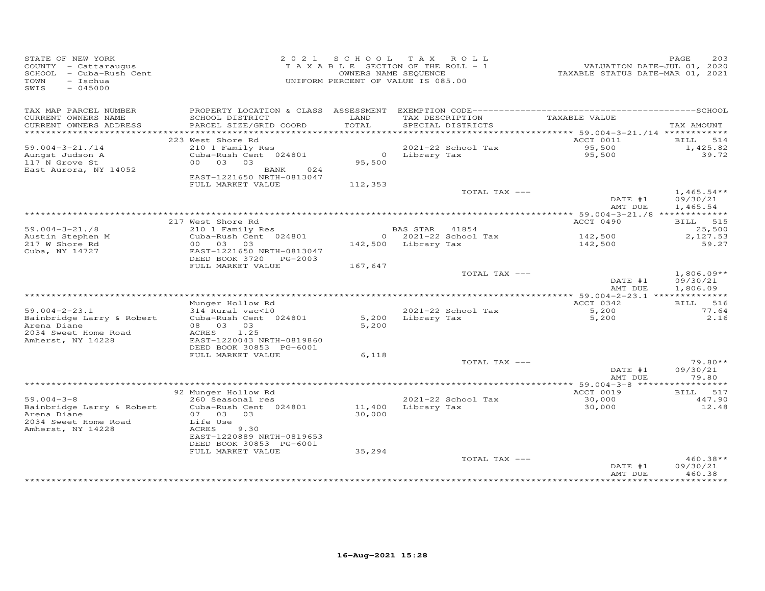STATE OF NEW YORK
COUNTY - Cattaraugus
SCHOOL - Cuba-Rush Cent
TOWN - Ischua
SWIS - 045000

2021 SCHOOL TAX ROLL
TAXABLE SECTION OF THE ROLL - 1
OWNERS NAME SEQUENCE
UNIFORM PERCENT OF VALUE IS 085.00

VALUATION DATE-JUL 01, 2020
TAXABLE STATUS DATE-MAR 01, 2021

| TAX MAP PARCEL NUMBER / CURRENT OWNERS NAME / CURRENT OWNERS ADDRESS | PROPERTY LOCATION & CLASS / SCHOOL DISTRICT / PARCEL SIZE/GRID COORD | ASSESSMENT LAND / TOTAL | EXEMPTION CODE / TAX DESCRIPTION / SPECIAL DISTRICTS | TAXABLE VALUE | TAX AMOUNT |
|---|---|---|---|---|---|
| 59.004-3-21./14 | 223 West Shore Rd | | | ACCT 0011 | BILL 514 |
| Aungst Judson A | 210 1 Family Res | | 2021-22 School Tax | 95,500 | 1,425.82 |
| 117 N Grove St | Cuba-Rush Cent 024801 | 0 | Library Tax | 95,500 | 39.72 |
| East Aurora, NY 14052 | 00 03 03 | 95,500 | | | |
| | BANK 024 | | | | |
| | EAST-1221650 NRTH-0813047 | | | | |
| | FULL MARKET VALUE | 112,353 | | | |
| | | | TOTAL TAX --- | | 1,465.54** |
| | | | | DATE #1 | 09/30/21 |
| | | | | AMT DUE | 1,465.54 |
| 59.004-3-21./8 | 217 West Shore Rd | | | ACCT 0490 | BILL 515 |
| Austin Stephen M | 210 1 Family Res | | BAS STAR 41854 | | 25,500 |
| 217 W Shore Rd | Cuba-Rush Cent 024801 | 0 | 2021-22 School Tax | 142,500 | 2,127.53 |
| Cuba, NY 14727 | 00 03 03 | 142,500 | Library Tax | 142,500 | 59.27 |
| | EAST-1221650 NRTH-0813047 | | | | |
| | DEED BOOK 3720 PG-2003 | | | | |
| | FULL MARKET VALUE | 167,647 | | | |
| | | | TOTAL TAX --- | | 1,806.09** |
| | | | | DATE #1 | 09/30/21 |
| | | | | AMT DUE | 1,806.09 |
| 59.004-2-23.1 | Munger Hollow Rd | | | ACCT 0342 | BILL 516 |
| Bainbridge Larry & Robert | 314 Rural vac<10 | | 2021-22 School Tax | 5,200 | 77.64 |
| Arena Diane | Cuba-Rush Cent 024801 | 5,200 | Library Tax | 5,200 | 2.16 |
| 2034 Sweet Home Road | 08 03 03 | 5,200 | | | |
| Amherst, NY 14228 | ACRES 1.25 | | | | |
| | EAST-1220043 NRTH-0819860 | | | | |
| | DEED BOOK 30853 PG-6001 | | | | |
| | FULL MARKET VALUE | 6,118 | | | |
| | | | TOTAL TAX --- | | 79.80** |
| | | | | DATE #1 | 09/30/21 |
| | | | | AMT DUE | 79.80 |
| 59.004-3-8 | 92 Munger Hollow Rd | | | ACCT 0019 | BILL 517 |
| Bainbridge Larry & Robert | 260 Seasonal res | | 2021-22 School Tax | 30,000 | 447.90 |
| Arena Diane | Cuba-Rush Cent 024801 | 11,400 | Library Tax | 30,000 | 12.48 |
| 2034 Sweet Home Road | 07 03 03 | 30,000 | | | |
| Amherst, NY 14228 | Life Use | | | | |
| | ACRES 9.30 | | | | |
| | EAST-1220889 NRTH-0819653 | | | | |
| | DEED BOOK 30853 PG-6001 | | | | |
| | FULL MARKET VALUE | 35,294 | | | |
| | | | TOTAL TAX --- | | 460.38** |
| | | | | DATE #1 | 09/30/21 |
| | | | | AMT DUE | 460.38 |

16-Aug-2021 15:28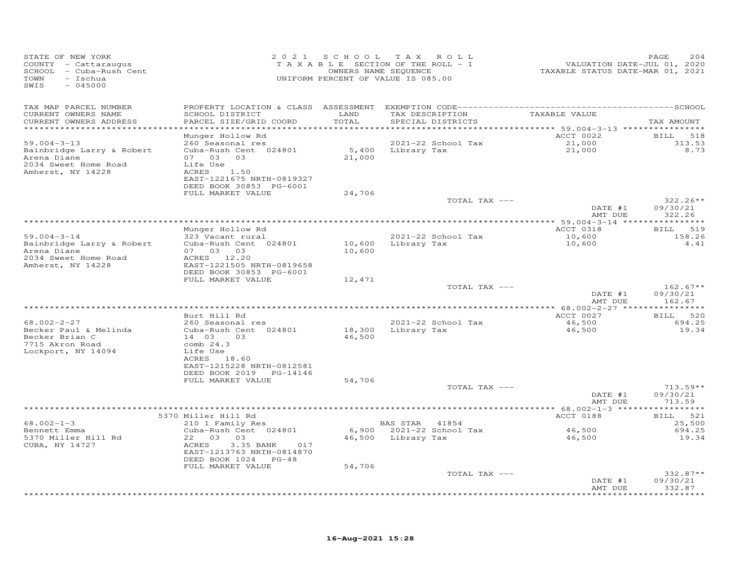STATE OF NEW YORK
COUNTY - Cattaraugus
SCHOOL - Cuba-Rush Cent
TOWN - Ischua
SWIS - 045000

2021 SCHOOL TAX ROLL
TAXABLE SECTION OF THE ROLL - 1
OWNERS NAME SEQUENCE
UNIFORM PERCENT OF VALUE IS 085.00

VALUATION DATE-JUL 01, 2020
TAXABLE STATUS DATE-MAR 01, 2021

| TAX MAP PARCEL NUMBER / CURRENT OWNERS NAME / CURRENT OWNERS ADDRESS | PROPERTY LOCATION & CLASS / SCHOOL DISTRICT / PARCEL SIZE/GRID COORD | ASSESSMENT LAND / TOTAL | EXEMPTION CODE / TAX DESCRIPTION / SPECIAL DISTRICTS | TAXABLE VALUE | TAX AMOUNT |
|---|---|---|---|---|---|
| | Munger Hollow Rd | | | ACCT 0022 | BILL 518 |
| 59.004-3-13 | 260 Seasonal res | | 2021-22 School Tax | 21,000 | 313.53 |
| Bainbridge Larry & Robert | Cuba-Rush Cent 024801 | 5,400 | Library Tax | 21,000 | 8.73 |
| Arena Diane | 07 03 03 | 21,000 | | | |
| 2034 Sweet Home Road | Life Use | | | | |
| Amherst, NY 14228 | ACRES 1.50 | | | | |
| | EAST-1221675 NRTH-0819327 | | | | |
| | DEED BOOK 30853 PG-6001 | | | | |
| | FULL MARKET VALUE | 24,706 | | | |
| | | | TOTAL TAX --- | | 322.26** |
| | | | | DATE #1 | 09/30/21 |
| | | | | AMT DUE | 322.26 |
| | Munger Hollow Rd | | | ACCT 0318 | BILL 519 |
| 59.004-3-14 | 323 Vacant rural | | 2021-22 School Tax | 10,600 | 158.26 |
| Bainbridge Larry & Robert | Cuba-Rush Cent 024801 | 10,600 | Library Tax | 10,600 | 4.41 |
| Arena Diane | 07 03 03 | 10,600 | | | |
| 2034 Sweet Home Road | ACRES 12.20 | | | | |
| Amherst, NY 14228 | EAST-1221505 NRTH-0819658 | | | | |
| | DEED BOOK 30853 PG-6001 | | | | |
| | FULL MARKET VALUE | 12,471 | | | |
| | | | TOTAL TAX --- | | 162.67** |
| | | | | DATE #1 | 09/30/21 |
| | | | | AMT DUE | 162.67 |
| | Burt Hill Rd | | | ACCT 0027 | BILL 520 |
| 68.002-2-27 | 260 Seasonal res | | 2021-22 School Tax | 46,500 | 694.25 |
| Becker Paul & Melinda | Cuba-Rush Cent 024801 | 18,300 | Library Tax | 46,500 | 19.34 |
| Becker Brian C | 14 03 03 | 46,500 | | | |
| 7715 Akron Road | comb 24.3 | | | | |
| Lockport, NY 14094 | Life Use | | | | |
| | ACRES 18.60 | | | | |
| | EAST-1215228 NRTH-0812581 | | | | |
| | DEED BOOK 2019 PG-14146 | | | | |
| | FULL MARKET VALUE | 54,706 | | | |
| | | | TOTAL TAX --- | | 713.59** |
| | | | | DATE #1 | 09/30/21 |
| | | | | AMT DUE | 713.59 |
| | 5370 Miller Hill Rd | | | ACCT 0188 | BILL 521 |
| 68.002-1-3 | 210 1 Family Res | | BAS STAR 41854 | | 25,500 |
| Bennett Emma | Cuba-Rush Cent 024801 | 6,900 | 2021-22 School Tax | 46,500 | 694.25 |
| 5370 Miller Hill Rd | 22 03 03 | 46,500 | Library Tax | 46,500 | 19.34 |
| CUBA, NY 14727 | ACRES 3.35 BANK 017 | | | | |
| | EAST-1213763 NRTH-0814870 | | | | |
| | DEED BOOK 1024 PG-48 | | | | |
| | FULL MARKET VALUE | 54,706 | | | |
| | | | TOTAL TAX --- | | 332.87** |
| | | | | DATE #1 | 09/30/21 |
| | | | | AMT DUE | 332.87 |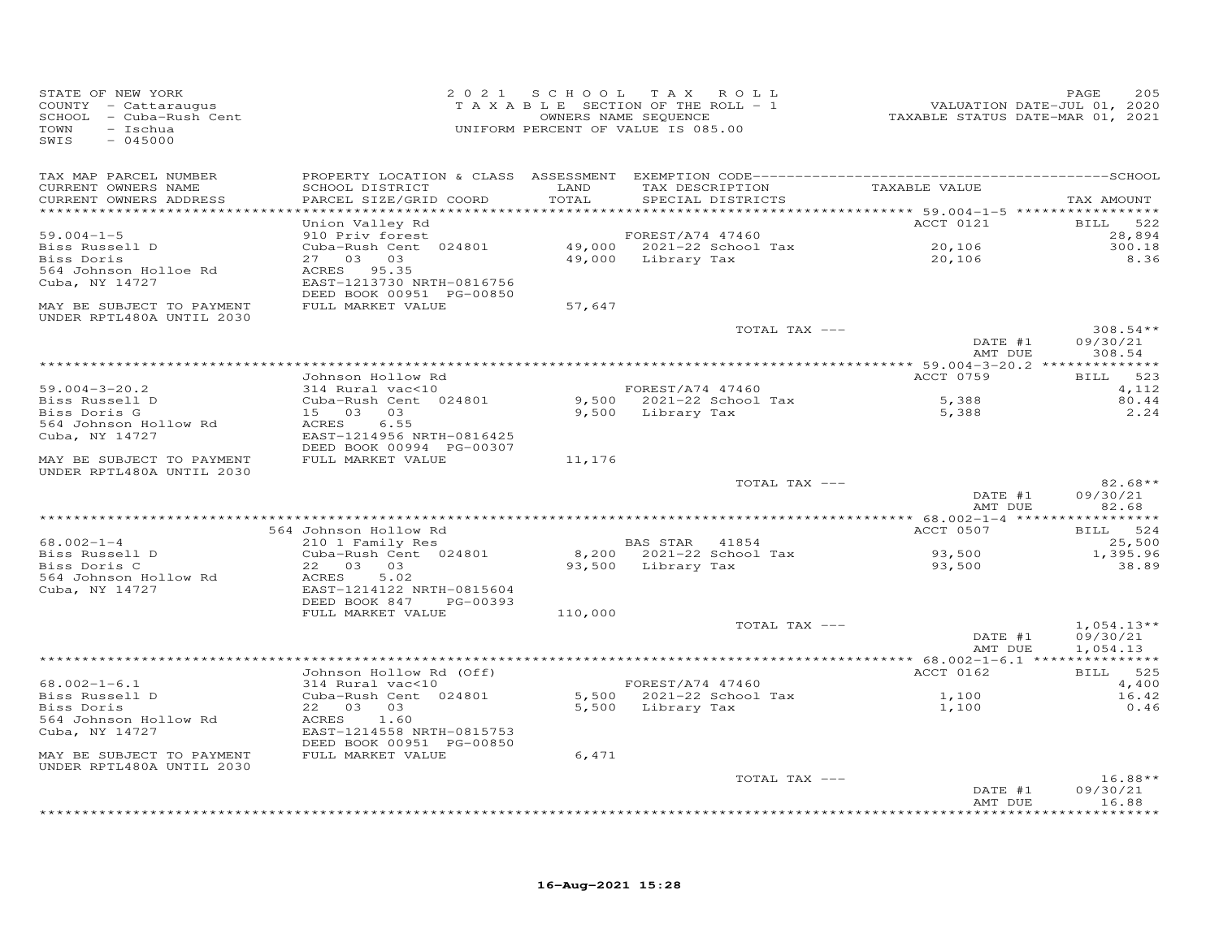STATE OF NEW YORK
COUNTY - Cattaraugus
SCHOOL - Cuba-Rush Cent
TOWN - Ischua
SWIS - 045000

2021 SCHOOL TAX ROLL
TAXABLE SECTION OF THE ROLL - 1
OWNERS NAME SEQUENCE
UNIFORM PERCENT OF VALUE IS 085.00

VALUATION DATE-JUL 01, 2020
TAXABLE STATUS DATE-MAR 01, 2021

| TAX MAP PARCEL NUMBER / CURRENT OWNERS NAME / CURRENT OWNERS ADDRESS | PROPERTY LOCATION & CLASS / SCHOOL DISTRICT / PARCEL SIZE/GRID COORD | ASSESSMENT LAND / TOTAL | EXEMPTION CODE / TAX DESCRIPTION / SPECIAL DISTRICTS | TAXABLE VALUE | TAX AMOUNT |
|---|---|---|---|---|---|
| 59.004-1-5 | Union Valley Rd | | | ACCT 0121 | BILL 522 |
| | 910 Priv forest | | FOREST/A74 47460 | | 28,894 |
| Biss Russell D | Cuba-Rush Cent 024801 | 49,000 | 2021-22 School Tax | 20,106 | 300.18 |
| Biss Doris | 27 03 03 | 49,000 | Library Tax | 20,106 | 8.36 |
| 564 Johnson Holloe Rd | ACRES 95.35 | | | | |
| Cuba, NY 14727 | EAST-1213730 NRTH-0816756 | | | | |
| | DEED BOOK 00951 PG-00850 | | | | |
| MAY BE SUBJECT TO PAYMENT UNDER RPTL480A UNTIL 2030 | FULL MARKET VALUE | 57,647 | | | |
| | | | TOTAL TAX --- | | 308.54** |
| | | | | DATE #1 | 09/30/21 |
| | | | | AMT DUE | 308.54 |
| 59.004-3-20.2 | Johnson Hollow Rd | | | ACCT 0759 | BILL 523 |
| | 314 Rural vac<10 | | FOREST/A74 47460 | | 4,112 |
| Biss Russell D | Cuba-Rush Cent 024801 | 9,500 | 2021-22 School Tax | 5,388 | 80.44 |
| Biss Doris G | 15 03 03 | 9,500 | Library Tax | 5,388 | 2.24 |
| 564 Johnson Hollow Rd | ACRES 6.55 | | | | |
| Cuba, NY 14727 | EAST-1214956 NRTH-0816425 | | | | |
| | DEED BOOK 00994 PG-00307 | | | | |
| MAY BE SUBJECT TO PAYMENT UNDER RPTL480A UNTIL 2030 | FULL MARKET VALUE | 11,176 | | | |
| | | | TOTAL TAX --- | | 82.68** |
| | | | | DATE #1 | 09/30/21 |
| | | | | AMT DUE | 82.68 |
| 68.002-1-4 | 564 Johnson Hollow Rd | | | ACCT 0507 | BILL 524 |
| | 210 1 Family Res | | BAS STAR 41854 | | 25,500 |
| Biss Russell D | Cuba-Rush Cent 024801 | 8,200 | 2021-22 School Tax | 93,500 | 1,395.96 |
| Biss Doris C | 22 03 03 | 93,500 | Library Tax | 93,500 | 38.89 |
| 564 Johnson Hollow Rd | ACRES 5.02 | | | | |
| Cuba, NY 14727 | EAST-1214122 NRTH-0815604 | | | | |
| | DEED BOOK 847 PG-00393 | | | | |
| | FULL MARKET VALUE | 110,000 | | | |
| | | | TOTAL TAX --- | | 1,054.13** |
| | | | | DATE #1 | 09/30/21 |
| | | | | AMT DUE | 1,054.13 |
| 68.002-1-6.1 | Johnson Hollow Rd (Off) | | | ACCT 0162 | BILL 525 |
| | 314 Rural vac<10 | | FOREST/A74 47460 | | 4,400 |
| Biss Russell D | Cuba-Rush Cent 024801 | 5,500 | 2021-22 School Tax | 1,100 | 16.42 |
| Biss Doris | 22 03 03 | 5,500 | Library Tax | 1,100 | 0.46 |
| 564 Johnson Hollow Rd | ACRES 1.60 | | | | |
| Cuba, NY 14727 | EAST-1214558 NRTH-0815753 | | | | |
| | DEED BOOK 00951 PG-00850 | | | | |
| MAY BE SUBJECT TO PAYMENT UNDER RPTL480A UNTIL 2030 | FULL MARKET VALUE | 6,471 | | | |
| | | | TOTAL TAX --- | | 16.88** |
| | | | | DATE #1 | 09/30/21 |
| | | | | AMT DUE | 16.88 |

16-Aug-2021 15:28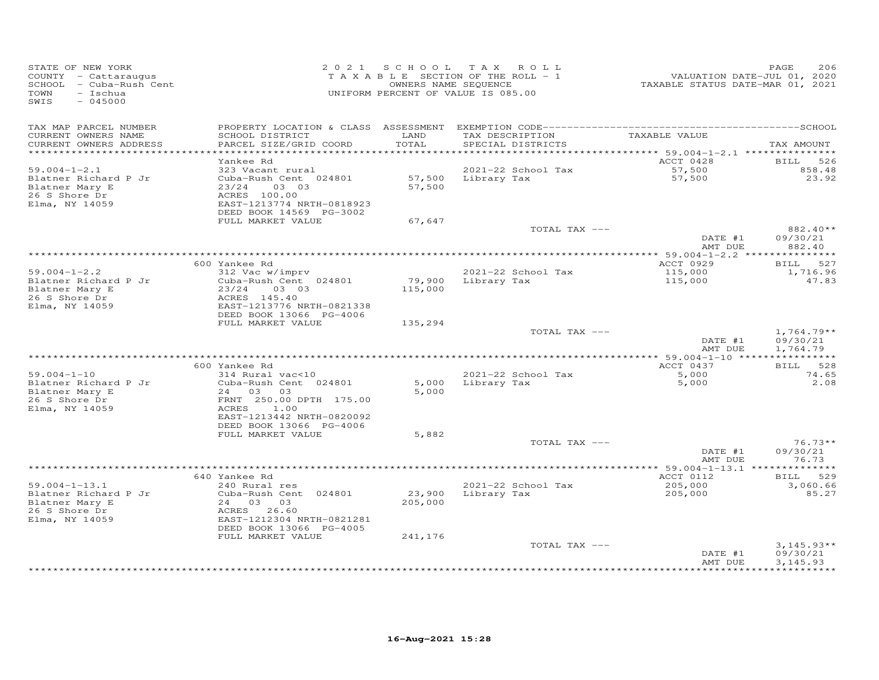STATE OF NEW YORK
COUNTY - Cattaraugus
SCHOOL - Cuba-Rush Cent
TOWN - Ischua
SWIS - 045000

2021 SCHOOL TAX ROLL
TAXABLE SECTION OF THE ROLL - 1
OWNERS NAME SEQUENCE
UNIFORM PERCENT OF VALUE IS 085.00

VALUATION DATE-JUL 01, 2020
TAXABLE STATUS DATE-MAR 01, 2021

| TAX MAP PARCEL NUMBER / CURRENT OWNERS NAME / CURRENT OWNERS ADDRESS | PROPERTY LOCATION & CLASS / SCHOOL DISTRICT / PARCEL SIZE/GRID COORD | ASSESSMENT LAND / TOTAL | EXEMPTION CODE / TAX DESCRIPTION / SPECIAL DISTRICTS | TAXABLE VALUE | TAX AMOUNT |
|---|---|---|---|---|---|
| 59.004-1-2.1 | Yankee Rd | | | ACCT 0428 | BILL 526 |
| Blatner Richard P Jr | 323 Vacant rural | | 2021-22 School Tax | 57,500 | 858.48 |
| Blatner Mary E | Cuba-Rush Cent 024801 | 57,500 | Library Tax | 57,500 | 23.92 |
| 26 S Shore Dr | 23/24 03 03 | 57,500 | | | |
| Elma, NY 14059 | ACRES 100.00 | | | | |
| | EAST-1213774 NRTH-0818923 | | | | |
| | DEED BOOK 14569 PG-3002 | | | | |
| | FULL MARKET VALUE | 67,647 | | | |
| | | | TOTAL TAX --- | | 882.40** |
| | | | | DATE #1 | 09/30/21 |
| | | | | AMT DUE | 882.40 |
| 59.004-1-2.2 | 600 Yankee Rd | | | ACCT 0929 | BILL 527 |
| Blatner Richard P Jr | 312 Vac w/imprv | | 2021-22 School Tax | 115,000 | 1,716.96 |
| Blatner Mary E | Cuba-Rush Cent 024801 | 79,900 | Library Tax | 115,000 | 47.83 |
| 26 S Shore Dr | 23/24 03 03 | 115,000 | | | |
| Elma, NY 14059 | ACRES 145.40 | | | | |
| | EAST-1213776 NRTH-0821338 | | | | |
| | DEED BOOK 13066 PG-4006 | | | | |
| | FULL MARKET VALUE | 135,294 | | | |
| | | | TOTAL TAX --- | | 1,764.79** |
| | | | | DATE #1 | 09/30/21 |
| | | | | AMT DUE | 1,764.79 |
| 59.004-1-10 | 600 Yankee Rd | | | ACCT 0437 | BILL 528 |
| Blatner Richard P Jr | 314 Rural vac<10 | | 2021-22 School Tax | 5,000 | 74.65 |
| Blatner Mary E | Cuba-Rush Cent 024801 | 5,000 | Library Tax | 5,000 | 2.08 |
| 26 S Shore Dr | 24 03 03 | 5,000 | | | |
| Elma, NY 14059 | FRNT 250.00 DPTH 175.00 | | | | |
| | ACRES 1.00 | | | | |
| | EAST-1213442 NRTH-0820092 | | | | |
| | DEED BOOK 13066 PG-4006 | | | | |
| | FULL MARKET VALUE | 5,882 | | | |
| | | | TOTAL TAX --- | | 76.73** |
| | | | | DATE #1 | 09/30/21 |
| | | | | AMT DUE | 76.73 |
| 59.004-1-13.1 | 640 Yankee Rd | | | ACCT 0112 | BILL 529 |
| Blatner Richard P Jr | 240 Rural res | | 2021-22 School Tax | 205,000 | 3,060.66 |
| Blatner Mary E | Cuba-Rush Cent 024801 | 23,900 | Library Tax | 205,000 | 85.27 |
| 26 S Shore Dr | 24 03 03 | 205,000 | | | |
| Elma, NY 14059 | ACRES 26.60 | | | | |
| | EAST-1212304 NRTH-0821281 | | | | |
| | DEED BOOK 13066 PG-4005 | | | | |
| | FULL MARKET VALUE | 241,176 | | | |
| | | | TOTAL TAX --- | | 3,145.93** |
| | | | | DATE #1 | 09/30/21 |
| | | | | AMT DUE | 3,145.93 |

16-Aug-2021 15:28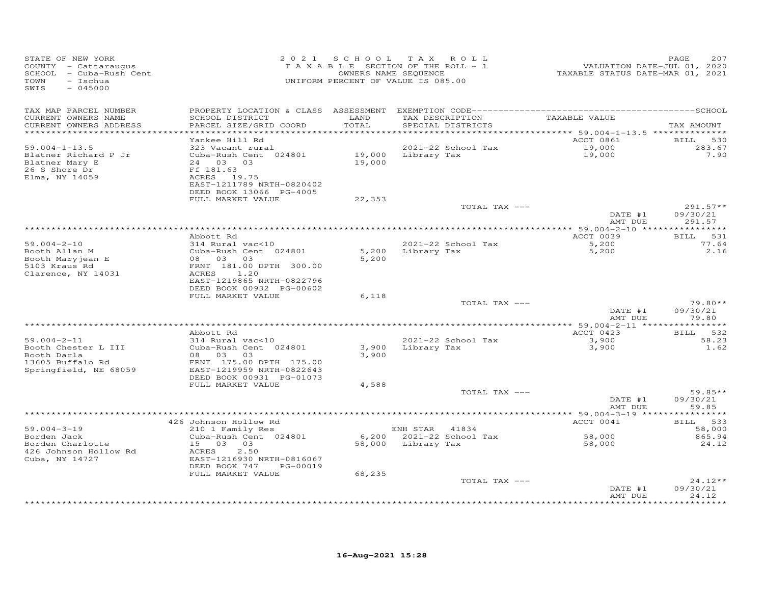STATE OF NEW YORK
COUNTY - Cattaraugus
SCHOOL - Cuba-Rush Cent
TOWN - Ischua
SWIS - 045000

2021 SCHOOL TAX ROLL
TAXABLE SECTION OF THE ROLL - 1
OWNERS NAME SEQUENCE
UNIFORM PERCENT OF VALUE IS 085.00

VALUATION DATE-JUL 01, 2020
TAXABLE STATUS DATE-MAR 01, 2021

| TAX MAP PARCEL NUMBER / CURRENT OWNERS NAME / CURRENT OWNERS ADDRESS | PROPERTY LOCATION & CLASS / SCHOOL DISTRICT / PARCEL SIZE/GRID COORD | ASSESSMENT LAND / TOTAL | EXEMPTION CODE / TAX DESCRIPTION / SPECIAL DISTRICTS | TAXABLE VALUE | TAX AMOUNT |
|---|---|---|---|---|---|
| | Yankee Hill Rd | | | ACCT 0861 | BILL 530 |
| 59.004-1-13.5 | 323 Vacant rural | | 2021-22 School Tax | 19,000 | 283.67 |
| Blatner Richard P Jr | Cuba-Rush Cent 024801 | 19,000 | Library Tax | 19,000 | 7.90 |
| Blatner Mary E | 24 03 03 | 19,000 | | | |
| 26 S Shore Dr | Ff 181.63 | | | | |
| Elma, NY 14059 | ACRES 19.75 | | | | |
| | EAST-1211789 NRTH-0820402 | | | | |
| | DEED BOOK 13066 PG-4005 | | | | |
| | FULL MARKET VALUE | 22,353 | | | |
| | | | TOTAL TAX --- | | 291.57** |
| | | | | DATE #1 | 09/30/21 |
| | | | | AMT DUE | 291.57 |
| | Abbott Rd | | | ACCT 0039 | BILL 531 |
| 59.004-2-10 | 314 Rural vac<10 | | 2021-22 School Tax | 5,200 | 77.64 |
| Booth Allan M | Cuba-Rush Cent 024801 | 5,200 | Library Tax | 5,200 | 2.16 |
| Booth Maryjean E | 08 03 03 | 5,200 | | | |
| 5103 Kraus Rd | FRNT 181.00 DPTH 300.00 | | | | |
| Clarence, NY 14031 | ACRES 1.20 | | | | |
| | EAST-1219865 NRTH-0822796 | | | | |
| | DEED BOOK 00932 PG-00602 | | | | |
| | FULL MARKET VALUE | 6,118 | | | |
| | | | TOTAL TAX --- | | 79.80** |
| | | | | DATE #1 | 09/30/21 |
| | | | | AMT DUE | 79.80 |
| | Abbott Rd | | | ACCT 0423 | BILL 532 |
| 59.004-2-11 | 314 Rural vac<10 | | 2021-22 School Tax | 3,900 | 58.23 |
| Booth Chester L III | Cuba-Rush Cent 024801 | 3,900 | Library Tax | 3,900 | 1.62 |
| Booth Darla | 08 03 03 | 3,900 | | | |
| 13605 Buffalo Rd | FRNT 175.00 DPTH 175.00 | | | | |
| Springfield, NE 68059 | EAST-1219959 NRTH-0822643 | | | | |
| | DEED BOOK 00931 PG-01073 | | | | |
| | FULL MARKET VALUE | 4,588 | | | |
| | | | TOTAL TAX --- | | 59.85** |
| | | | | DATE #1 | 09/30/21 |
| | | | | AMT DUE | 59.85 |
| | 426 Johnson Hollow Rd | | | ACCT 0041 | BILL 533 |
| 59.004-3-19 | 210 1 Family Res | | ENH STAR 41834 | | 58,000 |
| Borden Jack | Cuba-Rush Cent 024801 | 6,200 | 2021-22 School Tax | 58,000 | 865.94 |
| Borden Charlotte | 15 03 03 | 58,000 | Library Tax | 58,000 | 24.12 |
| 426 Johnson Hollow Rd | ACRES 2.50 | | | | |
| Cuba, NY 14727 | EAST-1216930 NRTH-0816067 | | | | |
| | DEED BOOK 747 PG-00019 | | | | |
| | FULL MARKET VALUE | 68,235 | | | |
| | | | TOTAL TAX --- | | 24.12** |
| | | | | DATE #1 | 09/30/21 |
| | | | | AMT DUE | 24.12 |

16-Aug-2021 15:28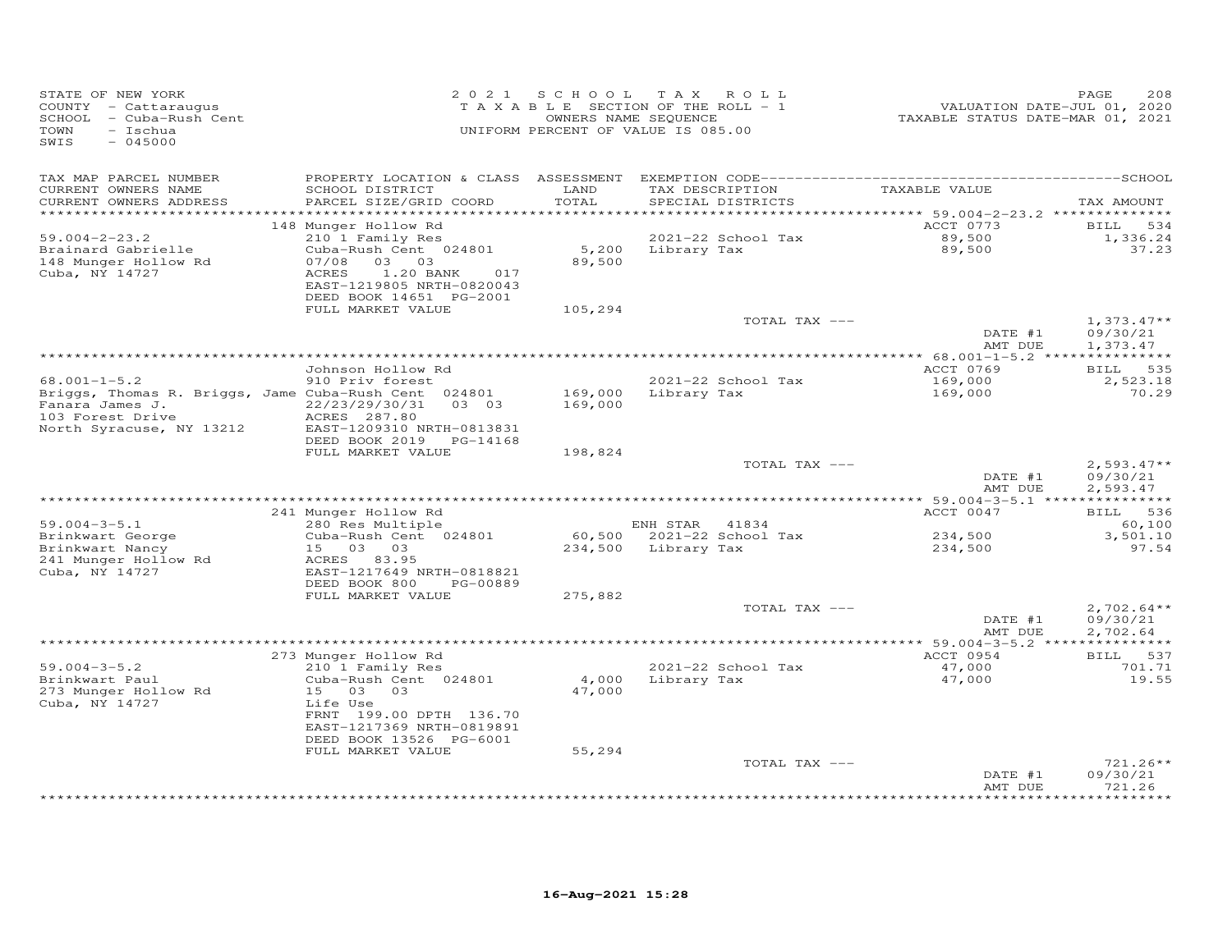STATE OF NEW YORK
COUNTY - Cattaraugus
SCHOOL - Cuba-Rush Cent
TOWN - Ischua
SWIS - 045000

2021 SCHOOL TAX ROLL
TAXABLE SECTION OF THE ROLL - 1
OWNERS NAME SEQUENCE
UNIFORM PERCENT OF VALUE IS 085.00

VALUATION DATE-JUL 01, 2020
TAXABLE STATUS DATE-MAR 01, 2021

| TAX MAP PARCEL NUMBER / CURRENT OWNERS NAME / CURRENT OWNERS ADDRESS | PROPERTY LOCATION & CLASS / SCHOOL DISTRICT / PARCEL SIZE/GRID COORD | ASSESSMENT LAND / TOTAL | EXEMPTION CODE / TAX DESCRIPTION / SPECIAL DISTRICTS | TAXABLE VALUE | TAX AMOUNT |
|---|---|---|---|---|---|
| | 148 Munger Hollow Rd | | | ACCT 0773 | BILL 534 |
| 59.004-2-23.2 | 210 1 Family Res | | 2021-22 School Tax | 89,500 | 1,336.24 |
| Brainard Gabrielle | Cuba-Rush Cent 024801 | 5,200 | Library Tax | 89,500 | 37.23 |
| 148 Munger Hollow Rd | 07/08 03 03 | 89,500 | | | |
| Cuba, NY 14727 | ACRES 1.20 BANK 017 | | | | |
| | EAST-1219805 NRTH-0820043 | | | | |
| | DEED BOOK 14651 PG-2001 | | | | |
| | FULL MARKET VALUE | 105,294 | | | |
| | | | TOTAL TAX --- | | 1,373.47** |
| | | | | DATE #1 | 09/30/21 |
| | | | | AMT DUE | 1,373.47 |
| | Johnson Hollow Rd | | | ACCT 0769 | BILL 535 |
| 68.001-1-5.2 | 910 Priv forest | | 2021-22 School Tax | 169,000 | 2,523.18 |
| Briggs, Thomas R. Briggs, Jame | Cuba-Rush Cent 024801 | 169,000 | Library Tax | 169,000 | 70.29 |
| Fanara James J. | 22/23/29/30/31 03 03 | 169,000 | | | |
| 103 Forest Drive | ACRES 287.80 | | | | |
| North Syracuse, NY 13212 | EAST-1209310 NRTH-0813831 | | | | |
| | DEED BOOK 2019 PG-14168 | | | | |
| | FULL MARKET VALUE | 198,824 | | | |
| | | | TOTAL TAX --- | | 2,593.47** |
| | | | | DATE #1 | 09/30/21 |
| | | | | AMT DUE | 2,593.47 |
| | 241 Munger Hollow Rd | | | ACCT 0047 | BILL 536 |
| 59.004-3-5.1 | 280 Res Multiple | | ENH STAR 41834 | | 60,100 |
| Brinkwart George | Cuba-Rush Cent 024801 | 60,500 | 2021-22 School Tax | 234,500 | 3,501.10 |
| Brinkwart Nancy | 15 03 03 | 234,500 | Library Tax | 234,500 | 97.54 |
| 241 Munger Hollow Rd | ACRES 83.95 | | | | |
| Cuba, NY 14727 | EAST-1217649 NRTH-0818821 | | | | |
| | DEED BOOK 800 PG-00889 | | | | |
| | FULL MARKET VALUE | 275,882 | | | |
| | | | TOTAL TAX --- | | 2,702.64** |
| | | | | DATE #1 | 09/30/21 |
| | | | | AMT DUE | 2,702.64 |
| | 273 Munger Hollow Rd | | | ACCT 0954 | BILL 537 |
| 59.004-3-5.2 | 210 1 Family Res | | 2021-22 School Tax | 47,000 | 701.71 |
| Brinkwart Paul | Cuba-Rush Cent 024801 | 4,000 | Library Tax | 47,000 | 19.55 |
| 273 Munger Hollow Rd | 15 03 03 | 47,000 | | | |
| Cuba, NY 14727 | Life Use | | | | |
| | FRNT 199.00 DPTH 136.70 | | | | |
| | EAST-1217369 NRTH-0819891 | | | | |
| | DEED BOOK 13526 PG-6001 | | | | |
| | FULL MARKET VALUE | 55,294 | | | |
| | | | TOTAL TAX --- | | 721.26** |
| | | | | DATE #1 | 09/30/21 |
| | | | | AMT DUE | 721.26 |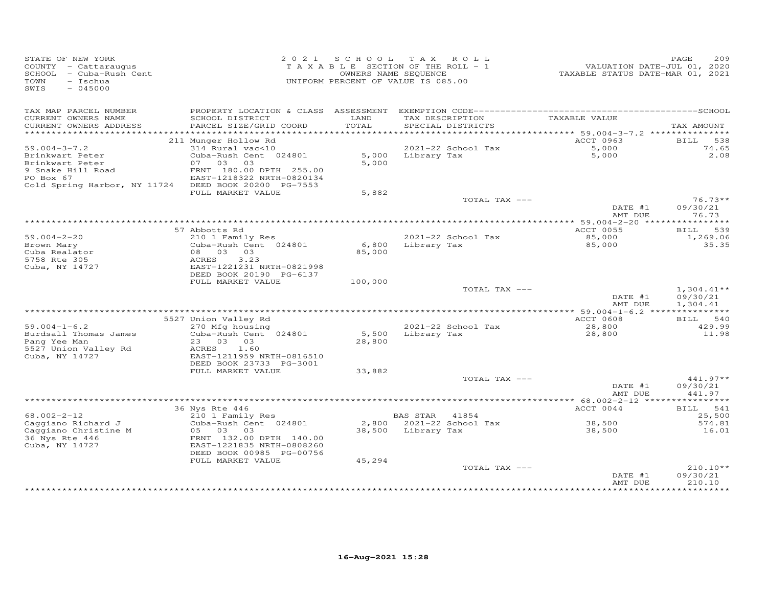STATE OF NEW YORK
COUNTY - Cattaraugus
SCHOOL - Cuba-Rush Cent
TOWN - Ischua
SWIS - 045000

2021 SCHOOL TAX ROLL
TAXABLE SECTION OF THE ROLL - 1
OWNERS NAME SEQUENCE
UNIFORM PERCENT OF VALUE IS 085.00

VALUATION DATE-JUL 01, 2020
TAXABLE STATUS DATE-MAR 01, 2021

| TAX MAP PARCEL NUMBER / CURRENT OWNERS NAME / CURRENT OWNERS ADDRESS | PROPERTY LOCATION & CLASS / SCHOOL DISTRICT / PARCEL SIZE/GRID COORD | ASSESSMENT LAND / TOTAL | EXEMPTION CODE / TAX DESCRIPTION / SPECIAL DISTRICTS | TAXABLE VALUE | TAX AMOUNT |
|---|---|---|---|---|---|
| | 211 Munger Hollow Rd | | | ACCT 0963 | BILL 538 |
| 59.004-3-7.2 | 314 Rural vac<10 | | 2021-22 School Tax | 5,000 | 74.65 |
| Brinkwart Peter | Cuba-Rush Cent 024801 | 5,000 | Library Tax | 5,000 | 2.08 |
| Brinkwart Peter | 07 03 03 | 5,000 | | | |
| 9 Snake Hill Road | FRNT 180.00 DPTH 255.00 | | | | |
| PO Box 67 | EAST-1218322 NRTH-0820134 | | | | |
| Cold Spring Harbor, NY 11724 | DEED BOOK 20200 PG-7553 | | | | |
| | FULL MARKET VALUE | 5,882 | | | |
| | | | TOTAL TAX --- | | 76.73** |
| | | | | DATE #1 | 09/30/21 |
| | | | | AMT DUE | 76.73 |
| | 57 Abbotts Rd | | | ACCT 0055 | BILL 539 |
| 59.004-2-20 | 210 1 Family Res | | 2021-22 School Tax | 85,000 | 1,269.06 |
| Brown Mary | Cuba-Rush Cent 024801 | 6,800 | Library Tax | 85,000 | 35.35 |
| Cuba Realator | 08 03 03 | 85,000 | | | |
| 5758 Rte 305 | ACRES 3.23 | | | | |
| Cuba, NY 14727 | EAST-1221231 NRTH-0821998 | | | | |
| | DEED BOOK 20190 PG-6137 | | | | |
| | FULL MARKET VALUE | 100,000 | | | |
| | | | TOTAL TAX --- | | 1,304.41** |
| | | | | DATE #1 | 09/30/21 |
| | | | | AMT DUE | 1,304.41 |
| | 5527 Union Valley Rd | | | ACCT 0608 | BILL 540 |
| 59.004-1-6.2 | 270 Mfg housing | | 2021-22 School Tax | 28,800 | 429.99 |
| Burdsall Thomas James | Cuba-Rush Cent 024801 | 5,500 | Library Tax | 28,800 | 11.98 |
| Pang Yee Man | 23 03 03 | 28,800 | | | |
| 5527 Union Valley Rd | ACRES 1.60 | | | | |
| Cuba, NY 14727 | EAST-1211959 NRTH-0816510 | | | | |
| | DEED BOOK 23733 PG-3001 | | | | |
| | FULL MARKET VALUE | 33,882 | | | |
| | | | TOTAL TAX --- | | 441.97** |
| | | | | DATE #1 | 09/30/21 |
| | | | | AMT DUE | 441.97 |
| | 36 Nys Rte 446 | | | ACCT 0044 | BILL 541 |
| 68.002-2-12 | 210 1 Family Res | | BAS STAR 41854 | | 25,500 |
| Caggiano Richard J | Cuba-Rush Cent 024801 | 2,800 | 2021-22 School Tax | 38,500 | 574.81 |
| Caggiano Christine M | 05 03 03 | 38,500 | Library Tax | 38,500 | 16.01 |
| 36 Nys Rte 446 | FRNT 132.00 DPTH 140.00 | | | | |
| Cuba, NY 14727 | EAST-1221835 NRTH-0808260 | | | | |
| | DEED BOOK 00985 PG-00756 | | | | |
| | FULL MARKET VALUE | 45,294 | | | |
| | | | TOTAL TAX --- | | 210.10** |
| | | | | DATE #1 | 09/30/21 |
| | | | | AMT DUE | 210.10 |

16-Aug-2021 15:28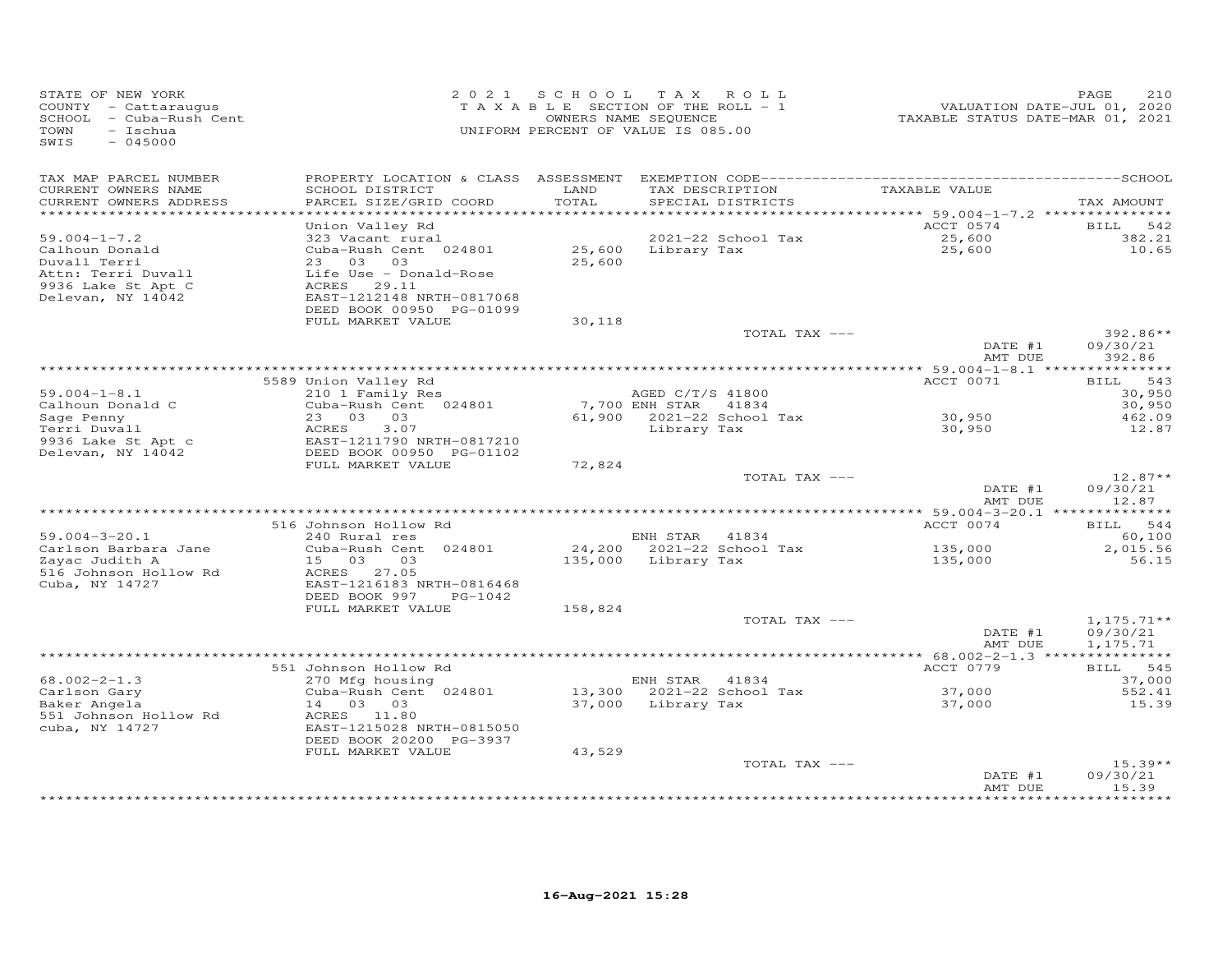STATE OF NEW YORK
COUNTY - Cattaraugus
SCHOOL - Cuba-Rush Cent
TOWN - Ischua
SWIS - 045000

2021 SCHOOL TAX ROLL
TAXABLE SECTION OF THE ROLL - 1
OWNERS NAME SEQUENCE
UNIFORM PERCENT OF VALUE IS 085.00

VALUATION DATE-JUL 01, 2020
TAXABLE STATUS DATE-MAR 01, 2021

| TAX MAP PARCEL NUMBER / CURRENT OWNERS NAME / CURRENT OWNERS ADDRESS | PROPERTY LOCATION & CLASS / SCHOOL DISTRICT / PARCEL SIZE/GRID COORD | ASSESSMENT LAND / TOTAL | EXEMPTION CODE / TAX DESCRIPTION / SPECIAL DISTRICTS | TAXABLE VALUE | SCHOOL / TAX AMOUNT |
|---|---|---|---|---|---|
| 59.004-1-7.2 | Union Valley Rd | | | ACCT 0574 | BILL 542 |
| Calhoun Donald | 323 Vacant rural | | 2021-22 School Tax | 25,600 | 382.21 |
| Duvall Terri | Cuba-Rush Cent 024801 | 25,600 | Library Tax | 25,600 | 10.65 |
| Attn: Terri Duvall | 23 03 03 | 25,600 | | | |
| 9936 Lake St Apt C | Life Use - Donald-Rose | | | | |
| Delevan, NY 14042 | ACRES 29.11 | | | | |
| | EAST-1212148 NRTH-0817068 | | | | |
| | DEED BOOK 00950 PG-01099 | | | | |
| | FULL MARKET VALUE | 30,118 | | | |
| | | | TOTAL TAX --- | | 392.86** |
| | | | | DATE #1 | 09/30/21 |
| | | | | AMT DUE | 392.86 |
| 59.004-1-8.1 | 5589 Union Valley Rd | | | ACCT 0071 | BILL 543 |
| Calhoun Donald C | 210 1 Family Res | | AGED C/T/S 41800 | | 30,950 |
| Sage Penny | Cuba-Rush Cent 024801 | 7,700 | ENH STAR 41834 | | 30,950 |
| Terri Duvall | 23 03 03 | 61,900 | 2021-22 School Tax | 30,950 | 462.09 |
| 9936 Lake St Apt c | ACRES 3.07 | | Library Tax | 30,950 | 12.87 |
| Delevan, NY 14042 | EAST-1211790 NRTH-0817210 | | | | |
| | DEED BOOK 00950 PG-01102 | | | | |
| | FULL MARKET VALUE | 72,824 | | | |
| | | | TOTAL TAX --- | | 12.87** |
| | | | | DATE #1 | 09/30/21 |
| | | | | AMT DUE | 12.87 |
| 59.004-3-20.1 | 516 Johnson Hollow Rd | | | ACCT 0074 | BILL 544 |
| Carlson Barbara Jane | 240 Rural res | | ENH STAR 41834 | | 60,100 |
| Zayac Judith A | Cuba-Rush Cent 024801 | 24,200 | 2021-22 School Tax | 135,000 | 2,015.56 |
| 516 Johnson Hollow Rd | 15 03 03 | 135,000 | Library Tax | 135,000 | 56.15 |
| Cuba, NY 14727 | ACRES 27.05 | | | | |
| | EAST-1216183 NRTH-0816468 | | | | |
| | DEED BOOK 997 PG-1042 | | | | |
| | FULL MARKET VALUE | 158,824 | | | |
| | | | TOTAL TAX --- | | 1,175.71** |
| | | | | DATE #1 | 09/30/21 |
| | | | | AMT DUE | 1,175.71 |
| 68.002-2-1.3 | 551 Johnson Hollow Rd | | | ACCT 0779 | BILL 545 |
| Carlson Gary | 270 Mfg housing | | ENH STAR 41834 | | 37,000 |
| Baker Angela | Cuba-Rush Cent 024801 | 13,300 | 2021-22 School Tax | 37,000 | 552.41 |
| 551 Johnson Hollow Rd | 14 03 03 | 37,000 | Library Tax | 37,000 | 15.39 |
| cuba, NY 14727 | ACRES 11.80 | | | | |
| | EAST-1215028 NRTH-0815050 | | | | |
| | DEED BOOK 20200 PG-3937 | | | | |
| | FULL MARKET VALUE | 43,529 | | | |
| | | | TOTAL TAX --- | | 15.39** |
| | | | | DATE #1 | 09/30/21 |
| | | | | AMT DUE | 15.39 |

16-Aug-2021 15:28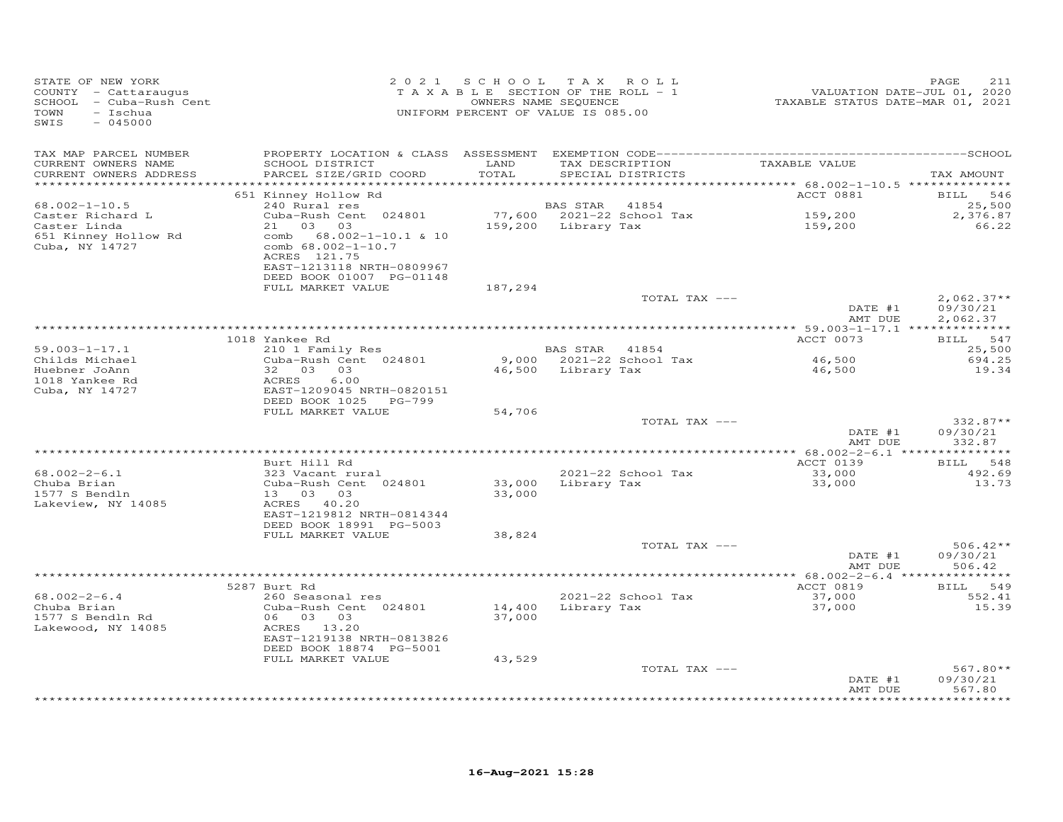STATE OF NEW YORK
COUNTY - Cattaraugus
SCHOOL - Cuba-Rush Cent
TOWN - Ischua
SWIS - 045000

2 0 2 1 S C H O O L T A X R O L L
T A X A B L E SECTION OF THE ROLL - 1
OWNERS NAME SEQUENCE
UNIFORM PERCENT OF VALUE IS 085.00

VALUATION DATE-JUL 01, 2020
TAXABLE STATUS DATE-MAR 01, 2021

| TAX MAP PARCEL NUMBER / CURRENT OWNERS NAME / CURRENT OWNERS ADDRESS | PROPERTY LOCATION & CLASS / SCHOOL DISTRICT / PARCEL SIZE/GRID COORD | ASSESSMENT LAND / TOTAL | EXEMPTION CODE / TAX DESCRIPTION / SPECIAL DISTRICTS | TAXABLE VALUE | TAX AMOUNT |
|---|---|---|---|---|---|
| 68.002-1-10.5 | 651 Kinney Hollow Rd | | | ACCT 0881 | BILL 546 |
| | 240 Rural res | | BAS STAR 41854 | | 25,500 |
| Caster Richard L | Cuba-Rush Cent 024801 | 77,600 | 2021-22 School Tax | 159,200 | 2,376.87 |
| Caster Linda | 21 03 03 | 159,200 | Library Tax | 159,200 | 66.22 |
| 651 Kinney Hollow Rd | comb 68.002-1-10.1 & 10 | | | | |
| Cuba, NY 14727 | comb 68.002-1-10.7 | | | | |
| | ACRES 121.75 | | | | |
| | EAST-1213118 NRTH-0809967 | | | | |
| | DEED BOOK 01007 PG-01148 | | | | |
| | FULL MARKET VALUE | 187,294 | | | |
| | | | TOTAL TAX --- | | 2,062.37** |
| | | | | DATE #1 | 09/30/21 |
| | | | | AMT DUE | 2,062.37 |
| 59.003-1-17.1 | 1018 Yankee Rd | | | ACCT 0073 | BILL 547 |
| | 210 1 Family Res | | BAS STAR 41854 | | 25,500 |
| Childs Michael | Cuba-Rush Cent 024801 | 9,000 | 2021-22 School Tax | 46,500 | 694.25 |
| Huebner JoAnn | 32 03 03 | 46,500 | Library Tax | 46,500 | 19.34 |
| 1018 Yankee Rd | ACRES 6.00 | | | | |
| Cuba, NY 14727 | EAST-1209045 NRTH-0820151 | | | | |
| | DEED BOOK 1025 PG-799 | | | | |
| | FULL MARKET VALUE | 54,706 | | | |
| | | | TOTAL TAX --- | | 332.87** |
| | | | | DATE #1 | 09/30/21 |
| | | | | AMT DUE | 332.87 |
| 68.002-2-6.1 | Burt Hill Rd | | | ACCT 0139 | BILL 548 |
| | 323 Vacant rural | | 2021-22 School Tax | 33,000 | 492.69 |
| Chuba Brian | Cuba-Rush Cent 024801 | 33,000 | Library Tax | 33,000 | 13.73 |
| 1577 S Bendln | 13 03 03 | 33,000 | | | |
| Lakeview, NY 14085 | ACRES 40.20 | | | | |
| | EAST-1219812 NRTH-0814344 | | | | |
| | DEED BOOK 18991 PG-5003 | | | | |
| | FULL MARKET VALUE | 38,824 | | | |
| | | | TOTAL TAX --- | | 506.42** |
| | | | | DATE #1 | 09/30/21 |
| | | | | AMT DUE | 506.42 |
| 68.002-2-6.4 | 5287 Burt Rd | | | ACCT 0819 | BILL 549 |
| | 260 Seasonal res | | 2021-22 School Tax | 37,000 | 552.41 |
| Chuba Brian | Cuba-Rush Cent 024801 | 14,400 | Library Tax | 37,000 | 15.39 |
| 1577 S Bendln Rd | 06 03 03 | 37,000 | | | |
| Lakewood, NY 14085 | ACRES 13.20 | | | | |
| | EAST-1219138 NRTH-0813826 | | | | |
| | DEED BOOK 18874 PG-5001 | | | | |
| | FULL MARKET VALUE | 43,529 | | | |
| | | | TOTAL TAX --- | | 567.80** |
| | | | | DATE #1 | 09/30/21 |
| | | | | AMT DUE | 567.80 |

16-Aug-2021 15:28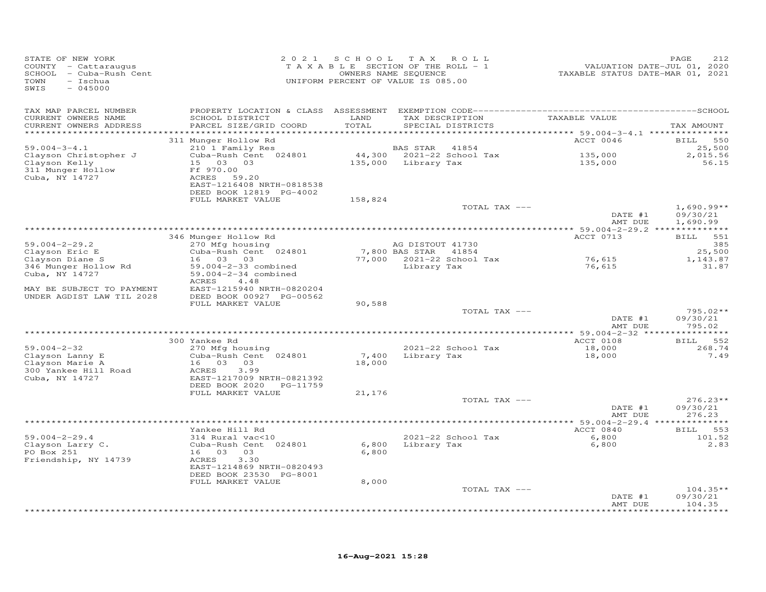STATE OF NEW YORK
COUNTY - Cattaraugus
SCHOOL - Cuba-Rush Cent
TOWN - Ischua
SWIS - 045000

2 0 2 1 S C H O O L T A X R O L L
T A X A B L E SECTION OF THE ROLL - 1
OWNERS NAME SEQUENCE
UNIFORM PERCENT OF VALUE IS 085.00

VALUATION DATE-JUL 01, 2020
TAXABLE STATUS DATE-MAR 01, 2021

| TAX MAP PARCEL NUMBER / CURRENT OWNERS NAME / CURRENT OWNERS ADDRESS | PROPERTY LOCATION & CLASS / SCHOOL DISTRICT / PARCEL SIZE/GRID COORD | ASSESSMENT LAND / TOTAL | EXEMPTION CODE / TAX DESCRIPTION / SPECIAL DISTRICTS | TAXABLE VALUE | TAX AMOUNT |
|---|---|---|---|---|---|
| **59.004-3-4.1** | 311 Munger Hollow Rd | | | ACCT 0046 | BILL 550 |
| | 210 1 Family Res | | BAS STAR 41854 | | 25,500 |
| Clayson Christopher J | Cuba-Rush Cent 024801 | 44,300 | 2021-22 School Tax | 135,000 | 2,015.56 |
| Clayson Kelly | 15 03 03 | 135,000 | Library Tax | 135,000 | 56.15 |
| 311 Munger Hollow | Ff 970.00 | | | | |
| Cuba, NY 14727 | ACRES 59.20 | | | | |
| | EAST-1216408 NRTH-0818538 | | | | |
| | DEED BOOK 12819 PG-4002 | | | | |
| | FULL MARKET VALUE | 158,824 | | | |
| | | | TOTAL TAX --- | | 1,690.99** |
| | | | | DATE #1 | 09/30/21 |
| | | | | AMT DUE | 1,690.99 |
| **59.004-2-29.2** | 346 Munger Hollow Rd | | | ACCT 0713 | BILL 551 |
| | 270 Mfg housing | | AG DISTOUT 41730 | | 385 |
| Clayson Eric E | Cuba-Rush Cent 024801 | 7,800 | BAS STAR 41854 | | 25,500 |
| Clayson Diane S | 16 03 03 | 77,000 | 2021-22 School Tax | 76,615 | 1,143.87 |
| 346 Munger Hollow Rd | 59.004-2-33 combined | | Library Tax | 76,615 | 31.87 |
| Cuba, NY 14727 | 59.004-2-34 combined | | | | |
| | ACRES 4.48 | | | | |
| MAY BE SUBJECT TO PAYMENT | EAST-1215940 NRTH-0820204 | | | | |
| UNDER AGDIST LAW TIL 2028 | DEED BOOK 00927 PG-00562 | | | | |
| | FULL MARKET VALUE | 90,588 | | | |
| | | | TOTAL TAX --- | | 795.02** |
| | | | | DATE #1 | 09/30/21 |
| | | | | AMT DUE | 795.02 |
| **59.004-2-32** | 300 Yankee Rd | | | ACCT 0108 | BILL 552 |
| | 270 Mfg housing | | 2021-22 School Tax | 18,000 | 268.74 |
| Clayson Lanny E | Cuba-Rush Cent 024801 | 7,400 | Library Tax | 18,000 | 7.49 |
| Clayson Marie A | 16 03 03 | 18,000 | | | |
| 300 Yankee Hill Road | ACRES 3.99 | | | | |
| Cuba, NY 14727 | EAST-1217009 NRTH-0821392 | | | | |
| | DEED BOOK 2020 PG-11759 | | | | |
| | FULL MARKET VALUE | 21,176 | | | |
| | | | TOTAL TAX --- | | 276.23** |
| | | | | DATE #1 | 09/30/21 |
| | | | | AMT DUE | 276.23 |
| **59.004-2-29.4** | Yankee Hill Rd | | | ACCT 0840 | BILL 553 |
| | 314 Rural vac<10 | | 2021-22 School Tax | 6,800 | 101.52 |
| Clayson Larry C. | Cuba-Rush Cent 024801 | 6,800 | Library Tax | 6,800 | 2.83 |
| PO Box 251 | 16 03 03 | 6,800 | | | |
| Friendship, NY 14739 | ACRES 3.30 | | | | |
| | EAST-1214869 NRTH-0820493 | | | | |
| | DEED BOOK 23530 PG-8001 | | | | |
| | FULL MARKET VALUE | 8,000 | | | |
| | | | TOTAL TAX --- | | 104.35** |
| | | | | DATE #1 | 09/30/21 |
| | | | | AMT DUE | 104.35 |

16-Aug-2021 15:28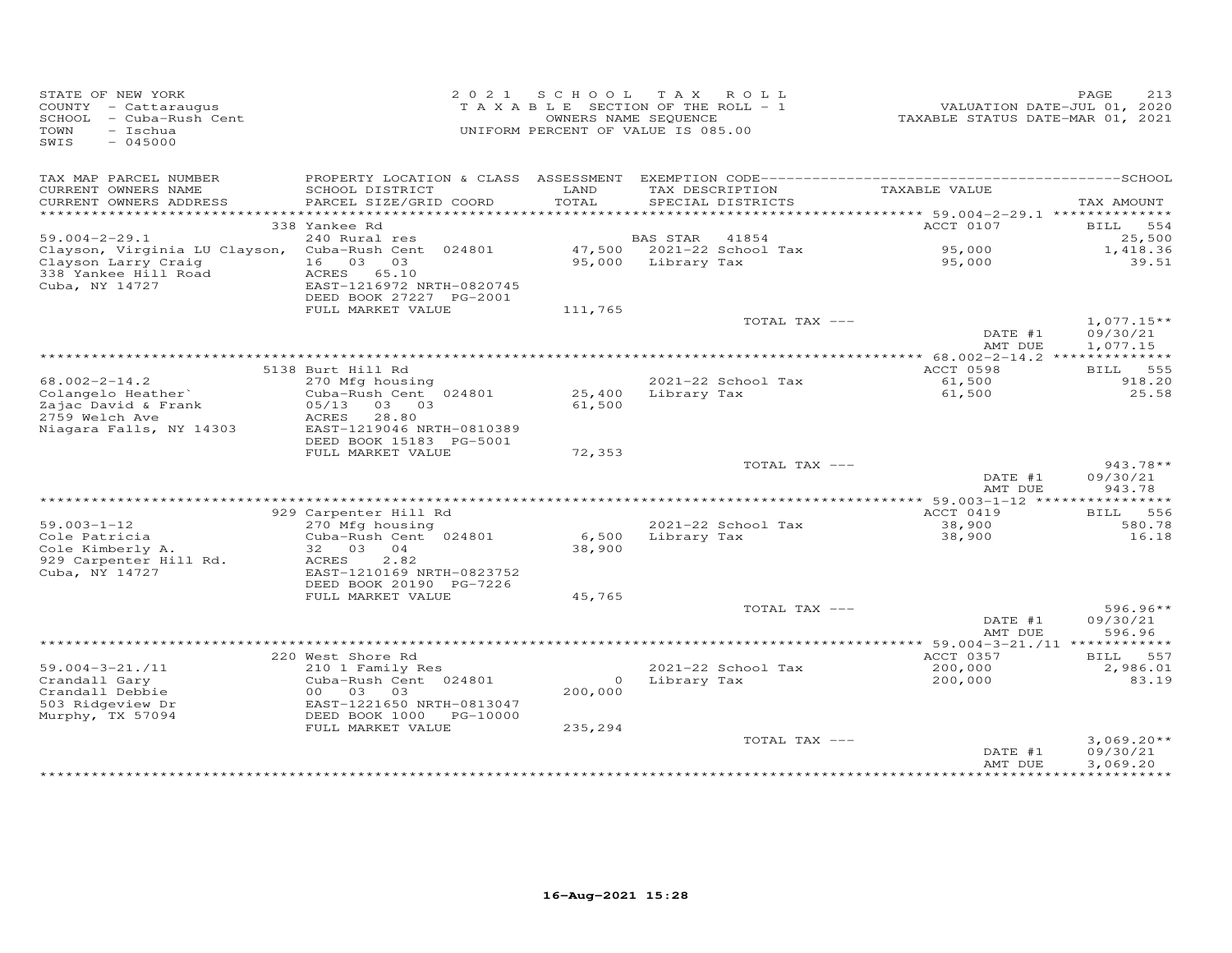STATE OF NEW YORK
COUNTY - Cattaraugus
SCHOOL - Cuba-Rush Cent
TOWN - Ischua
SWIS - 045000

2021 SCHOOL TAX ROLL
TAXABLE SECTION OF THE ROLL - 1
OWNERS NAME SEQUENCE
UNIFORM PERCENT OF VALUE IS 085.00

VALUATION DATE-JUL 01, 2020
TAXABLE STATUS DATE-MAR 01, 2021

| TAX MAP PARCEL NUMBER<br>CURRENT OWNERS NAME<br>CURRENT OWNERS ADDRESS | PROPERTY LOCATION & CLASS<br>SCHOOL DISTRICT<br>PARCEL SIZE/GRID COORD | ASSESSMENT<br>LAND<br>TOTAL | EXEMPTION CODE<br>TAX DESCRIPTION<br>SPECIAL DISTRICTS | TAXABLE VALUE | SCHOOL<br>TAX AMOUNT |
|---|---|---|---|---|---|
| 59.004-2-29.1 | 338 Yankee Rd | | | ACCT 0107 | BILL 554 |
| 59.004-2-29.1 | 240 Rural res | | BAS STAR 41854 | | 25,500 |
| Clayson, Virginia LU Clayson, | Cuba-Rush Cent 024801 | 47,500 | 2021-22 School Tax | 95,000 | 1,418.36 |
| Clayson Larry Craig | 16 03 03 | 95,000 | Library Tax | 95,000 | 39.51 |
| 338 Yankee Hill Road | ACRES 65.10 | | | | |
| Cuba, NY 14727 | EAST-1216972 NRTH-0820745 | | | | |
| | DEED BOOK 27227 PG-2001 | | | | |
| | FULL MARKET VALUE | 111,765 | | | |
| | | | TOTAL TAX --- | | 1,077.15** |
| | | | | DATE #1 | 09/30/21 |
| | | | | AMT DUE | 1,077.15 |
| 68.002-2-14.2 | 5138 Burt Hill Rd | | | ACCT 0598 | BILL 555 |
| 68.002-2-14.2 | 270 Mfg housing | | 2021-22 School Tax | 61,500 | 918.20 |
| Colangelo Heather` | Cuba-Rush Cent 024801 | 25,400 | Library Tax | 61,500 | 25.58 |
| Zajac David & Frank | 05/13 03 03 | 61,500 | | | |
| 2759 Welch Ave | ACRES 28.80 | | | | |
| Niagara Falls, NY 14303 | EAST-1219046 NRTH-0810389 | | | | |
| | DEED BOOK 15183 PG-5001 | | | | |
| | FULL MARKET VALUE | 72,353 | | | |
| | | | TOTAL TAX --- | | 943.78** |
| | | | | DATE #1 | 09/30/21 |
| | | | | AMT DUE | 943.78 |
| 59.003-1-12 | 929 Carpenter Hill Rd | | | ACCT 0419 | BILL 556 |
| 59.003-1-12 | 270 Mfg housing | | 2021-22 School Tax | 38,900 | 580.78 |
| Cole Patricia | Cuba-Rush Cent 024801 | 6,500 | Library Tax | 38,900 | 16.18 |
| Cole Kimberly A. | 32 03 04 | 38,900 | | | |
| 929 Carpenter Hill Rd. | ACRES 2.82 | | | | |
| Cuba, NY 14727 | EAST-1210169 NRTH-0823752 | | | | |
| | DEED BOOK 20190 PG-7226 | | | | |
| | FULL MARKET VALUE | 45,765 | | | |
| | | | TOTAL TAX --- | | 596.96** |
| | | | | DATE #1 | 09/30/21 |
| | | | | AMT DUE | 596.96 |
| 59.004-3-21./11 | 220 West Shore Rd | | | ACCT 0357 | BILL 557 |
| 59.004-3-21./11 | 210 1 Family Res | | 2021-22 School Tax | 200,000 | 2,986.01 |
| Crandall Gary | Cuba-Rush Cent 024801 | 0 | Library Tax | 200,000 | 83.19 |
| Crandall Debbie | 00 03 03 | 200,000 | | | |
| 503 Ridgeview Dr | EAST-1221650 NRTH-0813047 | | | | |
| Murphy, TX 57094 | DEED BOOK 1000 PG-10000 | | | | |
| | FULL MARKET VALUE | 235,294 | | | |
| | | | TOTAL TAX --- | | 3,069.20** |
| | | | | DATE #1 | 09/30/21 |
| | | | | AMT DUE | 3,069.20 |

16-Aug-2021 15:28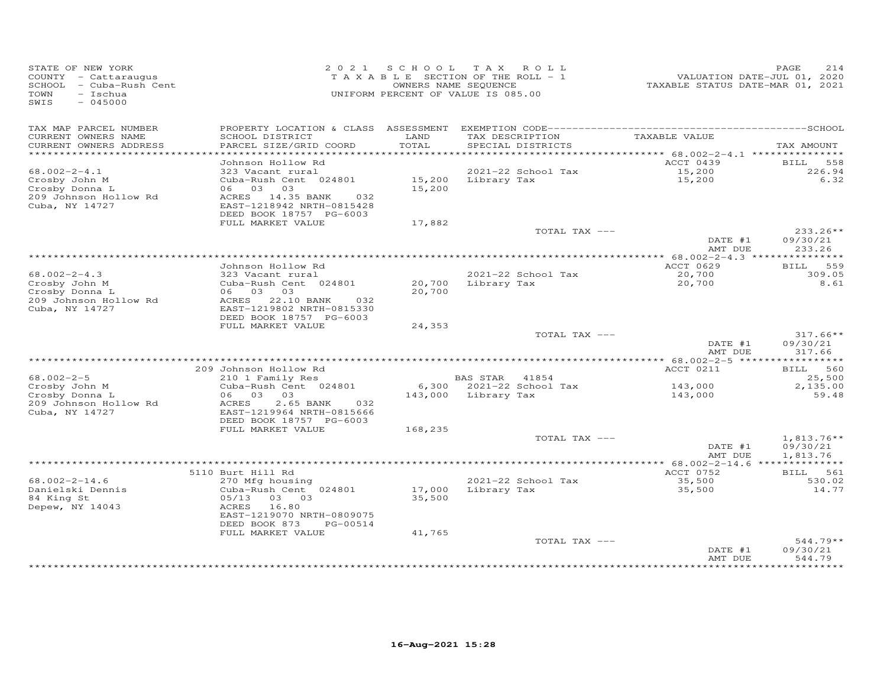STATE OF NEW YORK
COUNTY - Cattaraugus
SCHOOL - Cuba-Rush Cent
TOWN - Ischua
SWIS - 045000

2021 SCHOOL TAX ROLL
TAXABLE SECTION OF THE ROLL - 1
OWNERS NAME SEQUENCE
UNIFORM PERCENT OF VALUE IS 085.00

VALUATION DATE-JUL 01, 2020
TAXABLE STATUS DATE-MAR 01, 2021

| TAX MAP PARCEL NUMBER / CURRENT OWNERS NAME / CURRENT OWNERS ADDRESS | PROPERTY LOCATION & CLASS / SCHOOL DISTRICT / PARCEL SIZE/GRID COORD | ASSESSMENT LAND / TOTAL | EXEMPTION CODE / TAX DESCRIPTION / SPECIAL DISTRICTS | TAXABLE VALUE | TAX AMOUNT |
|---|---|---|---|---|---|
| | Johnson Hollow Rd | | | ACCT 0439 | BILL 558 |
| 68.002-2-4.1 | 323 Vacant rural | | 2021-22 School Tax | 15,200 | 226.94 |
| Crosby John M | Cuba-Rush Cent 024801 | 15,200 | Library Tax | 15,200 | 6.32 |
| Crosby Donna L | 06 03 03 | 15,200 | | | |
| 209 Johnson Hollow Rd | ACRES 14.35 BANK 032 | | | | |
| Cuba, NY 14727 | EAST-1218942 NRTH-0815428 | | | | |
| | DEED BOOK 18757 PG-6003 | | | | |
| | FULL MARKET VALUE | 17,882 | | | |
| | | | TOTAL TAX --- | | 233.26** |
| | | | | DATE #1 | 09/30/21 |
| | | | | AMT DUE | 233.26 |
| | Johnson Hollow Rd | | | ACCT 0629 | BILL 559 |
| 68.002-2-4.3 | 323 Vacant rural | | 2021-22 School Tax | 20,700 | 309.05 |
| Crosby John M | Cuba-Rush Cent 024801 | 20,700 | Library Tax | 20,700 | 8.61 |
| Crosby Donna L | 06 03 03 | 20,700 | | | |
| 209 Johnson Hollow Rd | ACRES 22.10 BANK 032 | | | | |
| Cuba, NY 14727 | EAST-1219802 NRTH-0815330 | | | | |
| | DEED BOOK 18757 PG-6003 | | | | |
| | FULL MARKET VALUE | 24,353 | | | |
| | | | TOTAL TAX --- | | 317.66** |
| | | | | DATE #1 | 09/30/21 |
| | | | | AMT DUE | 317.66 |
| | 209 Johnson Hollow Rd | | | ACCT 0211 | BILL 560 |
| 68.002-2-5 | 210 1 Family Res | | BAS STAR 41854 | | 25,500 |
| Crosby John M | Cuba-Rush Cent 024801 | 6,300 | 2021-22 School Tax | 143,000 | 2,135.00 |
| Crosby Donna L | 06 03 03 | 143,000 | Library Tax | 143,000 | 59.48 |
| 209 Johnson Hollow Rd | ACRES 2.65 BANK 032 | | | | |
| Cuba, NY 14727 | EAST-1219964 NRTH-0815666 | | | | |
| | DEED BOOK 18757 PG-6003 | | | | |
| | FULL MARKET VALUE | 168,235 | | | |
| | | | TOTAL TAX --- | | 1,813.76** |
| | | | | DATE #1 | 09/30/21 |
| | | | | AMT DUE | 1,813.76 |
| | 5110 Burt Hill Rd | | | ACCT 0752 | BILL 561 |
| 68.002-2-14.6 | 270 Mfg housing | | 2021-22 School Tax | 35,500 | 530.02 |
| Danielski Dennis | Cuba-Rush Cent 024801 | 17,000 | Library Tax | 35,500 | 14.77 |
| 84 King St | 05/13 03 03 | 35,500 | | | |
| Depew, NY 14043 | ACRES 16.80 | | | | |
| | EAST-1219070 NRTH-0809075 | | | | |
| | DEED BOOK 873 PG-00514 | | | | |
| | FULL MARKET VALUE | 41,765 | | | |
| | | | TOTAL TAX --- | | 544.79** |
| | | | | DATE #1 | 09/30/21 |
| | | | | AMT DUE | 544.79 |

16-Aug-2021 15:28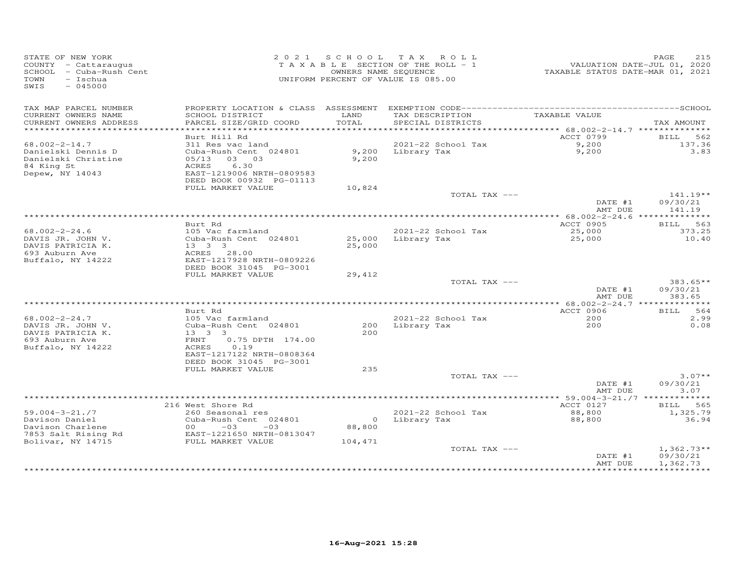STATE OF NEW YORK
COUNTY - Cattaraugus
SCHOOL - Cuba-Rush Cent
TOWN - Ischua
SWIS - 045000

2021 SCHOOL TAX ROLL
TAXABLE SECTION OF THE ROLL - 1
OWNERS NAME SEQUENCE
UNIFORM PERCENT OF VALUE IS 085.00

VALUATION DATE-JUL 01, 2020
TAXABLE STATUS DATE-MAR 01, 2021

| TAX MAP PARCEL NUMBER / CURRENT OWNERS NAME / CURRENT OWNERS ADDRESS | PROPERTY LOCATION & CLASS / SCHOOL DISTRICT / PARCEL SIZE/GRID COORD | ASSESSMENT LAND / TOTAL | EXEMPTION CODE / TAX DESCRIPTION / SPECIAL DISTRICTS | TAXABLE VALUE | TAX AMOUNT |
|---|---|---|---|---|---|
| 68.002-2-14.7 | Burt Hill Rd | | | ACCT 0799 | BILL 562 |
| Danielski Dennis D | 311 Res vac land | | 2021-22 School Tax | 9,200 | 137.36 |
| Danielski Christine | Cuba-Rush Cent 024801 | 9,200 | Library Tax | 9,200 | 3.83 |
| 84 King St | 05/13 03 03 | 9,200 | | | |
| Depew, NY 14043 | ACRES 6.30 | | | | |
| | EAST-1219006 NRTH-0809583 | | | | |
| | DEED BOOK 00932 PG-01113 | | | | |
| | FULL MARKET VALUE | 10,824 | | | |
| | | | TOTAL TAX --- | | 141.19** |
| | | | | DATE #1 | 09/30/21 |
| | | | | AMT DUE | 141.19 |
| 68.002-2-24.6 | Burt Rd | | | ACCT 0905 | BILL 563 |
| DAVIS JR. JOHN V. | 105 Vac farmland | | 2021-22 School Tax | 25,000 | 373.25 |
| DAVIS PATRICIA K. | Cuba-Rush Cent 024801 | 25,000 | Library Tax | 25,000 | 10.40 |
| 693 Auburn Ave | 13 3 3 | 25,000 | | | |
| Buffalo, NY 14222 | ACRES 28.00 | | | | |
| | EAST-1217928 NRTH-0809226 | | | | |
| | DEED BOOK 31045 PG-3001 | | | | |
| | FULL MARKET VALUE | 29,412 | | | |
| | | | TOTAL TAX --- | | 383.65** |
| | | | | DATE #1 | 09/30/21 |
| | | | | AMT DUE | 383.65 |
| 68.002-2-24.7 | Burt Rd | | | ACCT 0906 | BILL 564 |
| DAVIS JR. JOHN V. | 105 Vac farmland | | 2021-22 School Tax | 200 | 2.99 |
| DAVIS PATRICIA K. | Cuba-Rush Cent 024801 | 200 | Library Tax | 200 | 0.08 |
| 693 Auburn Ave | 13 3 3 | 200 | | | |
| Buffalo, NY 14222 | FRNT 0.75 DPTH 174.00 | | | | |
| | ACRES 0.19 | | | | |
| | EAST-1217122 NRTH-0808364 | | | | |
| | DEED BOOK 31045 PG-3001 | | | | |
| | FULL MARKET VALUE | 235 | | | |
| | | | TOTAL TAX --- | | 3.07** |
| | | | | DATE #1 | 09/30/21 |
| | | | | AMT DUE | 3.07 |
| 59.004-3-21./7 | 216 West Shore Rd | | | ACCT 0127 | BILL 565 |
| Davison Daniel | 260 Seasonal res | | 2021-22 School Tax | 88,800 | 1,325.79 |
| Davison Charlene | Cuba-Rush Cent 024801 | 0 | Library Tax | 88,800 | 36.94 |
| 7853 Salt Rising Rd | 00 -03 -03 | 88,800 | | | |
| Bolivar, NY 14715 | EAST-1221650 NRTH-0813047 | | | | |
| | FULL MARKET VALUE | 104,471 | | | |
| | | | TOTAL TAX --- | | 1,362.73** |
| | | | | DATE #1 | 09/30/21 |
| | | | | AMT DUE | 1,362.73 |

16-Aug-2021 15:28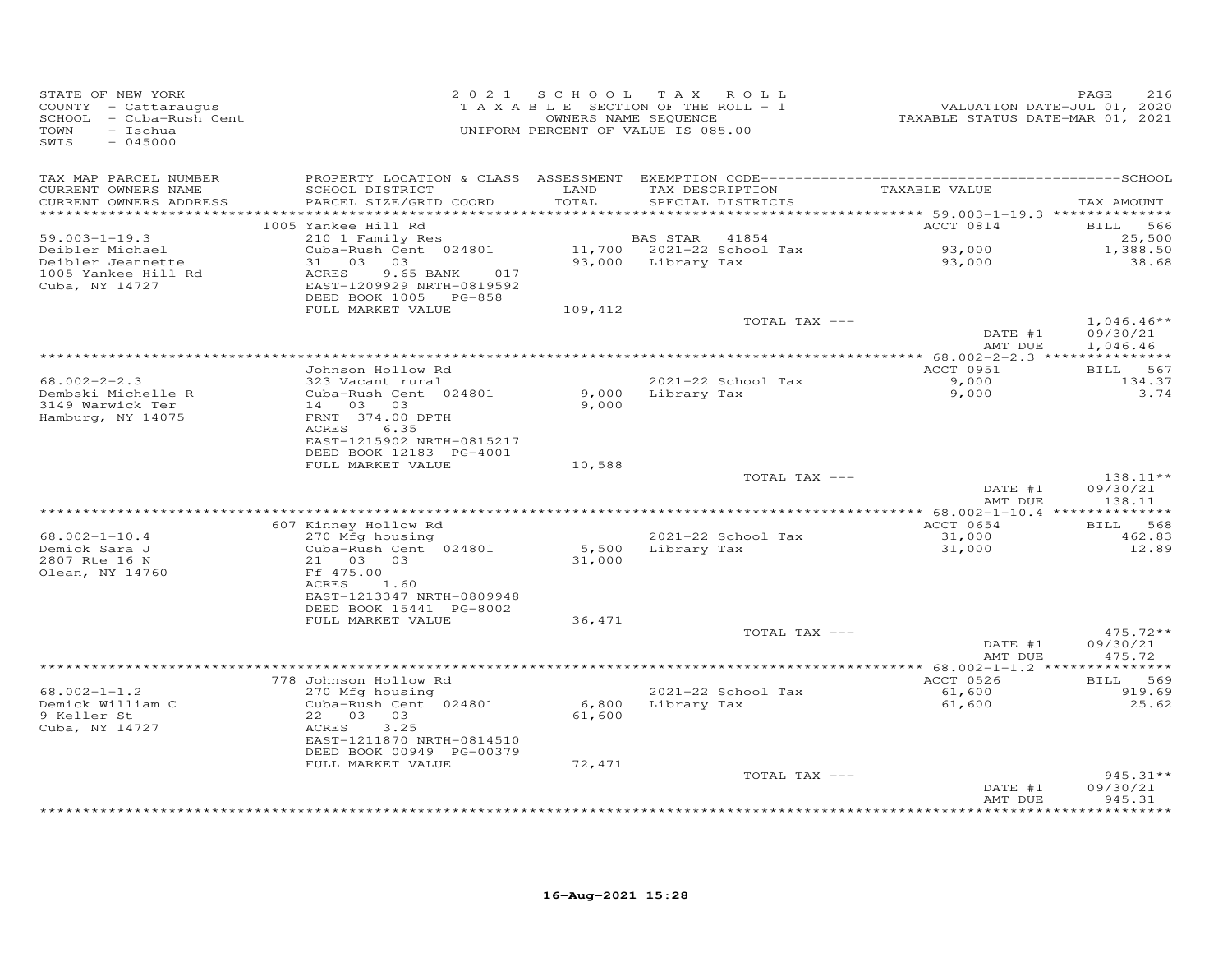STATE OF NEW YORK
COUNTY - Cattaraugus
SCHOOL - Cuba-Rush Cent
TOWN - Ischua
SWIS - 045000

2021 SCHOOL TAX ROLL
TAXABLE SECTION OF THE ROLL - 1
OWNERS NAME SEQUENCE
UNIFORM PERCENT OF VALUE IS 085.00

VALUATION DATE-JUL 01, 2020
TAXABLE STATUS DATE-MAR 01, 2021

| TAX MAP PARCEL NUMBER / CURRENT OWNERS NAME / CURRENT OWNERS ADDRESS | PROPERTY LOCATION & CLASS / SCHOOL DISTRICT / PARCEL SIZE/GRID COORD | ASSESSMENT LAND | TOTAL | EXEMPTION CODE / TAX DESCRIPTION / SPECIAL DISTRICTS | TAXABLE VALUE | TAX AMOUNT |
|---|---|---|---|---|---|---|
| 59.003-1-19.3 | 1005 Yankee Hill Rd | | | | ACCT 0814 | BILL 566 |
| Deibler Michael | 210 1 Family Res | | | BAS STAR 41854 | | 25,500 |
| Deibler Jeannette | Cuba-Rush Cent 024801 | 11,700 | | 2021-22 School Tax | 93,000 | 1,388.50 |
| 1005 Yankee Hill Rd | 31 03 03 | | 93,000 | Library Tax | 93,000 | 38.68 |
| Cuba, NY 14727 | ACRES 9.65 BANK 017 | | | | | |
| | EAST-1209929 NRTH-0819592 | | | | | |
| | DEED BOOK 1005 PG-858 | | | | | |
| | FULL MARKET VALUE | | 109,412 | | | |
| | | | | TOTAL TAX --- | | 1,046.46** |
| | | | | | DATE #1 | 09/30/21 |
| | | | | | AMT DUE | 1,046.46 |
| 68.002-2-2.3 | Johnson Hollow Rd | | | | ACCT 0951 | BILL 567 |
| Dembski Michelle R | 323 Vacant rural | | | 2021-22 School Tax | 9,000 | 134.37 |
| 3149 Warwick Ter | Cuba-Rush Cent 024801 | 9,000 | | Library Tax | 9,000 | 3.74 |
| Hamburg, NY 14075 | 14 03 03 | | 9,000 | | | |
| | FRNT 374.00 DPTH | | | | | |
| | ACRES 6.35 | | | | | |
| | EAST-1215902 NRTH-0815217 | | | | | |
| | DEED BOOK 12183 PG-4001 | | | | | |
| | FULL MARKET VALUE | | 10,588 | | | |
| | | | | TOTAL TAX --- | | 138.11** |
| | | | | | DATE #1 | 09/30/21 |
| | | | | | AMT DUE | 138.11 |
| 68.002-1-10.4 | 607 Kinney Hollow Rd | | | | ACCT 0654 | BILL 568 |
| Demick Sara J | 270 Mfg housing | | | 2021-22 School Tax | 31,000 | 462.83 |
| 2807 Rte 16 N | Cuba-Rush Cent 024801 | 5,500 | | Library Tax | 31,000 | 12.89 |
| Olean, NY 14760 | 21 03 03 | | 31,000 | | | |
| | Ff 475.00 | | | | | |
| | ACRES 1.60 | | | | | |
| | EAST-1213347 NRTH-0809948 | | | | | |
| | DEED BOOK 15441 PG-8002 | | | | | |
| | FULL MARKET VALUE | | 36,471 | | | |
| | | | | TOTAL TAX --- | | 475.72** |
| | | | | | DATE #1 | 09/30/21 |
| | | | | | AMT DUE | 475.72 |
| 68.002-1-1.2 | 778 Johnson Hollow Rd | | | | ACCT 0526 | BILL 569 |
| Demick William C | 270 Mfg housing | | | 2021-22 School Tax | 61,600 | 919.69 |
| 9 Keller St | Cuba-Rush Cent 024801 | 6,800 | | Library Tax | 61,600 | 25.62 |
| Cuba, NY 14727 | 22 03 03 | | 61,600 | | | |
| | ACRES 3.25 | | | | | |
| | EAST-1211870 NRTH-0814510 | | | | | |
| | DEED BOOK 00949 PG-00379 | | | | | |
| | FULL MARKET VALUE | | 72,471 | | | |
| | | | | TOTAL TAX --- | | 945.31** |
| | | | | | DATE #1 | 09/30/21 |
| | | | | | AMT DUE | 945.31 |

16-Aug-2021 15:28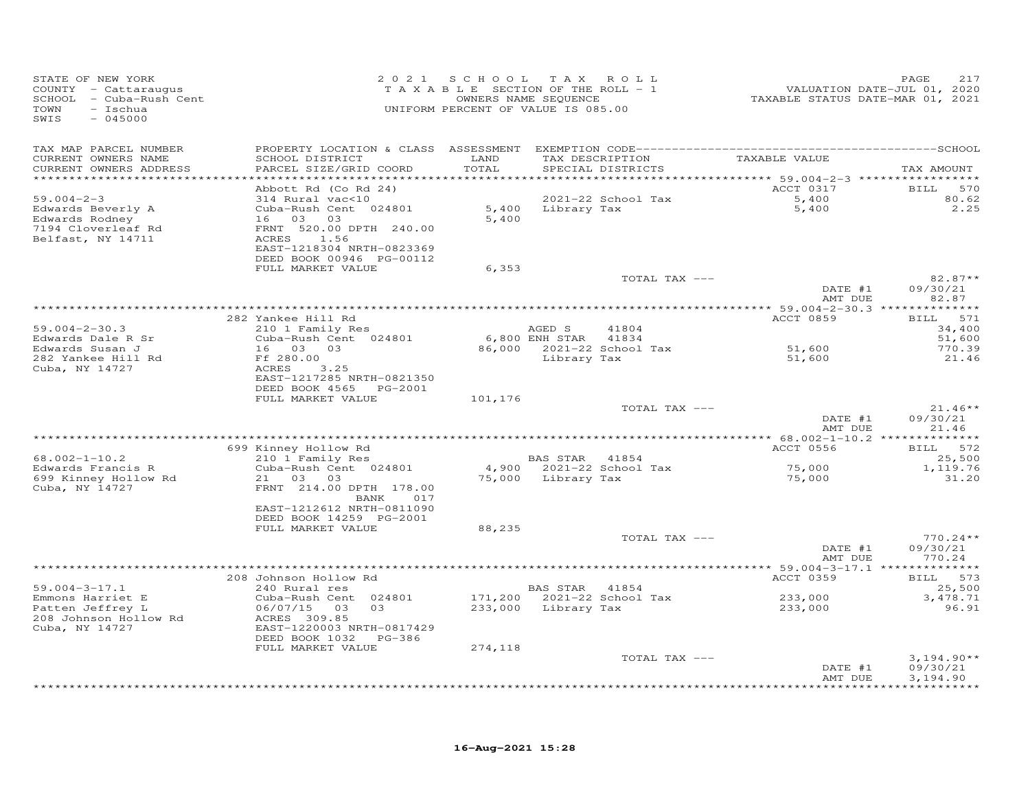STATE OF NEW YORK
COUNTY - Cattaraugus
SCHOOL - Cuba-Rush Cent
TOWN - Ischua
SWIS - 045000

2021 SCHOOL TAX ROLL
TAXABLE SECTION OF THE ROLL - 1
OWNERS NAME SEQUENCE
UNIFORM PERCENT OF VALUE IS 085.00

VALUATION DATE-JUL 01, 2020
TAXABLE STATUS DATE-MAR 01, 2021

| TAX MAP PARCEL NUMBER / CURRENT OWNERS NAME / CURRENT OWNERS ADDRESS | PROPERTY LOCATION & CLASS / SCHOOL DISTRICT / PARCEL SIZE/GRID COORD | ASSESSMENT LAND / TOTAL | EXEMPTION CODE / TAX DESCRIPTION / SPECIAL DISTRICTS | TAXABLE VALUE | TAX AMOUNT |
|---|---|---|---|---|---|
| 59.004-2-3 | Abbott Rd (Co Rd 24) | | | ACCT 0317 | BILL 570 |
| Edwards Beverly A | 314 Rural vac<10 | | 2021-22 School Tax | 5,400 | 80.62 |
| Edwards Rodney | Cuba-Rush Cent 024801 | 5,400 | Library Tax | 5,400 | 2.25 |
| 7194 Cloverleaf Rd | 16 03 03 | 5,400 | | | |
| Belfast, NY 14711 | FRNT 520.00 DPTH 240.00 | | | | |
| | ACRES 1.56 | | | | |
| | EAST-1218304 NRTH-0823369 | | | | |
| | DEED BOOK 00946 PG-00112 | | | | |
| | FULL MARKET VALUE | 6,353 | | | |
| | | | TOTAL TAX --- | | 82.87** |
| | | | | DATE #1 | 09/30/21 |
| | | | | AMT DUE | 82.87 |
| 59.004-2-30.3 | 282 Yankee Hill Rd | | | ACCT 0859 | BILL 571 |
| Edwards Dale R Sr | 210 1 Family Res | | AGED S 41804 | | 34,400 |
| Edwards Susan J | Cuba-Rush Cent 024801 | 6,800 | ENH STAR 41834 | | 51,600 |
| 282 Yankee Hill Rd | 16 03 03 | 86,000 | 2021-22 School Tax | 51,600 | 770.39 |
| Cuba, NY 14727 | Ff 280.00 | | Library Tax | 51,600 | 21.46 |
| | ACRES 3.25 | | | | |
| | EAST-1217285 NRTH-0821350 | | | | |
| | DEED BOOK 4565 PG-2001 | | | | |
| | FULL MARKET VALUE | 101,176 | | | |
| | | | TOTAL TAX --- | | 21.46** |
| | | | | DATE #1 | 09/30/21 |
| | | | | AMT DUE | 21.46 |
| 68.002-1-10.2 | 699 Kinney Hollow Rd | | | ACCT 0556 | BILL 572 |
| Edwards Francis R | 210 1 Family Res | | BAS STAR 41854 | | 25,500 |
| 699 Kinney Hollow Rd | Cuba-Rush Cent 024801 | 4,900 | 2021-22 School Tax | 75,000 | 1,119.76 |
| Cuba, NY 14727 | 21 03 03 | 75,000 | Library Tax | 75,000 | 31.20 |
| | FRNT 214.00 DPTH 178.00 | | | | |
| | BANK 017 | | | | |
| | EAST-1212612 NRTH-0811090 | | | | |
| | DEED BOOK 14259 PG-2001 | | | | |
| | FULL MARKET VALUE | 88,235 | | | |
| | | | TOTAL TAX --- | | 770.24** |
| | | | | DATE #1 | 09/30/21 |
| | | | | AMT DUE | 770.24 |
| 59.004-3-17.1 | 208 Johnson Hollow Rd | | | ACCT 0359 | BILL 573 |
| Emmons Harriet E | 240 Rural res | | BAS STAR 41854 | | 25,500 |
| Patten Jeffrey L | Cuba-Rush Cent 024801 | 171,200 | 2021-22 School Tax | 233,000 | 3,478.71 |
| 208 Johnson Hollow Rd | 06/07/15 03 03 | 233,000 | Library Tax | 233,000 | 96.91 |
| Cuba, NY 14727 | ACRES 309.85 | | | | |
| | EAST-1220003 NRTH-0817429 | | | | |
| | DEED BOOK 1032 PG-386 | | | | |
| | FULL MARKET VALUE | 274,118 | | | |
| | | | TOTAL TAX --- | | 3,194.90** |
| | | | | DATE #1 | 09/30/21 |
| | | | | AMT DUE | 3,194.90 |

16-Aug-2021 15:28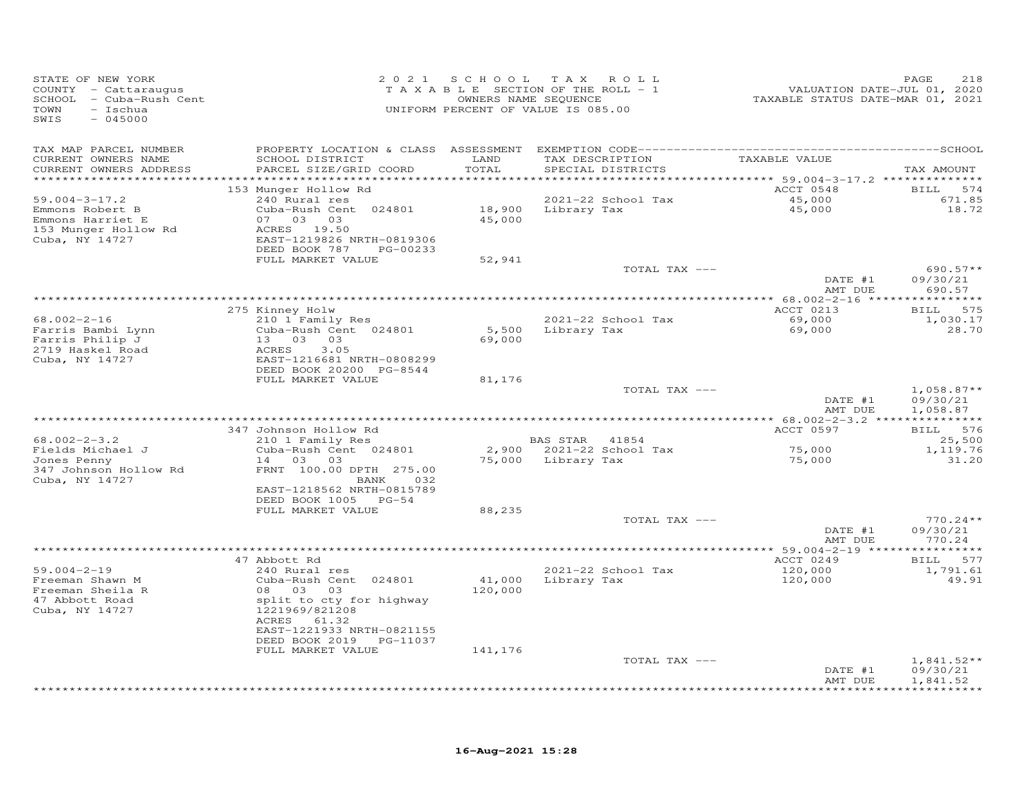STATE OF NEW YORK
COUNTY - Cattaraugus
SCHOOL - Cuba-Rush Cent
TOWN - Ischua
SWIS - 045000

2 0 2 1 S C H O O L T A X R O L L
T A X A B L E SECTION OF THE ROLL - 1
OWNERS NAME SEQUENCE
UNIFORM PERCENT OF VALUE IS 085.00

VALUATION DATE-JUL 01, 2020
TAXABLE STATUS DATE-MAR 01, 2021

| TAX MAP PARCEL NUMBER / CURRENT OWNERS NAME / CURRENT OWNERS ADDRESS | PROPERTY LOCATION & CLASS / SCHOOL DISTRICT / PARCEL SIZE/GRID COORD | ASSESSMENT LAND / TOTAL | EXEMPTION CODE / TAX DESCRIPTION / SPECIAL DISTRICTS | TAXABLE VALUE | TAX AMOUNT |
|---|---|---|---|---|---|
| 59.004-3-17.2 | 153 Munger Hollow Rd | | | ACCT 0548 | BILL 574 |
| Emmons Robert B | 240 Rural res | | 2021-22 School Tax | 45,000 | 671.85 |
| Emmons Harriet E | Cuba-Rush Cent 024801 | 18,900 | Library Tax | 45,000 | 18.72 |
| 153 Munger Hollow Rd | 07 03 03 | 45,000 | | | |
| Cuba, NY 14727 | ACRES 19.50 | | | | |
| | EAST-1219826 NRTH-0819306 | | | | |
| | DEED BOOK 787 PG-00233 | | | | |
| | FULL MARKET VALUE | 52,941 | | | |
| | | | TOTAL TAX --- | | 690.57** |
| | | | | DATE #1 | 09/30/21 |
| | | | | AMT DUE | 690.57 |
| 68.002-2-16 | 275 Kinney Holw | | | ACCT 0213 | BILL 575 |
| Farris Bambi Lynn | 210 1 Family Res | | 2021-22 School Tax | 69,000 | 1,030.17 |
| Farris Philip J | Cuba-Rush Cent 024801 | 5,500 | Library Tax | 69,000 | 28.70 |
| 2719 Haskel Road | 13 03 03 | 69,000 | | | |
| Cuba, NY 14727 | ACRES 3.05 | | | | |
| | EAST-1216681 NRTH-0808299 | | | | |
| | DEED BOOK 20200 PG-8544 | | | | |
| | FULL MARKET VALUE | 81,176 | | | |
| | | | TOTAL TAX --- | | 1,058.87** |
| | | | | DATE #1 | 09/30/21 |
| | | | | AMT DUE | 1,058.87 |
| 68.002-2-3.2 | 347 Johnson Hollow Rd | | | ACCT 0597 | BILL 576 |
| Fields Michael J | 210 1 Family Res | | BAS STAR 41854 | | 25,500 |
| Jones Penny | Cuba-Rush Cent 024801 | 2,900 | 2021-22 School Tax | 75,000 | 1,119.76 |
| 347 Johnson Hollow Rd | 14 03 03 | 75,000 | Library Tax | 75,000 | 31.20 |
| Cuba, NY 14727 | FRNT 100.00 DPTH 275.00 | | | | |
| | BANK 032 | | | | |
| | EAST-1218562 NRTH-0815789 | | | | |
| | DEED BOOK 1005 PG-54 | | | | |
| | FULL MARKET VALUE | 88,235 | | | |
| | | | TOTAL TAX --- | | 770.24** |
| | | | | DATE #1 | 09/30/21 |
| | | | | AMT DUE | 770.24 |
| 59.004-2-19 | 47 Abbott Rd | | | ACCT 0249 | BILL 577 |
| Freeman Shawn M | 240 Rural res | | 2021-22 School Tax | 120,000 | 1,791.61 |
| Freeman Sheila R | Cuba-Rush Cent 024801 | 41,000 | Library Tax | 120,000 | 49.91 |
| 47 Abbott Road | 08 03 03 | 120,000 | | | |
| Cuba, NY 14727 | split to cty for highway | | | | |
| | 1221969/821208 | | | | |
| | ACRES 61.32 | | | | |
| | EAST-1221933 NRTH-0821155 | | | | |
| | DEED BOOK 2019 PG-11037 | | | | |
| | FULL MARKET VALUE | 141,176 | | | |
| | | | TOTAL TAX --- | | 1,841.52** |
| | | | | DATE #1 | 09/30/21 |
| | | | | AMT DUE | 1,841.52 |

16-Aug-2021 15:28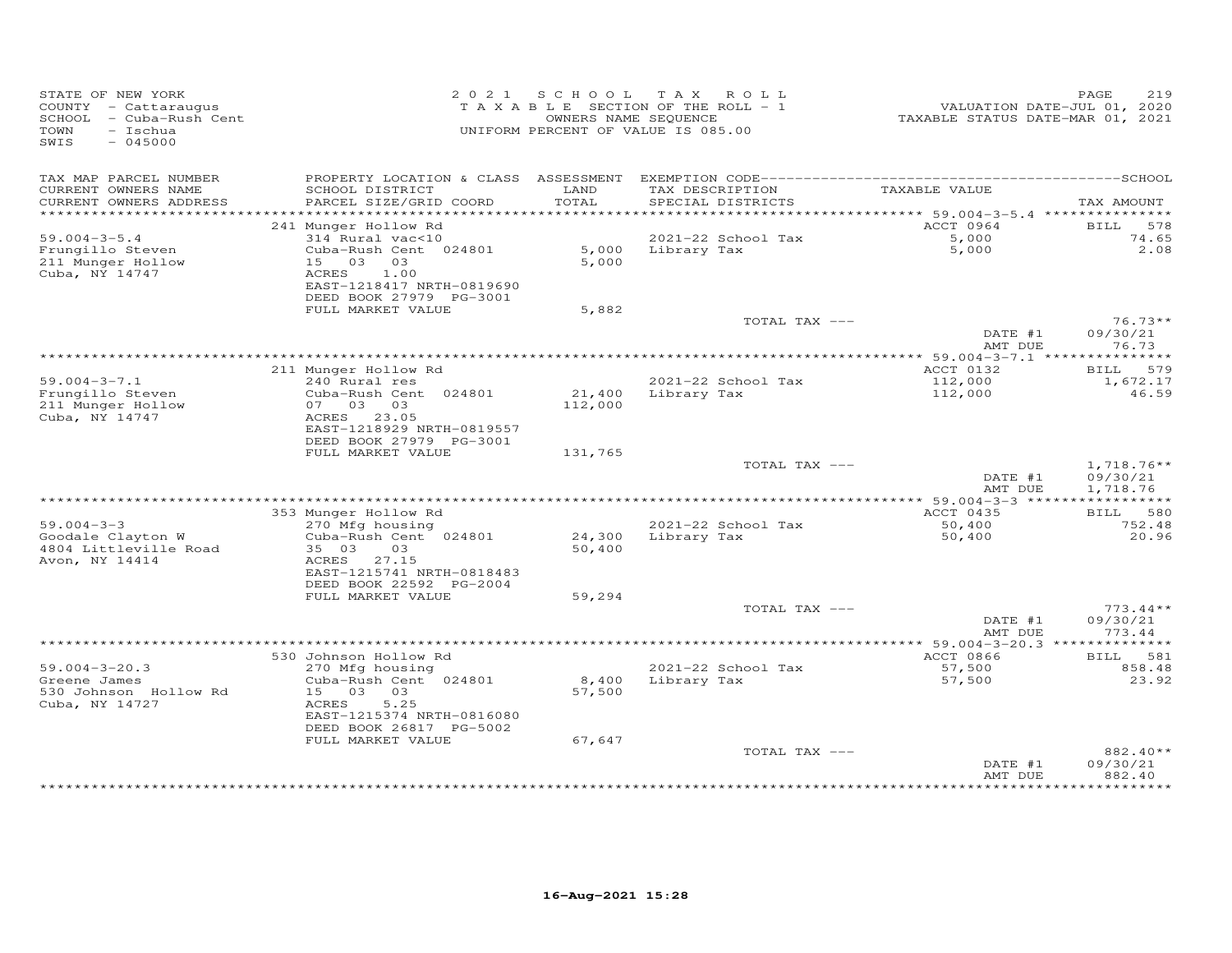STATE OF NEW YORK
COUNTY - Cattaraugus
SCHOOL - Cuba-Rush Cent
TOWN - Ischua
SWIS - 045000

2021 SCHOOL TAX ROLL
TAXABLE SECTION OF THE ROLL - 1
OWNERS NAME SEQUENCE
UNIFORM PERCENT OF VALUE IS 085.00

VALUATION DATE-JUL 01, 2020
TAXABLE STATUS DATE-MAR 01, 2021

| TAX MAP PARCEL NUMBER / CURRENT OWNERS NAME / CURRENT OWNERS ADDRESS | PROPERTY LOCATION & CLASS / SCHOOL DISTRICT / PARCEL SIZE/GRID COORD | ASSESSMENT LAND / TOTAL | EXEMPTION CODE / TAX DESCRIPTION / SPECIAL DISTRICTS | TAXABLE VALUE | TAX AMOUNT |
|---|---|---|---|---|---|
| 59.004-3-5.4 | 241 Munger Hollow Rd | | | ACCT 0964 | BILL 578 |
| Frungillo Steven | 314 Rural vac<10 | | 2021-22 School Tax | 5,000 | 74.65 |
| 211 Munger Hollow | Cuba-Rush Cent 024801 | 5,000 | Library Tax | 5,000 | 2.08 |
| Cuba, NY 14747 | 15 03 03 | 5,000 | | | |
| | ACRES 1.00 | | | | |
| | EAST-1218417 NRTH-0819690 | | | | |
| | DEED BOOK 27979 PG-3001 | | | | |
| | FULL MARKET VALUE | 5,882 | | | |
| | | | TOTAL TAX --- | | 76.73** |
| | | | | DATE #1 | 09/30/21 |
| | | | | AMT DUE | 76.73 |
| 59.004-3-7.1 | 211 Munger Hollow Rd | | | ACCT 0132 | BILL 579 |
| Frungillo Steven | 240 Rural res | | 2021-22 School Tax | 112,000 | 1,672.17 |
| 211 Munger Hollow | Cuba-Rush Cent 024801 | 21,400 | Library Tax | 112,000 | 46.59 |
| Cuba, NY 14747 | 07 03 03 | 112,000 | | | |
| | ACRES 23.05 | | | | |
| | EAST-1218929 NRTH-0819557 | | | | |
| | DEED BOOK 27979 PG-3001 | | | | |
| | FULL MARKET VALUE | 131,765 | | | |
| | | | TOTAL TAX --- | | 1,718.76** |
| | | | | DATE #1 | 09/30/21 |
| | | | | AMT DUE | 1,718.76 |
| 59.004-3-3 | 353 Munger Hollow Rd | | | ACCT 0435 | BILL 580 |
| Goodale Clayton W | 270 Mfg housing | | 2021-22 School Tax | 50,400 | 752.48 |
| 4804 Littleville Road | Cuba-Rush Cent 024801 | 24,300 | Library Tax | 50,400 | 20.96 |
| Avon, NY 14414 | 35 03 03 | 50,400 | | | |
| | ACRES 27.15 | | | | |
| | EAST-1215741 NRTH-0818483 | | | | |
| | DEED BOOK 22592 PG-2004 | | | | |
| | FULL MARKET VALUE | 59,294 | | | |
| | | | TOTAL TAX --- | | 773.44** |
| | | | | DATE #1 | 09/30/21 |
| | | | | AMT DUE | 773.44 |
| 59.004-3-20.3 | 530 Johnson Hollow Rd | | | ACCT 0866 | BILL 581 |
| Greene James | 270 Mfg housing | | 2021-22 School Tax | 57,500 | 858.48 |
| 530 Johnson Hollow Rd | Cuba-Rush Cent 024801 | 8,400 | Library Tax | 57,500 | 23.92 |
| Cuba, NY 14727 | 15 03 03 | 57,500 | | | |
| | ACRES 5.25 | | | | |
| | EAST-1215374 NRTH-0816080 | | | | |
| | DEED BOOK 26817 PG-5002 | | | | |
| | FULL MARKET VALUE | 67,647 | | | |
| | | | TOTAL TAX --- | | 882.40** |
| | | | | DATE #1 | 09/30/21 |
| | | | | AMT DUE | 882.40 |

16-Aug-2021 15:28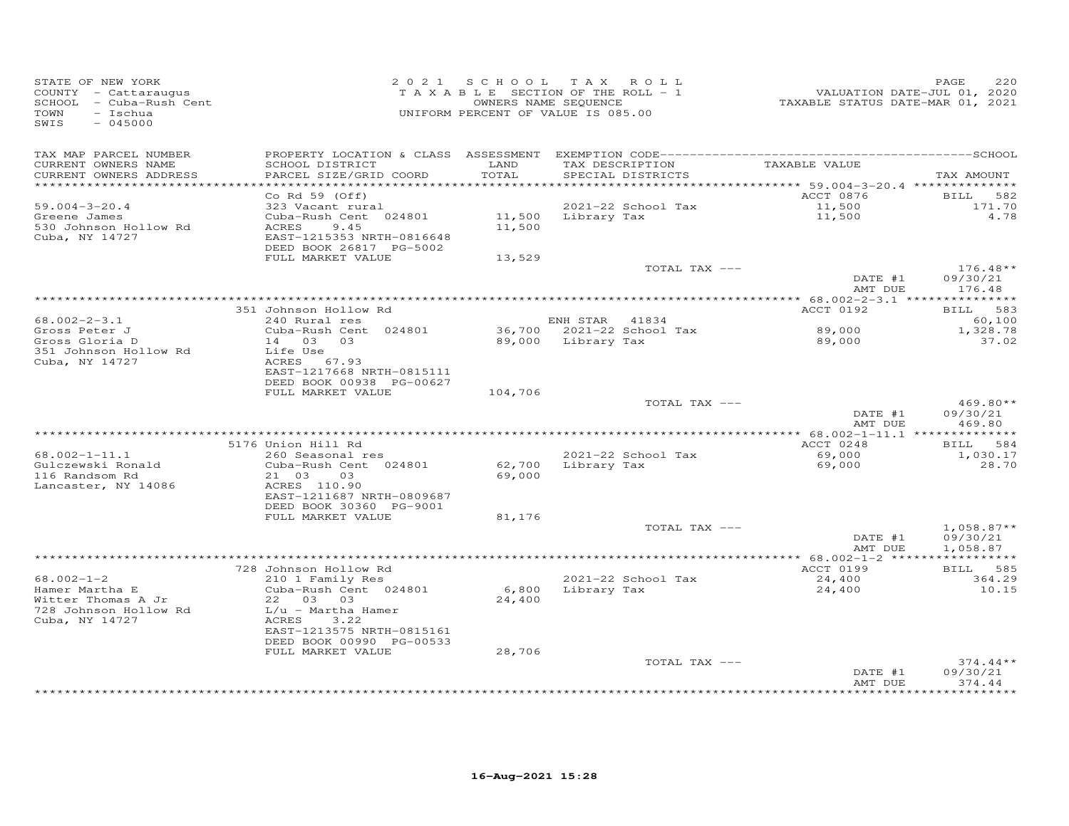STATE OF NEW YORK
COUNTY - Cattaraugus
SCHOOL - Cuba-Rush Cent
TOWN - Ischua
SWIS - 045000

2021 SCHOOL TAX ROLL
TAXABLE SECTION OF THE ROLL - 1
OWNERS NAME SEQUENCE
UNIFORM PERCENT OF VALUE IS 085.00

VALUATION DATE-JUL 01, 2020
TAXABLE STATUS DATE-MAR 01, 2021

| TAX MAP PARCEL NUMBER<br>CURRENT OWNERS NAME<br>CURRENT OWNERS ADDRESS | PROPERTY LOCATION & CLASS<br>SCHOOL DISTRICT<br>PARCEL SIZE/GRID COORD | ASSESSMENT<br>LAND<br>TOTAL | EXEMPTION CODE<br>TAX DESCRIPTION<br>SPECIAL DISTRICTS | TAXABLE VALUE | SCHOOL<br>TAX AMOUNT |
|---|---|---|---|---|---|
| 59.004-3-20.4 | Co Rd 59 (Off) | | | ACCT 0876 | BILL 582 |
| Greene James | 323 Vacant rural | | 2021-22 School Tax | 11,500 | 171.70 |
| 530 Johnson Hollow Rd | Cuba-Rush Cent 024801 | 11,500 | Library Tax | 11,500 | 4.78 |
| Cuba, NY 14727 | ACRES 9.45 | 11,500 | | | |
| | EAST-1215353 NRTH-0816648 | | | | |
| | DEED BOOK 26817 PG-5002 | | | | |
| | FULL MARKET VALUE | 13,529 | | | |
| | | | TOTAL TAX --- | | 176.48** |
| | | | | DATE #1 | 09/30/21 |
| | | | | AMT DUE | 176.48 |
| 68.002-2-3.1 | 351 Johnson Hollow Rd | | | ACCT 0192 | BILL 583 |
| Gross Peter J | 240 Rural res | | ENH STAR 41834 | | 60,100 |
| Gross Gloria D | Cuba-Rush Cent 024801 | 36,700 | 2021-22 School Tax | 89,000 | 1,328.78 |
| 351 Johnson Hollow Rd | 14 03 03 | 89,000 | Library Tax | 89,000 | 37.02 |
| Cuba, NY 14727 | Life Use | | | | |
| | ACRES 67.93 | | | | |
| | EAST-1217668 NRTH-0815111 | | | | |
| | DEED BOOK 00938 PG-00627 | | | | |
| | FULL MARKET VALUE | 104,706 | | | |
| | | | TOTAL TAX --- | | 469.80** |
| | | | | DATE #1 | 09/30/21 |
| | | | | AMT DUE | 469.80 |
| 68.002-1-11.1 | 5176 Union Hill Rd | | | ACCT 0248 | BILL 584 |
| Gulczewski Ronald | 260 Seasonal res | | 2021-22 School Tax | 69,000 | 1,030.17 |
| 116 Randsom Rd | Cuba-Rush Cent 024801 | 62,700 | Library Tax | 69,000 | 28.70 |
| Lancaster, NY 14086 | 21 03 03 | 69,000 | | | |
| | ACRES 110.90 | | | | |
| | EAST-1211687 NRTH-0809687 | | | | |
| | DEED BOOK 30360 PG-9001 | | | | |
| | FULL MARKET VALUE | 81,176 | | | |
| | | | TOTAL TAX --- | | 1,058.87** |
| | | | | DATE #1 | 09/30/21 |
| | | | | AMT DUE | 1,058.87 |
| 68.002-1-2 | 728 Johnson Hollow Rd | | | ACCT 0199 | BILL 585 |
| Hamer Martha E | 210 1 Family Res | | 2021-22 School Tax | 24,400 | 364.29 |
| Witter Thomas A Jr | Cuba-Rush Cent 024801 | 6,800 | Library Tax | 24,400 | 10.15 |
| 728 Johnson Hollow Rd | 22 03 03 | 24,400 | | | |
| Cuba, NY 14727 | L/u - Martha Hamer | | | | |
| | ACRES 3.22 | | | | |
| | EAST-1213575 NRTH-0815161 | | | | |
| | DEED BOOK 00990 PG-00533 | | | | |
| | FULL MARKET VALUE | 28,706 | | | |
| | | | TOTAL TAX --- | | 374.44** |
| | | | | DATE #1 | 09/30/21 |
| | | | | AMT DUE | 374.44 |

16-Aug-2021 15:28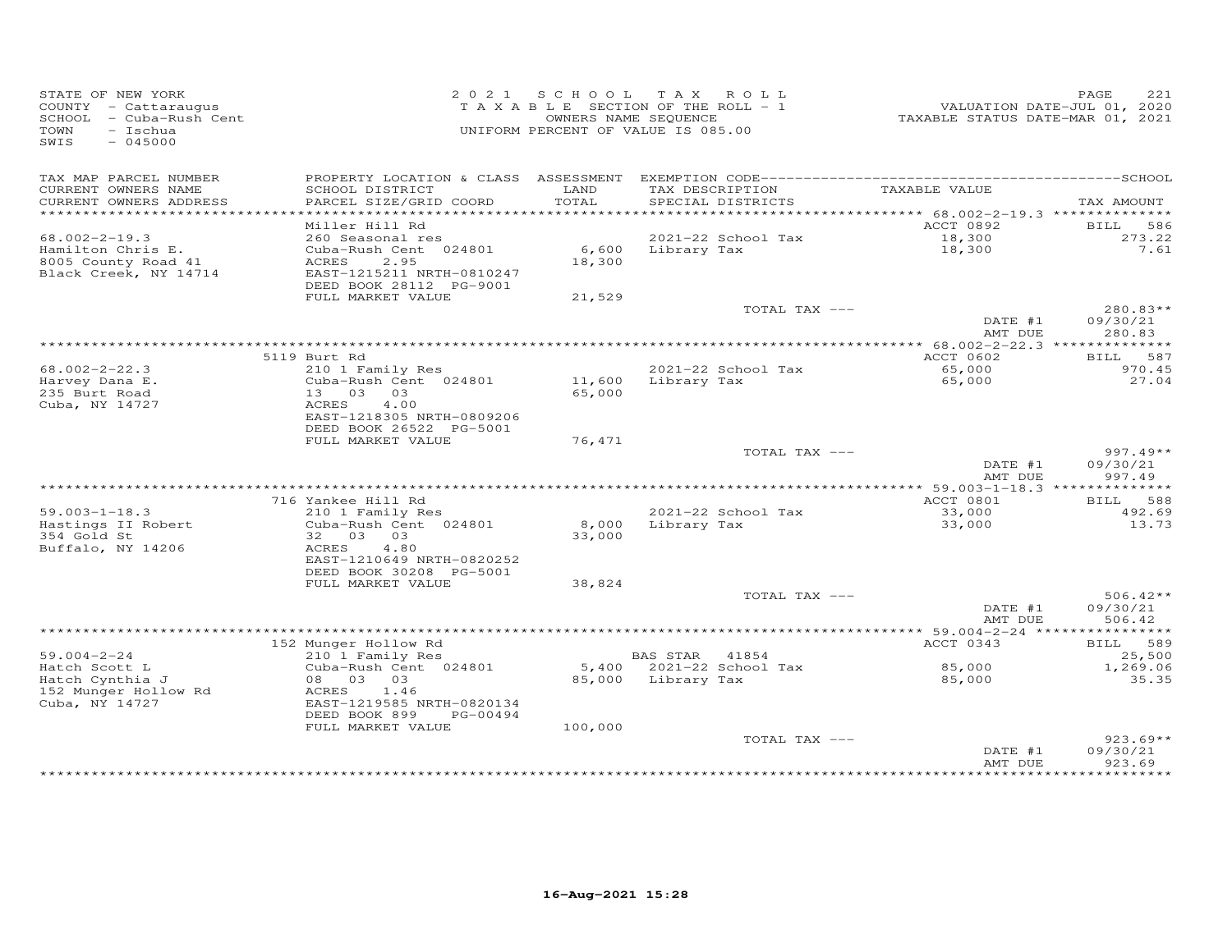STATE OF NEW YORK
COUNTY - Cattaraugus
SCHOOL - Cuba-Rush Cent
TOWN - Ischua
SWIS - 045000

2021 SCHOOL TAX ROLL
TAXABLE SECTION OF THE ROLL - 1
OWNERS NAME SEQUENCE
UNIFORM PERCENT OF VALUE IS 085.00

VALUATION DATE-JUL 01, 2020
TAXABLE STATUS DATE-MAR 01, 2021

| TAX MAP PARCEL NUMBER / CURRENT OWNERS NAME / CURRENT OWNERS ADDRESS | PROPERTY LOCATION & CLASS / SCHOOL DISTRICT / PARCEL SIZE/GRID COORD | ASSESSMENT LAND | TOTAL | EXEMPTION CODE / TAX DESCRIPTION / SPECIAL DISTRICTS | TAXABLE VALUE | TAX AMOUNT |
|---|---|---|---|---|---|---|
| 68.002-2-19.3 | Miller Hill Rd | | | | ACCT 0892 | BILL 586 |
| Hamilton Chris E. | 260 Seasonal res | | | 2021-22 School Tax | 18,300 | 273.22 |
| 8005 County Road 41 | Cuba-Rush Cent 024801 | 6,600 | | Library Tax | 18,300 | 7.61 |
| Black Creek, NY 14714 | ACRES 2.95 | | 18,300 | | | |
| | EAST-1215211 NRTH-0810247 | | | | | |
| | DEED BOOK 28112 PG-9001 | | | | | |
| | FULL MARKET VALUE | | 21,529 | | | |
| | | | | TOTAL TAX --- | | 280.83** |
| | | | | | DATE #1 | 09/30/21 |
| | | | | | AMT DUE | 280.83 |
| 68.002-2-22.3 | 5119 Burt Rd | | | | ACCT 0602 | BILL 587 |
| Harvey Dana E. | 210 1 Family Res | | | 2021-22 School Tax | 65,000 | 970.45 |
| 235 Burt Road | Cuba-Rush Cent 024801 | 11,600 | | Library Tax | 65,000 | 27.04 |
| Cuba, NY 14727 | 13 03 03 | | 65,000 | | | |
| | ACRES 4.00 | | | | | |
| | EAST-1218305 NRTH-0809206 | | | | | |
| | DEED BOOK 26522 PG-5001 | | | | | |
| | FULL MARKET VALUE | | 76,471 | | | |
| | | | | TOTAL TAX --- | | 997.49** |
| | | | | | DATE #1 | 09/30/21 |
| | | | | | AMT DUE | 997.49 |
| 59.003-1-18.3 | 716 Yankee Hill Rd | | | | ACCT 0801 | BILL 588 |
| Hastings II Robert | 210 1 Family Res | | | 2021-22 School Tax | 33,000 | 492.69 |
| 354 Gold St | Cuba-Rush Cent 024801 | 8,000 | | Library Tax | 33,000 | 13.73 |
| Buffalo, NY 14206 | 32 03 03 | | 33,000 | | | |
| | ACRES 4.80 | | | | | |
| | EAST-1210649 NRTH-0820252 | | | | | |
| | DEED BOOK 30208 PG-5001 | | | | | |
| | FULL MARKET VALUE | | 38,824 | | | |
| | | | | TOTAL TAX --- | | 506.42** |
| | | | | | DATE #1 | 09/30/21 |
| | | | | | AMT DUE | 506.42 |
| 59.004-2-24 | 152 Munger Hollow Rd | | | | ACCT 0343 | BILL 589 |
| Hatch Scott L | 210 1 Family Res | | | BAS STAR 41854 | | 25,500 |
| Hatch Cynthia J | Cuba-Rush Cent 024801 | 5,400 | | 2021-22 School Tax | 85,000 | 1,269.06 |
| 152 Munger Hollow Rd | 08 03 03 | | 85,000 | Library Tax | 85,000 | 35.35 |
| Cuba, NY 14727 | ACRES 1.46 | | | | | |
| | EAST-1219585 NRTH-0820134 | | | | | |
| | DEED BOOK 899 PG-00494 | | | | | |
| | FULL MARKET VALUE | | 100,000 | | | |
| | | | | TOTAL TAX --- | | 923.69** |
| | | | | | DATE #1 | 09/30/21 |
| | | | | | AMT DUE | 923.69 |

16-Aug-2021 15:28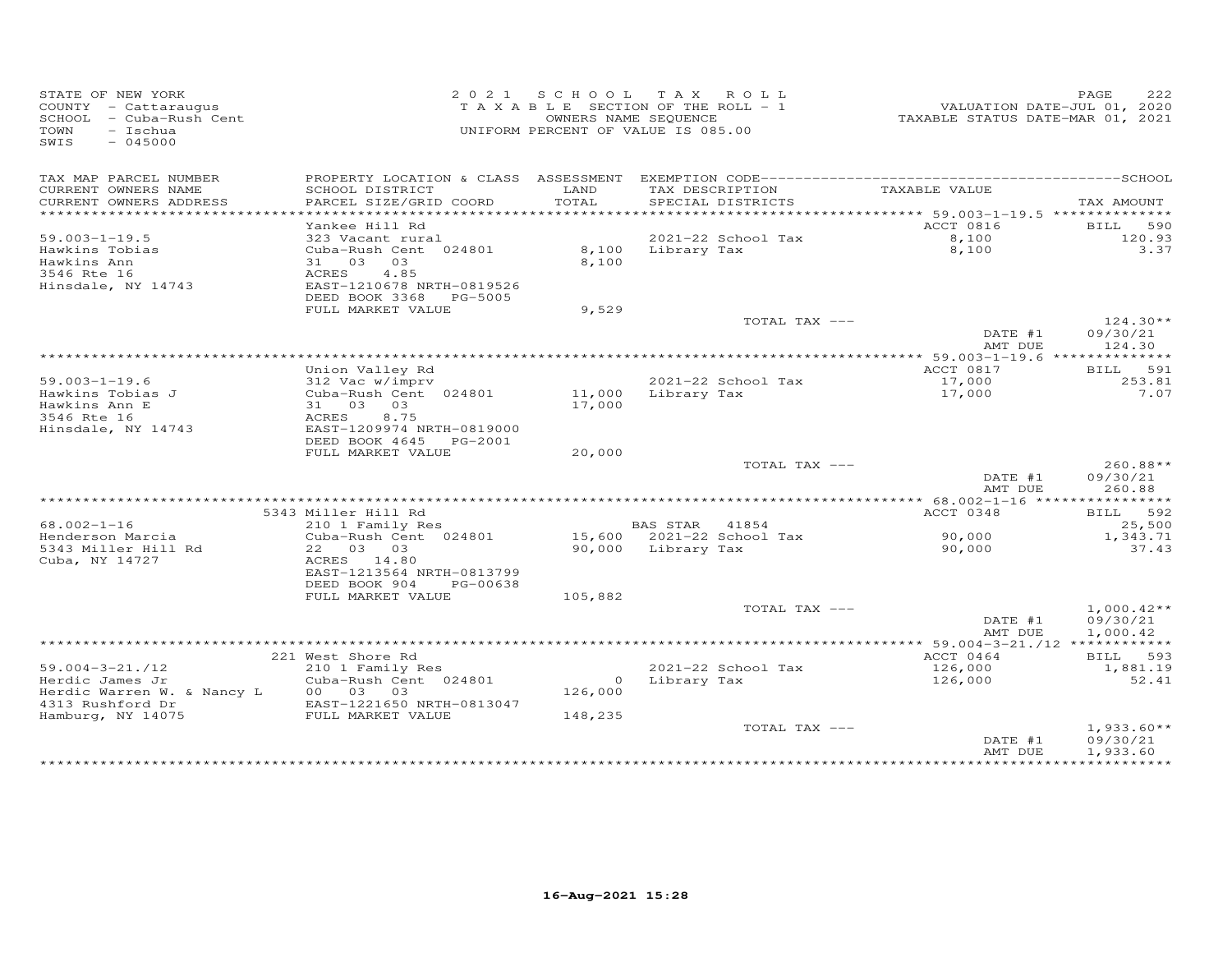STATE OF NEW YORK
COUNTY - Cattaraugus
SCHOOL - Cuba-Rush Cent
TOWN - Ischua
SWIS - 045000

2 0 2 1 S C H O O L T A X R O L L
T A X A B L E SECTION OF THE ROLL - 1
OWNERS NAME SEQUENCE
UNIFORM PERCENT OF VALUE IS 085.00

VALUATION DATE-JUL 01, 2020
TAXABLE STATUS DATE-MAR 01, 2021

| TAX MAP PARCEL NUMBER / CURRENT OWNERS NAME / CURRENT OWNERS ADDRESS | PROPERTY LOCATION & CLASS / SCHOOL DISTRICT / PARCEL SIZE/GRID COORD | ASSESSMENT LAND / TOTAL | EXEMPTION CODE / TAX DESCRIPTION / SPECIAL DISTRICTS | TAXABLE VALUE | TAX AMOUNT |
|---|---|---|---|---|---|
| 59.003-1-19.5 | Yankee Hill Rd | | | ACCT 0816 | BILL 590 |
| | 323 Vacant rural | | 2021-22 School Tax | 8,100 | 120.93 |
| Hawkins Tobias | Cuba-Rush Cent 024801 | 8,100 | Library Tax | 8,100 | 3.37 |
| Hawkins Ann | 31 03 03 | 8,100 | | | |
| 3546 Rte 16 | ACRES 4.85 | | | | |
| Hinsdale, NY 14743 | EAST-1210678 NRTH-0819526 | | | | |
| | DEED BOOK 3368 PG-5005 | | | | |
| | FULL MARKET VALUE | 9,529 | | | |
| | | | TOTAL TAX --- | | 124.30** |
| | | | | DATE #1 | 09/30/21 |
| | | | | AMT DUE | 124.30 |
| 59.003-1-19.6 | Union Valley Rd | | | ACCT 0817 | BILL 591 |
| | 312 Vac w/imprv | | 2021-22 School Tax | 17,000 | 253.81 |
| Hawkins Tobias J | Cuba-Rush Cent 024801 | 11,000 | Library Tax | 17,000 | 7.07 |
| Hawkins Ann E | 31 03 03 | 17,000 | | | |
| 3546 Rte 16 | ACRES 8.75 | | | | |
| Hinsdale, NY 14743 | EAST-1209974 NRTH-0819000 | | | | |
| | DEED BOOK 4645 PG-2001 | | | | |
| | FULL MARKET VALUE | 20,000 | | | |
| | | | TOTAL TAX --- | | 260.88** |
| | | | | DATE #1 | 09/30/21 |
| | | | | AMT DUE | 260.88 |
| 68.002-1-16 | 5343 Miller Hill Rd | | | ACCT 0348 | BILL 592 |
| | 210 1 Family Res | | BAS STAR 41854 | | 25,500 |
| Henderson Marcia | Cuba-Rush Cent 024801 | 15,600 | 2021-22 School Tax | 90,000 | 1,343.71 |
| 5343 Miller Hill Rd | 22 03 03 | 90,000 | Library Tax | 90,000 | 37.43 |
| Cuba, NY 14727 | ACRES 14.80 | | | | |
| | EAST-1213564 NRTH-0813799 | | | | |
| | DEED BOOK 904 PG-00638 | | | | |
| | FULL MARKET VALUE | 105,882 | | | |
| | | | TOTAL TAX --- | | 1,000.42** |
| | | | | DATE #1 | 09/30/21 |
| | | | | AMT DUE | 1,000.42 |
| 59.004-3-21./12 | 221 West Shore Rd | | | ACCT 0464 | BILL 593 |
| | 210 1 Family Res | | 2021-22 School Tax | 126,000 | 1,881.19 |
| Herdic James Jr | Cuba-Rush Cent 024801 | 0 | Library Tax | 126,000 | 52.41 |
| Herdic Warren W. & Nancy L | 00 03 03 | 126,000 | | | |
| 4313 Rushford Dr | EAST-1221650 NRTH-0813047 | | | | |
| Hamburg, NY 14075 | FULL MARKET VALUE | 148,235 | | | |
| | | | TOTAL TAX --- | | 1,933.60** |
| | | | | DATE #1 | 09/30/21 |
| | | | | AMT DUE | 1,933.60 |

16-Aug-2021 15:28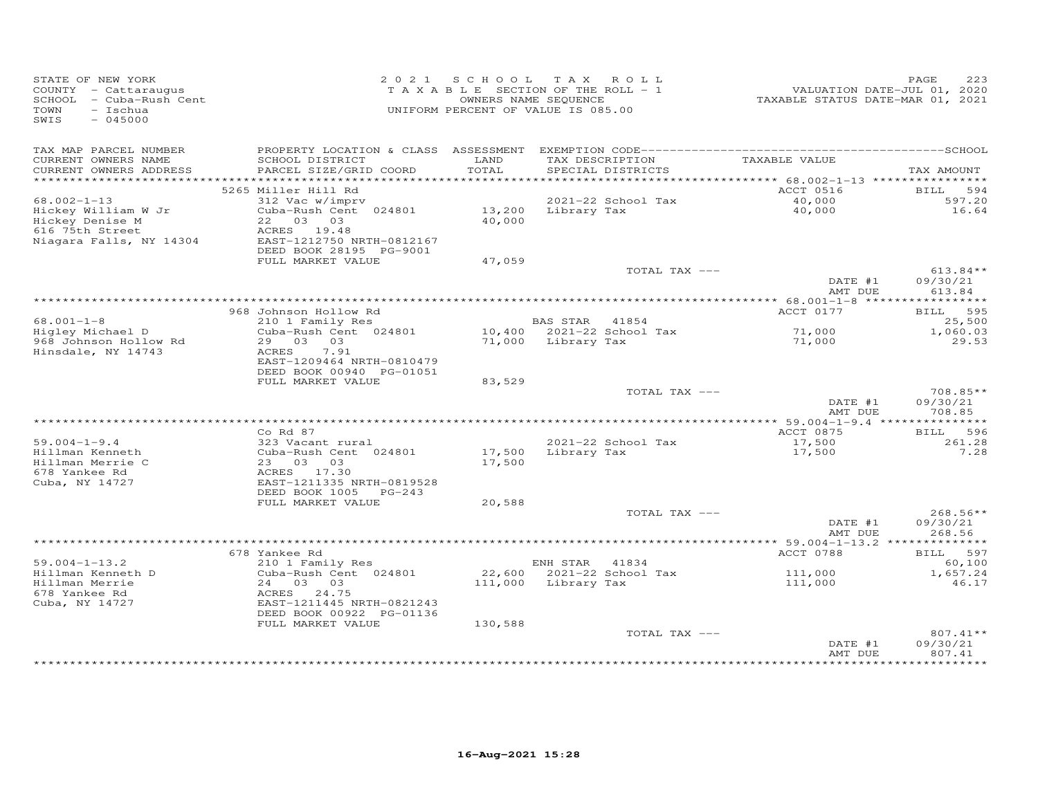STATE OF NEW YORK
COUNTY - Cattaraugus
SCHOOL - Cuba-Rush Cent
TOWN - Ischua
SWIS - 045000

2021 SCHOOL TAX ROLL
TAXABLE SECTION OF THE ROLL - 1
OWNERS NAME SEQUENCE
UNIFORM PERCENT OF VALUE IS 085.00

VALUATION DATE-JUL 01, 2020
TAXABLE STATUS DATE-MAR 01, 2021

| TAX MAP PARCEL NUMBER / CURRENT OWNERS NAME / CURRENT OWNERS ADDRESS | PROPERTY LOCATION & CLASS / SCHOOL DISTRICT / PARCEL SIZE/GRID COORD | ASSESSMENT LAND / TOTAL | EXEMPTION CODE / TAX DESCRIPTION / SPECIAL DISTRICTS | TAXABLE VALUE | TAX AMOUNT |
|---|---|---|---|---|---|
| | 5265 Miller Hill Rd | | | ACCT 0516 | BILL 594 |
| 68.002-1-13 | 312 Vac w/imprv | | 2021-22 School Tax | 40,000 | 597.20 |
| Hickey William W Jr | Cuba-Rush Cent 024801 | 13,200 | Library Tax | 40,000 | 16.64 |
| Hickey Denise M | 22 03 03 | 40,000 | | | |
| 616 75th Street | ACRES 19.48 | | | | |
| Niagara Falls, NY 14304 | EAST-1212750 NRTH-0812167 | | | | |
| | DEED BOOK 28195 PG-9001 | | | | |
| | FULL MARKET VALUE | 47,059 | | | |
| | | | TOTAL TAX --- | | 613.84** |
| | | | | DATE #1 | 09/30/21 |
| | | | | AMT DUE | 613.84 |
| | 968 Johnson Hollow Rd | | | ACCT 0177 | BILL 595 |
| 68.001-1-8 | 210 1 Family Res | | BAS STAR 41854 | | 25,500 |
| Higley Michael D | Cuba-Rush Cent 024801 | 10,400 | 2021-22 School Tax | 71,000 | 1,060.03 |
| 968 Johnson Hollow Rd | 29 03 03 | 71,000 | Library Tax | 71,000 | 29.53 |
| Hinsdale, NY 14743 | ACRES 7.91 | | | | |
| | EAST-1209464 NRTH-0810479 | | | | |
| | DEED BOOK 00940 PG-01051 | | | | |
| | FULL MARKET VALUE | 83,529 | | | |
| | | | TOTAL TAX --- | | 708.85** |
| | | | | DATE #1 | 09/30/21 |
| | | | | AMT DUE | 708.85 |
| | Co Rd 87 | | | ACCT 0875 | BILL 596 |
| 59.004-1-9.4 | 323 Vacant rural | | 2021-22 School Tax | 17,500 | 261.28 |
| Hillman Kenneth | Cuba-Rush Cent 024801 | 17,500 | Library Tax | 17,500 | 7.28 |
| Hillman Merrie C | 23 03 03 | 17,500 | | | |
| 678 Yankee Rd | ACRES 17.30 | | | | |
| Cuba, NY 14727 | EAST-1211335 NRTH-0819528 | | | | |
| | DEED BOOK 1005 PG-243 | | | | |
| | FULL MARKET VALUE | 20,588 | | | |
| | | | TOTAL TAX --- | | 268.56** |
| | | | | DATE #1 | 09/30/21 |
| | | | | AMT DUE | 268.56 |
| | 678 Yankee Rd | | | ACCT 0788 | BILL 597 |
| 59.004-1-13.2 | 210 1 Family Res | | ENH STAR 41834 | | 60,100 |
| Hillman Kenneth D | Cuba-Rush Cent 024801 | 22,600 | 2021-22 School Tax | 111,000 | 1,657.24 |
| Hillman Merrie | 24 03 03 | 111,000 | Library Tax | 111,000 | 46.17 |
| 678 Yankee Rd | ACRES 24.75 | | | | |
| Cuba, NY 14727 | EAST-1211445 NRTH-0821243 | | | | |
| | DEED BOOK 00922 PG-01136 | | | | |
| | FULL MARKET VALUE | 130,588 | | | |
| | | | TOTAL TAX --- | | 807.41** |
| | | | | DATE #1 | 09/30/21 |
| | | | | AMT DUE | 807.41 |

16-Aug-2021 15:28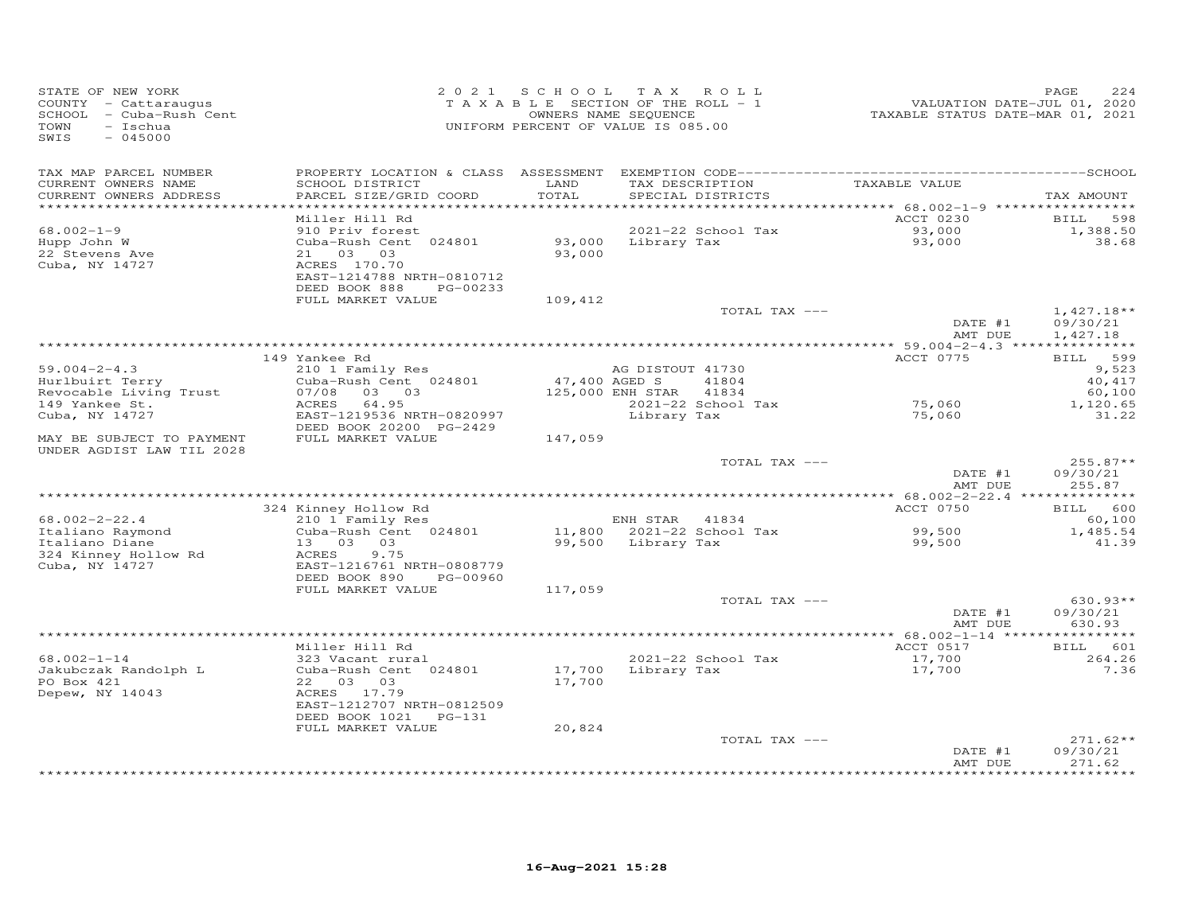STATE OF NEW YORK
COUNTY - Cattaraugus
SCHOOL - Cuba-Rush Cent
TOWN - Ischua
SWIS - 045000

2021 SCHOOL TAX ROLL
TAXABLE SECTION OF THE ROLL - 1
OWNERS NAME SEQUENCE
UNIFORM PERCENT OF VALUE IS 085.00

VALUATION DATE-JUL 01, 2020
TAXABLE STATUS DATE-MAR 01, 2021

| TAX MAP PARCEL NUMBER<br>CURRENT OWNERS NAME<br>CURRENT OWNERS ADDRESS | PROPERTY LOCATION & CLASS<br>SCHOOL DISTRICT<br>PARCEL SIZE/GRID COORD | ASSESSMENT<br>LAND<br>TOTAL | EXEMPTION CODE<br>TAX DESCRIPTION<br>SPECIAL DISTRICTS | TAXABLE VALUE | SCHOOL<br>TAX AMOUNT |
|---|---|---|---|---|---|
| 68.002-1-9 | Miller Hill Rd | | | ACCT 0230 | BILL 598 |
| Hupp John W | 910 Priv forest | | 2021-22 School Tax | 93,000 | 1,388.50 |
| 22 Stevens Ave | Cuba-Rush Cent 024801 | 93,000 | Library Tax | 93,000 | 38.68 |
| Cuba, NY 14727 | 21 03 03 | 93,000 | | | |
| | ACRES 170.70 | | | | |
| | EAST-1214788 NRTH-0810712 | | | | |
| | DEED BOOK 888 PG-00233 | | | | |
| | FULL MARKET VALUE | 109,412 | | | |
| | | | TOTAL TAX --- | | 1,427.18** |
| | | | | DATE #1 | 09/30/21 |
| | | | | AMT DUE | 1,427.18 |
| 59.004-2-4.3 | 149 Yankee Rd | | | ACCT 0775 | BILL 599 |
| Hurlbuirt Terry | 210 1 Family Res | | AG DISTOUT 41730 | | 9,523 |
| Revocable Living Trust | Cuba-Rush Cent 024801 | 47,400 | AGED S 41804 | | 40,417 |
| 149 Yankee St. | 07/08 03 03 | 125,000 | ENH STAR 41834 | | 60,100 |
| Cuba, NY 14727 | ACRES 64.95 | | 2021-22 School Tax | 75,060 | 1,120.65 |
| | EAST-1219536 NRTH-0820997 | | Library Tax | 75,060 | 31.22 |
| | DEED BOOK 20200 PG-2429 | | | | |
| MAY BE SUBJECT TO PAYMENT | FULL MARKET VALUE | 147,059 | | | |
| UNDER AGDIST LAW TIL 2028 | | | | | |
| | | | TOTAL TAX --- | | 255.87** |
| | | | | DATE #1 | 09/30/21 |
| | | | | AMT DUE | 255.87 |
| 68.002-2-22.4 | 324 Kinney Hollow Rd | | | ACCT 0750 | BILL 600 |
| Italiano Raymond | 210 1 Family Res | | ENH STAR 41834 | | 60,100 |
| Italiano Diane | Cuba-Rush Cent 024801 | 11,800 | 2021-22 School Tax | 99,500 | 1,485.54 |
| 324 Kinney Hollow Rd | 13 03 03 | 99,500 | Library Tax | 99,500 | 41.39 |
| Cuba, NY 14727 | ACRES 9.75 | | | | |
| | EAST-1216761 NRTH-0808779 | | | | |
| | DEED BOOK 890 PG-00960 | | | | |
| | FULL MARKET VALUE | 117,059 | | | |
| | | | TOTAL TAX --- | | 630.93** |
| | | | | DATE #1 | 09/30/21 |
| | | | | AMT DUE | 630.93 |
| 68.002-1-14 | Miller Hill Rd | | | ACCT 0517 | BILL 601 |
| Jakubczak Randolph L | 323 Vacant rural | | 2021-22 School Tax | 17,700 | 264.26 |
| PO Box 421 | Cuba-Rush Cent 024801 | 17,700 | Library Tax | 17,700 | 7.36 |
| Depew, NY 14043 | 22 03 03 | 17,700 | | | |
| | ACRES 17.79 | | | | |
| | EAST-1212707 NRTH-0812509 | | | | |
| | DEED BOOK 1021 PG-131 | | | | |
| | FULL MARKET VALUE | 20,824 | | | |
| | | | TOTAL TAX --- | | 271.62** |
| | | | | DATE #1 | 09/30/21 |
| | | | | AMT DUE | 271.62 |

16-Aug-2021 15:28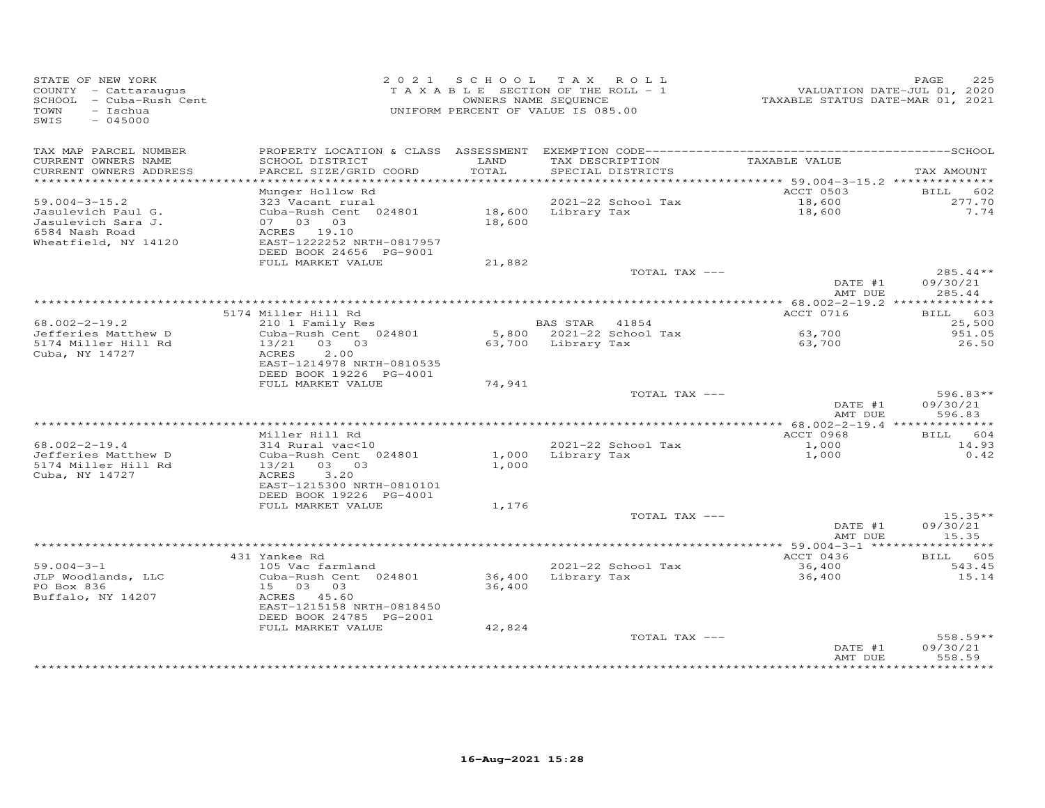STATE OF NEW YORK
COUNTY - Cattaraugus
SCHOOL - Cuba-Rush Cent
TOWN - Ischua
SWIS - 045000

2 0 2 1 S C H O O L T A X R O L L
T A X A B L E SECTION OF THE ROLL - 1
OWNERS NAME SEQUENCE
UNIFORM PERCENT OF VALUE IS 085.00

VALUATION DATE-JUL 01, 2020
TAXABLE STATUS DATE-MAR 01, 2021

| TAX MAP PARCEL NUMBER<br>CURRENT OWNERS NAME<br>CURRENT OWNERS ADDRESS | PROPERTY LOCATION & CLASS<br>SCHOOL DISTRICT<br>PARCEL SIZE/GRID COORD | ASSESSMENT<br>LAND<br>TOTAL | EXEMPTION CODE<br>TAX DESCRIPTION<br>SPECIAL DISTRICTS | TAXABLE VALUE | SCHOOL<br>TAX AMOUNT |
|---|---|---|---|---|---|
| 59.004-3-15.2 | Munger Hollow Rd | | | ACCT 0503 | BILL 602 |
| 59.004-3-15.2 | 323 Vacant rural | | 2021-22 School Tax | 18,600 | 277.70 |
| Jasulevich Paul G. | Cuba-Rush Cent 024801 | 18,600 | Library Tax | 18,600 | 7.74 |
| Jasulevich Sara J. | 07 03 03 | 18,600 | | | |
| 6584 Nash Road | ACRES 19.10 | | | | |
| Wheatfield, NY 14120 | EAST-1222252 NRTH-0817957 | | | | |
| | DEED BOOK 24656 PG-9001 | | | | |
| | FULL MARKET VALUE | 21,882 | | | |
| | | | TOTAL TAX --- | | 285.44** |
| | | | | DATE #1 | 09/30/21 |
| | | | | AMT DUE | 285.44 |
| 68.002-2-19.2 | 5174 Miller Hill Rd | | | ACCT 0716 | BILL 603 |
| 68.002-2-19.2 | 210 1 Family Res | | BAS STAR 41854 | | 25,500 |
| Jefferies Matthew D | Cuba-Rush Cent 024801 | 5,800 | 2021-22 School Tax | 63,700 | 951.05 |
| 5174 Miller Hill Rd | 13/21 03 03 | 63,700 | Library Tax | 63,700 | 26.50 |
| Cuba, NY 14727 | ACRES 2.00 | | | | |
| | EAST-1214978 NRTH-0810535 | | | | |
| | DEED BOOK 19226 PG-4001 | | | | |
| | FULL MARKET VALUE | 74,941 | | | |
| | | | TOTAL TAX --- | | 596.83** |
| | | | | DATE #1 | 09/30/21 |
| | | | | AMT DUE | 596.83 |
| 68.002-2-19.4 | Miller Hill Rd | | | ACCT 0968 | BILL 604 |
| 68.002-2-19.4 | 314 Rural vac<10 | | 2021-22 School Tax | 1,000 | 14.93 |
| Jefferies Matthew D | Cuba-Rush Cent 024801 | 1,000 | Library Tax | 1,000 | 0.42 |
| 5174 Miller Hill Rd | 13/21 03 03 | 1,000 | | | |
| Cuba, NY 14727 | ACRES 3.20 | | | | |
| | EAST-1215300 NRTH-0810101 | | | | |
| | DEED BOOK 19226 PG-4001 | | | | |
| | FULL MARKET VALUE | 1,176 | | | |
| | | | TOTAL TAX --- | | 15.35** |
| | | | | DATE #1 | 09/30/21 |
| | | | | AMT DUE | 15.35 |
| 59.004-3-1 | 431 Yankee Rd | | | ACCT 0436 | BILL 605 |
| 59.004-3-1 | 105 Vac farmland | | 2021-22 School Tax | 36,400 | 543.45 |
| JLP Woodlands, LLC | Cuba-Rush Cent 024801 | 36,400 | Library Tax | 36,400 | 15.14 |
| PO Box 836 | 15 03 03 | 36,400 | | | |
| Buffalo, NY 14207 | ACRES 45.60 | | | | |
| | EAST-1215158 NRTH-0818450 | | | | |
| | DEED BOOK 24785 PG-2001 | | | | |
| | FULL MARKET VALUE | 42,824 | | | |
| | | | TOTAL TAX --- | | 558.59** |
| | | | | DATE #1 | 09/30/21 |
| | | | | AMT DUE | 558.59 |

16-Aug-2021 15:28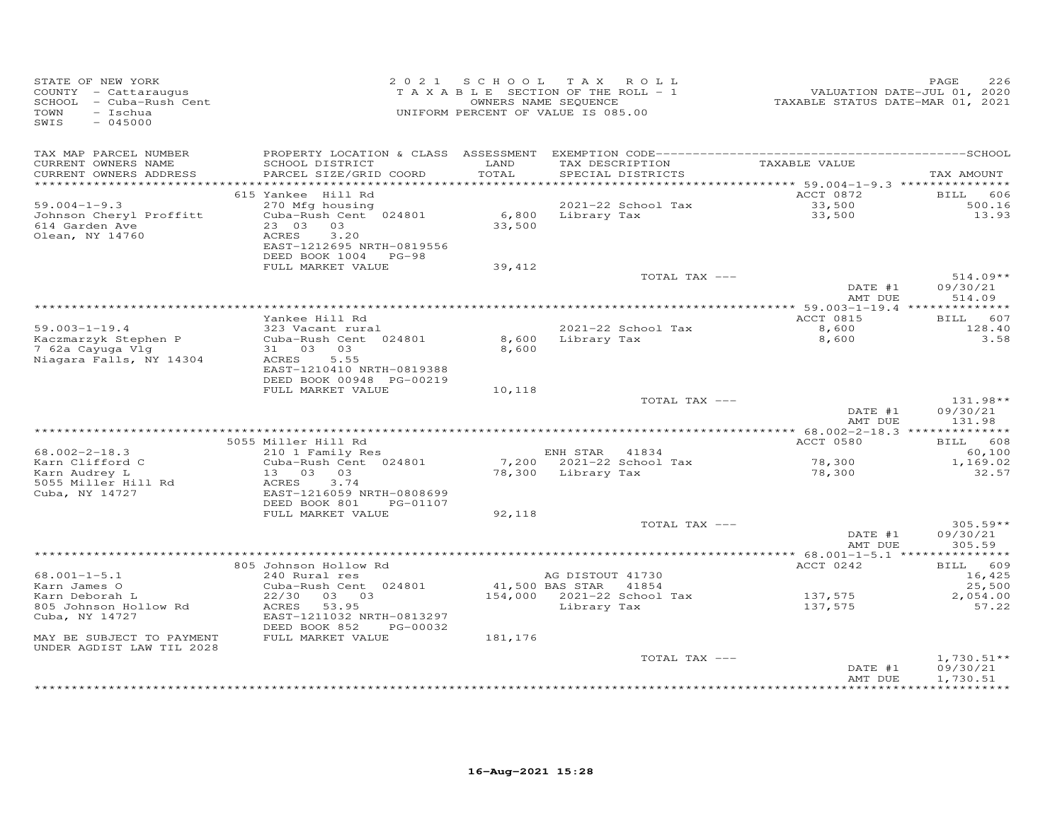STATE OF NEW YORK
COUNTY - Cattaraugus
SCHOOL - Cuba-Rush Cent
TOWN - Ischua
SWIS - 045000

2021 SCHOOL TAX ROLL
TAXABLE SECTION OF THE ROLL - 1
OWNERS NAME SEQUENCE
UNIFORM PERCENT OF VALUE IS 085.00

VALUATION DATE-JUL 01, 2020
TAXABLE STATUS DATE-MAR 01, 2021

| TAX MAP PARCEL NUMBER / CURRENT OWNERS NAME / CURRENT OWNERS ADDRESS | PROPERTY LOCATION & CLASS / SCHOOL DISTRICT / PARCEL SIZE/GRID COORD | ASSESSMENT LAND / TOTAL | EXEMPTION CODE / TAX DESCRIPTION / SPECIAL DISTRICTS | TAXABLE VALUE | TAX AMOUNT |
|---|---|---|---|---|---|
| 59.004-1-9.3 | 615 Yankee Hill Rd | | | ACCT 0872 | BILL 606 |
| Johnson Cheryl Proffitt | 270 Mfg housing | | 2021-22 School Tax | 33,500 | 500.16 |
| 614 Garden Ave | Cuba-Rush Cent 024801 | 6,800 | Library Tax | 33,500 | 13.93 |
| Olean, NY 14760 | 23 03 03 | 33,500 | | | |
| | ACRES 3.20 | | | | |
| | EAST-1212695 NRTH-0819556 | | | | |
| | DEED BOOK 1004 PG-98 | | | | |
| | FULL MARKET VALUE | 39,412 | | | |
| | | | TOTAL TAX --- | | 514.09** |
| | | | | DATE #1 | 09/30/21 |
| | | | | AMT DUE | 514.09 |
| 59.003-1-19.4 | Yankee Hill Rd | | | ACCT 0815 | BILL 607 |
| Kaczmarzyk Stephen P | 323 Vacant rural | | 2021-22 School Tax | 8,600 | 128.40 |
| 7 62a Cayuga Vlg | Cuba-Rush Cent 024801 | 8,600 | Library Tax | 8,600 | 3.58 |
| Niagara Falls, NY 14304 | 31 03 03 | 8,600 | | | |
| | ACRES 5.55 | | | | |
| | EAST-1210410 NRTH-0819388 | | | | |
| | DEED BOOK 00948 PG-00219 | | | | |
| | FULL MARKET VALUE | 10,118 | | | |
| | | | TOTAL TAX --- | | 131.98** |
| | | | | DATE #1 | 09/30/21 |
| | | | | AMT DUE | 131.98 |
| 68.002-2-18.3 | 5055 Miller Hill Rd | | | ACCT 0580 | BILL 608 |
| Karn Clifford C | 210 1 Family Res | | ENH STAR 41834 | | 60,100 |
| Karn Audrey L | Cuba-Rush Cent 024801 | 7,200 | 2021-22 School Tax | 78,300 | 1,169.02 |
| 5055 Miller Hill Rd | 13 03 03 | 78,300 | Library Tax | 78,300 | 32.57 |
| Cuba, NY 14727 | ACRES 3.74 | | | | |
| | EAST-1216059 NRTH-0808699 | | | | |
| | DEED BOOK 801 PG-01107 | | | | |
| | FULL MARKET VALUE | 92,118 | | | |
| | | | TOTAL TAX --- | | 305.59** |
| | | | | DATE #1 | 09/30/21 |
| | | | | AMT DUE | 305.59 |
| 68.001-1-5.1 | 805 Johnson Hollow Rd | | | ACCT 0242 | BILL 609 |
| Karn James O | 240 Rural res | | AG DISTOUT 41730 | | 16,425 |
| Karn Deborah L | Cuba-Rush Cent 024801 | 41,500 | BAS STAR 41854 | | 25,500 |
| 805 Johnson Hollow Rd | 22/30 03 03 | 154,000 | 2021-22 School Tax | 137,575 | 2,054.00 |
| Cuba, NY 14727 | ACRES 53.95 | | Library Tax | 137,575 | 57.22 |
| | EAST-1211032 NRTH-0813297 | | | | |
| | DEED BOOK 852 PG-00032 | | | | |
| MAY BE SUBJECT TO PAYMENT UNDER AGDIST LAW TIL 2028 | FULL MARKET VALUE | 181,176 | | | |
| | | | TOTAL TAX --- | | 1,730.51** |
| | | | | DATE #1 | 09/30/21 |
| | | | | AMT DUE | 1,730.51 |

16-Aug-2021 15:28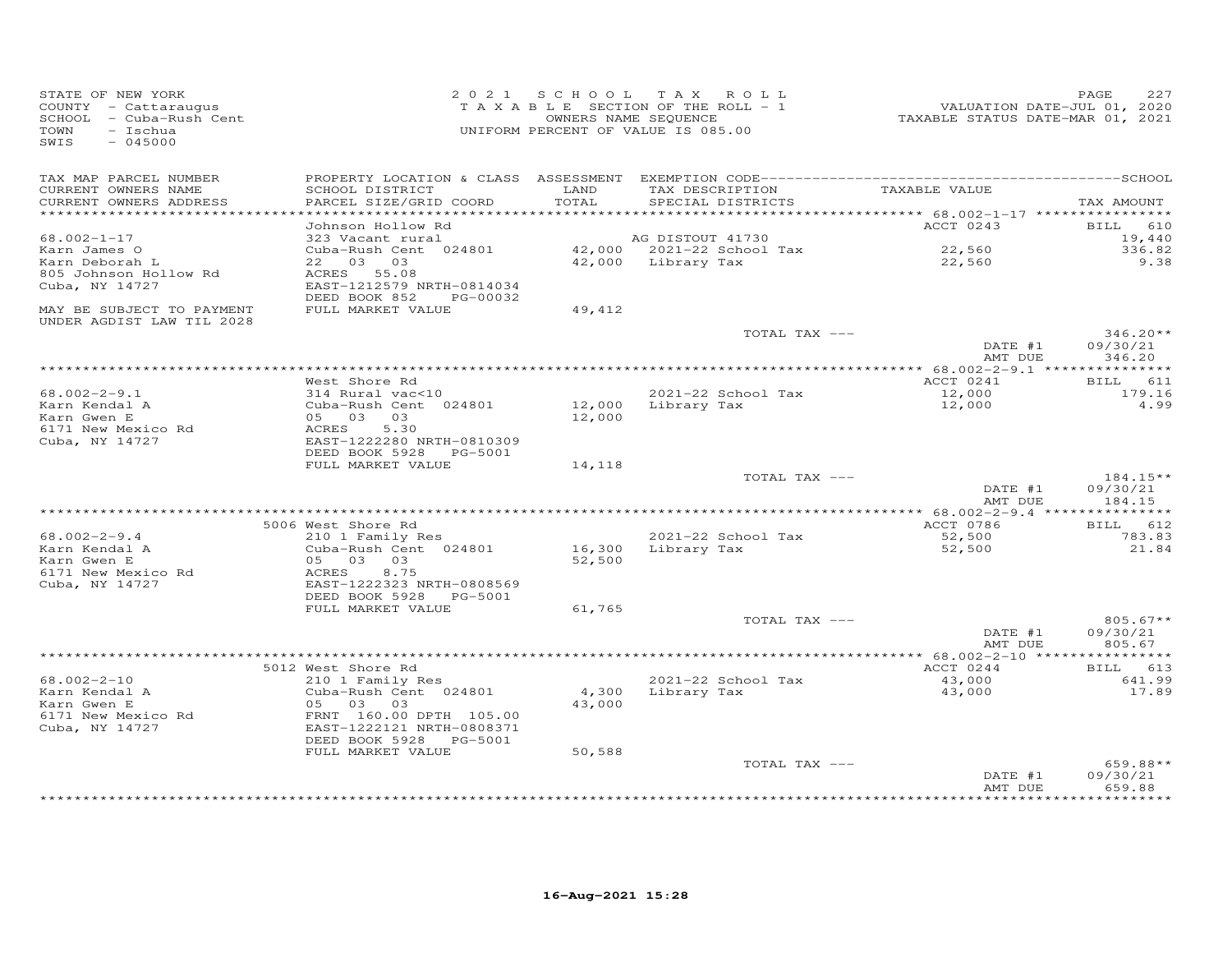STATE OF NEW YORK
COUNTY - Cattaraugus
SCHOOL - Cuba-Rush Cent
TOWN - Ischua
SWIS - 045000

2021 SCHOOL TAX ROLL
TAXABLE SECTION OF THE ROLL - 1
OWNERS NAME SEQUENCE
UNIFORM PERCENT OF VALUE IS 085.00

VALUATION DATE-JUL 01, 2020
TAXABLE STATUS DATE-MAR 01, 2021

| TAX MAP PARCEL NUMBER / CURRENT OWNERS NAME / CURRENT OWNERS ADDRESS | PROPERTY LOCATION & CLASS / SCHOOL DISTRICT / PARCEL SIZE/GRID COORD | ASSESSMENT LAND / TOTAL | EXEMPTION CODE / TAX DESCRIPTION / SPECIAL DISTRICTS | TAXABLE VALUE | TAX AMOUNT |
|---|---|---|---|---|---|
| | Johnson Hollow Rd | | | ACCT 0243 | BILL 610 |
| 68.002-1-17 | 323 Vacant rural | | AG DISTOUT 41730 | | 19,440 |
| Karn James O | Cuba-Rush Cent 024801 | 42,000 | 2021-22 School Tax | 22,560 | 336.82 |
| Karn Deborah L | 22 03 03 | 42,000 | Library Tax | 22,560 | 9.38 |
| 805 Johnson Hollow Rd | ACRES 55.08 | | | | |
| Cuba, NY 14727 | EAST-1212579 NRTH-0814034 | | | | |
| | DEED BOOK 852 PG-00032 | | | | |
| MAY BE SUBJECT TO PAYMENT UNDER AGDIST LAW TIL 2028 | FULL MARKET VALUE | 49,412 | | | |
| | | | TOTAL TAX --- | | 346.20** |
| | | | | DATE #1 | 09/30/21 |
| | | | | AMT DUE | 346.20 |
| | West Shore Rd | | | ACCT 0241 | BILL 611 |
| 68.002-2-9.1 | 314 Rural vac<10 | | 2021-22 School Tax | 12,000 | 179.16 |
| Karn Kendal A | Cuba-Rush Cent 024801 | 12,000 | Library Tax | 12,000 | 4.99 |
| Karn Gwen E | 05 03 03 | 12,000 | | | |
| 6171 New Mexico Rd | ACRES 5.30 | | | | |
| Cuba, NY 14727 | EAST-1222280 NRTH-0810309 | | | | |
| | DEED BOOK 5928 PG-5001 | | | | |
| | FULL MARKET VALUE | 14,118 | | | |
| | | | TOTAL TAX --- | | 184.15** |
| | | | | DATE #1 | 09/30/21 |
| | | | | AMT DUE | 184.15 |
| | 5006 West Shore Rd | | | ACCT 0786 | BILL 612 |
| 68.002-2-9.4 | 210 1 Family Res | | 2021-22 School Tax | 52,500 | 783.83 |
| Karn Kendal A | Cuba-Rush Cent 024801 | 16,300 | Library Tax | 52,500 | 21.84 |
| Karn Gwen E | 05 03 03 | 52,500 | | | |
| 6171 New Mexico Rd | ACRES 8.75 | | | | |
| Cuba, NY 14727 | EAST-1222323 NRTH-0808569 | | | | |
| | DEED BOOK 5928 PG-5001 | | | | |
| | FULL MARKET VALUE | 61,765 | | | |
| | | | TOTAL TAX --- | | 805.67** |
| | | | | DATE #1 | 09/30/21 |
| | | | | AMT DUE | 805.67 |
| | 5012 West Shore Rd | | | ACCT 0244 | BILL 613 |
| 68.002-2-10 | 210 1 Family Res | | 2021-22 School Tax | 43,000 | 641.99 |
| Karn Kendal A | Cuba-Rush Cent 024801 | 4,300 | Library Tax | 43,000 | 17.89 |
| Karn Gwen E | 05 03 03 | 43,000 | | | |
| 6171 New Mexico Rd | FRNT 160.00 DPTH 105.00 | | | | |
| Cuba, NY 14727 | EAST-1222121 NRTH-0808371 | | | | |
| | DEED BOOK 5928 PG-5001 | | | | |
| | FULL MARKET VALUE | 50,588 | | | |
| | | | TOTAL TAX --- | | 659.88** |
| | | | | DATE #1 | 09/30/21 |
| | | | | AMT DUE | 659.88 |

16-Aug-2021 15:28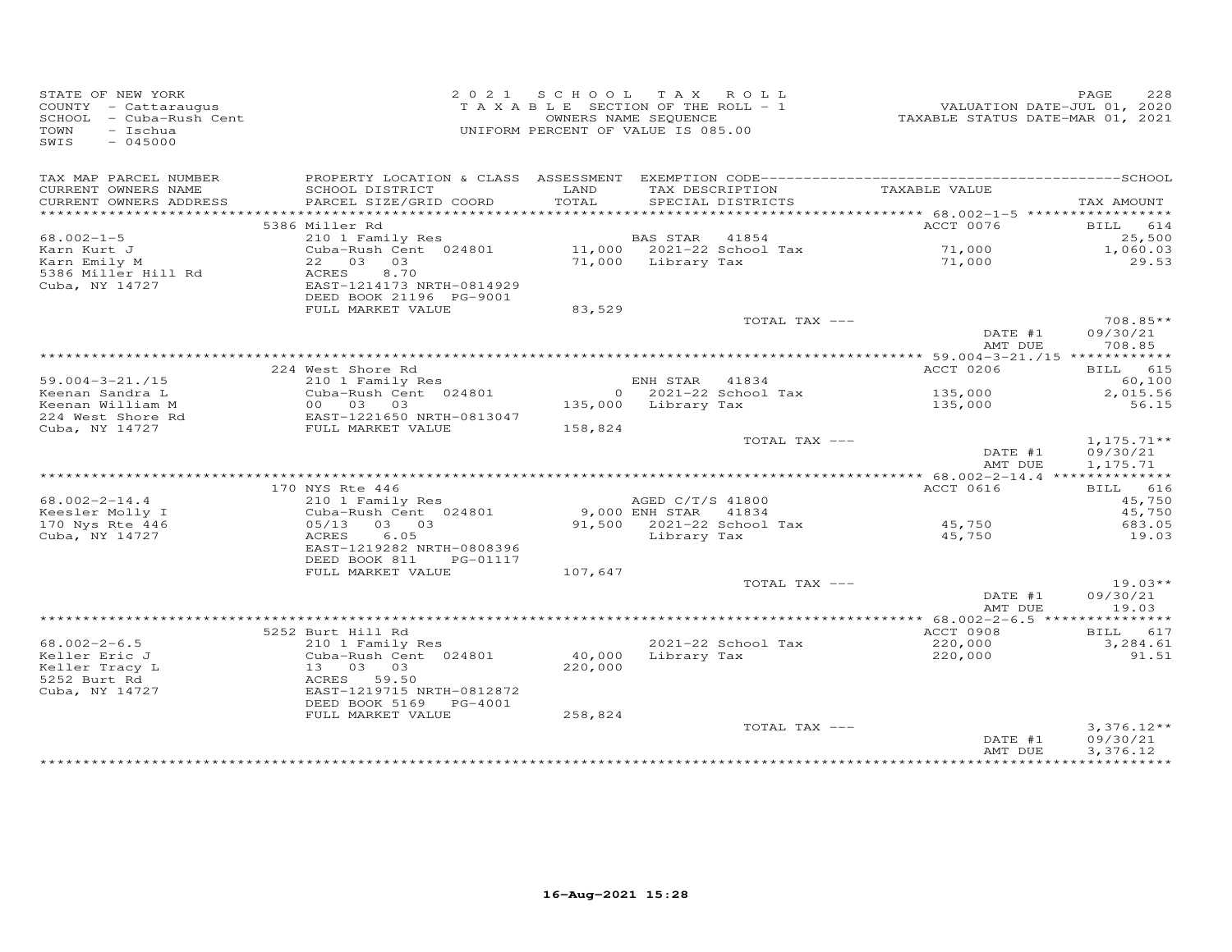STATE OF NEW YORK
COUNTY - Cattaraugus
SCHOOL - Cuba-Rush Cent
TOWN - Ischua
SWIS - 045000

2021 SCHOOL TAX ROLL
TAXABLE SECTION OF THE ROLL - 1
OWNERS NAME SEQUENCE
UNIFORM PERCENT OF VALUE IS 085.00

VALUATION DATE-JUL 01, 2020
TAXABLE STATUS DATE-MAR 01, 2021

| TAX MAP PARCEL NUMBER / CURRENT OWNERS NAME / CURRENT OWNERS ADDRESS | PROPERTY LOCATION & CLASS / SCHOOL DISTRICT / PARCEL SIZE/GRID COORD | ASSESSMENT LAND / TOTAL | EXEMPTION CODE / TAX DESCRIPTION / SPECIAL DISTRICTS | TAXABLE VALUE | SCHOOL / TAX AMOUNT |
|---|---|---|---|---|---|
| | 5386 Miller Rd | | | ACCT 0076 | BILL 614 |
| 68.002-1-5 | 210 1 Family Res | | BAS STAR 41854 | | 25,500 |
| Karn Kurt J | Cuba-Rush Cent 024801 | 11,000 | 2021-22 School Tax | 71,000 | 1,060.03 |
| Karn Emily M | 22 03 03 | 71,000 | Library Tax | 71,000 | 29.53 |
| 5386 Miller Hill Rd | ACRES 8.70 | | | | |
| Cuba, NY 14727 | EAST-1214173 NRTH-0814929 | | | | |
| | DEED BOOK 21196 PG-9001 | | | | |
| | FULL MARKET VALUE | 83,529 | | | |
| | | | TOTAL TAX --- | | 708.85** |
| | | | | DATE #1 | 09/30/21 |
| | | | | AMT DUE | 708.85 |
| | 224 West Shore Rd | | | ACCT 0206 | BILL 615 |
| 59.004-3-21./15 | 210 1 Family Res | | ENH STAR 41834 | | 60,100 |
| Keenan Sandra L | Cuba-Rush Cent 024801 | 0 | 2021-22 School Tax | 135,000 | 2,015.56 |
| Keenan William M | 00 03 03 | 135,000 | Library Tax | 135,000 | 56.15 |
| 224 West Shore Rd | EAST-1221650 NRTH-0813047 | | | | |
| Cuba, NY 14727 | FULL MARKET VALUE | 158,824 | | | |
| | | | TOTAL TAX --- | | 1,175.71** |
| | | | | DATE #1 | 09/30/21 |
| | | | | AMT DUE | 1,175.71 |
| | 170 NYS Rte 446 | | | ACCT 0616 | BILL 616 |
| 68.002-2-14.4 | 210 1 Family Res | | AGED C/T/S 41800 | | 45,750 |
| Keesler Molly I | Cuba-Rush Cent 024801 | 9,000 | ENH STAR 41834 | | 45,750 |
| 170 Nys Rte 446 | 05/13 03 03 | 91,500 | 2021-22 School Tax | 45,750 | 683.05 |
| Cuba, NY 14727 | ACRES 6.05 | | Library Tax | 45,750 | 19.03 |
| | EAST-1219282 NRTH-0808396 | | | | |
| | DEED BOOK 811 PG-01117 | | | | |
| | FULL MARKET VALUE | 107,647 | | | |
| | | | TOTAL TAX --- | | 19.03** |
| | | | | DATE #1 | 09/30/21 |
| | | | | AMT DUE | 19.03 |
| | 5252 Burt Hill Rd | | | ACCT 0908 | BILL 617 |
| 68.002-2-6.5 | 210 1 Family Res | | 2021-22 School Tax | 220,000 | 3,284.61 |
| Keller Eric J | Cuba-Rush Cent 024801 | 40,000 | Library Tax | 220,000 | 91.51 |
| Keller Tracy L | 13 03 03 | 220,000 | | | |
| 5252 Burt Rd | ACRES 59.50 | | | | |
| Cuba, NY 14727 | EAST-1219715 NRTH-0812872 | | | | |
| | DEED BOOK 5169 PG-4001 | | | | |
| | FULL MARKET VALUE | 258,824 | | | |
| | | | TOTAL TAX --- | | 3,376.12** |
| | | | | DATE #1 | 09/30/21 |
| | | | | AMT DUE | 3,376.12 |

16-Aug-2021 15:28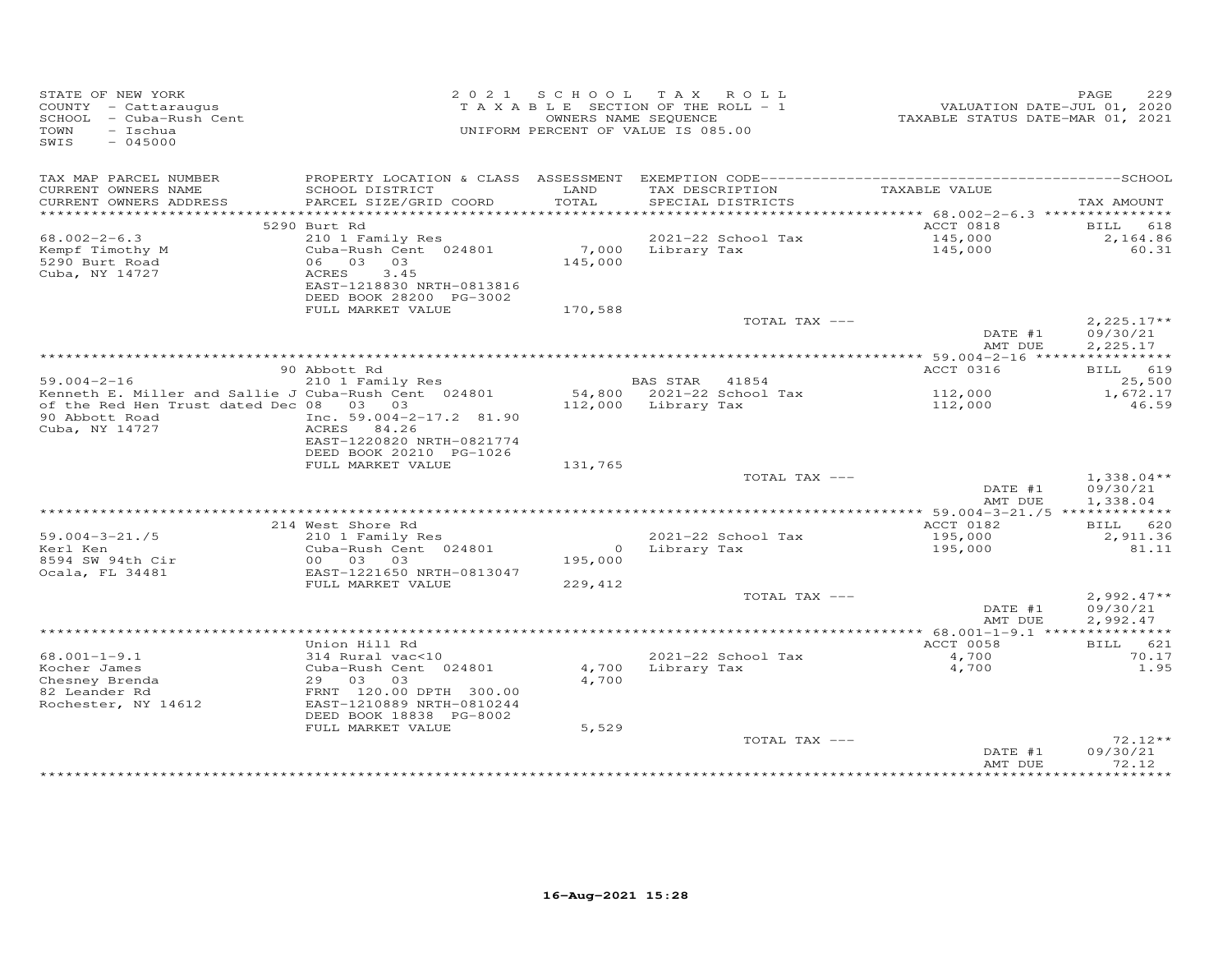STATE OF NEW YORK
COUNTY - Cattaraugus
SCHOOL - Cuba-Rush Cent
TOWN - Ischua
SWIS - 045000

2 0 2 1 S C H O O L T A X R O L L
T A X A B L E SECTION OF THE ROLL - 1
OWNERS NAME SEQUENCE
UNIFORM PERCENT OF VALUE IS 085.00

VALUATION DATE-JUL 01, 2020
TAXABLE STATUS DATE-MAR 01, 2021

| TAX MAP PARCEL NUMBER<br>CURRENT OWNERS NAME<br>CURRENT OWNERS ADDRESS | PROPERTY LOCATION & CLASS<br>SCHOOL DISTRICT<br>PARCEL SIZE/GRID COORD | ASSESSMENT<br>LAND<br>TOTAL | EXEMPTION CODE<br>TAX DESCRIPTION<br>SPECIAL DISTRICTS | TAXABLE VALUE | SCHOOL<br>TAX AMOUNT |
|---|---|---|---|---|---|
| | 5290 Burt Rd | | | ACCT 0818 | BILL 618 |
| 68.002-2-6.3 | 210 1 Family Res | | 2021-22 School Tax | 145,000 | 2,164.86 |
| Kempf Timothy M | Cuba-Rush Cent 024801 | 7,000 | Library Tax | 145,000 | 60.31 |
| 5290 Burt Road | 06 03 03 | 145,000 | | | |
| Cuba, NY 14727 | ACRES 3.45 | | | | |
| | EAST-1218830 NRTH-0813816 | | | | |
| | DEED BOOK 28200 PG-3002 | | | | |
| | FULL MARKET VALUE | 170,588 | | | |
| | | | TOTAL TAX --- | | 2,225.17** |
| | | | | DATE #1 | 09/30/21 |
| | | | | AMT DUE | 2,225.17 |
| | 90 Abbott Rd | | | ACCT 0316 | BILL 619 |
| 59.004-2-16 | 210 1 Family Res | | BAS STAR 41854 | | 25,500 |
| Kenneth E. Miller and Sallie J | Cuba-Rush Cent 024801 | 54,800 | 2021-22 School Tax | 112,000 | 1,672.17 |
| of the Red Hen Trust dated Dec | 08 03 03 | 112,000 | Library Tax | 112,000 | 46.59 |
| 90 Abbott Road | Inc. 59.004-2-17.2 81.90 | | | | |
| Cuba, NY 14727 | ACRES 84.26 | | | | |
| | EAST-1220820 NRTH-0821774 | | | | |
| | DEED BOOK 20210 PG-1026 | | | | |
| | FULL MARKET VALUE | 131,765 | | | |
| | | | TOTAL TAX --- | | 1,338.04** |
| | | | | DATE #1 | 09/30/21 |
| | | | | AMT DUE | 1,338.04 |
| | 214 West Shore Rd | | | ACCT 0182 | BILL 620 |
| 59.004-3-21./5 | 210 1 Family Res | | 2021-22 School Tax | 195,000 | 2,911.36 |
| Kerl Ken | Cuba-Rush Cent 024801 | 0 | Library Tax | 195,000 | 81.11 |
| 8594 SW 94th Cir | 00 03 03 | 195,000 | | | |
| Ocala, FL 34481 | EAST-1221650 NRTH-0813047 | | | | |
| | FULL MARKET VALUE | 229,412 | | | |
| | | | TOTAL TAX --- | | 2,992.47** |
| | | | | DATE #1 | 09/30/21 |
| | | | | AMT DUE | 2,992.47 |
| | Union Hill Rd | | | ACCT 0058 | BILL 621 |
| 68.001-1-9.1 | 314 Rural vac<10 | | 2021-22 School Tax | 4,700 | 70.17 |
| Kocher James | Cuba-Rush Cent 024801 | 4,700 | Library Tax | 4,700 | 1.95 |
| Chesney Brenda | 29 03 03 | 4,700 | | | |
| 82 Leander Rd | FRNT 120.00 DPTH 300.00 | | | | |
| Rochester, NY 14612 | EAST-1210889 NRTH-0810244 | | | | |
| | DEED BOOK 18838 PG-8002 | | | | |
| | FULL MARKET VALUE | 5,529 | | | |
| | | | TOTAL TAX --- | | 72.12** |
| | | | | DATE #1 | 09/30/21 |
| | | | | AMT DUE | 72.12 |

16-Aug-2021 15:28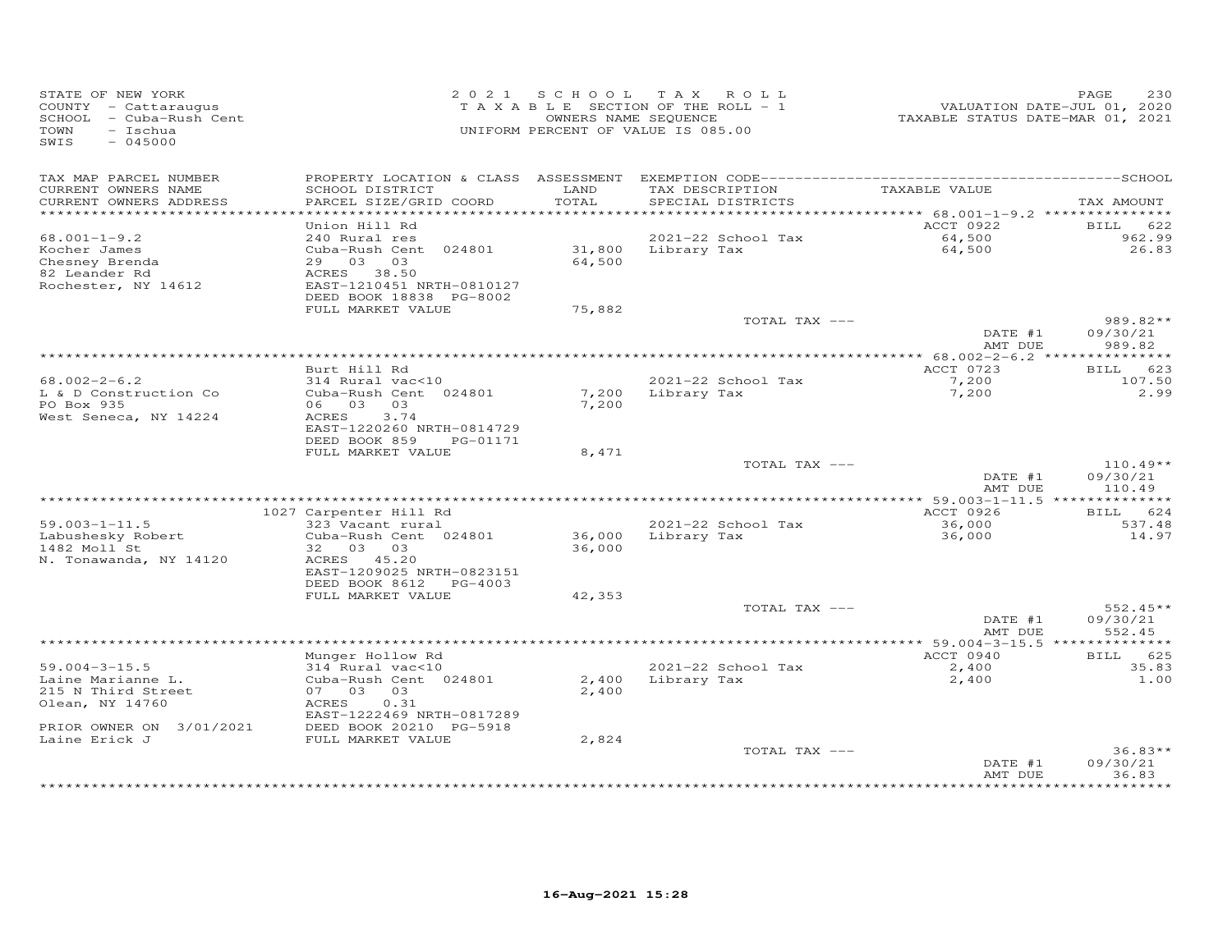STATE OF NEW YORK
COUNTY - Cattaraugus
SCHOOL - Cuba-Rush Cent
TOWN - Ischua
SWIS - 045000

2021 SCHOOL TAX ROLL
TAXABLE SECTION OF THE ROLL - 1
OWNERS NAME SEQUENCE
UNIFORM PERCENT OF VALUE IS 085.00

VALUATION DATE-JUL 01, 2020
TAXABLE STATUS DATE-MAR 01, 2021

| TAX MAP PARCEL NUMBER<br>CURRENT OWNERS NAME<br>CURRENT OWNERS ADDRESS | PROPERTY LOCATION & CLASS<br>SCHOOL DISTRICT<br>PARCEL SIZE/GRID COORD | ASSESSMENT<br>LAND<br>TOTAL | EXEMPTION CODE<br>TAX DESCRIPTION<br>SPECIAL DISTRICTS | SCHOOL<br>TAXABLE VALUE | TAX AMOUNT |
|---|---|---|---|---|---|
| | Union Hill Rd | | | ACCT 0922 | BILL 622 |
| 68.001-1-9.2 | 240 Rural res | | 2021-22 School Tax | 64,500 | 962.99 |
| Kocher James | Cuba-Rush Cent 024801 | 31,800 | Library Tax | 64,500 | 26.83 |
| Chesney Brenda | 29 03 03 | 64,500 | | | |
| 82 Leander Rd | ACRES 38.50 | | | | |
| Rochester, NY 14612 | EAST-1210451 NRTH-0810127 | | | | |
| | DEED BOOK 18838 PG-8002 | | | | |
| | FULL MARKET VALUE | 75,882 | | | |
| | | | TOTAL TAX --- | | 989.82** |
| | | | | DATE #1 | 09/30/21 |
| | | | | AMT DUE | 989.82 |
| | Burt Hill Rd | | | ACCT 0723 | BILL 623 |
| 68.002-2-6.2 | 314 Rural vac<10 | | 2021-22 School Tax | 7,200 | 107.50 |
| L & D Construction Co | Cuba-Rush Cent 024801 | 7,200 | Library Tax | 7,200 | 2.99 |
| PO Box 935 | 06 03 03 | 7,200 | | | |
| West Seneca, NY 14224 | ACRES 3.74 | | | | |
| | EAST-1220260 NRTH-0814729 | | | | |
| | DEED BOOK 859 PG-01171 | | | | |
| | FULL MARKET VALUE | 8,471 | | | |
| | | | TOTAL TAX --- | | 110.49** |
| | | | | DATE #1 | 09/30/21 |
| | | | | AMT DUE | 110.49 |
| | 1027 Carpenter Hill Rd | | | ACCT 0926 | BILL 624 |
| 59.003-1-11.5 | 323 Vacant rural | | 2021-22 School Tax | 36,000 | 537.48 |
| Labushesky Robert | Cuba-Rush Cent 024801 | 36,000 | Library Tax | 36,000 | 14.97 |
| 1482 Moll St | 32 03 03 | 36,000 | | | |
| N. Tonawanda, NY 14120 | ACRES 45.20 | | | | |
| | EAST-1209025 NRTH-0823151 | | | | |
| | DEED BOOK 8612 PG-4003 | | | | |
| | FULL MARKET VALUE | 42,353 | | | |
| | | | TOTAL TAX --- | | 552.45** |
| | | | | DATE #1 | 09/30/21 |
| | | | | AMT DUE | 552.45 |
| | Munger Hollow Rd | | | ACCT 0940 | BILL 625 |
| 59.004-3-15.5 | 314 Rural vac<10 | | 2021-22 School Tax | 2,400 | 35.83 |
| Laine Marianne L. | Cuba-Rush Cent 024801 | 2,400 | Library Tax | 2,400 | 1.00 |
| 215 N Third Street | 07 03 03 | 2,400 | | | |
| Olean, NY 14760 | ACRES 0.31 | | | | |
| | EAST-1222469 NRTH-0817289 | | | | |
| PRIOR OWNER ON 3/01/2021 | DEED BOOK 20210 PG-5918 | | | | |
| Laine Erick J | FULL MARKET VALUE | 2,824 | | | |
| | | | TOTAL TAX --- | | 36.83** |
| | | | | DATE #1 | 09/30/21 |
| | | | | AMT DUE | 36.83 |

16-Aug-2021 15:28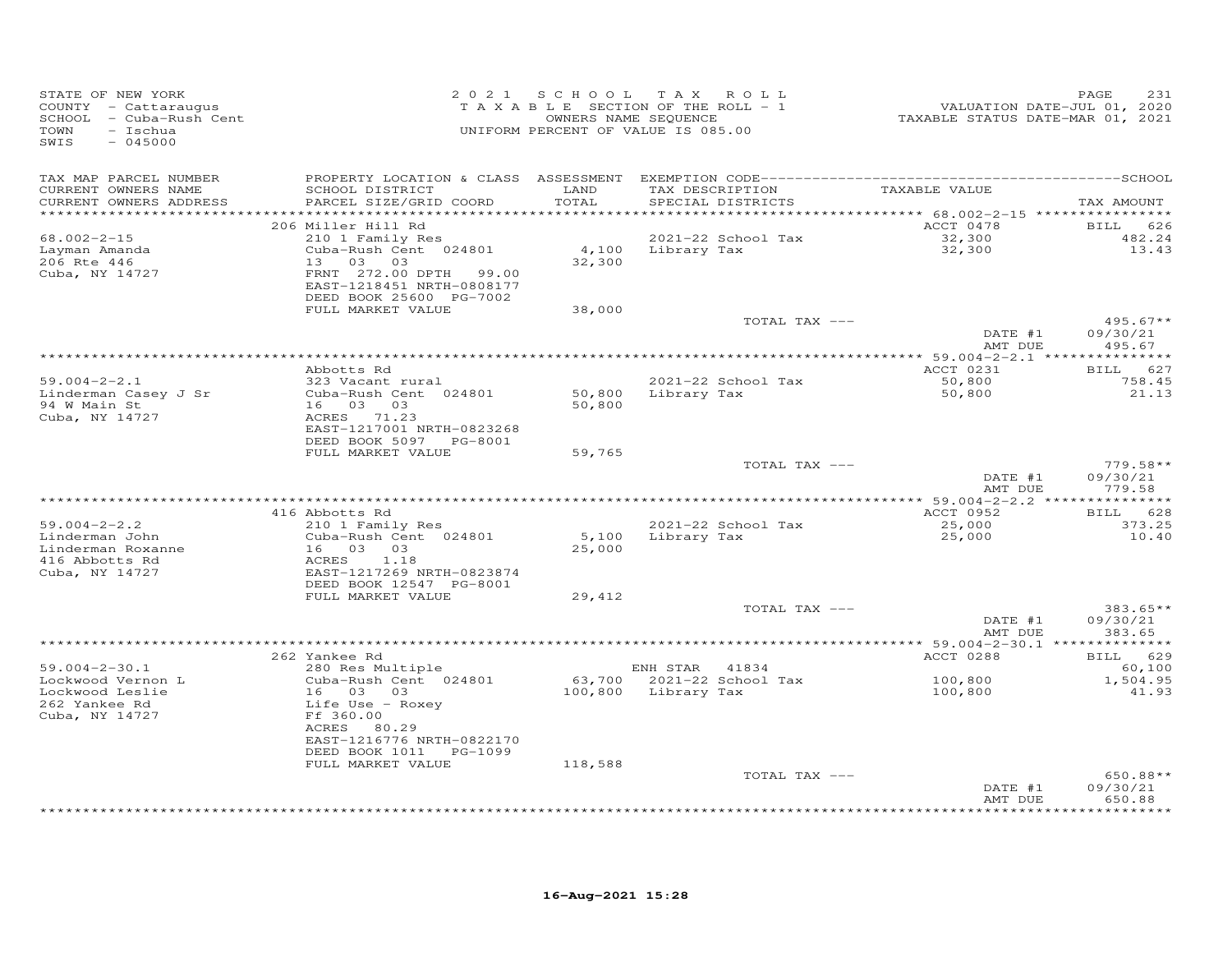STATE OF NEW YORK
COUNTY - Cattaraugus
SCHOOL - Cuba-Rush Cent
TOWN - Ischua
SWIS - 045000

2021 SCHOOL TAX ROLL
TAXABLE SECTION OF THE ROLL - 1
OWNERS NAME SEQUENCE
UNIFORM PERCENT OF VALUE IS 085.00

VALUATION DATE-JUL 01, 2020
TAXABLE STATUS DATE-MAR 01, 2021

| TAX MAP PARCEL NUMBER / CURRENT OWNERS NAME / CURRENT OWNERS ADDRESS | PROPERTY LOCATION & CLASS / SCHOOL DISTRICT / PARCEL SIZE/GRID COORD | ASSESSMENT LAND / TOTAL | EXEMPTION CODE / TAX DESCRIPTION / SPECIAL DISTRICTS | TAXABLE VALUE | TAX AMOUNT |
|---|---|---|---|---|---|
| | 206 Miller Hill Rd | | | ACCT 0478 | BILL 626 |
| 68.002-2-15 | 210 1 Family Res | | 2021-22 School Tax | 32,300 | 482.24 |
| Layman Amanda | Cuba-Rush Cent 024801 | 4,100 | Library Tax | 32,300 | 13.43 |
| 206 Rte 446 | 13 03 03 | 32,300 | | | |
| Cuba, NY 14727 | FRNT 272.00 DPTH 99.00 | | | | |
| | EAST-1218451 NRTH-0808177 | | | | |
| | DEED BOOK 25600 PG-7002 | | | | |
| | FULL MARKET VALUE | 38,000 | | | |
| | | | TOTAL TAX --- | | 495.67** |
| | | | | DATE #1 | 09/30/21 |
| | | | | AMT DUE | 495.67 |
| | Abbotts Rd | | | ACCT 0231 | BILL 627 |
| 59.004-2-2.1 | 323 Vacant rural | | 2021-22 School Tax | 50,800 | 758.45 |
| Linderman Casey J Sr | Cuba-Rush Cent 024801 | 50,800 | Library Tax | 50,800 | 21.13 |
| 94 W Main St | 16 03 03 | 50,800 | | | |
| Cuba, NY 14727 | ACRES 71.23 | | | | |
| | EAST-1217001 NRTH-0823268 | | | | |
| | DEED BOOK 5097 PG-8001 | | | | |
| | FULL MARKET VALUE | 59,765 | | | |
| | | | TOTAL TAX --- | | 779.58** |
| | | | | DATE #1 | 09/30/21 |
| | | | | AMT DUE | 779.58 |
| | 416 Abbotts Rd | | | ACCT 0952 | BILL 628 |
| 59.004-2-2.2 | 210 1 Family Res | | 2021-22 School Tax | 25,000 | 373.25 |
| Linderman John | Cuba-Rush Cent 024801 | 5,100 | Library Tax | 25,000 | 10.40 |
| Linderman Roxanne | 16 03 03 | 25,000 | | | |
| 416 Abbotts Rd | ACRES 1.18 | | | | |
| Cuba, NY 14727 | EAST-1217269 NRTH-0823874 | | | | |
| | DEED BOOK 12547 PG-8001 | | | | |
| | FULL MARKET VALUE | 29,412 | | | |
| | | | TOTAL TAX --- | | 383.65** |
| | | | | DATE #1 | 09/30/21 |
| | | | | AMT DUE | 383.65 |
| | 262 Yankee Rd | | | ACCT 0288 | BILL 629 |
| 59.004-2-30.1 | 280 Res Multiple | | ENH STAR 41834 | | 60,100 |
| Lockwood Vernon L | Cuba-Rush Cent 024801 | 63,700 | 2021-22 School Tax | 100,800 | 1,504.95 |
| Lockwood Leslie | 16 03 03 | 100,800 | Library Tax | 100,800 | 41.93 |
| 262 Yankee Rd | Life Use - Roxey | | | | |
| Cuba, NY 14727 | Ff 360.00 | | | | |
| | ACRES 80.29 | | | | |
| | EAST-1216776 NRTH-0822170 | | | | |
| | DEED BOOK 1011 PG-1099 | | | | |
| | FULL MARKET VALUE | 118,588 | | | |
| | | | TOTAL TAX --- | | 650.88** |
| | | | | DATE #1 | 09/30/21 |
| | | | | AMT DUE | 650.88 |

16-Aug-2021 15:28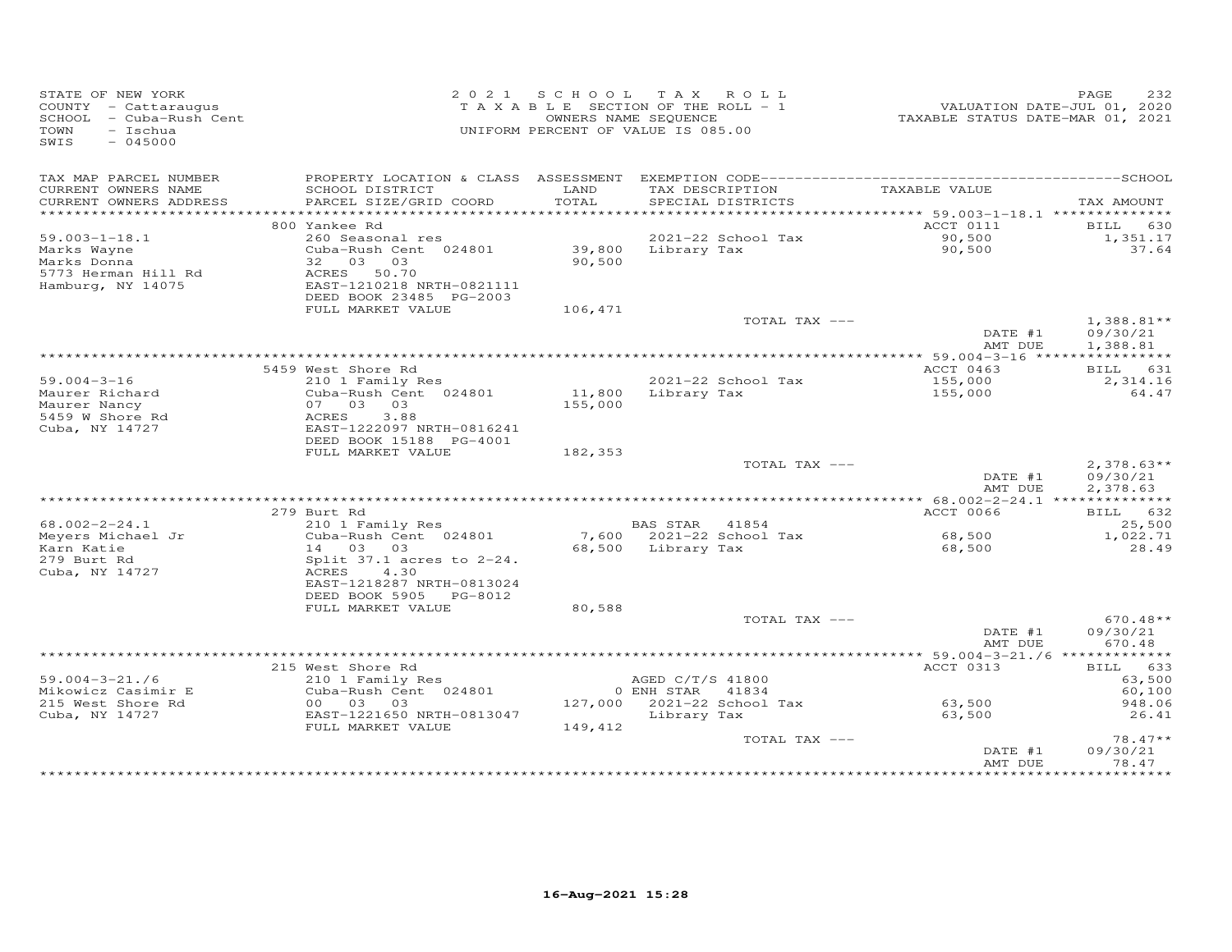STATE OF NEW YORK
COUNTY - Cattaraugus
SCHOOL - Cuba-Rush Cent
TOWN - Ischua
SWIS - 045000

2021 SCHOOL TAX ROLL
TAXABLE SECTION OF THE ROLL - 1
OWNERS NAME SEQUENCE
UNIFORM PERCENT OF VALUE IS 085.00

VALUATION DATE-JUL 01, 2020
TAXABLE STATUS DATE-MAR 01, 2021

| TAX MAP PARCEL NUMBER / CURRENT OWNERS NAME / CURRENT OWNERS ADDRESS | PROPERTY LOCATION & CLASS / SCHOOL DISTRICT / PARCEL SIZE/GRID COORD | ASSESSMENT LAND | TOTAL | EXEMPTION CODE / TAX DESCRIPTION / SPECIAL DISTRICTS | TAXABLE VALUE | TAX AMOUNT |
|---|---|---|---|---|---|---|
| | 800 Yankee Rd | | | | ACCT 0111 | BILL 630 |
| 59.003-1-18.1 | 260 Seasonal res | | | 2021-22 School Tax | 90,500 | 1,351.17 |
| Marks Wayne | Cuba-Rush Cent 024801 | 39,800 | | Library Tax | 90,500 | 37.64 |
| Marks Donna | 32 03 03 | | 90,500 | | | |
| 5773 Herman Hill Rd | ACRES 50.70 | | | | | |
| Hamburg, NY 14075 | EAST-1210218 NRTH-0821111 | | | | | |
| | DEED BOOK 23485 PG-2003 | | | | | |
| | FULL MARKET VALUE | | 106,471 | | | |
| | | | | TOTAL TAX --- | | 1,388.81** |
| | | | | | DATE #1 | 09/30/21 |
| | | | | | AMT DUE | 1,388.81 |
| | 5459 West Shore Rd | | | | ACCT 0463 | BILL 631 |
| 59.004-3-16 | 210 1 Family Res | | | 2021-22 School Tax | 155,000 | 2,314.16 |
| Maurer Richard | Cuba-Rush Cent 024801 | 11,800 | | Library Tax | 155,000 | 64.47 |
| Maurer Nancy | 07 03 03 | | 155,000 | | | |
| 5459 W Shore Rd | ACRES 3.88 | | | | | |
| Cuba, NY 14727 | EAST-1222097 NRTH-0816241 | | | | | |
| | DEED BOOK 15188 PG-4001 | | | | | |
| | FULL MARKET VALUE | | 182,353 | | | |
| | | | | TOTAL TAX --- | | 2,378.63** |
| | | | | | DATE #1 | 09/30/21 |
| | | | | | AMT DUE | 2,378.63 |
| | 279 Burt Rd | | | | ACCT 0066 | BILL 632 |
| 68.002-2-24.1 | 210 1 Family Res | | | BAS STAR 41854 | | 25,500 |
| Meyers Michael Jr | Cuba-Rush Cent 024801 | 7,600 | | 2021-22 School Tax | 68,500 | 1,022.71 |
| Karn Katie | 14 03 03 | | 68,500 | Library Tax | 68,500 | 28.49 |
| 279 Burt Rd | Split 37.1 acres to 2-24. | | | | | |
| Cuba, NY 14727 | ACRES 4.30 | | | | | |
| | EAST-1218287 NRTH-0813024 | | | | | |
| | DEED BOOK 5905 PG-8012 | | | | | |
| | FULL MARKET VALUE | | 80,588 | | | |
| | | | | TOTAL TAX --- | | 670.48** |
| | | | | | DATE #1 | 09/30/21 |
| | | | | | AMT DUE | 670.48 |
| | 215 West Shore Rd | | | | ACCT 0313 | BILL 633 |
| 59.004-3-21./6 | 210 1 Family Res | | | AGED C/T/S 41800 | | 63,500 |
| Mikowicz Casimir E | Cuba-Rush Cent 024801 | 0 | | ENH STAR 41834 | | 60,100 |
| 215 West Shore Rd | 00 03 03 | | 127,000 | 2021-22 School Tax | 63,500 | 948.06 |
| Cuba, NY 14727 | EAST-1221650 NRTH-0813047 | | | Library Tax | 63,500 | 26.41 |
| | FULL MARKET VALUE | | 149,412 | | | |
| | | | | TOTAL TAX --- | | 78.47** |
| | | | | | DATE #1 | 09/30/21 |
| | | | | | AMT DUE | 78.47 |

16-Aug-2021 15:28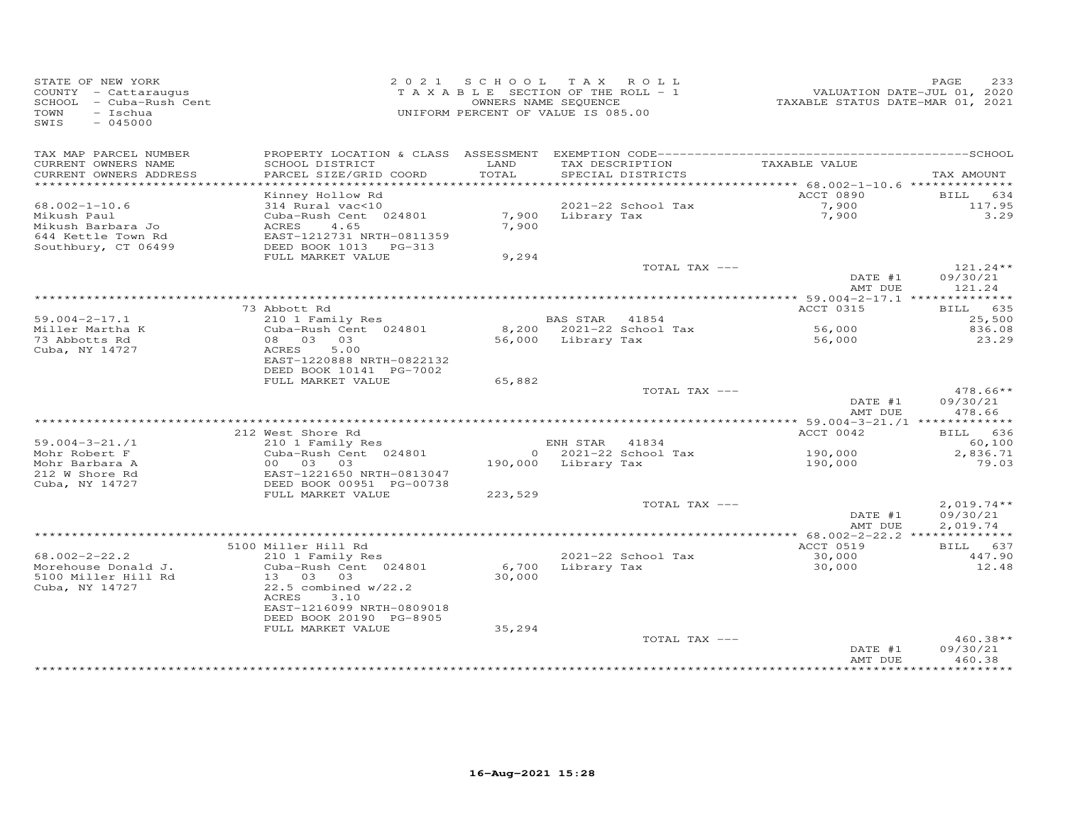STATE OF NEW YORK
COUNTY - Cattaraugus
SCHOOL - Cuba-Rush Cent
TOWN - Ischua
SWIS - 045000

2021 SCHOOL TAX ROLL
TAXABLE SECTION OF THE ROLL - 1
OWNERS NAME SEQUENCE
UNIFORM PERCENT OF VALUE IS 085.00

VALUATION DATE-JUL 01, 2020
TAXABLE STATUS DATE-MAR 01, 2021

| TAX MAP PARCEL NUMBER / CURRENT OWNERS NAME / CURRENT OWNERS ADDRESS | PROPERTY LOCATION & CLASS / SCHOOL DISTRICT / PARCEL SIZE/GRID COORD | ASSESSMENT LAND / TOTAL | EXEMPTION CODE / TAX DESCRIPTION / SPECIAL DISTRICTS | TAXABLE VALUE | TAX AMOUNT |
|---|---|---|---|---|---|
| 68.002-1-10.6 | Kinney Hollow Rd | | | ACCT 0890 | BILL 634 |
| Mikush Paul | 314 Rural vac<10 | | 2021-22 School Tax | 7,900 | 117.95 |
| Mikush Barbara Jo | Cuba-Rush Cent 024801 | 7,900 | Library Tax | 7,900 | 3.29 |
| 644 Kettle Town Rd | ACRES 4.65 | 7,900 | | | |
| Southbury, CT 06499 | EAST-1212731 NRTH-0811359 | | | | |
| | DEED BOOK 1013 PG-313 | | | | |
| | FULL MARKET VALUE | 9,294 | | | |
| | | | TOTAL TAX --- | | 121.24** |
| | | | | DATE #1 | 09/30/21 |
| | | | | AMT DUE | 121.24 |
| 59.004-2-17.1 | 73 Abbott Rd | | | ACCT 0315 | BILL 635 |
| Miller Martha K | 210 1 Family Res | | BAS STAR 41854 | | 25,500 |
| 73 Abbotts Rd | Cuba-Rush Cent 024801 | 8,200 | 2021-22 School Tax | 56,000 | 836.08 |
| Cuba, NY 14727 | 08 03 03 | 56,000 | Library Tax | 56,000 | 23.29 |
| | ACRES 5.00 | | | | |
| | EAST-1220888 NRTH-0822132 | | | | |
| | DEED BOOK 10141 PG-7002 | | | | |
| | FULL MARKET VALUE | 65,882 | | | |
| | | | TOTAL TAX --- | | 478.66** |
| | | | | DATE #1 | 09/30/21 |
| | | | | AMT DUE | 478.66 |
| 59.004-3-21./1 | 212 West Shore Rd | | | ACCT 0042 | BILL 636 |
| Mohr Robert F | 210 1 Family Res | | ENH STAR 41834 | | 60,100 |
| Mohr Barbara A | Cuba-Rush Cent 024801 | 0 | 2021-22 School Tax | 190,000 | 2,836.71 |
| 212 W Shore Rd | 00 03 03 | 190,000 | Library Tax | 190,000 | 79.03 |
| Cuba, NY 14727 | EAST-1221650 NRTH-0813047 | | | | |
| | DEED BOOK 00951 PG-00738 | | | | |
| | FULL MARKET VALUE | 223,529 | | | |
| | | | TOTAL TAX --- | | 2,019.74** |
| | | | | DATE #1 | 09/30/21 |
| | | | | AMT DUE | 2,019.74 |
| 68.002-2-22.2 | 5100 Miller Hill Rd | | | ACCT 0519 | BILL 637 |
| Morehouse Donald J. | 210 1 Family Res | | 2021-22 School Tax | 30,000 | 447.90 |
| 5100 Miller Hill Rd | Cuba-Rush Cent 024801 | 6,700 | Library Tax | 30,000 | 12.48 |
| Cuba, NY 14727 | 13 03 03 | 30,000 | | | |
| | 22.5 combined w/22.2 | | | | |
| | ACRES 3.10 | | | | |
| | EAST-1216099 NRTH-0809018 | | | | |
| | DEED BOOK 20190 PG-8905 | | | | |
| | FULL MARKET VALUE | 35,294 | | | |
| | | | TOTAL TAX --- | | 460.38** |
| | | | | DATE #1 | 09/30/21 |
| | | | | AMT DUE | 460.38 |

16-Aug-2021 15:28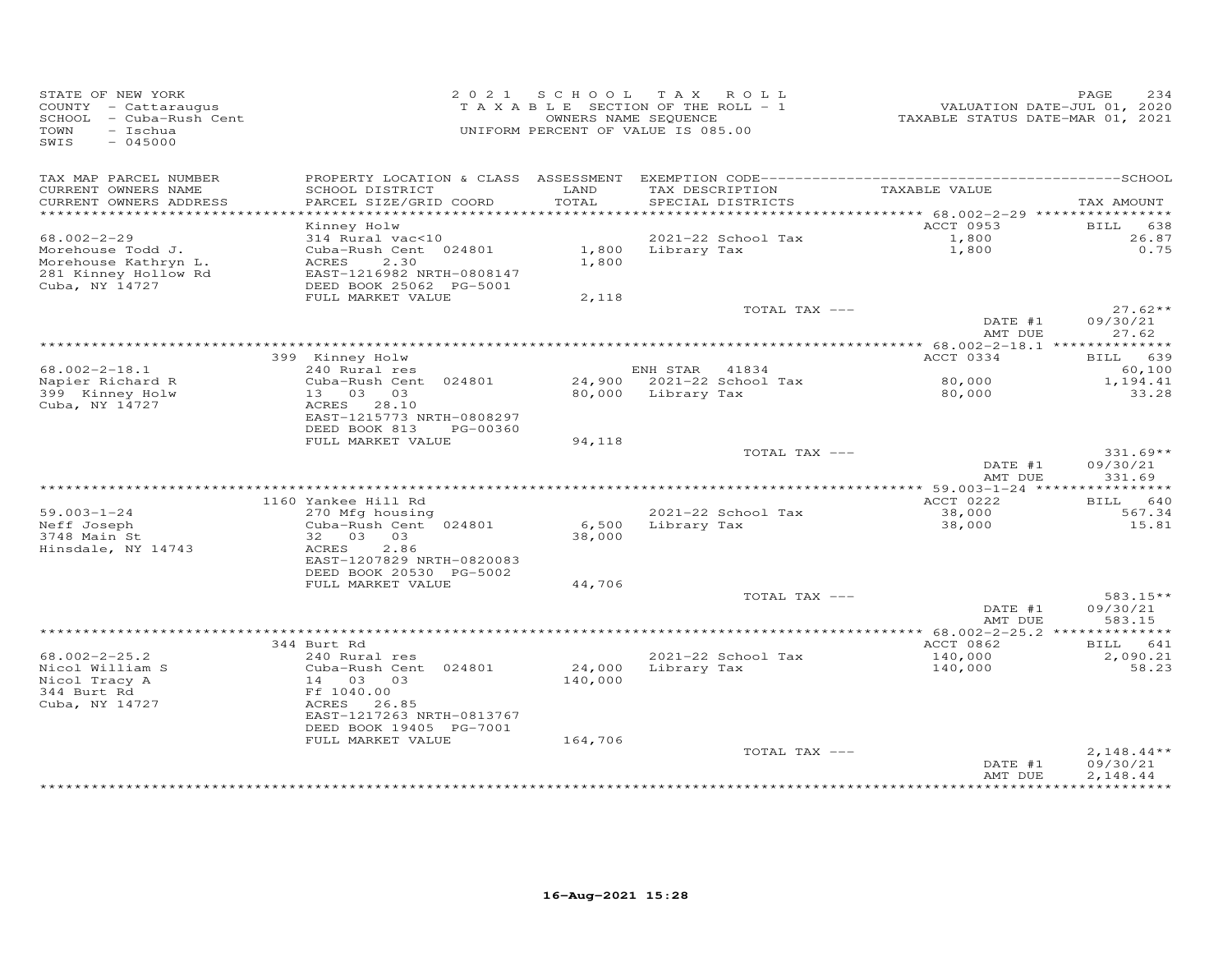STATE OF NEW YORK
COUNTY - Cattaraugus
SCHOOL - Cuba-Rush Cent
TOWN - Ischua
SWIS - 045000

2021 SCHOOL TAX ROLL
TAXABLE SECTION OF THE ROLL - 1
OWNERS NAME SEQUENCE
UNIFORM PERCENT OF VALUE IS 085.00

VALUATION DATE-JUL 01, 2020
TAXABLE STATUS DATE-MAR 01, 2021

| TAX MAP PARCEL NUMBER / CURRENT OWNERS NAME / CURRENT OWNERS ADDRESS | PROPERTY LOCATION & CLASS / SCHOOL DISTRICT / PARCEL SIZE/GRID COORD | ASSESSMENT LAND / TOTAL | EXEMPTION CODE / TAX DESCRIPTION / SPECIAL DISTRICTS | TAXABLE VALUE | TAX AMOUNT |
|---|---|---|---|---|---|
| 68.002-2-29 | Kinney Holw | | | ACCT 0953 | BILL 638 |
| Morehouse Todd J. | 314 Rural vac<10 | | 2021-22 School Tax | 1,800 | 26.87 |
| Morehouse Kathryn L. | Cuba-Rush Cent 024801 | 1,800 | Library Tax | 1,800 | 0.75 |
| 281 Kinney Hollow Rd | ACRES 2.30 | 1,800 | | | |
| Cuba, NY 14727 | EAST-1216982 NRTH-0808147 | | | | |
| | DEED BOOK 25062 PG-5001 | | | | |
| | FULL MARKET VALUE | 2,118 | | | |
| | | | TOTAL TAX --- | | 27.62** |
| | | | | DATE #1 | 09/30/21 |
| | | | | AMT DUE | 27.62 |
| 68.002-2-18.1 | 399 Kinney Holw | | | ACCT 0334 | BILL 639 |
| Napier Richard R | 240 Rural res | | ENH STAR 41834 | | 60,100 |
| 399 Kinney Holw | Cuba-Rush Cent 024801 | 24,900 | 2021-22 School Tax | 80,000 | 1,194.41 |
| Cuba, NY 14727 | 13 03 03 | 80,000 | Library Tax | 80,000 | 33.28 |
| | ACRES 28.10 | | | | |
| | EAST-1215773 NRTH-0808297 | | | | |
| | DEED BOOK 813 PG-00360 | | | | |
| | FULL MARKET VALUE | 94,118 | | | |
| | | | TOTAL TAX --- | | 331.69** |
| | | | | DATE #1 | 09/30/21 |
| | | | | AMT DUE | 331.69 |
| 59.003-1-24 | 1160 Yankee Hill Rd | | | ACCT 0222 | BILL 640 |
| Neff Joseph | 270 Mfg housing | | 2021-22 School Tax | 38,000 | 567.34 |
| 3748 Main St | Cuba-Rush Cent 024801 | 6,500 | Library Tax | 38,000 | 15.81 |
| Hinsdale, NY 14743 | 32 03 03 | 38,000 | | | |
| | ACRES 2.86 | | | | |
| | EAST-1207829 NRTH-0820083 | | | | |
| | DEED BOOK 20530 PG-5002 | | | | |
| | FULL MARKET VALUE | 44,706 | | | |
| | | | TOTAL TAX --- | | 583.15** |
| | | | | DATE #1 | 09/30/21 |
| | | | | AMT DUE | 583.15 |
| 68.002-2-25.2 | 344 Burt Rd | | | ACCT 0862 | BILL 641 |
| Nicol William S | 240 Rural res | | 2021-22 School Tax | 140,000 | 2,090.21 |
| Nicol Tracy A | Cuba-Rush Cent 024801 | 24,000 | Library Tax | 140,000 | 58.23 |
| 344 Burt Rd | 14 03 03 | 140,000 | | | |
| Cuba, NY 14727 | Ff 1040.00 | | | | |
| | ACRES 26.85 | | | | |
| | EAST-1217263 NRTH-0813767 | | | | |
| | DEED BOOK 19405 PG-7001 | | | | |
| | FULL MARKET VALUE | 164,706 | | | |
| | | | TOTAL TAX --- | | 2,148.44** |
| | | | | DATE #1 | 09/30/21 |
| | | | | AMT DUE | 2,148.44 |

16-Aug-2021 15:28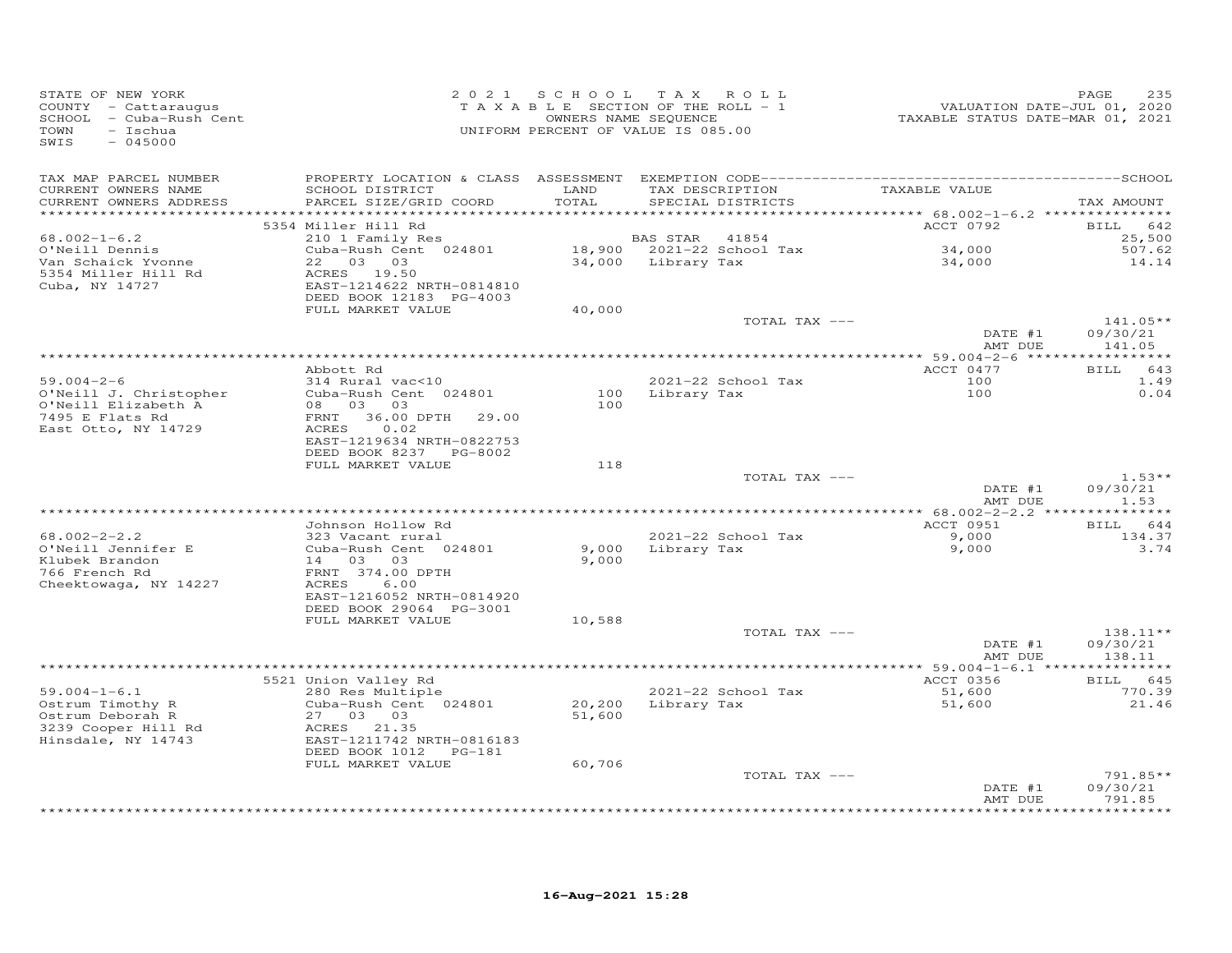STATE OF NEW YORK
COUNTY - Cattaraugus
SCHOOL - Cuba-Rush Cent
TOWN - Ischua
SWIS - 045000

2021 SCHOOL TAX ROLL
TAXABLE SECTION OF THE ROLL - 1
OWNERS NAME SEQUENCE
UNIFORM PERCENT OF VALUE IS 085.00

VALUATION DATE-JUL 01, 2020
TAXABLE STATUS DATE-MAR 01, 2021

| TAX MAP PARCEL NUMBER / CURRENT OWNERS NAME / CURRENT OWNERS ADDRESS | PROPERTY LOCATION & CLASS / SCHOOL DISTRICT / PARCEL SIZE/GRID COORD | ASSESSMENT LAND / TOTAL | EXEMPTION CODE / TAX DESCRIPTION / SPECIAL DISTRICTS | TAXABLE VALUE | TAX AMOUNT |
|---|---|---|---|---|---|
| 68.002-1-6.2 | 5354 Miller Hill Rd | | | ACCT 0792 | BILL 642 |
| O'Neill Dennis | 210 1 Family Res | | BAS STAR 41854 | | 25,500 |
| Van Schaick Yvonne | Cuba-Rush Cent 024801 | 18,900 | 2021-22 School Tax | 34,000 | 507.62 |
| 5354 Miller Hill Rd | 22 03 03 | 34,000 | Library Tax | 34,000 | 14.14 |
| Cuba, NY 14727 | ACRES 19.50 | | | | |
| | EAST-1214622 NRTH-0814810 | | | | |
| | DEED BOOK 12183 PG-4003 | | | | |
| | FULL MARKET VALUE | 40,000 | | | |
| | | | TOTAL TAX --- | | 141.05** |
| | | | | DATE #1 | 09/30/21 |
| | | | | AMT DUE | 141.05 |
| 59.004-2-6 | Abbott Rd | | | ACCT 0477 | BILL 643 |
| O'Neill J. Christopher | 314 Rural vac<10 | | 2021-22 School Tax | 100 | 1.49 |
| O'Neill Elizabeth A | Cuba-Rush Cent 024801 | 100 | Library Tax | 100 | 0.04 |
| 7495 E Flats Rd | 08 03 03 | 100 | | | |
| East Otto, NY 14729 | FRNT 36.00 DPTH 29.00 | | | | |
| | ACRES 0.02 | | | | |
| | EAST-1219634 NRTH-0822753 | | | | |
| | DEED BOOK 8237 PG-8002 | | | | |
| | FULL MARKET VALUE | 118 | | | |
| | | | TOTAL TAX --- | | 1.53** |
| | | | | DATE #1 | 09/30/21 |
| | | | | AMT DUE | 1.53 |
| 68.002-2-2.2 | Johnson Hollow Rd | | | ACCT 0951 | BILL 644 |
| O'Neill Jennifer E | 323 Vacant rural | | 2021-22 School Tax | 9,000 | 134.37 |
| Klubek Brandon | Cuba-Rush Cent 024801 | 9,000 | Library Tax | 9,000 | 3.74 |
| 766 French Rd | 14 03 03 | 9,000 | | | |
| Cheektowaga, NY 14227 | FRNT 374.00 DPTH | | | | |
| | ACRES 6.00 | | | | |
| | EAST-1216052 NRTH-0814920 | | | | |
| | DEED BOOK 29064 PG-3001 | | | | |
| | FULL MARKET VALUE | 10,588 | | | |
| | | | TOTAL TAX --- | | 138.11** |
| | | | | DATE #1 | 09/30/21 |
| | | | | AMT DUE | 138.11 |
| 59.004-1-6.1 | 5521 Union Valley Rd | | | ACCT 0356 | BILL 645 |
| Ostrum Timothy R | 280 Res Multiple | | 2021-22 School Tax | 51,600 | 770.39 |
| Ostrum Deborah R | Cuba-Rush Cent 024801 | 20,200 | Library Tax | 51,600 | 21.46 |
| 3239 Cooper Hill Rd | 27 03 03 | 51,600 | | | |
| Hinsdale, NY 14743 | ACRES 21.35 | | | | |
| | EAST-1211742 NRTH-0816183 | | | | |
| | DEED BOOK 1012 PG-181 | | | | |
| | FULL MARKET VALUE | 60,706 | | | |
| | | | TOTAL TAX --- | | 791.85** |
| | | | | DATE #1 | 09/30/21 |
| | | | | AMT DUE | 791.85 |

16-Aug-2021 15:28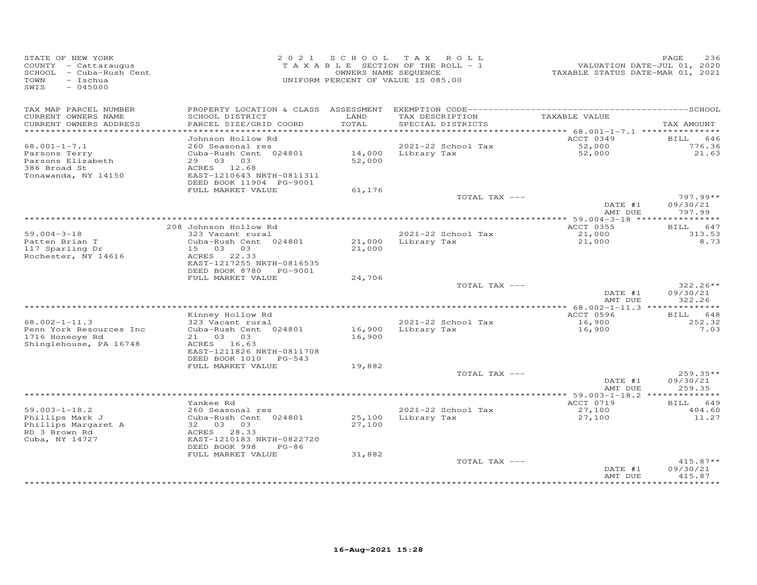STATE OF NEW YORK
COUNTY - Cattaraugus
SCHOOL - Cuba-Rush Cent
TOWN - Ischua
SWIS - 045000

2021 SCHOOL TAX ROLL
TAXABLE SECTION OF THE ROLL - 1
OWNERS NAME SEQUENCE
UNIFORM PERCENT OF VALUE IS 085.00

VALUATION DATE-JUL 01, 2020
TAXABLE STATUS DATE-MAR 01, 2021

| TAX MAP PARCEL NUMBER / CURRENT OWNERS NAME / CURRENT OWNERS ADDRESS | PROPERTY LOCATION & CLASS / SCHOOL DISTRICT / PARCEL SIZE/GRID COORD | ASSESSMENT LAND / TOTAL | EXEMPTION CODE / TAX DESCRIPTION / SPECIAL DISTRICTS | TAXABLE VALUE | TAX AMOUNT |
|---|---|---|---|---|---|
| 68.001-1-7.1 | Johnson Hollow Rd | | | ACCT 0349 | BILL 646 |
| Parsons Terry | 260 Seasonal res | | 2021-22 School Tax | 52,000 | 776.36 |
| Parsons Elizabeth | Cuba-Rush Cent 024801 | 14,000 | Library Tax | 52,000 | 21.63 |
| 386 Broad St | 29 03 03 | 52,000 | | | |
| Tonawanda, NY 14150 | ACRES 12.68 | | | | |
| | EAST-1210643 NRTH-0811311 | | | | |
| | DEED BOOK 11904 PG-9001 | | | | |
| | FULL MARKET VALUE | 61,176 | | | |
| | | | TOTAL TAX --- | | 797.99** |
| | | | | DATE #1 | 09/30/21 |
| | | | | AMT DUE | 797.99 |
| 59.004-3-18 | 208 Johnson Hollow Rd | | | ACCT 0355 | BILL 647 |
| Patten Brian T | 323 Vacant rural | | 2021-22 School Tax | 21,000 | 313.53 |
| 117 Sparling Dr | Cuba-Rush Cent 024801 | 21,000 | Library Tax | 21,000 | 8.73 |
| Rochester, NY 14616 | 15 03 03 | 21,000 | | | |
| | ACRES 22.33 | | | | |
| | EAST-1217255 NRTH-0816535 | | | | |
| | DEED BOOK 8780 PG-9001 | | | | |
| | FULL MARKET VALUE | 24,706 | | | |
| | | | TOTAL TAX --- | | 322.26** |
| | | | | DATE #1 | 09/30/21 |
| | | | | AMT DUE | 322.26 |
| 68.002-1-11.3 | Kinney Hollow Rd | | | ACCT 0596 | BILL 648 |
| Penn York Resources Inc | 323 Vacant rural | | 2021-22 School Tax | 16,900 | 252.32 |
| 1716 Honeoye Rd | Cuba-Rush Cent 024801 | 16,900 | Library Tax | 16,900 | 7.03 |
| Shinglehouse, PA 16748 | 21 03 03 | 16,900 | | | |
| | ACRES 16.63 | | | | |
| | EAST-1211826 NRTH-0811708 | | | | |
| | DEED BOOK 1010 PG-543 | | | | |
| | FULL MARKET VALUE | 19,882 | | | |
| | | | TOTAL TAX --- | | 259.35** |
| | | | | DATE #1 | 09/30/21 |
| | | | | AMT DUE | 259.35 |
| 59.003-1-18.2 | Yankee Rd | | | ACCT 0719 | BILL 649 |
| Phillips Mark J | 260 Seasonal res | | 2021-22 School Tax | 27,100 | 404.60 |
| Phillips Margaret A | Cuba-Rush Cent 024801 | 25,100 | Library Tax | 27,100 | 11.27 |
| RD 3 Brown Rd | 32 03 03 | 27,100 | | | |
| Cuba, NY 14727 | ACRES 28.33 | | | | |
| | EAST-1210183 NRTH-0822720 | | | | |
| | DEED BOOK 998 PG-86 | | | | |
| | FULL MARKET VALUE | 31,882 | | | |
| | | | TOTAL TAX --- | | 415.87** |
| | | | | DATE #1 | 09/30/21 |
| | | | | AMT DUE | 415.87 |

16-Aug-2021 15:28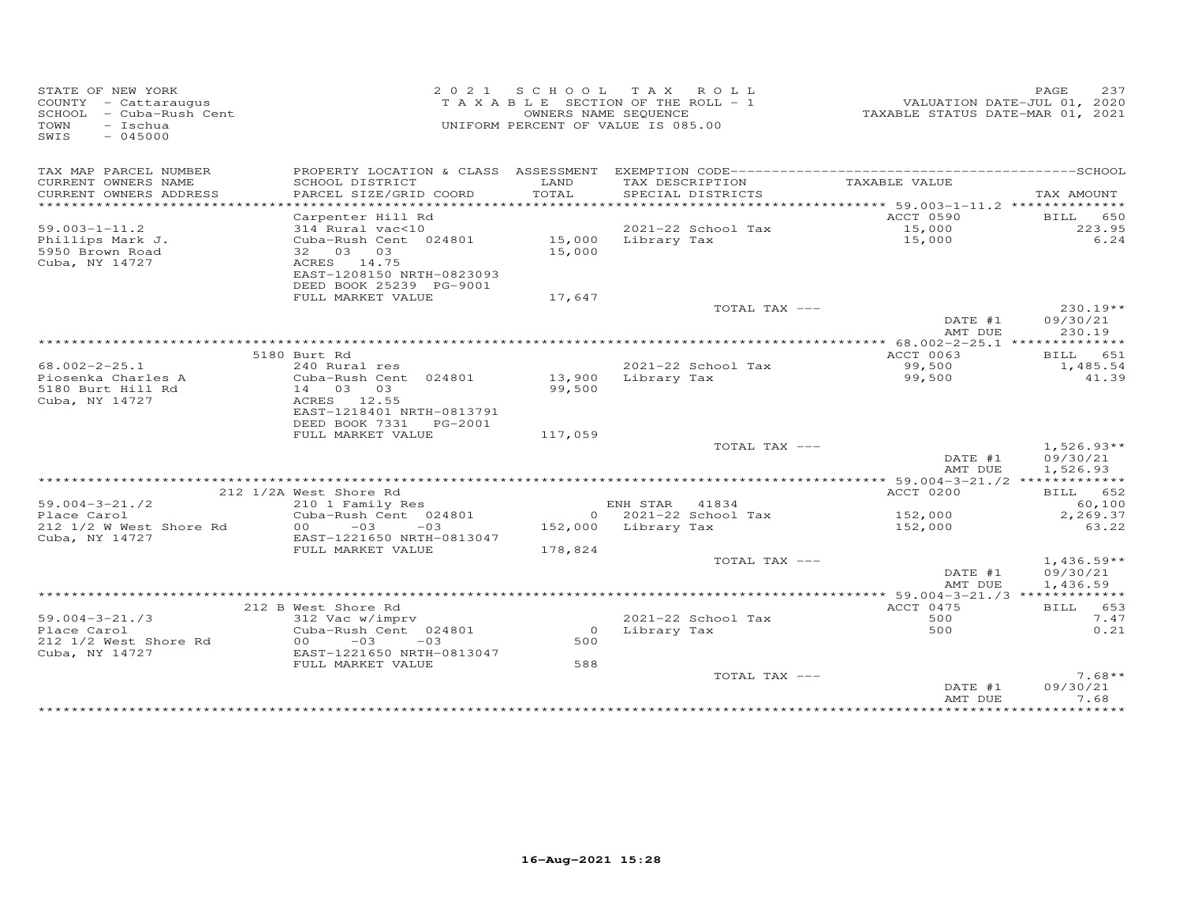STATE OF NEW YORK
COUNTY - Cattaraugus
SCHOOL - Cuba-Rush Cent
TOWN - Ischua
SWIS - 045000

2 0 2 1 S C H O O L T A X R O L L
T A X A B L E SECTION OF THE ROLL - 1
OWNERS NAME SEQUENCE
UNIFORM PERCENT OF VALUE IS 085.00

VALUATION DATE-JUL 01, 2020
TAXABLE STATUS DATE-MAR 01, 2021

| TAX MAP PARCEL NUMBER / CURRENT OWNERS NAME / CURRENT OWNERS ADDRESS | PROPERTY LOCATION & CLASS / SCHOOL DISTRICT / PARCEL SIZE/GRID COORD | ASSESSMENT LAND / TOTAL | EXEMPTION CODE / TAX DESCRIPTION / SPECIAL DISTRICTS | TAXABLE VALUE | TAX AMOUNT |
|---|---|---|---|---|---|
| 59.003-1-11.2 | Carpenter Hill Rd | | | ACCT 0590 | BILL 650 |
| Phillips Mark J. | 314 Rural vac<10 | | 2021-22 School Tax | 15,000 | 223.95 |
| 5950 Brown Road | Cuba-Rush Cent 024801 | 15,000 | Library Tax | 15,000 | 6.24 |
| Cuba, NY 14727 | 32 03 03 | 15,000 | | | |
| | ACRES 14.75 | | | | |
| | EAST-1208150 NRTH-0823093 | | | | |
| | DEED BOOK 25239 PG-9001 | | | | |
| | FULL MARKET VALUE | 17,647 | | | |
| | | | TOTAL TAX --- | | 230.19** |
| | | | | DATE #1 | 09/30/21 |
| | | | | AMT DUE | 230.19 |
| 68.002-2-25.1 | 5180 Burt Rd | | | ACCT 0063 | BILL 651 |
| Piosenka Charles A | 240 Rural res | | 2021-22 School Tax | 99,500 | 1,485.54 |
| 5180 Burt Hill Rd | Cuba-Rush Cent 024801 | 13,900 | Library Tax | 99,500 | 41.39 |
| Cuba, NY 14727 | 14 03 03 | 99,500 | | | |
| | ACRES 12.55 | | | | |
| | EAST-1218401 NRTH-0813791 | | | | |
| | DEED BOOK 7331 PG-2001 | | | | |
| | FULL MARKET VALUE | 117,059 | | | |
| | | | TOTAL TAX --- | | 1,526.93** |
| | | | | DATE #1 | 09/30/21 |
| | | | | AMT DUE | 1,526.93 |
| 59.004-3-21./2 | 212 1/2A West Shore Rd | | | ACCT 0200 | BILL 652 |
| Place Carol | 210 1 Family Res | | ENH STAR 41834 | | 60,100 |
| 212 1/2 W West Shore Rd | Cuba-Rush Cent 024801 | 0 | 2021-22 School Tax | 152,000 | 2,269.37 |
| Cuba, NY 14727 | 00 -03 -03 | 152,000 | Library Tax | 152,000 | 63.22 |
| | EAST-1221650 NRTH-0813047 | | | | |
| | FULL MARKET VALUE | 178,824 | | | |
| | | | TOTAL TAX --- | | 1,436.59** |
| | | | | DATE #1 | 09/30/21 |
| | | | | AMT DUE | 1,436.59 |
| 59.004-3-21./3 | 212 B West Shore Rd | | | ACCT 0475 | BILL 653 |
| Place Carol | 312 Vac w/imprv | | 2021-22 School Tax | 500 | 7.47 |
| 212 1/2 West Shore Rd | Cuba-Rush Cent 024801 | 0 | Library Tax | 500 | 0.21 |
| Cuba, NY 14727 | 00 -03 -03 | 500 | | | |
| | EAST-1221650 NRTH-0813047 | | | | |
| | FULL MARKET VALUE | 588 | | | |
| | | | TOTAL TAX --- | | 7.68** |
| | | | | DATE #1 | 09/30/21 |
| | | | | AMT DUE | 7.68 |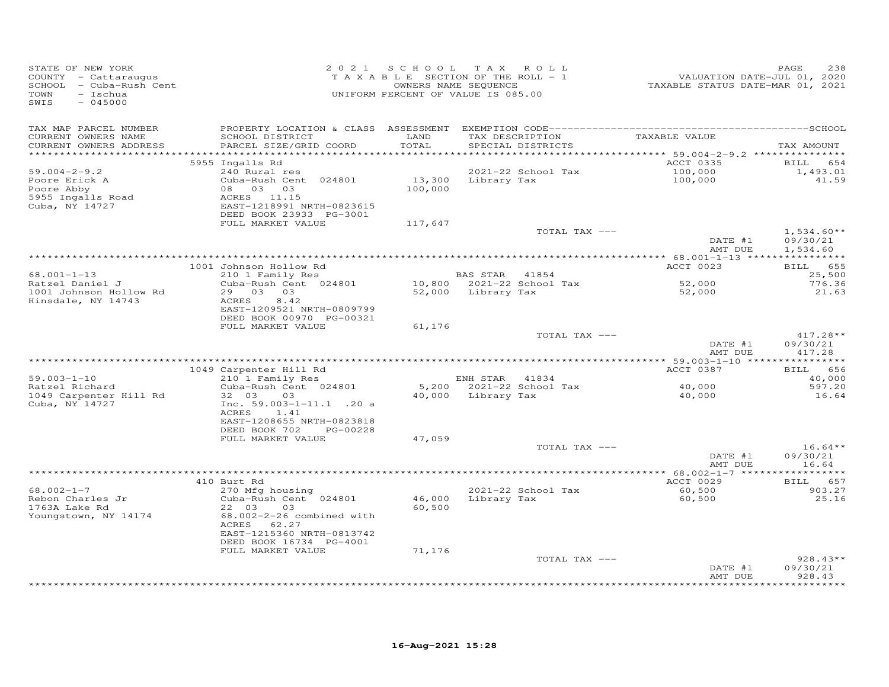STATE OF NEW YORK
COUNTY - Cattaraugus
SCHOOL - Cuba-Rush Cent
TOWN - Ischua
SWIS - 045000

2021 SCHOOL TAX ROLL
TAXABLE SECTION OF THE ROLL - 1
OWNERS NAME SEQUENCE
UNIFORM PERCENT OF VALUE IS 085.00

VALUATION DATE-JUL 01, 2020
TAXABLE STATUS DATE-MAR 01, 2021

| TAX MAP PARCEL NUMBER / CURRENT OWNERS NAME / CURRENT OWNERS ADDRESS | PROPERTY LOCATION & CLASS / SCHOOL DISTRICT / PARCEL SIZE/GRID COORD | ASSESSMENT LAND / TOTAL | EXEMPTION CODE / TAX DESCRIPTION / SPECIAL DISTRICTS | TAXABLE VALUE | SCHOOL / TAX AMOUNT |
|---|---|---|---|---|---|
| 59.004-2-9.2 | 5955 Ingalls Rd | | | ACCT 0335 | BILL 654 |
| Poore Erick A | 240 Rural res | | 2021-22 School Tax | 100,000 | 1,493.01 |
| Poore Abby | Cuba-Rush Cent 024801 | 13,300 | Library Tax | 100,000 | 41.59 |
| 5955 Ingalls Road | 08 03 03 | 100,000 | | | |
| Cuba, NY 14727 | ACRES 11.15 | | | | |
| | EAST-1218991 NRTH-0823615 | | | | |
| | DEED BOOK 23933 PG-3001 | | | | |
| | FULL MARKET VALUE | 117,647 | | | |
| | | | TOTAL TAX --- | | 1,534.60** |
| | | | | DATE #1 | 09/30/21 |
| | | | | AMT DUE | 1,534.60 |
| 68.001-1-13 | 1001 Johnson Hollow Rd | | | ACCT 0023 | BILL 655 |
| Ratzel Daniel J | 210 1 Family Res | | BAS STAR 41854 | | 25,500 |
| 1001 Johnson Hollow Rd | Cuba-Rush Cent 024801 | 10,800 | 2021-22 School Tax | 52,000 | 776.36 |
| Hinsdale, NY 14743 | 29 03 03 | 52,000 | Library Tax | 52,000 | 21.63 |
| | ACRES 8.42 | | | | |
| | EAST-1209521 NRTH-0809799 | | | | |
| | DEED BOOK 00970 PG-00321 | | | | |
| | FULL MARKET VALUE | 61,176 | | | |
| | | | TOTAL TAX --- | | 417.28** |
| | | | | DATE #1 | 09/30/21 |
| | | | | AMT DUE | 417.28 |
| 59.003-1-10 | 1049 Carpenter Hill Rd | | | ACCT 0387 | BILL 656 |
| Ratzel Richard | 210 1 Family Res | | ENH STAR 41834 | | 40,000 |
| 1049 Carpenter Hill Rd | Cuba-Rush Cent 024801 | 5,200 | 2021-22 School Tax | 40,000 | 597.20 |
| Cuba, NY 14727 | 32 03 03 | 40,000 | Library Tax | 40,000 | 16.64 |
| | Inc. 59.003-1-11.1 .20 a | | | | |
| | ACRES 1.41 | | | | |
| | EAST-1208655 NRTH-0823818 | | | | |
| | DEED BOOK 702 PG-00228 | | | | |
| | FULL MARKET VALUE | 47,059 | | | |
| | | | TOTAL TAX --- | | 16.64** |
| | | | | DATE #1 | 09/30/21 |
| | | | | AMT DUE | 16.64 |
| 68.002-1-7 | 410 Burt Rd | | | ACCT 0029 | BILL 657 |
| Rebon Charles Jr | 270 Mfg housing | | 2021-22 School Tax | 60,500 | 903.27 |
| 1763A Lake Rd | Cuba-Rush Cent 024801 | 46,000 | Library Tax | 60,500 | 25.16 |
| Youngstown, NY 14174 | 22 03 03 | 60,500 | | | |
| | 68.002-2-26 combined with | | | | |
| | ACRES 62.27 | | | | |
| | EAST-1215360 NRTH-0813742 | | | | |
| | DEED BOOK 16734 PG-4001 | | | | |
| | FULL MARKET VALUE | 71,176 | | | |
| | | | TOTAL TAX --- | | 928.43** |
| | | | | DATE #1 | 09/30/21 |
| | | | | AMT DUE | 928.43 |

16-Aug-2021 15:28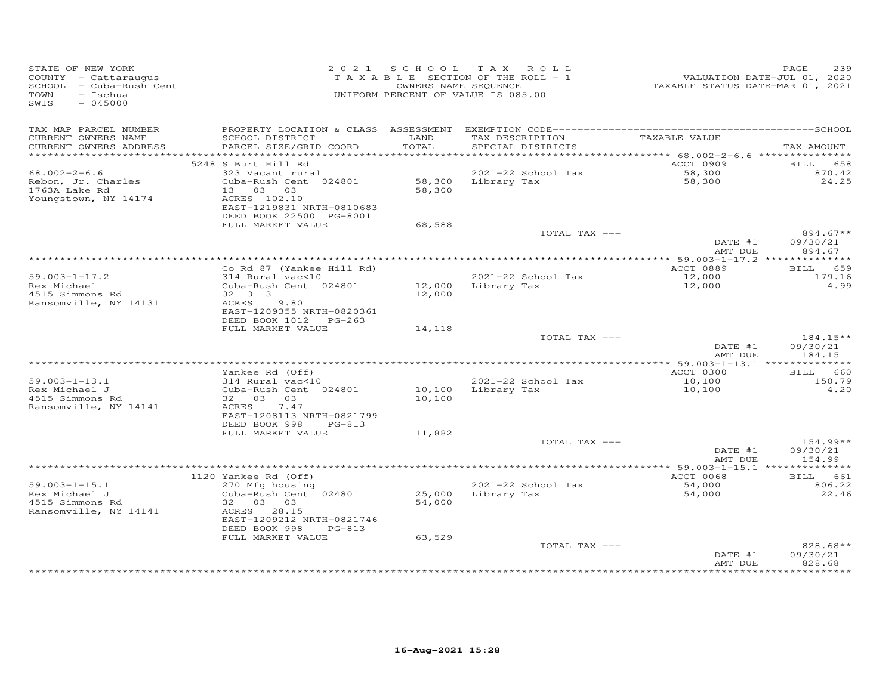STATE OF NEW YORK
COUNTY - Cattaraugus
SCHOOL - Cuba-Rush Cent
TOWN - Ischua
SWIS - 045000

2021 SCHOOL TAX ROLL
TAXABLE SECTION OF THE ROLL - 1
OWNERS NAME SEQUENCE
UNIFORM PERCENT OF VALUE IS 085.00

VALUATION DATE-JUL 01, 2020
TAXABLE STATUS DATE-MAR 01, 2021

| TAX MAP PARCEL NUMBER / CURRENT OWNERS NAME / CURRENT OWNERS ADDRESS | PROPERTY LOCATION & CLASS / SCHOOL DISTRICT / PARCEL SIZE/GRID COORD | ASSESSMENT LAND / TOTAL | EXEMPTION CODE / TAX DESCRIPTION / SPECIAL DISTRICTS | TAXABLE VALUE | TAX AMOUNT |
|---|---|---|---|---|---|
| 68.002-2-6.6 | 5248 S Burt Hill Rd | | | ACCT 0909 | BILL 658 |
| Rebon, Jr. Charles | 323 Vacant rural | | 2021-22 School Tax | 58,300 | 870.42 |
| 1763A Lake Rd | Cuba-Rush Cent 024801 | 58,300 | Library Tax | 58,300 | 24.25 |
| Youngstown, NY 14174 | 13 03 03 | 58,300 | | | |
| | ACRES 102.10 | | | | |
| | EAST-1219831 NRTH-0810683 | | | | |
| | DEED BOOK 22500 PG-8001 | | | | |
| | FULL MARKET VALUE | 68,588 | | | |
| | | | TOTAL TAX --- | | 894.67** |
| | | | | DATE #1 | 09/30/21 |
| | | | | AMT DUE | 894.67 |
| 59.003-1-17.2 | Co Rd 87 (Yankee Hill Rd) | | | ACCT 0889 | BILL 659 |
| Rex Michael | 314 Rural vac<10 | | 2021-22 School Tax | 12,000 | 179.16 |
| 4515 Simmons Rd | Cuba-Rush Cent 024801 | 12,000 | Library Tax | 12,000 | 4.99 |
| Ransomville, NY 14131 | 32 3 3 | 12,000 | | | |
| | ACRES 9.80 | | | | |
| | EAST-1209355 NRTH-0820361 | | | | |
| | DEED BOOK 1012 PG-263 | | | | |
| | FULL MARKET VALUE | 14,118 | | | |
| | | | TOTAL TAX --- | | 184.15** |
| | | | | DATE #1 | 09/30/21 |
| | | | | AMT DUE | 184.15 |
| 59.003-1-13.1 | Yankee Rd (Off) | | | ACCT 0300 | BILL 660 |
| Rex Michael J | 314 Rural vac<10 | | 2021-22 School Tax | 10,100 | 150.79 |
| 4515 Simmons Rd | Cuba-Rush Cent 024801 | 10,100 | Library Tax | 10,100 | 4.20 |
| Ransomville, NY 14141 | 32 03 03 | 10,100 | | | |
| | ACRES 7.47 | | | | |
| | EAST-1208113 NRTH-0821799 | | | | |
| | DEED BOOK 998 PG-813 | | | | |
| | FULL MARKET VALUE | 11,882 | | | |
| | | | TOTAL TAX --- | | 154.99** |
| | | | | DATE #1 | 09/30/21 |
| | | | | AMT DUE | 154.99 |
| 59.003-1-15.1 | 1120 Yankee Rd (Off) | | | ACCT 0068 | BILL 661 |
| Rex Michael J | 270 Mfg housing | | 2021-22 School Tax | 54,000 | 806.22 |
| 4515 Simmons Rd | Cuba-Rush Cent 024801 | 25,000 | Library Tax | 54,000 | 22.46 |
| Ransomville, NY 14141 | 32 03 03 | 54,000 | | | |
| | ACRES 28.15 | | | | |
| | EAST-1209212 NRTH-0821746 | | | | |
| | DEED BOOK 998 PG-813 | | | | |
| | FULL MARKET VALUE | 63,529 | | | |
| | | | TOTAL TAX --- | | 828.68** |
| | | | | DATE #1 | 09/30/21 |
| | | | | AMT DUE | 828.68 |

16-Aug-2021 15:28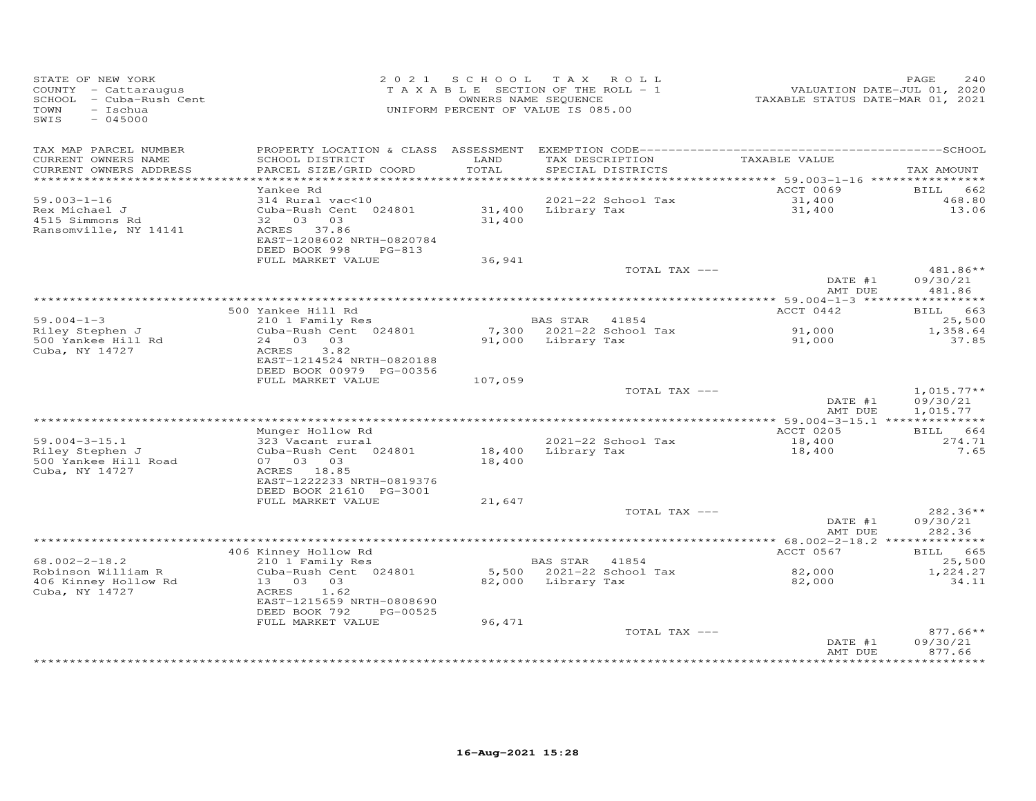STATE OF NEW YORK
COUNTY - Cattaraugus
SCHOOL - Cuba-Rush Cent
TOWN - Ischua
SWIS - 045000

2021 SCHOOL TAX ROLL
TAXABLE SECTION OF THE ROLL - 1
OWNERS NAME SEQUENCE
UNIFORM PERCENT OF VALUE IS 085.00

VALUATION DATE-JUL 01, 2020
TAXABLE STATUS DATE-MAR 01, 2021

| TAX MAP PARCEL NUMBER / CURRENT OWNERS NAME / CURRENT OWNERS ADDRESS | PROPERTY LOCATION & CLASS / SCHOOL DISTRICT / PARCEL SIZE/GRID COORD | ASSESSMENT LAND / TOTAL | EXEMPTION CODE / TAX DESCRIPTION / SPECIAL DISTRICTS | TAXABLE VALUE | TAX AMOUNT |
|---|---|---|---|---|---|
| 59.003-1-16 | Yankee Rd | | | ACCT 0069 | BILL 662 |
| Rex Michael J | 314 Rural vac<10 | | 2021-22 School Tax | 31,400 | 468.80 |
| 4515 Simmons Rd | Cuba-Rush Cent 024801 | 31,400 | Library Tax | 31,400 | 13.06 |
| Ransomville, NY 14141 | 32 03 03 | 31,400 | | | |
| | ACRES 37.86 | | | | |
| | EAST-1208602 NRTH-0820784 | | | | |
| | DEED BOOK 998 PG-813 | | | | |
| | FULL MARKET VALUE | 36,941 | | | |
| | | | TOTAL TAX --- | | 481.86** |
| | | | | DATE #1 | 09/30/21 |
| | | | | AMT DUE | 481.86 |
| 59.004-1-3 | 500 Yankee Hill Rd | | | ACCT 0442 | BILL 663 |
| Riley Stephen J | 210 1 Family Res | | BAS STAR 41854 | | 25,500 |
| 500 Yankee Hill Rd | Cuba-Rush Cent 024801 | 7,300 | 2021-22 School Tax | 91,000 | 1,358.64 |
| Cuba, NY 14727 | 24 03 03 | 91,000 | Library Tax | 91,000 | 37.85 |
| | ACRES 3.82 | | | | |
| | EAST-1214524 NRTH-0820188 | | | | |
| | DEED BOOK 00979 PG-00356 | | | | |
| | FULL MARKET VALUE | 107,059 | | | |
| | | | TOTAL TAX --- | | 1,015.77** |
| | | | | DATE #1 | 09/30/21 |
| | | | | AMT DUE | 1,015.77 |
| 59.004-3-15.1 | Munger Hollow Rd | | | ACCT 0205 | BILL 664 |
| Riley Stephen J | 323 Vacant rural | | 2021-22 School Tax | 18,400 | 274.71 |
| 500 Yankee Hill Road | Cuba-Rush Cent 024801 | 18,400 | Library Tax | 18,400 | 7.65 |
| Cuba, NY 14727 | 07 03 03 | 18,400 | | | |
| | ACRES 18.85 | | | | |
| | EAST-1222233 NRTH-0819376 | | | | |
| | DEED BOOK 21610 PG-3001 | | | | |
| | FULL MARKET VALUE | 21,647 | | | |
| | | | TOTAL TAX --- | | 282.36** |
| | | | | DATE #1 | 09/30/21 |
| | | | | AMT DUE | 282.36 |
| 68.002-2-18.2 | 406 Kinney Hollow Rd | | | ACCT 0567 | BILL 665 |
| Robinson William R | 210 1 Family Res | | BAS STAR 41854 | | 25,500 |
| 406 Kinney Hollow Rd | Cuba-Rush Cent 024801 | 5,500 | 2021-22 School Tax | 82,000 | 1,224.27 |
| Cuba, NY 14727 | 13 03 03 | 82,000 | Library Tax | 82,000 | 34.11 |
| | ACRES 1.62 | | | | |
| | EAST-1215659 NRTH-0808690 | | | | |
| | DEED BOOK 792 PG-00525 | | | | |
| | FULL MARKET VALUE | 96,471 | | | |
| | | | TOTAL TAX --- | | 877.66** |
| | | | | DATE #1 | 09/30/21 |
| | | | | AMT DUE | 877.66 |

16-Aug-2021 15:28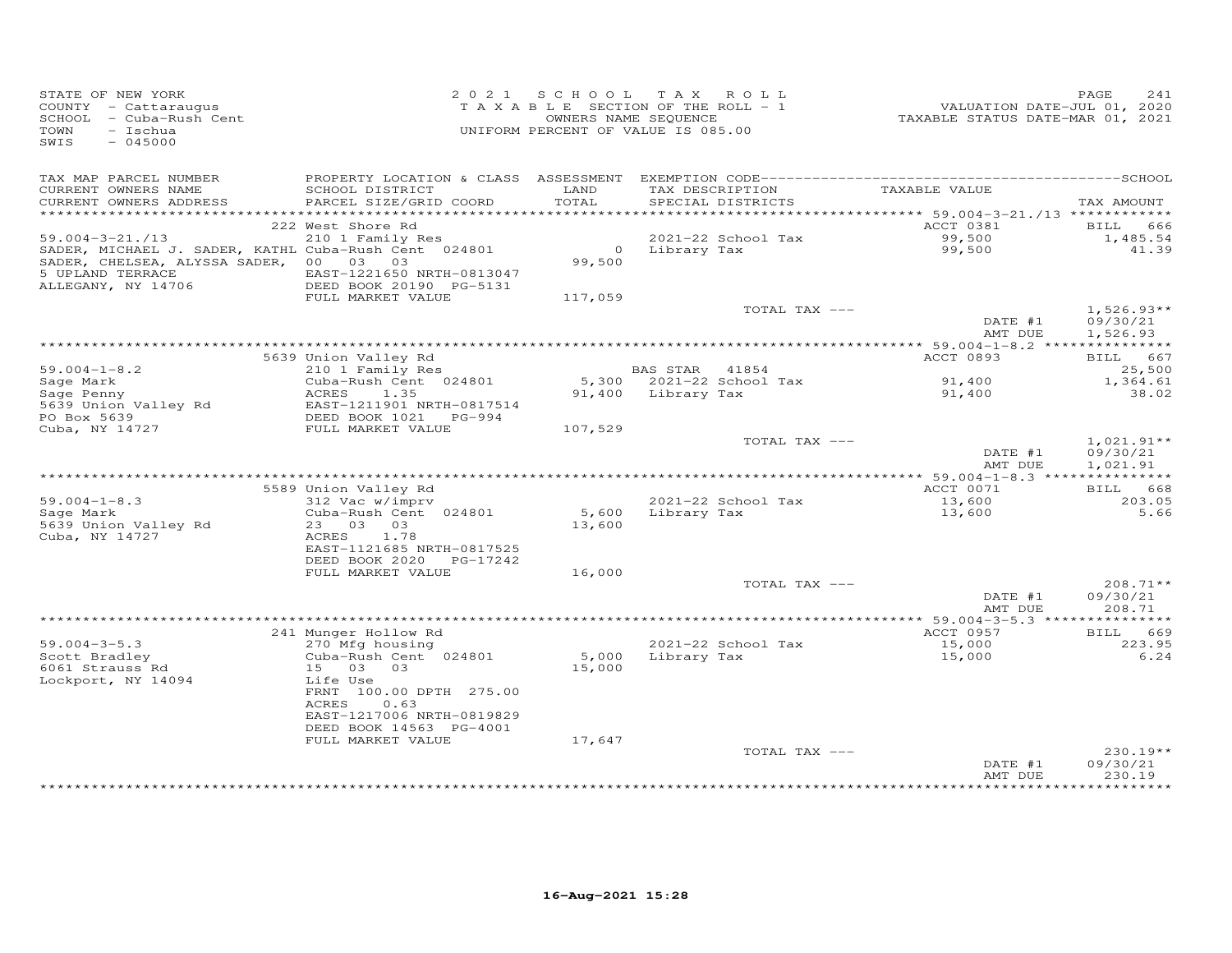STATE OF NEW YORK
COUNTY - Cattaraugus
SCHOOL - Cuba-Rush Cent
TOWN - Ischua
SWIS - 045000

2021 SCHOOL TAX ROLL
TAXABLE SECTION OF THE ROLL - 1
OWNERS NAME SEQUENCE
UNIFORM PERCENT OF VALUE IS 085.00

VALUATION DATE-JUL 01, 2020
TAXABLE STATUS DATE-MAR 01, 2021

| TAX MAP PARCEL NUMBER / CURRENT OWNERS NAME / CURRENT OWNERS ADDRESS | PROPERTY LOCATION & CLASS / SCHOOL DISTRICT / PARCEL SIZE/GRID COORD | ASSESSMENT LAND / TOTAL | EXEMPTION CODE / TAX DESCRIPTION / SPECIAL DISTRICTS | TAXABLE VALUE | TAX AMOUNT |
|---|---|---|---|---|---|
| 59.004-3-21./13 | 222 West Shore Rd | | | ACCT 0381 | BILL 666 |
| | 210 1 Family Res | | 2021-22 School Tax | 99,500 | 1,485.54 |
| SADER, MICHAEL J. SADER, KATHL | Cuba-Rush Cent 024801 | 0 | Library Tax | 99,500 | 41.39 |
| SADER, CHELSEA, ALYSSA SADER, | 00 03 03 | 99,500 | | | |
| 5 UPLAND TERRACE | EAST-1221650 NRTH-0813047 | | | | |
| ALLEGANY, NY 14706 | DEED BOOK 20190 PG-5131 | | | | |
| | FULL MARKET VALUE | 117,059 | | | |
| | | | TOTAL TAX --- | | 1,526.93** |
| | | | | DATE #1 | 09/30/21 |
| | | | | AMT DUE | 1,526.93 |
| 59.004-1-8.2 | 5639 Union Valley Rd | | | ACCT 0893 | BILL 667 |
| | 210 1 Family Res | | BAS STAR 41854 | | 25,500 |
| Sage Mark | Cuba-Rush Cent 024801 | 5,300 | 2021-22 School Tax | 91,400 | 1,364.61 |
| Sage Penny | ACRES 1.35 | 91,400 | Library Tax | 91,400 | 38.02 |
| 5639 Union Valley Rd | EAST-1211901 NRTH-0817514 | | | | |
| PO Box 5639 | DEED BOOK 1021 PG-994 | | | | |
| Cuba, NY 14727 | FULL MARKET VALUE | 107,529 | | | |
| | | | TOTAL TAX --- | | 1,021.91** |
| | | | | DATE #1 | 09/30/21 |
| | | | | AMT DUE | 1,021.91 |
| 59.004-1-8.3 | 5589 Union Valley Rd | | | ACCT 0071 | BILL 668 |
| | 312 Vac w/imprv | | 2021-22 School Tax | 13,600 | 203.05 |
| Sage Mark | Cuba-Rush Cent 024801 | 5,600 | Library Tax | 13,600 | 5.66 |
| 5639 Union Valley Rd | 23 03 03 | 13,600 | | | |
| Cuba, NY 14727 | ACRES 1.78 | | | | |
| | EAST-1121685 NRTH-0817525 | | | | |
| | DEED BOOK 2020 PG-17242 | | | | |
| | FULL MARKET VALUE | 16,000 | | | |
| | | | TOTAL TAX --- | | 208.71** |
| | | | | DATE #1 | 09/30/21 |
| | | | | AMT DUE | 208.71 |
| 59.004-3-5.3 | 241 Munger Hollow Rd | | | ACCT 0957 | BILL 669 |
| | 270 Mfg housing | | 2021-22 School Tax | 15,000 | 223.95 |
| Scott Bradley | Cuba-Rush Cent 024801 | 5,000 | Library Tax | 15,000 | 6.24 |
| 6061 Strauss Rd | 15 03 03 | 15,000 | | | |
| Lockport, NY 14094 | Life Use | | | | |
| | FRNT 100.00 DPTH 275.00 | | | | |
| | ACRES 0.63 | | | | |
| | EAST-1217006 NRTH-0819829 | | | | |
| | DEED BOOK 14563 PG-4001 | | | | |
| | FULL MARKET VALUE | 17,647 | | | |
| | | | TOTAL TAX --- | | 230.19** |
| | | | | DATE #1 | 09/30/21 |
| | | | | AMT DUE | 230.19 |

16-Aug-2021 15:28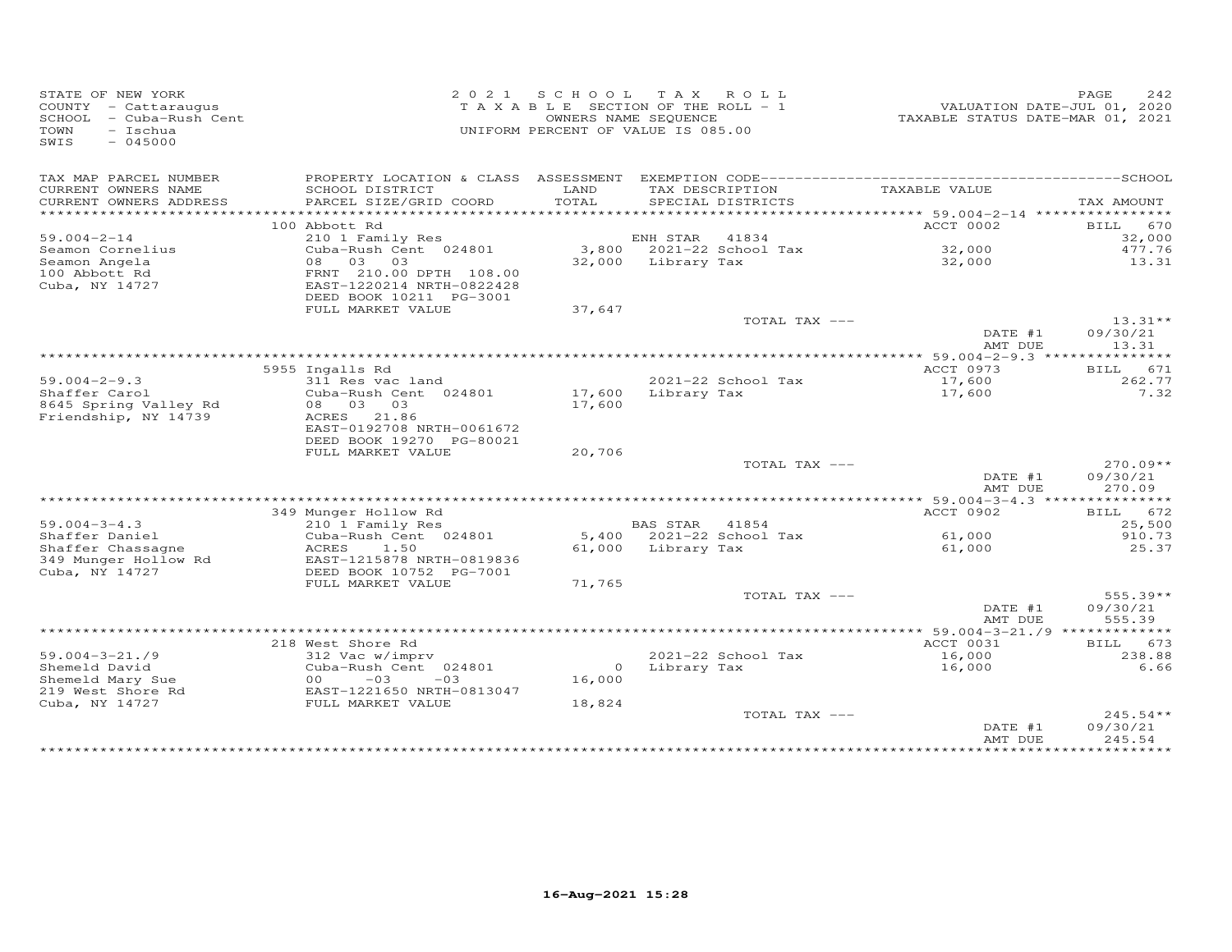STATE OF NEW YORK
COUNTY - Cattaraugus
SCHOOL - Cuba-Rush Cent
TOWN - Ischua
SWIS - 045000

2021 SCHOOL TAX ROLL
TAXABLE SECTION OF THE ROLL - 1
OWNERS NAME SEQUENCE
UNIFORM PERCENT OF VALUE IS 085.00

VALUATION DATE-JUL 01, 2020
TAXABLE STATUS DATE-MAR 01, 2021

| TAX MAP PARCEL NUMBER / CURRENT OWNERS NAME / CURRENT OWNERS ADDRESS | PROPERTY LOCATION & CLASS / SCHOOL DISTRICT / PARCEL SIZE/GRID COORD | ASSESSMENT LAND | TOTAL | EXEMPTION CODE / TAX DESCRIPTION / SPECIAL DISTRICTS | TAXABLE VALUE | TAX AMOUNT |
|---|---|---|---|---|---|---|
| | 100 Abbott Rd | | | | ACCT 0002 | BILL 670 |
| 59.004-2-14 | 210 1 Family Res | | | ENH STAR 41834 | | 32,000 |
| Seamon Cornelius | Cuba-Rush Cent 024801 | 3,800 | | 2021-22 School Tax | 32,000 | 477.76 |
| Seamon Angela | 08 03 03 | | 32,000 | Library Tax | 32,000 | 13.31 |
| 100 Abbott Rd | FRNT 210.00 DPTH 108.00 | | | | | |
| Cuba, NY 14727 | EAST-1220214 NRTH-0822428 | | | | | |
| | DEED BOOK 10211 PG-3001 | | | | | |
| | FULL MARKET VALUE | | 37,647 | | | |
| | | | | TOTAL TAX --- | | 13.31** |
| | | | | | DATE #1 | 09/30/21 |
| | | | | | AMT DUE | 13.31 |
| | 5955 Ingalls Rd | | | | ACCT 0973 | BILL 671 |
| 59.004-2-9.3 | 311 Res vac land | | | 2021-22 School Tax | 17,600 | 262.77 |
| Shaffer Carol | Cuba-Rush Cent 024801 | 17,600 | | Library Tax | 17,600 | 7.32 |
| 8645 Spring Valley Rd | 08 03 03 | | 17,600 | | | |
| Friendship, NY 14739 | ACRES 21.86 | | | | | |
| | EAST-0192708 NRTH-0061672 | | | | | |
| | DEED BOOK 19270 PG-80021 | | | | | |
| | FULL MARKET VALUE | | 20,706 | | | |
| | | | | TOTAL TAX --- | | 270.09** |
| | | | | | DATE #1 | 09/30/21 |
| | | | | | AMT DUE | 270.09 |
| | 349 Munger Hollow Rd | | | | ACCT 0902 | BILL 672 |
| 59.004-3-4.3 | 210 1 Family Res | | | BAS STAR 41854 | | 25,500 |
| Shaffer Daniel | Cuba-Rush Cent 024801 | 5,400 | | 2021-22 School Tax | 61,000 | 910.73 |
| Shaffer Chassagne | ACRES 1.50 | | 61,000 | Library Tax | 61,000 | 25.37 |
| 349 Munger Hollow Rd | EAST-1215878 NRTH-0819836 | | | | | |
| Cuba, NY 14727 | DEED BOOK 10752 PG-7001 | | | | | |
| | FULL MARKET VALUE | | 71,765 | | | |
| | | | | TOTAL TAX --- | | 555.39** |
| | | | | | DATE #1 | 09/30/21 |
| | | | | | AMT DUE | 555.39 |
| | 218 West Shore Rd | | | | ACCT 0031 | BILL 673 |
| 59.004-3-21./9 | 312 Vac w/imprv | | | 2021-22 School Tax | 16,000 | 238.88 |
| Shemeld David | Cuba-Rush Cent 024801 | 0 | | Library Tax | 16,000 | 6.66 |
| Shemeld Mary Sue | 00 -03 -03 | | 16,000 | | | |
| 219 West Shore Rd | EAST-1221650 NRTH-0813047 | | | | | |
| Cuba, NY 14727 | FULL MARKET VALUE | | 18,824 | | | |
| | | | | TOTAL TAX --- | | 245.54** |
| | | | | | DATE #1 | 09/30/21 |
| | | | | | AMT DUE | 245.54 |

16-Aug-2021 15:28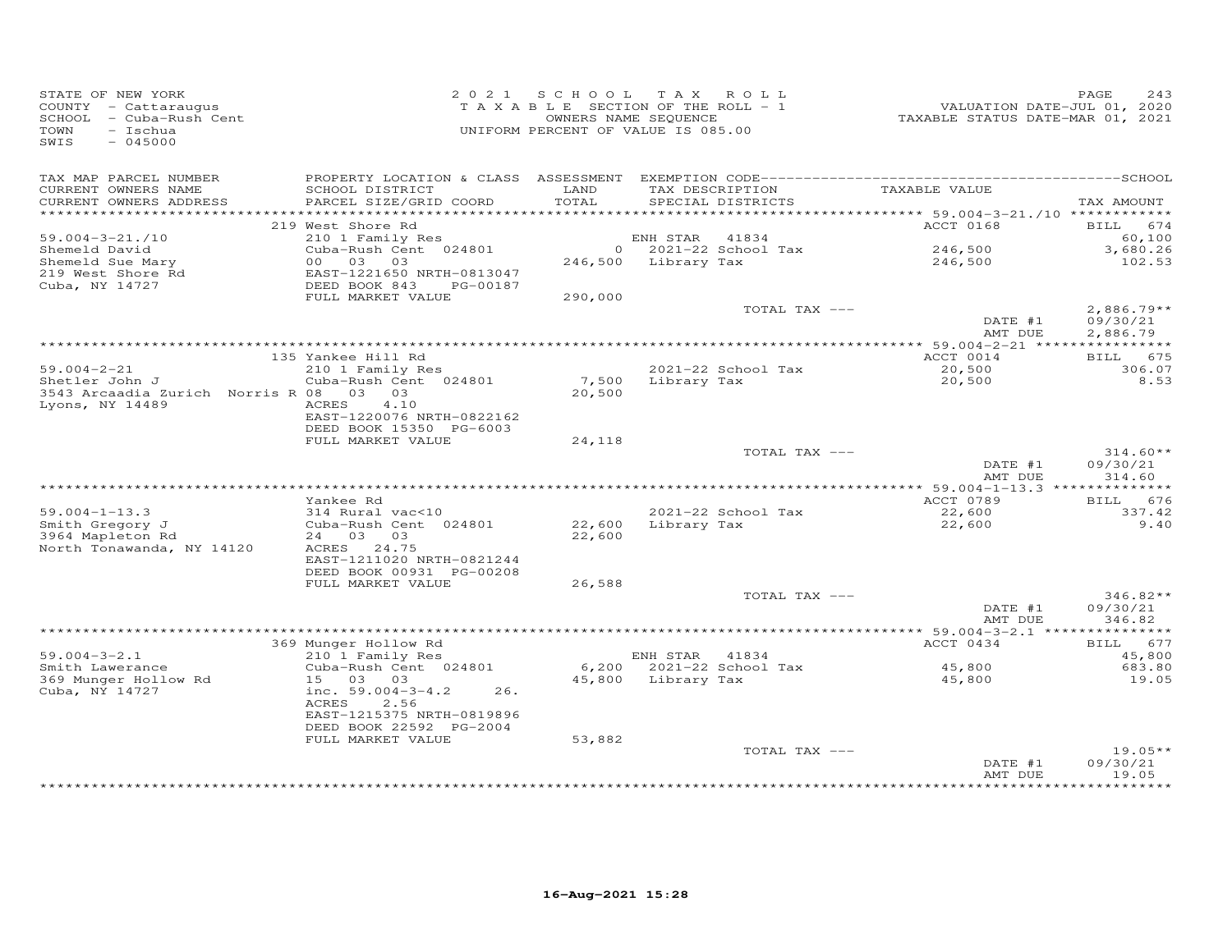STATE OF NEW YORK
COUNTY - Cattaraugus
SCHOOL - Cuba-Rush Cent
TOWN - Ischua
SWIS - 045000

2 0 2 1 SCHOOL TAX ROLL
TAXABLE SECTION OF THE ROLL - 1
OWNERS NAME SEQUENCE
UNIFORM PERCENT OF VALUE IS 085.00

VALUATION DATE-JUL 01, 2020
TAXABLE STATUS DATE-MAR 01, 2021

| TAX MAP PARCEL NUMBER / CURRENT OWNERS NAME / CURRENT OWNERS ADDRESS | PROPERTY LOCATION & CLASS / SCHOOL DISTRICT / PARCEL SIZE/GRID COORD | ASSESSMENT LAND / TOTAL | EXEMPTION CODE / TAX DESCRIPTION / SPECIAL DISTRICTS | TAXABLE VALUE | TAX AMOUNT |
|---|---|---|---|---|---|
| 59.004-3-21./10 | 219 West Shore Rd | | | ACCT 0168 | BILL 674 |
| Shemeld David | 210 1 Family Res | | ENH STAR 41834 | | 60,100 |
| Shemeld Sue Mary | Cuba-Rush Cent 024801 | 0 | 2021-22 School Tax | 246,500 | 3,680.26 |
| 219 West Shore Rd | 00 03 03 | 246,500 | Library Tax | 246,500 | 102.53 |
| Cuba, NY 14727 | EAST-1221650 NRTH-0813047 | | | | |
| | DEED BOOK 843 PG-00187 | | | | |
| | FULL MARKET VALUE | 290,000 | | | |
| | | | TOTAL TAX --- | | 2,886.79** |
| | | | | DATE #1 | 09/30/21 |
| | | | | AMT DUE | 2,886.79 |
| 59.004-2-21 | 135 Yankee Hill Rd | | | ACCT 0014 | BILL 675 |
| Shetler John J | 210 1 Family Res | | 2021-22 School Tax | 20,500 | 306.07 |
| 3543 Arcaadia Zurich Norris R | Cuba-Rush Cent 024801 | 7,500 | Library Tax | 20,500 | 8.53 |
| Lyons, NY 14489 | 08 03 03 | 20,500 | | | |
| | ACRES 4.10 | | | | |
| | EAST-1220076 NRTH-0822162 | | | | |
| | DEED BOOK 15350 PG-6003 | | | | |
| | FULL MARKET VALUE | 24,118 | | | |
| | | | TOTAL TAX --- | | 314.60** |
| | | | | DATE #1 | 09/30/21 |
| | | | | AMT DUE | 314.60 |
| 59.004-1-13.3 | Yankee Rd | | | ACCT 0789 | BILL 676 |
| Smith Gregory J | 314 Rural vac<10 | | 2021-22 School Tax | 22,600 | 337.42 |
| 3964 Mapleton Rd | Cuba-Rush Cent 024801 | 22,600 | Library Tax | 22,600 | 9.40 |
| North Tonawanda, NY 14120 | 24 03 03 | 22,600 | | | |
| | ACRES 24.75 | | | | |
| | EAST-1211020 NRTH-0821244 | | | | |
| | DEED BOOK 00931 PG-00208 | | | | |
| | FULL MARKET VALUE | 26,588 | | | |
| | | | TOTAL TAX --- | | 346.82** |
| | | | | DATE #1 | 09/30/21 |
| | | | | AMT DUE | 346.82 |
| 59.004-3-2.1 | 369 Munger Hollow Rd | | | ACCT 0434 | BILL 677 |
| Smith Lawerance | 210 1 Family Res | | ENH STAR 41834 | | 45,800 |
| 369 Munger Hollow Rd | Cuba-Rush Cent 024801 | 6,200 | 2021-22 School Tax | 45,800 | 683.80 |
| Cuba, NY 14727 | 15 03 03 | 45,800 | Library Tax | 45,800 | 19.05 |
| | inc. 59.004-3-4.2 26. | | | | |
| | ACRES 2.56 | | | | |
| | EAST-1215375 NRTH-0819896 | | | | |
| | DEED BOOK 22592 PG-2004 | | | | |
| | FULL MARKET VALUE | 53,882 | | | |
| | | | TOTAL TAX --- | | 19.05** |
| | | | | DATE #1 | 09/30/21 |
| | | | | AMT DUE | 19.05 |

16-Aug-2021 15:28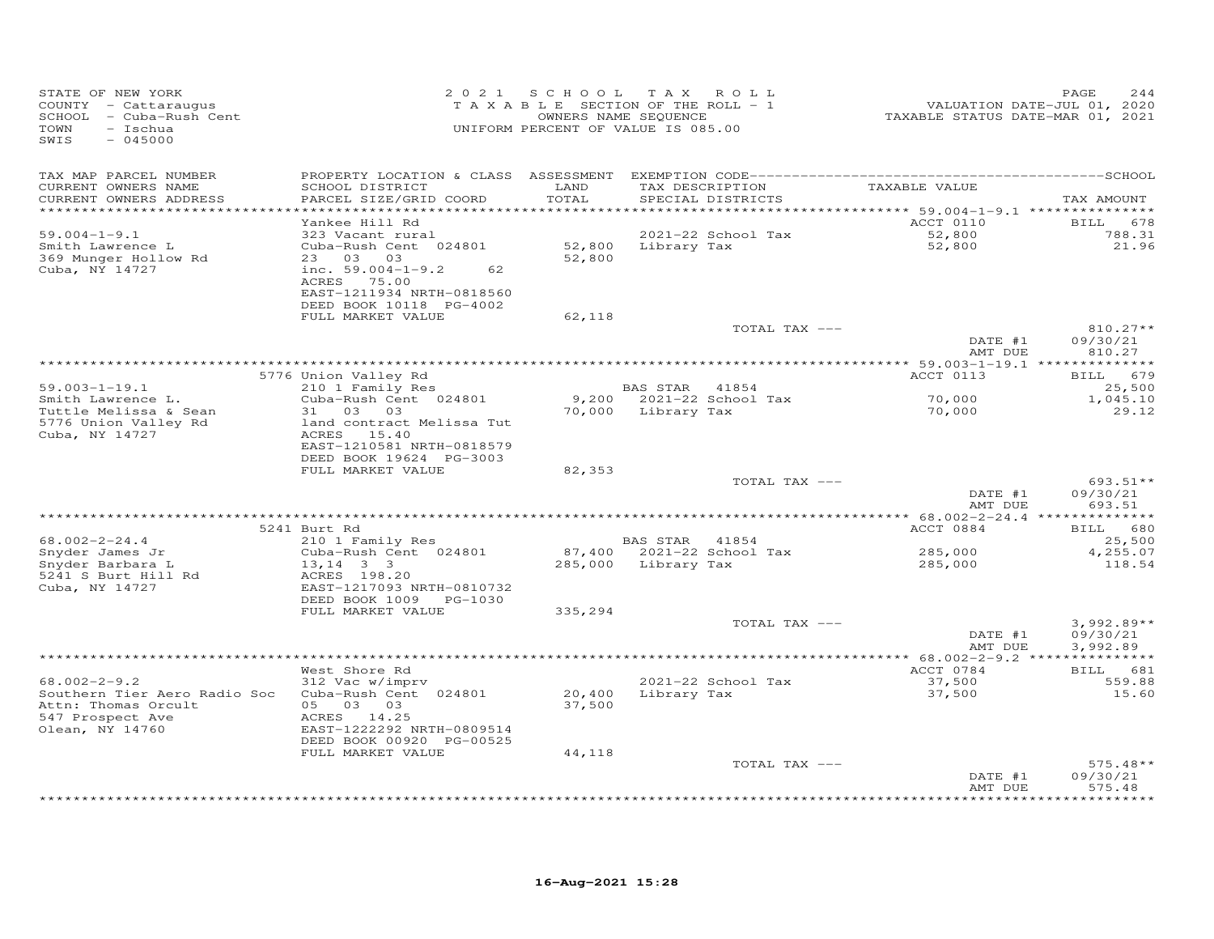STATE OF NEW YORK
COUNTY - Cattaraugus
SCHOOL - Cuba-Rush Cent
TOWN - Ischua
SWIS - 045000

2021 SCHOOL TAX ROLL
TAXABLE SECTION OF THE ROLL - 1
OWNERS NAME SEQUENCE
UNIFORM PERCENT OF VALUE IS 085.00

VALUATION DATE-JUL 01, 2020
TAXABLE STATUS DATE-MAR 01, 2021

| TAX MAP PARCEL NUMBER / CURRENT OWNERS NAME / CURRENT OWNERS ADDRESS | PROPERTY LOCATION & CLASS / SCHOOL DISTRICT / PARCEL SIZE/GRID COORD | ASSESSMENT LAND / TOTAL | EXEMPTION CODE / TAX DESCRIPTION / SPECIAL DISTRICTS | TAXABLE VALUE | TAX AMOUNT |
|---|---|---|---|---|---|
| 59.004-1-9.1 | Yankee Hill Rd | | | ACCT 0110 | BILL 678 |
| Smith Lawrence L | 323 Vacant rural | | 2021-22 School Tax | 52,800 | 788.31 |
| 369 Munger Hollow Rd | Cuba-Rush Cent 024801 | 52,800 | Library Tax | 52,800 | 21.96 |
| Cuba, NY 14727 | 23 03 03 | 52,800 | | | |
| | inc. 59.004-1-9.2 62 | | | | |
| | ACRES 75.00 | | | | |
| | EAST-1211934 NRTH-0818560 | | | | |
| | DEED BOOK 10118 PG-4002 | | | | |
| | FULL MARKET VALUE | 62,118 | | | |
| | | | TOTAL TAX --- | | 810.27** |
| | | | | DATE #1 | 09/30/21 |
| | | | | AMT DUE | 810.27 |
| 59.003-1-19.1 | 5776 Union Valley Rd | | | ACCT 0113 | BILL 679 |
| Smith Lawrence L. | 210 1 Family Res | | BAS STAR 41854 | | 25,500 |
| Tuttle Melissa & Sean | Cuba-Rush Cent 024801 | 9,200 | 2021-22 School Tax | 70,000 | 1,045.10 |
| 5776 Union Valley Rd | 31 03 03 | 70,000 | Library Tax | 70,000 | 29.12 |
| Cuba, NY 14727 | land contract Melissa Tut | | | | |
| | ACRES 15.40 | | | | |
| | EAST-1210581 NRTH-0818579 | | | | |
| | DEED BOOK 19624 PG-3003 | | | | |
| | FULL MARKET VALUE | 82,353 | | | |
| | | | TOTAL TAX --- | | 693.51** |
| | | | | DATE #1 | 09/30/21 |
| | | | | AMT DUE | 693.51 |
| 68.002-2-24.4 | 5241 Burt Rd | | | ACCT 0884 | BILL 680 |
| Snyder James Jr | 210 1 Family Res | | BAS STAR 41854 | | 25,500 |
| Snyder Barbara L | Cuba-Rush Cent 024801 | 87,400 | 2021-22 School Tax | 285,000 | 4,255.07 |
| 5241 S Burt Hill Rd | 13,14 3 3 | 285,000 | Library Tax | 285,000 | 118.54 |
| Cuba, NY 14727 | ACRES 198.20 | | | | |
| | EAST-1217093 NRTH-0810732 | | | | |
| | DEED BOOK 1009 PG-1030 | | | | |
| | FULL MARKET VALUE | 335,294 | | | |
| | | | TOTAL TAX --- | | 3,992.89** |
| | | | | DATE #1 | 09/30/21 |
| | | | | AMT DUE | 3,992.89 |
| 68.002-2-9.2 | West Shore Rd | | | ACCT 0784 | BILL 681 |
| Southern Tier Aero Radio Soc | 312 Vac w/imprv | | 2021-22 School Tax | 37,500 | 559.88 |
| Attn: Thomas Orcult | Cuba-Rush Cent 024801 | 20,400 | Library Tax | 37,500 | 15.60 |
| 547 Prospect Ave | 05 03 03 | 37,500 | | | |
| Olean, NY 14760 | ACRES 14.25 | | | | |
| | EAST-1222292 NRTH-0809514 | | | | |
| | DEED BOOK 00920 PG-00525 | | | | |
| | FULL MARKET VALUE | 44,118 | | | |
| | | | TOTAL TAX --- | | 575.48** |
| | | | | DATE #1 | 09/30/21 |
| | | | | AMT DUE | 575.48 |

16-Aug-2021 15:28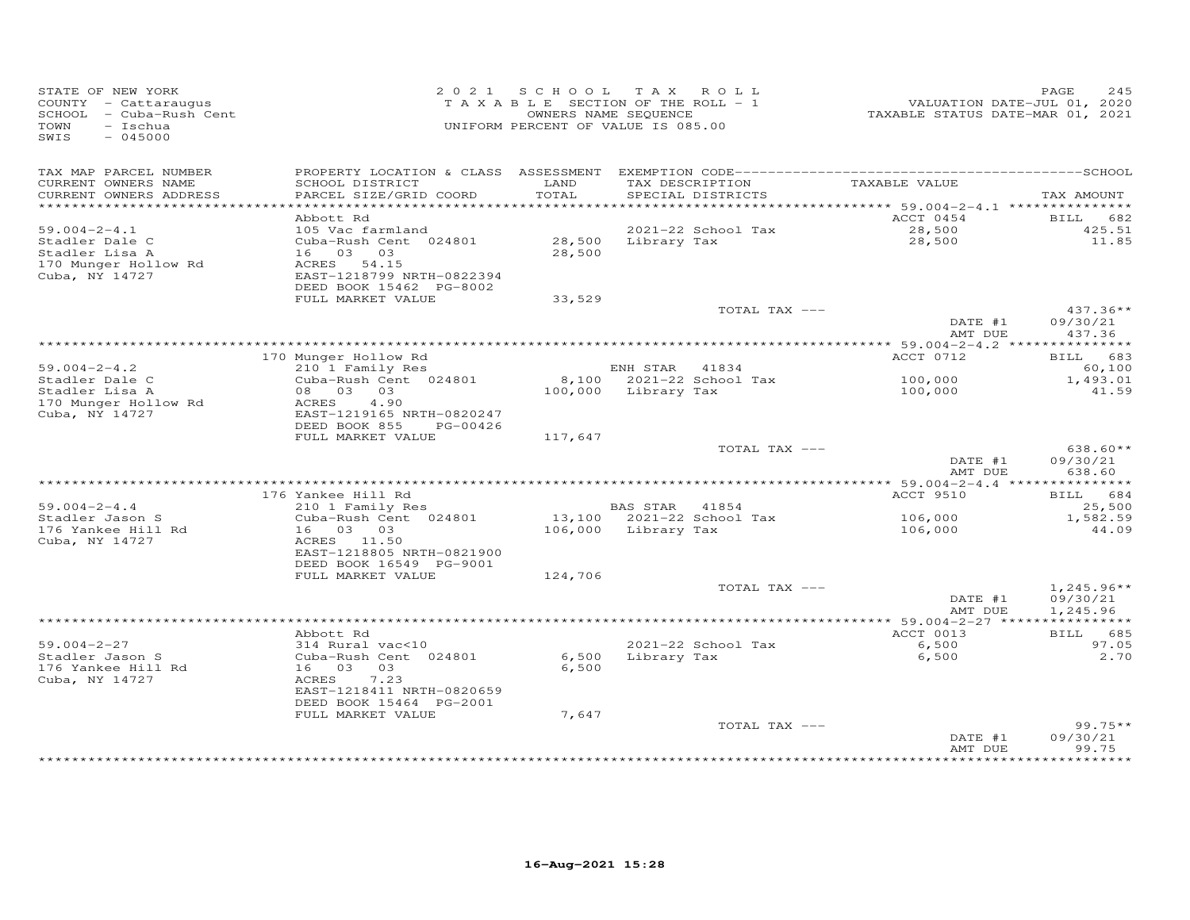STATE OF NEW YORK
COUNTY - Cattaraugus
SCHOOL - Cuba-Rush Cent
TOWN - Ischua
SWIS - 045000

2021 SCHOOL TAX ROLL
TAXABLE SECTION OF THE ROLL - 1
OWNERS NAME SEQUENCE
UNIFORM PERCENT OF VALUE IS 085.00

VALUATION DATE-JUL 01, 2020
TAXABLE STATUS DATE-MAR 01, 2021

| TAX MAP PARCEL NUMBER / CURRENT OWNERS NAME / CURRENT OWNERS ADDRESS | PROPERTY LOCATION & CLASS / SCHOOL DISTRICT / PARCEL SIZE/GRID COORD | ASSESSMENT LAND / TOTAL | EXEMPTION CODE / TAX DESCRIPTION / SPECIAL DISTRICTS | TAXABLE VALUE | TAX AMOUNT |
|---|---|---|---|---|---|
| 59.004-2-4.1 | Abbott Rd | | | ACCT 0454 | BILL 682 |
| Stadler Dale C | 105 Vac farmland | | 2021-22 School Tax | 28,500 | 425.51 |
| Stadler Lisa A | Cuba-Rush Cent 024801 | 28,500 | Library Tax | 28,500 | 11.85 |
| 170 Munger Hollow Rd | 16 03 03 | 28,500 | | | |
| Cuba, NY 14727 | ACRES 54.15 | | | | |
| | EAST-1218799 NRTH-0822394 | | | | |
| | DEED BOOK 15462 PG-8002 | | | | |
| | FULL MARKET VALUE | 33,529 | | | |
| | | | TOTAL TAX --- | | 437.36** |
| | | | | DATE #1 | 09/30/21 |
| | | | | AMT DUE | 437.36 |
| 59.004-2-4.2 | 170 Munger Hollow Rd | | | ACCT 0712 | BILL 683 |
| Stadler Dale C | 210 1 Family Res | | ENH STAR 41834 | | 60,100 |
| Stadler Lisa A | Cuba-Rush Cent 024801 | 8,100 | 2021-22 School Tax | 100,000 | 1,493.01 |
| 170 Munger Hollow Rd | 08 03 03 | 100,000 | Library Tax | 100,000 | 41.59 |
| Cuba, NY 14727 | ACRES 4.90 | | | | |
| | EAST-1219165 NRTH-0820247 | | | | |
| | DEED BOOK 855 PG-00426 | | | | |
| | FULL MARKET VALUE | 117,647 | | | |
| | | | TOTAL TAX --- | | 638.60** |
| | | | | DATE #1 | 09/30/21 |
| | | | | AMT DUE | 638.60 |
| 59.004-2-4.4 | 176 Yankee Hill Rd | | | ACCT 9510 | BILL 684 |
| Stadler Jason S | 210 1 Family Res | | BAS STAR 41854 | | 25,500 |
| 176 Yankee Hill Rd | Cuba-Rush Cent 024801 | 13,100 | 2021-22 School Tax | 106,000 | 1,582.59 |
| Cuba, NY 14727 | 16 03 03 | 106,000 | Library Tax | 106,000 | 44.09 |
| | ACRES 11.50 | | | | |
| | EAST-1218805 NRTH-0821900 | | | | |
| | DEED BOOK 16549 PG-9001 | | | | |
| | FULL MARKET VALUE | 124,706 | | | |
| | | | TOTAL TAX --- | | 1,245.96** |
| | | | | DATE #1 | 09/30/21 |
| | | | | AMT DUE | 1,245.96 |
| 59.004-2-27 | Abbott Rd | | | ACCT 0013 | BILL 685 |
| Stadler Jason S | 314 Rural vac<10 | | 2021-22 School Tax | 6,500 | 97.05 |
| 176 Yankee Hill Rd | Cuba-Rush Cent 024801 | 6,500 | Library Tax | 6,500 | 2.70 |
| Cuba, NY 14727 | 16 03 03 | 6,500 | | | |
| | ACRES 7.23 | | | | |
| | EAST-1218411 NRTH-0820659 | | | | |
| | DEED BOOK 15464 PG-2001 | | | | |
| | FULL MARKET VALUE | 7,647 | | | |
| | | | TOTAL TAX --- | | 99.75** |
| | | | | DATE #1 | 09/30/21 |
| | | | | AMT DUE | 99.75 |

16-Aug-2021 15:28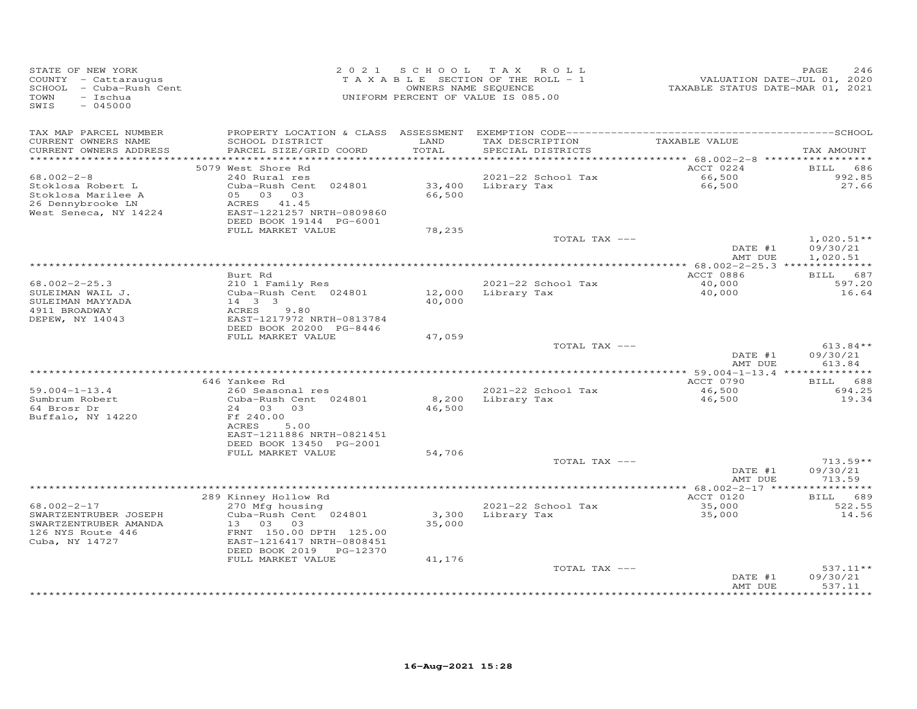STATE OF NEW YORK
COUNTY - Cattaraugus
SCHOOL - Cuba-Rush Cent
TOWN - Ischua
SWIS - 045000

2 0 2 1 S C H O O L T A X R O L L
T A X A B L E SECTION OF THE ROLL - 1
OWNERS NAME SEQUENCE
UNIFORM PERCENT OF VALUE IS 085.00

VALUATION DATE-JUL 01, 2020
TAXABLE STATUS DATE-MAR 01, 2021

| TAX MAP PARCEL NUMBER / CURRENT OWNERS NAME / CURRENT OWNERS ADDRESS | PROPERTY LOCATION & CLASS / SCHOOL DISTRICT / PARCEL SIZE/GRID COORD | ASSESSMENT LAND | TOTAL | EXEMPTION CODE / TAX DESCRIPTION / SPECIAL DISTRICTS | TAXABLE VALUE | TAX AMOUNT |
|---|---|---|---|---|---|---|
| 68.002-2-8 | 5079 West Shore Rd | | | | ACCT 0224 | BILL 686 |
| Stoklosa Robert L | 240 Rural res | | | 2021-22 School Tax | 66,500 | 992.85 |
| Stoklosa Marilee A | Cuba-Rush Cent 024801 | 33,400 | | Library Tax | 66,500 | 27.66 |
| 26 Dennybrooke LN | 05 03 03 | | 66,500 | | | |
| West Seneca, NY 14224 | ACRES 41.45 | | | | | |
| | EAST-1221257 NRTH-0809860 | | | | | |
| | DEED BOOK 19144 PG-6001 | | | | | |
| | FULL MARKET VALUE | | 78,235 | | | |
| | | | | TOTAL TAX --- | | 1,020.51** |
| | | | | | DATE #1 | 09/30/21 |
| | | | | | AMT DUE | 1,020.51 |
| 68.002-2-25.3 | Burt Rd | | | | ACCT 0886 | BILL 687 |
| SULEIMAN WAIL J. | 210 1 Family Res | | | 2021-22 School Tax | 40,000 | 597.20 |
| SULEIMAN MAYYADA | Cuba-Rush Cent 024801 | 12,000 | | Library Tax | 40,000 | 16.64 |
| 4911 BROADWAY | 14 3 3 | | 40,000 | | | |
| DEPEW, NY 14043 | ACRES 9.80 | | | | | |
| | EAST-1217972 NRTH-0813784 | | | | | |
| | DEED BOOK 20200 PG-8446 | | | | | |
| | FULL MARKET VALUE | | 47,059 | | | |
| | | | | TOTAL TAX --- | | 613.84** |
| | | | | | DATE #1 | 09/30/21 |
| | | | | | AMT DUE | 613.84 |
| 59.004-1-13.4 | 646 Yankee Rd | | | | ACCT 0790 | BILL 688 |
| Sumbrum Robert | 260 Seasonal res | | | 2021-22 School Tax | 46,500 | 694.25 |
| 64 Brosr Dr | Cuba-Rush Cent 024801 | 8,200 | | Library Tax | 46,500 | 19.34 |
| Buffalo, NY 14220 | 24 03 03 | | 46,500 | | | |
| | Ff 240.00 | | | | | |
| | ACRES 5.00 | | | | | |
| | EAST-1211886 NRTH-0821451 | | | | | |
| | DEED BOOK 13450 PG-2001 | | | | | |
| | FULL MARKET VALUE | | 54,706 | | | |
| | | | | TOTAL TAX --- | | 713.59** |
| | | | | | DATE #1 | 09/30/21 |
| | | | | | AMT DUE | 713.59 |
| 68.002-2-17 | 289 Kinney Hollow Rd | | | | ACCT 0120 | BILL 689 |
| SWARTZENTRUBER JOSEPH | 270 Mfg housing | | | 2021-22 School Tax | 35,000 | 522.55 |
| SWARTZENTRUBER AMANDA | Cuba-Rush Cent 024801 | 3,300 | | Library Tax | 35,000 | 14.56 |
| 126 NYS Route 446 | 13 03 03 | | 35,000 | | | |
| Cuba, NY 14727 | FRNT 150.00 DPTH 125.00 | | | | | |
| | EAST-1216417 NRTH-0808451 | | | | | |
| | DEED BOOK 2019 PG-12370 | | | | | |
| | FULL MARKET VALUE | | 41,176 | | | |
| | | | | TOTAL TAX --- | | 537.11** |
| | | | | | DATE #1 | 09/30/21 |
| | | | | | AMT DUE | 537.11 |

16-Aug-2021 15:28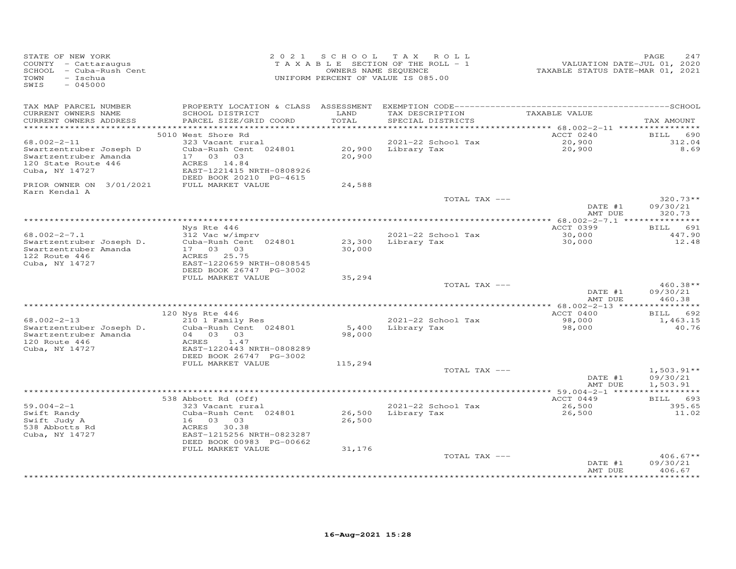STATE OF NEW YORK
COUNTY - Cattaraugus
SCHOOL - Cuba-Rush Cent
TOWN - Ischua
SWIS - 045000

2021 SCHOOL TAX ROLL
TAXABLE SECTION OF THE ROLL - 1
OWNERS NAME SEQUENCE
UNIFORM PERCENT OF VALUE IS 085.00

VALUATION DATE-JUL 01, 2020
TAXABLE STATUS DATE-MAR 01, 2021

| TAX MAP PARCEL NUMBER / CURRENT OWNERS NAME / CURRENT OWNERS ADDRESS | PROPERTY LOCATION & CLASS / SCHOOL DISTRICT / PARCEL SIZE/GRID COORD | ASSESSMENT LAND / TOTAL | EXEMPTION CODE / TAX DESCRIPTION / SPECIAL DISTRICTS | TAXABLE VALUE | TAX AMOUNT |
|---|---|---|---|---|---|
| **68.002-2-11** | 5010 West Shore Rd | | | ACCT 0240 | BILL 690 |
| 68.002-2-11 | 323 Vacant rural | | 2021-22 School Tax | 20,900 | 312.04 |
| Swartzentruber Joseph D | Cuba-Rush Cent 024801 | 20,900 | Library Tax | 20,900 | 8.69 |
| Swartzentruber Amanda | 17 03 03 | 20,900 | | | |
| 120 State Route 446 | ACRES 14.84 | | | | |
| Cuba, NY 14727 | EAST-1221415 NRTH-0808926 | | | | |
| | DEED BOOK 20210 PG-4615 | | | | |
| PRIOR OWNER ON 3/01/2021 | FULL MARKET VALUE | 24,588 | | | |
| Karn Kendal A | | | | | |
| | | | TOTAL TAX --- | | 320.73** |
| | | | | DATE #1 | 09/30/21 |
| | | | | AMT DUE | 320.73 |
| **68.002-2-7.1** | Nys Rte 446 | | | ACCT 0399 | BILL 691 |
| 68.002-2-7.1 | 312 Vac w/imprv | | 2021-22 School Tax | 30,000 | 447.90 |
| Swartzentruber Joseph D. | Cuba-Rush Cent 024801 | 23,300 | Library Tax | 30,000 | 12.48 |
| Swartzentruber Amanda | 17 03 03 | 30,000 | | | |
| 122 Route 446 | ACRES 25.75 | | | | |
| Cuba, NY 14727 | EAST-1220659 NRTH-0808545 | | | | |
| | DEED BOOK 26747 PG-3002 | | | | |
| | FULL MARKET VALUE | 35,294 | | | |
| | | | TOTAL TAX --- | | 460.38** |
| | | | | DATE #1 | 09/30/21 |
| | | | | AMT DUE | 460.38 |
| **68.002-2-13** | 120 Nys Rte 446 | | | ACCT 0400 | BILL 692 |
| 68.002-2-13 | 210 1 Family Res | | 2021-22 School Tax | 98,000 | 1,463.15 |
| Swartzentruber Joseph D. | Cuba-Rush Cent 024801 | 5,400 | Library Tax | 98,000 | 40.76 |
| Swartzentruber Amanda | 04 03 03 | 98,000 | | | |
| 120 Route 446 | ACRES 1.47 | | | | |
| Cuba, NY 14727 | EAST-1220443 NRTH-0808289 | | | | |
| | DEED BOOK 26747 PG-3002 | | | | |
| | FULL MARKET VALUE | 115,294 | | | |
| | | | TOTAL TAX --- | | 1,503.91** |
| | | | | DATE #1 | 09/30/21 |
| | | | | AMT DUE | 1,503.91 |
| **59.004-2-1** | 538 Abbott Rd (Off) | | | ACCT 0449 | BILL 693 |
| 59.004-2-1 | 323 Vacant rural | | 2021-22 School Tax | 26,500 | 395.65 |
| Swift Randy | Cuba-Rush Cent 024801 | 26,500 | Library Tax | 26,500 | 11.02 |
| Swift Judy A | 16 03 03 | 26,500 | | | |
| 538 Abbotts Rd | ACRES 30.38 | | | | |
| Cuba, NY 14727 | EAST-1215256 NRTH-0823287 | | | | |
| | DEED BOOK 00983 PG-00662 | | | | |
| | FULL MARKET VALUE | 31,176 | | | |
| | | | TOTAL TAX --- | | 406.67** |
| | | | | DATE #1 | 09/30/21 |
| | | | | AMT DUE | 406.67 |

16-Aug-2021 15:28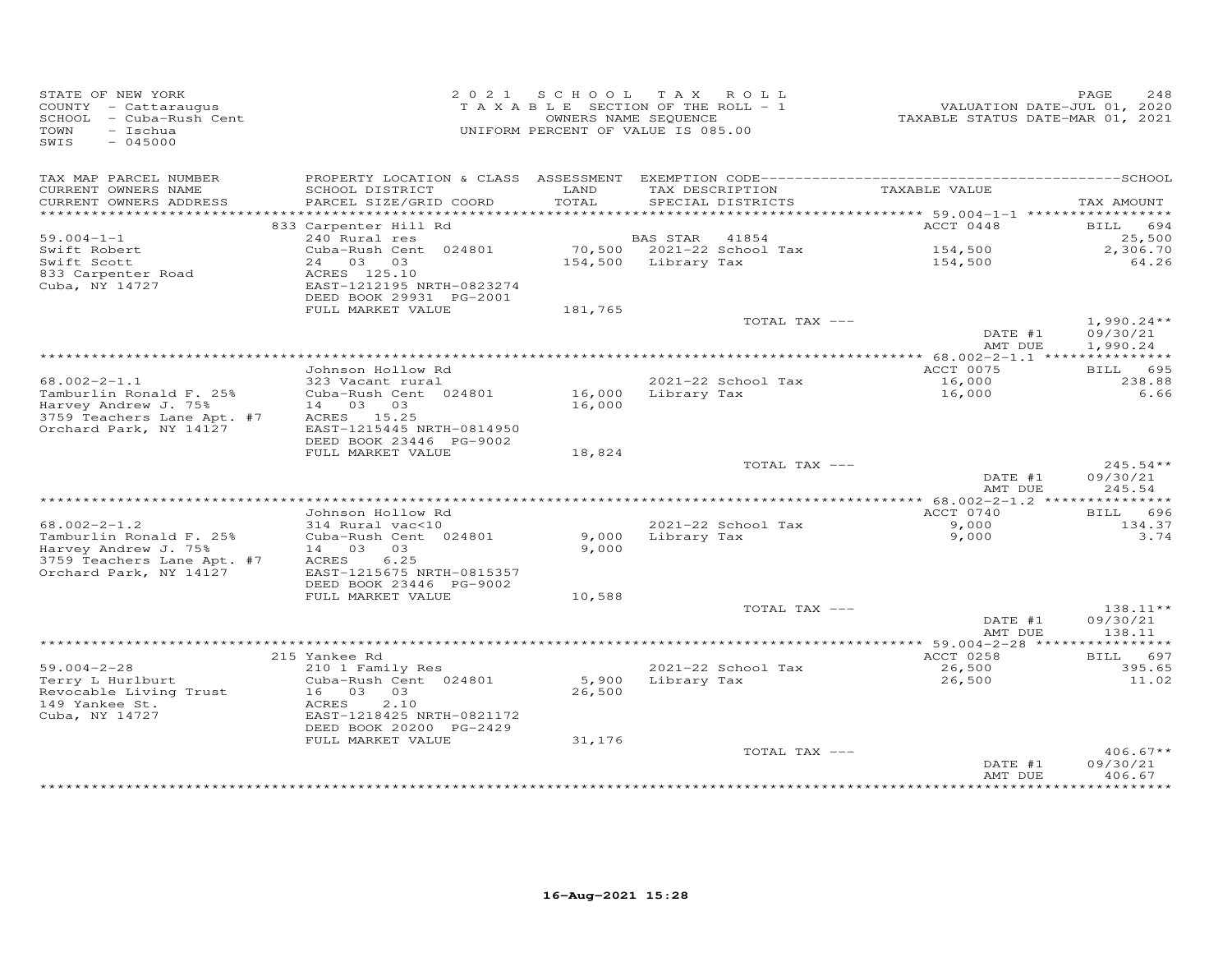STATE OF NEW YORK
COUNTY - Cattaraugus
SCHOOL - Cuba-Rush Cent
TOWN - Ischua
SWIS - 045000

2021 SCHOOL TAX ROLL
TAXABLE SECTION OF THE ROLL - 1
OWNERS NAME SEQUENCE
UNIFORM PERCENT OF VALUE IS 085.00

VALUATION DATE-JUL 01, 2020
TAXABLE STATUS DATE-MAR 01, 2021

| TAX MAP PARCEL NUMBER / CURRENT OWNERS NAME / CURRENT OWNERS ADDRESS | PROPERTY LOCATION & CLASS / SCHOOL DISTRICT / PARCEL SIZE/GRID COORD | ASSESSMENT LAND / TOTAL | EXEMPTION CODE / TAX DESCRIPTION / SPECIAL DISTRICTS | TAXABLE VALUE | TAX AMOUNT |
|---|---|---|---|---|---|
| 59.004-1-1 | 833 Carpenter Hill Rd | | | ACCT 0448 | BILL 694 |
| Swift Robert | 240 Rural res | | BAS STAR 41854 | | 25,500 |
| Swift Scott | Cuba-Rush Cent 024801 | 70,500 | 2021-22 School Tax | 154,500 | 2,306.70 |
| 833 Carpenter Road | 24 03 03 | 154,500 | Library Tax | 154,500 | 64.26 |
| Cuba, NY 14727 | ACRES 125.10 | | | | |
| | EAST-1212195 NRTH-0823274 | | | | |
| | DEED BOOK 29931 PG-2001 | | | | |
| | FULL MARKET VALUE | 181,765 | | | |
| | | | TOTAL TAX --- | | 1,990.24** |
| | | | | DATE #1 | 09/30/21 |
| | | | | AMT DUE | 1,990.24 |
| 68.002-2-1.1 | Johnson Hollow Rd | | | ACCT 0075 | BILL 695 |
| Tamburlin Ronald F. 25% | 323 Vacant rural | | 2021-22 School Tax | 16,000 | 238.88 |
| Harvey Andrew J. 75% | Cuba-Rush Cent 024801 | 16,000 | Library Tax | 16,000 | 6.66 |
| 3759 Teachers Lane Apt. #7 | 14 03 03 | 16,000 | | | |
| Orchard Park, NY 14127 | ACRES 15.25 | | | | |
| | EAST-1215445 NRTH-0814950 | | | | |
| | DEED BOOK 23446 PG-9002 | | | | |
| | FULL MARKET VALUE | 18,824 | | | |
| | | | TOTAL TAX --- | | 245.54** |
| | | | | DATE #1 | 09/30/21 |
| | | | | AMT DUE | 245.54 |
| 68.002-2-1.2 | Johnson Hollow Rd | | | ACCT 0740 | BILL 696 |
| Tamburlin Ronald F. 25% | 314 Rural vac<10 | | 2021-22 School Tax | 9,000 | 134.37 |
| Harvey Andrew J. 75% | Cuba-Rush Cent 024801 | 9,000 | Library Tax | 9,000 | 3.74 |
| 3759 Teachers Lane Apt. #7 | 14 03 03 | 9,000 | | | |
| Orchard Park, NY 14127 | ACRES 6.25 | | | | |
| | EAST-1215675 NRTH-0815357 | | | | |
| | DEED BOOK 23446 PG-9002 | | | | |
| | FULL MARKET VALUE | 10,588 | | | |
| | | | TOTAL TAX --- | | 138.11** |
| | | | | DATE #1 | 09/30/21 |
| | | | | AMT DUE | 138.11 |
| 59.004-2-28 | 215 Yankee Rd | | | ACCT 0258 | BILL 697 |
| Terry L Hurlburt | 210 1 Family Res | | 2021-22 School Tax | 26,500 | 395.65 |
| Revocable Living Trust | Cuba-Rush Cent 024801 | 5,900 | Library Tax | 26,500 | 11.02 |
| 149 Yankee St. | 16 03 03 | 26,500 | | | |
| Cuba, NY 14727 | ACRES 2.10 | | | | |
| | EAST-1218425 NRTH-0821172 | | | | |
| | DEED BOOK 20200 PG-2429 | | | | |
| | FULL MARKET VALUE | 31,176 | | | |
| | | | TOTAL TAX --- | | 406.67** |
| | | | | DATE #1 | 09/30/21 |
| | | | | AMT DUE | 406.67 |

16-Aug-2021 15:28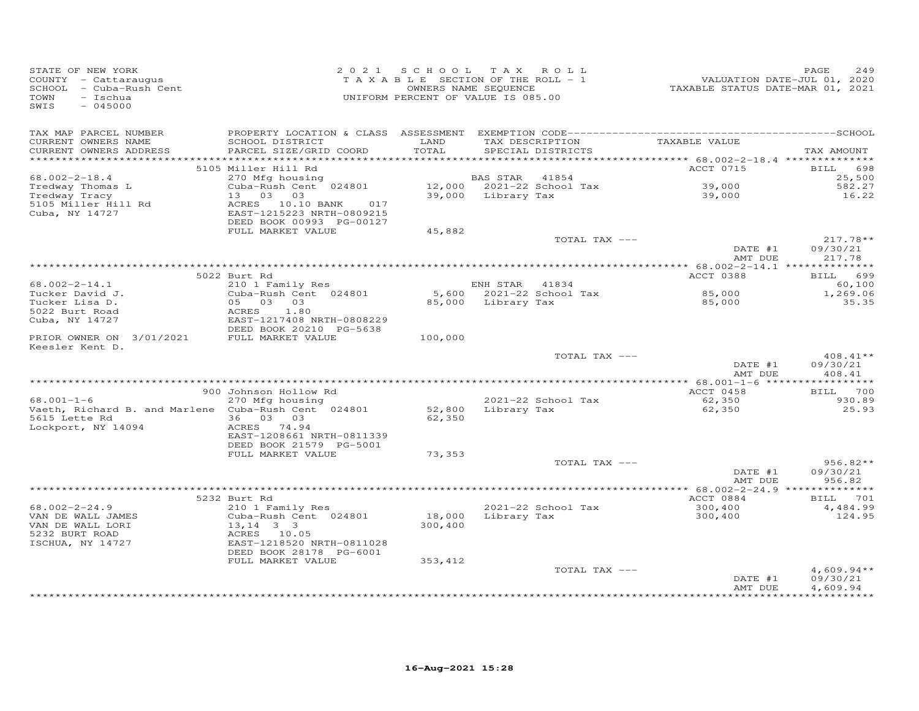STATE OF NEW YORK
COUNTY - Cattaraugus
SCHOOL - Cuba-Rush Cent
TOWN - Ischua
SWIS - 045000

2021 SCHOOL TAX ROLL
TAXABLE SECTION OF THE ROLL - 1
OWNERS NAME SEQUENCE
UNIFORM PERCENT OF VALUE IS 085.00

VALUATION DATE-JUL 01, 2020
TAXABLE STATUS DATE-MAR 01, 2021

| TAX MAP PARCEL NUMBER / CURRENT OWNERS NAME / CURRENT OWNERS ADDRESS | PROPERTY LOCATION & CLASS / SCHOOL DISTRICT / PARCEL SIZE/GRID COORD | ASSESSMENT LAND / TOTAL | EXEMPTION CODE / TAX DESCRIPTION / SPECIAL DISTRICTS | TAXABLE VALUE | TAX AMOUNT |
|---|---|---|---|---|---|
| | 5105 Miller Hill Rd | | | ACCT 0715 | BILL 698 |
| 68.002-2-18.4 | 270 Mfg housing | | BAS STAR 41854 | | 25,500 |
| Tredway Thomas L | Cuba-Rush Cent 024801 | 12,000 | 2021-22 School Tax | 39,000 | 582.27 |
| Tredway Tracy | 13 03 03 | 39,000 | Library Tax | 39,000 | 16.22 |
| 5105 Miller Hill Rd | ACRES 10.10 BANK 017 | | | | |
| Cuba, NY 14727 | EAST-1215223 NRTH-0809215 | | | | |
| | DEED BOOK 00993 PG-00127 | | | | |
| | FULL MARKET VALUE | 45,882 | | | |
| | | | TOTAL TAX --- | | 217.78** |
| | | | | DATE #1 | 09/30/21 |
| | | | | AMT DUE | 217.78 |
| | 5022 Burt Rd | | | ACCT 0388 | BILL 699 |
| 68.002-2-14.1 | 210 1 Family Res | | ENH STAR 41834 | | 60,100 |
| Tucker David J. | Cuba-Rush Cent 024801 | 5,600 | 2021-22 School Tax | 85,000 | 1,269.06 |
| Tucker Lisa D. | 05 03 03 | 85,000 | Library Tax | 85,000 | 35.35 |
| 5022 Burt Road | ACRES 1.80 | | | | |
| Cuba, NY 14727 | EAST-1217408 NRTH-0808229 | | | | |
| | DEED BOOK 20210 PG-5638 | | | | |
| PRIOR OWNER ON 3/01/2021 | FULL MARKET VALUE | 100,000 | | | |
| Keesler Kent D. | | | | | |
| | | | TOTAL TAX --- | | 408.41** |
| | | | | DATE #1 | 09/30/21 |
| | | | | AMT DUE | 408.41 |
| | 900 Johnson Hollow Rd | | | ACCT 0458 | BILL 700 |
| 68.001-1-6 | 270 Mfg housing | | 2021-22 School Tax | 62,350 | 930.89 |
| Vaeth, Richard B. and Marlene | Cuba-Rush Cent 024801 | 52,800 | Library Tax | 62,350 | 25.93 |
| 5615 Lette Rd | 36 03 03 | 62,350 | | | |
| Lockport, NY 14094 | ACRES 74.94 | | | | |
| | EAST-1208661 NRTH-0811339 | | | | |
| | DEED BOOK 21579 PG-5001 | | | | |
| | FULL MARKET VALUE | 73,353 | | | |
| | | | TOTAL TAX --- | | 956.82** |
| | | | | DATE #1 | 09/30/21 |
| | | | | AMT DUE | 956.82 |
| | 5232 Burt Rd | | | ACCT 0884 | BILL 701 |
| 68.002-2-24.9 | 210 1 Family Res | | 2021-22 School Tax | 300,400 | 4,484.99 |
| VAN DE WALL JAMES | Cuba-Rush Cent 024801 | 18,000 | Library Tax | 300,400 | 124.95 |
| VAN DE WALL LORI | 13,14 3 3 | 300,400 | | | |
| 5232 BURT ROAD | ACRES 10.05 | | | | |
| ISCHUA, NY 14727 | EAST-1218520 NRTH-0811028 | | | | |
| | DEED BOOK 28178 PG-6001 | | | | |
| | FULL MARKET VALUE | 353,412 | | | |
| | | | TOTAL TAX --- | | 4,609.94** |
| | | | | DATE #1 | 09/30/21 |
| | | | | AMT DUE | 4,609.94 |

16-Aug-2021 15:28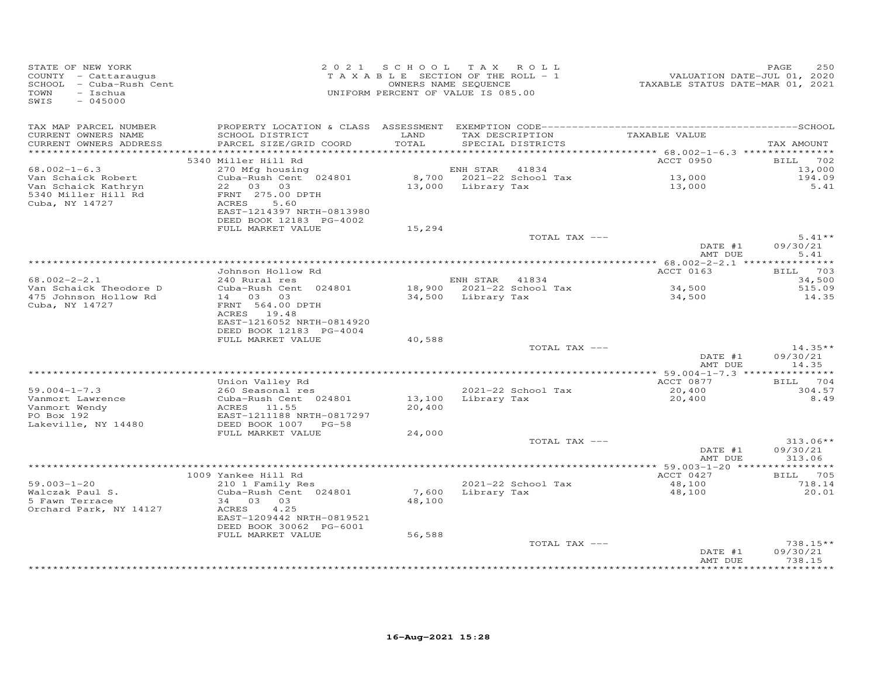STATE OF NEW YORK
COUNTY - Cattaraugus
SCHOOL - Cuba-Rush Cent
TOWN - Ischua
SWIS - 045000

2 0 2 1 S C H O O L T A X R O L L
T A X A B L E SECTION OF THE ROLL - 1
OWNERS NAME SEQUENCE
UNIFORM PERCENT OF VALUE IS 085.00

VALUATION DATE-JUL 01, 2020
TAXABLE STATUS DATE-MAR 01, 2021

| TAX MAP PARCEL NUMBER / CURRENT OWNERS NAME / CURRENT OWNERS ADDRESS | PROPERTY LOCATION & CLASS / SCHOOL DISTRICT / PARCEL SIZE/GRID COORD | ASSESSMENT LAND / TOTAL | EXEMPTION CODE / TAX DESCRIPTION / SPECIAL DISTRICTS | TAXABLE VALUE | TAX AMOUNT |
|---|---|---|---|---|---|
| **68.002-1-6.3** | 5340 Miller Hill Rd | | | ACCT 0950 | BILL 702 |
| 68.002-1-6.3 | 270 Mfg housing | | ENH STAR 41834 | | 13,000 |
| Van Schaick Robert | Cuba-Rush Cent 024801 | 8,700 | 2021-22 School Tax | 13,000 | 194.09 |
| Van Schaick Kathryn | 22 03 03 | 13,000 | Library Tax | 13,000 | 5.41 |
| 5340 Miller Hill Rd | FRNT 275.00 DPTH | | | | |
| Cuba, NY 14727 | ACRES 5.60 | | | | |
| | EAST-1214397 NRTH-0813980 | | | | |
| | DEED BOOK 12183 PG-4002 | | | | |
| | FULL MARKET VALUE | 15,294 | | | |
| | | | TOTAL TAX --- | | 5.41** |
| | | | | DATE #1 | 09/30/21 |
| | | | | AMT DUE | 5.41 |
| **68.002-2-2.1** | Johnson Hollow Rd | | | ACCT 0163 | BILL 703 |
| 68.002-2-2.1 | 240 Rural res | | ENH STAR 41834 | | 34,500 |
| Van Schaick Theodore D | Cuba-Rush Cent 024801 | 18,900 | 2021-22 School Tax | 34,500 | 515.09 |
| 475 Johnson Hollow Rd | 14 03 03 | 34,500 | Library Tax | 34,500 | 14.35 |
| Cuba, NY 14727 | FRNT 564.00 DPTH | | | | |
| | ACRES 19.48 | | | | |
| | EAST-1216052 NRTH-0814920 | | | | |
| | DEED BOOK 12183 PG-4004 | | | | |
| | FULL MARKET VALUE | 40,588 | | | |
| | | | TOTAL TAX --- | | 14.35** |
| | | | | DATE #1 | 09/30/21 |
| | | | | AMT DUE | 14.35 |
| **59.004-1-7.3** | Union Valley Rd | | | ACCT 0877 | BILL 704 |
| 59.004-1-7.3 | 260 Seasonal res | | 2021-22 School Tax | 20,400 | 304.57 |
| Vanmort Lawrence | Cuba-Rush Cent 024801 | 13,100 | Library Tax | 20,400 | 8.49 |
| Vanmort Wendy | ACRES 11.55 | 20,400 | | | |
| PO Box 192 | EAST-1211188 NRTH-0817297 | | | | |
| Lakeville, NY 14480 | DEED BOOK 1007 PG-58 | | | | |
| | FULL MARKET VALUE | 24,000 | | | |
| | | | TOTAL TAX --- | | 313.06** |
| | | | | DATE #1 | 09/30/21 |
| | | | | AMT DUE | 313.06 |
| **59.003-1-20** | 1009 Yankee Hill Rd | | | ACCT 0427 | BILL 705 |
| 59.003-1-20 | 210 1 Family Res | | 2021-22 School Tax | 48,100 | 718.14 |
| Walczak Paul S. | Cuba-Rush Cent 024801 | 7,600 | Library Tax | 48,100 | 20.01 |
| 5 Fawn Terrace | 34 03 03 | 48,100 | | | |
| Orchard Park, NY 14127 | ACRES 4.25 | | | | |
| | EAST-1209442 NRTH-0819521 | | | | |
| | DEED BOOK 30062 PG-6001 | | | | |
| | FULL MARKET VALUE | 56,588 | | | |
| | | | TOTAL TAX --- | | 738.15** |
| | | | | DATE #1 | 09/30/21 |
| | | | | AMT DUE | 738.15 |

16-Aug-2021 15:28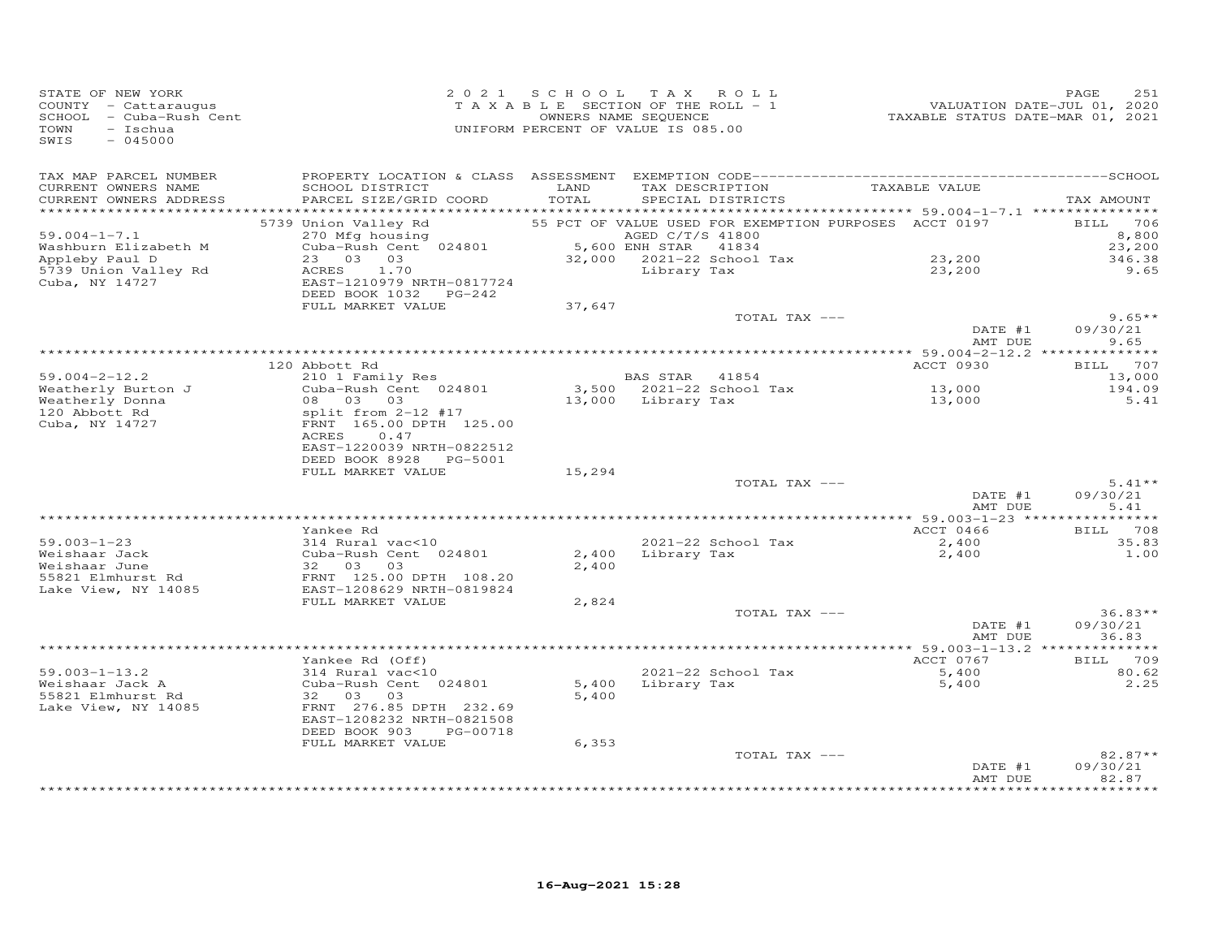STATE OF NEW YORK
COUNTY - Cattaraugus
SCHOOL - Cuba-Rush Cent
TOWN - Ischua
SWIS - 045000

2 0 2 1 S C H O O L T A X R O L L
T A X A B L E SECTION OF THE ROLL - 1
OWNERS NAME SEQUENCE
UNIFORM PERCENT OF VALUE IS 085.00

VALUATION DATE-JUL 01, 2020
TAXABLE STATUS DATE-MAR 01, 2021

| TAX MAP PARCEL NUMBER / CURRENT OWNERS NAME / CURRENT OWNERS ADDRESS | PROPERTY LOCATION & CLASS / SCHOOL DISTRICT / PARCEL SIZE/GRID COORD | ASSESSMENT LAND / TOTAL | EXEMPTION CODE / TAX DESCRIPTION / SPECIAL DISTRICTS | TAXABLE VALUE | TAX AMOUNT |
|---|---|---|---|---|---|
| | 5739 Union Valley Rd | | 55 PCT OF VALUE USED FOR EXEMPTION PURPOSES | ACCT 0197 | BILL 706 |
| 59.004-1-7.1 | 270 Mfg housing | | AGED C/T/S 41800 | | 8,800 |
| Washburn Elizabeth M | Cuba-Rush Cent 024801 | 5,600 | ENH STAR 41834 | | 23,200 |
| Appleby Paul D | 23 03 03 | 32,000 | 2021-22 School Tax | 23,200 | 346.38 |
| 5739 Union Valley Rd | ACRES 1.70 | | Library Tax | 23,200 | 9.65 |
| Cuba, NY 14727 | EAST-1210979 NRTH-0817724 | | | | |
| | DEED BOOK 1032 PG-242 | | | | |
| | FULL MARKET VALUE | 37,647 | | | |
| | | | TOTAL TAX --- | | 9.65** |
| | | | | DATE #1 | 09/30/21 |
| | | | | AMT DUE | 9.65 |
| | 120 Abbott Rd | | | ACCT 0930 | BILL 707 |
| 59.004-2-12.2 | 210 1 Family Res | | BAS STAR 41854 | | 13,000 |
| Weatherly Burton J | Cuba-Rush Cent 024801 | 3,500 | 2021-22 School Tax | 13,000 | 194.09 |
| Weatherly Donna | 08 03 03 | 13,000 | Library Tax | 13,000 | 5.41 |
| 120 Abbott Rd | split from 2-12 #17 | | | | |
| Cuba, NY 14727 | FRNT 165.00 DPTH 125.00 | | | | |
| | ACRES 0.47 | | | | |
| | EAST-1220039 NRTH-0822512 | | | | |
| | DEED BOOK 8928 PG-5001 | | | | |
| | FULL MARKET VALUE | 15,294 | | | |
| | | | TOTAL TAX --- | | 5.41** |
| | | | | DATE #1 | 09/30/21 |
| | | | | AMT DUE | 5.41 |
| | Yankee Rd | | | ACCT 0466 | BILL 708 |
| 59.003-1-23 | 314 Rural vac<10 | | 2021-22 School Tax | 2,400 | 35.83 |
| Weishaar Jack | Cuba-Rush Cent 024801 | 2,400 | Library Tax | 2,400 | 1.00 |
| Weishaar June | 32 03 03 | 2,400 | | | |
| 55821 Elmhurst Rd | FRNT 125.00 DPTH 108.20 | | | | |
| Lake View, NY 14085 | EAST-1208629 NRTH-0819824 | | | | |
| | FULL MARKET VALUE | 2,824 | | | |
| | | | TOTAL TAX --- | | 36.83** |
| | | | | DATE #1 | 09/30/21 |
| | | | | AMT DUE | 36.83 |
| | Yankee Rd (Off) | | | ACCT 0767 | BILL 709 |
| 59.003-1-13.2 | 314 Rural vac<10 | | 2021-22 School Tax | 5,400 | 80.62 |
| Weishaar Jack A | Cuba-Rush Cent 024801 | 5,400 | Library Tax | 5,400 | 2.25 |
| 55821 Elmhurst Rd | 32 03 03 | 5,400 | | | |
| Lake View, NY 14085 | FRNT 276.85 DPTH 232.69 | | | | |
| | EAST-1208232 NRTH-0821508 | | | | |
| | DEED BOOK 903 PG-00718 | | | | |
| | FULL MARKET VALUE | 6,353 | | | |
| | | | TOTAL TAX --- | | 82.87** |
| | | | | DATE #1 | 09/30/21 |
| | | | | AMT DUE | 82.87 |

16-Aug-2021 15:28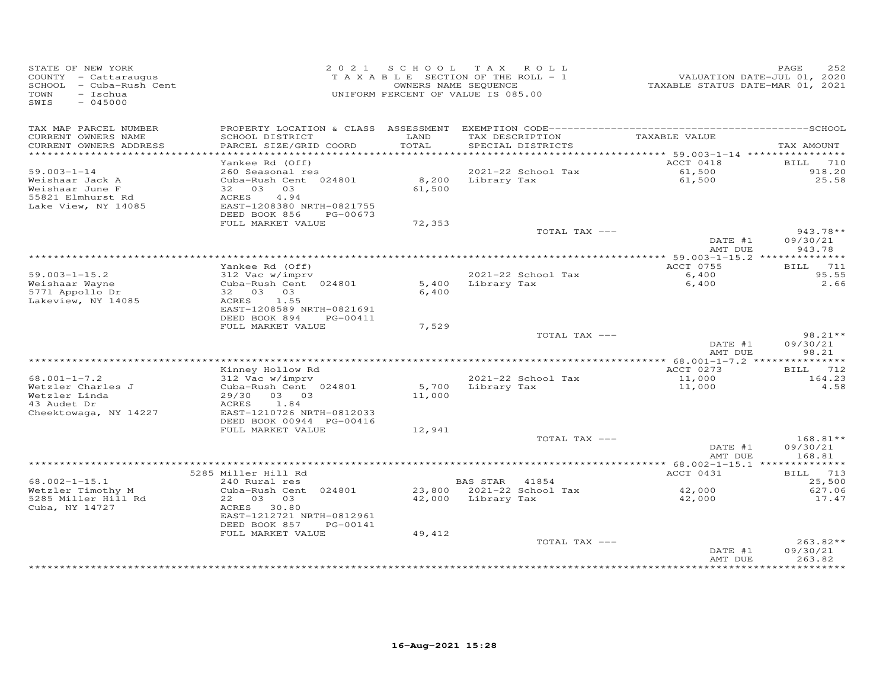STATE OF NEW YORK
COUNTY - Cattaraugus
SCHOOL - Cuba-Rush Cent
TOWN - Ischua
SWIS - 045000

2021 SCHOOL TAX ROLL
TAXABLE SECTION OF THE ROLL - 1
OWNERS NAME SEQUENCE
UNIFORM PERCENT OF VALUE IS 085.00

VALUATION DATE-JUL 01, 2020
TAXABLE STATUS DATE-MAR 01, 2021

| TAX MAP PARCEL NUMBER / CURRENT OWNERS NAME / CURRENT OWNERS ADDRESS | PROPERTY LOCATION & CLASS / SCHOOL DISTRICT / PARCEL SIZE/GRID COORD | ASSESSMENT LAND / TOTAL | EXEMPTION CODE / TAX DESCRIPTION / SPECIAL DISTRICTS | TAXABLE VALUE | TAX AMOUNT |
|---|---|---|---|---|---|
| | Yankee Rd (Off) | | | ACCT 0418 | BILL 710 |
| 59.003-1-14 | 260 Seasonal res | | 2021-22 School Tax | 61,500 | 918.20 |
| Weishaar Jack A | Cuba-Rush Cent 024801 | 8,200 | Library Tax | 61,500 | 25.58 |
| Weishaar June F | 32 03 03 | 61,500 | | | |
| 55821 Elmhurst Rd | ACRES 4.94 | | | | |
| Lake View, NY 14085 | EAST-1208380 NRTH-0821755 | | | | |
| | DEED BOOK 856 PG-00673 | | | | |
| | FULL MARKET VALUE | 72,353 | | | |
| | | | TOTAL TAX --- | | 943.78** |
| | | | | DATE #1 | 09/30/21 |
| | | | | AMT DUE | 943.78 |
| | Yankee Rd (Off) | | | ACCT 0755 | BILL 711 |
| 59.003-1-15.2 | 312 Vac w/imprv | | 2021-22 School Tax | 6,400 | 95.55 |
| Weishaar Wayne | Cuba-Rush Cent 024801 | 5,400 | Library Tax | 6,400 | 2.66 |
| 5771 Appollo Dr | 32 03 03 | 6,400 | | | |
| Lakeview, NY 14085 | ACRES 1.55 | | | | |
| | EAST-1208589 NRTH-0821691 | | | | |
| | DEED BOOK 894 PG-00411 | | | | |
| | FULL MARKET VALUE | 7,529 | | | |
| | | | TOTAL TAX --- | | 98.21** |
| | | | | DATE #1 | 09/30/21 |
| | | | | AMT DUE | 98.21 |
| | Kinney Hollow Rd | | | ACCT 0273 | BILL 712 |
| 68.001-1-7.2 | 312 Vac w/imprv | | 2021-22 School Tax | 11,000 | 164.23 |
| Wetzler Charles J | Cuba-Rush Cent 024801 | 5,700 | Library Tax | 11,000 | 4.58 |
| Wetzler Linda | 29/30 03 03 | 11,000 | | | |
| 43 Audet Dr | ACRES 1.84 | | | | |
| Cheektowaga, NY 14227 | EAST-1210726 NRTH-0812033 | | | | |
| | DEED BOOK 00944 PG-00416 | | | | |
| | FULL MARKET VALUE | 12,941 | | | |
| | | | TOTAL TAX --- | | 168.81** |
| | | | | DATE #1 | 09/30/21 |
| | | | | AMT DUE | 168.81 |
| | 5285 Miller Hill Rd | | | ACCT 0431 | BILL 713 |
| 68.002-1-15.1 | 240 Rural res | | BAS STAR 41854 | | 25,500 |
| Wetzler Timothy M | Cuba-Rush Cent 024801 | 23,800 | 2021-22 School Tax | 42,000 | 627.06 |
| 5285 Miller Hill Rd | 22 03 03 | 42,000 | Library Tax | 42,000 | 17.47 |
| Cuba, NY 14727 | ACRES 30.80 | | | | |
| | EAST-1212721 NRTH-0812961 | | | | |
| | DEED BOOK 857 PG-00141 | | | | |
| | FULL MARKET VALUE | 49,412 | | | |
| | | | TOTAL TAX --- | | 263.82** |
| | | | | DATE #1 | 09/30/21 |
| | | | | AMT DUE | 263.82 |

16-Aug-2021 15:28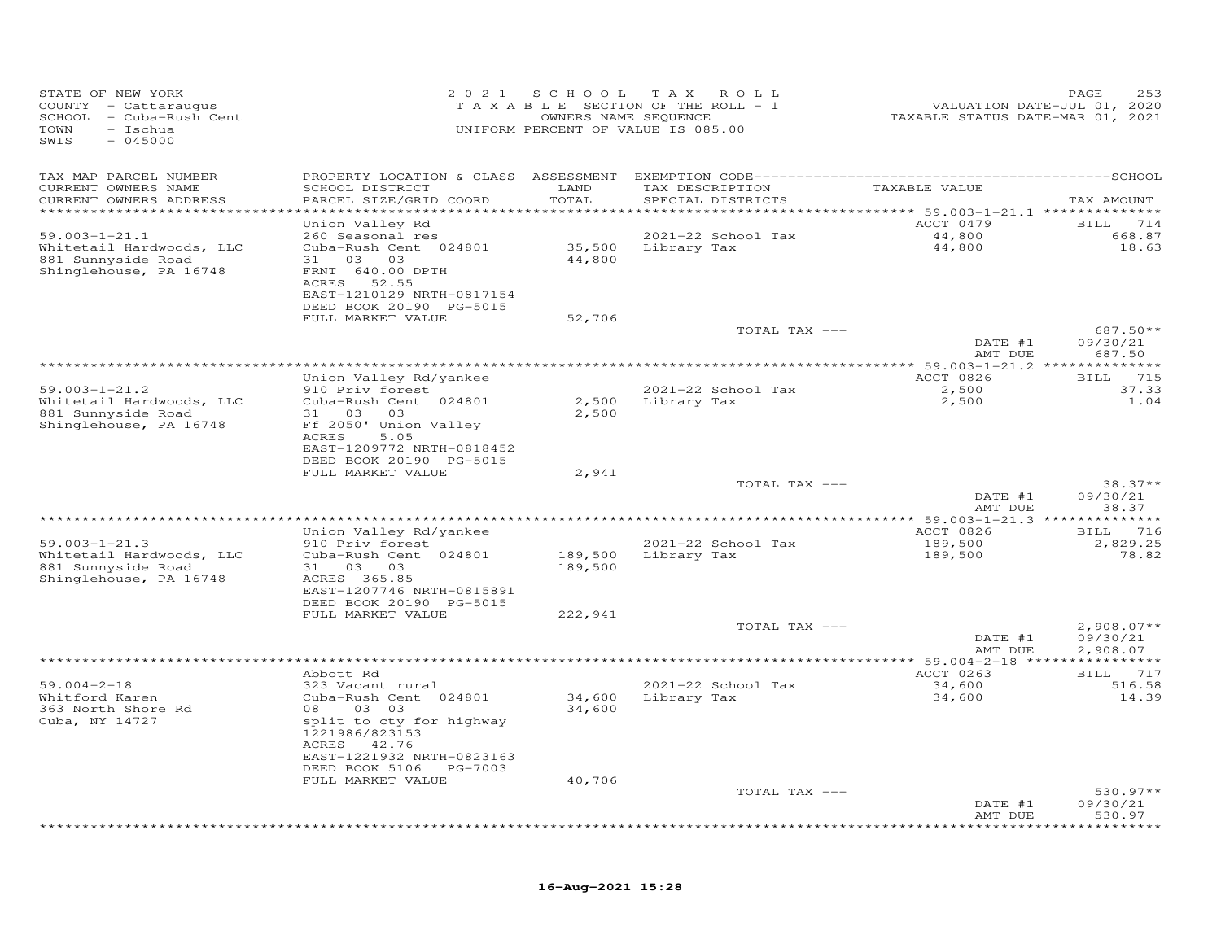STATE OF NEW YORK
COUNTY - Cattaraugus
SCHOOL - Cuba-Rush Cent
TOWN - Ischua
SWIS - 045000

2021 SCHOOL TAX ROLL
TAXABLE SECTION OF THE ROLL - 1
OWNERS NAME SEQUENCE
UNIFORM PERCENT OF VALUE IS 085.00

VALUATION DATE-JUL 01, 2020
TAXABLE STATUS DATE-MAR 01, 2021

| TAX MAP PARCEL NUMBER / CURRENT OWNERS NAME / CURRENT OWNERS ADDRESS | PROPERTY LOCATION & CLASS / SCHOOL DISTRICT / PARCEL SIZE/GRID COORD | ASSESSMENT LAND / TOTAL | EXEMPTION CODE / TAX DESCRIPTION / SPECIAL DISTRICTS | TAXABLE VALUE | TAX AMOUNT |
|---|---|---|---|---|---|
| 59.003-1-21.1 | Union Valley Rd | | | ACCT 0479 | BILL 714 |
| Whitetail Hardwoods, LLC | 260 Seasonal res | | 2021-22 School Tax | 44,800 | 668.87 |
| 881 Sunnyside Road | Cuba-Rush Cent 024801 | 35,500 | Library Tax | 44,800 | 18.63 |
| Shinglehouse, PA 16748 | 31 03 03 | 44,800 | | | |
| | FRNT 640.00 DPTH | | | | |
| | ACRES 52.55 | | | | |
| | EAST-1210129 NRTH-0817154 | | | | |
| | DEED BOOK 20190 PG-5015 | | | | |
| | FULL MARKET VALUE | 52,706 | | | |
| | | | TOTAL TAX --- | | 687.50** |
| | | | | DATE #1 | 09/30/21 |
| | | | | AMT DUE | 687.50 |
| 59.003-1-21.2 | Union Valley Rd/yankee | | | ACCT 0826 | BILL 715 |
| Whitetail Hardwoods, LLC | 910 Priv forest | | 2021-22 School Tax | 2,500 | 37.33 |
| 881 Sunnyside Road | Cuba-Rush Cent 024801 | 2,500 | Library Tax | 2,500 | 1.04 |
| Shinglehouse, PA 16748 | 31 03 03 | 2,500 | | | |
| | Ff 2050' Union Valley | | | | |
| | ACRES 5.05 | | | | |
| | EAST-1209772 NRTH-0818452 | | | | |
| | DEED BOOK 20190 PG-5015 | | | | |
| | FULL MARKET VALUE | 2,941 | | | |
| | | | TOTAL TAX --- | | 38.37** |
| | | | | DATE #1 | 09/30/21 |
| | | | | AMT DUE | 38.37 |
| 59.003-1-21.3 | Union Valley Rd/yankee | | | ACCT 0826 | BILL 716 |
| Whitetail Hardwoods, LLC | 910 Priv forest | | 2021-22 School Tax | 189,500 | 2,829.25 |
| 881 Sunnyside Road | Cuba-Rush Cent 024801 | 189,500 | Library Tax | 189,500 | 78.82 |
| Shinglehouse, PA 16748 | 31 03 03 | 189,500 | | | |
| | ACRES 365.85 | | | | |
| | EAST-1207746 NRTH-0815891 | | | | |
| | DEED BOOK 20190 PG-5015 | | | | |
| | FULL MARKET VALUE | 222,941 | | | |
| | | | TOTAL TAX --- | | 2,908.07** |
| | | | | DATE #1 | 09/30/21 |
| | | | | AMT DUE | 2,908.07 |
| 59.004-2-18 | Abbott Rd | | | ACCT 0263 | BILL 717 |
| Whitford Karen | 323 Vacant rural | | 2021-22 School Tax | 34,600 | 516.58 |
| 363 North Shore Rd | Cuba-Rush Cent 024801 | 34,600 | Library Tax | 34,600 | 14.39 |
| Cuba, NY 14727 | 08 03 03 | 34,600 | | | |
| | split to cty for highway | | | | |
| | 1221986/823153 | | | | |
| | ACRES 42.76 | | | | |
| | EAST-1221932 NRTH-0823163 | | | | |
| | DEED BOOK 5106 PG-7003 | | | | |
| | FULL MARKET VALUE | 40,706 | | | |
| | | | TOTAL TAX --- | | 530.97** |
| | | | | DATE #1 | 09/30/21 |
| | | | | AMT DUE | 530.97 |

16-Aug-2021 15:28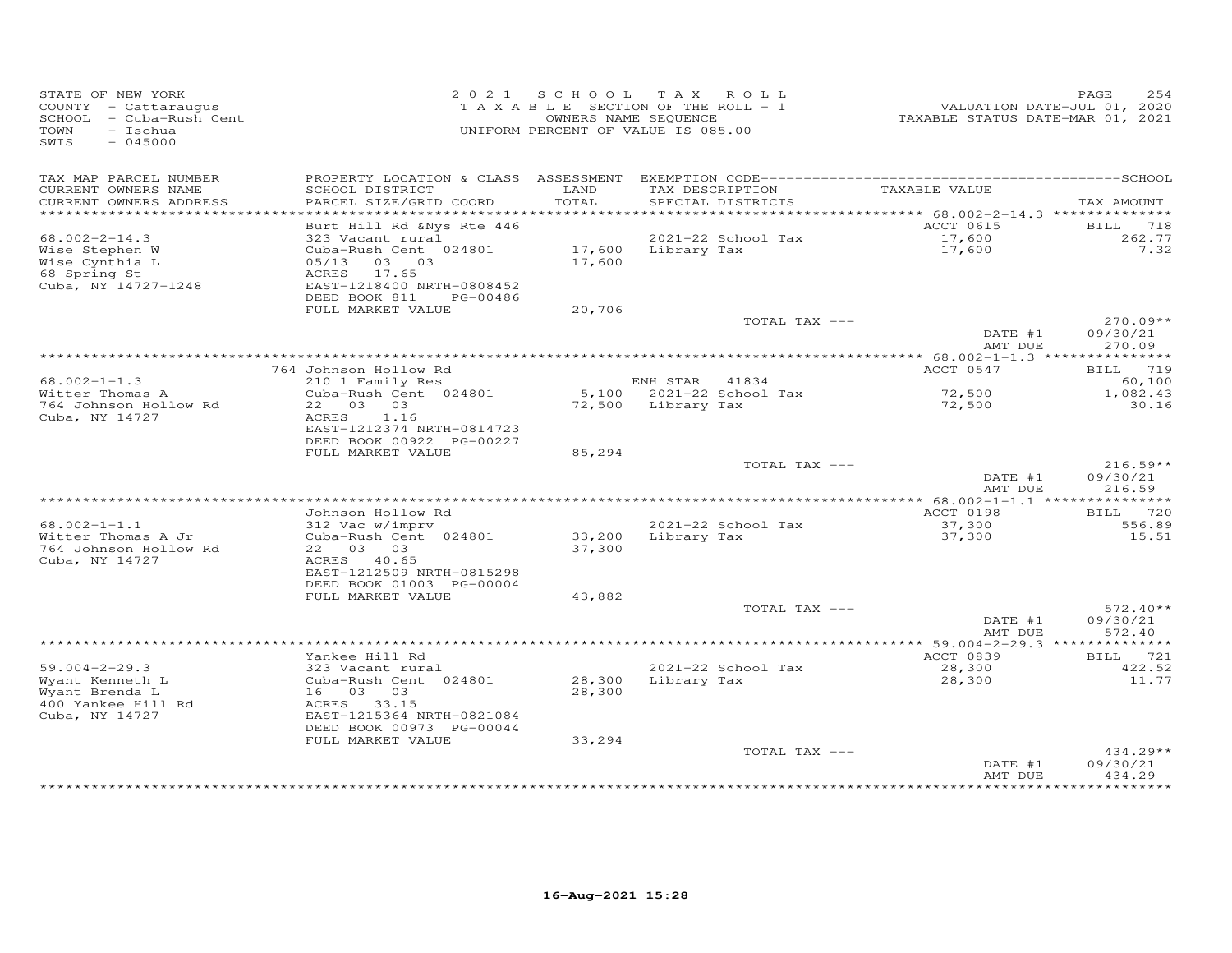STATE OF NEW YORK
COUNTY - Cattaraugus
SCHOOL - Cuba-Rush Cent
TOWN - Ischua
SWIS - 045000

2021 SCHOOL TAX ROLL
TAXABLE SECTION OF THE ROLL - 1
OWNERS NAME SEQUENCE
UNIFORM PERCENT OF VALUE IS 085.00

VALUATION DATE-JUL 01, 2020
TAXABLE STATUS DATE-MAR 01, 2021

| TAX MAP PARCEL NUMBER / CURRENT OWNERS NAME / CURRENT OWNERS ADDRESS | PROPERTY LOCATION & CLASS / SCHOOL DISTRICT / PARCEL SIZE/GRID COORD | ASSESSMENT LAND / TOTAL | EXEMPTION CODE / TAX DESCRIPTION / SPECIAL DISTRICTS | TAXABLE VALUE | TAX AMOUNT |
|---|---|---|---|---|---|
| 68.002-2-14.3 | Burt Hill Rd &Nys Rte 446 | | | ACCT 0615 | BILL 718 |
| Wise Stephen W | 323 Vacant rural | | 2021-22 School Tax | 17,600 | 262.77 |
| Wise Cynthia L | Cuba-Rush Cent 024801 | 17,600 | Library Tax | 17,600 | 7.32 |
| 68 Spring St | 05/13 03 03 | 17,600 | | | |
| Cuba, NY 14727-1248 | ACRES 17.65 | | | | |
| | EAST-1218400 NRTH-0808452 | | | | |
| | DEED BOOK 811 PG-00486 | | | | |
| | FULL MARKET VALUE | 20,706 | | | |
| | | | TOTAL TAX --- | | 270.09** |
| | | | | DATE #1 | 09/30/21 |
| | | | | AMT DUE | 270.09 |
| 68.002-1-1.3 | 764 Johnson Hollow Rd | | | ACCT 0547 | BILL 719 |
| Witter Thomas A | 210 1 Family Res | | ENH STAR 41834 | | 60,100 |
| 764 Johnson Hollow Rd | Cuba-Rush Cent 024801 | 5,100 | 2021-22 School Tax | 72,500 | 1,082.43 |
| Cuba, NY 14727 | 22 03 03 | 72,500 | Library Tax | 72,500 | 30.16 |
| | ACRES 1.16 | | | | |
| | EAST-1212374 NRTH-0814723 | | | | |
| | DEED BOOK 00922 PG-00227 | | | | |
| | FULL MARKET VALUE | 85,294 | | | |
| | | | TOTAL TAX --- | | 216.59** |
| | | | | DATE #1 | 09/30/21 |
| | | | | AMT DUE | 216.59 |
| 68.002-1-1.1 | Johnson Hollow Rd | | | ACCT 0198 | BILL 720 |
| Witter Thomas A Jr | 312 Vac w/imprv | | 2021-22 School Tax | 37,300 | 556.89 |
| 764 Johnson Hollow Rd | Cuba-Rush Cent 024801 | 33,200 | Library Tax | 37,300 | 15.51 |
| Cuba, NY 14727 | 22 03 03 | 37,300 | | | |
| | ACRES 40.65 | | | | |
| | EAST-1212509 NRTH-0815298 | | | | |
| | DEED BOOK 01003 PG-00004 | | | | |
| | FULL MARKET VALUE | 43,882 | | | |
| | | | TOTAL TAX --- | | 572.40** |
| | | | | DATE #1 | 09/30/21 |
| | | | | AMT DUE | 572.40 |
| 59.004-2-29.3 | Yankee Hill Rd | | | ACCT 0839 | BILL 721 |
| Wyant Kenneth L | 323 Vacant rural | | 2021-22 School Tax | 28,300 | 422.52 |
| Wyant Brenda L | Cuba-Rush Cent 024801 | 28,300 | Library Tax | 28,300 | 11.77 |
| 400 Yankee Hill Rd | 16 03 03 | 28,300 | | | |
| Cuba, NY 14727 | ACRES 33.15 | | | | |
| | EAST-1215364 NRTH-0821084 | | | | |
| | DEED BOOK 00973 PG-00044 | | | | |
| | FULL MARKET VALUE | 33,294 | | | |
| | | | TOTAL TAX --- | | 434.29** |
| | | | | DATE #1 | 09/30/21 |
| | | | | AMT DUE | 434.29 |

16-Aug-2021 15:28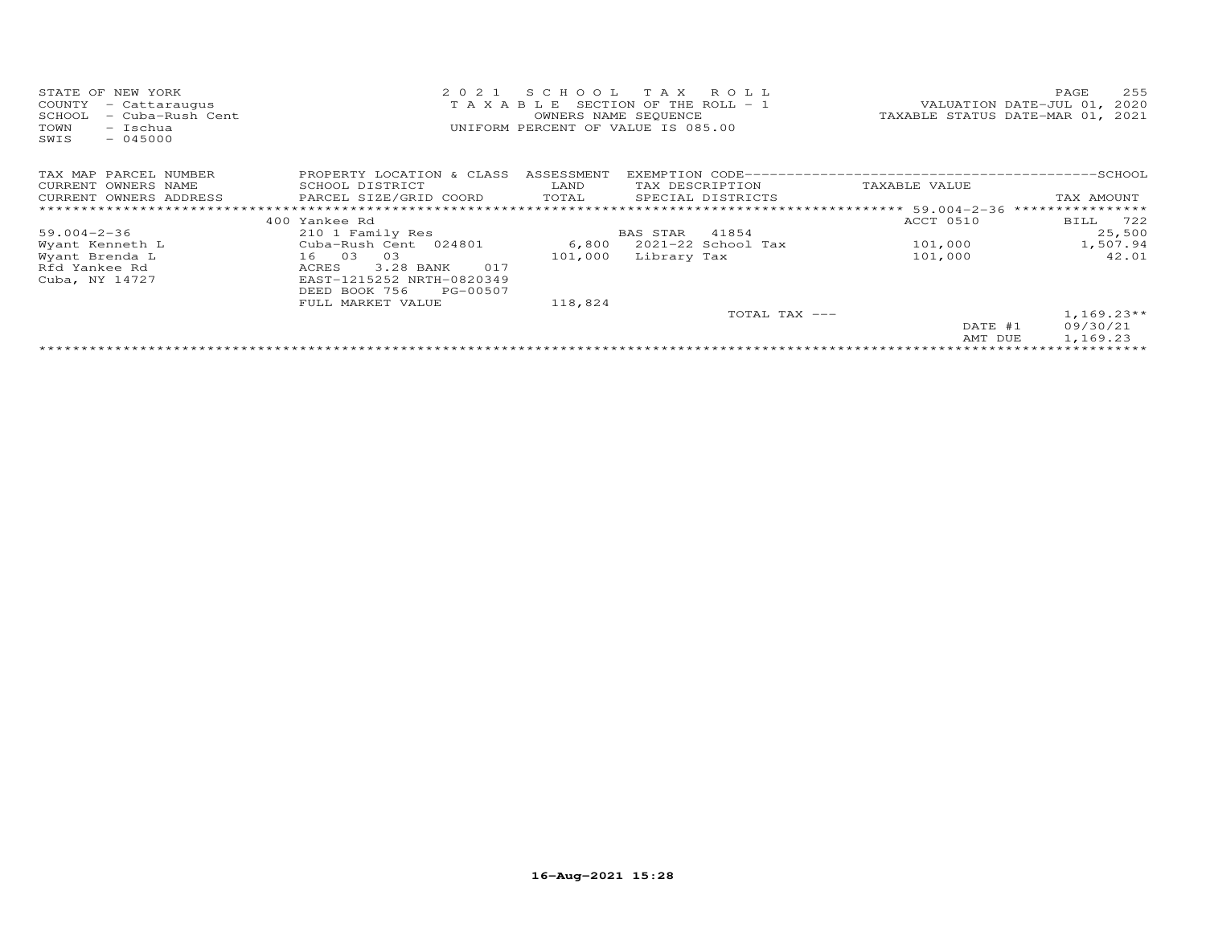STATE OF NEW YORK
COUNTY - Cattaraugus
SCHOOL - Cuba-Rush Cent
TOWN - Ischua
SWIS - 045000

2 0 2 1 S C H O O L T A X R O L L
T A X A B L E SECTION OF THE ROLL - 1
OWNERS NAME SEQUENCE
UNIFORM PERCENT OF VALUE IS 085.00

VALUATION DATE-JUL 01, 2020
TAXABLE STATUS DATE-MAR 01, 2021

| TAX MAP PARCEL NUMBER / CURRENT OWNERS NAME / CURRENT OWNERS ADDRESS | PROPERTY LOCATION & CLASS / SCHOOL DISTRICT / PARCEL SIZE/GRID COORD | ASSESSMENT LAND / TOTAL | EXEMPTION CODE / TAX DESCRIPTION / SPECIAL DISTRICTS | TAXABLE VALUE | TAX AMOUNT |
|---|---|---|---|---|---|
| 59.004-2-36 | 400 Yankee Rd | | | ACCT 0510 | BILL 722 |
| | 210 1 Family Res | | BAS STAR 41854 | | 25,500 |
| Wyant Kenneth L | Cuba-Rush Cent 024801 | 6,800 | 2021-22 School Tax | 101,000 | 1,507.94 |
| Wyant Brenda L | 16 03 03 | 101,000 | Library Tax | 101,000 | 42.01 |
| Rfd Yankee Rd | ACRES 3.28 BANK 017 | | | | |
| Cuba, NY 14727 | EAST-1215252 NRTH-0820349 | | | | |
| | DEED BOOK 756 PG-00507 | | | | |
| | FULL MARKET VALUE | 118,824 | | | |
| | | | TOTAL TAX --- | | 1,169.23** |
| | | | | DATE #1 | 09/30/21 |
| | | | | AMT DUE | 1,169.23 |

16-Aug-2021 15:28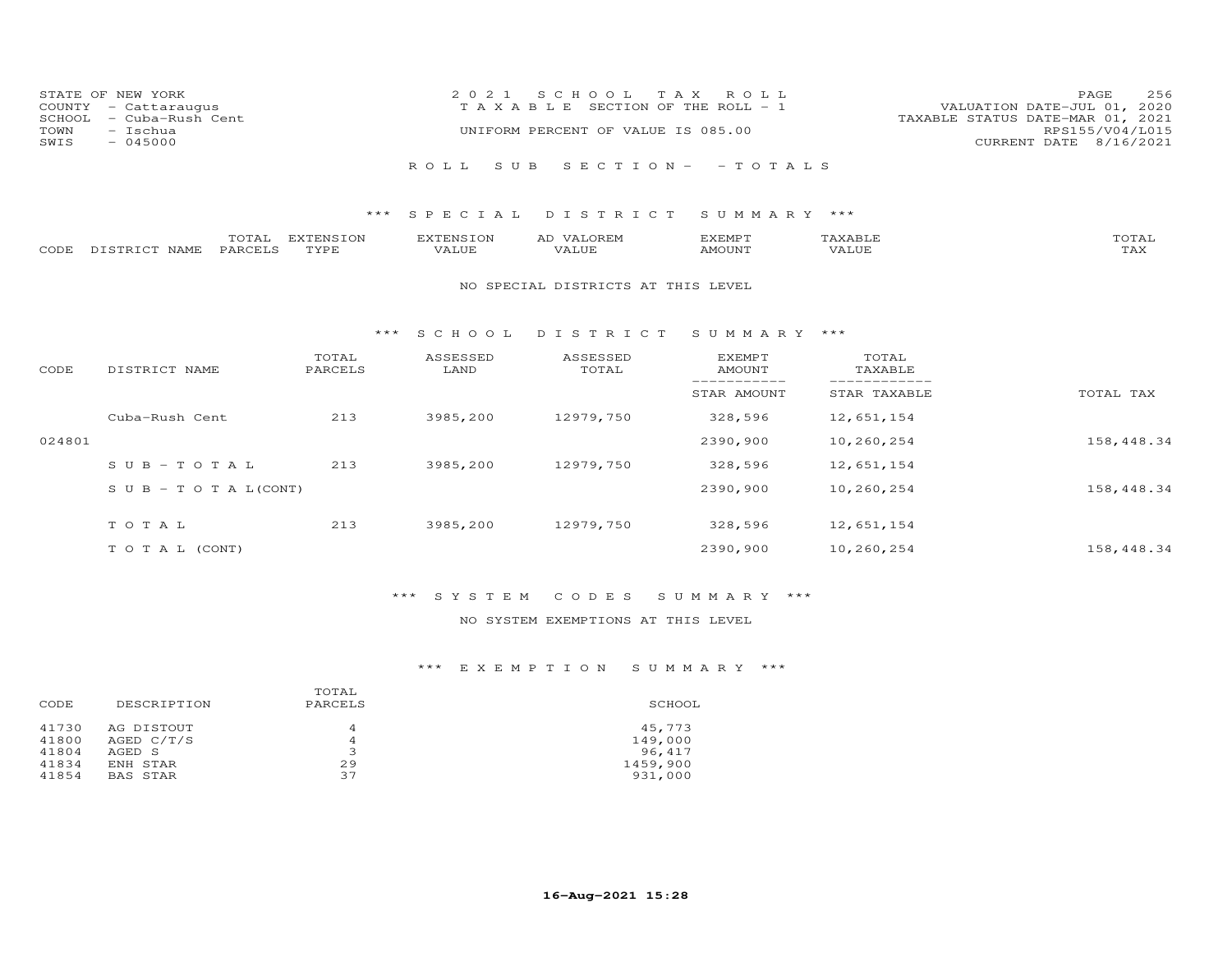STATE OF NEW YORK
COUNTY - Cattaraugus
SCHOOL - Cuba-Rush Cent
TOWN - Ischua
SWIS - 045000

2 0 2 1 S C H O O L T A X R O L L
T A X A B L E SECTION OF THE ROLL - 1
UNIFORM PERCENT OF VALUE IS 085.00

VALUATION DATE-JUL 01, 2020
TAXABLE STATUS DATE-MAR 01, 2021
RPS155/V04/L015
CURRENT DATE 8/16/2021

R O L L S U B S E C T I O N - - T O T A L S

### *** S P E C I A L D I S T R I C T S U M M A R Y ***

| CODE | DISTRICT NAME | TOTAL PARCELS | EXTENSION TYPE | EXTENSION VALUE | AD VALOREM VALUE | EXEMPT AMOUNT | TAXABLE VALUE | TOTAL TAX |
|---|---|---|---|---|---|---|---|---|

NO SPECIAL DISTRICTS AT THIS LEVEL

### *** S C H O O L D I S T R I C T S U M M A R Y ***

| CODE | DISTRICT NAME | TOTAL PARCELS | ASSESSED LAND | ASSESSED TOTAL | EXEMPT AMOUNT / STAR AMOUNT | TOTAL TAXABLE / STAR TAXABLE | TOTAL TAX |
|---|---|---|---|---|---|---|---|
| | Cuba-Rush Cent | 213 | 3985,200 | 12979,750 | 328,596 | 12,651,154 | |
| 024801 | | | | | 2390,900 | 10,260,254 | 158,448.34 |
| | S U B - T O T A L | 213 | 3985,200 | 12979,750 | 328,596 | 12,651,154 | |
| | S U B - T O T A L(CONT) | | | | 2390,900 | 10,260,254 | 158,448.34 |
| | T O T A L | 213 | 3985,200 | 12979,750 | 328,596 | 12,651,154 | |
| | T O T A L (CONT) | | | | 2390,900 | 10,260,254 | 158,448.34 |

### *** S Y S T E M C O D E S S U M M A R Y ***

NO SYSTEM EXEMPTIONS AT THIS LEVEL

### *** E X E M P T I O N S U M M A R Y ***

| CODE | DESCRIPTION | TOTAL PARCELS | SCHOOL |
|---|---|---|---|
| 41730 | AG DISTOUT | 4 | 45,773 |
| 41800 | AGED C/T/S | 4 | 149,000 |
| 41804 | AGED S | 3 | 96,417 |
| 41834 | ENH STAR | 29 | 1459,900 |
| 41854 | BAS STAR | 37 | 931,000 |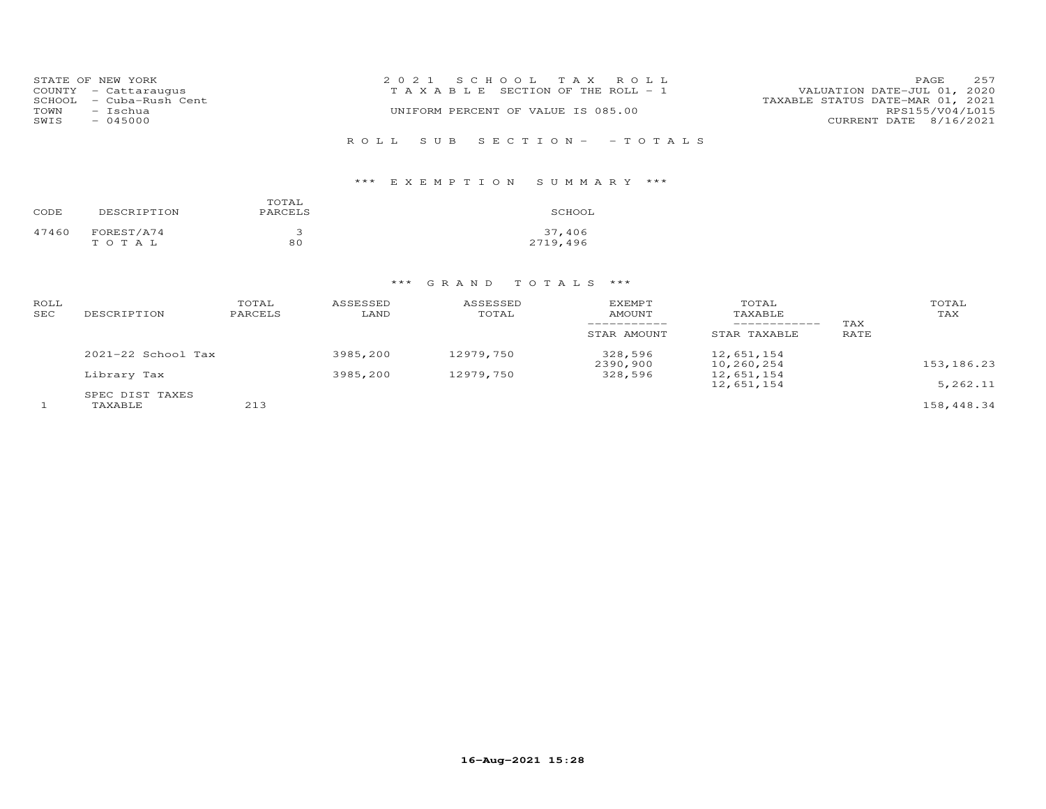STATE OF NEW YORK
COUNTY - Cattaraugus
SCHOOL - Cuba-Rush Cent
TOWN - Ischua
SWIS - 045000

2 0 2 1 S C H O O L T A X R O L L
T A X A B L E SECTION OF THE ROLL - 1
UNIFORM PERCENT OF VALUE IS 085.00

VALUATION DATE-JUL 01, 2020
TAXABLE STATUS DATE-MAR 01, 2021
RPS155/V04/L015
CURRENT DATE 8/16/2021

R O L L S U B S E C T I O N - - T O T A L S

\*\*\* E X E M P T I O N S U M M A R Y \*\*\*

| CODE | DESCRIPTION | TOTAL PARCELS | SCHOOL |
|---|---|---|---|
| 47460 | FOREST/A74 | 3 | 37,406 |
| | T O T A L | 80 | 2719,496 |

\*\*\* G R A N D T O T A L S \*\*\*

| ROLL SEC | DESCRIPTION | TOTAL PARCELS | ASSESSED LAND | ASSESSED TOTAL | EXEMPT AMOUNT / STAR AMOUNT | TOTAL TAXABLE / STAR TAXABLE | TAX RATE | TOTAL TAX |
|---|---|---|---|---|---|---|---|---|
| | 2021-22 School Tax | | 3985,200 | 12979,750 | 328,596 | 12,651,154 | | |
| | | | | | 2390,900 | 10,260,254 | | 153,186.23 |
| | Library Tax | | 3985,200 | 12979,750 | 328,596 | 12,651,154 | | |
| | | | | | | 12,651,154 | | 5,262.11 |
| | SPEC DIST TAXES | | | | | | | |
| 1 | TAXABLE | 213 | | | | | | 158,448.34 |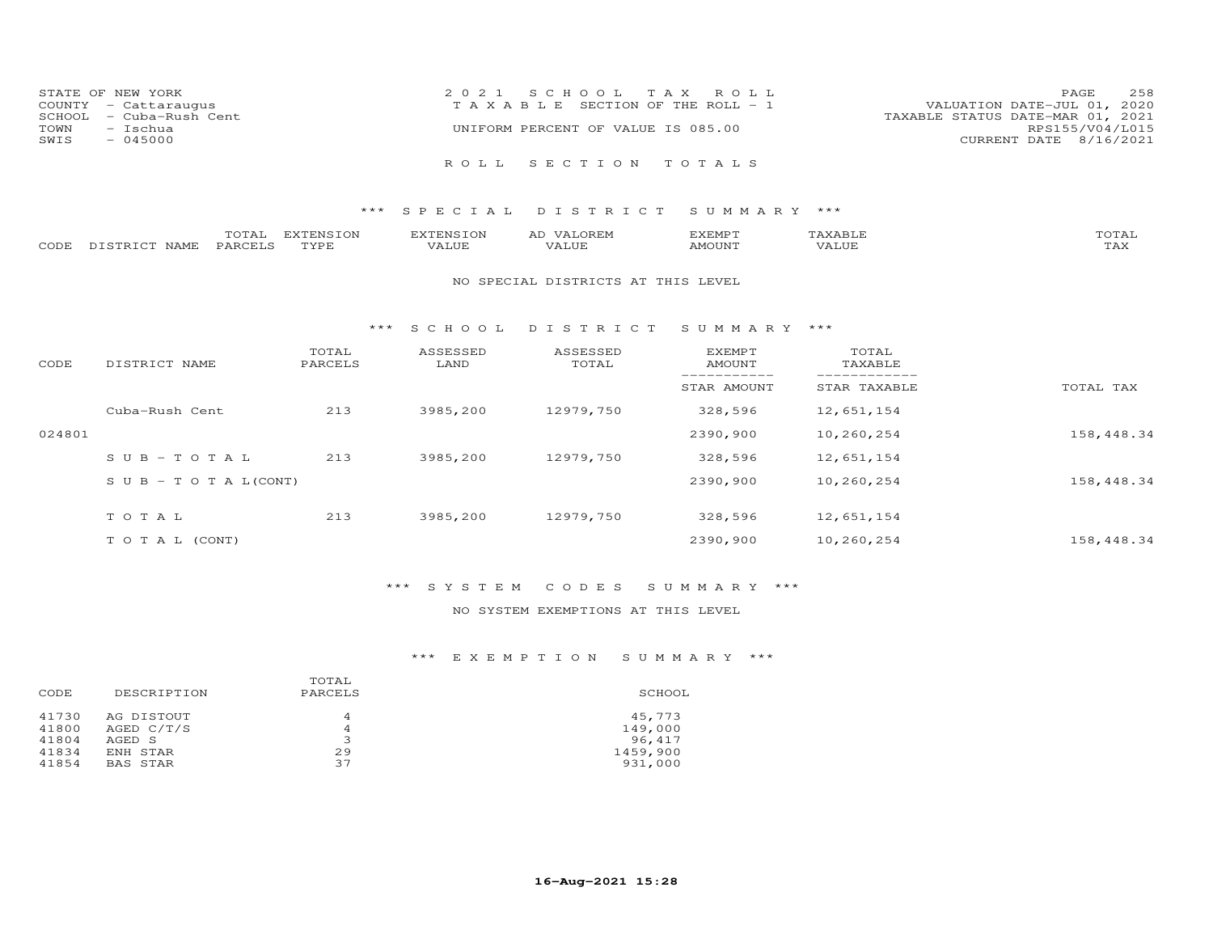STATE OF NEW YORK
COUNTY - Cattaraugus
SCHOOL - Cuba-Rush Cent
TOWN - Ischua
SWIS - 045000

2021 SCHOOL TAX ROLL
TAXABLE SECTION OF THE ROLL - 1
UNIFORM PERCENT OF VALUE IS 085.00

VALUATION DATE-JUL 01, 2020
TAXABLE STATUS DATE-MAR 01, 2021
RPS155/V04/L015
CURRENT DATE 8/16/2021

# ROLL SECTION TOTALS

## *** SPECIAL DISTRICT SUMMARY ***

| CODE | DISTRICT NAME | TOTAL PARCELS | EXTENSION TYPE | EXTENSION VALUE | AD VALOREM VALUE | EXEMPT AMOUNT | TAXABLE VALUE | TOTAL TAX |
|---|---|---|---|---|---|---|---|---|

NO SPECIAL DISTRICTS AT THIS LEVEL

## *** SCHOOL DISTRICT SUMMARY ***

| CODE | DISTRICT NAME | TOTAL PARCELS | ASSESSED LAND | ASSESSED TOTAL | EXEMPT AMOUNT / STAR AMOUNT | TOTAL TAXABLE / STAR TAXABLE | TOTAL TAX |
|---|---|---|---|---|---|---|---|
| | Cuba-Rush Cent | 213 | 3985,200 | 12979,750 | 328,596 | 12,651,154 | |
| 024801 | | | | | 2390,900 | 10,260,254 | 158,448.34 |
| | S U B - T O T A L | 213 | 3985,200 | 12979,750 | 328,596 | 12,651,154 | |
| | S U B - T O T A L(CONT) | | | | 2390,900 | 10,260,254 | 158,448.34 |
| | T O T A L | 213 | 3985,200 | 12979,750 | 328,596 | 12,651,154 | |
| | T O T A L (CONT) | | | | 2390,900 | 10,260,254 | 158,448.34 |

## *** SYSTEM CODES SUMMARY ***

NO SYSTEM EXEMPTIONS AT THIS LEVEL

## *** EXEMPTION SUMMARY ***

| CODE | DESCRIPTION | TOTAL PARCELS | SCHOOL |
|---|---|---|---|
| 41730 | AG DISTOUT | 4 | 45,773 |
| 41800 | AGED C/T/S | 4 | 149,000 |
| 41804 | AGED S | 3 | 96,417 |
| 41834 | ENH STAR | 29 | 1459,900 |
| 41854 | BAS STAR | 37 | 931,000 |

16-Aug-2021 15:28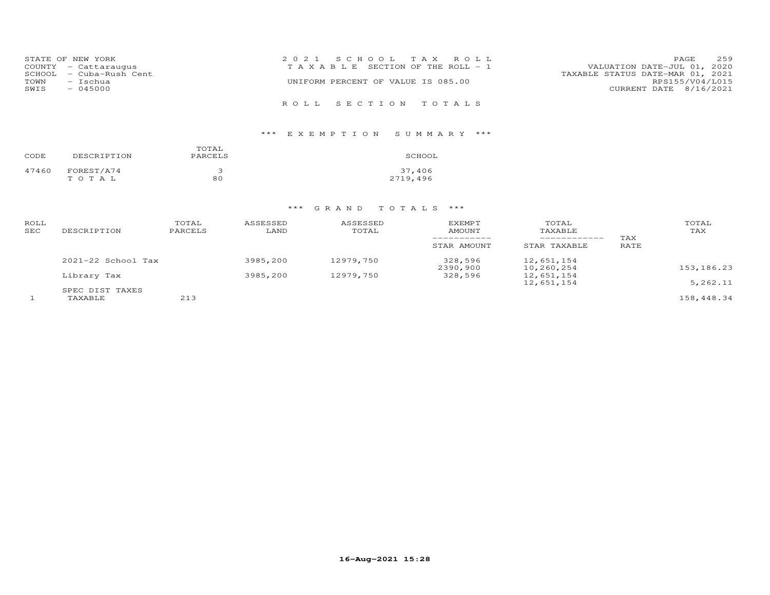STATE OF NEW YORK
COUNTY - Cattaraugus
SCHOOL - Cuba-Rush Cent
TOWN - Ischua
SWIS - 045000

2021 SCHOOL TAX ROLL
TAXABLE SECTION OF THE ROLL - 1
UNIFORM PERCENT OF VALUE IS 085.00

VALUATION DATE-JUL 01, 2020
TAXABLE STATUS DATE-MAR 01, 2021
RPS155/V04/L015
CURRENT DATE 8/16/2021

# ROLL SECTION TOTALS

## *** EXEMPTION SUMMARY ***

| CODE | DESCRIPTION | TOTAL PARCELS | SCHOOL |
|---|---|---|---|
| 47460 | FOREST/A74 | 3 | 37,406 |
| | TOTAL | 80 | 2719,496 |

## *** GRAND TOTALS ***

| ROLL SEC | DESCRIPTION | TOTAL PARCELS | ASSESSED LAND | ASSESSED TOTAL | EXEMPT AMOUNT / STAR AMOUNT | TOTAL TAXABLE / STAR TAXABLE | TAX RATE | TOTAL TAX |
|---|---|---|---|---|---|---|---|---|
| | 2021-22 School Tax | | 3985,200 | 12979,750 | 328,596 | 12,651,154 | | |
| | | | | | 2390,900 | 10,260,254 | | 153,186.23 |
| | Library Tax | | 3985,200 | 12979,750 | 328,596 | 12,651,154 | | |
| | | | | | | 12,651,154 | | 5,262.11 |
| | SPEC DIST TAXES | | | | | | | |
| 1 | TAXABLE | 213 | | | | | | 158,448.34 |

16-Aug-2021 15:28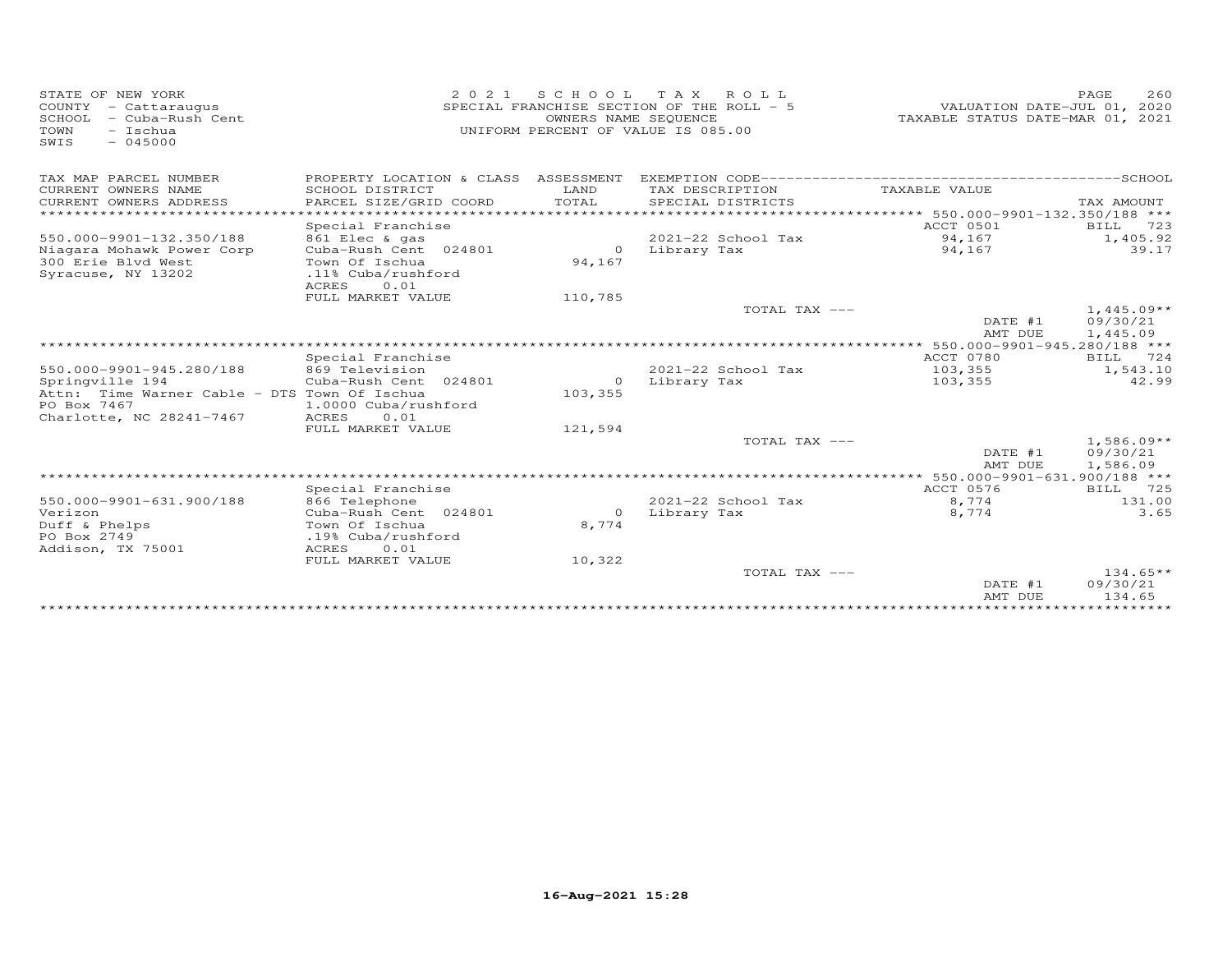STATE OF NEW YORK
COUNTY - Cattaraugus
SCHOOL - Cuba-Rush Cent
TOWN - Ischua
SWIS - 045000

2021 SCHOOL TAX ROLL
SPECIAL FRANCHISE SECTION OF THE ROLL - 5
OWNERS NAME SEQUENCE
UNIFORM PERCENT OF VALUE IS 085.00

VALUATION DATE-JUL 01, 2020
TAXABLE STATUS DATE-MAR 01, 2021

| TAX MAP PARCEL NUMBER / CURRENT OWNERS NAME / CURRENT OWNERS ADDRESS | PROPERTY LOCATION & CLASS / SCHOOL DISTRICT / PARCEL SIZE/GRID COORD | ASSESSMENT LAND / TOTAL | EXEMPTION CODE / TAX DESCRIPTION / SPECIAL DISTRICTS | TAXABLE VALUE | TAX AMOUNT |
|---|---|---|---|---|---|
| 550.000-9901-132.350/188 | Special Franchise | | | ACCT 0501 | BILL 723 |
| 550.000-9901-132.350/188 | 861 Elec & gas | | 2021-22 School Tax | 94,167 | 1,405.92 |
| Niagara Mohawk Power Corp | Cuba-Rush Cent 024801 | 0 | Library Tax | 94,167 | 39.17 |
| 300 Erie Blvd West | Town Of Ischua | 94,167 | | | |
| Syracuse, NY 13202 | .11% Cuba/rushford | | | | |
| | ACRES 0.01 | | | | |
| | FULL MARKET VALUE | 110,785 | | | |
| | | | TOTAL TAX --- | | 1,445.09** |
| | | | | DATE #1 | 09/30/21 |
| | | | | AMT DUE | 1,445.09 |
| 550.000-9901-945.280/188 | Special Franchise | | | ACCT 0780 | BILL 724 |
| 550.000-9901-945.280/188 | 869 Television | | 2021-22 School Tax | 103,355 | 1,543.10 |
| Springville 194 | Cuba-Rush Cent 024801 | 0 | Library Tax | 103,355 | 42.99 |
| Attn: Time Warner Cable - DTS | Town Of Ischua | 103,355 | | | |
| PO Box 7467 | 1.0000 Cuba/rushford | | | | |
| Charlotte, NC 28241-7467 | ACRES 0.01 | | | | |
| | FULL MARKET VALUE | 121,594 | | | |
| | | | TOTAL TAX --- | | 1,586.09** |
| | | | | DATE #1 | 09/30/21 |
| | | | | AMT DUE | 1,586.09 |
| 550.000-9901-631.900/188 | Special Franchise | | | ACCT 0576 | BILL 725 |
| 550.000-9901-631.900/188 | 866 Telephone | | 2021-22 School Tax | 8,774 | 131.00 |
| Verizon | Cuba-Rush Cent 024801 | 0 | Library Tax | 8,774 | 3.65 |
| Duff & Phelps | Town Of Ischua | 8,774 | | | |
| PO Box 2749 | .19% Cuba/rushford | | | | |
| Addison, TX 75001 | ACRES 0.01 | | | | |
| | FULL MARKET VALUE | 10,322 | | | |
| | | | TOTAL TAX --- | | 134.65** |
| | | | | DATE #1 | 09/30/21 |
| | | | | AMT DUE | 134.65 |

16-Aug-2021 15:28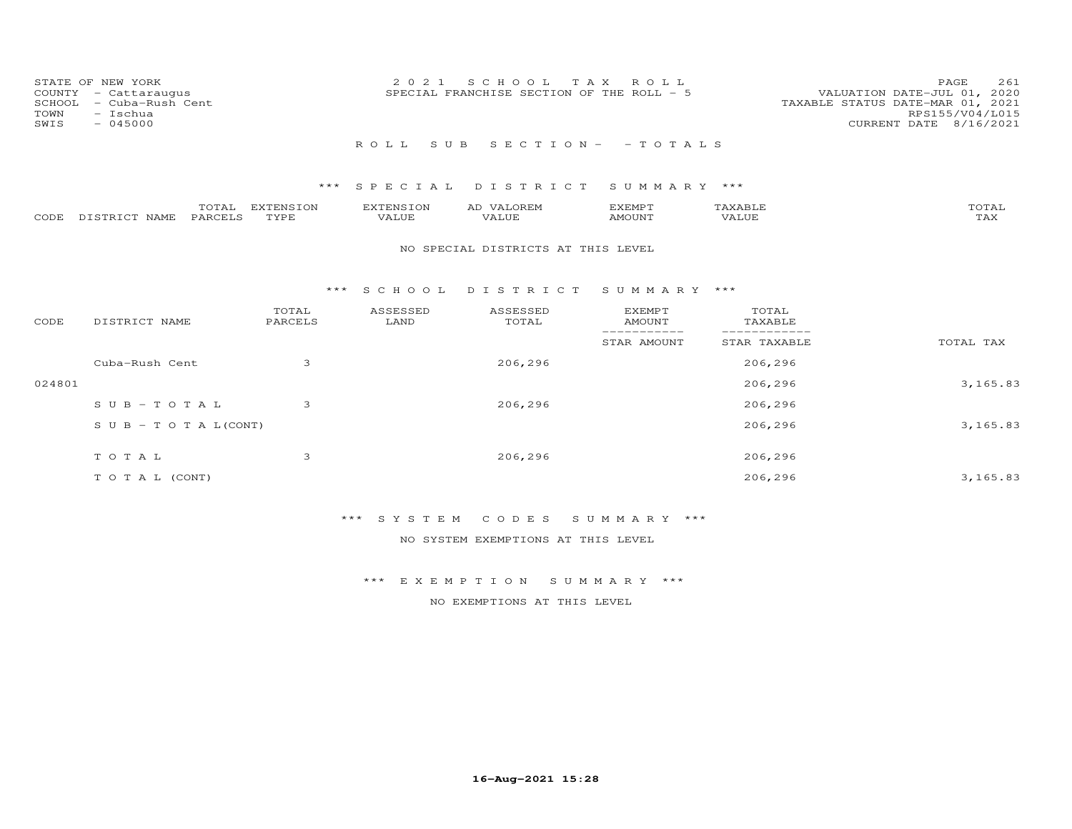STATE OF NEW YORK
COUNTY - Cattaraugus
SCHOOL - Cuba-Rush Cent
TOWN - Ischua
SWIS - 045000

2021 SCHOOL TAX ROLL
SPECIAL FRANCHISE SECTION OF THE ROLL - 5

VALUATION DATE-JUL 01, 2020
TAXABLE STATUS DATE-MAR 01, 2021
RPS155/V04/L015
CURRENT DATE 8/16/2021

ROLL SUB SECTION- - TOTALS

*** SPECIAL DISTRICT SUMMARY ***

| CODE | DISTRICT NAME | TOTAL PARCELS | EXTENSION TYPE | EXTENSION VALUE | AD VALOREM VALUE | EXEMPT AMOUNT | TAXABLE VALUE | TOTAL TAX |
|---|---|---|---|---|---|---|---|---|

NO SPECIAL DISTRICTS AT THIS LEVEL

*** SCHOOL DISTRICT SUMMARY ***

| CODE | DISTRICT NAME | TOTAL PARCELS | ASSESSED LAND | ASSESSED TOTAL | EXEMPT AMOUNT / STAR AMOUNT | TOTAL TAXABLE / STAR TAXABLE | TOTAL TAX |
|---|---|---|---|---|---|---|---|
| | Cuba-Rush Cent | 3 | | 206,296 | | 206,296 | |
| 024801 | | | | | | 206,296 | 3,165.83 |
| | SUB-TOTAL | 3 | | 206,296 | | 206,296 | |
| | SUB-TOTAL(CONT) | | | | | 206,296 | 3,165.83 |
| | TOTAL | 3 | | 206,296 | | 206,296 | |
| | TOTAL (CONT) | | | | | 206,296 | 3,165.83 |

*** SYSTEM CODES SUMMARY ***

NO SYSTEM EXEMPTIONS AT THIS LEVEL

*** EXEMPTION SUMMARY ***

NO EXEMPTIONS AT THIS LEVEL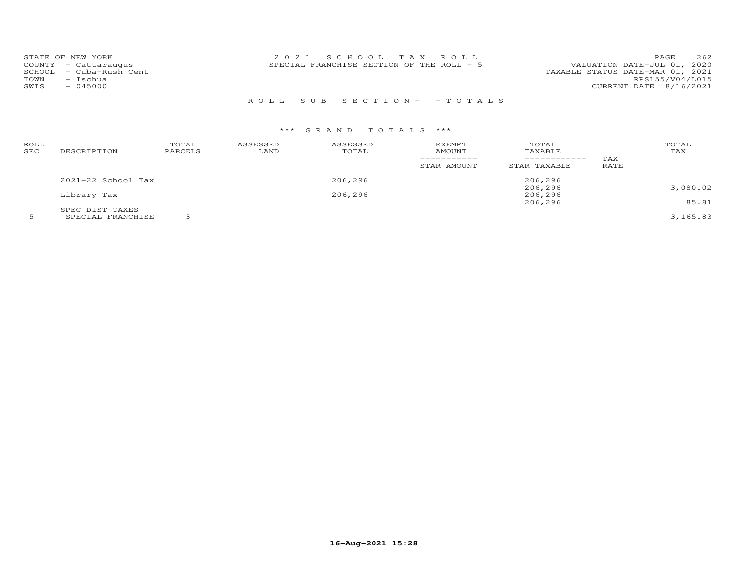STATE OF NEW YORK
COUNTY - Cattaraugus
SCHOOL - Cuba-Rush Cent
TOWN - Ischua
SWIS - 045000

2 0 2 1 S C H O O L T A X R O L L
SPECIAL FRANCHISE SECTION OF THE ROLL - 5

VALUATION DATE-JUL 01, 2020
TAXABLE STATUS DATE-MAR 01, 2021
RPS155/V04/L015
CURRENT DATE 8/16/2021

R O L L S U B S E C T I O N - - T O T A L S

*** G R A N D T O T A L S ***

| ROLL SEC | DESCRIPTION | TOTAL PARCELS | ASSESSED LAND | ASSESSED TOTAL | EXEMPT AMOUNT / STAR AMOUNT | TOTAL TAXABLE / STAR TAXABLE | TAX RATE | TOTAL TAX |
|---|---|---|---|---|---|---|---|---|
| | 2021-22 School Tax | | | 206,296 | | 206,296 | | |
| | | | | | | 206,296 | | 3,080.02 |
| | Library Tax | | | 206,296 | | 206,296 | | |
| | | | | | | 206,296 | | 85.81 |
| | SPEC DIST TAXES | | | | | | | |
| 5 | SPECIAL FRANCHISE | 3 | | | | | | 3,165.83 |

16-Aug-2021 15:28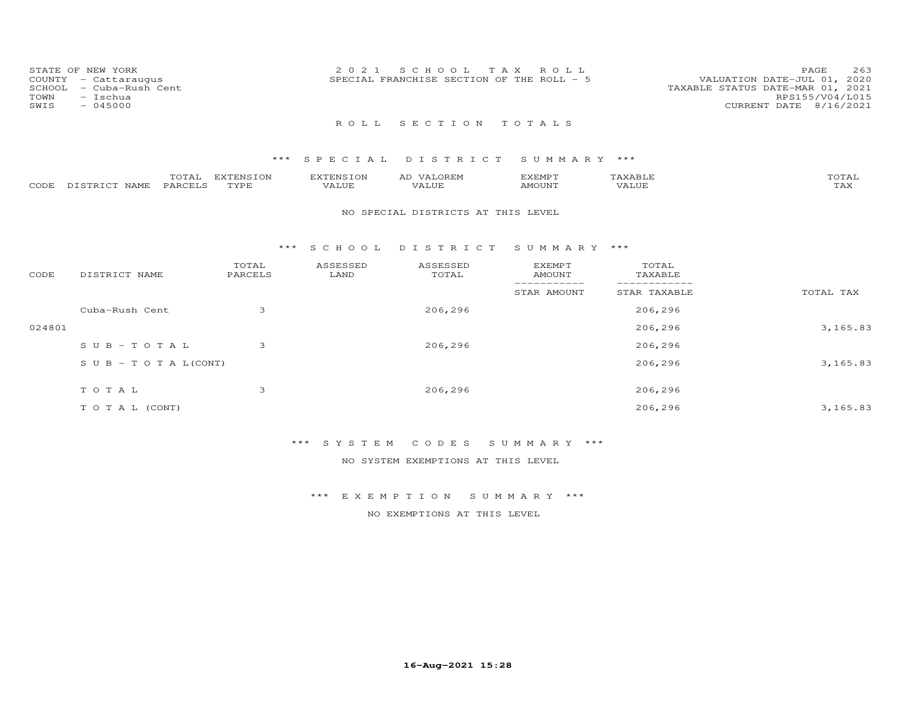STATE OF NEW YORK
COUNTY - Cattaraugus
SCHOOL - Cuba-Rush Cent
TOWN - Ischua
SWIS - 045000

2021 SCHOOL TAX ROLL
SPECIAL FRANCHISE SECTION OF THE ROLL - 5

VALUATION DATE-JUL 01, 2020
TAXABLE STATUS DATE-MAR 01, 2021
RPS155/V04/L015
CURRENT DATE 8/16/2021

## ROLL SECTION TOTALS

### *** SPECIAL DISTRICT SUMMARY ***

| CODE | DISTRICT NAME | TOTAL PARCELS | EXTENSION TYPE | EXTENSION VALUE | AD VALOREM VALUE | EXEMPT AMOUNT | TAXABLE VALUE | TOTAL TAX |
|---|---|---|---|---|---|---|---|---|

NO SPECIAL DISTRICTS AT THIS LEVEL

### *** SCHOOL DISTRICT SUMMARY ***

| CODE | DISTRICT NAME | TOTAL PARCELS | ASSESSED LAND | ASSESSED TOTAL | EXEMPT AMOUNT / STAR AMOUNT | TOTAL TAXABLE / STAR TAXABLE | TOTAL TAX |
|---|---|---|---|---|---|---|---|
| | Cuba-Rush Cent | 3 | | 206,296 | | 206,296 | |
| 024801 | | | | | | 206,296 | 3,165.83 |
| | SUB-TOTAL | 3 | | 206,296 | | 206,296 | |
| | SUB-TOTAL(CONT) | | | | | 206,296 | 3,165.83 |
| | TOTAL | 3 | | 206,296 | | 206,296 | |
| | TOTAL (CONT) | | | | | 206,296 | 3,165.83 |

### *** SYSTEM CODES SUMMARY ***

NO SYSTEM EXEMPTIONS AT THIS LEVEL

### *** EXEMPTION SUMMARY ***

NO EXEMPTIONS AT THIS LEVEL

16-Aug-2021 15:28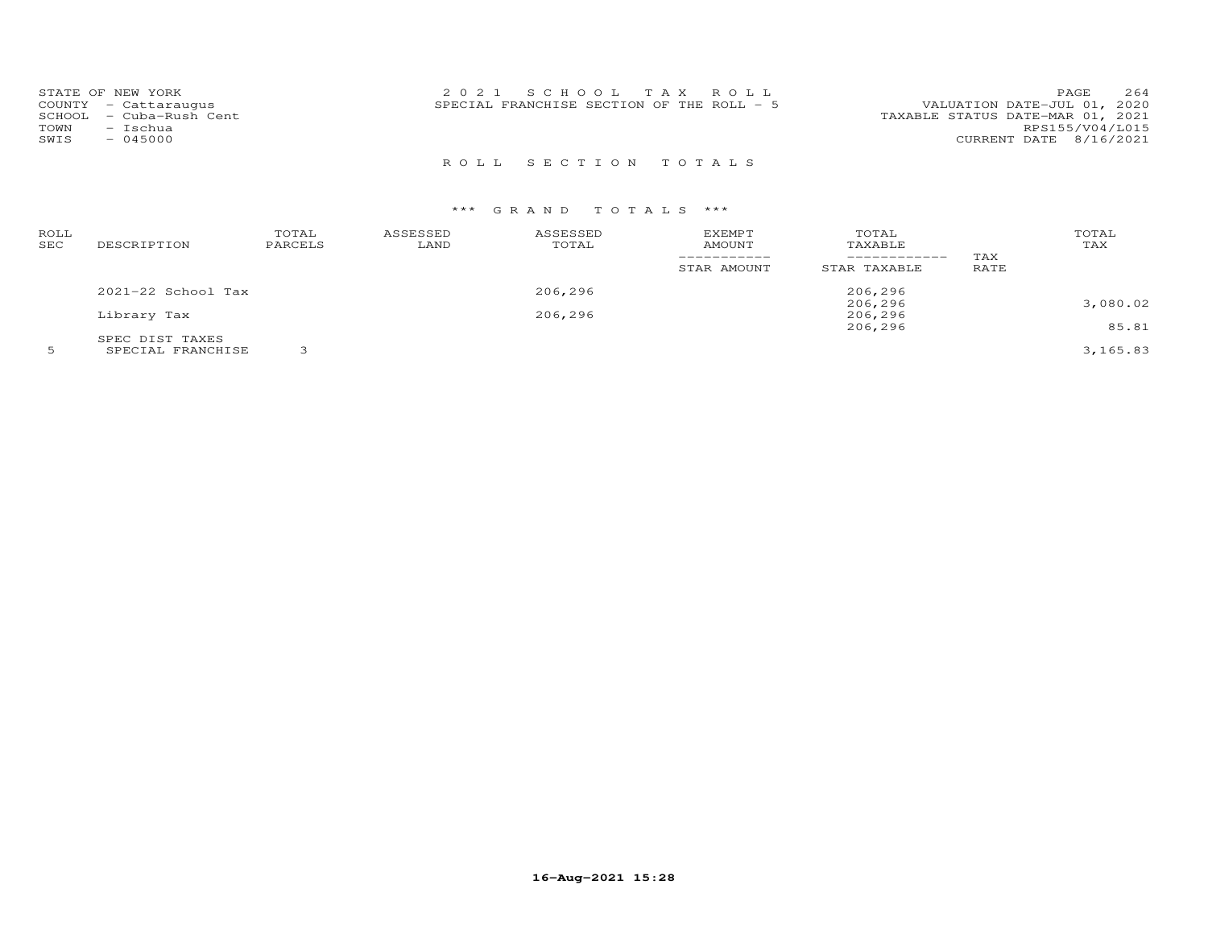STATE OF NEW YORK
COUNTY - Cattaraugus
SCHOOL - Cuba-Rush Cent
TOWN - Ischua
SWIS - 045000

2021 SCHOOL TAX ROLL
SPECIAL FRANCHISE SECTION OF THE ROLL - 5

VALUATION DATE-JUL 01, 2020
TAXABLE STATUS DATE-MAR 01, 2021
RPS155/V04/L015
CURRENT DATE 8/16/2021

## ROLL SECTION TOTALS

### *** GRAND TOTALS ***

| ROLL SEC | DESCRIPTION | TOTAL PARCELS | ASSESSED LAND | ASSESSED TOTAL | EXEMPT AMOUNT / STAR AMOUNT | TOTAL TAXABLE / STAR TAXABLE | TAX RATE | TOTAL TAX |
|---|---|---|---|---|---|---|---|---|
| | 2021-22 School Tax | | | 206,296 | | 206,296 | | |
| | | | | | | 206,296 | | 3,080.02 |
| | Library Tax | | | 206,296 | | 206,296 | | |
| | | | | | | 206,296 | | 85.81 |
| | SPEC DIST TAXES | | | | | | | |
| 5 | SPECIAL FRANCHISE | 3 | | | | | | 3,165.83 |

16-Aug-2021 15:28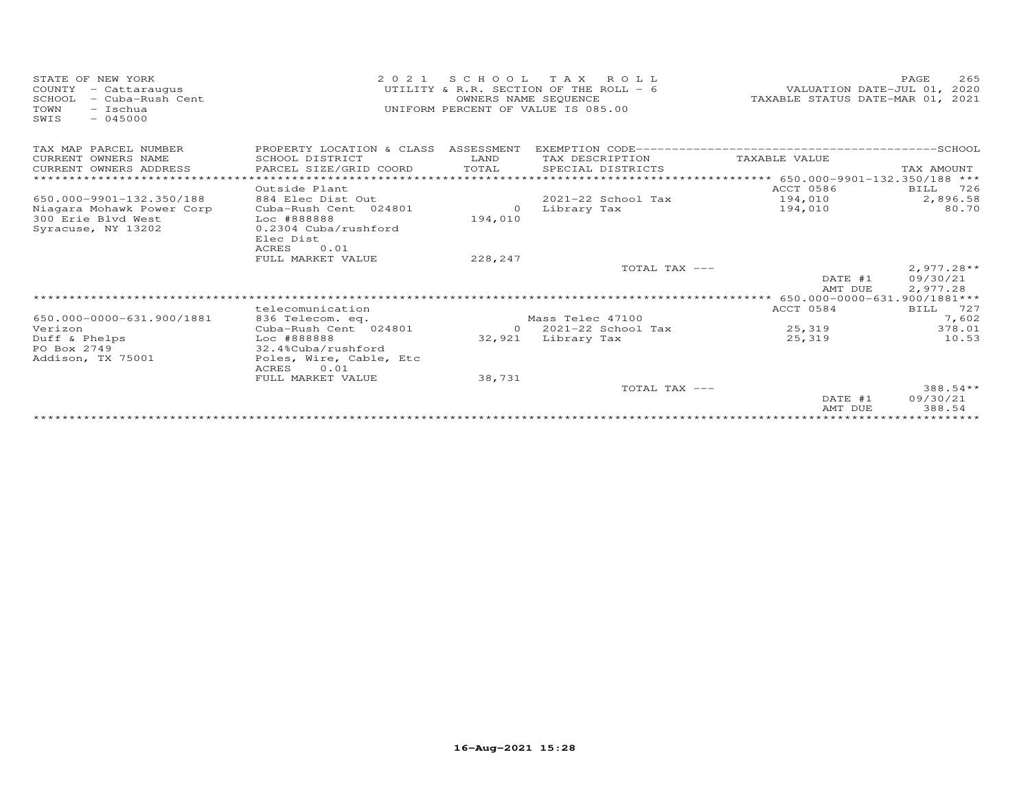STATE OF NEW YORK
COUNTY - Cattaraugus
SCHOOL - Cuba-Rush Cent
TOWN - Ischua
SWIS - 045000

2021 SCHOOL TAX ROLL
UTILITY & R.R. SECTION OF THE ROLL - 6
OWNERS NAME SEQUENCE
UNIFORM PERCENT OF VALUE IS 085.00

VALUATION DATE-JUL 01, 2020
TAXABLE STATUS DATE-MAR 01, 2021

| TAX MAP PARCEL NUMBER / CURRENT OWNERS NAME / CURRENT OWNERS ADDRESS | PROPERTY LOCATION & CLASS / SCHOOL DISTRICT / PARCEL SIZE/GRID COORD | ASSESSMENT LAND / TOTAL | EXEMPTION CODE / TAX DESCRIPTION / SPECIAL DISTRICTS | TAXABLE VALUE | TAX AMOUNT |
|---|---|---|---|---|---|
| | | | | 650.000-9901-132.350/188 | |
| | Outside Plant | | | ACCT 0586 | BILL 726 |
| 650.000-9901-132.350/188 | 884 Elec Dist Out | | 2021-22 School Tax | 194,010 | 2,896.58 |
| Niagara Mohawk Power Corp | Cuba-Rush Cent 024801 | 0 | Library Tax | 194,010 | 80.70 |
| 300 Erie Blvd West | Loc #888888 | 194,010 | | | |
| Syracuse, NY 13202 | 0.2304 Cuba/rushford | | | | |
| | Elec Dist | | | | |
| | ACRES 0.01 | | | | |
| | FULL MARKET VALUE | 228,247 | | | |
| | | | TOTAL TAX --- | | 2,977.28** |
| | | | | DATE #1 | 09/30/21 |
| | | | | AMT DUE | 2,977.28 |
| | | | | 650.000-0000-631.900/1881 | |
| | telecomunication | | | ACCT 0584 | BILL 727 |
| 650.000-0000-631.900/1881 | 836 Telecom. eq. | | Mass Telec 47100 | | 7,602 |
| Verizon | Cuba-Rush Cent 024801 | 0 | 2021-22 School Tax | 25,319 | 378.01 |
| Duff & Phelps | Loc #888888 | 32,921 | Library Tax | 25,319 | 10.53 |
| PO Box 2749 | 32.4%Cuba/rushford | | | | |
| Addison, TX 75001 | Poles, Wire, Cable, Etc | | | | |
| | ACRES 0.01 | | | | |
| | FULL MARKET VALUE | 38,731 | | | |
| | | | TOTAL TAX --- | | 388.54** |
| | | | | DATE #1 | 09/30/21 |
| | | | | AMT DUE | 388.54 |

16-Aug-2021 15:28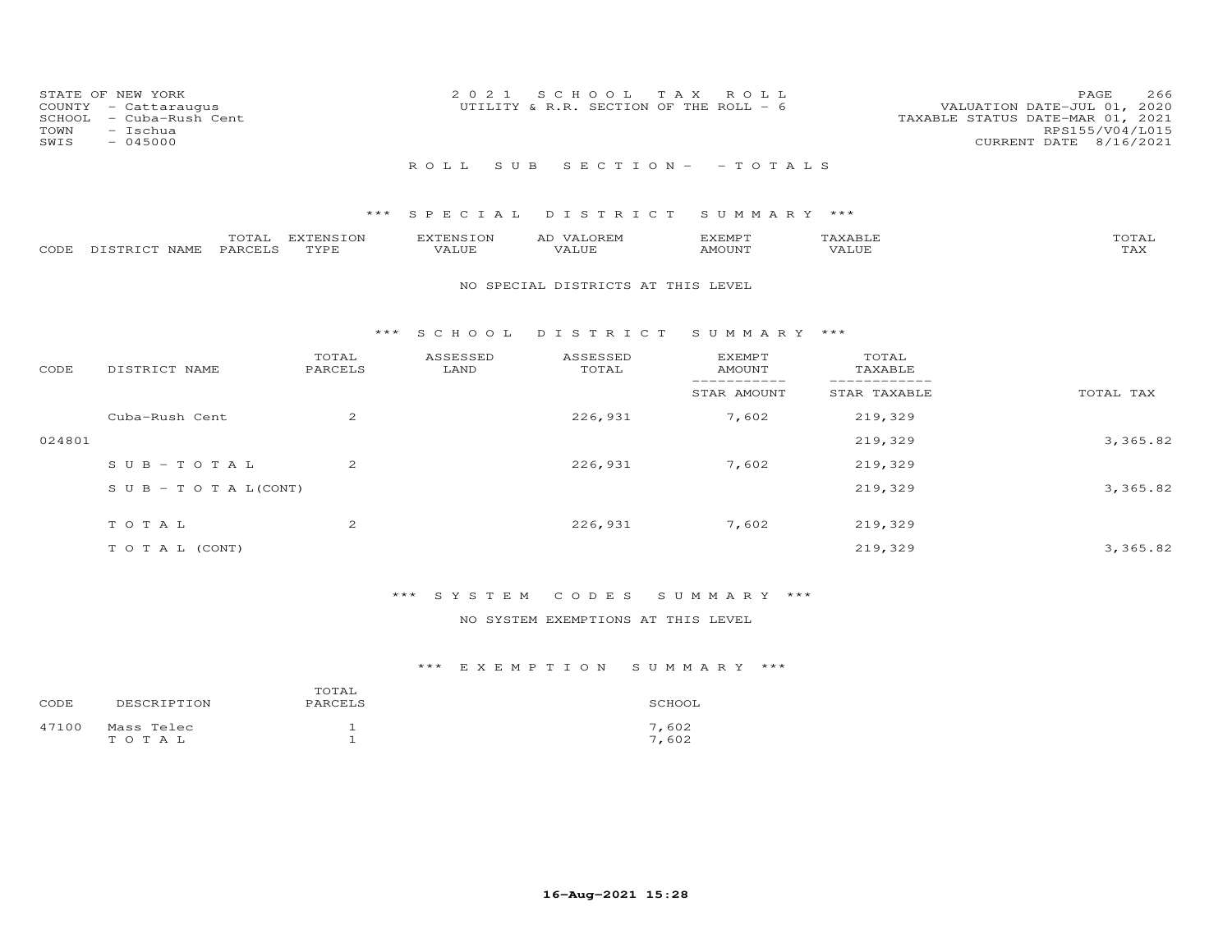STATE OF NEW YORK
COUNTY - Cattaraugus
SCHOOL - Cuba-Rush Cent
TOWN - Ischua
SWIS - 045000

2021 SCHOOL TAX ROLL
UTILITY & R.R. SECTION OF THE ROLL - 6

VALUATION DATE-JUL 01, 2020
TAXABLE STATUS DATE-MAR 01, 2021
RPS155/V04/L015
CURRENT DATE 8/16/2021

ROLL SUB SECTION- - TOTALS

## *** SPECIAL DISTRICT SUMMARY ***

| CODE | DISTRICT NAME | TOTAL PARCELS | EXTENSION TYPE | EXTENSION VALUE | AD VALOREM VALUE | EXEMPT AMOUNT | TAXABLE VALUE | TOTAL TAX |
|---|---|---|---|---|---|---|---|---|

NO SPECIAL DISTRICTS AT THIS LEVEL

## *** SCHOOL DISTRICT SUMMARY ***

| CODE | DISTRICT NAME | TOTAL PARCELS | ASSESSED LAND | ASSESSED TOTAL | EXEMPT AMOUNT / STAR AMOUNT | TOTAL TAXABLE / STAR TAXABLE | TOTAL TAX |
|---|---|---|---|---|---|---|---|
| | Cuba-Rush Cent | 2 | | 226,931 | 7,602 | 219,329 | |
| 024801 | | | | | | 219,329 | 3,365.82 |
| | SUB-TOTAL | 2 | | 226,931 | 7,602 | 219,329 | |
| | SUB-TOTAL(CONT) | | | | | 219,329 | 3,365.82 |
| | TOTAL | 2 | | 226,931 | 7,602 | 219,329 | |
| | TOTAL (CONT) | | | | | 219,329 | 3,365.82 |

## *** SYSTEM CODES SUMMARY ***

NO SYSTEM EXEMPTIONS AT THIS LEVEL

## *** EXEMPTION SUMMARY ***

| CODE | DESCRIPTION | TOTAL PARCELS | SCHOOL |
|---|---|---|---|
| 47100 | Mass Telec | 1 | 7,602 |
| | TOTAL | 1 | 7,602 |

16-Aug-2021 15:28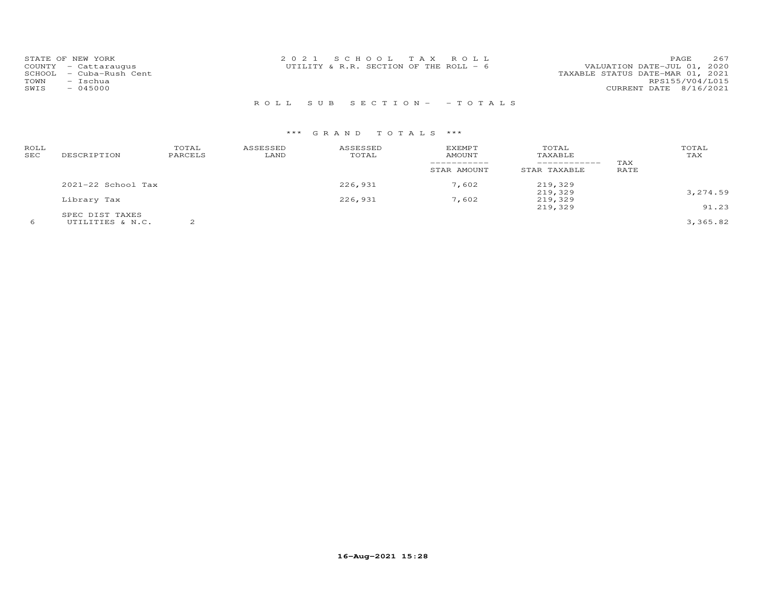STATE OF NEW YORK
COUNTY - Cattaraugus
SCHOOL - Cuba-Rush Cent
TOWN - Ischua
SWIS - 045000

2021 SCHOOL TAX ROLL
UTILITY & R.R. SECTION OF THE ROLL - 6

VALUATION DATE-JUL 01, 2020
TAXABLE STATUS DATE-MAR 01, 2021
RPS155/V04/L015
CURRENT DATE 8/16/2021

ROLL SUB SECTION- - TOTALS

*** GRAND TOTALS ***

| ROLL SEC | DESCRIPTION | TOTAL PARCELS | ASSESSED LAND | ASSESSED TOTAL | EXEMPT AMOUNT / STAR AMOUNT | TOTAL TAXABLE / STAR TAXABLE | TAX RATE | TOTAL TAX |
|---|---|---|---|---|---|---|---|---|
| | 2021-22 School Tax | | | 226,931 | 7,602 | 219,329 | | |
| | | | | | | 219,329 | | 3,274.59 |
| | Library Tax | | | 226,931 | 7,602 | 219,329 | | |
| | | | | | | 219,329 | | 91.23 |
| | SPEC DIST TAXES | | | | | | | |
| 6 | UTILITIES & N.C. | 2 | | | | | | 3,365.82 |

16-Aug-2021 15:28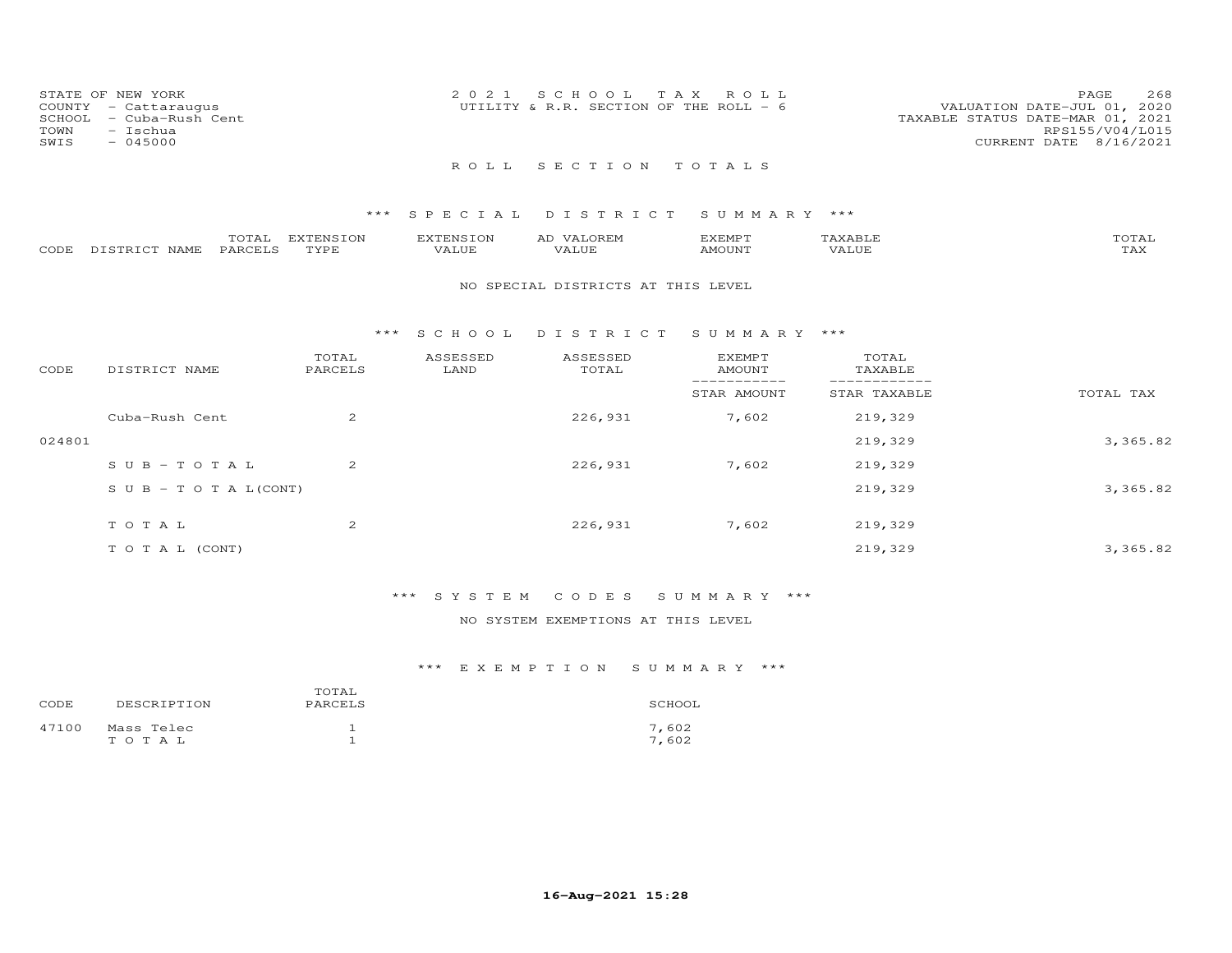STATE OF NEW YORK
COUNTY - Cattaraugus
SCHOOL - Cuba-Rush Cent
TOWN - Ischua
SWIS - 045000

2021 SCHOOL TAX ROLL
UTILITY & R.R. SECTION OF THE ROLL - 6

VALUATION DATE-JUL 01, 2020
TAXABLE STATUS DATE-MAR 01, 2021
RPS155/V04/L015
CURRENT DATE 8/16/2021

## ROLL SECTION TOTALS

### *** SPECIAL DISTRICT SUMMARY ***

| CODE | DISTRICT NAME | TOTAL PARCELS | EXTENSION TYPE | EXTENSION VALUE | AD VALOREM VALUE | EXEMPT AMOUNT | TAXABLE VALUE | TOTAL TAX |
|---|---|---|---|---|---|---|---|---|

NO SPECIAL DISTRICTS AT THIS LEVEL

### *** SCHOOL DISTRICT SUMMARY ***

| CODE | DISTRICT NAME | TOTAL PARCELS | ASSESSED LAND | ASSESSED TOTAL | EXEMPT AMOUNT / STAR AMOUNT | TOTAL TAXABLE / STAR TAXABLE | TOTAL TAX |
|---|---|---|---|---|---|---|---|
| | Cuba-Rush Cent | 2 | | 226,931 | 7,602 | 219,329 | |
| 024801 | | | | | | 219,329 | 3,365.82 |
| | SUB-TOTAL | 2 | | 226,931 | 7,602 | 219,329 | |
| | SUB-TOTAL(CONT) | | | | | 219,329 | 3,365.82 |
| | TOTAL | 2 | | 226,931 | 7,602 | 219,329 | |
| | TOTAL (CONT) | | | | | 219,329 | 3,365.82 |

### *** SYSTEM CODES SUMMARY ***

NO SYSTEM EXEMPTIONS AT THIS LEVEL

### *** EXEMPTION SUMMARY ***

| CODE | DESCRIPTION | TOTAL PARCELS | SCHOOL |
|---|---|---|---|
| 47100 | Mass Telec | 1 | 7,602 |
| | TOTAL | 1 | 7,602 |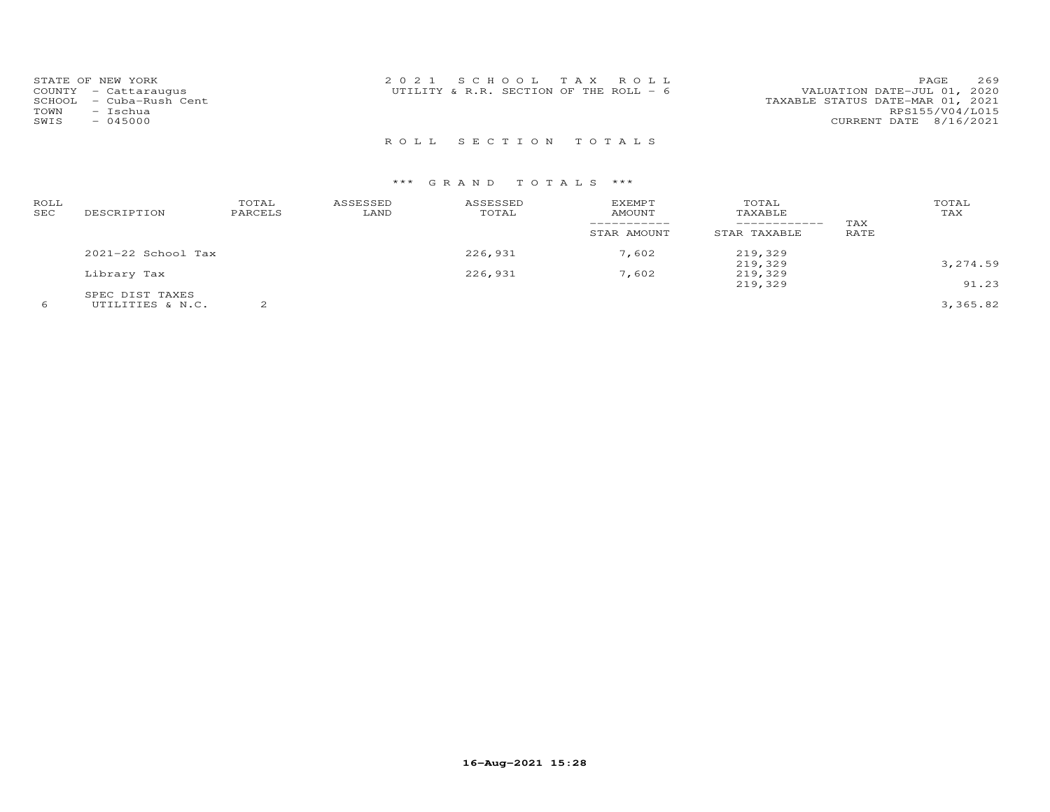STATE OF NEW YORK
COUNTY - Cattaraugus
SCHOOL - Cuba-Rush Cent
TOWN - Ischua
SWIS - 045000

2 0 2 1 S C H O O L T A X R O L L
UTILITY & R.R. SECTION OF THE ROLL - 6

VALUATION DATE-JUL 01, 2020
TAXABLE STATUS DATE-MAR 01, 2021
RPS155/V04/L015
CURRENT DATE 8/16/2021

R O L L S E C T I O N T O T A L S

\*\*\* G R A N D T O T A L S \*\*\*

| ROLL SEC | DESCRIPTION | TOTAL PARCELS | ASSESSED LAND | ASSESSED TOTAL | EXEMPT AMOUNT / STAR AMOUNT | TOTAL TAXABLE / STAR TAXABLE | TAX RATE | TOTAL TAX |
|---|---|---|---|---|---|---|---|---|
| | 2021-22 School Tax | | | 226,931 | 7,602 | 219,329 | | |
| | | | | | | 219,329 | | 3,274.59 |
| | Library Tax | | | 226,931 | 7,602 | 219,329 | | |
| | | | | | | 219,329 | | 91.23 |
| | SPEC DIST TAXES | | | | | | | |
| 6 | UTILITIES & N.C. | 2 | | | | | | 3,365.82 |

16-Aug-2021 15:28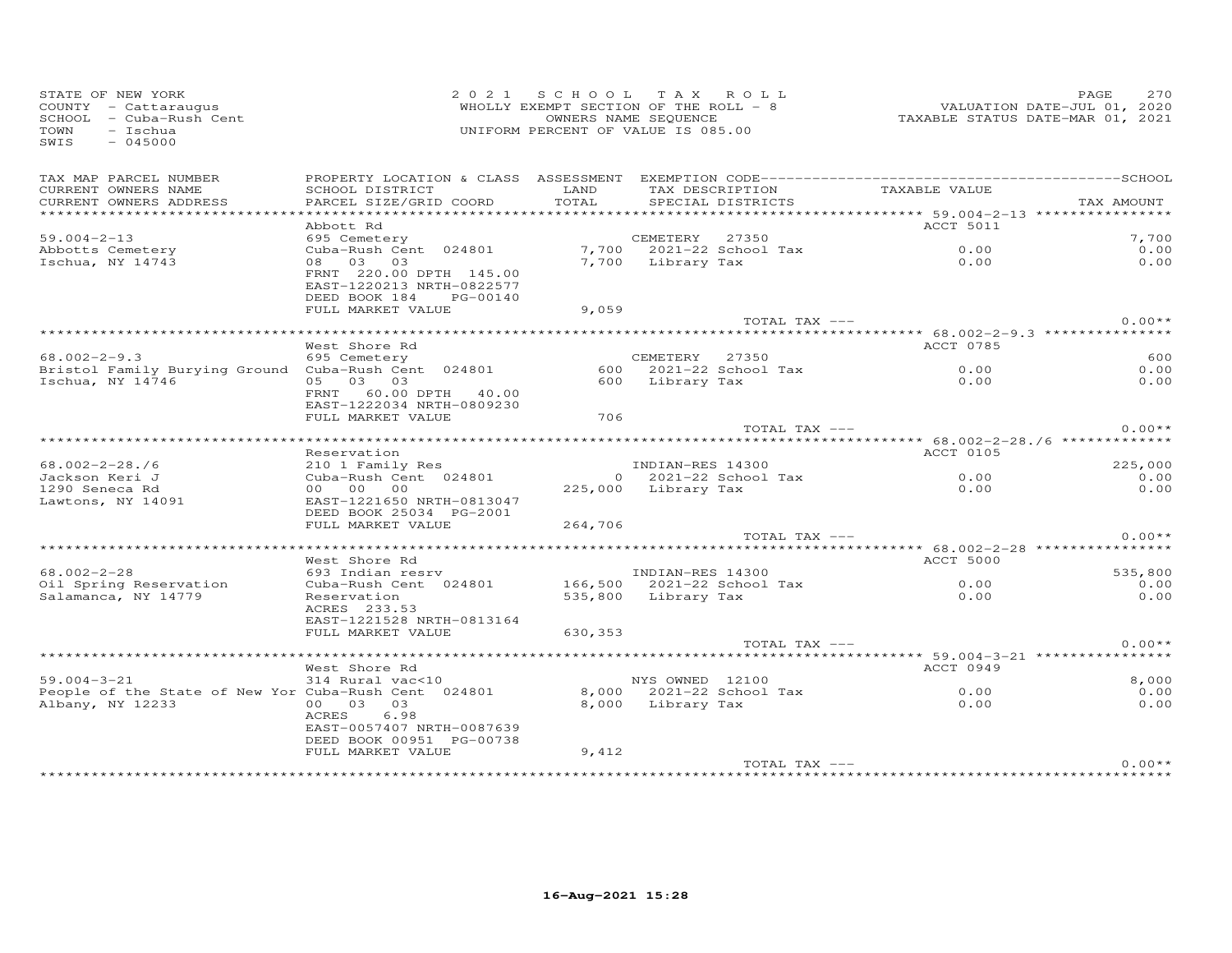STATE OF NEW YORK
COUNTY - Cattaraugus
SCHOOL - Cuba-Rush Cent
TOWN - Ischua
SWIS - 045000

2021 SCHOOL TAX ROLL
WHOLLY EXEMPT SECTION OF THE ROLL - 8
OWNERS NAME SEQUENCE
UNIFORM PERCENT OF VALUE IS 085.00

VALUATION DATE-JUL 01, 2020
TAXABLE STATUS DATE-MAR 01, 2021

| TAX MAP PARCEL NUMBER / CURRENT OWNERS NAME / CURRENT OWNERS ADDRESS | PROPERTY LOCATION & CLASS / SCHOOL DISTRICT / PARCEL SIZE/GRID COORD | ASSESSMENT LAND / TOTAL | EXEMPTION CODE / TAX DESCRIPTION / SPECIAL DISTRICTS | TAXABLE VALUE | TAX AMOUNT |
|---|---|---|---|---|---|
| 59.004-2-13 | Abbott Rd | | | ACCT 5011 | |
| 59.004-2-13 | 695 Cemetery | | CEMETERY 27350 | | 7,700 |
| Abbotts Cemetery | Cuba-Rush Cent 024801 | 7,700 | 2021-22 School Tax | 0.00 | 0.00 |
| Ischua, NY 14743 | 08 03 03 | 7,700 | Library Tax | 0.00 | 0.00 |
| | FRNT 220.00 DPTH 145.00 | | | | |
| | EAST-1220213 NRTH-0822577 | | | | |
| | DEED BOOK 184 PG-00140 | | | | |
| | FULL MARKET VALUE | 9,059 | | | |
| | | | TOTAL TAX --- | | 0.00** |
| 68.002-2-9.3 | West Shore Rd | | | ACCT 0785 | |
| 68.002-2-9.3 | 695 Cemetery | | CEMETERY 27350 | | 600 |
| Bristol Family Burying Ground | Cuba-Rush Cent 024801 | 600 | 2021-22 School Tax | 0.00 | 0.00 |
| Ischua, NY 14746 | 05 03 03 | 600 | Library Tax | 0.00 | 0.00 |
| | FRNT 60.00 DPTH 40.00 | | | | |
| | EAST-1222034 NRTH-0809230 | | | | |
| | FULL MARKET VALUE | 706 | | | |
| | | | TOTAL TAX --- | | 0.00** |
| 68.002-2-28./6 | Reservation | | | ACCT 0105 | |
| 68.002-2-28./6 | 210 1 Family Res | | INDIAN-RES 14300 | | 225,000 |
| Jackson Keri J | Cuba-Rush Cent 024801 | 0 | 2021-22 School Tax | 0.00 | 0.00 |
| 1290 Seneca Rd | 00 00 00 | 225,000 | Library Tax | 0.00 | 0.00 |
| Lawtons, NY 14091 | EAST-1221650 NRTH-0813047 | | | | |
| | DEED BOOK 25034 PG-2001 | | | | |
| | FULL MARKET VALUE | 264,706 | | | |
| | | | TOTAL TAX --- | | 0.00** |
| 68.002-2-28 | West Shore Rd | | | ACCT 5000 | |
| 68.002-2-28 | 693 Indian resrv | | INDIAN-RES 14300 | | 535,800 |
| Oil Spring Reservation | Cuba-Rush Cent 024801 | 166,500 | 2021-22 School Tax | 0.00 | 0.00 |
| Salamanca, NY 14779 | Reservation | 535,800 | Library Tax | 0.00 | 0.00 |
| | ACRES 233.53 | | | | |
| | EAST-1221528 NRTH-0813164 | | | | |
| | FULL MARKET VALUE | 630,353 | | | |
| | | | TOTAL TAX --- | | 0.00** |
| 59.004-3-21 | West Shore Rd | | | ACCT 0949 | |
| 59.004-3-21 | 314 Rural vac<10 | | NYS OWNED 12100 | | 8,000 |
| People of the State of New Yor | Cuba-Rush Cent 024801 | 8,000 | 2021-22 School Tax | 0.00 | 0.00 |
| Albany, NY 12233 | 00 03 03 | 8,000 | Library Tax | 0.00 | 0.00 |
| | ACRES 6.98 | | | | |
| | EAST-0057407 NRTH-0087639 | | | | |
| | DEED BOOK 00951 PG-00738 | | | | |
| | FULL MARKET VALUE | 9,412 | | | |
| | | | TOTAL TAX --- | | 0.00** |

16-Aug-2021 15:28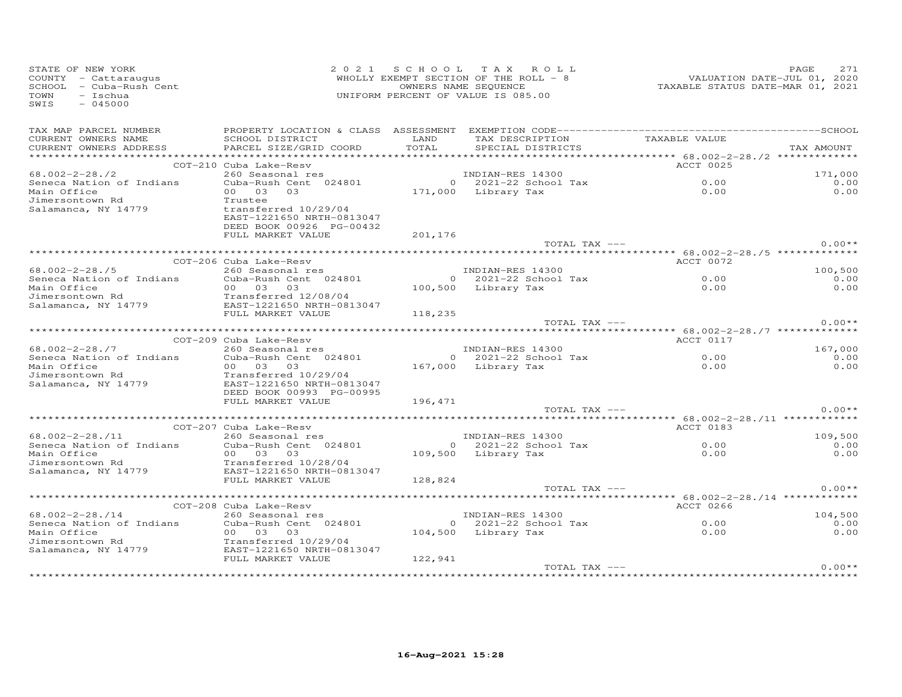STATE OF NEW YORK
COUNTY - Cattaraugus
SCHOOL - Cuba-Rush Cent
TOWN - Ischua
SWIS - 045000

2021 SCHOOL TAX ROLL
WHOLLY EXEMPT SECTION OF THE ROLL - 8
OWNERS NAME SEQUENCE
UNIFORM PERCENT OF VALUE IS 085.00

VALUATION DATE-JUL 01, 2020
TAXABLE STATUS DATE-MAR 01, 2021

| TAX MAP PARCEL NUMBER / CURRENT OWNERS NAME / CURRENT OWNERS ADDRESS | PROPERTY LOCATION & CLASS / SCHOOL DISTRICT / PARCEL SIZE/GRID COORD | ASSESSMENT LAND / TOTAL | EXEMPTION CODE / TAX DESCRIPTION / SPECIAL DISTRICTS | TAXABLE VALUE | TAX AMOUNT |
|---|---|---|---|---|---|
| **68.002-2-28./2** | COT-210 Cuba Lake-Resv | | | ACCT 0025 | |
| 68.002-2-28./2 | 260 Seasonal res | | INDIAN-RES 14300 | | 171,000 |
| Seneca Nation of Indians | Cuba-Rush Cent 024801 | 0 | 2021-22 School Tax | 0.00 | 0.00 |
| Main Office | 00 03 03 | 171,000 | Library Tax | 0.00 | 0.00 |
| Jimersontown Rd | Trustee | | | | |
| Salamanca, NY 14779 | transferred 10/29/04 | | | | |
| | EAST-1221650 NRTH-0813047 | | | | |
| | DEED BOOK 00926 PG-00432 | | | | |
| | FULL MARKET VALUE | 201,176 | | | |
| | | | TOTAL TAX --- | | 0.00** |
| **68.002-2-28./5** | COT-206 Cuba Lake-Resv | | | ACCT 0072 | |
| 68.002-2-28./5 | 260 Seasonal res | | INDIAN-RES 14300 | | 100,500 |
| Seneca Nation of Indians | Cuba-Rush Cent 024801 | 0 | 2021-22 School Tax | 0.00 | 0.00 |
| Main Office | 00 03 03 | 100,500 | Library Tax | 0.00 | 0.00 |
| Jimersontown Rd | Transferred 12/08/04 | | | | |
| Salamanca, NY 14779 | EAST-1221650 NRTH-0813047 | | | | |
| | FULL MARKET VALUE | 118,235 | | | |
| | | | TOTAL TAX --- | | 0.00** |
| **68.002-2-28./7** | COT-209 Cuba Lake-Resv | | | ACCT 0117 | |
| 68.002-2-28./7 | 260 Seasonal res | | INDIAN-RES 14300 | | 167,000 |
| Seneca Nation of Indians | Cuba-Rush Cent 024801 | 0 | 2021-22 School Tax | 0.00 | 0.00 |
| Main Office | 00 03 03 | 167,000 | Library Tax | 0.00 | 0.00 |
| Jimersontown Rd | Transferred 10/29/04 | | | | |
| Salamanca, NY 14779 | EAST-1221650 NRTH-0813047 | | | | |
| | DEED BOOK 00993 PG-00995 | | | | |
| | FULL MARKET VALUE | 196,471 | | | |
| | | | TOTAL TAX --- | | 0.00** |
| **68.002-2-28./11** | COT-207 Cuba Lake-Resv | | | ACCT 0183 | |
| 68.002-2-28./11 | 260 Seasonal res | | INDIAN-RES 14300 | | 109,500 |
| Seneca Nation of Indians | Cuba-Rush Cent 024801 | 0 | 2021-22 School Tax | 0.00 | 0.00 |
| Main Office | 00 03 03 | 109,500 | Library Tax | 0.00 | 0.00 |
| Jimersontown Rd | Transferred 10/28/04 | | | | |
| Salamanca, NY 14779 | EAST-1221650 NRTH-0813047 | | | | |
| | FULL MARKET VALUE | 128,824 | | | |
| | | | TOTAL TAX --- | | 0.00** |
| **68.002-2-28./14** | COT-208 Cuba Lake-Resv | | | ACCT 0266 | |
| 68.002-2-28./14 | 260 Seasonal res | | INDIAN-RES 14300 | | 104,500 |
| Seneca Nation of Indians | Cuba-Rush Cent 024801 | 0 | 2021-22 School Tax | 0.00 | 0.00 |
| Main Office | 00 03 03 | 104,500 | Library Tax | 0.00 | 0.00 |
| Jimersontown Rd | Transferred 10/29/04 | | | | |
| Salamanca, NY 14779 | EAST-1221650 NRTH-0813047 | | | | |
| | FULL MARKET VALUE | 122,941 | | | |
| | | | TOTAL TAX --- | | 0.00** |

16-Aug-2021 15:28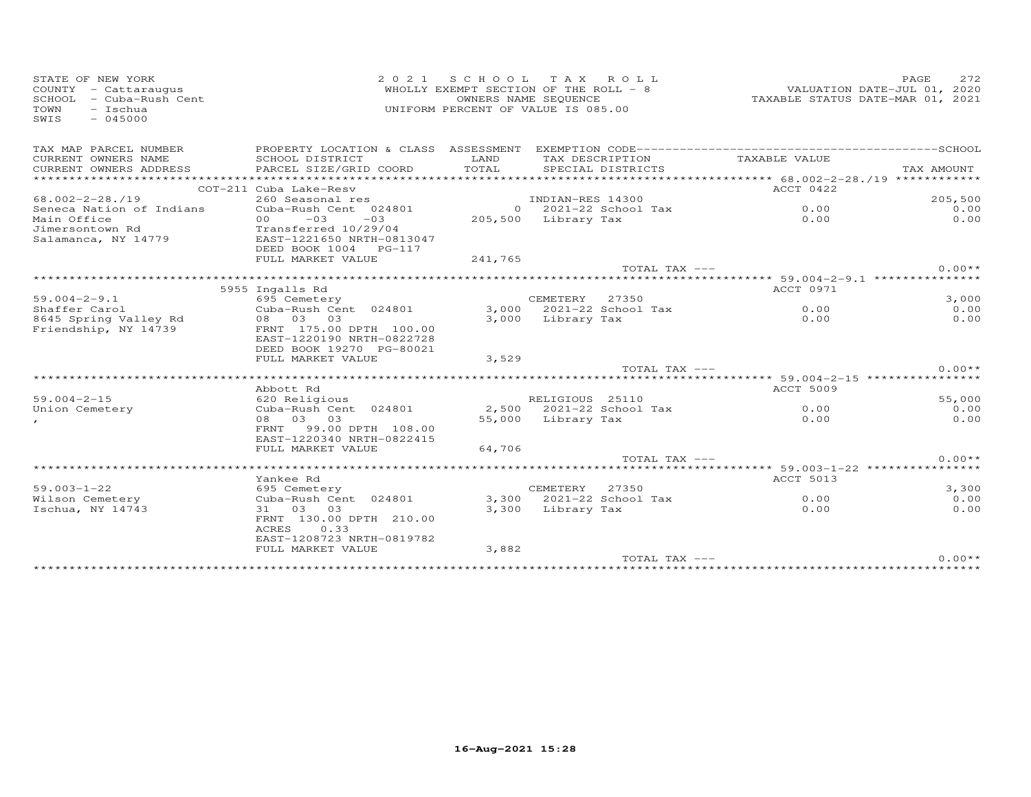STATE OF NEW YORK
COUNTY - Cattaraugus
SCHOOL - Cuba-Rush Cent
TOWN - Ischua
SWIS - 045000

2 0 2 1 S C H O O L T A X R O L L
WHOLLY EXEMPT SECTION OF THE ROLL - 8
OWNERS NAME SEQUENCE
UNIFORM PERCENT OF VALUE IS 085.00

VALUATION DATE-JUL 01, 2020
TAXABLE STATUS DATE-MAR 01, 2021

| TAX MAP PARCEL NUMBER / CURRENT OWNERS NAME / CURRENT OWNERS ADDRESS | PROPERTY LOCATION & CLASS / SCHOOL DISTRICT / PARCEL SIZE/GRID COORD | ASSESSMENT LAND / TOTAL | EXEMPTION CODE / TAX DESCRIPTION / SPECIAL DISTRICTS | TAXABLE VALUE | SCHOOL / TAX AMOUNT |
|---|---|---|---|---|---|
| 68.002-2-28./19 | COT-211 Cuba Lake-Resv | | | ACCT 0422 | |
| 68.002-2-28./19 | 260 Seasonal res | | INDIAN-RES 14300 | | 205,500 |
| Seneca Nation of Indians | Cuba-Rush Cent 024801 | 0 | 2021-22 School Tax | 0.00 | 0.00 |
| Main Office | 00 -03 -03 | 205,500 | Library Tax | 0.00 | 0.00 |
| Jimersontown Rd | Transferred 10/29/04 | | | | |
| Salamanca, NY 14779 | EAST-1221650 NRTH-0813047 | | | | |
| | DEED BOOK 1004 PG-117 | | | | |
| | FULL MARKET VALUE | 241,765 | | | |
| | | | TOTAL TAX --- | | 0.00** |
| 59.004-2-9.1 | 5955 Ingalls Rd | | | ACCT 0971 | |
| 59.004-2-9.1 | 695 Cemetery | | CEMETERY 27350 | | 3,000 |
| Shaffer Carol | Cuba-Rush Cent 024801 | 3,000 | 2021-22 School Tax | 0.00 | 0.00 |
| 8645 Spring Valley Rd | 08 03 03 | 3,000 | Library Tax | 0.00 | 0.00 |
| Friendship, NY 14739 | FRNT 175.00 DPTH 100.00 | | | | |
| | EAST-1220190 NRTH-0822728 | | | | |
| | DEED BOOK 19270 PG-80021 | | | | |
| | FULL MARKET VALUE | 3,529 | | | |
| | | | TOTAL TAX --- | | 0.00** |
| 59.004-2-15 | Abbott Rd | | | ACCT 5009 | |
| 59.004-2-15 | 620 Religious | | RELIGIOUS 25110 | | 55,000 |
| Union Cemetery | Cuba-Rush Cent 024801 | 2,500 | 2021-22 School Tax | 0.00 | 0.00 |
| , | 08 03 03 | 55,000 | Library Tax | 0.00 | 0.00 |
| | FRNT 99.00 DPTH 108.00 | | | | |
| | EAST-1220340 NRTH-0822415 | | | | |
| | FULL MARKET VALUE | 64,706 | | | |
| | | | TOTAL TAX --- | | 0.00** |
| 59.003-1-22 | Yankee Rd | | | ACCT 5013 | |
| 59.003-1-22 | 695 Cemetery | | CEMETERY 27350 | | 3,300 |
| Wilson Cemetery | Cuba-Rush Cent 024801 | 3,300 | 2021-22 School Tax | 0.00 | 0.00 |
| Ischua, NY 14743 | 31 03 03 | 3,300 | Library Tax | 0.00 | 0.00 |
| | FRNT 130.00 DPTH 210.00 | | | | |
| | ACRES 0.33 | | | | |
| | EAST-1208723 NRTH-0819782 | | | | |
| | FULL MARKET VALUE | 3,882 | | | |
| | | | TOTAL TAX --- | | 0.00** |

16-Aug-2021 15:28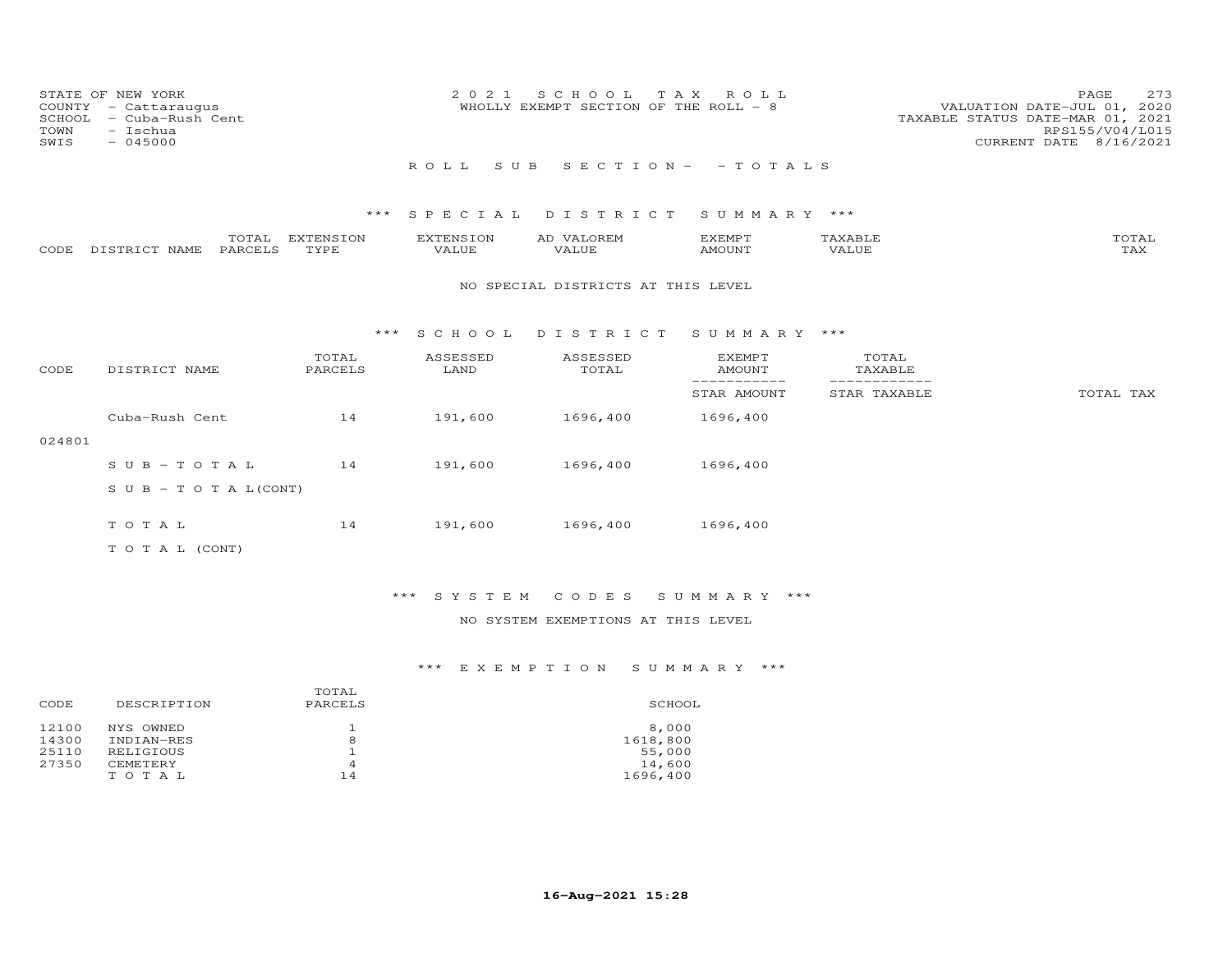STATE OF NEW YORK
COUNTY - Cattaraugus
SCHOOL - Cuba-Rush Cent
TOWN - Ischua
SWIS - 045000

2021 SCHOOL TAX ROLL
WHOLLY EXEMPT SECTION OF THE ROLL - 8

VALUATION DATE-JUL 01, 2020
TAXABLE STATUS DATE-MAR 01, 2021
RPS155/V04/L015
CURRENT DATE 8/16/2021

## ROLL SUB SECTION- - TOTALS

### *** SPECIAL DISTRICT SUMMARY ***

| CODE | DISTRICT NAME | TOTAL PARCELS | EXTENSION TYPE | EXTENSION VALUE | AD VALOREM VALUE | EXEMPT AMOUNT | TAXABLE VALUE | TOTAL TAX |
|---|---|---|---|---|---|---|---|---|

NO SPECIAL DISTRICTS AT THIS LEVEL

### *** SCHOOL DISTRICT SUMMARY ***

| CODE | DISTRICT NAME | TOTAL PARCELS | ASSESSED LAND | ASSESSED TOTAL | EXEMPT AMOUNT / STAR AMOUNT | TOTAL TAXABLE / STAR TAXABLE | TOTAL TAX |
|---|---|---|---|---|---|---|---|
| 024801 | Cuba-Rush Cent | 14 | 191,600 | 1696,400 | 1696,400 | | |
| | SUB-TOTAL | 14 | 191,600 | 1696,400 | 1696,400 | | |
| | SUB-TOTAL(CONT) | | | | | | |
| | TOTAL | 14 | 191,600 | 1696,400 | 1696,400 | | |
| | TOTAL (CONT) | | | | | | |

### *** SYSTEM CODES SUMMARY ***

NO SYSTEM EXEMPTIONS AT THIS LEVEL

### *** EXEMPTION SUMMARY ***

| CODE | DESCRIPTION | TOTAL PARCELS | SCHOOL |
|---|---|---|---|
| 12100 | NYS OWNED | 1 | 8,000 |
| 14300 | INDIAN-RES | 8 | 1618,800 |
| 25110 | RELIGIOUS | 1 | 55,000 |
| 27350 | CEMETERY | 4 | 14,600 |
| | TOTAL | 14 | 1696,400 |

16-Aug-2021 15:28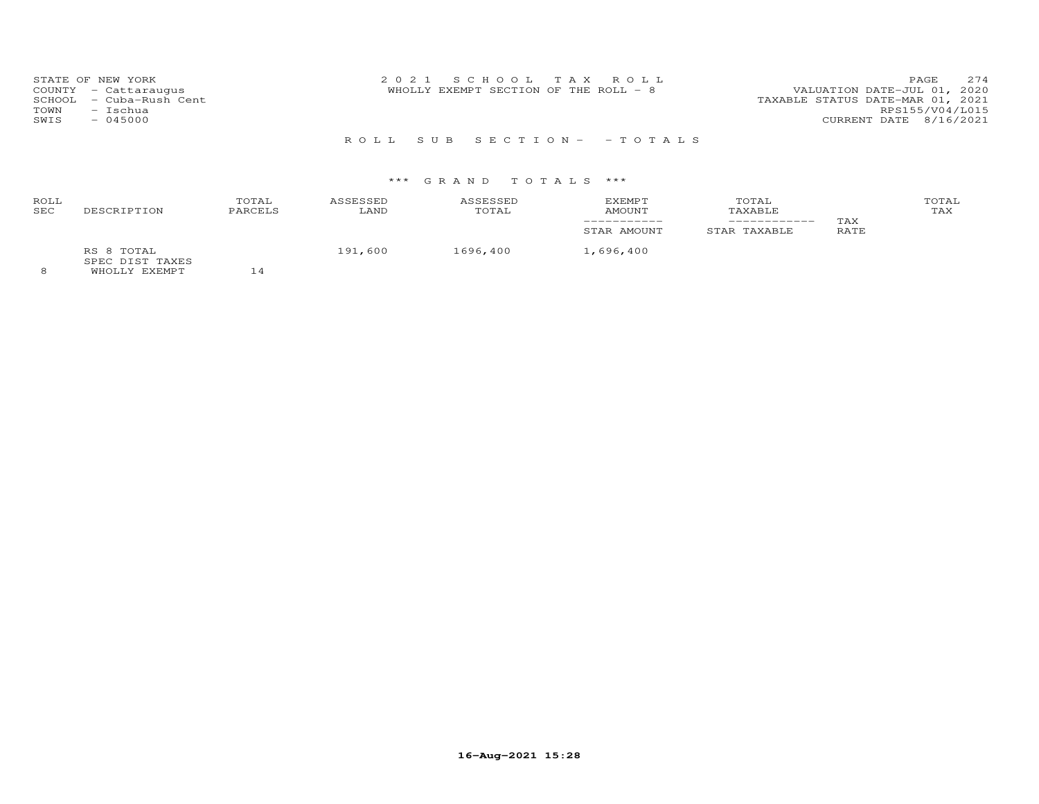STATE OF NEW YORK
COUNTY - Cattaraugus
SCHOOL - Cuba-Rush Cent
TOWN - Ischua
SWIS - 045000

2 0 2 1 S C H O O L T A X R O L L
WHOLLY EXEMPT SECTION OF THE ROLL - 8

VALUATION DATE-JUL 01, 2020
TAXABLE STATUS DATE-MAR 01, 2021
RPS155/V04/L015
CURRENT DATE 8/16/2021

R O L L S U B S E C T I O N - - T O T A L S

\*\*\* G R A N D T O T A L S \*\*\*

| ROLL SEC | DESCRIPTION | TOTAL PARCELS | ASSESSED LAND | ASSESSED TOTAL | EXEMPT AMOUNT<br>-----------<br>STAR AMOUNT | TOTAL TAXABLE<br>------------<br>STAR TAXABLE | TAX RATE | TOTAL TAX |
|---|---|---|---|---|---|---|---|---|
| | RS 8 TOTAL | | 191,600 | 1696,400 | 1,696,400 | | | |
| | SPEC DIST TAXES | | | | | | | |
| 8 | WHOLLY EXEMPT | 14 | | | | | | |

16-Aug-2021 15:28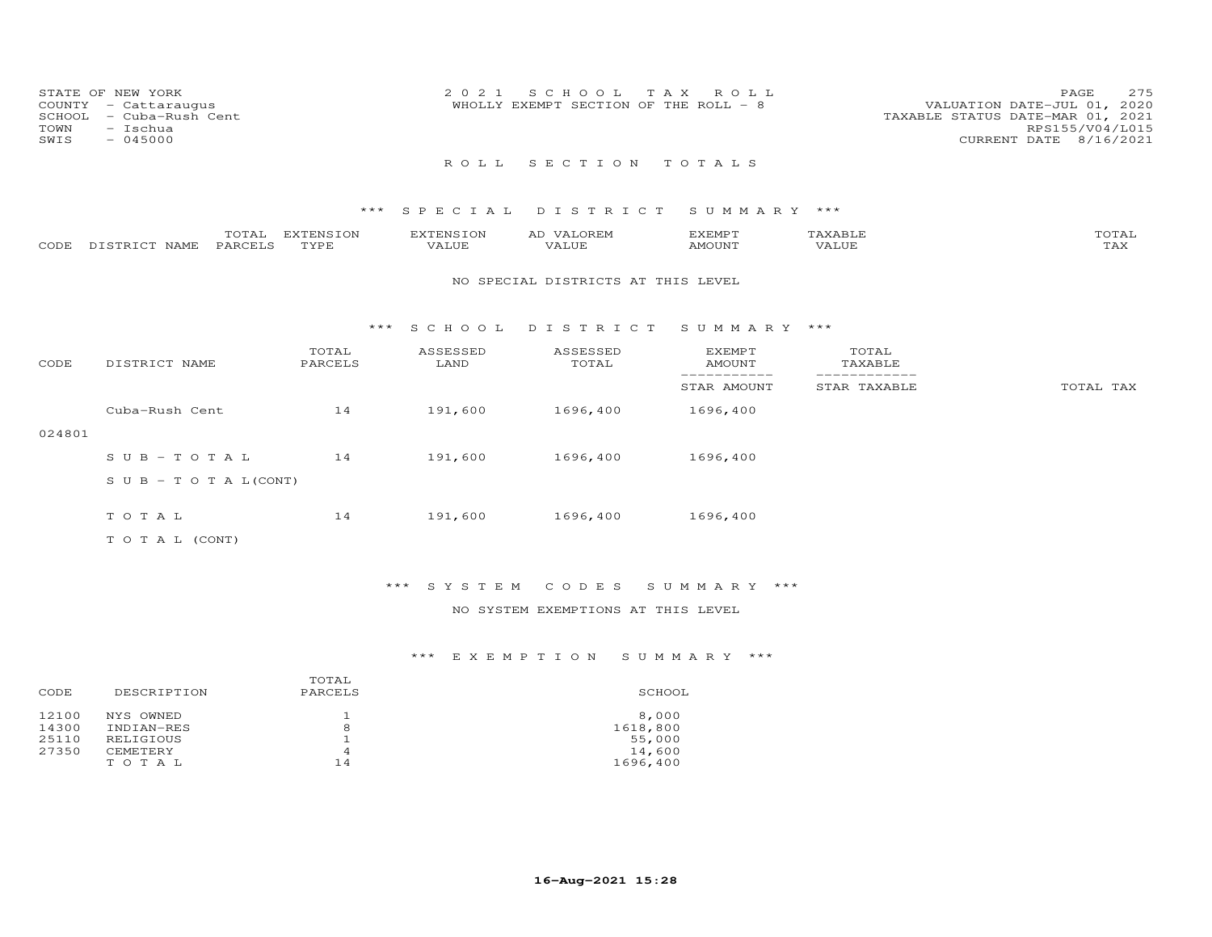STATE OF NEW YORK
COUNTY - Cattaraugus
SCHOOL - Cuba-Rush Cent
TOWN - Ischua
SWIS - 045000

2021 SCHOOL TAX ROLL
WHOLLY EXEMPT SECTION OF THE ROLL - 8

VALUATION DATE-JUL 01, 2020
TAXABLE STATUS DATE-MAR 01, 2021
RPS155/V04/L015
CURRENT DATE 8/16/2021

## ROLL SECTION TOTALS

### *** SPECIAL DISTRICT SUMMARY ***

| CODE | DISTRICT NAME | TOTAL PARCELS | EXTENSION TYPE | EXTENSION VALUE | AD VALOREM VALUE | EXEMPT AMOUNT | TAXABLE VALUE | TOTAL TAX |
|---|---|---|---|---|---|---|---|---|

NO SPECIAL DISTRICTS AT THIS LEVEL

### *** SCHOOL DISTRICT SUMMARY ***

| CODE | DISTRICT NAME | TOTAL PARCELS | ASSESSED LAND | ASSESSED TOTAL | EXEMPT AMOUNT / STAR AMOUNT | TOTAL TAXABLE / STAR TAXABLE | TOTAL TAX |
|---|---|---|---|---|---|---|---|
| 024801 | Cuba-Rush Cent | 14 | 191,600 | 1696,400 | 1696,400 | | |
| | S U B - T O T A L | 14 | 191,600 | 1696,400 | 1696,400 | | |
| | S U B - T O T A L(CONT) | | | | | | |
| | T O T A L | 14 | 191,600 | 1696,400 | 1696,400 | | |
| | T O T A L (CONT) | | | | | | |

### *** SYSTEM CODES SUMMARY ***

NO SYSTEM EXEMPTIONS AT THIS LEVEL

### *** EXEMPTION SUMMARY ***

| CODE | DESCRIPTION | TOTAL PARCELS | SCHOOL |
|---|---|---|---|
| 12100 | NYS OWNED | 1 | 8,000 |
| 14300 | INDIAN-RES | 8 | 1618,800 |
| 25110 | RELIGIOUS | 1 | 55,000 |
| 27350 | CEMETERY | 4 | 14,600 |
| | T O T A L | 14 | 1696,400 |

16-Aug-2021 15:28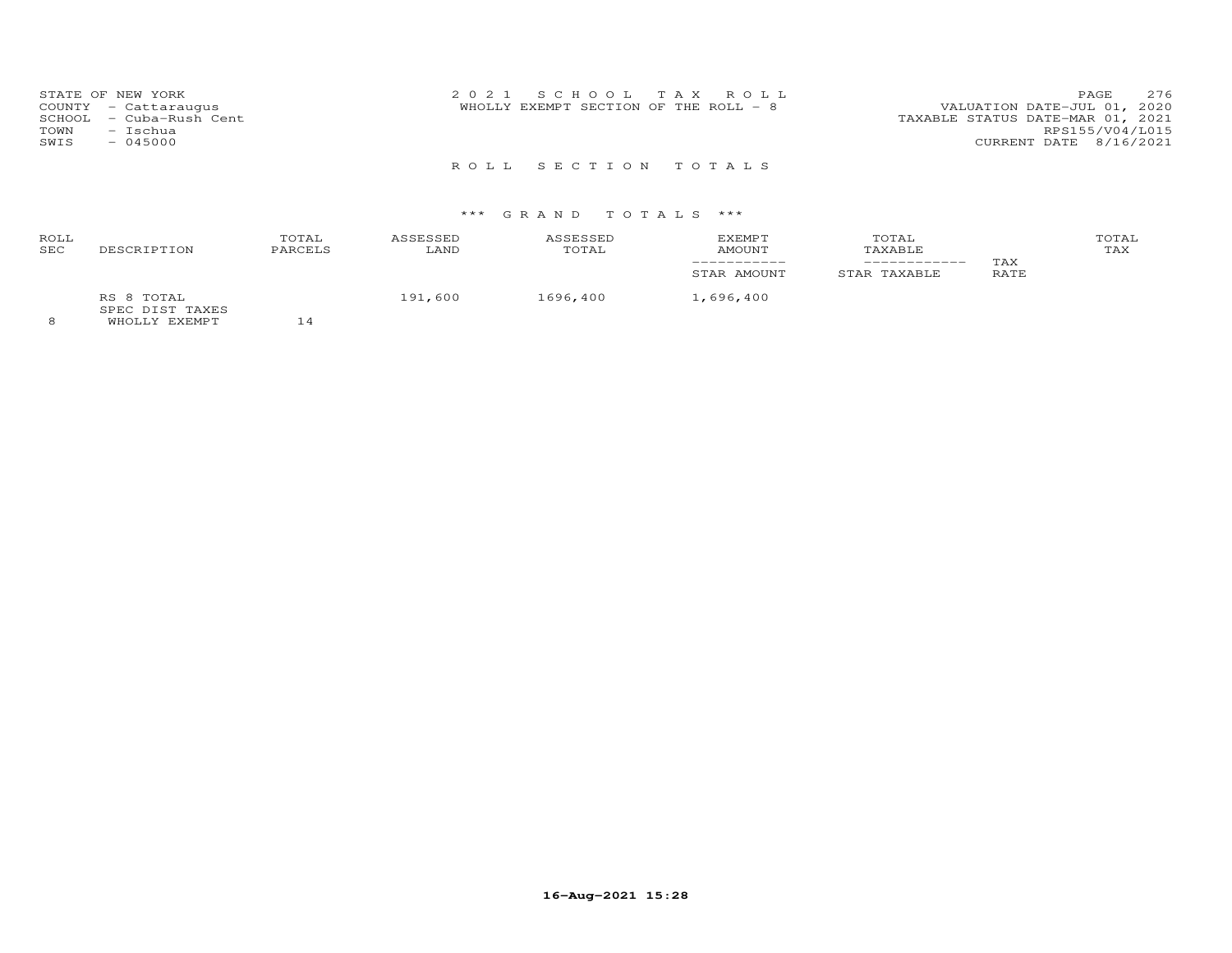STATE OF NEW YORK
COUNTY - Cattaraugus
SCHOOL - Cuba-Rush Cent
TOWN - Ischua
SWIS - 045000

2 0 2 1 S C H O O L T A X R O L L
WHOLLY EXEMPT SECTION OF THE ROLL - 8

VALUATION DATE-JUL 01, 2020
TAXABLE STATUS DATE-MAR 01, 2021
RPS155/V04/L015
CURRENT DATE 8/16/2021

## R O L L S E C T I O N T O T A L S

### \*\*\* G R A N D T O T A L S \*\*\*

| ROLL SEC | DESCRIPTION | TOTAL PARCELS | ASSESSED LAND | ASSESSED TOTAL | EXEMPT AMOUNT / STAR AMOUNT | TOTAL TAXABLE / STAR TAXABLE | TAX RATE | TOTAL TAX |
|---|---|---|---|---|---|---|---|---|
| | RS 8 TOTAL | | 191,600 | 1696,400 | 1,696,400 | | | |
| | SPEC DIST TAXES | | | | | | | |
| 8 | WHOLLY EXEMPT | 14 | | | | | | |

16-Aug-2021 15:28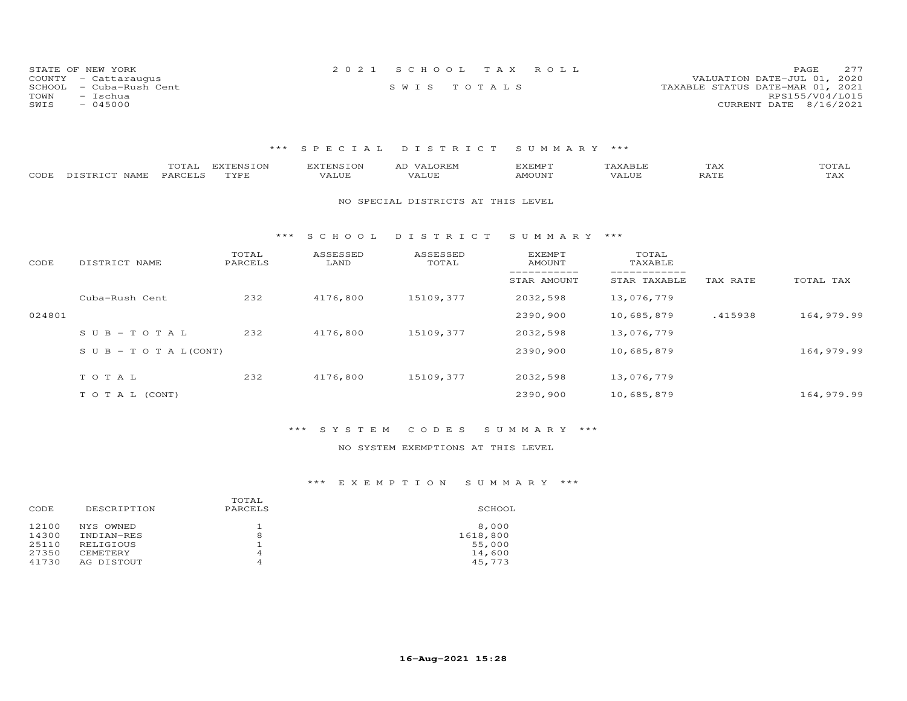STATE OF NEW YORK
COUNTY - Cattaraugus
SCHOOL - Cuba-Rush Cent
TOWN - Ischua
SWIS - 045000

2 0 2 1 S C H O O L T A X R O L L
S W I S T O T A L S

VALUATION DATE-JUL 01, 2020
TAXABLE STATUS DATE-MAR 01, 2021
RPS155/V04/L015
CURRENT DATE 8/16/2021

### *** S P E C I A L D I S T R I C T S U M M A R Y ***

| CODE | DISTRICT NAME | TOTAL PARCELS | EXTENSION TYPE | EXTENSION VALUE | AD VALOREM VALUE | EXEMPT AMOUNT | TAXABLE VALUE | TAX RATE | TOTAL TAX |
|---|---|---|---|---|---|---|---|---|---|

NO SPECIAL DISTRICTS AT THIS LEVEL

### *** S C H O O L D I S T R I C T S U M M A R Y ***

| CODE | DISTRICT NAME | TOTAL PARCELS | ASSESSED LAND | ASSESSED TOTAL | EXEMPT AMOUNT / STAR AMOUNT | TOTAL TAXABLE / STAR TAXABLE | TAX RATE | TOTAL TAX |
|---|---|---|---|---|---|---|---|---|
| | Cuba-Rush Cent | 232 | 4176,800 | 15109,377 | 2032,598 | 13,076,779 | | |
| 024801 | | | | | 2390,900 | 10,685,879 | .415938 | 164,979.99 |
| | S U B - T O T A L | 232 | 4176,800 | 15109,377 | 2032,598 | 13,076,779 | | |
| | S U B - T O T A L(CONT) | | | | 2390,900 | 10,685,879 | | 164,979.99 |
| | T O T A L | 232 | 4176,800 | 15109,377 | 2032,598 | 13,076,779 | | |
| | T O T A L (CONT) | | | | 2390,900 | 10,685,879 | | 164,979.99 |

### *** S Y S T E M C O D E S S U M M A R Y ***

NO SYSTEM EXEMPTIONS AT THIS LEVEL

### *** E X E M P T I O N S U M M A R Y ***

| CODE | DESCRIPTION | TOTAL PARCELS | SCHOOL |
|---|---|---|---|
| 12100 | NYS OWNED | 1 | 8,000 |
| 14300 | INDIAN-RES | 8 | 1618,800 |
| 25110 | RELIGIOUS | 1 | 55,000 |
| 27350 | CEMETERY | 4 | 14,600 |
| 41730 | AG DISTOUT | 4 | 45,773 |

16-Aug-2021 15:28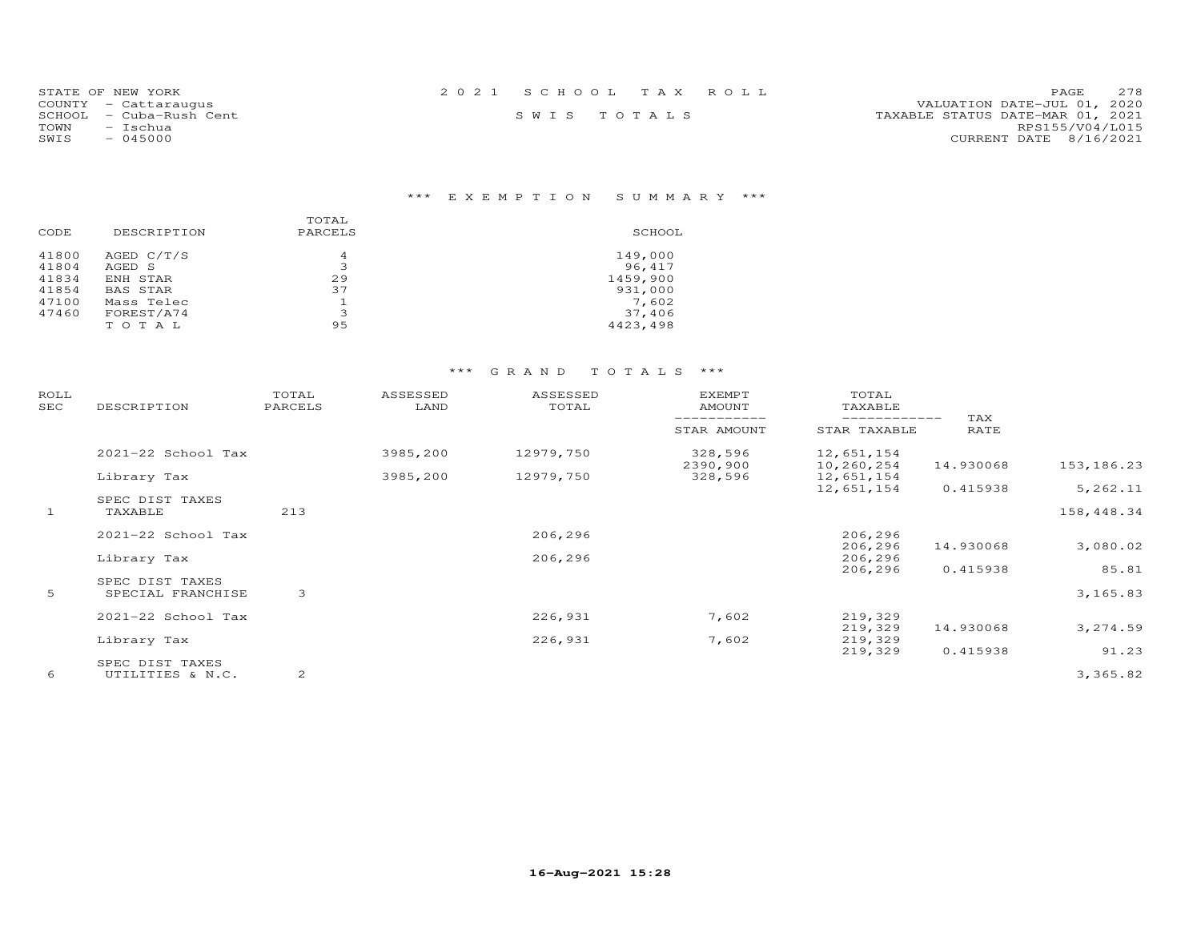STATE OF NEW YORK
COUNTY - Cattaraugus
SCHOOL - Cuba-Rush Cent
TOWN - Ischua
SWIS - 045000

2 0 2 1 S C H O O L T A X R O L L

S W I S T O T A L S

VALUATION DATE-JUL 01, 2020
TAXABLE STATUS DATE-MAR 01, 2021
RPS155/V04/L015
CURRENT DATE 8/16/2021

## *** E X E M P T I O N S U M M A R Y ***

| CODE | DESCRIPTION | TOTAL PARCELS | SCHOOL |
|---|---|---|---|
| 41800 | AGED C/T/S | 4 | 149,000 |
| 41804 | AGED S | 3 | 96,417 |
| 41834 | ENH STAR | 29 | 1459,900 |
| 41854 | BAS STAR | 37 | 931,000 |
| 47100 | Mass Telec | 1 | 7,602 |
| 47460 | FOREST/A74 | 3 | 37,406 |
| | T O T A L | 95 | 4423,498 |

## *** G R A N D T O T A L S ***

| ROLL SEC | DESCRIPTION | TOTAL PARCELS | ASSESSED LAND | ASSESSED TOTAL | EXEMPT AMOUNT / STAR AMOUNT | TOTAL TAXABLE / STAR TAXABLE | TAX RATE | |
|---|---|---|---|---|---|---|---|---|
| | 2021-22 School Tax | | 3985,200 | 12979,750 | 328,596 | 12,651,154 | | |
| | | | | | 2390,900 | 10,260,254 | 14.930068 | 153,186.23 |
| | Library Tax | | 3985,200 | 12979,750 | 328,596 | 12,651,154 | | |
| | | | | | | 12,651,154 | 0.415938 | 5,262.11 |
| | SPEC DIST TAXES | | | | | | | |
| 1 | TAXABLE | 213 | | | | | | 158,448.34 |
| | 2021-22 School Tax | | | 206,296 | | 206,296 | | |
| | | | | | | 206,296 | 14.930068 | 3,080.02 |
| | Library Tax | | | 206,296 | | 206,296 | | |
| | | | | | | 206,296 | 0.415938 | 85.81 |
| | SPEC DIST TAXES | | | | | | | |
| 5 | SPECIAL FRANCHISE | 3 | | | | | | 3,165.83 |
| | 2021-22 School Tax | | | 226,931 | 7,602 | 219,329 | | |
| | | | | | | 219,329 | 14.930068 | 3,274.59 |
| | Library Tax | | | 226,931 | 7,602 | 219,329 | | |
| | | | | | | 219,329 | 0.415938 | 91.23 |
| | SPEC DIST TAXES | | | | | | | |
| 6 | UTILITIES & N.C. | 2 | | | | | | 3,365.82 |

16-Aug-2021 15:28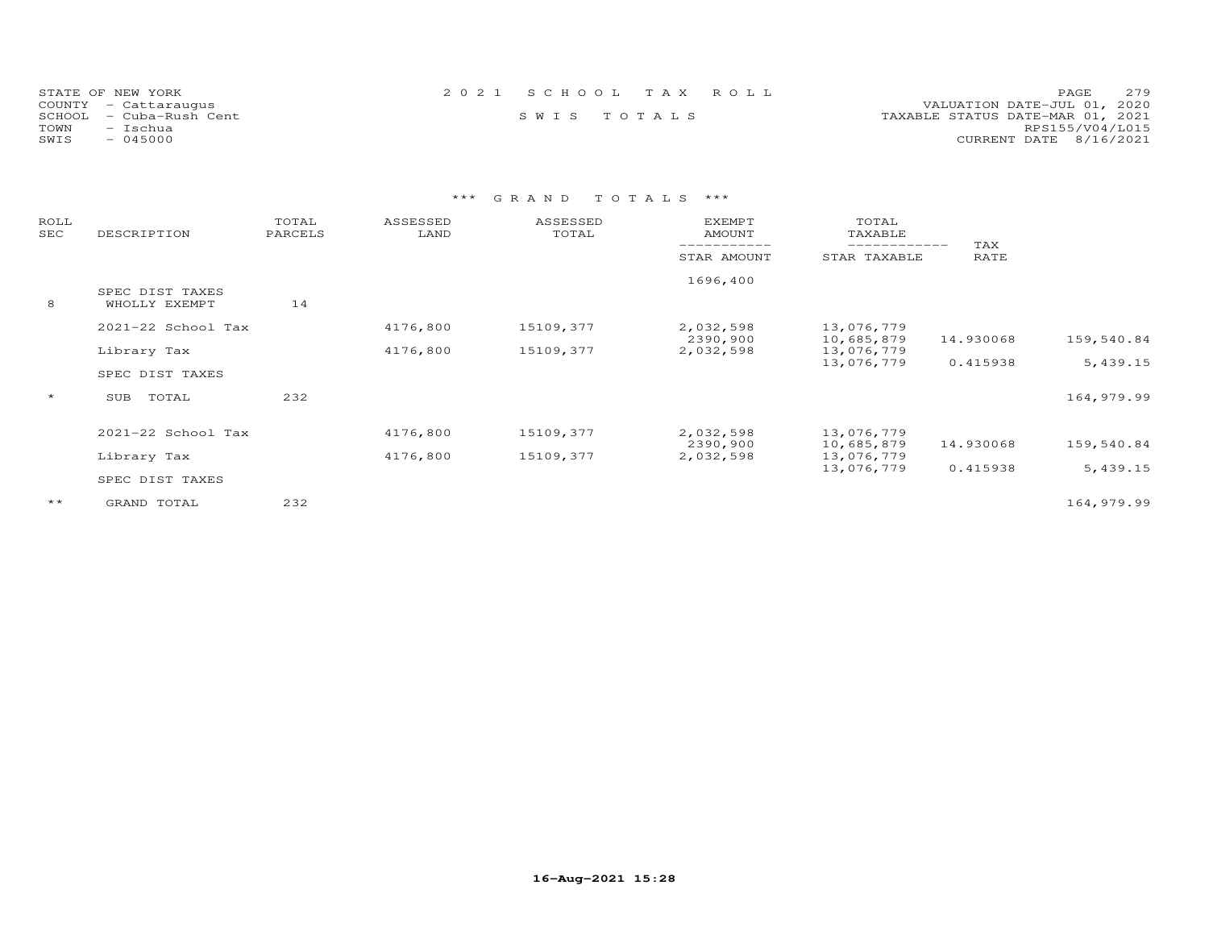STATE OF NEW YORK
COUNTY - Cattaraugus
SCHOOL - Cuba-Rush Cent
TOWN - Ischua
SWIS - 045000

2021 SCHOOL TAX ROLL

SWIS TOTALS

VALUATION DATE-JUL 01, 2020
TAXABLE STATUS DATE-MAR 01, 2021
RPS155/V04/L015
CURRENT DATE 8/16/2021

### *** GRAND TOTALS ***

| ROLL SEC | DESCRIPTION | TOTAL PARCELS | ASSESSED LAND | ASSESSED TOTAL | EXEMPT AMOUNT / STAR AMOUNT | TOTAL TAXABLE / STAR TAXABLE | TAX RATE | |
|---|---|---|---|---|---|---|---|---|
| | | | | | 1696,400 | | | |
| | SPEC DIST TAXES | | | | | | | |
| 8 | WHOLLY EXEMPT | 14 | | | | | | |
| | 2021-22 School Tax | | 4176,800 | 15109,377 | 2,032,598 | 13,076,779 | | |
| | | | | | 2390,900 | 10,685,879 | 14.930068 | 159,540.84 |
| | Library Tax | | 4176,800 | 15109,377 | 2,032,598 | 13,076,779 | | |
| | | | | | | 13,076,779 | 0.415938 | 5,439.15 |
| | SPEC DIST TAXES | | | | | | | |
| * | SUB TOTAL | 232 | | | | | | 164,979.99 |
| | 2021-22 School Tax | | 4176,800 | 15109,377 | 2,032,598 | 13,076,779 | | |
| | | | | | 2390,900 | 10,685,879 | 14.930068 | 159,540.84 |
| | Library Tax | | 4176,800 | 15109,377 | 2,032,598 | 13,076,779 | | |
| | | | | | | 13,076,779 | 0.415938 | 5,439.15 |
| | SPEC DIST TAXES | | | | | | | |
| ** | GRAND TOTAL | 232 | | | | | | 164,979.99 |

16-Aug-2021 15:28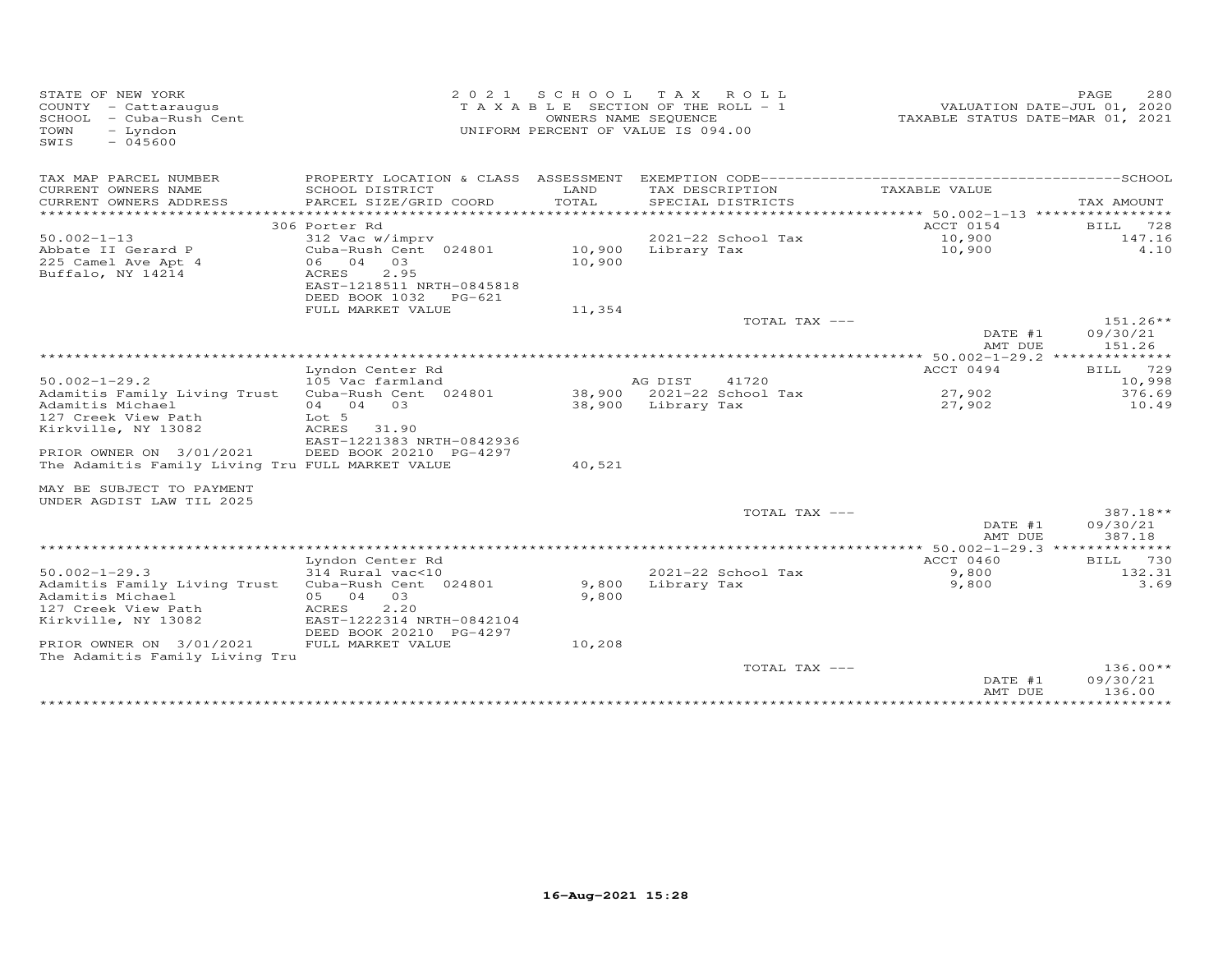STATE OF NEW YORK
COUNTY - Cattaraugus
SCHOOL - Cuba-Rush Cent
TOWN - Lyndon
SWIS - 045600

2021 SCHOOL TAX ROLL
TAXABLE SECTION OF THE ROLL - 1
OWNERS NAME SEQUENCE
UNIFORM PERCENT OF VALUE IS 094.00

VALUATION DATE-JUL 01, 2020
TAXABLE STATUS DATE-MAR 01, 2021

| TAX MAP PARCEL NUMBER / CURRENT OWNERS NAME / CURRENT OWNERS ADDRESS | PROPERTY LOCATION & CLASS / SCHOOL DISTRICT / PARCEL SIZE/GRID COORD | ASSESSMENT LAND / TOTAL | EXEMPTION CODE / TAX DESCRIPTION / SPECIAL DISTRICTS | TAXABLE VALUE | TAX AMOUNT |
|---|---|---|---|---|---|
| | 306 Porter Rd | | | ACCT 0154 | BILL 728 |
| 50.002-1-13 | 312 Vac w/imprv | | 2021-22 School Tax | 10,900 | 147.16 |
| Abbate II Gerard P | Cuba-Rush Cent 024801 | 10,900 | Library Tax | 10,900 | 4.10 |
| 225 Camel Ave Apt 4 | 06 04 03 | 10,900 | | | |
| Buffalo, NY 14214 | ACRES 2.95 | | | | |
| | EAST-1218511 NRTH-0845818 | | | | |
| | DEED BOOK 1032 PG-621 | | | | |
| | FULL MARKET VALUE | 11,354 | | | |
| | | | TOTAL TAX --- | | 151.26** |
| | | | | DATE #1 | 09/30/21 |
| | | | | AMT DUE | 151.26 |
| | Lyndon Center Rd | | | ACCT 0494 | BILL 729 |
| 50.002-1-29.2 | 105 Vac farmland | | AG DIST 41720 | | 10,998 |
| Adamitis Family Living Trust | Cuba-Rush Cent 024801 | 38,900 | 2021-22 School Tax | 27,902 | 376.69 |
| Adamitis Michael | 04 04 03 | 38,900 | Library Tax | 27,902 | 10.49 |
| 127 Creek View Path | Lot 5 | | | | |
| Kirkville, NY 13082 | ACRES 31.90 | | | | |
| | EAST-1221383 NRTH-0842936 | | | | |
| PRIOR OWNER ON 3/01/2021 | DEED BOOK 20210 PG-4297 | | | | |
| The Adamitis Family Living Tru | FULL MARKET VALUE | 40,521 | | | |
| MAY BE SUBJECT TO PAYMENT | | | | | |
| UNDER AGDIST LAW TIL 2025 | | | | | |
| | | | TOTAL TAX --- | | 387.18** |
| | | | | DATE #1 | 09/30/21 |
| | | | | AMT DUE | 387.18 |
| | Lyndon Center Rd | | | ACCT 0460 | BILL 730 |
| 50.002-1-29.3 | 314 Rural vac<10 | | 2021-22 School Tax | 9,800 | 132.31 |
| Adamitis Family Living Trust | Cuba-Rush Cent 024801 | 9,800 | Library Tax | 9,800 | 3.69 |
| Adamitis Michael | 05 04 03 | 9,800 | | | |
| 127 Creek View Path | ACRES 2.20 | | | | |
| Kirkville, NY 13082 | EAST-1222314 NRTH-0842104 | | | | |
| | DEED BOOK 20210 PG-4297 | | | | |
| PRIOR OWNER ON 3/01/2021 | FULL MARKET VALUE | 10,208 | | | |
| The Adamitis Family Living Tru | | | | | |
| | | | TOTAL TAX --- | | 136.00** |
| | | | | DATE #1 | 09/30/21 |
| | | | | AMT DUE | 136.00 |

16-Aug-2021 15:28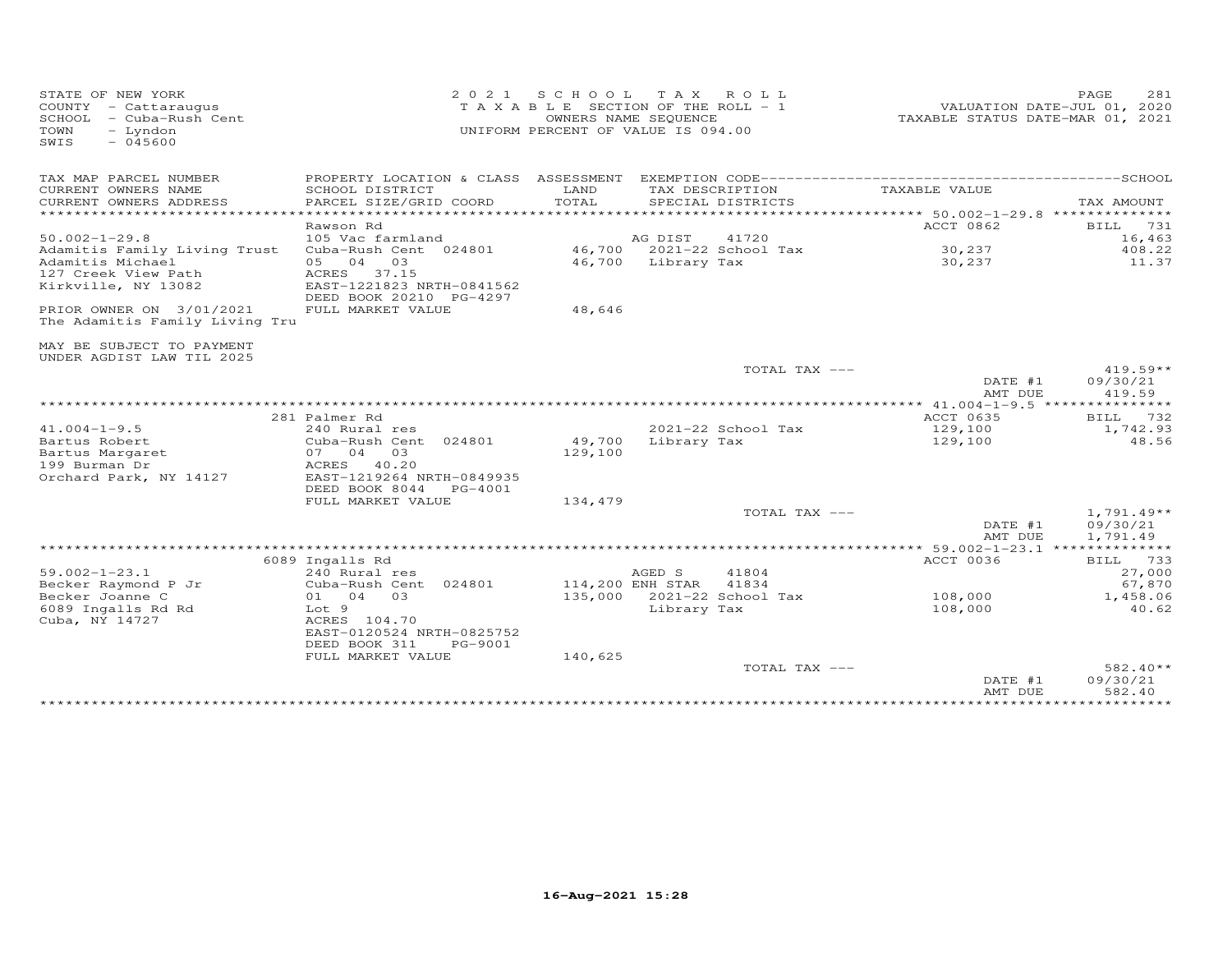STATE OF NEW YORK
COUNTY - Cattaraugus
SCHOOL - Cuba-Rush Cent
TOWN - Lyndon
SWIS - 045600

2021 SCHOOL TAX ROLL
TAXABLE SECTION OF THE ROLL - 1
OWNERS NAME SEQUENCE
UNIFORM PERCENT OF VALUE IS 094.00

VALUATION DATE-JUL 01, 2020
TAXABLE STATUS DATE-MAR 01, 2021

| TAX MAP PARCEL NUMBER / CURRENT OWNERS NAME / CURRENT OWNERS ADDRESS | PROPERTY LOCATION & CLASS / SCHOOL DISTRICT / PARCEL SIZE/GRID COORD | ASSESSMENT LAND / TOTAL | EXEMPTION CODE / TAX DESCRIPTION / SPECIAL DISTRICTS | TAXABLE VALUE | TAX AMOUNT |
|---|---|---|---|---|---|
| **50.002-1-29.8** | Rawson Rd | | | ACCT 0862 | BILL 731 |
| 50.002-1-29.8 | 105 Vac farmland | | AG DIST 41720 | | 16,463 |
| Adamitis Family Living Trust | Cuba-Rush Cent 024801 | 46,700 | 2021-22 School Tax | 30,237 | 408.22 |
| Adamitis Michael | 05 04 03 | 46,700 | Library Tax | 30,237 | 11.37 |
| 127 Creek View Path | ACRES 37.15 | | | | |
| Kirkville, NY 13082 | EAST-1221823 NRTH-0841562 | | | | |
| | DEED BOOK 20210 PG-4297 | | | | |
| PRIOR OWNER ON 3/01/2021 | FULL MARKET VALUE | 48,646 | | | |
| The Adamitis Family Living Tru | | | | | |
| MAY BE SUBJECT TO PAYMENT UNDER AGDIST LAW TIL 2025 | | | | | |
| | | | TOTAL TAX --- | | 419.59** |
| | | | | DATE #1 | 09/30/21 |
| | | | | AMT DUE | 419.59 |
| **41.004-1-9.5** | 281 Palmer Rd | | | ACCT 0635 | BILL 732 |
| 41.004-1-9.5 | 240 Rural res | | 2021-22 School Tax | 129,100 | 1,742.93 |
| Bartus Robert | Cuba-Rush Cent 024801 | 49,700 | Library Tax | 129,100 | 48.56 |
| Bartus Margaret | 07 04 03 | 129,100 | | | |
| 199 Burman Dr | ACRES 40.20 | | | | |
| Orchard Park, NY 14127 | EAST-1219264 NRTH-0849935 | | | | |
| | DEED BOOK 8044 PG-4001 | | | | |
| | FULL MARKET VALUE | 134,479 | | | |
| | | | TOTAL TAX --- | | 1,791.49** |
| | | | | DATE #1 | 09/30/21 |
| | | | | AMT DUE | 1,791.49 |
| **59.002-1-23.1** | 6089 Ingalls Rd | | | ACCT 0036 | BILL 733 |
| 59.002-1-23.1 | 240 Rural res | | AGED S 41804 | | 27,000 |
| Becker Raymond P Jr | Cuba-Rush Cent 024801 | 114,200 | ENH STAR 41834 | | 67,870 |
| Becker Joanne C | 01 04 03 | 135,000 | 2021-22 School Tax | 108,000 | 1,458.06 |
| 6089 Ingalls Rd Rd | Lot 9 | | Library Tax | 108,000 | 40.62 |
| Cuba, NY 14727 | ACRES 104.70 | | | | |
| | EAST-0120524 NRTH-0825752 | | | | |
| | DEED BOOK 311 PG-9001 | | | | |
| | FULL MARKET VALUE | 140,625 | | | |
| | | | TOTAL TAX --- | | 582.40** |
| | | | | DATE #1 | 09/30/21 |
| | | | | AMT DUE | 582.40 |

16-Aug-2021 15:28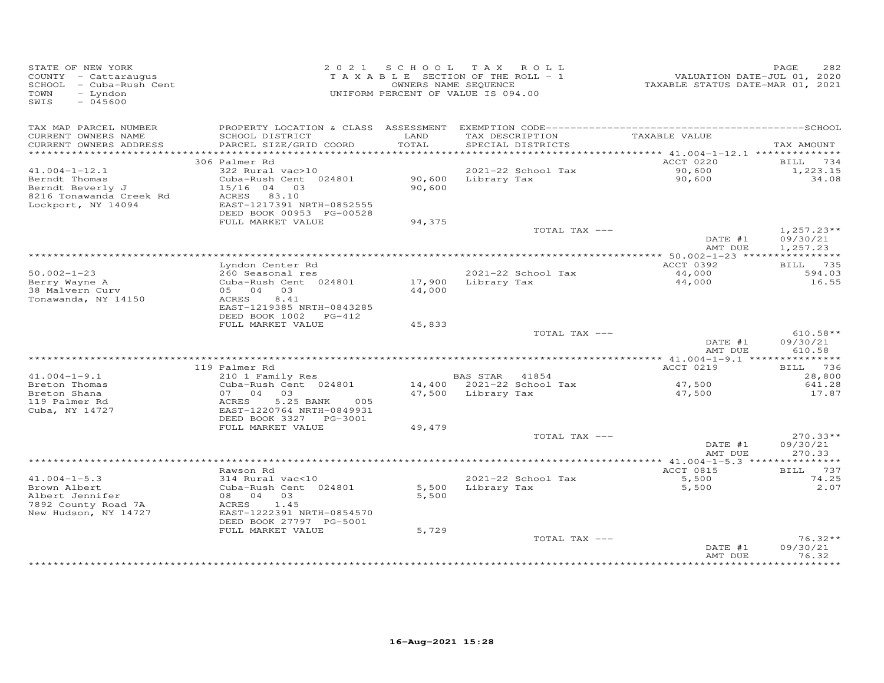STATE OF NEW YORK
COUNTY - Cattaraugus
SCHOOL - Cuba-Rush Cent
TOWN - Lyndon
SWIS - 045600

2021 SCHOOL TAX ROLL
TAXABLE SECTION OF THE ROLL - 1
OWNERS NAME SEQUENCE
UNIFORM PERCENT OF VALUE IS 094.00

VALUATION DATE-JUL 01, 2020
TAXABLE STATUS DATE-MAR 01, 2021

| TAX MAP PARCEL NUMBER / CURRENT OWNERS NAME / CURRENT OWNERS ADDRESS | PROPERTY LOCATION & CLASS / SCHOOL DISTRICT / PARCEL SIZE/GRID COORD | ASSESSMENT LAND / TOTAL | EXEMPTION CODE / TAX DESCRIPTION / SPECIAL DISTRICTS | TAXABLE VALUE | TAX AMOUNT |
|---|---|---|---|---|---|
| **41.004-1-12.1** | 306 Palmer Rd | | | ACCT 0220 | BILL 734 |
| 41.004-1-12.1 | 322 Rural vac>10 | | 2021-22 School Tax | 90,600 | 1,223.15 |
| Berndt Thomas | Cuba-Rush Cent 024801 | 90,600 | Library Tax | 90,600 | 34.08 |
| Berndt Beverly J | 15/16 04 03 | 90,600 | | | |
| 8216 Tonawanda Creek Rd | ACRES 83.10 | | | | |
| Lockport, NY 14094 | EAST-1217391 NRTH-0852555 | | | | |
| | DEED BOOK 00953 PG-00528 | | | | |
| | FULL MARKET VALUE | 94,375 | | | |
| | | | TOTAL TAX --- | | 1,257.23** |
| | | | | DATE #1 | 09/30/21 |
| | | | | AMT DUE | 1,257.23 |
| **50.002-1-23** | Lyndon Center Rd | | | ACCT 0392 | BILL 735 |
| 50.002-1-23 | 260 Seasonal res | | 2021-22 School Tax | 44,000 | 594.03 |
| Berry Wayne A | Cuba-Rush Cent 024801 | 17,900 | Library Tax | 44,000 | 16.55 |
| 38 Malvern Curv | 05 04 03 | 44,000 | | | |
| Tonawanda, NY 14150 | ACRES 8.41 | | | | |
| | EAST-1219385 NRTH-0843285 | | | | |
| | DEED BOOK 1002 PG-412 | | | | |
| | FULL MARKET VALUE | 45,833 | | | |
| | | | TOTAL TAX --- | | 610.58** |
| | | | | DATE #1 | 09/30/21 |
| | | | | AMT DUE | 610.58 |
| **41.004-1-9.1** | 119 Palmer Rd | | | ACCT 0219 | BILL 736 |
| 41.004-1-9.1 | 210 1 Family Res | | BAS STAR 41854 | | 28,800 |
| Breton Thomas | Cuba-Rush Cent 024801 | 14,400 | 2021-22 School Tax | 47,500 | 641.28 |
| Breton Shana | 07 04 03 | 47,500 | Library Tax | 47,500 | 17.87 |
| 119 Palmer Rd | ACRES 5.25 BANK 005 | | | | |
| Cuba, NY 14727 | EAST-1220764 NRTH-0849931 | | | | |
| | DEED BOOK 3327 PG-3001 | | | | |
| | FULL MARKET VALUE | 49,479 | | | |
| | | | TOTAL TAX --- | | 270.33** |
| | | | | DATE #1 | 09/30/21 |
| | | | | AMT DUE | 270.33 |
| **41.004-1-5.3** | Rawson Rd | | | ACCT 0815 | BILL 737 |
| 41.004-1-5.3 | 314 Rural vac<10 | | 2021-22 School Tax | 5,500 | 74.25 |
| Brown Albert | Cuba-Rush Cent 024801 | 5,500 | Library Tax | 5,500 | 2.07 |
| Albert Jennifer | 08 04 03 | 5,500 | | | |
| 7892 County Road 7A | ACRES 1.45 | | | | |
| New Hudson, NY 14727 | EAST-1222391 NRTH-0854570 | | | | |
| | DEED BOOK 27797 PG-5001 | | | | |
| | FULL MARKET VALUE | 5,729 | | | |
| | | | TOTAL TAX --- | | 76.32** |
| | | | | DATE #1 | 09/30/21 |
| | | | | AMT DUE | 76.32 |

16-Aug-2021 15:28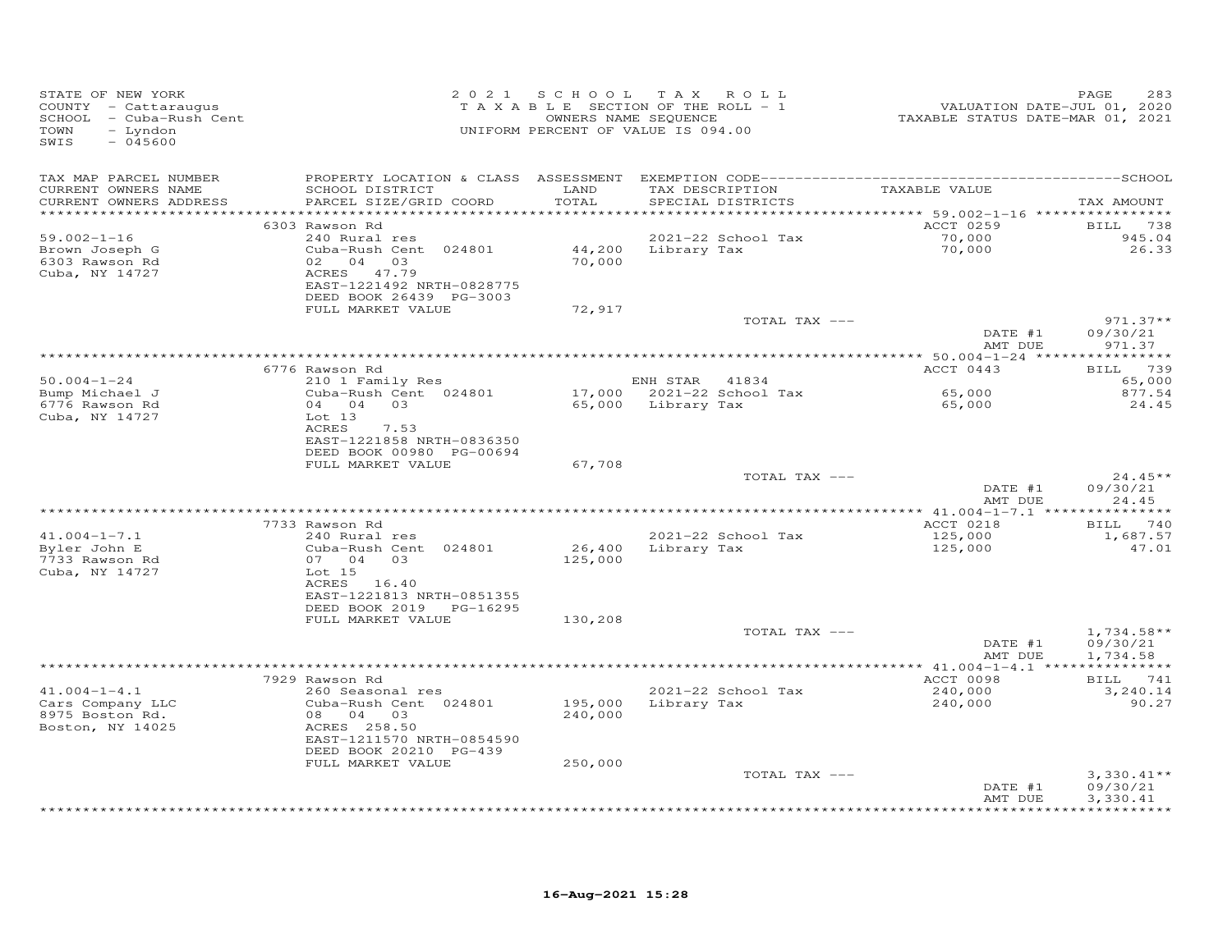STATE OF NEW YORK
COUNTY - Cattaraugus
SCHOOL - Cuba-Rush Cent
TOWN - Lyndon
SWIS - 045600

2 0 2 1 S C H O O L T A X R O L L
T A X A B L E SECTION OF THE ROLL - 1
OWNERS NAME SEQUENCE
UNIFORM PERCENT OF VALUE IS 094.00

VALUATION DATE-JUL 01, 2020
TAXABLE STATUS DATE-MAR 01, 2021

| TAX MAP PARCEL NUMBER / CURRENT OWNERS NAME / CURRENT OWNERS ADDRESS | PROPERTY LOCATION & CLASS / SCHOOL DISTRICT / PARCEL SIZE/GRID COORD | ASSESSMENT LAND / TOTAL | EXEMPTION CODE / TAX DESCRIPTION / SPECIAL DISTRICTS | TAXABLE VALUE | TAX AMOUNT |
|---|---|---|---|---|---|
| | 6303 Rawson Rd | | | ACCT 0259 | BILL 738 |
| 59.002-1-16 | 240 Rural res | | 2021-22 School Tax | 70,000 | 945.04 |
| Brown Joseph G | Cuba-Rush Cent 024801 | 44,200 | Library Tax | 70,000 | 26.33 |
| 6303 Rawson Rd | 02 04 03 | 70,000 | | | |
| Cuba, NY 14727 | ACRES 47.79 | | | | |
| | EAST-1221492 NRTH-0828775 | | | | |
| | DEED BOOK 26439 PG-3003 | | | | |
| | FULL MARKET VALUE | 72,917 | | | |
| | | | TOTAL TAX --- | | 971.37** |
| | | | | DATE #1 | 09/30/21 |
| | | | | AMT DUE | 971.37 |
| | 6776 Rawson Rd | | | ACCT 0443 | BILL 739 |
| 50.004-1-24 | 210 1 Family Res | | ENH STAR 41834 | | 65,000 |
| Bump Michael J | Cuba-Rush Cent 024801 | 17,000 | 2021-22 School Tax | 65,000 | 877.54 |
| 6776 Rawson Rd | 04 04 03 | 65,000 | Library Tax | 65,000 | 24.45 |
| Cuba, NY 14727 | Lot 13 | | | | |
| | ACRES 7.53 | | | | |
| | EAST-1221858 NRTH-0836350 | | | | |
| | DEED BOOK 00980 PG-00694 | | | | |
| | FULL MARKET VALUE | 67,708 | | | |
| | | | TOTAL TAX --- | | 24.45** |
| | | | | DATE #1 | 09/30/21 |
| | | | | AMT DUE | 24.45 |
| | 7733 Rawson Rd | | | ACCT 0218 | BILL 740 |
| 41.004-1-7.1 | 240 Rural res | | 2021-22 School Tax | 125,000 | 1,687.57 |
| Byler John E | Cuba-Rush Cent 024801 | 26,400 | Library Tax | 125,000 | 47.01 |
| 7733 Rawson Rd | 07 04 03 | 125,000 | | | |
| Cuba, NY 14727 | Lot 15 | | | | |
| | ACRES 16.40 | | | | |
| | EAST-1221813 NRTH-0851355 | | | | |
| | DEED BOOK 2019 PG-16295 | | | | |
| | FULL MARKET VALUE | 130,208 | | | |
| | | | TOTAL TAX --- | | 1,734.58** |
| | | | | DATE #1 | 09/30/21 |
| | | | | AMT DUE | 1,734.58 |
| | 7929 Rawson Rd | | | ACCT 0098 | BILL 741 |
| 41.004-1-4.1 | 260 Seasonal res | | 2021-22 School Tax | 240,000 | 3,240.14 |
| Cars Company LLC | Cuba-Rush Cent 024801 | 195,000 | Library Tax | 240,000 | 90.27 |
| 8975 Boston Rd. | 08 04 03 | 240,000 | | | |
| Boston, NY 14025 | ACRES 258.50 | | | | |
| | EAST-1211570 NRTH-0854590 | | | | |
| | DEED BOOK 20210 PG-439 | | | | |
| | FULL MARKET VALUE | 250,000 | | | |
| | | | TOTAL TAX --- | | 3,330.41** |
| | | | | DATE #1 | 09/30/21 |
| | | | | AMT DUE | 3,330.41 |

16-Aug-2021 15:28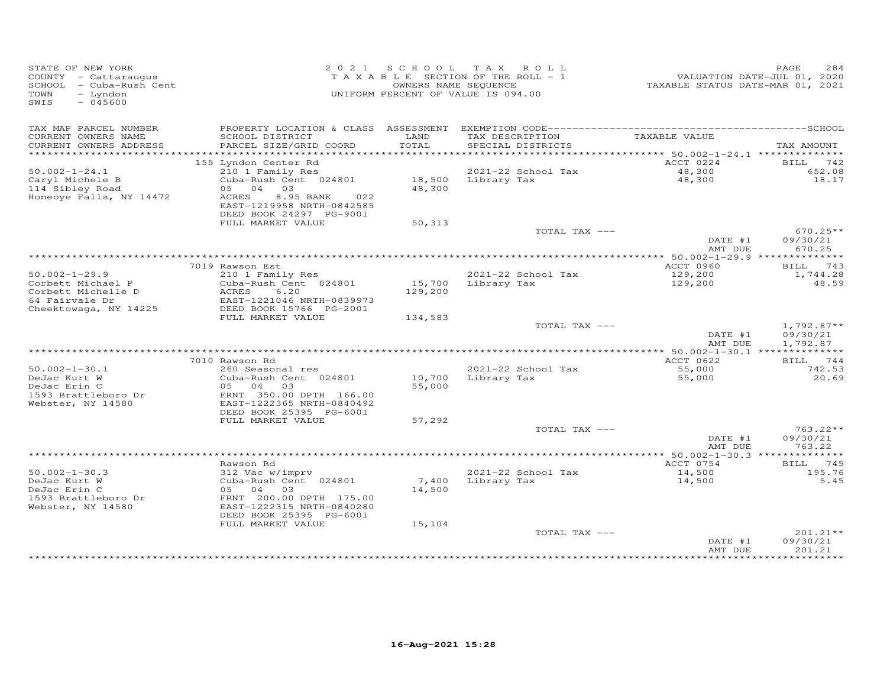STATE OF NEW YORK
COUNTY - Cattaraugus
SCHOOL - Cuba-Rush Cent
TOWN - Lyndon
SWIS - 045600

2021 SCHOOL TAX ROLL
TAXABLE SECTION OF THE ROLL - 1
OWNERS NAME SEQUENCE
UNIFORM PERCENT OF VALUE IS 094.00

VALUATION DATE-JUL 01, 2020
TAXABLE STATUS DATE-MAR 01, 2021

| TAX MAP PARCEL NUMBER / CURRENT OWNERS NAME / CURRENT OWNERS ADDRESS | PROPERTY LOCATION & CLASS / SCHOOL DISTRICT / PARCEL SIZE/GRID COORD | ASSESSMENT LAND / TOTAL | EXEMPTION CODE / TAX DESCRIPTION / SPECIAL DISTRICTS | TAXABLE VALUE | TAX AMOUNT |
|---|---|---|---|---|---|
| 50.002-1-24.1 | 155 Lyndon Center Rd | | | ACCT 0224 | BILL 742 |
| Caryl Michele B | 210 1 Family Res | | 2021-22 School Tax | 48,300 | 652.08 |
| 114 Sibley Road | Cuba-Rush Cent 024801 | 18,500 | Library Tax | 48,300 | 18.17 |
| Honeoye Falls, NY 14472 | 05 04 03 | 48,300 | | | |
| | ACRES 8.95 BANK 022 | | | | |
| | EAST-1219958 NRTH-0842585 | | | | |
| | DEED BOOK 24297 PG-9001 | | | | |
| | FULL MARKET VALUE | 50,313 | | | |
| | | | TOTAL TAX --- | | 670.25** |
| | | | | DATE #1 | 09/30/21 |
| | | | | AMT DUE | 670.25 |
| 50.002-1-29.9 | 7019 Rawson Est | | | ACCT 0960 | BILL 743 |
| Corbett Michael P | 210 1 Family Res | | 2021-22 School Tax | 129,200 | 1,744.28 |
| Corbett Michelle D | Cuba-Rush Cent 024801 | 15,700 | Library Tax | 129,200 | 48.59 |
| 64 Fairvale Dr | ACRES 6.20 | 129,200 | | | |
| Cheektowaga, NY 14225 | EAST-1221046 NRTH-0839973 | | | | |
| | DEED BOOK 15766 PG-2001 | | | | |
| | FULL MARKET VALUE | 134,583 | | | |
| | | | TOTAL TAX --- | | 1,792.87** |
| | | | | DATE #1 | 09/30/21 |
| | | | | AMT DUE | 1,792.87 |
| 50.002-1-30.1 | 7010 Rawson Rd | | | ACCT 0622 | BILL 744 |
| DeJac Kurt W | 260 Seasonal res | | 2021-22 School Tax | 55,000 | 742.53 |
| DeJac Erin C | Cuba-Rush Cent 024801 | 10,700 | Library Tax | 55,000 | 20.69 |
| 1593 Brattleboro Dr | 05 04 03 | 55,000 | | | |
| Webster, NY 14580 | FRNT 350.00 DPTH 166.00 | | | | |
| | EAST-1222365 NRTH-0840492 | | | | |
| | DEED BOOK 25395 PG-6001 | | | | |
| | FULL MARKET VALUE | 57,292 | | | |
| | | | TOTAL TAX --- | | 763.22** |
| | | | | DATE #1 | 09/30/21 |
| | | | | AMT DUE | 763.22 |
| 50.002-1-30.3 | Rawson Rd | | | ACCT 0754 | BILL 745 |
| DeJac Kurt W | 312 Vac w/imprv | | 2021-22 School Tax | 14,500 | 195.76 |
| DeJac Erin C | Cuba-Rush Cent 024801 | 7,400 | Library Tax | 14,500 | 5.45 |
| 1593 Brattleboro Dr | 05 04 03 | 14,500 | | | |
| Webster, NY 14580 | FRNT 200.00 DPTH 175.00 | | | | |
| | EAST-1222315 NRTH-0840280 | | | | |
| | DEED BOOK 25395 PG-6001 | | | | |
| | FULL MARKET VALUE | 15,104 | | | |
| | | | TOTAL TAX --- | | 201.21** |
| | | | | DATE #1 | 09/30/21 |
| | | | | AMT DUE | 201.21 |

16-Aug-2021 15:28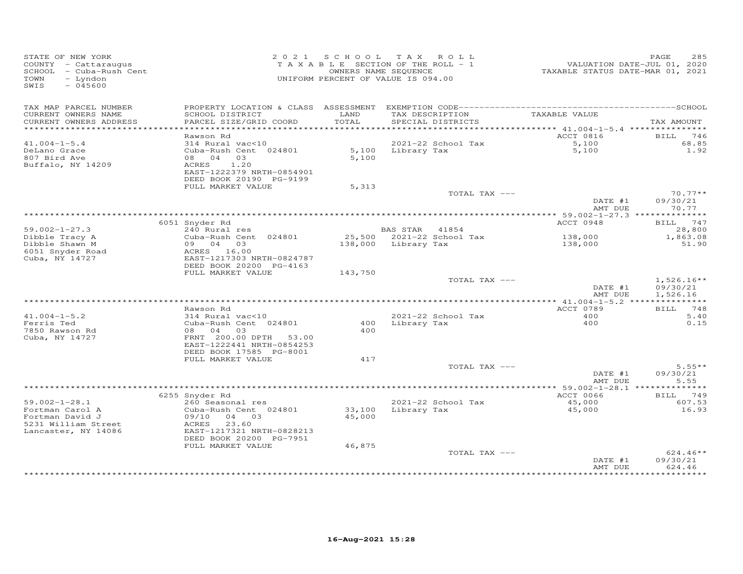STATE OF NEW YORK
COUNTY - Cattaraugus
SCHOOL - Cuba-Rush Cent
TOWN - Lyndon
SWIS - 045600

2021 SCHOOL TAX ROLL
TAXABLE SECTION OF THE ROLL - 1
OWNERS NAME SEQUENCE
UNIFORM PERCENT OF VALUE IS 094.00

VALUATION DATE-JUL 01, 2020
TAXABLE STATUS DATE-MAR 01, 2021

| TAX MAP PARCEL NUMBER / CURRENT OWNERS NAME / CURRENT OWNERS ADDRESS | PROPERTY LOCATION & CLASS / SCHOOL DISTRICT / PARCEL SIZE/GRID COORD | ASSESSMENT LAND / TOTAL | EXEMPTION CODE / TAX DESCRIPTION / SPECIAL DISTRICTS | TAXABLE VALUE | TAX AMOUNT |
|---|---|---|---|---|---|
| 41.004-1-5.4 | Rawson Rd | | | ACCT 0816 | BILL 746 |
| DeLano Grace | 314 Rural vac<10 | | 2021-22 School Tax | 5,100 | 68.85 |
| 807 Bird Ave | Cuba-Rush Cent 024801 | 5,100 | Library Tax | 5,100 | 1.92 |
| Buffalo, NY 14209 | 08 04 03 | 5,100 | | | |
| | ACRES 1.20 | | | | |
| | EAST-1222379 NRTH-0854901 | | | | |
| | DEED BOOK 20190 PG-9199 | | | | |
| | FULL MARKET VALUE | 5,313 | | | |
| | | | TOTAL TAX --- | | 70.77** |
| | | | | DATE #1 | 09/30/21 |
| | | | | AMT DUE | 70.77 |
| 59.002-1-27.3 | 6051 Snyder Rd | | | ACCT 0948 | BILL 747 |
| Dibble Tracy A | 240 Rural res | | BAS STAR 41854 | | 28,800 |
| Dibble Shawn M | Cuba-Rush Cent 024801 | 25,500 | 2021-22 School Tax | 138,000 | 1,863.08 |
| 6051 Snyder Road | 09 04 03 | 138,000 | Library Tax | 138,000 | 51.90 |
| Cuba, NY 14727 | ACRES 16.00 | | | | |
| | EAST-1217303 NRTH-0824787 | | | | |
| | DEED BOOK 20200 PG-4163 | | | | |
| | FULL MARKET VALUE | 143,750 | | | |
| | | | TOTAL TAX --- | | 1,526.16** |
| | | | | DATE #1 | 09/30/21 |
| | | | | AMT DUE | 1,526.16 |
| 41.004-1-5.2 | Rawson Rd | | | ACCT 0789 | BILL 748 |
| Ferris Ted | 314 Rural vac<10 | | 2021-22 School Tax | 400 | 5.40 |
| 7850 Rawson Rd | Cuba-Rush Cent 024801 | 400 | Library Tax | 400 | 0.15 |
| Cuba, NY 14727 | 08 04 03 | 400 | | | |
| | FRNT 200.00 DPTH 53.00 | | | | |
| | EAST-1222441 NRTH-0854253 | | | | |
| | DEED BOOK 17585 PG-8001 | | | | |
| | FULL MARKET VALUE | 417 | | | |
| | | | TOTAL TAX --- | | 5.55** |
| | | | | DATE #1 | 09/30/21 |
| | | | | AMT DUE | 5.55 |
| 59.002-1-28.1 | 6255 Snyder Rd | | | ACCT 0066 | BILL 749 |
| Fortman Carol A | 260 Seasonal res | | 2021-22 School Tax | 45,000 | 607.53 |
| Fortman David J | Cuba-Rush Cent 024801 | 33,100 | Library Tax | 45,000 | 16.93 |
| 5231 William Street | 09/10 04 03 | 45,000 | | | |
| Lancaster, NY 14086 | ACRES 23.60 | | | | |
| | EAST-1217321 NRTH-0828213 | | | | |
| | DEED BOOK 20200 PG-7951 | | | | |
| | FULL MARKET VALUE | 46,875 | | | |
| | | | TOTAL TAX --- | | 624.46** |
| | | | | DATE #1 | 09/30/21 |
| | | | | AMT DUE | 624.46 |

16-Aug-2021 15:28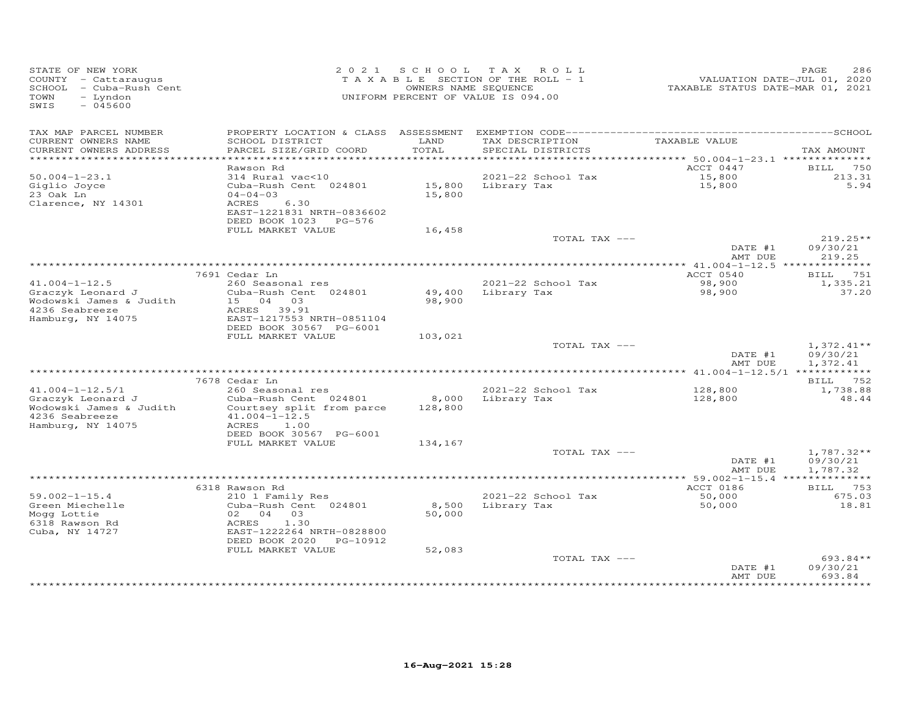STATE OF NEW YORK
COUNTY - Cattaraugus
SCHOOL - Cuba-Rush Cent
TOWN - Lyndon
SWIS - 045600

2021 SCHOOL TAX ROLL
TAXABLE SECTION OF THE ROLL - 1
OWNERS NAME SEQUENCE
UNIFORM PERCENT OF VALUE IS 094.00

VALUATION DATE-JUL 01, 2020
TAXABLE STATUS DATE-MAR 01, 2021

| TAX MAP PARCEL NUMBER / CURRENT OWNERS NAME / CURRENT OWNERS ADDRESS | PROPERTY LOCATION & CLASS / SCHOOL DISTRICT / PARCEL SIZE/GRID COORD | ASSESSMENT LAND / TOTAL | EXEMPTION CODE / TAX DESCRIPTION / SPECIAL DISTRICTS | TAXABLE VALUE | TAX AMOUNT |
|---|---|---|---|---|---|
| **50.004-1-23.1** | Rawson Rd | | | ACCT 0447 | BILL 750 |
| 50.004-1-23.1 | 314 Rural vac<10 | | 2021-22 School Tax | 15,800 | 213.31 |
| Giglio Joyce | Cuba-Rush Cent 024801 | 15,800 | Library Tax | 15,800 | 5.94 |
| 23 Oak Ln | 04-04-03 | 15,800 | | | |
| Clarence, NY 14301 | ACRES 6.30 | | | | |
| | EAST-1221831 NRTH-0836602 | | | | |
| | DEED BOOK 1023 PG-576 | | | | |
| | FULL MARKET VALUE | 16,458 | | | |
| | | | TOTAL TAX --- | | 219.25** |
| | | | | DATE #1 | 09/30/21 |
| | | | | AMT DUE | 219.25 |
| **41.004-1-12.5** | 7691 Cedar Ln | | | ACCT 0540 | BILL 751 |
| 41.004-1-12.5 | 260 Seasonal res | | 2021-22 School Tax | 98,900 | 1,335.21 |
| Graczyk Leonard J | Cuba-Rush Cent 024801 | 49,400 | Library Tax | 98,900 | 37.20 |
| Wodowski James & Judith | 15 04 03 | 98,900 | | | |
| 4236 Seabreeze | ACRES 39.91 | | | | |
| Hamburg, NY 14075 | EAST-1217553 NRTH-0851104 | | | | |
| | DEED BOOK 30567 PG-6001 | | | | |
| | FULL MARKET VALUE | 103,021 | | | |
| | | | TOTAL TAX --- | | 1,372.41** |
| | | | | DATE #1 | 09/30/21 |
| | | | | AMT DUE | 1,372.41 |
| **41.004-1-12.5/1** | 7678 Cedar Ln | | | | BILL 752 |
| 41.004-1-12.5/1 | 260 Seasonal res | | 2021-22 School Tax | 128,800 | 1,738.88 |
| Graczyk Leonard J | Cuba-Rush Cent 024801 | 8,000 | Library Tax | 128,800 | 48.44 |
| Wodowski James & Judith | Courtsey split from parce | 128,800 | | | |
| 4236 Seabreeze | 41.004-1-12.5 | | | | |
| Hamburg, NY 14075 | ACRES 1.00 | | | | |
| | DEED BOOK 30567 PG-6001 | | | | |
| | FULL MARKET VALUE | 134,167 | | | |
| | | | TOTAL TAX --- | | 1,787.32** |
| | | | | DATE #1 | 09/30/21 |
| | | | | AMT DUE | 1,787.32 |
| **59.002-1-15.4** | 6318 Rawson Rd | | | ACCT 0186 | BILL 753 |
| 59.002-1-15.4 | 210 1 Family Res | | 2021-22 School Tax | 50,000 | 675.03 |
| Green Miechelle | Cuba-Rush Cent 024801 | 8,500 | Library Tax | 50,000 | 18.81 |
| Mogg Lottie | 02 04 03 | 50,000 | | | |
| 6318 Rawson Rd | ACRES 1.30 | | | | |
| Cuba, NY 14727 | EAST-1222264 NRTH-0828800 | | | | |
| | DEED BOOK 2020 PG-10912 | | | | |
| | FULL MARKET VALUE | 52,083 | | | |
| | | | TOTAL TAX --- | | 693.84** |
| | | | | DATE #1 | 09/30/21 |
| | | | | AMT DUE | 693.84 |

16-Aug-2021 15:28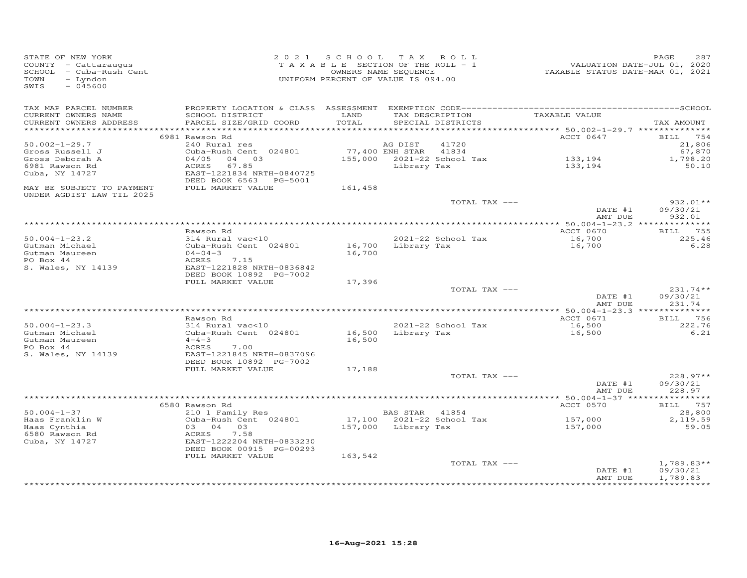STATE OF NEW YORK
COUNTY - Cattaraugus
SCHOOL - Cuba-Rush Cent
TOWN - Lyndon
SWIS - 045600

2021 SCHOOL TAX ROLL
TAXABLE SECTION OF THE ROLL - 1
OWNERS NAME SEQUENCE
UNIFORM PERCENT OF VALUE IS 094.00

VALUATION DATE-JUL 01, 2020
TAXABLE STATUS DATE-MAR 01, 2021

| TAX MAP PARCEL NUMBER / CURRENT OWNERS NAME / CURRENT OWNERS ADDRESS | PROPERTY LOCATION & CLASS / SCHOOL DISTRICT / PARCEL SIZE/GRID COORD | ASSESSMENT LAND / TOTAL | EXEMPTION CODE / TAX DESCRIPTION / SPECIAL DISTRICTS | TAXABLE VALUE | TAX AMOUNT |
|---|---|---|---|---|---|
| | 6981 Rawson Rd | | | ACCT 0647 | BILL 754 |
| 50.002-1-29.7 | 240 Rural res | | AG DIST 41720 | | 21,806 |
| Gross Russell J | Cuba-Rush Cent 024801 | 77,400 | ENH STAR 41834 | | 67,870 |
| Gross Deborah A | 04/05 04 03 | 155,000 | 2021-22 School Tax | 133,194 | 1,798.20 |
| 6981 Rawson Rd | ACRES 67.85 | | Library Tax | 133,194 | 50.10 |
| Cuba, NY 14727 | EAST-1221834 NRTH-0840725 | | | | |
| | DEED BOOK 6563 PG-5001 | | | | |
| MAY BE SUBJECT TO PAYMENT UNDER AGDIST LAW TIL 2025 | FULL MARKET VALUE | 161,458 | | | |
| | | | TOTAL TAX --- | | 932.01** |
| | | | | DATE #1 | 09/30/21 |
| | | | | AMT DUE | 932.01 |
| | Rawson Rd | | | ACCT 0670 | BILL 755 |
| 50.004-1-23.2 | 314 Rural vac<10 | | 2021-22 School Tax | 16,700 | 225.46 |
| Gutman Michael | Cuba-Rush Cent 024801 | 16,700 | Library Tax | 16,700 | 6.28 |
| Gutman Maureen | 04-04-3 | 16,700 | | | |
| PO Box 44 | ACRES 7.15 | | | | |
| S. Wales, NY 14139 | EAST-1221828 NRTH-0836842 | | | | |
| | DEED BOOK 10892 PG-7002 | | | | |
| | FULL MARKET VALUE | 17,396 | | | |
| | | | TOTAL TAX --- | | 231.74** |
| | | | | DATE #1 | 09/30/21 |
| | | | | AMT DUE | 231.74 |
| | Rawson Rd | | | ACCT 0671 | BILL 756 |
| 50.004-1-23.3 | 314 Rural vac<10 | | 2021-22 School Tax | 16,500 | 222.76 |
| Gutman Michael | Cuba-Rush Cent 024801 | 16,500 | Library Tax | 16,500 | 6.21 |
| Gutman Maureen | 4-4-3 | 16,500 | | | |
| PO Box 44 | ACRES 7.00 | | | | |
| S. Wales, NY 14139 | EAST-1221845 NRTH-0837096 | | | | |
| | DEED BOOK 10892 PG-7002 | | | | |
| | FULL MARKET VALUE | 17,188 | | | |
| | | | TOTAL TAX --- | | 228.97** |
| | | | | DATE #1 | 09/30/21 |
| | | | | AMT DUE | 228.97 |
| | 6580 Rawson Rd | | | ACCT 0570 | BILL 757 |
| 50.004-1-37 | 210 1 Family Res | | BAS STAR 41854 | | 28,800 |
| Haas Franklin W | Cuba-Rush Cent 024801 | 17,100 | 2021-22 School Tax | 157,000 | 2,119.59 |
| Haas Cynthia | 03 04 03 | 157,000 | Library Tax | 157,000 | 59.05 |
| 6580 Rawson Rd | ACRES 7.58 | | | | |
| Cuba, NY 14727 | EAST-1222204 NRTH-0833230 | | | | |
| | DEED BOOK 00915 PG-00293 | | | | |
| | FULL MARKET VALUE | 163,542 | | | |
| | | | TOTAL TAX --- | | 1,789.83** |
| | | | | DATE #1 | 09/30/21 |
| | | | | AMT DUE | 1,789.83 |

16-Aug-2021 15:28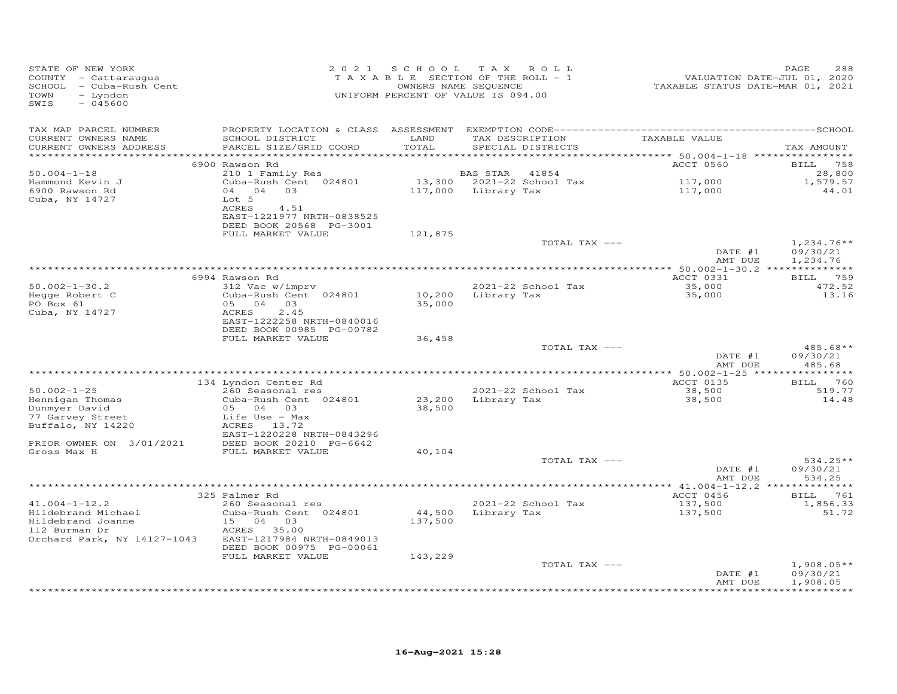STATE OF NEW YORK
COUNTY - Cattaraugus
SCHOOL - Cuba-Rush Cent
TOWN - Lyndon
SWIS - 045600

2021 SCHOOL TAX ROLL
TAXABLE SECTION OF THE ROLL - 1
OWNERS NAME SEQUENCE
UNIFORM PERCENT OF VALUE IS 094.00

VALUATION DATE-JUL 01, 2020
TAXABLE STATUS DATE-MAR 01, 2021

| TAX MAP PARCEL NUMBER / CURRENT OWNERS NAME / CURRENT OWNERS ADDRESS | PROPERTY LOCATION & CLASS / SCHOOL DISTRICT / PARCEL SIZE/GRID COORD | ASSESSMENT LAND / TOTAL | EXEMPTION CODE / TAX DESCRIPTION / SPECIAL DISTRICTS | TAXABLE VALUE | TAX AMOUNT |
|---|---|---|---|---|---|
| | 6900 Rawson Rd | | | ACCT 0560 | BILL 758 |
| 50.004-1-18 | 210 1 Family Res | | BAS STAR 41854 | | 28,800 |
| Hammond Kevin J | Cuba-Rush Cent 024801 | 13,300 | 2021-22 School Tax | 117,000 | 1,579.57 |
| 6900 Rawson Rd | 04 04 03 | 117,000 | Library Tax | 117,000 | 44.01 |
| Cuba, NY 14727 | Lot 5 | | | | |
| | ACRES 4.51 | | | | |
| | EAST-1221977 NRTH-0838525 | | | | |
| | DEED BOOK 20568 PG-3001 | | | | |
| | FULL MARKET VALUE | 121,875 | | | |
| | | | TOTAL TAX --- | | 1,234.76** |
| | | | | DATE #1 | 09/30/21 |
| | | | | AMT DUE | 1,234.76 |
| | 6994 Rawson Rd | | | ACCT 0331 | BILL 759 |
| 50.002-1-30.2 | 312 Vac w/imprv | | 2021-22 School Tax | 35,000 | 472.52 |
| Hegge Robert C | Cuba-Rush Cent 024801 | 10,200 | Library Tax | 35,000 | 13.16 |
| PO Box 61 | 05 04 03 | 35,000 | | | |
| Cuba, NY 14727 | ACRES 2.45 | | | | |
| | EAST-1222258 NRTH-0840016 | | | | |
| | DEED BOOK 00985 PG-00782 | | | | |
| | FULL MARKET VALUE | 36,458 | | | |
| | | | TOTAL TAX --- | | 485.68** |
| | | | | DATE #1 | 09/30/21 |
| | | | | AMT DUE | 485.68 |
| | 134 Lyndon Center Rd | | | ACCT 0135 | BILL 760 |
| 50.002-1-25 | 260 Seasonal res | | 2021-22 School Tax | 38,500 | 519.77 |
| Hennigan Thomas | Cuba-Rush Cent 024801 | 23,200 | Library Tax | 38,500 | 14.48 |
| Dunmyer David | 05 04 03 | 38,500 | | | |
| 77 Garvey Street | Life Use - Max | | | | |
| Buffalo, NY 14220 | ACRES 13.72 | | | | |
| | EAST-1220228 NRTH-0843296 | | | | |
| PRIOR OWNER ON 3/01/2021 | DEED BOOK 20210 PG-6642 | | | | |
| Gross Max H | FULL MARKET VALUE | 40,104 | | | |
| | | | TOTAL TAX --- | | 534.25** |
| | | | | DATE #1 | 09/30/21 |
| | | | | AMT DUE | 534.25 |
| | 325 Palmer Rd | | | ACCT 0456 | BILL 761 |
| 41.004-1-12.2 | 260 Seasonal res | | 2021-22 School Tax | 137,500 | 1,856.33 |
| Hildebrand Michael | Cuba-Rush Cent 024801 | 44,500 | Library Tax | 137,500 | 51.72 |
| Hildebrand Joanne | 15 04 03 | 137,500 | | | |
| 112 Burman Dr | ACRES 35.00 | | | | |
| Orchard Park, NY 14127-1043 | EAST-1217984 NRTH-0849013 | | | | |
| | DEED BOOK 00975 PG-00061 | | | | |
| | FULL MARKET VALUE | 143,229 | | | |
| | | | TOTAL TAX --- | | 1,908.05** |
| | | | | DATE #1 | 09/30/21 |
| | | | | AMT DUE | 1,908.05 |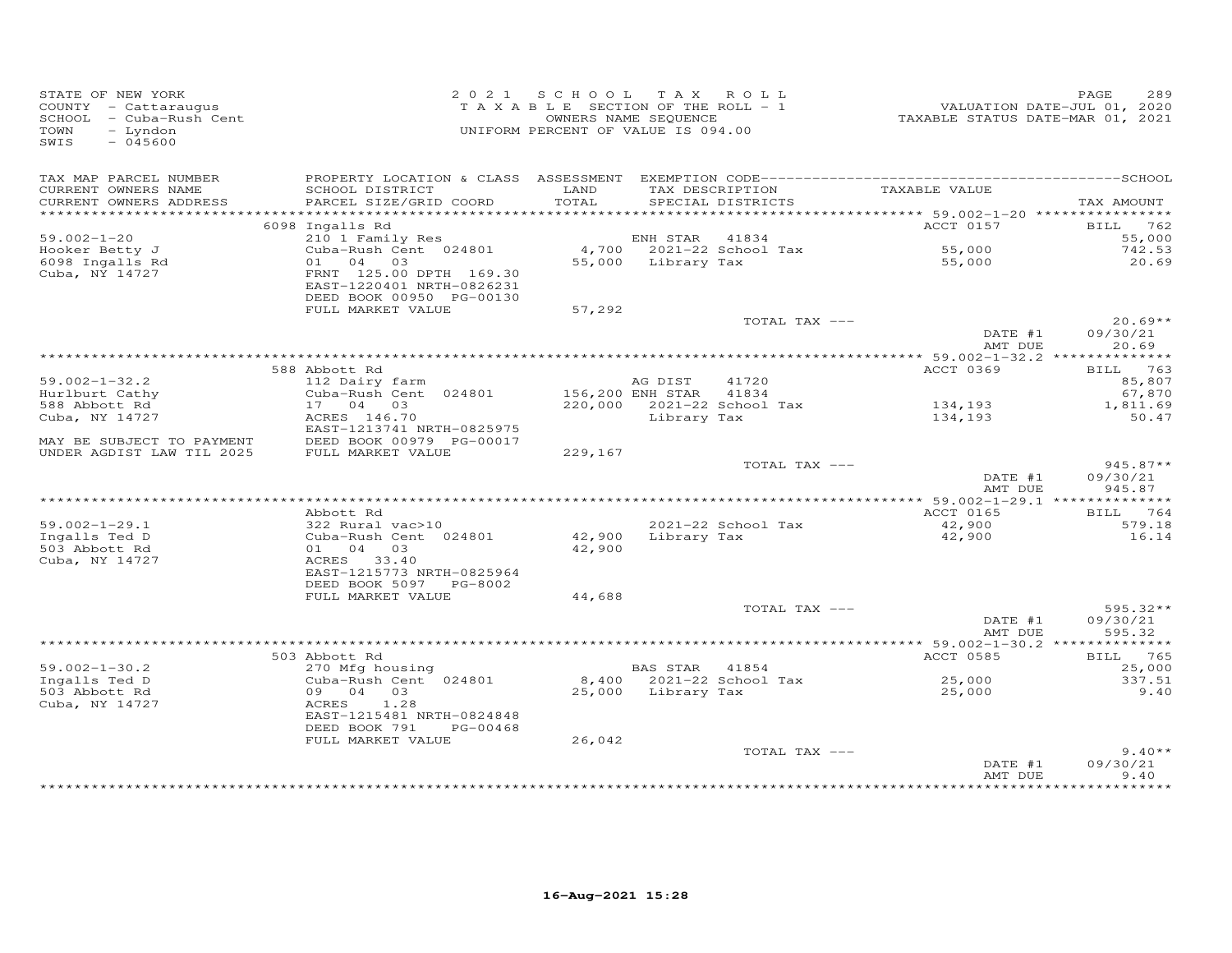STATE OF NEW YORK
COUNTY - Cattaraugus
SCHOOL - Cuba-Rush Cent
TOWN - Lyndon
SWIS - 045600

2021 SCHOOL TAX ROLL
TAXABLE SECTION OF THE ROLL - 1
OWNERS NAME SEQUENCE
UNIFORM PERCENT OF VALUE IS 094.00

VALUATION DATE-JUL 01, 2020
TAXABLE STATUS DATE-MAR 01, 2021

| TAX MAP PARCEL NUMBER / CURRENT OWNERS NAME / CURRENT OWNERS ADDRESS | PROPERTY LOCATION & CLASS / SCHOOL DISTRICT / PARCEL SIZE/GRID COORD | ASSESSMENT LAND / TOTAL | EXEMPTION CODE / TAX DESCRIPTION / SPECIAL DISTRICTS | TAXABLE VALUE | TAX AMOUNT |
|---|---|---|---|---|---|
| | 6098 Ingalls Rd | | | ACCT 0157 | BILL 762 |
| 59.002-1-20 | 210 1 Family Res | | ENH STAR 41834 | | 55,000 |
| Hooker Betty J | Cuba-Rush Cent 024801 | 4,700 | 2021-22 School Tax | 55,000 | 742.53 |
| 6098 Ingalls Rd | 01 04 03 | 55,000 | Library Tax | 55,000 | 20.69 |
| Cuba, NY 14727 | FRNT 125.00 DPTH 169.30 | | | | |
| | EAST-1220401 NRTH-0826231 | | | | |
| | DEED BOOK 00950 PG-00130 | | | | |
| | FULL MARKET VALUE | 57,292 | | | |
| | | | TOTAL TAX --- | | 20.69** |
| | | | | DATE #1 | 09/30/21 |
| | | | | AMT DUE | 20.69 |
| | 588 Abbott Rd | | | ACCT 0369 | BILL 763 |
| 59.002-1-32.2 | 112 Dairy farm | | AG DIST 41720 | | 85,807 |
| Hurlburt Cathy | Cuba-Rush Cent 024801 | 156,200 | ENH STAR 41834 | | 67,870 |
| 588 Abbott Rd | 17 04 03 | 220,000 | 2021-22 School Tax | 134,193 | 1,811.69 |
| Cuba, NY 14727 | ACRES 146.70 | | Library Tax | 134,193 | 50.47 |
| | EAST-1213741 NRTH-0825975 | | | | |
| MAY BE SUBJECT TO PAYMENT | DEED BOOK 00979 PG-00017 | | | | |
| UNDER AGDIST LAW TIL 2025 | FULL MARKET VALUE | 229,167 | | | |
| | | | TOTAL TAX --- | | 945.87** |
| | | | | DATE #1 | 09/30/21 |
| | | | | AMT DUE | 945.87 |
| | Abbott Rd | | | ACCT 0165 | BILL 764 |
| 59.002-1-29.1 | 322 Rural vac>10 | | 2021-22 School Tax | 42,900 | 579.18 |
| Ingalls Ted D | Cuba-Rush Cent 024801 | 42,900 | Library Tax | 42,900 | 16.14 |
| 503 Abbott Rd | 01 04 03 | 42,900 | | | |
| Cuba, NY 14727 | ACRES 33.40 | | | | |
| | EAST-1215773 NRTH-0825964 | | | | |
| | DEED BOOK 5097 PG-8002 | | | | |
| | FULL MARKET VALUE | 44,688 | | | |
| | | | TOTAL TAX --- | | 595.32** |
| | | | | DATE #1 | 09/30/21 |
| | | | | AMT DUE | 595.32 |
| | 503 Abbott Rd | | | ACCT 0585 | BILL 765 |
| 59.002-1-30.2 | 270 Mfg housing | | BAS STAR 41854 | | 25,000 |
| Ingalls Ted D | Cuba-Rush Cent 024801 | 8,400 | 2021-22 School Tax | 25,000 | 337.51 |
| 503 Abbott Rd | 09 04 03 | 25,000 | Library Tax | 25,000 | 9.40 |
| Cuba, NY 14727 | ACRES 1.28 | | | | |
| | EAST-1215481 NRTH-0824848 | | | | |
| | DEED BOOK 791 PG-00468 | | | | |
| | FULL MARKET VALUE | 26,042 | | | |
| | | | TOTAL TAX --- | | 9.40** |
| | | | | DATE #1 | 09/30/21 |
| | | | | AMT DUE | 9.40 |

16-Aug-2021 15:28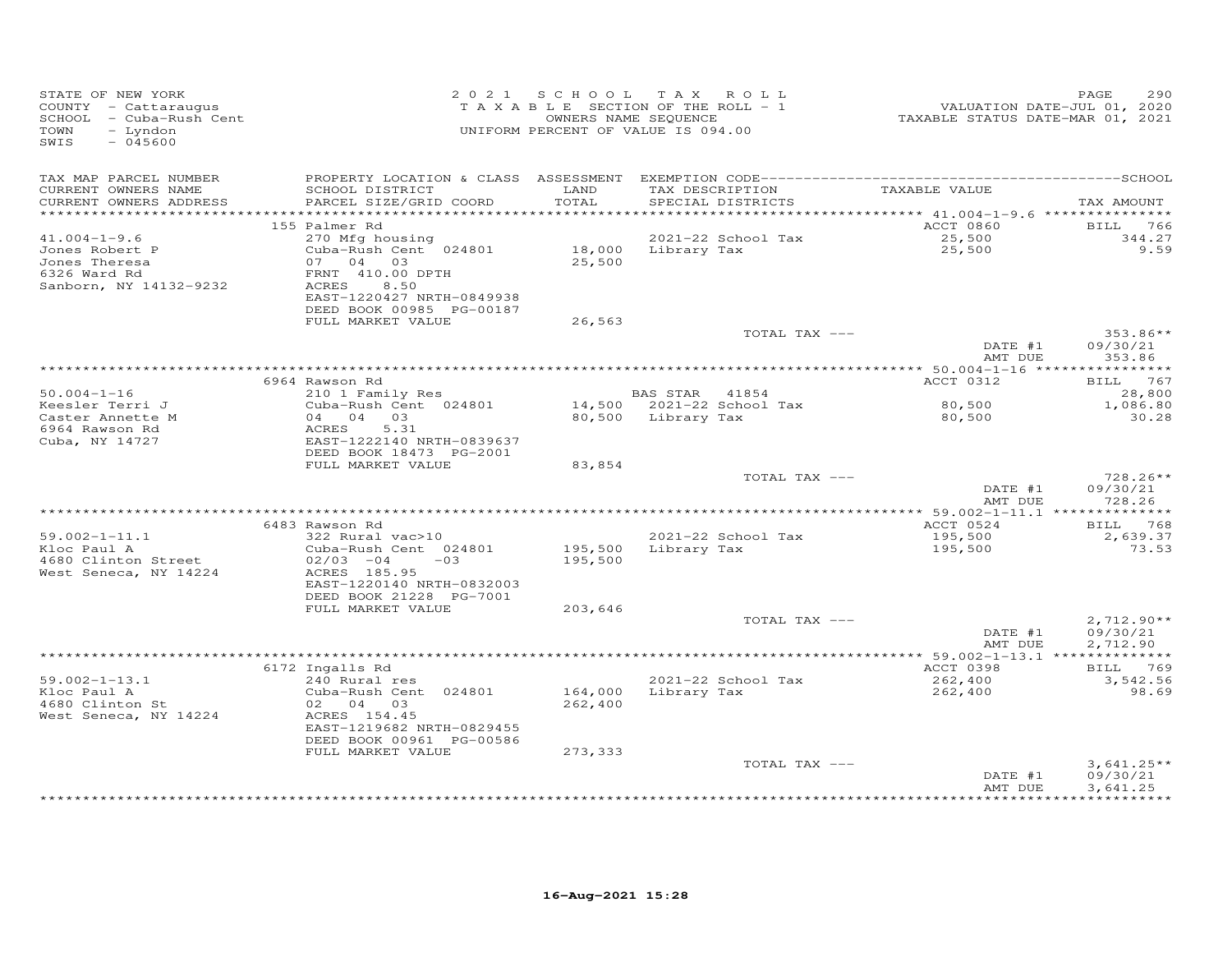STATE OF NEW YORK
COUNTY - Cattaraugus
SCHOOL - Cuba-Rush Cent
TOWN - Lyndon
SWIS - 045600

2021 SCHOOL TAX ROLL
TAXABLE SECTION OF THE ROLL - 1
OWNERS NAME SEQUENCE
UNIFORM PERCENT OF VALUE IS 094.00

PAGE 290
VALUATION DATE-JUL 01, 2020
TAXABLE STATUS DATE-MAR 01, 2021

| TAX MAP PARCEL NUMBER / CURRENT OWNERS NAME / CURRENT OWNERS ADDRESS | PROPERTY LOCATION & CLASS / SCHOOL DISTRICT / PARCEL SIZE/GRID COORD | ASSESSMENT LAND / TOTAL | EXEMPTION CODE / TAX DESCRIPTION / SPECIAL DISTRICTS | TAXABLE VALUE | TAX AMOUNT |
|---|---|---|---|---|---|
| 41.004-1-9.6 | 155 Palmer Rd | | | ACCT 0860 | BILL 766 |
| Jones Robert P | 270 Mfg housing | | 2021-22 School Tax | 25,500 | 344.27 |
| Jones Theresa | Cuba-Rush Cent 024801 | 18,000 | Library Tax | 25,500 | 9.59 |
| 6326 Ward Rd | 07 04 03 | 25,500 | | | |
| Sanborn, NY 14132-9232 | FRNT 410.00 DPTH | | | | |
| | ACRES 8.50 | | | | |
| | EAST-1220427 NRTH-0849938 | | | | |
| | DEED BOOK 00985 PG-00187 | | | | |
| | FULL MARKET VALUE | 26,563 | | | |
| | | | TOTAL TAX --- | | 353.86** |
| | | | | DATE #1 | 09/30/21 |
| | | | | AMT DUE | 353.86 |
| 50.004-1-16 | 6964 Rawson Rd | | | ACCT 0312 | BILL 767 |
| Keesler Terri J | 210 1 Family Res | | BAS STAR 41854 | | 28,800 |
| Caster Annette M | Cuba-Rush Cent 024801 | 14,500 | 2021-22 School Tax | 80,500 | 1,086.80 |
| 6964 Rawson Rd | 04 04 03 | 80,500 | Library Tax | 80,500 | 30.28 |
| Cuba, NY 14727 | ACRES 5.31 | | | | |
| | EAST-1222140 NRTH-0839637 | | | | |
| | DEED BOOK 18473 PG-2001 | | | | |
| | FULL MARKET VALUE | 83,854 | | | |
| | | | TOTAL TAX --- | | 728.26** |
| | | | | DATE #1 | 09/30/21 |
| | | | | AMT DUE | 728.26 |
| 59.002-1-11.1 | 6483 Rawson Rd | | | ACCT 0524 | BILL 768 |
| Kloc Paul A | 322 Rural vac>10 | | 2021-22 School Tax | 195,500 | 2,639.37 |
| 4680 Clinton Street | Cuba-Rush Cent 024801 | 195,500 | Library Tax | 195,500 | 73.53 |
| West Seneca, NY 14224 | 02/03 -04 -03 | 195,500 | | | |
| | ACRES 185.95 | | | | |
| | EAST-1220140 NRTH-0832003 | | | | |
| | DEED BOOK 21228 PG-7001 | | | | |
| | FULL MARKET VALUE | 203,646 | | | |
| | | | TOTAL TAX --- | | 2,712.90** |
| | | | | DATE #1 | 09/30/21 |
| | | | | AMT DUE | 2,712.90 |
| 59.002-1-13.1 | 6172 Ingalls Rd | | | ACCT 0398 | BILL 769 |
| Kloc Paul A | 240 Rural res | | 2021-22 School Tax | 262,400 | 3,542.56 |
| 4680 Clinton St | Cuba-Rush Cent 024801 | 164,000 | Library Tax | 262,400 | 98.69 |
| West Seneca, NY 14224 | 02 04 03 | 262,400 | | | |
| | ACRES 154.45 | | | | |
| | EAST-1219682 NRTH-0829455 | | | | |
| | DEED BOOK 00961 PG-00586 | | | | |
| | FULL MARKET VALUE | 273,333 | | | |
| | | | TOTAL TAX --- | | 3,641.25** |
| | | | | DATE #1 | 09/30/21 |
| | | | | AMT DUE | 3,641.25 |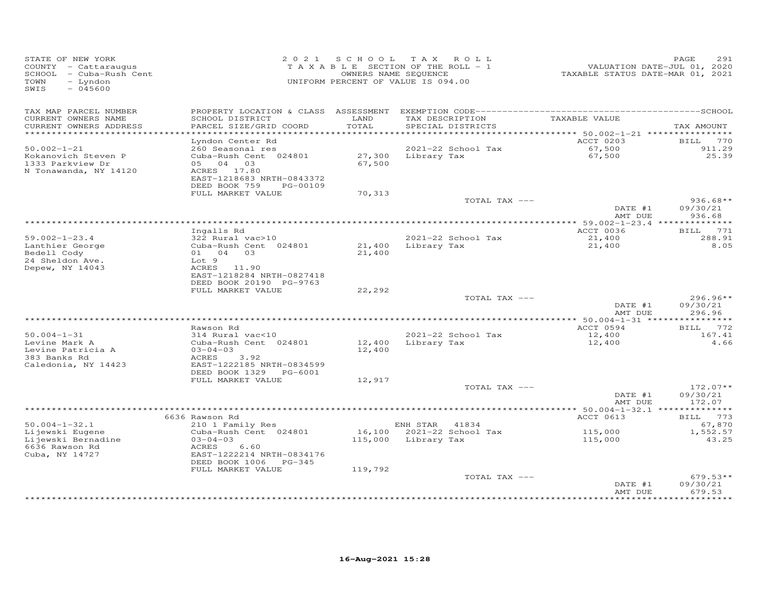STATE OF NEW YORK
COUNTY - Cattaraugus
SCHOOL - Cuba-Rush Cent
TOWN - Lyndon
SWIS - 045600

2021 SCHOOL TAX ROLL
TAXABLE SECTION OF THE ROLL - 1
OWNERS NAME SEQUENCE
UNIFORM PERCENT OF VALUE IS 094.00

VALUATION DATE-JUL 01, 2020
TAXABLE STATUS DATE-MAR 01, 2021

| TAX MAP PARCEL NUMBER / CURRENT OWNERS NAME / CURRENT OWNERS ADDRESS | PROPERTY LOCATION & CLASS / SCHOOL DISTRICT / PARCEL SIZE/GRID COORD | ASSESSMENT LAND / TOTAL | EXEMPTION CODE / TAX DESCRIPTION / SPECIAL DISTRICTS | TAXABLE VALUE | TAX AMOUNT |
|---|---|---|---|---|---|
| 50.002-1-21 | Lyndon Center Rd | | | ACCT 0203 | BILL 770 |
| Kokanovich Steven P | 260 Seasonal res | | 2021-22 School Tax | 67,500 | 911.29 |
| 1333 Parkview Dr | Cuba-Rush Cent 024801 | 27,300 | Library Tax | 67,500 | 25.39 |
| N Tonawanda, NY 14120 | 05 04 03 | 67,500 | | | |
| | ACRES 17.80 | | | | |
| | EAST-1218683 NRTH-0843372 | | | | |
| | DEED BOOK 759 PG-00109 | | | | |
| | FULL MARKET VALUE | 70,313 | | | |
| | | | TOTAL TAX --- | | 936.68** |
| | | | | DATE #1 | 09/30/21 |
| | | | | AMT DUE | 936.68 |
| 59.002-1-23.4 | Ingalls Rd | | | ACCT 0036 | BILL 771 |
| Lanthier George | 322 Rural vac>10 | | 2021-22 School Tax | 21,400 | 288.91 |
| Bedell Cody | Cuba-Rush Cent 024801 | 21,400 | Library Tax | 21,400 | 8.05 |
| 24 Sheldon Ave. | 01 04 03 | 21,400 | | | |
| Depew, NY 14043 | Lot 9 | | | | |
| | ACRES 11.90 | | | | |
| | EAST-1218284 NRTH-0827418 | | | | |
| | DEED BOOK 20190 PG-9763 | | | | |
| | FULL MARKET VALUE | 22,292 | | | |
| | | | TOTAL TAX --- | | 296.96** |
| | | | | DATE #1 | 09/30/21 |
| | | | | AMT DUE | 296.96 |
| 50.004-1-31 | Rawson Rd | | | ACCT 0594 | BILL 772 |
| Levine Mark A | 314 Rural vac<10 | | 2021-22 School Tax | 12,400 | 167.41 |
| Levine Patricia A | Cuba-Rush Cent 024801 | 12,400 | Library Tax | 12,400 | 4.66 |
| 383 Banks Rd | 03-04-03 | 12,400 | | | |
| Caledonia, NY 14423 | ACRES 3.92 | | | | |
| | EAST-1222185 NRTH-0834599 | | | | |
| | DEED BOOK 1329 PG-6001 | | | | |
| | FULL MARKET VALUE | 12,917 | | | |
| | | | TOTAL TAX --- | | 172.07** |
| | | | | DATE #1 | 09/30/21 |
| | | | | AMT DUE | 172.07 |
| 50.004-1-32.1 | 6636 Rawson Rd | | | ACCT 0613 | BILL 773 |
| Lijewski Eugene | 210 1 Family Res | | ENH STAR 41834 | | 67,870 |
| Lijewski Bernadine | Cuba-Rush Cent 024801 | 16,100 | 2021-22 School Tax | 115,000 | 1,552.57 |
| 6636 Rawson Rd | 03-04-03 | 115,000 | Library Tax | 115,000 | 43.25 |
| Cuba, NY 14727 | ACRES 6.60 | | | | |
| | EAST-1222214 NRTH-0834176 | | | | |
| | DEED BOOK 1006 PG-345 | | | | |
| | FULL MARKET VALUE | 119,792 | | | |
| | | | TOTAL TAX --- | | 679.53** |
| | | | | DATE #1 | 09/30/21 |
| | | | | AMT DUE | 679.53 |

16-Aug-2021 15:28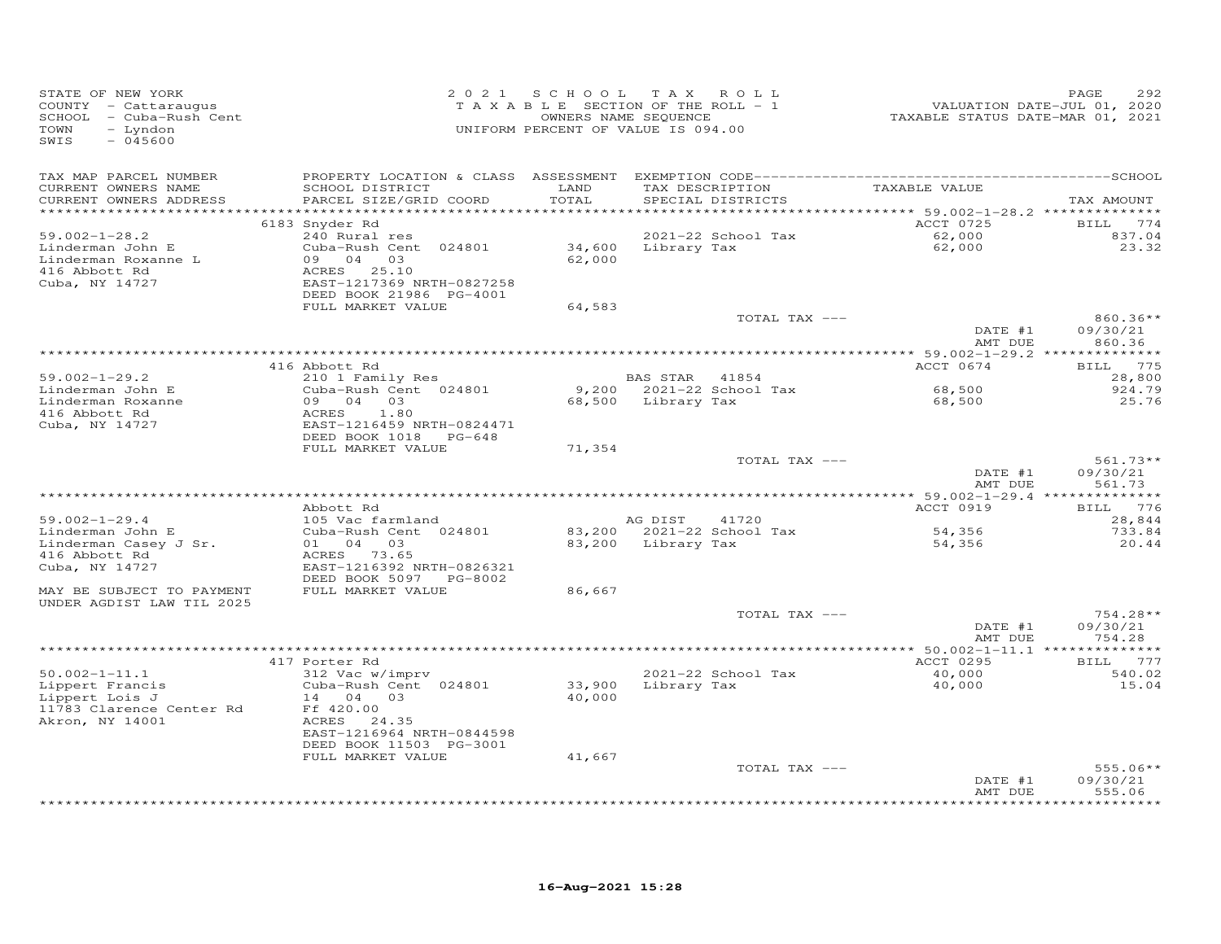STATE OF NEW YORK
COUNTY - Cattaraugus
SCHOOL - Cuba-Rush Cent
TOWN - Lyndon
SWIS - 045600

2021 SCHOOL TAX ROLL
TAXABLE SECTION OF THE ROLL - 1
OWNERS NAME SEQUENCE
UNIFORM PERCENT OF VALUE IS 094.00

VALUATION DATE-JUL 01, 2020
TAXABLE STATUS DATE-MAR 01, 2021

| TAX MAP PARCEL NUMBER / CURRENT OWNERS NAME / CURRENT OWNERS ADDRESS | PROPERTY LOCATION & CLASS / SCHOOL DISTRICT / PARCEL SIZE/GRID COORD | ASSESSMENT LAND | TOTAL | EXEMPTION CODE / TAX DESCRIPTION / SPECIAL DISTRICTS | TAXABLE VALUE | TAX AMOUNT |
|---|---|---|---|---|---|---|
| 59.002-1-28.2 | 6183 Snyder Rd | | | | ACCT 0725 | BILL 774 |
| Linderman John E | 240 Rural res | | | 2021-22 School Tax | 62,000 | 837.04 |
| Linderman Roxanne L | Cuba-Rush Cent 024801 | 34,600 | | Library Tax | 62,000 | 23.32 |
| 416 Abbott Rd | 09 04 03 | | 62,000 | | | |
| Cuba, NY 14727 | ACRES 25.10 | | | | | |
| | EAST-1217369 NRTH-0827258 | | | | | |
| | DEED BOOK 21986 PG-4001 | | | | | |
| | FULL MARKET VALUE | | 64,583 | | | |
| | | | | TOTAL TAX --- | | 860.36** |
| | | | | | DATE #1 | 09/30/21 |
| | | | | | AMT DUE | 860.36 |
| 59.002-1-29.2 | 416 Abbott Rd | | | | ACCT 0674 | BILL 775 |
| Linderman John E | 210 1 Family Res | | | BAS STAR 41854 | | 28,800 |
| Linderman Roxanne | Cuba-Rush Cent 024801 | 9,200 | | 2021-22 School Tax | 68,500 | 924.79 |
| 416 Abbott Rd | 09 04 03 | | 68,500 | Library Tax | 68,500 | 25.76 |
| Cuba, NY 14727 | ACRES 1.80 | | | | | |
| | EAST-1216459 NRTH-0824471 | | | | | |
| | DEED BOOK 1018 PG-648 | | | | | |
| | FULL MARKET VALUE | | 71,354 | | | |
| | | | | TOTAL TAX --- | | 561.73** |
| | | | | | DATE #1 | 09/30/21 |
| | | | | | AMT DUE | 561.73 |
| 59.002-1-29.4 | Abbott Rd | | | | ACCT 0919 | BILL 776 |
| Linderman John E | 105 Vac farmland | | | AG DIST 41720 | | 28,844 |
| Linderman Casey J Sr. | Cuba-Rush Cent 024801 | 83,200 | | 2021-22 School Tax | 54,356 | 733.84 |
| 416 Abbott Rd | 01 04 03 | | 83,200 | Library Tax | 54,356 | 20.44 |
| Cuba, NY 14727 | ACRES 73.65 | | | | | |
| | EAST-1216392 NRTH-0826321 | | | | | |
| | DEED BOOK 5097 PG-8002 | | | | | |
| MAY BE SUBJECT TO PAYMENT | FULL MARKET VALUE | | 86,667 | | | |
| UNDER AGDIST LAW TIL 2025 | | | | | | |
| | | | | TOTAL TAX --- | | 754.28** |
| | | | | | DATE #1 | 09/30/21 |
| | | | | | AMT DUE | 754.28 |
| 50.002-1-11.1 | 417 Porter Rd | | | | ACCT 0295 | BILL 777 |
| Lippert Francis | 312 Vac w/imprv | | | 2021-22 School Tax | 40,000 | 540.02 |
| Lippert Lois J | Cuba-Rush Cent 024801 | 33,900 | | Library Tax | 40,000 | 15.04 |
| 11783 Clarence Center Rd | 14 04 03 | | 40,000 | | | |
| Akron, NY 14001 | Ff 420.00 | | | | | |
| | ACRES 24.35 | | | | | |
| | EAST-1216964 NRTH-0844598 | | | | | |
| | DEED BOOK 11503 PG-3001 | | | | | |
| | FULL MARKET VALUE | | 41,667 | | | |
| | | | | TOTAL TAX --- | | 555.06** |
| | | | | | DATE #1 | 09/30/21 |
| | | | | | AMT DUE | 555.06 |

16-Aug-2021 15:28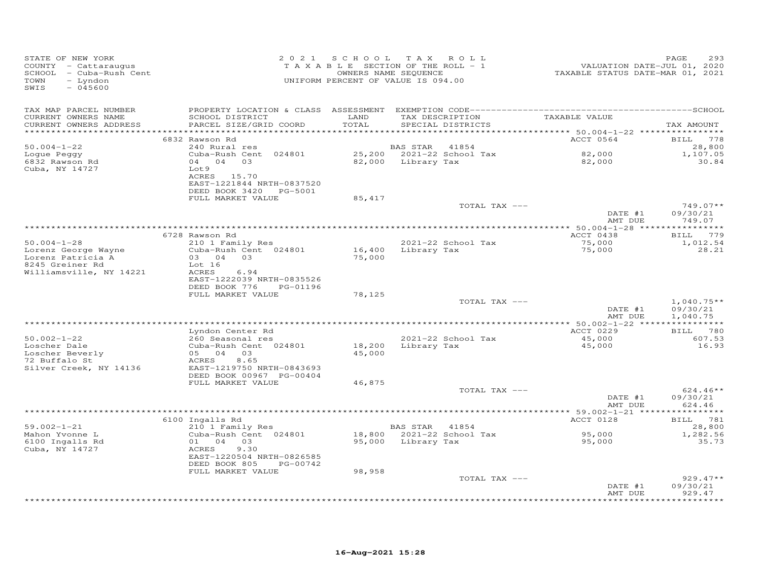STATE OF NEW YORK
COUNTY - Cattaraugus
SCHOOL - Cuba-Rush Cent
TOWN - Lyndon
SWIS - 045600

2021 SCHOOL TAX ROLL
TAXABLE SECTION OF THE ROLL - 1
OWNERS NAME SEQUENCE
UNIFORM PERCENT OF VALUE IS 094.00

VALUATION DATE-JUL 01, 2020
TAXABLE STATUS DATE-MAR 01, 2021

| TAX MAP PARCEL NUMBER / CURRENT OWNERS NAME / CURRENT OWNERS ADDRESS | PROPERTY LOCATION & CLASS / SCHOOL DISTRICT / PARCEL SIZE/GRID COORD | ASSESSMENT LAND / TOTAL | EXEMPTION CODE / TAX DESCRIPTION / SPECIAL DISTRICTS | TAXABLE VALUE | TAX AMOUNT |
|---|---|---|---|---|---|
| | 6832 Rawson Rd | | | ACCT 0564 | BILL 778 |
| 50.004-1-22 | 240 Rural res | | BAS STAR 41854 | | 28,800 |
| Logue Peggy | Cuba-Rush Cent 024801 | 25,200 | 2021-22 School Tax | 82,000 | 1,107.05 |
| 6832 Rawson Rd | 04 04 03 | 82,000 | Library Tax | 82,000 | 30.84 |
| Cuba, NY 14727 | Lot9 | | | | |
| | ACRES 15.70 | | | | |
| | EAST-1221844 NRTH-0837520 | | | | |
| | DEED BOOK 3420 PG-5001 | | | | |
| | FULL MARKET VALUE | 85,417 | | | |
| | | | TOTAL TAX --- | | 749.07** |
| | | | | DATE #1 | 09/30/21 |
| | | | | AMT DUE | 749.07 |
| | 6728 Rawson Rd | | | ACCT 0438 | BILL 779 |
| 50.004-1-28 | 210 1 Family Res | | 2021-22 School Tax | 75,000 | 1,012.54 |
| Lorenz George Wayne | Cuba-Rush Cent 024801 | 16,400 | Library Tax | 75,000 | 28.21 |
| Lorenz Patricia A | 03 04 03 | 75,000 | | | |
| 8245 Greiner Rd | Lot 16 | | | | |
| Williamsville, NY 14221 | ACRES 6.94 | | | | |
| | EAST-1222039 NRTH-0835526 | | | | |
| | DEED BOOK 776 PG-01196 | | | | |
| | FULL MARKET VALUE | 78,125 | | | |
| | | | TOTAL TAX --- | | 1,040.75** |
| | | | | DATE #1 | 09/30/21 |
| | | | | AMT DUE | 1,040.75 |
| | Lyndon Center Rd | | | ACCT 0229 | BILL 780 |
| 50.002-1-22 | 260 Seasonal res | | 2021-22 School Tax | 45,000 | 607.53 |
| Loscher Dale | Cuba-Rush Cent 024801 | 18,200 | Library Tax | 45,000 | 16.93 |
| Loscher Beverly | 05 04 03 | 45,000 | | | |
| 72 Buffalo St | ACRES 8.65 | | | | |
| Silver Creek, NY 14136 | EAST-1219750 NRTH-0843693 | | | | |
| | DEED BOOK 00967 PG-00404 | | | | |
| | FULL MARKET VALUE | 46,875 | | | |
| | | | TOTAL TAX --- | | 624.46** |
| | | | | DATE #1 | 09/30/21 |
| | | | | AMT DUE | 624.46 |
| | 6100 Ingalls Rd | | | ACCT 0128 | BILL 781 |
| 59.002-1-21 | 210 1 Family Res | | BAS STAR 41854 | | 28,800 |
| Mahon Yvonne L | Cuba-Rush Cent 024801 | 18,800 | 2021-22 School Tax | 95,000 | 1,282.56 |
| 6100 Ingalls Rd | 01 04 03 | 95,000 | Library Tax | 95,000 | 35.73 |
| Cuba, NY 14727 | ACRES 9.30 | | | | |
| | EAST-1220504 NRTH-0826585 | | | | |
| | DEED BOOK 805 PG-00742 | | | | |
| | FULL MARKET VALUE | 98,958 | | | |
| | | | TOTAL TAX --- | | 929.47** |
| | | | | DATE #1 | 09/30/21 |
| | | | | AMT DUE | 929.47 |

16-Aug-2021 15:28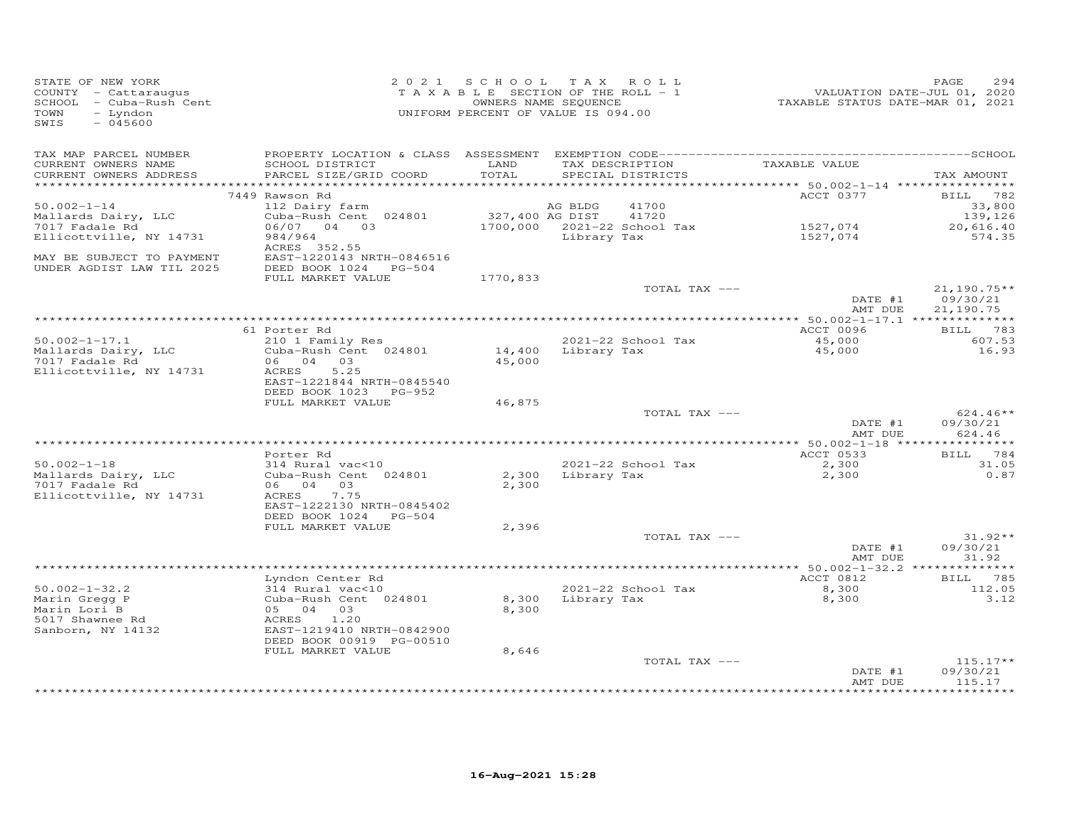STATE OF NEW YORK
COUNTY - Cattaraugus
SCHOOL - Cuba-Rush Cent
TOWN - Lyndon
SWIS - 045600

2021 SCHOOL TAX ROLL
TAXABLE SECTION OF THE ROLL - 1
OWNERS NAME SEQUENCE
UNIFORM PERCENT OF VALUE IS 094.00

VALUATION DATE-JUL 01, 2020
TAXABLE STATUS DATE-MAR 01, 2021

| TAX MAP PARCEL NUMBER / CURRENT OWNERS NAME / CURRENT OWNERS ADDRESS | PROPERTY LOCATION & CLASS / SCHOOL DISTRICT / PARCEL SIZE/GRID COORD | ASSESSMENT LAND / TOTAL | EXEMPTION CODE / TAX DESCRIPTION / SPECIAL DISTRICTS | TAXABLE VALUE | TAX AMOUNT |
|---|---|---|---|---|---|
| 50.002-1-14 | 7449 Rawson Rd | | | ACCT 0377 | BILL 782 |
| Mallards Dairy, LLC | 112 Dairy farm | | AG BLDG 41700 | | 33,800 |
| 7017 Fadale Rd | Cuba-Rush Cent 024801 | 327,400 | AG DIST 41720 | | 139,126 |
| Ellicottville, NY 14731 | 06/07 04 03 | 1700,000 | 2021-22 School Tax | 1527,074 | 20,616.40 |
| | 984/964 | | Library Tax | 1527,074 | 574.35 |
| | ACRES 352.55 | | | | |
| MAY BE SUBJECT TO PAYMENT | EAST-1220143 NRTH-0846516 | | | | |
| UNDER AGDIST LAW TIL 2025 | DEED BOOK 1024 PG-504 | | | | |
| | FULL MARKET VALUE | 1770,833 | | | |
| | | | TOTAL TAX --- | | 21,190.75** |
| | | | | DATE #1 | 09/30/21 |
| | | | | AMT DUE | 21,190.75 |
| 50.002-1-17.1 | 61 Porter Rd | | | ACCT 0096 | BILL 783 |
| Mallards Dairy, LLC | 210 1 Family Res | | 2021-22 School Tax | 45,000 | 607.53 |
| 7017 Fadale Rd | Cuba-Rush Cent 024801 | 14,400 | Library Tax | 45,000 | 16.93 |
| Ellicottville, NY 14731 | 06 04 03 | 45,000 | | | |
| | ACRES 5.25 | | | | |
| | EAST-1221844 NRTH-0845540 | | | | |
| | DEED BOOK 1023 PG-952 | | | | |
| | FULL MARKET VALUE | 46,875 | | | |
| | | | TOTAL TAX --- | | 624.46** |
| | | | | DATE #1 | 09/30/21 |
| | | | | AMT DUE | 624.46 |
| 50.002-1-18 | Porter Rd | | | ACCT 0533 | BILL 784 |
| Mallards Dairy, LLC | 314 Rural vac<10 | | 2021-22 School Tax | 2,300 | 31.05 |
| 7017 Fadale Rd | Cuba-Rush Cent 024801 | 2,300 | Library Tax | 2,300 | 0.87 |
| Ellicottville, NY 14731 | 06 04 03 | 2,300 | | | |
| | ACRES 7.75 | | | | |
| | EAST-1222130 NRTH-0845402 | | | | |
| | DEED BOOK 1024 PG-504 | | | | |
| | FULL MARKET VALUE | 2,396 | | | |
| | | | TOTAL TAX --- | | 31.92** |
| | | | | DATE #1 | 09/30/21 |
| | | | | AMT DUE | 31.92 |
| 50.002-1-32.2 | Lyndon Center Rd | | | ACCT 0812 | BILL 785 |
| Marin Gregg P | 314 Rural vac<10 | | 2021-22 School Tax | 8,300 | 112.05 |
| Marin Lori B | Cuba-Rush Cent 024801 | 8,300 | Library Tax | 8,300 | 3.12 |
| 5017 Shawnee Rd | 05 04 03 | 8,300 | | | |
| Sanborn, NY 14132 | ACRES 1.20 | | | | |
| | EAST-1219410 NRTH-0842900 | | | | |
| | DEED BOOK 00919 PG-00510 | | | | |
| | FULL MARKET VALUE | 8,646 | | | |
| | | | TOTAL TAX --- | | 115.17** |
| | | | | DATE #1 | 09/30/21 |
| | | | | AMT DUE | 115.17 |

16-Aug-2021 15:28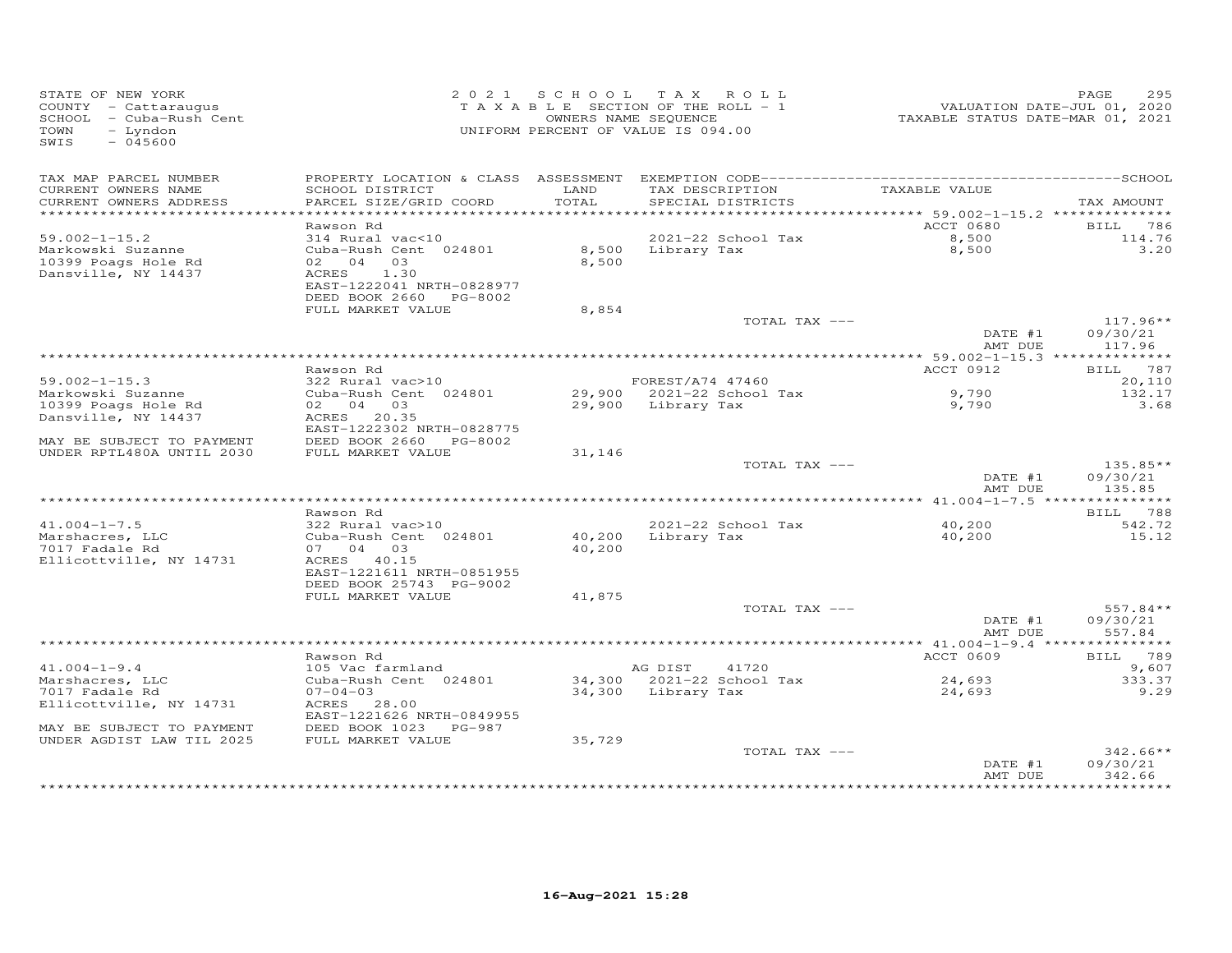STATE OF NEW YORK
COUNTY - Cattaraugus
SCHOOL - Cuba-Rush Cent
TOWN - Lyndon
SWIS - 045600

2021 SCHOOL TAX ROLL
TAXABLE SECTION OF THE ROLL - 1
OWNERS NAME SEQUENCE
UNIFORM PERCENT OF VALUE IS 094.00

VALUATION DATE-JUL 01, 2020
TAXABLE STATUS DATE-MAR 01, 2021

| TAX MAP PARCEL NUMBER / CURRENT OWNERS NAME / CURRENT OWNERS ADDRESS | PROPERTY LOCATION & CLASS / SCHOOL DISTRICT / PARCEL SIZE/GRID COORD | ASSESSMENT LAND / TOTAL | EXEMPTION CODE / TAX DESCRIPTION / SPECIAL DISTRICTS | TAXABLE VALUE | TAX AMOUNT |
|---|---|---|---|---|---|
| **59.002-1-15.2** | Rawson Rd | | | ACCT 0680 | BILL 786 |
| Markowski Suzanne | 314 Rural vac<10 | | 2021-22 School Tax | 8,500 | 114.76 |
| 10399 Poags Hole Rd | Cuba-Rush Cent 024801 | 8,500 | Library Tax | 8,500 | 3.20 |
| Dansville, NY 14437 | 02 04 03 | 8,500 | | | |
| | ACRES 1.30 | | | | |
| | EAST-1222041 NRTH-0828977 | | | | |
| | DEED BOOK 2660 PG-8002 | | | | |
| | FULL MARKET VALUE | 8,854 | | | |
| | | | TOTAL TAX --- | | 117.96** |
| | | | | DATE #1 | 09/30/21 |
| | | | | AMT DUE | 117.96 |
| **59.002-1-15.3** | Rawson Rd | | | ACCT 0912 | BILL 787 |
| Markowski Suzanne | 322 Rural vac>10 | | FOREST/A74 47460 | | 20,110 |
| 10399 Poags Hole Rd | Cuba-Rush Cent 024801 | 29,900 | 2021-22 School Tax | 9,790 | 132.17 |
| Dansville, NY 14437 | 02 04 03 | 29,900 | Library Tax | 9,790 | 3.68 |
| | ACRES 20.35 | | | | |
| | EAST-1222302 NRTH-0828775 | | | | |
| MAY BE SUBJECT TO PAYMENT | DEED BOOK 2660 PG-8002 | | | | |
| UNDER RPTL480A UNTIL 2030 | FULL MARKET VALUE | 31,146 | | | |
| | | | TOTAL TAX --- | | 135.85** |
| | | | | DATE #1 | 09/30/21 |
| | | | | AMT DUE | 135.85 |
| **41.004-1-7.5** | Rawson Rd | | | | BILL 788 |
| Marshacres, LLC | 322 Rural vac>10 | | 2021-22 School Tax | 40,200 | 542.72 |
| 7017 Fadale Rd | Cuba-Rush Cent 024801 | 40,200 | Library Tax | 40,200 | 15.12 |
| Ellicottville, NY 14731 | 07 04 03 | 40,200 | | | |
| | ACRES 40.15 | | | | |
| | EAST-1221611 NRTH-0851955 | | | | |
| | DEED BOOK 25743 PG-9002 | | | | |
| | FULL MARKET VALUE | 41,875 | | | |
| | | | TOTAL TAX --- | | 557.84** |
| | | | | DATE #1 | 09/30/21 |
| | | | | AMT DUE | 557.84 |
| **41.004-1-9.4** | Rawson Rd | | | ACCT 0609 | BILL 789 |
| Marshacres, LLC | 105 Vac farmland | | AG DIST 41720 | | 9,607 |
| 7017 Fadale Rd | Cuba-Rush Cent 024801 | 34,300 | 2021-22 School Tax | 24,693 | 333.37 |
| Ellicottville, NY 14731 | 07-04-03 | 34,300 | Library Tax | 24,693 | 9.29 |
| | ACRES 28.00 | | | | |
| | EAST-1221626 NRTH-0849955 | | | | |
| MAY BE SUBJECT TO PAYMENT | DEED BOOK 1023 PG-987 | | | | |
| UNDER AGDIST LAW TIL 2025 | FULL MARKET VALUE | 35,729 | | | |
| | | | TOTAL TAX --- | | 342.66** |
| | | | | DATE #1 | 09/30/21 |
| | | | | AMT DUE | 342.66 |

16-Aug-2021 15:28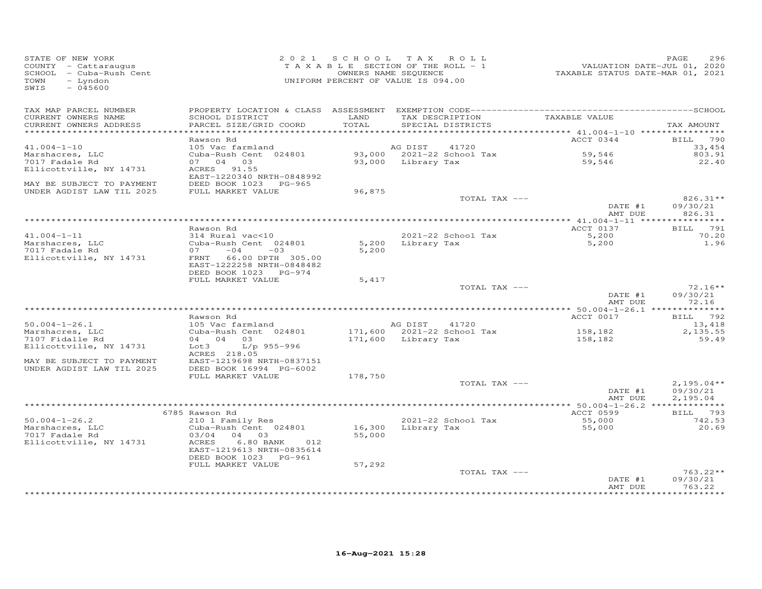STATE OF NEW YORK
COUNTY - Cattaraugus
SCHOOL - Cuba-Rush Cent
TOWN - Lyndon
SWIS - 045600

2021 SCHOOL TAX ROLL
TAXABLE SECTION OF THE ROLL - 1
OWNERS NAME SEQUENCE
UNIFORM PERCENT OF VALUE IS 094.00

VALUATION DATE-JUL 01, 2020
TAXABLE STATUS DATE-MAR 01, 2021

| TAX MAP PARCEL NUMBER<br>CURRENT OWNERS NAME<br>CURRENT OWNERS ADDRESS | PROPERTY LOCATION & CLASS<br>SCHOOL DISTRICT<br>PARCEL SIZE/GRID COORD | ASSESSMENT<br>LAND<br>TOTAL | EXEMPTION CODE<br>TAX DESCRIPTION<br>SPECIAL DISTRICTS | TAXABLE VALUE | TAX AMOUNT |
|---|---|---|---|---|---|
| 41.004-1-10 | Rawson Rd | | | ACCT 0344 | BILL 790 |
| 41.004-1-10 | 105 Vac farmland | | AG DIST 41720 | | 33,454 |
| Marshacres, LLC | Cuba-Rush Cent 024801 | 93,000 | 2021-22 School Tax | 59,546 | 803.91 |
| 7017 Fadale Rd | 07 04 03 | 93,000 | Library Tax | 59,546 | 22.40 |
| Ellicottville, NY 14731 | ACRES 91.55 | | | | |
| | EAST-1220340 NRTH-0848992 | | | | |
| MAY BE SUBJECT TO PAYMENT | DEED BOOK 1023 PG-965 | | | | |
| UNDER AGDIST LAW TIL 2025 | FULL MARKET VALUE | 96,875 | | | |
| | | | TOTAL TAX --- | | 826.31** |
| | | | | DATE #1 | 09/30/21 |
| | | | | AMT DUE | 826.31 |
| 41.004-1-11 | Rawson Rd | | | ACCT 0137 | BILL 791 |
| 41.004-1-11 | 314 Rural vac<10 | | 2021-22 School Tax | 5,200 | 70.20 |
| Marshacres, LLC | Cuba-Rush Cent 024801 | 5,200 | Library Tax | 5,200 | 1.96 |
| 7017 Fadale Rd | 07 -04 -03 | 5,200 | | | |
| Ellicottville, NY 14731 | FRNT 66.00 DPTH 305.00 | | | | |
| | EAST-1222258 NRTH-0848482 | | | | |
| | DEED BOOK 1023 PG-974 | | | | |
| | FULL MARKET VALUE | 5,417 | | | |
| | | | TOTAL TAX --- | | 72.16** |
| | | | | DATE #1 | 09/30/21 |
| | | | | AMT DUE | 72.16 |
| 50.004-1-26.1 | Rawson Rd | | | ACCT 0017 | BILL 792 |
| 50.004-1-26.1 | 105 Vac farmland | | AG DIST 41720 | | 13,418 |
| Marshacres, LLC | Cuba-Rush Cent 024801 | 171,600 | 2021-22 School Tax | 158,182 | 2,135.55 |
| 7107 Fidalle Rd | 04 04 03 | 171,600 | Library Tax | 158,182 | 59.49 |
| Ellicottville, NY 14731 | Lot3 L/p 955-996 | | | | |
| | ACRES 218.05 | | | | |
| MAY BE SUBJECT TO PAYMENT | EAST-1219698 NRTH-0837151 | | | | |
| UNDER AGDIST LAW TIL 2025 | DEED BOOK 16994 PG-6002 | | | | |
| | FULL MARKET VALUE | 178,750 | | | |
| | | | TOTAL TAX --- | | 2,195.04** |
| | | | | DATE #1 | 09/30/21 |
| | | | | AMT DUE | 2,195.04 |
| 50.004-1-26.2 | 6785 Rawson Rd | | | ACCT 0599 | BILL 793 |
| 50.004-1-26.2 | 210 1 Family Res | | 2021-22 School Tax | 55,000 | 742.53 |
| Marshacres, LLC | Cuba-Rush Cent 024801 | 16,300 | Library Tax | 55,000 | 20.69 |
| 7017 Fadale Rd | 03/04 04 03 | 55,000 | | | |
| Ellicottville, NY 14731 | ACRES 6.80 BANK 012 | | | | |
| | EAST-1219613 NRTH-0835614 | | | | |
| | DEED BOOK 1023 PG-961 | | | | |
| | FULL MARKET VALUE | 57,292 | | | |
| | | | TOTAL TAX --- | | 763.22** |
| | | | | DATE #1 | 09/30/21 |
| | | | | AMT DUE | 763.22 |

16-Aug-2021 15:28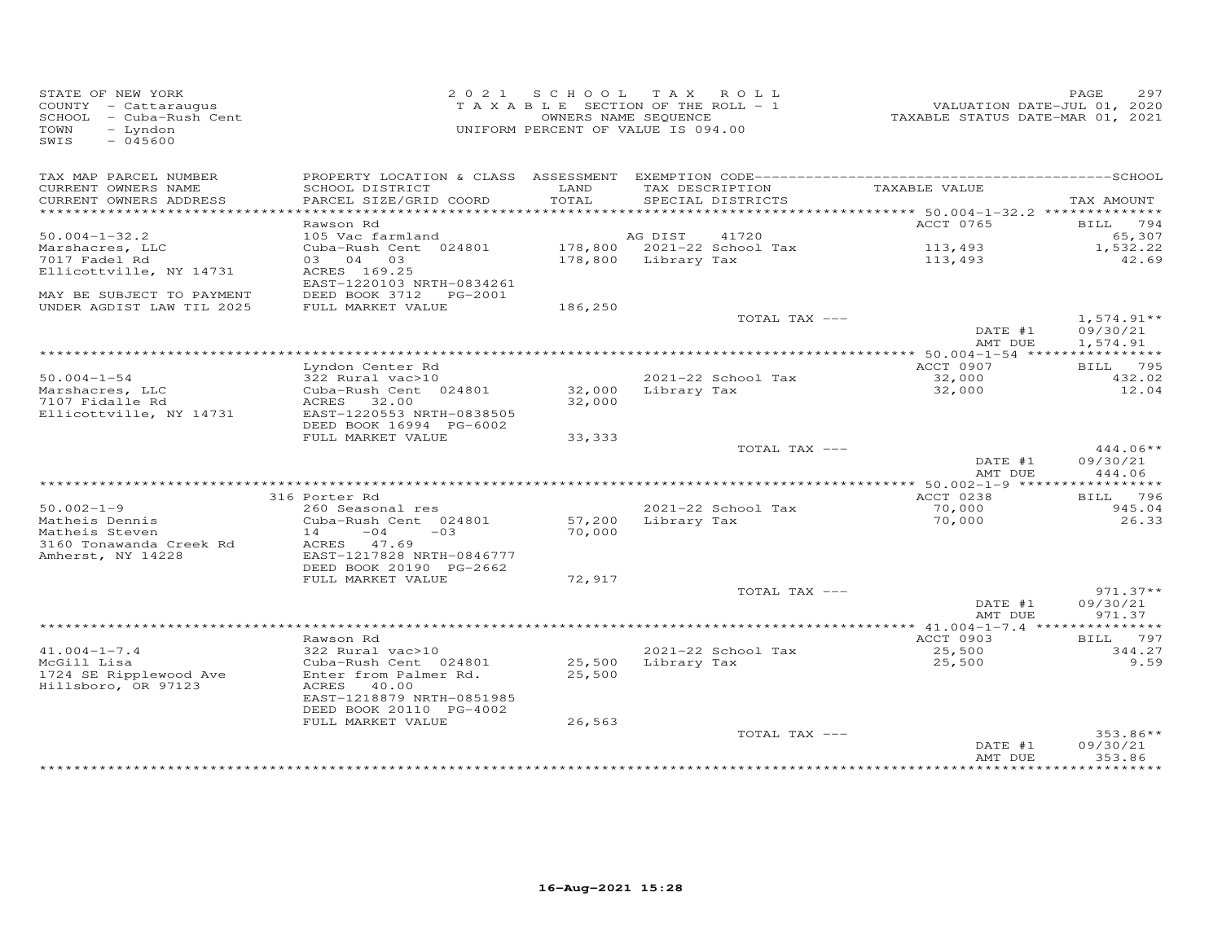STATE OF NEW YORK
COUNTY - Cattaraugus
SCHOOL - Cuba-Rush Cent
TOWN - Lyndon
SWIS - 045600

2021 SCHOOL TAX ROLL
TAXABLE SECTION OF THE ROLL - 1
OWNERS NAME SEQUENCE
UNIFORM PERCENT OF VALUE IS 094.00

VALUATION DATE-JUL 01, 2020
TAXABLE STATUS DATE-MAR 01, 2021

| TAX MAP PARCEL NUMBER / CURRENT OWNERS NAME / CURRENT OWNERS ADDRESS | PROPERTY LOCATION & CLASS / SCHOOL DISTRICT / PARCEL SIZE/GRID COORD | ASSESSMENT LAND / TOTAL | EXEMPTION CODE / TAX DESCRIPTION / SPECIAL DISTRICTS | TAXABLE VALUE | TAX AMOUNT |
|---|---|---|---|---|---|
| 50.004-1-32.2 | Rawson Rd | | | ACCT 0765 | BILL 794 |
| Marshacres, LLC | 105 Vac farmland | | AG DIST 41720 | | 65,307 |
| 7017 Fadel Rd | Cuba-Rush Cent 024801 | 178,800 | 2021-22 School Tax | 113,493 | 1,532.22 |
| Ellicottville, NY 14731 | 03 04 03 | 178,800 | Library Tax | 113,493 | 42.69 |
| | ACRES 169.25 | | | | |
| | EAST-1220103 NRTH-0834261 | | | | |
| MAY BE SUBJECT TO PAYMENT | DEED BOOK 3712 PG-2001 | | | | |
| UNDER AGDIST LAW TIL 2025 | FULL MARKET VALUE | 186,250 | | | |
| | | | TOTAL TAX --- | | 1,574.91** |
| | | | | DATE #1 | 09/30/21 |
| | | | | AMT DUE | 1,574.91 |
| 50.004-1-54 | Lyndon Center Rd | | | ACCT 0907 | BILL 795 |
| Marshacres, LLC | 322 Rural vac>10 | | 2021-22 School Tax | 32,000 | 432.02 |
| 7107 Fidalle Rd | Cuba-Rush Cent 024801 | 32,000 | Library Tax | 32,000 | 12.04 |
| Ellicottville, NY 14731 | ACRES 32.00 | 32,000 | | | |
| | EAST-1220553 NRTH-0838505 | | | | |
| | DEED BOOK 16994 PG-6002 | | | | |
| | FULL MARKET VALUE | 33,333 | | | |
| | | | TOTAL TAX --- | | 444.06** |
| | | | | DATE #1 | 09/30/21 |
| | | | | AMT DUE | 444.06 |
| 50.002-1-9 | 316 Porter Rd | | | ACCT 0238 | BILL 796 |
| Matheis Dennis | 260 Seasonal res | | 2021-22 School Tax | 70,000 | 945.04 |
| Matheis Steven | Cuba-Rush Cent 024801 | 57,200 | Library Tax | 70,000 | 26.33 |
| 3160 Tonawanda Creek Rd | 14 -04 -03 | 70,000 | | | |
| Amherst, NY 14228 | ACRES 47.69 | | | | |
| | EAST-1217828 NRTH-0846777 | | | | |
| | DEED BOOK 20190 PG-2662 | | | | |
| | FULL MARKET VALUE | 72,917 | | | |
| | | | TOTAL TAX --- | | 971.37** |
| | | | | DATE #1 | 09/30/21 |
| | | | | AMT DUE | 971.37 |
| 41.004-1-7.4 | Rawson Rd | | | ACCT 0903 | BILL 797 |
| McGill Lisa | 322 Rural vac>10 | | 2021-22 School Tax | 25,500 | 344.27 |
| 1724 SE Ripplewood Ave | Cuba-Rush Cent 024801 | 25,500 | Library Tax | 25,500 | 9.59 |
| Hillsboro, OR 97123 | Enter from Palmer Rd. | 25,500 | | | |
| | ACRES 40.00 | | | | |
| | EAST-1218879 NRTH-0851985 | | | | |
| | DEED BOOK 20110 PG-4002 | | | | |
| | FULL MARKET VALUE | 26,563 | | | |
| | | | TOTAL TAX --- | | 353.86** |
| | | | | DATE #1 | 09/30/21 |
| | | | | AMT DUE | 353.86 |

16-Aug-2021 15:28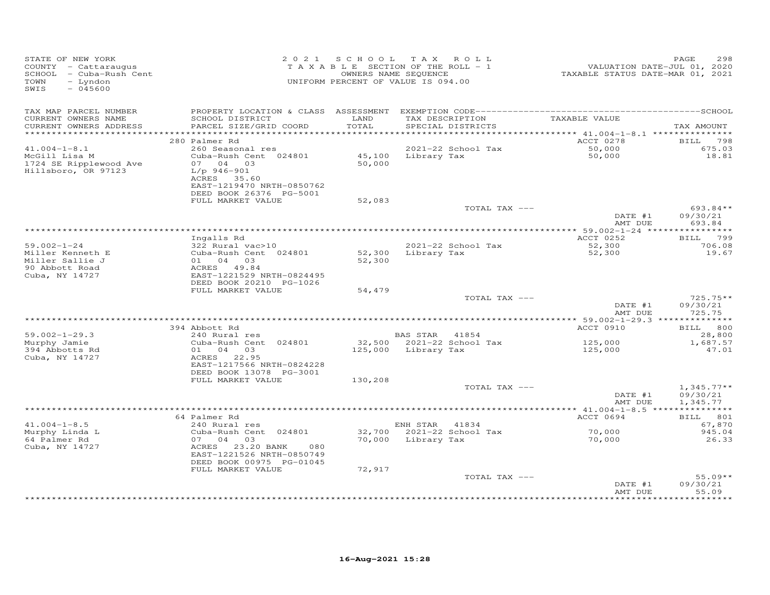STATE OF NEW YORK
COUNTY - Cattaraugus
SCHOOL - Cuba-Rush Cent
TOWN - Lyndon
SWIS - 045600

2 0 2 1 S C H O O L T A X R O L L
T A X A B L E SECTION OF THE ROLL - 1
OWNERS NAME SEQUENCE
UNIFORM PERCENT OF VALUE IS 094.00

VALUATION DATE-JUL 01, 2020
TAXABLE STATUS DATE-MAR 01, 2021

| TAX MAP PARCEL NUMBER / CURRENT OWNERS NAME / CURRENT OWNERS ADDRESS | PROPERTY LOCATION & CLASS / SCHOOL DISTRICT / PARCEL SIZE/GRID COORD | ASSESSMENT LAND / TOTAL | EXEMPTION CODE / TAX DESCRIPTION / SPECIAL DISTRICTS | TAXABLE VALUE | TAX AMOUNT |
|---|---|---|---|---|---|
| 41.004-1-8.1 | 280 Palmer Rd | | | ACCT 0278 | BILL 798 |
| McGill Lisa M | 260 Seasonal res | | 2021-22 School Tax | 50,000 | 675.03 |
| 1724 SE Ripplewood Ave | Cuba-Rush Cent 024801 | 45,100 | Library Tax | 50,000 | 18.81 |
| Hillsboro, OR 97123 | 07 04 03 | 50,000 | | | |
| | L/p 946-901 | | | | |
| | ACRES 35.60 | | | | |
| | EAST-1219470 NRTH-0850762 | | | | |
| | DEED BOOK 26376 PG-5001 | | | | |
| | FULL MARKET VALUE | 52,083 | | | |
| | | | TOTAL TAX --- | | 693.84** |
| | | | | DATE #1 | 09/30/21 |
| | | | | AMT DUE | 693.84 |
| 59.002-1-24 | Ingalls Rd | | | ACCT 0252 | BILL 799 |
| Miller Kenneth E | 322 Rural vac>10 | | 2021-22 School Tax | 52,300 | 706.08 |
| Miller Sallie J | Cuba-Rush Cent 024801 | 52,300 | Library Tax | 52,300 | 19.67 |
| 90 Abbott Road | 01 04 03 | 52,300 | | | |
| Cuba, NY 14727 | ACRES 49.84 | | | | |
| | EAST-1221529 NRTH-0824495 | | | | |
| | DEED BOOK 20210 PG-1026 | | | | |
| | FULL MARKET VALUE | 54,479 | | | |
| | | | TOTAL TAX --- | | 725.75** |
| | | | | DATE #1 | 09/30/21 |
| | | | | AMT DUE | 725.75 |
| 59.002-1-29.3 | 394 Abbott Rd | | | ACCT 0910 | BILL 800 |
| Murphy Jamie | 240 Rural res | | BAS STAR 41854 | | 28,800 |
| 394 Abbotts Rd | Cuba-Rush Cent 024801 | 32,500 | 2021-22 School Tax | 125,000 | 1,687.57 |
| Cuba, NY 14727 | 01 04 03 | 125,000 | Library Tax | 125,000 | 47.01 |
| | ACRES 22.95 | | | | |
| | EAST-1217566 NRTH-0824228 | | | | |
| | DEED BOOK 13078 PG-3001 | | | | |
| | FULL MARKET VALUE | 130,208 | | | |
| | | | TOTAL TAX --- | | 1,345.77** |
| | | | | DATE #1 | 09/30/21 |
| | | | | AMT DUE | 1,345.77 |
| 41.004-1-8.5 | 64 Palmer Rd | | | ACCT 0694 | BILL 801 |
| Murphy Linda L | 240 Rural res | | ENH STAR 41834 | | 67,870 |
| 64 Palmer Rd | Cuba-Rush Cent 024801 | 32,700 | 2021-22 School Tax | 70,000 | 945.04 |
| Cuba, NY 14727 | 07 04 03 | 70,000 | Library Tax | 70,000 | 26.33 |
| | ACRES 23.20 BANK 080 | | | | |
| | EAST-1221526 NRTH-0850749 | | | | |
| | DEED BOOK 00975 PG-01045 | | | | |
| | FULL MARKET VALUE | 72,917 | | | |
| | | | TOTAL TAX --- | | 55.09** |
| | | | | DATE #1 | 09/30/21 |
| | | | | AMT DUE | 55.09 |

16-Aug-2021 15:28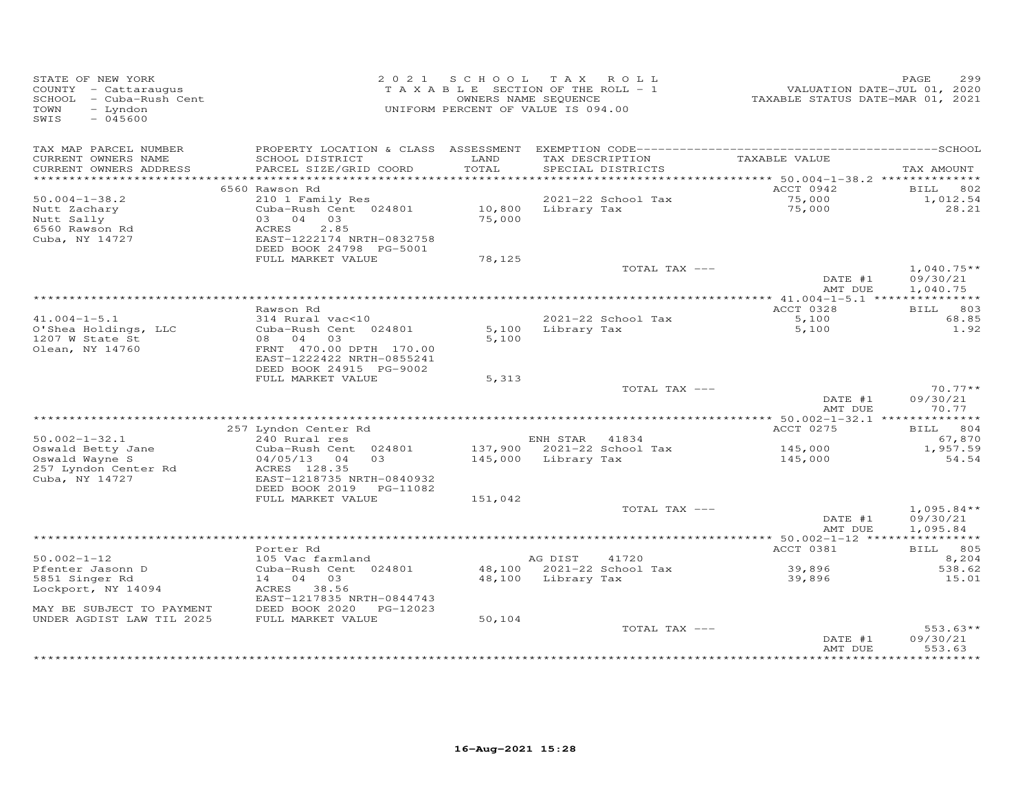STATE OF NEW YORK
COUNTY - Cattaraugus
SCHOOL - Cuba-Rush Cent
TOWN - Lyndon
SWIS - 045600

2 0 2 1 S C H O O L T A X R O L L
T A X A B L E SECTION OF THE ROLL - 1
OWNERS NAME SEQUENCE
UNIFORM PERCENT OF VALUE IS 094.00

VALUATION DATE-JUL 01, 2020
TAXABLE STATUS DATE-MAR 01, 2021

| TAX MAP PARCEL NUMBER / CURRENT OWNERS NAME / CURRENT OWNERS ADDRESS | PROPERTY LOCATION & CLASS / SCHOOL DISTRICT / PARCEL SIZE/GRID COORD | ASSESSMENT LAND / TOTAL | EXEMPTION CODE / TAX DESCRIPTION / SPECIAL DISTRICTS | TAXABLE VALUE | TAX AMOUNT |
|---|---|---|---|---|---|
| | 6560 Rawson Rd | | | ACCT 0942 | BILL 802 |
| 50.004-1-38.2 | 210 1 Family Res | | 2021-22 School Tax | 75,000 | 1,012.54 |
| Nutt Zachary | Cuba-Rush Cent 024801 | 10,800 | Library Tax | 75,000 | 28.21 |
| Nutt Sally | 03 04 03 | 75,000 | | | |
| 6560 Rawson Rd | ACRES 2.85 | | | | |
| Cuba, NY 14727 | EAST-1222174 NRTH-0832758 | | | | |
| | DEED BOOK 24798 PG-5001 | | | | |
| | FULL MARKET VALUE | 78,125 | | | |
| | | | TOTAL TAX --- | | 1,040.75** |
| | | | | DATE #1 | 09/30/21 |
| | | | | AMT DUE | 1,040.75 |
| | Rawson Rd | | | ACCT 0328 | BILL 803 |
| 41.004-1-5.1 | 314 Rural vac<10 | | 2021-22 School Tax | 5,100 | 68.85 |
| O'Shea Holdings, LLC | Cuba-Rush Cent 024801 | 5,100 | Library Tax | 5,100 | 1.92 |
| 1207 W State St | 08 04 03 | 5,100 | | | |
| Olean, NY 14760 | FRNT 470.00 DPTH 170.00 | | | | |
| | EAST-1222422 NRTH-0855241 | | | | |
| | DEED BOOK 24915 PG-9002 | | | | |
| | FULL MARKET VALUE | 5,313 | | | |
| | | | TOTAL TAX --- | | 70.77** |
| | | | | DATE #1 | 09/30/21 |
| | | | | AMT DUE | 70.77 |
| | 257 Lyndon Center Rd | | | ACCT 0275 | BILL 804 |
| 50.002-1-32.1 | 240 Rural res | | ENH STAR 41834 | | 67,870 |
| Oswald Betty Jane | Cuba-Rush Cent 024801 | 137,900 | 2021-22 School Tax | 145,000 | 1,957.59 |
| Oswald Wayne S | 04/05/13 04 03 | 145,000 | Library Tax | 145,000 | 54.54 |
| 257 Lyndon Center Rd | ACRES 128.35 | | | | |
| Cuba, NY 14727 | EAST-1218735 NRTH-0840932 | | | | |
| | DEED BOOK 2019 PG-11082 | | | | |
| | FULL MARKET VALUE | 151,042 | | | |
| | | | TOTAL TAX --- | | 1,095.84** |
| | | | | DATE #1 | 09/30/21 |
| | | | | AMT DUE | 1,095.84 |
| | Porter Rd | | | ACCT 0381 | BILL 805 |
| 50.002-1-12 | 105 Vac farmland | | AG DIST 41720 | | 8,204 |
| Pfenter Jasonn D | Cuba-Rush Cent 024801 | 48,100 | 2021-22 School Tax | 39,896 | 538.62 |
| 5851 Singer Rd | 14 04 03 | 48,100 | Library Tax | 39,896 | 15.01 |
| Lockport, NY 14094 | ACRES 38.56 | | | | |
| | EAST-1217835 NRTH-0844743 | | | | |
| MAY BE SUBJECT TO PAYMENT | DEED BOOK 2020 PG-12023 | | | | |
| UNDER AGDIST LAW TIL 2025 | FULL MARKET VALUE | 50,104 | | | |
| | | | TOTAL TAX --- | | 553.63** |
| | | | | DATE #1 | 09/30/21 |
| | | | | AMT DUE | 553.63 |

16-Aug-2021 15:28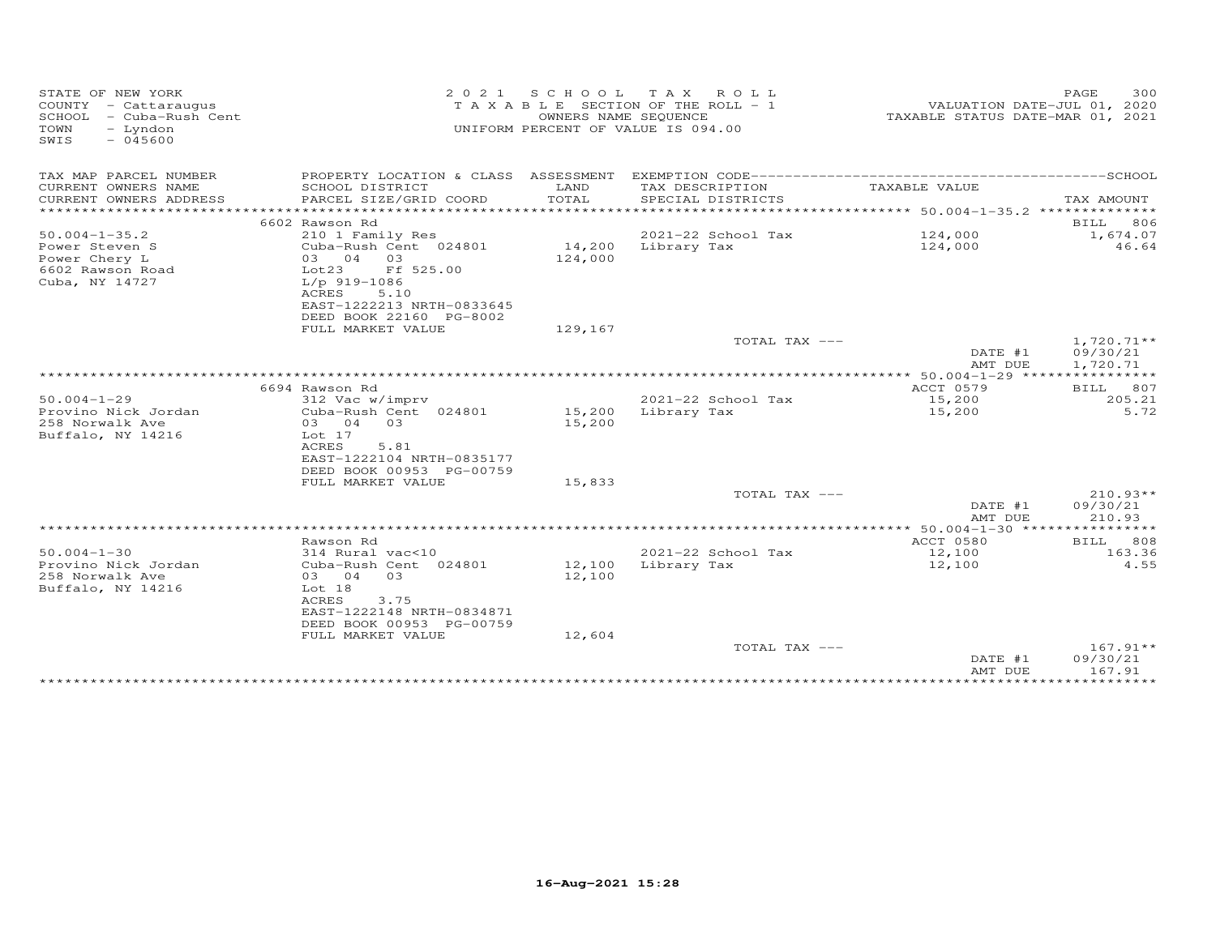STATE OF NEW YORK
COUNTY - Cattaraugus
SCHOOL - Cuba-Rush Cent
TOWN - Lyndon
SWIS - 045600

2021 SCHOOL TAX ROLL
TAXABLE SECTION OF THE ROLL - 1
OWNERS NAME SEQUENCE
UNIFORM PERCENT OF VALUE IS 094.00

VALUATION DATE-JUL 01, 2020
TAXABLE STATUS DATE-MAR 01, 2021

| TAX MAP PARCEL NUMBER / CURRENT OWNERS NAME / CURRENT OWNERS ADDRESS | PROPERTY LOCATION & CLASS / SCHOOL DISTRICT / PARCEL SIZE/GRID COORD | ASSESSMENT LAND / TOTAL | EXEMPTION CODE / TAX DESCRIPTION / SPECIAL DISTRICTS | TAXABLE VALUE | TAX AMOUNT |
|---|---|---|---|---|---|
| 50.004-1-35.2 | 6602 Rawson Rd | | | | BILL 806 |
| Power Steven S | 210 1 Family Res | | 2021-22 School Tax | 124,000 | 1,674.07 |
| Power Chery L | Cuba-Rush Cent 024801 | 14,200 | Library Tax | 124,000 | 46.64 |
| 6602 Rawson Road | 03 04 03 | 124,000 | | | |
| Cuba, NY 14727 | Lot23 Ff 525.00 | | | | |
| | L/p 919-1086 | | | | |
| | ACRES 5.10 | | | | |
| | EAST-1222213 NRTH-0833645 | | | | |
| | DEED BOOK 22160 PG-8002 | | | | |
| | FULL MARKET VALUE | 129,167 | | | |
| | | | TOTAL TAX --- | | 1,720.71** |
| | | | | DATE #1 | 09/30/21 |
| | | | | AMT DUE | 1,720.71 |
| 50.004-1-29 | 6694 Rawson Rd | | | ACCT 0579 | BILL 807 |
| Provino Nick Jordan | 312 Vac w/imprv | | 2021-22 School Tax | 15,200 | 205.21 |
| 258 Norwalk Ave | Cuba-Rush Cent 024801 | 15,200 | Library Tax | 15,200 | 5.72 |
| Buffalo, NY 14216 | 03 04 03 | 15,200 | | | |
| | Lot 17 | | | | |
| | ACRES 5.81 | | | | |
| | EAST-1222104 NRTH-0835177 | | | | |
| | DEED BOOK 00953 PG-00759 | | | | |
| | FULL MARKET VALUE | 15,833 | | | |
| | | | TOTAL TAX --- | | 210.93** |
| | | | | DATE #1 | 09/30/21 |
| | | | | AMT DUE | 210.93 |
| 50.004-1-30 | Rawson Rd | | | ACCT 0580 | BILL 808 |
| Provino Nick Jordan | 314 Rural vac<10 | | 2021-22 School Tax | 12,100 | 163.36 |
| 258 Norwalk Ave | Cuba-Rush Cent 024801 | 12,100 | Library Tax | 12,100 | 4.55 |
| Buffalo, NY 14216 | 03 04 03 | 12,100 | | | |
| | Lot 18 | | | | |
| | ACRES 3.75 | | | | |
| | EAST-1222148 NRTH-0834871 | | | | |
| | DEED BOOK 00953 PG-00759 | | | | |
| | FULL MARKET VALUE | 12,604 | | | |
| | | | TOTAL TAX --- | | 167.91** |
| | | | | DATE #1 | 09/30/21 |
| | | | | AMT DUE | 167.91 |

16-Aug-2021 15:28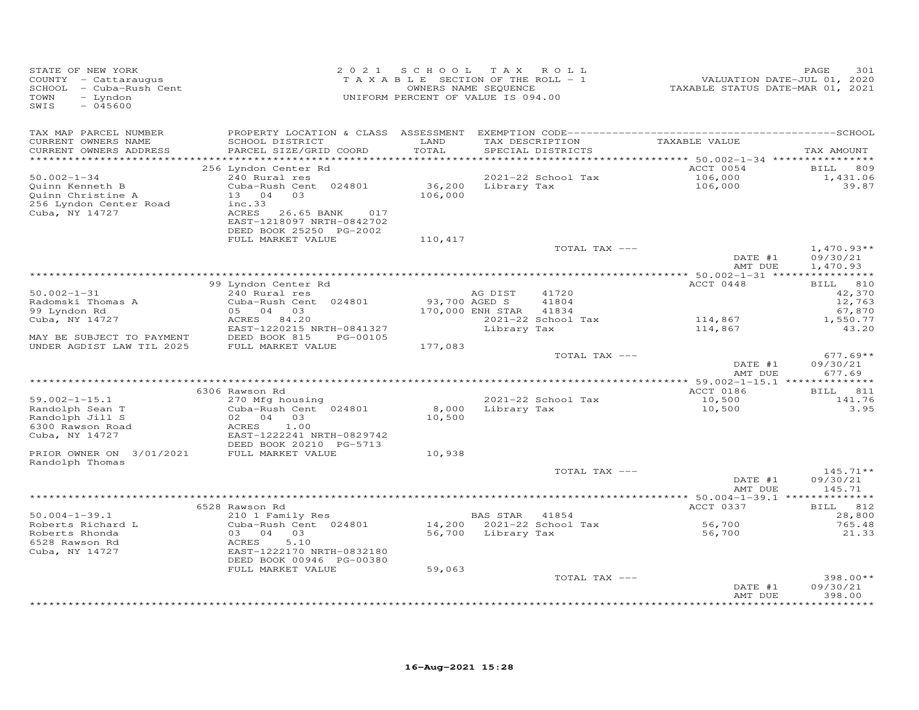STATE OF NEW YORK
COUNTY - Cattaraugus
SCHOOL - Cuba-Rush Cent
TOWN - Lyndon
SWIS - 045600

2 0 2 1 S C H O O L T A X R O L L
T A X A B L E SECTION OF THE ROLL - 1
OWNERS NAME SEQUENCE
UNIFORM PERCENT OF VALUE IS 094.00

VALUATION DATE-JUL 01, 2020
TAXABLE STATUS DATE-MAR 01, 2021

| TAX MAP PARCEL NUMBER / CURRENT OWNERS NAME / CURRENT OWNERS ADDRESS | PROPERTY LOCATION & CLASS / SCHOOL DISTRICT / PARCEL SIZE/GRID COORD | ASSESSMENT LAND / TOTAL | EXEMPTION CODE / TAX DESCRIPTION / SPECIAL DISTRICTS | TAXABLE VALUE | TAX AMOUNT |
|---|---|---|---|---|---|
| 50.002-1-34 | 256 Lyndon Center Rd | | | ACCT 0054 | BILL 809 |
| | 240 Rural res | | 2021-22 School Tax | 106,000 | 1,431.06 |
| Quinn Kenneth B | Cuba-Rush Cent 024801 | 36,200 | Library Tax | 106,000 | 39.87 |
| Quinn Christine A | 13 04 03 | 106,000 | | | |
| 256 Lyndon Center Road | inc.33 | | | | |
| Cuba, NY 14727 | ACRES 26.65 BANK 017 | | | | |
| | EAST-1218097 NRTH-0842702 | | | | |
| | DEED BOOK 25250 PG-2002 | | | | |
| | FULL MARKET VALUE | 110,417 | | | |
| | | | TOTAL TAX --- | | 1,470.93** |
| | | | | DATE #1 | 09/30/21 |
| | | | | AMT DUE | 1,470.93 |
| 50.002-1-31 | 99 Lyndon Center Rd | | | ACCT 0448 | BILL 810 |
| | 240 Rural res | | AG DIST 41720 | | 42,370 |
| Radomski Thomas A | Cuba-Rush Cent 024801 | 93,700 | AGED S 41804 | | 12,763 |
| 99 Lyndon Rd | 05 04 03 | 170,000 | ENH STAR 41834 | | 67,870 |
| Cuba, NY 14727 | ACRES 84.20 | | 2021-22 School Tax | 114,867 | 1,550.77 |
| | EAST-1220215 NRTH-0841327 | | Library Tax | 114,867 | 43.20 |
| MAY BE SUBJECT TO PAYMENT | DEED BOOK 815 PG-00105 | | | | |
| UNDER AGDIST LAW TIL 2025 | FULL MARKET VALUE | 177,083 | | | |
| | | | TOTAL TAX --- | | 677.69** |
| | | | | DATE #1 | 09/30/21 |
| | | | | AMT DUE | 677.69 |
| 59.002-1-15.1 | 6306 Rawson Rd | | | ACCT 0186 | BILL 811 |
| | 270 Mfg housing | | 2021-22 School Tax | 10,500 | 141.76 |
| Randolph Sean T | Cuba-Rush Cent 024801 | 8,000 | Library Tax | 10,500 | 3.95 |
| Randolph Jill S | 02 04 03 | 10,500 | | | |
| 6300 Rawson Road | ACRES 1.00 | | | | |
| Cuba, NY 14727 | EAST-1222241 NRTH-0829742 | | | | |
| | DEED BOOK 20210 PG-5713 | | | | |
| PRIOR OWNER ON 3/01/2021 | FULL MARKET VALUE | 10,938 | | | |
| Randolph Thomas | | | | | |
| | | | TOTAL TAX --- | | 145.71** |
| | | | | DATE #1 | 09/30/21 |
| | | | | AMT DUE | 145.71 |
| 50.004-1-39.1 | 6528 Rawson Rd | | | ACCT 0337 | BILL 812 |
| | 210 1 Family Res | | BAS STAR 41854 | | 28,800 |
| Roberts Richard L | Cuba-Rush Cent 024801 | 14,200 | 2021-22 School Tax | 56,700 | 765.48 |
| Roberts Rhonda | 03 04 03 | 56,700 | Library Tax | 56,700 | 21.33 |
| 6528 Rawson Rd | ACRES 5.10 | | | | |
| Cuba, NY 14727 | EAST-1222170 NRTH-0832180 | | | | |
| | DEED BOOK 00946 PG-00380 | | | | |
| | FULL MARKET VALUE | 59,063 | | | |
| | | | TOTAL TAX --- | | 398.00** |
| | | | | DATE #1 | 09/30/21 |
| | | | | AMT DUE | 398.00 |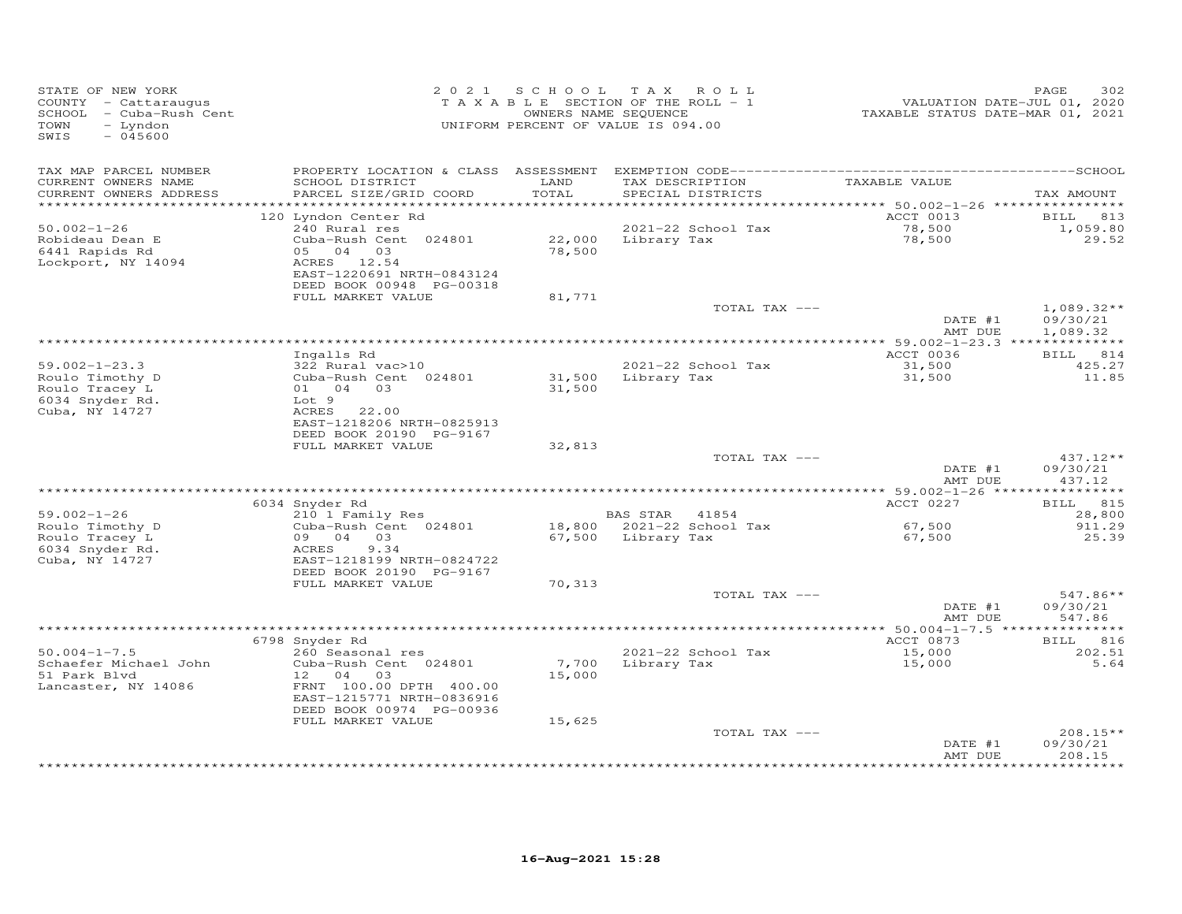STATE OF NEW YORK
COUNTY - Cattaraugus
SCHOOL - Cuba-Rush Cent
TOWN - Lyndon
SWIS - 045600

2021 SCHOOL TAX ROLL
TAXABLE SECTION OF THE ROLL - 1
OWNERS NAME SEQUENCE
UNIFORM PERCENT OF VALUE IS 094.00

VALUATION DATE-JUL 01, 2020
TAXABLE STATUS DATE-MAR 01, 2021

| TAX MAP PARCEL NUMBER / CURRENT OWNERS NAME / CURRENT OWNERS ADDRESS | PROPERTY LOCATION & CLASS / SCHOOL DISTRICT / PARCEL SIZE/GRID COORD | ASSESSMENT LAND / TOTAL | EXEMPTION CODE / TAX DESCRIPTION / SPECIAL DISTRICTS | TAXABLE VALUE | TAX AMOUNT |
|---|---|---|---|---|---|
| | 120 Lyndon Center Rd | | | ACCT 0013 | BILL 813 |
| 50.002-1-26 | 240 Rural res | | 2021-22 School Tax | 78,500 | 1,059.80 |
| Robideau Dean E | Cuba-Rush Cent 024801 | 22,000 | Library Tax | 78,500 | 29.52 |
| 6441 Rapids Rd | 05 04 03 | 78,500 | | | |
| Lockport, NY 14094 | ACRES 12.54 | | | | |
| | EAST-1220691 NRTH-0843124 | | | | |
| | DEED BOOK 00948 PG-00318 | | | | |
| | FULL MARKET VALUE | 81,771 | | | |
| | | | TOTAL TAX --- | | 1,089.32** |
| | | | | DATE #1 | 09/30/21 |
| | | | | AMT DUE | 1,089.32 |
| | Ingalls Rd | | | ACCT 0036 | BILL 814 |
| 59.002-1-23.3 | 322 Rural vac>10 | | 2021-22 School Tax | 31,500 | 425.27 |
| Roulo Timothy D | Cuba-Rush Cent 024801 | 31,500 | Library Tax | 31,500 | 11.85 |
| Roulo Tracey L | 01 04 03 | 31,500 | | | |
| 6034 Snyder Rd. | Lot 9 | | | | |
| Cuba, NY 14727 | ACRES 22.00 | | | | |
| | EAST-1218206 NRTH-0825913 | | | | |
| | DEED BOOK 20190 PG-9167 | | | | |
| | FULL MARKET VALUE | 32,813 | | | |
| | | | TOTAL TAX --- | | 437.12** |
| | | | | DATE #1 | 09/30/21 |
| | | | | AMT DUE | 437.12 |
| | 6034 Snyder Rd | | | ACCT 0227 | BILL 815 |
| 59.002-1-26 | 210 1 Family Res | | BAS STAR 41854 | | 28,800 |
| Roulo Timothy D | Cuba-Rush Cent 024801 | 18,800 | 2021-22 School Tax | 67,500 | 911.29 |
| Roulo Tracey L | 09 04 03 | 67,500 | Library Tax | 67,500 | 25.39 |
| 6034 Snyder Rd. | ACRES 9.34 | | | | |
| Cuba, NY 14727 | EAST-1218199 NRTH-0824722 | | | | |
| | DEED BOOK 20190 PG-9167 | | | | |
| | FULL MARKET VALUE | 70,313 | | | |
| | | | TOTAL TAX --- | | 547.86** |
| | | | | DATE #1 | 09/30/21 |
| | | | | AMT DUE | 547.86 |
| | 6798 Snyder Rd | | | ACCT 0873 | BILL 816 |
| 50.004-1-7.5 | 260 Seasonal res | | 2021-22 School Tax | 15,000 | 202.51 |
| Schaefer Michael John | Cuba-Rush Cent 024801 | 7,700 | Library Tax | 15,000 | 5.64 |
| 51 Park Blvd | 12 04 03 | 15,000 | | | |
| Lancaster, NY 14086 | FRNT 100.00 DPTH 400.00 | | | | |
| | EAST-1215771 NRTH-0836916 | | | | |
| | DEED BOOK 00974 PG-00936 | | | | |
| | FULL MARKET VALUE | 15,625 | | | |
| | | | TOTAL TAX --- | | 208.15** |
| | | | | DATE #1 | 09/30/21 |
| | | | | AMT DUE | 208.15 |

16-Aug-2021 15:28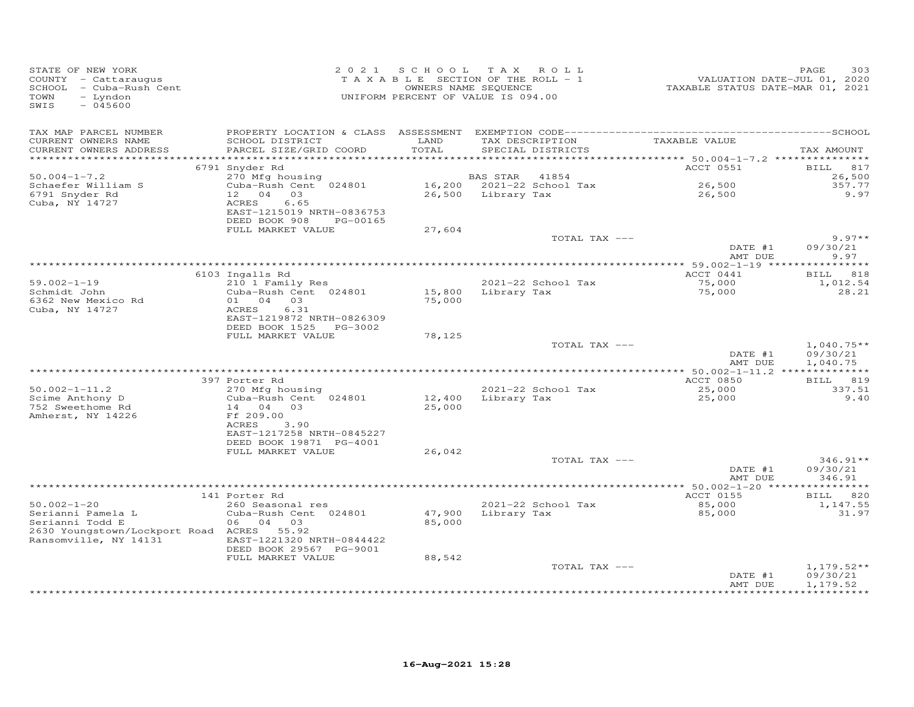STATE OF NEW YORK
COUNTY - Cattaraugus
SCHOOL - Cuba-Rush Cent
TOWN - Lyndon
SWIS - 045600

2021 SCHOOL TAX ROLL
TAXABLE SECTION OF THE ROLL - 1
OWNERS NAME SEQUENCE
UNIFORM PERCENT OF VALUE IS 094.00

VALUATION DATE-JUL 01, 2020
TAXABLE STATUS DATE-MAR 01, 2021

| TAX MAP PARCEL NUMBER / CURRENT OWNERS NAME / CURRENT OWNERS ADDRESS | PROPERTY LOCATION & CLASS / SCHOOL DISTRICT / PARCEL SIZE/GRID COORD | ASSESSMENT LAND / TOTAL | EXEMPTION CODE / TAX DESCRIPTION / SPECIAL DISTRICTS | TAXABLE VALUE | TAX AMOUNT |
|---|---|---|---|---|---|
| 50.004-1-7.2 | 6791 Snyder Rd | | | ACCT 0551 | BILL 817 |
| Schaefer William S | 270 Mfg housing | | BAS STAR 41854 | | 26,500 |
| 6791 Snyder Rd | Cuba-Rush Cent 024801 | 16,200 | 2021-22 School Tax | 26,500 | 357.77 |
| Cuba, NY 14727 | 12 04 03 | 26,500 | Library Tax | 26,500 | 9.97 |
| | ACRES 6.65 | | | | |
| | EAST-1215019 NRTH-0836753 | | | | |
| | DEED BOOK 908 PG-00165 | | | | |
| | FULL MARKET VALUE | 27,604 | | | |
| | | | TOTAL TAX --- | | 9.97** |
| | | | | DATE #1 | 09/30/21 |
| | | | | AMT DUE | 9.97 |
| 59.002-1-19 | 6103 Ingalls Rd | | | ACCT 0441 | BILL 818 |
| Schmidt John | 210 1 Family Res | | 2021-22 School Tax | 75,000 | 1,012.54 |
| 6362 New Mexico Rd | Cuba-Rush Cent 024801 | 15,800 | Library Tax | 75,000 | 28.21 |
| Cuba, NY 14727 | 01 04 03 | 75,000 | | | |
| | ACRES 6.31 | | | | |
| | EAST-1219872 NRTH-0826309 | | | | |
| | DEED BOOK 1525 PG-3002 | | | | |
| | FULL MARKET VALUE | 78,125 | | | |
| | | | TOTAL TAX --- | | 1,040.75** |
| | | | | DATE #1 | 09/30/21 |
| | | | | AMT DUE | 1,040.75 |
| 50.002-1-11.2 | 397 Porter Rd | | | ACCT 0850 | BILL 819 |
| Scime Anthony D | 270 Mfg housing | | 2021-22 School Tax | 25,000 | 337.51 |
| 752 Sweethome Rd | Cuba-Rush Cent 024801 | 12,400 | Library Tax | 25,000 | 9.40 |
| Amherst, NY 14226 | 14 04 03 | 25,000 | | | |
| | Ff 209.00 | | | | |
| | ACRES 3.90 | | | | |
| | EAST-1217258 NRTH-0845227 | | | | |
| | DEED BOOK 19871 PG-4001 | | | | |
| | FULL MARKET VALUE | 26,042 | | | |
| | | | TOTAL TAX --- | | 346.91** |
| | | | | DATE #1 | 09/30/21 |
| | | | | AMT DUE | 346.91 |
| 50.002-1-20 | 141 Porter Rd | | | ACCT 0155 | BILL 820 |
| Serianni Pamela L | 260 Seasonal res | | 2021-22 School Tax | 85,000 | 1,147.55 |
| Serianni Todd E | Cuba-Rush Cent 024801 | 47,900 | Library Tax | 85,000 | 31.97 |
| 2630 Youngstown/Lockport Road | 06 04 03 | 85,000 | | | |
| Ransomville, NY 14131 | ACRES 55.92 | | | | |
| | EAST-1221320 NRTH-0844422 | | | | |
| | DEED BOOK 29567 PG-9001 | | | | |
| | FULL MARKET VALUE | 88,542 | | | |
| | | | TOTAL TAX --- | | 1,179.52** |
| | | | | DATE #1 | 09/30/21 |
| | | | | AMT DUE | 1,179.52 |

16-Aug-2021 15:28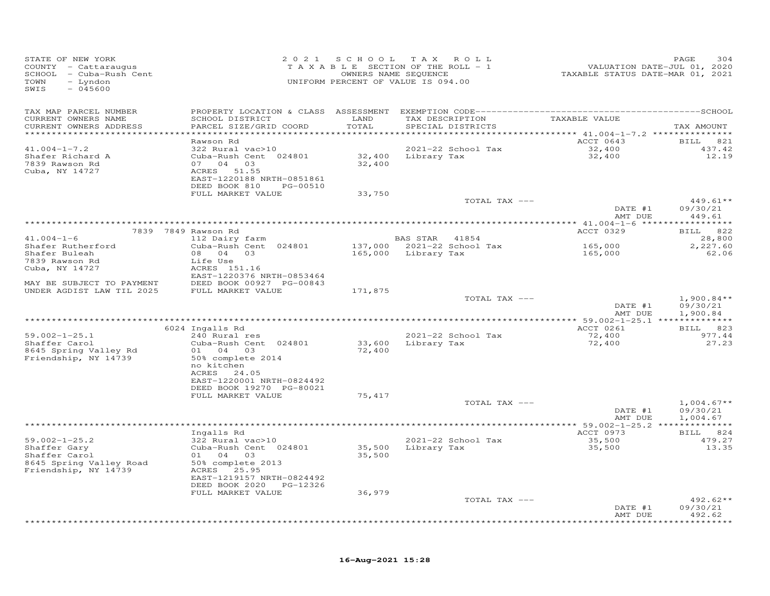STATE OF NEW YORK
COUNTY - Cattaraugus
SCHOOL - Cuba-Rush Cent
TOWN - Lyndon
SWIS - 045600

2 0 2 1 S C H O O L T A X R O L L
T A X A B L E SECTION OF THE ROLL - 1
OWNERS NAME SEQUENCE
UNIFORM PERCENT OF VALUE IS 094.00

VALUATION DATE-JUL 01, 2020
TAXABLE STATUS DATE-MAR 01, 2021

| TAX MAP PARCEL NUMBER / CURRENT OWNERS NAME / CURRENT OWNERS ADDRESS | PROPERTY LOCATION & CLASS / SCHOOL DISTRICT / PARCEL SIZE/GRID COORD | ASSESSMENT LAND / TOTAL | EXEMPTION CODE / TAX DESCRIPTION / SPECIAL DISTRICTS | TAXABLE VALUE | SCHOOL TAX AMOUNT |
|---|---|---|---|---|---|
| | Rawson Rd | | | ACCT 0643 | BILL 821 |
| 41.004-1-7.2 | 322 Rural vac>10 | | 2021-22 School Tax | 32,400 | 437.42 |
| Shafer Richard A | Cuba-Rush Cent 024801 | 32,400 | Library Tax | 32,400 | 12.19 |
| 7839 Rawson Rd | 07 04 03 | 32,400 | | | |
| Cuba, NY 14727 | ACRES 51.55 | | | | |
| | EAST-1220188 NRTH-0851861 | | | | |
| | DEED BOOK 810 PG-00510 | | | | |
| | FULL MARKET VALUE | 33,750 | | | |
| | | | TOTAL TAX --- | | 449.61** |
| | | | | DATE #1 | 09/30/21 |
| | | | | AMT DUE | 449.61 |
| | 7839 7849 Rawson Rd | | | ACCT 0329 | BILL 822 |
| 41.004-1-6 | 112 Dairy farm | | BAS STAR 41854 | | 28,800 |
| Shafer Rutherford | Cuba-Rush Cent 024801 | 137,000 | 2021-22 School Tax | 165,000 | 2,227.60 |
| Shafer Buleah | 08 04 03 | 165,000 | Library Tax | 165,000 | 62.06 |
| 7839 Rawson Rd | Life Use | | | | |
| Cuba, NY 14727 | ACRES 151.16 | | | | |
| | EAST-1220376 NRTH-0853464 | | | | |
| MAY BE SUBJECT TO PAYMENT | DEED BOOK 00927 PG-00843 | | | | |
| UNDER AGDIST LAW TIL 2025 | FULL MARKET VALUE | 171,875 | | | |
| | | | TOTAL TAX --- | | 1,900.84** |
| | | | | DATE #1 | 09/30/21 |
| | | | | AMT DUE | 1,900.84 |
| | 6024 Ingalls Rd | | | ACCT 0261 | BILL 823 |
| 59.002-1-25.1 | 240 Rural res | | 2021-22 School Tax | 72,400 | 977.44 |
| Shaffer Carol | Cuba-Rush Cent 024801 | 33,600 | Library Tax | 72,400 | 27.23 |
| 8645 Spring Valley Rd | 01 04 03 | 72,400 | | | |
| Friendship, NY 14739 | 50% complete 2014 | | | | |
| | no kitchen | | | | |
| | ACRES 24.05 | | | | |
| | EAST-1220001 NRTH-0824492 | | | | |
| | DEED BOOK 19270 PG-80021 | | | | |
| | FULL MARKET VALUE | 75,417 | | | |
| | | | TOTAL TAX --- | | 1,004.67** |
| | | | | DATE #1 | 09/30/21 |
| | | | | AMT DUE | 1,004.67 |
| | Ingalls Rd | | | ACCT 0973 | BILL 824 |
| 59.002-1-25.2 | 322 Rural vac>10 | | 2021-22 School Tax | 35,500 | 479.27 |
| Shaffer Gary | Cuba-Rush Cent 024801 | 35,500 | Library Tax | 35,500 | 13.35 |
| Shaffer Carol | 01 04 03 | 35,500 | | | |
| 8645 Spring Valley Road | 50% complete 2013 | | | | |
| Friendship, NY 14739 | ACRES 25.95 | | | | |
| | EAST-1219157 NRTH-0824492 | | | | |
| | DEED BOOK 2020 PG-12326 | | | | |
| | FULL MARKET VALUE | 36,979 | | | |
| | | | TOTAL TAX --- | | 492.62** |
| | | | | DATE #1 | 09/30/21 |
| | | | | AMT DUE | 492.62 |

16-Aug-2021 15:28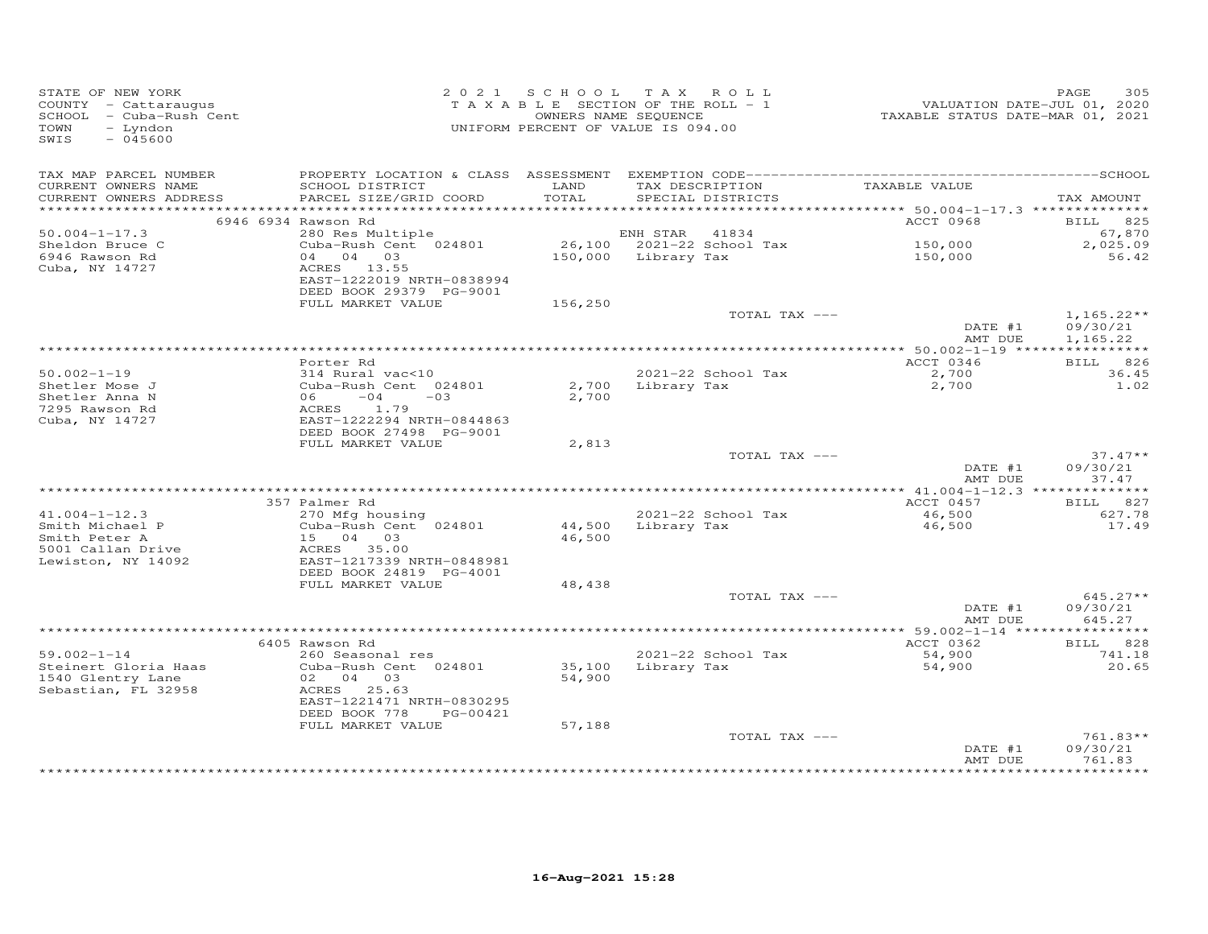STATE OF NEW YORK
COUNTY - Cattaraugus
SCHOOL - Cuba-Rush Cent
TOWN - Lyndon
SWIS - 045600

2021 SCHOOL TAX ROLL
TAXABLE SECTION OF THE ROLL - 1
OWNERS NAME SEQUENCE
UNIFORM PERCENT OF VALUE IS 094.00

VALUATION DATE-JUL 01, 2020
TAXABLE STATUS DATE-MAR 01, 2021

| TAX MAP PARCEL NUMBER / CURRENT OWNERS NAME / CURRENT OWNERS ADDRESS | PROPERTY LOCATION & CLASS / SCHOOL DISTRICT / PARCEL SIZE/GRID COORD | ASSESSMENT LAND / TOTAL | EXEMPTION CODE / TAX DESCRIPTION / SPECIAL DISTRICTS | TAXABLE VALUE | TAX AMOUNT |
|---|---|---|---|---|---|
| 50.004-1-17.3 | 6946 6934 Rawson Rd | | | ACCT 0968 | BILL 825 |
| Sheldon Bruce C | 280 Res Multiple | | ENH STAR 41834 | | 67,870 |
| 6946 Rawson Rd | Cuba-Rush Cent 024801 | 26,100 | 2021-22 School Tax | 150,000 | 2,025.09 |
| Cuba, NY 14727 | 04 04 03 | 150,000 | Library Tax | 150,000 | 56.42 |
| | ACRES 13.55 | | | | |
| | EAST-1222019 NRTH-0838994 | | | | |
| | DEED BOOK 29379 PG-9001 | | | | |
| | FULL MARKET VALUE | 156,250 | | | |
| | | | TOTAL TAX --- | | 1,165.22** |
| | | | | DATE #1 | 09/30/21 |
| | | | | AMT DUE | 1,165.22 |
| 50.002-1-19 | Porter Rd | | | ACCT 0346 | BILL 826 |
| Shetler Mose J | 314 Rural vac<10 | | 2021-22 School Tax | 2,700 | 36.45 |
| Shetler Anna N | Cuba-Rush Cent 024801 | 2,700 | Library Tax | 2,700 | 1.02 |
| 7295 Rawson Rd | 06 -04 -03 | 2,700 | | | |
| Cuba, NY 14727 | ACRES 1.79 | | | | |
| | EAST-1222294 NRTH-0844863 | | | | |
| | DEED BOOK 27498 PG-9001 | | | | |
| | FULL MARKET VALUE | 2,813 | | | |
| | | | TOTAL TAX --- | | 37.47** |
| | | | | DATE #1 | 09/30/21 |
| | | | | AMT DUE | 37.47 |
| 41.004-1-12.3 | 357 Palmer Rd | | | ACCT 0457 | BILL 827 |
| Smith Michael P | 270 Mfg housing | | 2021-22 School Tax | 46,500 | 627.78 |
| Smith Peter A | Cuba-Rush Cent 024801 | 44,500 | Library Tax | 46,500 | 17.49 |
| 5001 Callan Drive | 15 04 03 | 46,500 | | | |
| Lewiston, NY 14092 | ACRES 35.00 | | | | |
| | EAST-1217339 NRTH-0848981 | | | | |
| | DEED BOOK 24819 PG-4001 | | | | |
| | FULL MARKET VALUE | 48,438 | | | |
| | | | TOTAL TAX --- | | 645.27** |
| | | | | DATE #1 | 09/30/21 |
| | | | | AMT DUE | 645.27 |
| 59.002-1-14 | 6405 Rawson Rd | | | ACCT 0362 | BILL 828 |
| Steinert Gloria Haas | 260 Seasonal res | | 2021-22 School Tax | 54,900 | 741.18 |
| 1540 Glentry Lane | Cuba-Rush Cent 024801 | 35,100 | Library Tax | 54,900 | 20.65 |
| Sebastian, FL 32958 | 02 04 03 | 54,900 | | | |
| | ACRES 25.63 | | | | |
| | EAST-1221471 NRTH-0830295 | | | | |
| | DEED BOOK 778 PG-00421 | | | | |
| | FULL MARKET VALUE | 57,188 | | | |
| | | | TOTAL TAX --- | | 761.83** |
| | | | | DATE #1 | 09/30/21 |
| | | | | AMT DUE | 761.83 |

16-Aug-2021 15:28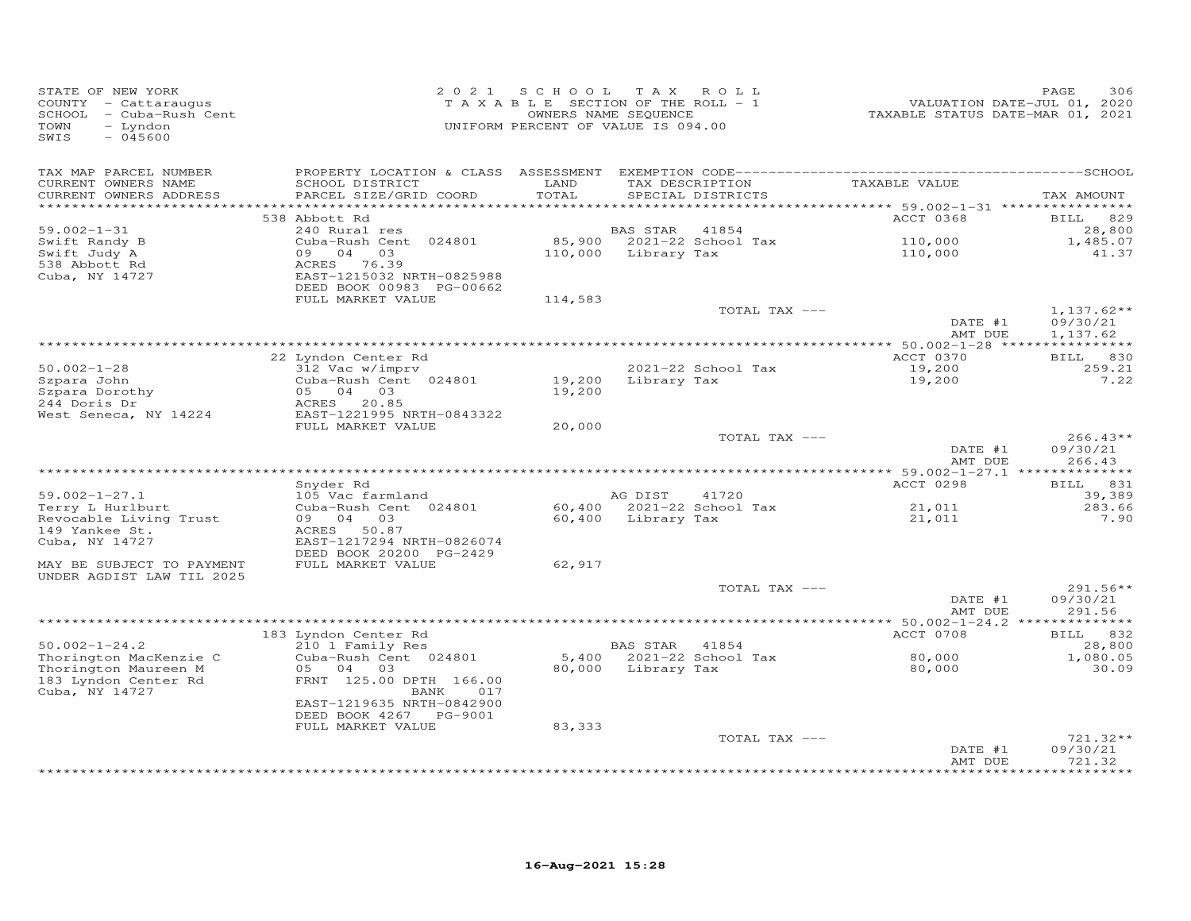STATE OF NEW YORK
COUNTY - Cattaraugus
SCHOOL - Cuba-Rush Cent
TOWN - Lyndon
SWIS - 045600

2 0 2 1 SCHOOL TAX ROLL
TAXABLE SECTION OF THE ROLL - 1
OWNERS NAME SEQUENCE
UNIFORM PERCENT OF VALUE IS 094.00

VALUATION DATE-JUL 01, 2020
TAXABLE STATUS DATE-MAR 01, 2021

| TAX MAP PARCEL NUMBER / CURRENT OWNERS NAME / CURRENT OWNERS ADDRESS | PROPERTY LOCATION & CLASS / SCHOOL DISTRICT / PARCEL SIZE/GRID COORD | ASSESSMENT LAND / TOTAL | EXEMPTION CODE / TAX DESCRIPTION / SPECIAL DISTRICTS | TAXABLE VALUE | SCHOOL / TAX AMOUNT |
|---|---|---|---|---|---|
| 59.002-1-31 | 538 Abbott Rd | | | ACCT 0368 | BILL 829 |
| Swift Randy B | 240 Rural res | | BAS STAR 41854 | | 28,800 |
| Swift Judy A | Cuba-Rush Cent 024801 | 85,900 | 2021-22 School Tax | 110,000 | 1,485.07 |
| 538 Abbott Rd | 09 04 03 | 110,000 | Library Tax | 110,000 | 41.37 |
| Cuba, NY 14727 | ACRES 76.39 | | | | |
| | EAST-1215032 NRTH-0825988 | | | | |
| | DEED BOOK 00983 PG-00662 | | | | |
| | FULL MARKET VALUE | 114,583 | | | |
| | | | TOTAL TAX --- | | 1,137.62** |
| | | | | DATE #1 | 09/30/21 |
| | | | | AMT DUE | 1,137.62 |
| 50.002-1-28 | 22 Lyndon Center Rd | | | ACCT 0370 | BILL 830 |
| Szpara John | 312 Vac w/imprv | | 2021-22 School Tax | 19,200 | 259.21 |
| Szpara Dorothy | Cuba-Rush Cent 024801 | 19,200 | Library Tax | 19,200 | 7.22 |
| 244 Doris Dr | 05 04 03 | 19,200 | | | |
| West Seneca, NY 14224 | ACRES 20.85 | | | | |
| | EAST-1221995 NRTH-0843322 | | | | |
| | FULL MARKET VALUE | 20,000 | | | |
| | | | TOTAL TAX --- | | 266.43** |
| | | | | DATE #1 | 09/30/21 |
| | | | | AMT DUE | 266.43 |
| 59.002-1-27.1 | Snyder Rd | | | ACCT 0298 | BILL 831 |
| Terry L Hurlburt | 105 Vac farmland | | AG DIST 41720 | | 39,389 |
| Revocable Living Trust | Cuba-Rush Cent 024801 | 60,400 | 2021-22 School Tax | 21,011 | 283.66 |
| 149 Yankee St. | 09 04 03 | 60,400 | Library Tax | 21,011 | 7.90 |
| Cuba, NY 14727 | ACRES 50.87 | | | | |
| | EAST-1217294 NRTH-0826074 | | | | |
| | DEED BOOK 20200 PG-2429 | | | | |
| MAY BE SUBJECT TO PAYMENT | FULL MARKET VALUE | 62,917 | | | |
| UNDER AGDIST LAW TIL 2025 | | | | | |
| | | | TOTAL TAX --- | | 291.56** |
| | | | | DATE #1 | 09/30/21 |
| | | | | AMT DUE | 291.56 |
| 50.002-1-24.2 | 183 Lyndon Center Rd | | | ACCT 0708 | BILL 832 |
| Thorington MacKenzie C | 210 1 Family Res | | BAS STAR 41854 | | 28,800 |
| Thorington Maureen M | Cuba-Rush Cent 024801 | 5,400 | 2021-22 School Tax | 80,000 | 1,080.05 |
| 183 Lyndon Center Rd | 05 04 03 | 80,000 | Library Tax | 80,000 | 30.09 |
| Cuba, NY 14727 | FRNT 125.00 DPTH 166.00 | | | | |
| | BANK 017 | | | | |
| | EAST-1219635 NRTH-0842900 | | | | |
| | DEED BOOK 4267 PG-9001 | | | | |
| | FULL MARKET VALUE | 83,333 | | | |
| | | | TOTAL TAX --- | | 721.32** |
| | | | | DATE #1 | 09/30/21 |
| | | | | AMT DUE | 721.32 |

16-Aug-2021 15:28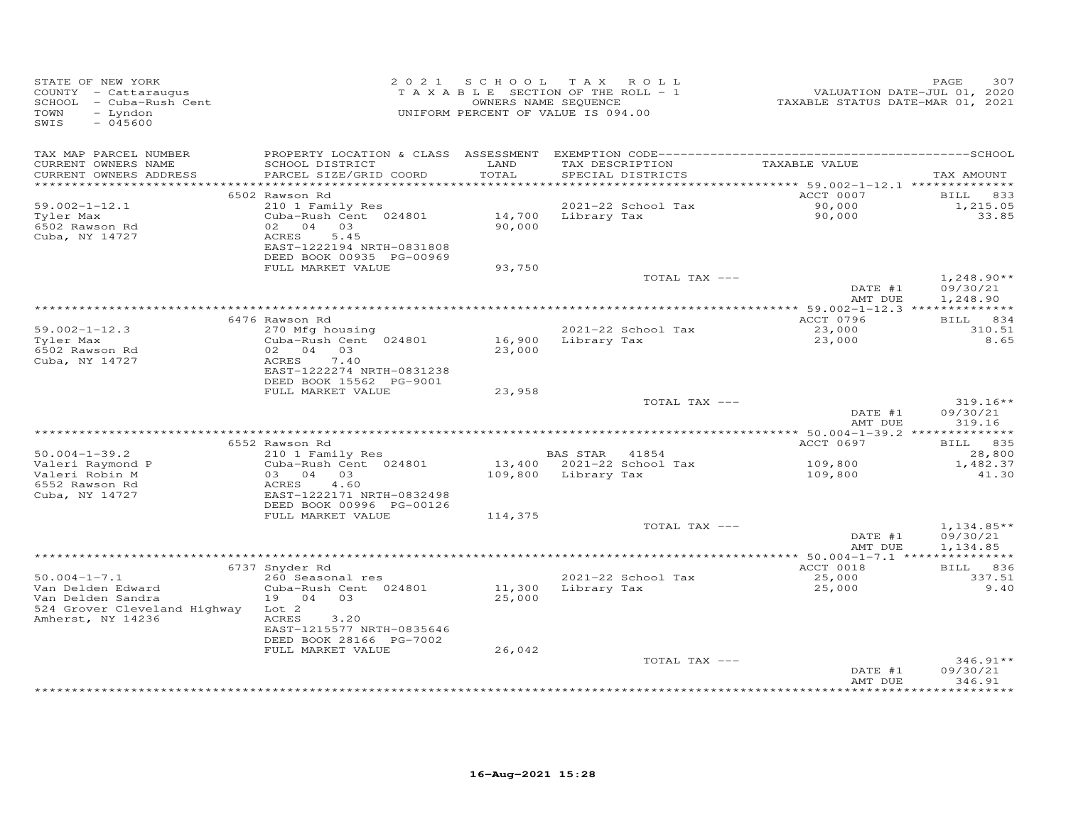STATE OF NEW YORK
COUNTY - Cattaraugus
SCHOOL - Cuba-Rush Cent
TOWN - Lyndon
SWIS - 045600

2021 SCHOOL TAX ROLL
TAXABLE SECTION OF THE ROLL - 1
OWNERS NAME SEQUENCE
UNIFORM PERCENT OF VALUE IS 094.00

VALUATION DATE-JUL 01, 2020
TAXABLE STATUS DATE-MAR 01, 2021

| TAX MAP PARCEL NUMBER / CURRENT OWNERS NAME / CURRENT OWNERS ADDRESS | PROPERTY LOCATION & CLASS / SCHOOL DISTRICT / PARCEL SIZE/GRID COORD | ASSESSMENT LAND / TOTAL | EXEMPTION CODE / TAX DESCRIPTION / SPECIAL DISTRICTS | TAXABLE VALUE | TAX AMOUNT |
|---|---|---|---|---|---|
| 59.002-1-12.1 | 6502 Rawson Rd | | | ACCT 0007 | BILL 833 |
| Tyler Max | 210 1 Family Res | | 2021-22 School Tax | 90,000 | 1,215.05 |
| 6502 Rawson Rd | Cuba-Rush Cent 024801 | 14,700 | Library Tax | 90,000 | 33.85 |
| Cuba, NY 14727 | 02 04 03 | 90,000 | | | |
| | ACRES 5.45 | | | | |
| | EAST-1222194 NRTH-0831808 | | | | |
| | DEED BOOK 00935 PG-00969 | | | | |
| | FULL MARKET VALUE | 93,750 | | | |
| | | | TOTAL TAX --- | | 1,248.90** |
| | | | | DATE #1 | 09/30/21 |
| | | | | AMT DUE | 1,248.90 |
| 59.002-1-12.3 | 6476 Rawson Rd | | | ACCT 0796 | BILL 834 |
| Tyler Max | 270 Mfg housing | | 2021-22 School Tax | 23,000 | 310.51 |
| 6502 Rawson Rd | Cuba-Rush Cent 024801 | 16,900 | Library Tax | 23,000 | 8.65 |
| Cuba, NY 14727 | 02 04 03 | 23,000 | | | |
| | ACRES 7.40 | | | | |
| | EAST-1222274 NRTH-0831238 | | | | |
| | DEED BOOK 15562 PG-9001 | | | | |
| | FULL MARKET VALUE | 23,958 | | | |
| | | | TOTAL TAX --- | | 319.16** |
| | | | | DATE #1 | 09/30/21 |
| | | | | AMT DUE | 319.16 |
| 50.004-1-39.2 | 6552 Rawson Rd | | | ACCT 0697 | BILL 835 |
| Valeri Raymond P | 210 1 Family Res | | BAS STAR 41854 | | 28,800 |
| Valeri Robin M | Cuba-Rush Cent 024801 | 13,400 | 2021-22 School Tax | 109,800 | 1,482.37 |
| 6552 Rawson Rd | 03 04 03 | 109,800 | Library Tax | 109,800 | 41.30 |
| Cuba, NY 14727 | ACRES 4.60 | | | | |
| | EAST-1222171 NRTH-0832498 | | | | |
| | DEED BOOK 00996 PG-00126 | | | | |
| | FULL MARKET VALUE | 114,375 | | | |
| | | | TOTAL TAX --- | | 1,134.85** |
| | | | | DATE #1 | 09/30/21 |
| | | | | AMT DUE | 1,134.85 |
| 50.004-1-7.1 | 6737 Snyder Rd | | | ACCT 0018 | BILL 836 |
| Van Delden Edward | 260 Seasonal res | | 2021-22 School Tax | 25,000 | 337.51 |
| Van Delden Sandra | Cuba-Rush Cent 024801 | 11,300 | Library Tax | 25,000 | 9.40 |
| 524 Grover Cleveland Highway | 19 04 03 | 25,000 | | | |
| Amherst, NY 14236 | Lot 2 | | | | |
| | ACRES 3.20 | | | | |
| | EAST-1215577 NRTH-0835646 | | | | |
| | DEED BOOK 28166 PG-7002 | | | | |
| | FULL MARKET VALUE | 26,042 | | | |
| | | | TOTAL TAX --- | | 346.91** |
| | | | | DATE #1 | 09/30/21 |
| | | | | AMT DUE | 346.91 |

16-Aug-2021 15:28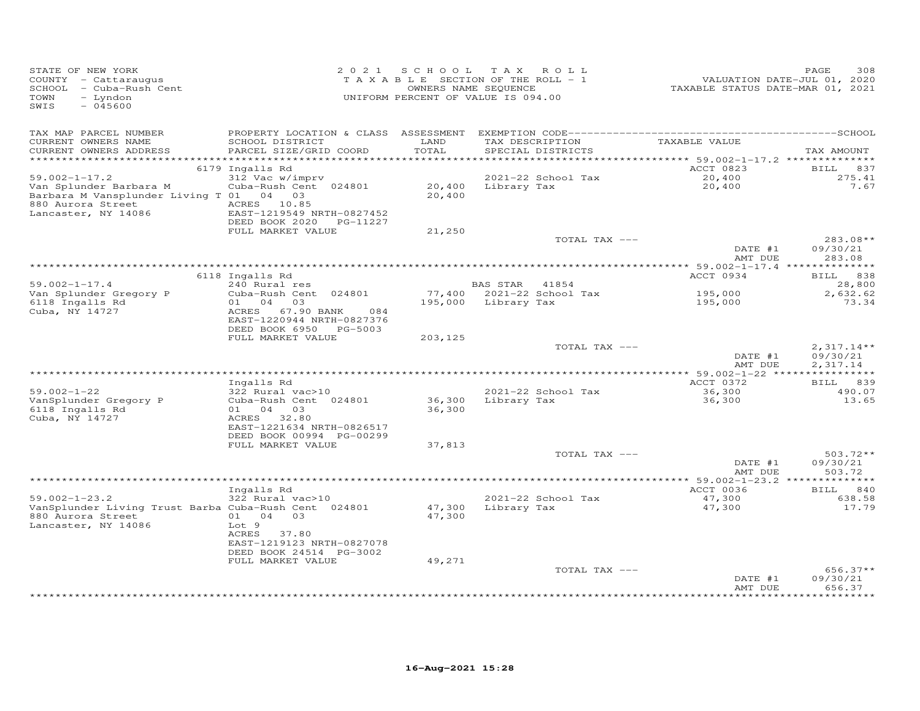STATE OF NEW YORK
COUNTY - Cattaraugus
SCHOOL - Cuba-Rush Cent
TOWN - Lyndon
SWIS - 045600

2021 SCHOOL TAX ROLL
TAXABLE SECTION OF THE ROLL - 1
OWNERS NAME SEQUENCE
UNIFORM PERCENT OF VALUE IS 094.00

VALUATION DATE-JUL 01, 2020
TAXABLE STATUS DATE-MAR 01, 2021

| TAX MAP PARCEL NUMBER / CURRENT OWNERS NAME / CURRENT OWNERS ADDRESS | PROPERTY LOCATION & CLASS / SCHOOL DISTRICT / PARCEL SIZE/GRID COORD | ASSESSMENT LAND / TOTAL | EXEMPTION CODE / TAX DESCRIPTION / SPECIAL DISTRICTS | TAXABLE VALUE | SCHOOL TAX AMOUNT |
|---|---|---|---|---|---|
| | 6179 Ingalls Rd | | | ACCT 0823 | BILL 837 |
| 59.002-1-17.2 | 312 Vac w/imprv | | 2021-22 School Tax | 20,400 | 275.41 |
| Van Splunder Barbara M | Cuba-Rush Cent 024801 | 20,400 | Library Tax | 20,400 | 7.67 |
| Barbara M Vansplunder Living T | 01 04 03 | 20,400 | | | |
| 880 Aurora Street | ACRES 10.85 | | | | |
| Lancaster, NY 14086 | EAST-1219549 NRTH-0827452 | | | | |
| | DEED BOOK 2020 PG-11227 | | | | |
| | FULL MARKET VALUE | 21,250 | | | |
| | | | TOTAL TAX --- | | 283.08** |
| | | | | DATE #1 | 09/30/21 |
| | | | | AMT DUE | 283.08 |
| | 6118 Ingalls Rd | | | ACCT 0934 | BILL 838 |
| 59.002-1-17.4 | 240 Rural res | | BAS STAR 41854 | | 28,800 |
| Van Splunder Gregory P | Cuba-Rush Cent 024801 | 77,400 | 2021-22 School Tax | 195,000 | 2,632.62 |
| 6118 Ingalls Rd | 01 04 03 | 195,000 | Library Tax | 195,000 | 73.34 |
| Cuba, NY 14727 | ACRES 67.90 BANK 084 | | | | |
| | EAST-1220944 NRTH-0827376 | | | | |
| | DEED BOOK 6950 PG-5003 | | | | |
| | FULL MARKET VALUE | 203,125 | | | |
| | | | TOTAL TAX --- | | 2,317.14** |
| | | | | DATE #1 | 09/30/21 |
| | | | | AMT DUE | 2,317.14 |
| | Ingalls Rd | | | ACCT 0372 | BILL 839 |
| 59.002-1-22 | 322 Rural vac>10 | | 2021-22 School Tax | 36,300 | 490.07 |
| VanSplunder Gregory P | Cuba-Rush Cent 024801 | 36,300 | Library Tax | 36,300 | 13.65 |
| 6118 Ingalls Rd | 01 04 03 | 36,300 | | | |
| Cuba, NY 14727 | ACRES 32.80 | | | | |
| | EAST-1221634 NRTH-0826517 | | | | |
| | DEED BOOK 00994 PG-00299 | | | | |
| | FULL MARKET VALUE | 37,813 | | | |
| | | | TOTAL TAX --- | | 503.72** |
| | | | | DATE #1 | 09/30/21 |
| | | | | AMT DUE | 503.72 |
| | Ingalls Rd | | | ACCT 0036 | BILL 840 |
| 59.002-1-23.2 | 322 Rural vac>10 | | 2021-22 School Tax | 47,300 | 638.58 |
| VanSplunder Living Trust Barba | Cuba-Rush Cent 024801 | 47,300 | Library Tax | 47,300 | 17.79 |
| 880 Aurora Street | 01 04 03 | 47,300 | | | |
| Lancaster, NY 14086 | Lot 9 | | | | |
| | ACRES 37.80 | | | | |
| | EAST-1219123 NRTH-0827078 | | | | |
| | DEED BOOK 24514 PG-3002 | | | | |
| | FULL MARKET VALUE | 49,271 | | | |
| | | | TOTAL TAX --- | | 656.37** |
| | | | | DATE #1 | 09/30/21 |
| | | | | AMT DUE | 656.37 |

16-Aug-2021 15:28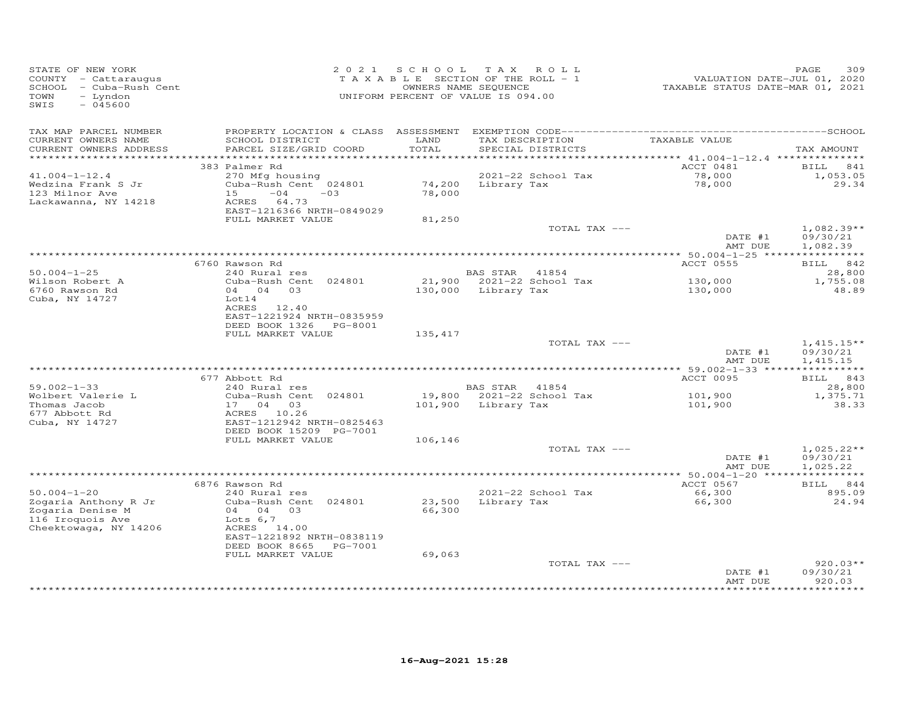STATE OF NEW YORK
COUNTY - Cattaraugus
SCHOOL - Cuba-Rush Cent
TOWN - Lyndon
SWIS - 045600

2 0 2 1 S C H O O L T A X R O L L
T A X A B L E SECTION OF THE ROLL - 1
OWNERS NAME SEQUENCE
UNIFORM PERCENT OF VALUE IS 094.00

VALUATION DATE-JUL 01, 2020
TAXABLE STATUS DATE-MAR 01, 2021

| TAX MAP PARCEL NUMBER / CURRENT OWNERS NAME / CURRENT OWNERS ADDRESS | PROPERTY LOCATION & CLASS / SCHOOL DISTRICT / PARCEL SIZE/GRID COORD | ASSESSMENT LAND / TOTAL | EXEMPTION CODE / TAX DESCRIPTION / SPECIAL DISTRICTS | TAXABLE VALUE | SCHOOL TAX AMOUNT |
|---|---|---|---|---|---|
| | 383 Palmer Rd | | | ACCT 0481 | BILL 841 |
| 41.004-1-12.4 | 270 Mfg housing | | 2021-22 School Tax | 78,000 | 1,053.05 |
| Wedzina Frank S Jr | Cuba-Rush Cent 024801 | 74,200 | Library Tax | 78,000 | 29.34 |
| 123 Milnor Ave | 15 -04 -03 | 78,000 | | | |
| Lackawanna, NY 14218 | ACRES 64.73 | | | | |
| | EAST-1216366 NRTH-0849029 | | | | |
| | FULL MARKET VALUE | 81,250 | | | |
| | | | TOTAL TAX --- | | 1,082.39** |
| | | | | DATE #1 | 09/30/21 |
| | | | | AMT DUE | 1,082.39 |
| | 6760 Rawson Rd | | | ACCT 0555 | BILL 842 |
| 50.004-1-25 | 240 Rural res | | BAS STAR 41854 | | 28,800 |
| Wilson Robert A | Cuba-Rush Cent 024801 | 21,900 | 2021-22 School Tax | 130,000 | 1,755.08 |
| 6760 Rawson Rd | 04 04 03 | 130,000 | Library Tax | 130,000 | 48.89 |
| Cuba, NY 14727 | Lot14 | | | | |
| | ACRES 12.40 | | | | |
| | EAST-1221924 NRTH-0835959 | | | | |
| | DEED BOOK 1326 PG-8001 | | | | |
| | FULL MARKET VALUE | 135,417 | | | |
| | | | TOTAL TAX --- | | 1,415.15** |
| | | | | DATE #1 | 09/30/21 |
| | | | | AMT DUE | 1,415.15 |
| | 677 Abbott Rd | | | ACCT 0095 | BILL 843 |
| 59.002-1-33 | 240 Rural res | | BAS STAR 41854 | | 28,800 |
| Wolbert Valerie L | Cuba-Rush Cent 024801 | 19,800 | 2021-22 School Tax | 101,900 | 1,375.71 |
| Thomas Jacob | 17 04 03 | 101,900 | Library Tax | 101,900 | 38.33 |
| 677 Abbott Rd | ACRES 10.26 | | | | |
| Cuba, NY 14727 | EAST-1212942 NRTH-0825463 | | | | |
| | DEED BOOK 15209 PG-7001 | | | | |
| | FULL MARKET VALUE | 106,146 | | | |
| | | | TOTAL TAX --- | | 1,025.22** |
| | | | | DATE #1 | 09/30/21 |
| | | | | AMT DUE | 1,025.22 |
| | 6876 Rawson Rd | | | ACCT 0567 | BILL 844 |
| 50.004-1-20 | 240 Rural res | | 2021-22 School Tax | 66,300 | 895.09 |
| Zogaria Anthony R Jr | Cuba-Rush Cent 024801 | 23,500 | Library Tax | 66,300 | 24.94 |
| Zogaria Denise M | 04 04 03 | 66,300 | | | |
| 116 Iroquois Ave | Lots 6,7 | | | | |
| Cheektowaga, NY 14206 | ACRES 14.00 | | | | |
| | EAST-1221892 NRTH-0838119 | | | | |
| | DEED BOOK 8665 PG-7001 | | | | |
| | FULL MARKET VALUE | 69,063 | | | |
| | | | TOTAL TAX --- | | 920.03** |
| | | | | DATE #1 | 09/30/21 |
| | | | | AMT DUE | 920.03 |

16-Aug-2021 15:28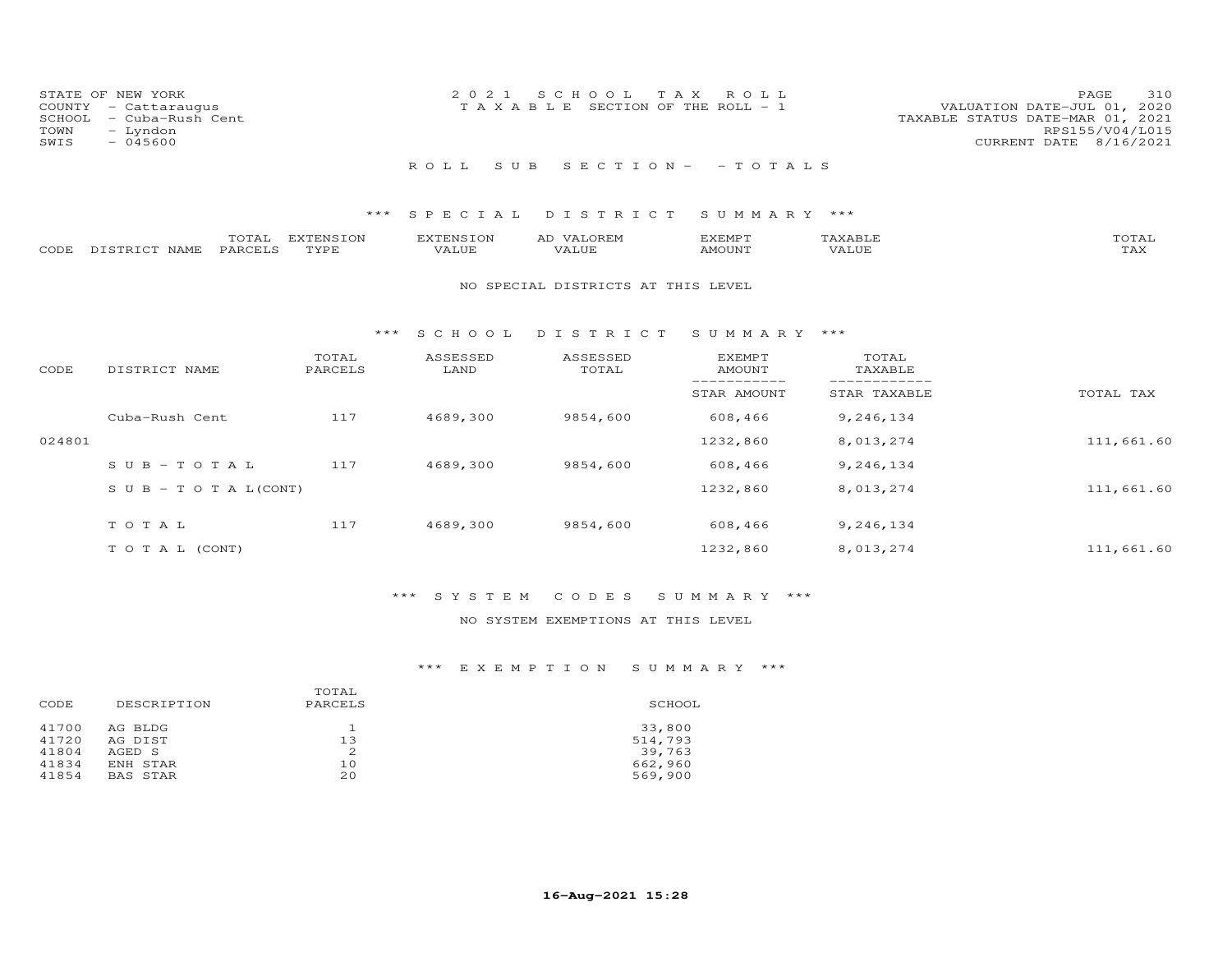STATE OF NEW YORK
COUNTY - Cattaraugus
SCHOOL - Cuba-Rush Cent
TOWN - Lyndon
SWIS - 045600

2021 SCHOOL TAX ROLL
TAXABLE SECTION OF THE ROLL - 1

VALUATION DATE-JUL 01, 2020
TAXABLE STATUS DATE-MAR 01, 2021
RPS155/V04/L015
CURRENT DATE 8/16/2021

ROLL SUB SECTION- - TOTALS

## *** SPECIAL DISTRICT SUMMARY ***

| CODE | DISTRICT NAME | TOTAL PARCELS | EXTENSION TYPE | EXTENSION VALUE | AD VALOREM VALUE | EXEMPT AMOUNT | TAXABLE VALUE | TOTAL TAX |
|---|---|---|---|---|---|---|---|---|

NO SPECIAL DISTRICTS AT THIS LEVEL

## *** SCHOOL DISTRICT SUMMARY ***

| CODE | DISTRICT NAME | TOTAL PARCELS | ASSESSED LAND | ASSESSED TOTAL | EXEMPT AMOUNT / STAR AMOUNT | TOTAL TAXABLE / STAR TAXABLE | TOTAL TAX |
|---|---|---|---|---|---|---|---|
| | Cuba-Rush Cent | 117 | 4689,300 | 9854,600 | 608,466 | 9,246,134 | |
| 024801 | | | | | 1232,860 | 8,013,274 | 111,661.60 |
| | SUB-TOTAL | 117 | 4689,300 | 9854,600 | 608,466 | 9,246,134 | |
| | SUB-TOTAL(CONT) | | | | 1232,860 | 8,013,274 | 111,661.60 |
| | TOTAL | 117 | 4689,300 | 9854,600 | 608,466 | 9,246,134 | |
| | TOTAL (CONT) | | | | 1232,860 | 8,013,274 | 111,661.60 |

## *** SYSTEM CODES SUMMARY ***

NO SYSTEM EXEMPTIONS AT THIS LEVEL

## *** EXEMPTION SUMMARY ***

| CODE | DESCRIPTION | TOTAL PARCELS | SCHOOL |
|---|---|---|---|
| 41700 | AG BLDG | 1 | 33,800 |
| 41720 | AG DIST | 13 | 514,793 |
| 41804 | AGED S | 2 | 39,763 |
| 41834 | ENH STAR | 10 | 662,960 |
| 41854 | BAS STAR | 20 | 569,900 |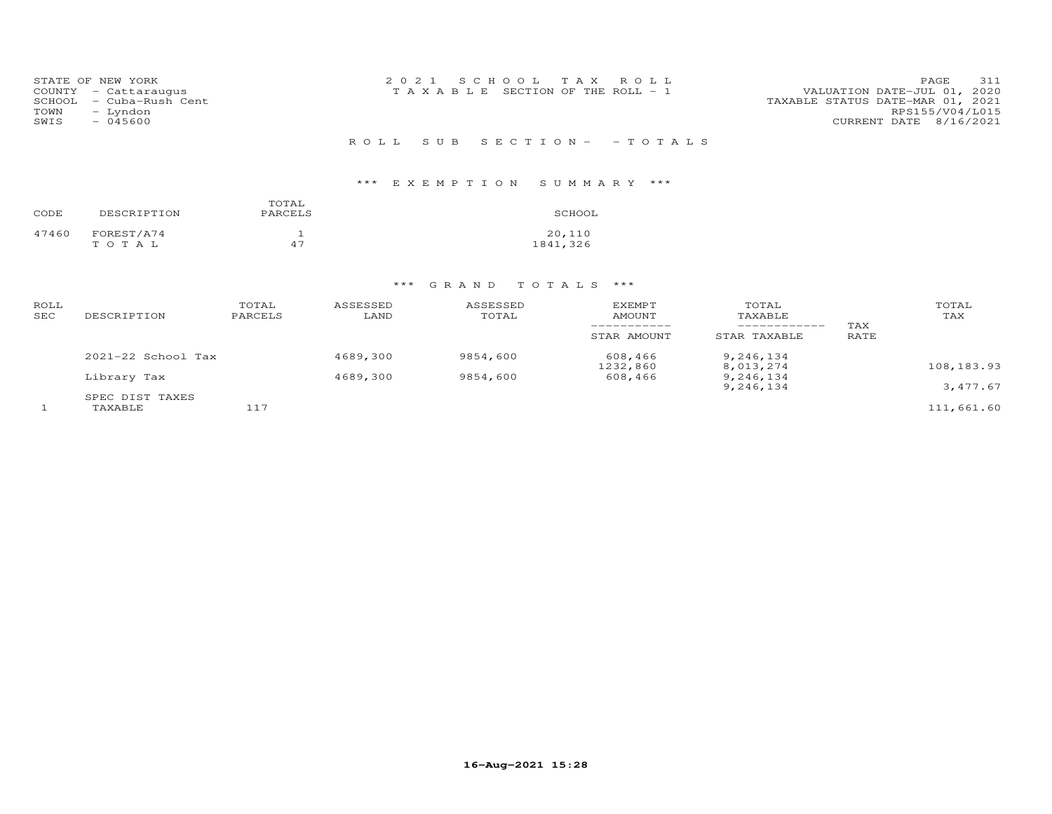STATE OF NEW YORK
COUNTY - Cattaraugus
SCHOOL - Cuba-Rush Cent
TOWN - Lyndon
SWIS - 045600

2021 SCHOOL TAX ROLL
TAXABLE SECTION OF THE ROLL - 1

VALUATION DATE-JUL 01, 2020
TAXABLE STATUS DATE-MAR 01, 2021
RPS155/V04/L015
CURRENT DATE 8/16/2021

## ROLL SUB SECTION - - TOTALS

### *** EXEMPTION SUMMARY ***

| CODE | DESCRIPTION | TOTAL PARCELS | SCHOOL |
|---|---|---|---|
| 47460 | FOREST/A74 | 1 | 20,110 |
| | TOTAL | 47 | 1841,326 |

### *** GRAND TOTALS ***

| ROLL SEC | DESCRIPTION | TOTAL PARCELS | ASSESSED LAND | ASSESSED TOTAL | EXEMPT AMOUNT / STAR AMOUNT | TOTAL TAXABLE / STAR TAXABLE | TAX RATE | TOTAL TAX |
|---|---|---|---|---|---|---|---|---|
| | 2021-22 School Tax | | 4689,300 | 9854,600 | 608,466 | 9,246,134 | | |
| | | | | | 1232,860 | 8,013,274 | | 108,183.93 |
| | Library Tax | | 4689,300 | 9854,600 | 608,466 | 9,246,134 | | |
| | | | | | | 9,246,134 | | 3,477.67 |
| | SPEC DIST TAXES | | | | | | | |
| 1 | TAXABLE | 117 | | | | | | 111,661.60 |

16-Aug-2021 15:28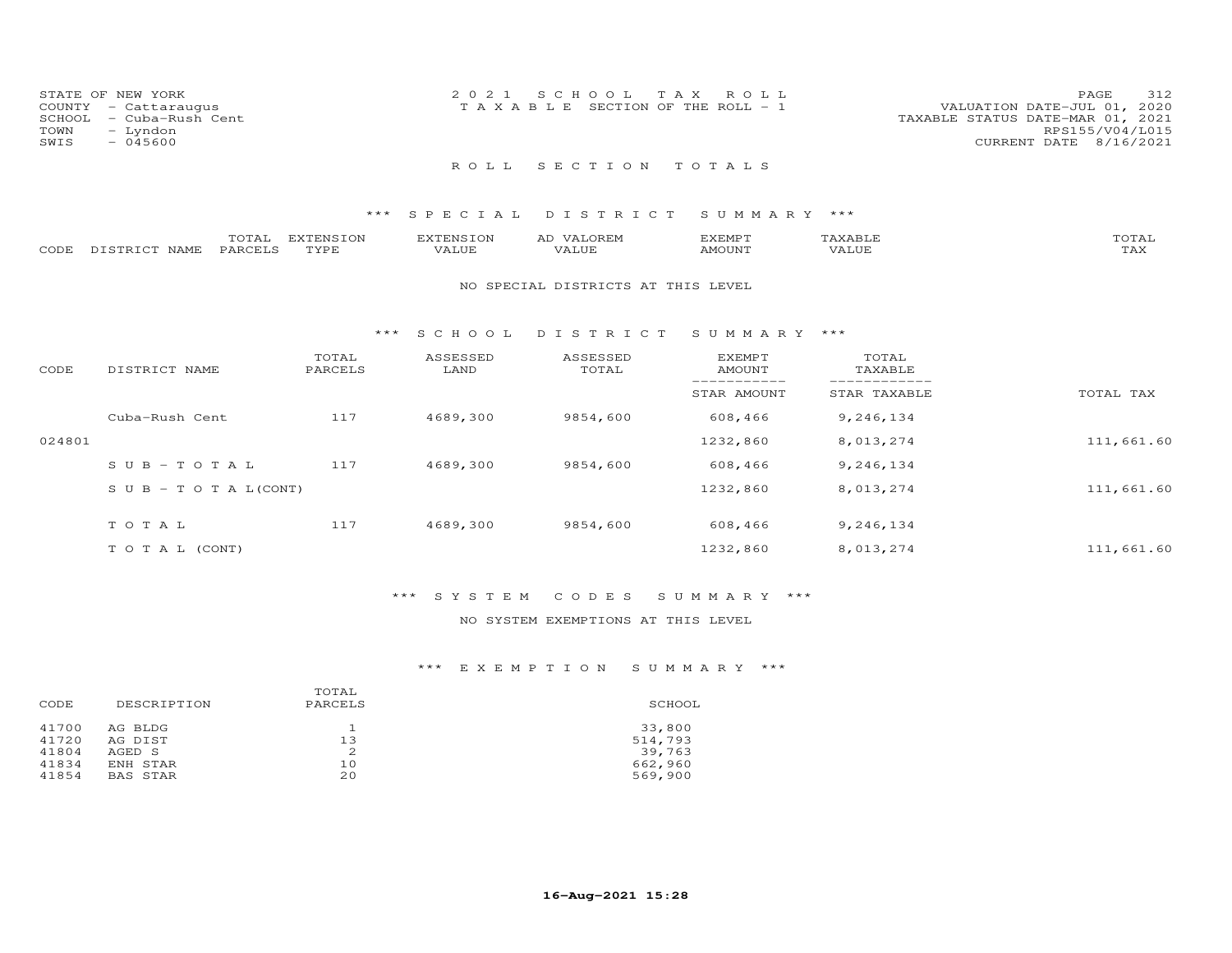STATE OF NEW YORK
COUNTY - Cattaraugus
SCHOOL - Cuba-Rush Cent
TOWN - Lyndon
SWIS - 045600

2 0 2 1 S C H O O L T A X R O L L
T A X A B L E SECTION OF THE ROLL - 1

VALUATION DATE-JUL 01, 2020
TAXABLE STATUS DATE-MAR 01, 2021
RPS155/V04/L015
CURRENT DATE 8/16/2021

## R O L L S E C T I O N T O T A L S

### *** S P E C I A L D I S T R I C T S U M M A R Y ***

| CODE | DISTRICT NAME | TOTAL PARCELS | EXTENSION TYPE | EXTENSION VALUE | AD VALOREM VALUE | EXEMPT AMOUNT | TAXABLE VALUE | TOTAL TAX |
|---|---|---|---|---|---|---|---|---|

NO SPECIAL DISTRICTS AT THIS LEVEL

### *** S C H O O L D I S T R I C T S U M M A R Y ***

| CODE | DISTRICT NAME | TOTAL PARCELS | ASSESSED LAND | ASSESSED TOTAL | EXEMPT AMOUNT / STAR AMOUNT | TOTAL TAXABLE / STAR TAXABLE | TOTAL TAX |
|---|---|---|---|---|---|---|---|
| | Cuba-Rush Cent | 117 | 4689,300 | 9854,600 | 608,466 | 9,246,134 | |
| 024801 | | | | | 1232,860 | 8,013,274 | 111,661.60 |
| | S U B - T O T A L | 117 | 4689,300 | 9854,600 | 608,466 | 9,246,134 | |
| | S U B - T O T A L(CONT) | | | | 1232,860 | 8,013,274 | 111,661.60 |
| | T O T A L | 117 | 4689,300 | 9854,600 | 608,466 | 9,246,134 | |
| | T O T A L (CONT) | | | | 1232,860 | 8,013,274 | 111,661.60 |

### *** S Y S T E M C O D E S S U M M A R Y ***

NO SYSTEM EXEMPTIONS AT THIS LEVEL

### *** E X E M P T I O N S U M M A R Y ***

| CODE | DESCRIPTION | TOTAL PARCELS | SCHOOL |
|---|---|---|---|
| 41700 | AG BLDG | 1 | 33,800 |
| 41720 | AG DIST | 13 | 514,793 |
| 41804 | AGED S | 2 | 39,763 |
| 41834 | ENH STAR | 10 | 662,960 |
| 41854 | BAS STAR | 20 | 569,900 |

16-Aug-2021 15:28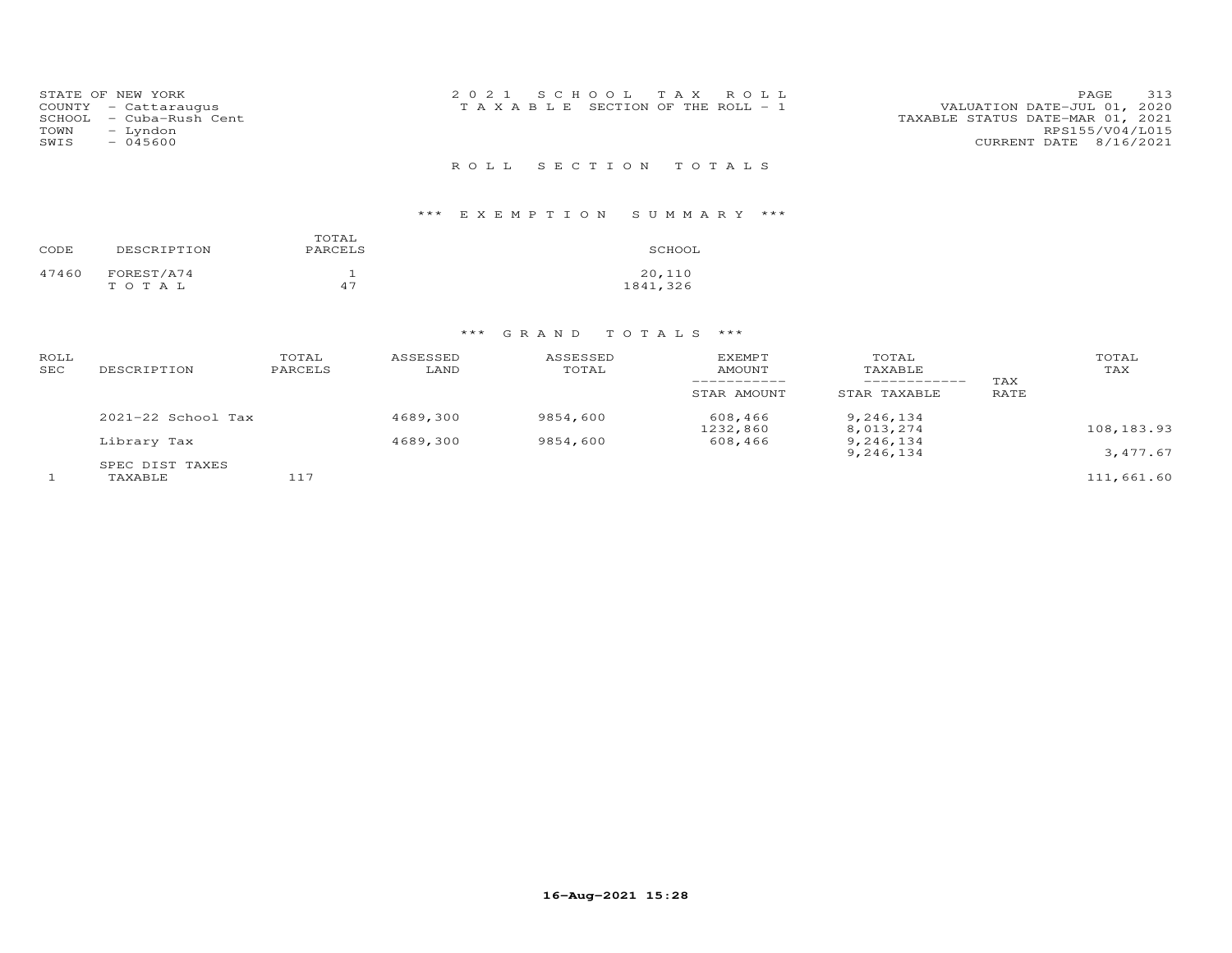STATE OF NEW YORK
COUNTY - Cattaraugus
SCHOOL - Cuba-Rush Cent
TOWN - Lyndon
SWIS - 045600

2 0 2 1 S C H O O L T A X R O L L
T A X A B L E SECTION OF THE ROLL - 1

VALUATION DATE-JUL 01, 2020
TAXABLE STATUS DATE-MAR 01, 2021
RPS155/V04/L015
CURRENT DATE 8/16/2021

## R O L L S E C T I O N T O T A L S

### \*\*\* E X E M P T I O N S U M M A R Y \*\*\*

| CODE | DESCRIPTION | TOTAL PARCELS | SCHOOL |
|---|---|---|---|
| 47460 | FOREST/A74 | 1 | 20,110 |
| | T O T A L | 47 | 1841,326 |

### \*\*\* G R A N D T O T A L S \*\*\*

| ROLL SEC | DESCRIPTION | TOTAL PARCELS | ASSESSED LAND | ASSESSED TOTAL | EXEMPT AMOUNT / STAR AMOUNT | TOTAL TAXABLE / STAR TAXABLE | TAX RATE | TOTAL TAX |
|---|---|---|---|---|---|---|---|---|
| | 2021-22 School Tax | | 4689,300 | 9854,600 | 608,466 | 9,246,134 | | |
| | | | | | 1232,860 | 8,013,274 | | 108,183.93 |
| | Library Tax | | 4689,300 | 9854,600 | 608,466 | 9,246,134 | | |
| | | | | | | 9,246,134 | | 3,477.67 |
| | SPEC DIST TAXES | | | | | | | |
| 1 | TAXABLE | 117 | | | | | | 111,661.60 |

16-Aug-2021 15:28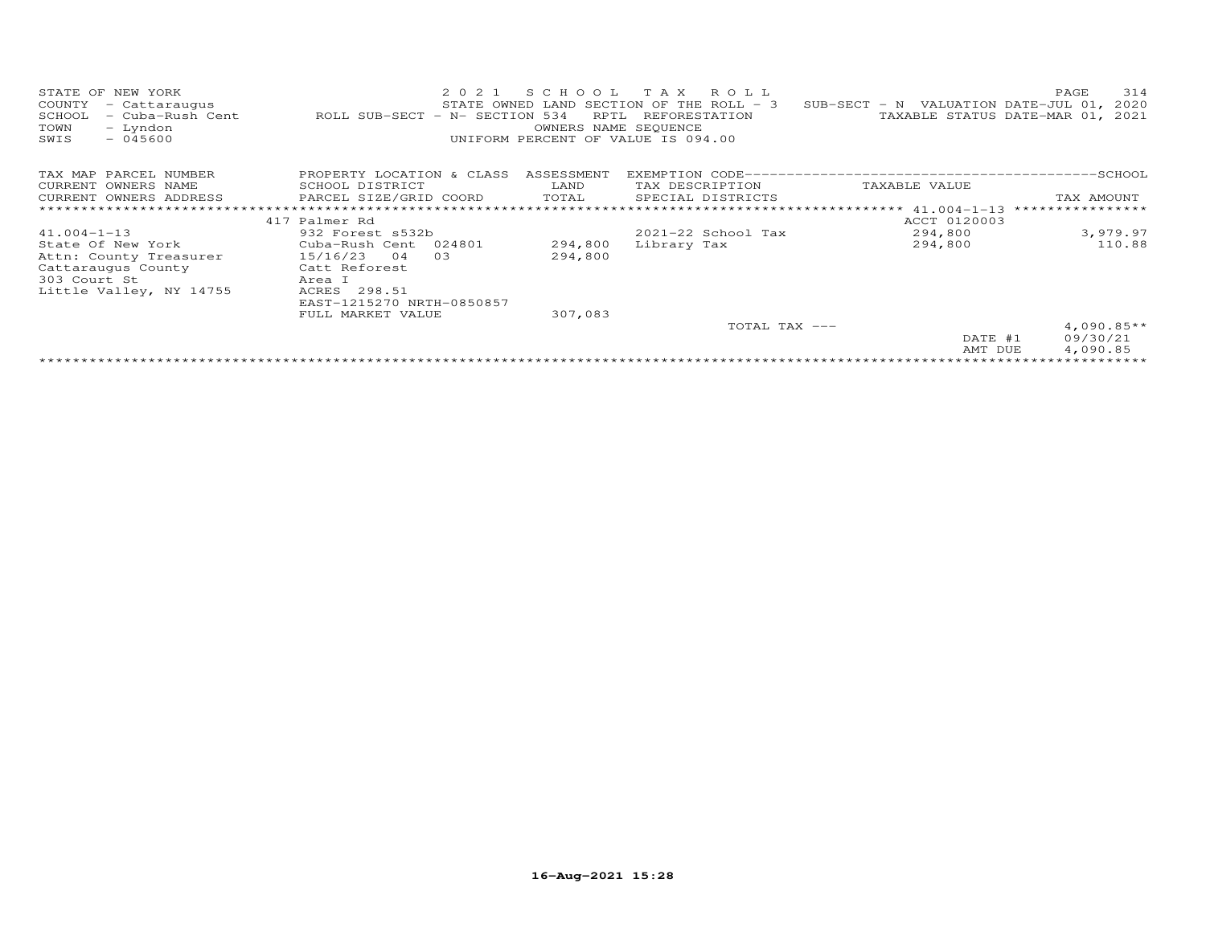STATE OF NEW YORK                                    2021 SCHOOL TAX ROLL
COUNTY - Cattaraugus                                 STATE OWNED LAND SECTION OF THE ROLL - 3     SUB-SECT - N  VALUATION DATE-JUL 01, 2020
SCHOOL - Cuba-Rush Cent        ROLL SUB-SECT - N- SECTION 534   RPTL  REFORESTATION              TAXABLE STATUS DATE-MAR 01, 2021
TOWN   - Lyndon                                      OWNERS NAME SEQUENCE
SWIS   - 045600                                      UNIFORM PERCENT OF VALUE IS 094.00

| TAX MAP PARCEL NUMBER / CURRENT OWNERS NAME / CURRENT OWNERS ADDRESS | PROPERTY LOCATION & CLASS / SCHOOL DISTRICT / PARCEL SIZE/GRID COORD | ASSESSMENT LAND / TOTAL | EXEMPTION CODE / TAX DESCRIPTION / SPECIAL DISTRICTS | TAXABLE VALUE | TAX AMOUNT |
|---|---|---|---|---|---|
| | 417 Palmer Rd | | | ACCT 0120003 | |
| 41.004-1-13 | 932 Forest s532b | | 2021-22 School Tax | 294,800 | 3,979.97 |
| State Of New York | Cuba-Rush Cent 024801 | 294,800 | Library Tax | 294,800 | 110.88 |
| Attn: County Treasurer | 15/16/23 04 03 | 294,800 | | | |
| Cattaraugus County | Catt Reforest | | | | |
| 303 Court St | Area I | | | | |
| Little Valley, NY 14755 | ACRES 298.51 | | | | |
| | EAST-1215270 NRTH-0850857 | | | | |
| | FULL MARKET VALUE | 307,083 | | | |
| | | | TOTAL TAX --- | | 4,090.85** |
| | | | | DATE #1 | 09/30/21 |
| | | | | AMT DUE | 4,090.85 |

16-Aug-2021 15:28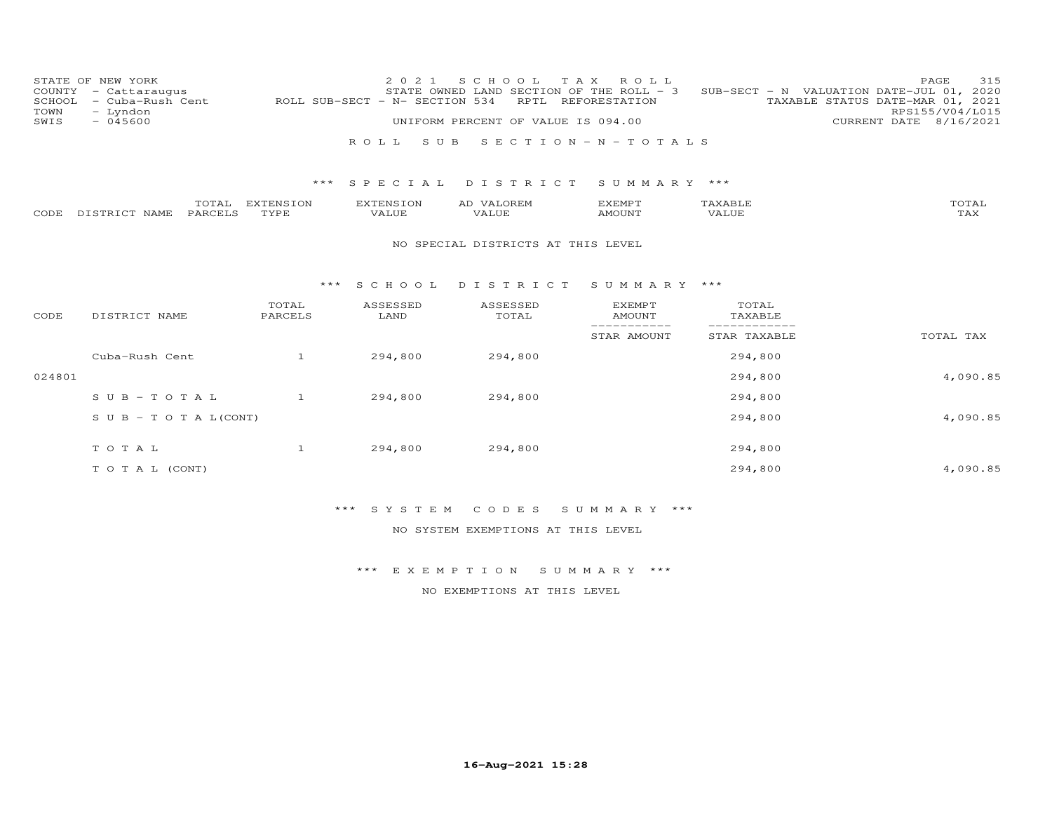STATE OF NEW YORK | 2 0 2 1 S C H O O L T A X R O L L | PAGE 315
COUNTY - Cattaraugus | STATE OWNED LAND SECTION OF THE ROLL - 3 SUB-SECT - N VALUATION DATE-JUL 01, 2020
SCHOOL - Cuba-Rush Cent | ROLL SUB-SECT - N- SECTION 534 RPTL REFORESTATION | TAXABLE STATUS DATE-MAR 01, 2021
TOWN - Lyndon | RPS155/V04/L015
SWIS - 045600 | UNIFORM PERCENT OF VALUE IS 094.00 | CURRENT DATE 8/16/2021

R O L L S U B S E C T I O N - N - T O T A L S

*** S P E C I A L D I S T R I C T S U M M A R Y ***

| CODE | DISTRICT NAME | TOTAL PARCELS | EXTENSION TYPE | EXTENSION VALUE | AD VALOREM VALUE | EXEMPT AMOUNT | TAXABLE VALUE | TOTAL TAX |
|---|---|---|---|---|---|---|---|---|

NO SPECIAL DISTRICTS AT THIS LEVEL

*** S C H O O L D I S T R I C T S U M M A R Y ***

| CODE | DISTRICT NAME | TOTAL PARCELS | ASSESSED LAND | ASSESSED TOTAL | EXEMPT AMOUNT / STAR AMOUNT | TOTAL TAXABLE / STAR TAXABLE | TOTAL TAX |
|---|---|---|---|---|---|---|---|
| | Cuba-Rush Cent | 1 | 294,800 | 294,800 | | 294,800 | |
| 024801 | | | | | | 294,800 | 4,090.85 |
| | S U B - T O T A L | 1 | 294,800 | 294,800 | | 294,800 | |
| | S U B - T O T A L(CONT) | | | | | 294,800 | 4,090.85 |
| | T O T A L | 1 | 294,800 | 294,800 | | 294,800 | |
| | T O T A L (CONT) | | | | | 294,800 | 4,090.85 |

*** S Y S T E M C O D E S S U M M A R Y ***

NO SYSTEM EXEMPTIONS AT THIS LEVEL

*** E X E M P T I O N S U M M A R Y ***

NO EXEMPTIONS AT THIS LEVEL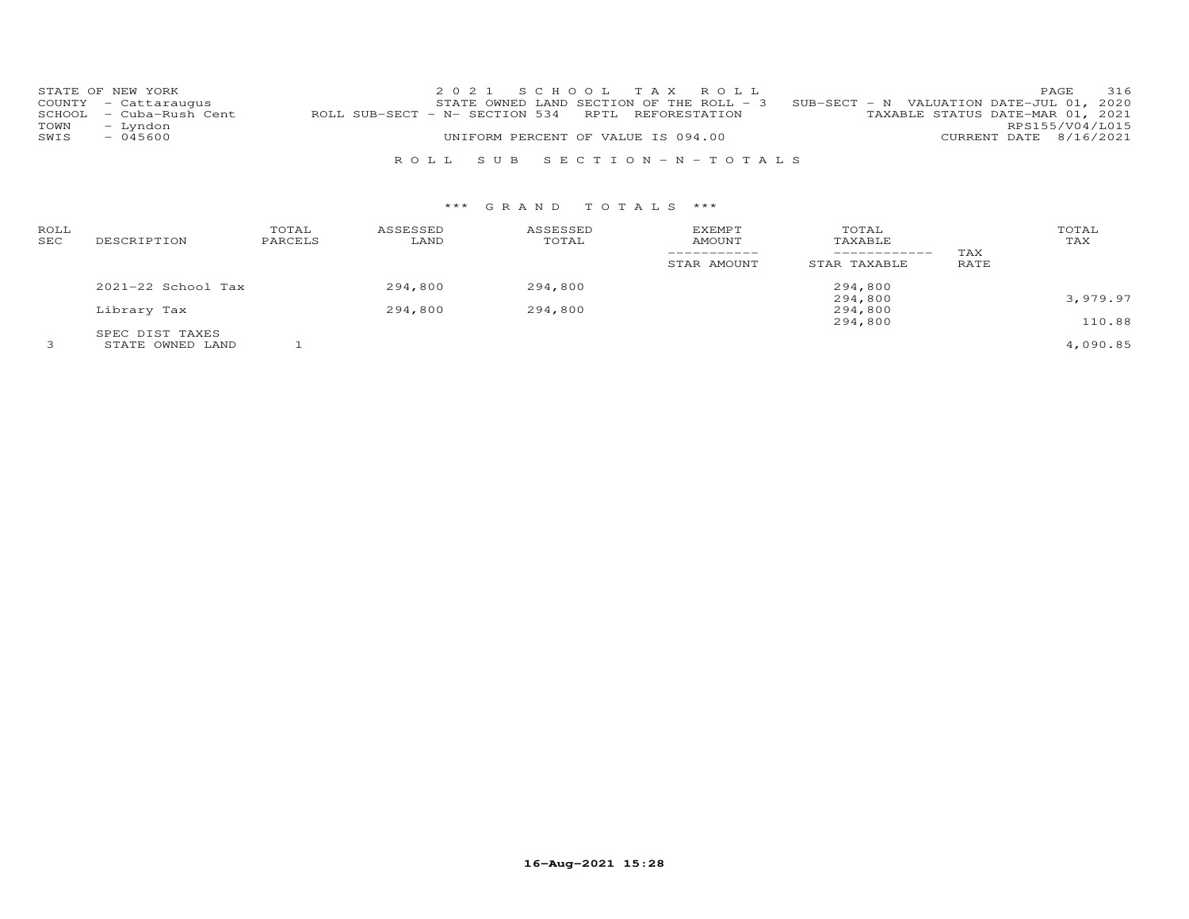STATE OF NEW YORK
COUNTY - Cattaraugus
SCHOOL - Cuba-Rush Cent
TOWN - Lyndon
SWIS - 045600

2021 SCHOOL TAX ROLL
STATE OWNED LAND SECTION OF THE ROLL - 3 SUB-SECT - N VALUATION DATE-JUL 01, 2020
ROLL SUB-SECT - N- SECTION 534 RPTL REFORESTATION TAXABLE STATUS DATE-MAR 01, 2021
RPS155/V04/L015
UNIFORM PERCENT OF VALUE IS 094.00 CURRENT DATE 8/16/2021

ROLL SUB SECTION-N-TOTALS

*** GRAND TOTALS ***

| ROLL SEC | DESCRIPTION | TOTAL PARCELS | ASSESSED LAND | ASSESSED TOTAL | EXEMPT AMOUNT / STAR AMOUNT | TOTAL TAXABLE / STAR TAXABLE | TAX RATE | TOTAL TAX |
|---|---|---|---|---|---|---|---|---|
| | 2021-22 School Tax | | 294,800 | 294,800 | | 294,800 | | |
| | | | | | | 294,800 | | 3,979.97 |
| | Library Tax | | 294,800 | 294,800 | | 294,800 | | |
| | | | | | | 294,800 | | 110.88 |
| | SPEC DIST TAXES | | | | | | | |
| 3 | STATE OWNED LAND | 1 | | | | | | 4,090.85 |

16-Aug-2021 15:28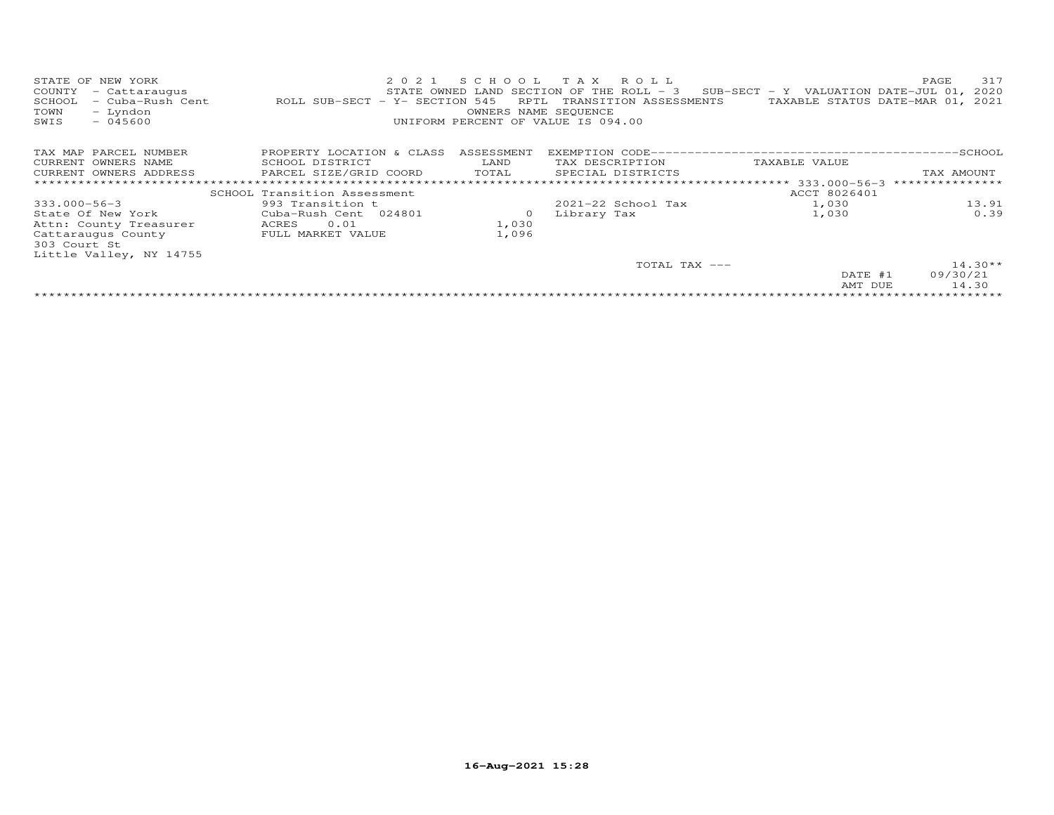STATE OF NEW YORK
COUNTY - Cattaraugus
SCHOOL - Cuba-Rush Cent
TOWN - Lyndon
SWIS - 045600

2 0 2 1 S C H O O L T A X R O L L
STATE OWNED LAND SECTION OF THE ROLL - 3 SUB-SECT - Y VALUATION DATE-JUL 01, 2020
ROLL SUB-SECT - Y- SECTION 545 RPTL TRANSITION ASSESSMENTS TAXABLE STATUS DATE-MAR 01, 2021
OWNERS NAME SEQUENCE
UNIFORM PERCENT OF VALUE IS 094.00

| TAX MAP PARCEL NUMBER<br>CURRENT OWNERS NAME<br>CURRENT OWNERS ADDRESS | PROPERTY LOCATION & CLASS<br>SCHOOL DISTRICT<br>PARCEL SIZE/GRID COORD | ASSESSMENT<br>LAND<br>TOTAL | EXEMPTION CODE-----SCHOOL<br>TAX DESCRIPTION<br>SPECIAL DISTRICTS | TAXABLE VALUE | TAX AMOUNT |
|---|---|---|---|---|---|
| | SCHOOL Transition Assessment | | | ACCT 8026401 | |
| 333.000-56-3 | 993 Transition t | | 2021-22 School Tax | 1,030 | 13.91 |
| State Of New York | Cuba-Rush Cent 024801 | 0 | Library Tax | 1,030 | 0.39 |
| Attn: County Treasurer | ACRES 0.01 | 1,030 | | | |
| Cattaraugus County | FULL MARKET VALUE | 1,096 | | | |
| 303 Court St | | | | | |
| Little Valley, NY 14755 | | | | | |
| | | | TOTAL TAX --- | | 14.30** |
| | | | | DATE #1 | 09/30/21 |
| | | | | AMT DUE | 14.30 |

16-Aug-2021 15:28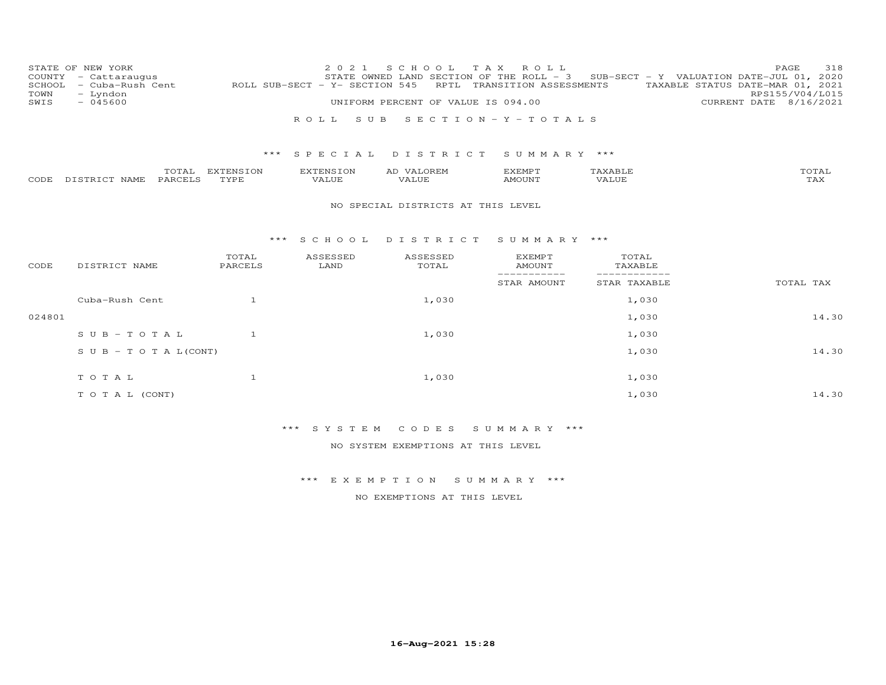STATE OF NEW YORK
COUNTY - Cattaraugus
SCHOOL - Cuba-Rush Cent
TOWN - Lyndon
SWIS - 045600

2021 SCHOOL TAX ROLL
STATE OWNED LAND SECTION OF THE ROLL - 3 SUB-SECT - Y VALUATION DATE-JUL 01, 2020
ROLL SUB-SECT - Y- SECTION 545 RPTL TRANSITION ASSESSMENTS TAXABLE STATUS DATE-MAR 01, 2021
UNIFORM PERCENT OF VALUE IS 094.00
RPS155/V04/L015
CURRENT DATE 8/16/2021

## ROLL SUB SECTION - Y - TOTALS

### *** SPECIAL DISTRICT SUMMARY ***

| CODE | DISTRICT NAME | TOTAL PARCELS | EXTENSION TYPE | EXTENSION VALUE | AD VALOREM VALUE | EXEMPT AMOUNT | TAXABLE VALUE | TOTAL TAX |
|---|---|---|---|---|---|---|---|---|

NO SPECIAL DISTRICTS AT THIS LEVEL

### *** SCHOOL DISTRICT SUMMARY ***

| CODE | DISTRICT NAME | TOTAL PARCELS | ASSESSED LAND | ASSESSED TOTAL | EXEMPT AMOUNT / STAR AMOUNT | TOTAL TAXABLE / STAR TAXABLE | TOTAL TAX |
|---|---|---|---|---|---|---|---|
| | Cuba-Rush Cent | 1 | | 1,030 | | 1,030 | |
| 024801 | | | | | | 1,030 | 14.30 |
| | SUB-TOTAL | 1 | | 1,030 | | 1,030 | |
| | SUB-TOTAL(CONT) | | | | | 1,030 | 14.30 |
| | TOTAL | 1 | | 1,030 | | 1,030 | |
| | TOTAL (CONT) | | | | | 1,030 | 14.30 |

### *** SYSTEM CODES SUMMARY ***

NO SYSTEM EXEMPTIONS AT THIS LEVEL

### *** EXEMPTION SUMMARY ***

NO EXEMPTIONS AT THIS LEVEL

16-Aug-2021 15:28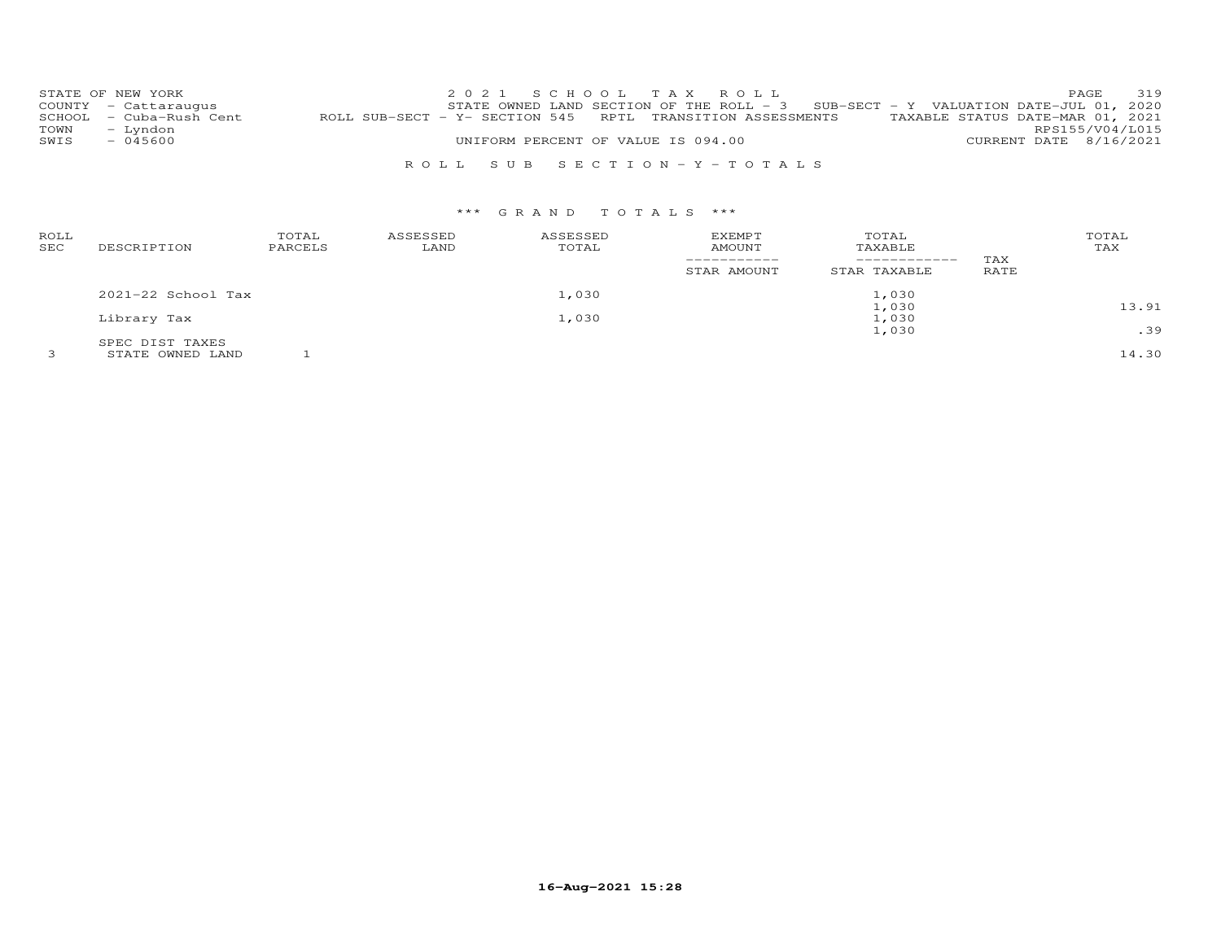STATE OF NEW YORK
COUNTY - Cattaraugus
SCHOOL - Cuba-Rush Cent
TOWN - Lyndon
SWIS - 045600

2021 SCHOOL TAX ROLL
STATE OWNED LAND SECTION OF THE ROLL - 3 SUB-SECT - Y VALUATION DATE-JUL 01, 2020
ROLL SUB-SECT - Y- SECTION 545 RPTL TRANSITION ASSESSMENTS TAXABLE STATUS DATE-MAR 01, 2021
RPS155/V04/L015
UNIFORM PERCENT OF VALUE IS 094.00 CURRENT DATE 8/16/2021

ROLL SUB SECTION - Y - TOTALS

*** GRAND TOTALS ***

| ROLL SEC | DESCRIPTION | TOTAL PARCELS | ASSESSED LAND | ASSESSED TOTAL | EXEMPT AMOUNT / STAR AMOUNT | TOTAL TAXABLE / STAR TAXABLE | TAX RATE | TOTAL TAX |
|---|---|---|---|---|---|---|---|---|
| | 2021-22 School Tax | | | 1,030 | | 1,030 | | |
| | | | | | | 1,030 | | 13.91 |
| | Library Tax | | | 1,030 | | 1,030 | | |
| | | | | | | 1,030 | | .39 |
| | SPEC DIST TAXES | | | | | | | |
| 3 | STATE OWNED LAND | 1 | | | | | | 14.30 |

16-Aug-2021 15:28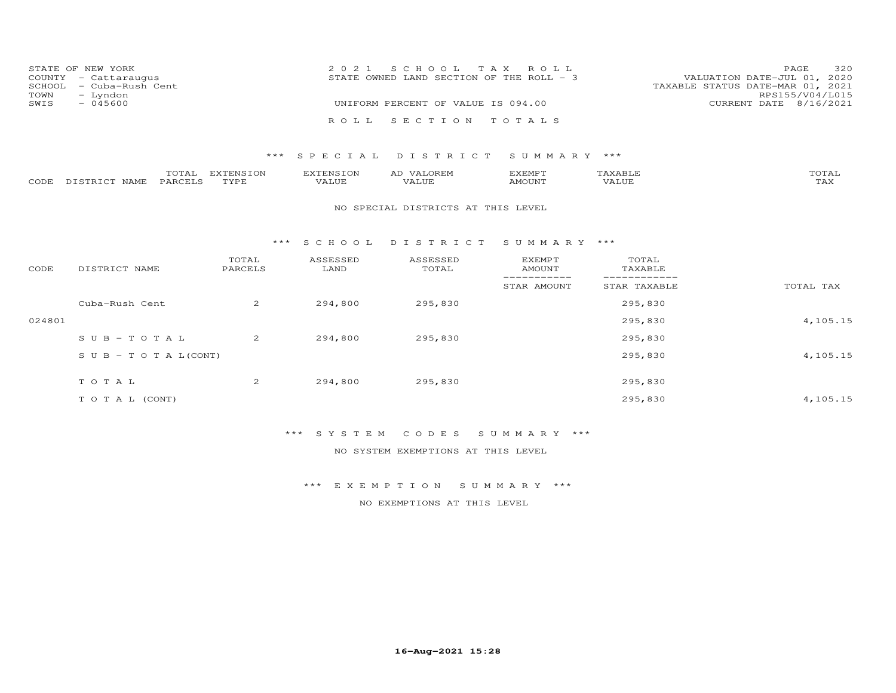STATE OF NEW YORK
COUNTY - Cattaraugus
SCHOOL - Cuba-Rush Cent
TOWN - Lyndon
SWIS - 045600

2021 SCHOOL TAX ROLL
STATE OWNED LAND SECTION OF THE ROLL - 3

UNIFORM PERCENT OF VALUE IS 094.00

VALUATION DATE-JUL 01, 2020
TAXABLE STATUS DATE-MAR 01, 2021
RPS155/V04/L015
CURRENT DATE 8/16/2021

ROLL SECTION TOTALS

*** SPECIAL DISTRICT SUMMARY ***

| CODE | DISTRICT NAME | TOTAL PARCELS | EXTENSION TYPE | EXTENSION VALUE | AD VALOREM VALUE | EXEMPT AMOUNT | TAXABLE VALUE | TOTAL TAX |
|---|---|---|---|---|---|---|---|---|

NO SPECIAL DISTRICTS AT THIS LEVEL

*** SCHOOL DISTRICT SUMMARY ***

| CODE | DISTRICT NAME | TOTAL PARCELS | ASSESSED LAND | ASSESSED TOTAL | EXEMPT AMOUNT / STAR AMOUNT | TOTAL TAXABLE / STAR TAXABLE | TOTAL TAX |
|---|---|---|---|---|---|---|---|
| | Cuba-Rush Cent | 2 | 294,800 | 295,830 | | 295,830 | |
| 024801 | | | | | | 295,830 | 4,105.15 |
| | SUB-TOTAL | 2 | 294,800 | 295,830 | | 295,830 | |
| | SUB-TOTAL(CONT) | | | | | 295,830 | 4,105.15 |
| | TOTAL | 2 | 294,800 | 295,830 | | 295,830 | |
| | TOTAL (CONT) | | | | | 295,830 | 4,105.15 |

*** SYSTEM CODES SUMMARY ***

NO SYSTEM EXEMPTIONS AT THIS LEVEL

*** EXEMPTION SUMMARY ***

NO EXEMPTIONS AT THIS LEVEL

16-Aug-2021 15:28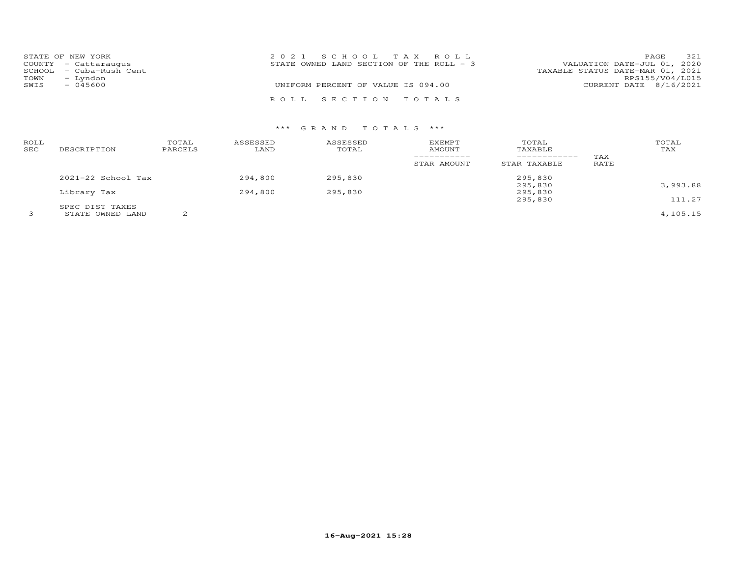STATE OF NEW YORK
COUNTY - Cattaraugus
SCHOOL - Cuba-Rush Cent
TOWN - Lyndon
SWIS - 045600

2 0 2 1 S C H O O L T A X R O L L
STATE OWNED LAND SECTION OF THE ROLL - 3

UNIFORM PERCENT OF VALUE IS 094.00

VALUATION DATE-JUL 01, 2020
TAXABLE STATUS DATE-MAR 01, 2021
RPS155/V04/L015
CURRENT DATE 8/16/2021

R O L L S E C T I O N T O T A L S

*** G R A N D T O T A L S ***

| ROLL SEC | DESCRIPTION | TOTAL PARCELS | ASSESSED LAND | ASSESSED TOTAL | EXEMPT AMOUNT / STAR AMOUNT | TOTAL TAXABLE / STAR TAXABLE | TAX RATE | TOTAL TAX |
|---|---|---|---|---|---|---|---|---|
| | 2021-22 School Tax | | 294,800 | 295,830 | | 295,830 | | |
| | | | | | | 295,830 | | 3,993.88 |
| | Library Tax | | 294,800 | 295,830 | | 295,830 | | |
| | | | | | | 295,830 | | 111.27 |
| | SPEC DIST TAXES | | | | | | | |
| 3 | STATE OWNED LAND | 2 | | | | | | 4,105.15 |

16-Aug-2021 15:28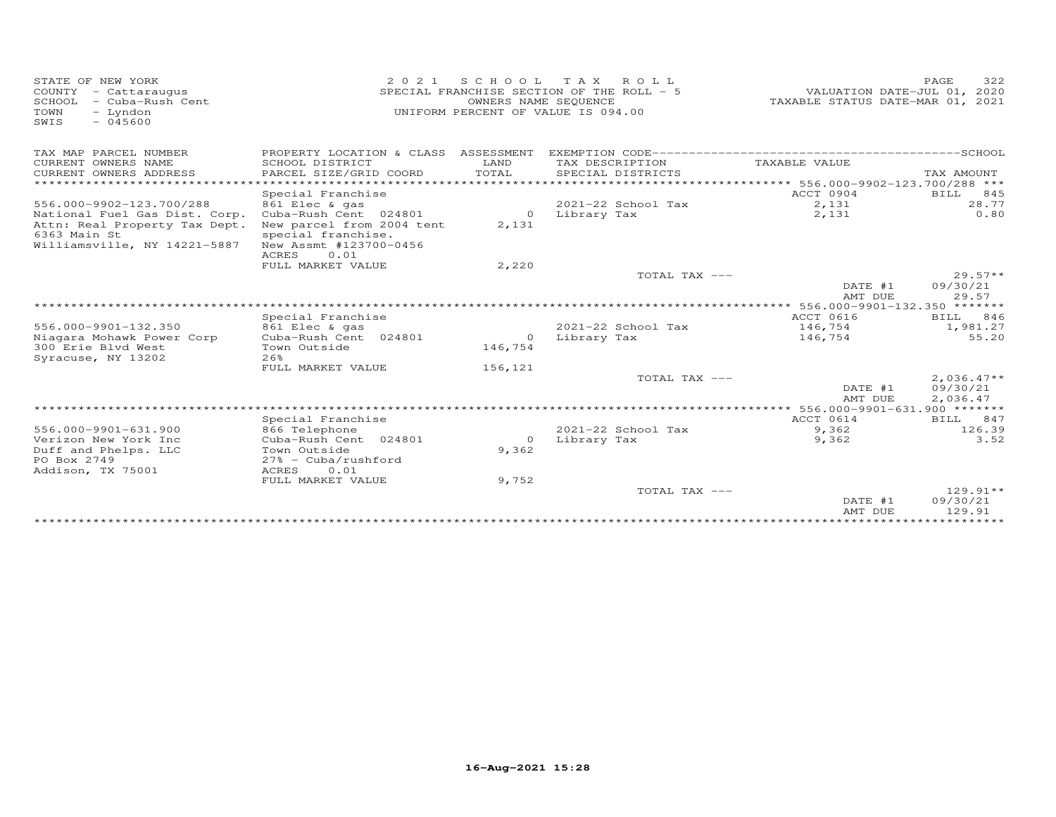STATE OF NEW YORK
COUNTY - Cattaraugus
SCHOOL - Cuba-Rush Cent
TOWN - Lyndon
SWIS - 045600

2021 SCHOOL TAX ROLL
SPECIAL FRANCHISE SECTION OF THE ROLL - 5
OWNERS NAME SEQUENCE
UNIFORM PERCENT OF VALUE IS 094.00

VALUATION DATE-JUL 01, 2020
TAXABLE STATUS DATE-MAR 01, 2021

| TAX MAP PARCEL NUMBER / CURRENT OWNERS NAME / CURRENT OWNERS ADDRESS | PROPERTY LOCATION & CLASS / SCHOOL DISTRICT / PARCEL SIZE/GRID COORD | ASSESSMENT LAND / TOTAL | EXEMPTION CODE / TAX DESCRIPTION / SPECIAL DISTRICTS | TAXABLE VALUE | TAX AMOUNT |
|---|---|---|---|---|---|
| ******** 556.000-9902-123.700/288 *** | | | | | |
| | Special Franchise | | | ACCT 0904 | BILL 845 |
| 556.000-9902-123.700/288 | 861 Elec & gas | | 2021-22 School Tax | 2,131 | 28.77 |
| National Fuel Gas Dist. Corp. | Cuba-Rush Cent 024801 | 0 | Library Tax | 2,131 | 0.80 |
| Attn: Real Property Tax Dept. | New parcel from 2004 tent | 2,131 | | | |
| 6363 Main St | special franchise. | | | | |
| Williamsville, NY 14221-5887 | New Assmt #123700-0456 | | | | |
| | ACRES 0.01 | | | | |
| | FULL MARKET VALUE | 2,220 | | | |
| | | | TOTAL TAX --- | | 29.57** |
| | | | | DATE #1 | 09/30/21 |
| | | | | AMT DUE | 29.57 |
| ******** 556.000-9901-132.350 ******* | | | | | |
| | Special Franchise | | | ACCT 0616 | BILL 846 |
| 556.000-9901-132.350 | 861 Elec & gas | | 2021-22 School Tax | 146,754 | 1,981.27 |
| Niagara Mohawk Power Corp | Cuba-Rush Cent 024801 | 0 | Library Tax | 146,754 | 55.20 |
| 300 Erie Blvd West | Town Outside | 146,754 | | | |
| Syracuse, NY 13202 | 26% | | | | |
| | FULL MARKET VALUE | 156,121 | | | |
| | | | TOTAL TAX --- | | 2,036.47** |
| | | | | DATE #1 | 09/30/21 |
| | | | | AMT DUE | 2,036.47 |
| ******** 556.000-9901-631.900 ******* | | | | | |
| | Special Franchise | | | ACCT 0614 | BILL 847 |
| 556.000-9901-631.900 | 866 Telephone | | 2021-22 School Tax | 9,362 | 126.39 |
| Verizon New York Inc | Cuba-Rush Cent 024801 | 0 | Library Tax | 9,362 | 3.52 |
| Duff and Phelps. LLC | Town Outside | 9,362 | | | |
| PO Box 2749 | 27% - Cuba/rushford | | | | |
| Addison, TX 75001 | ACRES 0.01 | | | | |
| | FULL MARKET VALUE | 9,752 | | | |
| | | | TOTAL TAX --- | | 129.91** |
| | | | | DATE #1 | 09/30/21 |
| | | | | AMT DUE | 129.91 |

16-Aug-2021 15:28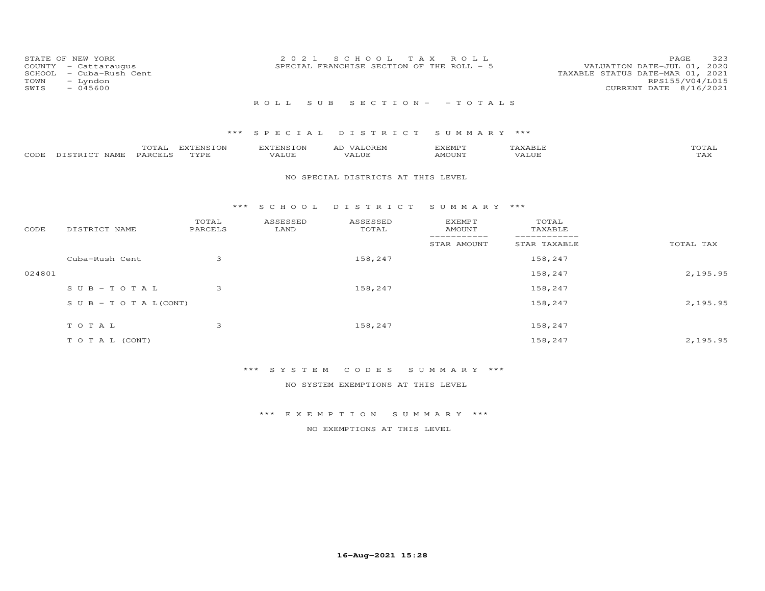STATE OF NEW YORK
COUNTY - Cattaraugus
SCHOOL - Cuba-Rush Cent
TOWN - Lyndon
SWIS - 045600

2021 SCHOOL TAX ROLL
SPECIAL FRANCHISE SECTION OF THE ROLL - 5

VALUATION DATE-JUL 01, 2020
TAXABLE STATUS DATE-MAR 01, 2021
RPS155/V04/L015
CURRENT DATE 8/16/2021

ROLL SUB SECTION- - TOTALS

*** SPECIAL DISTRICT SUMMARY ***

| CODE | DISTRICT NAME | TOTAL PARCELS | EXTENSION TYPE | EXTENSION VALUE | AD VALOREM VALUE | EXEMPT AMOUNT | TAXABLE VALUE | TOTAL TAX |
|---|---|---|---|---|---|---|---|---|

NO SPECIAL DISTRICTS AT THIS LEVEL

*** SCHOOL DISTRICT SUMMARY ***

| CODE | DISTRICT NAME | TOTAL PARCELS | ASSESSED LAND | ASSESSED TOTAL | EXEMPT AMOUNT / STAR AMOUNT | TOTAL TAXABLE / STAR TAXABLE | TOTAL TAX |
|---|---|---|---|---|---|---|---|
| | Cuba-Rush Cent | 3 | | 158,247 | | 158,247 | |
| 024801 | | | | | | 158,247 | 2,195.95 |
| | SUB-TOTAL | 3 | | 158,247 | | 158,247 | |
| | SUB-TOTAL(CONT) | | | | | 158,247 | 2,195.95 |
| | TOTAL | 3 | | 158,247 | | 158,247 | |
| | TOTAL (CONT) | | | | | 158,247 | 2,195.95 |

*** SYSTEM CODES SUMMARY ***

NO SYSTEM EXEMPTIONS AT THIS LEVEL

*** EXEMPTION SUMMARY ***

NO EXEMPTIONS AT THIS LEVEL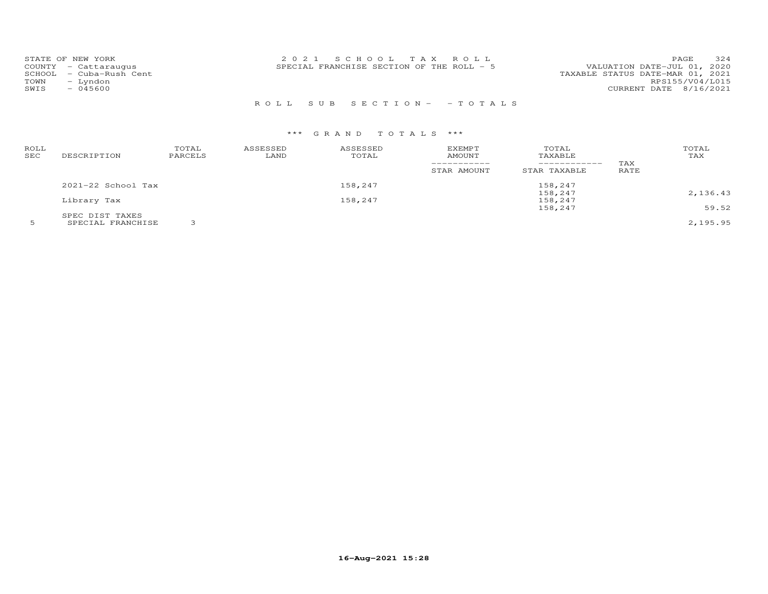STATE OF NEW YORK
COUNTY - Cattaraugus
SCHOOL - Cuba-Rush Cent
TOWN - Lyndon
SWIS - 045600

2021 SCHOOL TAX ROLL
SPECIAL FRANCHISE SECTION OF THE ROLL - 5

VALUATION DATE-JUL 01, 2020
TAXABLE STATUS DATE-MAR 01, 2021
RPS155/V04/L015
CURRENT DATE 8/16/2021

ROLL SUB SECTION- - TOTALS

*** GRAND TOTALS ***

| ROLL SEC | DESCRIPTION | TOTAL PARCELS | ASSESSED LAND | ASSESSED TOTAL | EXEMPT AMOUNT / STAR AMOUNT | TOTAL TAXABLE / STAR TAXABLE | TAX RATE | TOTAL TAX |
|---|---|---|---|---|---|---|---|---|
| | 2021-22 School Tax | | | 158,247 | | 158,247 | | |
| | | | | | | 158,247 | | 2,136.43 |
| | Library Tax | | | 158,247 | | 158,247 | | |
| | | | | | | 158,247 | | 59.52 |
| | SPEC DIST TAXES | | | | | | | |
| 5 | SPECIAL FRANCHISE | 3 | | | | | | 2,195.95 |

16-Aug-2021 15:28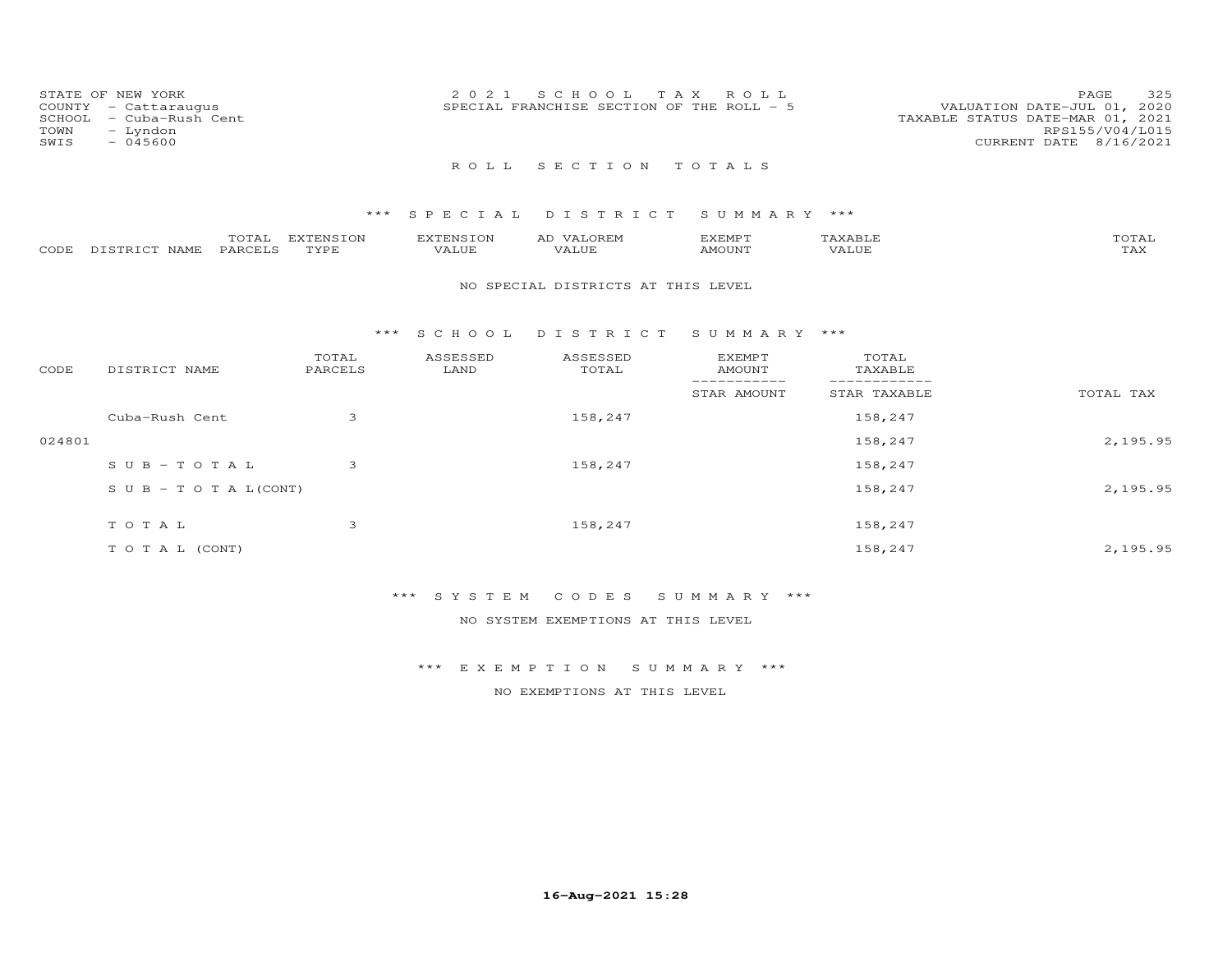STATE OF NEW YORK
COUNTY - Cattaraugus
SCHOOL - Cuba-Rush Cent
TOWN - Lyndon
SWIS - 045600

2021 SCHOOL TAX ROLL
SPECIAL FRANCHISE SECTION OF THE ROLL - 5

VALUATION DATE-JUL 01, 2020
TAXABLE STATUS DATE-MAR 01, 2021
RPS155/V04/L015
CURRENT DATE 8/16/2021

# ROLL SECTION TOTALS

## *** SPECIAL DISTRICT SUMMARY ***

| CODE | DISTRICT NAME | TOTAL PARCELS | EXTENSION TYPE | EXTENSION VALUE | AD VALOREM VALUE | EXEMPT AMOUNT | TAXABLE VALUE | TOTAL TAX |
|---|---|---|---|---|---|---|---|---|

NO SPECIAL DISTRICTS AT THIS LEVEL

## *** SCHOOL DISTRICT SUMMARY ***

| CODE | DISTRICT NAME | TOTAL PARCELS | ASSESSED LAND | ASSESSED TOTAL | EXEMPT AMOUNT / STAR AMOUNT | TOTAL TAXABLE / STAR TAXABLE | TOTAL TAX |
|---|---|---|---|---|---|---|---|
| | Cuba-Rush Cent | 3 | | 158,247 | | 158,247 | |
| 024801 | | | | | | 158,247 | 2,195.95 |
| | SUB-TOTAL | 3 | | 158,247 | | 158,247 | |
| | SUB-TOTAL(CONT) | | | | | 158,247 | 2,195.95 |
| | TOTAL | 3 | | 158,247 | | 158,247 | |
| | TOTAL (CONT) | | | | | 158,247 | 2,195.95 |

## *** SYSTEM CODES SUMMARY ***

NO SYSTEM EXEMPTIONS AT THIS LEVEL

## *** EXEMPTION SUMMARY ***

NO EXEMPTIONS AT THIS LEVEL

16-Aug-2021 15:28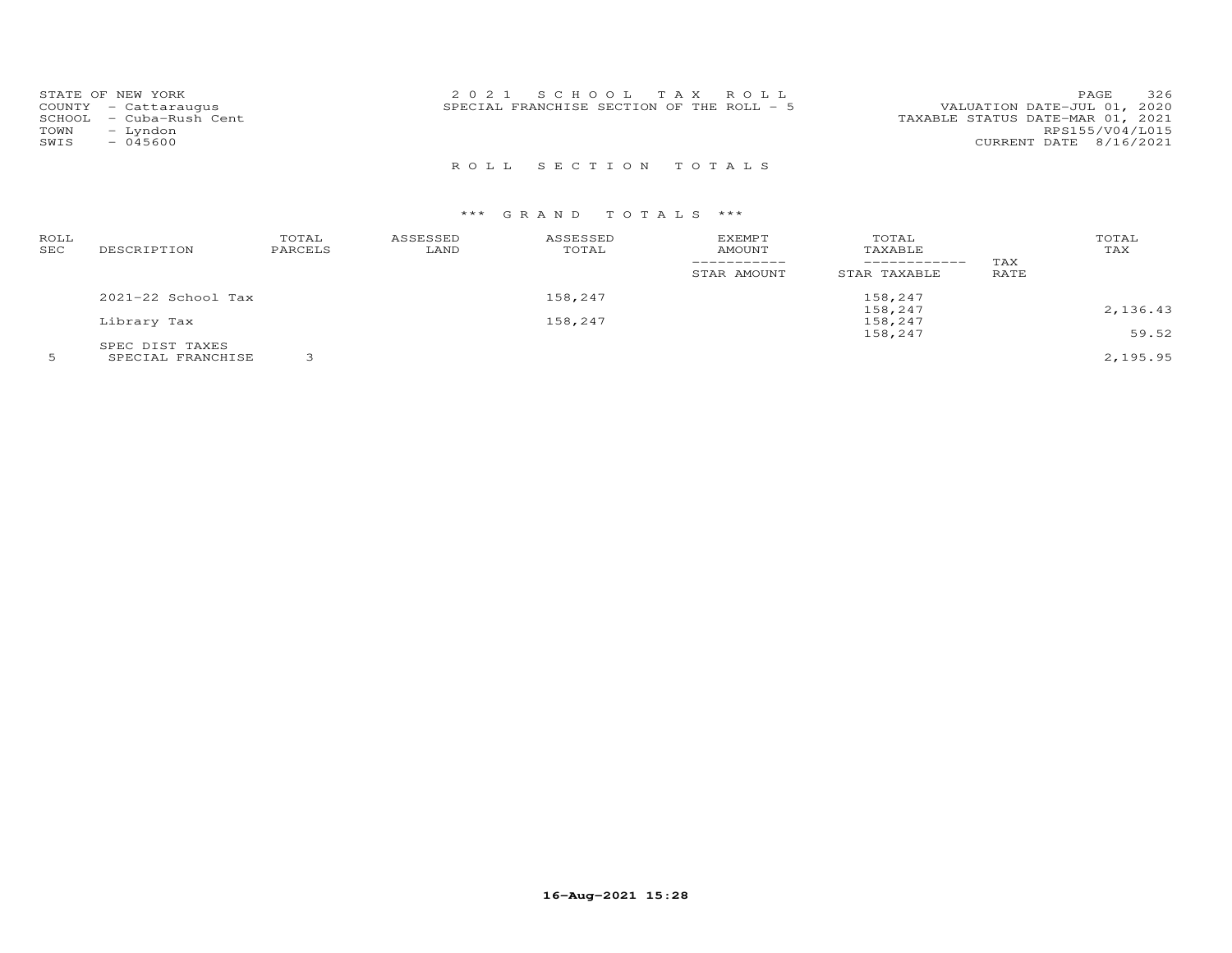STATE OF NEW YORK
COUNTY - Cattaraugus
SCHOOL - Cuba-Rush Cent
TOWN - Lyndon
SWIS - 045600

2021 SCHOOL TAX ROLL
SPECIAL FRANCHISE SECTION OF THE ROLL - 5

VALUATION DATE-JUL 01, 2020
TAXABLE STATUS DATE-MAR 01, 2021
RPS155/V04/L015
CURRENT DATE 8/16/2021

## ROLL SECTION TOTALS

### *** GRAND TOTALS ***

| ROLL SEC | DESCRIPTION | TOTAL PARCELS | ASSESSED LAND | ASSESSED TOTAL | EXEMPT AMOUNT / STAR AMOUNT | TOTAL TAXABLE / STAR TAXABLE | TAX RATE | TOTAL TAX |
|---|---|---|---|---|---|---|---|---|
| | 2021-22 School Tax | | | 158,247 | | 158,247 | | |
| | | | | | | 158,247 | | 2,136.43 |
| | Library Tax | | | 158,247 | | 158,247 | | |
| | | | | | | 158,247 | | 59.52 |
| | SPEC DIST TAXES | | | | | | | |
| 5 | SPECIAL FRANCHISE | 3 | | | | | | 2,195.95 |

16-Aug-2021 15:28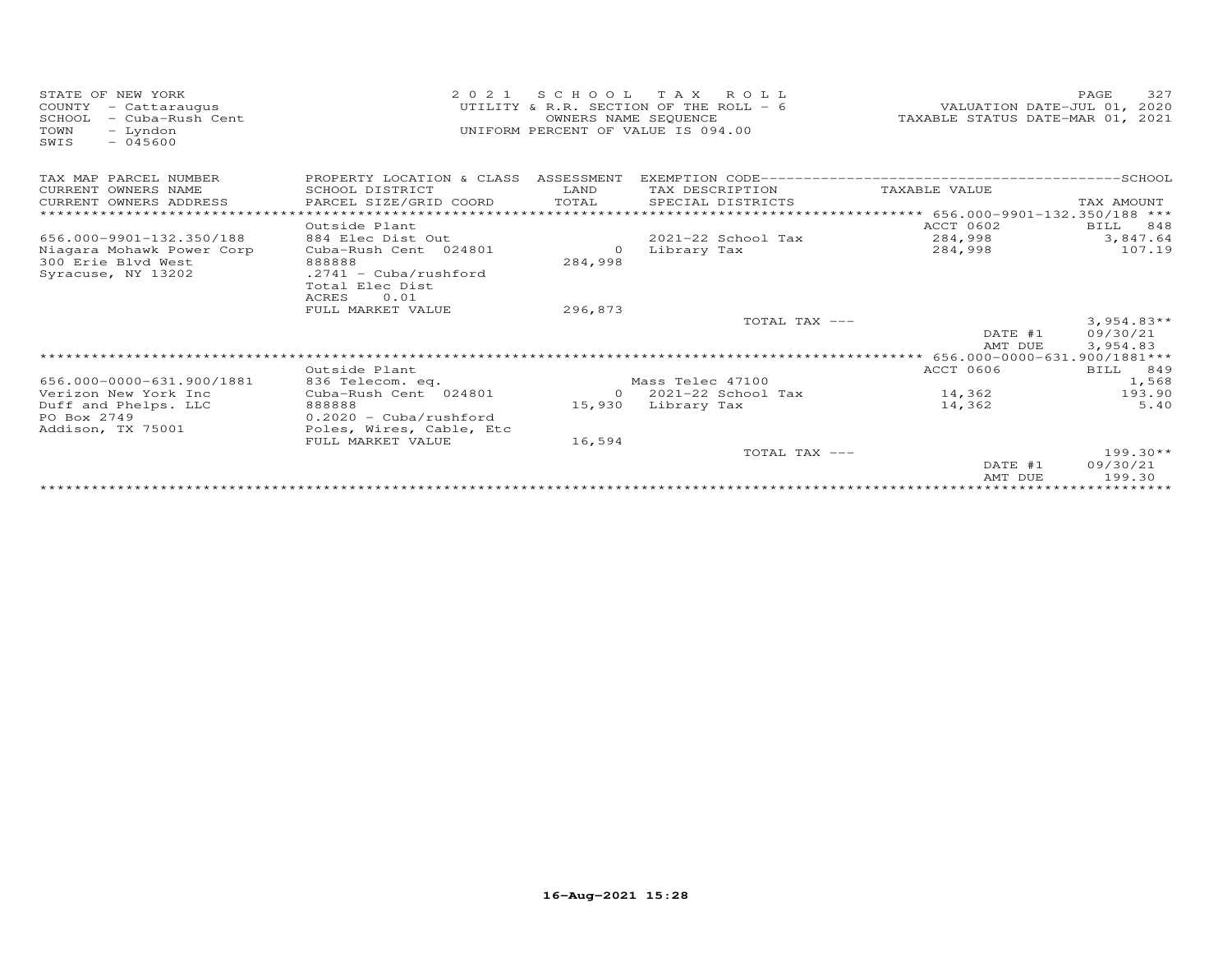STATE OF NEW YORK
COUNTY - Cattaraugus
SCHOOL - Cuba-Rush Cent
TOWN - Lyndon
SWIS - 045600

2021 SCHOOL TAX ROLL
UTILITY & R.R. SECTION OF THE ROLL - 6
OWNERS NAME SEQUENCE
UNIFORM PERCENT OF VALUE IS 094.00

VALUATION DATE-JUL 01, 2020
TAXABLE STATUS DATE-MAR 01, 2021

| TAX MAP PARCEL NUMBER / CURRENT OWNERS NAME / CURRENT OWNERS ADDRESS | PROPERTY LOCATION & CLASS / SCHOOL DISTRICT / PARCEL SIZE/GRID COORD | ASSESSMENT LAND / TOTAL | EXEMPTION CODE / TAX DESCRIPTION / SPECIAL DISTRICTS | TAXABLE VALUE | TAX AMOUNT |
|---|---|---|---|---|---|
| **656.000-9901-132.350/188** | | | | | |
| | Outside Plant | | | ACCT 0602 | BILL 848 |
| 656.000-9901-132.350/188 | 884 Elec Dist Out | | 2021-22 School Tax | 284,998 | 3,847.64 |
| Niagara Mohawk Power Corp | Cuba-Rush Cent 024801 | 0 | Library Tax | 284,998 | 107.19 |
| 300 Erie Blvd West | 888888 | 284,998 | | | |
| Syracuse, NY 13202 | .2741 - Cuba/rushford | | | | |
| | Total Elec Dist | | | | |
| | ACRES 0.01 | | | | |
| | FULL MARKET VALUE | 296,873 | | | |
| | | | TOTAL TAX --- | | 3,954.83** |
| | | | | DATE #1 | 09/30/21 |
| | | | | AMT DUE | 3,954.83 |
| **656.000-0000-631.900/1881** | | | | | |
| | Outside Plant | | | ACCT 0606 | BILL 849 |
| 656.000-0000-631.900/1881 | 836 Telecom. eq. | | Mass Telec 47100 | | 1,568 |
| Verizon New York Inc | Cuba-Rush Cent 024801 | 0 | 2021-22 School Tax | 14,362 | 193.90 |
| Duff and Phelps. LLC | 888888 | 15,930 | Library Tax | 14,362 | 5.40 |
| PO Box 2749 | 0.2020 - Cuba/rushford | | | | |
| Addison, TX 75001 | Poles, Wires, Cable, Etc | | | | |
| | FULL MARKET VALUE | 16,594 | | | |
| | | | TOTAL TAX --- | | 199.30** |
| | | | | DATE #1 | 09/30/21 |
| | | | | AMT DUE | 199.30 |

16-Aug-2021 15:28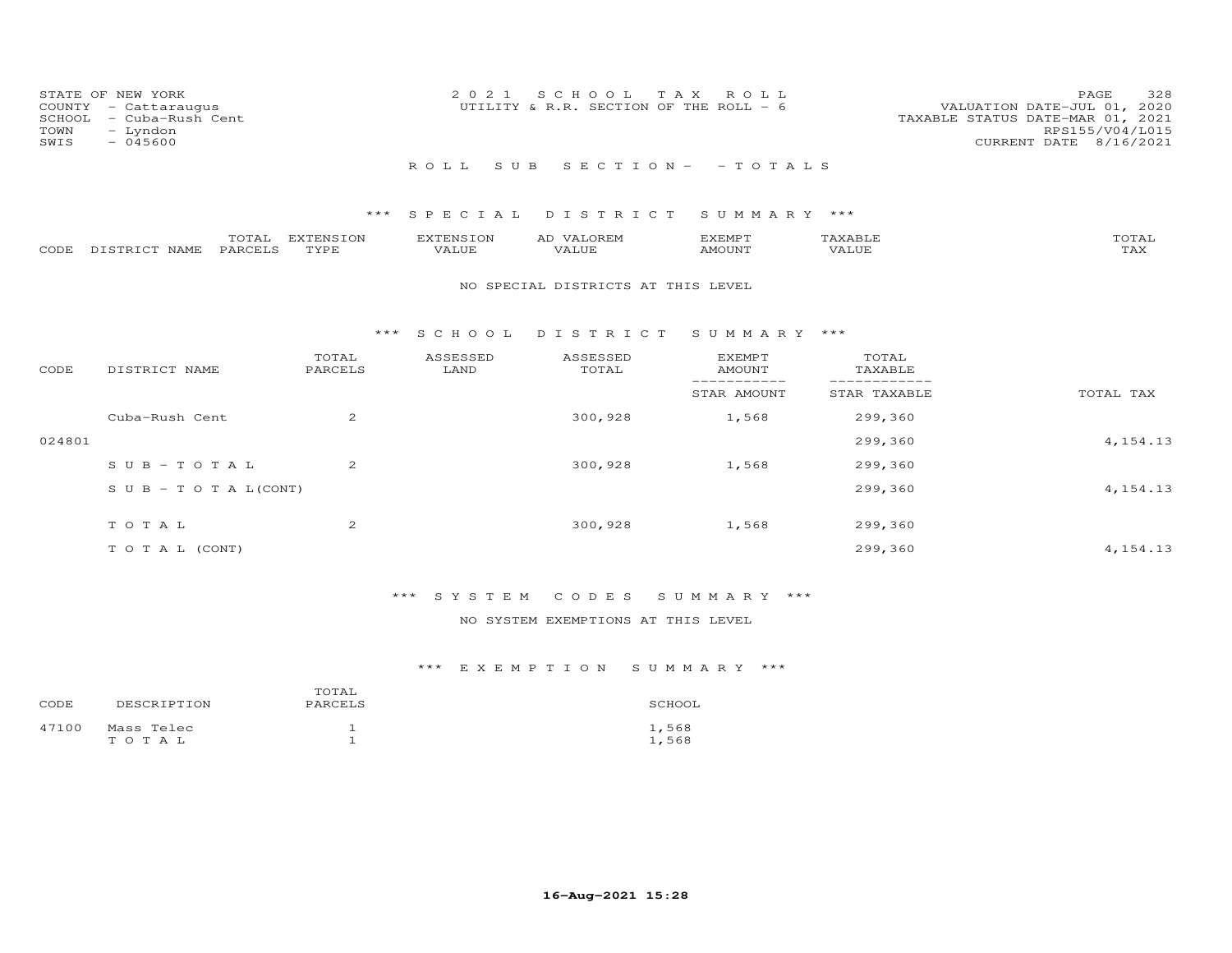STATE OF NEW YORK
COUNTY - Cattaraugus
SCHOOL - Cuba-Rush Cent
TOWN - Lyndon
SWIS - 045600

2021 SCHOOL TAX ROLL
UTILITY & R.R. SECTION OF THE ROLL - 6

VALUATION DATE-JUL 01, 2020
TAXABLE STATUS DATE-MAR 01, 2021
RPS155/V04/L015
CURRENT DATE 8/16/2021

ROLL SUB SECTION- - TOTALS

*** SPECIAL DISTRICT SUMMARY ***

| CODE | DISTRICT NAME | TOTAL PARCELS | EXTENSION TYPE | EXTENSION VALUE | AD VALOREM VALUE | EXEMPT AMOUNT | TAXABLE VALUE | TOTAL TAX |
|---|---|---|---|---|---|---|---|---|

NO SPECIAL DISTRICTS AT THIS LEVEL

*** SCHOOL DISTRICT SUMMARY ***

| CODE | DISTRICT NAME | TOTAL PARCELS | ASSESSED LAND | ASSESSED TOTAL | EXEMPT AMOUNT / STAR AMOUNT | TOTAL TAXABLE / STAR TAXABLE | TOTAL TAX |
|---|---|---|---|---|---|---|---|
| | Cuba-Rush Cent | 2 | | 300,928 | 1,568 | 299,360 | |
| 024801 | | | | | | 299,360 | 4,154.13 |
| | SUB-TOTAL | 2 | | 300,928 | 1,568 | 299,360 | |
| | SUB-TOTAL(CONT) | | | | | 299,360 | 4,154.13 |
| | TOTAL | 2 | | 300,928 | 1,568 | 299,360 | |
| | TOTAL (CONT) | | | | | 299,360 | 4,154.13 |

*** SYSTEM CODES SUMMARY ***

NO SYSTEM EXEMPTIONS AT THIS LEVEL

*** EXEMPTION SUMMARY ***

| CODE | DESCRIPTION | TOTAL PARCELS | SCHOOL |
|---|---|---|---|
| 47100 | Mass Telec | 1 | 1,568 |
| | TOTAL | 1 | 1,568 |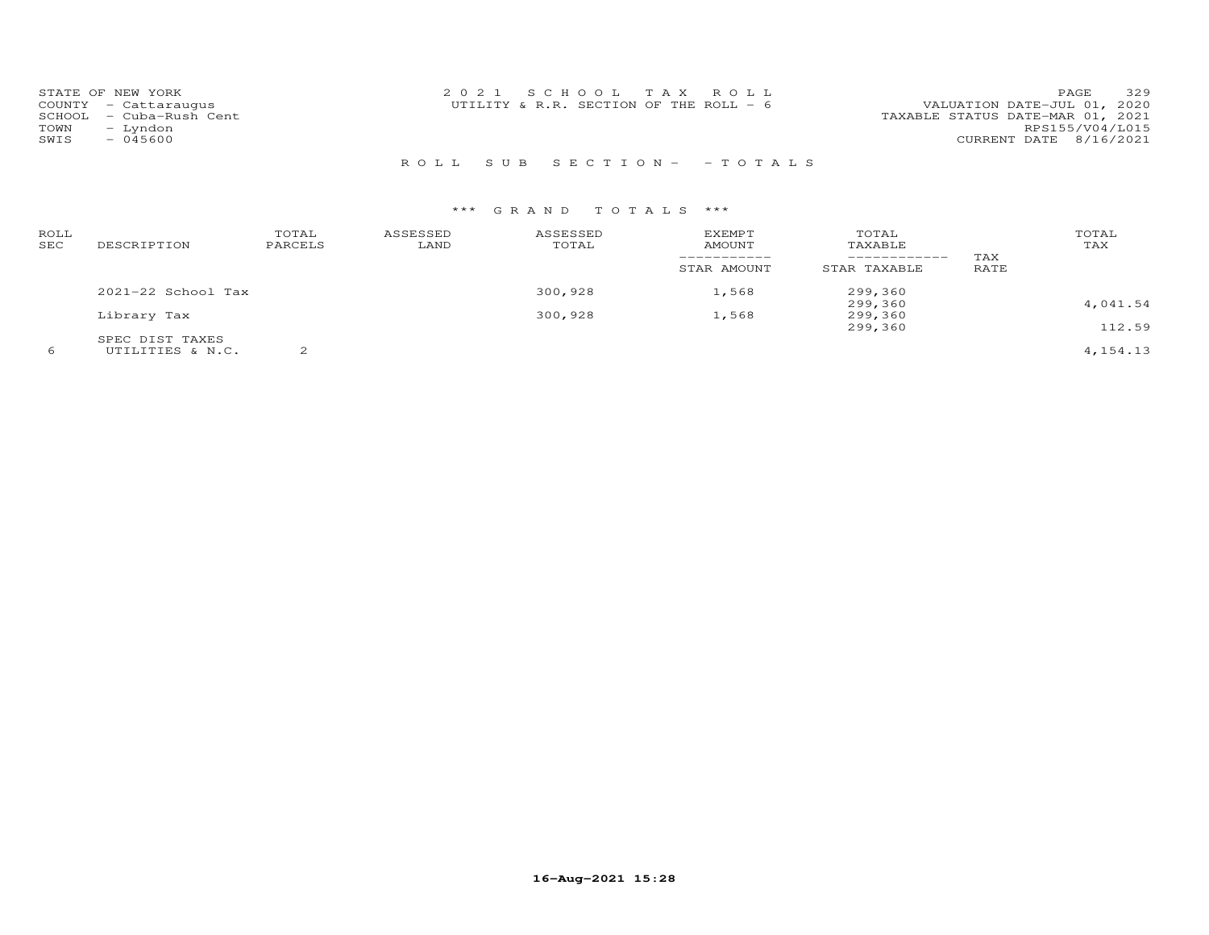STATE OF NEW YORK
COUNTY - Cattaraugus
SCHOOL - Cuba-Rush Cent
TOWN - Lyndon
SWIS - 045600

2021 SCHOOL TAX ROLL
UTILITY & R.R. SECTION OF THE ROLL - 6

VALUATION DATE-JUL 01, 2020
TAXABLE STATUS DATE-MAR 01, 2021
RPS155/V04/L015
CURRENT DATE 8/16/2021

ROLL SUB SECTION- - TOTALS

*** GRAND TOTALS ***

| ROLL SEC | DESCRIPTION | TOTAL PARCELS | ASSESSED LAND | ASSESSED TOTAL | EXEMPT AMOUNT / STAR AMOUNT | TOTAL TAXABLE / STAR TAXABLE | TAX RATE | TOTAL TAX |
|---|---|---|---|---|---|---|---|---|
| | 2021-22 School Tax | | | 300,928 | 1,568 | 299,360 | | |
| | | | | | | 299,360 | | 4,041.54 |
| | Library Tax | | | 300,928 | 1,568 | 299,360 | | |
| | | | | | | 299,360 | | 112.59 |
| | SPEC DIST TAXES | | | | | | | |
| 6 | UTILITIES & N.C. | 2 | | | | | | 4,154.13 |

16-Aug-2021 15:28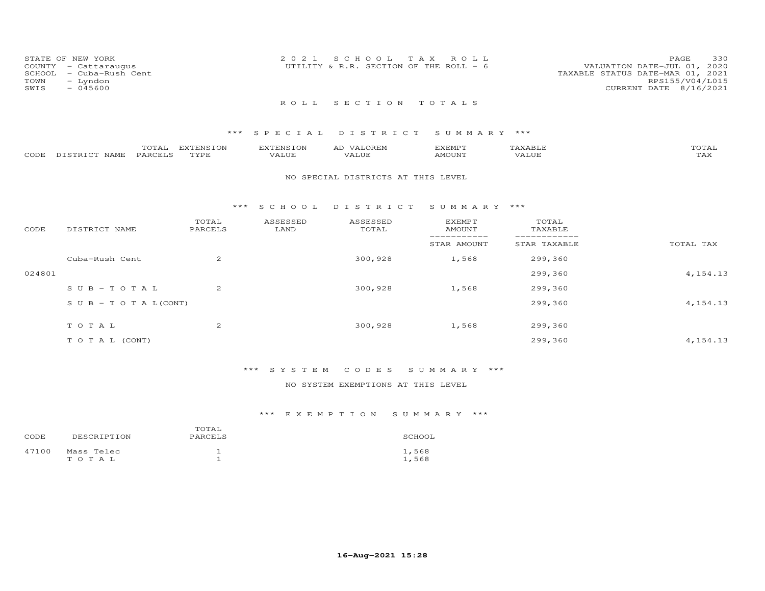STATE OF NEW YORK
COUNTY - Cattaraugus
SCHOOL - Cuba-Rush Cent
TOWN - Lyndon
SWIS - 045600

2021 SCHOOL TAX ROLL
UTILITY & R.R. SECTION OF THE ROLL - 6

VALUATION DATE-JUL 01, 2020
TAXABLE STATUS DATE-MAR 01, 2021
RPS155/V04/L015
CURRENT DATE 8/16/2021

## ROLL SECTION TOTALS

### *** SPECIAL DISTRICT SUMMARY ***

| CODE | DISTRICT NAME | TOTAL PARCELS | EXTENSION TYPE | EXTENSION VALUE | AD VALOREM VALUE | EXEMPT AMOUNT | TAXABLE VALUE | TOTAL TAX |
|---|---|---|---|---|---|---|---|---|

NO SPECIAL DISTRICTS AT THIS LEVEL

### *** SCHOOL DISTRICT SUMMARY ***

| CODE | DISTRICT NAME | TOTAL PARCELS | ASSESSED LAND | ASSESSED TOTAL | EXEMPT AMOUNT / STAR AMOUNT | TOTAL TAXABLE / STAR TAXABLE | TOTAL TAX |
|---|---|---|---|---|---|---|---|
| | Cuba-Rush Cent | 2 | | 300,928 | 1,568 | 299,360 | |
| 024801 | | | | | | 299,360 | 4,154.13 |
| | SUB-TOTAL | 2 | | 300,928 | 1,568 | 299,360 | |
| | SUB-TOTAL(CONT) | | | | | 299,360 | 4,154.13 |
| | TOTAL | 2 | | 300,928 | 1,568 | 299,360 | |
| | TOTAL (CONT) | | | | | 299,360 | 4,154.13 |

### *** SYSTEM CODES SUMMARY ***

NO SYSTEM EXEMPTIONS AT THIS LEVEL

### *** EXEMPTION SUMMARY ***

| CODE | DESCRIPTION | TOTAL PARCELS | SCHOOL |
|---|---|---|---|
| 47100 | Mass Telec | 1 | 1,568 |
| | TOTAL | 1 | 1,568 |

16-Aug-2021 15:28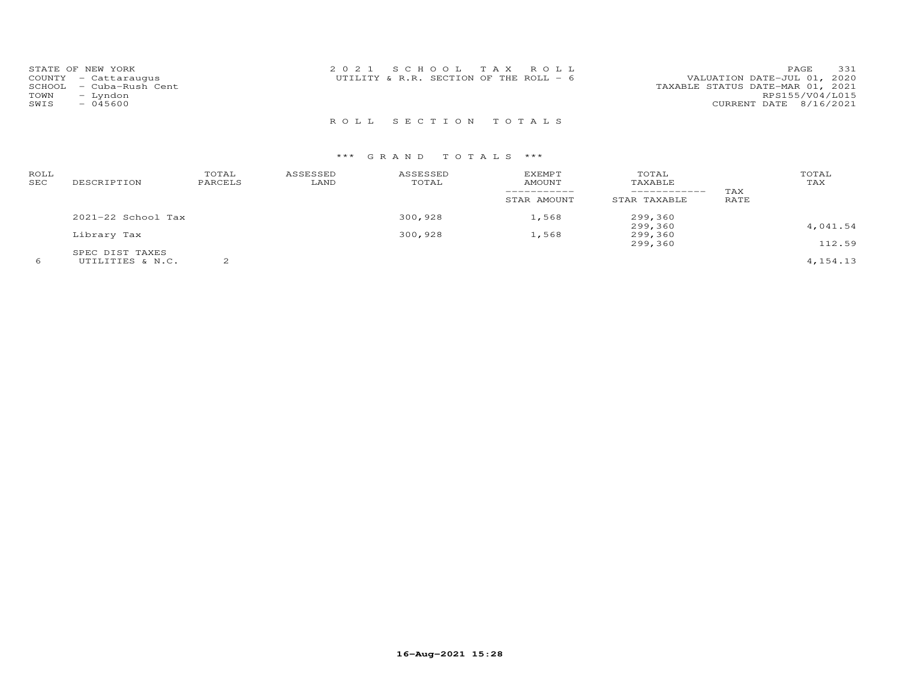STATE OF NEW YORK
COUNTY - Cattaraugus
SCHOOL - Cuba-Rush Cent
TOWN - Lyndon
SWIS - 045600

2 0 2 1 S C H O O L T A X R O L L
UTILITY & R.R. SECTION OF THE ROLL - 6

VALUATION DATE-JUL 01, 2020
TAXABLE STATUS DATE-MAR 01, 2021
RPS155/V04/L015
CURRENT DATE 8/16/2021

R O L L S E C T I O N T O T A L S

*** G R A N D T O T A L S ***

| ROLL SEC | DESCRIPTION | TOTAL PARCELS | ASSESSED LAND | ASSESSED TOTAL | EXEMPT AMOUNT / STAR AMOUNT | TOTAL TAXABLE / STAR TAXABLE | TAX RATE | TOTAL TAX |
|---|---|---|---|---|---|---|---|---|
| | 2021-22 School Tax | | | 300,928 | 1,568 | 299,360 | | |
| | | | | | | 299,360 | | 4,041.54 |
| | Library Tax | | | 300,928 | 1,568 | 299,360 | | |
| | | | | | | 299,360 | | 112.59 |
| | SPEC DIST TAXES | | | | | | | |
| 6 | UTILITIES & N.C. | 2 | | | | | | 4,154.13 |

16-Aug-2021 15:28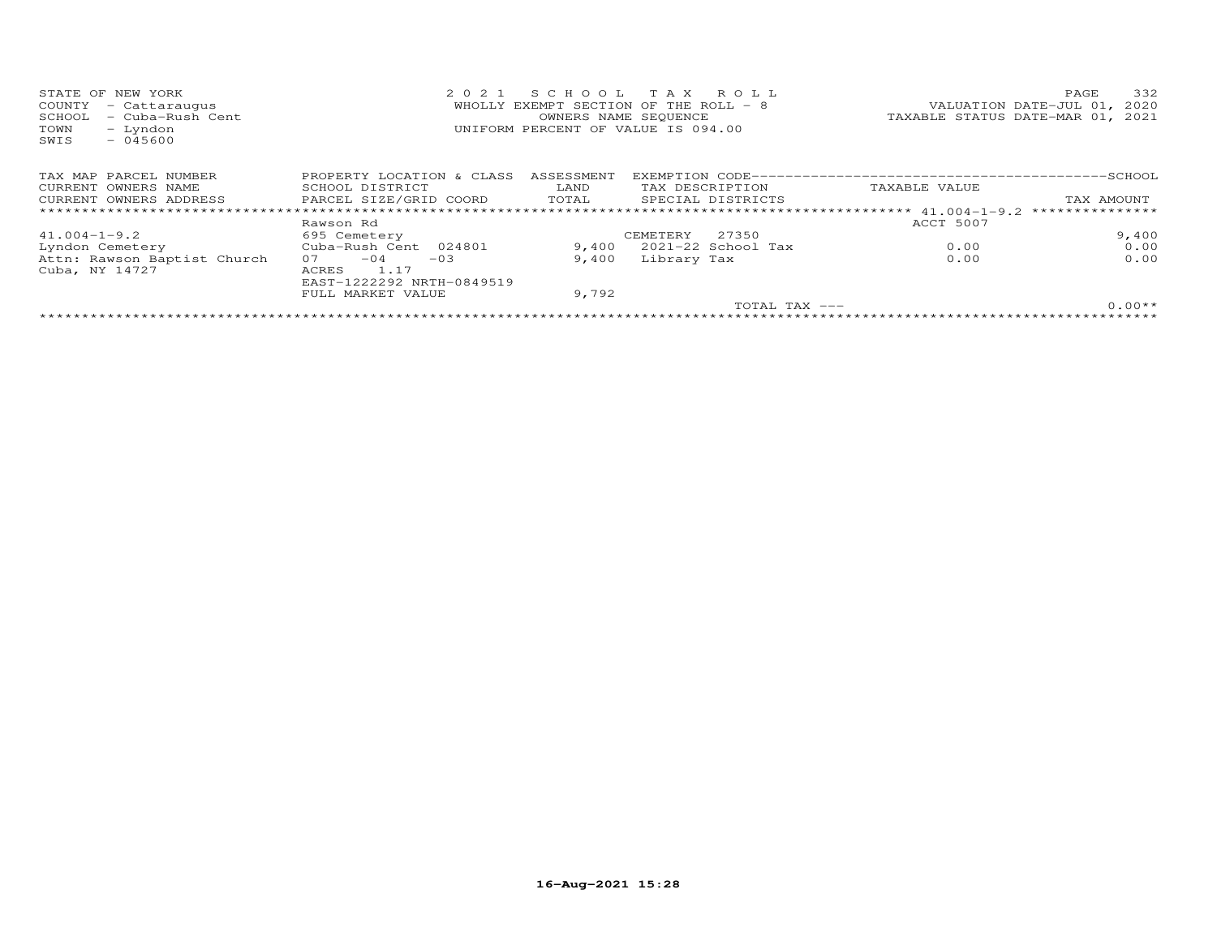STATE OF NEW YORK
COUNTY - Cattaraugus
SCHOOL - Cuba-Rush Cent
TOWN - Lyndon
SWIS - 045600

2021 SCHOOL TAX ROLL
WHOLLY EXEMPT SECTION OF THE ROLL - 8
OWNERS NAME SEQUENCE
UNIFORM PERCENT OF VALUE IS 094.00

VALUATION DATE-JUL 01, 2020
TAXABLE STATUS DATE-MAR 01, 2021

| TAX MAP PARCEL NUMBER<br>CURRENT OWNERS NAME<br>CURRENT OWNERS ADDRESS | PROPERTY LOCATION & CLASS<br>SCHOOL DISTRICT<br>PARCEL SIZE/GRID COORD | ASSESSMENT<br>LAND<br>TOTAL | EXEMPTION CODE<br>TAX DESCRIPTION<br>SPECIAL DISTRICTS | TAXABLE VALUE | SCHOOL<br>TAX AMOUNT |
|---|---|---|---|---|---|
| 41.004-1-9.2 | Rawson Rd | | | ACCT 5007 | |
| 41.004-1-9.2 | 695 Cemetery | | CEMETERY 27350 | | 9,400 |
| Lyndon Cemetery | Cuba-Rush Cent 024801 | 9,400 | 2021-22 School Tax | 0.00 | 0.00 |
| Attn: Rawson Baptist Church | 07 -04 -03 | 9,400 | Library Tax | 0.00 | 0.00 |
| Cuba, NY 14727 | ACRES 1.17 | | | | |
| | EAST-1222292 NRTH-0849519 | | | | |
| | FULL MARKET VALUE | 9,792 | | | |
| | | | TOTAL TAX --- | | 0.00** |

16-Aug-2021 15:28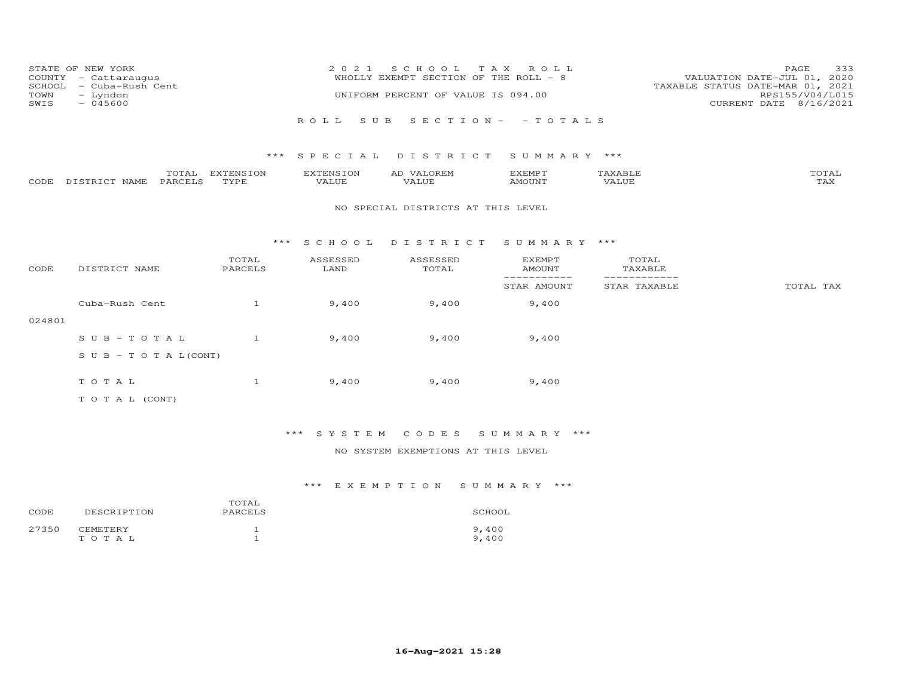STATE OF NEW YORK
COUNTY - Cattaraugus
SCHOOL - Cuba-Rush Cent
TOWN - Lyndon
SWIS - 045600

2021 SCHOOL TAX ROLL
WHOLLY EXEMPT SECTION OF THE ROLL - 8
UNIFORM PERCENT OF VALUE IS 094.00

VALUATION DATE-JUL 01, 2020
TAXABLE STATUS DATE-MAR 01, 2021
RPS155/V04/L015
CURRENT DATE 8/16/2021

ROLL SUB SECTION- - TOTALS

*** SPECIAL DISTRICT SUMMARY ***

| CODE | DISTRICT NAME | TOTAL PARCELS | EXTENSION TYPE | EXTENSION VALUE | AD VALOREM VALUE | EXEMPT AMOUNT | TAXABLE VALUE | TOTAL TAX |
|---|---|---|---|---|---|---|---|---|

NO SPECIAL DISTRICTS AT THIS LEVEL

*** SCHOOL DISTRICT SUMMARY ***

| CODE | DISTRICT NAME | TOTAL PARCELS | ASSESSED LAND | ASSESSED TOTAL | EXEMPT AMOUNT / STAR AMOUNT | TOTAL TAXABLE / STAR TAXABLE | TOTAL TAX |
|---|---|---|---|---|---|---|---|
| 024801 | Cuba-Rush Cent | 1 | 9,400 | 9,400 | 9,400 | | |
| | SUB-TOTAL | 1 | 9,400 | 9,400 | 9,400 | | |
| | SUB-TOTAL(CONT) | | | | | | |
| | TOTAL | 1 | 9,400 | 9,400 | 9,400 | | |
| | TOTAL (CONT) | | | | | | |

*** SYSTEM CODES SUMMARY ***

NO SYSTEM EXEMPTIONS AT THIS LEVEL

*** EXEMPTION SUMMARY ***

| CODE | DESCRIPTION | TOTAL PARCELS | SCHOOL |
|---|---|---|---|
| 27350 | CEMETERY | 1 | 9,400 |
| | TOTAL | 1 | 9,400 |

16-Aug-2021 15:28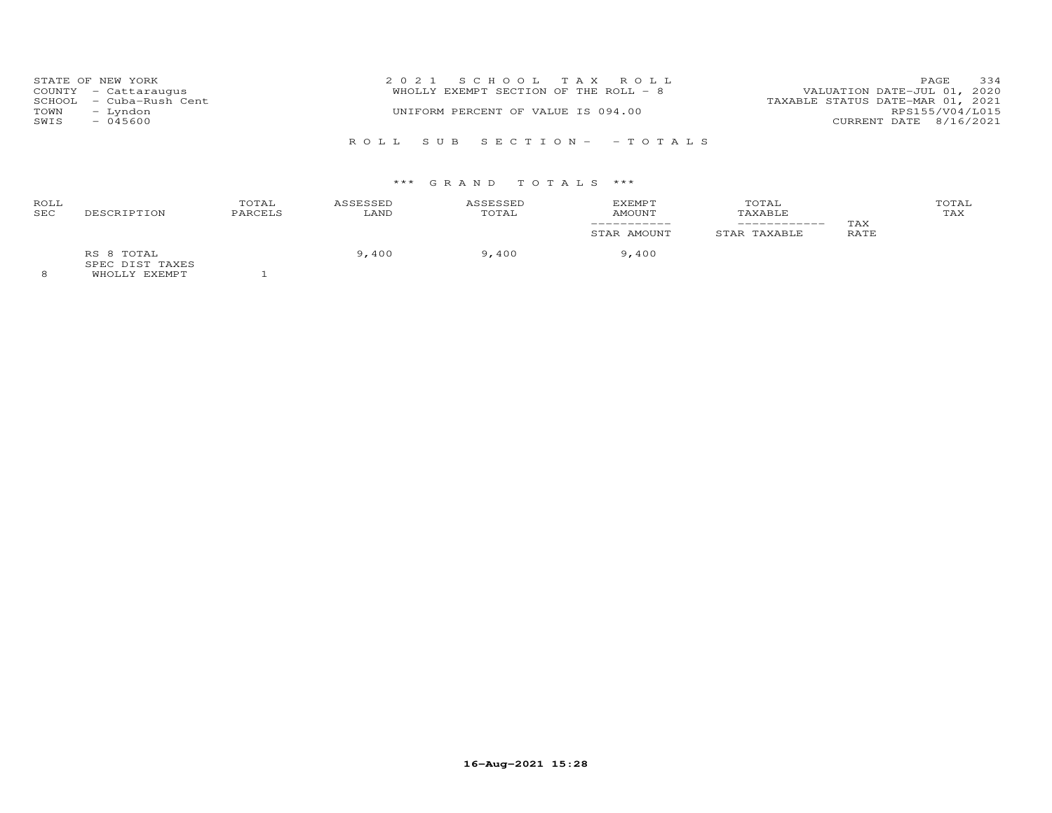STATE OF NEW YORK
COUNTY - Cattaraugus
SCHOOL - Cuba-Rush Cent
TOWN - Lyndon
SWIS - 045600

2 0 2 1 S C H O O L T A X R O L L
WHOLLY EXEMPT SECTION OF THE ROLL - 8

UNIFORM PERCENT OF VALUE IS 094.00

VALUATION DATE-JUL 01, 2020
TAXABLE STATUS DATE-MAR 01, 2021
RPS155/V04/L015
CURRENT DATE 8/16/2021

R O L L S U B S E C T I O N - - T O T A L S

*** G R A N D T O T A L S ***

| ROLL SEC | DESCRIPTION | TOTAL PARCELS | ASSESSED LAND | ASSESSED TOTAL | EXEMPT AMOUNT / STAR AMOUNT | TOTAL TAXABLE / STAR TAXABLE | TAX RATE | TOTAL TAX |
|---|---|---|---|---|---|---|---|---|
| | RS 8 TOTAL | | 9,400 | 9,400 | 9,400 | | | |
| | SPEC DIST TAXES | | | | | | | |
| 8 | WHOLLY EXEMPT | 1 | | | | | | |

16-Aug-2021 15:28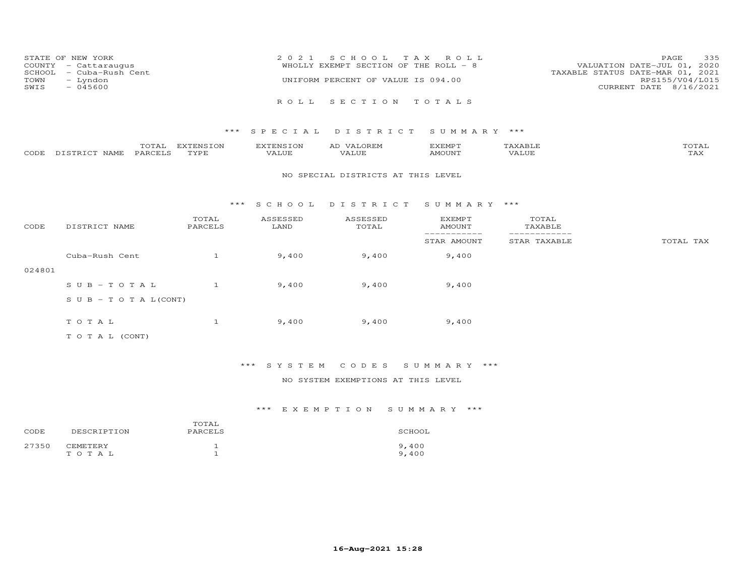STATE OF NEW YORK
COUNTY - Cattaraugus
SCHOOL - Cuba-Rush Cent
TOWN - Lyndon
SWIS - 045600

2021 SCHOOL TAX ROLL
WHOLLY EXEMPT SECTION OF THE ROLL - 8
UNIFORM PERCENT OF VALUE IS 094.00

VALUATION DATE-JUL 01, 2020
TAXABLE STATUS DATE-MAR 01, 2021
RPS155/V04/L015
CURRENT DATE 8/16/2021

## ROLL SECTION TOTALS

### *** SPECIAL DISTRICT SUMMARY ***

| CODE | DISTRICT NAME | TOTAL PARCELS | EXTENSION TYPE | EXTENSION VALUE | AD VALOREM VALUE | EXEMPT AMOUNT | TAXABLE VALUE | TOTAL TAX |
|---|---|---|---|---|---|---|---|---|

NO SPECIAL DISTRICTS AT THIS LEVEL

### *** SCHOOL DISTRICT SUMMARY ***

| CODE | DISTRICT NAME | TOTAL PARCELS | ASSESSED LAND | ASSESSED TOTAL | EXEMPT AMOUNT / STAR AMOUNT | TOTAL TAXABLE / STAR TAXABLE | TOTAL TAX |
|---|---|---|---|---|---|---|---|
| 024801 | Cuba-Rush Cent | 1 | 9,400 | 9,400 | 9,400 | | |
| | SUB-TOTAL | 1 | 9,400 | 9,400 | 9,400 | | |
| | SUB-TOTAL(CONT) | | | | | | |
| | TOTAL | 1 | 9,400 | 9,400 | 9,400 | | |
| | TOTAL (CONT) | | | | | | |

### *** SYSTEM CODES SUMMARY ***

NO SYSTEM EXEMPTIONS AT THIS LEVEL

### *** EXEMPTION SUMMARY ***

| CODE | DESCRIPTION | TOTAL PARCELS | SCHOOL |
|---|---|---|---|
| 27350 | CEMETERY | 1 | 9,400 |
| | TOTAL | 1 | 9,400 |

16-Aug-2021 15:28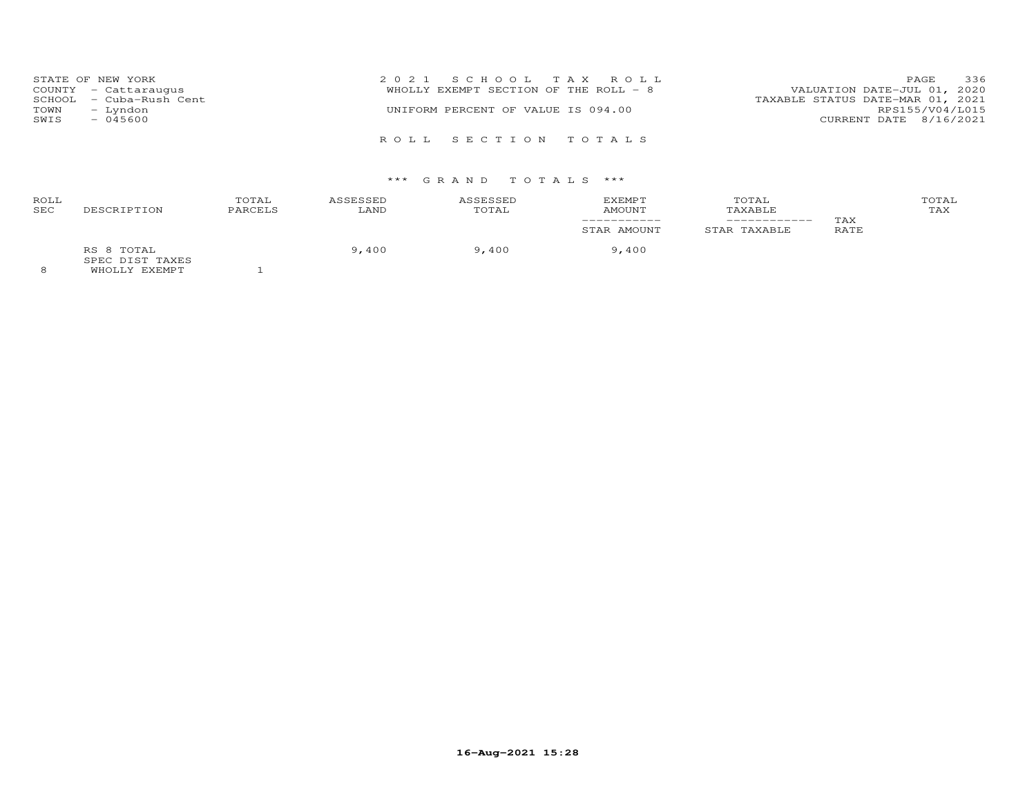STATE OF NEW YORK
COUNTY - Cattaraugus
SCHOOL - Cuba-Rush Cent
TOWN - Lyndon
SWIS - 045600

2 0 2 1 S C H O O L T A X R O L L
WHOLLY EXEMPT SECTION OF THE ROLL - 8
UNIFORM PERCENT OF VALUE IS 094.00

VALUATION DATE-JUL 01, 2020
TAXABLE STATUS DATE-MAR 01, 2021
RPS155/V04/L015
CURRENT DATE 8/16/2021

R O L L S E C T I O N T O T A L S

\*\*\* G R A N D T O T A L S \*\*\*

| ROLL SEC | DESCRIPTION | TOTAL PARCELS | ASSESSED LAND | ASSESSED TOTAL | EXEMPT AMOUNT<br>-----------<br>STAR AMOUNT | TOTAL TAXABLE<br>------------<br>STAR TAXABLE | TAX RATE | TOTAL TAX |
|---|---|---|---|---|---|---|---|---|
| | RS 8 TOTAL | | 9,400 | 9,400 | 9,400 | | | |
| | SPEC DIST TAXES | | | | | | | |
| 8 | WHOLLY EXEMPT | 1 | | | | | | |

16-Aug-2021 15:28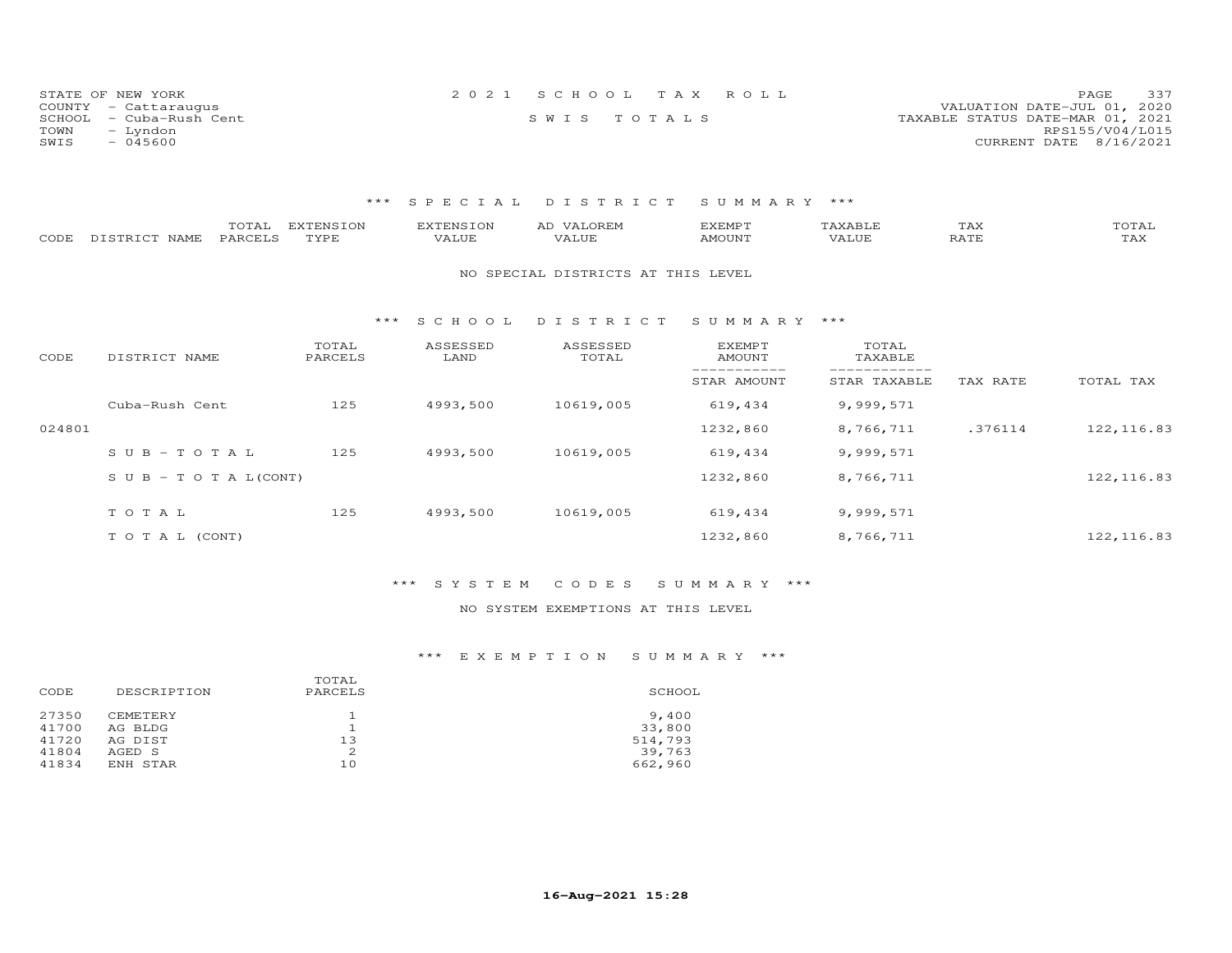STATE OF NEW YORK
COUNTY - Cattaraugus
SCHOOL - Cuba-Rush Cent
TOWN - Lyndon
SWIS - 045600

2021 SCHOOL TAX ROLL
SWIS TOTALS

VALUATION DATE-JUL 01, 2020
TAXABLE STATUS DATE-MAR 01, 2021
RPS155/V04/L015
CURRENT DATE 8/16/2021

### *** SPECIAL DISTRICT SUMMARY ***

| CODE | DISTRICT NAME | TOTAL PARCELS | EXTENSION TYPE | EXTENSION VALUE | AD VALOREM VALUE | EXEMPT AMOUNT | TAXABLE VALUE | TAX RATE | TOTAL TAX |
|---|---|---|---|---|---|---|---|---|---|

NO SPECIAL DISTRICTS AT THIS LEVEL

### *** SCHOOL DISTRICT SUMMARY ***

| CODE | DISTRICT NAME | TOTAL PARCELS | ASSESSED LAND | ASSESSED TOTAL | EXEMPT AMOUNT / STAR AMOUNT | TOTAL TAXABLE / STAR TAXABLE | TAX RATE | TOTAL TAX |
|---|---|---|---|---|---|---|---|---|
| | Cuba-Rush Cent | 125 | 4993,500 | 10619,005 | 619,434 | 9,999,571 | | |
| 024801 | | | | | 1232,860 | 8,766,711 | .376114 | 122,116.83 |
| | S U B - T O T A L | 125 | 4993,500 | 10619,005 | 619,434 | 9,999,571 | | |
| | S U B - T O T A L(CONT) | | | | 1232,860 | 8,766,711 | | 122,116.83 |
| | T O T A L | 125 | 4993,500 | 10619,005 | 619,434 | 9,999,571 | | |
| | T O T A L (CONT) | | | | 1232,860 | 8,766,711 | | 122,116.83 |

### *** SYSTEM CODES SUMMARY ***

NO SYSTEM EXEMPTIONS AT THIS LEVEL

### *** EXEMPTION SUMMARY ***

| CODE | DESCRIPTION | TOTAL PARCELS | SCHOOL |
|---|---|---|---|
| 27350 | CEMETERY | 1 | 9,400 |
| 41700 | AG BLDG | 1 | 33,800 |
| 41720 | AG DIST | 13 | 514,793 |
| 41804 | AGED S | 2 | 39,763 |
| 41834 | ENH STAR | 10 | 662,960 |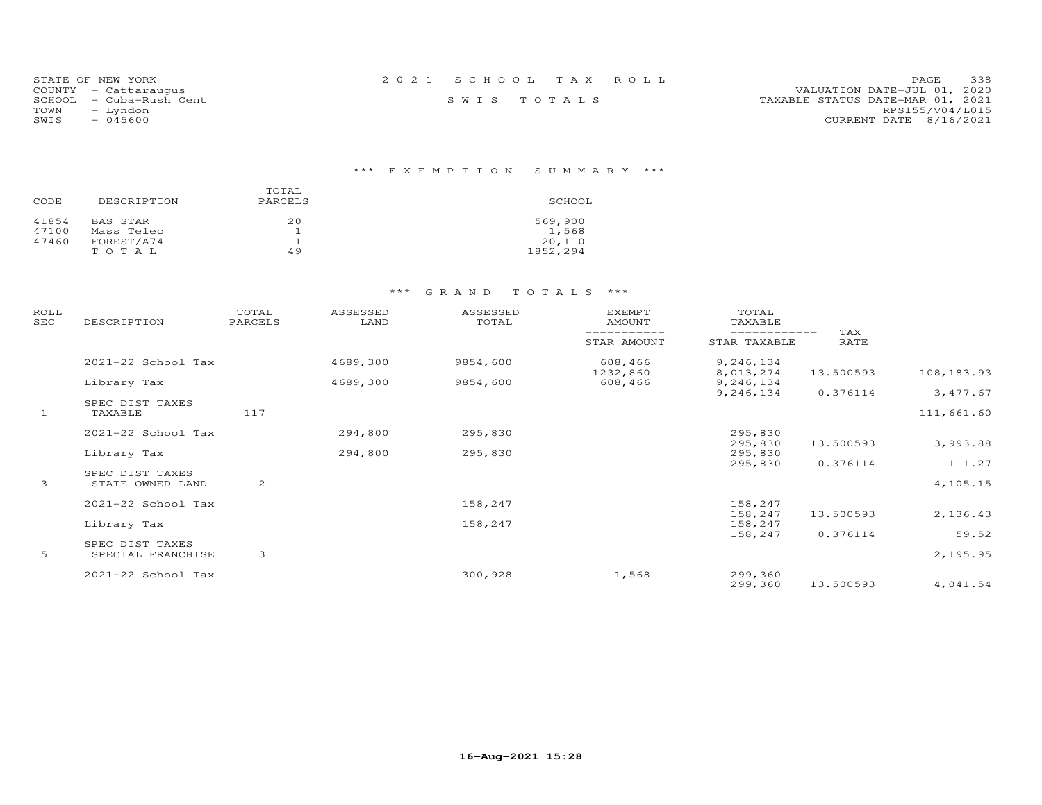STATE OF NEW YORK
COUNTY - Cattaraugus
SCHOOL - Cuba-Rush Cent
TOWN - Lyndon
SWIS - 045600

2 0 2 1 S C H O O L T A X R O L L

S W I S T O T A L S

VALUATION DATE-JUL 01, 2020
TAXABLE STATUS DATE-MAR 01, 2021
RPS155/V04/L015
CURRENT DATE 8/16/2021

### *** E X E M P T I O N S U M M A R Y ***

| CODE | DESCRIPTION | TOTAL PARCELS | SCHOOL |
|---|---|---|---|
| 41854 | BAS STAR | 20 | 569,900 |
| 47100 | Mass Telec | 1 | 1,568 |
| 47460 | FOREST/A74 | 1 | 20,110 |
| | T O T A L | 49 | 1852,294 |

### *** G R A N D T O T A L S ***

| ROLL SEC | DESCRIPTION | TOTAL PARCELS | ASSESSED LAND | ASSESSED TOTAL | EXEMPT AMOUNT / STAR AMOUNT | TOTAL TAXABLE / STAR TAXABLE | TAX RATE | |
|---|---|---|---|---|---|---|---|---|
| | 2021-22 School Tax | | 4689,300 | 9854,600 | 608,466 | 9,246,134 | | |
| | | | | | 1232,860 | 8,013,274 | 13.500593 | 108,183.93 |
| | Library Tax | | 4689,300 | 9854,600 | 608,466 | 9,246,134 | | |
| | | | | | | 9,246,134 | 0.376114 | 3,477.67 |
| | SPEC DIST TAXES | | | | | | | |
| 1 | TAXABLE | 117 | | | | | | 111,661.60 |
| | 2021-22 School Tax | | 294,800 | 295,830 | | 295,830 | | |
| | | | | | | 295,830 | 13.500593 | 3,993.88 |
| | Library Tax | | 294,800 | 295,830 | | 295,830 | | |
| | | | | | | 295,830 | 0.376114 | 111.27 |
| | SPEC DIST TAXES | | | | | | | |
| 3 | STATE OWNED LAND | 2 | | | | | | 4,105.15 |
| | 2021-22 School Tax | | | 158,247 | | 158,247 | | |
| | | | | | | 158,247 | 13.500593 | 2,136.43 |
| | Library Tax | | | 158,247 | | 158,247 | | |
| | | | | | | 158,247 | 0.376114 | 59.52 |
| | SPEC DIST TAXES | | | | | | | |
| 5 | SPECIAL FRANCHISE | 3 | | | | | | 2,195.95 |
| | 2021-22 School Tax | | | 300,928 | 1,568 | 299,360 | | |
| | | | | | | 299,360 | 13.500593 | 4,041.54 |

16-Aug-2021 15:28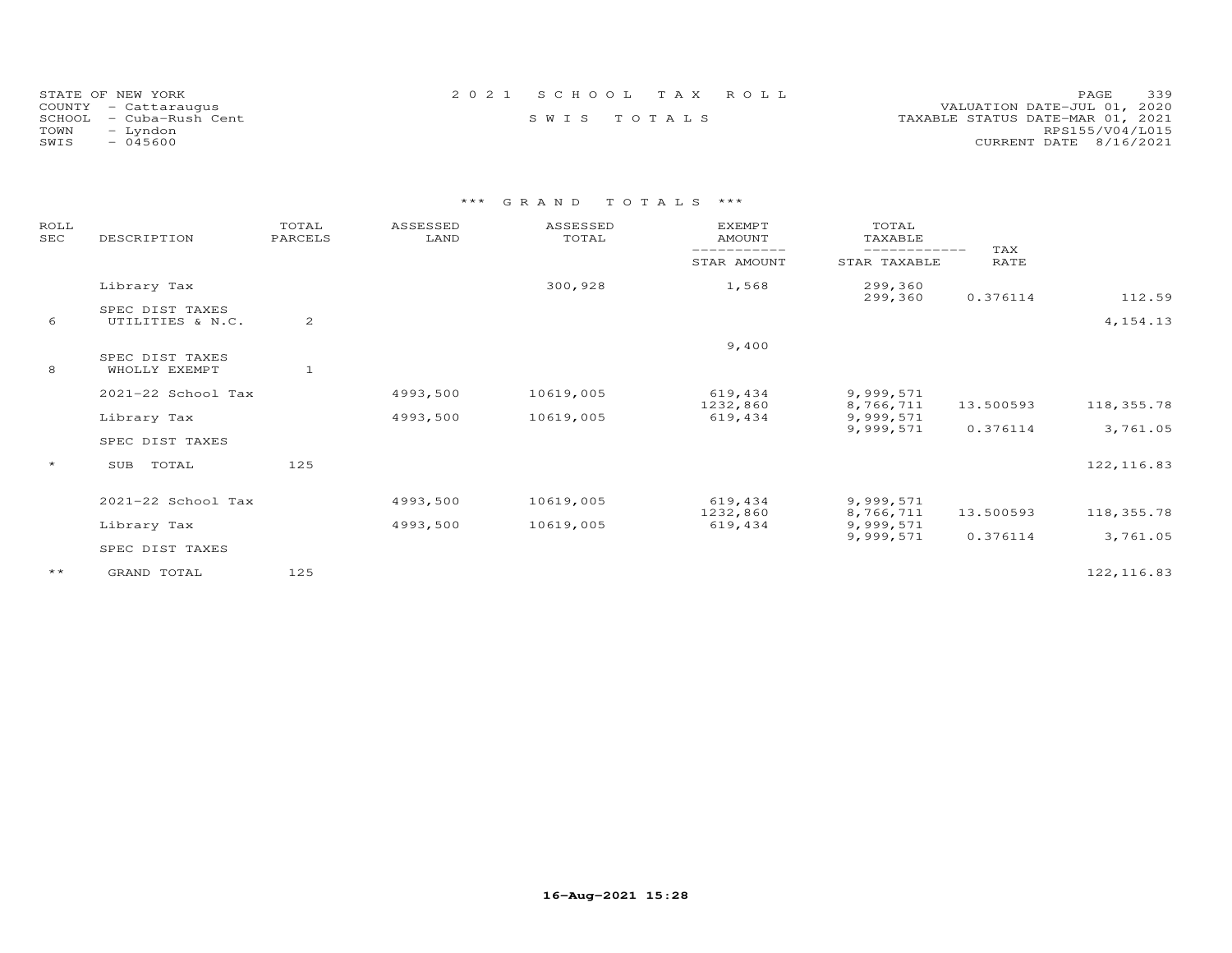STATE OF NEW YORK
COUNTY - Cattaraugus
SCHOOL - Cuba-Rush Cent
TOWN - Lyndon
SWIS - 045600

2 0 2 1 S C H O O L T A X R O L L
S W I S T O T A L S

VALUATION DATE-JUL 01, 2020
TAXABLE STATUS DATE-MAR 01, 2021
RPS155/V04/L015
CURRENT DATE 8/16/2021

*** G R A N D T O T A L S ***

| ROLL SEC | DESCRIPTION | TOTAL PARCELS | ASSESSED LAND | ASSESSED TOTAL | EXEMPT AMOUNT / STAR AMOUNT | TOTAL TAXABLE / STAR TAXABLE | TAX RATE | |
|---|---|---|---|---|---|---|---|---|
| | Library Tax | | | 300,928 | 1,568 | 299,360 | | |
| | | | | | | 299,360 | 0.376114 | 112.59 |
| | SPEC DIST TAXES | | | | | | | |
| 6 | UTILITIES & N.C. | 2 | | | | | | 4,154.13 |
| | | | | | 9,400 | | | |
| | SPEC DIST TAXES | | | | | | | |
| 8 | WHOLLY EXEMPT | 1 | | | | | | |
| | 2021-22 School Tax | | 4993,500 | 10619,005 | 619,434 | 9,999,571 | | |
| | | | | | 1232,860 | 8,766,711 | 13.500593 | 118,355.78 |
| | Library Tax | | 4993,500 | 10619,005 | 619,434 | 9,999,571 | | |
| | | | | | | 9,999,571 | 0.376114 | 3,761.05 |
| | SPEC DIST TAXES | | | | | | | |
| * | SUB TOTAL | 125 | | | | | | 122,116.83 |
| | 2021-22 School Tax | | 4993,500 | 10619,005 | 619,434 | 9,999,571 | | |
| | | | | | 1232,860 | 8,766,711 | 13.500593 | 118,355.78 |
| | Library Tax | | 4993,500 | 10619,005 | 619,434 | 9,999,571 | | |
| | | | | | | 9,999,571 | 0.376114 | 3,761.05 |
| | SPEC DIST TAXES | | | | | | | |
| ** | GRAND TOTAL | 125 | | | | | | 122,116.83 |

16-Aug-2021 15:28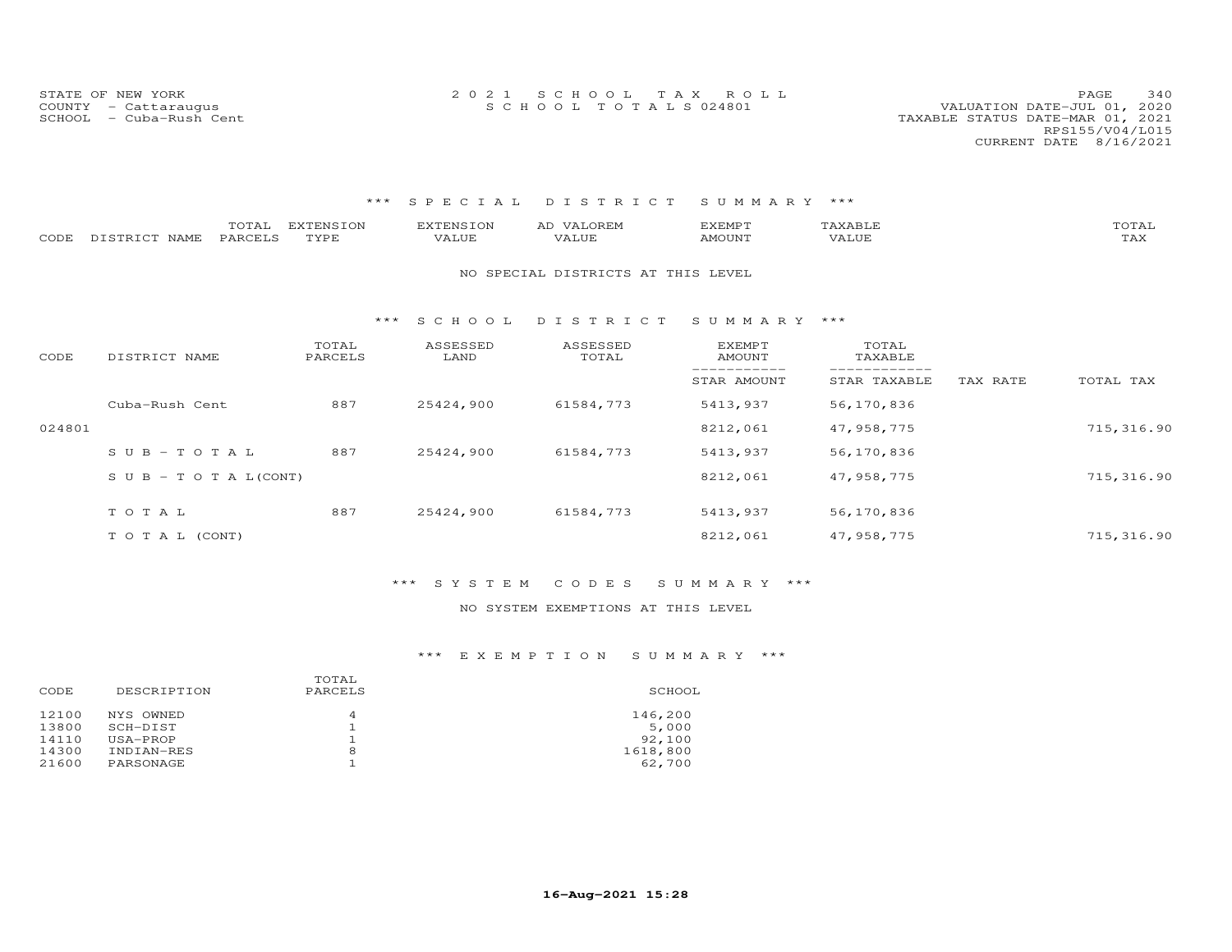STATE OF NEW YORK
COUNTY - Cattaraugus
SCHOOL - Cuba-Rush Cent

2 0 2 1 S C H O O L T A X R O L L
S C H O O L T O T A L S 024801

VALUATION DATE-JUL 01, 2020
TAXABLE STATUS DATE-MAR 01, 2021
RPS155/V04/L015
CURRENT DATE 8/16/2021

### *** S P E C I A L D I S T R I C T S U M M A R Y ***

| CODE | DISTRICT NAME | TOTAL PARCELS | EXTENSION TYPE | EXTENSION VALUE | AD VALOREM VALUE | EXEMPT AMOUNT | TAXABLE VALUE | TOTAL TAX |
|---|---|---|---|---|---|---|---|---|

NO SPECIAL DISTRICTS AT THIS LEVEL

### *** S C H O O L D I S T R I C T S U M M A R Y ***

| CODE | DISTRICT NAME | TOTAL PARCELS | ASSESSED LAND | ASSESSED TOTAL | EXEMPT AMOUNT / STAR AMOUNT | TOTAL TAXABLE / STAR TAXABLE | TAX RATE | TOTAL TAX |
|---|---|---|---|---|---|---|---|---|
| | Cuba-Rush Cent | 887 | 25424,900 | 61584,773 | 5413,937 | 56,170,836 | | |
| 024801 | | | | | 8212,061 | 47,958,775 | | 715,316.90 |
| | S U B - T O T A L | 887 | 25424,900 | 61584,773 | 5413,937 | 56,170,836 | | |
| | S U B - T O T A L(CONT) | | | | 8212,061 | 47,958,775 | | 715,316.90 |
| | T O T A L | 887 | 25424,900 | 61584,773 | 5413,937 | 56,170,836 | | |
| | T O T A L (CONT) | | | | 8212,061 | 47,958,775 | | 715,316.90 |

### *** S Y S T E M C O D E S S U M M A R Y ***

NO SYSTEM EXEMPTIONS AT THIS LEVEL

### *** E X E M P T I O N S U M M A R Y ***

| CODE | DESCRIPTION | TOTAL PARCELS | SCHOOL |
|---|---|---|---|
| 12100 | NYS OWNED | 4 | 146,200 |
| 13800 | SCH-DIST | 1 | 5,000 |
| 14110 | USA-PROP | 1 | 92,100 |
| 14300 | INDIAN-RES | 8 | 1618,800 |
| 21600 | PARSONAGE | 1 | 62,700 |

16-Aug-2021 15:28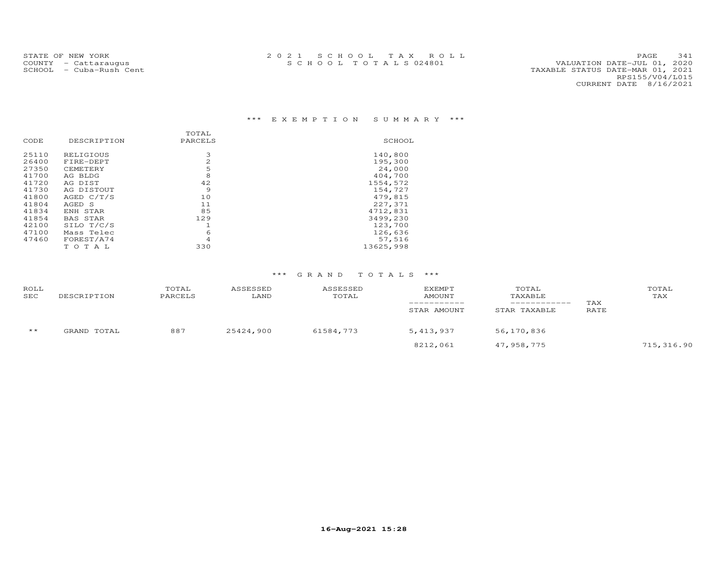STATE OF NEW YORK
COUNTY - Cattaraugus
SCHOOL - Cuba-Rush Cent

2 0 2 1 S C H O O L T A X R O L L
S C H O O L T O T A L S 024801

VALUATION DATE-JUL 01, 2020
TAXABLE STATUS DATE-MAR 01, 2021
RPS155/V04/L015
CURRENT DATE 8/16/2021

## *** E X E M P T I O N S U M M A R Y ***

| CODE | DESCRIPTION | TOTAL PARCELS | SCHOOL |
|---|---|---|---|
| 25110 | RELIGIOUS | 3 | 140,800 |
| 26400 | FIRE-DEPT | 2 | 195,300 |
| 27350 | CEMETERY | 5 | 24,000 |
| 41700 | AG BLDG | 8 | 404,700 |
| 41720 | AG DIST | 42 | 1554,572 |
| 41730 | AG DISTOUT | 9 | 154,727 |
| 41800 | AGED C/T/S | 10 | 479,815 |
| 41804 | AGED S | 11 | 227,371 |
| 41834 | ENH STAR | 85 | 4712,831 |
| 41854 | BAS STAR | 129 | 3499,230 |
| 42100 | SILO T/C/S | 1 | 123,700 |
| 47100 | Mass Telec | 6 | 126,636 |
| 47460 | FOREST/A74 | 4 | 57,516 |
| | T O T A L | 330 | 13625,998 |

## *** G R A N D T O T A L S ***

| ROLL SEC | DESCRIPTION | TOTAL PARCELS | ASSESSED LAND | ASSESSED TOTAL | EXEMPT AMOUNT / STAR AMOUNT | TOTAL TAXABLE / STAR TAXABLE | TAX RATE | TOTAL TAX |
|---|---|---|---|---|---|---|---|---|
| ** | GRAND TOTAL | 887 | 25424,900 | 61584,773 | 5,413,937 | 56,170,836 | | |
| | | | | | 8212,061 | 47,958,775 | | 715,316.90 |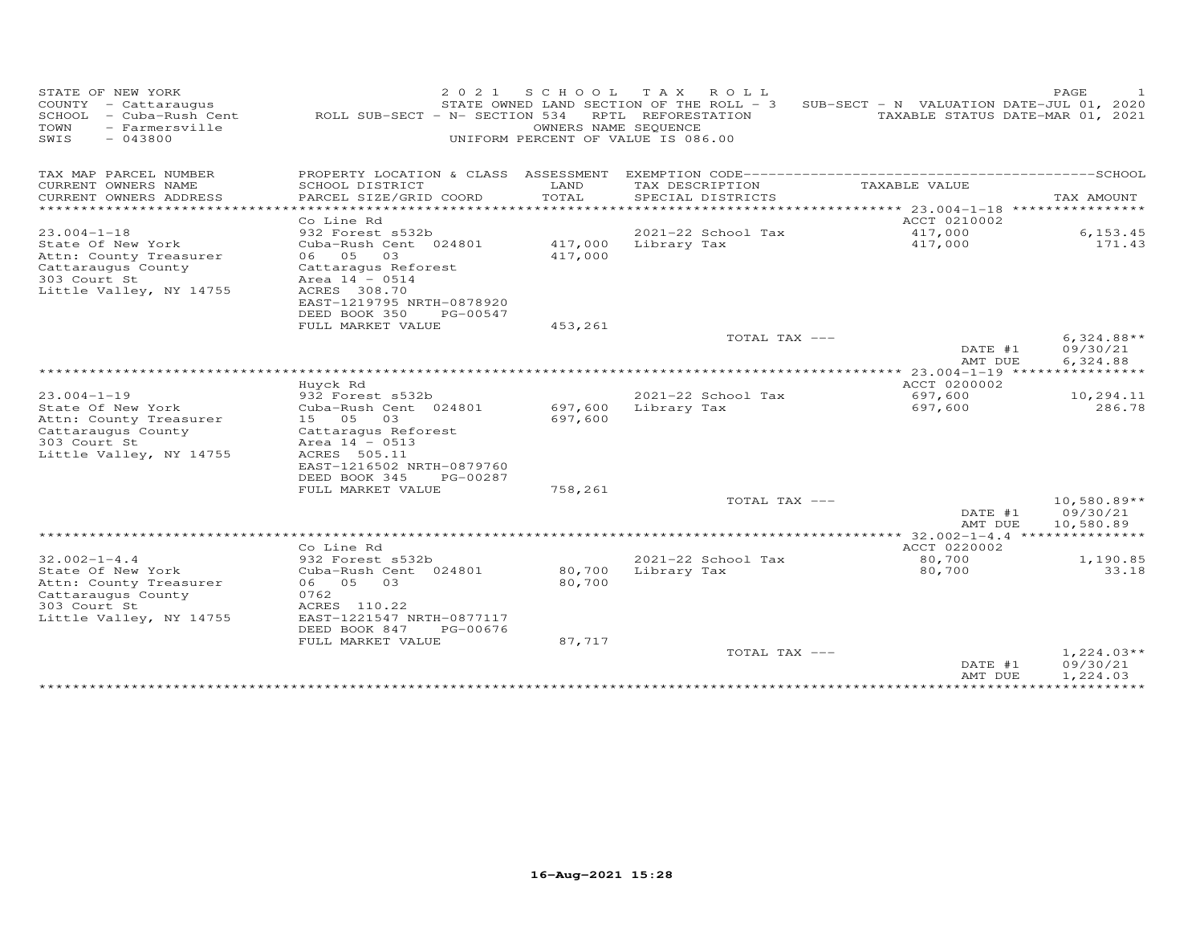STATE OF NEW YORK
COUNTY - Cattaraugus
SCHOOL - Cuba-Rush Cent
TOWN - Farmersville
SWIS - 043800

2 0 2 1 S C H O O L T A X R O L L
STATE OWNED LAND SECTION OF THE ROLL - 3 SUB-SECT - N VALUATION DATE-JUL 01, 2020
ROLL SUB-SECT - N- SECTION 534 RPTL REFORESTATION TAXABLE STATUS DATE-MAR 01, 2021
OWNERS NAME SEQUENCE
UNIFORM PERCENT OF VALUE IS 086.00

| TAX MAP PARCEL NUMBER / CURRENT OWNERS NAME / CURRENT OWNERS ADDRESS | PROPERTY LOCATION & CLASS / SCHOOL DISTRICT / PARCEL SIZE/GRID COORD | ASSESSMENT LAND / TOTAL | EXEMPTION CODE / TAX DESCRIPTION / SPECIAL DISTRICTS | TAXABLE VALUE | TAX AMOUNT |
|---|---|---|---|---|---|
| **23.004-1-18** | Co Line Rd | | | ACCT 0210002 | |
| 23.004-1-18 | 932 Forest s532b | | 2021-22 School Tax | 417,000 | 6,153.45 |
| State Of New York | Cuba-Rush Cent 024801 | 417,000 | Library Tax | 417,000 | 171.43 |
| Attn: County Treasurer | 06 05 03 | 417,000 | | | |
| Cattaraugus County | Cattaragus Reforest | | | | |
| 303 Court St | Area 14 - 0514 | | | | |
| Little Valley, NY 14755 | ACRES 308.70 | | | | |
| | EAST-1219795 NRTH-0878920 | | | | |
| | DEED BOOK 350 PG-00547 | | | | |
| | FULL MARKET VALUE | 453,261 | | | |
| | | | TOTAL TAX --- | | 6,324.88** |
| | | | | DATE #1 | 09/30/21 |
| | | | | AMT DUE | 6,324.88 |
| **23.004-1-19** | Huyck Rd | | | ACCT 0200002 | |
| 23.004-1-19 | 932 Forest s532b | | 2021-22 School Tax | 697,600 | 10,294.11 |
| State Of New York | Cuba-Rush Cent 024801 | 697,600 | Library Tax | 697,600 | 286.78 |
| Attn: County Treasurer | 15 05 03 | 697,600 | | | |
| Cattaraugus County | Cattaragus Reforest | | | | |
| 303 Court St | Area 14 - 0513 | | | | |
| Little Valley, NY 14755 | ACRES 505.11 | | | | |
| | EAST-1216502 NRTH-0879760 | | | | |
| | DEED BOOK 345 PG-00287 | | | | |
| | FULL MARKET VALUE | 758,261 | | | |
| | | | TOTAL TAX --- | | 10,580.89** |
| | | | | DATE #1 | 09/30/21 |
| | | | | AMT DUE | 10,580.89 |
| **32.002-1-4.4** | Co Line Rd | | | ACCT 0220002 | |
| 32.002-1-4.4 | 932 Forest s532b | | 2021-22 School Tax | 80,700 | 1,190.85 |
| State Of New York | Cuba-Rush Cent 024801 | 80,700 | Library Tax | 80,700 | 33.18 |
| Attn: County Treasurer | 06 05 03 | 80,700 | | | |
| Cattaraugus County | 0762 | | | | |
| 303 Court St | ACRES 110.22 | | | | |
| Little Valley, NY 14755 | EAST-1221547 NRTH-0877117 | | | | |
| | DEED BOOK 847 PG-00676 | | | | |
| | FULL MARKET VALUE | 87,717 | | | |
| | | | TOTAL TAX --- | | 1,224.03** |
| | | | | DATE #1 | 09/30/21 |
| | | | | AMT DUE | 1,224.03 |

16-Aug-2021 15:28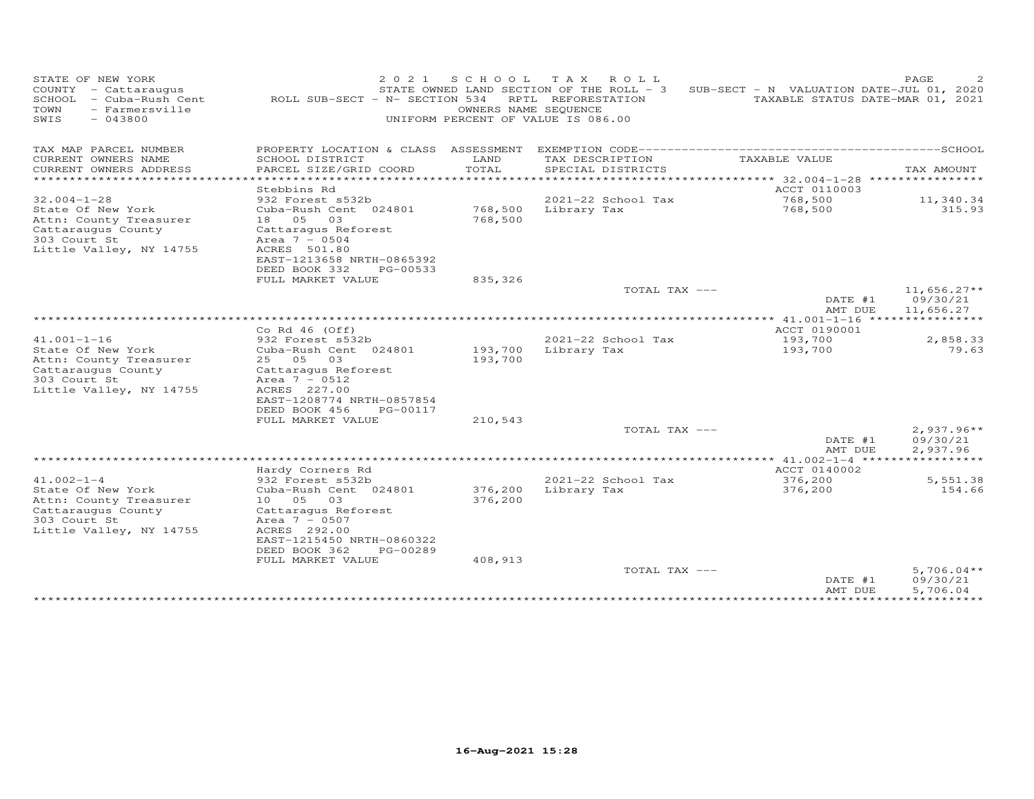STATE OF NEW YORK
COUNTY - Cattaraugus
SCHOOL - Cuba-Rush Cent
TOWN - Farmersville
SWIS - 043800

2 0 2 1 S C H O O L T A X R O L L
STATE OWNED LAND SECTION OF THE ROLL - 3 SUB-SECT - N VALUATION DATE-JUL 01, 2020
ROLL SUB-SECT - N- SECTION 534 RPTL REFORESTATION TAXABLE STATUS DATE-MAR 01, 2021
OWNERS NAME SEQUENCE
UNIFORM PERCENT OF VALUE IS 086.00

| TAX MAP PARCEL NUMBER / CURRENT OWNERS NAME / CURRENT OWNERS ADDRESS | PROPERTY LOCATION & CLASS / SCHOOL DISTRICT / PARCEL SIZE/GRID COORD | ASSESSMENT LAND / TOTAL | EXEMPTION CODE / TAX DESCRIPTION / SPECIAL DISTRICTS | TAXABLE VALUE | SCHOOL TAX AMOUNT |
|---|---|---|---|---|---|
| | Stebbins Rd | | | ACCT 0110003 | |
| 32.004-1-28 | 932 Forest s532b | | 2021-22 School Tax | 768,500 | 11,340.34 |
| State Of New York | Cuba-Rush Cent 024801 | 768,500 | Library Tax | 768,500 | 315.93 |
| Attn: County Treasurer | 18 05 03 | 768,500 | | | |
| Cattaraugus County | Cattaragus Reforest | | | | |
| 303 Court St | Area 7 - 0504 | | | | |
| Little Valley, NY 14755 | ACRES 501.80 | | | | |
| | EAST-1213658 NRTH-0865392 | | | | |
| | DEED BOOK 332 PG-00533 | | | | |
| | FULL MARKET VALUE | 835,326 | | | |
| | | | TOTAL TAX --- | | 11,656.27** |
| | | | | DATE #1 | 09/30/21 |
| | | | | AMT DUE | 11,656.27 |
| | Co Rd 46 (Off) | | | ACCT 0190001 | |
| 41.001-1-16 | 932 Forest s532b | | 2021-22 School Tax | 193,700 | 2,858.33 |
| State Of New York | Cuba-Rush Cent 024801 | 193,700 | Library Tax | 193,700 | 79.63 |
| Attn: County Treasurer | 25 05 03 | 193,700 | | | |
| Cattaraugus County | Cattaragus Reforest | | | | |
| 303 Court St | Area 7 - 0512 | | | | |
| Little Valley, NY 14755 | ACRES 227.00 | | | | |
| | EAST-1208774 NRTH-0857854 | | | | |
| | DEED BOOK 456 PG-00117 | | | | |
| | FULL MARKET VALUE | 210,543 | | | |
| | | | TOTAL TAX --- | | 2,937.96** |
| | | | | DATE #1 | 09/30/21 |
| | | | | AMT DUE | 2,937.96 |
| | Hardy Corners Rd | | | ACCT 0140002 | |
| 41.002-1-4 | 932 Forest s532b | | 2021-22 School Tax | 376,200 | 5,551.38 |
| State Of New York | Cuba-Rush Cent 024801 | 376,200 | Library Tax | 376,200 | 154.66 |
| Attn: County Treasurer | 10 05 03 | 376,200 | | | |
| Cattaraugus County | Cattaragus Reforest | | | | |
| 303 Court St | Area 7 - 0507 | | | | |
| Little Valley, NY 14755 | ACRES 292.00 | | | | |
| | EAST-1215450 NRTH-0860322 | | | | |
| | DEED BOOK 362 PG-00289 | | | | |
| | FULL MARKET VALUE | 408,913 | | | |
| | | | TOTAL TAX --- | | 5,706.04** |
| | | | | DATE #1 | 09/30/21 |
| | | | | AMT DUE | 5,706.04 |

16-Aug-2021 15:28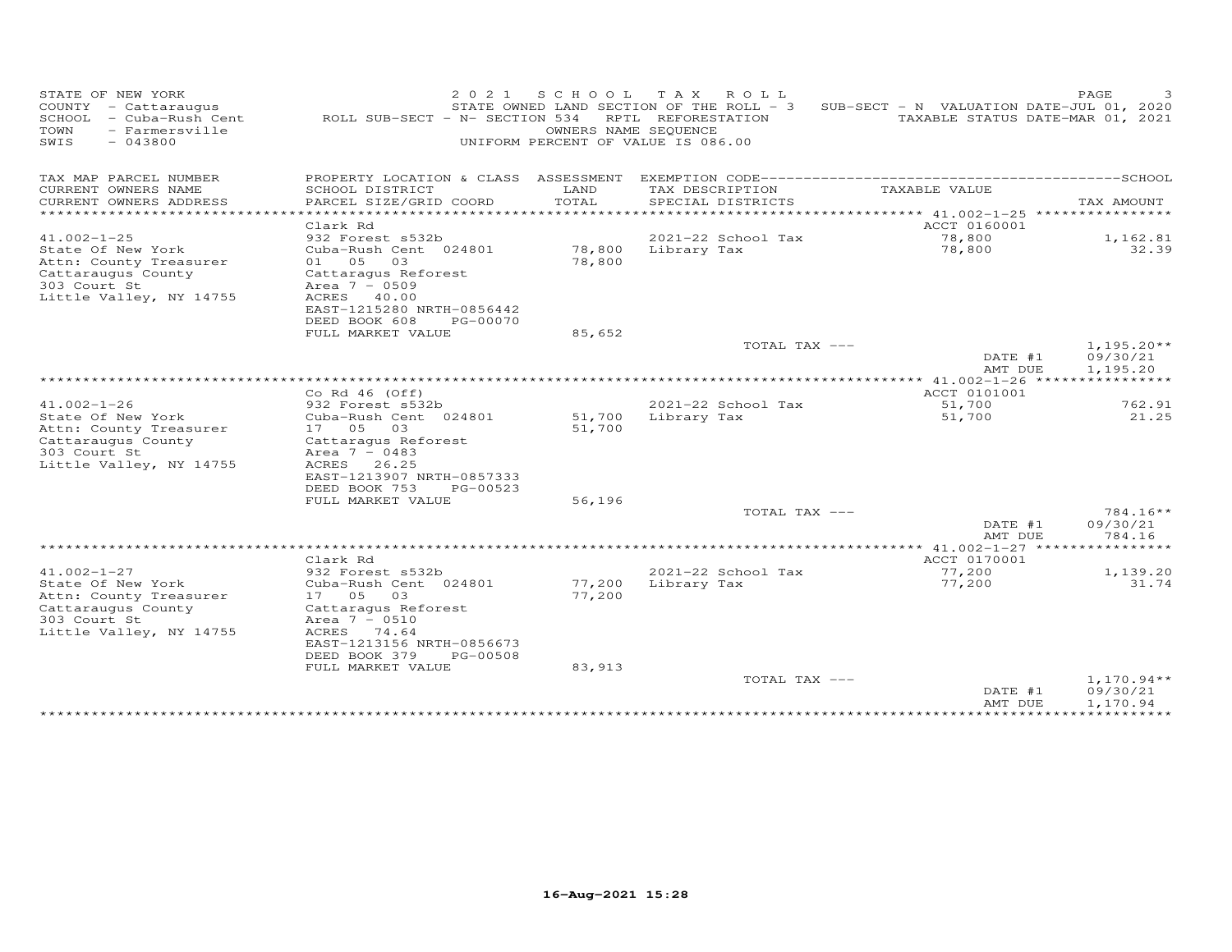STATE OF NEW YORK — 2021 SCHOOL TAX ROLL
COUNTY - Cattaraugus — STATE OWNED LAND SECTION OF THE ROLL - 3 — SUB-SECT - N VALUATION DATE-JUL 01, 2020
SCHOOL - Cuba-Rush Cent — ROLL SUB-SECT - N- SECTION 534 RPTL REFORESTATION — TAXABLE STATUS DATE-MAR 01, 2021
TOWN - Farmersville — OWNERS NAME SEQUENCE
SWIS - 043800 — UNIFORM PERCENT OF VALUE IS 086.00

| TAX MAP PARCEL NUMBER / CURRENT OWNERS NAME / CURRENT OWNERS ADDRESS | PROPERTY LOCATION & CLASS / SCHOOL DISTRICT / PARCEL SIZE/GRID COORD | ASSESSMENT LAND / TOTAL | EXEMPTION CODE / TAX DESCRIPTION / SPECIAL DISTRICTS | TAXABLE VALUE | TAX AMOUNT |
|---|---|---|---|---|---|
| | Clark Rd | | | ACCT 0160001 | |
| 41.002-1-25 | 932 Forest s532b | | 2021-22 School Tax | 78,800 | 1,162.81 |
| State Of New York | Cuba-Rush Cent 024801 | 78,800 | Library Tax | 78,800 | 32.39 |
| Attn: County Treasurer | 01 05 03 | 78,800 | | | |
| Cattaraugus County | Cattaragus Reforest | | | | |
| 303 Court St | Area 7 - 0509 | | | | |
| Little Valley, NY 14755 | ACRES 40.00 | | | | |
| | EAST-1215280 NRTH-0856442 | | | | |
| | DEED BOOK 608 PG-00070 | | | | |
| | FULL MARKET VALUE | 85,652 | | | |
| | | | TOTAL TAX --- | | 1,195.20** |
| | | | | DATE #1 | 09/30/21 |
| | | | | AMT DUE | 1,195.20 |
| | Co Rd 46 (Off) | | | ACCT 0101001 | |
| 41.002-1-26 | 932 Forest s532b | | 2021-22 School Tax | 51,700 | 762.91 |
| State Of New York | Cuba-Rush Cent 024801 | 51,700 | Library Tax | 51,700 | 21.25 |
| Attn: County Treasurer | 17 05 03 | 51,700 | | | |
| Cattaraugus County | Cattaragus Reforest | | | | |
| 303 Court St | Area 7 - 0483 | | | | |
| Little Valley, NY 14755 | ACRES 26.25 | | | | |
| | EAST-1213907 NRTH-0857333 | | | | |
| | DEED BOOK 753 PG-00523 | | | | |
| | FULL MARKET VALUE | 56,196 | | | |
| | | | TOTAL TAX --- | | 784.16** |
| | | | | DATE #1 | 09/30/21 |
| | | | | AMT DUE | 784.16 |
| | Clark Rd | | | ACCT 0170001 | |
| 41.002-1-27 | 932 Forest s532b | | 2021-22 School Tax | 77,200 | 1,139.20 |
| State Of New York | Cuba-Rush Cent 024801 | 77,200 | Library Tax | 77,200 | 31.74 |
| Attn: County Treasurer | 17 05 03 | 77,200 | | | |
| Cattaraugus County | Cattaragus Reforest | | | | |
| 303 Court St | Area 7 - 0510 | | | | |
| Little Valley, NY 14755 | ACRES 74.64 | | | | |
| | EAST-1213156 NRTH-0856673 | | | | |
| | DEED BOOK 379 PG-00508 | | | | |
| | FULL MARKET VALUE | 83,913 | | | |
| | | | TOTAL TAX --- | | 1,170.94** |
| | | | | DATE #1 | 09/30/21 |
| | | | | AMT DUE | 1,170.94 |

16-Aug-2021 15:28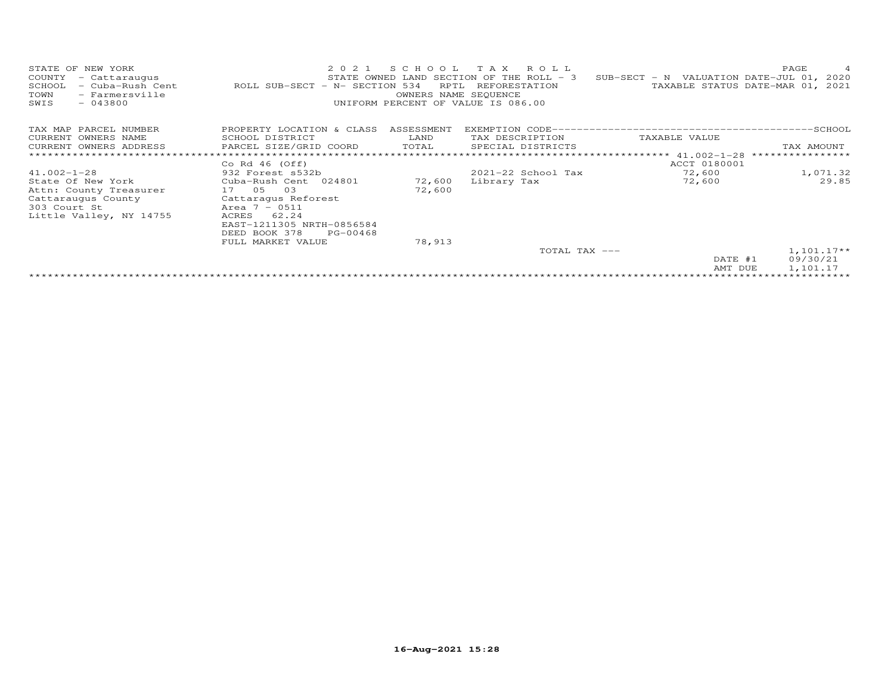STATE OF NEW YORK — 2021 SCHOOL TAX ROLL

COUNTY - Cattaraugus — STATE OWNED LAND SECTION OF THE ROLL - 3 — SUB-SECT - N VALUATION DATE-JUL 01, 2020

SCHOOL - Cuba-Rush Cent — ROLL SUB-SECT - N- SECTION 534 RPTL REFORESTATION — TAXABLE STATUS DATE-MAR 01, 2021

TOWN - Farmersville — OWNERS NAME SEQUENCE

SWIS - 043800 — UNIFORM PERCENT OF VALUE IS 086.00

| TAX MAP PARCEL NUMBER<br>CURRENT OWNERS NAME<br>CURRENT OWNERS ADDRESS | PROPERTY LOCATION & CLASS<br>SCHOOL DISTRICT<br>PARCEL SIZE/GRID COORD | ASSESSMENT<br>LAND<br>TOTAL | EXEMPTION CODE------SCHOOL<br>TAX DESCRIPTION<br>SPECIAL DISTRICTS | TAXABLE VALUE | TAX AMOUNT |
|---|---|---|---|---|---|
| | Co Rd 46 (Off) | | | ACCT 0180001 (41.002-1-28) | |
| 41.002-1-28 | 932 Forest s532b | | 2021-22 School Tax | 72,600 | 1,071.32 |
| State Of New York | Cuba-Rush Cent 024801 | 72,600 | Library Tax | 72,600 | 29.85 |
| Attn: County Treasurer | 17 05 03 | 72,600 | | | |
| Cattaraugus County | Cattaragus Reforest | | | | |
| 303 Court St | Area 7 - 0511 | | | | |
| Little Valley, NY 14755 | ACRES 62.24 | | | | |
| | EAST-1211305 NRTH-0856584 | | | | |
| | DEED BOOK 378 PG-00468 | | | | |
| | FULL MARKET VALUE | 78,913 | | | |
| | | | TOTAL TAX --- | | 1,101.17** |
| | | | | DATE #1 | 09/30/21 |
| | | | | AMT DUE | 1,101.17 |

16-Aug-2021 15:28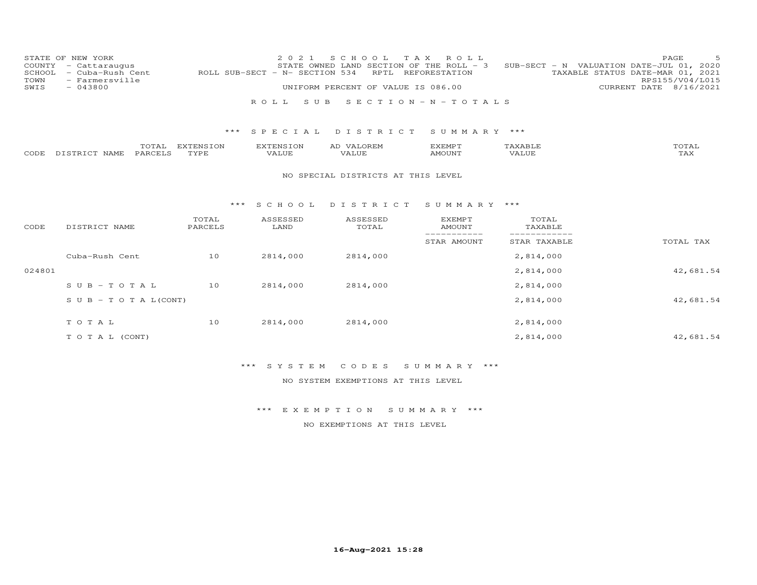STATE OF NEW YORK — 2021 SCHOOL TAX ROLL
COUNTY - Cattaraugus — STATE OWNED LAND SECTION OF THE ROLL - 3 — SUB-SECT - N VALUATION DATE-JUL 01, 2020
SCHOOL - Cuba-Rush Cent — ROLL SUB-SECT - N- SECTION 534 RPTL REFORESTATION — TAXABLE STATUS DATE-MAR 01, 2021
TOWN - Farmersville — RPS155/V04/L015
SWIS - 043800 — UNIFORM PERCENT OF VALUE IS 086.00 — CURRENT DATE 8/16/2021

## ROLL SUB SECTION - N - TOTALS

### *** SPECIAL DISTRICT SUMMARY ***

| CODE | DISTRICT NAME | TOTAL PARCELS | EXTENSION TYPE | EXTENSION VALUE | AD VALOREM VALUE | EXEMPT AMOUNT | TAXABLE VALUE | TOTAL TAX |
|---|---|---|---|---|---|---|---|---|

NO SPECIAL DISTRICTS AT THIS LEVEL

### *** SCHOOL DISTRICT SUMMARY ***

| CODE | DISTRICT NAME | TOTAL PARCELS | ASSESSED LAND | ASSESSED TOTAL | EXEMPT AMOUNT / STAR AMOUNT | TOTAL TAXABLE / STAR TAXABLE | TOTAL TAX |
|---|---|---|---|---|---|---|---|
| | Cuba-Rush Cent | 10 | 2814,000 | 2814,000 | | 2,814,000 | |
| 024801 | | | | | | 2,814,000 | 42,681.54 |
| | SUB-TOTAL | 10 | 2814,000 | 2814,000 | | 2,814,000 | |
| | SUB-TOTAL(CONT) | | | | | 2,814,000 | 42,681.54 |
| | TOTAL | 10 | 2814,000 | 2814,000 | | 2,814,000 | |
| | TOTAL (CONT) | | | | | 2,814,000 | 42,681.54 |

### *** SYSTEM CODES SUMMARY ***

NO SYSTEM EXEMPTIONS AT THIS LEVEL

### *** EXEMPTION SUMMARY ***

NO EXEMPTIONS AT THIS LEVEL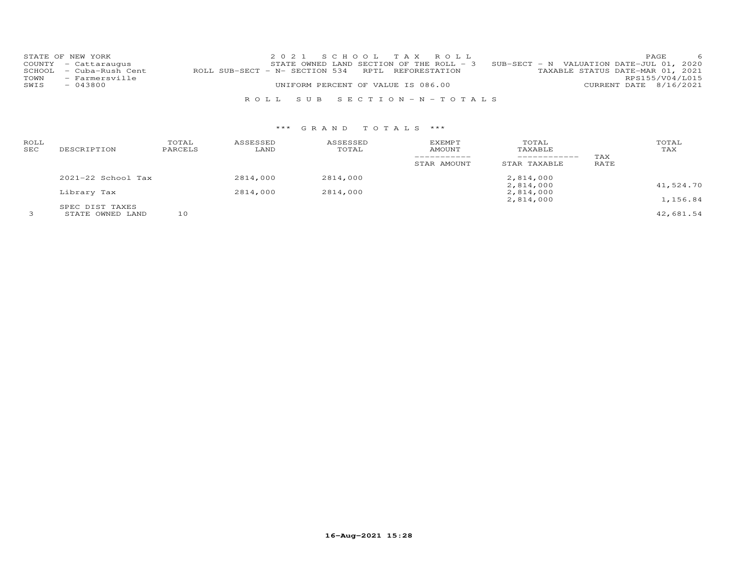STATE OF NEW YORK
COUNTY - Cattaraugus
SCHOOL - Cuba-Rush Cent
TOWN - Farmersville
SWIS - 043800

2 0 2 1 S C H O O L T A X R O L L
STATE OWNED LAND SECTION OF THE ROLL - 3 SUB-SECT - N VALUATION DATE-JUL 01, 2020
ROLL SUB-SECT - N- SECTION 534 RPTL REFORESTATION TAXABLE STATUS DATE-MAR 01, 2021
RPS155/V04/L015
UNIFORM PERCENT OF VALUE IS 086.00 CURRENT DATE 8/16/2021

R O L L S U B S E C T I O N - N - T O T A L S

*** G R A N D T O T A L S ***

| ROLL SEC | DESCRIPTION | TOTAL PARCELS | ASSESSED LAND | ASSESSED TOTAL | EXEMPT AMOUNT / STAR AMOUNT | TOTAL TAXABLE / STAR TAXABLE | TAX RATE | TOTAL TAX |
|---|---|---|---|---|---|---|---|---|
| | 2021-22 School Tax | | 2814,000 | 2814,000 | | 2,814,000 | | |
| | | | | | | 2,814,000 | | 41,524.70 |
| | Library Tax | | 2814,000 | 2814,000 | | 2,814,000 | | |
| | | | | | | 2,814,000 | | 1,156.84 |
| | SPEC DIST TAXES | | | | | | | |
| 3 | STATE OWNED LAND | 10 | | | | | | 42,681.54 |

16-Aug-2021 15:28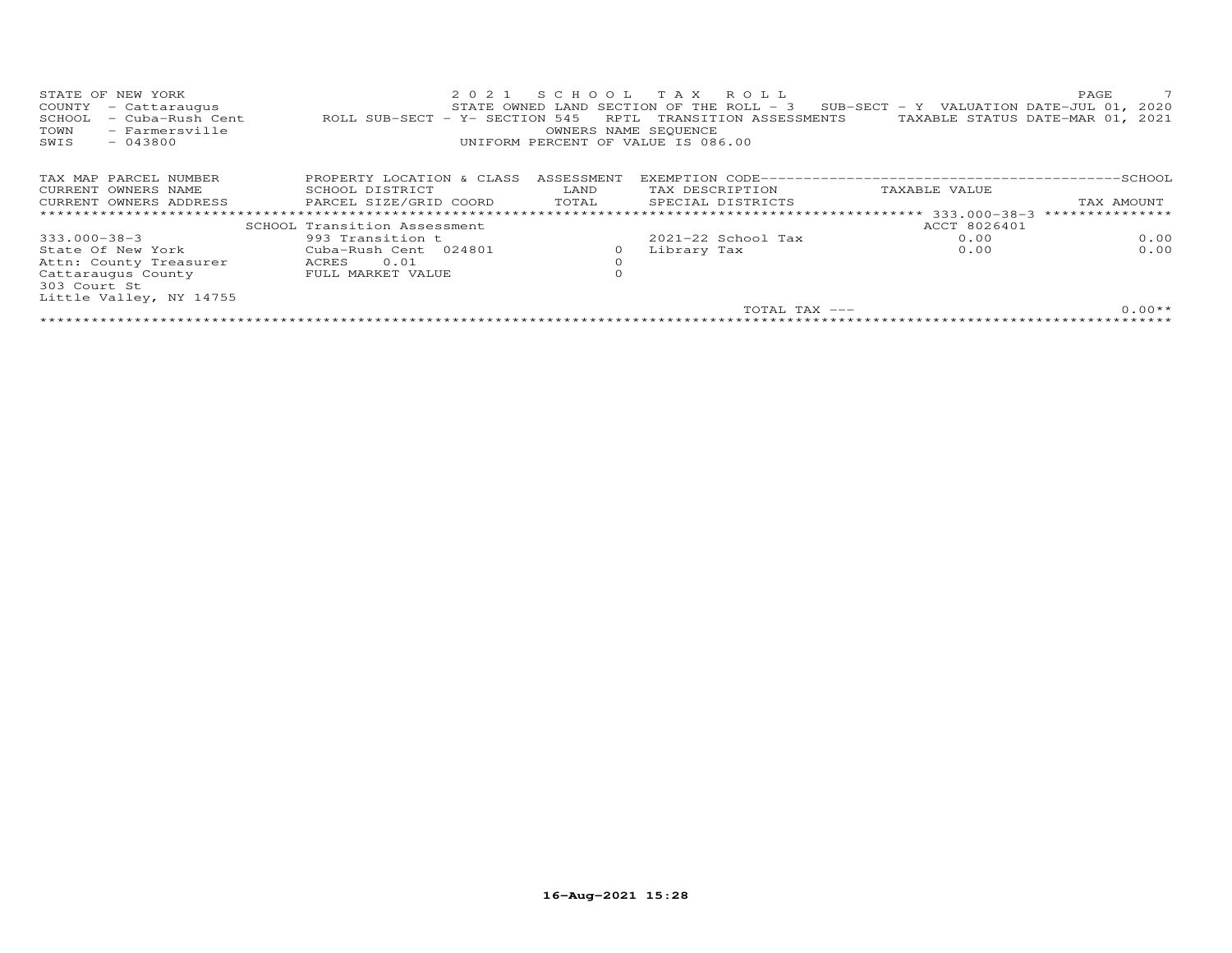STATE OF NEW YORK
COUNTY - Cattaraugus
SCHOOL - Cuba-Rush Cent
TOWN - Farmersville
SWIS - 043800

2021 SCHOOL TAX ROLL
STATE OWNED LAND SECTION OF THE ROLL - 3 SUB-SECT - Y VALUATION DATE-JUL 01, 2020
ROLL SUB-SECT - Y- SECTION 545 RPTL TRANSITION ASSESSMENTS TAXABLE STATUS DATE-MAR 01, 2021
OWNERS NAME SEQUENCE
UNIFORM PERCENT OF VALUE IS 086.00

| TAX MAP PARCEL NUMBER<br>CURRENT OWNERS NAME<br>CURRENT OWNERS ADDRESS | PROPERTY LOCATION & CLASS<br>SCHOOL DISTRICT<br>PARCEL SIZE/GRID COORD | ASSESSMENT<br>LAND<br>TOTAL | EXEMPTION CODE-----SCHOOL<br>TAX DESCRIPTION<br>SPECIAL DISTRICTS | TAXABLE VALUE | TAX AMOUNT |
|---|---|---|---|---|---|
| | SCHOOL Transition Assessment | | | ACCT 8026401 | |
| 333.000-38-3 | 993 Transition t | | 2021-22 School Tax | 0.00 | 0.00 |
| State Of New York | Cuba-Rush Cent 024801 | 0 | Library Tax | 0.00 | 0.00 |
| Attn: County Treasurer | ACRES 0.01 | 0 | | | |
| Cattaraugus County | FULL MARKET VALUE | 0 | | | |
| 303 Court St | | | | | |
| Little Valley, NY 14755 | | | | | |
| | | | TOTAL TAX --- | | 0.00** |

16-Aug-2021 15:28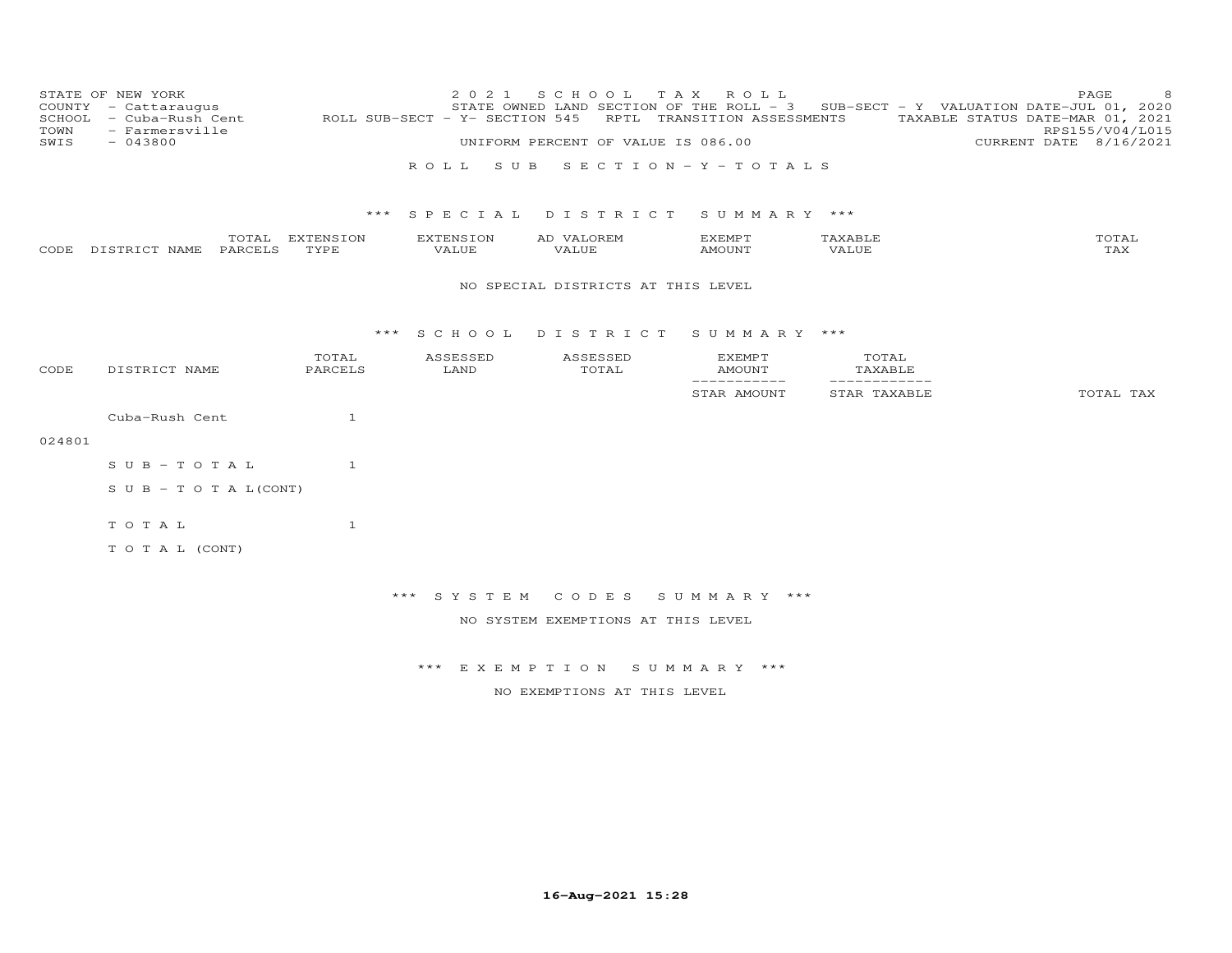STATE OF NEW YORK
COUNTY - Cattaraugus
SCHOOL - Cuba-Rush Cent
TOWN - Farmersville
SWIS - 043800

2021 SCHOOL TAX ROLL
STATE OWNED LAND SECTION OF THE ROLL - 3 SUB-SECT - Y VALUATION DATE-JUL 01, 2020
ROLL SUB-SECT - Y- SECTION 545 RPTL TRANSITION ASSESSMENTS TAXABLE STATUS DATE-MAR 01, 2021
RPS155/V04/L015
UNIFORM PERCENT OF VALUE IS 086.00 CURRENT DATE 8/16/2021

ROLL SUB SECTION - Y - TOTALS

*** SPECIAL DISTRICT SUMMARY ***

| CODE | DISTRICT NAME | TOTAL PARCELS | EXTENSION TYPE | EXTENSION VALUE | AD VALOREM VALUE | EXEMPT AMOUNT | TAXABLE VALUE | TOTAL TAX |
|---|---|---|---|---|---|---|---|---|

NO SPECIAL DISTRICTS AT THIS LEVEL

*** SCHOOL DISTRICT SUMMARY ***

| CODE | DISTRICT NAME | TOTAL PARCELS | ASSESSED LAND | ASSESSED TOTAL | EXEMPT AMOUNT / STAR AMOUNT | TOTAL TAXABLE / STAR TAXABLE | TOTAL TAX |
|---|---|---|---|---|---|---|---|
| 024801 | Cuba-Rush Cent | 1 | | | | | |
| | SUB-TOTAL | 1 | | | | | |
| | SUB-TOTAL(CONT) | | | | | | |
| | TOTAL | 1 | | | | | |
| | TOTAL (CONT) | | | | | | |

*** SYSTEM CODES SUMMARY ***

NO SYSTEM EXEMPTIONS AT THIS LEVEL

*** EXEMPTION SUMMARY ***

NO EXEMPTIONS AT THIS LEVEL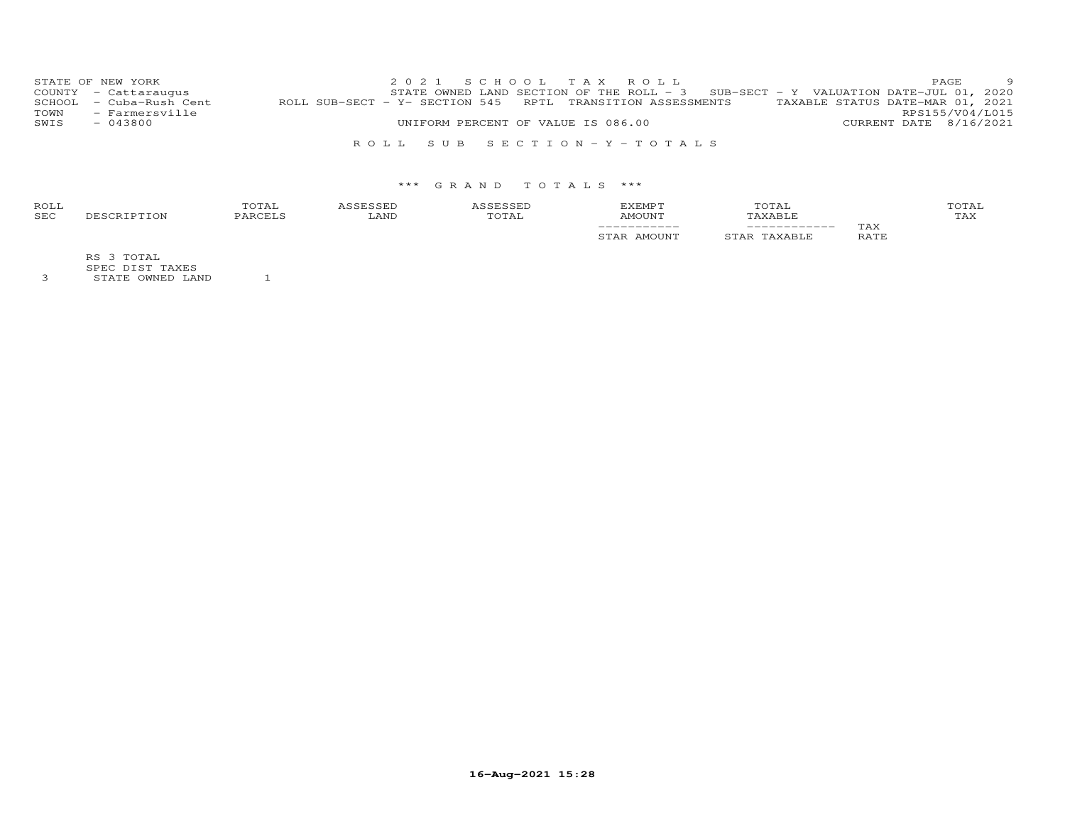STATE OF NEW YORK
COUNTY - Cattaraugus
SCHOOL - Cuba-Rush Cent
TOWN - Farmersville
SWIS - 043800

2021 SCHOOL TAX ROLL
STATE OWNED LAND SECTION OF THE ROLL - 3 SUB-SECT - Y VALUATION DATE-JUL 01, 2020
ROLL SUB-SECT - Y- SECTION 545 RPTL TRANSITION ASSESSMENTS TAXABLE STATUS DATE-MAR 01, 2021
RPS155/V04/L015
UNIFORM PERCENT OF VALUE IS 086.00 CURRENT DATE 8/16/2021

ROLL SUB SECTION - Y - TOTALS

*** GRAND TOTALS ***

| ROLL SEC | DESCRIPTION | TOTAL PARCELS | ASSESSED LAND | ASSESSED TOTAL | EXEMPT AMOUNT / STAR AMOUNT | TOTAL TAXABLE / STAR TAXABLE | TAX RATE | TOTAL TAX |
|---|---|---|---|---|---|---|---|---|
| | RS 3 TOTAL | | | | | | | |
| | SPEC DIST TAXES | | | | | | | |
| 3 | STATE OWNED LAND | 1 | | | | | | |

16-Aug-2021 15:28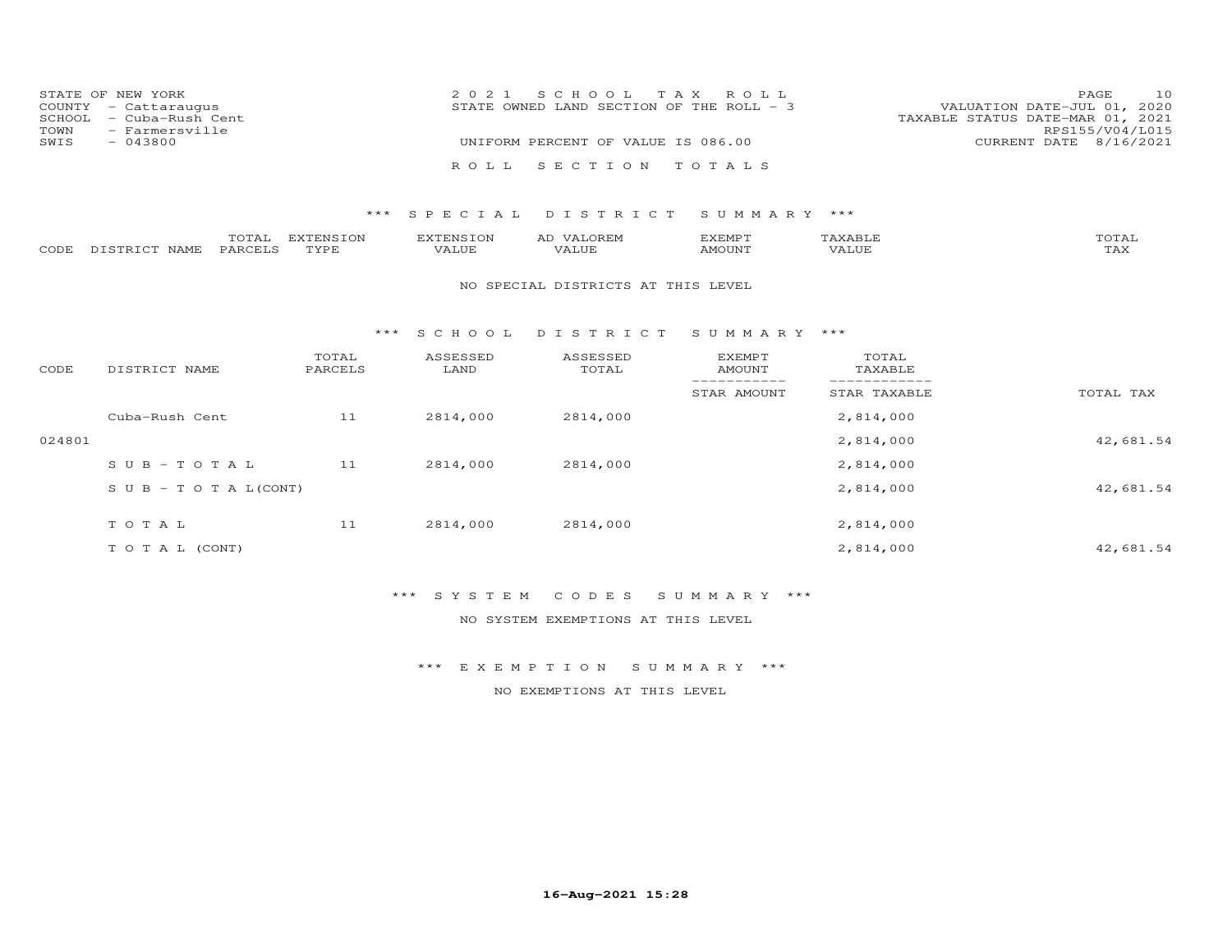STATE OF NEW YORK
COUNTY - Cattaraugus
SCHOOL - Cuba-Rush Cent
TOWN - Farmersville
SWIS - 043800

2021 SCHOOL TAX ROLL
STATE OWNED LAND SECTION OF THE ROLL - 3

UNIFORM PERCENT OF VALUE IS 086.00

VALUATION DATE-JUL 01, 2020
TAXABLE STATUS DATE-MAR 01, 2021
RPS155/V04/L015
CURRENT DATE 8/16/2021

ROLL SECTION TOTALS

*** SPECIAL DISTRICT SUMMARY ***

| CODE | DISTRICT NAME | TOTAL PARCELS | EXTENSION TYPE | EXTENSION VALUE | AD VALOREM VALUE | EXEMPT AMOUNT | TAXABLE VALUE | TOTAL TAX |
|---|---|---|---|---|---|---|---|---|

NO SPECIAL DISTRICTS AT THIS LEVEL

*** SCHOOL DISTRICT SUMMARY ***

| CODE | DISTRICT NAME | TOTAL PARCELS | ASSESSED LAND | ASSESSED TOTAL | EXEMPT AMOUNT / STAR AMOUNT | TOTAL TAXABLE / STAR TAXABLE | TOTAL TAX |
|---|---|---|---|---|---|---|---|
| | Cuba-Rush Cent | 11 | 2814,000 | 2814,000 | | 2,814,000 | |
| 024801 | | | | | | 2,814,000 | 42,681.54 |
| | SUB-TOTAL | 11 | 2814,000 | 2814,000 | | 2,814,000 | |
| | SUB-TOTAL(CONT) | | | | | 2,814,000 | 42,681.54 |
| | TOTAL | 11 | 2814,000 | 2814,000 | | 2,814,000 | |
| | TOTAL (CONT) | | | | | 2,814,000 | 42,681.54 |

*** SYSTEM CODES SUMMARY ***

NO SYSTEM EXEMPTIONS AT THIS LEVEL

*** EXEMPTION SUMMARY ***

NO EXEMPTIONS AT THIS LEVEL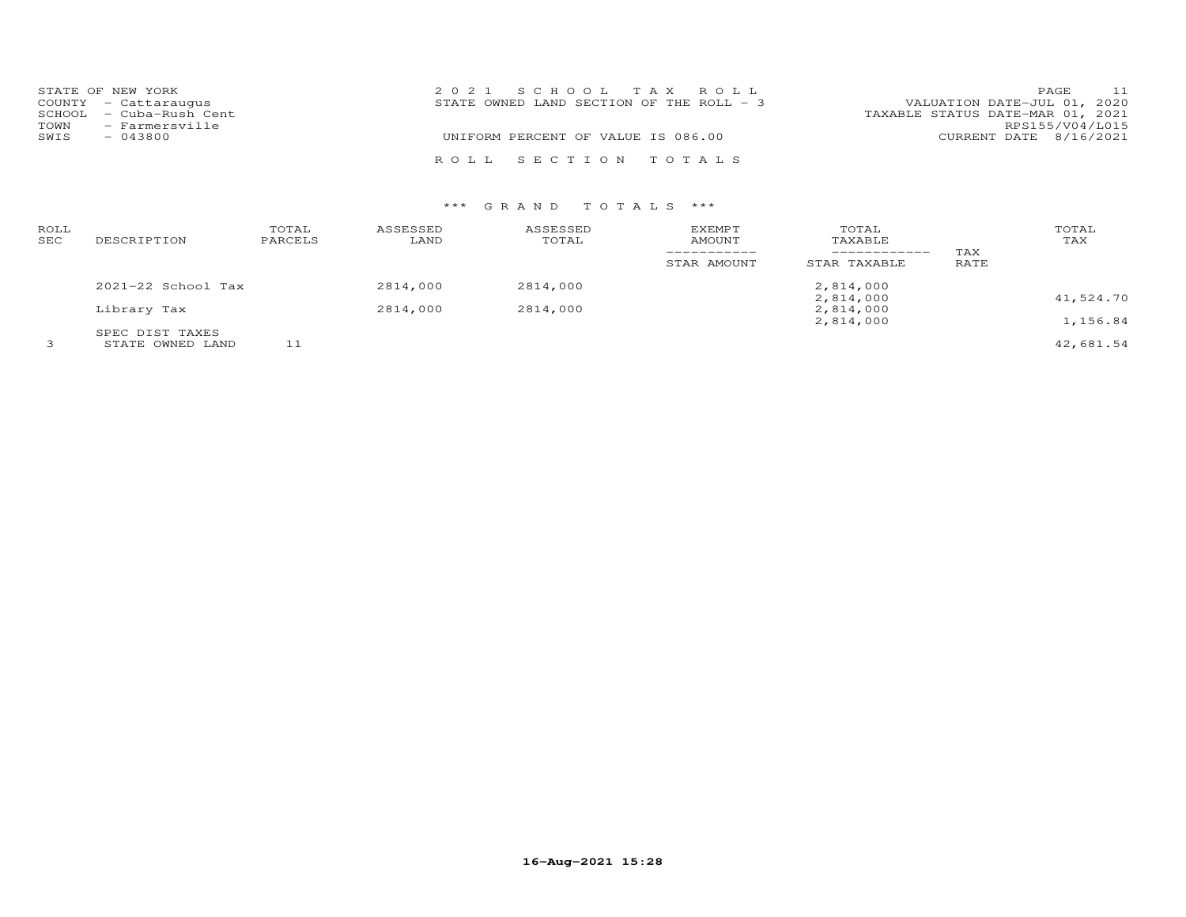STATE OF NEW YORK
COUNTY - Cattaraugus
SCHOOL - Cuba-Rush Cent
TOWN - Farmersville
SWIS - 043800

2021 SCHOOL TAX ROLL
STATE OWNED LAND SECTION OF THE ROLL - 3

UNIFORM PERCENT OF VALUE IS 086.00

VALUATION DATE-JUL 01, 2020
TAXABLE STATUS DATE-MAR 01, 2021
RPS155/V04/L015
CURRENT DATE 8/16/2021

ROLL SECTION TOTALS

*** GRAND TOTALS ***

| ROLL SEC | DESCRIPTION | TOTAL PARCELS | ASSESSED LAND | ASSESSED TOTAL | EXEMPT AMOUNT / STAR AMOUNT | TOTAL TAXABLE / STAR TAXABLE | TAX RATE | TOTAL TAX |
|---|---|---|---|---|---|---|---|---|
| | 2021-22 School Tax | | 2814,000 | 2814,000 | | 2,814,000 | | |
| | | | | | | 2,814,000 | | 41,524.70 |
| | Library Tax | | 2814,000 | 2814,000 | | 2,814,000 | | |
| | | | | | | 2,814,000 | | 1,156.84 |
| | SPEC DIST TAXES | | | | | | | |
| 3 | STATE OWNED LAND | 11 | | | | | | 42,681.54 |

16-Aug-2021 15:28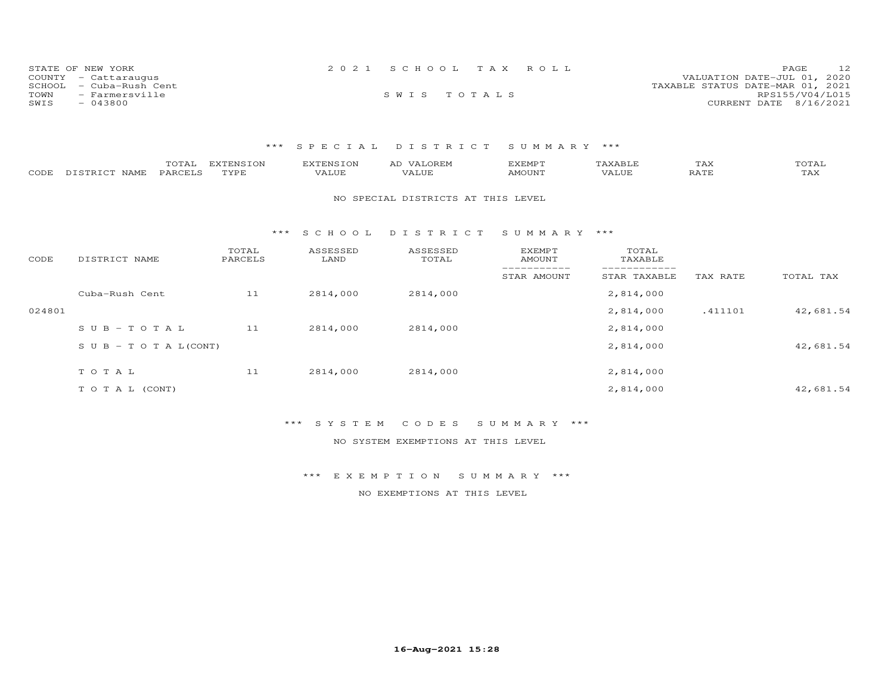STATE OF NEW YORK
COUNTY - Cattaraugus
SCHOOL - Cuba-Rush Cent
TOWN - Farmersville
SWIS - 043800

2 0 2 1 S C H O O L T A X R O L L

S W I S T O T A L S

VALUATION DATE-JUL 01, 2020
TAXABLE STATUS DATE-MAR 01, 2021
RPS155/V04/L015
CURRENT DATE 8/16/2021

### *** S P E C I A L D I S T R I C T S U M M A R Y ***

| CODE | DISTRICT NAME | TOTAL PARCELS | EXTENSION TYPE | EXTENSION VALUE | AD VALOREM VALUE | EXEMPT AMOUNT | TAXABLE VALUE | TAX RATE | TOTAL TAX |
|---|---|---|---|---|---|---|---|---|---|

NO SPECIAL DISTRICTS AT THIS LEVEL

### *** S C H O O L D I S T R I C T S U M M A R Y ***

| CODE | DISTRICT NAME | TOTAL PARCELS | ASSESSED LAND | ASSESSED TOTAL | EXEMPT AMOUNT / STAR AMOUNT | TOTAL TAXABLE / STAR TAXABLE | TAX RATE | TOTAL TAX |
|---|---|---|---|---|---|---|---|---|
| | Cuba-Rush Cent | 11 | 2814,000 | 2814,000 | | 2,814,000 | | |
| 024801 | | | | | | 2,814,000 | .411101 | 42,681.54 |
| | S U B - T O T A L | 11 | 2814,000 | 2814,000 | | 2,814,000 | | |
| | S U B - T O T A L(CONT) | | | | | 2,814,000 | | 42,681.54 |
| | T O T A L | 11 | 2814,000 | 2814,000 | | 2,814,000 | | |
| | T O T A L (CONT) | | | | | 2,814,000 | | 42,681.54 |

### *** S Y S T E M C O D E S S U M M A R Y ***

NO SYSTEM EXEMPTIONS AT THIS LEVEL

### *** E X E M P T I O N S U M M A R Y ***

NO EXEMPTIONS AT THIS LEVEL

16-Aug-2021 15:28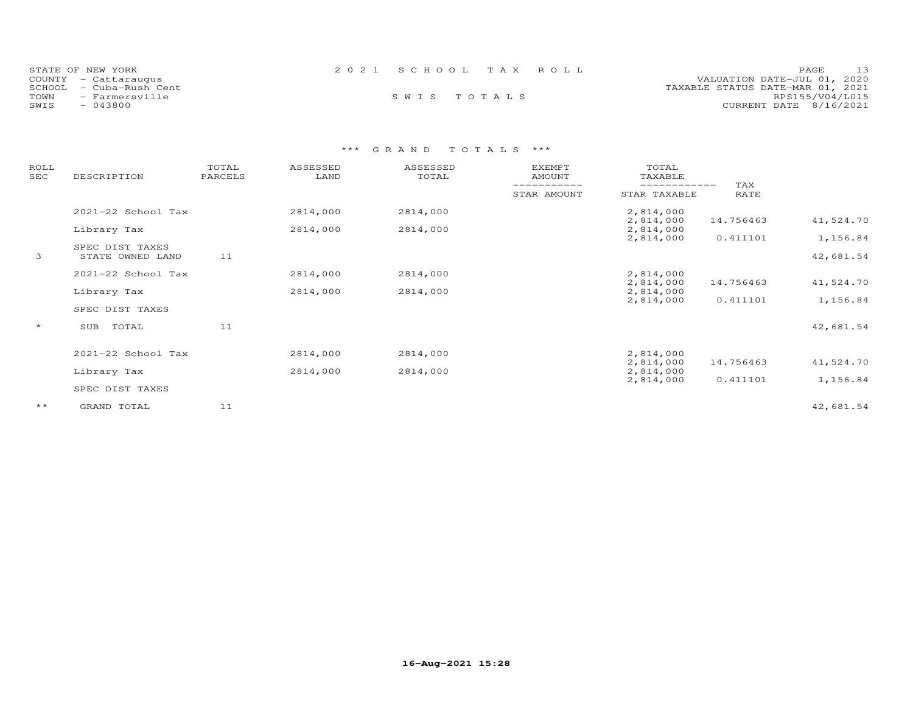STATE OF NEW YORK
COUNTY - Cattaraugus
SCHOOL - Cuba-Rush Cent
TOWN - Farmersville
SWIS - 043800

2 0 2 1 S C H O O L T A X R O L L

S W I S T O T A L S

PAGE 13
VALUATION DATE-JUL 01, 2020
TAXABLE STATUS DATE-MAR 01, 2021
RPS155/V04/L015
CURRENT DATE 8/16/2021

### *** G R A N D T O T A L S ***

| ROLL SEC | DESCRIPTION | TOTAL PARCELS | ASSESSED LAND | ASSESSED TOTAL | EXEMPT AMOUNT / STAR AMOUNT | TOTAL TAXABLE / STAR TAXABLE | TAX RATE | |
|---|---|---|---|---|---|---|---|---|
| | 2021-22 School Tax | | 2814,000 | 2814,000 | | 2,814,000 | | |
| | | | | | | 2,814,000 | 14.756463 | 41,524.70 |
| | Library Tax | | 2814,000 | 2814,000 | | 2,814,000 | | |
| | | | | | | 2,814,000 | 0.411101 | 1,156.84 |
| | SPEC DIST TAXES | | | | | | | |
| 3 | STATE OWNED LAND | 11 | | | | | | 42,681.54 |
| | 2021-22 School Tax | | 2814,000 | 2814,000 | | 2,814,000 | | |
| | | | | | | 2,814,000 | 14.756463 | 41,524.70 |
| | Library Tax | | 2814,000 | 2814,000 | | 2,814,000 | | |
| | | | | | | 2,814,000 | 0.411101 | 1,156.84 |
| | SPEC DIST TAXES | | | | | | | |
| * | SUB TOTAL | 11 | | | | | | 42,681.54 |
| | 2021-22 School Tax | | 2814,000 | 2814,000 | | 2,814,000 | | |
| | | | | | | 2,814,000 | 14.756463 | 41,524.70 |
| | Library Tax | | 2814,000 | 2814,000 | | 2,814,000 | | |
| | | | | | | 2,814,000 | 0.411101 | 1,156.84 |
| | SPEC DIST TAXES | | | | | | | |
| ** | GRAND TOTAL | 11 | | | | | | 42,681.54 |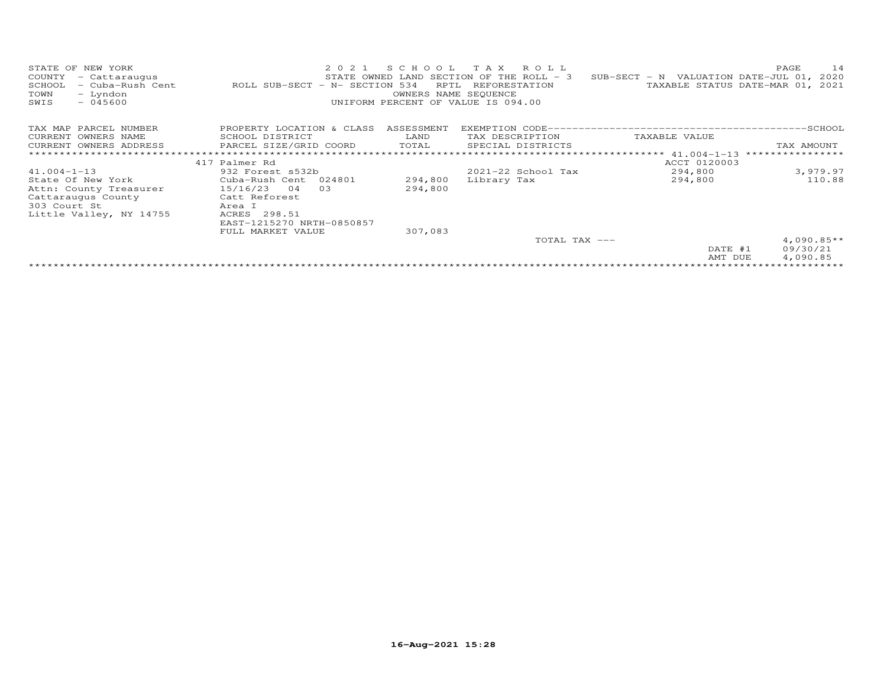STATE OF NEW YORK
COUNTY - Cattaraugus
SCHOOL - Cuba-Rush Cent
TOWN - Lyndon
SWIS - 045600

2 0 2 1 S C H O O L T A X R O L L
STATE OWNED LAND SECTION OF THE ROLL - 3 SUB-SECT - N VALUATION DATE-JUL 01, 2020
ROLL SUB-SECT - N- SECTION 534 RPTL REFORESTATION TAXABLE STATUS DATE-MAR 01, 2021
OWNERS NAME SEQUENCE
UNIFORM PERCENT OF VALUE IS 094.00

| TAX MAP PARCEL NUMBER / CURRENT OWNERS NAME / CURRENT OWNERS ADDRESS | PROPERTY LOCATION & CLASS / SCHOOL DISTRICT / PARCEL SIZE/GRID COORD | ASSESSMENT LAND / TOTAL | EXEMPTION CODE / TAX DESCRIPTION / SPECIAL DISTRICTS | TAXABLE VALUE | TAX AMOUNT |
|---|---|---|---|---|---|
| | 417 Palmer Rd | | | ACCT 0120003 | |
| 41.004-1-13 | 932 Forest s532b | | 2021-22 School Tax | 294,800 | 3,979.97 |
| State Of New York | Cuba-Rush Cent 024801 | 294,800 | Library Tax | 294,800 | 110.88 |
| Attn: County Treasurer | 15/16/23 04 03 | 294,800 | | | |
| Cattaraugus County | Catt Reforest | | | | |
| 303 Court St | Area I | | | | |
| Little Valley, NY 14755 | ACRES 298.51 | | | | |
| | EAST-1215270 NRTH-0850857 | | | | |
| | FULL MARKET VALUE | 307,083 | | | |
| | | | TOTAL TAX --- | | 4,090.85** |
| | | | | DATE #1 | 09/30/21 |
| | | | | AMT DUE | 4,090.85 |

16-Aug-2021 15:28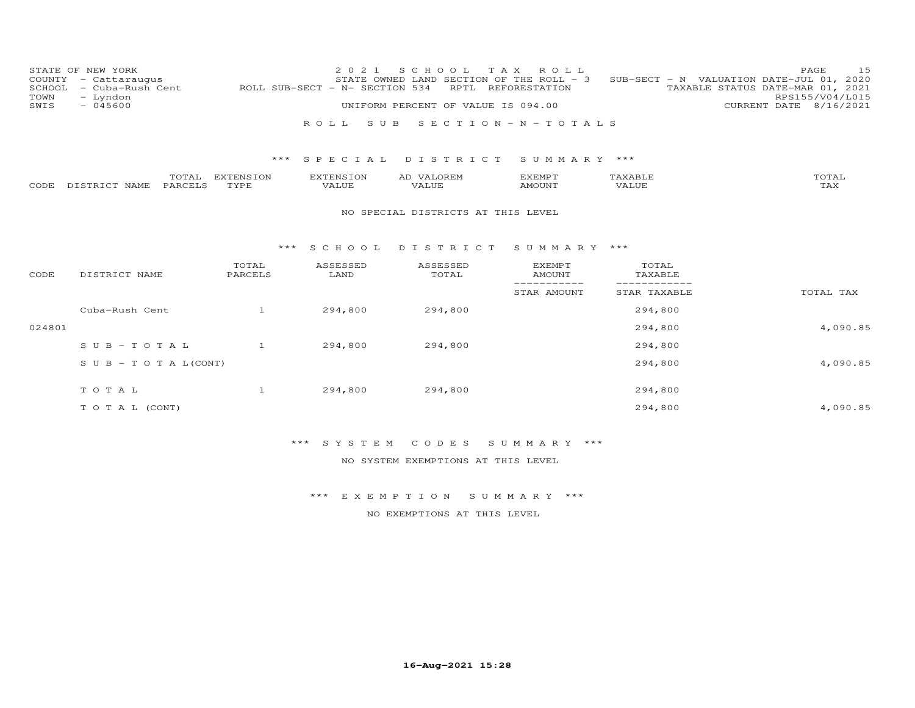STATE OF NEW YORK
COUNTY - Cattaraugus
SCHOOL - Cuba-Rush Cent
TOWN - Lyndon
SWIS - 045600

2 0 2 1 S C H O O L T A X R O L L
STATE OWNED LAND SECTION OF THE ROLL - 3 SUB-SECT - N VALUATION DATE-JUL 01, 2020
ROLL SUB-SECT - N- SECTION 534 RPTL REFORESTATION TAXABLE STATUS DATE-MAR 01, 2021
UNIFORM PERCENT OF VALUE IS 094.00

RPS155/V04/L015
CURRENT DATE 8/16/2021

R O L L S U B S E C T I O N - N - T O T A L S

\*\*\* S P E C I A L D I S T R I C T S U M M A R Y \*\*\*

| CODE | DISTRICT NAME | TOTAL PARCELS | EXTENSION TYPE | EXTENSION VALUE | AD VALOREM VALUE | EXEMPT AMOUNT | TAXABLE VALUE | TOTAL TAX |
|---|---|---|---|---|---|---|---|---|

NO SPECIAL DISTRICTS AT THIS LEVEL

\*\*\* S C H O O L D I S T R I C T S U M M A R Y \*\*\*

| CODE | DISTRICT NAME | TOTAL PARCELS | ASSESSED LAND | ASSESSED TOTAL | EXEMPT AMOUNT / STAR AMOUNT | TOTAL TAXABLE / STAR TAXABLE | TOTAL TAX |
|---|---|---|---|---|---|---|---|
| | Cuba-Rush Cent | 1 | 294,800 | 294,800 | | 294,800 | |
| 024801 | | | | | | 294,800 | 4,090.85 |
| | S U B - T O T A L | 1 | 294,800 | 294,800 | | 294,800 | |
| | S U B - T O T A L(CONT) | | | | | 294,800 | 4,090.85 |
| | T O T A L | 1 | 294,800 | 294,800 | | 294,800 | |
| | T O T A L (CONT) | | | | | 294,800 | 4,090.85 |

\*\*\* S Y S T E M C O D E S S U M M A R Y \*\*\*

NO SYSTEM EXEMPTIONS AT THIS LEVEL

\*\*\* E X E M P T I O N S U M M A R Y \*\*\*

NO EXEMPTIONS AT THIS LEVEL

16-Aug-2021 15:28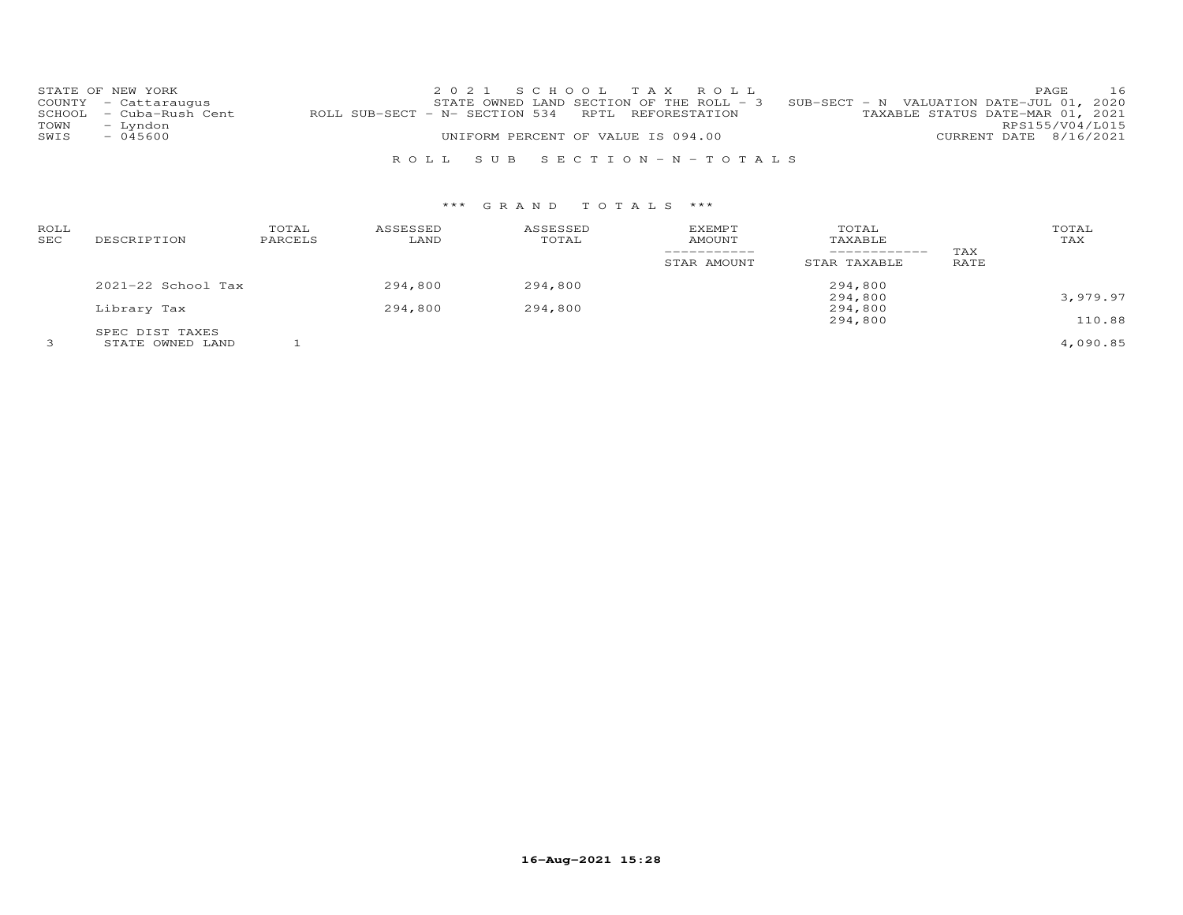STATE OF NEW YORK
COUNTY - Cattaraugus
SCHOOL - Cuba-Rush Cent
TOWN - Lyndon
SWIS - 045600

2021 SCHOOL TAX ROLL
STATE OWNED LAND SECTION OF THE ROLL - 3 SUB-SECT - N VALUATION DATE-JUL 01, 2020
ROLL SUB-SECT - N- SECTION 534 RPTL REFORESTATION TAXABLE STATUS DATE-MAR 01, 2021
RPS155/V04/L015
UNIFORM PERCENT OF VALUE IS 094.00 CURRENT DATE 8/16/2021

PAGE 16

## ROLL SUB SECTION - N - TOTALS

### *** GRAND TOTALS ***

| ROLL SEC | DESCRIPTION | TOTAL PARCELS | ASSESSED LAND | ASSESSED TOTAL | EXEMPT AMOUNT / STAR AMOUNT | TOTAL TAXABLE / STAR TAXABLE | TAX RATE | TOTAL TAX |
|---|---|---|---|---|---|---|---|---|
| | 2021-22 School Tax | | 294,800 | 294,800 | | 294,800 | | |
| | | | | | | 294,800 | | 3,979.97 |
| | Library Tax | | 294,800 | 294,800 | | 294,800 | | |
| | | | | | | 294,800 | | 110.88 |
| | SPEC DIST TAXES | | | | | | | |
| 3 | STATE OWNED LAND | 1 | | | | | | 4,090.85 |

16-Aug-2021 15:28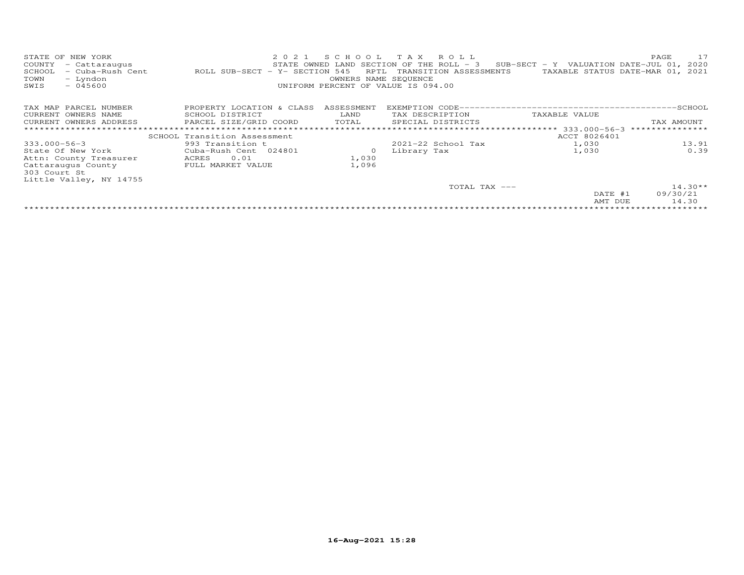STATE OF NEW YORK
COUNTY - Cattaraugus
SCHOOL - Cuba-Rush Cent
TOWN - Lyndon
SWIS - 045600

2 0 2 1 S C H O O L T A X R O L L
STATE OWNED LAND SECTION OF THE ROLL - 3 SUB-SECT - Y VALUATION DATE-JUL 01, 2020
ROLL SUB-SECT - Y- SECTION 545 RPTL TRANSITION ASSESSMENTS TAXABLE STATUS DATE-MAR 01, 2021
OWNERS NAME SEQUENCE
UNIFORM PERCENT OF VALUE IS 094.00

| TAX MAP PARCEL NUMBER<br>CURRENT OWNERS NAME<br>CURRENT OWNERS ADDRESS | PROPERTY LOCATION & CLASS<br>SCHOOL DISTRICT<br>PARCEL SIZE/GRID COORD | ASSESSMENT<br>LAND<br>TOTAL | EXEMPTION CODE----SCHOOL<br>TAX DESCRIPTION<br>SPECIAL DISTRICTS | TAXABLE VALUE | TAX AMOUNT |
|---|---|---|---|---|---|
| | SCHOOL Transition Assessment | | | ACCT 8026401 | |
| 333.000-56-3 | 993 Transition t | | 2021-22 School Tax | 1,030 | 13.91 |
| State Of New York | Cuba-Rush Cent 024801 | 0 | Library Tax | 1,030 | 0.39 |
| Attn: County Treasurer | ACRES 0.01 | 1,030 | | | |
| Cattaraugus County | FULL MARKET VALUE | 1,096 | | | |
| 303 Court St | | | | | |
| Little Valley, NY 14755 | | | | | |
| | | | TOTAL TAX --- | | 14.30** |
| | | | | DATE #1 | 09/30/21 |
| | | | | AMT DUE | 14.30 |

16-Aug-2021 15:28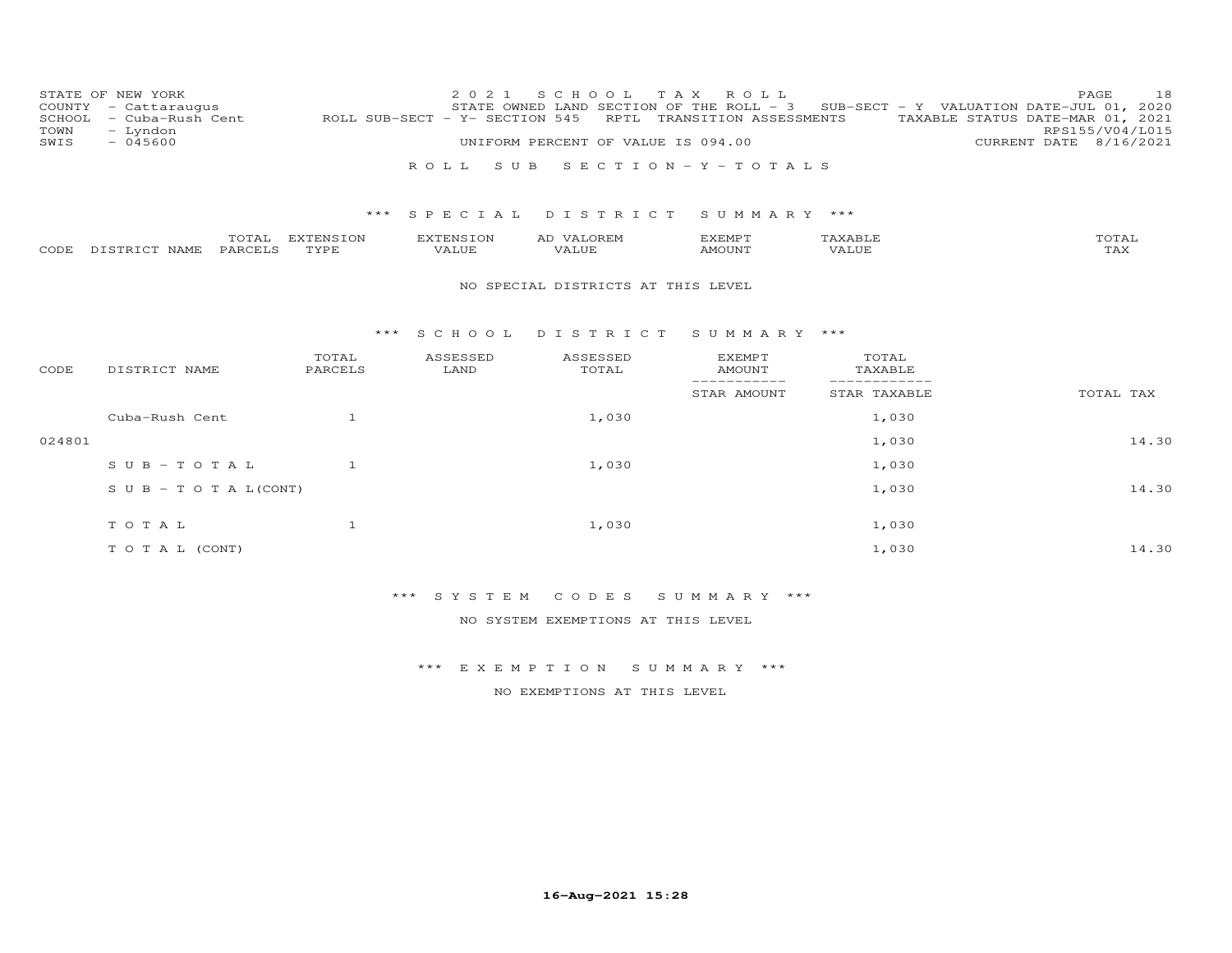STATE OF NEW YORK
COUNTY - Cattaraugus
SCHOOL - Cuba-Rush Cent
TOWN - Lyndon
SWIS - 045600

2021 SCHOOL TAX ROLL
STATE OWNED LAND SECTION OF THE ROLL - 3 SUB-SECT - Y VALUATION DATE-JUL 01, 2020
ROLL SUB-SECT - Y- SECTION 545 RPTL TRANSITION ASSESSMENTS TAXABLE STATUS DATE-MAR 01, 2021
UNIFORM PERCENT OF VALUE IS 094.00

RPS155/V04/L015
CURRENT DATE 8/16/2021

ROLL SUB SECTION - Y - TOTALS

## *** SPECIAL DISTRICT SUMMARY ***

| CODE | DISTRICT NAME | TOTAL PARCELS | EXTENSION TYPE | EXTENSION VALUE | AD VALOREM VALUE | EXEMPT AMOUNT | TAXABLE VALUE | TOTAL TAX |
|---|---|---|---|---|---|---|---|---|

NO SPECIAL DISTRICTS AT THIS LEVEL

## *** SCHOOL DISTRICT SUMMARY ***

| CODE | DISTRICT NAME | TOTAL PARCELS | ASSESSED LAND | ASSESSED TOTAL | EXEMPT AMOUNT / STAR AMOUNT | TOTAL TAXABLE / STAR TAXABLE | TOTAL TAX |
|---|---|---|---|---|---|---|---|
| | Cuba-Rush Cent | 1 | | 1,030 | | 1,030 | |
| 024801 | | | | | | 1,030 | 14.30 |
| | SUB-TOTAL | 1 | | 1,030 | | 1,030 | |
| | SUB-TOTAL(CONT) | | | | | 1,030 | 14.30 |
| | TOTAL | 1 | | 1,030 | | 1,030 | |
| | TOTAL (CONT) | | | | | 1,030 | 14.30 |

## *** SYSTEM CODES SUMMARY ***

NO SYSTEM EXEMPTIONS AT THIS LEVEL

## *** EXEMPTION SUMMARY ***

NO EXEMPTIONS AT THIS LEVEL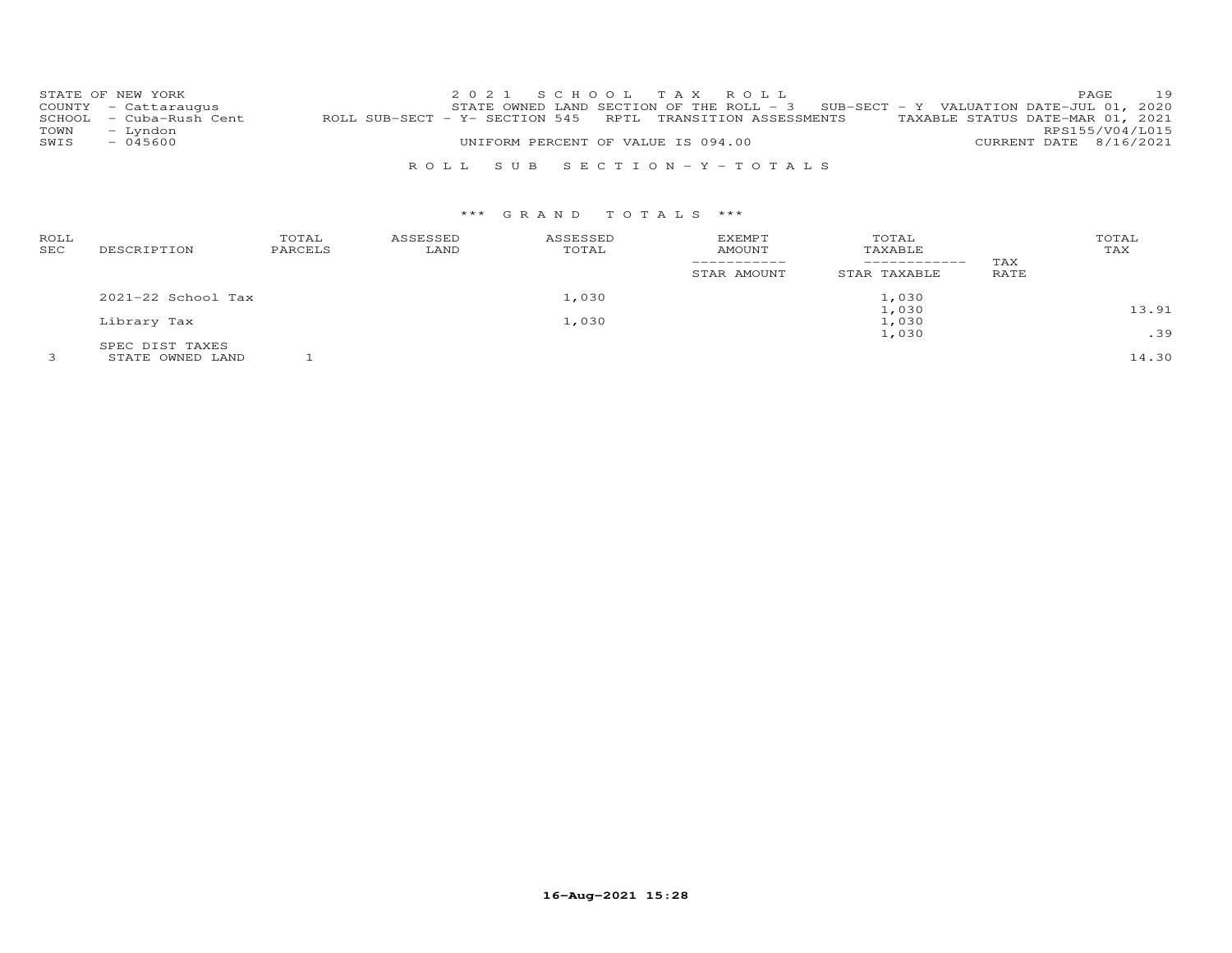STATE OF NEW YORK
COUNTY - Cattaraugus
SCHOOL - Cuba-Rush Cent
TOWN - Lyndon
SWIS - 045600

2021 SCHOOL TAX ROLL
STATE OWNED LAND SECTION OF THE ROLL - 3 SUB-SECT - Y VALUATION DATE-JUL 01, 2020
ROLL SUB-SECT - Y- SECTION 545 RPTL TRANSITION ASSESSMENTS TAXABLE STATUS DATE-MAR 01, 2021
RPS155/V04/L015
UNIFORM PERCENT OF VALUE IS 094.00 CURRENT DATE 8/16/2021

ROLL SUB SECTION-Y-TOTALS

*** GRAND TOTALS ***

| ROLL SEC | DESCRIPTION | TOTAL PARCELS | ASSESSED LAND | ASSESSED TOTAL | EXEMPT AMOUNT / STAR AMOUNT | TOTAL TAXABLE / STAR TAXABLE | TAX RATE | TOTAL TAX |
|---|---|---|---|---|---|---|---|---|
| | 2021-22 School Tax | | | 1,030 | | 1,030 | | |
| | | | | | | 1,030 | | 13.91 |
| | Library Tax | | | 1,030 | | 1,030 | | |
| | | | | | | 1,030 | | .39 |
| | SPEC DIST TAXES | | | | | | | |
| 3 | STATE OWNED LAND | 1 | | | | | | 14.30 |

16-Aug-2021 15:28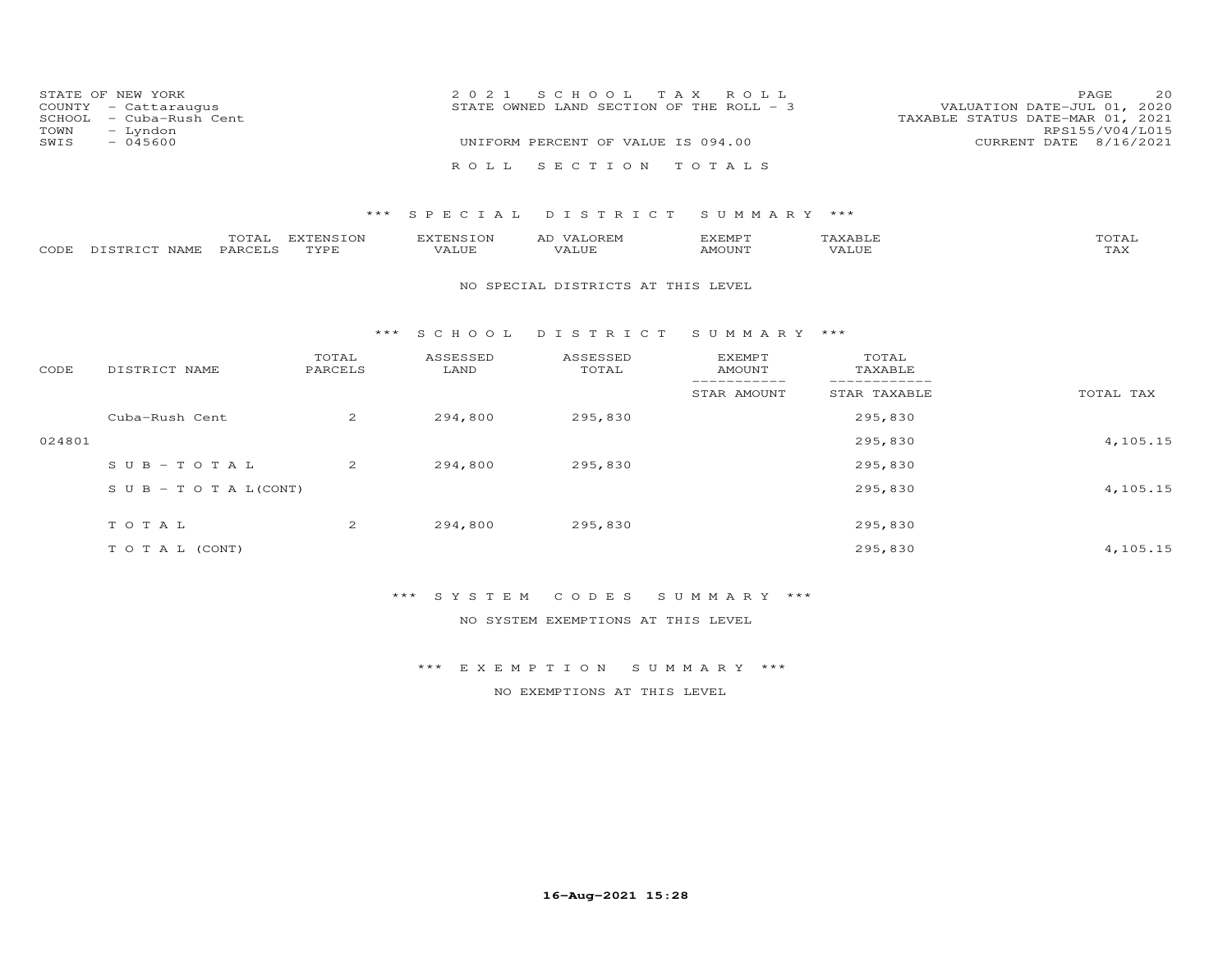STATE OF NEW YORK
COUNTY - Cattaraugus
SCHOOL - Cuba-Rush Cent
TOWN - Lyndon
SWIS - 045600

2 0 2 1 S C H O O L T A X R O L L
STATE OWNED LAND SECTION OF THE ROLL - 3

UNIFORM PERCENT OF VALUE IS 094.00

VALUATION DATE-JUL 01, 2020
TAXABLE STATUS DATE-MAR 01, 2021
RPS155/V04/L015
CURRENT DATE 8/16/2021

R O L L S E C T I O N T O T A L S

*** S P E C I A L D I S T R I C T S U M M A R Y ***

| CODE | DISTRICT NAME | TOTAL PARCELS | EXTENSION TYPE | EXTENSION VALUE | AD VALOREM VALUE | EXEMPT AMOUNT | TAXABLE VALUE | TOTAL TAX |
|---|---|---|---|---|---|---|---|---|

NO SPECIAL DISTRICTS AT THIS LEVEL

*** S C H O O L D I S T R I C T S U M M A R Y ***

| CODE | DISTRICT NAME | TOTAL PARCELS | ASSESSED LAND | ASSESSED TOTAL | EXEMPT AMOUNT / STAR AMOUNT | TOTAL TAXABLE / STAR TAXABLE | TOTAL TAX |
|---|---|---|---|---|---|---|---|
| | Cuba-Rush Cent | 2 | 294,800 | 295,830 | | 295,830 | |
| 024801 | | | | | | 295,830 | 4,105.15 |
| | S U B - T O T A L | 2 | 294,800 | 295,830 | | 295,830 | |
| | S U B - T O T A L(CONT) | | | | | 295,830 | 4,105.15 |
| | T O T A L | 2 | 294,800 | 295,830 | | 295,830 | |
| | T O T A L (CONT) | | | | | 295,830 | 4,105.15 |

*** S Y S T E M C O D E S S U M M A R Y ***

NO SYSTEM EXEMPTIONS AT THIS LEVEL

*** E X E M P T I O N S U M M A R Y ***

NO EXEMPTIONS AT THIS LEVEL

16-Aug-2021 15:28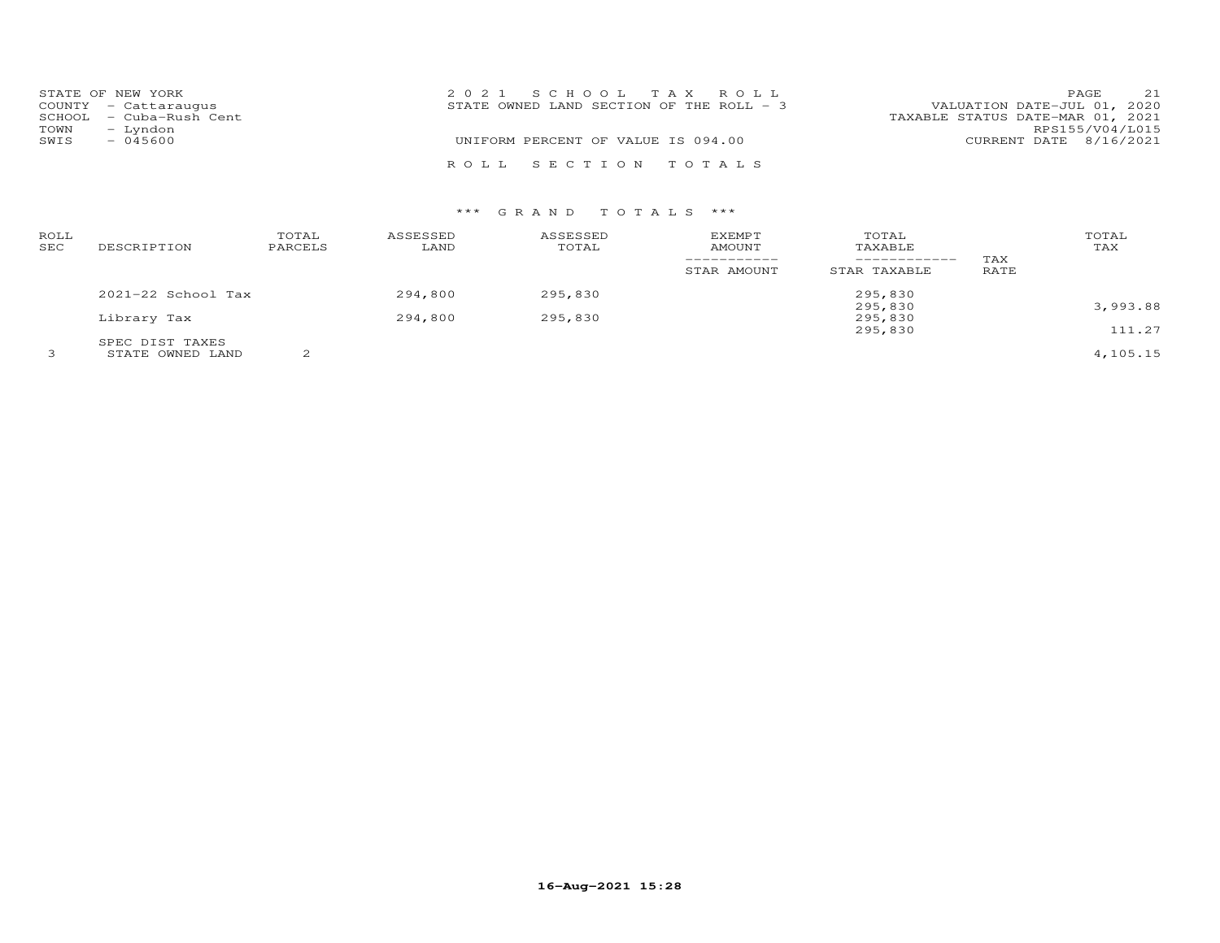STATE OF NEW YORK
COUNTY - Cattaraugus
SCHOOL - Cuba-Rush Cent
TOWN - Lyndon
SWIS - 045600

2 0 2 1 S C H O O L T A X R O L L
STATE OWNED LAND SECTION OF THE ROLL - 3

UNIFORM PERCENT OF VALUE IS 094.00

VALUATION DATE-JUL 01, 2020
TAXABLE STATUS DATE-MAR 01, 2021
RPS155/V04/L015
CURRENT DATE 8/16/2021

R O L L S E C T I O N T O T A L S

*** G R A N D T O T A L S ***

| ROLL SEC | DESCRIPTION | TOTAL PARCELS | ASSESSED LAND | ASSESSED TOTAL | EXEMPT AMOUNT / STAR AMOUNT | TOTAL TAXABLE / STAR TAXABLE | TAX RATE | TOTAL TAX |
|---|---|---|---|---|---|---|---|---|
| | 2021-22 School Tax | | 294,800 | 295,830 | | 295,830 | | |
| | | | | | | 295,830 | | 3,993.88 |
| | Library Tax | | 294,800 | 295,830 | | 295,830 | | |
| | | | | | | 295,830 | | 111.27 |
| | SPEC DIST TAXES | | | | | | | |
| 3 | STATE OWNED LAND | 2 | | | | | | 4,105.15 |

16-Aug-2021 15:28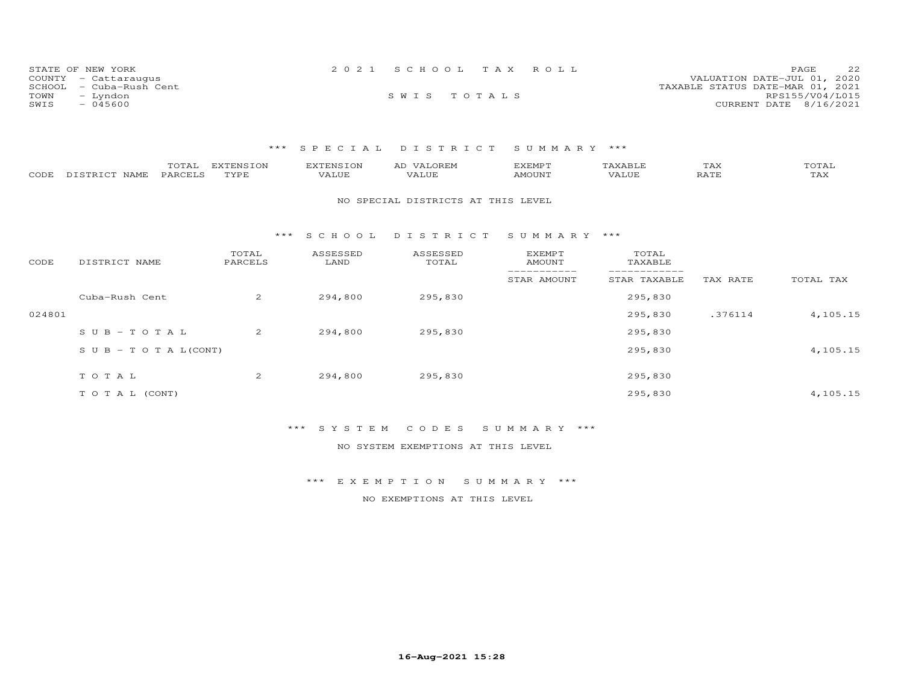STATE OF NEW YORK
COUNTY - Cattaraugus
SCHOOL - Cuba-Rush Cent
TOWN - Lyndon
SWIS - 045600

2 0 2 1 S C H O O L T A X R O L L

S W I S T O T A L S

VALUATION DATE-JUL 01, 2020
TAXABLE STATUS DATE-MAR 01, 2021
RPS155/V04/L015
CURRENT DATE 8/16/2021

## *** S P E C I A L D I S T R I C T S U M M A R Y ***

| CODE | DISTRICT NAME | TOTAL PARCELS | EXTENSION TYPE | EXTENSION VALUE | AD VALOREM VALUE | EXEMPT AMOUNT | TAXABLE VALUE | TAX RATE | TOTAL TAX |
|---|---|---|---|---|---|---|---|---|---|

NO SPECIAL DISTRICTS AT THIS LEVEL

## *** S C H O O L D I S T R I C T S U M M A R Y ***

| CODE | DISTRICT NAME | TOTAL PARCELS | ASSESSED LAND | ASSESSED TOTAL | EXEMPT AMOUNT / STAR AMOUNT | TOTAL TAXABLE / STAR TAXABLE | TAX RATE | TOTAL TAX |
|---|---|---|---|---|---|---|---|---|
| | Cuba-Rush Cent | 2 | 294,800 | 295,830 | | 295,830 | | |
| 024801 | | | | | | 295,830 | .376114 | 4,105.15 |
| | S U B - T O T A L | 2 | 294,800 | 295,830 | | 295,830 | | |
| | S U B - T O T A L(CONT) | | | | | 295,830 | | 4,105.15 |
| | T O T A L | 2 | 294,800 | 295,830 | | 295,830 | | |
| | T O T A L (CONT) | | | | | 295,830 | | 4,105.15 |

## *** S Y S T E M C O D E S S U M M A R Y ***

NO SYSTEM EXEMPTIONS AT THIS LEVEL

## *** E X E M P T I O N S U M M A R Y ***

NO EXEMPTIONS AT THIS LEVEL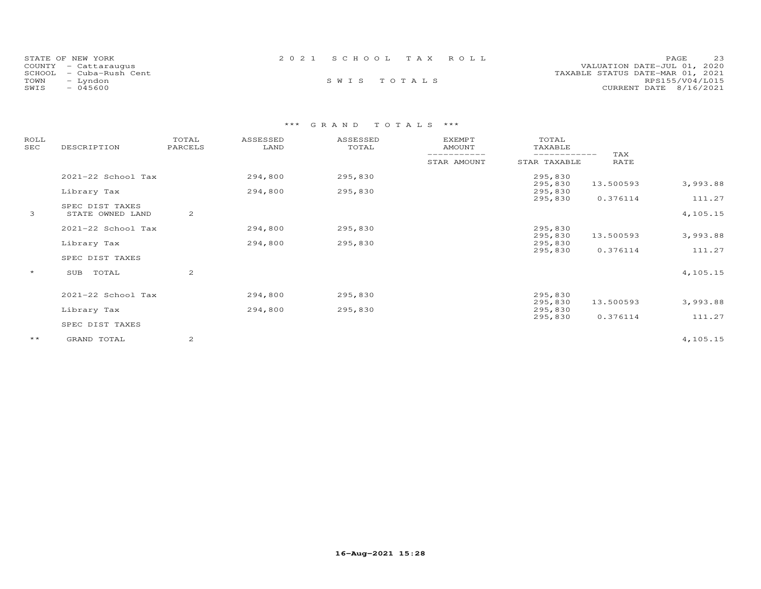STATE OF NEW YORK
COUNTY - Cattaraugus
SCHOOL - Cuba-Rush Cent
TOWN - Lyndon
SWIS - 045600

2021 SCHOOL TAX ROLL

SWIS TOTALS

VALUATION DATE-JUL 01, 2020
TAXABLE STATUS DATE-MAR 01, 2021
RPS155/V04/L015
CURRENT DATE 8/16/2021

### *** GRAND TOTALS ***

| ROLL SEC | DESCRIPTION | TOTAL PARCELS | ASSESSED LAND | ASSESSED TOTAL | EXEMPT AMOUNT / STAR AMOUNT | TOTAL TAXABLE / STAR TAXABLE | TAX RATE | |
|---|---|---|---|---|---|---|---|---|
| | 2021-22 School Tax | | 294,800 | 295,830 | | 295,830 | | |
| | | | | | | 295,830 | 13.500593 | 3,993.88 |
| | Library Tax | | 294,800 | 295,830 | | 295,830 | | |
| | | | | | | 295,830 | 0.376114 | 111.27 |
| | SPEC DIST TAXES | | | | | | | |
| 3 | STATE OWNED LAND | 2 | | | | | | 4,105.15 |
| | 2021-22 School Tax | | 294,800 | 295,830 | | 295,830 | | |
| | | | | | | 295,830 | 13.500593 | 3,993.88 |
| | Library Tax | | 294,800 | 295,830 | | 295,830 | | |
| | | | | | | 295,830 | 0.376114 | 111.27 |
| | SPEC DIST TAXES | | | | | | | |
| * | SUB TOTAL | 2 | | | | | | 4,105.15 |
| | 2021-22 School Tax | | 294,800 | 295,830 | | 295,830 | | |
| | | | | | | 295,830 | 13.500593 | 3,993.88 |
| | Library Tax | | 294,800 | 295,830 | | 295,830 | | |
| | | | | | | 295,830 | 0.376114 | 111.27 |
| | SPEC DIST TAXES | | | | | | | |
| ** | GRAND TOTAL | 2 | | | | | | 4,105.15 |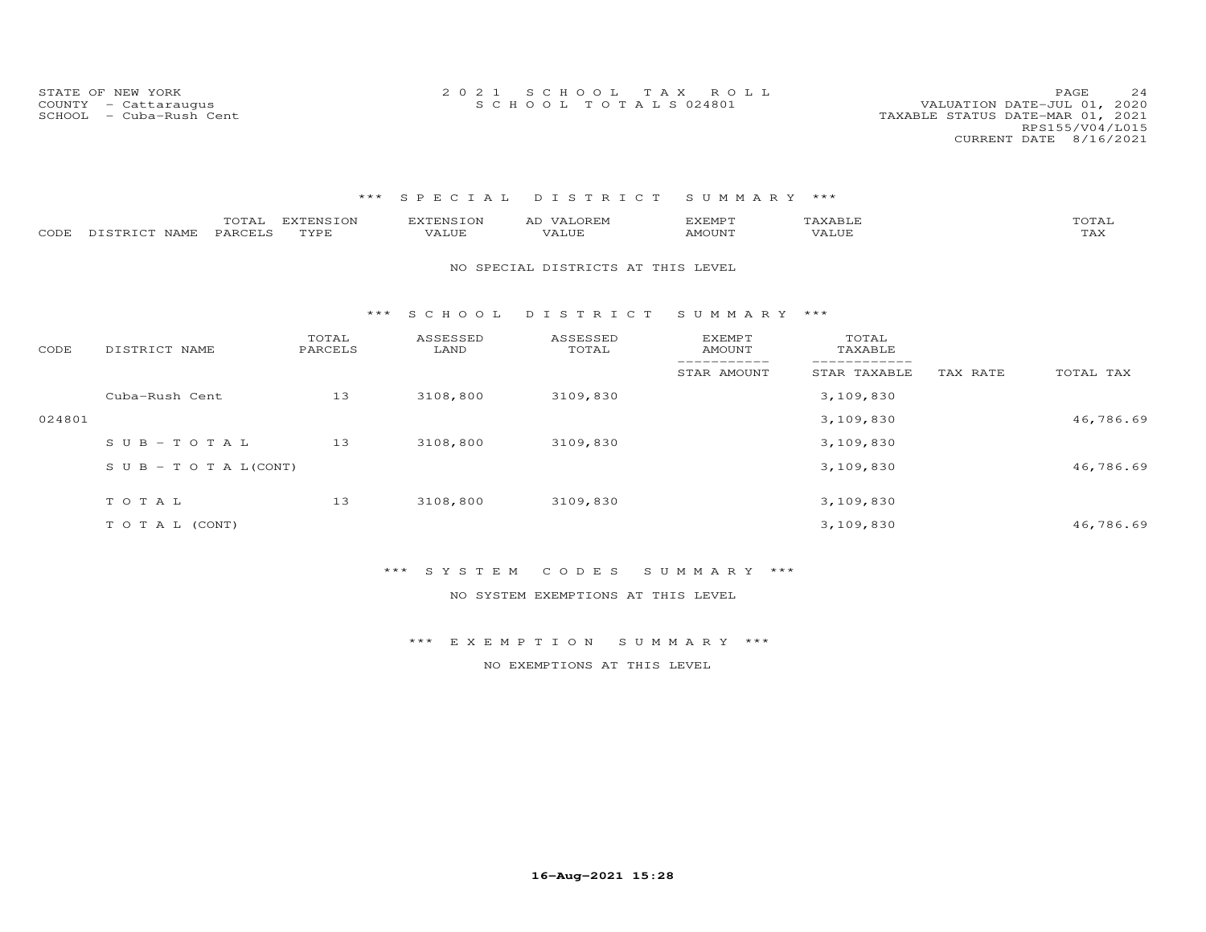STATE OF NEW YORK
COUNTY - Cattaraugus
SCHOOL - Cuba-Rush Cent

2021 SCHOOL TAX ROLL
SCHOOL TOTALS 024801

VALUATION DATE-JUL 01, 2020
TAXABLE STATUS DATE-MAR 01, 2021
RPS155/V04/L015
CURRENT DATE 8/16/2021

### *** SPECIAL DISTRICT SUMMARY ***

| CODE | DISTRICT NAME | TOTAL PARCELS | EXTENSION TYPE | EXTENSION VALUE | AD VALOREM VALUE | EXEMPT AMOUNT | TAXABLE VALUE | TOTAL TAX |
|---|---|---|---|---|---|---|---|---|

NO SPECIAL DISTRICTS AT THIS LEVEL

### *** SCHOOL DISTRICT SUMMARY ***

| CODE | DISTRICT NAME | TOTAL PARCELS | ASSESSED LAND | ASSESSED TOTAL | EXEMPT AMOUNT / STAR AMOUNT | TOTAL TAXABLE / STAR TAXABLE | TAX RATE | TOTAL TAX |
|---|---|---|---|---|---|---|---|---|
| | Cuba-Rush Cent | 13 | 3108,800 | 3109,830 | | 3,109,830 | | |
| 024801 | | | | | | 3,109,830 | | 46,786.69 |
| | S U B - T O T A L | 13 | 3108,800 | 3109,830 | | 3,109,830 | | |
| | S U B - T O T A L(CONT) | | | | | 3,109,830 | | 46,786.69 |
| | T O T A L | 13 | 3108,800 | 3109,830 | | 3,109,830 | | |
| | T O T A L (CONT) | | | | | 3,109,830 | | 46,786.69 |

### *** SYSTEM CODES SUMMARY ***

NO SYSTEM EXEMPTIONS AT THIS LEVEL

### *** EXEMPTION SUMMARY ***

NO EXEMPTIONS AT THIS LEVEL

16-Aug-2021 15:28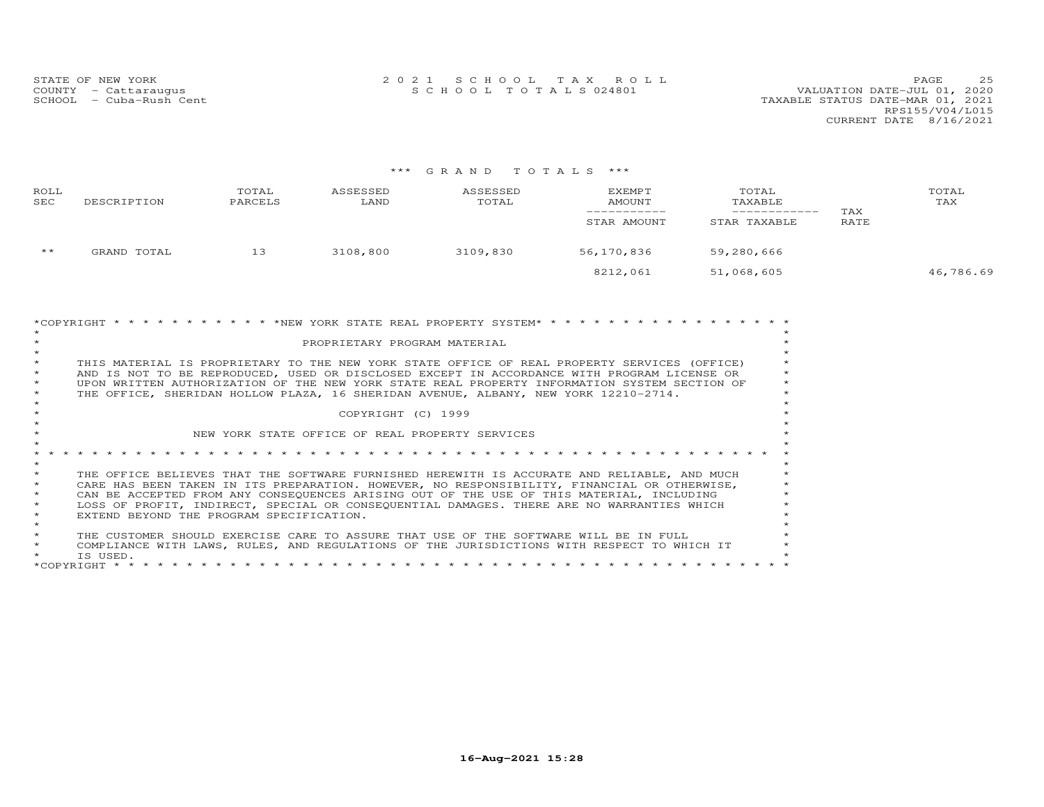STATE OF NEW YORK
COUNTY - Cattaraugus
SCHOOL - Cuba-Rush Cent

2021 SCHOOL TAX ROLL
SCHOOL TOTALS 024801

VALUATION DATE-JUL 01, 2020
TAXABLE STATUS DATE-MAR 01, 2021
RPS155/V04/L015
CURRENT DATE 8/16/2021

*** GRAND TOTALS ***

| ROLL SEC | DESCRIPTION | TOTAL PARCELS | ASSESSED LAND | ASSESSED TOTAL | EXEMPT AMOUNT / STAR AMOUNT | TOTAL TAXABLE / STAR TAXABLE | TAX RATE | TOTAL TAX |
|---|---|---|---|---|---|---|---|---|
| ** | GRAND TOTAL | 13 | 3108,800 | 3109,830 | 56,170,836 | 59,280,666 | | |
| | | | | | 8212,061 | 51,068,605 | | 46,786.69 |

*COPYRIGHT * * * * * * * * * * * *NEW YORK STATE REAL PROPERTY SYSTEM* * * * * * * * * * * * * * * * * *

PROPRIETARY PROGRAM MATERIAL

THIS MATERIAL IS PROPRIETARY TO THE NEW YORK STATE OFFICE OF REAL PROPERTY SERVICES (OFFICE) AND IS NOT TO BE REPRODUCED, USED OR DISCLOSED EXCEPT IN ACCORDANCE WITH PROGRAM LICENSE OR UPON WRITTEN AUTHORIZATION OF THE NEW YORK STATE REAL PROPERTY INFORMATION SYSTEM SECTION OF THE OFFICE, SHERIDAN HOLLOW PLAZA, 16 SHERIDAN AVENUE, ALBANY, NEW YORK 12210-2714.

COPYRIGHT (C) 1999

NEW YORK STATE OFFICE OF REAL PROPERTY SERVICES

THE OFFICE BELIEVES THAT THE SOFTWARE FURNISHED HEREWITH IS ACCURATE AND RELIABLE, AND MUCH CARE HAS BEEN TAKEN IN ITS PREPARATION. HOWEVER, NO RESPONSIBILITY, FINANCIAL OR OTHERWISE, CAN BE ACCEPTED FROM ANY CONSEQUENCES ARISING OUT OF THE USE OF THIS MATERIAL, INCLUDING LOSS OF PROFIT, INDIRECT, SPECIAL OR CONSEQUENTIAL DAMAGES. THERE ARE NO WARRANTIES WHICH EXTEND BEYOND THE PROGRAM SPECIFICATION.

THE CUSTOMER SHOULD EXERCISE CARE TO ASSURE THAT USE OF THE SOFTWARE WILL BE IN FULL COMPLIANCE WITH LAWS, RULES, AND REGULATIONS OF THE JURISDICTIONS WITH RESPECT TO WHICH IT IS USED.

*COPYRIGHT * * * * * * * * * * * * * * * * * * * * * * * * * * * * * * * * * * * * * * * * * * * * * * *

16-Aug-2021 15:28